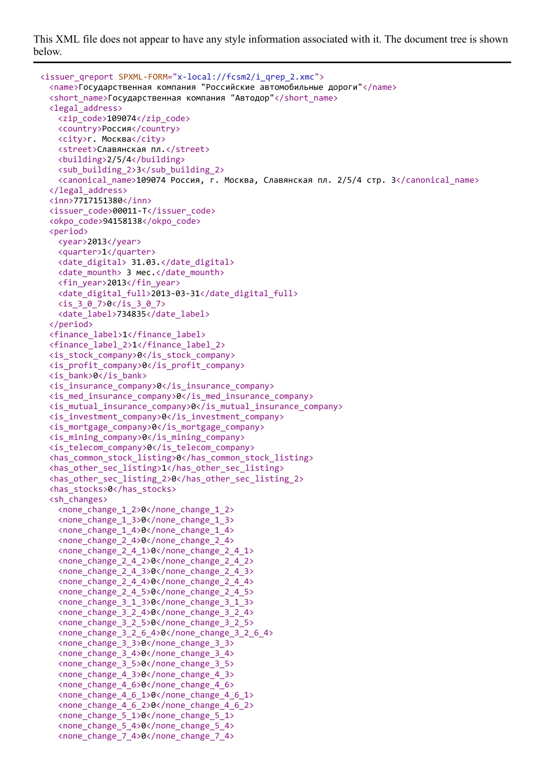This XML file does not appear to have any style information associated with it. The document tree is shown below.

```xml
<issuer_qreport SPXML-FORM="x-local://fcsm2/i_qrep_2.xmc">
  <name>Государственная компания "Российские автомобильные дороги"</name>
  <short_name>Государственная компания "Автодор"</short_name>
  <legal_address>
    <zip_code>109074</zip_code>
    <country>Россия</country>
    <city>г. Москва</city>
    <street>Славянская пл.</street>
    <building>2/5/4</building>
    <sub_building_2>3</sub_building_2>
    <canonical_name>109074 Россия, г. Москва, Славянская пл. 2/5/4 стр. 3</canonical_name>
  </legal_address>
  <inn>7717151380</inn>
  <issuer_code>00011-T</issuer_code>
  <okpo_code>94158138</okpo_code>
  <period>
    <year>2013</year>
    <quarter>1</quarter>
    <date_digital> 31.03.</date_digital>
    <date_mounth> 3 мес.</date_mounth>
    <fin_year>2013</fin_year>
    <date_digital_full>2013-03-31</date_digital_full>
    <is_3_0_7>0</is_3_0_7>
    <date_label>734835</date_label>
  </period>
  <finance_label>1</finance_label>
  <finance_label_2>1</finance_label_2>
  <is_stock_company>0</is_stock_company>
  <is_profit_company>0</is_profit_company>
  <is_bank>0</is_bank>
  <is_insurance_company>0</is_insurance_company>
  <is_med_insurance_company>0</is_med_insurance_company>
  <is_mutual_insurance_company>0</is_mutual_insurance_company>
  <is_investment_company>0</is_investment_company>
  <is_mortgage_company>0</is_mortgage_company>
  <is_mining_company>0</is_mining_company>
  <is_telecom_company>0</is_telecom_company>
  <has_common_stock_listing>0</has_common_stock_listing>
  <has_other_sec_listing>1</has_other_sec_listing>
  <has_other_sec_listing_2>0</has_other_sec_listing_2>
  <has_stocks>0</has_stocks>
  <sh_changes>
    <none_change_1_2>0</none_change_1_2>
    <none_change_1_3>0</none_change_1_3>
    <none_change_1_4>0</none_change_1_4>
    <none_change_2_4>0</none_change_2_4>
    <none_change_2_4_1>0</none_change_2_4_1>
    <none_change_2_4_2>0</none_change_2_4_2>
    <none_change_2_4_3>0</none_change_2_4_3>
    <none_change_2_4_4>0</none_change_2_4_4>
    <none_change_2_4_5>0</none_change_2_4_5>
    <none_change_3_1_3>0</none_change_3_1_3>
    <none_change_3_2_4>0</none_change_3_2_4>
    <none_change_3_2_5>0</none_change_3_2_5>
    <none_change_3_2_6_4>0</none_change_3_2_6_4>
    <none_change_3_3>0</none_change_3_3>
    <none_change_3_4>0</none_change_3_4>
    <none_change_3_5>0</none_change_3_5>
    <none_change_4_3>0</none_change_4_3>
    <none_change_4_6>0</none_change_4_6>
    <none_change_4_6_1>0</none_change_4_6_1>
    <none_change_4_6_2>0</none_change_4_6_2>
    <none_change_5_1>0</none_change_5_1>
    <none_change_5_4>0</none_change_5_4>
    <none_change_7_4>0</none_change_7_4>
```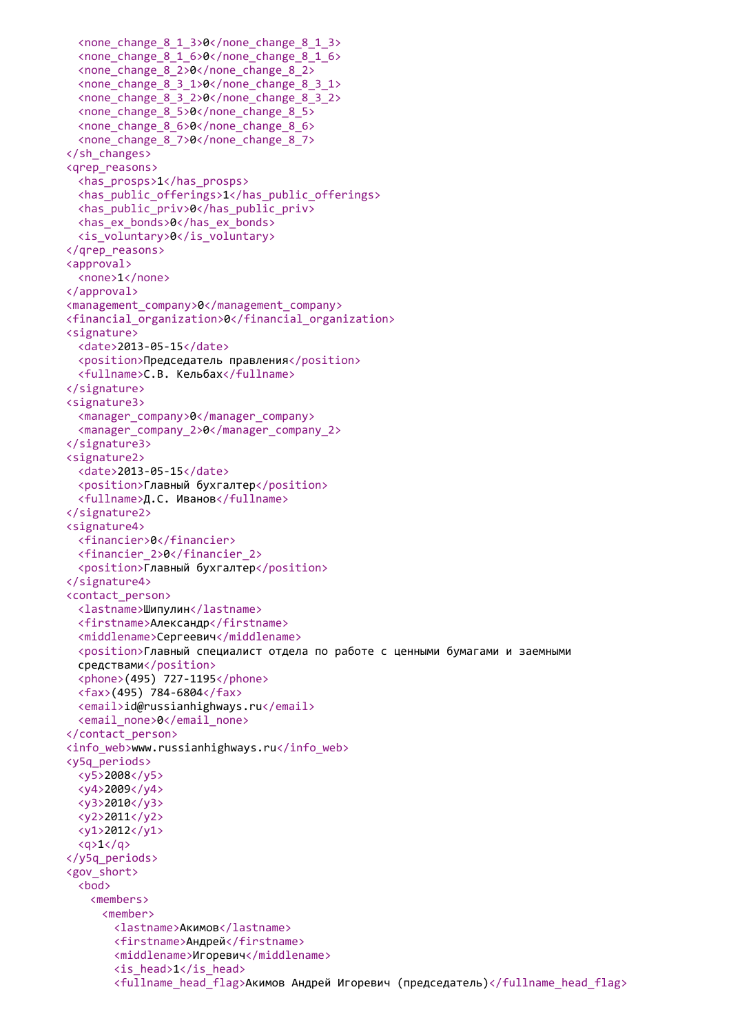```xml
      <none_change_8_1_3>0</none_change_8_1_3>
      <none_change_8_1_6>0</none_change_8_1_6>
      <none_change_8_2>0</none_change_8_2>
      <none_change_8_3_1>0</none_change_8_3_1>
      <none_change_8_3_2>0</none_change_8_3_2>
      <none_change_8_5>0</none_change_8_5>
      <none_change_8_6>0</none_change_8_6>
      <none_change_8_7>0</none_change_8_7>
    </sh_changes>
    <qrep_reasons>
      <has_prosps>1</has_prosps>
      <has_public_offerings>1</has_public_offerings>
      <has_public_priv>0</has_public_priv>
      <has_ex_bonds>0</has_ex_bonds>
      <is_voluntary>0</is_voluntary>
    </qrep_reasons>
    <approval>
      <none>1</none>
    </approval>
    <management_company>0</management_company>
    <financial_organization>0</financial_organization>
    <signature>
      <date>2013-05-15</date>
      <position>Председатель правления</position>
      <fullname>С.В. Кельбах</fullname>
    </signature>
    <signature3>
      <manager_company>0</manager_company>
      <manager_company_2>0</manager_company_2>
    </signature3>
    <signature2>
      <date>2013-05-15</date>
      <position>Главный бухгалтер</position>
      <fullname>Д.С. Иванов</fullname>
    </signature2>
    <signature4>
      <financier>0</financier>
      <financier_2>0</financier_2>
      <position>Главный бухгалтер</position>
    </signature4>
    <contact_person>
      <lastname>Шипулин</lastname>
      <firstname>Александр</firstname>
      <middlename>Сергеевич</middlename>
      <position>Главный специалист отдела по работе с ценными бумагами и заемными
      средствами</position>
      <phone>(495) 727-1195</phone>
      <fax>(495) 784-6804</fax>
      <email>id@russianhighways.ru</email>
      <email_none>0</email_none>
    </contact_person>
    <info_web>www.russianhighways.ru</info_web>
    <y5q_periods>
      <y5>2008</y5>
      <y4>2009</y4>
      <y3>2010</y3>
      <y2>2011</y2>
      <y1>2012</y1>
      <q>1</q>
    </y5q_periods>
    <gov_short>
      <bod>
        <members>
          <member>
            <lastname>Акимов</lastname>
            <firstname>Андрей</firstname>
            <middlename>Игоревич</middlename>
            <is_head>1</is_head>
            <fullname_head_flag>Акимов Андрей Игоревич (председатель)</fullname_head_flag>
```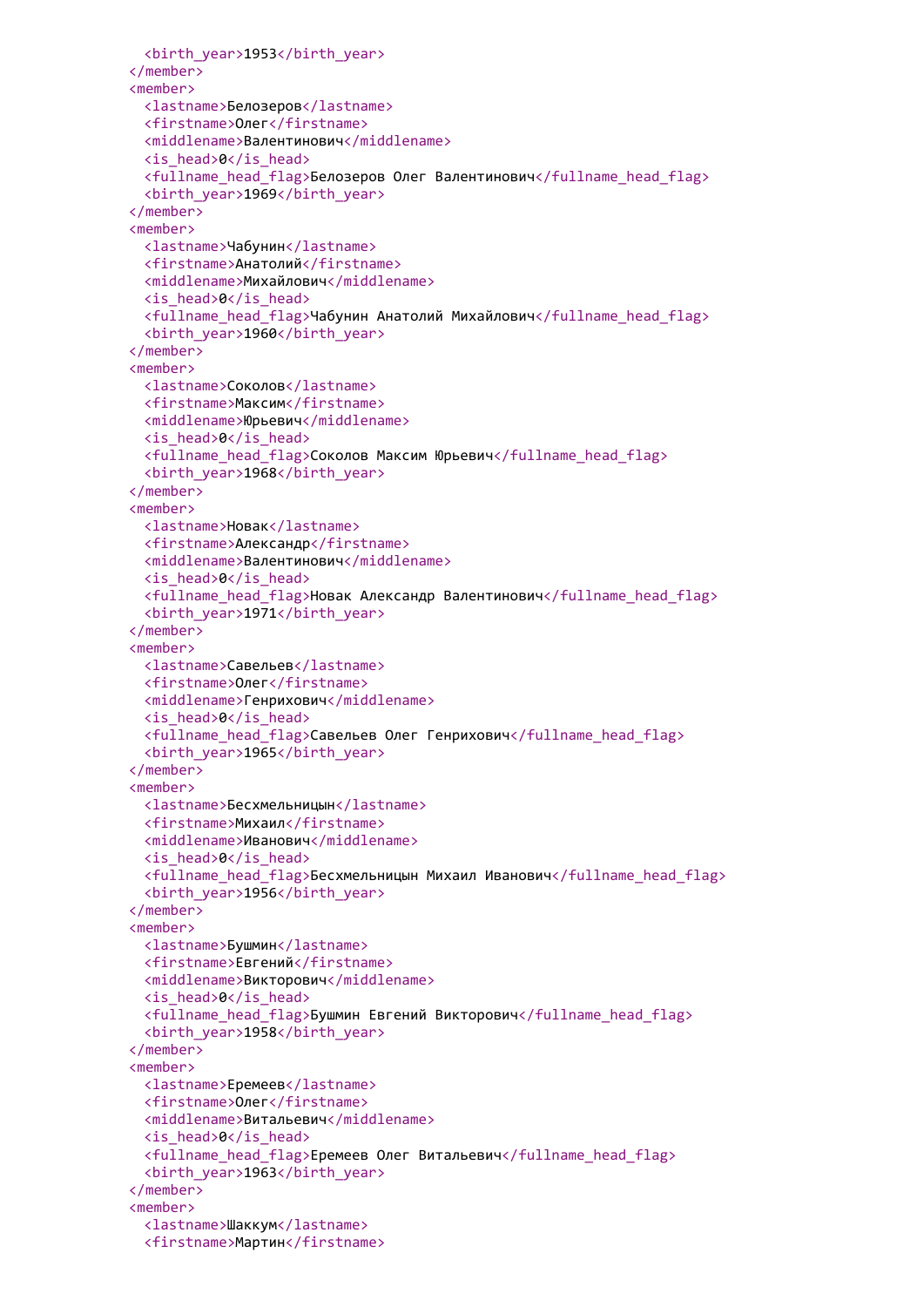```xml
      <birth_year>1953</birth_year>
    </member>
    <member>
      <lastname>Белозеров</lastname>
      <firstname>Олег</firstname>
      <middlename>Валентинович</middlename>
      <is_head>0</is_head>
      <fullname_head_flag>Белозеров Олег Валентинович</fullname_head_flag>
      <birth_year>1969</birth_year>
    </member>
    <member>
      <lastname>Чабунин</lastname>
      <firstname>Анатолий</firstname>
      <middlename>Михайлович</middlename>
      <is_head>0</is_head>
      <fullname_head_flag>Чабунин Анатолий Михайлович</fullname_head_flag>
      <birth_year>1960</birth_year>
    </member>
    <member>
      <lastname>Соколов</lastname>
      <firstname>Максим</firstname>
      <middlename>Юрьевич</middlename>
      <is_head>0</is_head>
      <fullname_head_flag>Соколов Максим Юрьевич</fullname_head_flag>
      <birth_year>1968</birth_year>
    </member>
    <member>
      <lastname>Новак</lastname>
      <firstname>Александр</firstname>
      <middlename>Валентинович</middlename>
      <is_head>0</is_head>
      <fullname_head_flag>Новак Александр Валентинович</fullname_head_flag>
      <birth_year>1971</birth_year>
    </member>
    <member>
      <lastname>Савельев</lastname>
      <firstname>Олег</firstname>
      <middlename>Генрихович</middlename>
      <is_head>0</is_head>
      <fullname_head_flag>Савельев Олег Генрихович</fullname_head_flag>
      <birth_year>1965</birth_year>
    </member>
    <member>
      <lastname>Бесхмельницын</lastname>
      <firstname>Михаил</firstname>
      <middlename>Иванович</middlename>
      <is_head>0</is_head>
      <fullname_head_flag>Бесхмельницын Михаил Иванович</fullname_head_flag>
      <birth_year>1956</birth_year>
    </member>
    <member>
      <lastname>Бушмин</lastname>
      <firstname>Евгений</firstname>
      <middlename>Викторович</middlename>
      <is_head>0</is_head>
      <fullname_head_flag>Бушмин Евгений Викторович</fullname_head_flag>
      <birth_year>1958</birth_year>
    </member>
    <member>
      <lastname>Еремеев</lastname>
      <firstname>Олег</firstname>
      <middlename>Витальевич</middlename>
      <is_head>0</is_head>
      <fullname_head_flag>Еремеев Олег Витальевич</fullname_head_flag>
      <birth_year>1963</birth_year>
    </member>
    <member>
      <lastname>Шаккум</lastname>
      <firstname>Мартин</firstname>
```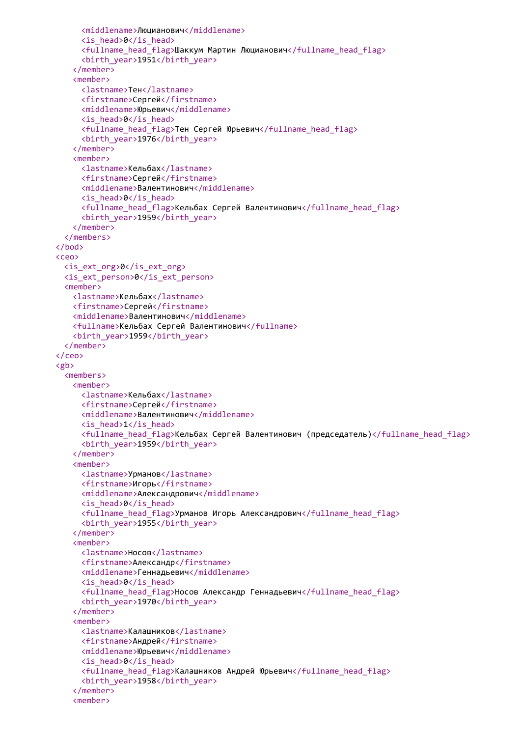```xml
          <middlename>Люцианович</middlename>
          <is_head>0</is_head>
          <fullname_head_flag>Шаккум Мартин Люцианович</fullname_head_flag>
          <birth_year>1951</birth_year>
        </member>
        <member>
          <lastname>Тен</lastname>
          <firstname>Сергей</firstname>
          <middlename>Юрьевич</middlename>
          <is_head>0</is_head>
          <fullname_head_flag>Тен Сергей Юрьевич</fullname_head_flag>
          <birth_year>1976</birth_year>
        </member>
        <member>
          <lastname>Кельбах</lastname>
          <firstname>Сергей</firstname>
          <middlename>Валентинович</middlename>
          <is_head>0</is_head>
          <fullname_head_flag>Кельбах Сергей Валентинович</fullname_head_flag>
          <birth_year>1959</birth_year>
        </member>
      </members>
    </bod>
    <ceo>
      <is_ext_org>0</is_ext_org>
      <is_ext_person>0</is_ext_person>
      <member>
        <lastname>Кельбах</lastname>
        <firstname>Сергей</firstname>
        <middlename>Валентинович</middlename>
        <fullname>Кельбах Сергей Валентинович</fullname>
        <birth_year>1959</birth_year>
      </member>
    </ceo>
    <gb>
      <members>
        <member>
          <lastname>Кельбах</lastname>
          <firstname>Сергей</firstname>
          <middlename>Валентинович</middlename>
          <is_head>1</is_head>
          <fullname_head_flag>Кельбах Сергей Валентинович (председатель)</fullname_head_flag>
          <birth_year>1959</birth_year>
        </member>
        <member>
          <lastname>Урманов</lastname>
          <firstname>Игорь</firstname>
          <middlename>Александрович</middlename>
          <is_head>0</is_head>
          <fullname_head_flag>Урманов Игорь Александрович</fullname_head_flag>
          <birth_year>1955</birth_year>
        </member>
        <member>
          <lastname>Носов</lastname>
          <firstname>Александр</firstname>
          <middlename>Геннадьевич</middlename>
          <is_head>0</is_head>
          <fullname_head_flag>Носов Александр Геннадьевич</fullname_head_flag>
          <birth_year>1970</birth_year>
        </member>
        <member>
          <lastname>Калашников</lastname>
          <firstname>Андрей</firstname>
          <middlename>Юрьевич</middlename>
          <is_head>0</is_head>
          <fullname_head_flag>Калашников Андрей Юрьевич</fullname_head_flag>
          <birth_year>1958</birth_year>
        </member>
        <member>
```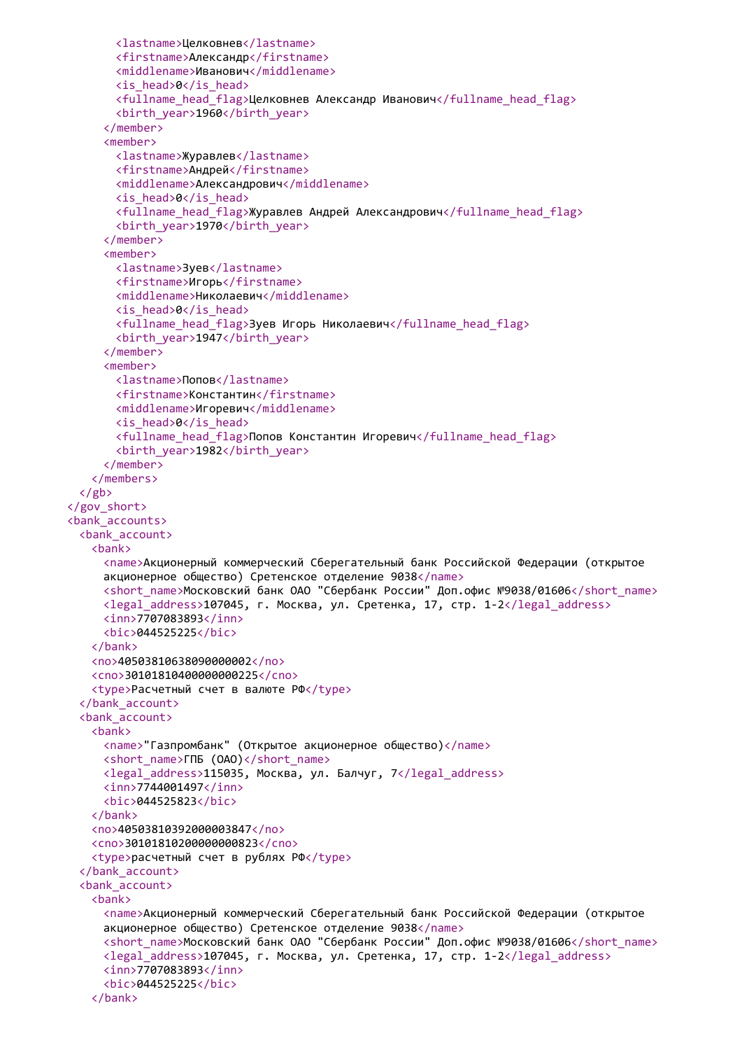```
        <lastname>Целковнев</lastname>
        <firstname>Александр</firstname>
        <middlename>Иванович</middlename>
        <is_head>0</is_head>
        <fullname_head_flag>Целковнев Александр Иванович</fullname_head_flag>
        <birth_year>1960</birth_year>
      </member>
      <member>
        <lastname>Журавлев</lastname>
        <firstname>Андрей</firstname>
        <middlename>Александрович</middlename>
        <is_head>0</is_head>
        <fullname_head_flag>Журавлев Андрей Александрович</fullname_head_flag>
        <birth_year>1970</birth_year>
      </member>
      <member>
        <lastname>Зуев</lastname>
        <firstname>Игорь</firstname>
        <middlename>Николаевич</middlename>
        <is_head>0</is_head>
        <fullname_head_flag>Зуев Игорь Николаевич</fullname_head_flag>
        <birth_year>1947</birth_year>
      </member>
      <member>
        <lastname>Попов</lastname>
        <firstname>Константин</firstname>
        <middlename>Игоревич</middlename>
        <is_head>0</is_head>
        <fullname_head_flag>Попов Константин Игоревич</fullname_head_flag>
        <birth_year>1982</birth_year>
      </member>
    </members>
  </gb>
</gov_short>
<bank_accounts>
  <bank_account>
    <bank>
      <name>Акционерный коммерческий Сберегательный банк Российской Федерации (открытое
      акционерное общество) Сретенское отделение 9038</name>
      <short_name>Московский банк ОАО "Сбербанк России" Доп.офис №9038/01606</short_name>
      <legal_address>107045, г. Москва, ул. Сретенка, 17, стр. 1-2</legal_address>
      <inn>7707083893</inn>
      <bic>044525225</bic>
    </bank>
    <no>40503810638090000002</no>
    <cno>30101810400000000225</cno>
    <type>Расчетный счет в валюте РФ</type>
  </bank_account>
  <bank_account>
    <bank>
      <name>"Газпромбанк" (Открытое акционерное общество)</name>
      <short_name>ГПБ (ОАО)</short_name>
      <legal_address>115035, Москва, ул. Балчуг, 7</legal_address>
      <inn>7744001497</inn>
      <bic>044525823</bic>
    </bank>
    <no>40503810392000003847</no>
    <cno>30101810200000000823</cno>
    <type>расчетный счет в рублях РФ</type>
  </bank_account>
  <bank_account>
    <bank>
      <name>Акционерный коммерческий Сберегательный банк Российской Федерации (открытое
      акционерное общество) Сретенское отделение 9038</name>
      <short_name>Московский банк ОАО "Сбербанк России" Доп.офис №9038/01606</short_name>
      <legal_address>107045, г. Москва, ул. Сретенка, 17, стр. 1-2</legal_address>
      <inn>7707083893</inn>
      <bic>044525225</bic>
    </bank>
```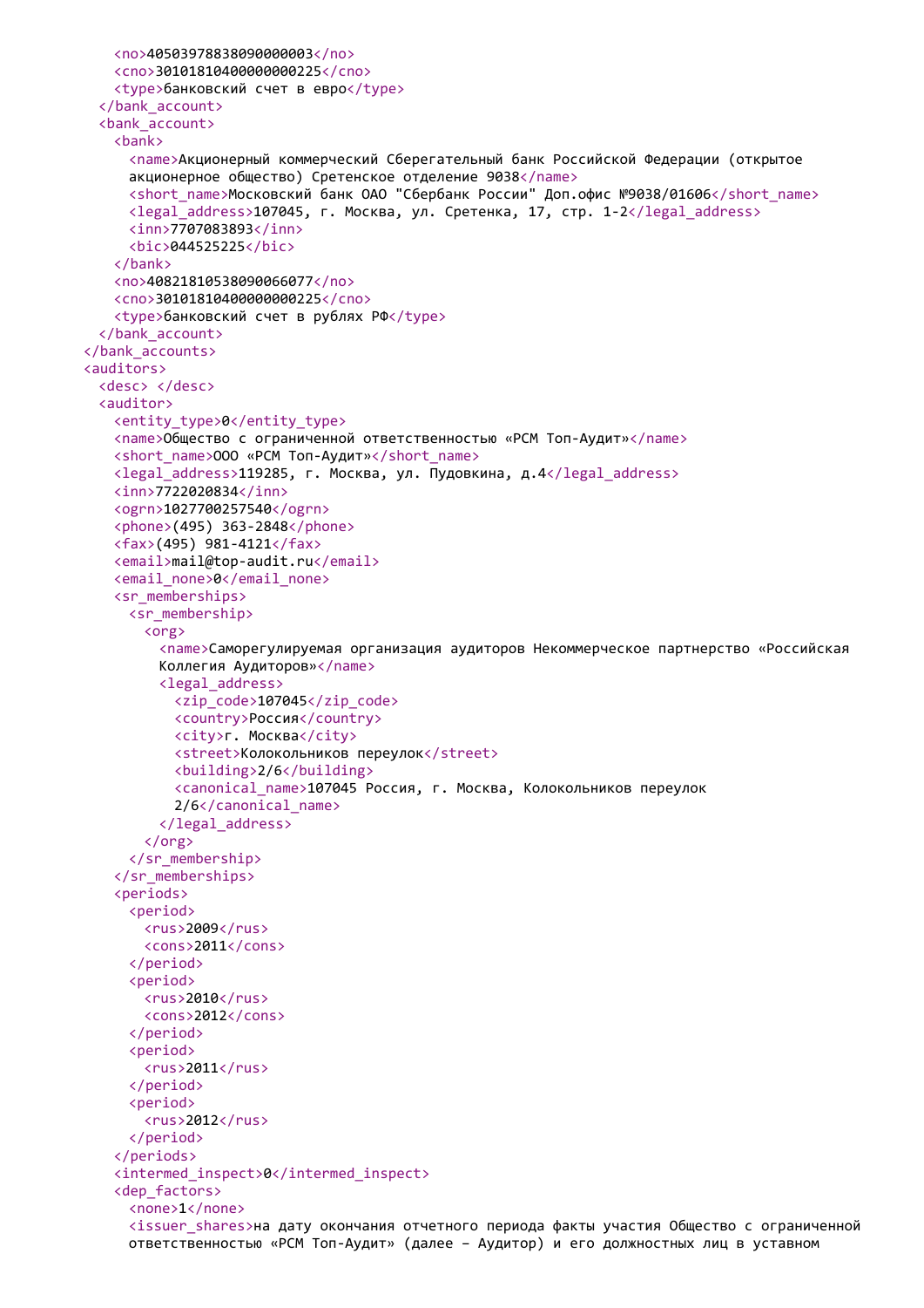```
      <no>40503978838090000003</no>
      <cno>30101810400000000225</cno>
      <type>банковский счет в евро</type>
    </bank_account>
    <bank_account>
      <bank>
        <name>Акционерный коммерческий Сберегательный банк Российской Федерации (открытое
        акционерное общество) Сретенское отделение 9038</name>
        <short_name>Московский банк ОАО "Сбербанк России" Доп.офис №9038/01606</short_name>
        <legal_address>107045, г. Москва, ул. Сретенка, 17, стр. 1-2</legal_address>
        <inn>7707083893</inn>
        <bic>044525225</bic>
      </bank>
      <no>40821810538090066077</no>
      <cno>30101810400000000225</cno>
      <type>банковский счет в рублях РФ</type>
    </bank_account>
  </bank_accounts>
  <auditors>
    <desc> </desc>
    <auditor>
      <entity_type>0</entity_type>
      <name>Общество с ограниченной ответственностью «РСМ Топ-Аудит»</name>
      <short_name>ООО «РСМ Топ-Аудит»</short_name>
      <legal_address>119285, г. Москва, ул. Пудовкина, д.4</legal_address>
      <inn>7722020834</inn>
      <ogrn>1027700257540</ogrn>
      <phone>(495) 363-2848</phone>
      <fax>(495) 981-4121</fax>
      <email>mail@top-audit.ru</email>
      <email_none>0</email_none>
      <sr_memberships>
        <sr_membership>
          <org>
            <name>Саморегулируемая организация аудиторов Некоммерческое партнерство «Российская
            Коллегия Аудиторов»</name>
            <legal_address>
              <zip_code>107045</zip_code>
              <country>Россия</country>
              <city>г. Москва</city>
              <street>Колокольников переулок</street>
              <building>2/6</building>
              <canonical_name>107045 Россия, г. Москва, Колокольников переулок
              2/6</canonical_name>
            </legal_address>
          </org>
        </sr_membership>
      </sr_memberships>
      <periods>
        <period>
          <rus>2009</rus>
          <cons>2011</cons>
        </period>
        <period>
          <rus>2010</rus>
          <cons>2012</cons>
        </period>
        <period>
          <rus>2011</rus>
        </period>
        <period>
          <rus>2012</rus>
        </period>
      </periods>
      <intermed_inspect>0</intermed_inspect>
      <dep_factors>
        <none>1</none>
        <issuer_shares>на дату окончания отчетного периода факты участия Общество с ограниченной
        ответственностью «РСМ Топ-Аудит» (далее – Аудитор) и его должностных лиц в уставном
```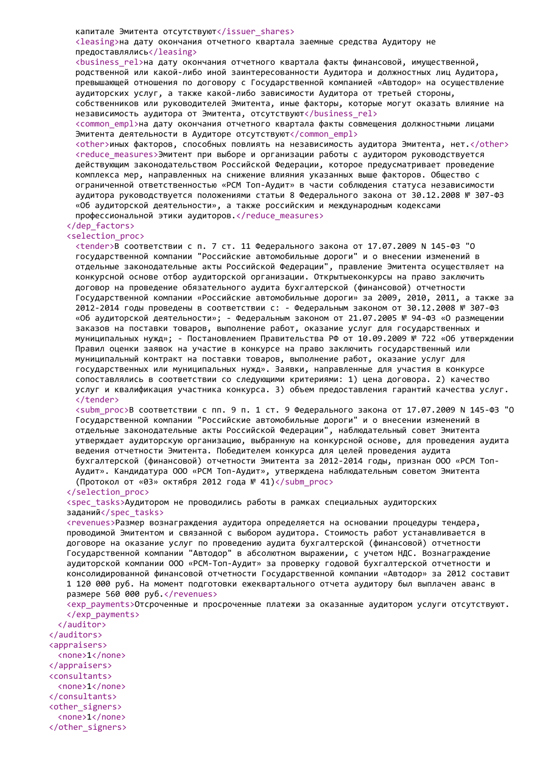```
        капитале Эмитента отсутствуют</issuer_shares>
        <leasing>на дату окончания отчетного квартала заемные средства Аудитору не предоставлялись</leasing>
        <business_rel>на дату окончания отчетного квартала факты финансовой, имущественной, родственной или какой-либо иной заинтересованности Аудитора и должностных лиц Аудитора, превышающей отношения по договору с Государственной компанией «Автодор» на осуществление аудиторских услуг, а также какой-либо зависимости Аудитора от третьей стороны, собственников или руководителей Эмитента, иные факторы, которые могут оказать влияние на независимость аудитора от Эмитента, отсутствуют</business_rel>
        <common_empl>на дату окончания отчетного квартала факты совмещения должностными лицами Эмитента деятельности в Аудиторе отсутствуют</common_empl>
        <other>иных факторов, способных повлиять на независимость аудитора Эмитента, нет.</other>
        <reduce_measures>Эмитент при выборе и организации работы с аудитором руководствуется действующим законодательством Российской Федерации, которое предусматривает проведение комплекса мер, направленных на снижение влияния указанных выше факторов. Общество с ограниченной ответственностью «РСМ Топ-Аудит» в части соблюдения статуса независимости аудитора руководствуется положениями статьи 8 Федерального закона от 30.12.2008 № 307-ФЗ «Об аудиторской деятельности», а также российским и международным кодексами профессиональной этики аудиторов.</reduce_measures>
      </dep_factors>
      <selection_proc>
        <tender>В соответствии с п. 7 ст. 11 Федерального закона от 17.07.2009 N 145-ФЗ "О государственной компании "Российские автомобильные дороги" и о внесении изменений в отдельные законодательные акты Российской Федерации", правление Эмитента осуществляет на конкурсной основе отбор аудиторской организации. Открытыеконкурсы на право заключить договор на проведение обязательного аудита бухгалтерской (финансовой) отчетности Государственной компании «Российские автомобильные дороги» за 2009, 2010, 2011, а также за 2012-2014 годы проведены в соответствии с: - Федеральным законом от 30.12.2008 № 307-ФЗ «Об аудиторской деятельности»; - Федеральным законом от 21.07.2005 № 94-ФЗ «О размещении заказов на поставки товаров, выполнение работ, оказание услуг для государственных и муниципальных нужд»; - Постановлением Правительства РФ от 10.09.2009 № 722 «Об утверждении Правил оценки заявок на участие в конкурсе на право заключить государственный или муниципальный контракт на поставки товаров, выполнение работ, оказание услуг для государственных или муниципальных нужд». Заявки, направленные для участия в конкурсе сопоставлялись в соответствии со следующими критериями: 1) цена договора. 2) качество услуг и квалификация участника конкурса. 3) объем предоставления гарантий качества услуг.
        </tender>
        <subm_proc>В соответствии с пп. 9 п. 1 ст. 9 Федерального закона от 17.07.2009 N 145-ФЗ "О Государственной компании "Российские автомобильные дороги" и о внесении изменений в отдельные законодательные акты Российской Федерации", наблюдательный совет Эмитента утверждает аудиторскую организацию, выбранную на конкурсной основе, для проведения аудита ведения отчетности Эмитента. Победителем конкурса для целей проведения аудита бухгалтерской (финансовой) отчетности Эмитента за 2012-2014 годы, признан ООО «РСМ Топ-Аудит». Кандидатура ООО «РСМ Топ-Аудит», утверждена наблюдательным советом Эмитента (Протокол от «03» октября 2012 года № 41)</subm_proc>
      </selection_proc>
      <spec_tasks>Аудитором не проводились работы в рамках специальных аудиторских заданий</spec_tasks>
      <revenues>Размер вознаграждения аудитора определяется на основании процедуры тендера, проводимой Эмитентом и связанной с выбором аудитора. Стоимость работ устанавливается в договоре на оказание услуг по проведению аудита бухгалтерской (финансовой) отчетности Государственной компании "Автодор" в абсолютном выражении, с учетом НДС. Вознаграждение аудиторской компании ООО «РСМ-Топ-Аудит» за проверку годовой бухгалтерской отчетности и консолидированной финансовой отчетности Государственной компании «Автодор» за 2012 составит 1 120 000 руб. На момент подготовки ежеквартального отчета аудитору был выплачен аванс в размере 560 000 руб.</revenues>
      <exp_payments>Отсроченные и просроченные платежи за оказанные аудитором услуги отсутствуют.
      </exp_payments>
    </auditor>
  </auditors>
  <appraisers>
    <none>1</none>
  </appraisers>
  <consultants>
    <none>1</none>
  </consultants>
  <other_signers>
    <none>1</none>
  </other_signers>
```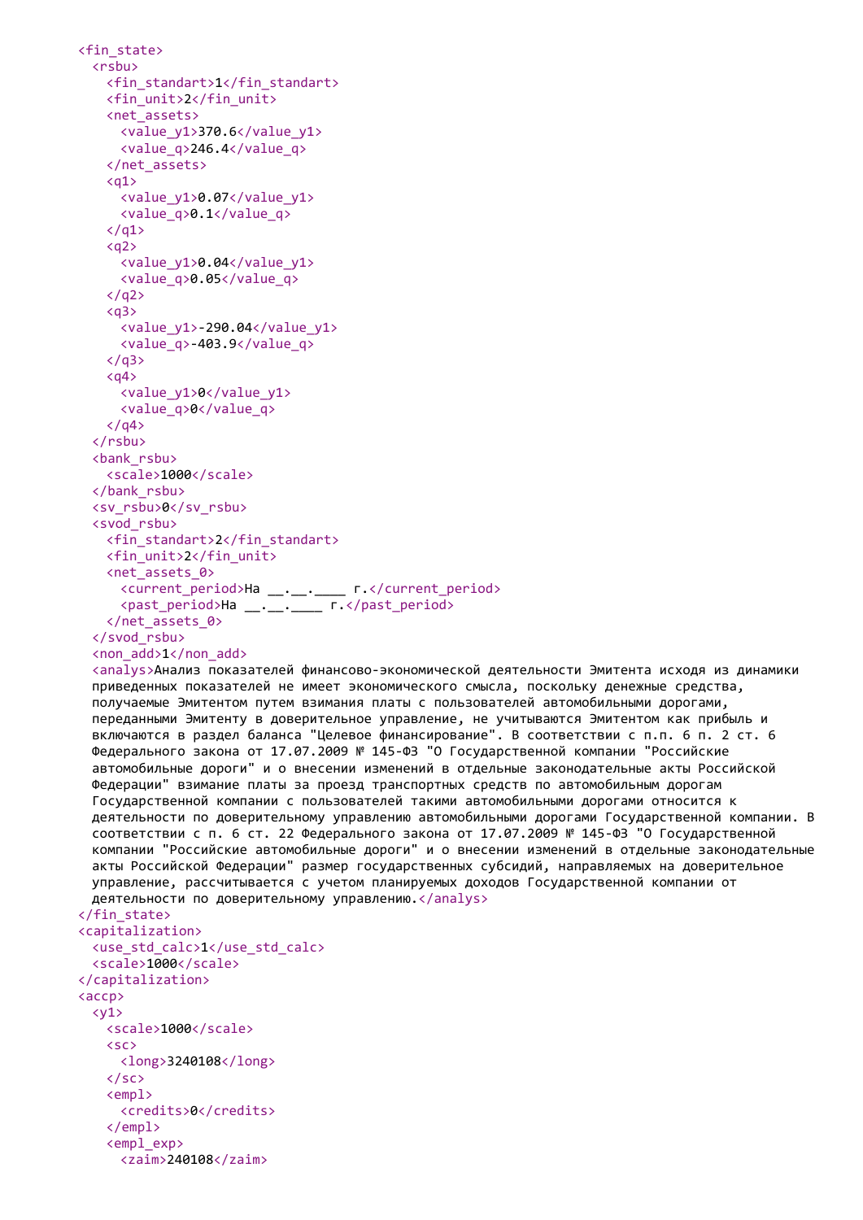```
<fin_state>
  <rsbu>
    <fin_standart>1</fin_standart>
    <fin_unit>2</fin_unit>
    <net_assets>
      <value_y1>370.6</value_y1>
      <value_q>246.4</value_q>
    </net_assets>
    <q1>
      <value_y1>0.07</value_y1>
      <value_q>0.1</value_q>
    </q1>
    <q2>
      <value_y1>0.04</value_y1>
      <value_q>0.05</value_q>
    </q2>
    <q3>
      <value_y1>-290.04</value_y1>
      <value_q>-403.9</value_q>
    </q3>
    <q4>
      <value_y1>0</value_y1>
      <value_q>0</value_q>
    </q4>
  </rsbu>
  <bank_rsbu>
    <scale>1000</scale>
  </bank_rsbu>
  <sv_rsbu>0</sv_rsbu>
  <svod_rsbu>
    <fin_standart>2</fin_standart>
    <fin_unit>2</fin_unit>
    <net_assets_0>
      <current_period>На __.__.____ г.</current_period>
      <past_period>На __.__.____ г.</past_period>
    </net_assets_0>
  </svod_rsbu>
  <non_add>1</non_add>
  <analys>Анализ показателей финансово-экономической деятельности Эмитента исходя из динамики
  приведенных показателей не имеет экономического смысла, поскольку денежные средства,
  получаемые Эмитентом путем взимания платы с пользователей автомобильными дорогами,
  переданными Эмитенту в доверительное управление, не учитываются Эмитентом как прибыль и
  включаются в раздел баланса "Целевое финансирование". В соответствии с п.п. 6 п. 2 ст. 6
  Федерального закона от 17.07.2009 № 145-ФЗ "О Государственной компании "Российские
  автомобильные дороги" и о внесении изменений в отдельные законодательные акты Российской
  Федерации" взимание платы за проезд транспортных средств по автомобильным дорогам
  Государственной компании с пользователей такими автомобильными дорогами относится к
  деятельности по доверительному управлению автомобильными дорогами Государственной компании. В
  соответствии с п. 6 ст. 22 Федерального закона от 17.07.2009 № 145-ФЗ "О Государственной
  компании "Российские автомобильные дороги" и о внесении изменений в отдельные законодательные
  акты Российской Федерации" размер государственных субсидий, направляемых на доверительное
  управление, рассчитывается с учетом планируемых доходов Государственной компании от
  деятельности по доверительному управлению.</analys>
</fin_state>
<capitalization>
  <use_std_calc>1</use_std_calc>
  <scale>1000</scale>
</capitalization>
<accp>
  <y1>
    <scale>1000</scale>
    <sc>
      <long>3240108</long>
    </sc>
    <empl>
      <credits>0</credits>
    </empl>
    <empl_exp>
      <zaim>240108</zaim>
```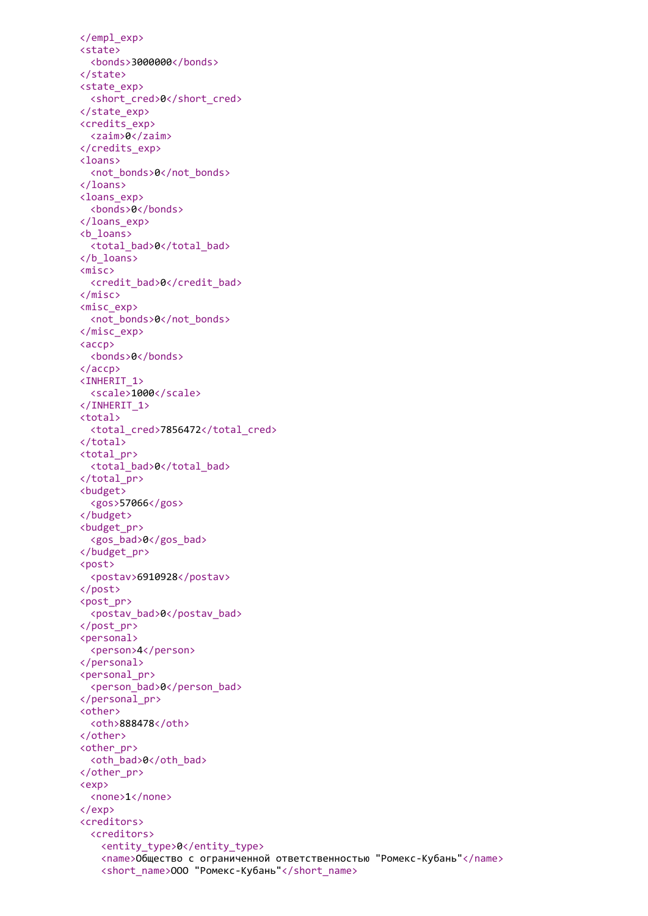```xml
        </empl_exp>
        <state>
          <bonds>3000000</bonds>
        </state>
        <state_exp>
          <short_cred>0</short_cred>
        </state_exp>
        <credits_exp>
          <zaim>0</zaim>
        </credits_exp>
        <loans>
          <not_bonds>0</not_bonds>
        </loans>
        <loans_exp>
          <bonds>0</bonds>
        </loans_exp>
        <b_loans>
          <total_bad>0</total_bad>
        </b_loans>
        <misc>
          <credit_bad>0</credit_bad>
        </misc>
        <misc_exp>
          <not_bonds>0</not_bonds>
        </misc_exp>
        <accp>
          <bonds>0</bonds>
        </accp>
        <INHERIT_1>
          <scale>1000</scale>
        </INHERIT_1>
        <total>
          <total_cred>7856472</total_cred>
        </total>
        <total_pr>
          <total_bad>0</total_bad>
        </total_pr>
        <budget>
          <gos>57066</gos>
        </budget>
        <budget_pr>
          <gos_bad>0</gos_bad>
        </budget_pr>
        <post>
          <postav>6910928</postav>
        </post>
        <post_pr>
          <postav_bad>0</postav_bad>
        </post_pr>
        <personal>
          <person>4</person>
        </personal>
        <personal_pr>
          <person_bad>0</person_bad>
        </personal_pr>
        <other>
          <oth>888478</oth>
        </other>
        <other_pr>
          <oth_bad>0</oth_bad>
        </other_pr>
        <exp>
          <none>1</none>
        </exp>
        <creditors>
          <creditors>
            <entity_type>0</entity_type>
            <name>Общество с ограниченной ответственностью "Ромекс-Кубань"</name>
            <short_name>ООО "Ромекс-Кубань"</short_name>
```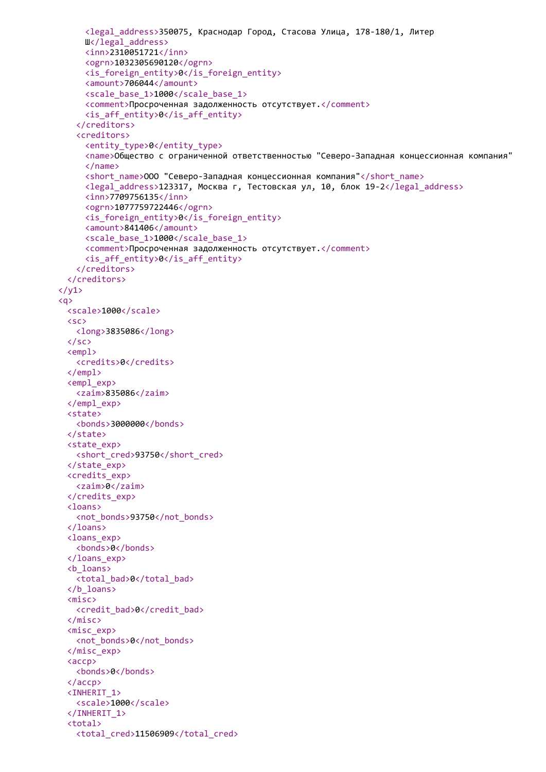```
      <legal_address>350075, Краснодар Город, Стасова Улица, 178-180/1, Литер
      Ш</legal_address>
      <inn>2310051721</inn>
      <ogrn>1032305690120</ogrn>
      <is_foreign_entity>0</is_foreign_entity>
      <amount>706044</amount>
      <scale_base_1>1000</scale_base_1>
      <comment>Просроченная задолженность отсутствует.</comment>
      <is_aff_entity>0</is_aff_entity>
    </creditors>
    <creditors>
      <entity_type>0</entity_type>
      <name>Общество с ограниченной ответственностью "Северо-Западная концессионная компания"
      </name>
      <short_name>ООО "Северо-Западная концессионная компания"</short_name>
      <legal_address>123317, Москва г, Тестовская ул, 10, блок 19-2</legal_address>
      <inn>7709756135</inn>
      <ogrn>1077759722446</ogrn>
      <is_foreign_entity>0</is_foreign_entity>
      <amount>841406</amount>
      <scale_base_1>1000</scale_base_1>
      <comment>Просроченная задолженность отсутствует.</comment>
      <is_aff_entity>0</is_aff_entity>
    </creditors>
  </creditors>
</y1>
<q>
  <scale>1000</scale>
  <sc>
    <long>3835086</long>
  </sc>
  <empl>
    <credits>0</credits>
  </empl>
  <empl_exp>
    <zaim>835086</zaim>
  </empl_exp>
  <state>
    <bonds>3000000</bonds>
  </state>
  <state_exp>
    <short_cred>93750</short_cred>
  </state_exp>
  <credits_exp>
    <zaim>0</zaim>
  </credits_exp>
  <loans>
    <not_bonds>93750</not_bonds>
  </loans>
  <loans_exp>
    <bonds>0</bonds>
  </loans_exp>
  <b_loans>
    <total_bad>0</total_bad>
  </b_loans>
  <misc>
    <credit_bad>0</credit_bad>
  </misc>
  <misc_exp>
    <not_bonds>0</not_bonds>
  </misc_exp>
  <accp>
    <bonds>0</bonds>
  </accp>
  <INHERIT_1>
    <scale>1000</scale>
  </INHERIT_1>
  <total>
    <total_cred>11506909</total_cred>
```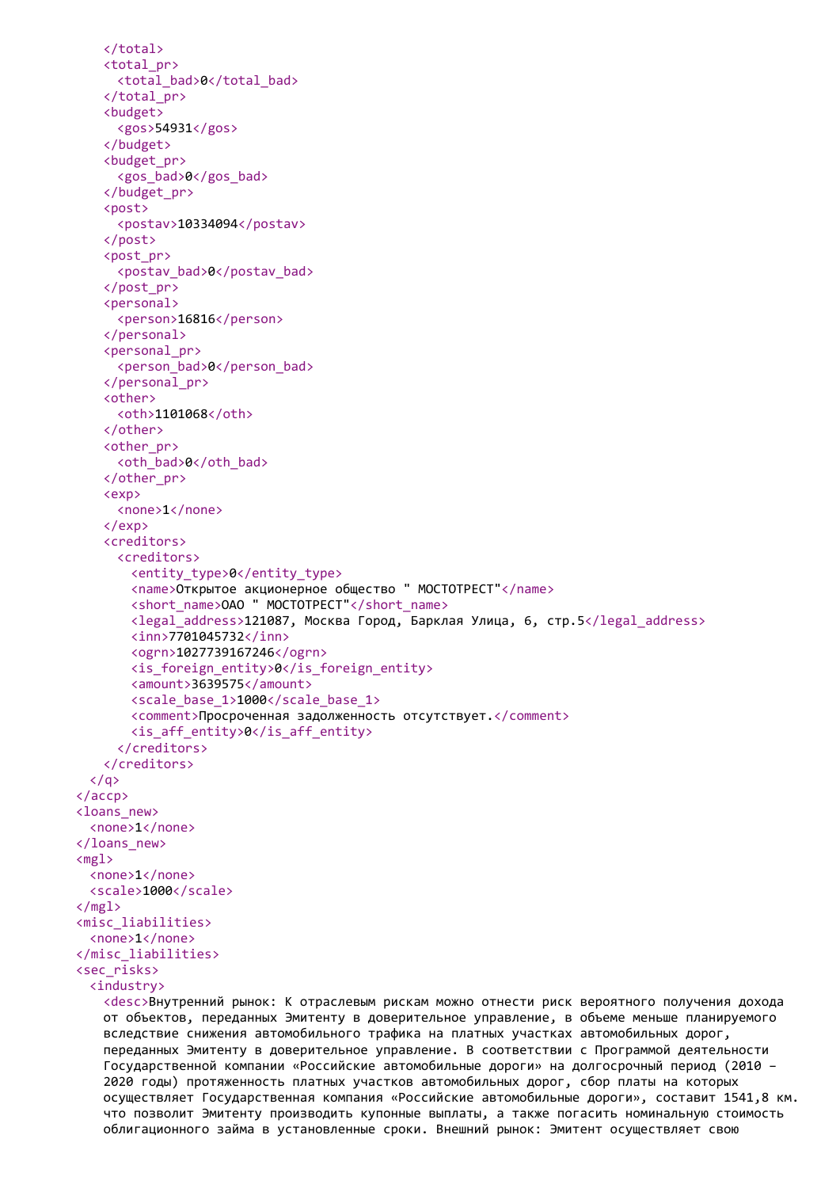```xml
    </total>
    <total_pr>
      <total_bad>0</total_bad>
    </total_pr>
    <budget>
      <gos>54931</gos>
    </budget>
    <budget_pr>
      <gos_bad>0</gos_bad>
    </budget_pr>
    <post>
      <postav>10334094</postav>
    </post>
    <post_pr>
      <postav_bad>0</postav_bad>
    </post_pr>
    <personal>
      <person>16816</person>
    </personal>
    <personal_pr>
      <person_bad>0</person_bad>
    </personal_pr>
    <other>
      <oth>1101068</oth>
    </other>
    <other_pr>
      <oth_bad>0</oth_bad>
    </other_pr>
    <exp>
      <none>1</none>
    </exp>
    <creditors>
      <creditors>
        <entity_type>0</entity_type>
        <name>Открытое акционерное общество " МОСТОТРЕСТ"</name>
        <short_name>ОАО " МОСТОТРЕСТ"</short_name>
        <legal_address>121087, Москва Город, Барклая Улица, 6, стр.5</legal_address>
        <inn>7701045732</inn>
        <ogrn>1027739167246</ogrn>
        <is_foreign_entity>0</is_foreign_entity>
        <amount>3639575</amount>
        <scale_base_1>1000</scale_base_1>
        <comment>Просроченная задолженность отсутствует.</comment>
        <is_aff_entity>0</is_aff_entity>
      </creditors>
    </creditors>
  </q>
</accp>
<loans_new>
  <none>1</none>
</loans_new>
<mgl>
  <none>1</none>
  <scale>1000</scale>
</mgl>
<misc_liabilities>
  <none>1</none>
</misc_liabilities>
<sec_risks>
  <industry>
    <desc>Внутренний рынок: К отраслевым рискам можно отнести риск вероятного получения дохода
    от объектов, переданных Эмитенту в доверительное управление, в объеме меньше планируемого
    вследствие снижения автомобильного трафика на платных участках автомобильных дорог,
    переданных Эмитенту в доверительное управление. В соответствии с Программой деятельности
    Государственной компании «Российские автомобильные дороги» на долгосрочный период (2010 –
    2020 годы) протяженность платных участков автомобильных дорог, сбор платы на которых
    осуществляет Государственная компания «Российские автомобильные дороги», составит 1541,8 км.
    что позволит Эмитенту производить купонные выплаты, а также погасить номинальную стоимость
    облигационного займа в установленные сроки. Внешний рынок: Эмитент осуществляет свою
```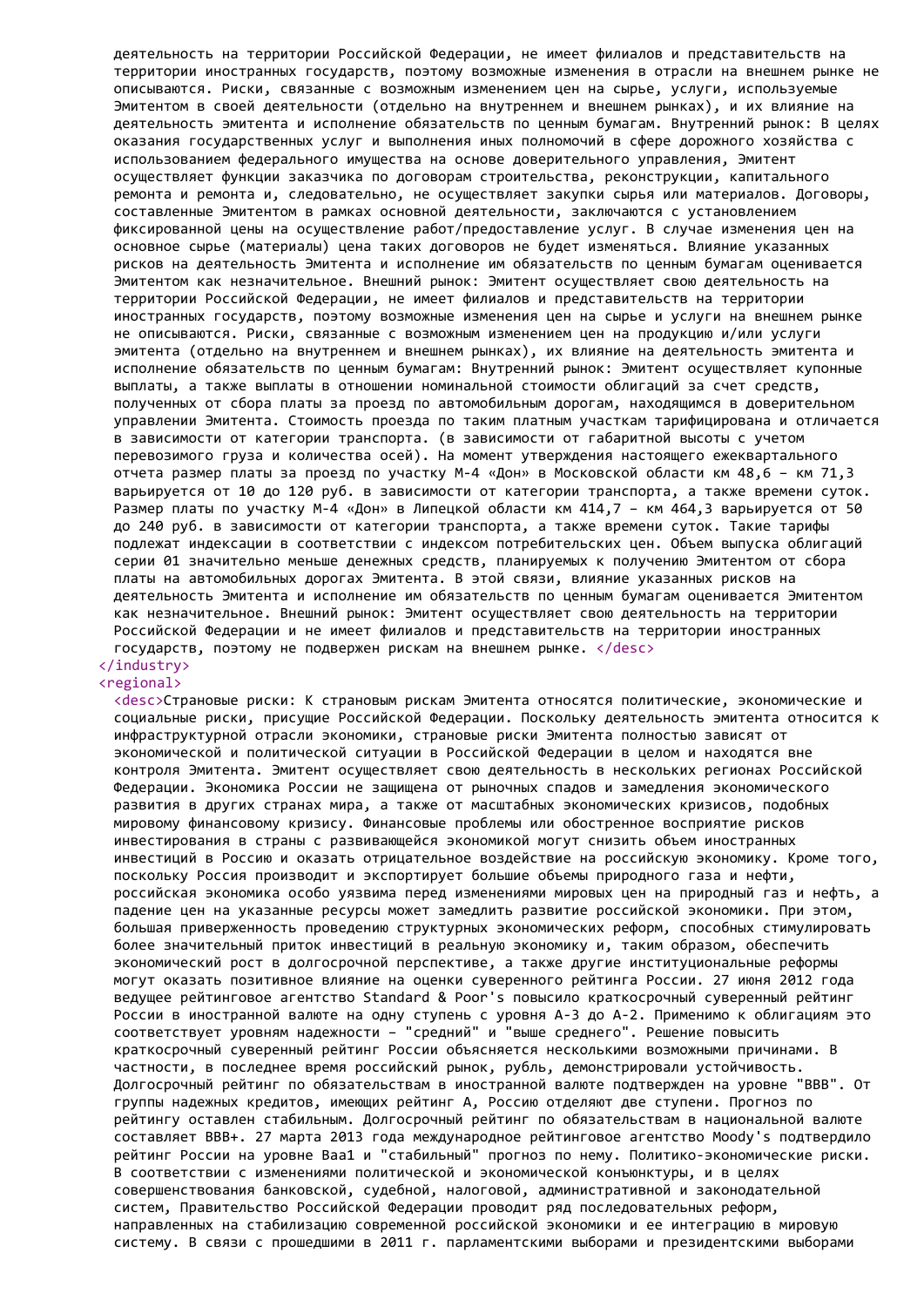деятельность на территории Российской Федерации, не имеет филиалов и представительств на территории иностранных государств, поэтому возможные изменения в отрасли на внешнем рынке не описываются. Риски, связанные с возможным изменением цен на сырье, услуги, используемые Эмитентом в своей деятельности (отдельно на внутреннем и внешнем рынках), и их влияние на деятельность эмитента и исполнение обязательств по ценным бумагам. Внутренний рынок: В целях оказания государственных услуг и выполнения иных полномочий в сфере дорожного хозяйства с использованием федерального имущества на основе доверительного управления, Эмитент осуществляет функции заказчика по договорам строительства, реконструкции, капитального ремонта и ремонта и, следовательно, не осуществляет закупки сырья или материалов. Договоры, составленные Эмитентом в рамках основной деятельности, заключаются с установлением фиксированной цены на осуществление работ/предоставление услуг. В случае изменения цен на основное сырье (материалы) цена таких договоров не будет изменяться. Влияние указанных рисков на деятельность Эмитента и исполнение им обязательств по ценным бумагам оценивается Эмитентом как незначительное. Внешний рынок: Эмитент осуществляет свою деятельность на территории Российской Федерации, не имеет филиалов и представительств на территории иностранных государств, поэтому возможные изменения цен на сырье и услуги на внешнем рынке не описываются. Риски, связанные с возможным изменением цен на продукцию и/или услуги эмитента (отдельно на внутреннем и внешнем рынках), их влияние на деятельность эмитента и исполнение обязательств по ценным бумагам: Внутренний рынок: Эмитент осуществляет купонные выплаты, а также выплаты в отношении номинальной стоимости облигаций за счет средств, полученных от сбора платы за проезд по автомобильным дорогам, находящимся в доверительном управлении Эмитента. Стоимость проезда по таким платным участкам тарифицирована и отличается в зависимости от категории транспорта. (в зависимости от габаритной высоты с учетом перевозимого груза и количества осей). На момент утверждения настоящего ежеквартального отчета размер платы за проезд по участку М-4 «Дон» в Московской области км 48,6 – км 71,3 варьируется от 10 до 120 руб. в зависимости от категории транспорта, а также времени суток. Размер платы по участку М-4 «Дон» в Липецкой области км 414,7 – км 464,3 варьируется от 50 до 240 руб. в зависимости от категории транспорта, а также времени суток. Такие тарифы подлежат индексации в соответствии с индексом потребительских цен. Объем выпуска облигаций серии 01 значительно меньше денежных средств, планируемых к получению Эмитентом от сбора платы на автомобильных дорогах Эмитента. В этой связи, влияние указанных рисков на деятельность Эмитента и исполнение им обязательств по ценным бумагам оценивается Эмитентом как незначительное. Внешний рынок: Эмитент осуществляет свою деятельность на территории Российской Федерации и не имеет филиалов и представительств на территории иностранных государств, поэтому не подвержен рискам на внешнем рынке. </desc>
</industry>
<regional>
<desc>Страновые риски: К страновым рискам Эмитента относятся политические, экономические и социальные риски, присущие Российской Федерации. Поскольку деятельность эмитента относится к инфраструктурной отрасли экономики, страновые риски Эмитента полностью зависят от экономической и политической ситуации в Российской Федерации в целом и находятся вне контроля Эмитента. Эмитент осуществляет свою деятельность в нескольких регионах Российской Федерации. Экономика России не защищена от рыночных спадов и замедления экономического развития в других странах мира, а также от масштабных экономических кризисов, подобных мировому финансовому кризису. Финансовые проблемы или обостренное восприятие рисков инвестирования в страны с развивающейся экономикой могут снизить объем иностранных инвестиций в Россию и оказать отрицательное воздействие на российскую экономику. Кроме того, поскольку Россия производит и экспортирует большие объемы природного газа и нефти, российская экономика особо уязвима перед изменениями мировых цен на природный газ и нефть, а падение цен на указанные ресурсы может замедлить развитие российской экономики. При этом, большая приверженность проведению структурных экономических реформ, способных стимулировать более значительный приток инвестиций в реальную экономику и, таким образом, обеспечить экономический рост в долгосрочной перспективе, а также другие институциональные реформы могут оказать позитивное влияние на оценки суверенного рейтинга России. 27 июня 2012 года ведущее рейтинговое агентство Standard & Poor's повысило краткосрочный суверенный рейтинг России в иностранной валюте на одну ступень с уровня A-3 до A-2. Применимо к облигациям это соответствует уровням надежности – "средний" и "выше среднего". Решение повысить краткосрочный суверенный рейтинг России объясняется несколькими возможными причинами. В частности, в последнее время российский рынок, рубль, демонстрировали устойчивость. Долгосрочный рейтинг по обязательствам в иностранной валюте подтвержден на уровне "BBB". От группы надежных кредитов, имеющих рейтинг A, Россию отделяют две ступени. Прогноз по рейтингу оставлен стабильным. Долгосрочный рейтинг по обязательствам в национальной валюте составляет BBB+. 27 марта 2013 года международное рейтинговое агентство Moody's подтвердило рейтинг России на уровне Baa1 и "стабильный" прогноз по нему. Политико-экономические риски. В соответствии с изменениями политической и экономической конъюнктуры, и в целях совершенствования банковской, судебной, налоговой, административной и законодательной систем, Правительство Российской Федерации проводит ряд последовательных реформ, направленных на стабилизацию современной российской экономики и ее интеграцию в мировую систему. В связи с прошедшими в 2011 г. парламентскими выборами и президентскими выборами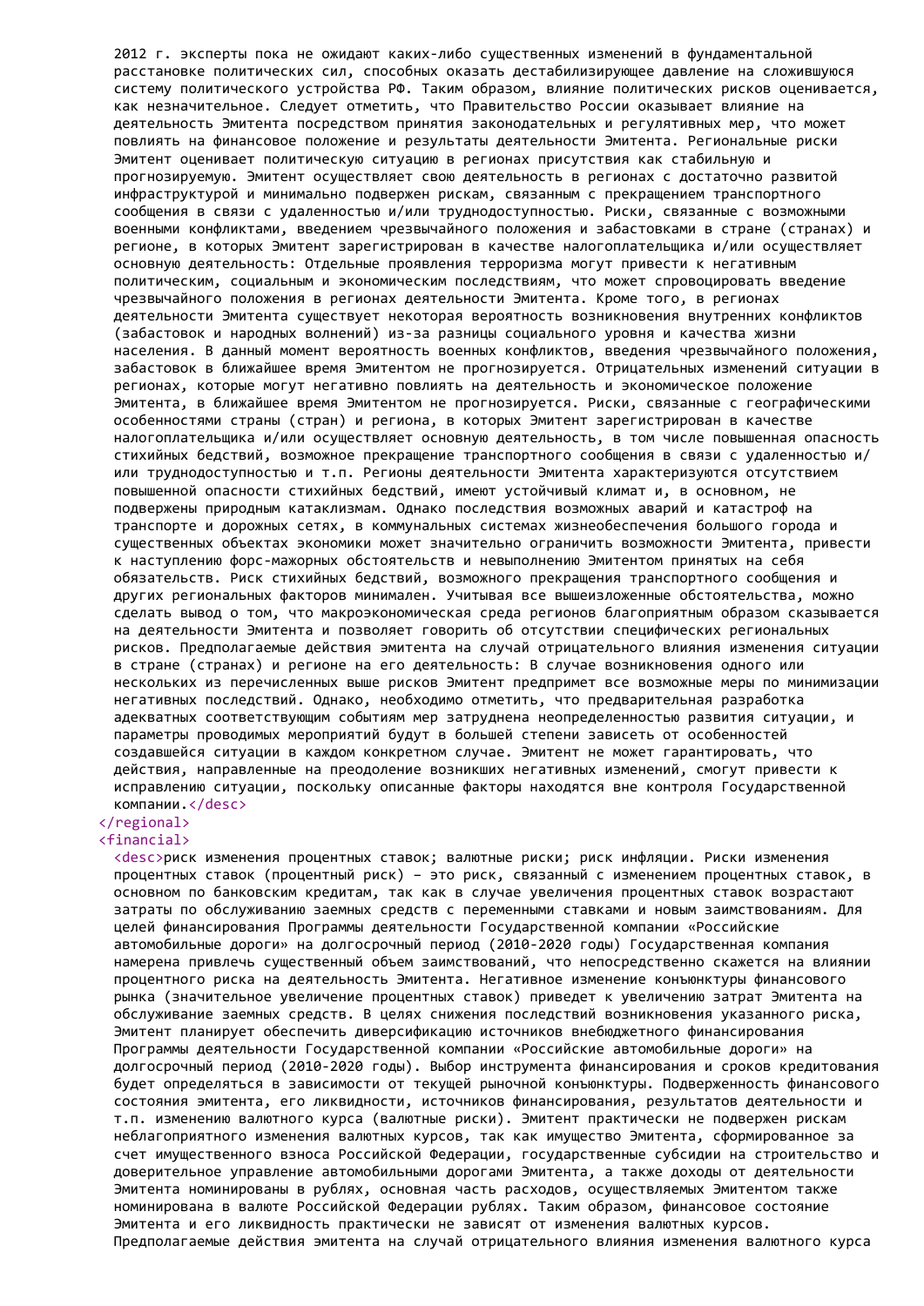2012 г. эксперты пока не ожидают каких-либо существенных изменений в фундаментальной расстановке политических сил, способных оказать дестабилизирующее давление на сложившуюся систему политического устройства РФ. Таким образом, влияние политических рисков оценивается, как незначительное. Следует отметить, что Правительство России оказывает влияние на деятельность Эмитента посредством принятия законодательных и регулятивных мер, что может повлиять на финансовое положение и результаты деятельности Эмитента. Региональные риски Эмитент оценивает политическую ситуацию в регионах присутствия как стабильную и прогнозируемую. Эмитент осуществляет свою деятельность в регионах с достаточно развитой инфраструктурой и минимально подвержен рискам, связанным с прекращением транспортного сообщения в связи с удаленностью и/или труднодоступностью. Риски, связанные с возможными военными конфликтами, введением чрезвычайного положения и забастовками в стране (странах) и регионе, в которых Эмитент зарегистрирован в качестве налогоплательщика и/или осуществляет основную деятельность: Отдельные проявления терроризма могут привести к негативным политическим, социальным и экономическим последствиям, что может спровоцировать введение чрезвычайного положения в регионах деятельности Эмитента. Кроме того, в регионах деятельности Эмитента существует некоторая вероятность возникновения внутренних конфликтов (забастовок и народных волнений) из-за разницы социального уровня и качества жизни населения. В данный момент вероятность военных конфликтов, введения чрезвычайного положения, забастовок в ближайшее время Эмитентом не прогнозируется. Отрицательных изменений ситуации в регионах, которые могут негативно повлиять на деятельность и экономическое положение Эмитента, в ближайшее время Эмитентом не прогнозируется. Риски, связанные с географическими особенностями страны (стран) и региона, в которых Эмитент зарегистрирован в качестве налогоплательщика и/или осуществляет основную деятельность, в том числе повышенная опасность стихийных бедствий, возможное прекращение транспортного сообщения в связи с удаленностью и/или труднодоступностью и т.п. Регионы деятельности Эмитента характеризуются отсутствием повышенной опасности стихийных бедствий, имеют устойчивый климат и, в основном, не подвержены природным катаклизмам. Однако последствия возможных аварий и катастроф на транспорте и дорожных сетях, в коммунальных системах жизнеобеспечения большого города и существенных объектах экономики может значительно ограничить возможности Эмитента, привести к наступлению форс-мажорных обстоятельств и невыполнению Эмитентом принятых на себя обязательств. Риск стихийных бедствий, возможного прекращения транспортного сообщения и других региональных факторов минимален. Учитывая все вышеизложенные обстоятельства, можно сделать вывод о том, что макроэкономическая среда регионов благоприятным образом сказывается на деятельности Эмитента и позволяет говорить об отсутствии специфических региональных рисков. Предполагаемые действия эмитента на случай отрицательного влияния изменения ситуации в стране (странах) и регионе на его деятельность: В случае возникновения одного или нескольких из перечисленных выше рисков Эмитент предпримет все возможные меры по минимизации негативных последствий. Однако, необходимо отметить, что предварительная разработка адекватных соответствующим событиям мер затруднена неопределенностью развития ситуации, и параметры проводимых мероприятий будут в большей степени зависеть от особенностей создавшейся ситуации в каждом конкретном случае. Эмитент не может гарантировать, что действия, направленные на преодоление возникших негативных изменений, смогут привести к исправлению ситуации, поскольку описанные факторы находятся вне контроля Государственной компании.</desc>
</regional>
<financial>
<desc>риск изменения процентных ставок; валютные риски; риск инфляции. Риски изменения процентных ставок (процентный риск) – это риск, связанный с изменением процентных ставок, в основном по банковским кредитам, так как в случае увеличения процентных ставок возрастают затраты по обслуживанию заемных средств с переменными ставками и новым заимствованиям. Для целей финансирования Программы деятельности Государственной компании «Российские автомобильные дороги» на долгосрочный период (2010-2020 годы) Государственная компания намерена привлечь существенный объем заимствований, что непосредственно скажется на влиянии процентного риска на деятельность Эмитента. Негативное изменение конъюнктуры финансового рынка (значительное увеличение процентных ставок) приведет к увеличению затрат Эмитента на обслуживание заемных средств. В целях снижения последствий возникновения указанного риска, Эмитент планирует обеспечить диверсификацию источников внебюджетного финансирования Программы деятельности Государственной компании «Российские автомобильные дороги» на долгосрочный период (2010-2020 годы). Выбор инструмента финансирования и сроков кредитования будет определяться в зависимости от текущей рыночной конъюнктуры. Подверженность финансового состояния эмитента, его ликвидности, источников финансирования, результатов деятельности и т.п. изменению валютного курса (валютные риски). Эмитент практически не подвержен рискам неблагоприятного изменения валютных курсов, так как имущество Эмитента, сформированное за счет имущественного взноса Российской Федерации, государственные субсидии на строительство и доверительное управление автомобильными дорогами Эмитента, а также доходы от деятельности Эмитента номинированы в рублях, основная часть расходов, осуществляемых Эмитентом также номинирована в валюте Российской Федерации рублях. Таким образом, финансовое состояние Эмитента и его ликвидность практически не зависят от изменения валютных курсов. Предполагаемые действия эмитента на случай отрицательного влияния изменения валютного курса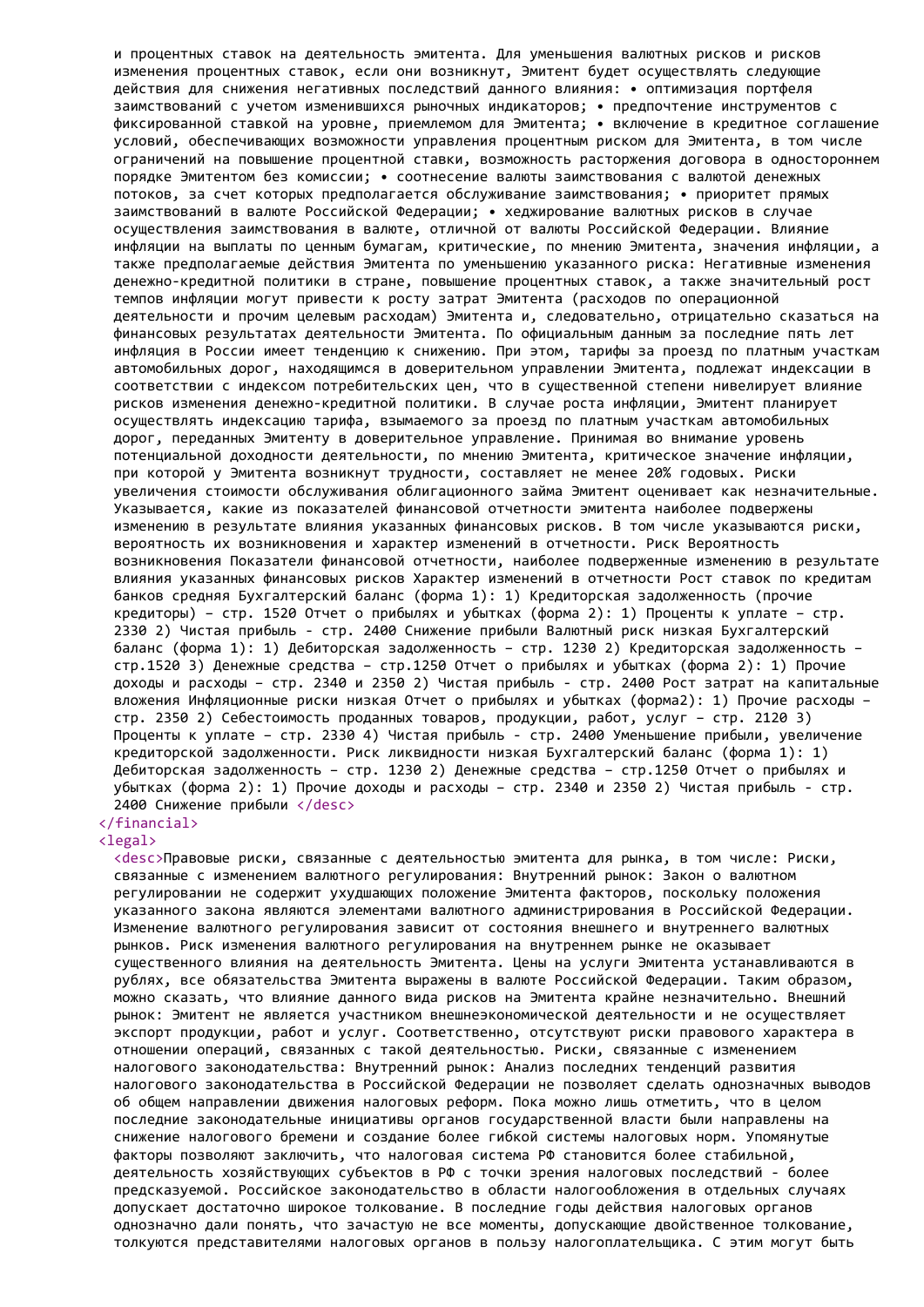и процентных ставок на деятельность эмитента. Для уменьшения валютных рисков и рисков изменения процентных ставок, если они возникнут, Эмитент будет осуществлять следующие действия для снижения негативных последствий данного влияния: • оптимизация портфеля заимствований с учетом изменившихся рыночных индикаторов; • предпочтение инструментов с фиксированной ставкой на уровне, приемлемом для Эмитента; • включение в кредитное соглашение условий, обеспечивающих возможности управления процентным риском для Эмитента, в том числе ограничений на повышение процентной ставки, возможность расторжения договора в одностороннем порядке Эмитентом без комиссии; • соотнесение валюты заимствования с валютой денежных потоков, за счет которых предполагается обслуживание заимствования; • приоритет прямых заимствований в валюте Российской Федерации; • хеджирование валютных рисков в случае осуществления заимствования в валюте, отличной от валюты Российской Федерации. Влияние инфляции на выплаты по ценным бумагам, критические, по мнению Эмитента, значения инфляции, а также предполагаемые действия Эмитента по уменьшению указанного риска: Негативные изменения денежно-кредитной политики в стране, повышение процентных ставок, а также значительный рост темпов инфляции могут привести к росту затрат Эмитента (расходов по операционной деятельности и прочим целевым расходам) Эмитента и, следовательно, отрицательно сказаться на финансовых результатах деятельности Эмитента. По официальным данным за последние пять лет инфляция в России имеет тенденцию к снижению. При этом, тарифы за проезд по платным участкам автомобильных дорог, находящимся в доверительном управлении Эмитента, подлежат индексации в соответствии с индексом потребительских цен, что в существенной степени нивелирует влияние рисков изменения денежно-кредитной политики. В случае роста инфляции, Эмитент планирует осуществлять индексацию тарифа, взымаемого за проезд по платным участкам автомобильных дорог, переданных Эмитенту в доверительное управление. Принимая во внимание уровень потенциальной доходности деятельности, по мнению Эмитента, критическое значение инфляции, при которой у Эмитента возникнут трудности, составляет не менее 20% годовых. Риски увеличения стоимости обслуживания облигационного займа Эмитент оценивает как незначительные. Указывается, какие из показателей финансовой отчетности эмитента наиболее подвержены изменению в результате влияния указанных финансовых рисков. В том числе указываются риски, вероятность их возникновения и характер изменений в отчетности. Риск Вероятность возникновения Показатели финансовой отчетности, наиболее подверженные изменению в результате влияния указанных финансовых рисков Характер изменений в отчетности Рост ставок по кредитам банков средняя Бухгалтерский баланс (форма 1): 1) Кредиторская задолженность (прочие кредиторы) – стр. 1520 Отчет о прибылях и убытках (форма 2): 1) Проценты к уплате – стр. 2330 2) Чистая прибыль - стр. 2400 Снижение прибыли Валютный риск низкая Бухгалтерский баланс (форма 1): 1) Дебиторская задолженность – стр. 1230 2) Кредиторская задолженность – стр.1520 3) Денежные средства – стр.1250 Отчет о прибылях и убытках (форма 2): 1) Прочие доходы и расходы – стр. 2340 и 2350 2) Чистая прибыль - стр. 2400 Рост затрат на капитальные вложения Инфляционные риски низкая Отчет о прибылях и убытках (форма2): 1) Прочие расходы – стр. 2350 2) Себестоимость проданных товаров, продукции, работ, услуг – стр. 2120 3) Проценты к уплате – стр. 2330 4) Чистая прибыль - стр. 2400 Уменьшение прибыли, увеличение кредиторской задолженности. Риск ликвидности низкая Бухгалтерский баланс (форма 1): 1) Дебиторская задолженность – стр. 1230 2) Денежные средства – стр.1250 Отчет о прибылях и убытках (форма 2): 1) Прочие доходы и расходы – стр. 2340 и 2350 2) Чистая прибыль - стр. 2400 Снижение прибыли </desc>
</financial>
<legal>
<desc>Правовые риски, связанные с деятельностью эмитента для рынка, в том числе: Риски, связанные с изменением валютного регулирования: Внутренний рынок: Закон о валютном регулировании не содержит ухудшающих положение Эмитента факторов, поскольку положения указанного закона являются элементами валютного администрирования в Российской Федерации. Изменение валютного регулирования зависит от состояния внешнего и внутреннего валютных рынков. Риск изменения валютного регулирования на внутреннем рынке не оказывает существенного влияния на деятельность Эмитента. Цены на услуги Эмитента устанавливаются в рублях, все обязательства Эмитента выражены в валюте Российской Федерации. Таким образом, можно сказать, что влияние данного вида рисков на Эмитента крайне незначительно. Внешний рынок: Эмитент не является участником внешнеэкономической деятельности и не осуществляет экспорт продукции, работ и услуг. Соответственно, отсутствуют риски правового характера в отношении операций, связанных с такой деятельностью. Риски, связанные с изменением налогового законодательства: Внутренний рынок: Анализ последних тенденций развития налогового законодательства в Российской Федерации не позволяет сделать однозначных выводов об общем направлении движения налоговых реформ. Пока можно лишь отметить, что в целом последние законодательные инициативы органов государственной власти были направлены на снижение налогового бремени и создание более гибкой системы налоговых норм. Упомянутые факторы позволяют заключить, что налоговая система РФ становится более стабильной, деятельность хозяйствующих субъектов в РФ с точки зрения налоговых последствий - более предсказуемой. Российское законодательство в области налогообложения в отдельных случаях допускает достаточно широкое толкование. В последние годы действия налоговых органов однозначно дали понять, что зачастую не все моменты, допускающие двойственное толкование, толкуются представителями налоговых органов в пользу налогоплательщика. С этим могут быть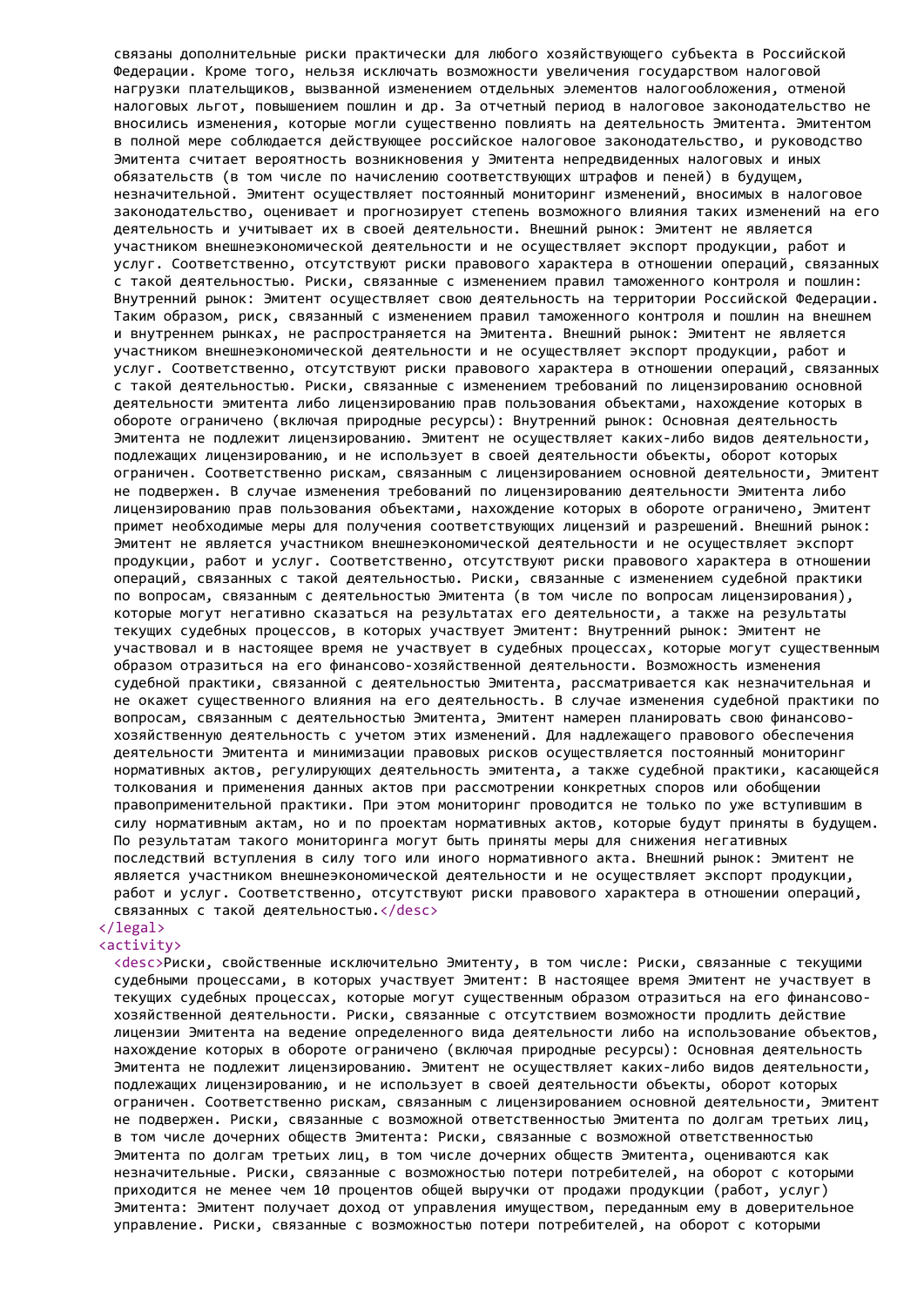связаны дополнительные риски практически для любого хозяйствующего субъекта в Российской Федерации. Кроме того, нельзя исключать возможности увеличения государством налоговой нагрузки плательщиков, вызванной изменением отдельных элементов налогообложения, отменой налоговых льгот, повышением пошлин и др. За отчетный период в налоговое законодательство не вносились изменения, которые могли существенно повлиять на деятельность Эмитента. Эмитентом в полной мере соблюдается действующее российское налоговое законодательство, и руководство Эмитента считает вероятность возникновения у Эмитента непредвиденных налоговых и иных обязательств (в том числе по начислению соответствующих штрафов и пеней) в будущем, незначительной. Эмитент осуществляет постоянный мониторинг изменений, вносимых в налоговое законодательство, оценивает и прогнозирует степень возможного влияния таких изменений на его деятельность и учитывает их в своей деятельности. Внешний рынок: Эмитент не является участником внешнеэкономической деятельности и не осуществляет экспорт продукции, работ и услуг. Соответственно, отсутствуют риски правового характера в отношении операций, связанных с такой деятельностью. Риски, связанные с изменением правил таможенного контроля и пошлин: Внутренний рынок: Эмитент осуществляет свою деятельность на территории Российской Федерации. Таким образом, риск, связанный с изменением правил таможенного контроля и пошлин на внешнем и внутреннем рынках, не распространяется на Эмитента. Внешний рынок: Эмитент не является участником внешнеэкономической деятельности и не осуществляет экспорт продукции, работ и услуг. Соответственно, отсутствуют риски правового характера в отношении операций, связанных с такой деятельностью. Риски, связанные с изменением требований по лицензированию основной деятельности эмитента либо лицензированию прав пользования объектами, нахождение которых в обороте ограничено (включая природные ресурсы): Внутренний рынок: Основная деятельность Эмитента не подлежит лицензированию. Эмитент не осуществляет каких-либо видов деятельности, подлежащих лицензированию, и не использует в своей деятельности объекты, оборот которых ограничен. Соответственно рискам, связанным с лицензированием основной деятельности, Эмитент не подвержен. В случае изменения требований по лицензированию деятельности Эмитента либо лицензированию прав пользования объектами, нахождение которых в обороте ограничено, Эмитент примет необходимые меры для получения соответствующих лицензий и разрешений. Внешний рынок: Эмитент не является участником внешнеэкономической деятельности и не осуществляет экспорт продукции, работ и услуг. Соответственно, отсутствуют риски правового характера в отношении операций, связанных с такой деятельностью. Риски, связанные с изменением судебной практики по вопросам, связанным с деятельностью Эмитента (в том числе по вопросам лицензирования), которые могут негативно сказаться на результатах его деятельности, а также на результаты текущих судебных процессов, в которых участвует Эмитент: Внутренний рынок: Эмитент не участвовал и в настоящее время не участвует в судебных процессах, которые могут существенным образом отразиться на его финансово-хозяйственной деятельности. Возможность изменения судебной практики, связанной с деятельностью Эмитента, рассматривается как незначительная и не окажет существенного влияния на его деятельность. В случае изменения судебной практики по вопросам, связанным с деятельностью Эмитента, Эмитент намерен планировать свою финансово-хозяйственную деятельность с учетом этих изменений. Для надлежащего правового обеспечения деятельности Эмитента и минимизации правовых рисков осуществляется постоянный мониторинг нормативных актов, регулирующих деятельность эмитента, а также судебной практики, касающейся толкования и применения данных актов при рассмотрении конкретных споров или обобщении правоприменительной практики. При этом мониторинг проводится не только по уже вступившим в силу нормативным актам, но и по проектам нормативных актов, которые будут приняты в будущем. По результатам такого мониторинга могут быть приняты меры для снижения негативных последствий вступления в силу того или иного нормативного акта. Внешний рынок: Эмитент не является участником внешнеэкономической деятельности и не осуществляет экспорт продукции, работ и услуг. Соответственно, отсутствуют риски правового характера в отношении операций, связанных с такой деятельностью.</desc>
</legal>
<activity>
<desc>Риски, свойственные исключительно Эмитенту, в том числе: Риски, связанные с текущими судебными процессами, в которых участвует Эмитент: В настоящее время Эмитент не участвует в текущих судебных процессах, которые могут существенным образом отразиться на его финансово-хозяйственной деятельности. Риски, связанные с отсутствием возможности продлить действие лицензии Эмитента на ведение определенного вида деятельности либо на использование объектов, нахождение которых в обороте ограничено (включая природные ресурсы): Основная деятельность Эмитента не подлежит лицензированию. Эмитент не осуществляет каких-либо видов деятельности, подлежащих лицензированию, и не использует в своей деятельности объекты, оборот которых ограничен. Соответственно рискам, связанным с лицензированием основной деятельности, Эмитент не подвержен. Риски, связанные с возможной ответственностью Эмитента по долгам третьих лиц, в том числе дочерних обществ Эмитента: Риски, связанные с возможной ответственностью Эмитента по долгам третьих лиц, в том числе дочерних обществ Эмитента, оцениваются как незначительные. Риски, связанные с возможностью потери потребителей, на оборот с которыми приходится не менее чем 10 процентов общей выручки от продажи продукции (работ, услуг) Эмитента: Эмитент получает доход от управления имуществом, переданным ему в доверительное управление. Риски, связанные с возможностью потери потребителей, на оборот с которыми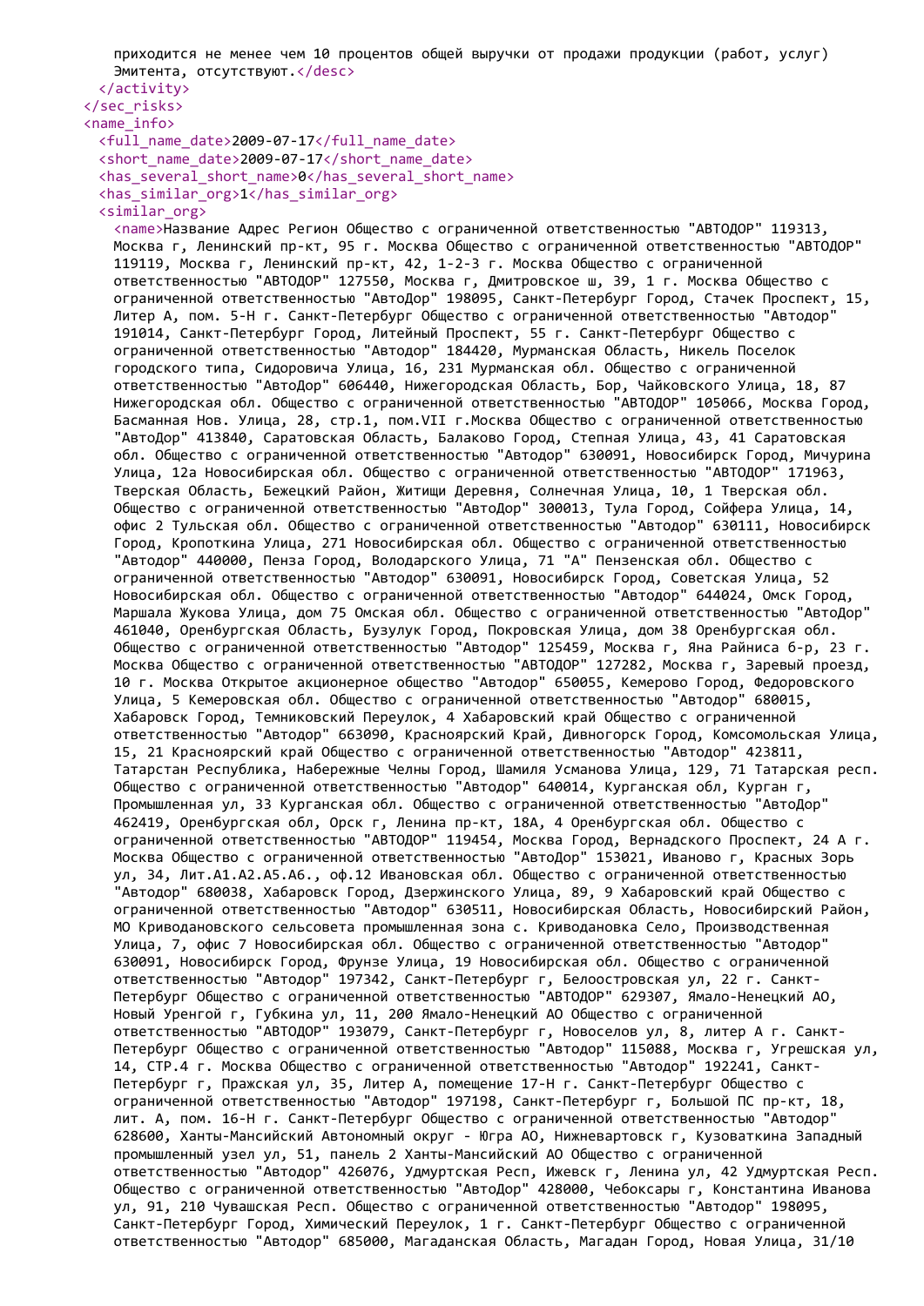```
приходится не менее чем 10 процентов общей выручки от продажи продукции (работ, услуг) Эмитента, отсутствуют.</desc>
    </activity>
  </sec_risks>
  <name_info>
    <full_name_date>2009-07-17</full_name_date>
    <short_name_date>2009-07-17</short_name_date>
    <has_several_short_name>0</has_several_short_name>
    <has_similar_org>1</has_similar_org>
    <similar_org>
      <name>Название Адрес Регион Общество с ограниченной ответственностью "АВТОДОР" 119313, Москва г, Ленинский пр-кт, 95 г. Москва Общество с ограниченной ответственностью "АВТОДОР" 119119, Москва г, Ленинский пр-кт, 42, 1-2-3 г. Москва Общество с ограниченной ответственностью "АВТОДОР" 127550, Москва г, Дмитровское ш, 39, 1 г. Москва Общество с ограниченной ответственностью "АвтоДор" 198095, Санкт-Петербург Город, Стачек Проспект, 15, Литер А, пом. 5-Н г. Санкт-Петербург Общество с ограниченной ответственностью "Автодор" 191014, Санкт-Петербург Город, Литейный Проспект, 55 г. Санкт-Петербург Общество с ограниченной ответственностью "Автодор" 184420, Мурманская Область, Никель Поселок городского типа, Сидоровича Улица, 16, 231 Мурманская обл. Общество с ограниченной ответственностью "АвтоДор" 606440, Нижегородская Область, Бор, Чайковского Улица, 18, 87 Нижегородская обл. Общество с ограниченной ответственностью "АВТОДОР" 105066, Москва Город, Басманная Нов. Улица, 28, стр.1, пом.VII г.Москва Общество с ограниченной ответственностью "АвтоДор" 413840, Саратовская Область, Балаково Город, Степная Улица, 43, 41 Саратовская обл. Общество с ограниченной ответственностью "Автодор" 630091, Новосибирск Город, Мичурина Улица, 12а Новосибирская обл. Общество с ограниченной ответственностью "АВТОДОР" 171963, Тверская Область, Бежецкий Район, Житищи Деревня, Солнечная Улица, 10, 1 Тверская обл. Общество с ограниченной ответственностью "АвтоДор" 300013, Тула Город, Сойфера Улица, 14, офис 2 Тульская обл. Общество с ограниченной ответственностью "Автодор" 630111, Новосибирск Город, Кропоткина Улица, 271 Новосибирская обл. Общество с ограниченной ответственностью "Автодор" 440000, Пенза Город, Володарского Улица, 71 "А" Пензенская обл. Общество с ограниченной ответственностью "Автодор" 630091, Новосибирск Город, Советская Улица, 52 Новосибирская обл. Общество с ограниченной ответственностью "Автодор" 644024, Омск Город, Маршала Жукова Улица, дом 75 Омская обл. Общество с ограниченной ответственностью "АвтоДор" 461040, Оренбургская Область, Бузулук Город, Покровская Улица, дом 38 Оренбургская обл. Общество с ограниченной ответственностью "Автодор" 125459, Москва г, Яна Райниса б-р, 23 г. Москва Общество с ограниченной ответственностью "АВТОДОР" 127282, Москва г, Заревый проезд, 10 г. Москва Открытое акционерное общество "Автодор" 650055, Кемерово Город, Федоровского Улица, 5 Кемеровская обл. Общество с ограниченной ответственностью "Автодор" 680015, Хабаровск Город, Темниковский Переулок, 4 Хабаровский край Общество с ограниченной ответственностью "Автодор" 663090, Красноярский Край, Дивногорск Город, Комсомольская Улица, 15, 21 Красноярский край Общество с ограниченной ответственностью "Автодор" 423811, Татарстан Республика, Набережные Челны Город, Шамиля Усманова Улица, 129, 71 Татарская респ. Общество с ограниченной ответственностью "Автодор" 640014, Курганская обл, Курган г, Промышленная ул, 33 Курганская обл. Общество с ограниченной ответственностью "АвтоДор" 462419, Оренбургская обл, Орск г, Ленина пр-кт, 18А, 4 Оренбургская обл. Общество с ограниченной ответственностью "АВТОДОР" 119454, Москва Город, Вернадского Проспект, 24 А г. Москва Общество с ограниченной ответственностью "АвтоДор" 153021, Иваново г, Красных Зорь ул, 34, Лит.А1.А2.А5.А6., оф.12 Ивановская обл. Общество с ограниченной ответственностью "Автодор" 680038, Хабаровск Город, Дзержинского Улица, 89, 9 Хабаровский край Общество с ограниченной ответственностью "Автодор" 630511, Новосибирская Область, Новосибирский Район, МО Криводановского сельсовета промышленная зона с. Криводановка Село, Производственная Улица, 7, офис 7 Новосибирская обл. Общество с ограниченной ответственностью "Автодор" 630091, Новосибирск Город, Фрунзе Улица, 19 Новосибирская обл. Общество с ограниченной ответственностью "Автодор" 197342, Санкт-Петербург г, Белоостровская ул, 22 г. Санкт-Петербург Общество с ограниченной ответственностью "АВТОДОР" 629307, Ямало-Ненецкий АО, Новый Уренгой г, Губкина ул, 11, 200 Ямало-Ненецкий АО Общество с ограниченной ответственностью "АВТОДОР" 193079, Санкт-Петербург г, Новоселов ул, 8, литер А г. Санкт-Петербург Общество с ограниченной ответственностью "Автодор" 115088, Москва г, Угрешская ул, 14, СТР.4 г. Москва Общество с ограниченной ответственностью "Автодор" 192241, Санкт-Петербург г, Пражская ул, 35, Литер А, помещение 17-Н г. Санкт-Петербург Общество с ограниченной ответственностью "Автодор" 197198, Санкт-Петербург г, Большой ПС пр-кт, 18, лит. А, пом. 16-Н г. Санкт-Петербург Общество с ограниченной ответственностью "Автодор" 628600, Ханты-Мансийский Автономный округ - Югра АО, Нижневартовск г, Кузоваткина Западный промышленный узел ул, 51, панель 2 Ханты-Мансийский АО Общество с ограниченной ответственностью "Автодор" 426076, Удмуртская Респ, Ижевск г, Ленина ул, 42 Удмуртская Респ. Общество с ограниченной ответственностью "АвтоДор" 428000, Чебоксары г, Константина Иванова ул, 91, 210 Чувашская Респ. Общество с ограниченной ответственностью "Автодор" 198095, Санкт-Петербург Город, Химический Переулок, 1 г. Санкт-Петербург Общество с ограниченной ответственностью "Автодор" 685000, Магаданская Область, Магадан Город, Новая Улица, 31/10
```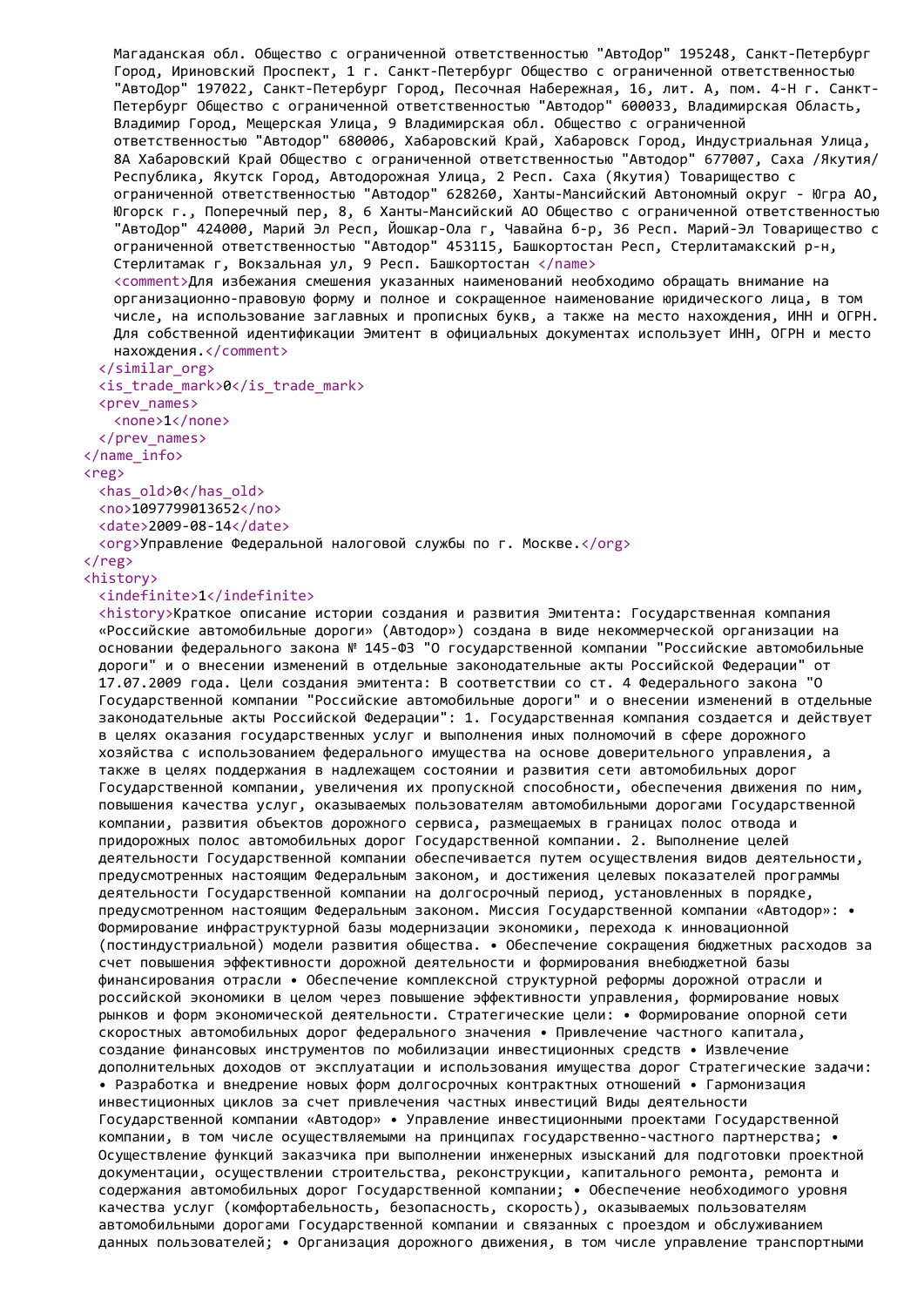```
Магаданская обл. Общество с ограниченной ответственностью "АвтоДор" 195248, Санкт-Петербург Город, Ириновский Проспект, 1 г. Санкт-Петербург Общество с ограниченной ответственностью "АвтоДор" 197022, Санкт-Петербург Город, Песочная Набережная, 16, лит. А, пом. 4-Н г. Санкт-Петербург Общество с ограниченной ответственностью "Автодор" 600033, Владимирская Область, Владимир Город, Мещерская Улица, 9 Владимирская обл. Общество с ограниченной ответственностью "Автодор" 680006, Хабаровский Край, Хабаровск Город, Индустриальная Улица, 8А Хабаровский Край Общество с ограниченной ответственностью "Автодор" 677007, Саха /Якутия/ Республика, Якутск Город, Автодорожная Улица, 2 Респ. Саха (Якутия) Товарищество с ограниченной ответственностью "Автодор" 628260, Ханты-Мансийский Автономный округ - Югра АО, Югорск г., Поперечный пер, 8, 6 Ханты-Мансийский АО Общество с ограниченной ответственностью "АвтоДор" 424000, Марий Эл Респ, Йошкар-Ола г, Хавайна б-р, 36 Респ. Марий-Эл Товарищество с ограниченной ответственностью "Автодор" 453115, Башкортостан Респ, Стерлитамакский р-н, Стерлитамак г, Вокзальная ул, 9 Респ. Башкортостан </name>
    <comment>Для избежания смешения указанных наименований необходимо обращать внимание на организационно-правовую форму и полное и сокращенное наименование юридического лица, в том числе, на использование заглавных и прописных букв, а также на место нахождения, ИНН и ОГРН. Для собственной идентификации Эмитент в официальных документах использует ИНН, ОГРН и место нахождения.</comment>
  </similar_org>
  <is_trade_mark>0</is_trade_mark>
  <prev_names>
    <none>1</none>
  </prev_names>
</name_info>
<reg>
  <has_old>0</has_old>
  <no>1097799013652</no>
  <date>2009-08-14</date>
  <org>Управление Федеральной налоговой службы по г. Москве.</org>
</reg>
<history>
  <indefinite>1</indefinite>
  <history>Краткое описание истории создания и развития Эмитента: Государственная компания «Российские автомобильные дороги» (Автодор») создана в виде некоммерческой организации на основании федерального закона № 145-ФЗ "О государственной компании "Российские автомобильные дороги" и о внесении изменений в отдельные законодательные акты Российской Федерации" от 17.07.2009 года. Цели создания эмитента: В соответствии со ст. 4 Федерального закона "О Государственной компании "Российские автомобильные дороги" и о внесении изменений в отдельные законодательные акты Российской Федерации": 1. Государственная компания создается и действует в целях оказания государственных услуг и выполнения иных полномочий в сфере дорожного хозяйства с использованием федерального имущества на основе доверительного управления, а также в целях поддержания в надлежащем состоянии и развития сети автомобильных дорог Государственной компании, увеличения их пропускной способности, обеспечения движения по ним, повышения качества услуг, оказываемых пользователям автомобильными дорогами Государственной компании, развития объектов дорожного сервиса, размещаемых в границах полос отвода и придорожных полос автомобильных дорог Государственной компании. 2. Выполнение целей деятельности Государственной компании обеспечивается путем осуществления видов деятельности, предусмотренных настоящим Федеральным законом, и достижения целевых показателей программы деятельности Государственной компании на долгосрочный период, установленных в порядке, предусмотренном настоящим Федеральным законом. Миссия Государственной компании «Автодор»: • Формирование инфраструктурной базы модернизации экономики, перехода к инновационной (постиндустриальной) модели развития общества. • Обеспечение сокращения бюджетных расходов за счет повышения эффективности дорожной деятельности и формирования внебюджетной базы финансирования отрасли • Обеспечение комплексной структурной реформы дорожной отрасли и российской экономики в целом через повышение эффективности управления, формирование новых рынков и форм экономической деятельности. Стратегические цели: • Формирование опорной сети скоростных автомобильных дорог федерального значения • Привлечение частного капитала, создание финансовых инструментов по мобилизации инвестиционных средств • Извлечение дополнительных доходов от эксплуатации и использования имущества дорог Стратегические задачи: • Разработка и внедрение новых форм долгосрочных контрактных отношений • Гармонизация инвестиционных циклов за счет привлечения частных инвестиций Виды деятельности Государственной компании «Автодор» • Управление инвестиционными проектами Государственной компании, в том числе осуществляемыми на принципах государственно-частного партнерства; • Осуществление функций заказчика при выполнении инженерных изысканий для подготовки проектной документации, осуществлении строительства, реконструкции, капитального ремонта, ремонта и содержания автомобильных дорог Государственной компании; • Обеспечение необходимого уровня качества услуг (комфортабельность, безопасность, скорость), оказываемых пользователям автомобильными дорогами Государственной компании и связанных с проездом и обслуживанием данных пользователей; • Организация дорожного движения, в том числе управление транспортными
```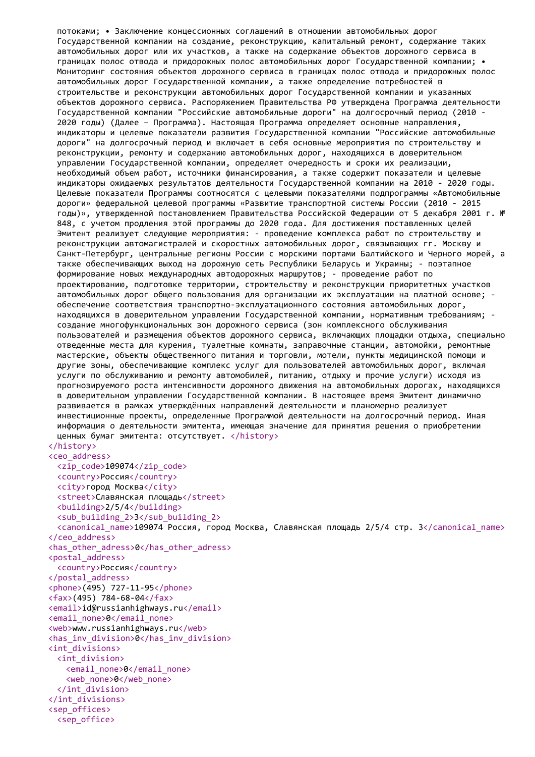```
    потоками; • Заключение концессионных соглашений в отношении автомобильных дорог
    Государственной компании на создание, реконструкцию, капитальный ремонт, содержание таких
    автомобильных дорог или их участков, а также на содержание объектов дорожного сервиса в
    границах полос отвода и придорожных полос автомобильных дорог Государственной компании; •
    Мониторинг состояния объектов дорожного сервиса в границах полос отвода и придорожных полос
    автомобильных дорог Государственной компании, а также определение потребностей в
    строительстве и реконструкции автомобильных дорог Государственной компании и указанных
    объектов дорожного сервиса. Распоряжением Правительства РФ утверждена Программа деятельности
    Государственной компании "Российские автомобильные дороги" на долгосрочный период (2010 -
    2020 годы) (Далее – Программа). Настоящая Программа определяет основные направления,
    индикаторы и целевые показатели развития Государственной компании "Российские автомобильные
    дороги" на долгосрочный период и включает в себя основные мероприятия по строительству и
    реконструкции, ремонту и содержанию автомобильных дорог, находящихся в доверительном
    управлении Государственной компании, определяет очередность и сроки их реализации,
    необходимый объем работ, источники финансирования, а также содержит показатели и целевые
    индикаторы ожидаемых результатов деятельности Государственной компании на 2010 - 2020 годы.
    Целевые показатели Программы соотносятся с целевыми показателями подпрограммы «Автомобильные
    дороги» федеральной целевой программы «Развитие транспортной системы России (2010 - 2015
    годы)», утвержденной постановлением Правительства Российской Федерации от 5 декабря 2001 г. №
    848, с учетом продления этой программы до 2020 года. Для достижения поставленных целей
    Эмитент реализует следующие мероприятия: - проведение комплекса работ по строительству и
    реконструкции автомагистралей и скоростных автомобильных дорог, связывающих гг. Москву и
    Санкт-Петербург, центральные регионы России с морскими портами Балтийского и Черного морей, а
    также обеспечивающих выход на дорожную сеть Республики Беларусь и Украины; - поэтапное
    формирование новых международных автодорожных маршрутов; - проведение работ по
    проектированию, подготовке территории, строительству и реконструкции приоритетных участков
    автомобильных дорог общего пользования для организации их эксплуатации на платной основе; -
    обеспечение соответствия транспортно-эксплуатационного состояния автомобильных дорог,
    находящихся в доверительном управлении Государственной компании, нормативным требованиям; -
    создание многофункциональных зон дорожного сервиса (зон комплексного обслуживания
    пользователей и размещения объектов дорожного сервиса, включающих площадки отдыха, специально
    отведенные места для курения, туалетные комнаты, заправочные станции, автомойки, ремонтные
    мастерские, объекты общественного питания и торговли, мотели, пункты медицинской помощи и
    другие зоны, обеспечивающие комплекс услуг для пользователей автомобильных дорог, включая
    услуги по обслуживанию и ремонту автомобилей, питанию, отдыху и прочие услуги) исходя из
    прогнозируемого роста интенсивности дорожного движения на автомобильных дорогах, находящихся
    в доверительном управлении Государственной компании. В настоящее время Эмитент динамично
    развивается в рамках утверждённых направлений деятельности и планомерно реализует
    инвестиционные проекты, определенные Программой деятельности на долгосрочный период. Иная
    информация о деятельности эмитента, имеющая значение для принятия решения о приобретении
    ценных бумаг эмитента: отсутствует. </history>
  </history>
  <ceo_address>
    <zip_code>109074</zip_code>
    <country>Россия</country>
    <city>город Москва</city>
    <street>Славянская площадь</street>
    <building>2/5/4</building>
    <sub_building_2>3</sub_building_2>
    <canonical_name>109074 Россия, город Москва, Славянская площадь 2/5/4 стр. 3</canonical_name>
  </ceo_address>
  <has_other_adress>0</has_other_adress>
  <postal_address>
    <country>Россия</country>
  </postal_address>
  <phone>(495) 727-11-95</phone>
  <fax>(495) 784-68-04</fax>
  <email>id@russianhighways.ru</email>
  <email_none>0</email_none>
  <web>www.russianhighways.ru</web>
  <has_inv_division>0</has_inv_division>
  <int_divisions>
    <int_division>
      <email_none>0</email_none>
      <web_none>0</web_none>
    </int_division>
  </int_divisions>
  <sep_offices>
    <sep_office>
```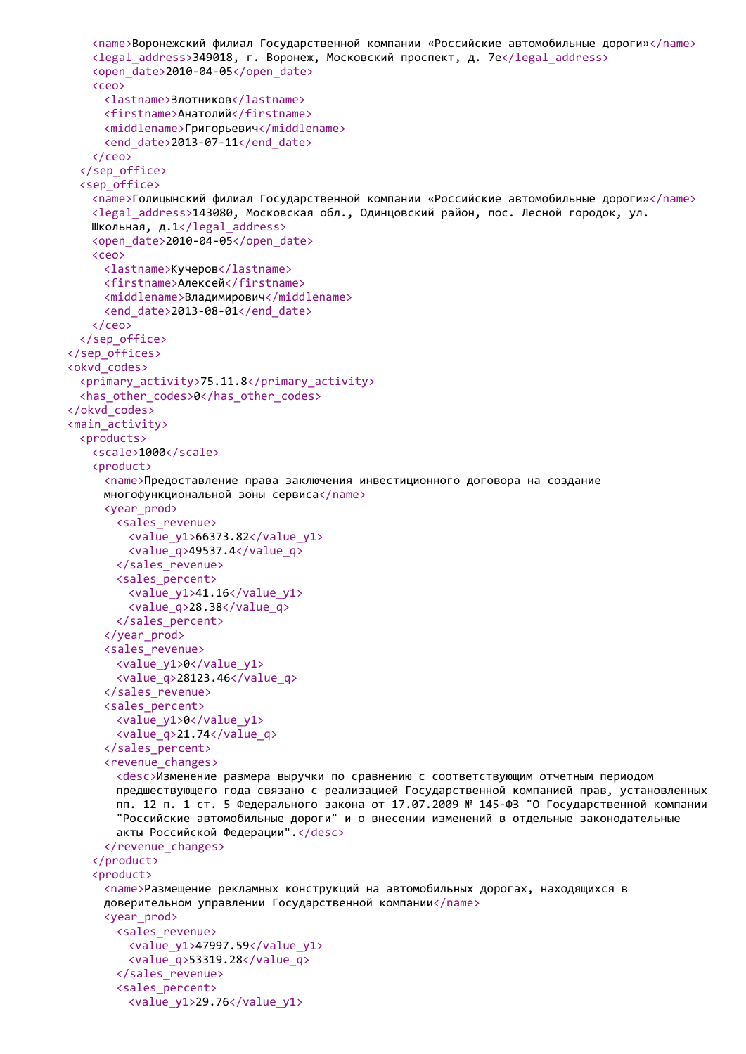```
      <name>Воронежский филиал Государственной компании «Российские автомобильные дороги»</name>
      <legal_address>349018, г. Воронеж, Московский проспект, д. 7е</legal_address>
      <open_date>2010-04-05</open_date>
      <ceo>
        <lastname>Злотников</lastname>
        <firstname>Анатолий</firstname>
        <middlename>Григорьевич</middlename>
        <end_date>2013-07-11</end_date>
      </ceo>
    </sep_office>
    <sep_office>
      <name>Голицынский филиал Государственной компании «Российские автомобильные дороги»</name>
      <legal_address>143080, Московская обл., Одинцовский район, пос. Лесной городок, ул.
      Школьная, д.1</legal_address>
      <open_date>2010-04-05</open_date>
      <ceo>
        <lastname>Кучеров</lastname>
        <firstname>Алексей</firstname>
        <middlename>Владимирович</middlename>
        <end_date>2013-08-01</end_date>
      </ceo>
    </sep_office>
  </sep_offices>
  <okvd_codes>
    <primary_activity>75.11.8</primary_activity>
    <has_other_codes>0</has_other_codes>
  </okvd_codes>
  <main_activity>
    <products>
      <scale>1000</scale>
      <product>
        <name>Предоставление права заключения инвестиционного договора на создание
        многофункциональной зоны сервиса</name>
        <year_prod>
          <sales_revenue>
            <value_y1>66373.82</value_y1>
            <value_q>49537.4</value_q>
          </sales_revenue>
          <sales_percent>
            <value_y1>41.16</value_y1>
            <value_q>28.38</value_q>
          </sales_percent>
        </year_prod>
        <sales_revenue>
          <value_y1>0</value_y1>
          <value_q>28123.46</value_q>
        </sales_revenue>
        <sales_percent>
          <value_y1>0</value_y1>
          <value_q>21.74</value_q>
        </sales_percent>
        <revenue_changes>
          <desc>Изменение размера выручки по сравнению с соответствующим отчетным периодом
          предшествующего года связано с реализацией Государственной компанией прав, установленных
          пп. 12 п. 1 ст. 5 Федерального закона от 17.07.2009 № 145-ФЗ "О Государственной компании
          "Российские автомобильные дороги" и о внесении изменений в отдельные законодательные
          акты Российской Федерации".</desc>
        </revenue_changes>
      </product>
      <product>
        <name>Размещение рекламных конструкций на автомобильных дорогах, находящихся в
        доверительном управлении Государственной компании</name>
        <year_prod>
          <sales_revenue>
            <value_y1>47997.59</value_y1>
            <value_q>53319.28</value_q>
          </sales_revenue>
          <sales_percent>
            <value_y1>29.76</value_y1>
```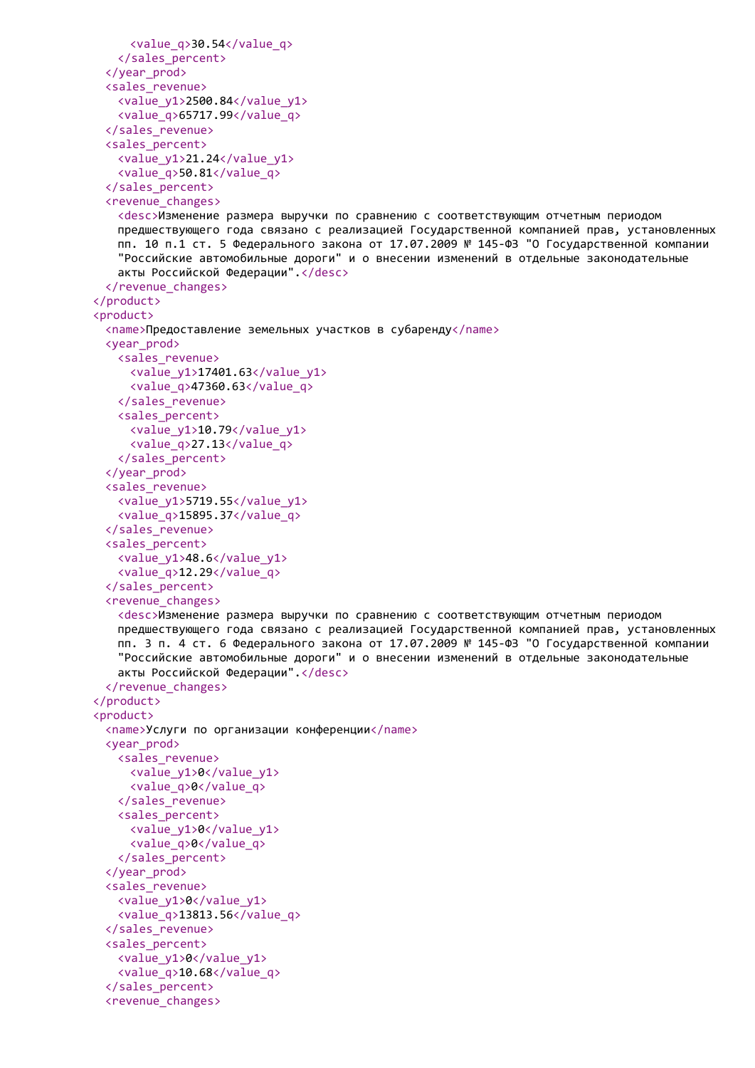```
        <value_q>30.54</value_q>
      </sales_percent>
    </year_prod>
    <sales_revenue>
      <value_y1>2500.84</value_y1>
      <value_q>65717.99</value_q>
    </sales_revenue>
    <sales_percent>
      <value_y1>21.24</value_y1>
      <value_q>50.81</value_q>
    </sales_percent>
    <revenue_changes>
      <desc>Изменение размера выручки по сравнению с соответствующим отчетным периодом
      предшествующего года связано с реализацией Государственной компанией прав, установленных
      пп. 10 п.1 ст. 5 Федерального закона от 17.07.2009 № 145-ФЗ "О Государственной компании
      "Российские автомобильные дороги" и о внесении изменений в отдельные законодательные
      акты Российской Федерации".</desc>
    </revenue_changes>
  </product>
  <product>
    <name>Предоставление земельных участков в субаренду</name>
    <year_prod>
      <sales_revenue>
        <value_y1>17401.63</value_y1>
        <value_q>47360.63</value_q>
      </sales_revenue>
      <sales_percent>
        <value_y1>10.79</value_y1>
        <value_q>27.13</value_q>
      </sales_percent>
    </year_prod>
    <sales_revenue>
      <value_y1>5719.55</value_y1>
      <value_q>15895.37</value_q>
    </sales_revenue>
    <sales_percent>
      <value_y1>48.6</value_y1>
      <value_q>12.29</value_q>
    </sales_percent>
    <revenue_changes>
      <desc>Изменение размера выручки по сравнению с соответствующим отчетным периодом
      предшествующего года связано с реализацией Государственной компанией прав, установленных
      пп. 3 п. 4 ст. 6 Федерального закона от 17.07.2009 № 145-ФЗ "О Государственной компании
      "Российские автомобильные дороги" и о внесении изменений в отдельные законодательные
      акты Российской Федерации".</desc>
    </revenue_changes>
  </product>
  <product>
    <name>Услуги по организации конференции</name>
    <year_prod>
      <sales_revenue>
        <value_y1>0</value_y1>
        <value_q>0</value_q>
      </sales_revenue>
      <sales_percent>
        <value_y1>0</value_y1>
        <value_q>0</value_q>
      </sales_percent>
    </year_prod>
    <sales_revenue>
      <value_y1>0</value_y1>
      <value_q>13813.56</value_q>
    </sales_revenue>
    <sales_percent>
      <value_y1>0</value_y1>
      <value_q>10.68</value_q>
    </sales_percent>
    <revenue_changes>
```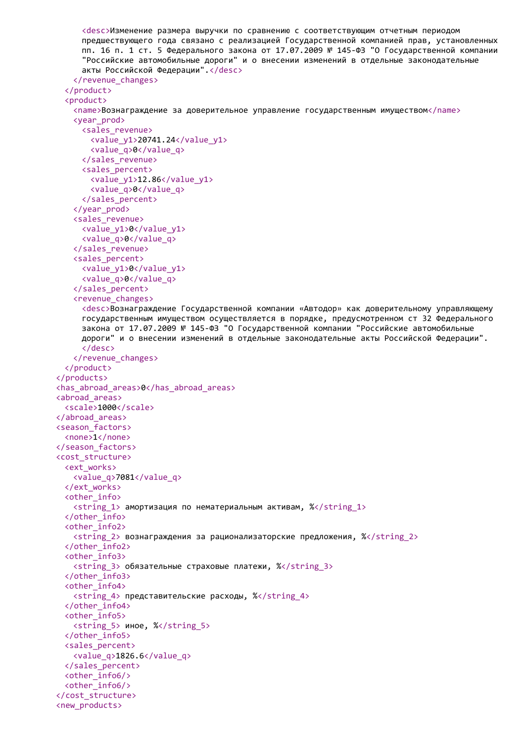```
      <desc>Изменение размера выручки по сравнению с соответствующим отчетным периодом
      предшествующего года связано с реализацией Государственной компанией прав, установленных
      пп. 16 п. 1 ст. 5 Федерального закона от 17.07.2009 № 145-ФЗ "О Государственной компании
      "Российские автомобильные дороги" и о внесении изменений в отдельные законодательные
      акты Российской Федерации".</desc>
    </revenue_changes>
  </product>
  <product>
    <name>Вознаграждение за доверительное управление государственным имуществом</name>
    <year_prod>
      <sales_revenue>
        <value_y1>20741.24</value_y1>
        <value_q>0</value_q>
      </sales_revenue>
      <sales_percent>
        <value_y1>12.86</value_y1>
        <value_q>0</value_q>
      </sales_percent>
    </year_prod>
    <sales_revenue>
      <value_y1>0</value_y1>
      <value_q>0</value_q>
    </sales_revenue>
    <sales_percent>
      <value_y1>0</value_y1>
      <value_q>0</value_q>
    </sales_percent>
    <revenue_changes>
      <desc>Вознаграждение Государственной компании «Автодор» как доверительному управляющему
      государственным имуществом осуществляется в порядке, предусмотренном ст 32 Федерального
      закона от 17.07.2009 № 145-ФЗ "О Государственной компании "Российские автомобильные
      дороги" и о внесении изменений в отдельные законодательные акты Российской Федерации".
      </desc>
    </revenue_changes>
  </product>
</products>
<has_abroad_areas>0</has_abroad_areas>
<abroad_areas>
  <scale>1000</scale>
</abroad_areas>
<season_factors>
  <none>1</none>
</season_factors>
<cost_structure>
  <ext_works>
    <value_q>7081</value_q>
  </ext_works>
  <other_info>
    <string_1> амортизация по нематериальным активам, %</string_1>
  </other_info>
  <other_info2>
    <string_2> вознаграждения за рационализаторские предложения, %</string_2>
  </other_info2>
  <other_info3>
    <string_3> обязательные страховые платежи, %</string_3>
  </other_info3>
  <other_info4>
    <string_4> представительские расходы, %</string_4>
  </other_info4>
  <other_info5>
    <string_5> иное, %</string_5>
  </other_info5>
  <sales_percent>
    <value_q>1826.6</value_q>
  </sales_percent>
  <other_info6/>
  <other_info6/>
</cost_structure>
<new_products>
```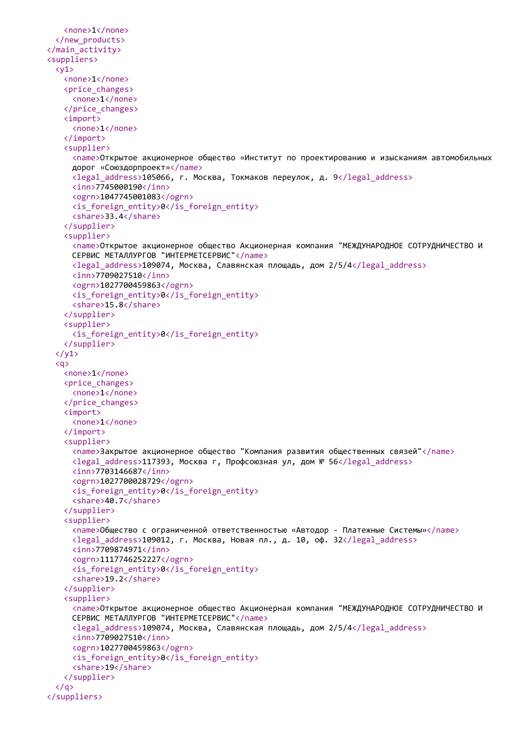```
      <none>1</none>
    </new_products>
  </main_activity>
  <suppliers>
    <y1>
      <none>1</none>
      <price_changes>
        <none>1</none>
      </price_changes>
      <import>
        <none>1</none>
      </import>
      <supplier>
        <name>Открытое акционерное общество «Институт по проектированию и изысканиям автомобильных дорог «Союздорпроект»</name>
        <legal_address>105066, г. Москва, Токмаков переулок, д. 9</legal_address>
        <inn>7745000190</inn>
        <ogrn>1047745001083</ogrn>
        <is_foreign_entity>0</is_foreign_entity>
        <share>33.4</share>
      </supplier>
      <supplier>
        <name>Открытое акционерное общество Акционерная компания "МЕЖДУНАРОДНОЕ СОТРУДНИЧЕСТВО И СЕРВИС МЕТАЛЛУРГОВ "ИНТЕРМЕТСЕРВИС"</name>
        <legal_address>109074, Москва, Славянская площадь, дом 2/5/4</legal_address>
        <inn>7709027510</inn>
        <ogrn>1027700459863</ogrn>
        <is_foreign_entity>0</is_foreign_entity>
        <share>15.8</share>
      </supplier>
      <supplier>
        <is_foreign_entity>0</is_foreign_entity>
      </supplier>
    </y1>
    <q>
      <none>1</none>
      <price_changes>
        <none>1</none>
      </price_changes>
      <import>
        <none>1</none>
      </import>
      <supplier>
        <name>Закрытое акционерное общество "Компания развития общественных связей"</name>
        <legal_address>117393, Москва г, Профсоюзная ул, дом № 56</legal_address>
        <inn>7703146687</inn>
        <ogrn>1027700028729</ogrn>
        <is_foreign_entity>0</is_foreign_entity>
        <share>40.7</share>
      </supplier>
      <supplier>
        <name>Общество с ограниченной ответственностью «Автодор - Платежные Системы»</name>
        <legal_address>109012, г. Москва, Новая пл., д. 10, оф. 32</legal_address>
        <inn>7709874971</inn>
        <ogrn>1117746252227</ogrn>
        <is_foreign_entity>0</is_foreign_entity>
        <share>19.2</share>
      </supplier>
      <supplier>
        <name>Открытое акционерное общество Акционерная компания "МЕЖДУНАРОДНОЕ СОТРУДНИЧЕСТВО И СЕРВИС МЕТАЛЛУРГОВ "ИНТЕРМЕТСЕРВИС"</name>
        <legal_address>109074, Москва, Славянская площадь, дом 2/5/4</legal_address>
        <inn>7709027510</inn>
        <ogrn>1027700459863</ogrn>
        <is_foreign_entity>0</is_foreign_entity>
        <share>19</share>
      </supplier>
    </q>
  </suppliers>
```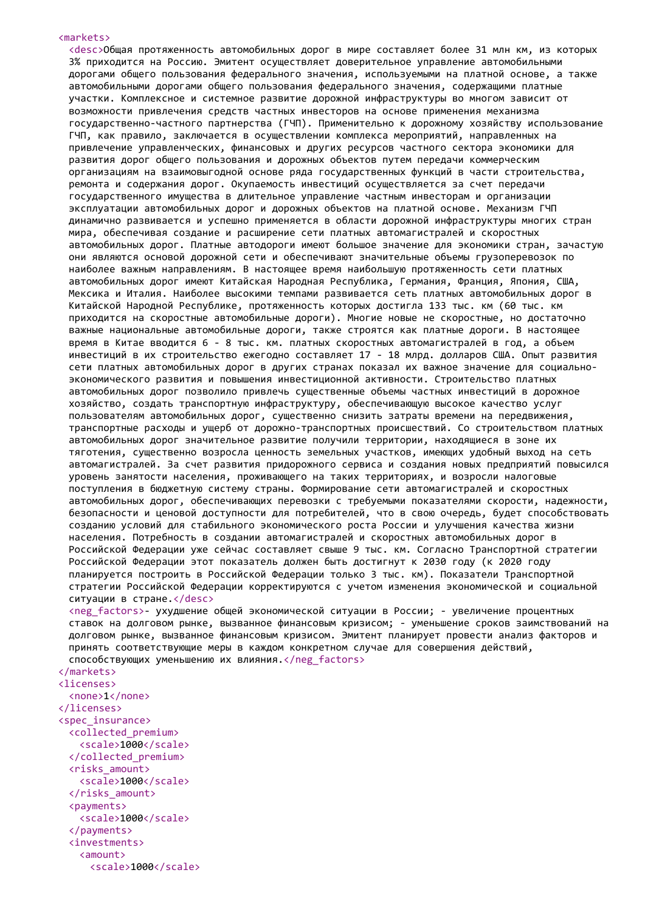```
<markets>
  <desc>Общая протяженность автомобильных дорог в мире составляет более 31 млн км, из которых 3% приходится на Россию. Эмитент осуществляет доверительное управление автомобильными дорогами общего пользования федерального значения, используемыми на платной основе, а также автомобильными дорогами общего пользования федерального значения, содержащими платные участки. Комплексное и системное развитие дорожной инфраструктуры во многом зависит от возможности привлечения средств частных инвесторов на основе применения механизма государственно-частного партнерства (ГЧП). Применительно к дорожному хозяйству использование ГЧП, как правило, заключается в осуществлении комплекса мероприятий, направленных на привлечение управленческих, финансовых и других ресурсов частного сектора экономики для развития дорог общего пользования и дорожных объектов путем передачи коммерческим организациям на взаимовыгодной основе ряда государственных функций в части строительства, ремонта и содержания дорог. Окупаемость инвестиций осуществляется за счет передачи государственного имущества в длительное управление частным инвесторам и организации эксплуатации автомобильных дорог и дорожных объектов на платной основе. Механизм ГЧП динамично развивается и успешно применяется в области дорожной инфраструктуры многих стран мира, обеспечивая создание и расширение сети платных автомагистралей и скоростных автомобильных дорог. Платные автодороги имеют большое значение для экономики стран, зачастую они являются основой дорожной сети и обеспечивают значительные объемы грузоперевозок по наиболее важным направлениям. В настоящее время наибольшую протяженность сети платных автомобильных дорог имеют Китайская Народная Республика, Германия, Франция, Япония, США, Мексика и Италия. Наиболее высокими темпами развивается сеть платных автомобильных дорог в Китайской Народной Республике, протяженность которых достигла 133 тыс. км (60 тыс. км приходится на скоростные автомобильные дороги). Многие новые не скоростные, но достаточно важные национальные автомобильные дороги, также строятся как платные дороги. В настоящее время в Китае вводится 6 - 8 тыс. км. платных скоростных автомагистралей в год, а объем инвестиций в их строительство ежегодно составляет 17 - 18 млрд. долларов США. Опыт развития сети платных автомобильных дорог в других странах показал их важное значение для социально-экономического развития и повышения инвестиционной активности. Строительство платных автомобильных дорог позволило привлечь существенные объемы частных инвестиций в дорожное хозяйство, создать транспортную инфраструктуру, обеспечивающую высокое качество услуг пользователям автомобильных дорог, существенно снизить затраты времени на передвижения, транспортные расходы и ущерб от дорожно-транспортных происшествий. Со строительством платных автомобильных дорог значительное развитие получили территории, находящиеся в зоне их тяготения, существенно возросла ценность земельных участков, имеющих удобный выход на сеть автомагистралей. За счет развития придорожного сервиса и создания новых предприятий повысился уровень занятости населения, проживающего на таких территориях, и возросли налоговые поступления в бюджетную систему страны. Формирование сети автомагистралей и скоростных автомобильных дорог, обеспечивающих перевозки с требуемыми показателями скорости, надежности, безопасности и ценовой доступности для потребителей, что в свою очередь, будет способствовать созданию условий для стабильного экономического роста России и улучшения качества жизни населения. Потребность в создании автомагистралей и скоростных автомобильных дорог в Российской Федерации уже сейчас составляет свыше 9 тыс. км. Согласно Транспортной стратегии Российской Федерации этот показатель должен быть достигнут к 2030 году (к 2020 году планируется построить в Российской Федерации только 3 тыс. км). Показатели Транспортной стратегии Российской Федерации корректируются с учетом изменения экономической и социальной ситуации в стране.</desc>
  <neg_factors>- ухудшение общей экономической ситуации в России; - увеличение процентных ставок на долговом рынке, вызванное финансовым кризисом; - уменьшение сроков заимствований на долговом рынке, вызванное финансовым кризисом. Эмитент планирует провести анализ факторов и принять соответствующие меры в каждом конкретном случае для совершения действий, способствующих уменьшению их влияния.</neg_factors>
</markets>
<licenses>
  <none>1</none>
</licenses>
<spec_insurance>
  <collected_premium>
    <scale>1000</scale>
  </collected_premium>
  <risks_amount>
    <scale>1000</scale>
  </risks_amount>
  <payments>
    <scale>1000</scale>
  </payments>
  <investments>
    <amount>
      <scale>1000</scale>
```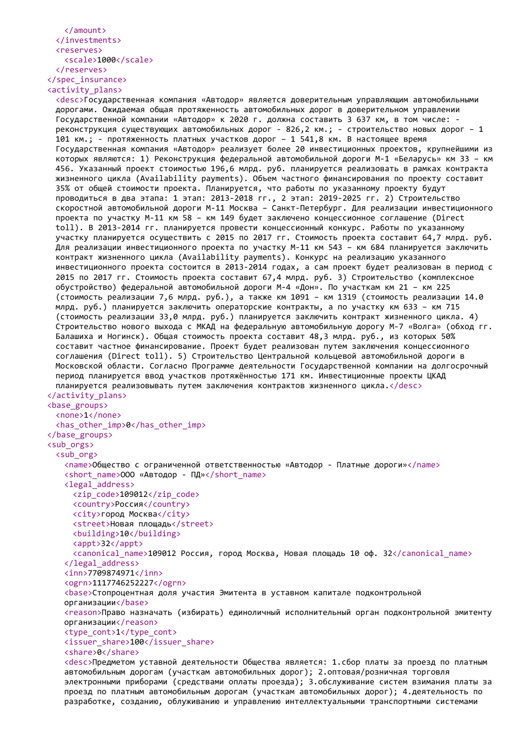```
      </amount>
    </investments>
    <reserves>
      <scale>1000</scale>
    </reserves>
  </spec_insurance>
  <activity_plans>
    <desc>Государственная компания «Автодор» является доверительным управляющим автомобильными дорогами. Ожидаемая общая протяженность автомобильных дорог в доверительном управлении Государственной компании «Автодор» к 2020 г. должна составить 3 637 км, в том числе: - реконструкция существующих автомобильных дорог - 826,2 км.; - строительство новых дорог – 1 101 км.; - протяженность платных участков дорог – 1 541,8 км. В настоящее время Государственная компания «Автодор» реализует более 20 инвестиционных проектов, крупнейшими из которых являются: 1) Реконструкция федеральной автомобильной дороги М-1 «Беларусь» км 33 – км 456. Указанный проект стоимостью 196,6 млрд. руб. планируется реализовать в рамках контракта жизненного цикла (Availability payments). Объем частного финансирования по проекту составит 35% от общей стоимости проекта. Планируется, что работы по указанному проекту будут проводиться в два этапа: 1 этап: 2013-2018 гг., 2 этап: 2019-2025 гг. 2) Строительство скоростной автомобильной дороги М-11 Москва – Санкт-Петербург. Для реализации инвестиционного проекта по участку М-11 км 58 – км 149 будет заключено концессионное соглашение (Direct toll). В 2013-2014 гг. планируется провести концессионный конкурс. Работы по указанному участку планируется осуществить с 2015 по 2017 гг. Стоимость проекта составит 64,7 млрд. руб. Для реализации инвестиционного проекта по участку М-11 км 543 – км 684 планируется заключить контракт жизненного цикла (Availability payments). Конкурс на реализацию указанного инвестиционного проекта состоится в 2013-2014 годах, а сам проект будет реализован в период с 2015 по 2017 гг. Стоимость проекта составит 67,4 млрд. руб. 3) Строительство (комплексное обустройство) федеральной автомобильной дороги М-4 «Дон». По участкам км 21 – км 225 (стоимость реализации 7,6 млрд. руб.), а также км 1091 – км 1319 (стоимость реализации 14.0 млрд. руб.) планируется заключить операторские контракты, а по участку км 633 – км 715 (стоимость реализации 33,0 млрд. руб.) планируется заключить контракт жизненного цикла. 4) Строительство нового выхода с МКАД на федеральную автомобильную дорогу М-7 «Волга» (обход гг. Балашиха и Ногинск). Общая стоимость проекта составит 48,3 млрд. руб., из которых 50% составит частное финансирование. Проект будет реализован путем заключения концессионного соглашения (Direct toll). 5) Строительство Центральной кольцевой автомобильной дороги в Московской области. Согласно Программе деятельности Государственной компании на долгосрочный период планируется ввод участков протяжённостью 171 км. Инвестиционные проекты ЦКАД планируется реализовывать путем заключения контрактов жизненного цикла.</desc>
  </activity_plans>
  <base_groups>
    <none>1</none>
    <has_other_imp>0</has_other_imp>
  </base_groups>
  <sub_orgs>
    <sub_org>
      <name>Общество с ограниченной ответственностью «Автодор - Платные дороги»</name>
      <short_name>ООО «Автодор - ПД»</short_name>
      <legal_address>
        <zip_code>109012</zip_code>
        <country>Россия</country>
        <city>город Москва</city>
        <street>Новая площадь</street>
        <building>10</building>
        <appt>32</appt>
        <canonical_name>109012 Россия, город Москва, Новая площадь 10 оф. 32</canonical_name>
      </legal_address>
      <inn>7709874971</inn>
      <ogrn>1117746252227</ogrn>
      <base>Стопроцентная доля участия Эмитента в уставном капитале подконтрольной организации</base>
      <reason>Право назначать (избирать) единоличный исполнительный орган подконтрольной эмитенту организации</reason>
      <type_cont>1</type_cont>
      <issuer_share>100</issuer_share>
      <share>0</share>
      <desc>Предметом уставной деятельности Общества является: 1.сбор платы за проезд по платным автомобильным дорогам (участкам автомобильных дорог); 2.оптовая/розничная торговля электронными приборами (средствами оплаты проезда); 3.обслуживание систем взимания платы за проезд по платным автомобильным дорогам (участкам автомобильных дорог); 4.деятельность по разработке, созданию, облуживанию и управлению интеллектуальными транспортными системами
```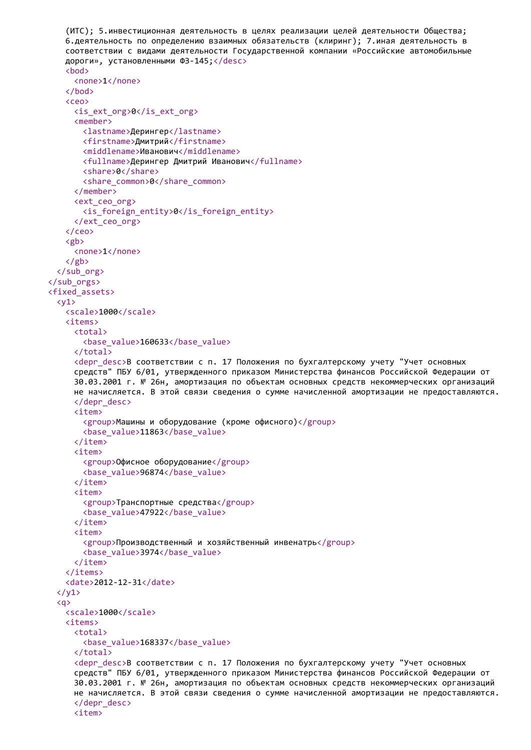```
      (ИТС); 5.инвестиционная деятельность в целях реализации целей деятельности Общества;
      6.деятельность по определению взаимных обязательств (клиринг); 7.иная деятельность в
      соответствии с видами деятельности Государственной компании «Российские автомобильные
      дороги», установленными ФЗ-145;</desc>
      <bod>
        <none>1</none>
      </bod>
      <ceo>
        <is_ext_org>0</is_ext_org>
        <member>
          <lastname>Дерингер</lastname>
          <firstname>Дмитрий</firstname>
          <middlename>Иванович</middlename>
          <fullname>Дерингер Дмитрий Иванович</fullname>
          <share>0</share>
          <share_common>0</share_common>
        </member>
        <ext_ceo_org>
          <is_foreign_entity>0</is_foreign_entity>
        </ext_ceo_org>
      </ceo>
      <gb>
        <none>1</none>
      </gb>
    </sub_org>
  </sub_orgs>
  <fixed_assets>
    <y1>
      <scale>1000</scale>
      <items>
        <total>
          <base_value>160633</base_value>
        </total>
        <depr_desc>В соответствии с п. 17 Положения по бухгалтерскому учету "Учет основных
        средств" ПБУ 6/01, утвержденного приказом Министерства финансов Российской Федерации от
        30.03.2001 г. № 26н, амортизация по объектам основных средств некоммерческих организаций
        не начисляется. В этой связи сведения о сумме начисленной амортизации не предоставляются.
        </depr_desc>
        <item>
          <group>Машины и оборудование (кроме офисного)</group>
          <base_value>11863</base_value>
        </item>
        <item>
          <group>Офисное оборудование</group>
          <base_value>96874</base_value>
        </item>
        <item>
          <group>Транспортные средства</group>
          <base_value>47922</base_value>
        </item>
        <item>
          <group>Производственный и хозяйственный инвенатрь</group>
          <base_value>3974</base_value>
        </item>
      </items>
      <date>2012-12-31</date>
    </y1>
    <q>
      <scale>1000</scale>
      <items>
        <total>
          <base_value>168337</base_value>
        </total>
        <depr_desc>В соответствии с п. 17 Положения по бухгалтерскому учету "Учет основных
        средств" ПБУ 6/01, утвержденного приказом Министерства финансов Российской Федерации от
        30.03.2001 г. № 26н, амортизация по объектам основных средств некоммерческих организаций
        не начисляется. В этой связи сведения о сумме начисленной амортизации не предоставляются.
        </depr_desc>
        <item>
```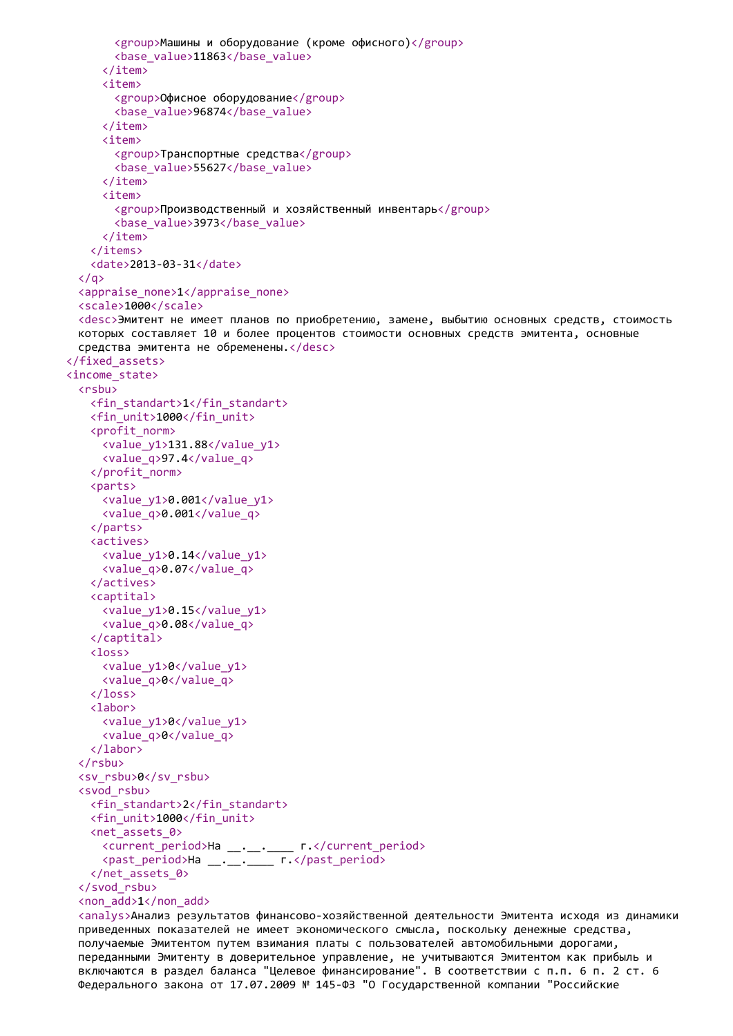```
        <group>Машины и оборудование (кроме офисного)</group>
        <base_value>11863</base_value>
      </item>
      <item>
        <group>Офисное оборудование</group>
        <base_value>96874</base_value>
      </item>
      <item>
        <group>Транспортные средства</group>
        <base_value>55627</base_value>
      </item>
      <item>
        <group>Производственный и хозяйственный инвентарь</group>
        <base_value>3973</base_value>
      </item>
    </items>
    <date>2013-03-31</date>
  </q>
  <appraise_none>1</appraise_none>
  <scale>1000</scale>
  <desc>Эмитент не имеет планов по приобретению, замене, выбытию основных средств, стоимость
  которых составляет 10 и более процентов стоимости основных средств эмитента, основные
  средства эмитента не обременены.</desc>
</fixed_assets>
<income_state>
  <rsbu>
    <fin_standart>1</fin_standart>
    <fin_unit>1000</fin_unit>
    <profit_norm>
      <value_y1>131.88</value_y1>
      <value_q>97.4</value_q>
    </profit_norm>
    <parts>
      <value_y1>0.001</value_y1>
      <value_q>0.001</value_q>
    </parts>
    <actives>
      <value_y1>0.14</value_y1>
      <value_q>0.07</value_q>
    </actives>
    <captital>
      <value_y1>0.15</value_y1>
      <value_q>0.08</value_q>
    </captital>
    <loss>
      <value_y1>0</value_y1>
      <value_q>0</value_q>
    </loss>
    <labor>
      <value_y1>0</value_y1>
      <value_q>0</value_q>
    </labor>
  </rsbu>
  <sv_rsbu>0</sv_rsbu>
  <svod_rsbu>
    <fin_standart>2</fin_standart>
    <fin_unit>1000</fin_unit>
    <net_assets_0>
      <current_period>На __.__.____ г.</current_period>
      <past_period>На __.__.____ г.</past_period>
    </net_assets_0>
  </svod_rsbu>
  <non_add>1</non_add>
  <analys>Анализ результатов финансово-хозяйственной деятельности Эмитента исходя из динамики
  приведенных показателей не имеет экономического смысла, поскольку денежные средства,
  получаемые Эмитентом путем взимания платы с пользователей автомобильными дорогами,
  переданными Эмитенту в доверительное управление, не учитываются Эмитентом как прибыль и
  включаются в раздел баланса "Целевое финансирование". В соответствии с п.п. 6 п. 2 ст. 6
  Федерального закона от 17.07.2009 № 145-ФЗ "О Государственной компании "Российские
```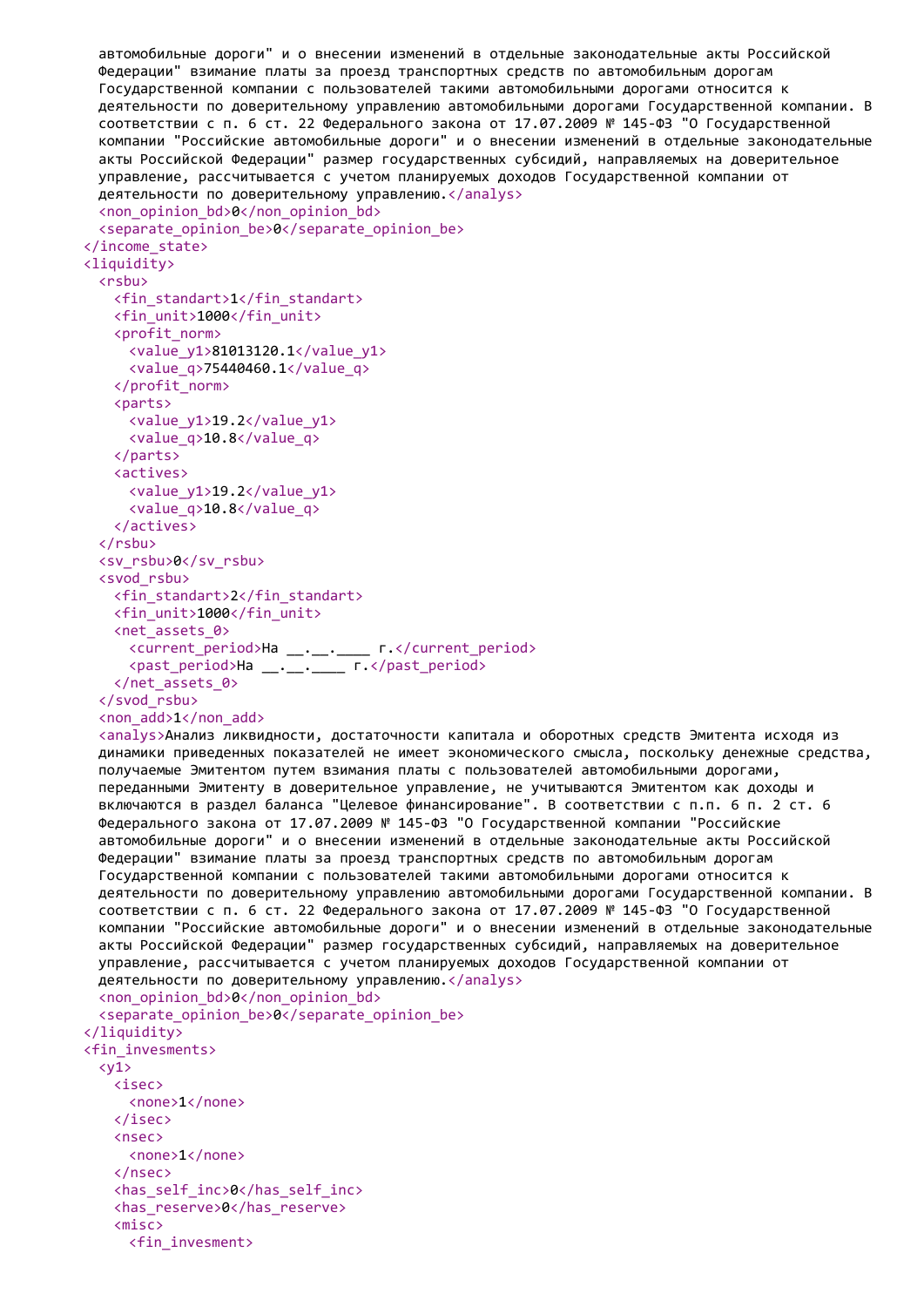```
  автомобильные дороги" и о внесении изменений в отдельные законодательные акты Российской
  Федерации" взимание платы за проезд транспортных средств по автомобильным дорогам
  Государственной компании с пользователей такими автомобильными дорогами относится к
  деятельности по доверительному управлению автомобильными дорогами Государственной компании. В
  соответствии с п. 6 ст. 22 Федерального закона от 17.07.2009 № 145-ФЗ "О Государственной
  компании "Российские автомобильные дороги" и о внесении изменений в отдельные законодательные
  акты Российской Федерации" размер государственных субсидий, направляемых на доверительное
  управление, рассчитывается с учетом планируемых доходов Государственной компании от
  деятельности по доверительному управлению.</analys>
  <non_opinion_bd>0</non_opinion_bd>
  <separate_opinion_be>0</separate_opinion_be>
</income_state>
<liquidity>
  <rsbu>
    <fin_standart>1</fin_standart>
    <fin_unit>1000</fin_unit>
    <profit_norm>
      <value_y1>81013120.1</value_y1>
      <value_q>75440460.1</value_q>
    </profit_norm>
    <parts>
      <value_y1>19.2</value_y1>
      <value_q>10.8</value_q>
    </parts>
    <actives>
      <value_y1>19.2</value_y1>
      <value_q>10.8</value_q>
    </actives>
  </rsbu>
  <sv_rsbu>0</sv_rsbu>
  <svod_rsbu>
    <fin_standart>2</fin_standart>
    <fin_unit>1000</fin_unit>
    <net_assets_0>
      <current_period>На __.__.____ г.</current_period>
      <past_period>На __.__.____ г.</past_period>
    </net_assets_0>
  </svod_rsbu>
  <non_add>1</non_add>
  <analys>Анализ ликвидности, достаточности капитала и оборотных средств Эмитента исходя из
  динамики приведенных показателей не имеет экономического смысла, поскольку денежные средства,
  получаемые Эмитентом путем взимания платы с пользователей автомобильными дорогами,
  переданными Эмитенту в доверительное управление, не учитываются Эмитентом как доходы и
  включаются в раздел баланса "Целевое финансирование". В соответствии с п.п. 6 п. 2 ст. 6
  Федерального закона от 17.07.2009 № 145-ФЗ "О Государственной компании "Российские
  автомобильные дороги" и о внесении изменений в отдельные законодательные акты Российской
  Федерации" взимание платы за проезд транспортных средств по автомобильным дорогам
  Государственной компании с пользователей такими автомобильными дорогами относится к
  деятельности по доверительному управлению автомобильными дорогами Государственной компании. В
  соответствии с п. 6 ст. 22 Федерального закона от 17.07.2009 № 145-ФЗ "О Государственной
  компании "Российские автомобильные дороги" и о внесении изменений в отдельные законодательные
  акты Российской Федерации" размер государственных субсидий, направляемых на доверительное
  управление, рассчитывается с учетом планируемых доходов Государственной компании от
  деятельности по доверительному управлению.</analys>
  <non_opinion_bd>0</non_opinion_bd>
  <separate_opinion_be>0</separate_opinion_be>
</liquidity>
<fin_invesments>
  <y1>
    <isec>
      <none>1</none>
    </isec>
    <nsec>
      <none>1</none>
    </nsec>
    <has_self_inc>0</has_self_inc>
    <has_reserve>0</has_reserve>
    <misc>
      <fin_invesment>
```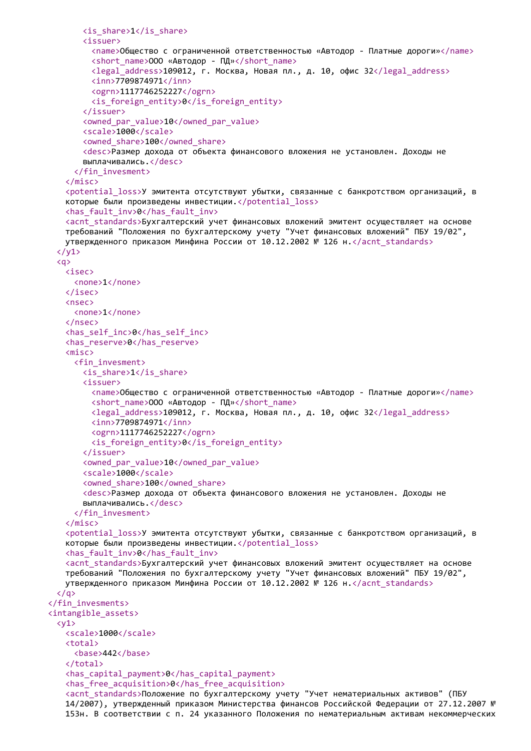```
        <is_share>1</is_share>
        <issuer>
          <name>Общество с ограниченной ответственностью «Автодор - Платные дороги»</name>
          <short_name>ООО «Автодор - ПД»</short_name>
          <legal_address>109012, г. Москва, Новая пл., д. 10, офис 32</legal_address>
          <inn>7709874971</inn>
          <ogrn>1117746252227</ogrn>
          <is_foreign_entity>0</is_foreign_entity>
        </issuer>
        <owned_par_value>10</owned_par_value>
        <scale>1000</scale>
        <owned_share>100</owned_share>
        <desc>Размер дохода от объекта финансового вложения не установлен. Доходы не
        выплачивались.</desc>
      </fin_invesment>
    </misc>
    <potential_loss>У эмитента отсутствуют убытки, связанные с банкротством организаций, в
    которые были произведены инвестиции.</potential_loss>
    <has_fault_inv>0</has_fault_inv>
    <acnt_standards>Бухгалтерский учет финансовых вложений эмитент осуществляет на основе
    требований "Положения по бухгалтерскому учету "Учет финансовых вложений" ПБУ 19/02",
    утвержденного приказом Минфина России от 10.12.2002 № 126 н.</acnt_standards>
  </y1>
  <q>
    <isec>
      <none>1</none>
    </isec>
    <nsec>
      <none>1</none>
    </nsec>
    <has_self_inc>0</has_self_inc>
    <has_reserve>0</has_reserve>
    <misc>
      <fin_invesment>
        <is_share>1</is_share>
        <issuer>
          <name>Общество с ограниченной ответственностью «Автодор - Платные дороги»</name>
          <short_name>ООО «Автодор - ПД»</short_name>
          <legal_address>109012, г. Москва, Новая пл., д. 10, офис 32</legal_address>
          <inn>7709874971</inn>
          <ogrn>1117746252227</ogrn>
          <is_foreign_entity>0</is_foreign_entity>
        </issuer>
        <owned_par_value>10</owned_par_value>
        <scale>1000</scale>
        <owned_share>100</owned_share>
        <desc>Размер дохода от объекта финансового вложения не установлен. Доходы не
        выплачивались.</desc>
      </fin_invesment>
    </misc>
    <potential_loss>У эмитента отсутствуют убытки, связанные с банкротством организаций, в
    которые были произведены инвестиции.</potential_loss>
    <has_fault_inv>0</has_fault_inv>
    <acnt_standards>Бухгалтерский учет финансовых вложений эмитент осуществляет на основе
    требований "Положения по бухгалтерскому учету "Учет финансовых вложений" ПБУ 19/02",
    утвержденного приказом Минфина России от 10.12.2002 № 126 н.</acnt_standards>
  </q>
</fin_invesments>
<intangible_assets>
  <y1>
    <scale>1000</scale>
    <total>
      <base>442</base>
    </total>
    <has_capital_payment>0</has_capital_payment>
    <has_free_acquisition>0</has_free_acquisition>
    <acnt_standards>Положение по бухгалтерскому учету "Учет нематериальных активов" (ПБУ
    14/2007), утвержденный приказом Министерства финансов Российской Федерации от 27.12.2007 №
    153н. В соответствии с п. 24 указанного Положения по нематериальным активам некоммерческих
```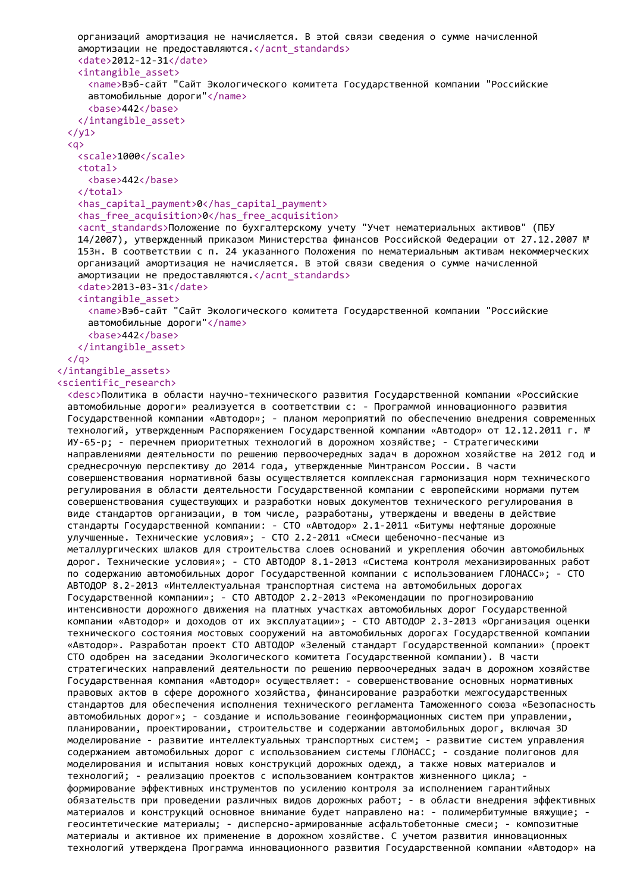```
        организаций амортизация не начисляется. В этой связи сведения о сумме начисленной
        амортизации не предоставляются.</acnt_standards>
      <date>2012-12-31</date>
      <intangible_asset>
        <name>Вэб-сайт "Сайт Экологического комитета Государственной компании "Российские
        автомобильные дороги"</name>
        <base>442</base>
      </intangible_asset>
    </y1>
    <q>
      <scale>1000</scale>
      <total>
        <base>442</base>
      </total>
      <has_capital_payment>0</has_capital_payment>
      <has_free_acquisition>0</has_free_acquisition>
      <acnt_standards>Положение по бухгалтерскому учету "Учет нематериальных активов" (ПБУ
      14/2007), утвержденный приказом Министерства финансов Российской Федерации от 27.12.2007 №
      153н. В соответствии с п. 24 указанного Положения по нематериальным активам некоммерческих
      организаций амортизация не начисляется. В этой связи сведения о сумме начисленной
      амортизации не предоставляются.</acnt_standards>
      <date>2013-03-31</date>
      <intangible_asset>
        <name>Вэб-сайт "Сайт Экологического комитета Государственной компании "Российские
        автомобильные дороги"</name>
        <base>442</base>
      </intangible_asset>
    </q>
  </intangible_assets>
  <scientific_research>
    <desc>Политика в области научно-технического развития Государственной компании «Российские
    автомобильные дороги» реализуется в соответствии с: - Программой инновационного развития
    Государственной компании «Автодор»; - планом мероприятий по обеспечению внедрения современных
    технологий, утвержденным Распоряжением Государственной компании «Автодор» от 12.12.2011 г. №
    ИУ-65-р; - перечнем приоритетных технологий в дорожном хозяйстве; - Стратегическими
    направлениями деятельности по решению первоочередных задач в дорожном хозяйстве на 2012 год и
    среднесрочную перспективу до 2014 года, утвержденные Минтрансом России. В части
    совершенствования нормативной базы осуществляется комплексная гармонизация норм технического
    регулирования в области деятельности Государственной компании с европейскими нормами путем
    совершенствования существующих и разработки новых документов технического регулирования в
    виде стандартов организации, в том числе, разработаны, утверждены и введены в действие
    стандарты Государственной компании: - СТО «Автодор» 2.1-2011 «Битумы нефтяные дорожные
    улучшенные. Технические условия»; - СТО 2.2-2011 «Смеси щебеночно-песчаные из
    металлургических шлаков для строительства слоев оснований и укрепления обочин автомобильных
    дорог. Технические условия»; - СТО АВТОДОР 8.1-2013 «Система контроля механизированных работ
    по содержанию автомобильных дорог Государственной компании с использованием ГЛОНАСС»; - СТО
    АВТОДОР 8.2-2013 «Интеллектуальная транспортная система на автомобильных дорогах
    Государственной компании»; - СТО АВТОДОР 2.2-2013 «Рекомендации по прогнозированию
    интенсивности дорожного движения на платных участках автомобильных дорог Государственной
    компании «Автодор» и доходов от их эксплуатации»; - СТО АВТОДОР 2.3-2013 «Организация оценки
    технического состояния мостовых сооружений на автомобильных дорогах Государственной компании
    «Автодор». Разработан проект СТО АВТОДОР «Зеленый стандарт Государственной компании» (проект
    СТО одобрен на заседании Экологического комитета Государственной компании). В части
    стратегических направлений деятельности по решению первоочередных задач в дорожном хозяйстве
    Государственная компания «Автодор» осуществляет: - совершенствование основных нормативных
    правовых актов в сфере дорожного хозяйства, финансирование разработки межгосударственных
    стандартов для обеспечения исполнения технического регламента Таможенного союза «Безопасность
    автомобильных дорог»; - создание и использование геоинформационных систем при управлении,
    планировании, проектировании, строительстве и содержании автомобильных дорог, включая 3D
    моделирование - развитие интеллектуальных транспортных систем; - развитие систем управления
    содержанием автомобильных дорог с использованием системы ГЛОНАСС; - создание полигонов для
    моделирования и испытания новых конструкций дорожных одежд, а также новых материалов и
    технологий; - реализацию проектов с использованием контрактов жизненного цикла; -
    формирование эффективных инструментов по усилению контроля за исполнением гарантийных
    обязательств при проведении различных видов дорожных работ; - в области внедрения эффективных
    материалов и конструкций основное внимание будет направлено на: - полимербитумные вяжущие; -
    геосинтетические материалы; - дисперсно-армированные асфальтобетонные смеси; - композитные
    материалы и активное их применение в дорожном хозяйстве. С учетом развития инновационных
    технологий утверждена Программа инновационного развития Государственной компании «Автодор» на
```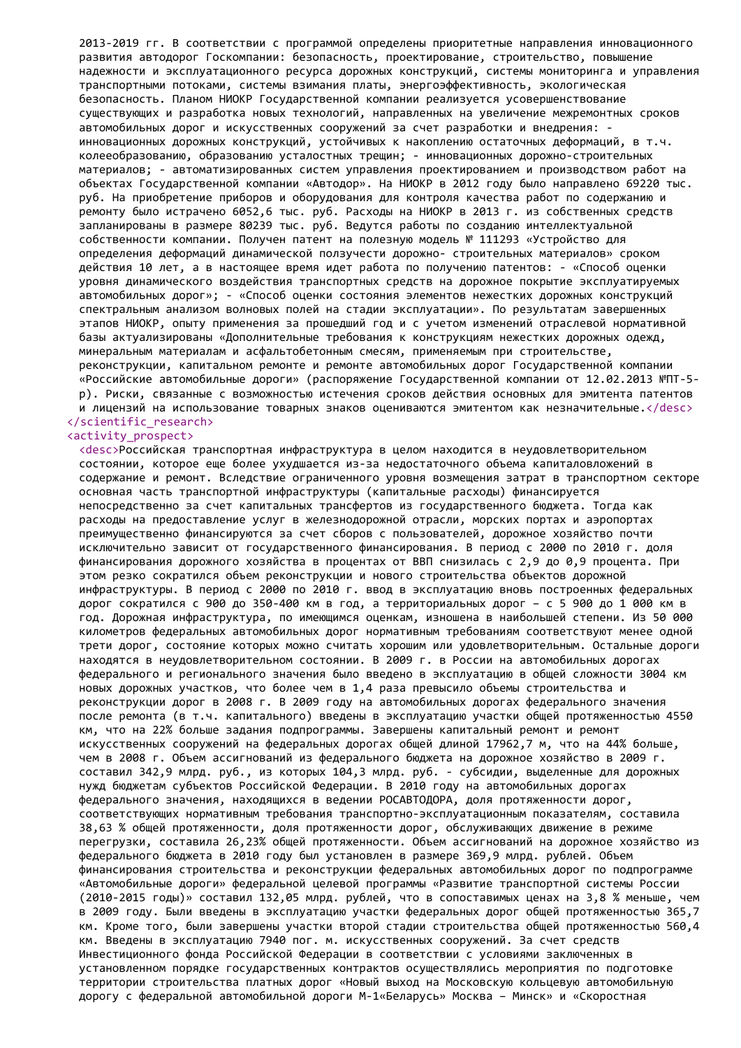2013-2019 гг. В соответствии с программой определены приоритетные направления инновационного развития автодорог Госкомпании: безопасность, проектирование, строительство, повышение надежности и эксплуатационного ресурса дорожных конструкций, системы мониторинга и управления транспортными потоками, системы взимания платы, энергоэффективность, экологическая безопасность. Планом НИОКР Государственной компании реализуется усовершенствование существующих и разработка новых технологий, направленных на увеличение межремонтных сроков автомобильных дорог и искусственных сооружений за счет разработки и внедрения: - инновационных дорожных конструкций, устойчивых к накоплению остаточных деформаций, в т.ч. колееобразованию, образованию усталостных трещин; - инновационных дорожно-строительных материалов; - автоматизированных систем управления проектированием и производством работ на объектах Государственной компании «Автодор». На НИОКР в 2012 году было направлено 69220 тыс. руб. На приобретение приборов и оборудования для контроля качества работ по содержанию и ремонту было истрачено 6052,6 тыс. руб. Расходы на НИОКР в 2013 г. из собственных средств запланированы в размере 80239 тыс. руб. Ведутся работы по созданию интеллектуальной собственности компании. Получен патент на полезную модель № 111293 «Устройство для определения деформаций динамической ползучести дорожно- строительных материалов» сроком действия 10 лет, а в настоящее время идет работа по получению патентов: - «Способ оценки уровня динамического воздействия транспортных средств на дорожное покрытие эксплуатируемых автомобильных дорог»; - «Способ оценки состояния элементов нежестких дорожных конструкций спектральным анализом волновых полей на стадии эксплуатации». По результатам завершенных этапов НИОКР, опыту применения за прошедший год и с учетом изменений отраслевой нормативной базы актуализированы «Дополнительные требования к конструкциям нежестких дорожных одежд, минеральным материалам и асфальтобетонным смесям, применяемым при строительстве, реконструкции, капитальном ремонте и ремонте автомобильных дорог Государственной компании «Российские автомобильные дороги» (распоряжение Государственной компании от 12.02.2013 №ПТ-5-р). Риски, связанные с возможностью истечения сроков действия основных для эмитента патентов и лицензий на использование товарных знаков оцениваются эмитентом как незначительные.</desc>
</scientific_research>
<activity_prospect>
<desc>Российская транспортная инфраструктура в целом находится в неудовлетворительном состоянии, которое еще более ухудшается из-за недостаточного объема капиталовложений в содержание и ремонт. Вследствие ограниченного уровня возмещения затрат в транспортном секторе основная часть транспортной инфраструктуры (капитальные расходы) финансируется непосредственно за счет капитальных трансфертов из государственного бюджета. Тогда как расходы на предоставление услуг в железнодорожной отрасли, морских портах и аэропортах преимущественно финансируются за счет сборов с пользователей, дорожное хозяйство почти исключительно зависит от государственного финансирования. В период с 2000 по 2010 г. доля финансирования дорожного хозяйства в процентах от ВВП снизилась с 2,9 до 0,9 процента. При этом резко сократился объем реконструкции и нового строительства объектов дорожной инфраструктуры. В период с 2000 по 2010 г. ввод в эксплуатацию вновь построенных федеральных дорог сократился с 900 до 350-400 км в год, а территориальных дорог – с 5 900 до 1 000 км в год. Дорожная инфраструктура, по имеющимся оценкам, изношена в наибольшей степени. Из 50 000 километров федеральных автомобильных дорог нормативным требованиям соответствуют менее одной трети дорог, состояние которых можно считать хорошим или удовлетворительным. Остальные дороги находятся в неудовлетворительном состоянии. В 2009 г. в России на автомобильных дорогах федерального и регионального значения было введено в эксплуатацию в общей сложности 3004 км новых дорожных участков, что более чем в 1,4 раза превысило объемы строительства и реконструкции дорог в 2008 г. В 2009 году на автомобильных дорогах федерального значения после ремонта (в т.ч. капитального) введены в эксплуатацию участки общей протяженностью 4550 км, что на 22% больше задания подпрограммы. Завершены капитальный ремонт и ремонт искусственных сооружений на федеральных дорогах общей длиной 17962,7 м, что на 44% больше, чем в 2008 г. Объем ассигнований из федерального бюджета на дорожное хозяйство в 2009 г. составил 342,9 млрд. руб., из которых 104,3 млрд. руб. - субсидии, выделенные для дорожных нужд бюджетам субъектов Российской Федерации. В 2010 году на автомобильных дорогах федерального значения, находящихся в ведении РОСАВТОДОРА, доля протяженности дорог, соответствующих нормативным требования транспортно-эксплуатационным показателям, составила 38,63 % общей протяженности, доля протяженности дорог, обслуживающих движение в режиме перегрузки, составила 26,23% общей протяженности. Объем ассигнований на дорожное хозяйство из федерального бюджета в 2010 году был установлен в размере 369,9 млрд. рублей. Объем финансирования строительства и реконструкции федеральных автомобильных дорог по подпрограмме «Автомобильные дороги» федеральной целевой программы «Развитие транспортной системы России (2010-2015 годы)» составил 132,05 млрд. рублей, что в сопоставимых ценах на 3,8 % меньше, чем в 2009 году. Были введены в эксплуатацию участки федеральных дорог общей протяженностью 365,7 км. Кроме того, были завершены участки второй стадии строительства общей протяженностью 560,4 км. Введены в эксплуатацию 7940 пог. м. искусственных сооружений. За счет средств Инвестиционного фонда Российской Федерации в соответствии с условиями заключенных в установленном порядке государственных контрактов осуществлялись мероприятия по подготовке территории строительства платных дорог «Новый выход на Московскую кольцевую автомобильную дорогу с федеральной автомобильной дороги М-1«Беларусь» Москва – Минск» и «Скоростная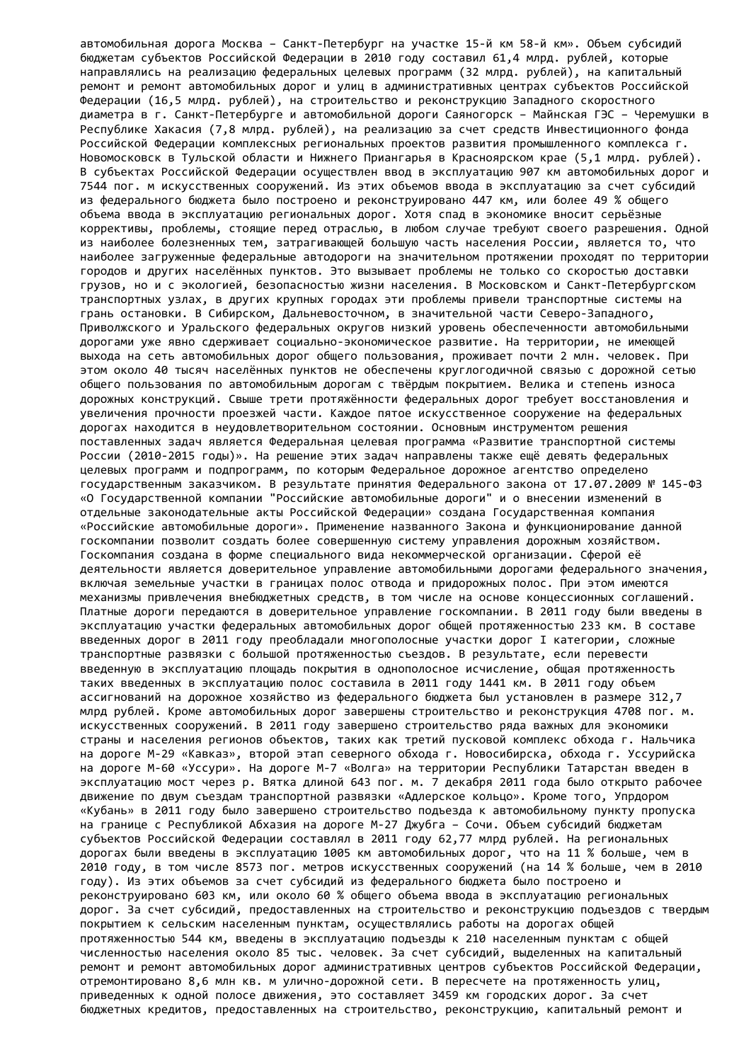автомобильная дорога Москва – Санкт-Петербург на участке 15-й км 58-й км». Объем субсидий бюджетам субъектов Российской Федерации в 2010 году составил 61,4 млрд. рублей, которые направлялись на реализацию федеральных целевых программ (32 млрд. рублей), на капитальный ремонт и ремонт автомобильных дорог и улиц в административных центрах субъектов Российской Федерации (16,5 млрд. рублей), на строительство и реконструкцию Западного скоростного диаметра в г. Санкт-Петербурге и автомобильной дороги Саяногорск – Майнская ГЭС – Черемушки в Республике Хакасия (7,8 млрд. рублей), на реализацию за счет средств Инвестиционного фонда Российской Федерации комплексных региональных проектов развития промышленного комплекса г. Новомосковск в Тульской области и Нижнего Приангарья в Красноярском крае (5,1 млрд. рублей). В субъектах Российской Федерации осуществлен ввод в эксплуатацию 907 км автомобильных дорог и 7544 пог. м искусственных сооружений. Из этих объемов ввода в эксплуатацию за счет субсидий из федерального бюджета было построено и реконструировано 447 км, или более 49 % общего объема ввода в эксплуатацию региональных дорог. Хотя спад в экономике вносит серьёзные коррективы, проблемы, стоящие перед отраслью, в любом случае требуют своего разрешения. Одной из наиболее болезненных тем, затрагивающей большую часть населения России, является то, что наиболее загруженные федеральные автодороги на значительном протяжении проходят по территории городов и других населённых пунктов. Это вызывает проблемы не только со скоростью доставки грузов, но и с экологией, безопасностью жизни населения. В Московском и Санкт-Петербургском транспортных узлах, в других крупных городах эти проблемы привели транспортные системы на грань остановки. В Сибирском, Дальневосточном, в значительной части Северо-Западного, Приволжского и Уральского федеральных округов низкий уровень обеспеченности автомобильными дорогами уже явно сдерживает социально-экономическое развитие. На территории, не имеющей выхода на сеть автомобильных дорог общего пользования, проживает почти 2 млн. человек. При этом около 40 тысяч населённых пунктов не обеспечены круглогодичной связью с дорожной сетью общего пользования по автомобильным дорогам с твёрдым покрытием. Велика и степень износа дорожных конструкций. Свыше трети протяжённости федеральных дорог требует восстановления и увеличения прочности проезжей части. Каждое пятое искусственное сооружение на федеральных дорогах находится в неудовлетворительном состоянии. Основным инструментом решения поставленных задач является Федеральная целевая программа «Развитие транспортной системы России (2010-2015 годы)». На решение этих задач направлены также ещё девять федеральных целевых программ и подпрограмм, по которым Федеральное дорожное агентство определено государственным заказчиком. В результате принятия Федерального закона от 17.07.2009 № 145-ФЗ «О Государственной компании "Российские автомобильные дороги" и о внесении изменений в отдельные законодательные акты Российской Федерации» создана Государственная компания «Российские автомобильные дороги». Применение названного Закона и функционирование данной госкомпании позволит создать более совершенную систему управления дорожным хозяйством. Госкомпания создана в форме специального вида некоммерческой организации. Сферой её деятельности является доверительное управление автомобильными дорогами федерального значения, включая земельные участки в границах полос отвода и придорожных полос. При этом имеются механизмы привлечения внебюджетных средств, в том числе на основе концессионных соглашений. Платные дороги передаются в доверительное управление госкомпании. В 2011 году были введены в эксплуатацию участки федеральных автомобильных дорог общей протяженностью 233 км. В составе введенных дорог в 2011 году преобладали многополосные участки дорог I категории, сложные транспортные развязки с большой протяженностью съездов. В результате, если перевести введенную в эксплуатацию площадь покрытия в однополосное исчисление, общая протяженность таких введенных в эксплуатацию полос составила в 2011 году 1441 км. В 2011 году объем ассигнований на дорожное хозяйство из федерального бюджета был установлен в размере 312,7 млрд рублей. Кроме автомобильных дорог завершены строительство и реконструкция 4708 пог. м. искусственных сооружений. В 2011 году завершено строительство ряда важных для экономики страны и населения регионов объектов, таких как третий пусковой комплекс обхода г. Нальчика на дороге М-29 «Кавказ», второй этап северного обхода г. Новосибирска, обхода г. Уссурийска на дороге М-60 «Уссури». На дороге М-7 «Волга» на территории Республики Татарстан введен в эксплуатацию мост через р. Вятка длиной 643 пог. м. 7 декабря 2011 года было открыто рабочее движение по двум съездам транспортной развязки «Адлерское кольцо». Кроме того, Упрдором «Кубань» в 2011 году было завершено строительство подъезда к автомобильному пункту пропуска на границе с Республикой Абхазия на дороге М-27 Джубга – Сочи. Объем субсидий бюджетам субъектов Российской Федерации составлял в 2011 году 62,77 млрд рублей. На региональных дорогах были введены в эксплуатацию 1005 км автомобильных дорог, что на 11 % больше, чем в 2010 году, в том числе 8573 пог. метров искусственных сооружений (на 14 % больше, чем в 2010 году). Из этих объемов за счет субсидий из федерального бюджета было построено и реконструировано 603 км, или около 60 % общего объема ввода в эксплуатацию региональных дорог. За счет субсидий, предоставленных на строительство и реконструкцию подъездов с твердым покрытием к сельским населенным пунктам, осуществлялись работы на дорогах общей протяженностью 544 км, введены в эксплуатацию подъезды к 210 населенным пунктам с общей численностью населения около 85 тыс. человек. За счет субсидий, выделенных на капитальный ремонт и ремонт автомобильных дорог административных центров субъектов Российской Федерации, отремонтировано 8,6 млн кв. м улично-дорожной сети. В пересчете на протяженность улиц, приведенных к одной полосе движения, это составляет 3459 км городских дорог. За счет бюджетных кредитов, предоставленных на строительство, реконструкцию, капитальный ремонт и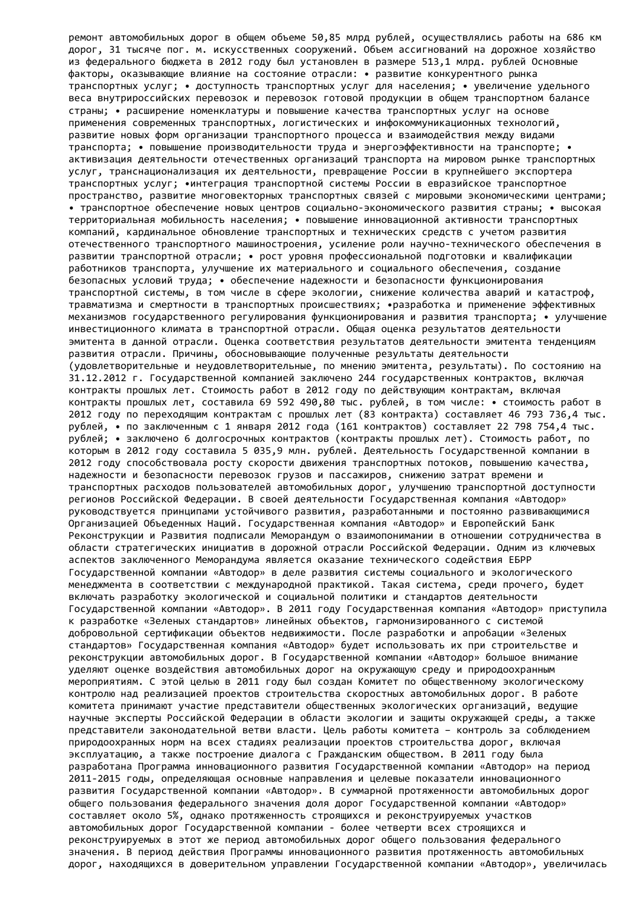ремонт автомобильных дорог в общем объеме 50,85 млрд рублей, осуществлялись работы на 686 км дорог, 31 тысяче пог. м. искусственных сооружений. Объем ассигнований на дорожное хозяйство из федерального бюджета в 2012 году был установлен в размере 513,1 млрд. рублей Основные факторы, оказывающие влияние на состояние отрасли: • развитие конкурентного рынка транспортных услуг; • доступность транспортных услуг для населения; • увеличение удельного веса внутрироссийских перевозок и перевозок готовой продукции в общем транспортном балансе страны; • расширение номенклатуры и повышение качества транспортных услуг на основе применения современных транспортных, логистических и инфокоммуникационных технологий, развитие новых форм организации транспортного процесса и взаимодействия между видами транспорта; • повышение производительности труда и энергоэффективности на транспорте; • активизация деятельности отечественных организаций транспорта на мировом рынке транспортных услуг, транснационализация их деятельности, превращение России в крупнейшего экспортера транспортных услуг; •интеграция транспортной системы России в евразийское транспортное пространство, развитие многовекторных транспортных связей с мировыми экономическими центрами; • транспортное обеспечение новых центров социально-экономического развития страны; • высокая территориальная мобильность населения; • повышение инновационной активности транспортных компаний, кардинальное обновление транспортных и технических средств с учетом развития отечественного транспортного машиностроения, усиление роли научно-технического обеспечения в развитии транспортной отрасли; • рост уровня профессиональной подготовки и квалификации работников транспорта, улучшение их материального и социального обеспечения, создание безопасных условий труда; • обеспечение надежности и безопасности функционирования транспортной системы, в том числе в сфере экологии, снижение количества аварий и катастроф, травматизма и смертности в транспортных происшествиях; •разработка и применение эффективных механизмов государственного регулирования функционирования и развития транспорта; • улучшение инвестиционного климата в транспортной отрасли. Общая оценка результатов деятельности эмитента в данной отрасли. Оценка соответствия результатов деятельности эмитента тенденциям развития отрасли. Причины, обосновывающие полученные результаты деятельности (удовлетворительные и неудовлетворительные, по мнению эмитента, результаты). По состоянию на 31.12.2012 г. Государственной компанией заключено 244 государственных контрактов, включая контракты прошлых лет. Стоимость работ в 2012 году по действующим контрактам, включая контракты прошлых лет, составила 69 592 490,80 тыс. рублей, в том числе: • стоимость работ в 2012 году по переходящим контрактам с прошлых лет (83 контракта) составляет 46 793 736,4 тыс. рублей, • по заключенным с 1 января 2012 года (161 контрактов) составляет 22 798 754,4 тыс. рублей; • заключено 6 долгосрочных контрактов (контракты прошлых лет). Стоимость работ, по которым в 2012 году составила 5 035,9 млн. рублей. Деятельность Государственной компании в 2012 году способствовала росту скорости движения транспортных потоков, повышению качества, надежности и безопасности перевозок грузов и пассажиров, снижению затрат времени и транспортных расходов пользователей автомобильных дорог, улучшению транспортной доступности регионов Российской Федерации. В своей деятельности Государственная компания «Автодор» руководствуется принципами устойчивого развития, разработанными и постоянно развивающимися Организацией Объеденных Наций. Государственная компания «Автодор» и Европейский Банк Реконструкции и Развития подписали Меморандум о взаимопонимании в отношении сотрудничества в области стратегических инициатив в дорожной отрасли Российской Федерации. Одним из ключевых аспектов заключенного Меморандума является оказание технического содействия ЕБРР Государственной компании «Автодор» в деле развития системы социального и экологического менеджмента в соответствии с международной практикой. Такая система, среди прочего, будет включать разработку экологической и социальной политики и стандартов деятельности Государственной компании «Автодор». В 2011 году Государственная компания «Автодор» приступила к разработке «Зеленых стандартов» линейных объектов, гармонизированного с системой добровольной сертификации объектов недвижимости. После разработки и апробации «Зеленых стандартов» Государственная компания «Автодор» будет использовать их при строительстве и реконструкции автомобильных дорог. В Государственной компании «Автодор» большое внимание уделяют оценке воздействия автомобильных дорог на окружающую среду и природоохранным мероприятиям. С этой целью в 2011 году был создан Комитет по общественному экологическому контролю над реализацией проектов строительства скоростных автомобильных дорог. В работе комитета принимают участие представители общественных экологических организаций, ведущие научные эксперты Российской Федерации в области экологии и защиты окружающей среды, а также представители законодательной ветви власти. Цель работы комитета – контроль за соблюдением природоохранных норм на всех стадиях реализации проектов строительства дорог, включая эксплуатацию, а также построение диалога с Гражданским обществом. В 2011 году была разработана Программа инновационного развития Государственной компании «Автодор» на период 2011-2015 годы, определяющая основные направления и целевые показатели инновационного развития Государственной компании «Автодор». В суммарной протяженности автомобильных дорог общего пользования федерального значения доля дорог Государственной компании «Автодор» составляет около 5%, однако протяженность строящихся и реконструируемых участков автомобильных дорог Государственной компании - более четверти всех строящихся и реконструируемых в этот же период автомобильных дорог общего пользования федерального значения. В период действия Программы инновационного развития протяженность автомобильных дорог, находящихся в доверительном управлении Государственной компании «Автодор», увеличилась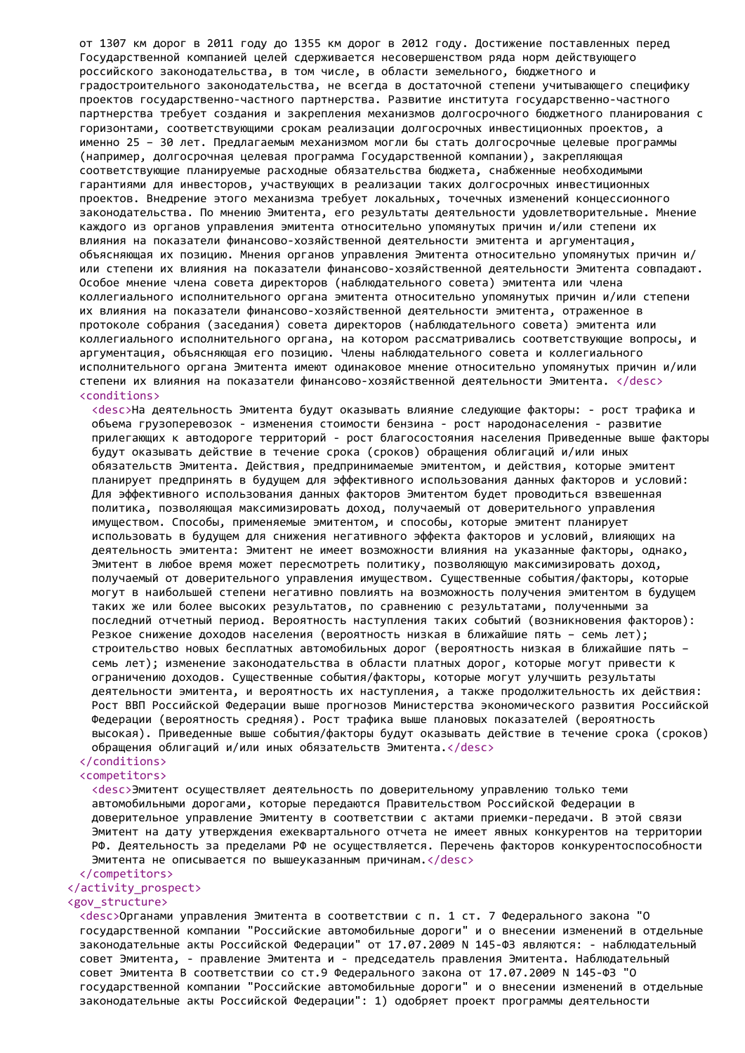от 1307 км дорог в 2011 году до 1355 км дорог в 2012 году. Достижение поставленных перед Государственной компанией целей сдерживается несовершенством ряда норм действующего российского законодательства, в том числе, в области земельного, бюджетного и градостроительного законодательства, не всегда в достаточной степени учитывающего специфику проектов государственно-частного партнерства. Развитие института государственно-частного партнерства требует создания и закрепления механизмов долгосрочного бюджетного планирования с горизонтами, соответствующими срокам реализации долгосрочных инвестиционных проектов, а именно 25 – 30 лет. Предлагаемым механизмом могли бы стать долгосрочные целевые программы (например, долгосрочная целевая программа Государственной компании), закрепляющая соответствующие планируемые расходные обязательства бюджета, снабженные необходимыми гарантиями для инвесторов, участвующих в реализации таких долгосрочных инвестиционных проектов. Внедрение этого механизма требует локальных, точечных изменений концессионного законодательства. По мнению Эмитента, его результаты деятельности удовлетворительные. Мнение каждого из органов управления эмитента относительно упомянутых причин и/или степени их влияния на показатели финансово-хозяйственной деятельности эмитента и аргументация, объясняющая их позицию. Мнения органов управления Эмитента относительно упомянутых причин и/или степени их влияния на показатели финансово-хозяйственной деятельности Эмитента совпадают. Особое мнение члена совета директоров (наблюдательного совета) эмитента или члена коллегиального исполнительного органа эмитента относительно упомянутых причин и/или степени их влияния на показатели финансово-хозяйственной деятельности эмитента, отраженное в протоколе собрания (заседания) совета директоров (наблюдательного совета) эмитента или коллегиального исполнительного органа, на котором рассматривались соответствующие вопросы, и аргументация, объясняющая его позицию. Члены наблюдательного совета и коллегиального исполнительного органа Эмитента имеют одинаковое мнение относительно упомянутых причин и/или степени их влияния на показатели финансово-хозяйственной деятельности Эмитента. </desc>
<conditions>
<desc>На деятельность Эмитента будут оказывать влияние следующие факторы: - рост трафика и объема грузоперевозок - изменения стоимости бензина - рост народонаселения - развитие прилегающих к автодороге территорий - рост благосостояния населения Приведенные выше факторы будут оказывать действие в течение срока (сроков) обращения облигаций и/или иных обязательств Эмитента. Действия, предпринимаемые эмитентом, и действия, которые эмитент планирует предпринять в будущем для эффективного использования данных факторов и условий: Для эффективного использования данных факторов Эмитентом будет проводиться взвешенная политика, позволяющая максимизировать доход, получаемый от доверительного управления имуществом. Способы, применяемые эмитентом, и способы, которые эмитент планирует использовать в будущем для снижения негативного эффекта факторов и условий, влияющих на деятельность эмитента: Эмитент не имеет возможности влияния на указанные факторы, однако, Эмитент в любое время может пересмотреть политику, позволяющую максимизировать доход, получаемый от доверительного управления имуществом. Существенные события/факторы, которые могут в наибольшей степени негативно повлиять на возможность получения эмитентом в будущем таких же или более высоких результатов, по сравнению с результатами, полученными за последний отчетный период. Вероятность наступления таких событий (возникновения факторов): Резкое снижение доходов населения (вероятность низкая в ближайшие пять – семь лет); строительство новых бесплатных автомобильных дорог (вероятность низкая в ближайшие пять – семь лет); изменение законодательства в области платных дорог, которые могут привести к ограничению доходов. Существенные события/факторы, которые могут улучшить результаты деятельности эмитента, и вероятность их наступления, а также продолжительность их действия: Рост ВВП Российской Федерации выше прогнозов Министерства экономического развития Российской Федерации (вероятность средняя). Рост трафика выше плановых показателей (вероятность высокая). Приведенные выше события/факторы будут оказывать действие в течение срока (сроков) обращения облигаций и/или иных обязательств Эмитента.</desc>
</conditions>
<competitors>
<desc>Эмитент осуществляет деятельность по доверительному управлению только теми автомобильными дорогами, которые передаются Правительством Российской Федерации в доверительное управление Эмитенту в соответствии с актами приемки-передачи. В этой связи Эмитент на дату утверждения ежеквартального отчета не имеет явных конкурентов на территории РФ. Деятельность за пределами РФ не осуществляется. Перечень факторов конкурентоспособности Эмитента не описывается по вышеуказанным причинам.</desc>
</competitors>
</activity_prospect>
<gov_structure>
<desc>Органами управления Эмитента в соответствии с п. 1 ст. 7 Федерального закона "О государственной компании "Российские автомобильные дороги" и о внесении изменений в отдельные законодательные акты Российской Федерации" от 17.07.2009 N 145-ФЗ являются: - наблюдательный совет Эмитента, - правление Эмитента и - председатель правления Эмитента. Наблюдательный совет Эмитента В соответствии со ст.9 Федерального закона от 17.07.2009 N 145-ФЗ "О государственной компании "Российские автомобильные дороги" и о внесении изменений в отдельные законодательные акты Российской Федерации": 1) одобряет проект программы деятельности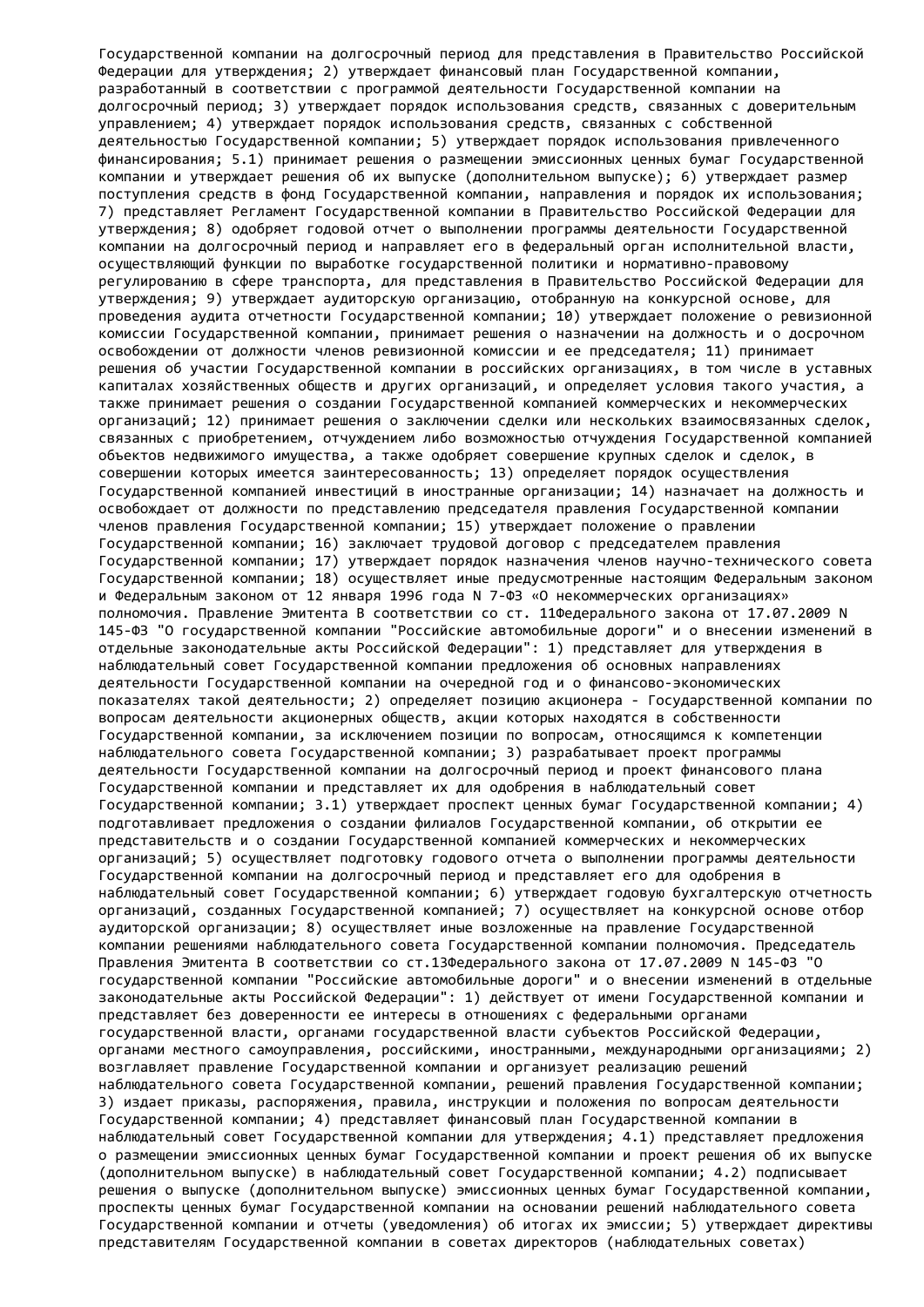Государственной компании на долгосрочный период для представления в Правительство Российской Федерации для утверждения; 2) утверждает финансовый план Государственной компании, разработанный в соответствии с программой деятельности Государственной компании на долгосрочный период; 3) утверждает порядок использования средств, связанных с доверительным управлением; 4) утверждает порядок использования средств, связанных с собственной деятельностью Государственной компании; 5) утверждает порядок использования привлеченного финансирования; 5.1) принимает решения о размещении эмиссионных ценных бумаг Государственной компании и утверждает решения об их выпуске (дополнительном выпуске); 6) утверждает размер поступления средств в фонд Государственной компании, направления и порядок их использования; 7) представляет Регламент Государственной компании в Правительство Российской Федерации для утверждения; 8) одобряет годовой отчет о выполнении программы деятельности Государственной компании на долгосрочный период и направляет его в федеральный орган исполнительной власти, осуществляющий функции по выработке государственной политики и нормативно-правовому регулированию в сфере транспорта, для представления в Правительство Российской Федерации для утверждения; 9) утверждает аудиторскую организацию, отобранную на конкурсной основе, для проведения аудита отчетности Государственной компании; 10) утверждает положение о ревизионной комиссии Государственной компании, принимает решения о назначении на должность и о досрочном освобождении от должности членов ревизионной комиссии и ее председателя; 11) принимает решения об участии Государственной компании в российских организациях, в том числе в уставных капиталах хозяйственных обществ и других организаций, и определяет условия такого участия, а также принимает решения о создании Государственной компанией коммерческих и некоммерческих организаций; 12) принимает решения о заключении сделки или нескольких взаимосвязанных сделок, связанных с приобретением, отчуждением либо возможностью отчуждения Государственной компанией объектов недвижимого имущества, а также одобряет совершение крупных сделок и сделок, в совершении которых имеется заинтересованность; 13) определяет порядок осуществления Государственной компанией инвестиций в иностранные организации; 14) назначает на должность и освобождает от должности по представлению председателя правления Государственной компании членов правления Государственной компании; 15) утверждает положение о правлении Государственной компании; 16) заключает трудовой договор с председателем правления Государственной компании; 17) утверждает порядок назначения членов научно-технического совета Государственной компании; 18) осуществляет иные предусмотренные настоящим Федеральным законом и Федеральным законом от 12 января 1996 года N 7-ФЗ «О некоммерческих организациях» полномочия. Правление Эмитента В соответствии со ст. 11Федерального закона от 17.07.2009 N 145-ФЗ "О государственной компании "Российские автомобильные дороги" и о внесении изменений в отдельные законодательные акты Российской Федерации": 1) представляет для утверждения в наблюдательный совет Государственной компании предложения об основных направлениях деятельности Государственной компании на очередной год и о финансово-экономических показателях такой деятельности; 2) определяет позицию акционера - Государственной компании по вопросам деятельности акционерных обществ, акции которых находятся в собственности Государственной компании, за исключением позиции по вопросам, относящимся к компетенции наблюдательного совета Государственной компании; 3) разрабатывает проект программы деятельности Государственной компании на долгосрочный период и проект финансового плана Государственной компании и представляет их для одобрения в наблюдательный совет Государственной компании; 3.1) утверждает проспект ценных бумаг Государственной компании; 4) подготавливает предложения о создании филиалов Государственной компании, об открытии ее представительств и о создании Государственной компанией коммерческих и некоммерческих организаций; 5) осуществляет подготовку годового отчета о выполнении программы деятельности Государственной компании на долгосрочный период и представляет его для одобрения в наблюдательный совет Государственной компании; 6) утверждает годовую бухгалтерскую отчетность организаций, созданных Государственной компанией; 7) осуществляет на конкурсной основе отбор аудиторской организации; 8) осуществляет иные возложенные на правление Государственной компании решениями наблюдательного совета Государственной компании полномочия. Председатель Правления Эмитента В соответствии со ст.13Федерального закона от 17.07.2009 N 145-ФЗ "О государственной компании "Российские автомобильные дороги" и о внесении изменений в отдельные законодательные акты Российской Федерации": 1) действует от имени Государственной компании и представляет без доверенности ее интересы в отношениях с федеральными органами государственной власти, органами государственной власти субъектов Российской Федерации, органами местного самоуправления, российскими, иностранными, международными организациями; 2) возглавляет правление Государственной компании и организует реализацию решений наблюдательного совета Государственной компании, решений правления Государственной компании; 3) издает приказы, распоряжения, правила, инструкции и положения по вопросам деятельности Государственной компании; 4) представляет финансовый план Государственной компании в наблюдательный совет Государственной компании для утверждения; 4.1) представляет предложения о размещении эмиссионных ценных бумаг Государственной компании и проект решения об их выпуске (дополнительном выпуске) в наблюдательный совет Государственной компании; 4.2) подписывает решения о выпуске (дополнительном выпуске) эмиссионных ценных бумаг Государственной компании, проспекты ценных бумаг Государственной компании на основании решений наблюдательного совета Государственной компании и отчеты (уведомления) об итогах их эмиссии; 5) утверждает директивы представителям Государственной компании в советах директоров (наблюдательных советах)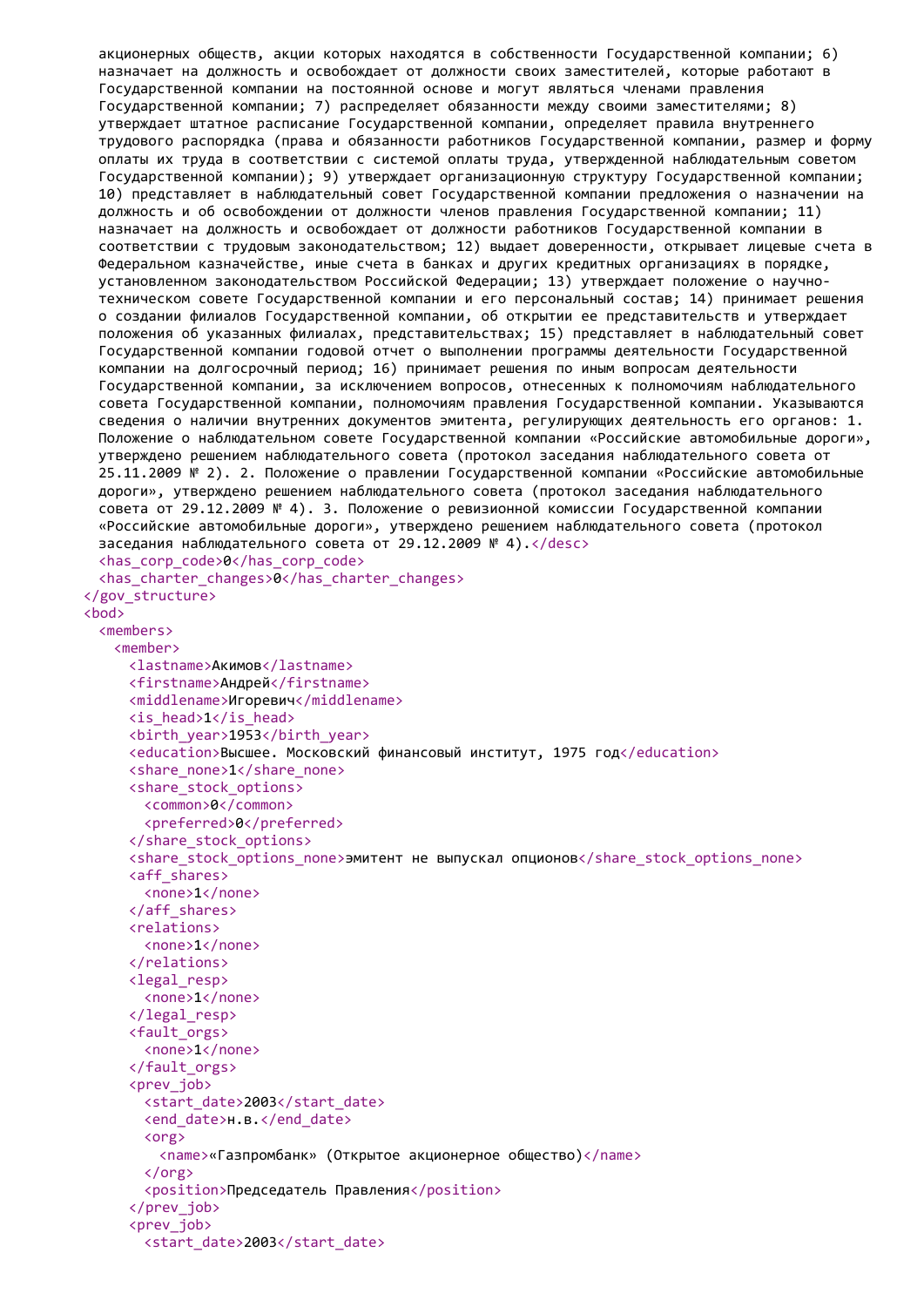```
акционерных обществ, акции которых находятся в собственности Государственной компании; 6) назначает на должность и освобождает от должности своих заместителей, которые работают в Государственной компании на постоянной основе и могут являться членами правления Государственной компании; 7) распределяет обязанности между своими заместителями; 8) утверждает штатное расписание Государственной компании, определяет правила внутреннего трудового распорядка (права и обязанности работников Государственной компании, размер и форму оплаты их труда в соответствии с системой оплаты труда, утвержденной наблюдательным советом Государственной компании); 9) утверждает организационную структуру Государственной компании; 10) представляет в наблюдательный совет Государственной компании предложения о назначении на должность и об освобождении от должности членов правления Государственной компании; 11) назначает на должность и освобождает от должности работников Государственной компании в соответствии с трудовым законодательством; 12) выдает доверенности, открывает лицевые счета в Федеральном казначействе, иные счета в банках и других кредитных организациях в порядке, установленном законодательством Российской Федерации; 13) утверждает положение о научно-техническом совете Государственной компании и его персональный состав; 14) принимает решения о создании филиалов Государственной компании, об открытии ее представительств и утверждает положения об указанных филиалах, представительствах; 15) представляет в наблюдательный совет Государственной компании годовой отчет о выполнении программы деятельности Государственной компании на долгосрочный период; 16) принимает решения по иным вопросам деятельности Государственной компании, за исключением вопросов, отнесенных к полномочиям наблюдательного совета Государственной компании, полномочиям правления Государственной компании. Указываются сведения о наличии внутренних документов эмитента, регулирующих деятельность его органов: 1. Положение о наблюдательном совете Государственной компании «Российские автомобильные дороги», утверждено решением наблюдательного совета (протокол заседания наблюдательного совета от 25.11.2009 № 2). 2. Положение о правлении Государственной компании «Российские автомобильные дороги», утверждено решением наблюдательного совета (протокол заседания наблюдательного совета от 29.12.2009 № 4). 3. Положение о ревизионной комиссии Государственной компании «Российские автомобильные дороги», утверждено решением наблюдательного совета (протокол заседания наблюдательного совета от 29.12.2009 № 4).</desc>
    <has_corp_code>0</has_corp_code>
    <has_charter_changes>0</has_charter_changes>
  </gov_structure>
  <bod>
    <members>
      <member>
        <lastname>Акимов</lastname>
        <firstname>Андрей</firstname>
        <middlename>Игоревич</middlename>
        <is_head>1</is_head>
        <birth_year>1953</birth_year>
        <education>Высшее. Московский финансовый институт, 1975 год</education>
        <share_none>1</share_none>
        <share_stock_options>
          <common>0</common>
          <preferred>0</preferred>
        </share_stock_options>
        <share_stock_options_none>эмитент не выпускал опционов</share_stock_options_none>
        <aff_shares>
          <none>1</none>
        </aff_shares>
        <relations>
          <none>1</none>
        </relations>
        <legal_resp>
          <none>1</none>
        </legal_resp>
        <fault_orgs>
          <none>1</none>
        </fault_orgs>
        <prev_job>
          <start_date>2003</start_date>
          <end_date>н.в.</end_date>
          <org>
            <name>«Газпромбанк» (Открытое акционерное общество)</name>
          </org>
          <position>Председатель Правления</position>
        </prev_job>
        <prev_job>
          <start_date>2003</start_date>
```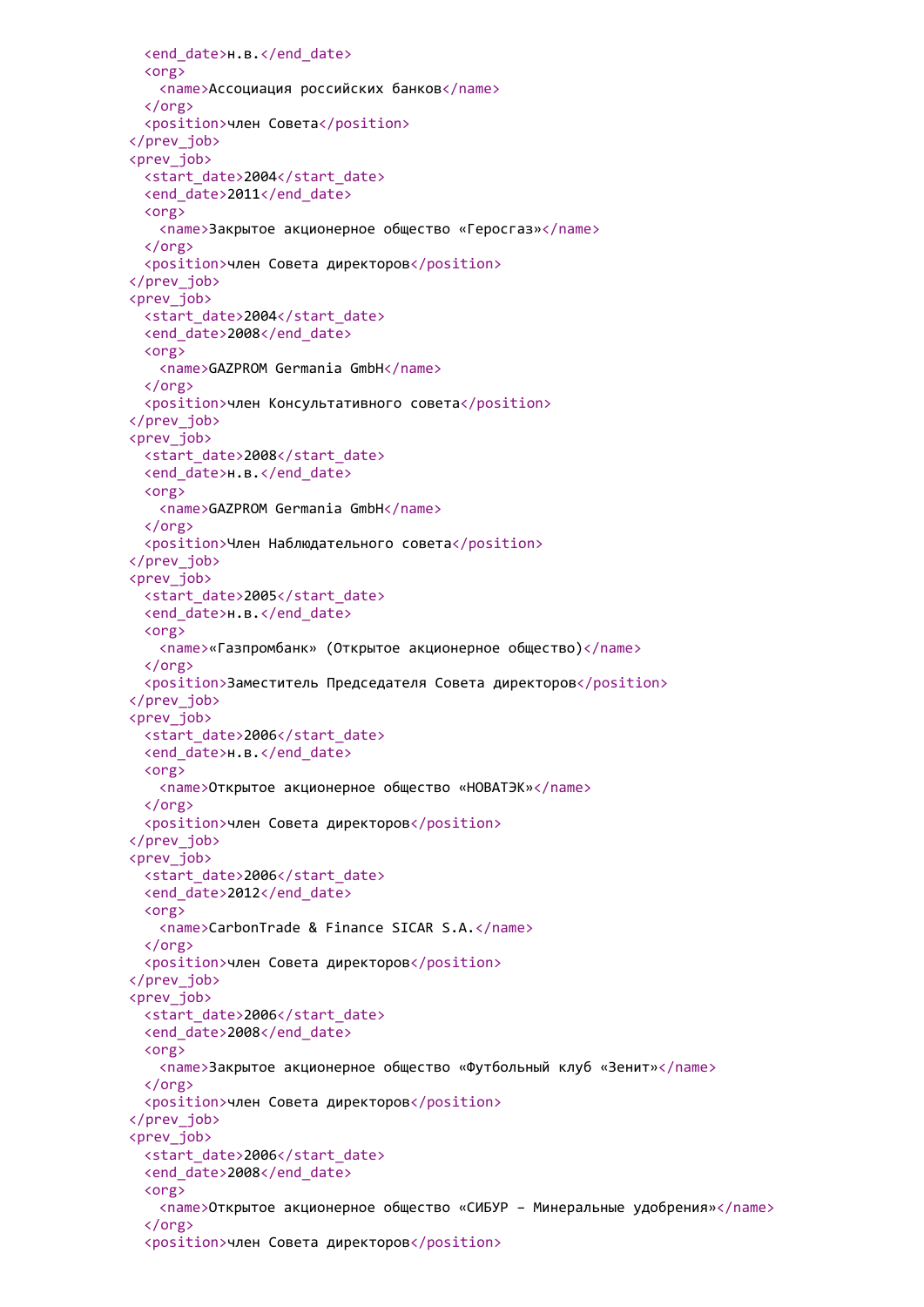```
      <end_date>н.в.</end_date>
      <org>
        <name>Ассоциация российских банков</name>
      </org>
      <position>член Совета</position>
    </prev_job>
    <prev_job>
      <start_date>2004</start_date>
      <end_date>2011</end_date>
      <org>
        <name>Закрытое акционерное общество «Геросгаз»</name>
      </org>
      <position>член Совета директоров</position>
    </prev_job>
    <prev_job>
      <start_date>2004</start_date>
      <end_date>2008</end_date>
      <org>
        <name>GAZPROM Germania GmbH</name>
      </org>
      <position>член Консультативного совета</position>
    </prev_job>
    <prev_job>
      <start_date>2008</start_date>
      <end_date>н.в.</end_date>
      <org>
        <name>GAZPROM Germania GmbH</name>
      </org>
      <position>Член Наблюдательного совета</position>
    </prev_job>
    <prev_job>
      <start_date>2005</start_date>
      <end_date>н.в.</end_date>
      <org>
        <name>«Газпромбанк» (Открытое акционерное общество)</name>
      </org>
      <position>Заместитель Председателя Совета директоров</position>
    </prev_job>
    <prev_job>
      <start_date>2006</start_date>
      <end_date>н.в.</end_date>
      <org>
        <name>Открытое акционерное общество «НОВАТЭК»</name>
      </org>
      <position>член Совета директоров</position>
    </prev_job>
    <prev_job>
      <start_date>2006</start_date>
      <end_date>2012</end_date>
      <org>
        <name>CarbonTrade & Finance SICAR S.A.</name>
      </org>
      <position>член Совета директоров</position>
    </prev_job>
    <prev_job>
      <start_date>2006</start_date>
      <end_date>2008</end_date>
      <org>
        <name>Закрытое акционерное общество «Футбольный клуб «Зенит»</name>
      </org>
      <position>член Совета директоров</position>
    </prev_job>
    <prev_job>
      <start_date>2006</start_date>
      <end_date>2008</end_date>
      <org>
        <name>Открытое акционерное общество «СИБУР – Минеральные удобрения»</name>
      </org>
      <position>член Совета директоров</position>
```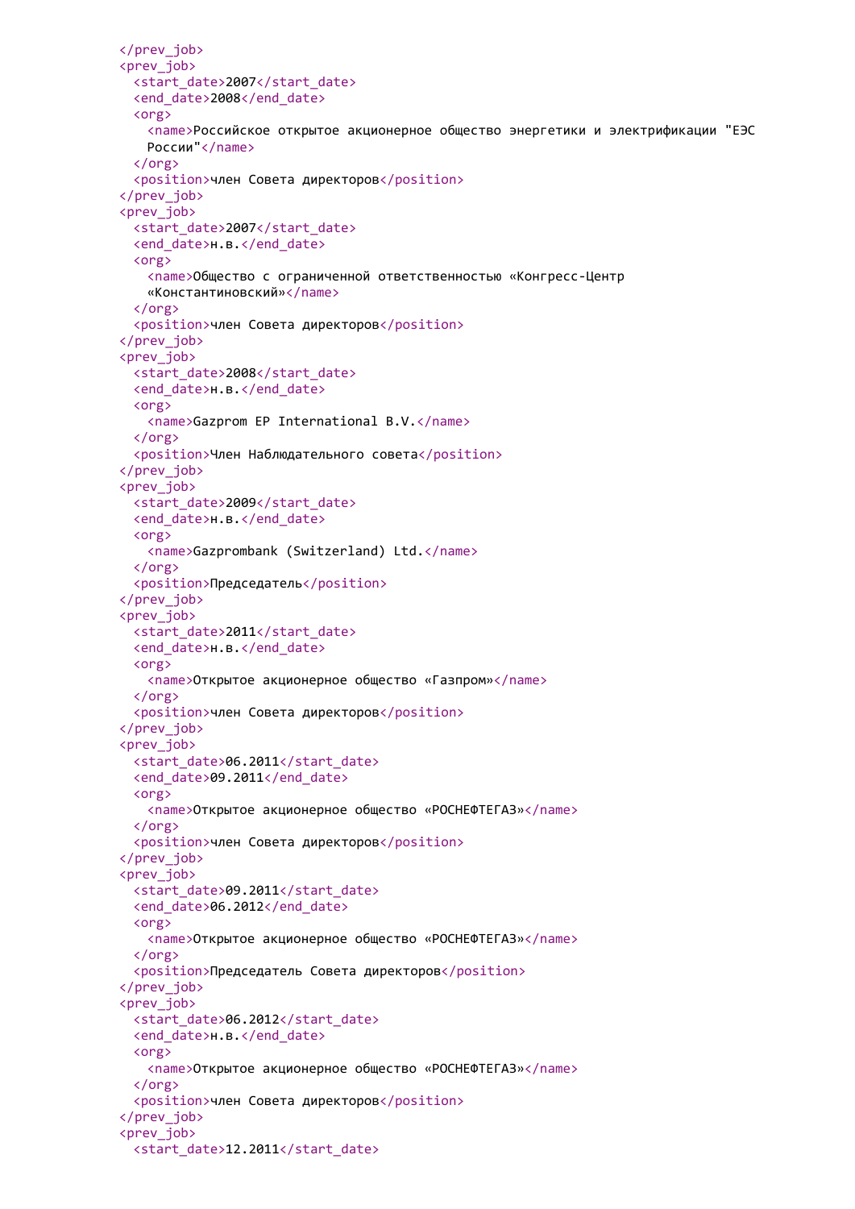```
        </prev_job>
        <prev_job>
          <start_date>2007</start_date>
          <end_date>2008</end_date>
          <org>
            <name>Российское открытое акционерное общество энергетики и электрификации "ЕЭС
            России"</name>
          </org>
          <position>член Совета директоров</position>
        </prev_job>
        <prev_job>
          <start_date>2007</start_date>
          <end_date>н.в.</end_date>
          <org>
            <name>Общество с ограниченной ответственностью «Конгресс-Центр
            «Константиновский»</name>
          </org>
          <position>член Совета директоров</position>
        </prev_job>
        <prev_job>
          <start_date>2008</start_date>
          <end_date>н.в.</end_date>
          <org>
            <name>Gazprom EP International B.V.</name>
          </org>
          <position>Член Наблюдательного совета</position>
        </prev_job>
        <prev_job>
          <start_date>2009</start_date>
          <end_date>н.в.</end_date>
          <org>
            <name>Gazprombank (Switzerland) Ltd.</name>
          </org>
          <position>Председатель</position>
        </prev_job>
        <prev_job>
          <start_date>2011</start_date>
          <end_date>н.в.</end_date>
          <org>
            <name>Открытое акционерное общество «Газпром»</name>
          </org>
          <position>член Совета директоров</position>
        </prev_job>
        <prev_job>
          <start_date>06.2011</start_date>
          <end_date>09.2011</end_date>
          <org>
            <name>Открытое акционерное общество «РОСНЕФТЕГАЗ»</name>
          </org>
          <position>член Совета директоров</position>
        </prev_job>
        <prev_job>
          <start_date>09.2011</start_date>
          <end_date>06.2012</end_date>
          <org>
            <name>Открытое акционерное общество «РОСНЕФТЕГАЗ»</name>
          </org>
          <position>Председатель Совета директоров</position>
        </prev_job>
        <prev_job>
          <start_date>06.2012</start_date>
          <end_date>н.в.</end_date>
          <org>
            <name>Открытое акционерное общество «РОСНЕФТЕГАЗ»</name>
          </org>
          <position>член Совета директоров</position>
        </prev_job>
        <prev_job>
          <start_date>12.2011</start_date>
```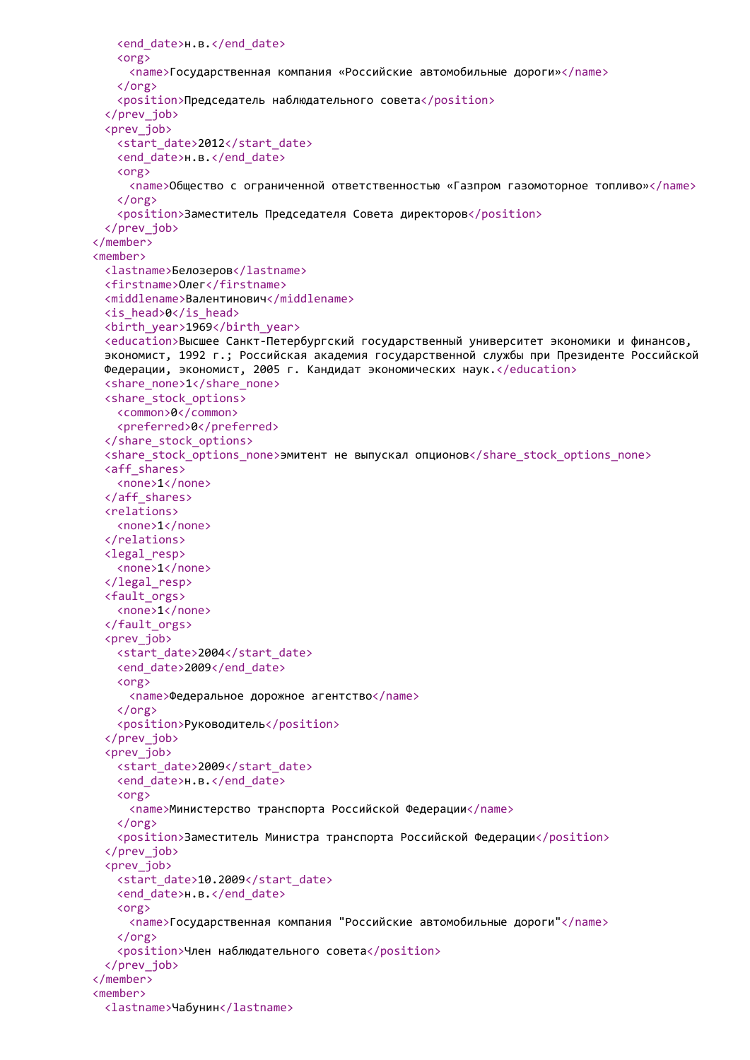```xml
      <end_date>н.в.</end_date>
      <org>
        <name>Государственная компания «Российские автомобильные дороги»</name>
      </org>
      <position>Председатель наблюдательного совета</position>
    </prev_job>
    <prev_job>
      <start_date>2012</start_date>
      <end_date>н.в.</end_date>
      <org>
        <name>Общество с ограниченной ответственностью «Газпром газомоторное топливо»</name>
      </org>
      <position>Заместитель Председателя Совета директоров</position>
    </prev_job>
  </member>
  <member>
    <lastname>Белозеров</lastname>
    <firstname>Олег</firstname>
    <middlename>Валентинович</middlename>
    <is_head>0</is_head>
    <birth_year>1969</birth_year>
    <education>Высшее Санкт-Петербургский государственный университет экономики и финансов,
    экономист, 1992 г.; Российская академия государственной службы при Президенте Российской
    Федерации, экономист, 2005 г. Кандидат экономических наук.</education>
    <share_none>1</share_none>
    <share_stock_options>
      <common>0</common>
      <preferred>0</preferred>
    </share_stock_options>
    <share_stock_options_none>эмитент не выпускал опционов</share_stock_options_none>
    <aff_shares>
      <none>1</none>
    </aff_shares>
    <relations>
      <none>1</none>
    </relations>
    <legal_resp>
      <none>1</none>
    </legal_resp>
    <fault_orgs>
      <none>1</none>
    </fault_orgs>
    <prev_job>
      <start_date>2004</start_date>
      <end_date>2009</end_date>
      <org>
        <name>Федеральное дорожное агентство</name>
      </org>
      <position>Руководитель</position>
    </prev_job>
    <prev_job>
      <start_date>2009</start_date>
      <end_date>н.в.</end_date>
      <org>
        <name>Министерство транспорта Российской Федерации</name>
      </org>
      <position>Заместитель Министра транспорта Российской Федерации</position>
    </prev_job>
    <prev_job>
      <start_date>10.2009</start_date>
      <end_date>н.в.</end_date>
      <org>
        <name>Государственная компания "Российские автомобильные дороги"</name>
      </org>
      <position>Член наблюдательного совета</position>
    </prev_job>
  </member>
  <member>
    <lastname>Чабунин</lastname>
```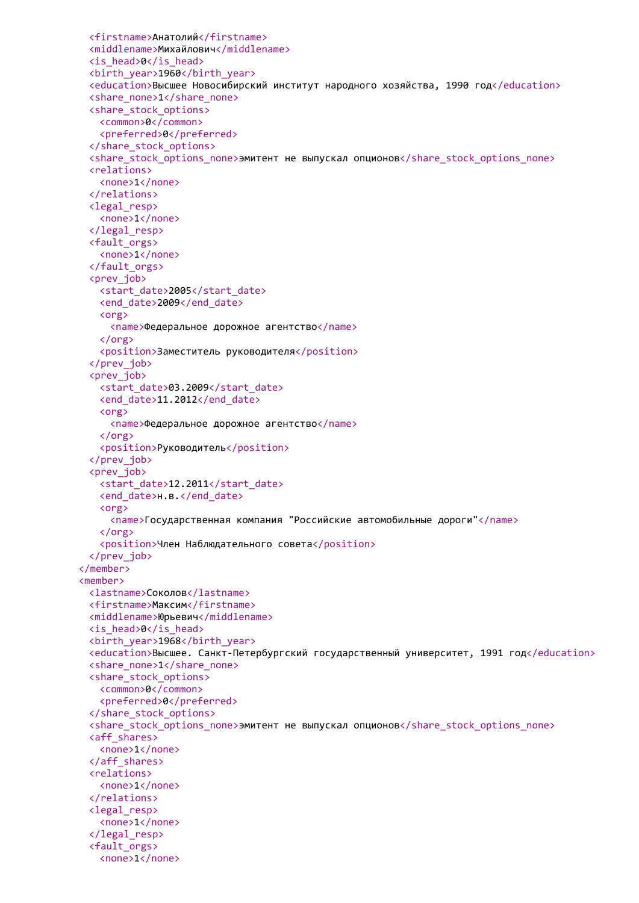```xml
      <firstname>Анатолий</firstname>
      <middlename>Михайлович</middlename>
      <is_head>0</is_head>
      <birth_year>1960</birth_year>
      <education>Высшее Новосибирский институт народного хозяйства, 1990 год</education>
      <share_none>1</share_none>
      <share_stock_options>
        <common>0</common>
        <preferred>0</preferred>
      </share_stock_options>
      <share_stock_options_none>эмитент не выпускал опционов</share_stock_options_none>
      <relations>
        <none>1</none>
      </relations>
      <legal_resp>
        <none>1</none>
      </legal_resp>
      <fault_orgs>
        <none>1</none>
      </fault_orgs>
      <prev_job>
        <start_date>2005</start_date>
        <end_date>2009</end_date>
        <org>
          <name>Федеральное дорожное агентство</name>
        </org>
        <position>Заместитель руководителя</position>
      </prev_job>
      <prev_job>
        <start_date>03.2009</start_date>
        <end_date>11.2012</end_date>
        <org>
          <name>Федеральное дорожное агентство</name>
        </org>
        <position>Руководитель</position>
      </prev_job>
      <prev_job>
        <start_date>12.2011</start_date>
        <end_date>н.в.</end_date>
        <org>
          <name>Государственная компания "Российские автомобильные дороги"</name>
        </org>
        <position>Член Наблюдательного совета</position>
      </prev_job>
    </member>
    <member>
      <lastname>Соколов</lastname>
      <firstname>Максим</firstname>
      <middlename>Юрьевич</middlename>
      <is_head>0</is_head>
      <birth_year>1968</birth_year>
      <education>Высшее. Санкт-Петербургский государственный университет, 1991 год</education>
      <share_none>1</share_none>
      <share_stock_options>
        <common>0</common>
        <preferred>0</preferred>
      </share_stock_options>
      <share_stock_options_none>эмитент не выпускал опционов</share_stock_options_none>
      <aff_shares>
        <none>1</none>
      </aff_shares>
      <relations>
        <none>1</none>
      </relations>
      <legal_resp>
        <none>1</none>
      </legal_resp>
      <fault_orgs>
        <none>1</none>
```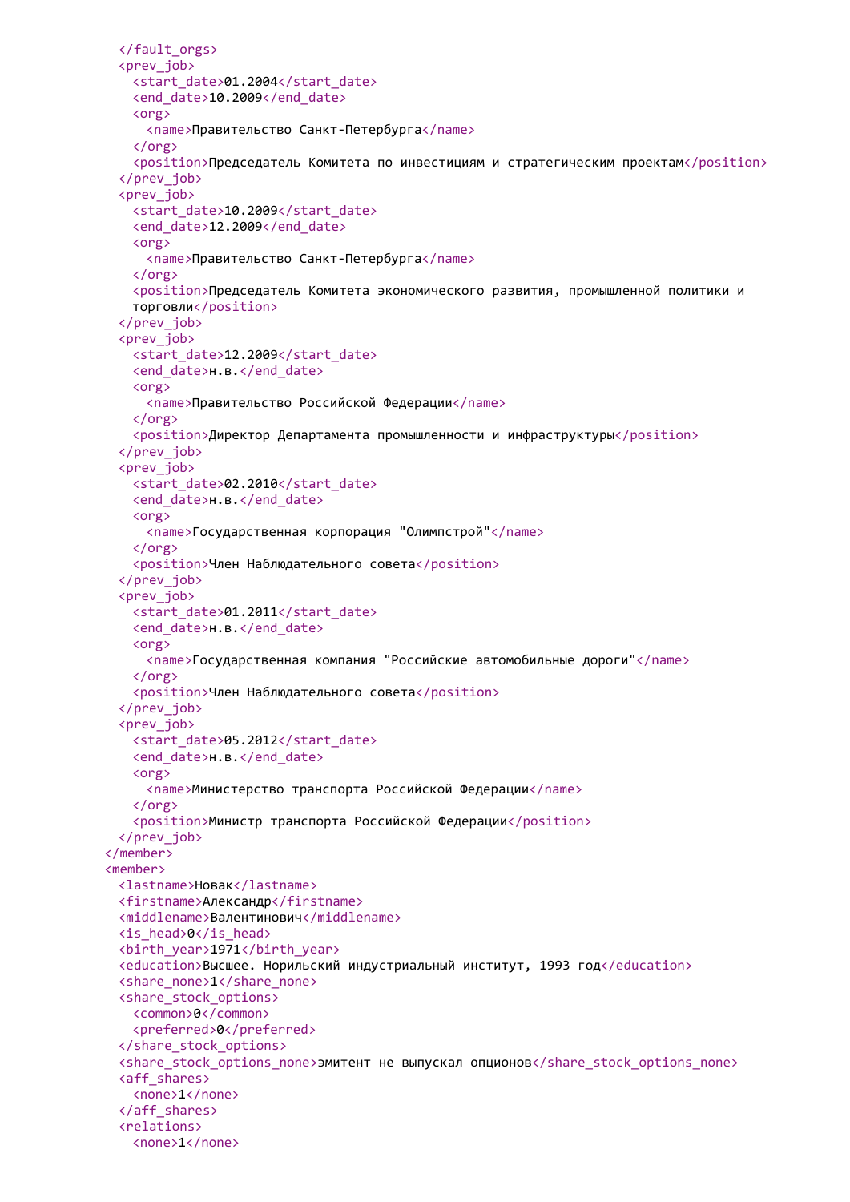```
    </fault_orgs>
    <prev_job>
      <start_date>01.2004</start_date>
      <end_date>10.2009</end_date>
      <org>
        <name>Правительство Санкт-Петербурга</name>
      </org>
      <position>Председатель Комитета по инвестициям и стратегическим проектам</position>
    </prev_job>
    <prev_job>
      <start_date>10.2009</start_date>
      <end_date>12.2009</end_date>
      <org>
        <name>Правительство Санкт-Петербурга</name>
      </org>
      <position>Председатель Комитета экономического развития, промышленной политики и
      торговли</position>
    </prev_job>
    <prev_job>
      <start_date>12.2009</start_date>
      <end_date>н.в.</end_date>
      <org>
        <name>Правительство Российской Федерации</name>
      </org>
      <position>Директор Департамента промышленности и инфраструктуры</position>
    </prev_job>
    <prev_job>
      <start_date>02.2010</start_date>
      <end_date>н.в.</end_date>
      <org>
        <name>Государственная корпорация "Олимпстрой"</name>
      </org>
      <position>Член Наблюдательного совета</position>
    </prev_job>
    <prev_job>
      <start_date>01.2011</start_date>
      <end_date>н.в.</end_date>
      <org>
        <name>Государственная компания "Российские автомобильные дороги"</name>
      </org>
      <position>Член Наблюдательного совета</position>
    </prev_job>
    <prev_job>
      <start_date>05.2012</start_date>
      <end_date>н.в.</end_date>
      <org>
        <name>Министерство транспорта Российской Федерации</name>
      </org>
      <position>Министр транспорта Российской Федерации</position>
    </prev_job>
  </member>
  <member>
    <lastname>Новак</lastname>
    <firstname>Александр</firstname>
    <middlename>Валентинович</middlename>
    <is_head>0</is_head>
    <birth_year>1971</birth_year>
    <education>Высшее. Норильский индустриальный институт, 1993 год</education>
    <share_none>1</share_none>
    <share_stock_options>
      <common>0</common>
      <preferred>0</preferred>
    </share_stock_options>
    <share_stock_options_none>эмитент не выпускал опционов</share_stock_options_none>
    <aff_shares>
      <none>1</none>
    </aff_shares>
    <relations>
      <none>1</none>
```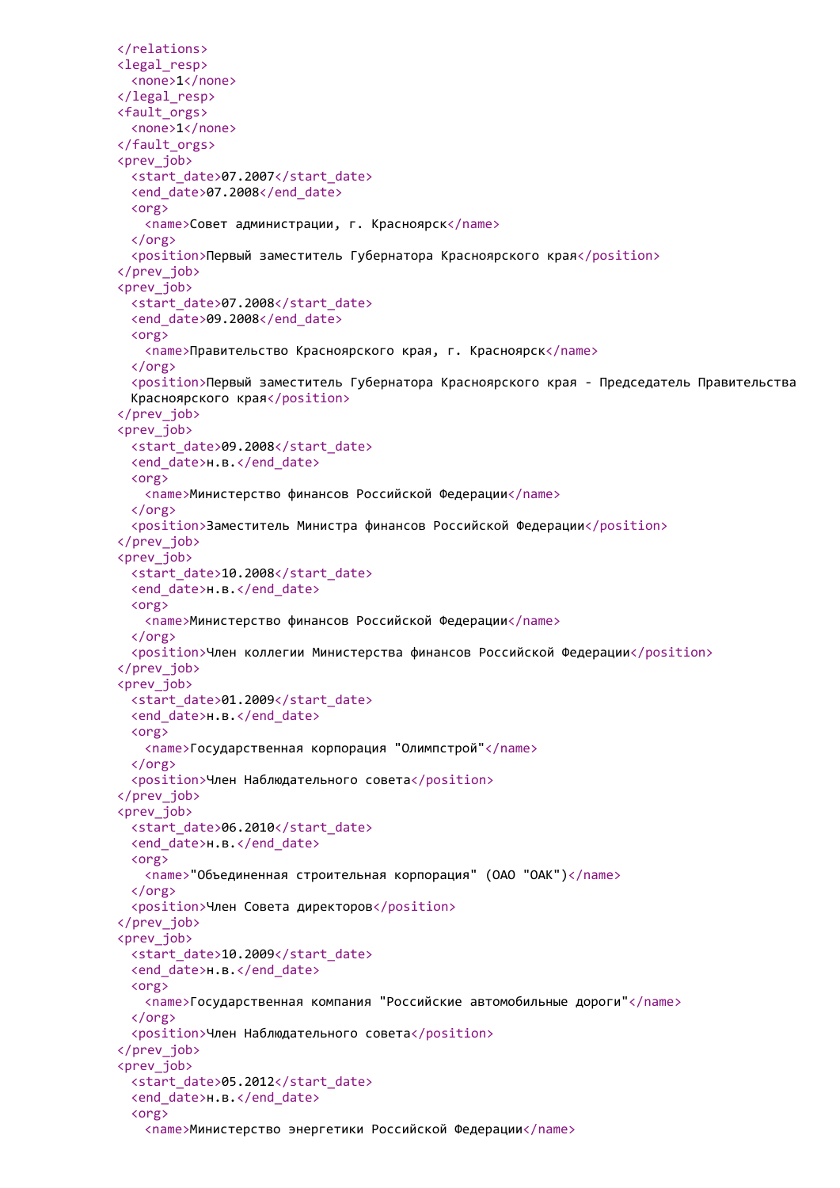```xml
    </relations>
    <legal_resp>
      <none>1</none>
    </legal_resp>
    <fault_orgs>
      <none>1</none>
    </fault_orgs>
    <prev_job>
      <start_date>07.2007</start_date>
      <end_date>07.2008</end_date>
      <org>
        <name>Совет администрации, г. Красноярск</name>
      </org>
      <position>Первый заместитель Губернатора Красноярского края</position>
    </prev_job>
    <prev_job>
      <start_date>07.2008</start_date>
      <end_date>09.2008</end_date>
      <org>
        <name>Правительство Красноярского края, г. Красноярск</name>
      </org>
      <position>Первый заместитель Губернатора Красноярского края - Председатель Правительства
      Красноярского края</position>
    </prev_job>
    <prev_job>
      <start_date>09.2008</start_date>
      <end_date>н.в.</end_date>
      <org>
        <name>Министерство финансов Российской Федерации</name>
      </org>
      <position>Заместитель Министра финансов Российской Федерации</position>
    </prev_job>
    <prev_job>
      <start_date>10.2008</start_date>
      <end_date>н.в.</end_date>
      <org>
        <name>Министерство финансов Российской Федерации</name>
      </org>
      <position>Член коллегии Министерства финансов Российской Федерации</position>
    </prev_job>
    <prev_job>
      <start_date>01.2009</start_date>
      <end_date>н.в.</end_date>
      <org>
        <name>Государственная корпорация "Олимпстрой"</name>
      </org>
      <position>Член Наблюдательного совета</position>
    </prev_job>
    <prev_job>
      <start_date>06.2010</start_date>
      <end_date>н.в.</end_date>
      <org>
        <name>"Объединенная строительная корпорация" (ОАО "ОАК")</name>
      </org>
      <position>Член Совета директоров</position>
    </prev_job>
    <prev_job>
      <start_date>10.2009</start_date>
      <end_date>н.в.</end_date>
      <org>
        <name>Государственная компания "Российские автомобильные дороги"</name>
      </org>
      <position>Член Наблюдательного совета</position>
    </prev_job>
    <prev_job>
      <start_date>05.2012</start_date>
      <end_date>н.в.</end_date>
      <org>
        <name>Министерство энергетики Российской Федерации</name>
```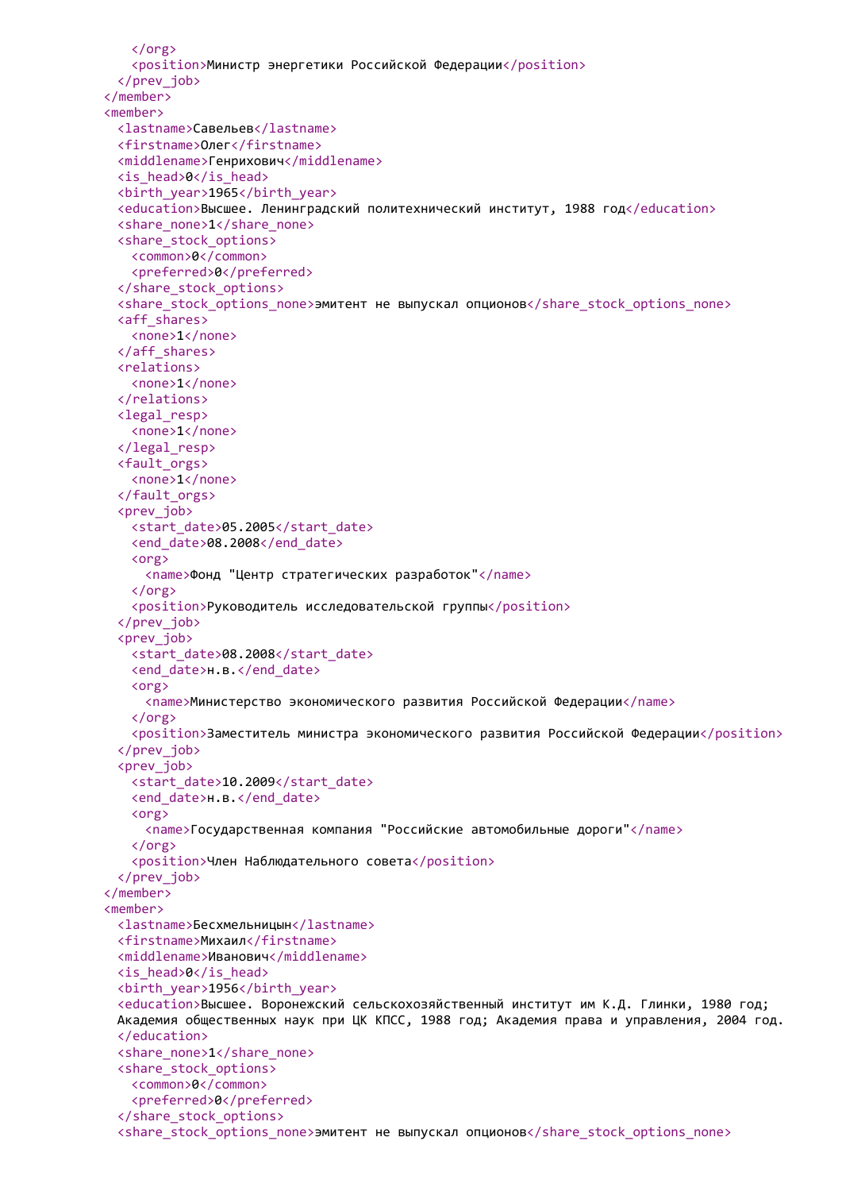```xml
      </org>
      <position>Министр энергетики Российской Федерации</position>
    </prev_job>
  </member>
  <member>
    <lastname>Савельев</lastname>
    <firstname>Олег</firstname>
    <middlename>Генрихович</middlename>
    <is_head>0</is_head>
    <birth_year>1965</birth_year>
    <education>Высшее. Ленинградский политехнический институт, 1988 год</education>
    <share_none>1</share_none>
    <share_stock_options>
      <common>0</common>
      <preferred>0</preferred>
    </share_stock_options>
    <share_stock_options_none>эмитент не выпускал опционов</share_stock_options_none>
    <aff_shares>
      <none>1</none>
    </aff_shares>
    <relations>
      <none>1</none>
    </relations>
    <legal_resp>
      <none>1</none>
    </legal_resp>
    <fault_orgs>
      <none>1</none>
    </fault_orgs>
    <prev_job>
      <start_date>05.2005</start_date>
      <end_date>08.2008</end_date>
      <org>
        <name>Фонд "Центр стратегических разработок"</name>
      </org>
      <position>Руководитель исследовательской группы</position>
    </prev_job>
    <prev_job>
      <start_date>08.2008</start_date>
      <end_date>н.в.</end_date>
      <org>
        <name>Министерство экономического развития Российской Федерации</name>
      </org>
      <position>Заместитель министра экономического развития Российской Федерации</position>
    </prev_job>
    <prev_job>
      <start_date>10.2009</start_date>
      <end_date>н.в.</end_date>
      <org>
        <name>Государственная компания "Российские автомобильные дороги"</name>
      </org>
      <position>Член Наблюдательного совета</position>
    </prev_job>
  </member>
  <member>
    <lastname>Бесхмельницын</lastname>
    <firstname>Михаил</firstname>
    <middlename>Иванович</middlename>
    <is_head>0</is_head>
    <birth_year>1956</birth_year>
    <education>Высшее. Воронежский сельскохозяйственный институт им К.Д. Глинки, 1980 год;
    Академия общественных наук при ЦК КПСС, 1988 год; Академия права и управления, 2004 год.
    </education>
    <share_none>1</share_none>
    <share_stock_options>
      <common>0</common>
      <preferred>0</preferred>
    </share_stock_options>
    <share_stock_options_none>эмитент не выпускал опционов</share_stock_options_none>
```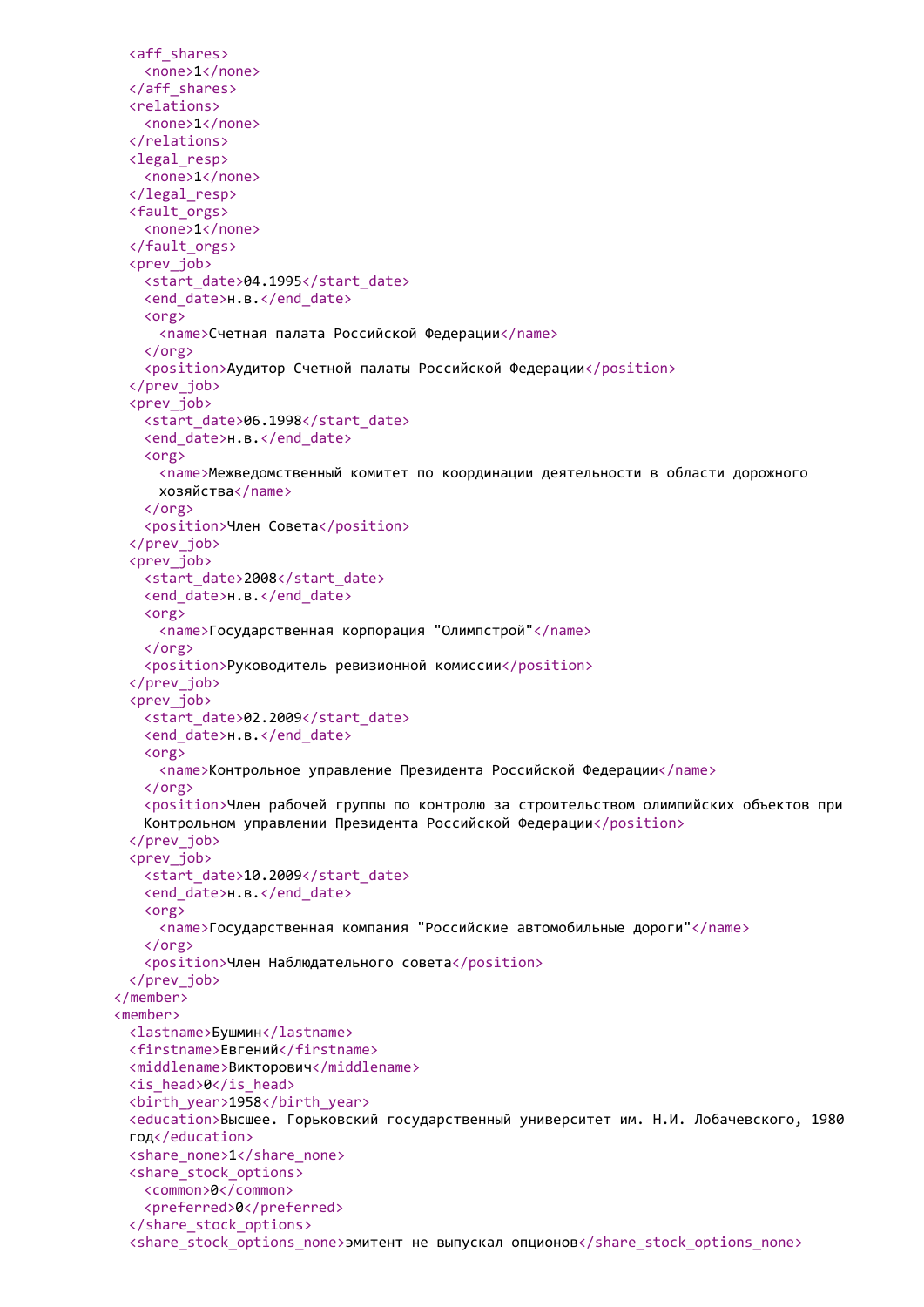```xml
      <aff_shares>
        <none>1</none>
      </aff_shares>
      <relations>
        <none>1</none>
      </relations>
      <legal_resp>
        <none>1</none>
      </legal_resp>
      <fault_orgs>
        <none>1</none>
      </fault_orgs>
      <prev_job>
        <start_date>04.1995</start_date>
        <end_date>н.в.</end_date>
        <org>
          <name>Счетная палата Российской Федерации</name>
        </org>
        <position>Аудитор Счетной палаты Российской Федерации</position>
      </prev_job>
      <prev_job>
        <start_date>06.1998</start_date>
        <end_date>н.в.</end_date>
        <org>
          <name>Межведомственный комитет по координации деятельности в области дорожного
          хозяйства</name>
        </org>
        <position>Член Совета</position>
      </prev_job>
      <prev_job>
        <start_date>2008</start_date>
        <end_date>н.в.</end_date>
        <org>
          <name>Государственная корпорация "Олимпстрой"</name>
        </org>
        <position>Руководитель ревизионной комиссии</position>
      </prev_job>
      <prev_job>
        <start_date>02.2009</start_date>
        <end_date>н.в.</end_date>
        <org>
          <name>Контрольное управление Президента Российской Федерации</name>
        </org>
        <position>Член рабочей группы по контролю за строительством олимпийских объектов при
        Контрольном управлении Президента Российской Федерации</position>
      </prev_job>
      <prev_job>
        <start_date>10.2009</start_date>
        <end_date>н.в.</end_date>
        <org>
          <name>Государственная компания "Российские автомобильные дороги"</name>
        </org>
        <position>Член Наблюдательного совета</position>
      </prev_job>
    </member>
    <member>
      <lastname>Бушмин</lastname>
      <firstname>Евгений</firstname>
      <middlename>Викторович</middlename>
      <is_head>0</is_head>
      <birth_year>1958</birth_year>
      <education>Высшее. Горьковский государственный университет им. Н.И. Лобачевского, 1980
      год</education>
      <share_none>1</share_none>
      <share_stock_options>
        <common>0</common>
        <preferred>0</preferred>
      </share_stock_options>
      <share_stock_options_none>эмитент не выпускал опционов</share_stock_options_none>
```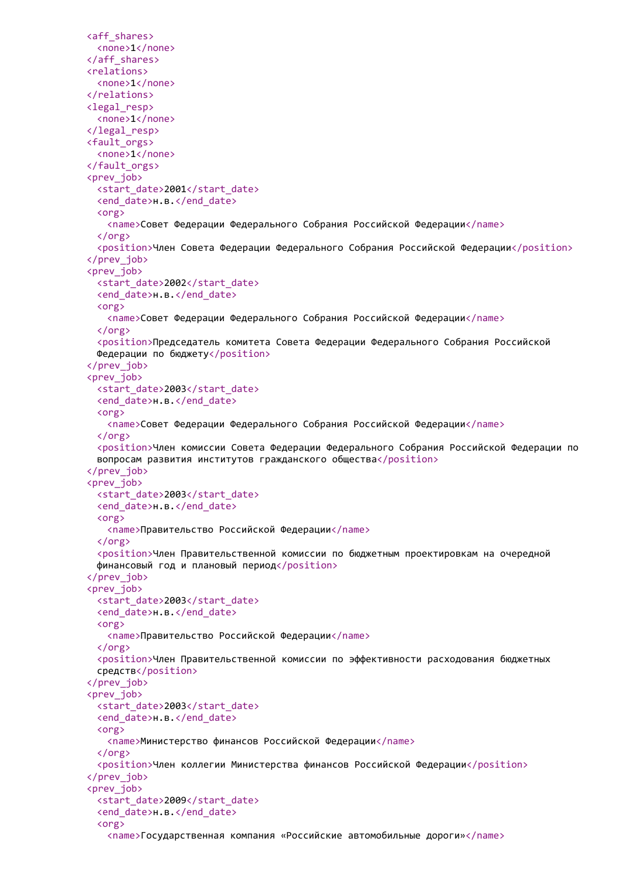```
<aff_shares>
  <none>1</none>
</aff_shares>
<relations>
  <none>1</none>
</relations>
<legal_resp>
  <none>1</none>
</legal_resp>
<fault_orgs>
  <none>1</none>
</fault_orgs>
<prev_job>
  <start_date>2001</start_date>
  <end_date>н.в.</end_date>
  <org>
    <name>Совет Федерации Федерального Собрания Российской Федерации</name>
  </org>
  <position>Член Совета Федерации Федерального Собрания Российской Федерации</position>
</prev_job>
<prev_job>
  <start_date>2002</start_date>
  <end_date>н.в.</end_date>
  <org>
    <name>Совет Федерации Федерального Собрания Российской Федерации</name>
  </org>
  <position>Председатель комитета Совета Федерации Федерального Собрания Российской
  Федерации по бюджету</position>
</prev_job>
<prev_job>
  <start_date>2003</start_date>
  <end_date>н.в.</end_date>
  <org>
    <name>Совет Федерации Федерального Собрания Российской Федерации</name>
  </org>
  <position>Член комиссии Совета Федерации Федерального Собрания Российской Федерации по
  вопросам развития институтов гражданского общества</position>
</prev_job>
<prev_job>
  <start_date>2003</start_date>
  <end_date>н.в.</end_date>
  <org>
    <name>Правительство Российской Федерации</name>
  </org>
  <position>Член Правительственной комиссии по бюджетным проектировкам на очередной
  финансовый год и плановый период</position>
</prev_job>
<prev_job>
  <start_date>2003</start_date>
  <end_date>н.в.</end_date>
  <org>
    <name>Правительство Российской Федерации</name>
  </org>
  <position>Член Правительственной комиссии по эффективности расходования бюджетных
  средств</position>
</prev_job>
<prev_job>
  <start_date>2003</start_date>
  <end_date>н.в.</end_date>
  <org>
    <name>Министерство финансов Российской Федерации</name>
  </org>
  <position>Член коллегии Министерства финансов Российской Федерации</position>
</prev_job>
<prev_job>
  <start_date>2009</start_date>
  <end_date>н.в.</end_date>
  <org>
    <name>Государственная компания «Российские автомобильные дороги»</name>
```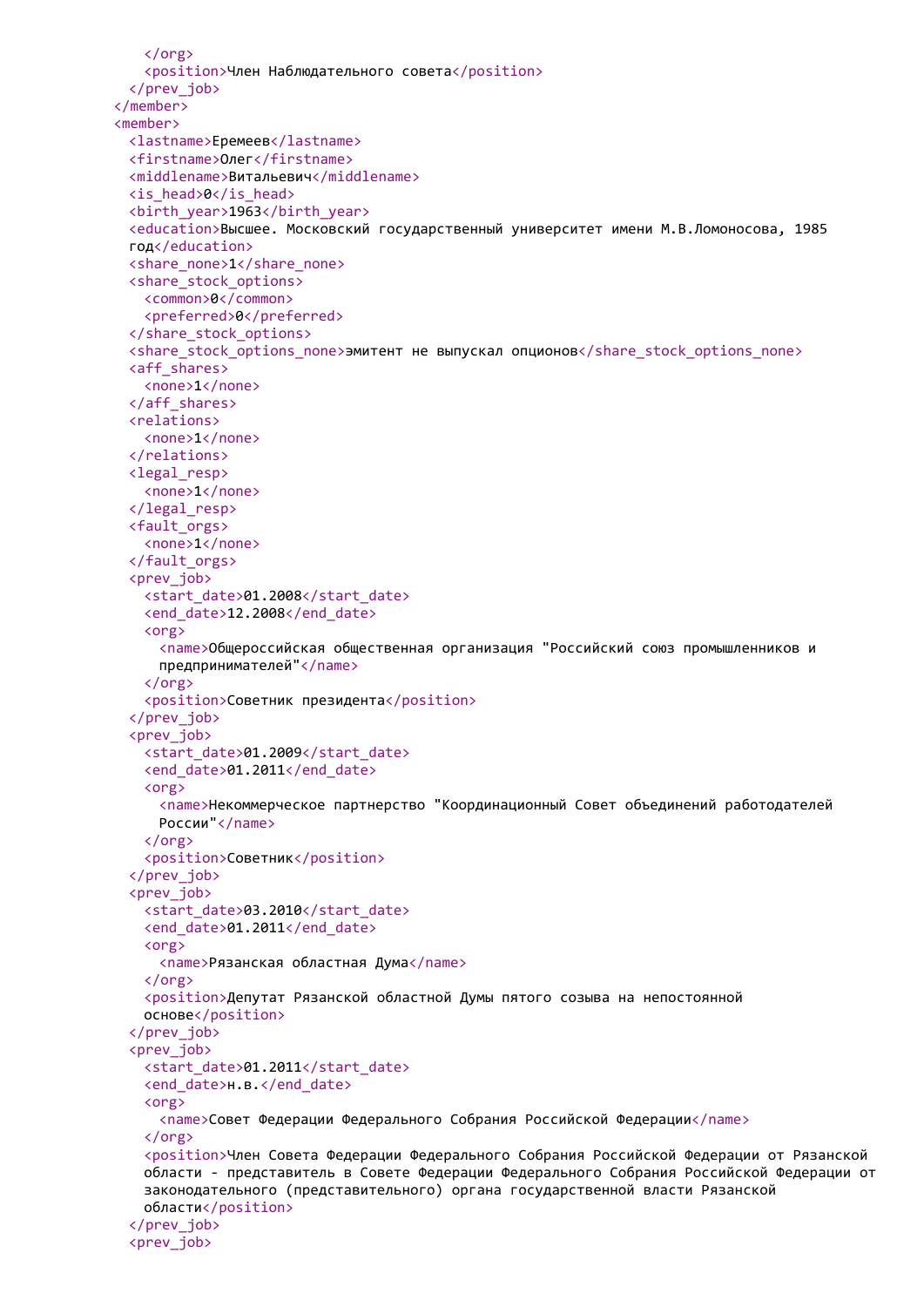```
      </org>
      <position>Член Наблюдательного совета</position>
    </prev_job>
  </member>
  <member>
    <lastname>Еремеев</lastname>
    <firstname>Олег</firstname>
    <middlename>Витальевич</middlename>
    <is_head>0</is_head>
    <birth_year>1963</birth_year>
    <education>Высшее. Московский государственный университет имени М.В.Ломоносова, 1985
    год</education>
    <share_none>1</share_none>
    <share_stock_options>
      <common>0</common>
      <preferred>0</preferred>
    </share_stock_options>
    <share_stock_options_none>эмитент не выпускал опционов</share_stock_options_none>
    <aff_shares>
      <none>1</none>
    </aff_shares>
    <relations>
      <none>1</none>
    </relations>
    <legal_resp>
      <none>1</none>
    </legal_resp>
    <fault_orgs>
      <none>1</none>
    </fault_orgs>
    <prev_job>
      <start_date>01.2008</start_date>
      <end_date>12.2008</end_date>
      <org>
        <name>Общероссийская общественная организация "Российский союз промышленников и
        предпринимателей"</name>
      </org>
      <position>Советник президента</position>
    </prev_job>
    <prev_job>
      <start_date>01.2009</start_date>
      <end_date>01.2011</end_date>
      <org>
        <name>Некоммерческое партнерство "Координационный Совет объединений работодателей
        России"</name>
      </org>
      <position>Советник</position>
    </prev_job>
    <prev_job>
      <start_date>03.2010</start_date>
      <end_date>01.2011</end_date>
      <org>
        <name>Рязанская областная Дума</name>
      </org>
      <position>Депутат Рязанской областной Думы пятого созыва на непостоянной
      основе</position>
    </prev_job>
    <prev_job>
      <start_date>01.2011</start_date>
      <end_date>н.в.</end_date>
      <org>
        <name>Совет Федерации Федерального Собрания Российской Федерации</name>
      </org>
      <position>Член Совета Федерации Федерального Собрания Российской Федерации от Рязанской
      области - представитель в Совете Федерации Федерального Собрания Российской Федерации от
      законодательного (представительного) органа государственной власти Рязанской
      области</position>
    </prev_job>
    <prev_job>
```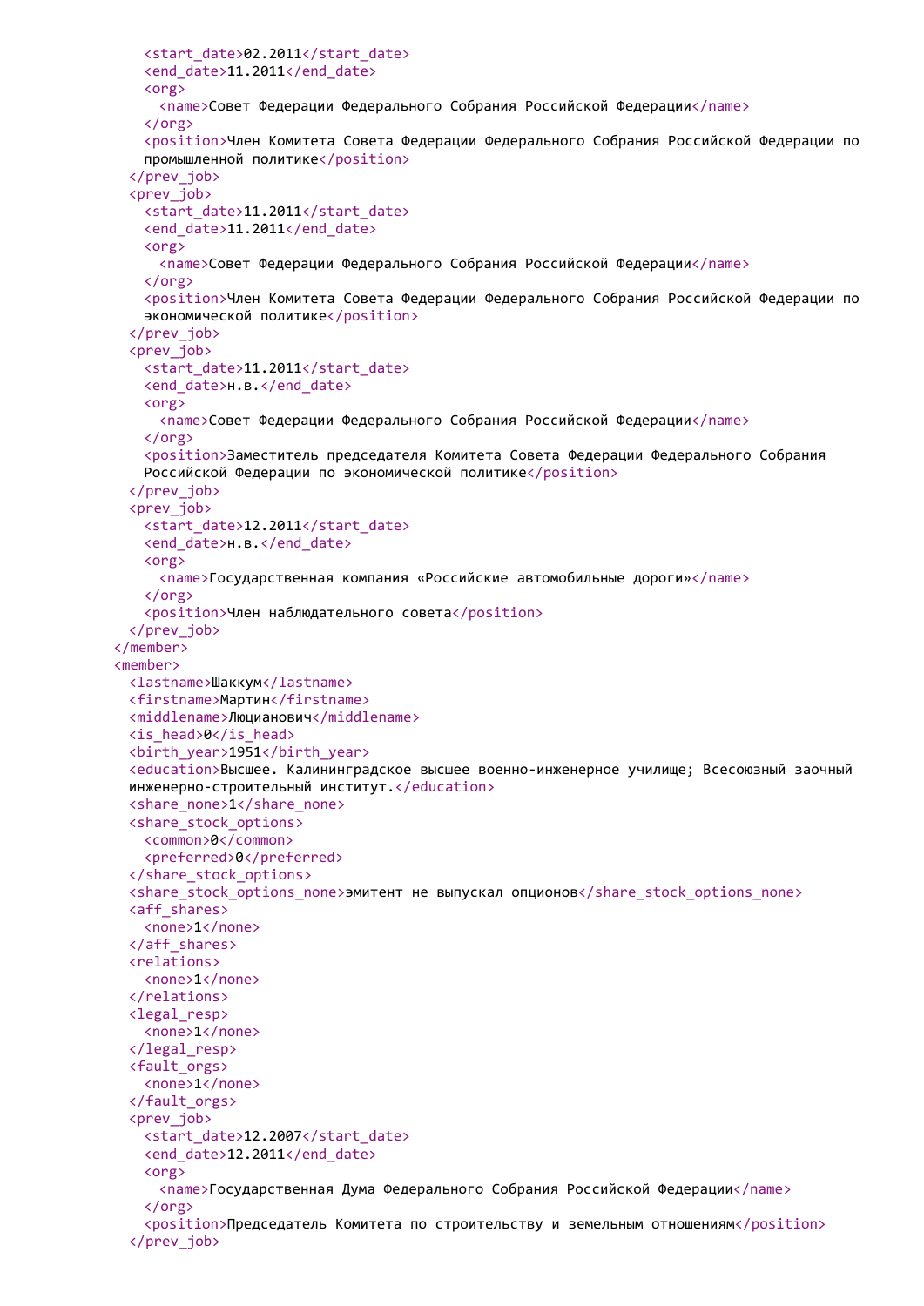```xml
        <start_date>02.2011</start_date>
        <end_date>11.2011</end_date>
        <org>
          <name>Совет Федерации Федерального Собрания Российской Федерации</name>
        </org>
        <position>Член Комитета Совета Федерации Федерального Собрания Российской Федерации по
        промышленной политике</position>
      </prev_job>
      <prev_job>
        <start_date>11.2011</start_date>
        <end_date>11.2011</end_date>
        <org>
          <name>Совет Федерации Федерального Собрания Российской Федерации</name>
        </org>
        <position>Член Комитета Совета Федерации Федерального Собрания Российской Федерации по
        экономической политике</position>
      </prev_job>
      <prev_job>
        <start_date>11.2011</start_date>
        <end_date>н.в.</end_date>
        <org>
          <name>Совет Федерации Федерального Собрания Российской Федерации</name>
        </org>
        <position>Заместитель председателя Комитета Совета Федерации Федерального Собрания
        Российской Федерации по экономической политике</position>
      </prev_job>
      <prev_job>
        <start_date>12.2011</start_date>
        <end_date>н.в.</end_date>
        <org>
          <name>Государственная компания «Российские автомобильные дороги»</name>
        </org>
        <position>Член наблюдательного совета</position>
      </prev_job>
    </member>
    <member>
      <lastname>Шаккум</lastname>
      <firstname>Мартин</firstname>
      <middlename>Люцианович</middlename>
      <is_head>0</is_head>
      <birth_year>1951</birth_year>
      <education>Высшее. Калининградское высшее военно-инженерное училище; Всесоюзный заочный
      инженерно-строительный институт.</education>
      <share_none>1</share_none>
      <share_stock_options>
        <common>0</common>
        <preferred>0</preferred>
      </share_stock_options>
      <share_stock_options_none>эмитент не выпускал опционов</share_stock_options_none>
      <aff_shares>
        <none>1</none>
      </aff_shares>
      <relations>
        <none>1</none>
      </relations>
      <legal_resp>
        <none>1</none>
      </legal_resp>
      <fault_orgs>
        <none>1</none>
      </fault_orgs>
      <prev_job>
        <start_date>12.2007</start_date>
        <end_date>12.2011</end_date>
        <org>
          <name>Государственная Дума Федерального Собрания Российской Федерации</name>
        </org>
        <position>Председатель Комитета по строительству и земельным отношениям</position>
      </prev_job>
```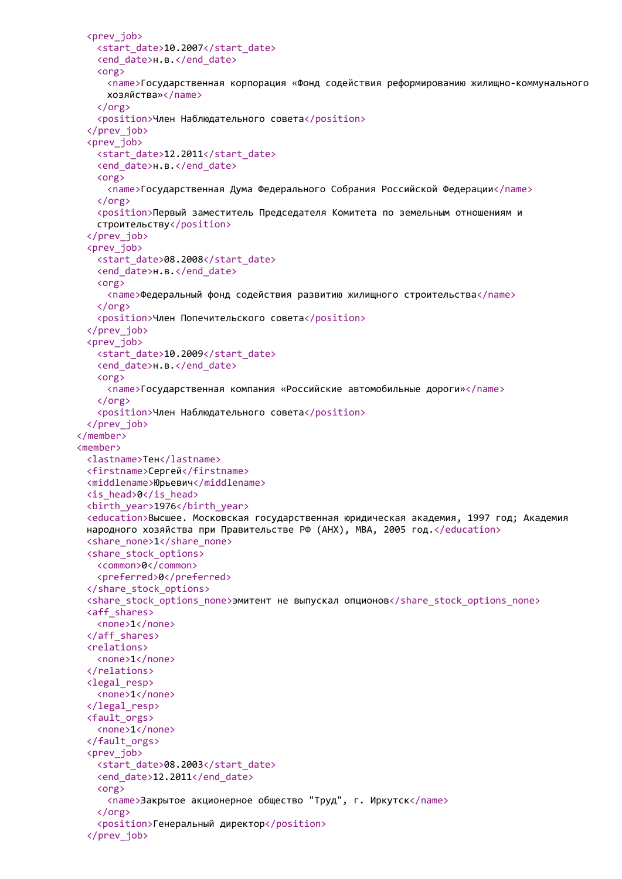```xml
      <prev_job>
        <start_date>10.2007</start_date>
        <end_date>н.в.</end_date>
        <org>
          <name>Государственная корпорация «Фонд содействия реформированию жилищно-коммунального
          хозяйства»</name>
        </org>
        <position>Член Наблюдательного совета</position>
      </prev_job>
      <prev_job>
        <start_date>12.2011</start_date>
        <end_date>н.в.</end_date>
        <org>
          <name>Государственная Дума Федерального Собрания Российской Федерации</name>
        </org>
        <position>Первый заместитель Председателя Комитета по земельным отношениям и
        строительству</position>
      </prev_job>
      <prev_job>
        <start_date>08.2008</start_date>
        <end_date>н.в.</end_date>
        <org>
          <name>Федеральный фонд содействия развитию жилищного строительства</name>
        </org>
        <position>Член Попечительского совета</position>
      </prev_job>
      <prev_job>
        <start_date>10.2009</start_date>
        <end_date>н.в.</end_date>
        <org>
          <name>Государственная компания «Российские автомобильные дороги»</name>
        </org>
        <position>Член Наблюдательного совета</position>
      </prev_job>
    </member>
    <member>
      <lastname>Тен</lastname>
      <firstname>Сергей</firstname>
      <middlename>Юрьевич</middlename>
      <is_head>0</is_head>
      <birth_year>1976</birth_year>
      <education>Высшее. Московская государственная юридическая академия, 1997 год; Академия
      народного хозяйства при Правительстве РФ (АНХ), MBA, 2005 год.</education>
      <share_none>1</share_none>
      <share_stock_options>
        <common>0</common>
        <preferred>0</preferred>
      </share_stock_options>
      <share_stock_options_none>эмитент не выпускал опционов</share_stock_options_none>
      <aff_shares>
        <none>1</none>
      </aff_shares>
      <relations>
        <none>1</none>
      </relations>
      <legal_resp>
        <none>1</none>
      </legal_resp>
      <fault_orgs>
        <none>1</none>
      </fault_orgs>
      <prev_job>
        <start_date>08.2003</start_date>
        <end_date>12.2011</end_date>
        <org>
          <name>Закрытое акционерное общество "Труд", г. Иркутск</name>
        </org>
        <position>Генеральный директор</position>
      </prev_job>
```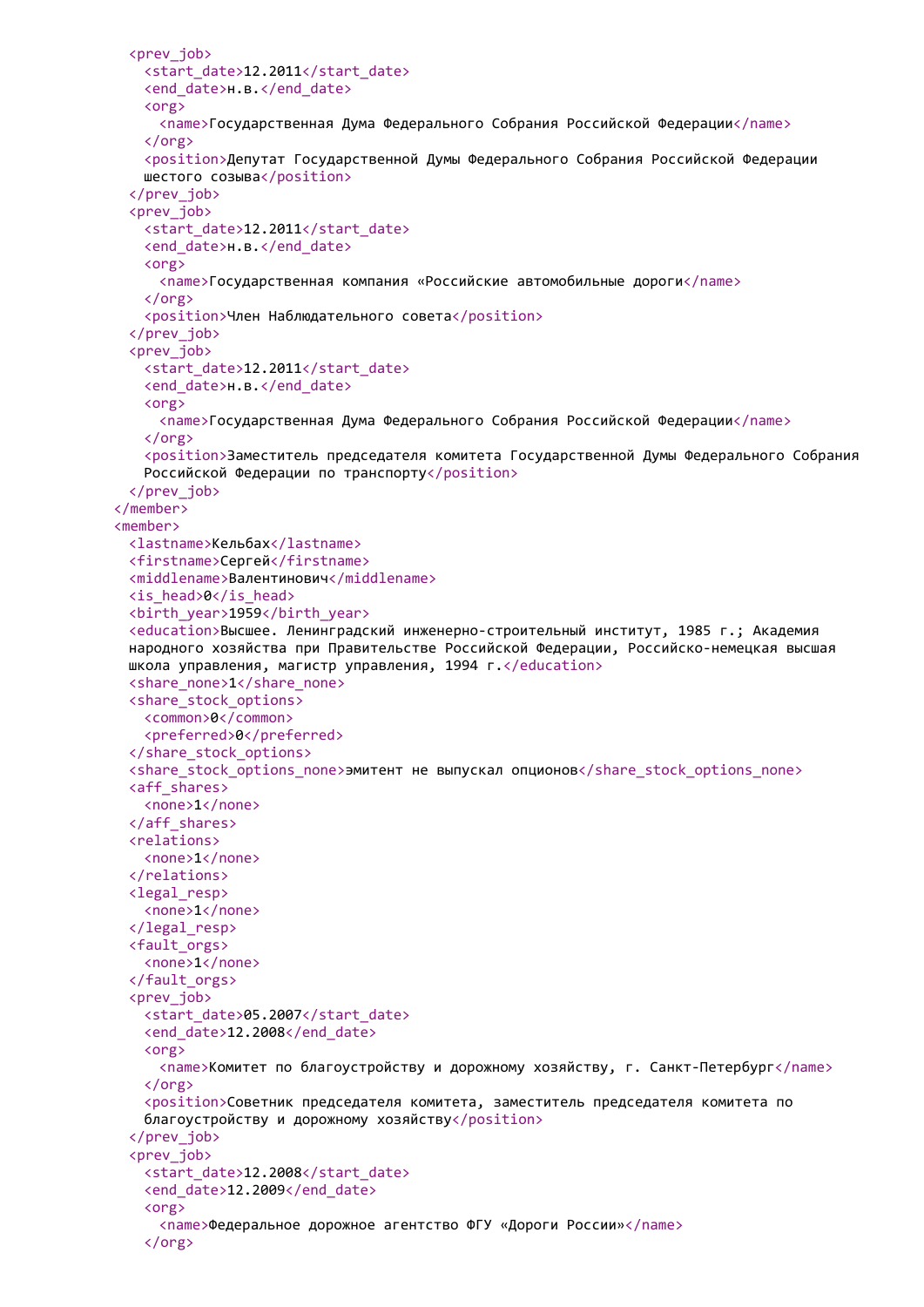```xml
      <prev_job>
        <start_date>12.2011</start_date>
        <end_date>н.в.</end_date>
        <org>
          <name>Государственная Дума Федерального Собрания Российской Федерации</name>
        </org>
        <position>Депутат Государственной Думы Федерального Собрания Российской Федерации
        шестого созыва</position>
      </prev_job>
      <prev_job>
        <start_date>12.2011</start_date>
        <end_date>н.в.</end_date>
        <org>
          <name>Государственная компания «Российские автомобильные дороги</name>
        </org>
        <position>Член Наблюдательного совета</position>
      </prev_job>
      <prev_job>
        <start_date>12.2011</start_date>
        <end_date>н.в.</end_date>
        <org>
          <name>Государственная Дума Федерального Собрания Российской Федерации</name>
        </org>
        <position>Заместитель председателя комитета Государственной Думы Федерального Собрания
        Российской Федерации по транспорту</position>
      </prev_job>
    </member>
    <member>
      <lastname>Кельбах</lastname>
      <firstname>Сергей</firstname>
      <middlename>Валентинович</middlename>
      <is_head>0</is_head>
      <birth_year>1959</birth_year>
      <education>Высшее. Ленинградский инженерно-строительный институт, 1985 г.; Академия
      народного хозяйства при Правительстве Российской Федерации, Российско-немецкая высшая
      школа управления, магистр управления, 1994 г.</education>
      <share_none>1</share_none>
      <share_stock_options>
        <common>0</common>
        <preferred>0</preferred>
      </share_stock_options>
      <share_stock_options_none>эмитент не выпускал опционов</share_stock_options_none>
      <aff_shares>
        <none>1</none>
      </aff_shares>
      <relations>
        <none>1</none>
      </relations>
      <legal_resp>
        <none>1</none>
      </legal_resp>
      <fault_orgs>
        <none>1</none>
      </fault_orgs>
      <prev_job>
        <start_date>05.2007</start_date>
        <end_date>12.2008</end_date>
        <org>
          <name>Комитет по благоустройству и дорожному хозяйству, г. Санкт-Петербург</name>
        </org>
        <position>Советник председателя комитета, заместитель председателя комитета по
        благоустройству и дорожному хозяйству</position>
      </prev_job>
      <prev_job>
        <start_date>12.2008</start_date>
        <end_date>12.2009</end_date>
        <org>
          <name>Федеральное дорожное агентство ФГУ «Дороги России»</name>
        </org>
```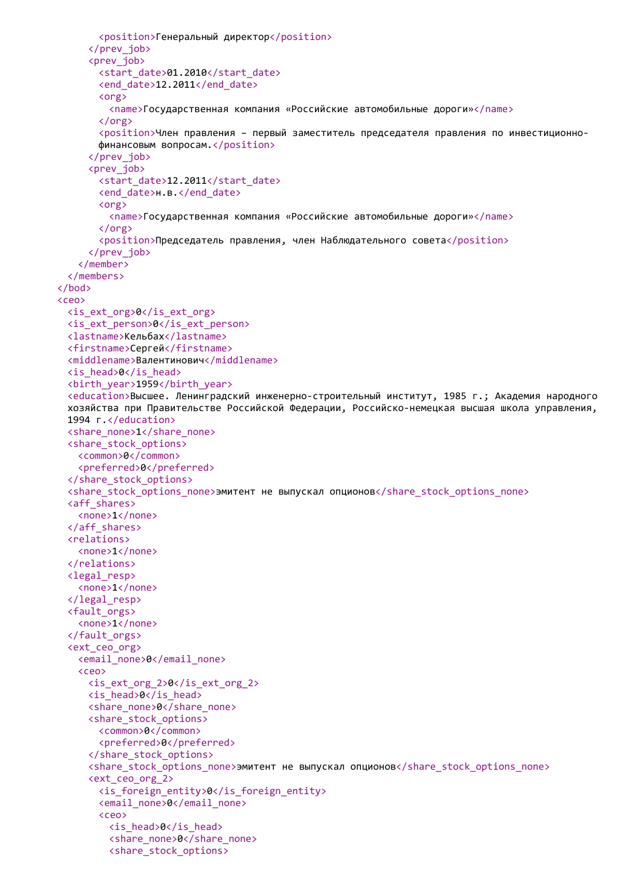```
          <position>Генеральный директор</position>
        </prev_job>
        <prev_job>
          <start_date>01.2010</start_date>
          <end_date>12.2011</end_date>
          <org>
            <name>Государственная компания «Российские автомобильные дороги»</name>
          </org>
          <position>Член правления – первый заместитель председателя правления по инвестиционно-
          финансовым вопросам.</position>
        </prev_job>
        <prev_job>
          <start_date>12.2011</start_date>
          <end_date>н.в.</end_date>
          <org>
            <name>Государственная компания «Российские автомобильные дороги»</name>
          </org>
          <position>Председатель правления, член Наблюдательного совета</position>
        </prev_job>
      </member>
    </members>
  </bod>
  <ceo>
    <is_ext_org>0</is_ext_org>
    <is_ext_person>0</is_ext_person>
    <lastname>Кельбах</lastname>
    <firstname>Сергей</firstname>
    <middlename>Валентинович</middlename>
    <is_head>0</is_head>
    <birth_year>1959</birth_year>
    <education>Высшее. Ленинградский инженерно-строительный институт, 1985 г.; Академия народного
    хозяйства при Правительстве Российской Федерации, Российско-немецкая высшая школа управления,
    1994 г.</education>
    <share_none>1</share_none>
    <share_stock_options>
      <common>0</common>
      <preferred>0</preferred>
    </share_stock_options>
    <share_stock_options_none>эмитент не выпускал опционов</share_stock_options_none>
    <aff_shares>
      <none>1</none>
    </aff_shares>
    <relations>
      <none>1</none>
    </relations>
    <legal_resp>
      <none>1</none>
    </legal_resp>
    <fault_orgs>
      <none>1</none>
    </fault_orgs>
    <ext_ceo_org>
      <email_none>0</email_none>
      <ceo>
        <is_ext_org_2>0</is_ext_org_2>
        <is_head>0</is_head>
        <share_none>0</share_none>
        <share_stock_options>
          <common>0</common>
          <preferred>0</preferred>
        </share_stock_options>
        <share_stock_options_none>эмитент не выпускал опционов</share_stock_options_none>
        <ext_ceo_org_2>
          <is_foreign_entity>0</is_foreign_entity>
          <email_none>0</email_none>
          <ceo>
            <is_head>0</is_head>
            <share_none>0</share_none>
            <share_stock_options>
```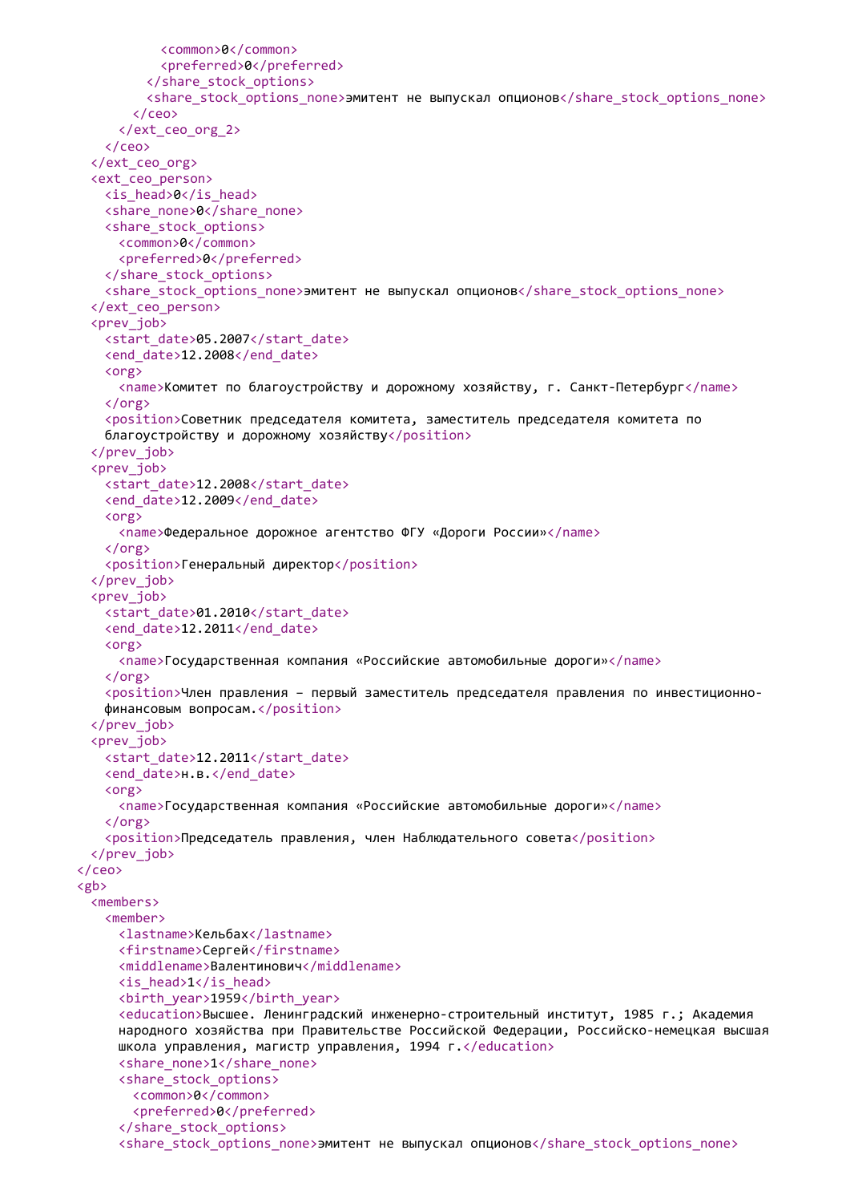```
          <common>0</common>
          <preferred>0</preferred>
        </share_stock_options>
        <share_stock_options_none>эмитент не выпускал опционов</share_stock_options_none>
      </ceo>
    </ext_ceo_org_2>
  </ceo>
</ext_ceo_org>
<ext_ceo_person>
  <is_head>0</is_head>
  <share_none>0</share_none>
  <share_stock_options>
    <common>0</common>
    <preferred>0</preferred>
  </share_stock_options>
  <share_stock_options_none>эмитент не выпускал опционов</share_stock_options_none>
</ext_ceo_person>
<prev_job>
  <start_date>05.2007</start_date>
  <end_date>12.2008</end_date>
  <org>
    <name>Комитет по благоустройству и дорожному хозяйству, г. Санкт-Петербург</name>
  </org>
  <position>Советник председателя комитета, заместитель председателя комитета по
  благоустройству и дорожному хозяйству</position>
</prev_job>
<prev_job>
  <start_date>12.2008</start_date>
  <end_date>12.2009</end_date>
  <org>
    <name>Федеральное дорожное агентство ФГУ «Дороги России»</name>
  </org>
  <position>Генеральный директор</position>
</prev_job>
<prev_job>
  <start_date>01.2010</start_date>
  <end_date>12.2011</end_date>
  <org>
    <name>Государственная компания «Российские автомобильные дороги»</name>
  </org>
  <position>Член правления – первый заместитель председателя правления по инвестиционно-
  финансовым вопросам.</position>
</prev_job>
<prev_job>
  <start_date>12.2011</start_date>
  <end_date>н.в.</end_date>
  <org>
    <name>Государственная компания «Российские автомобильные дороги»</name>
  </org>
  <position>Председатель правления, член Наблюдательного совета</position>
</prev_job>
</ceo>
<gb>
  <members>
    <member>
      <lastname>Кельбах</lastname>
      <firstname>Сергей</firstname>
      <middlename>Валентинович</middlename>
      <is_head>1</is_head>
      <birth_year>1959</birth_year>
      <education>Высшее. Ленинградский инженерно-строительный институт, 1985 г.; Академия
      народного хозяйства при Правительстве Российской Федерации, Российско-немецкая высшая
      школа управления, магистр управления, 1994 г.</education>
      <share_none>1</share_none>
      <share_stock_options>
        <common>0</common>
        <preferred>0</preferred>
      </share_stock_options>
      <share_stock_options_none>эмитент не выпускал опционов</share_stock_options_none>
```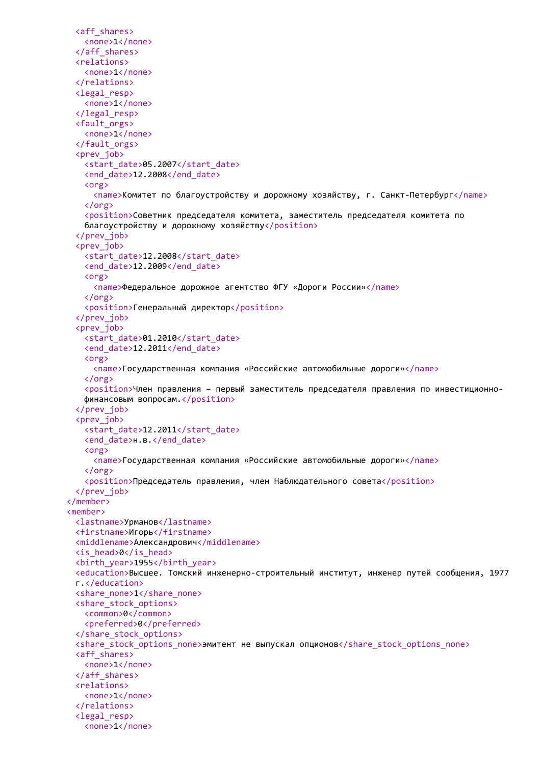```xml
      <aff_shares>
        <none>1</none>
      </aff_shares>
      <relations>
        <none>1</none>
      </relations>
      <legal_resp>
        <none>1</none>
      </legal_resp>
      <fault_orgs>
        <none>1</none>
      </fault_orgs>
      <prev_job>
        <start_date>05.2007</start_date>
        <end_date>12.2008</end_date>
        <org>
          <name>Комитет по благоустройству и дорожному хозяйству, г. Санкт-Петербург</name>
        </org>
        <position>Советник председателя комитета, заместитель председателя комитета по
        благоустройству и дорожному хозяйству</position>
      </prev_job>
      <prev_job>
        <start_date>12.2008</start_date>
        <end_date>12.2009</end_date>
        <org>
          <name>Федеральное дорожное агентство ФГУ «Дороги России»</name>
        </org>
        <position>Генеральный директор</position>
      </prev_job>
      <prev_job>
        <start_date>01.2010</start_date>
        <end_date>12.2011</end_date>
        <org>
          <name>Государственная компания «Российские автомобильные дороги»</name>
        </org>
        <position>Член правления – первый заместитель председателя правления по инвестиционно-
        финансовым вопросам.</position>
      </prev_job>
      <prev_job>
        <start_date>12.2011</start_date>
        <end_date>н.в.</end_date>
        <org>
          <name>Государственная компания «Российские автомобильные дороги»</name>
        </org>
        <position>Председатель правления, член Наблюдательного совета</position>
      </prev_job>
    </member>
    <member>
      <lastname>Урманов</lastname>
      <firstname>Игорь</firstname>
      <middlename>Александрович</middlename>
      <is_head>0</is_head>
      <birth_year>1955</birth_year>
      <education>Высшее. Томский инженерно-строительный институт, инженер путей сообщения, 1977
      г.</education>
      <share_none>1</share_none>
      <share_stock_options>
        <common>0</common>
        <preferred>0</preferred>
      </share_stock_options>
      <share_stock_options_none>эмитент не выпускал опционов</share_stock_options_none>
      <aff_shares>
        <none>1</none>
      </aff_shares>
      <relations>
        <none>1</none>
      </relations>
      <legal_resp>
        <none>1</none>
```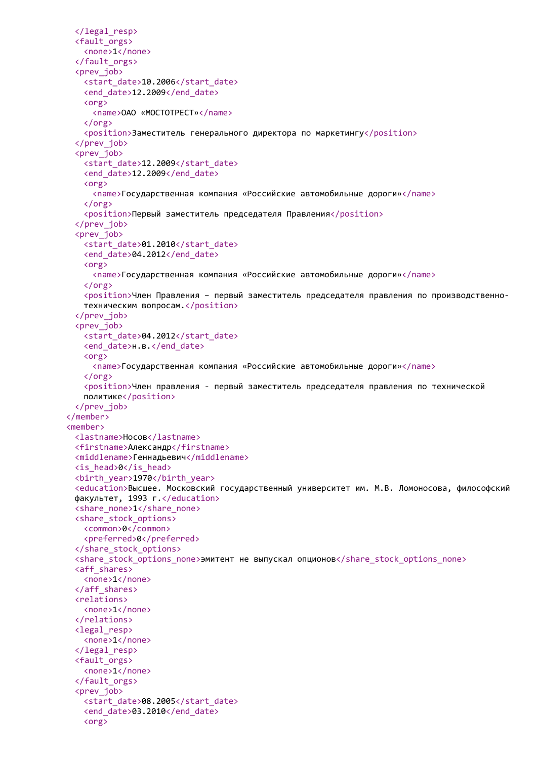```
      </legal_resp>
      <fault_orgs>
        <none>1</none>
      </fault_orgs>
      <prev_job>
        <start_date>10.2006</start_date>
        <end_date>12.2009</end_date>
        <org>
          <name>ОАО «МОСТОТРЕСТ»</name>
        </org>
        <position>Заместитель генерального директора по маркетингу</position>
      </prev_job>
      <prev_job>
        <start_date>12.2009</start_date>
        <end_date>12.2009</end_date>
        <org>
          <name>Государственная компания «Российские автомобильные дороги»</name>
        </org>
        <position>Первый заместитель председателя Правления</position>
      </prev_job>
      <prev_job>
        <start_date>01.2010</start_date>
        <end_date>04.2012</end_date>
        <org>
          <name>Государственная компания «Российские автомобильные дороги»</name>
        </org>
        <position>Член Правления – первый заместитель председателя правления по производственно-
        техническим вопросам.</position>
      </prev_job>
      <prev_job>
        <start_date>04.2012</start_date>
        <end_date>н.в.</end_date>
        <org>
          <name>Государственная компания «Российские автомобильные дороги»</name>
        </org>
        <position>Член правления - первый заместитель председателя правления по технической
        политике</position>
      </prev_job>
    </member>
    <member>
      <lastname>Носов</lastname>
      <firstname>Александр</firstname>
      <middlename>Геннадьевич</middlename>
      <is_head>0</is_head>
      <birth_year>1970</birth_year>
      <education>Высшее. Московский государственный университет им. М.В. Ломоносова, философский
      факультет, 1993 г.</education>
      <share_none>1</share_none>
      <share_stock_options>
        <common>0</common>
        <preferred>0</preferred>
      </share_stock_options>
      <share_stock_options_none>эмитент не выпускал опционов</share_stock_options_none>
      <aff_shares>
        <none>1</none>
      </aff_shares>
      <relations>
        <none>1</none>
      </relations>
      <legal_resp>
        <none>1</none>
      </legal_resp>
      <fault_orgs>
        <none>1</none>
      </fault_orgs>
      <prev_job>
        <start_date>08.2005</start_date>
        <end_date>03.2010</end_date>
        <org>
```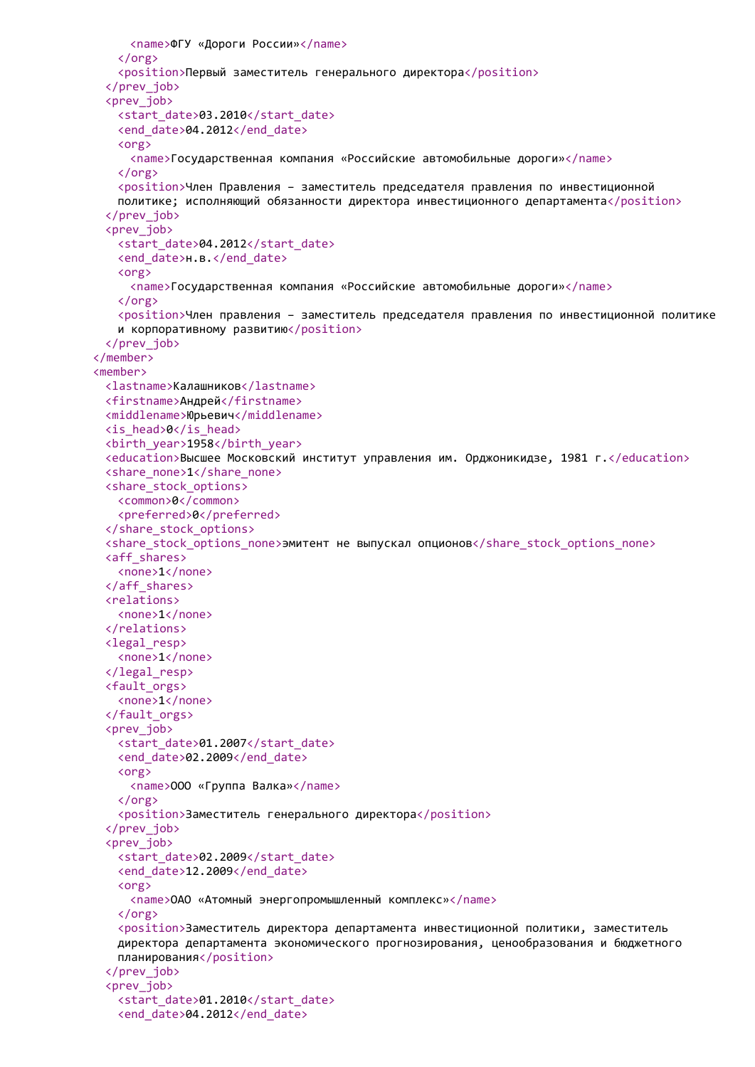```
      <name>ФГУ «Дороги России»</name>
    </org>
    <position>Первый заместитель генерального директора</position>
  </prev_job>
  <prev_job>
    <start_date>03.2010</start_date>
    <end_date>04.2012</end_date>
    <org>
      <name>Государственная компания «Российские автомобильные дороги»</name>
    </org>
    <position>Член Правления – заместитель председателя правления по инвестиционной
    политике; исполняющий обязанности директора инвестиционного департамента</position>
  </prev_job>
  <prev_job>
    <start_date>04.2012</start_date>
    <end_date>н.в.</end_date>
    <org>
      <name>Государственная компания «Российские автомобильные дороги»</name>
    </org>
    <position>Член правления – заместитель председателя правления по инвестиционной политике
    и корпоративному развитию</position>
  </prev_job>
</member>
<member>
  <lastname>Калашников</lastname>
  <firstname>Андрей</firstname>
  <middlename>Юрьевич</middlename>
  <is_head>0</is_head>
  <birth_year>1958</birth_year>
  <education>Высшее Московский институт управления им. Орджоникидзе, 1981 г.</education>
  <share_none>1</share_none>
  <share_stock_options>
    <common>0</common>
    <preferred>0</preferred>
  </share_stock_options>
  <share_stock_options_none>эмитент не выпускал опционов</share_stock_options_none>
  <aff_shares>
    <none>1</none>
  </aff_shares>
  <relations>
    <none>1</none>
  </relations>
  <legal_resp>
    <none>1</none>
  </legal_resp>
  <fault_orgs>
    <none>1</none>
  </fault_orgs>
  <prev_job>
    <start_date>01.2007</start_date>
    <end_date>02.2009</end_date>
    <org>
      <name>ООО «Группа Валка»</name>
    </org>
    <position>Заместитель генерального директора</position>
  </prev_job>
  <prev_job>
    <start_date>02.2009</start_date>
    <end_date>12.2009</end_date>
    <org>
      <name>ОАО «Атомный энергопромышленный комплекс»</name>
    </org>
    <position>Заместитель директора департамента инвестиционной политики, заместитель
    директора департамента экономического прогнозирования, ценообразования и бюджетного
    планирования</position>
  </prev_job>
  <prev_job>
    <start_date>01.2010</start_date>
    <end_date>04.2012</end_date>
```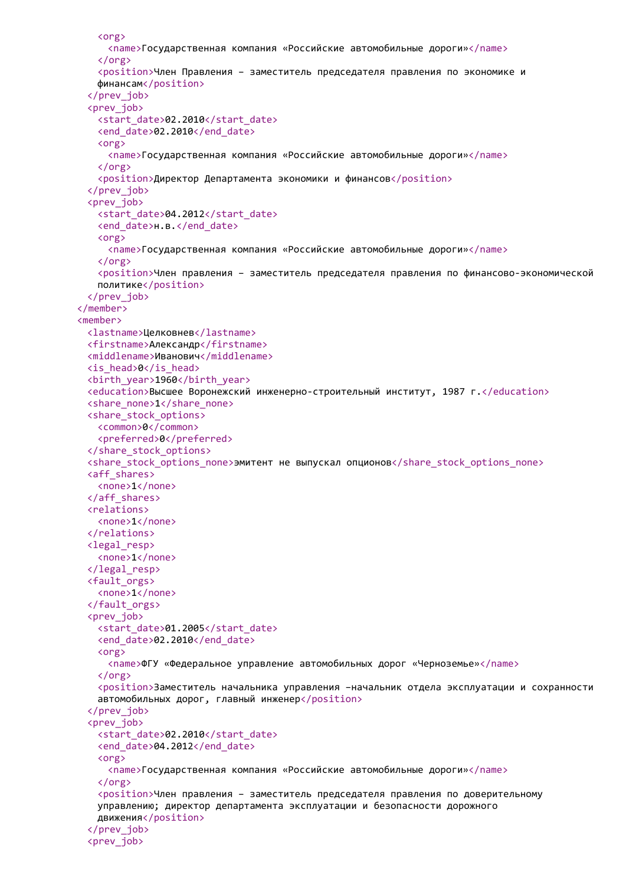```xml
      <org>
        <name>Государственная компания «Российские автомобильные дороги»</name>
      </org>
      <position>Член Правления – заместитель председателя правления по экономике и
      финансам</position>
    </prev_job>
    <prev_job>
      <start_date>02.2010</start_date>
      <end_date>02.2010</end_date>
      <org>
        <name>Государственная компания «Российские автомобильные дороги»</name>
      </org>
      <position>Директор Департамента экономики и финансов</position>
    </prev_job>
    <prev_job>
      <start_date>04.2012</start_date>
      <end_date>н.в.</end_date>
      <org>
        <name>Государственная компания «Российские автомобильные дороги»</name>
      </org>
      <position>Член правления – заместитель председателя правления по финансово-экономической
      политике</position>
    </prev_job>
  </member>
  <member>
    <lastname>Целковнев</lastname>
    <firstname>Александр</firstname>
    <middlename>Иванович</middlename>
    <is_head>0</is_head>
    <birth_year>1960</birth_year>
    <education>Высшее Воронежский инженерно-строительный институт, 1987 г.</education>
    <share_none>1</share_none>
    <share_stock_options>
      <common>0</common>
      <preferred>0</preferred>
    </share_stock_options>
    <share_stock_options_none>эмитент не выпускал опционов</share_stock_options_none>
    <aff_shares>
      <none>1</none>
    </aff_shares>
    <relations>
      <none>1</none>
    </relations>
    <legal_resp>
      <none>1</none>
    </legal_resp>
    <fault_orgs>
      <none>1</none>
    </fault_orgs>
    <prev_job>
      <start_date>01.2005</start_date>
      <end_date>02.2010</end_date>
      <org>
        <name>ФГУ «Федеральное управление автомобильных дорог «Черноземье»</name>
      </org>
      <position>Заместитель начальника управления –начальник отдела эксплуатации и сохранности
      автомобильных дорог, главный инженер</position>
    </prev_job>
    <prev_job>
      <start_date>02.2010</start_date>
      <end_date>04.2012</end_date>
      <org>
        <name>Государственная компания «Российские автомобильные дороги»</name>
      </org>
      <position>Член правления – заместитель председателя правления по доверительному
      управлению; директор департамента эксплуатации и безопасности дорожного
      движения</position>
    </prev_job>
    <prev_job>
```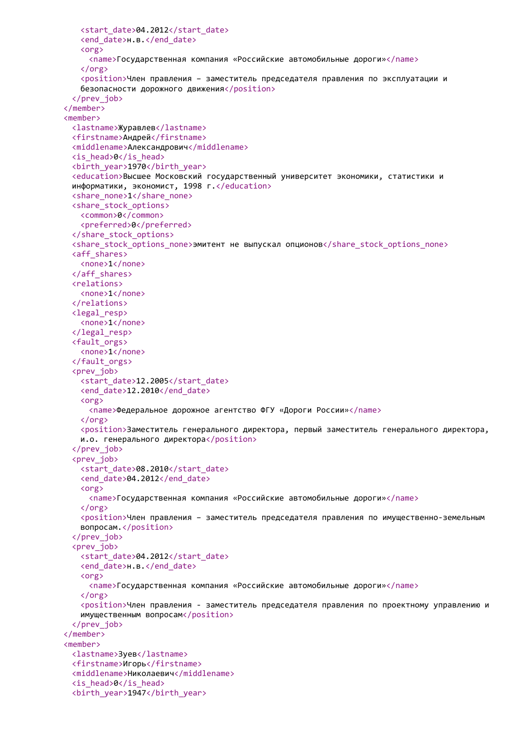```
      <start_date>04.2012</start_date>
      <end_date>н.в.</end_date>
      <org>
        <name>Государственная компания «Российские автомобильные дороги»</name>
      </org>
      <position>Член правления – заместитель председателя правления по эксплуатации и
      безопасности дорожного движения</position>
    </prev_job>
  </member>
  <member>
    <lastname>Журавлев</lastname>
    <firstname>Андрей</firstname>
    <middlename>Александрович</middlename>
    <is_head>0</is_head>
    <birth_year>1970</birth_year>
    <education>Высшее Московский государственный университет экономики, статистики и
    информатики, экономист, 1998 г.</education>
    <share_none>1</share_none>
    <share_stock_options>
      <common>0</common>
      <preferred>0</preferred>
    </share_stock_options>
    <share_stock_options_none>эмитент не выпускал опционов</share_stock_options_none>
    <aff_shares>
      <none>1</none>
    </aff_shares>
    <relations>
      <none>1</none>
    </relations>
    <legal_resp>
      <none>1</none>
    </legal_resp>
    <fault_orgs>
      <none>1</none>
    </fault_orgs>
    <prev_job>
      <start_date>12.2005</start_date>
      <end_date>12.2010</end_date>
      <org>
        <name>Федеральное дорожное агентство ФГУ «Дороги России»</name>
      </org>
      <position>Заместитель генерального директора, первый заместитель генерального директора,
      и.о. генерального директора</position>
    </prev_job>
    <prev_job>
      <start_date>08.2010</start_date>
      <end_date>04.2012</end_date>
      <org>
        <name>Государственная компания «Российские автомобильные дороги»</name>
      </org>
      <position>Член правления – заместитель председателя правления по имущественно-земельным
      вопросам.</position>
    </prev_job>
    <prev_job>
      <start_date>04.2012</start_date>
      <end_date>н.в.</end_date>
      <org>
        <name>Государственная компания «Российские автомобильные дороги»</name>
      </org>
      <position>Член правления - заместитель председателя правления по проектному управлению и
      имущественным вопросам</position>
    </prev_job>
  </member>
  <member>
    <lastname>Зуев</lastname>
    <firstname>Игорь</firstname>
    <middlename>Николаевич</middlename>
    <is_head>0</is_head>
    <birth_year>1947</birth_year>
```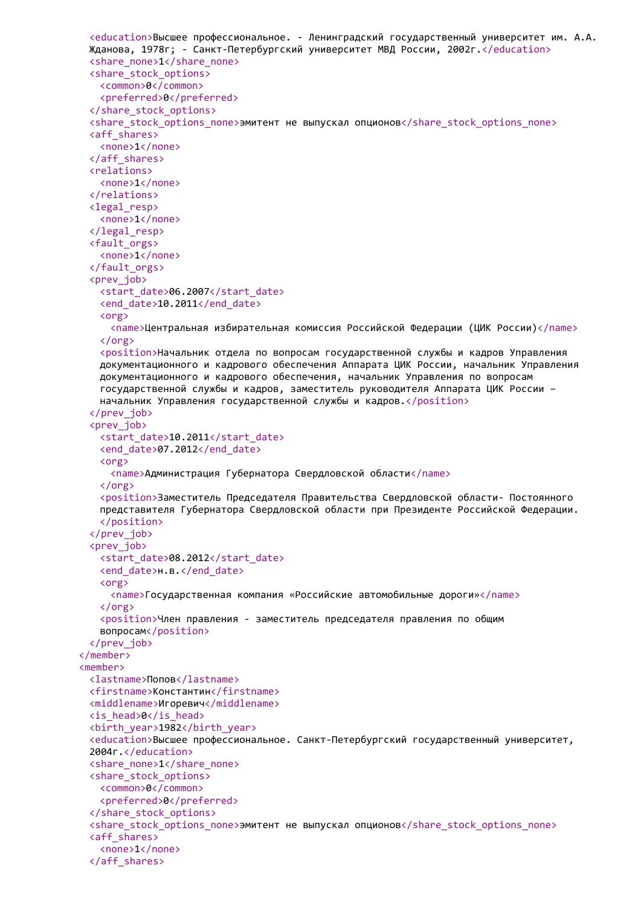```
    <education>Высшее профессиональное. - Ленинградский государственный университет им. А.А.
    Жданова, 1978г; - Санкт-Петербургский университет МВД России, 2002г.</education>
    <share_none>1</share_none>
    <share_stock_options>
      <common>0</common>
      <preferred>0</preferred>
    </share_stock_options>
    <share_stock_options_none>эмитент не выпускал опционов</share_stock_options_none>
    <aff_shares>
      <none>1</none>
    </aff_shares>
    <relations>
      <none>1</none>
    </relations>
    <legal_resp>
      <none>1</none>
    </legal_resp>
    <fault_orgs>
      <none>1</none>
    </fault_orgs>
    <prev_job>
      <start_date>06.2007</start_date>
      <end_date>10.2011</end_date>
      <org>
        <name>Центральная избирательная комиссия Российской Федерации (ЦИК России)</name>
      </org>
      <position>Начальник отдела по вопросам государственной службы и кадров Управления
      документационного и кадрового обеспечения Аппарата ЦИК России, начальник Управления
      документационного и кадрового обеспечения, начальник Управления по вопросам
      государственной службы и кадров, заместитель руководителя Аппарата ЦИК России –
      начальник Управления государственной службы и кадров.</position>
    </prev_job>
    <prev_job>
      <start_date>10.2011</start_date>
      <end_date>07.2012</end_date>
      <org>
        <name>Администрация Губернатора Свердловской области</name>
      </org>
      <position>Заместитель Председателя Правительства Свердловской области- Постоянного
      представителя Губернатора Свердловской области при Президенте Российской Федерации.
      </position>
    </prev_job>
    <prev_job>
      <start_date>08.2012</start_date>
      <end_date>н.в.</end_date>
      <org>
        <name>Государственная компания «Российские автомобильные дороги»</name>
      </org>
      <position>Член правления - заместитель председателя правления по общим
      вопросам</position>
    </prev_job>
  </member>
  <member>
    <lastname>Попов</lastname>
    <firstname>Константин</firstname>
    <middlename>Игоревич</middlename>
    <is_head>0</is_head>
    <birth_year>1982</birth_year>
    <education>Высшее профессиональное. Санкт-Петербургский государственный университет,
    2004г.</education>
    <share_none>1</share_none>
    <share_stock_options>
      <common>0</common>
      <preferred>0</preferred>
    </share_stock_options>
    <share_stock_options_none>эмитент не выпускал опционов</share_stock_options_none>
    <aff_shares>
      <none>1</none>
    </aff_shares>
```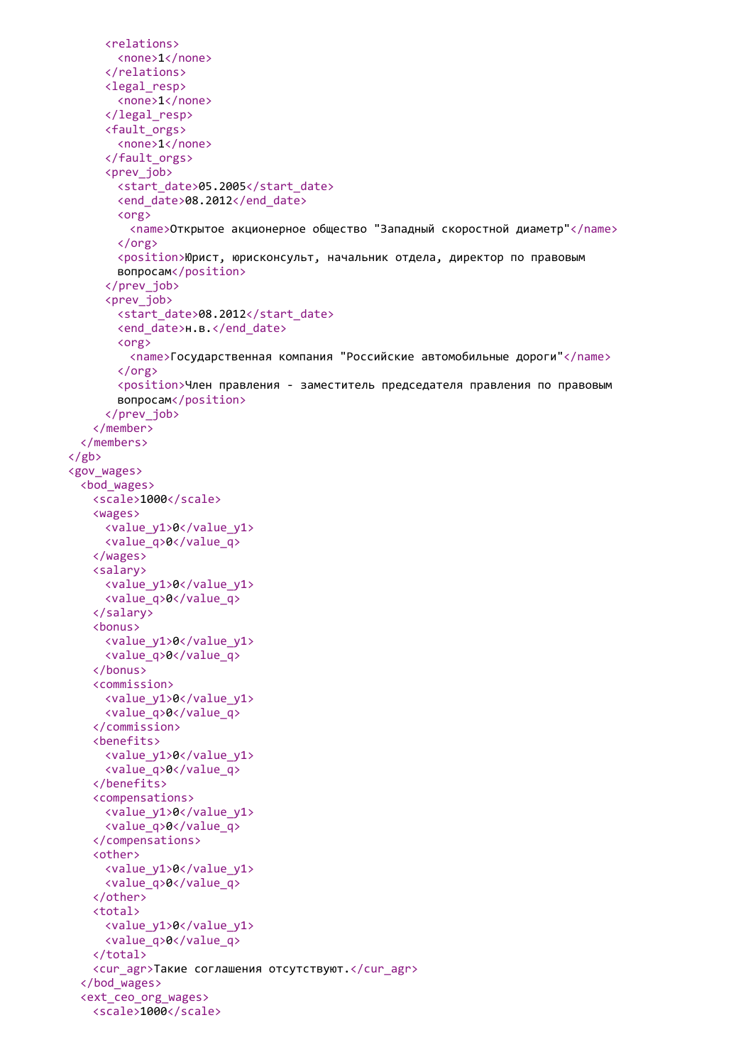```
      <relations>
        <none>1</none>
      </relations>
      <legal_resp>
        <none>1</none>
      </legal_resp>
      <fault_orgs>
        <none>1</none>
      </fault_orgs>
      <prev_job>
        <start_date>05.2005</start_date>
        <end_date>08.2012</end_date>
        <org>
          <name>Открытое акционерное общество "Западный скоростной диаметр"</name>
        </org>
        <position>Юрист, юрисконсульт, начальник отдела, директор по правовым
        вопросам</position>
      </prev_job>
      <prev_job>
        <start_date>08.2012</start_date>
        <end_date>н.в.</end_date>
        <org>
          <name>Государственная компания "Российские автомобильные дороги"</name>
        </org>
        <position>Член правления - заместитель председателя правления по правовым
        вопросам</position>
      </prev_job>
    </member>
  </members>
</gb>
<gov_wages>
  <bod_wages>
    <scale>1000</scale>
    <wages>
      <value_y1>0</value_y1>
      <value_q>0</value_q>
    </wages>
    <salary>
      <value_y1>0</value_y1>
      <value_q>0</value_q>
    </salary>
    <bonus>
      <value_y1>0</value_y1>
      <value_q>0</value_q>
    </bonus>
    <commission>
      <value_y1>0</value_y1>
      <value_q>0</value_q>
    </commission>
    <benefits>
      <value_y1>0</value_y1>
      <value_q>0</value_q>
    </benefits>
    <compensations>
      <value_y1>0</value_y1>
      <value_q>0</value_q>
    </compensations>
    <other>
      <value_y1>0</value_y1>
      <value_q>0</value_q>
    </other>
    <total>
      <value_y1>0</value_y1>
      <value_q>0</value_q>
    </total>
    <cur_agr>Такие соглашения отсутствуют.</cur_agr>
  </bod_wages>
  <ext_ceo_org_wages>
    <scale>1000</scale>
```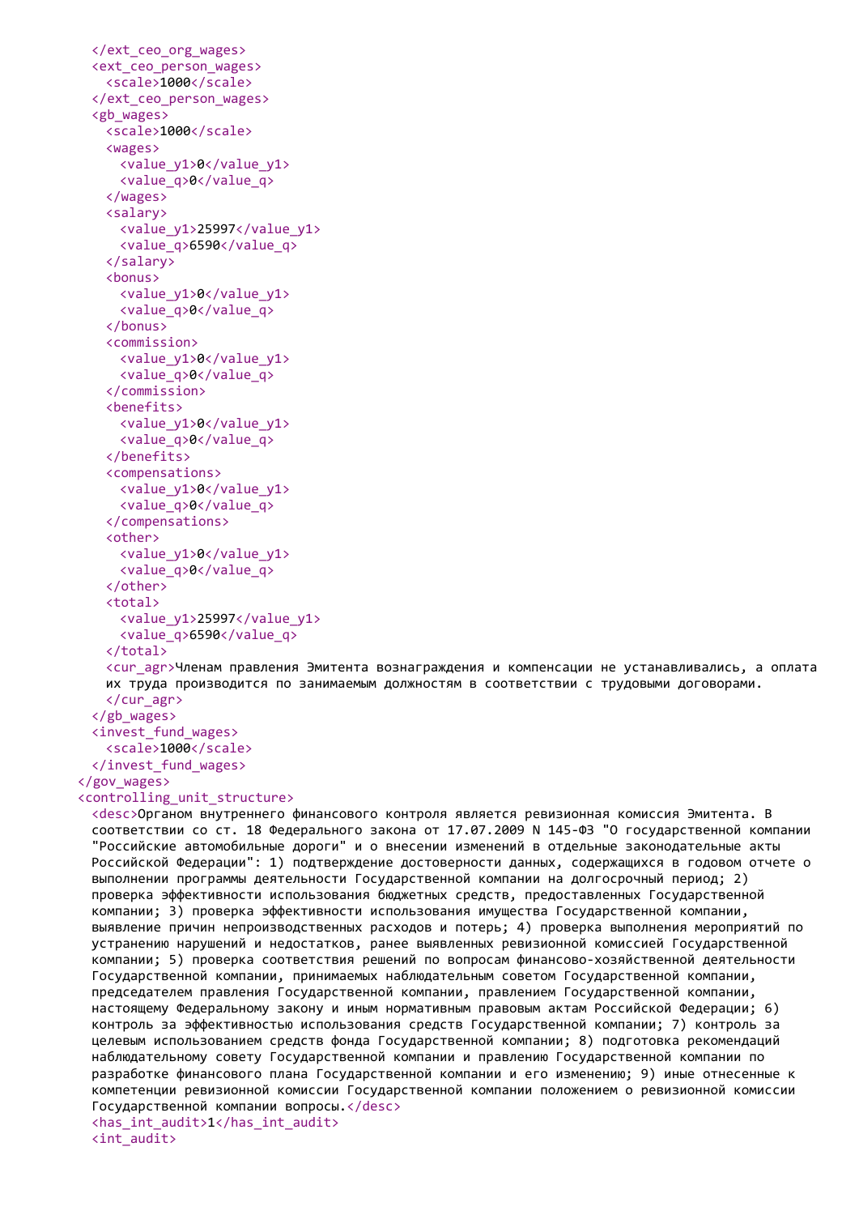```xml
    </ext_ceo_org_wages>
    <ext_ceo_person_wages>
      <scale>1000</scale>
    </ext_ceo_person_wages>
    <gb_wages>
      <scale>1000</scale>
      <wages>
        <value_y1>0</value_y1>
        <value_q>0</value_q>
      </wages>
      <salary>
        <value_y1>25997</value_y1>
        <value_q>6590</value_q>
      </salary>
      <bonus>
        <value_y1>0</value_y1>
        <value_q>0</value_q>
      </bonus>
      <commission>
        <value_y1>0</value_y1>
        <value_q>0</value_q>
      </commission>
      <benefits>
        <value_y1>0</value_y1>
        <value_q>0</value_q>
      </benefits>
      <compensations>
        <value_y1>0</value_y1>
        <value_q>0</value_q>
      </compensations>
      <other>
        <value_y1>0</value_y1>
        <value_q>0</value_q>
      </other>
      <total>
        <value_y1>25997</value_y1>
        <value_q>6590</value_q>
      </total>
      <cur_agr>Членам правления Эмитента вознаграждения и компенсации не устанавливались, а оплата
      их труда производится по занимаемым должностям в соответствии с трудовыми договорами.
      </cur_agr>
    </gb_wages>
    <invest_fund_wages>
      <scale>1000</scale>
    </invest_fund_wages>
  </gov_wages>
  <controlling_unit_structure>
    <desc>Органом внутреннего финансового контроля является ревизионная комиссия Эмитента. В
    соответствии со ст. 18 Федерального закона от 17.07.2009 N 145-ФЗ "О государственной компании
    "Российские автомобильные дороги" и о внесении изменений в отдельные законодательные акты
    Российской Федерации": 1) подтверждение достоверности данных, содержащихся в годовом отчете о
    выполнении программы деятельности Государственной компании на долгосрочный период; 2)
    проверка эффективности использования бюджетных средств, предоставленных Государственной
    компании; 3) проверка эффективности использования имущества Государственной компании,
    выявление причин непроизводственных расходов и потерь; 4) проверка выполнения мероприятий по
    устранению нарушений и недостатков, ранее выявленных ревизионной комиссией Государственной
    компании; 5) проверка соответствия решений по вопросам финансово-хозяйственной деятельности
    Государственной компании, принимаемых наблюдательным советом Государственной компании,
    председателем правления Государственной компании, правлением Государственной компании,
    настоящему Федеральному закону и иным нормативным правовым актам Российской Федерации; 6)
    контроль за эффективностью использования средств Государственной компании; 7) контроль за
    целевым использованием средств фонда Государственной компании; 8) подготовка рекомендаций
    наблюдательному совету Государственной компании и правлению Государственной компании по
    разработке финансового плана Государственной компании и его изменению; 9) иные отнесенные к
    компетенции ревизионной комиссии Государственной компании положением о ревизионной комиссии
    Государственной компании вопросы.</desc>
    <has_int_audit>1</has_int_audit>
    <int_audit>
```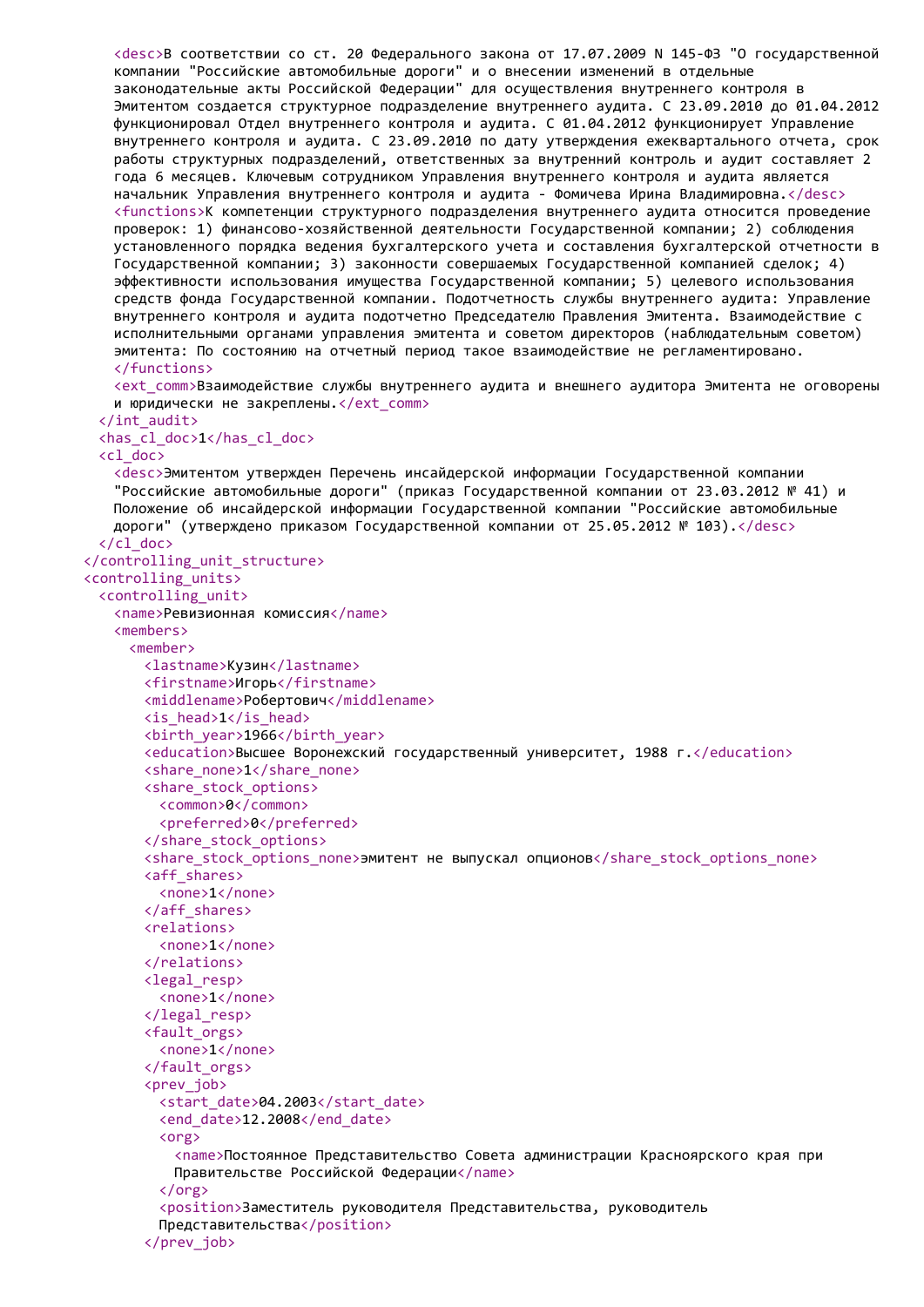```xml
      <desc>В соответствии со ст. 20 Федерального закона от 17.07.2009 N 145-ФЗ "О государственной
      компании "Российские автомобильные дороги" и о внесении изменений в отдельные
      законодательные акты Российской Федерации" для осуществления внутреннего контроля в
      Эмитентом создается структурное подразделение внутреннего аудита. С 23.09.2010 до 01.04.2012
      функционировал Отдел внутреннего контроля и аудита. С 01.04.2012 функционирует Управление
      внутреннего контроля и аудита. С 23.09.2010 по дату утверждения ежеквартального отчета, срок
      работы структурных подразделений, ответственных за внутренний контроль и аудит составляет 2
      года 6 месяцев. Ключевым сотрудником Управления внутреннего контроля и аудита является
      начальник Управления внутреннего контроля и аудита - Фомичева Ирина Владимировна.</desc>
      <functions>К компетенции структурного подразделения внутреннего аудита относится проведение
      проверок: 1) финансово-хозяйственной деятельности Государственной компании; 2) соблюдения
      установленного порядка ведения бухгалтерского учета и составления бухгалтерской отчетности в
      Государственной компании; 3) законности совершаемых Государственной компанией сделок; 4)
      эффективности использования имущества Государственной компании; 5) целевого использования
      средств фонда Государственной компании. Подотчетность службы внутреннего аудита: Управление
      внутреннего контроля и аудита подотчетно Председателю Правления Эмитента. Взаимодействие с
      исполнительными органами управления эмитента и советом директоров (наблюдательным советом)
      эмитента: По состоянию на отчетный период такое взаимодействие не регламентировано.
      </functions>
      <ext_comm>Взаимодействие службы внутреннего аудита и внешнего аудитора Эмитента не оговорены
      и юридически не закреплены.</ext_comm>
    </int_audit>
    <has_cl_doc>1</has_cl_doc>
    <cl_doc>
      <desc>Эмитентом утвержден Перечень инсайдерской информации Государственной компании
      "Российские автомобильные дороги" (приказ Государственной компании от 23.03.2012 № 41) и
      Положение об инсайдерской информации Государственной компании "Российские автомобильные
      дороги" (утверждено приказом Государственной компании от 25.05.2012 № 103).</desc>
    </cl_doc>
  </controlling_unit_structure>
  <controlling_units>
    <controlling_unit>
      <name>Ревизионная комиссия</name>
      <members>
        <member>
          <lastname>Кузин</lastname>
          <firstname>Игорь</firstname>
          <middlename>Робертович</middlename>
          <is_head>1</is_head>
          <birth_year>1966</birth_year>
          <education>Высшее Воронежский государственный университет, 1988 г.</education>
          <share_none>1</share_none>
          <share_stock_options>
            <common>0</common>
            <preferred>0</preferred>
          </share_stock_options>
          <share_stock_options_none>эмитент не выпускал опционов</share_stock_options_none>
          <aff_shares>
            <none>1</none>
          </aff_shares>
          <relations>
            <none>1</none>
          </relations>
          <legal_resp>
            <none>1</none>
          </legal_resp>
          <fault_orgs>
            <none>1</none>
          </fault_orgs>
          <prev_job>
            <start_date>04.2003</start_date>
            <end_date>12.2008</end_date>
            <org>
              <name>Постоянное Представительство Совета администрации Красноярского края при
              Правительстве Российской Федерации</name>
            </org>
            <position>Заместитель руководителя Представительства, руководитель
            Представительства</position>
          </prev_job>
```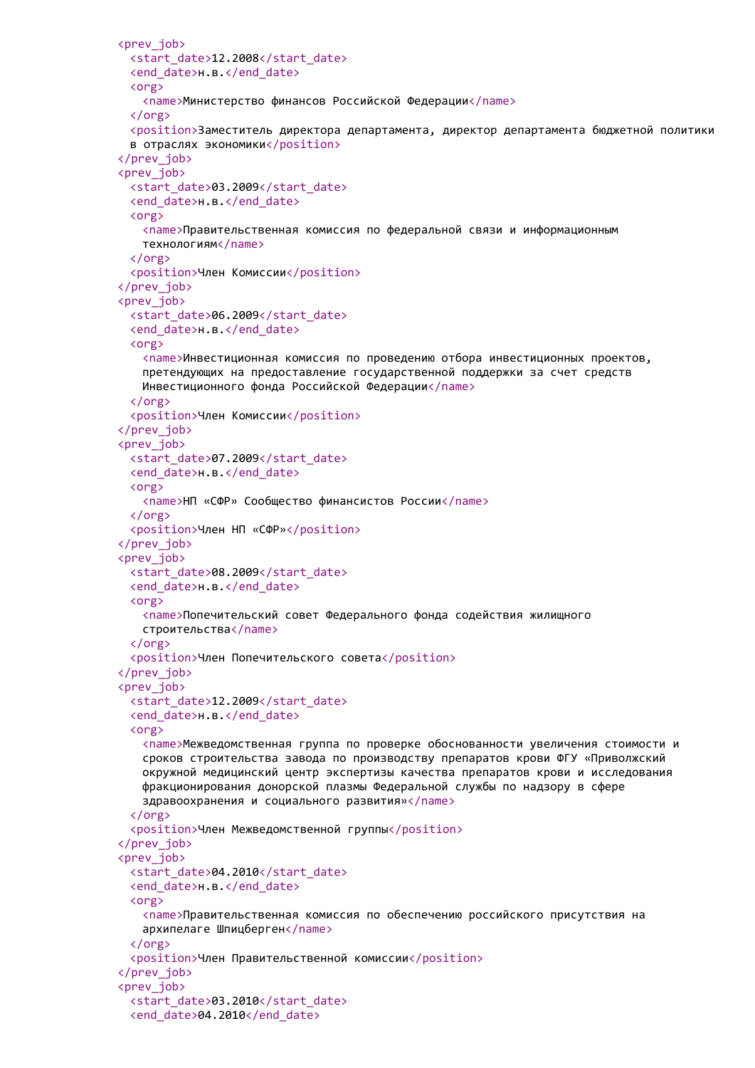```
<prev_job>
  <start_date>12.2008</start_date>
  <end_date>н.в.</end_date>
  <org>
    <name>Министерство финансов Российской Федерации</name>
  </org>
  <position>Заместитель директора департамента, директор департамента бюджетной политики
  в отраслях экономики</position>
</prev_job>
<prev_job>
  <start_date>03.2009</start_date>
  <end_date>н.в.</end_date>
  <org>
    <name>Правительственная комиссия по федеральной связи и информационным
    технологиям</name>
  </org>
  <position>Член Комиссии</position>
</prev_job>
<prev_job>
  <start_date>06.2009</start_date>
  <end_date>н.в.</end_date>
  <org>
    <name>Инвестиционная комиссия по проведению отбора инвестиционных проектов,
    претендующих на предоставление государственной поддержки за счет средств
    Инвестиционного фонда Российской Федерации</name>
  </org>
  <position>Член Комиссии</position>
</prev_job>
<prev_job>
  <start_date>07.2009</start_date>
  <end_date>н.в.</end_date>
  <org>
    <name>НП «СФР» Сообщество финансистов России</name>
  </org>
  <position>Член НП «СФР»</position>
</prev_job>
<prev_job>
  <start_date>08.2009</start_date>
  <end_date>н.в.</end_date>
  <org>
    <name>Попечительский совет Федерального фонда содействия жилищного
    строительства</name>
  </org>
  <position>Член Попечительского совета</position>
</prev_job>
<prev_job>
  <start_date>12.2009</start_date>
  <end_date>н.в.</end_date>
  <org>
    <name>Межведомственная группа по проверке обоснованности увеличения стоимости и
    сроков строительства завода по производству препаратов крови ФГУ «Приволжский
    окружной медицинский центр экспертизы качества препаратов крови и исследования
    фракционирования донорской плазмы Федеральной службы по надзору в сфере
    здравоохранения и социального развития»</name>
  </org>
  <position>Член Межведомственной группы</position>
</prev_job>
<prev_job>
  <start_date>04.2010</start_date>
  <end_date>н.в.</end_date>
  <org>
    <name>Правительственная комиссия по обеспечению российского присутствия на
    архипелаге Шпицберген</name>
  </org>
  <position>Член Правительственной комиссии</position>
</prev_job>
<prev_job>
  <start_date>03.2010</start_date>
  <end_date>04.2010</end_date>
```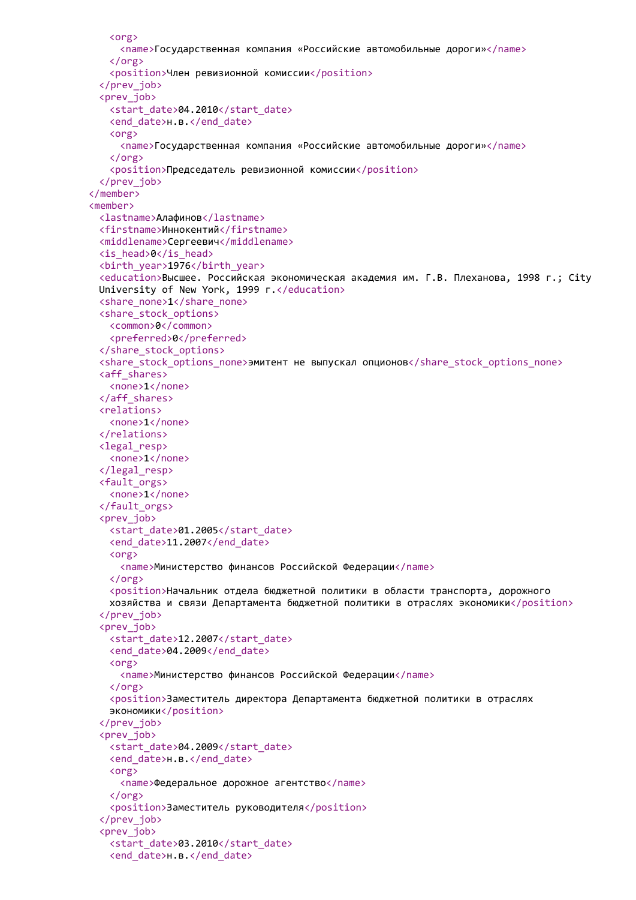```xml
          <org>
            <name>Государственная компания «Российские автомобильные дороги»</name>
          </org>
          <position>Член ревизионной комиссии</position>
        </prev_job>
        <prev_job>
          <start_date>04.2010</start_date>
          <end_date>н.в.</end_date>
          <org>
            <name>Государственная компания «Российские автомобильные дороги»</name>
          </org>
          <position>Председатель ревизионной комиссии</position>
        </prev_job>
      </member>
      <member>
        <lastname>Алафинов</lastname>
        <firstname>Иннокентий</firstname>
        <middlename>Сергеевич</middlename>
        <is_head>0</is_head>
        <birth_year>1976</birth_year>
        <education>Высшее. Российская экономическая академия им. Г.В. Плеханова, 1998 г.; City
        University of New York, 1999 г.</education>
        <share_none>1</share_none>
        <share_stock_options>
          <common>0</common>
          <preferred>0</preferred>
        </share_stock_options>
        <share_stock_options_none>эмитент не выпускал опционов</share_stock_options_none>
        <aff_shares>
          <none>1</none>
        </aff_shares>
        <relations>
          <none>1</none>
        </relations>
        <legal_resp>
          <none>1</none>
        </legal_resp>
        <fault_orgs>
          <none>1</none>
        </fault_orgs>
        <prev_job>
          <start_date>01.2005</start_date>
          <end_date>11.2007</end_date>
          <org>
            <name>Министерство финансов Российской Федерации</name>
          </org>
          <position>Начальник отдела бюджетной политики в области транспорта, дорожного
          хозяйства и связи Департамента бюджетной политики в отраслях экономики</position>
        </prev_job>
        <prev_job>
          <start_date>12.2007</start_date>
          <end_date>04.2009</end_date>
          <org>
            <name>Министерство финансов Российской Федерации</name>
          </org>
          <position>Заместитель директора Департамента бюджетной политики в отраслях
          экономики</position>
        </prev_job>
        <prev_job>
          <start_date>04.2009</start_date>
          <end_date>н.в.</end_date>
          <org>
            <name>Федеральное дорожное агентство</name>
          </org>
          <position>Заместитель руководителя</position>
        </prev_job>
        <prev_job>
          <start_date>03.2010</start_date>
          <end_date>н.в.</end_date>
```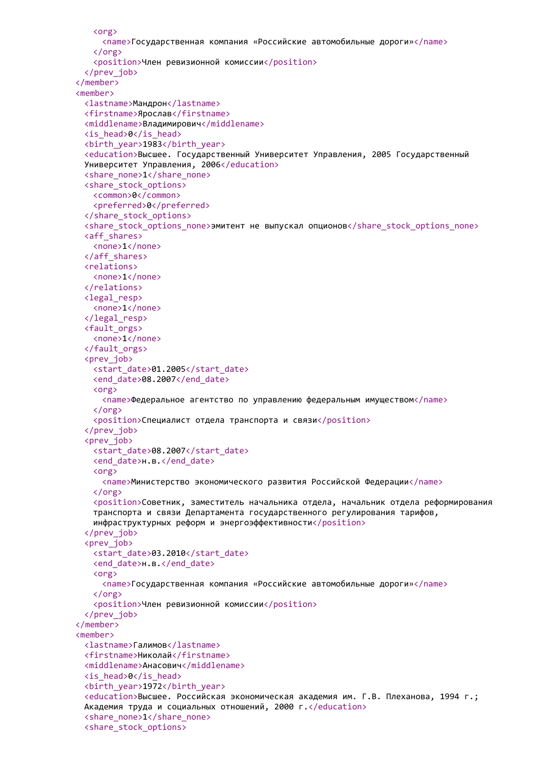```
      <org>
        <name>Государственная компания «Российские автомобильные дороги»</name>
      </org>
      <position>Член ревизионной комиссии</position>
    </prev_job>
  </member>
  <member>
    <lastname>Мандрон</lastname>
    <firstname>Ярослав</firstname>
    <middlename>Владимирович</middlename>
    <is_head>0</is_head>
    <birth_year>1983</birth_year>
    <education>Высшее. Государственный Университет Управления, 2005 Государственный
    Университет Управления, 2006</education>
    <share_none>1</share_none>
    <share_stock_options>
      <common>0</common>
      <preferred>0</preferred>
    </share_stock_options>
    <share_stock_options_none>эмитент не выпускал опционов</share_stock_options_none>
    <aff_shares>
      <none>1</none>
    </aff_shares>
    <relations>
      <none>1</none>
    </relations>
    <legal_resp>
      <none>1</none>
    </legal_resp>
    <fault_orgs>
      <none>1</none>
    </fault_orgs>
    <prev_job>
      <start_date>01.2005</start_date>
      <end_date>08.2007</end_date>
      <org>
        <name>Федеральное агентство по управлению федеральным имуществом</name>
      </org>
      <position>Специалист отдела транспорта и связи</position>
    </prev_job>
    <prev_job>
      <start_date>08.2007</start_date>
      <end_date>н.в.</end_date>
      <org>
        <name>Министерство экономического развития Российской Федерации</name>
      </org>
      <position>Советник, заместитель начальника отдела, начальник отдела реформирования
      транспорта и связи Департамента государственного регулирования тарифов,
      инфраструктурных реформ и энергоэффективности</position>
    </prev_job>
    <prev_job>
      <start_date>03.2010</start_date>
      <end_date>н.в.</end_date>
      <org>
        <name>Государственная компания «Российские автомобильные дороги»</name>
      </org>
      <position>Член ревизионной комиссии</position>
    </prev_job>
  </member>
  <member>
    <lastname>Галимов</lastname>
    <firstname>Николай</firstname>
    <middlename>Анасович</middlename>
    <is_head>0</is_head>
    <birth_year>1972</birth_year>
    <education>Высшее. Российская экономическая академия им. Г.В. Плеханова, 1994 г.;
    Академия труда и социальных отношений, 2000 г.</education>
    <share_none>1</share_none>
    <share_stock_options>
```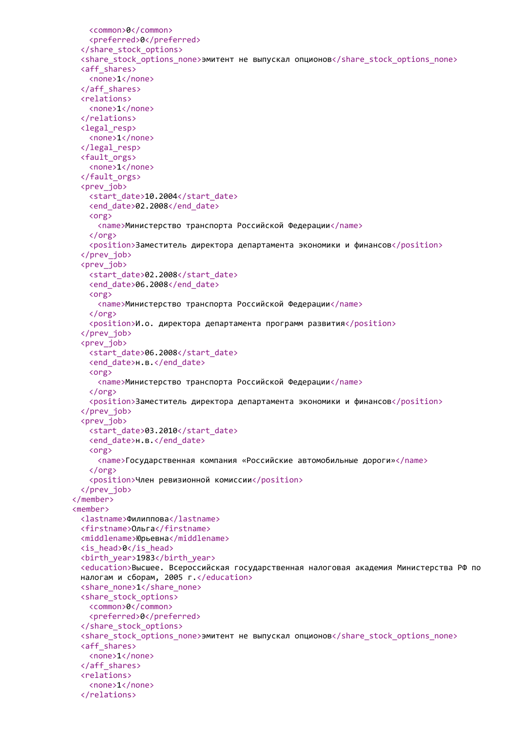```xml
        <common>0</common>
        <preferred>0</preferred>
      </share_stock_options>
      <share_stock_options_none>эмитент не выпускал опционов</share_stock_options_none>
      <aff_shares>
        <none>1</none>
      </aff_shares>
      <relations>
        <none>1</none>
      </relations>
      <legal_resp>
        <none>1</none>
      </legal_resp>
      <fault_orgs>
        <none>1</none>
      </fault_orgs>
      <prev_job>
        <start_date>10.2004</start_date>
        <end_date>02.2008</end_date>
        <org>
          <name>Министерство транспорта Российской Федерации</name>
        </org>
        <position>Заместитель директора департамента экономики и финансов</position>
      </prev_job>
      <prev_job>
        <start_date>02.2008</start_date>
        <end_date>06.2008</end_date>
        <org>
          <name>Министерство транспорта Российской Федерации</name>
        </org>
        <position>И.о. директора департамента программ развития</position>
      </prev_job>
      <prev_job>
        <start_date>06.2008</start_date>
        <end_date>н.в.</end_date>
        <org>
          <name>Министерство транспорта Российской Федерации</name>
        </org>
        <position>Заместитель директора департамента экономики и финансов</position>
      </prev_job>
      <prev_job>
        <start_date>03.2010</start_date>
        <end_date>н.в.</end_date>
        <org>
          <name>Государственная компания «Российские автомобильные дороги»</name>
        </org>
        <position>Член ревизионной комиссии</position>
      </prev_job>
    </member>
    <member>
      <lastname>Филиппова</lastname>
      <firstname>Ольга</firstname>
      <middlename>Юрьевна</middlename>
      <is_head>0</is_head>
      <birth_year>1983</birth_year>
      <education>Высшее. Всероссийская государственная налоговая академия Министерства РФ по
      налогам и сборам, 2005 г.</education>
      <share_none>1</share_none>
      <share_stock_options>
        <common>0</common>
        <preferred>0</preferred>
      </share_stock_options>
      <share_stock_options_none>эмитент не выпускал опционов</share_stock_options_none>
      <aff_shares>
        <none>1</none>
      </aff_shares>
      <relations>
        <none>1</none>
      </relations>
```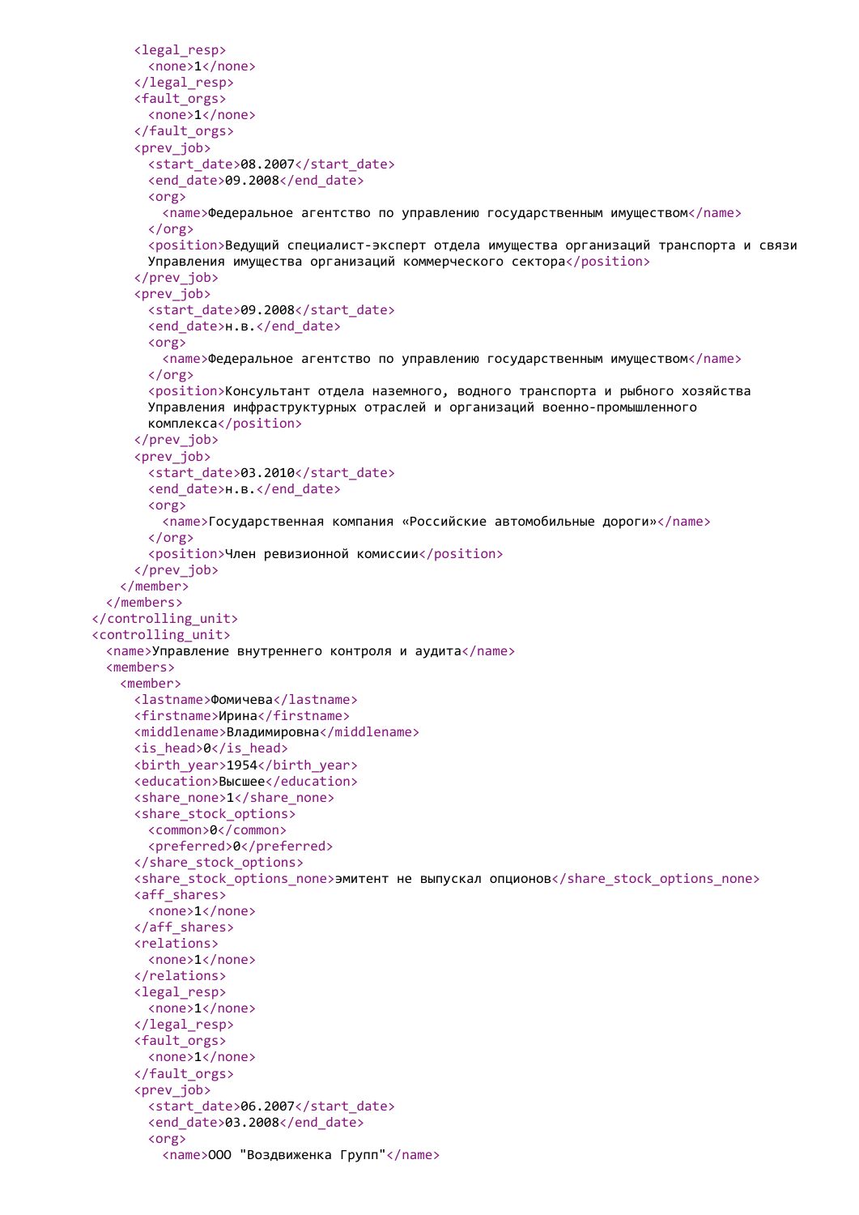```
      <legal_resp>
        <none>1</none>
      </legal_resp>
      <fault_orgs>
        <none>1</none>
      </fault_orgs>
      <prev_job>
        <start_date>08.2007</start_date>
        <end_date>09.2008</end_date>
        <org>
          <name>Федеральное агентство по управлению государственным имуществом</name>
        </org>
        <position>Ведущий специалист-эксперт отдела имущества организаций транспорта и связи
        Управления имущества организаций коммерческого сектора</position>
      </prev_job>
      <prev_job>
        <start_date>09.2008</start_date>
        <end_date>н.в.</end_date>
        <org>
          <name>Федеральное агентство по управлению государственным имуществом</name>
        </org>
        <position>Консультант отдела наземного, водного транспорта и рыбного хозяйства
        Управления инфраструктурных отраслей и организаций военно-промышленного
        комплекса</position>
      </prev_job>
      <prev_job>
        <start_date>03.2010</start_date>
        <end_date>н.в.</end_date>
        <org>
          <name>Государственная компания «Российские автомобильные дороги»</name>
        </org>
        <position>Член ревизионной комиссии</position>
      </prev_job>
    </member>
  </members>
</controlling_unit>
<controlling_unit>
  <name>Управление внутреннего контроля и аудита</name>
  <members>
    <member>
      <lastname>Фомичева</lastname>
      <firstname>Ирина</firstname>
      <middlename>Владимировна</middlename>
      <is_head>0</is_head>
      <birth_year>1954</birth_year>
      <education>Высшее</education>
      <share_none>1</share_none>
      <share_stock_options>
        <common>0</common>
        <preferred>0</preferred>
      </share_stock_options>
      <share_stock_options_none>эмитент не выпускал опционов</share_stock_options_none>
      <aff_shares>
        <none>1</none>
      </aff_shares>
      <relations>
        <none>1</none>
      </relations>
      <legal_resp>
        <none>1</none>
      </legal_resp>
      <fault_orgs>
        <none>1</none>
      </fault_orgs>
      <prev_job>
        <start_date>06.2007</start_date>
        <end_date>03.2008</end_date>
        <org>
          <name>ООО "Воздвиженка Групп"</name>
```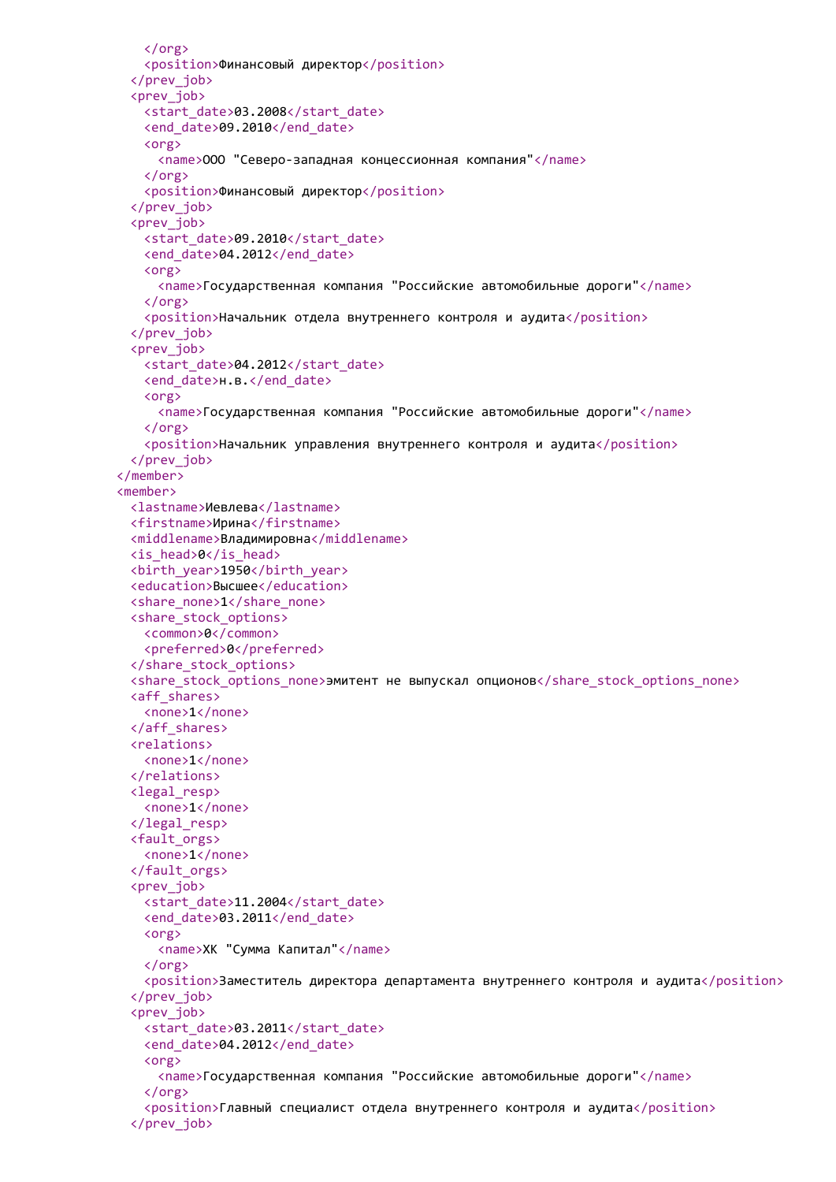```
      </org>
      <position>Финансовый директор</position>
    </prev_job>
    <prev_job>
      <start_date>03.2008</start_date>
      <end_date>09.2010</end_date>
      <org>
        <name>ООО "Северо-западная концессионная компания"</name>
      </org>
      <position>Финансовый директор</position>
    </prev_job>
    <prev_job>
      <start_date>09.2010</start_date>
      <end_date>04.2012</end_date>
      <org>
        <name>Государственная компания "Российские автомобильные дороги"</name>
      </org>
      <position>Начальник отдела внутреннего контроля и аудита</position>
    </prev_job>
    <prev_job>
      <start_date>04.2012</start_date>
      <end_date>н.в.</end_date>
      <org>
        <name>Государственная компания "Российские автомобильные дороги"</name>
      </org>
      <position>Начальник управления внутреннего контроля и аудита</position>
    </prev_job>
  </member>
  <member>
    <lastname>Иевлева</lastname>
    <firstname>Ирина</firstname>
    <middlename>Владимировна</middlename>
    <is_head>0</is_head>
    <birth_year>1950</birth_year>
    <education>Высшее</education>
    <share_none>1</share_none>
    <share_stock_options>
      <common>0</common>
      <preferred>0</preferred>
    </share_stock_options>
    <share_stock_options_none>эмитент не выпускал опционов</share_stock_options_none>
    <aff_shares>
      <none>1</none>
    </aff_shares>
    <relations>
      <none>1</none>
    </relations>
    <legal_resp>
      <none>1</none>
    </legal_resp>
    <fault_orgs>
      <none>1</none>
    </fault_orgs>
    <prev_job>
      <start_date>11.2004</start_date>
      <end_date>03.2011</end_date>
      <org>
        <name>ХК "Сумма Капитал"</name>
      </org>
      <position>Заместитель директора департамента внутреннего контроля и аудита</position>
    </prev_job>
    <prev_job>
      <start_date>03.2011</start_date>
      <end_date>04.2012</end_date>
      <org>
        <name>Государственная компания "Российские автомобильные дороги"</name>
      </org>
      <position>Главный специалист отдела внутреннего контроля и аудита</position>
    </prev_job>
```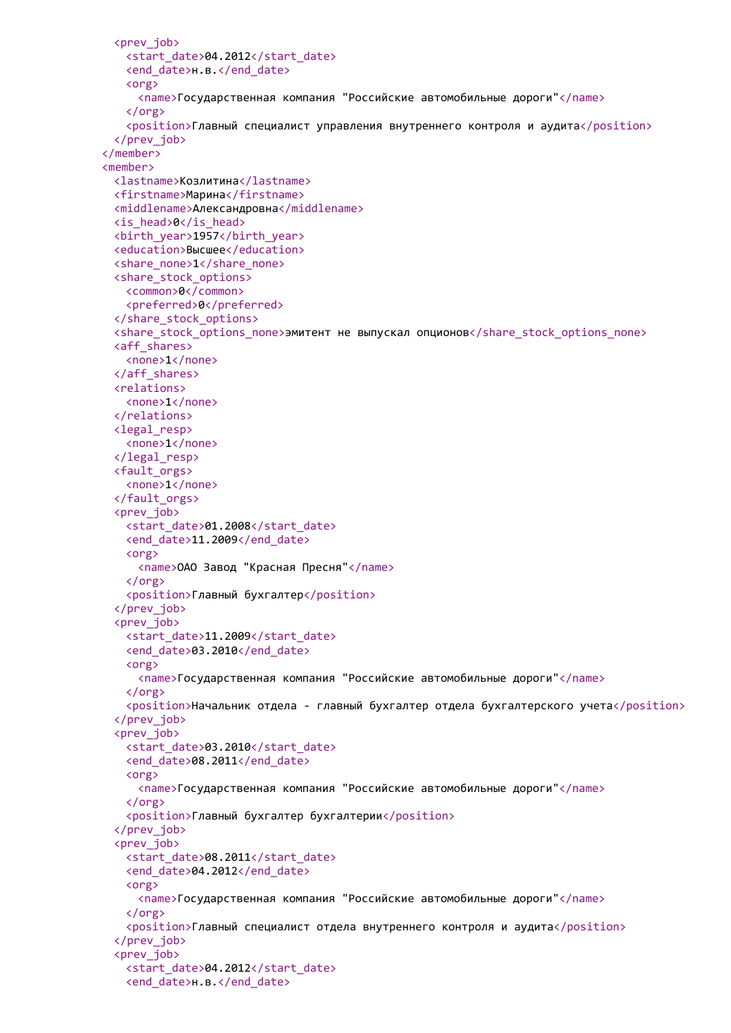```xml
            <prev_job>
              <start_date>04.2012</start_date>
              <end_date>н.в.</end_date>
              <org>
                <name>Государственная компания "Российские автомобильные дороги"</name>
              </org>
              <position>Главный специалист управления внутреннего контроля и аудита</position>
            </prev_job>
          </member>
          <member>
            <lastname>Козлитина</lastname>
            <firstname>Марина</firstname>
            <middlename>Александровна</middlename>
            <is_head>0</is_head>
            <birth_year>1957</birth_year>
            <education>Высшее</education>
            <share_none>1</share_none>
            <share_stock_options>
              <common>0</common>
              <preferred>0</preferred>
            </share_stock_options>
            <share_stock_options_none>эмитент не выпускал опционов</share_stock_options_none>
            <aff_shares>
              <none>1</none>
            </aff_shares>
            <relations>
              <none>1</none>
            </relations>
            <legal_resp>
              <none>1</none>
            </legal_resp>
            <fault_orgs>
              <none>1</none>
            </fault_orgs>
            <prev_job>
              <start_date>01.2008</start_date>
              <end_date>11.2009</end_date>
              <org>
                <name>ОАО Завод "Красная Пресня"</name>
              </org>
              <position>Главный бухгалтер</position>
            </prev_job>
            <prev_job>
              <start_date>11.2009</start_date>
              <end_date>03.2010</end_date>
              <org>
                <name>Государственная компания "Российские автомобильные дороги"</name>
              </org>
              <position>Начальник отдела - главный бухгалтер отдела бухгалтерского учета</position>
            </prev_job>
            <prev_job>
              <start_date>03.2010</start_date>
              <end_date>08.2011</end_date>
              <org>
                <name>Государственная компания "Российские автомобильные дороги"</name>
              </org>
              <position>Главный бухгалтер бухгалтерии</position>
            </prev_job>
            <prev_job>
              <start_date>08.2011</start_date>
              <end_date>04.2012</end_date>
              <org>
                <name>Государственная компания "Российские автомобильные дороги"</name>
              </org>
              <position>Главный специалист отдела внутреннего контроля и аудита</position>
            </prev_job>
            <prev_job>
              <start_date>04.2012</start_date>
              <end_date>н.в.</end_date>
```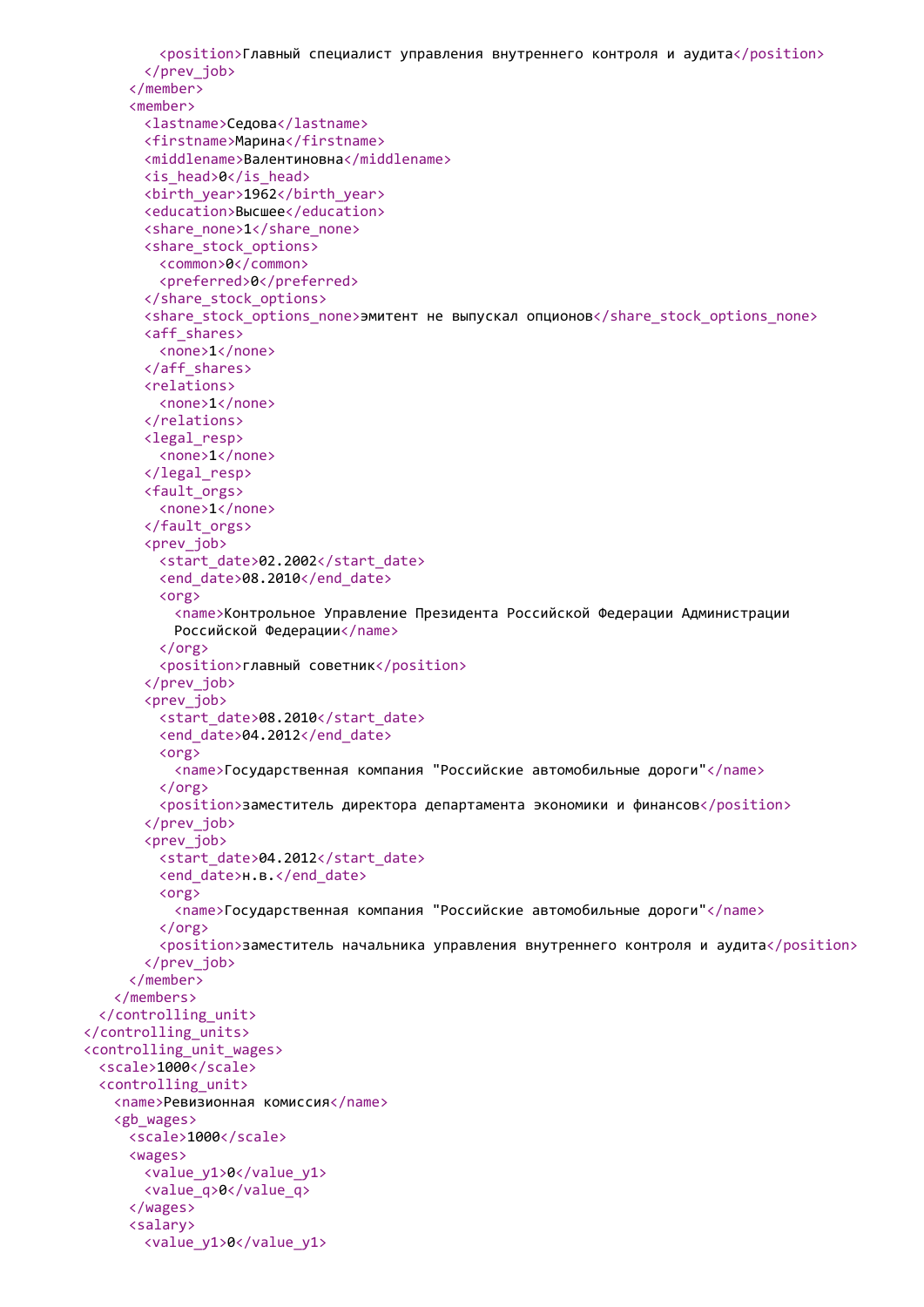```
          <position>Главный специалист управления внутреннего контроля и аудита</position>
        </prev_job>
      </member>
      <member>
        <lastname>Седова</lastname>
        <firstname>Марина</firstname>
        <middlename>Валентиновна</middlename>
        <is_head>0</is_head>
        <birth_year>1962</birth_year>
        <education>Высшее</education>
        <share_none>1</share_none>
        <share_stock_options>
          <common>0</common>
          <preferred>0</preferred>
        </share_stock_options>
        <share_stock_options_none>эмитент не выпускал опционов</share_stock_options_none>
        <aff_shares>
          <none>1</none>
        </aff_shares>
        <relations>
          <none>1</none>
        </relations>
        <legal_resp>
          <none>1</none>
        </legal_resp>
        <fault_orgs>
          <none>1</none>
        </fault_orgs>
        <prev_job>
          <start_date>02.2002</start_date>
          <end_date>08.2010</end_date>
          <org>
            <name>Контрольное Управление Президента Российской Федерации Администрации
            Российской Федерации</name>
          </org>
          <position>главный советник</position>
        </prev_job>
        <prev_job>
          <start_date>08.2010</start_date>
          <end_date>04.2012</end_date>
          <org>
            <name>Государственная компания "Российские автомобильные дороги"</name>
          </org>
          <position>заместитель директора департамента экономики и финансов</position>
        </prev_job>
        <prev_job>
          <start_date>04.2012</start_date>
          <end_date>н.в.</end_date>
          <org>
            <name>Государственная компания "Российские автомобильные дороги"</name>
          </org>
          <position>заместитель начальника управления внутреннего контроля и аудита</position>
        </prev_job>
      </member>
    </members>
  </controlling_unit>
</controlling_units>
<controlling_unit_wages>
  <scale>1000</scale>
  <controlling_unit>
    <name>Ревизионная комиссия</name>
    <gb_wages>
      <scale>1000</scale>
      <wages>
        <value_y1>0</value_y1>
        <value_q>0</value_q>
      </wages>
      <salary>
        <value_y1>0</value_y1>
```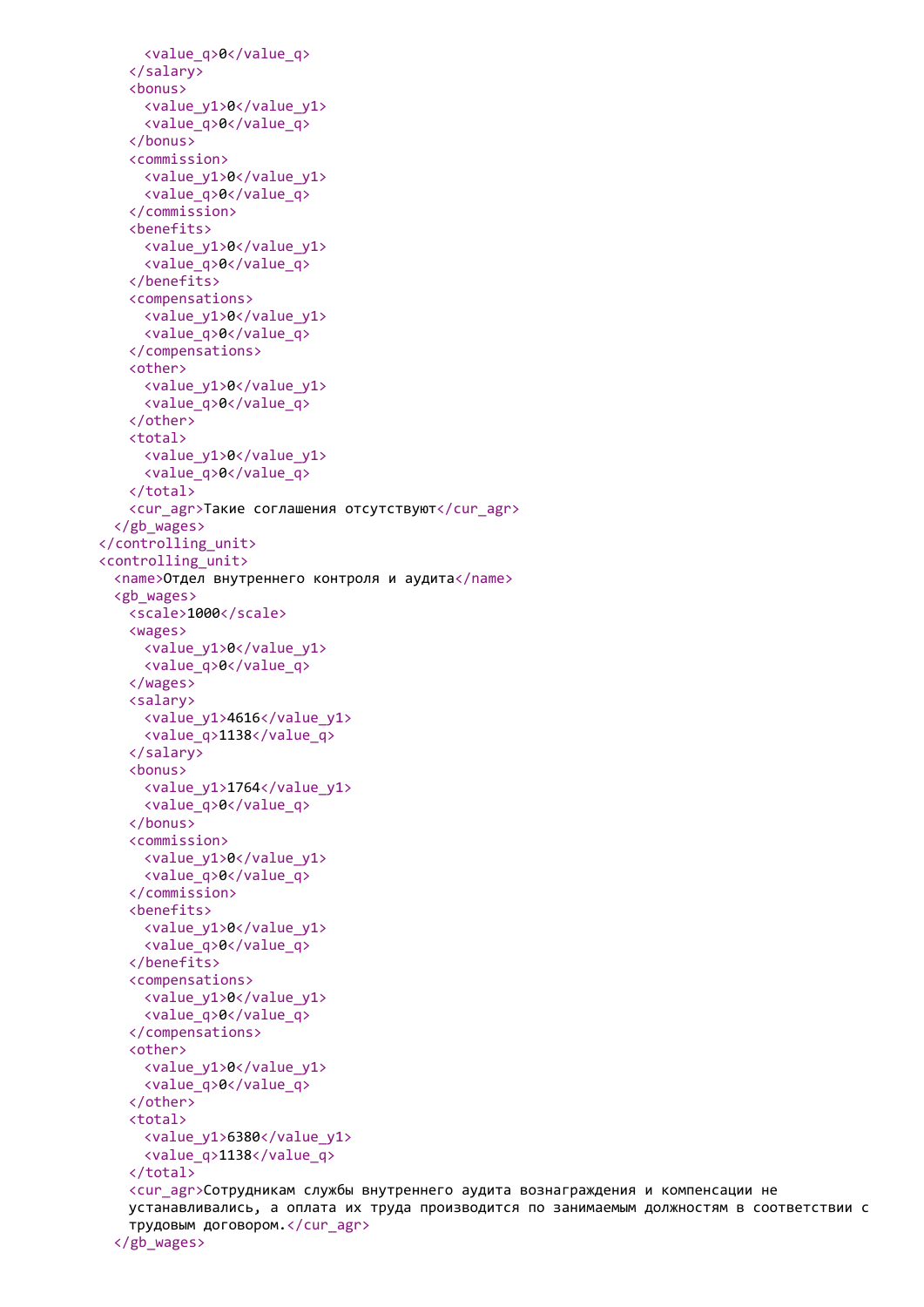```
        <value_q>0</value_q>
      </salary>
      <bonus>
        <value_y1>0</value_y1>
        <value_q>0</value_q>
      </bonus>
      <commission>
        <value_y1>0</value_y1>
        <value_q>0</value_q>
      </commission>
      <benefits>
        <value_y1>0</value_y1>
        <value_q>0</value_q>
      </benefits>
      <compensations>
        <value_y1>0</value_y1>
        <value_q>0</value_q>
      </compensations>
      <other>
        <value_y1>0</value_y1>
        <value_q>0</value_q>
      </other>
      <total>
        <value_y1>0</value_y1>
        <value_q>0</value_q>
      </total>
      <cur_agr>Такие соглашения отсутствуют</cur_agr>
    </gb_wages>
  </controlling_unit>
  <controlling_unit>
    <name>Отдел внутреннего контроля и аудита</name>
    <gb_wages>
      <scale>1000</scale>
      <wages>
        <value_y1>0</value_y1>
        <value_q>0</value_q>
      </wages>
      <salary>
        <value_y1>4616</value_y1>
        <value_q>1138</value_q>
      </salary>
      <bonus>
        <value_y1>1764</value_y1>
        <value_q>0</value_q>
      </bonus>
      <commission>
        <value_y1>0</value_y1>
        <value_q>0</value_q>
      </commission>
      <benefits>
        <value_y1>0</value_y1>
        <value_q>0</value_q>
      </benefits>
      <compensations>
        <value_y1>0</value_y1>
        <value_q>0</value_q>
      </compensations>
      <other>
        <value_y1>0</value_y1>
        <value_q>0</value_q>
      </other>
      <total>
        <value_y1>6380</value_y1>
        <value_q>1138</value_q>
      </total>
      <cur_agr>Сотрудникам службы внутреннего аудита вознаграждения и компенсации не
      устанавливались, а оплата их труда производится по занимаемым должностям в соответствии с
      трудовым договором.</cur_agr>
    </gb_wages>
```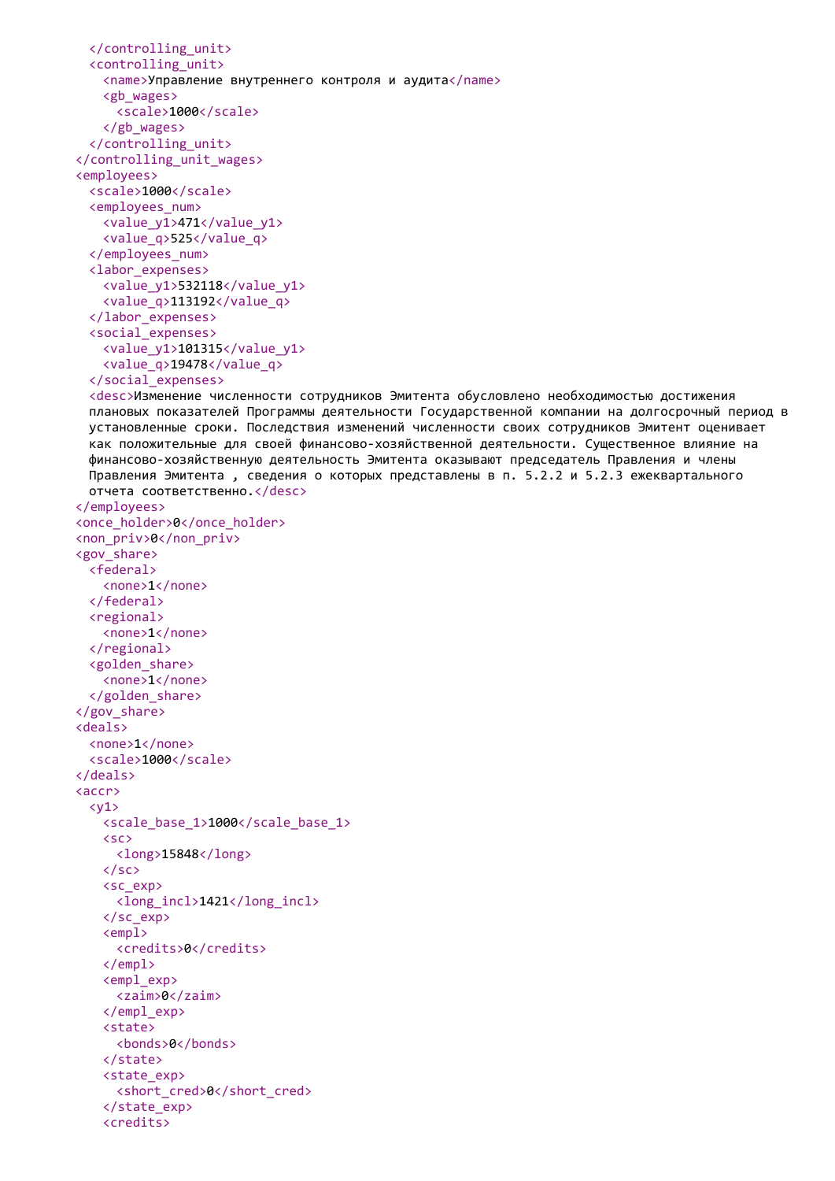```
    </controlling_unit>
    <controlling_unit>
      <name>Управление внутреннего контроля и аудита</name>
      <gb_wages>
        <scale>1000</scale>
      </gb_wages>
    </controlling_unit>
  </controlling_unit_wages>
  <employees>
    <scale>1000</scale>
    <employees_num>
      <value_y1>471</value_y1>
      <value_q>525</value_q>
    </employees_num>
    <labor_expenses>
      <value_y1>532118</value_y1>
      <value_q>113192</value_q>
    </labor_expenses>
    <social_expenses>
      <value_y1>101315</value_y1>
      <value_q>19478</value_q>
    </social_expenses>
    <desc>Изменение численности сотрудников Эмитента обусловлено необходимостью достижения
    плановых показателей Программы деятельности Государственной компании на долгосрочный период в
    установленные сроки. Последствия изменений численности своих сотрудников Эмитент оценивает
    как положительные для своей финансово-хозяйственной деятельности. Существенное влияние на
    финансово-хозяйственную деятельность Эмитента оказывают председатель Правления и члены
    Правления Эмитента , сведения о которых представлены в п. 5.2.2 и 5.2.3 ежеквартального
    отчета соответственно.</desc>
  </employees>
  <once_holder>0</once_holder>
  <non_priv>0</non_priv>
  <gov_share>
    <federal>
      <none>1</none>
    </federal>
    <regional>
      <none>1</none>
    </regional>
    <golden_share>
      <none>1</none>
    </golden_share>
  </gov_share>
  <deals>
    <none>1</none>
    <scale>1000</scale>
  </deals>
  <accr>
    <y1>
      <scale_base_1>1000</scale_base_1>
      <sc>
        <long>15848</long>
      </sc>
      <sc_exp>
        <long_incl>1421</long_incl>
      </sc_exp>
      <empl>
        <credits>0</credits>
      </empl>
      <empl_exp>
        <zaim>0</zaim>
      </empl_exp>
      <state>
        <bonds>0</bonds>
      </state>
      <state_exp>
        <short_cred>0</short_cred>
      </state_exp>
      <credits>
```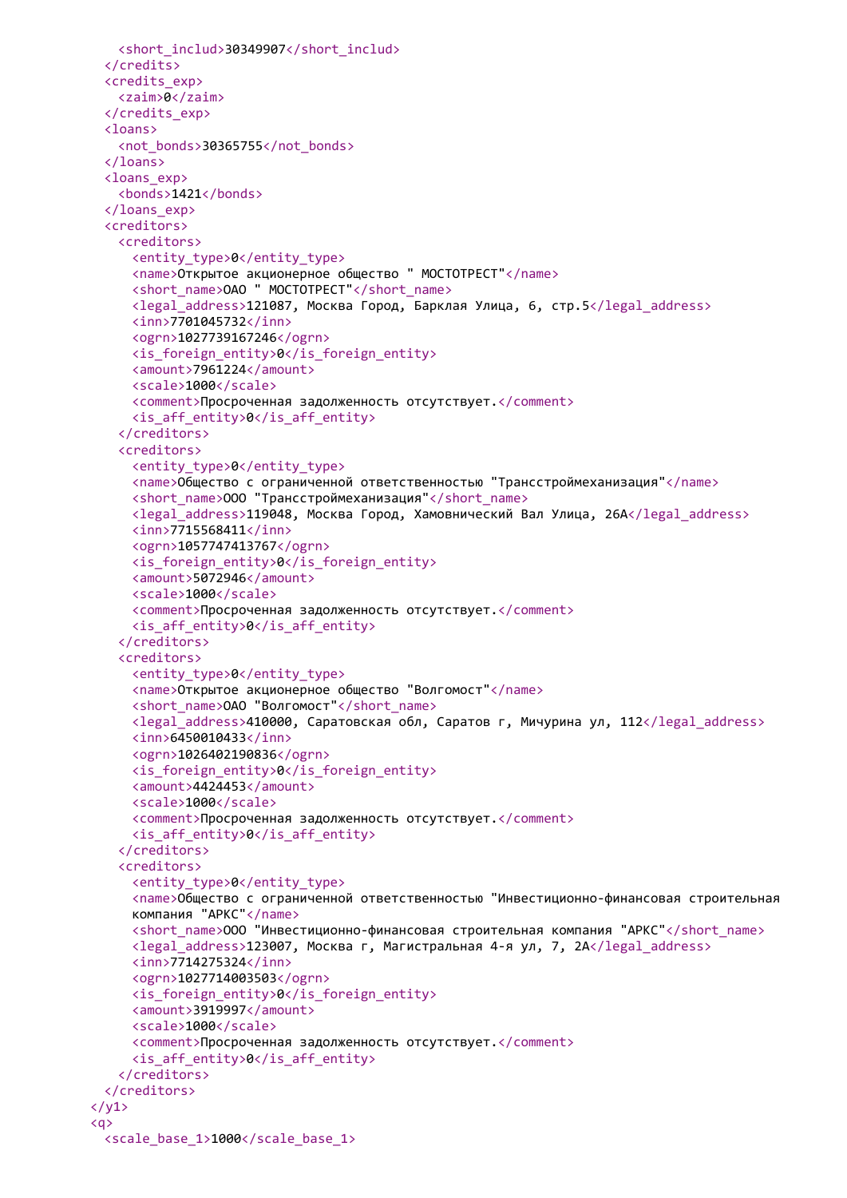```xml
      <short_includ>30349907</short_includ>
    </credits>
    <credits_exp>
      <zaim>0</zaim>
    </credits_exp>
    <loans>
      <not_bonds>30365755</not_bonds>
    </loans>
    <loans_exp>
      <bonds>1421</bonds>
    </loans_exp>
    <creditors>
      <creditors>
        <entity_type>0</entity_type>
        <name>Открытое акционерное общество " МОСТОТРЕСТ"</name>
        <short_name>ОАО " МОСТОТРЕСТ"</short_name>
        <legal_address>121087, Москва Город, Барклая Улица, 6, стр.5</legal_address>
        <inn>7701045732</inn>
        <ogrn>1027739167246</ogrn>
        <is_foreign_entity>0</is_foreign_entity>
        <amount>7961224</amount>
        <scale>1000</scale>
        <comment>Просроченная задолженность отсутствует.</comment>
        <is_aff_entity>0</is_aff_entity>
      </creditors>
      <creditors>
        <entity_type>0</entity_type>
        <name>Общество с ограниченной ответственностью "Трансстроймеханизация"</name>
        <short_name>ООО "Трансстроймеханизация"</short_name>
        <legal_address>119048, Москва Город, Хамовнический Вал Улица, 26А</legal_address>
        <inn>7715568411</inn>
        <ogrn>1057747413767</ogrn>
        <is_foreign_entity>0</is_foreign_entity>
        <amount>5072946</amount>
        <scale>1000</scale>
        <comment>Просроченная задолженность отсутствует.</comment>
        <is_aff_entity>0</is_aff_entity>
      </creditors>
      <creditors>
        <entity_type>0</entity_type>
        <name>Открытое акционерное общество "Волгомост"</name>
        <short_name>ОАО "Волгомост"</short_name>
        <legal_address>410000, Саратовская обл, Саратов г, Мичурина ул, 112</legal_address>
        <inn>6450010433</inn>
        <ogrn>1026402190836</ogrn>
        <is_foreign_entity>0</is_foreign_entity>
        <amount>4424453</amount>
        <scale>1000</scale>
        <comment>Просроченная задолженность отсутствует.</comment>
        <is_aff_entity>0</is_aff_entity>
      </creditors>
      <creditors>
        <entity_type>0</entity_type>
        <name>Общество с ограниченной ответственностью "Инвестиционно-финансовая строительная
        компания "АРКС"</name>
        <short_name>ООО "Инвестиционно-финансовая строительная компания "АРКС"</short_name>
        <legal_address>123007, Москва г, Магистральная 4-я ул, 7, 2А</legal_address>
        <inn>7714275324</inn>
        <ogrn>1027714003503</ogrn>
        <is_foreign_entity>0</is_foreign_entity>
        <amount>3919997</amount>
        <scale>1000</scale>
        <comment>Просроченная задолженность отсутствует.</comment>
        <is_aff_entity>0</is_aff_entity>
      </creditors>
    </creditors>
  </y1>
  <q>
    <scale_base_1>1000</scale_base_1>
```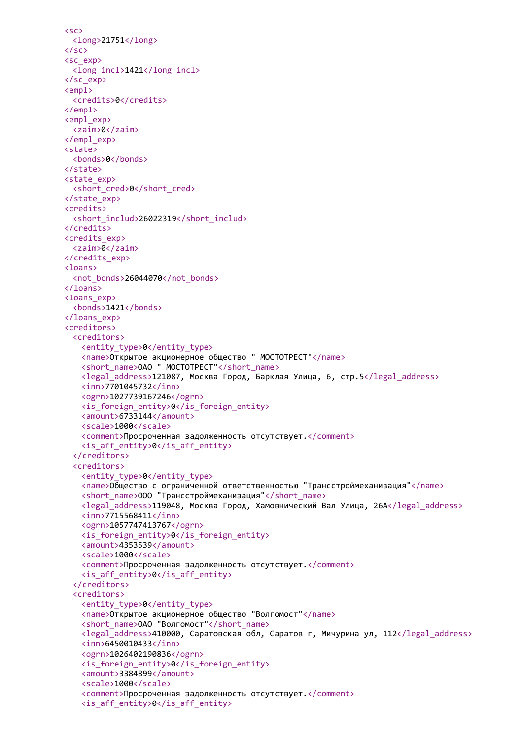```xml
<sc>
  <long>21751</long>
</sc>
<sc_exp>
  <long_incl>1421</long_incl>
</sc_exp>
<empl>
  <credits>0</credits>
</empl>
<empl_exp>
  <zaim>0</zaim>
</empl_exp>
<state>
  <bonds>0</bonds>
</state>
<state_exp>
  <short_cred>0</short_cred>
</state_exp>
<credits>
  <short_includ>26022319</short_includ>
</credits>
<credits_exp>
  <zaim>0</zaim>
</credits_exp>
<loans>
  <not_bonds>26044070</not_bonds>
</loans>
<loans_exp>
  <bonds>1421</bonds>
</loans_exp>
<creditors>
  <creditors>
    <entity_type>0</entity_type>
    <name>Открытое акционерное общество " МОСТОТРЕСТ"</name>
    <short_name>ОАО " МОСТОТРЕСТ"</short_name>
    <legal_address>121087, Москва Город, Барклая Улица, 6, стр.5</legal_address>
    <inn>7701045732</inn>
    <ogrn>1027739167246</ogrn>
    <is_foreign_entity>0</is_foreign_entity>
    <amount>6733144</amount>
    <scale>1000</scale>
    <comment>Просроченная задолженность отсутствует.</comment>
    <is_aff_entity>0</is_aff_entity>
  </creditors>
  <creditors>
    <entity_type>0</entity_type>
    <name>Общество с ограниченной ответственностью "Трансстроймеханизация"</name>
    <short_name>ООО "Трансстроймеханизация"</short_name>
    <legal_address>119048, Москва Город, Хамовнический Вал Улица, 26А</legal_address>
    <inn>7715568411</inn>
    <ogrn>1057747413767</ogrn>
    <is_foreign_entity>0</is_foreign_entity>
    <amount>4353539</amount>
    <scale>1000</scale>
    <comment>Просроченная задолженность отсутствует.</comment>
    <is_aff_entity>0</is_aff_entity>
  </creditors>
  <creditors>
    <entity_type>0</entity_type>
    <name>Открытое акционерное общество "Волгомост"</name>
    <short_name>ОАО "Волгомост"</short_name>
    <legal_address>410000, Саратовская обл, Саратов г, Мичурина ул, 112</legal_address>
    <inn>6450010433</inn>
    <ogrn>1026402190836</ogrn>
    <is_foreign_entity>0</is_foreign_entity>
    <amount>3384899</amount>
    <scale>1000</scale>
    <comment>Просроченная задолженность отсутствует.</comment>
    <is_aff_entity>0</is_aff_entity>
```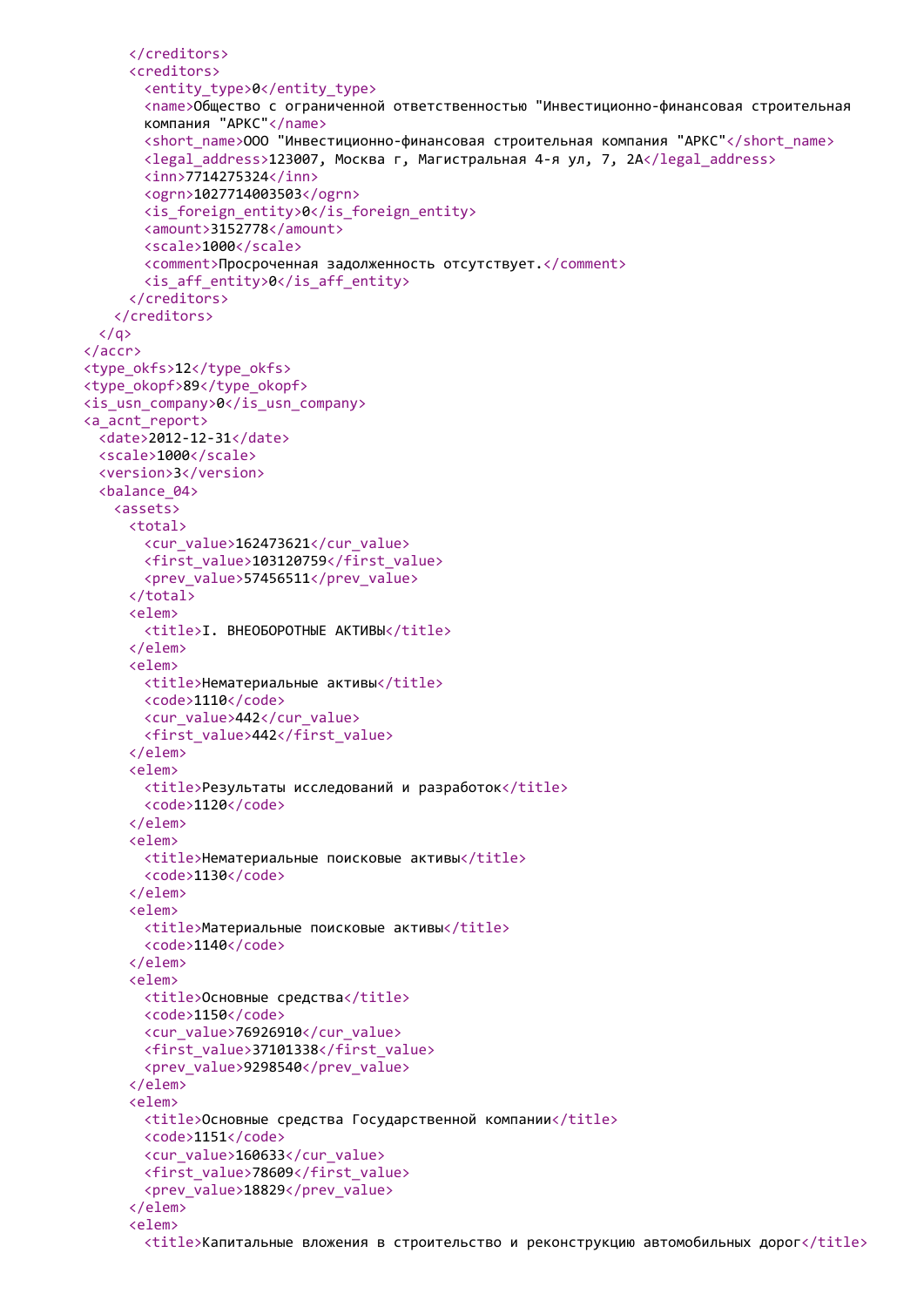```
      </creditors>
      <creditors>
        <entity_type>0</entity_type>
        <name>Общество с ограниченной ответственностью "Инвестиционно-финансовая строительная
        компания "АРКС"</name>
        <short_name>ООО "Инвестиционно-финансовая строительная компания "АРКС"</short_name>
        <legal_address>123007, Москва г, Магистральная 4-я ул, 7, 2А</legal_address>
        <inn>7714275324</inn>
        <ogrn>1027714003503</ogrn>
        <is_foreign_entity>0</is_foreign_entity>
        <amount>3152778</amount>
        <scale>1000</scale>
        <comment>Просроченная задолженность отсутствует.</comment>
        <is_aff_entity>0</is_aff_entity>
      </creditors>
    </creditors>
  </q>
</accr>
<type_okfs>12</type_okfs>
<type_okopf>89</type_okopf>
<is_usn_company>0</is_usn_company>
<a_acnt_report>
  <date>2012-12-31</date>
  <scale>1000</scale>
  <version>3</version>
  <balance_04>
    <assets>
      <total>
        <cur_value>162473621</cur_value>
        <first_value>103120759</first_value>
        <prev_value>57456511</prev_value>
      </total>
      <elem>
        <title>I. ВНЕОБОРОТНЫЕ АКТИВЫ</title>
      </elem>
      <elem>
        <title>Нематериальные активы</title>
        <code>1110</code>
        <cur_value>442</cur_value>
        <first_value>442</first_value>
      </elem>
      <elem>
        <title>Результаты исследований и разработок</title>
        <code>1120</code>
      </elem>
      <elem>
        <title>Нематериальные поисковые активы</title>
        <code>1130</code>
      </elem>
      <elem>
        <title>Материальные поисковые активы</title>
        <code>1140</code>
      </elem>
      <elem>
        <title>Основные средства</title>
        <code>1150</code>
        <cur_value>76926910</cur_value>
        <first_value>37101338</first_value>
        <prev_value>9298540</prev_value>
      </elem>
      <elem>
        <title>Основные средства Государственной компании</title>
        <code>1151</code>
        <cur_value>160633</cur_value>
        <first_value>78609</first_value>
        <prev_value>18829</prev_value>
      </elem>
      <elem>
        <title>Капитальные вложения в строительство и реконструкцию автомобильных дорог</title>
```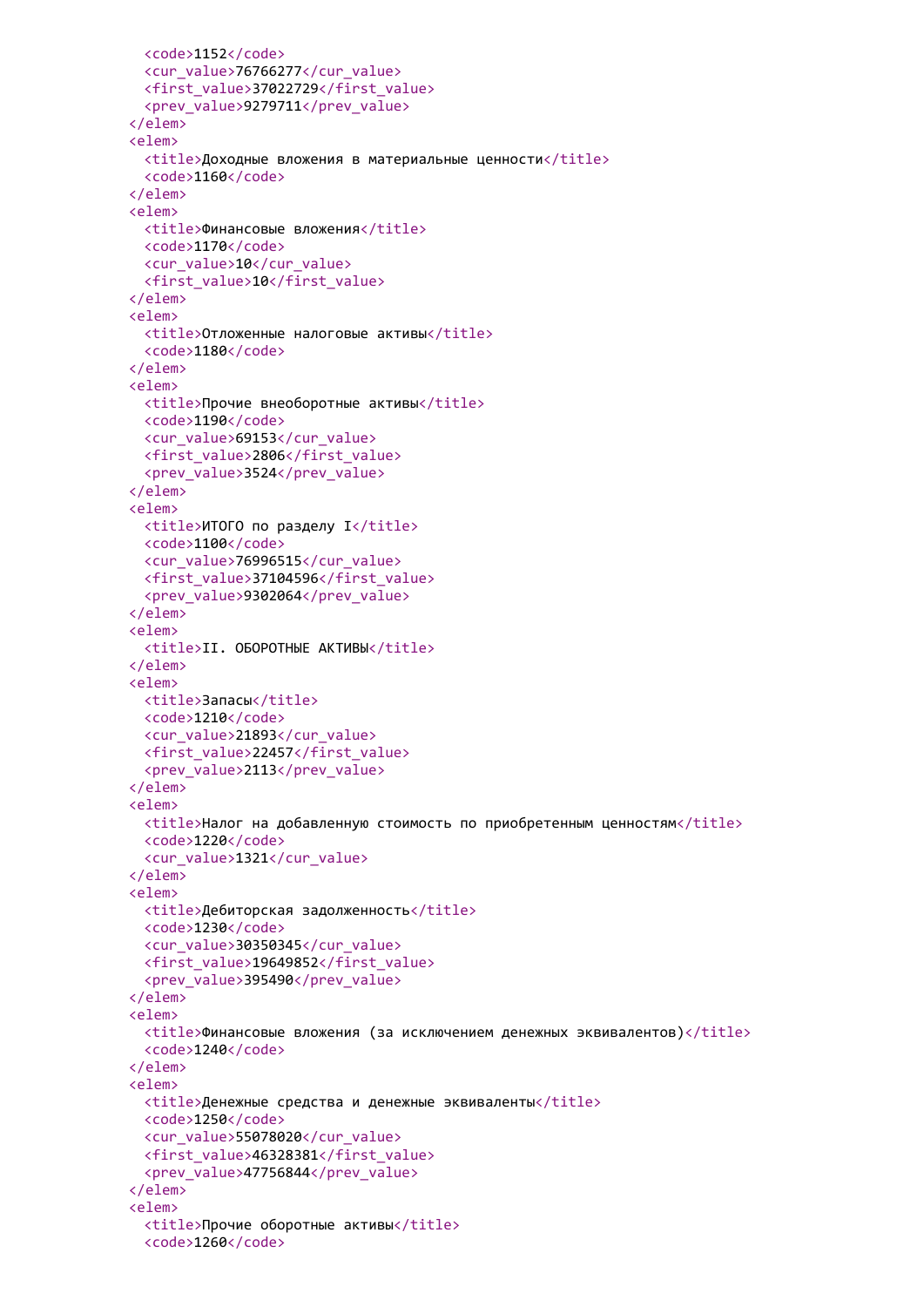```
      <code>1152</code>
      <cur_value>76766277</cur_value>
      <first_value>37022729</first_value>
      <prev_value>9279711</prev_value>
    </elem>
    <elem>
      <title>Доходные вложения в материальные ценности</title>
      <code>1160</code>
    </elem>
    <elem>
      <title>Финансовые вложения</title>
      <code>1170</code>
      <cur_value>10</cur_value>
      <first_value>10</first_value>
    </elem>
    <elem>
      <title>Отложенные налоговые активы</title>
      <code>1180</code>
    </elem>
    <elem>
      <title>Прочие внеоборотные активы</title>
      <code>1190</code>
      <cur_value>69153</cur_value>
      <first_value>2806</first_value>
      <prev_value>3524</prev_value>
    </elem>
    <elem>
      <title>ИТОГО по разделу I</title>
      <code>1100</code>
      <cur_value>76996515</cur_value>
      <first_value>37104596</first_value>
      <prev_value>9302064</prev_value>
    </elem>
    <elem>
      <title>II. ОБОРОТНЫЕ АКТИВЫ</title>
    </elem>
    <elem>
      <title>Запасы</title>
      <code>1210</code>
      <cur_value>21893</cur_value>
      <first_value>22457</first_value>
      <prev_value>2113</prev_value>
    </elem>
    <elem>
      <title>Налог на добавленную стоимость по приобретенным ценностям</title>
      <code>1220</code>
      <cur_value>1321</cur_value>
    </elem>
    <elem>
      <title>Дебиторская задолженность</title>
      <code>1230</code>
      <cur_value>30350345</cur_value>
      <first_value>19649852</first_value>
      <prev_value>395490</prev_value>
    </elem>
    <elem>
      <title>Финансовые вложения (за исключением денежных эквивалентов)</title>
      <code>1240</code>
    </elem>
    <elem>
      <title>Денежные средства и денежные эквиваленты</title>
      <code>1250</code>
      <cur_value>55078020</cur_value>
      <first_value>46328381</first_value>
      <prev_value>47756844</prev_value>
    </elem>
    <elem>
      <title>Прочие оборотные активы</title>
      <code>1260</code>
```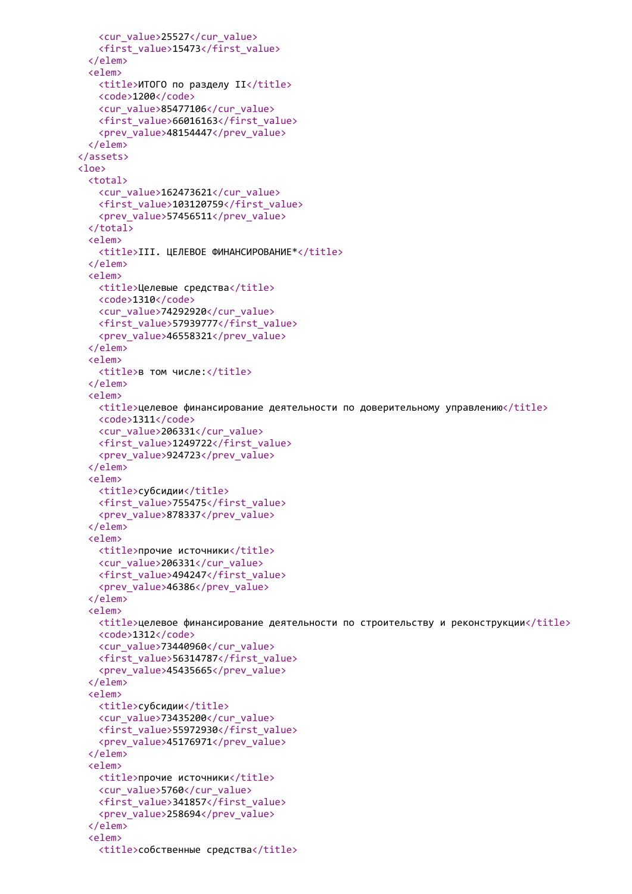```
    <cur_value>25527</cur_value>
    <first_value>15473</first_value>
  </elem>
  <elem>
    <title>ИТОГО по разделу II</title>
    <code>1200</code>
    <cur_value>85477106</cur_value>
    <first_value>66016163</first_value>
    <prev_value>48154447</prev_value>
  </elem>
</assets>
<loe>
  <total>
    <cur_value>162473621</cur_value>
    <first_value>103120759</first_value>
    <prev_value>57456511</prev_value>
  </total>
  <elem>
    <title>III. ЦЕЛЕВОЕ ФИНАНСИРОВАНИЕ*</title>
  </elem>
  <elem>
    <title>Целевые средства</title>
    <code>1310</code>
    <cur_value>74292920</cur_value>
    <first_value>57939777</first_value>
    <prev_value>46558321</prev_value>
  </elem>
  <elem>
    <title>в том числе:</title>
  </elem>
  <elem>
    <title>целевое финансирование деятельности по доверительному управлению</title>
    <code>1311</code>
    <cur_value>206331</cur_value>
    <first_value>1249722</first_value>
    <prev_value>924723</prev_value>
  </elem>
  <elem>
    <title>субсидии</title>
    <first_value>755475</first_value>
    <prev_value>878337</prev_value>
  </elem>
  <elem>
    <title>прочие источники</title>
    <cur_value>206331</cur_value>
    <first_value>494247</first_value>
    <prev_value>46386</prev_value>
  </elem>
  <elem>
    <title>целевое финансирование деятельности по строительству и реконструкции</title>
    <code>1312</code>
    <cur_value>73440960</cur_value>
    <first_value>56314787</first_value>
    <prev_value>45435665</prev_value>
  </elem>
  <elem>
    <title>субсидии</title>
    <cur_value>73435200</cur_value>
    <first_value>55972930</first_value>
    <prev_value>45176971</prev_value>
  </elem>
  <elem>
    <title>прочие источники</title>
    <cur_value>5760</cur_value>
    <first_value>341857</first_value>
    <prev_value>258694</prev_value>
  </elem>
  <elem>
    <title>собственные средства</title>
```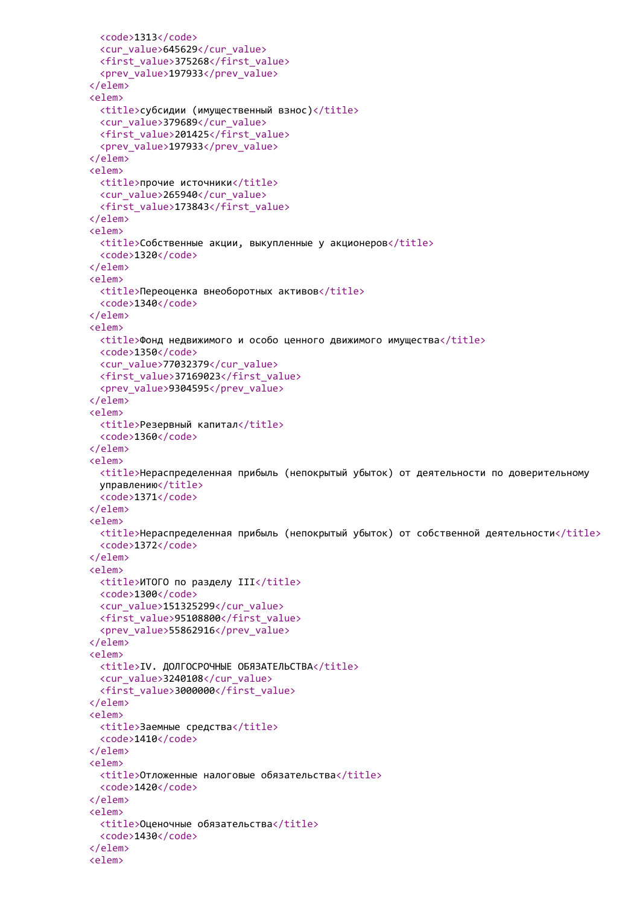```xml
      <code>1313</code>
      <cur_value>645629</cur_value>
      <first_value>375268</first_value>
      <prev_value>197933</prev_value>
    </elem>
    <elem>
      <title>субсидии (имущественный взнос)</title>
      <cur_value>379689</cur_value>
      <first_value>201425</first_value>
      <prev_value>197933</prev_value>
    </elem>
    <elem>
      <title>прочие источники</title>
      <cur_value>265940</cur_value>
      <first_value>173843</first_value>
    </elem>
    <elem>
      <title>Собственные акции, выкупленные у акционеров</title>
      <code>1320</code>
    </elem>
    <elem>
      <title>Переоценка внеоборотных активов</title>
      <code>1340</code>
    </elem>
    <elem>
      <title>Фонд недвижимого и особо ценного движимого имущества</title>
      <code>1350</code>
      <cur_value>77032379</cur_value>
      <first_value>37169023</first_value>
      <prev_value>9304595</prev_value>
    </elem>
    <elem>
      <title>Резервный капитал</title>
      <code>1360</code>
    </elem>
    <elem>
      <title>Нераспределенная прибыль (непокрытый убыток) от деятельности по доверительному
      управлению</title>
      <code>1371</code>
    </elem>
    <elem>
      <title>Нераспределенная прибыль (непокрытый убыток) от собственной деятельности</title>
      <code>1372</code>
    </elem>
    <elem>
      <title>ИТОГО по разделу III</title>
      <code>1300</code>
      <cur_value>151325299</cur_value>
      <first_value>95108800</first_value>
      <prev_value>55862916</prev_value>
    </elem>
    <elem>
      <title>IV. ДОЛГОСРОЧНЫЕ ОБЯЗАТЕЛЬСТВА</title>
      <cur_value>3240108</cur_value>
      <first_value>3000000</first_value>
    </elem>
    <elem>
      <title>Заемные средства</title>
      <code>1410</code>
    </elem>
    <elem>
      <title>Отложенные налоговые обязательства</title>
      <code>1420</code>
    </elem>
    <elem>
      <title>Оценочные обязательства</title>
      <code>1430</code>
    </elem>
    <elem>
```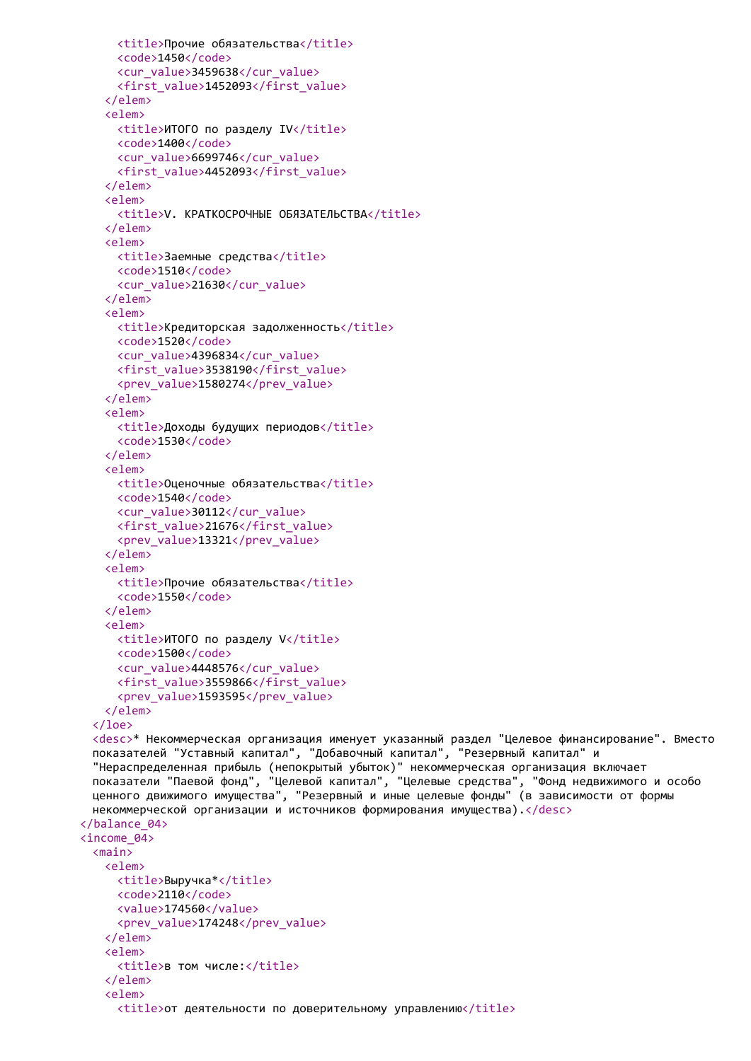```xml
        <title>Прочие обязательства</title>
        <code>1450</code>
        <cur_value>3459638</cur_value>
        <first_value>1452093</first_value>
      </elem>
      <elem>
        <title>ИТОГО по разделу IV</title>
        <code>1400</code>
        <cur_value>6699746</cur_value>
        <first_value>4452093</first_value>
      </elem>
      <elem>
        <title>V. КРАТКОСРОЧНЫЕ ОБЯЗАТЕЛЬСТВА</title>
      </elem>
      <elem>
        <title>Заемные средства</title>
        <code>1510</code>
        <cur_value>21630</cur_value>
      </elem>
      <elem>
        <title>Кредиторская задолженность</title>
        <code>1520</code>
        <cur_value>4396834</cur_value>
        <first_value>3538190</first_value>
        <prev_value>1580274</prev_value>
      </elem>
      <elem>
        <title>Доходы будущих периодов</title>
        <code>1530</code>
      </elem>
      <elem>
        <title>Оценочные обязательства</title>
        <code>1540</code>
        <cur_value>30112</cur_value>
        <first_value>21676</first_value>
        <prev_value>13321</prev_value>
      </elem>
      <elem>
        <title>Прочие обязательства</title>
        <code>1550</code>
      </elem>
      <elem>
        <title>ИТОГО по разделу V</title>
        <code>1500</code>
        <cur_value>4448576</cur_value>
        <first_value>3559866</first_value>
        <prev_value>1593595</prev_value>
      </elem>
    </loe>
    <desc>* Некоммерческая организация именует указанный раздел "Целевое финансирование". Вместо
    показателей "Уставный капитал", "Добавочный капитал", "Резервный капитал" и
    "Нераспределенная прибыль (непокрытый убыток)" некоммерческая организация включает
    показатели "Паевой фонд", "Целевой капитал", "Целевые средства", "Фонд недвижимого и особо
    ценного движимого имущества", "Резервный и иные целевые фонды" (в зависимости от формы
    некоммерческой организации и источников формирования имущества).</desc>
  </balance_04>
  <income_04>
    <main>
      <elem>
        <title>Выручка*</title>
        <code>2110</code>
        <value>174560</value>
        <prev_value>174248</prev_value>
      </elem>
      <elem>
        <title>в том числе:</title>
      </elem>
      <elem>
        <title>от деятельности по доверительному управлению</title>
```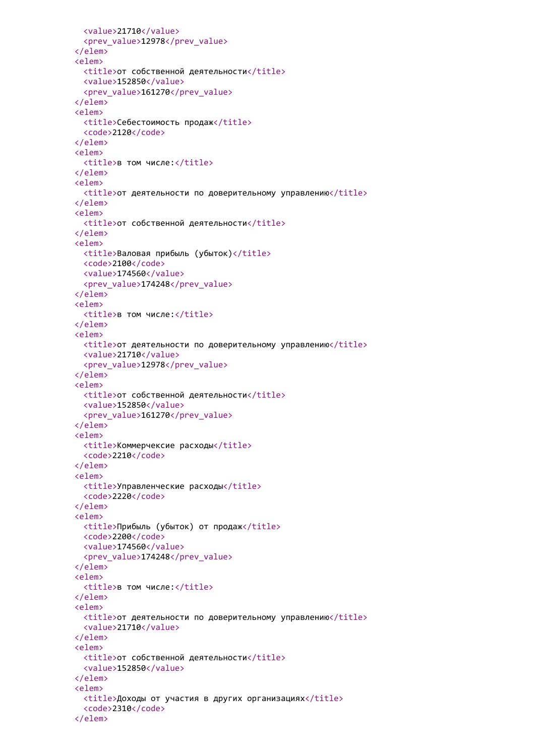```xml
      <value>21710</value>
      <prev_value>12978</prev_value>
    </elem>
    <elem>
      <title>от собственной деятельности</title>
      <value>152850</value>
      <prev_value>161270</prev_value>
    </elem>
    <elem>
      <title>Себестоимость продаж</title>
      <code>2120</code>
    </elem>
    <elem>
      <title>в том числе:</title>
    </elem>
    <elem>
      <title>от деятельности по доверительному управлению</title>
    </elem>
    <elem>
      <title>от собственной деятельности</title>
    </elem>
    <elem>
      <title>Валовая прибыль (убыток)</title>
      <code>2100</code>
      <value>174560</value>
      <prev_value>174248</prev_value>
    </elem>
    <elem>
      <title>в том числе:</title>
    </elem>
    <elem>
      <title>от деятельности по доверительному управлению</title>
      <value>21710</value>
      <prev_value>12978</prev_value>
    </elem>
    <elem>
      <title>от собственной деятельности</title>
      <value>152850</value>
      <prev_value>161270</prev_value>
    </elem>
    <elem>
      <title>Коммерчексие расходы</title>
      <code>2210</code>
    </elem>
    <elem>
      <title>Управленческие расходы</title>
      <code>2220</code>
    </elem>
    <elem>
      <title>Прибыль (убыток) от продаж</title>
      <code>2200</code>
      <value>174560</value>
      <prev_value>174248</prev_value>
    </elem>
    <elem>
      <title>в том числе:</title>
    </elem>
    <elem>
      <title>от деятельности по доверительному управлению</title>
      <value>21710</value>
    </elem>
    <elem>
      <title>от собственной деятельности</title>
      <value>152850</value>
    </elem>
    <elem>
      <title>Доходы от участия в других организациях</title>
      <code>2310</code>
    </elem>
```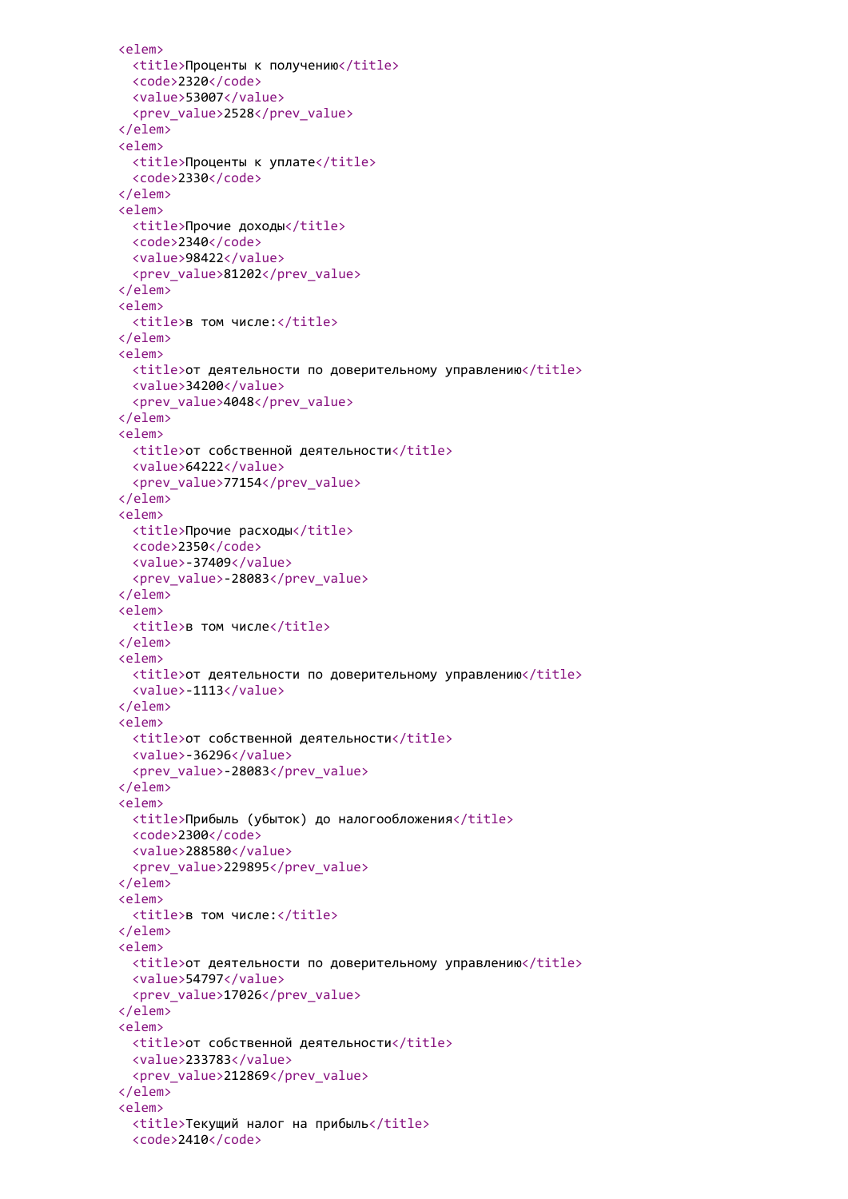```
<elem>
  <title>Проценты к получению</title>
  <code>2320</code>
  <value>53007</value>
  <prev_value>2528</prev_value>
</elem>
<elem>
  <title>Проценты к уплате</title>
  <code>2330</code>
</elem>
<elem>
  <title>Прочие доходы</title>
  <code>2340</code>
  <value>98422</value>
  <prev_value>81202</prev_value>
</elem>
<elem>
  <title>в том числе:</title>
</elem>
<elem>
  <title>от деятельности по доверительному управлению</title>
  <value>34200</value>
  <prev_value>4048</prev_value>
</elem>
<elem>
  <title>от собственной деятельности</title>
  <value>64222</value>
  <prev_value>77154</prev_value>
</elem>
<elem>
  <title>Прочие расходы</title>
  <code>2350</code>
  <value>-37409</value>
  <prev_value>-28083</prev_value>
</elem>
<elem>
  <title>в том числе</title>
</elem>
<elem>
  <title>от деятельности по доверительному управлению</title>
  <value>-1113</value>
</elem>
<elem>
  <title>от собственной деятельности</title>
  <value>-36296</value>
  <prev_value>-28083</prev_value>
</elem>
<elem>
  <title>Прибыль (убыток) до налогообложения</title>
  <code>2300</code>
  <value>288580</value>
  <prev_value>229895</prev_value>
</elem>
<elem>
  <title>в том числе:</title>
</elem>
<elem>
  <title>от деятельности по доверительному управлению</title>
  <value>54797</value>
  <prev_value>17026</prev_value>
</elem>
<elem>
  <title>от собственной деятельности</title>
  <value>233783</value>
  <prev_value>212869</prev_value>
</elem>
<elem>
  <title>Текущий налог на прибыль</title>
  <code>2410</code>
```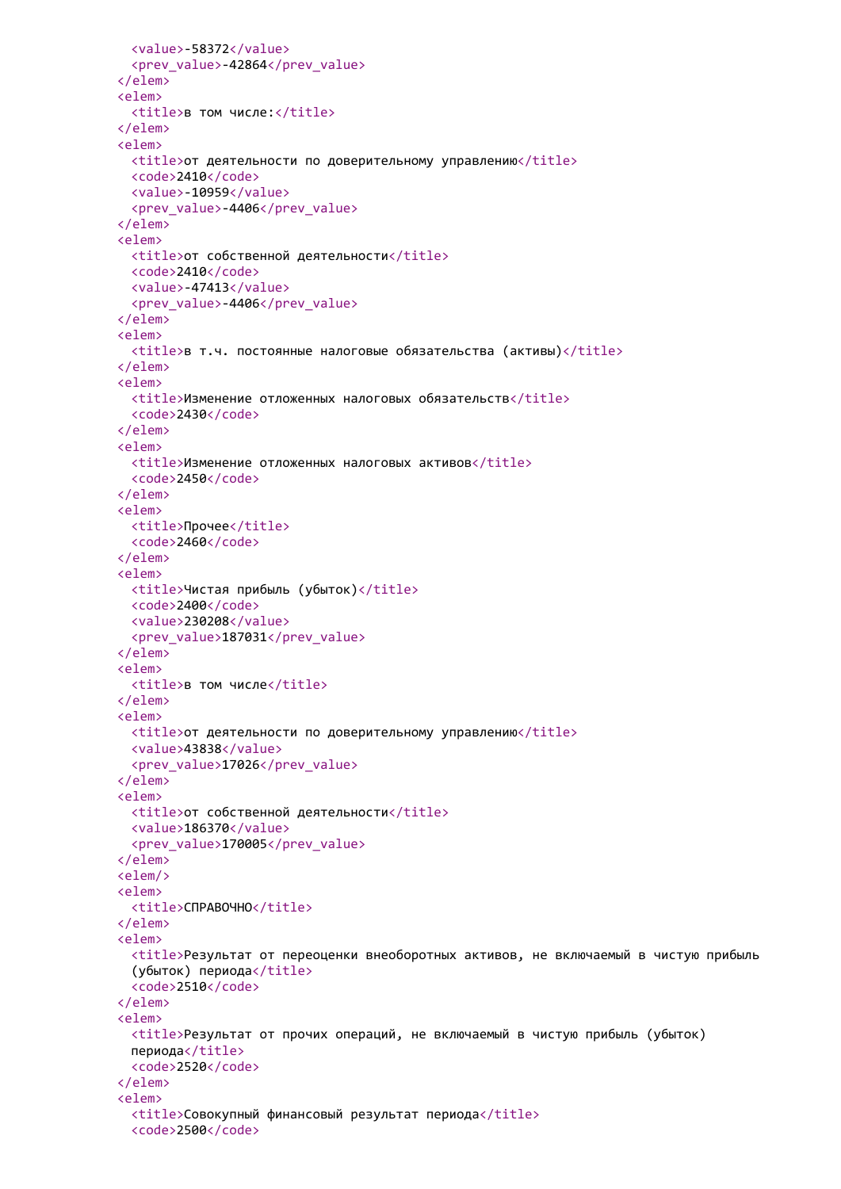```xml
      <value>-58372</value>
      <prev_value>-42864</prev_value>
    </elem>
    <elem>
      <title>в том числе:</title>
    </elem>
    <elem>
      <title>от деятельности по доверительному управлению</title>
      <code>2410</code>
      <value>-10959</value>
      <prev_value>-4406</prev_value>
    </elem>
    <elem>
      <title>от собственной деятельности</title>
      <code>2410</code>
      <value>-47413</value>
      <prev_value>-4406</prev_value>
    </elem>
    <elem>
      <title>в т.ч. постоянные налоговые обязательства (активы)</title>
    </elem>
    <elem>
      <title>Изменение отложенных налоговых обязательств</title>
      <code>2430</code>
    </elem>
    <elem>
      <title>Изменение отложенных налоговых активов</title>
      <code>2450</code>
    </elem>
    <elem>
      <title>Прочее</title>
      <code>2460</code>
    </elem>
    <elem>
      <title>Чистая прибыль (убыток)</title>
      <code>2400</code>
      <value>230208</value>
      <prev_value>187031</prev_value>
    </elem>
    <elem>
      <title>в том числе</title>
    </elem>
    <elem>
      <title>от деятельности по доверительному управлению</title>
      <value>43838</value>
      <prev_value>17026</prev_value>
    </elem>
    <elem>
      <title>от собственной деятельности</title>
      <value>186370</value>
      <prev_value>170005</prev_value>
    </elem>
    <elem/>
    <elem>
      <title>СПРАВОЧНО</title>
    </elem>
    <elem>
      <title>Результат от переоценки внеоборотных активов, не включаемый в чистую прибыль
      (убыток) периода</title>
      <code>2510</code>
    </elem>
    <elem>
      <title>Результат от прочих операций, не включаемый в чистую прибыль (убыток)
      периода</title>
      <code>2520</code>
    </elem>
    <elem>
      <title>Совокупный финансовый результат периода</title>
      <code>2500</code>
```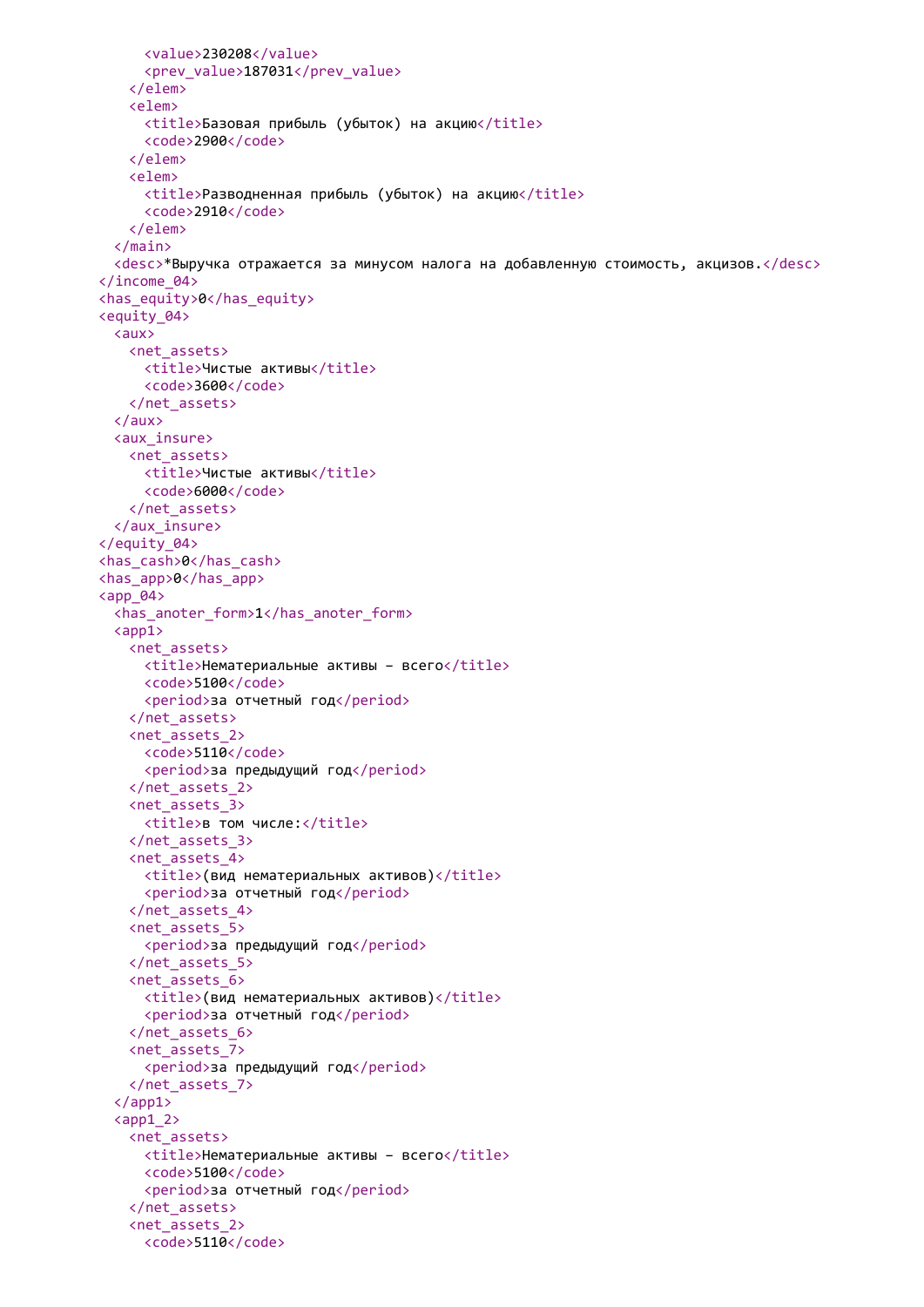```xml
      <value>230208</value>
      <prev_value>187031</prev_value>
    </elem>
    <elem>
      <title>Базовая прибыль (убыток) на акцию</title>
      <code>2900</code>
    </elem>
    <elem>
      <title>Разводненная прибыль (убыток) на акцию</title>
      <code>2910</code>
    </elem>
  </main>
  <desc>*Выручка отражается за минусом налога на добавленную стоимость, акцизов.</desc>
</income_04>
<has_equity>0</has_equity>
<equity_04>
  <aux>
    <net_assets>
      <title>Чистые активы</title>
      <code>3600</code>
    </net_assets>
  </aux>
  <aux_insure>
    <net_assets>
      <title>Чистые активы</title>
      <code>6000</code>
    </net_assets>
  </aux_insure>
</equity_04>
<has_cash>0</has_cash>
<has_app>0</has_app>
<app_04>
  <has_anoter_form>1</has_anoter_form>
  <app1>
    <net_assets>
      <title>Нематериальные активы – всего</title>
      <code>5100</code>
      <period>за отчетный год</period>
    </net_assets>
    <net_assets_2>
      <code>5110</code>
      <period>за предыдущий год</period>
    </net_assets_2>
    <net_assets_3>
      <title>в том числе:</title>
    </net_assets_3>
    <net_assets_4>
      <title>(вид нематериальных активов)</title>
      <period>за отчетный год</period>
    </net_assets_4>
    <net_assets_5>
      <period>за предыдущий год</period>
    </net_assets_5>
    <net_assets_6>
      <title>(вид нематериальных активов)</title>
      <period>за отчетный год</period>
    </net_assets_6>
    <net_assets_7>
      <period>за предыдущий год</period>
    </net_assets_7>
  </app1>
  <app1_2>
    <net_assets>
      <title>Нематериальные активы – всего</title>
      <code>5100</code>
      <period>за отчетный год</period>
    </net_assets>
    <net_assets_2>
      <code>5110</code>
```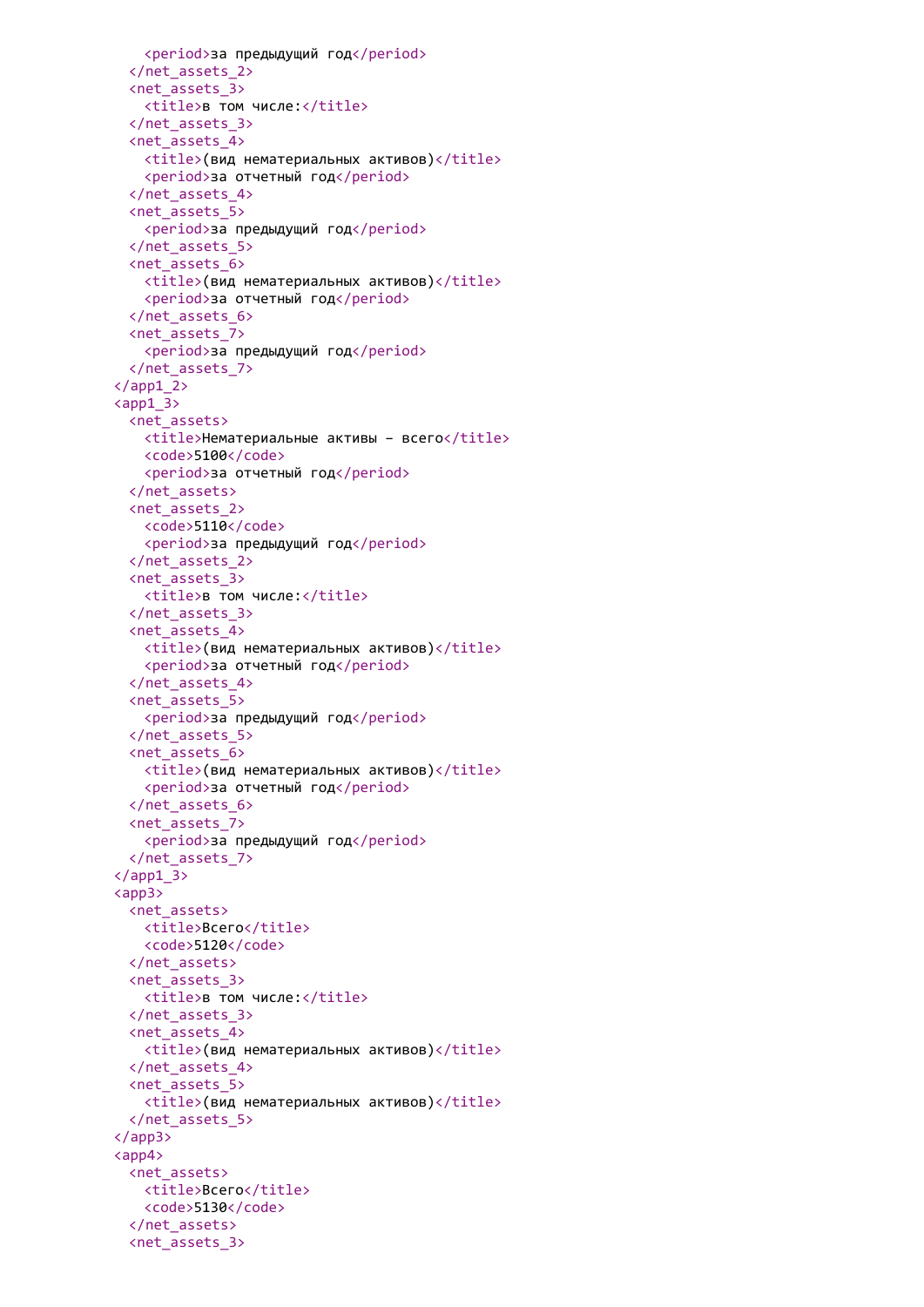```
      <period>за предыдущий год</period>
    </net_assets_2>
    <net_assets_3>
      <title>в том числе:</title>
    </net_assets_3>
    <net_assets_4>
      <title>(вид нематериальных активов)</title>
      <period>за отчетный год</period>
    </net_assets_4>
    <net_assets_5>
      <period>за предыдущий год</period>
    </net_assets_5>
    <net_assets_6>
      <title>(вид нематериальных активов)</title>
      <period>за отчетный год</period>
    </net_assets_6>
    <net_assets_7>
      <period>за предыдущий год</period>
    </net_assets_7>
  </app1_2>
  <app1_3>
    <net_assets>
      <title>Нематериальные активы - всего</title>
      <code>5100</code>
      <period>за отчетный год</period>
    </net_assets>
    <net_assets_2>
      <code>5110</code>
      <period>за предыдущий год</period>
    </net_assets_2>
    <net_assets_3>
      <title>в том числе:</title>
    </net_assets_3>
    <net_assets_4>
      <title>(вид нематериальных активов)</title>
      <period>за отчетный год</period>
    </net_assets_4>
    <net_assets_5>
      <period>за предыдущий год</period>
    </net_assets_5>
    <net_assets_6>
      <title>(вид нематериальных активов)</title>
      <period>за отчетный год</period>
    </net_assets_6>
    <net_assets_7>
      <period>за предыдущий год</period>
    </net_assets_7>
  </app1_3>
  <app3>
    <net_assets>
      <title>Всего</title>
      <code>5120</code>
    </net_assets>
    <net_assets_3>
      <title>в том числе:</title>
    </net_assets_3>
    <net_assets_4>
      <title>(вид нематериальных активов)</title>
    </net_assets_4>
    <net_assets_5>
      <title>(вид нематериальных активов)</title>
    </net_assets_5>
  </app3>
  <app4>
    <net_assets>
      <title>Всего</title>
      <code>5130</code>
    </net_assets>
    <net_assets_3>
```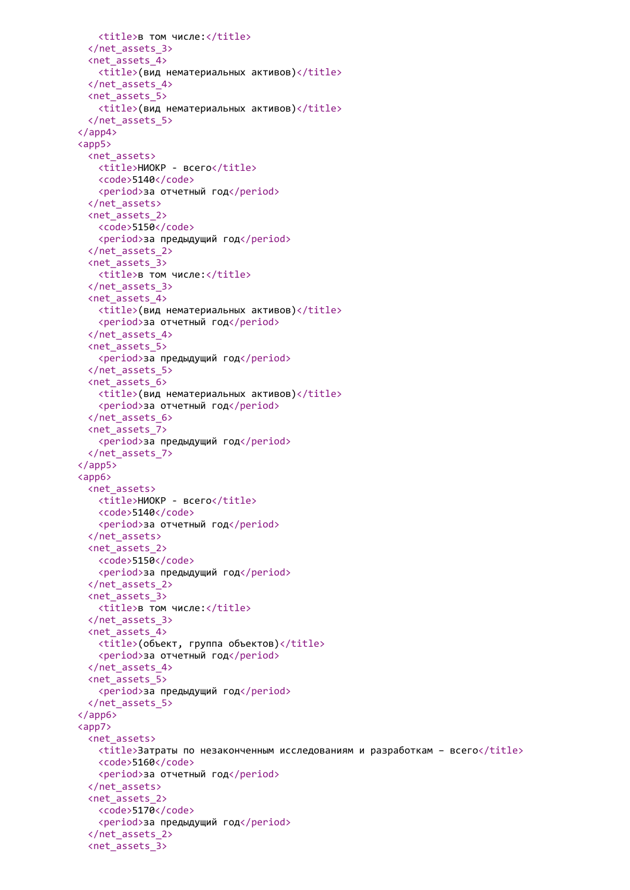```
      <title>в том числе:</title>
    </net_assets_3>
    <net_assets_4>
      <title>(вид нематериальных активов)</title>
    </net_assets_4>
    <net_assets_5>
      <title>(вид нематериальных активов)</title>
    </net_assets_5>
  </app4>
  <app5>
    <net_assets>
      <title>НИОКР - всего</title>
      <code>5140</code>
      <period>за отчетный год</period>
    </net_assets>
    <net_assets_2>
      <code>5150</code>
      <period>за предыдущий год</period>
    </net_assets_2>
    <net_assets_3>
      <title>в том числе:</title>
    </net_assets_3>
    <net_assets_4>
      <title>(вид нематериальных активов)</title>
      <period>за отчетный год</period>
    </net_assets_4>
    <net_assets_5>
      <period>за предыдущий год</period>
    </net_assets_5>
    <net_assets_6>
      <title>(вид нематериальных активов)</title>
      <period>за отчетный год</period>
    </net_assets_6>
    <net_assets_7>
      <period>за предыдущий год</period>
    </net_assets_7>
  </app5>
  <app6>
    <net_assets>
      <title>НИОКР - всего</title>
      <code>5140</code>
      <period>за отчетный год</period>
    </net_assets>
    <net_assets_2>
      <code>5150</code>
      <period>за предыдущий год</period>
    </net_assets_2>
    <net_assets_3>
      <title>в том числе:</title>
    </net_assets_3>
    <net_assets_4>
      <title>(объект, группа объектов)</title>
      <period>за отчетный год</period>
    </net_assets_4>
    <net_assets_5>
      <period>за предыдущий год</period>
    </net_assets_5>
  </app6>
  <app7>
    <net_assets>
      <title>Затраты по незаконченным исследованиям и разработкам – всего</title>
      <code>5160</code>
      <period>за отчетный год</period>
    </net_assets>
    <net_assets_2>
      <code>5170</code>
      <period>за предыдущий год</period>
    </net_assets_2>
    <net_assets_3>
```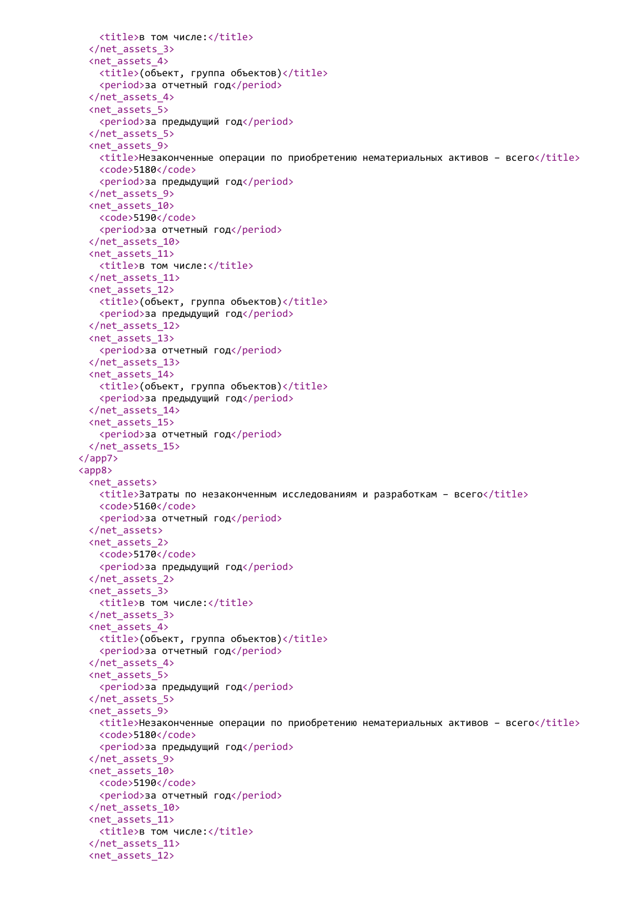```xml
      <title>в том числе:</title>
    </net_assets_3>
    <net_assets_4>
      <title>(объект, группа объектов)</title>
      <period>за отчетный год</period>
    </net_assets_4>
    <net_assets_5>
      <period>за предыдущий год</period>
    </net_assets_5>
    <net_assets_9>
      <title>Незаконченные операции по приобретению нематериальных активов – всего</title>
      <code>5180</code>
      <period>за предыдущий год</period>
    </net_assets_9>
    <net_assets_10>
      <code>5190</code>
      <period>за отчетный год</period>
    </net_assets_10>
    <net_assets_11>
      <title>в том числе:</title>
    </net_assets_11>
    <net_assets_12>
      <title>(объект, группа объектов)</title>
      <period>за предыдущий год</period>
    </net_assets_12>
    <net_assets_13>
      <period>за отчетный год</period>
    </net_assets_13>
    <net_assets_14>
      <title>(объект, группа объектов)</title>
      <period>за предыдущий год</period>
    </net_assets_14>
    <net_assets_15>
      <period>за отчетный год</period>
    </net_assets_15>
  </app7>
  <app8>
    <net_assets>
      <title>Затраты по незаконченным исследованиям и разработкам – всего</title>
      <code>5160</code>
      <period>за отчетный год</period>
    </net_assets>
    <net_assets_2>
      <code>5170</code>
      <period>за предыдущий год</period>
    </net_assets_2>
    <net_assets_3>
      <title>в том числе:</title>
    </net_assets_3>
    <net_assets_4>
      <title>(объект, группа объектов)</title>
      <period>за отчетный год</period>
    </net_assets_4>
    <net_assets_5>
      <period>за предыдущий год</period>
    </net_assets_5>
    <net_assets_9>
      <title>Незаконченные операции по приобретению нематериальных активов – всего</title>
      <code>5180</code>
      <period>за предыдущий год</period>
    </net_assets_9>
    <net_assets_10>
      <code>5190</code>
      <period>за отчетный год</period>
    </net_assets_10>
    <net_assets_11>
      <title>в том числе:</title>
    </net_assets_11>
    <net_assets_12>
```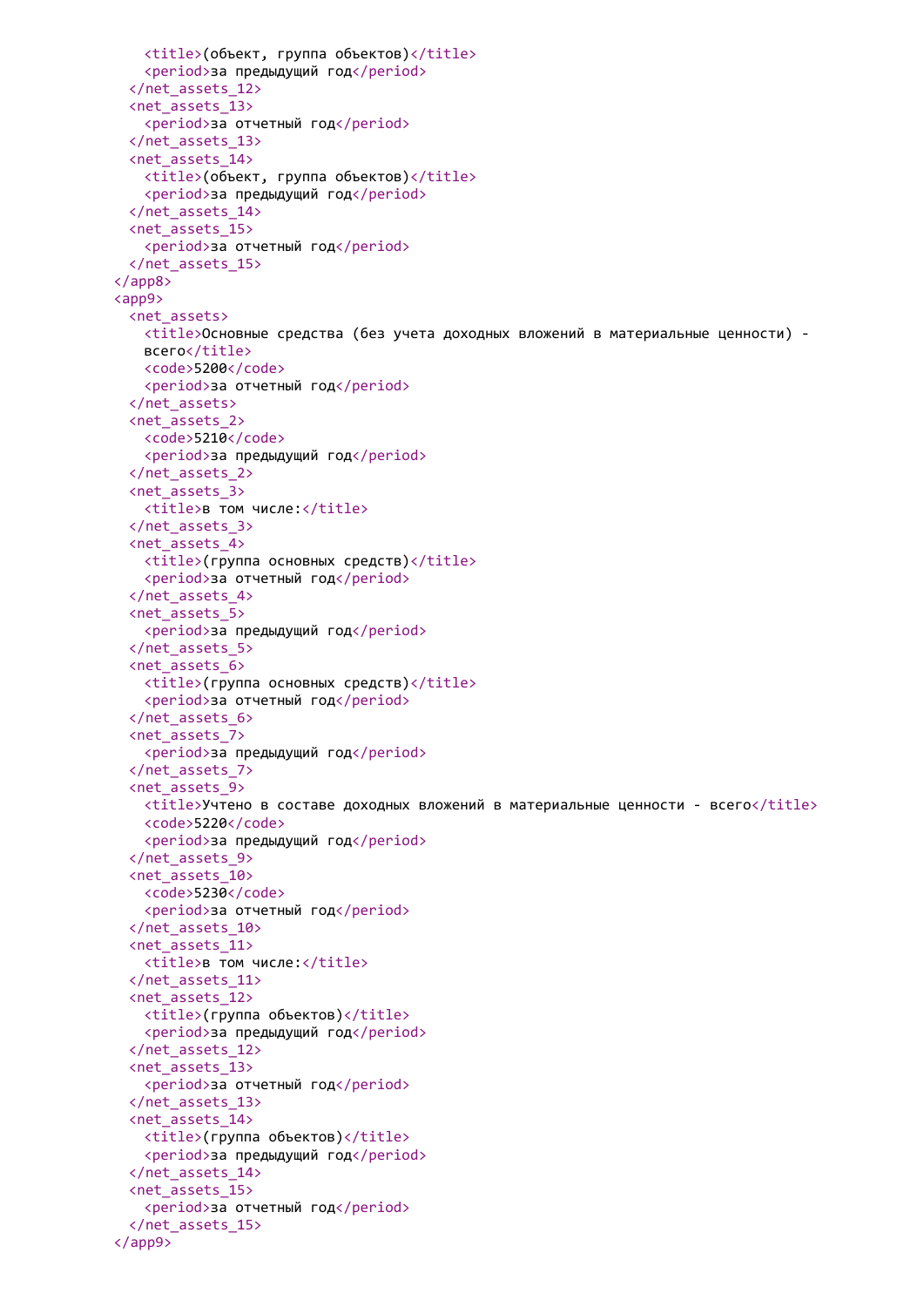```
    <title>(объект, группа объектов)</title>
    <period>за предыдущий год</period>
  </net_assets_12>
  <net_assets_13>
    <period>за отчетный год</period>
  </net_assets_13>
  <net_assets_14>
    <title>(объект, группа объектов)</title>
    <period>за предыдущий год</period>
  </net_assets_14>
  <net_assets_15>
    <period>за отчетный год</period>
  </net_assets_15>
</app8>
<app9>
  <net_assets>
    <title>Основные средства (без учета доходных вложений в материальные ценности) -
    всего</title>
    <code>5200</code>
    <period>за отчетный год</period>
  </net_assets>
  <net_assets_2>
    <code>5210</code>
    <period>за предыдущий год</period>
  </net_assets_2>
  <net_assets_3>
    <title>в том числе:</title>
  </net_assets_3>
  <net_assets_4>
    <title>(группа основных средств)</title>
    <period>за отчетный год</period>
  </net_assets_4>
  <net_assets_5>
    <period>за предыдущий год</period>
  </net_assets_5>
  <net_assets_6>
    <title>(группа основных средств)</title>
    <period>за отчетный год</period>
  </net_assets_6>
  <net_assets_7>
    <period>за предыдущий год</period>
  </net_assets_7>
  <net_assets_9>
    <title>Учтено в составе доходных вложений в материальные ценности - всего</title>
    <code>5220</code>
    <period>за предыдущий год</period>
  </net_assets_9>
  <net_assets_10>
    <code>5230</code>
    <period>за отчетный год</period>
  </net_assets_10>
  <net_assets_11>
    <title>в том числе:</title>
  </net_assets_11>
  <net_assets_12>
    <title>(группа объектов)</title>
    <period>за предыдущий год</period>
  </net_assets_12>
  <net_assets_13>
    <period>за отчетный год</period>
  </net_assets_13>
  <net_assets_14>
    <title>(группа объектов)</title>
    <period>за предыдущий год</period>
  </net_assets_14>
  <net_assets_15>
    <period>за отчетный год</period>
  </net_assets_15>
</app9>
```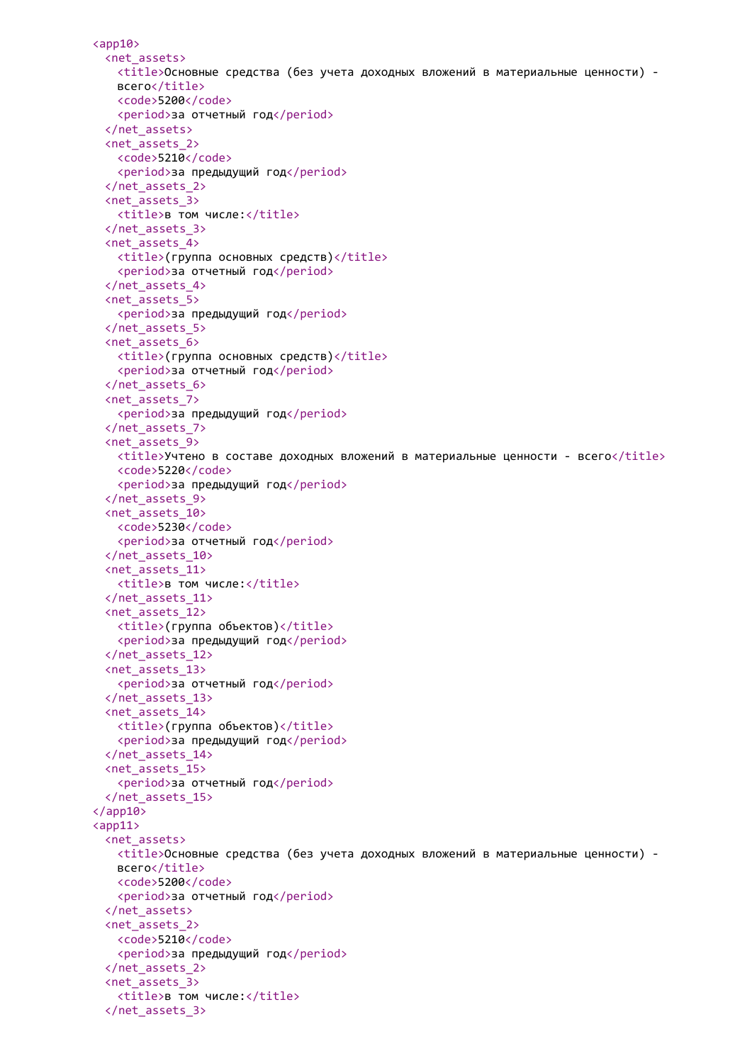```
<app10>
  <net_assets>
    <title>Основные средства (без учета доходных вложений в материальные ценности) -
    всего</title>
    <code>5200</code>
    <period>за отчетный год</period>
  </net_assets>
  <net_assets_2>
    <code>5210</code>
    <period>за предыдущий год</period>
  </net_assets_2>
  <net_assets_3>
    <title>в том числе:</title>
  </net_assets_3>
  <net_assets_4>
    <title>(группа основных средств)</title>
    <period>за отчетный год</period>
  </net_assets_4>
  <net_assets_5>
    <period>за предыдущий год</period>
  </net_assets_5>
  <net_assets_6>
    <title>(группа основных средств)</title>
    <period>за отчетный год</period>
  </net_assets_6>
  <net_assets_7>
    <period>за предыдущий год</period>
  </net_assets_7>
  <net_assets_9>
    <title>Учтено в составе доходных вложений в материальные ценности - всего</title>
    <code>5220</code>
    <period>за предыдущий год</period>
  </net_assets_9>
  <net_assets_10>
    <code>5230</code>
    <period>за отчетный год</period>
  </net_assets_10>
  <net_assets_11>
    <title>в том числе:</title>
  </net_assets_11>
  <net_assets_12>
    <title>(группа объектов)</title>
    <period>за предыдущий год</period>
  </net_assets_12>
  <net_assets_13>
    <period>за отчетный год</period>
  </net_assets_13>
  <net_assets_14>
    <title>(группа объектов)</title>
    <period>за предыдущий год</period>
  </net_assets_14>
  <net_assets_15>
    <period>за отчетный год</period>
  </net_assets_15>
</app10>
<app11>
  <net_assets>
    <title>Основные средства (без учета доходных вложений в материальные ценности) -
    всего</title>
    <code>5200</code>
    <period>за отчетный год</period>
  </net_assets>
  <net_assets_2>
    <code>5210</code>
    <period>за предыдущий год</period>
  </net_assets_2>
  <net_assets_3>
    <title>в том числе:</title>
  </net_assets_3>
```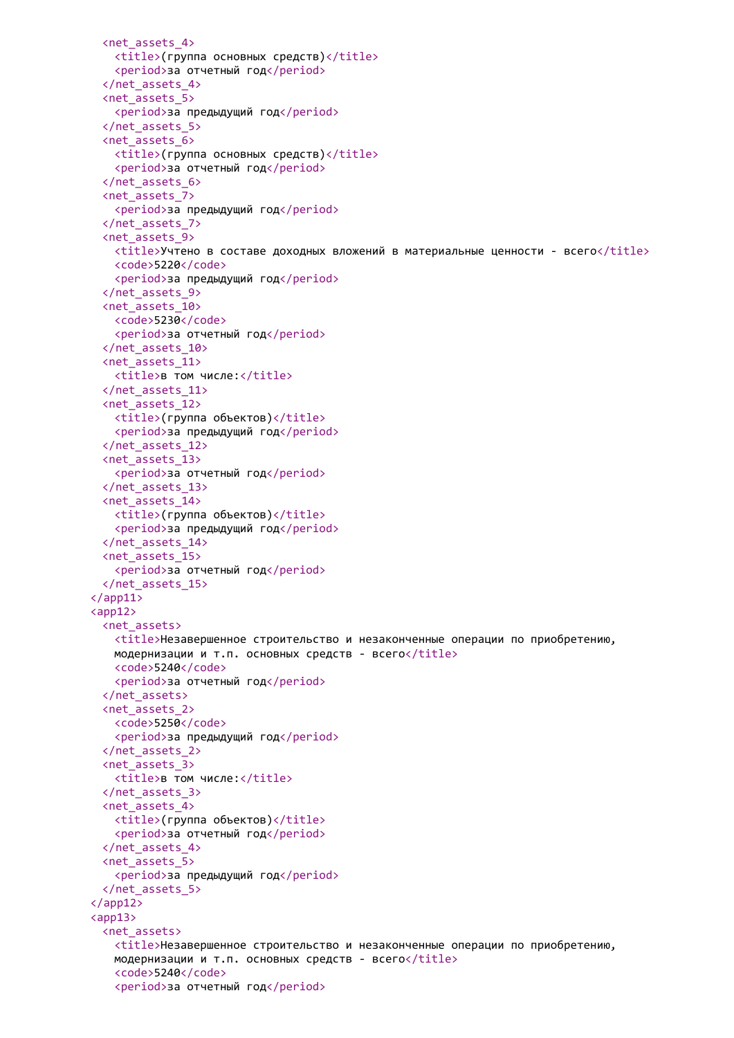```xml
      <net_assets_4>
        <title>(группа основных средств)</title>
        <period>за отчетный год</period>
      </net_assets_4>
      <net_assets_5>
        <period>за предыдущий год</period>
      </net_assets_5>
      <net_assets_6>
        <title>(группа основных средств)</title>
        <period>за отчетный год</period>
      </net_assets_6>
      <net_assets_7>
        <period>за предыдущий год</period>
      </net_assets_7>
      <net_assets_9>
        <title>Учтено в составе доходных вложений в материальные ценности - всего</title>
        <code>5220</code>
        <period>за предыдущий год</period>
      </net_assets_9>
      <net_assets_10>
        <code>5230</code>
        <period>за отчетный год</period>
      </net_assets_10>
      <net_assets_11>
        <title>в том числе:</title>
      </net_assets_11>
      <net_assets_12>
        <title>(группа объектов)</title>
        <period>за предыдущий год</period>
      </net_assets_12>
      <net_assets_13>
        <period>за отчетный год</period>
      </net_assets_13>
      <net_assets_14>
        <title>(группа объектов)</title>
        <period>за предыдущий год</period>
      </net_assets_14>
      <net_assets_15>
        <period>за отчетный год</period>
      </net_assets_15>
    </app11>
    <app12>
      <net_assets>
        <title>Незавершенное строительство и незаконченные операции по приобретению,
        модернизации и т.п. основных средств - всего</title>
        <code>5240</code>
        <period>за отчетный год</period>
      </net_assets>
      <net_assets_2>
        <code>5250</code>
        <period>за предыдущий год</period>
      </net_assets_2>
      <net_assets_3>
        <title>в том числе:</title>
      </net_assets_3>
      <net_assets_4>
        <title>(группа объектов)</title>
        <period>за отчетный год</period>
      </net_assets_4>
      <net_assets_5>
        <period>за предыдущий год</period>
      </net_assets_5>
    </app12>
    <app13>
      <net_assets>
        <title>Незавершенное строительство и незаконченные операции по приобретению,
        модернизации и т.п. основных средств - всего</title>
        <code>5240</code>
        <period>за отчетный год</period>
```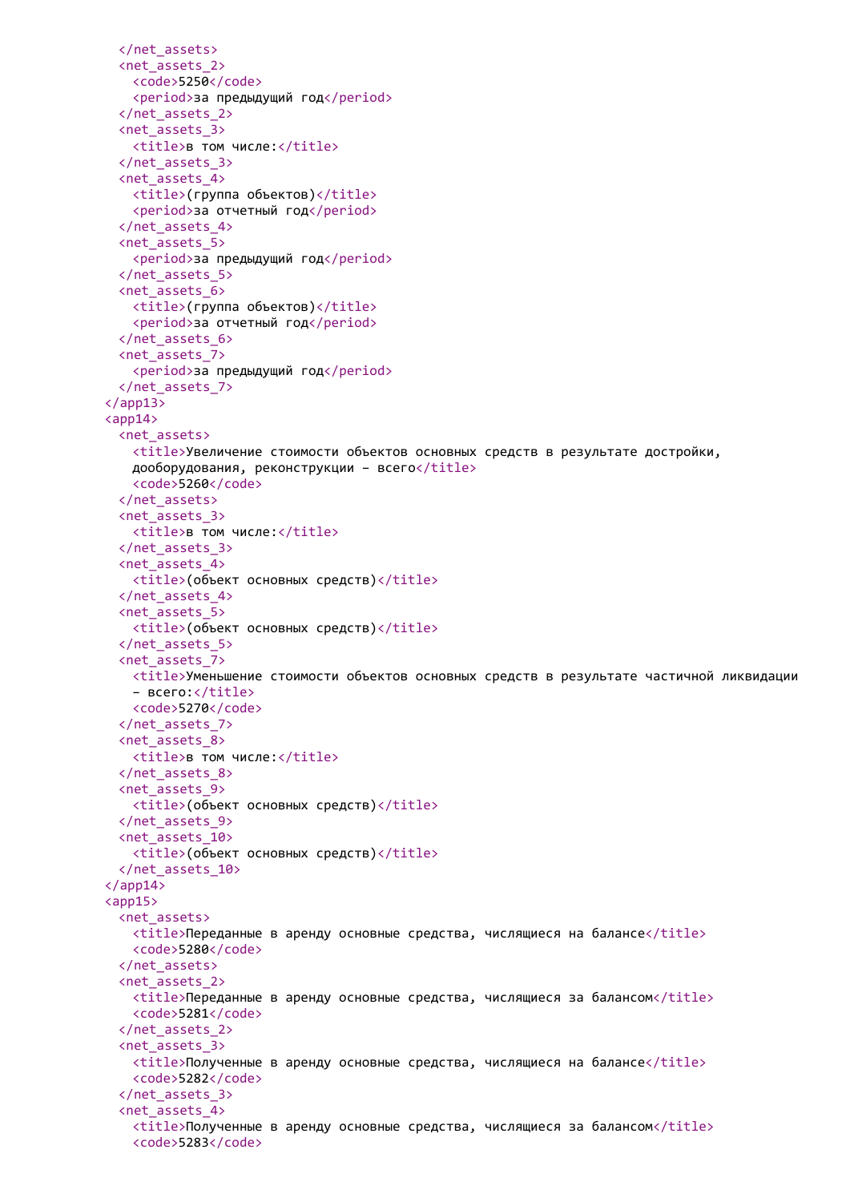```
    </net_assets>
    <net_assets_2>
      <code>5250</code>
      <period>за предыдущий год</period>
    </net_assets_2>
    <net_assets_3>
      <title>в том числе:</title>
    </net_assets_3>
    <net_assets_4>
      <title>(группа объектов)</title>
      <period>за отчетный год</period>
    </net_assets_4>
    <net_assets_5>
      <period>за предыдущий год</period>
    </net_assets_5>
    <net_assets_6>
      <title>(группа объектов)</title>
      <period>за отчетный год</period>
    </net_assets_6>
    <net_assets_7>
      <period>за предыдущий год</period>
    </net_assets_7>
  </app13>
  <app14>
    <net_assets>
      <title>Увеличение стоимости объектов основных средств в результате достройки,
      дооборудования, реконструкции - всего</title>
      <code>5260</code>
    </net_assets>
    <net_assets_3>
      <title>в том числе:</title>
    </net_assets_3>
    <net_assets_4>
      <title>(объект основных средств)</title>
    </net_assets_4>
    <net_assets_5>
      <title>(объект основных средств)</title>
    </net_assets_5>
    <net_assets_7>
      <title>Уменьшение стоимости объектов основных средств в результате частичной ликвидации
      - всего:</title>
      <code>5270</code>
    </net_assets_7>
    <net_assets_8>
      <title>в том числе:</title>
    </net_assets_8>
    <net_assets_9>
      <title>(объект основных средств)</title>
    </net_assets_9>
    <net_assets_10>
      <title>(объект основных средств)</title>
    </net_assets_10>
  </app14>
  <app15>
    <net_assets>
      <title>Переданные в аренду основные средства, числящиеся на балансе</title>
      <code>5280</code>
    </net_assets>
    <net_assets_2>
      <title>Переданные в аренду основные средства, числящиеся за балансом</title>
      <code>5281</code>
    </net_assets_2>
    <net_assets_3>
      <title>Полученные в аренду основные средства, числящиеся на балансе</title>
      <code>5282</code>
    </net_assets_3>
    <net_assets_4>
      <title>Полученные в аренду основные средства, числящиеся за балансом</title>
      <code>5283</code>
```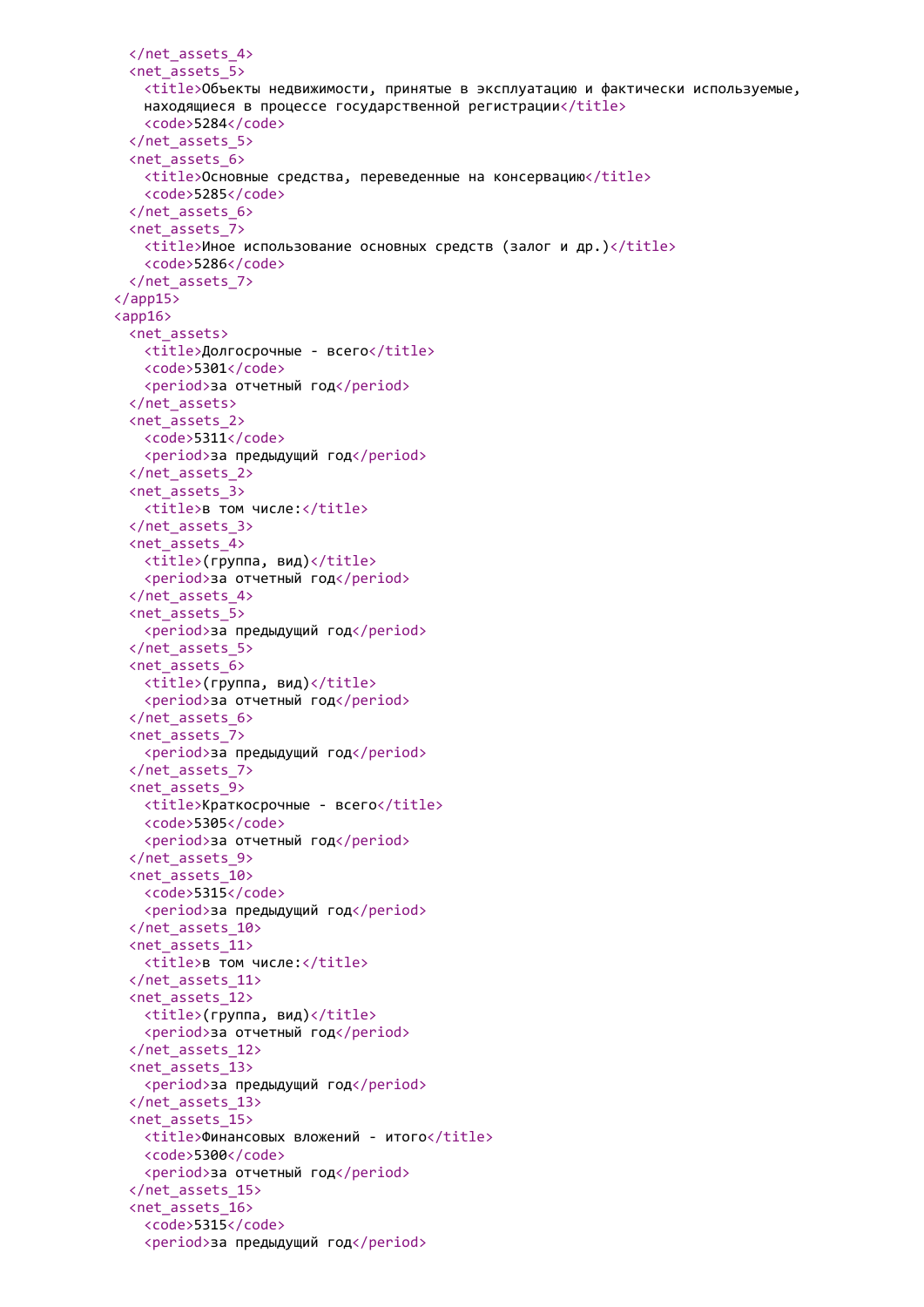```
    </net_assets_4>
    <net_assets_5>
      <title>Объекты недвижимости, принятые в эксплуатацию и фактически используемые,
      находящиеся в процессе государственной регистрации</title>
      <code>5284</code>
    </net_assets_5>
    <net_assets_6>
      <title>Основные средства, переведенные на консервацию</title>
      <code>5285</code>
    </net_assets_6>
    <net_assets_7>
      <title>Иное использование основных средств (залог и др.)</title>
      <code>5286</code>
    </net_assets_7>
  </app15>
  <app16>
    <net_assets>
      <title>Долгосрочные - всего</title>
      <code>5301</code>
      <period>за отчетный год</period>
    </net_assets>
    <net_assets_2>
      <code>5311</code>
      <period>за предыдущий год</period>
    </net_assets_2>
    <net_assets_3>
      <title>в том числе:</title>
    </net_assets_3>
    <net_assets_4>
      <title>(группа, вид)</title>
      <period>за отчетный год</period>
    </net_assets_4>
    <net_assets_5>
      <period>за предыдущий год</period>
    </net_assets_5>
    <net_assets_6>
      <title>(группа, вид)</title>
      <period>за отчетный год</period>
    </net_assets_6>
    <net_assets_7>
      <period>за предыдущий год</period>
    </net_assets_7>
    <net_assets_9>
      <title>Краткосрочные - всего</title>
      <code>5305</code>
      <period>за отчетный год</period>
    </net_assets_9>
    <net_assets_10>
      <code>5315</code>
      <period>за предыдущий год</period>
    </net_assets_10>
    <net_assets_11>
      <title>в том числе:</title>
    </net_assets_11>
    <net_assets_12>
      <title>(группа, вид)</title>
      <period>за отчетный год</period>
    </net_assets_12>
    <net_assets_13>
      <period>за предыдущий год</period>
    </net_assets_13>
    <net_assets_15>
      <title>Финансовых вложений - итого</title>
      <code>5300</code>
      <period>за отчетный год</period>
    </net_assets_15>
    <net_assets_16>
      <code>5315</code>
      <period>за предыдущий год</period>
```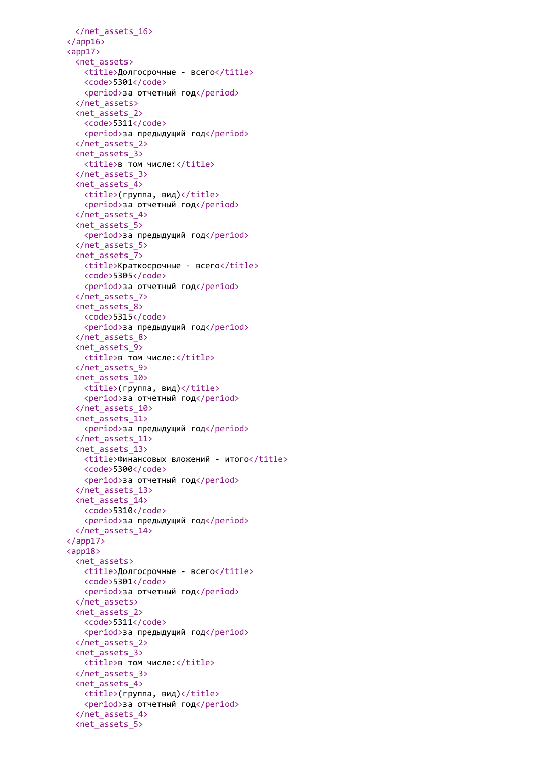```
      </net_assets_16>
    </app16>
    <app17>
      <net_assets>
        <title>Долгосрочные - всего</title>
        <code>5301</code>
        <period>за отчетный год</period>
      </net_assets>
      <net_assets_2>
        <code>5311</code>
        <period>за предыдущий год</period>
      </net_assets_2>
      <net_assets_3>
        <title>в том числе:</title>
      </net_assets_3>
      <net_assets_4>
        <title>(группа, вид)</title>
        <period>за отчетный год</period>
      </net_assets_4>
      <net_assets_5>
        <period>за предыдущий год</period>
      </net_assets_5>
      <net_assets_7>
        <title>Краткосрочные - всего</title>
        <code>5305</code>
        <period>за отчетный год</period>
      </net_assets_7>
      <net_assets_8>
        <code>5315</code>
        <period>за предыдущий год</period>
      </net_assets_8>
      <net_assets_9>
        <title>в том числе:</title>
      </net_assets_9>
      <net_assets_10>
        <title>(группа, вид)</title>
        <period>за отчетный год</period>
      </net_assets_10>
      <net_assets_11>
        <period>за предыдущий год</period>
      </net_assets_11>
      <net_assets_13>
        <title>Финансовых вложений - итого</title>
        <code>5300</code>
        <period>за отчетный год</period>
      </net_assets_13>
      <net_assets_14>
        <code>5310</code>
        <period>за предыдущий год</period>
      </net_assets_14>
    </app17>
    <app18>
      <net_assets>
        <title>Долгосрочные - всего</title>
        <code>5301</code>
        <period>за отчетный год</period>
      </net_assets>
      <net_assets_2>
        <code>5311</code>
        <period>за предыдущий год</period>
      </net_assets_2>
      <net_assets_3>
        <title>в том числе:</title>
      </net_assets_3>
      <net_assets_4>
        <title>(группа, вид)</title>
        <period>за отчетный год</period>
      </net_assets_4>
      <net_assets_5>
```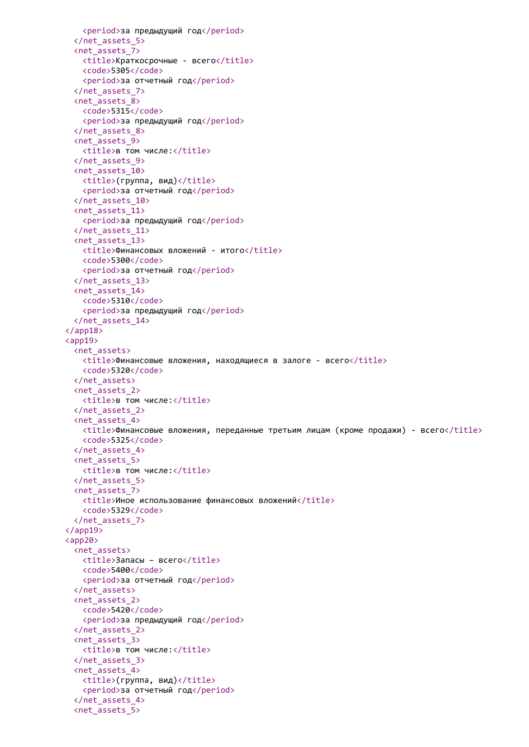```
      <period>за предыдущий год</period>
    </net_assets_5>
    <net_assets_7>
      <title>Краткосрочные - всего</title>
      <code>5305</code>
      <period>за отчетный год</period>
    </net_assets_7>
    <net_assets_8>
      <code>5315</code>
      <period>за предыдущий год</period>
    </net_assets_8>
    <net_assets_9>
      <title>в том числе:</title>
    </net_assets_9>
    <net_assets_10>
      <title>(группа, вид)</title>
      <period>за отчетный год</period>
    </net_assets_10>
    <net_assets_11>
      <period>за предыдущий год</period>
    </net_assets_11>
    <net_assets_13>
      <title>Финансовых вложений - итого</title>
      <code>5300</code>
      <period>за отчетный год</period>
    </net_assets_13>
    <net_assets_14>
      <code>5310</code>
      <period>за предыдущий год</period>
    </net_assets_14>
  </app18>
  <app19>
    <net_assets>
      <title>Финансовые вложения, находящиеся в залоге - всего</title>
      <code>5320</code>
    </net_assets>
    <net_assets_2>
      <title>в том числе:</title>
    </net_assets_2>
    <net_assets_4>
      <title>Финансовые вложения, переданные третьим лицам (кроме продажи) - всего</title>
      <code>5325</code>
    </net_assets_4>
    <net_assets_5>
      <title>в том числе:</title>
    </net_assets_5>
    <net_assets_7>
      <title>Иное использование финансовых вложений</title>
      <code>5329</code>
    </net_assets_7>
  </app19>
  <app20>
    <net_assets>
      <title>Запасы – всего</title>
      <code>5400</code>
      <period>за отчетный год</period>
    </net_assets>
    <net_assets_2>
      <code>5420</code>
      <period>за предыдущий год</period>
    </net_assets_2>
    <net_assets_3>
      <title>в том числе:</title>
    </net_assets_3>
    <net_assets_4>
      <title>(группа, вид)</title>
      <period>за отчетный год</period>
    </net_assets_4>
    <net_assets_5>
```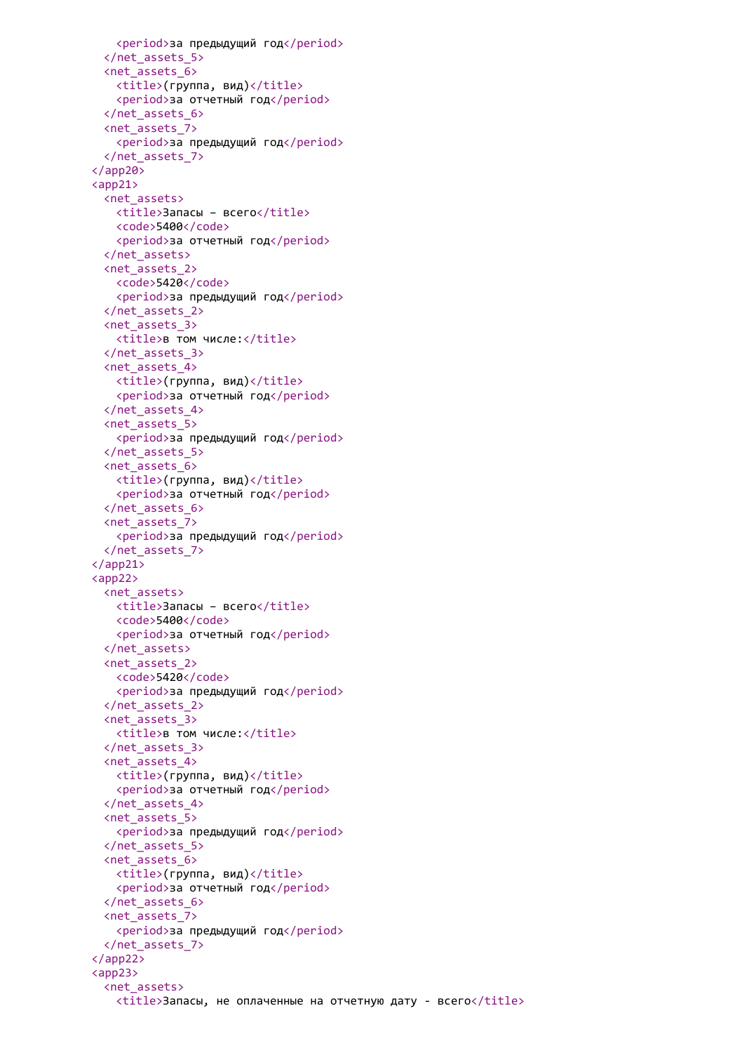```
      <period>за предыдущий год</period>
    </net_assets_5>
    <net_assets_6>
      <title>(группа, вид)</title>
      <period>за отчетный год</period>
    </net_assets_6>
    <net_assets_7>
      <period>за предыдущий год</period>
    </net_assets_7>
  </app20>
  <app21>
    <net_assets>
      <title>Запасы – всего</title>
      <code>5400</code>
      <period>за отчетный год</period>
    </net_assets>
    <net_assets_2>
      <code>5420</code>
      <period>за предыдущий год</period>
    </net_assets_2>
    <net_assets_3>
      <title>в том числе:</title>
    </net_assets_3>
    <net_assets_4>
      <title>(группа, вид)</title>
      <period>за отчетный год</period>
    </net_assets_4>
    <net_assets_5>
      <period>за предыдущий год</period>
    </net_assets_5>
    <net_assets_6>
      <title>(группа, вид)</title>
      <period>за отчетный год</period>
    </net_assets_6>
    <net_assets_7>
      <period>за предыдущий год</period>
    </net_assets_7>
  </app21>
  <app22>
    <net_assets>
      <title>Запасы – всего</title>
      <code>5400</code>
      <period>за отчетный год</period>
    </net_assets>
    <net_assets_2>
      <code>5420</code>
      <period>за предыдущий год</period>
    </net_assets_2>
    <net_assets_3>
      <title>в том числе:</title>
    </net_assets_3>
    <net_assets_4>
      <title>(группа, вид)</title>
      <period>за отчетный год</period>
    </net_assets_4>
    <net_assets_5>
      <period>за предыдущий год</period>
    </net_assets_5>
    <net_assets_6>
      <title>(группа, вид)</title>
      <period>за отчетный год</period>
    </net_assets_6>
    <net_assets_7>
      <period>за предыдущий год</period>
    </net_assets_7>
  </app22>
  <app23>
    <net_assets>
      <title>Запасы, не оплаченные на отчетную дату - всего</title>
```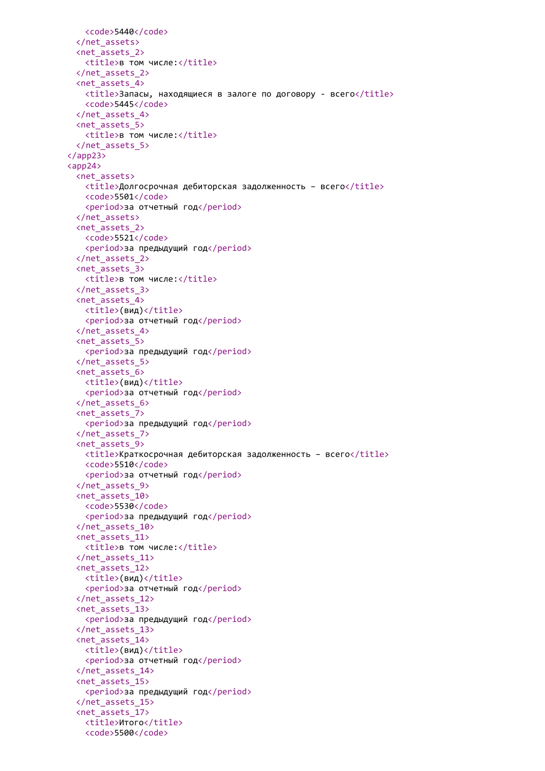```xml
        <code>5440</code>
      </net_assets>
      <net_assets_2>
        <title>в том числе:</title>
      </net_assets_2>
      <net_assets_4>
        <title>Запасы, находящиеся в залоге по договору - всего</title>
        <code>5445</code>
      </net_assets_4>
      <net_assets_5>
        <title>в том числе:</title>
      </net_assets_5>
    </app23>
    <app24>
      <net_assets>
        <title>Долгосрочная дебиторская задолженность – всего</title>
        <code>5501</code>
        <period>за отчетный год</period>
      </net_assets>
      <net_assets_2>
        <code>5521</code>
        <period>за предыдущий год</period>
      </net_assets_2>
      <net_assets_3>
        <title>в том числе:</title>
      </net_assets_3>
      <net_assets_4>
        <title>(вид)</title>
        <period>за отчетный год</period>
      </net_assets_4>
      <net_assets_5>
        <period>за предыдущий год</period>
      </net_assets_5>
      <net_assets_6>
        <title>(вид)</title>
        <period>за отчетный год</period>
      </net_assets_6>
      <net_assets_7>
        <period>за предыдущий год</period>
      </net_assets_7>
      <net_assets_9>
        <title>Краткосрочная дебиторская задолженность – всего</title>
        <code>5510</code>
        <period>за отчетный год</period>
      </net_assets_9>
      <net_assets_10>
        <code>5530</code>
        <period>за предыдущий год</period>
      </net_assets_10>
      <net_assets_11>
        <title>в том числе:</title>
      </net_assets_11>
      <net_assets_12>
        <title>(вид)</title>
        <period>за отчетный год</period>
      </net_assets_12>
      <net_assets_13>
        <period>за предыдущий год</period>
      </net_assets_13>
      <net_assets_14>
        <title>(вид)</title>
        <period>за отчетный год</period>
      </net_assets_14>
      <net_assets_15>
        <period>за предыдущий год</period>
      </net_assets_15>
      <net_assets_17>
        <title>Итого</title>
        <code>5500</code>
```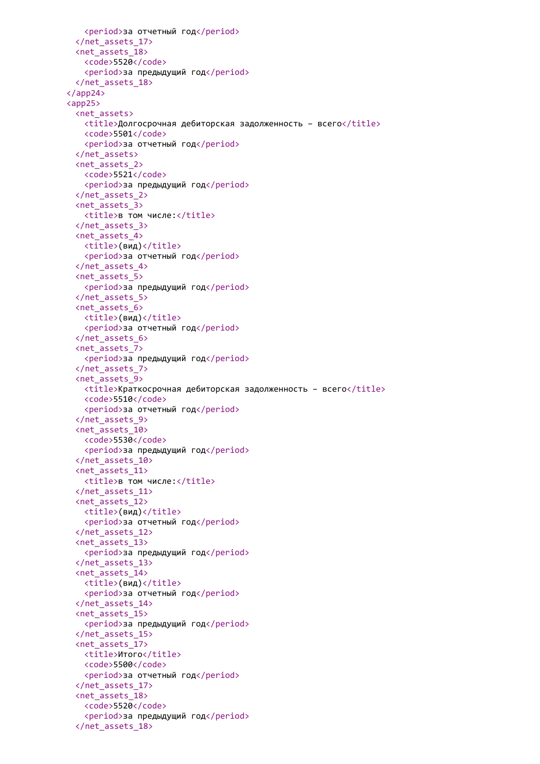```xml
      <period>за отчетный год</period>
    </net_assets_17>
    <net_assets_18>
      <code>5520</code>
      <period>за предыдущий год</period>
    </net_assets_18>
  </app24>
  <app25>
    <net_assets>
      <title>Долгосрочная дебиторская задолженность – всего</title>
      <code>5501</code>
      <period>за отчетный год</period>
    </net_assets>
    <net_assets_2>
      <code>5521</code>
      <period>за предыдущий год</period>
    </net_assets_2>
    <net_assets_3>
      <title>в том числе:</title>
    </net_assets_3>
    <net_assets_4>
      <title>(вид)</title>
      <period>за отчетный год</period>
    </net_assets_4>
    <net_assets_5>
      <period>за предыдущий год</period>
    </net_assets_5>
    <net_assets_6>
      <title>(вид)</title>
      <period>за отчетный год</period>
    </net_assets_6>
    <net_assets_7>
      <period>за предыдущий год</period>
    </net_assets_7>
    <net_assets_9>
      <title>Краткосрочная дебиторская задолженность – всего</title>
      <code>5510</code>
      <period>за отчетный год</period>
    </net_assets_9>
    <net_assets_10>
      <code>5530</code>
      <period>за предыдущий год</period>
    </net_assets_10>
    <net_assets_11>
      <title>в том числе:</title>
    </net_assets_11>
    <net_assets_12>
      <title>(вид)</title>
      <period>за отчетный год</period>
    </net_assets_12>
    <net_assets_13>
      <period>за предыдущий год</period>
    </net_assets_13>
    <net_assets_14>
      <title>(вид)</title>
      <period>за отчетный год</period>
    </net_assets_14>
    <net_assets_15>
      <period>за предыдущий год</period>
    </net_assets_15>
    <net_assets_17>
      <title>Итого</title>
      <code>5500</code>
      <period>за отчетный год</period>
    </net_assets_17>
    <net_assets_18>
      <code>5520</code>
      <period>за предыдущий год</period>
    </net_assets_18>
```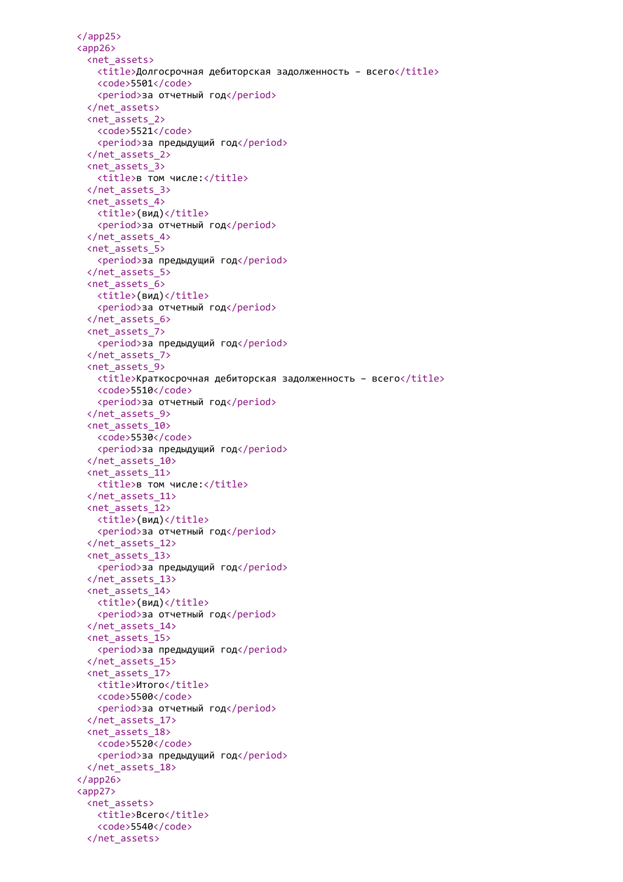```
</app25>
<app26>
  <net_assets>
    <title>Долгосрочная дебиторская задолженность – всего</title>
    <code>5501</code>
    <period>за отчетный год</period>
  </net_assets>
  <net_assets_2>
    <code>5521</code>
    <period>за предыдущий год</period>
  </net_assets_2>
  <net_assets_3>
    <title>в том числе:</title>
  </net_assets_3>
  <net_assets_4>
    <title>(вид)</title>
    <period>за отчетный год</period>
  </net_assets_4>
  <net_assets_5>
    <period>за предыдущий год</period>
  </net_assets_5>
  <net_assets_6>
    <title>(вид)</title>
    <period>за отчетный год</period>
  </net_assets_6>
  <net_assets_7>
    <period>за предыдущий год</period>
  </net_assets_7>
  <net_assets_9>
    <title>Краткосрочная дебиторская задолженность – всего</title>
    <code>5510</code>
    <period>за отчетный год</period>
  </net_assets_9>
  <net_assets_10>
    <code>5530</code>
    <period>за предыдущий год</period>
  </net_assets_10>
  <net_assets_11>
    <title>в том числе:</title>
  </net_assets_11>
  <net_assets_12>
    <title>(вид)</title>
    <period>за отчетный год</period>
  </net_assets_12>
  <net_assets_13>
    <period>за предыдущий год</period>
  </net_assets_13>
  <net_assets_14>
    <title>(вид)</title>
    <period>за отчетный год</period>
  </net_assets_14>
  <net_assets_15>
    <period>за предыдущий год</period>
  </net_assets_15>
  <net_assets_17>
    <title>Итого</title>
    <code>5500</code>
    <period>за отчетный год</period>
  </net_assets_17>
  <net_assets_18>
    <code>5520</code>
    <period>за предыдущий год</period>
  </net_assets_18>
</app26>
<app27>
  <net_assets>
    <title>Всего</title>
    <code>5540</code>
  </net_assets>
```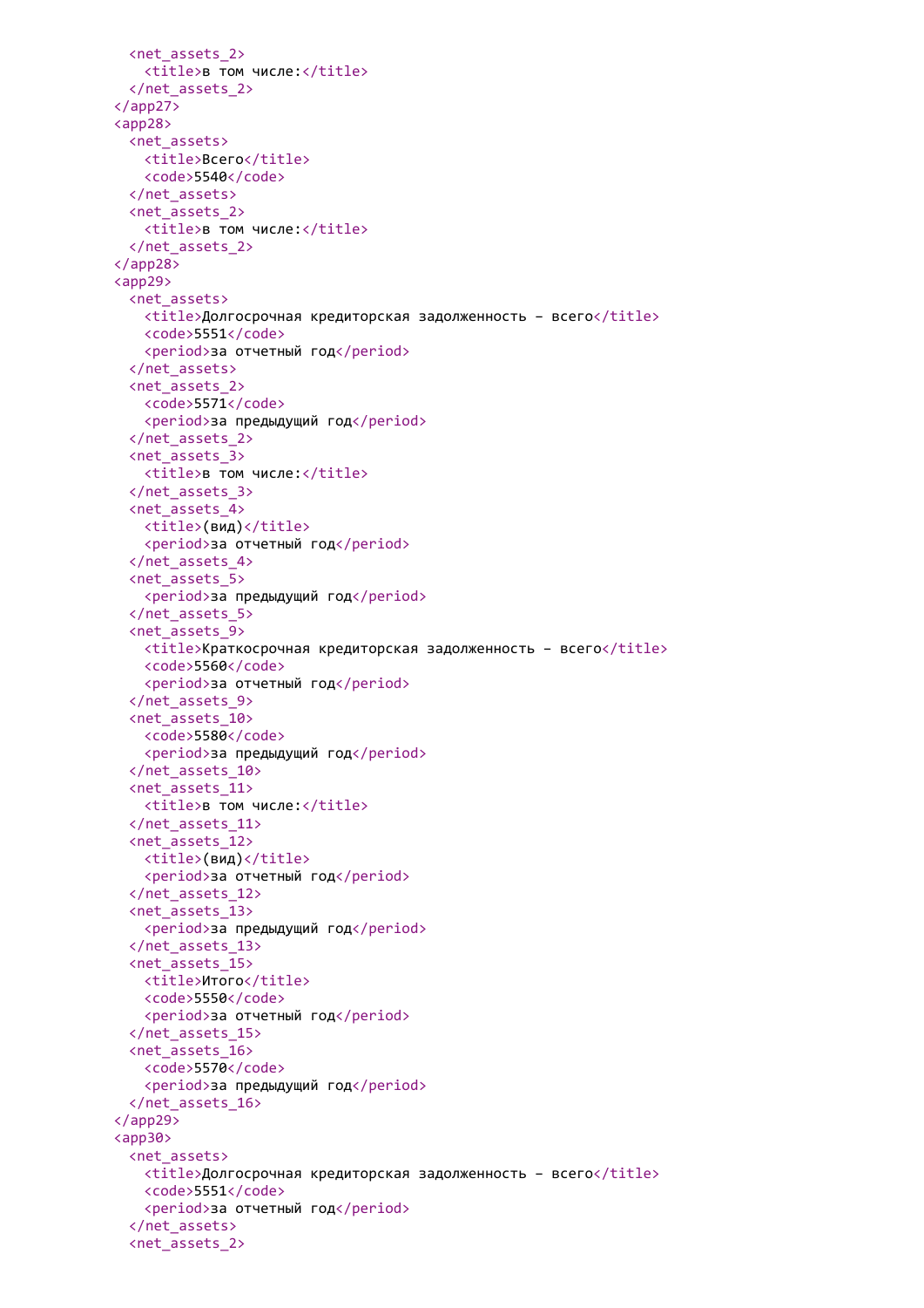```xml
    <net_assets_2>
      <title>в том числе:</title>
    </net_assets_2>
  </app27>
  <app28>
    <net_assets>
      <title>Всего</title>
      <code>5540</code>
    </net_assets>
    <net_assets_2>
      <title>в том числе:</title>
    </net_assets_2>
  </app28>
  <app29>
    <net_assets>
      <title>Долгосрочная кредиторская задолженность – всего</title>
      <code>5551</code>
      <period>за отчетный год</period>
    </net_assets>
    <net_assets_2>
      <code>5571</code>
      <period>за предыдущий год</period>
    </net_assets_2>
    <net_assets_3>
      <title>в том числе:</title>
    </net_assets_3>
    <net_assets_4>
      <title>(вид)</title>
      <period>за отчетный год</period>
    </net_assets_4>
    <net_assets_5>
      <period>за предыдущий год</period>
    </net_assets_5>
    <net_assets_9>
      <title>Краткосрочная кредиторская задолженность – всего</title>
      <code>5560</code>
      <period>за отчетный год</period>
    </net_assets_9>
    <net_assets_10>
      <code>5580</code>
      <period>за предыдущий год</period>
    </net_assets_10>
    <net_assets_11>
      <title>в том числе:</title>
    </net_assets_11>
    <net_assets_12>
      <title>(вид)</title>
      <period>за отчетный год</period>
    </net_assets_12>
    <net_assets_13>
      <period>за предыдущий год</period>
    </net_assets_13>
    <net_assets_15>
      <title>Итого</title>
      <code>5550</code>
      <period>за отчетный год</period>
    </net_assets_15>
    <net_assets_16>
      <code>5570</code>
      <period>за предыдущий год</period>
    </net_assets_16>
  </app29>
  <app30>
    <net_assets>
      <title>Долгосрочная кредиторская задолженность – всего</title>
      <code>5551</code>
      <period>за отчетный год</period>
    </net_assets>
    <net_assets_2>
```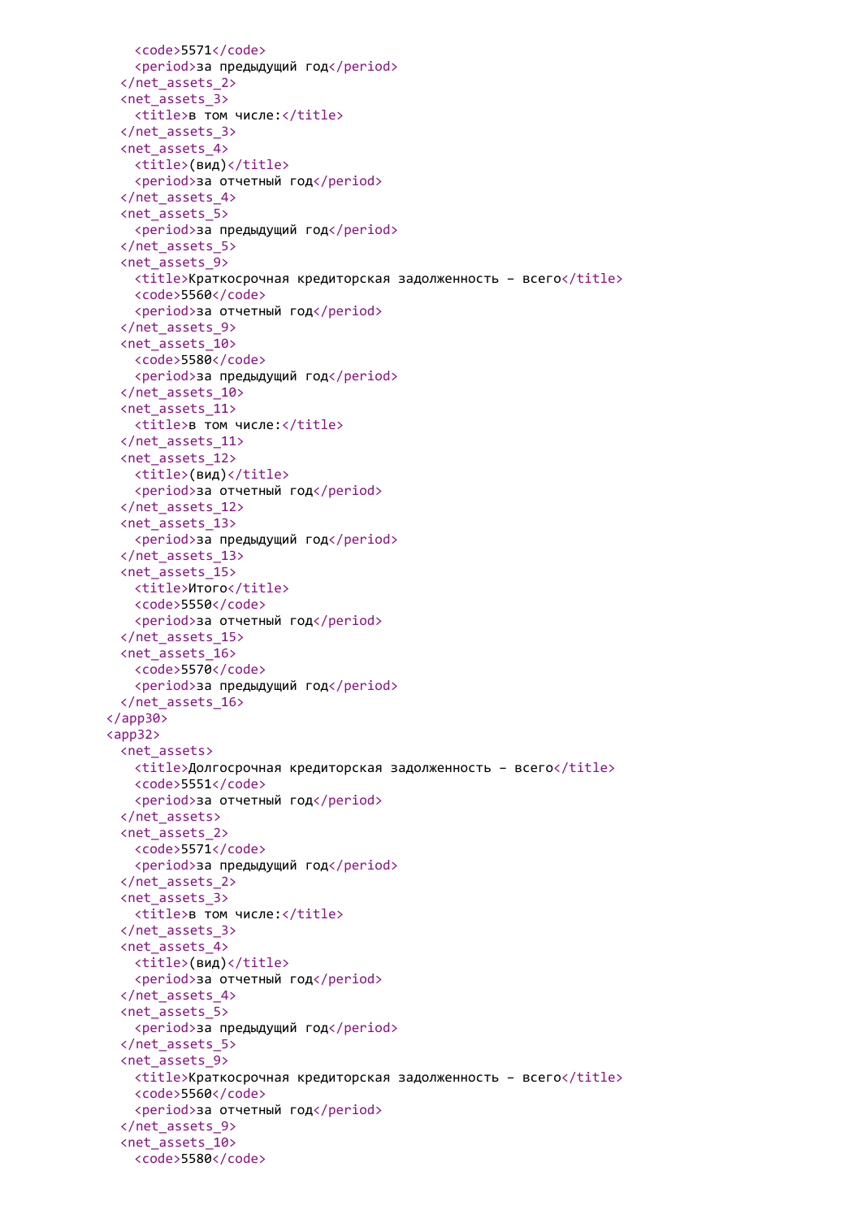```xml
      <code>5571</code>
      <period>за предыдущий год</period>
    </net_assets_2>
    <net_assets_3>
      <title>в том числе:</title>
    </net_assets_3>
    <net_assets_4>
      <title>(вид)</title>
      <period>за отчетный год</period>
    </net_assets_4>
    <net_assets_5>
      <period>за предыдущий год</period>
    </net_assets_5>
    <net_assets_9>
      <title>Краткосрочная кредиторская задолженность – всего</title>
      <code>5560</code>
      <period>за отчетный год</period>
    </net_assets_9>
    <net_assets_10>
      <code>5580</code>
      <period>за предыдущий год</period>
    </net_assets_10>
    <net_assets_11>
      <title>в том числе:</title>
    </net_assets_11>
    <net_assets_12>
      <title>(вид)</title>
      <period>за отчетный год</period>
    </net_assets_12>
    <net_assets_13>
      <period>за предыдущий год</period>
    </net_assets_13>
    <net_assets_15>
      <title>Итого</title>
      <code>5550</code>
      <period>за отчетный год</period>
    </net_assets_15>
    <net_assets_16>
      <code>5570</code>
      <period>за предыдущий год</period>
    </net_assets_16>
  </app30>
  <app32>
    <net_assets>
      <title>Долгосрочная кредиторская задолженность – всего</title>
      <code>5551</code>
      <period>за отчетный год</period>
    </net_assets>
    <net_assets_2>
      <code>5571</code>
      <period>за предыдущий год</period>
    </net_assets_2>
    <net_assets_3>
      <title>в том числе:</title>
    </net_assets_3>
    <net_assets_4>
      <title>(вид)</title>
      <period>за отчетный год</period>
    </net_assets_4>
    <net_assets_5>
      <period>за предыдущий год</period>
    </net_assets_5>
    <net_assets_9>
      <title>Краткосрочная кредиторская задолженность – всего</title>
      <code>5560</code>
      <period>за отчетный год</period>
    </net_assets_9>
    <net_assets_10>
      <code>5580</code>
```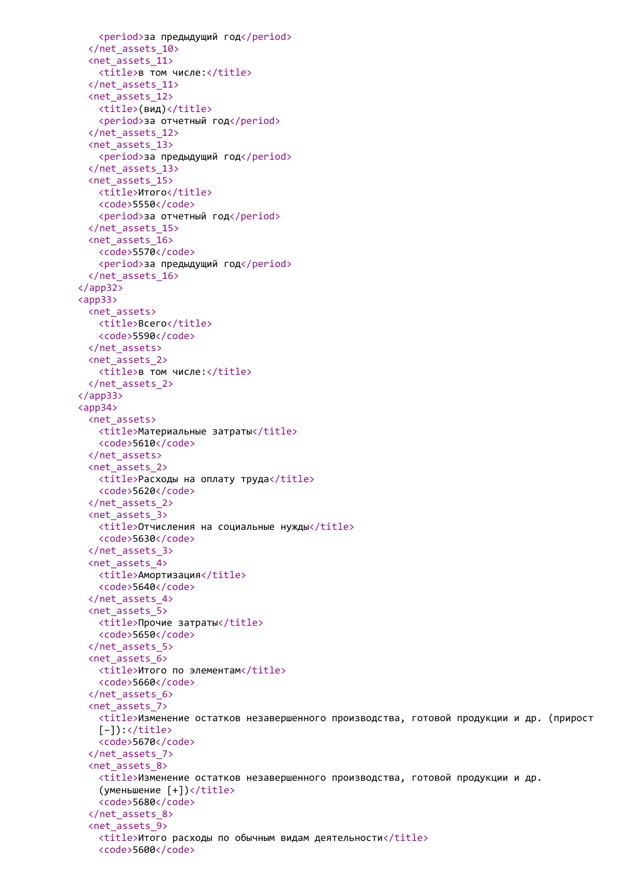```xml
        <period>за предыдущий год</period>
      </net_assets_10>
      <net_assets_11>
        <title>в том числе:</title>
      </net_assets_11>
      <net_assets_12>
        <title>(вид)</title>
        <period>за отчетный год</period>
      </net_assets_12>
      <net_assets_13>
        <period>за предыдущий год</period>
      </net_assets_13>
      <net_assets_15>
        <title>Итого</title>
        <code>5550</code>
        <period>за отчетный год</period>
      </net_assets_15>
      <net_assets_16>
        <code>5570</code>
        <period>за предыдущий год</period>
      </net_assets_16>
    </app32>
    <app33>
      <net_assets>
        <title>Всего</title>
        <code>5590</code>
      </net_assets>
      <net_assets_2>
        <title>в том числе:</title>
      </net_assets_2>
    </app33>
    <app34>
      <net_assets>
        <title>Материальные затраты</title>
        <code>5610</code>
      </net_assets>
      <net_assets_2>
        <title>Расходы на оплату труда</title>
        <code>5620</code>
      </net_assets_2>
      <net_assets_3>
        <title>Отчисления на социальные нужды</title>
        <code>5630</code>
      </net_assets_3>
      <net_assets_4>
        <title>Амортизация</title>
        <code>5640</code>
      </net_assets_4>
      <net_assets_5>
        <title>Прочие затраты</title>
        <code>5650</code>
      </net_assets_5>
      <net_assets_6>
        <title>Итого по элементам</title>
        <code>5660</code>
      </net_assets_6>
      <net_assets_7>
        <title>Изменение остатков незавершенного производства, готовой продукции и др. (прирост
        [-]):</title>
        <code>5670</code>
      </net_assets_7>
      <net_assets_8>
        <title>Изменение остатков незавершенного производства, готовой продукции и др.
        (уменьшение [+])</title>
        <code>5680</code>
      </net_assets_8>
      <net_assets_9>
        <title>Итого расходы по обычным видам деятельности</title>
        <code>5600</code>
```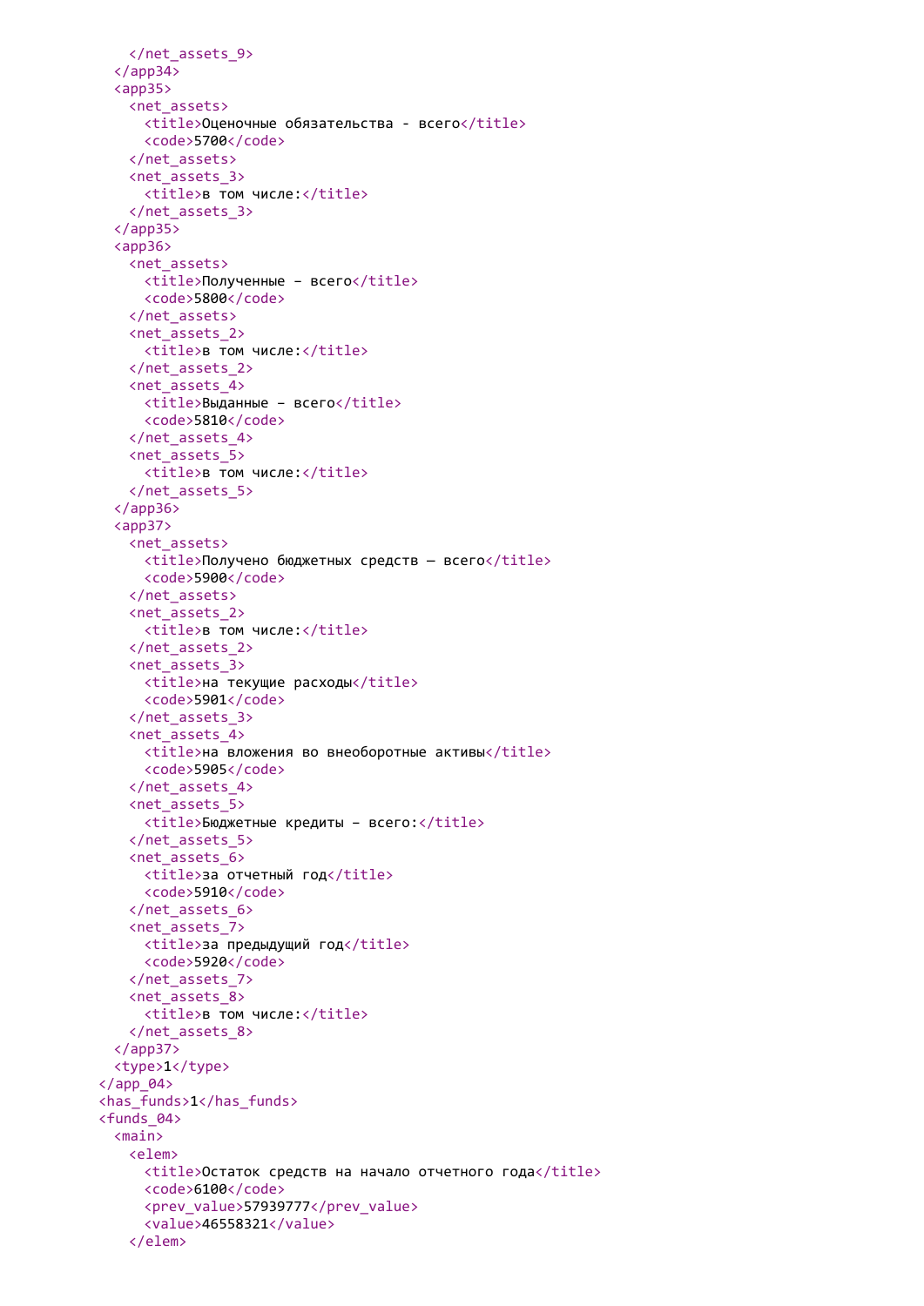```
      </net_assets_9>
    </app34>
    <app35>
      <net_assets>
        <title>Оценочные обязательства - всего</title>
        <code>5700</code>
      </net_assets>
      <net_assets_3>
        <title>в том числе:</title>
      </net_assets_3>
    </app35>
    <app36>
      <net_assets>
        <title>Полученные – всего</title>
        <code>5800</code>
      </net_assets>
      <net_assets_2>
        <title>в том числе:</title>
      </net_assets_2>
      <net_assets_4>
        <title>Выданные – всего</title>
        <code>5810</code>
      </net_assets_4>
      <net_assets_5>
        <title>в том числе:</title>
      </net_assets_5>
    </app36>
    <app37>
      <net_assets>
        <title>Получено бюджетных средств — всего</title>
        <code>5900</code>
      </net_assets>
      <net_assets_2>
        <title>в том числе:</title>
      </net_assets_2>
      <net_assets_3>
        <title>на текущие расходы</title>
        <code>5901</code>
      </net_assets_3>
      <net_assets_4>
        <title>на вложения во внеоборотные активы</title>
        <code>5905</code>
      </net_assets_4>
      <net_assets_5>
        <title>Бюджетные кредиты – всего:</title>
      </net_assets_5>
      <net_assets_6>
        <title>за отчетный год</title>
        <code>5910</code>
      </net_assets_6>
      <net_assets_7>
        <title>за предыдущий год</title>
        <code>5920</code>
      </net_assets_7>
      <net_assets_8>
        <title>в том числе:</title>
      </net_assets_8>
    </app37>
    <type>1</type>
  </app_04>
  <has_funds>1</has_funds>
  <funds_04>
    <main>
      <elem>
        <title>Остаток средств на начало отчетного года</title>
        <code>6100</code>
        <prev_value>57939777</prev_value>
        <value>46558321</value>
      </elem>
```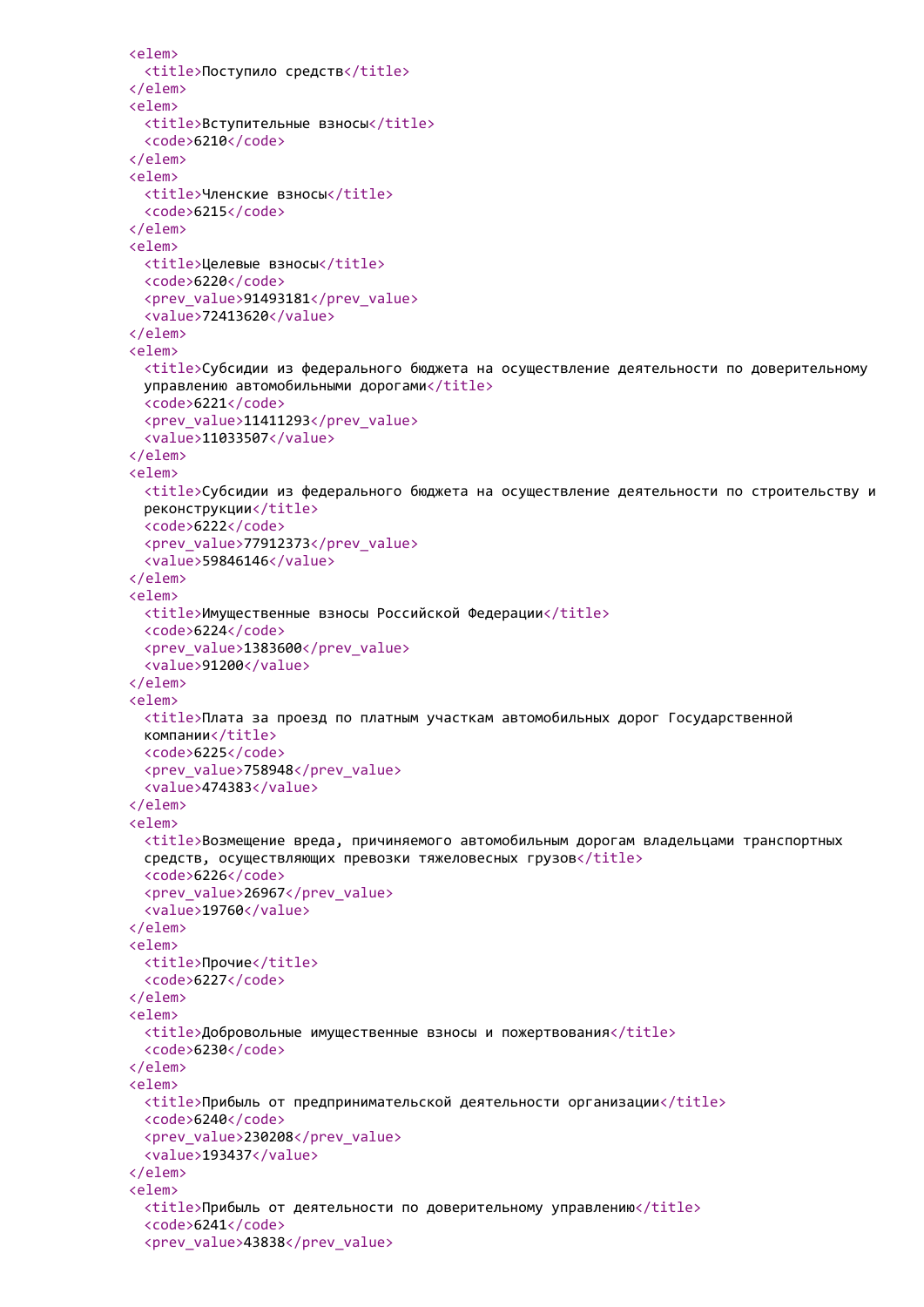```xml
<elem>
  <title>Поступило средств</title>
</elem>
<elem>
  <title>Вступительные взносы</title>
  <code>6210</code>
</elem>
<elem>
  <title>Членские взносы</title>
  <code>6215</code>
</elem>
<elem>
  <title>Целевые взносы</title>
  <code>6220</code>
  <prev_value>91493181</prev_value>
  <value>72413620</value>
</elem>
<elem>
  <title>Субсидии из федерального бюджета на осуществление деятельности по доверительному
  управлению автомобильными дорогами</title>
  <code>6221</code>
  <prev_value>11411293</prev_value>
  <value>11033507</value>
</elem>
<elem>
  <title>Субсидии из федерального бюджета на осуществление деятельности по строительству и
  реконструкции</title>
  <code>6222</code>
  <prev_value>77912373</prev_value>
  <value>59846146</value>
</elem>
<elem>
  <title>Имущественные взносы Российской Федерации</title>
  <code>6224</code>
  <prev_value>1383600</prev_value>
  <value>91200</value>
</elem>
<elem>
  <title>Плата за проезд по платным участкам автомобильных дорог Государственной
  компании</title>
  <code>6225</code>
  <prev_value>758948</prev_value>
  <value>474383</value>
</elem>
<elem>
  <title>Возмещение вреда, причиняемого автомобильным дорогам владельцами транспортных
  средств, осуществляющих превозки тяжеловесных грузов</title>
  <code>6226</code>
  <prev_value>26967</prev_value>
  <value>19760</value>
</elem>
<elem>
  <title>Прочие</title>
  <code>6227</code>
</elem>
<elem>
  <title>Добровольные имущественные взносы и пожертвования</title>
  <code>6230</code>
</elem>
<elem>
  <title>Прибыль от предпринимательской деятельности организации</title>
  <code>6240</code>
  <prev_value>230208</prev_value>
  <value>193437</value>
</elem>
<elem>
  <title>Прибыль от деятельности по доверительному управлению</title>
  <code>6241</code>
  <prev_value>43838</prev_value>
```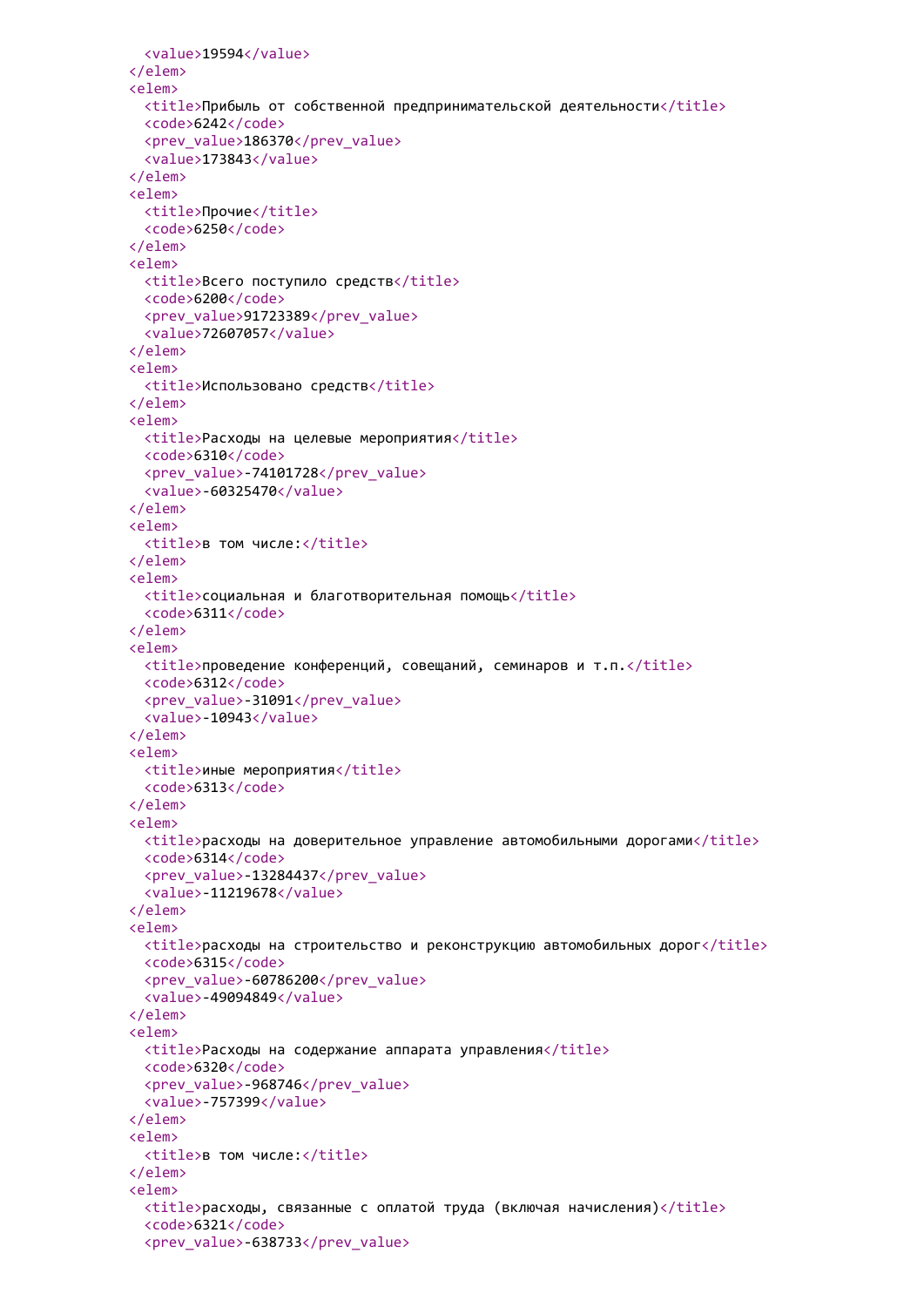```
      <value>19594</value>
    </elem>
    <elem>
      <title>Прибыль от собственной предпринимательской деятельности</title>
      <code>6242</code>
      <prev_value>186370</prev_value>
      <value>173843</value>
    </elem>
    <elem>
      <title>Прочие</title>
      <code>6250</code>
    </elem>
    <elem>
      <title>Всего поступило средств</title>
      <code>6200</code>
      <prev_value>91723389</prev_value>
      <value>72607057</value>
    </elem>
    <elem>
      <title>Использовано средств</title>
    </elem>
    <elem>
      <title>Расходы на целевые мероприятия</title>
      <code>6310</code>
      <prev_value>-74101728</prev_value>
      <value>-60325470</value>
    </elem>
    <elem>
      <title>в том числе:</title>
    </elem>
    <elem>
      <title>социальная и благотворительная помощь</title>
      <code>6311</code>
    </elem>
    <elem>
      <title>проведение конференций, совещаний, семинаров и т.п.</title>
      <code>6312</code>
      <prev_value>-31091</prev_value>
      <value>-10943</value>
    </elem>
    <elem>
      <title>иные мероприятия</title>
      <code>6313</code>
    </elem>
    <elem>
      <title>расходы на доверительное управление автомобильными дорогами</title>
      <code>6314</code>
      <prev_value>-13284437</prev_value>
      <value>-11219678</value>
    </elem>
    <elem>
      <title>расходы на строительство и реконструкцию автомобильных дорог</title>
      <code>6315</code>
      <prev_value>-60786200</prev_value>
      <value>-49094849</value>
    </elem>
    <elem>
      <title>Расходы на содержание аппарата управления</title>
      <code>6320</code>
      <prev_value>-968746</prev_value>
      <value>-757399</value>
    </elem>
    <elem>
      <title>в том числе:</title>
    </elem>
    <elem>
      <title>расходы, связанные с оплатой труда (включая начисления)</title>
      <code>6321</code>
      <prev_value>-638733</prev_value>
```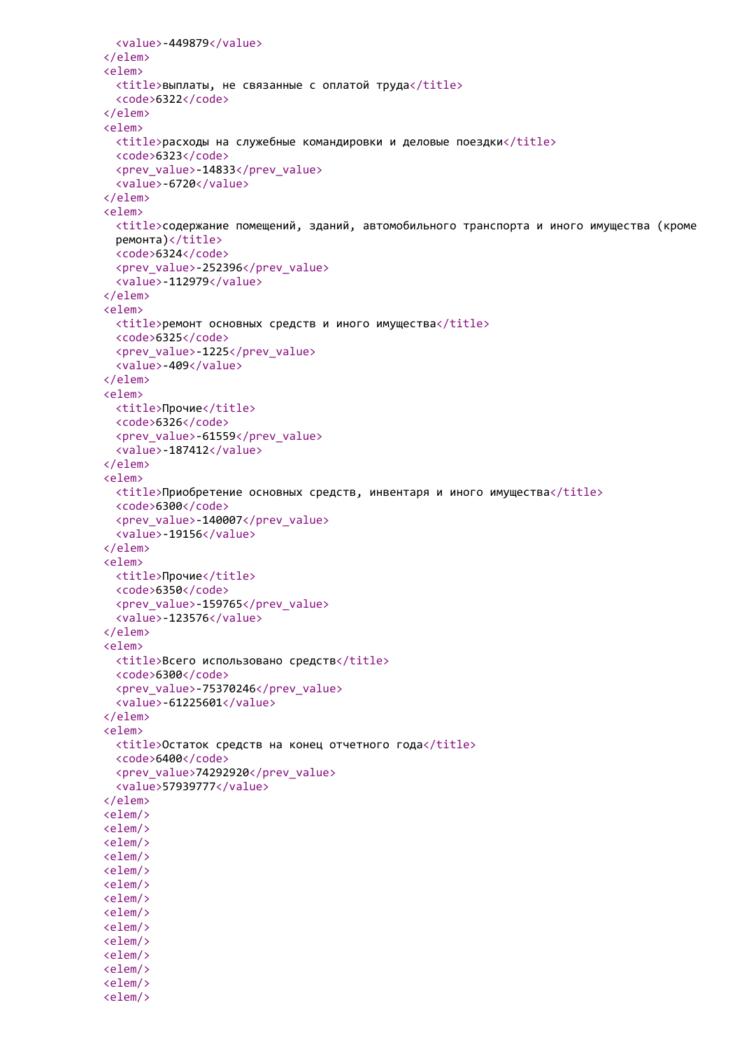```
      <value>-449879</value>
    </elem>
    <elem>
      <title>выплаты, не связанные с оплатой труда</title>
      <code>6322</code>
    </elem>
    <elem>
      <title>расходы на служебные командировки и деловые поездки</title>
      <code>6323</code>
      <prev_value>-14833</prev_value>
      <value>-6720</value>
    </elem>
    <elem>
      <title>содержание помещений, зданий, автомобильного транспорта и иного имущества (кроме
      ремонта)</title>
      <code>6324</code>
      <prev_value>-252396</prev_value>
      <value>-112979</value>
    </elem>
    <elem>
      <title>ремонт основных средств и иного имущества</title>
      <code>6325</code>
      <prev_value>-1225</prev_value>
      <value>-409</value>
    </elem>
    <elem>
      <title>Прочие</title>
      <code>6326</code>
      <prev_value>-61559</prev_value>
      <value>-187412</value>
    </elem>
    <elem>
      <title>Приобретение основных средств, инвентаря и иного имущества</title>
      <code>6300</code>
      <prev_value>-140007</prev_value>
      <value>-19156</value>
    </elem>
    <elem>
      <title>Прочие</title>
      <code>6350</code>
      <prev_value>-159765</prev_value>
      <value>-123576</value>
    </elem>
    <elem>
      <title>Всего использовано средств</title>
      <code>6300</code>
      <prev_value>-75370246</prev_value>
      <value>-61225601</value>
    </elem>
    <elem>
      <title>Остаток средств на конец отчетного года</title>
      <code>6400</code>
      <prev_value>74292920</prev_value>
      <value>57939777</value>
    </elem>
    <elem/>
    <elem/>
    <elem/>
    <elem/>
    <elem/>
    <elem/>
    <elem/>
    <elem/>
    <elem/>
    <elem/>
    <elem/>
    <elem/>
    <elem/>
    <elem/>
```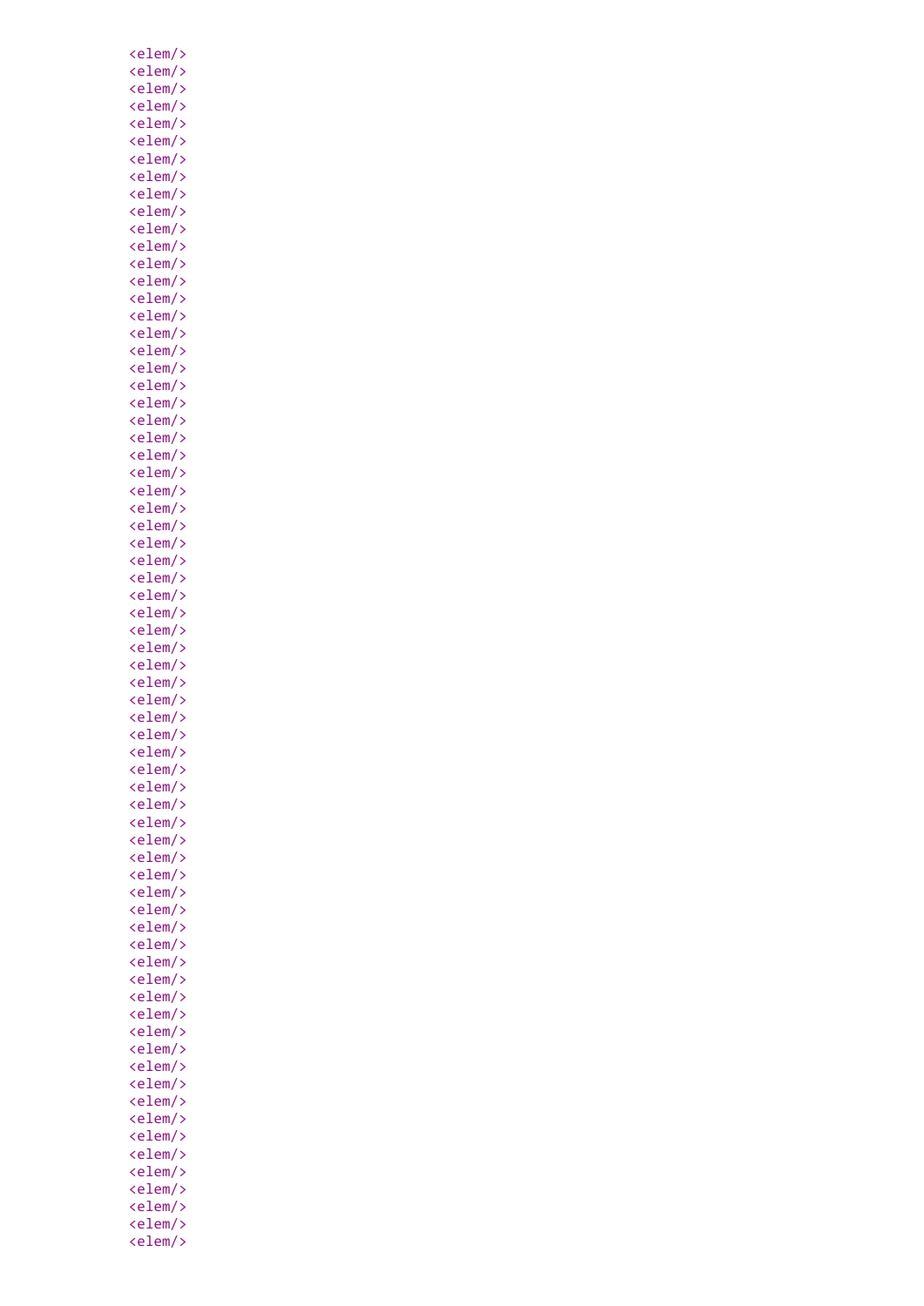```
        <elem/>
        <elem/>
        <elem/>
        <elem/>
        <elem/>
        <elem/>
        <elem/>
        <elem/>
        <elem/>
        <elem/>
        <elem/>
        <elem/>
        <elem/>
        <elem/>
        <elem/>
        <elem/>
        <elem/>
        <elem/>
        <elem/>
        <elem/>
        <elem/>
        <elem/>
        <elem/>
        <elem/>
        <elem/>
        <elem/>
        <elem/>
        <elem/>
        <elem/>
        <elem/>
        <elem/>
        <elem/>
        <elem/>
        <elem/>
        <elem/>
        <elem/>
        <elem/>
        <elem/>
        <elem/>
        <elem/>
        <elem/>
        <elem/>
        <elem/>
        <elem/>
        <elem/>
        <elem/>
        <elem/>
        <elem/>
        <elem/>
        <elem/>
        <elem/>
        <elem/>
        <elem/>
        <elem/>
        <elem/>
        <elem/>
        <elem/>
        <elem/>
        <elem/>
        <elem/>
        <elem/>
        <elem/>
        <elem/>
        <elem/>
        <elem/>
        <elem/>
        <elem/>
        <elem/>
        <elem/>
```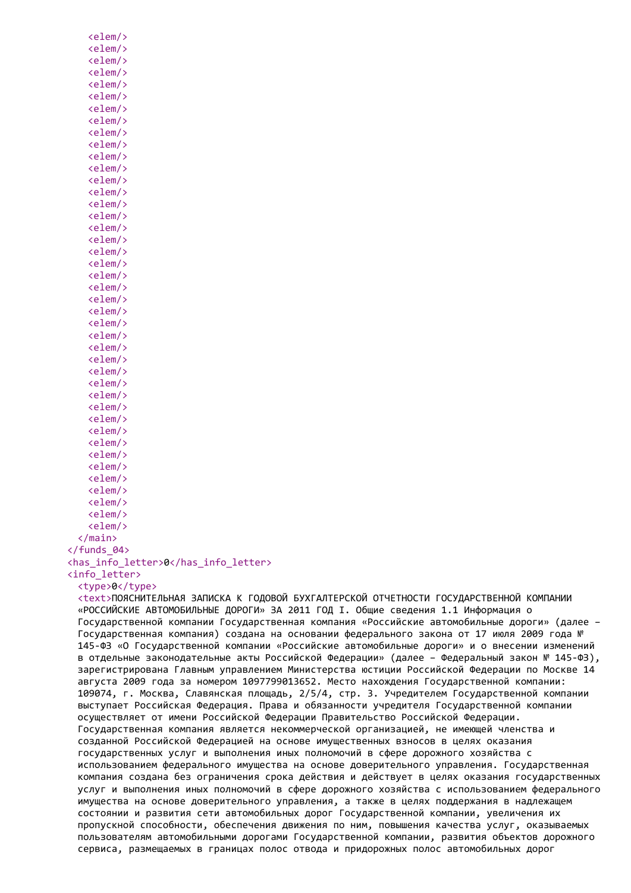```
    <elem/>
    <elem/>
    <elem/>
    <elem/>
    <elem/>
    <elem/>
    <elem/>
    <elem/>
    <elem/>
    <elem/>
    <elem/>
    <elem/>
    <elem/>
    <elem/>
    <elem/>
    <elem/>
    <elem/>
    <elem/>
    <elem/>
    <elem/>
    <elem/>
    <elem/>
    <elem/>
    <elem/>
    <elem/>
    <elem/>
    <elem/>
    <elem/>
    <elem/>
    <elem/>
    <elem/>
    <elem/>
    <elem/>
    <elem/>
    <elem/>
    <elem/>
    <elem/>
    <elem/>
    <elem/>
    <elem/>
    <elem/>
    <elem/>
  </main>
</funds_04>
<has_info_letter>0</has_info_letter>
<info_letter>
  <type>0</type>
  <text>ПОЯСНИТЕЛЬНАЯ ЗАПИСКА К ГОДОВОЙ БУХГАЛТЕРСКОЙ ОТЧЕТНОСТИ ГОСУДАРСТВЕННОЙ КОМПАНИИ
  «РОССИЙСКИЕ АВТОМОБИЛЬНЫЕ ДОРОГИ» ЗА 2011 ГОД I. Общие сведения 1.1 Информация о
  Государственной компании Государственная компания «Российские автомобильные дороги» (далее –
  Государственная компания) создана на основании федерального закона от 17 июля 2009 года №
  145-ФЗ «О Государственной компании «Российские автомобильные дороги» и о внесении изменений
  в отдельные законодательные акты Российской Федерации» (далее – Федеральный закон № 145-ФЗ),
  зарегистрирована Главным управлением Министерства юстиции Российской Федерации по Москве 14
  августа 2009 года за номером 1097799013652. Место нахождения Государственной компании:
  109074, г. Москва, Славянская площадь, 2/5/4, стр. 3. Учредителем Государственной компании
  выступает Российская Федерация. Права и обязанности учредителя Государственной компании
  осуществляет от имени Российской Федерации Правительство Российской Федерации.
  Государственная компания является некоммерческой организацией, не имеющей членства и
  созданной Российской Федерацией на основе имущественных взносов в целях оказания
  государственных услуг и выполнения иных полномочий в сфере дорожного хозяйства с
  использованием федерального имущества на основе доверительного управления. Государственная
  компания создана без ограничения срока действия и действует в целях оказания государственных
  услуг и выполнения иных полномочий в сфере дорожного хозяйства с использованием федерального
  имущества на основе доверительного управления, а также в целях поддержания в надлежащем
  состоянии и развития сети автомобильных дорог Государственной компании, увеличения их
  пропускной способности, обеспечения движения по ним, повышения качества услуг, оказываемых
  пользователям автомобильными дорогами Государственной компании, развития объектов дорожного
  сервиса, размещаемых в границах полос отвода и придорожных полос автомобильных дорог
```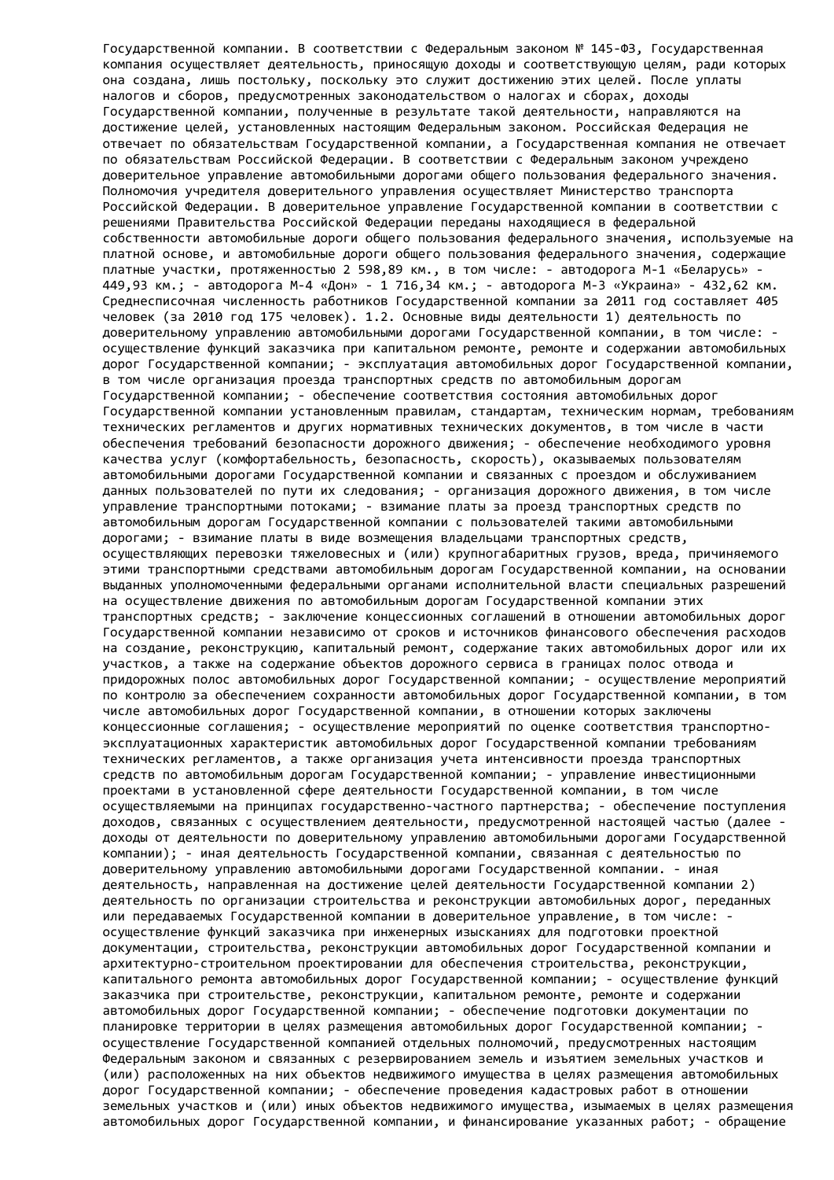Государственной компании. В соответствии с Федеральным законом № 145-ФЗ, Государственная компания осуществляет деятельность, приносящую доходы и соответствующую целям, ради которых она создана, лишь постольку, поскольку это служит достижению этих целей. После уплаты налогов и сборов, предусмотренных законодательством о налогах и сборах, доходы Государственной компании, полученные в результате такой деятельности, направляются на достижение целей, установленных настоящим Федеральным законом. Российская Федерация не отвечает по обязательствам Государственной компании, а Государственная компания не отвечает по обязательствам Российской Федерации. В соответствии с Федеральным законом учреждено доверительное управление автомобильными дорогами общего пользования федерального значения. Полномочия учредителя доверительного управления осуществляет Министерство транспорта Российской Федерации. В доверительное управление Государственной компании в соответствии с решениями Правительства Российской Федерации переданы находящиеся в федеральной собственности автомобильные дороги общего пользования федерального значения, используемые на платной основе, и автомобильные дороги общего пользования федерального значения, содержащие платные участки, протяженностью 2 598,89 км., в том числе: - автодорога М-1 «Беларусь» - 449,93 км.; - автодорога М-4 «Дон» - 1 716,34 км.; - автодорога М-3 «Украина» - 432,62 км. Среднесписочная численность работников Государственной компании за 2011 год составляет 405 человек (за 2010 год 175 человек). 1.2. Основные виды деятельности 1) деятельность по доверительному управлению автомобильными дорогами Государственной компании, в том числе: - осуществление функций заказчика при капитальном ремонте, ремонте и содержании автомобильных дорог Государственной компании; - эксплуатация автомобильных дорог Государственной компании, в том числе организация проезда транспортных средств по автомобильным дорогам Государственной компании; - обеспечение соответствия состояния автомобильных дорог Государственной компании установленным правилам, стандартам, техническим нормам, требованиям технических регламентов и других нормативных технических документов, в том числе в части обеспечения требований безопасности дорожного движения; - обеспечение необходимого уровня качества услуг (комфортабельность, безопасность, скорость), оказываемых пользователям автомобильными дорогами Государственной компании и связанных с проездом и обслуживанием данных пользователей по пути их следования; - организация дорожного движения, в том числе управление транспортными потоками; - взимание платы за проезд транспортных средств по автомобильным дорогам Государственной компании с пользователей такими автомобильными дорогами; - взимание платы в виде возмещения владельцами транспортных средств, осуществляющих перевозки тяжеловесных и (или) крупногабаритных грузов, вреда, причиняемого этими транспортными средствами автомобильным дорогам Государственной компании, на основании выданных уполномоченными федеральными органами исполнительной власти специальных разрешений на осуществление движения по автомобильным дорогам Государственной компании этих транспортных средств; - заключение концессионных соглашений в отношении автомобильных дорог Государственной компании независимо от сроков и источников финансового обеспечения расходов на создание, реконструкцию, капитальный ремонт, содержание таких автомобильных дорог или их участков, а также на содержание объектов дорожного сервиса в границах полос отвода и придорожных полос автомобильных дорог Государственной компании; - осуществление мероприятий по контролю за обеспечением сохранности автомобильных дорог Государственной компании, в том числе автомобильных дорог Государственной компании, в отношении которых заключены концессионные соглашения; - осуществление мероприятий по оценке соответствия транспортно-эксплуатационных характеристик автомобильных дорог Государственной компании требованиям технических регламентов, а также организация учета интенсивности проезда транспортных средств по автомобильным дорогам Государственной компании; - управление инвестиционными проектами в установленной сфере деятельности Государственной компании, в том числе осуществляемыми на принципах государственно-частного партнерства; - обеспечение поступления доходов, связанных с осуществлением деятельности, предусмотренной настоящей частью (далее - доходы от деятельности по доверительному управлению автомобильными дорогами Государственной компании); - иная деятельность Государственной компании, связанная с деятельностью по доверительному управлению автомобильными дорогами Государственной компании. - иная деятельность, направленная на достижение целей деятельности Государственной компании 2) деятельность по организации строительства и реконструкции автомобильных дорог, переданных или передаваемых Государственной компании в доверительное управление, в том числе: - осуществление функций заказчика при инженерных изысканиях для подготовки проектной документации, строительства, реконструкции автомобильных дорог Государственной компании и архитектурно-строительном проектировании для обеспечения строительства, реконструкции, капитального ремонта автомобильных дорог Государственной компании; - осуществление функций заказчика при строительстве, реконструкции, капитальном ремонте, ремонте и содержании автомобильных дорог Государственной компании; - обеспечение подготовки документации по планировке территории в целях размещения автомобильных дорог Государственной компании; - осуществление Государственной компанией отдельных полномочий, предусмотренных настоящим Федеральным законом и связанных с резервированием земель и изъятием земельных участков и (или) расположенных на них объектов недвижимого имущества в целях размещения автомобильных дорог Государственной компании; - обеспечение проведения кадастровых работ в отношении земельных участков и (или) иных объектов недвижимого имущества, изымаемых в целях размещения автомобильных дорог Государственной компании, и финансирование указанных работ; - обращение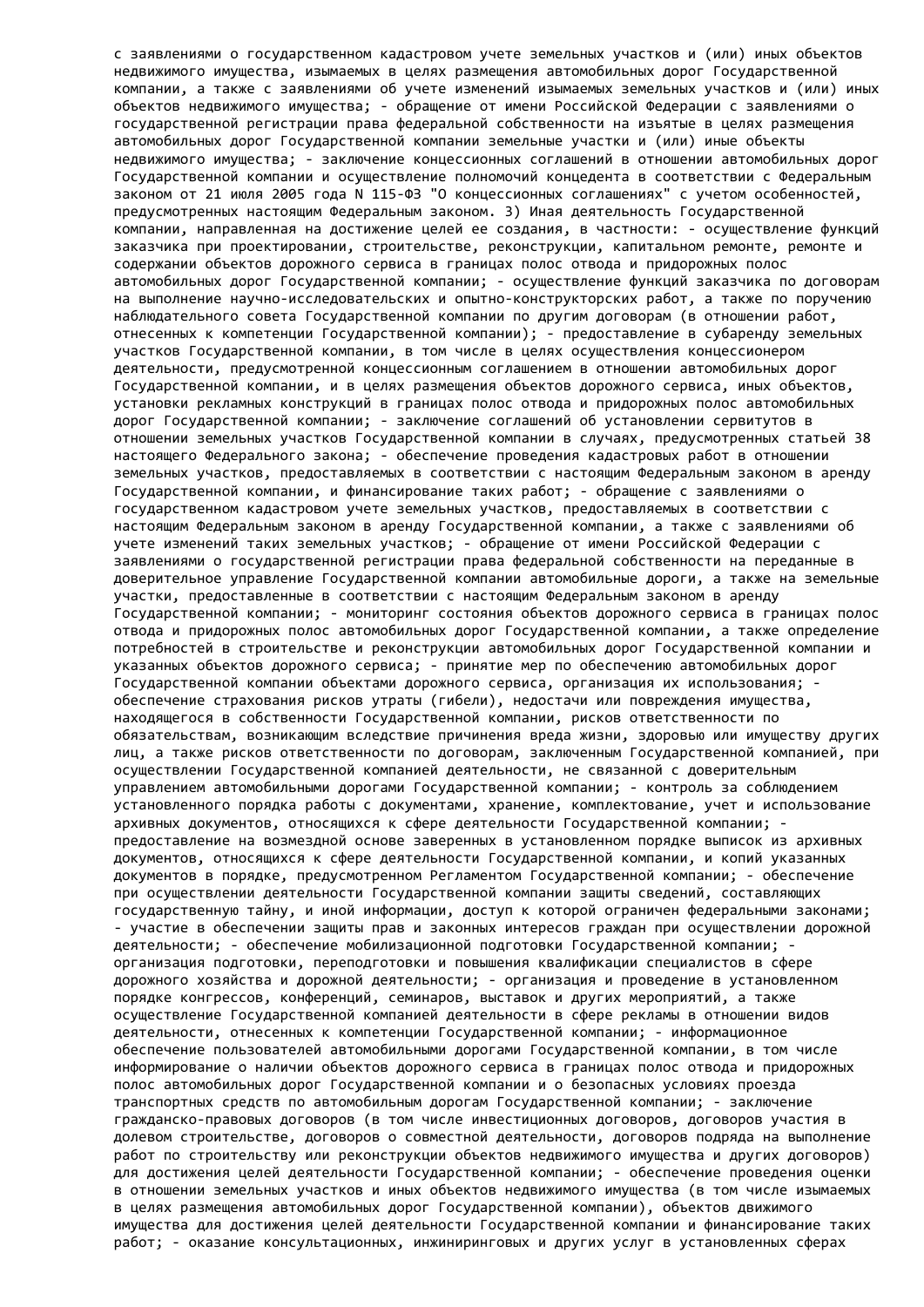с заявлениями о государственном кадастровом учете земельных участков и (или) иных объектов недвижимого имущества, изымаемых в целях размещения автомобильных дорог Государственной компании, а также с заявлениями об учете изменений изымаемых земельных участков и (или) иных объектов недвижимого имущества; - обращение от имени Российской Федерации с заявлениями о государственной регистрации права федеральной собственности на изъятые в целях размещения автомобильных дорог Государственной компании земельные участки и (или) иные объекты недвижимого имущества; - заключение концессионных соглашений в отношении автомобильных дорог Государственной компании и осуществление полномочий концедента в соответствии с Федеральным законом от 21 июля 2005 года N 115-ФЗ "О концессионных соглашениях" с учетом особенностей, предусмотренных настоящим Федеральным законом. 3) Иная деятельность Государственной компании, направленная на достижение целей ее создания, в частности: - осуществление функций заказчика при проектировании, строительстве, реконструкции, капитальном ремонте, ремонте и содержании объектов дорожного сервиса в границах полос отвода и придорожных полос автомобильных дорог Государственной компании; - осуществление функций заказчика по договорам на выполнение научно-исследовательских и опытно-конструкторских работ, а также по поручению наблюдательного совета Государственной компании по другим договорам (в отношении работ, отнесенных к компетенции Государственной компании); - предоставление в субаренду земельных участков Государственной компании, в том числе в целях осуществления концессионером деятельности, предусмотренной концессионным соглашением в отношении автомобильных дорог Государственной компании, и в целях размещения объектов дорожного сервиса, иных объектов, установки рекламных конструкций в границах полос отвода и придорожных полос автомобильных дорог Государственной компании; - заключение соглашений об установлении сервитутов в отношении земельных участков Государственной компании в случаях, предусмотренных статьей 38 настоящего Федерального закона; - обеспечение проведения кадастровых работ в отношении земельных участков, предоставляемых в соответствии с настоящим Федеральным законом в аренду Государственной компании, и финансирование таких работ; - обращение с заявлениями о государственном кадастровом учете земельных участков, предоставляемых в соответствии с настоящим Федеральным законом в аренду Государственной компании, а также с заявлениями об учете изменений таких земельных участков; - обращение от имени Российской Федерации с заявлениями о государственной регистрации права федеральной собственности на переданные в доверительное управление Государственной компании автомобильные дороги, а также на земельные участки, предоставленные в соответствии с настоящим Федеральным законом в аренду Государственной компании; - мониторинг состояния объектов дорожного сервиса в границах полос отвода и придорожных полос автомобильных дорог Государственной компании, а также определение потребностей в строительстве и реконструкции автомобильных дорог Государственной компании и указанных объектов дорожного сервиса; - принятие мер по обеспечению автомобильных дорог Государственной компании объектами дорожного сервиса, организация их использования; - обеспечение страхования рисков утраты (гибели), недостачи или повреждения имущества, находящегося в собственности Государственной компании, рисков ответственности по обязательствам, возникающим вследствие причинения вреда жизни, здоровью или имуществу других лиц, а также рисков ответственности по договорам, заключенным Государственной компанией, при осуществлении Государственной компанией деятельности, не связанной с доверительным управлением автомобильными дорогами Государственной компании; - контроль за соблюдением установленного порядка работы с документами, хранение, комплектование, учет и использование архивных документов, относящихся к сфере деятельности Государственной компании; - предоставление на возмездной основе заверенных в установленном порядке выписок из архивных документов, относящихся к сфере деятельности Государственной компании, и копий указанных документов в порядке, предусмотренном Регламентом Государственной компании; - обеспечение при осуществлении деятельности Государственной компании защиты сведений, составляющих государственную тайну, и иной информации, доступ к которой ограничен федеральными законами; - участие в обеспечении защиты прав и законных интересов граждан при осуществлении дорожной деятельности; - обеспечение мобилизационной подготовки Государственной компании; - организация подготовки, переподготовки и повышения квалификации специалистов в сфере дорожного хозяйства и дорожной деятельности; - организация и проведение в установленном порядке конгрессов, конференций, семинаров, выставок и других мероприятий, а также осуществление Государственной компанией деятельности в сфере рекламы в отношении видов деятельности, отнесенных к компетенции Государственной компании; - информационное обеспечение пользователей автомобильными дорогами Государственной компании, в том числе информирование о наличии объектов дорожного сервиса в границах полос отвода и придорожных полос автомобильных дорог Государственной компании и о безопасных условиях проезда транспортных средств по автомобильным дорогам Государственной компании; - заключение гражданско-правовых договоров (в том числе инвестиционных договоров, договоров участия в долевом строительстве, договоров о совместной деятельности, договоров подряда на выполнение работ по строительству или реконструкции объектов недвижимого имущества и других договоров) для достижения целей деятельности Государственной компании; - обеспечение проведения оценки в отношении земельных участков и иных объектов недвижимого имущества (в том числе изымаемых в целях размещения автомобильных дорог Государственной компании), объектов движимого имущества для достижения целей деятельности Государственной компании и финансирование таких работ; - оказание консультационных, инжиниринговых и других услуг в установленных сферах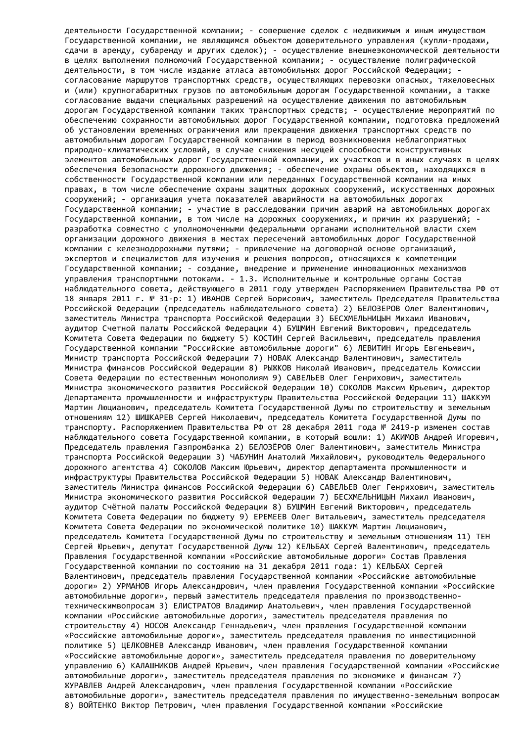деятельности Государственной компании; - совершение сделок с недвижимым и иным имуществом Государственной компании, не являющимся объектом доверительного управления (купли-продажи, сдачи в аренду, субаренду и других сделок); - осуществление внешнеэкономической деятельности в целях выполнения полномочий Государственной компании; - осуществление полиграфической деятельности, в том числе издание атласа автомобильных дорог Российской Федерации; - согласование маршрутов транспортных средств, осуществляющих перевозки опасных, тяжеловесных и (или) крупногабаритных грузов по автомобильным дорогам Государственной компании, а также согласование выдачи специальных разрешений на осуществление движения по автомобильным дорогам Государственной компании таких транспортных средств; - осуществление мероприятий по обеспечению сохранности автомобильных дорог Государственной компании, подготовка предложений об установлении временных ограничения или прекращения движения транспортных средств по автомобильным дорогам Государственной компании в период возникновения неблагоприятных природно-климатических условий, в случае снижения несущей способности конструктивных элементов автомобильных дорог Государственной компании, их участков и в иных случаях в целях обеспечения безопасности дорожного движения; - обеспечение охраны объектов, находящихся в собственности Государственной компании или переданных Государственной компании на иных правах, в том числе обеспечение охраны защитных дорожных сооружений, искусственных дорожных сооружений; - организация учета показателей аварийности на автомобильных дорогах Государственной компании; - участие в расследовании причин аварий на автомобильных дорогах Государственной компании, в том числе на дорожных сооружениях, и причин их разрушений; - разработка совместно с уполномоченными федеральными органами исполнительной власти схем организации дорожного движения в местах пересечений автомобильных дорог Государственной компании с железнодорожными путями; - привлечение на договорной основе организаций, экспертов и специалистов для изучения и решения вопросов, относящихся к компетенции Государственной компании; - создание, внедрение и применение инновационных механизмов управления транспортными потоками. - 1.3. Исполнительные и контрольные органы Состав наблюдательного совета, действующего в 2011 году утвержден Распоряжением Правительства РФ от 18 января 2011 г. № 31-р: 1) ИВАНОВ Сергей Борисович, заместитель Председателя Правительства Российской Федерации (председатель наблюдательного совета) 2) БЕЛОЗЕРОВ Олег Валентинович, заместитель Министра транспорта Российской Федерации 3) БЕСХМЕЛЬНИЦЫН Михаил Иванович, аудитор Счетной палаты Российской Федерации 4) БУШМИН Евгений Викторович, председатель Комитета Совета Федерации по бюджету 5) КОСТИН Сергей Васильевич, председатель правления Государственной компании "Российские автомобильные дороги" 6) ЛЕВИТИН Игорь Евгеньевич, Министр транспорта Российской Федерации 7) НОВАК Александр Валентинович, заместитель Министра финансов Российской Федерации 8) РЫЖКОВ Николай Иванович, председатель Комиссии Совета Федерации по естественным монополиям 9) САВЕЛЬЕВ Олег Генрихович, заместитель Министра экономического развития Российской Федерации 10) СОКОЛОВ Максим Юрьевич, директор Департамента промышленности и инфраструктуры Правительства Российской Федерации 11) ШАККУМ Мартин Люцианович, председатель Комитета Государственной Думы по строительству и земельным отношениям 12) ШИШКАРЕВ Сергей Николаевич, председатель Комитета Государственной Думы по транспорту. Распоряжением Правительства РФ от 28 декабря 2011 года № 2419-р изменен состав наблюдательного совета Государственной компании, в который вошли: 1) АКИМОВ Андрей Игоревич, Председатель правления Газпромбанка 2) БЕЛОЗЁРОВ Олег Валентинович, заместитель Министра транспорта Российской Федерации 3) ЧАБУНИН Анатолий Михайлович, руководитель Федерального дорожного агентства 4) СОКОЛОВ Максим Юрьевич, директор департамента промышленности и инфраструктуры Правительства Российской Федерации 5) НОВАК Александр Валентинович, заместитель Министра финансов Российской Федерации 6) САВЕЛЬЕВ Олег Генрихович, заместитель Министра экономического развития Российской Федерации 7) БЕСХМЕЛЬНИЦЫН Михаил Иванович, аудитор Счётной палаты Российской Федерации 8) БУШМИН Евгений Викторович, председатель Комитета Совета Федерации по бюджету 9) ЕРЕМЕЕВ Олег Витальевич, заместитель председателя Комитета Совета Федерации по экономической политике 10) ШАККУМ Мартин Люцианович, председатель Комитета Государственной Думы по строительству и земельным отношениям 11) ТЕН Сергей Юрьевич, депутат Государственной Думы 12) КЕЛЬБАХ Сергей Валентинович, председатель Правления Государственной компании «Российские автомобильные дороги» Состав Правления Государственной компании по состоянию на 31 декабря 2011 года: 1) КЕЛЬБАХ Сергей Валентинович, председатель правления Государственной компании «Российские автомобильные дороги» 2) УРМАНОВ Игорь Александрович, член правления Государственной компании «Российские автомобильные дороги», первый заместитель председателя правления по производственно-техническимвопросам 3) ЕЛИСТРАТОВ Владимир Анатольевич, член правления Государственной компании «Российские автомобильные дороги», заместитель председателя правления по строительству 4) НОСОВ Александр Геннадьевич, член правления Государственной компании «Российские автомобильные дороги», заместитель председателя правления по инвестиционной политике 5) ЦЕЛКОВНЕВ Александр Иванович, член правления Государственной компании «Российские автомобильные дороги», заместитель председателя правления по доверительному управлению 6) КАЛАШНИКОВ Андрей Юрьевич, член правления Государственной компании «Российские автомобильные дороги», заместитель председателя правления по экономике и финансам 7) ЖУРАВЛЕВ Андрей Александрович, член правления Государственной компании «Российские автомобильные дороги», заместитель председателя правления по имущественно-земельным вопросам 8) ВОЙТЕНКО Виктор Петрович, член правления Государственной компании «Российские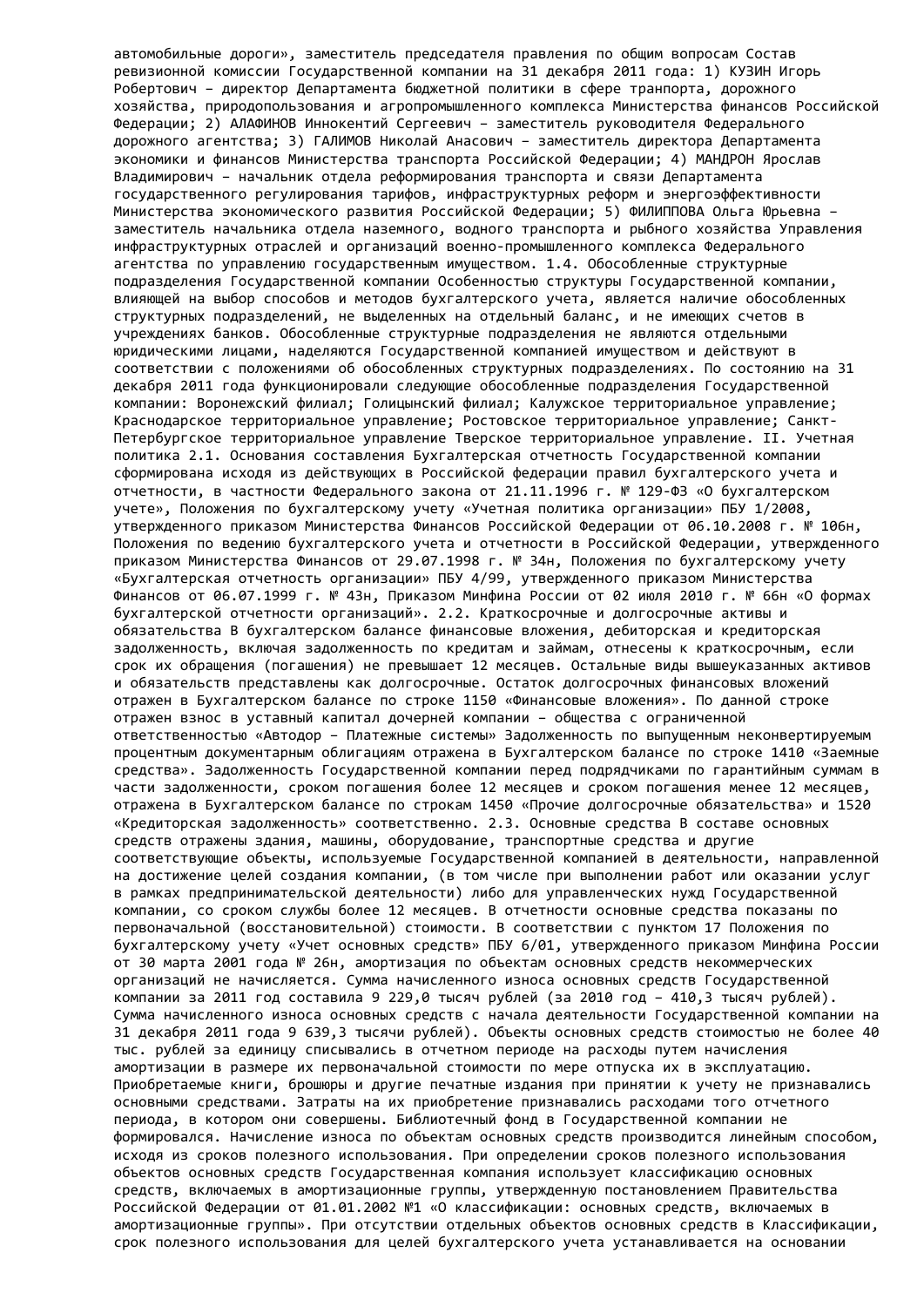автомобильные дороги», заместитель председателя правления по общим вопросам Состав ревизионной комиссии Государственной компании на 31 декабря 2011 года: 1) КУЗИН Игорь Робертович – директор Департамента бюджетной политики в сфере транпорта, дорожного хозяйства, природопользования и агропромышленного комплекса Министерства финансов Российской Федерации; 2) АЛАФИНОВ Иннокентий Сергеевич – заместитель руководителя Федерального дорожного агентства; 3) ГАЛИМОВ Николай Анасович – заместитель директора Департамента экономики и финансов Министерства транспорта Российской Федерации; 4) МАНДРОН Ярослав Владимирович – начальник отдела реформирования транспорта и связи Департамента государственного регулирования тарифов, инфраструктурных реформ и энергоэффективности Министерства экономического развития Российской Федерации; 5) ФИЛИППОВА Ольга Юрьевна – заместитель начальника отдела наземного, водного транспорта и рыбного хозяйства Управления инфраструктурных отраслей и организаций военно-промышленного комплекса Федерального агентства по управлению государственным имуществом. 1.4. Обособленные структурные подразделения Государственной компании Особенностью структуры Государственной компании, влияющей на выбор способов и методов бухгалтерского учета, является наличие обособленных структурных подразделений, не выделенных на отдельный баланс, и не имеющих счетов в учреждениях банков. Обособленные структурные подразделения не являются отдельными юридическими лицами, наделяются Государственной компанией имуществом и действуют в соответствии с положениями об обособленных структурных подразделениях. По состоянию на 31 декабря 2011 года функционировали следующие обособленные подразделения Государственной компании: Воронежский филиал; Голицынский филиал; Калужское территориальное управление; Краснодарское территориальное управление; Ростовское территориальное управление; Санкт-Петербургское территориальное управление Тверское территориальное управление. II. Учетная политика 2.1. Основания составления Бухгалтерская отчетность Государственной компании сформирована исходя из действующих в Российской федерации правил бухгалтерского учета и отчетности, в частности Федерального закона от 21.11.1996 г. № 129-ФЗ «О бухгалтерском учете», Положения по бухгалтерскому учету «Учетная политика организации» ПБУ 1/2008, утвержденного приказом Министерства Финансов Российской Федерации от 06.10.2008 г. № 106н, Положения по ведению бухгалтерского учета и отчетности в Российской Федерации, утвержденного приказом Министерства Финансов от 29.07.1998 г. № 34н, Положения по бухгалтерскому учету «Бухгалтерская отчетность организации» ПБУ 4/99, утвержденного приказом Министерства Финансов от 06.07.1999 г. № 43н, Приказом Минфина России от 02 июля 2010 г. № 66н «О формах бухгалтерской отчетности организаций». 2.2. Краткосрочные и долгосрочные активы и обязательства В бухгалтерском балансе финансовые вложения, дебиторская и кредиторская задолженность, включая задолженность по кредитам и займам, отнесены к краткосрочным, если срок их обращения (погашения) не превышает 12 месяцев. Остальные виды вышеуказанных активов и обязательств представлены как долгосрочные. Остаток долгосрочных финансовых вложений отражен в Бухгалтерском балансе по строке 1150 «Финансовые вложения». По данной строке отражен взнос в уставный капитал дочерней компании – общества с ограниченной ответственностью «Автодор – Платежные системы» Задолженность по выпущенным неконвертируемым процентным документарным облигациям отражена в Бухгалтерском балансе по строке 1410 «Заемные средства». Задолженность Государственной компании перед подрядчиками по гарантийным суммам в части задолженности, сроком погашения более 12 месяцев и сроком погашения менее 12 месяцев, отражена в Бухгалтерском балансе по строкам 1450 «Прочие долгосрочные обязательства» и 1520 «Кредиторская задолженность» соответственно. 2.3. Основные средства В составе основных средств отражены здания, машины, оборудование, транспортные средства и другие соответствующие объекты, используемые Государственной компанией в деятельности, направленной на достижение целей создания компании, (в том числе при выполнении работ или оказании услуг в рамках предпринимательской деятельности) либо для управленческих нужд Государственной компании, со сроком службы более 12 месяцев. В отчетности основные средства показаны по первоначальной (восстановительной) стоимости. В соответствии с пунктом 17 Положения по бухгалтерскому учету «Учет основных средств» ПБУ 6/01, утвержденного приказом Минфина России от 30 марта 2001 года № 26н, амортизация по объектам основных средств некоммерческих организаций не начисляется. Сумма начисленного износа основных средств Государственной компании за 2011 год составила 9 229,0 тысяч рублей (за 2010 год – 410,3 тысяч рублей). Сумма начисленного износа основных средств с начала деятельности Государственной компании на 31 декабря 2011 года 9 639,3 тысячи рублей). Объекты основных средств стоимостью не более 40 тыс. рублей за единицу списывались в отчетном периоде на расходы путем начисления амортизации в размере их первоначальной стоимости по мере отпуска их в эксплуатацию. Приобретаемые книги, брошюры и другие печатные издания при принятии к учету не признавались основными средствами. Затраты на их приобретение признавались расходами того отчетного периода, в котором они совершены. Библиотечный фонд в Государственной компании не формировался. Начисление износа по объектам основных средств производится линейным способом, исходя из сроков полезного использования. При определении сроков полезного использования объектов основных средств Государственная компания использует классификацию основных средств, включаемых в амортизационные группы, утвержденную постановлением Правительства Российской Федерации от 01.01.2002 №1 «О классификации: основных средств, включаемых в амортизационные группы». При отсутствии отдельных объектов основных средств в Классификации, срок полезного использования для целей бухгалтерского учета устанавливается на основании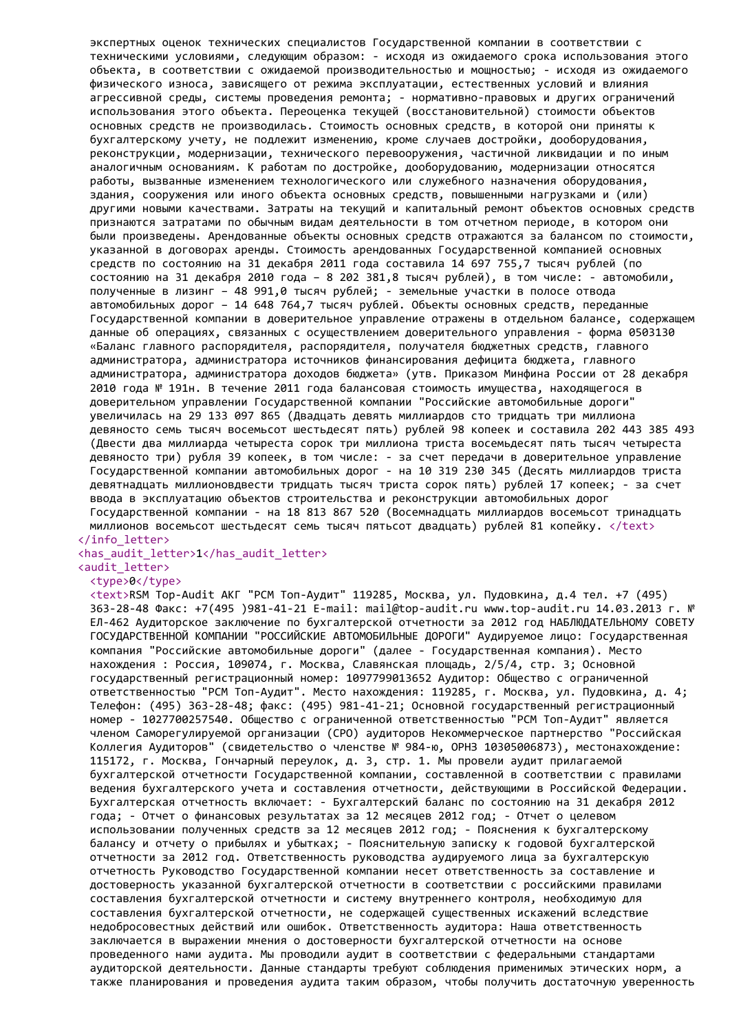экспертных оценок технических специалистов Государственной компании в соответствии с техническими условиями, следующим образом: - исходя из ожидаемого срока использования этого объекта, в соответствии с ожидаемой производительностью и мощностью; - исходя из ожидаемого физического износа, зависящего от режима эксплуатации, естественных условий и влияния агрессивной среды, системы проведения ремонта; - нормативно-правовых и других ограничений использования этого объекта. Переоценка текущей (восстановительной) стоимости объектов основных средств не производилась. Стоимость основных средств, в которой они приняты к бухгалтерскому учету, не подлежит изменению, кроме случаев достройки, дооборудования, реконструкции, модернизации, технического перевооружения, частичной ликвидации и по иным аналогичным основаниям. К работам по достройке, дооборудованию, модернизации относятся работы, вызванные изменением технологического или служебного назначения оборудования, здания, сооружения или иного объекта основных средств, повышенными нагрузками и (или) другими новыми качествами. Затраты на текущий и капитальный ремонт объектов основных средств признаются затратами по обычным видам деятельности в том отчетном периоде, в котором они были произведены. Арендованные объекты основных средств отражаются за балансом по стоимости, указанной в договорах аренды. Стоимость арендованных Государственной компанией основных средств по состоянию на 31 декабря 2011 года составила 14 697 755,7 тысяч рублей (по состоянию на 31 декабря 2010 года – 8 202 381,8 тысяч рублей), в том числе: - автомобили, полученные в лизинг – 48 991,0 тысяч рублей; - земельные участки в полосе отвода автомобильных дорог – 14 648 764,7 тысяч рублей. Объекты основных средств, переданные Государственной компании в доверительное управление отражены в отдельном балансе, содержащем данные об операциях, связанных с осуществлением доверительного управления - форма 0503130 «Баланс главного распорядителя, распорядителя, получателя бюджетных средств, главного администратора, администратора источников финансирования дефицита бюджета, главного администратора, администратора доходов бюджета» (утв. Приказом Минфина России от 28 декабря 2010 года № 191н. В течение 2011 года балансовая стоимость имущества, находящегося в доверительном управлении Государственной компании "Российские автомобильные дороги" увеличилась на 29 133 097 865 (Двадцать девять миллиардов сто тридцать три миллиона девяносто семь тысяч восемьсот шестьдесят пять) рублей 98 копеек и составила 202 443 385 493 (Двести два миллиарда четыреста сорок три миллиона триста восемьдесят пять тысяч четыреста девяносто три) рубля 39 копеек, в том числе: - за счет передачи в доверительное управление Государственной компании автомобильных дорог - на 10 319 230 345 (Десять миллиардов триста девятнадцать миллионовдвести тридцать тысяч триста сорок пять) рублей 17 копеек; - за счет ввода в эксплуатацию объектов строительства и реконструкции автомобильных дорог Государственной компании - на 18 813 867 520 (Восемнадцать миллиардов восемьсот тринадцать миллионов восемьсот шестьдесят семь тысяч пятьсот двадцать) рублей 81 копейку. </text>
</info_letter>
<has_audit_letter>1</has_audit_letter>
<audit_letter>
<type>0</type>
<text>RSM Top-Audit АКГ "РСМ Топ-Аудит" 119285, Москва, ул. Пудовкина, д.4 тел. +7 (495) 363-28-48 Факс: +7(495 )981-41-21 E-mail: mail@top-audit.ru www.top-audit.ru 14.03.2013 г. № ЕЛ-462 Аудиторское заключение по бухгалтерской отчетности за 2012 год НАБЛЮДАТЕЛЬНОМУ СОВЕТУ ГОСУДАРСТВЕННОЙ КОМПАНИИ "РОССИЙСКИЕ АВТОМОБИЛЬНЫЕ ДОРОГИ" Аудируемое лицо: Государственная компания "Российские автомобильные дороги" (далее - Государственная компания). Место нахождения : Россия, 109074, г. Москва, Славянская площадь, 2/5/4, стр. 3; Основной государственный регистрационный номер: 1097799013652 Аудитор: Общество с ограниченной ответственностью "РСМ Топ-Аудит". Место нахождения: 119285, г. Москва, ул. Пудовкина, д. 4; Телефон: (495) 363-28-48; факс: (495) 981-41-21; Основной государственный регистрационный номер - 1027700257540. Общество с ограниченной ответственностью "РСМ Топ-Аудит" является членом Саморегулируемой организации (СРО) аудиторов Некоммерческое партнерство "Российская Коллегия Аудиторов" (свидетельство о членстве № 984-ю, ОРНЗ 10305006873), местонахождение: 115172, г. Москва, Гончарный переулок, д. 3, стр. 1. Мы провели аудит прилагаемой бухгалтерской отчетности Государственной компании, составленной в соответствии с правилами ведения бухгалтерского учета и составления отчетности, действующими в Российской Федерации. Бухгалтерская отчетность включает: - Бухгалтерский баланс по состоянию на 31 декабря 2012 года; - Отчет о финансовых результатах за 12 месяцев 2012 год; - Отчет о целевом использовании полученных средств за 12 месяцев 2012 год; - Пояснения к бухгалтерскому балансу и отчету о прибылях и убытках; - Пояснительную записку к годовой бухгалтерской отчетности за 2012 год. Ответственность руководства аудируемого лица за бухгалтерскую отчетность Руководство Государственной компании несет ответственность за составление и достоверность указанной бухгалтерской отчетности в соответствии с российскими правилами составления бухгалтерской отчетности и систему внутреннего контроля, необходимую для составления бухгалтерской отчетности, не содержащей существенных искажений вследствие недобросовестных действий или ошибок. Ответственность аудитора: Наша ответственность заключается в выражении мнения о достоверности бухгалтерской отчетности на основе проведенного нами аудита. Мы проводили аудит в соответствии с федеральными стандартами аудиторской деятельности. Данные стандарты требуют соблюдения применимых этических норм, а также планирования и проведения аудита таким образом, чтобы получить достаточную уверенность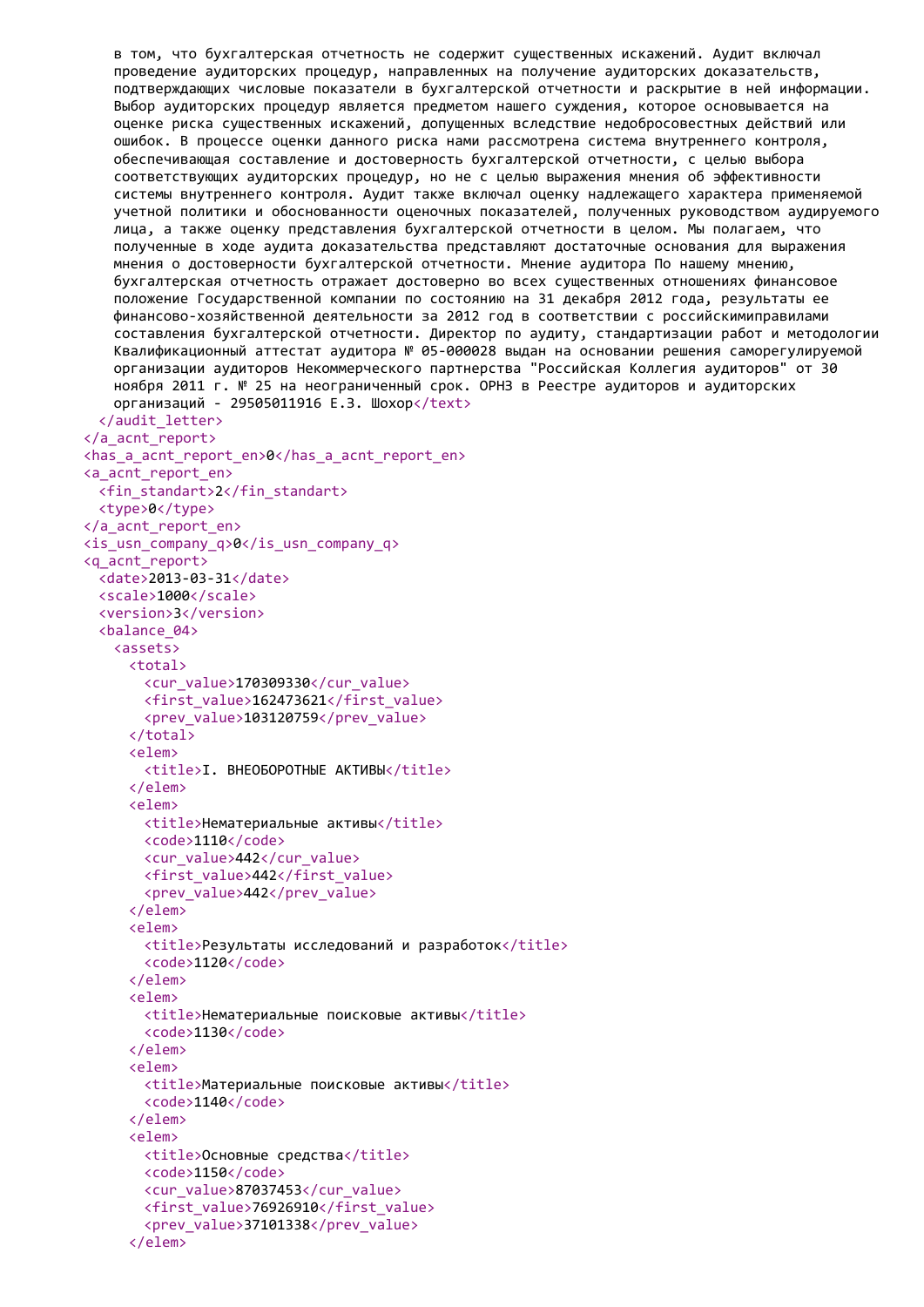```
в том, что бухгалтерская отчетность не содержит существенных искажений. Аудит включал
проведение аудиторских процедур, направленных на получение аудиторских доказательств,
подтверждающих числовые показатели в бухгалтерской отчетности и раскрытие в ней информации.
Выбор аудиторских процедур является предметом нашего суждения, которое основывается на
оценке риска существенных искажений, допущенных вследствие недобросовестных действий или
ошибок. В процессе оценки данного риска нами рассмотрена система внутреннего контроля,
обеспечивающая составление и достоверность бухгалтерской отчетности, с целью выбора
соответствующих аудиторских процедур, но не с целью выражения мнения об эффективности
системы внутреннего контроля. Аудит также включал оценку надлежащего характера применяемой
учетной политики и обоснованности оценочных показателей, полученных руководством аудируемого
лица, а также оценку представления бухгалтерской отчетности в целом. Мы полагаем, что
полученные в ходе аудита доказательства представляют достаточные основания для выражения
мнения о достоверности бухгалтерской отчетности. Мнение аудитора По нашему мнению,
бухгалтерская отчетность отражает достоверно во всех существенных отношениях финансовое
положение Государственной компании по состоянию на 31 декабря 2012 года, результаты ее
финансово-хозяйственной деятельности за 2012 год в соответствии с российскимиправилами
составления бухгалтерской отчетности. Директор по аудиту, стандартизации работ и методологии
Квалификационный аттестат аудитора № 05-000028 выдан на основании решения саморегулируемой
организации аудиторов Некоммерческого партнерства "Российская Коллегия аудиторов" от 30
ноября 2011 г. № 25 на неограниченный срок. ОРНЗ в Реестре аудиторов и аудиторских
организаций - 29505011916 Е.З. Шохор</text>
      </audit_letter>
    </a_acnt_report>
    <has_a_acnt_report_en>0</has_a_acnt_report_en>
    <a_acnt_report_en>
      <fin_standart>2</fin_standart>
      <type>0</type>
    </a_acnt_report_en>
    <is_usn_company_q>0</is_usn_company_q>
    <q_acnt_report>
      <date>2013-03-31</date>
      <scale>1000</scale>
      <version>3</version>
      <balance_04>
        <assets>
          <total>
            <cur_value>170309330</cur_value>
            <first_value>162473621</first_value>
            <prev_value>103120759</prev_value>
          </total>
          <elem>
            <title>I. ВНЕОБОРОТНЫЕ АКТИВЫ</title>
          </elem>
          <elem>
            <title>Нематериальные активы</title>
            <code>1110</code>
            <cur_value>442</cur_value>
            <first_value>442</first_value>
            <prev_value>442</prev_value>
          </elem>
          <elem>
            <title>Результаты исследований и разработок</title>
            <code>1120</code>
          </elem>
          <elem>
            <title>Нематериальные поисковые активы</title>
            <code>1130</code>
          </elem>
          <elem>
            <title>Материальные поисковые активы</title>
            <code>1140</code>
          </elem>
          <elem>
            <title>Основные средства</title>
            <code>1150</code>
            <cur_value>87037453</cur_value>
            <first_value>76926910</first_value>
            <prev_value>37101338</prev_value>
          </elem>
```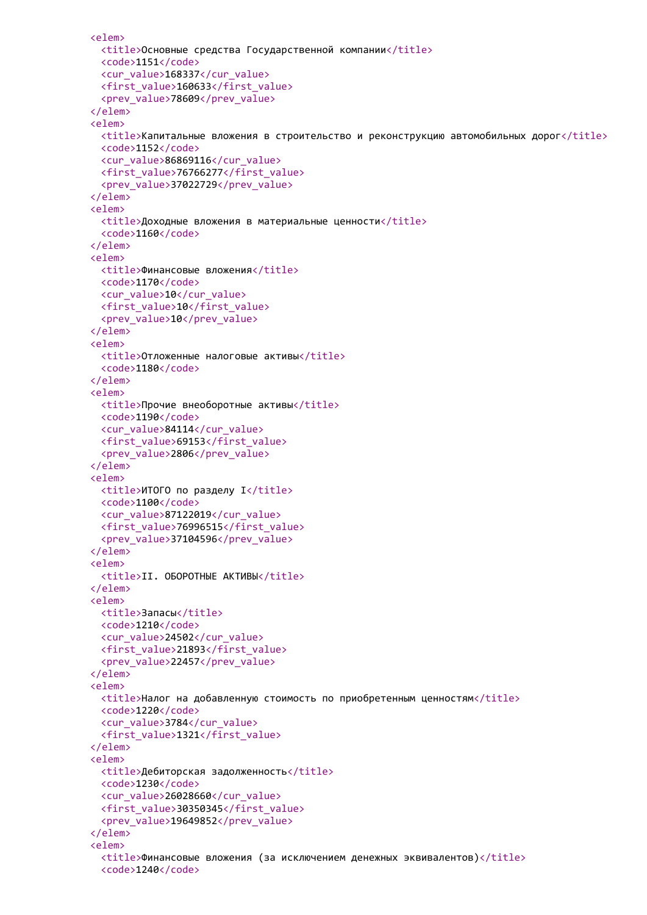```
<elem>
  <title>Основные средства Государственной компании</title>
  <code>1151</code>
  <cur_value>168337</cur_value>
  <first_value>160633</first_value>
  <prev_value>78609</prev_value>
</elem>
<elem>
  <title>Капитальные вложения в строительство и реконструкцию автомобильных дорог</title>
  <code>1152</code>
  <cur_value>86869116</cur_value>
  <first_value>76766277</first_value>
  <prev_value>37022729</prev_value>
</elem>
<elem>
  <title>Доходные вложения в материальные ценности</title>
  <code>1160</code>
</elem>
<elem>
  <title>Финансовые вложения</title>
  <code>1170</code>
  <cur_value>10</cur_value>
  <first_value>10</first_value>
  <prev_value>10</prev_value>
</elem>
<elem>
  <title>Отложенные налоговые активы</title>
  <code>1180</code>
</elem>
<elem>
  <title>Прочие внеоборотные активы</title>
  <code>1190</code>
  <cur_value>84114</cur_value>
  <first_value>69153</first_value>
  <prev_value>2806</prev_value>
</elem>
<elem>
  <title>ИТОГО по разделу I</title>
  <code>1100</code>
  <cur_value>87122019</cur_value>
  <first_value>76996515</first_value>
  <prev_value>37104596</prev_value>
</elem>
<elem>
  <title>II. ОБОРОТНЫЕ АКТИВЫ</title>
</elem>
<elem>
  <title>Запасы</title>
  <code>1210</code>
  <cur_value>24502</cur_value>
  <first_value>21893</first_value>
  <prev_value>22457</prev_value>
</elem>
<elem>
  <title>Налог на добавленную стоимость по приобретенным ценностям</title>
  <code>1220</code>
  <cur_value>3784</cur_value>
  <first_value>1321</first_value>
</elem>
<elem>
  <title>Дебиторская задолженность</title>
  <code>1230</code>
  <cur_value>26028660</cur_value>
  <first_value>30350345</first_value>
  <prev_value>19649852</prev_value>
</elem>
<elem>
  <title>Финансовые вложения (за исключением денежных эквивалентов)</title>
  <code>1240</code>
```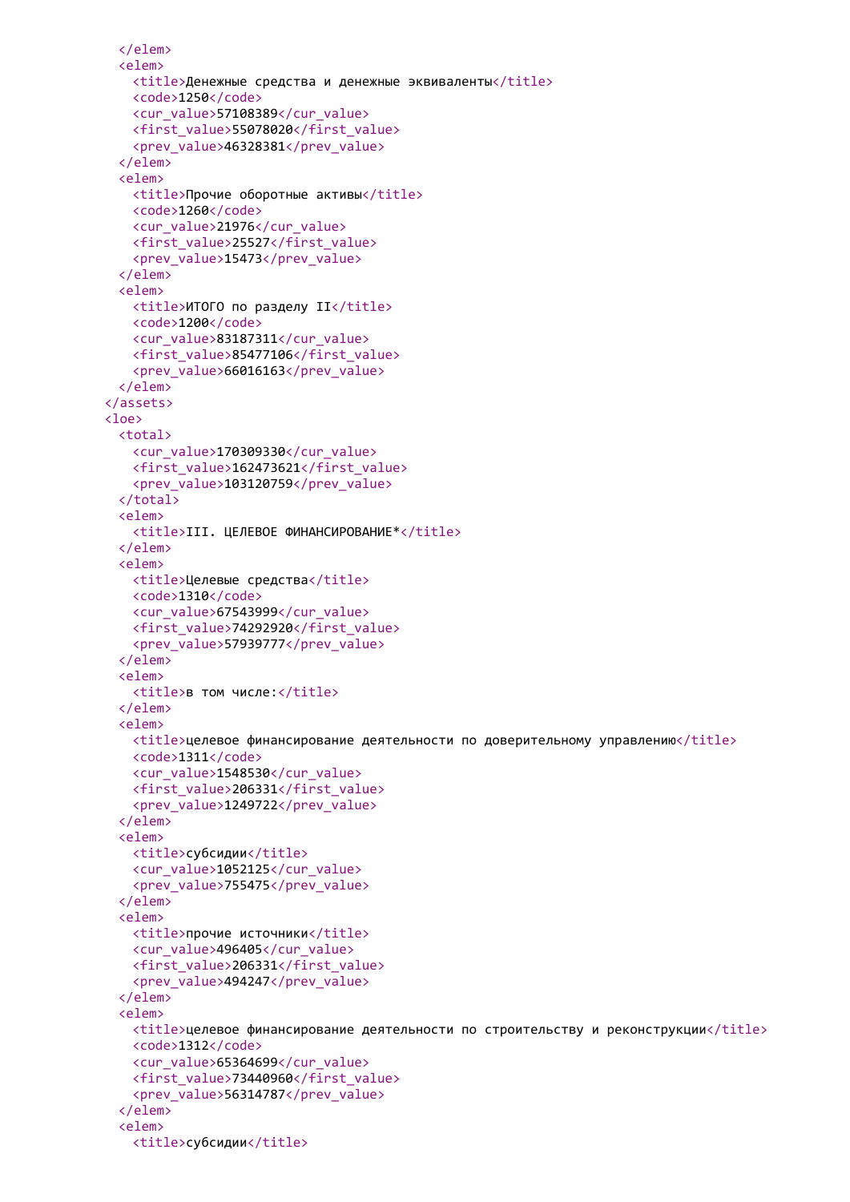```xml
      </elem>
      <elem>
        <title>Денежные средства и денежные эквиваленты</title>
        <code>1250</code>
        <cur_value>57108389</cur_value>
        <first_value>55078020</first_value>
        <prev_value>46328381</prev_value>
      </elem>
      <elem>
        <title>Прочие оборотные активы</title>
        <code>1260</code>
        <cur_value>21976</cur_value>
        <first_value>25527</first_value>
        <prev_value>15473</prev_value>
      </elem>
      <elem>
        <title>ИТОГО по разделу II</title>
        <code>1200</code>
        <cur_value>83187311</cur_value>
        <first_value>85477106</first_value>
        <prev_value>66016163</prev_value>
      </elem>
    </assets>
    <loe>
      <total>
        <cur_value>170309330</cur_value>
        <first_value>162473621</first_value>
        <prev_value>103120759</prev_value>
      </total>
      <elem>
        <title>III. ЦЕЛЕВОЕ ФИНАНСИРОВАНИЕ*</title>
      </elem>
      <elem>
        <title>Целевые средства</title>
        <code>1310</code>
        <cur_value>67543999</cur_value>
        <first_value>74292920</first_value>
        <prev_value>57939777</prev_value>
      </elem>
      <elem>
        <title>в том числе:</title>
      </elem>
      <elem>
        <title>целевое финансирование деятельности по доверительному управлению</title>
        <code>1311</code>
        <cur_value>1548530</cur_value>
        <first_value>206331</first_value>
        <prev_value>1249722</prev_value>
      </elem>
      <elem>
        <title>субсидии</title>
        <cur_value>1052125</cur_value>
        <prev_value>755475</prev_value>
      </elem>
      <elem>
        <title>прочие источники</title>
        <cur_value>496405</cur_value>
        <first_value>206331</first_value>
        <prev_value>494247</prev_value>
      </elem>
      <elem>
        <title>целевое финансирование деятельности по строительству и реконструкции</title>
        <code>1312</code>
        <cur_value>65364699</cur_value>
        <first_value>73440960</first_value>
        <prev_value>56314787</prev_value>
      </elem>
      <elem>
        <title>субсидии</title>
```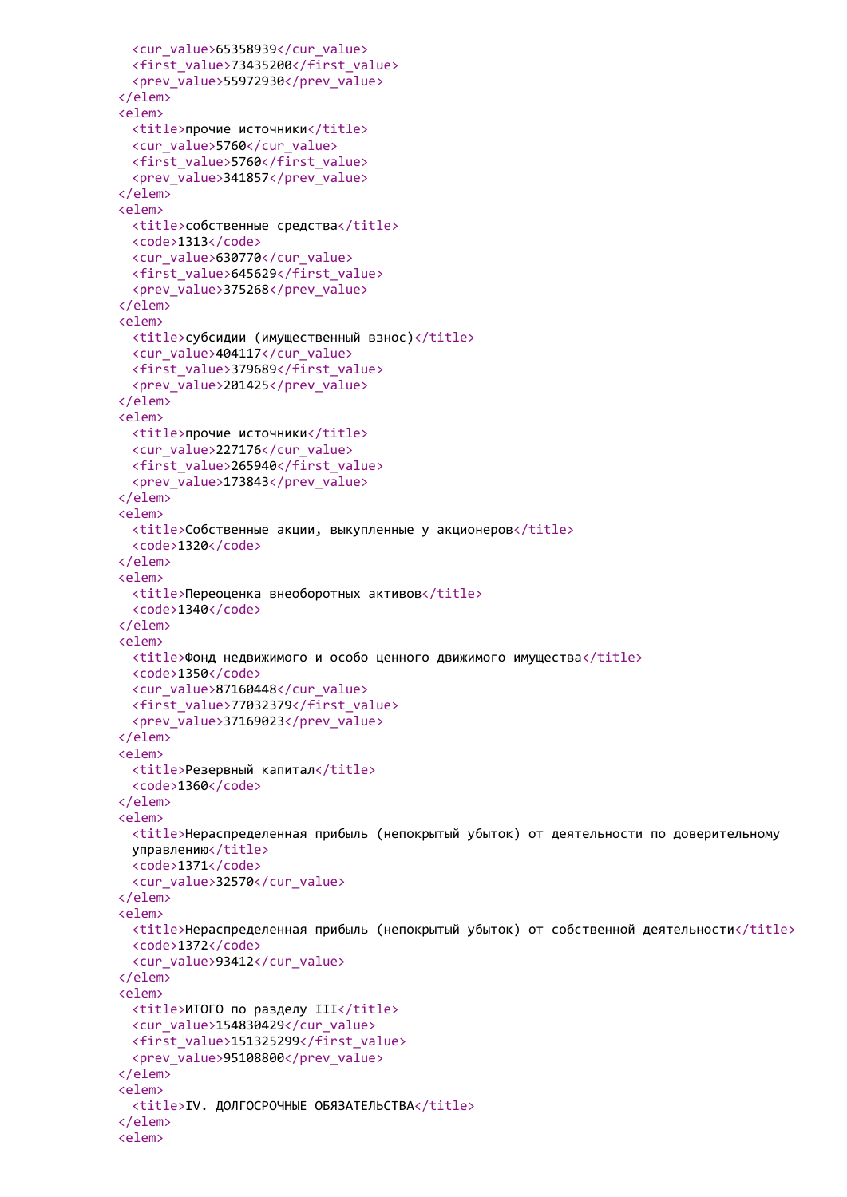```xml
          <cur_value>65358939</cur_value>
          <first_value>73435200</first_value>
          <prev_value>55972930</prev_value>
        </elem>
        <elem>
          <title>прочие источники</title>
          <cur_value>5760</cur_value>
          <first_value>5760</first_value>
          <prev_value>341857</prev_value>
        </elem>
        <elem>
          <title>собственные средства</title>
          <code>1313</code>
          <cur_value>630770</cur_value>
          <first_value>645629</first_value>
          <prev_value>375268</prev_value>
        </elem>
        <elem>
          <title>субсидии (имущественный взнос)</title>
          <cur_value>404117</cur_value>
          <first_value>379689</first_value>
          <prev_value>201425</prev_value>
        </elem>
        <elem>
          <title>прочие источники</title>
          <cur_value>227176</cur_value>
          <first_value>265940</first_value>
          <prev_value>173843</prev_value>
        </elem>
        <elem>
          <title>Собственные акции, выкупленные у акционеров</title>
          <code>1320</code>
        </elem>
        <elem>
          <title>Переоценка внеоборотных активов</title>
          <code>1340</code>
        </elem>
        <elem>
          <title>Фонд недвижимого и особо ценного движимого имущества</title>
          <code>1350</code>
          <cur_value>87160448</cur_value>
          <first_value>77032379</first_value>
          <prev_value>37169023</prev_value>
        </elem>
        <elem>
          <title>Резервный капитал</title>
          <code>1360</code>
        </elem>
        <elem>
          <title>Нераспределенная прибыль (непокрытый убыток) от деятельности по доверительному
          управлению</title>
          <code>1371</code>
          <cur_value>32570</cur_value>
        </elem>
        <elem>
          <title>Нераспределенная прибыль (непокрытый убыток) от собственной деятельности</title>
          <code>1372</code>
          <cur_value>93412</cur_value>
        </elem>
        <elem>
          <title>ИТОГО по разделу III</title>
          <cur_value>154830429</cur_value>
          <first_value>151325299</first_value>
          <prev_value>95108800</prev_value>
        </elem>
        <elem>
          <title>IV. ДОЛГОСРОЧНЫЕ ОБЯЗАТЕЛЬСТВА</title>
        </elem>
        <elem>
```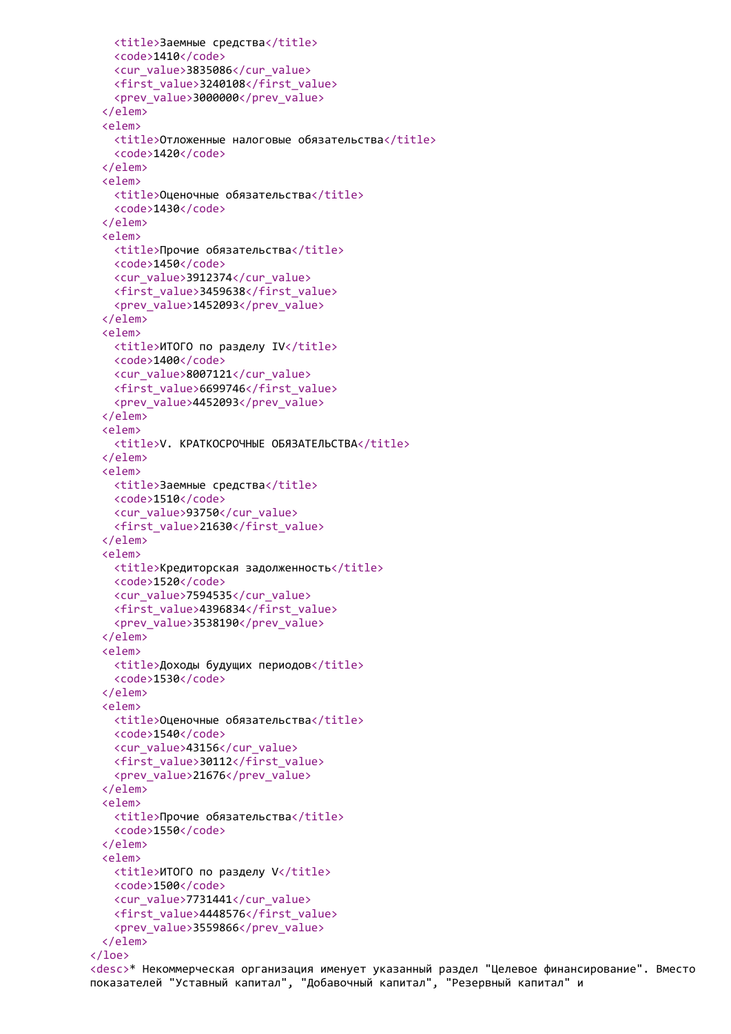```
    <title>Заемные средства</title>
    <code>1410</code>
    <cur_value>3835086</cur_value>
    <first_value>3240108</first_value>
    <prev_value>3000000</prev_value>
  </elem>
  <elem>
    <title>Отложенные налоговые обязательства</title>
    <code>1420</code>
  </elem>
  <elem>
    <title>Оценочные обязательства</title>
    <code>1430</code>
  </elem>
  <elem>
    <title>Прочие обязательства</title>
    <code>1450</code>
    <cur_value>3912374</cur_value>
    <first_value>3459638</first_value>
    <prev_value>1452093</prev_value>
  </elem>
  <elem>
    <title>ИТОГО по разделу IV</title>
    <code>1400</code>
    <cur_value>8007121</cur_value>
    <first_value>6699746</first_value>
    <prev_value>4452093</prev_value>
  </elem>
  <elem>
    <title>V. КРАТКОСРОЧНЫЕ ОБЯЗАТЕЛЬСТВА</title>
  </elem>
  <elem>
    <title>Заемные средства</title>
    <code>1510</code>
    <cur_value>93750</cur_value>
    <first_value>21630</first_value>
  </elem>
  <elem>
    <title>Кредиторская задолженность</title>
    <code>1520</code>
    <cur_value>7594535</cur_value>
    <first_value>4396834</first_value>
    <prev_value>3538190</prev_value>
  </elem>
  <elem>
    <title>Доходы будущих периодов</title>
    <code>1530</code>
  </elem>
  <elem>
    <title>Оценочные обязательства</title>
    <code>1540</code>
    <cur_value>43156</cur_value>
    <first_value>30112</first_value>
    <prev_value>21676</prev_value>
  </elem>
  <elem>
    <title>Прочие обязательства</title>
    <code>1550</code>
  </elem>
  <elem>
    <title>ИТОГО по разделу V</title>
    <code>1500</code>
    <cur_value>7731441</cur_value>
    <first_value>4448576</first_value>
    <prev_value>3559866</prev_value>
  </elem>
</loe>
<desc>* Некоммерческая организация именует указанный раздел "Целевое финансирование". Вместо
показателей "Уставный капитал", "Добавочный капитал", "Резервный капитал" и
```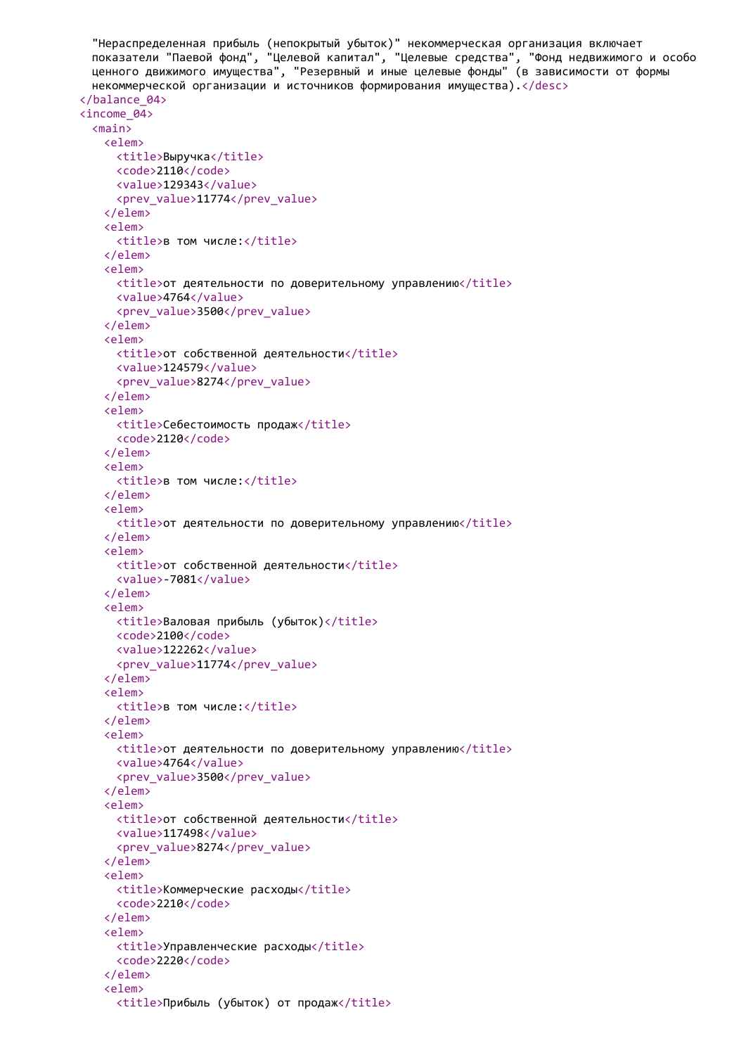```
    "Нераспределенная прибыль (непокрытый убыток)" некоммерческая организация включает
    показатели "Паевой фонд", "Целевой капитал", "Целевые средства", "Фонд недвижимого и особо
    ценного движимого имущества", "Резервный и иные целевые фонды" (в зависимости от формы
    некоммерческой организации и источников формирования имущества).</desc>
  </balance_04>
  <income_04>
    <main>
      <elem>
        <title>Выручка</title>
        <code>2110</code>
        <value>129343</value>
        <prev_value>11774</prev_value>
      </elem>
      <elem>
        <title>в том числе:</title>
      </elem>
      <elem>
        <title>от деятельности по доверительному управлению</title>
        <value>4764</value>
        <prev_value>3500</prev_value>
      </elem>
      <elem>
        <title>от собственной деятельности</title>
        <value>124579</value>
        <prev_value>8274</prev_value>
      </elem>
      <elem>
        <title>Себестоимость продаж</title>
        <code>2120</code>
      </elem>
      <elem>
        <title>в том числе:</title>
      </elem>
      <elem>
        <title>от деятельности по доверительному управлению</title>
      </elem>
      <elem>
        <title>от собственной деятельности</title>
        <value>-7081</value>
      </elem>
      <elem>
        <title>Валовая прибыль (убыток)</title>
        <code>2100</code>
        <value>122262</value>
        <prev_value>11774</prev_value>
      </elem>
      <elem>
        <title>в том числе:</title>
      </elem>
      <elem>
        <title>от деятельности по доверительному управлению</title>
        <value>4764</value>
        <prev_value>3500</prev_value>
      </elem>
      <elem>
        <title>от собственной деятельности</title>
        <value>117498</value>
        <prev_value>8274</prev_value>
      </elem>
      <elem>
        <title>Коммерческие расходы</title>
        <code>2210</code>
      </elem>
      <elem>
        <title>Управленческие расходы</title>
        <code>2220</code>
      </elem>
      <elem>
        <title>Прибыль (убыток) от продаж</title>
```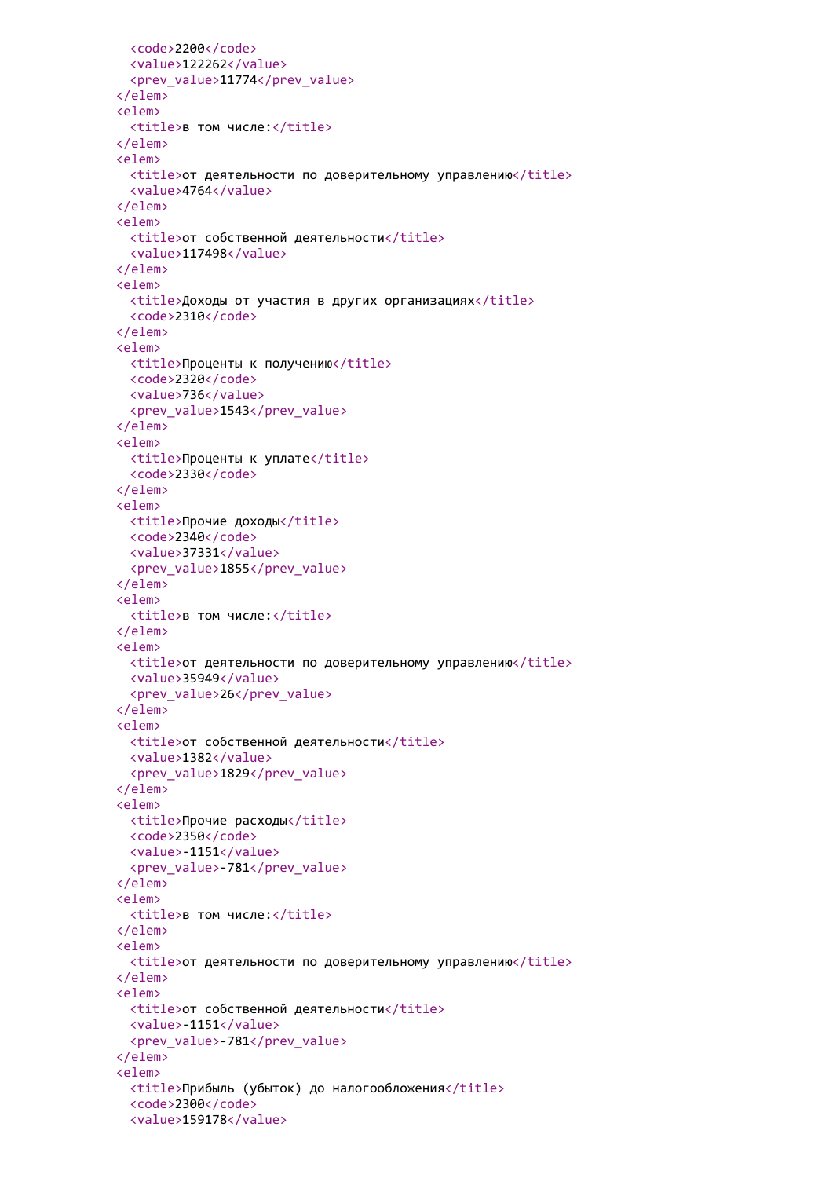```xml
        <code>2200</code>
        <value>122262</value>
        <prev_value>11774</prev_value>
      </elem>
      <elem>
        <title>в том числе:</title>
      </elem>
      <elem>
        <title>от деятельности по доверительному управлению</title>
        <value>4764</value>
      </elem>
      <elem>
        <title>от собственной деятельности</title>
        <value>117498</value>
      </elem>
      <elem>
        <title>Доходы от участия в других организациях</title>
        <code>2310</code>
      </elem>
      <elem>
        <title>Проценты к получению</title>
        <code>2320</code>
        <value>736</value>
        <prev_value>1543</prev_value>
      </elem>
      <elem>
        <title>Проценты к уплате</title>
        <code>2330</code>
      </elem>
      <elem>
        <title>Прочие доходы</title>
        <code>2340</code>
        <value>37331</value>
        <prev_value>1855</prev_value>
      </elem>
      <elem>
        <title>в том числе:</title>
      </elem>
      <elem>
        <title>от деятельности по доверительному управлению</title>
        <value>35949</value>
        <prev_value>26</prev_value>
      </elem>
      <elem>
        <title>от собственной деятельности</title>
        <value>1382</value>
        <prev_value>1829</prev_value>
      </elem>
      <elem>
        <title>Прочие расходы</title>
        <code>2350</code>
        <value>-1151</value>
        <prev_value>-781</prev_value>
      </elem>
      <elem>
        <title>в том числе:</title>
      </elem>
      <elem>
        <title>от деятельности по доверительному управлению</title>
      </elem>
      <elem>
        <title>от собственной деятельности</title>
        <value>-1151</value>
        <prev_value>-781</prev_value>
      </elem>
      <elem>
        <title>Прибыль (убыток) до налогообложения</title>
        <code>2300</code>
        <value>159178</value>
```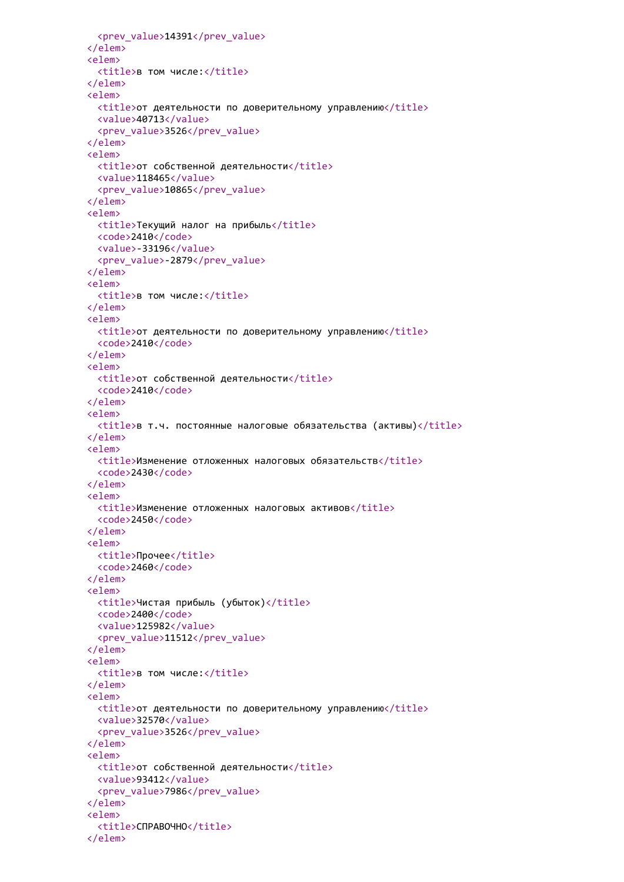```
    <prev_value>14391</prev_value>
  </elem>
  <elem>
    <title>в том числе:</title>
  </elem>
  <elem>
    <title>от деятельности по доверительному управлению</title>
    <value>40713</value>
    <prev_value>3526</prev_value>
  </elem>
  <elem>
    <title>от собственной деятельности</title>
    <value>118465</value>
    <prev_value>10865</prev_value>
  </elem>
  <elem>
    <title>Текущий налог на прибыль</title>
    <code>2410</code>
    <value>-33196</value>
    <prev_value>-2879</prev_value>
  </elem>
  <elem>
    <title>в том числе:</title>
  </elem>
  <elem>
    <title>от деятельности по доверительному управлению</title>
    <code>2410</code>
  </elem>
  <elem>
    <title>от собственной деятельности</title>
    <code>2410</code>
  </elem>
  <elem>
    <title>в т.ч. постоянные налоговые обязательства (активы)</title>
  </elem>
  <elem>
    <title>Изменение отложенных налоговых обязательств</title>
    <code>2430</code>
  </elem>
  <elem>
    <title>Изменение отложенных налоговых активов</title>
    <code>2450</code>
  </elem>
  <elem>
    <title>Прочее</title>
    <code>2460</code>
  </elem>
  <elem>
    <title>Чистая прибыль (убыток)</title>
    <code>2400</code>
    <value>125982</value>
    <prev_value>11512</prev_value>
  </elem>
  <elem>
    <title>в том числе:</title>
  </elem>
  <elem>
    <title>от деятельности по доверительному управлению</title>
    <value>32570</value>
    <prev_value>3526</prev_value>
  </elem>
  <elem>
    <title>от собственной деятельности</title>
    <value>93412</value>
    <prev_value>7986</prev_value>
  </elem>
  <elem>
    <title>СПРАВОЧНО</title>
  </elem>
```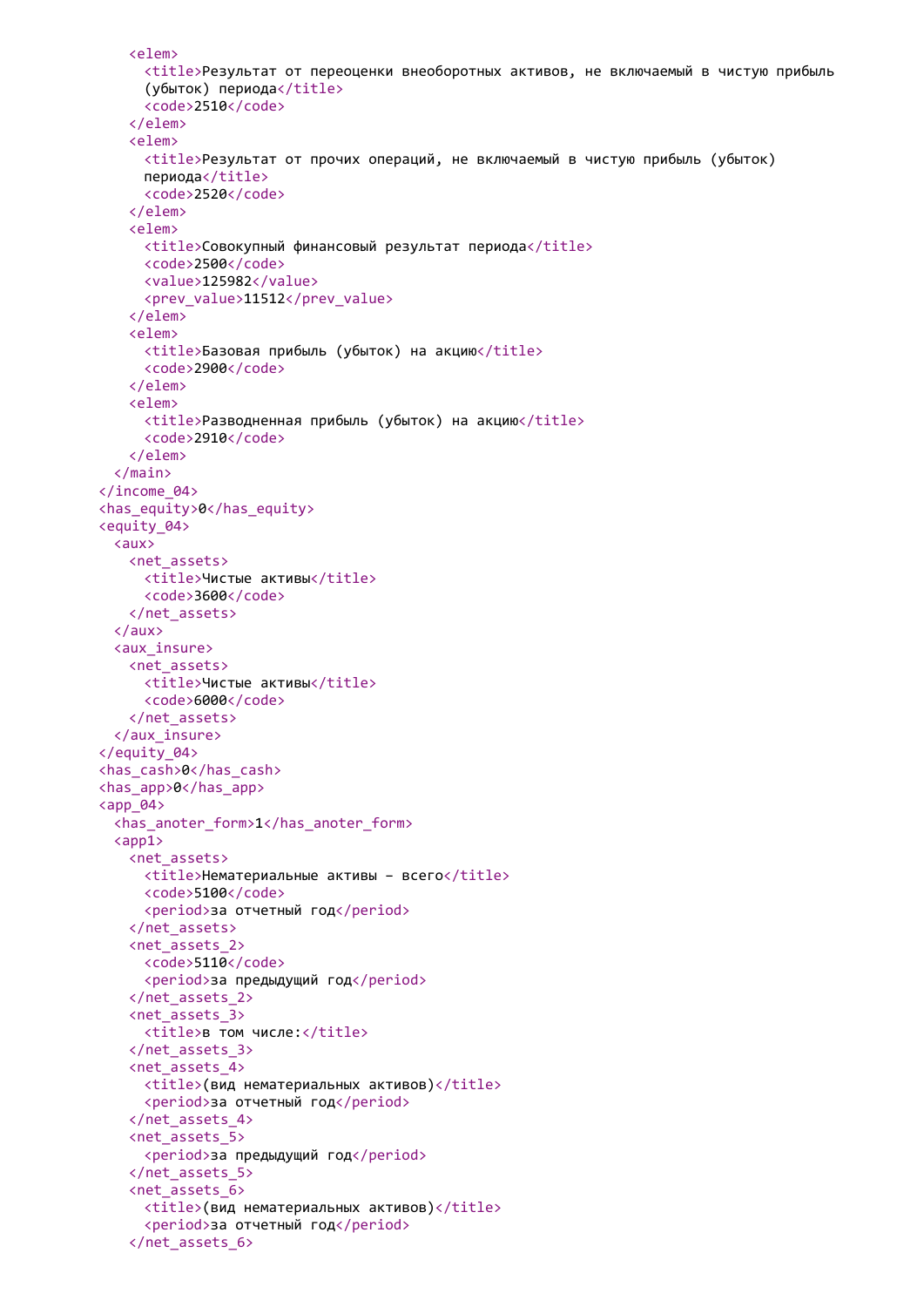```
      <elem>
        <title>Результат от переоценки внеоборотных активов, не включаемый в чистую прибыль
        (убыток) периода</title>
        <code>2510</code>
      </elem>
      <elem>
        <title>Результат от прочих операций, не включаемый в чистую прибыль (убыток)
        периода</title>
        <code>2520</code>
      </elem>
      <elem>
        <title>Совокупный финансовый результат периода</title>
        <code>2500</code>
        <value>125982</value>
        <prev_value>11512</prev_value>
      </elem>
      <elem>
        <title>Базовая прибыль (убыток) на акцию</title>
        <code>2900</code>
      </elem>
      <elem>
        <title>Разводненная прибыль (убыток) на акцию</title>
        <code>2910</code>
      </elem>
    </main>
  </income_04>
  <has_equity>0</has_equity>
  <equity_04>
    <aux>
      <net_assets>
        <title>Чистые активы</title>
        <code>3600</code>
      </net_assets>
    </aux>
    <aux_insure>
      <net_assets>
        <title>Чистые активы</title>
        <code>6000</code>
      </net_assets>
    </aux_insure>
  </equity_04>
  <has_cash>0</has_cash>
  <has_app>0</has_app>
  <app_04>
    <has_anoter_form>1</has_anoter_form>
    <app1>
      <net_assets>
        <title>Нематериальные активы - всего</title>
        <code>5100</code>
        <period>за отчетный год</period>
      </net_assets>
      <net_assets_2>
        <code>5110</code>
        <period>за предыдущий год</period>
      </net_assets_2>
      <net_assets_3>
        <title>в том числе:</title>
      </net_assets_3>
      <net_assets_4>
        <title>(вид нематериальных активов)</title>
        <period>за отчетный год</period>
      </net_assets_4>
      <net_assets_5>
        <period>за предыдущий год</period>
      </net_assets_5>
      <net_assets_6>
        <title>(вид нематериальных активов)</title>
        <period>за отчетный год</period>
      </net_assets_6>
```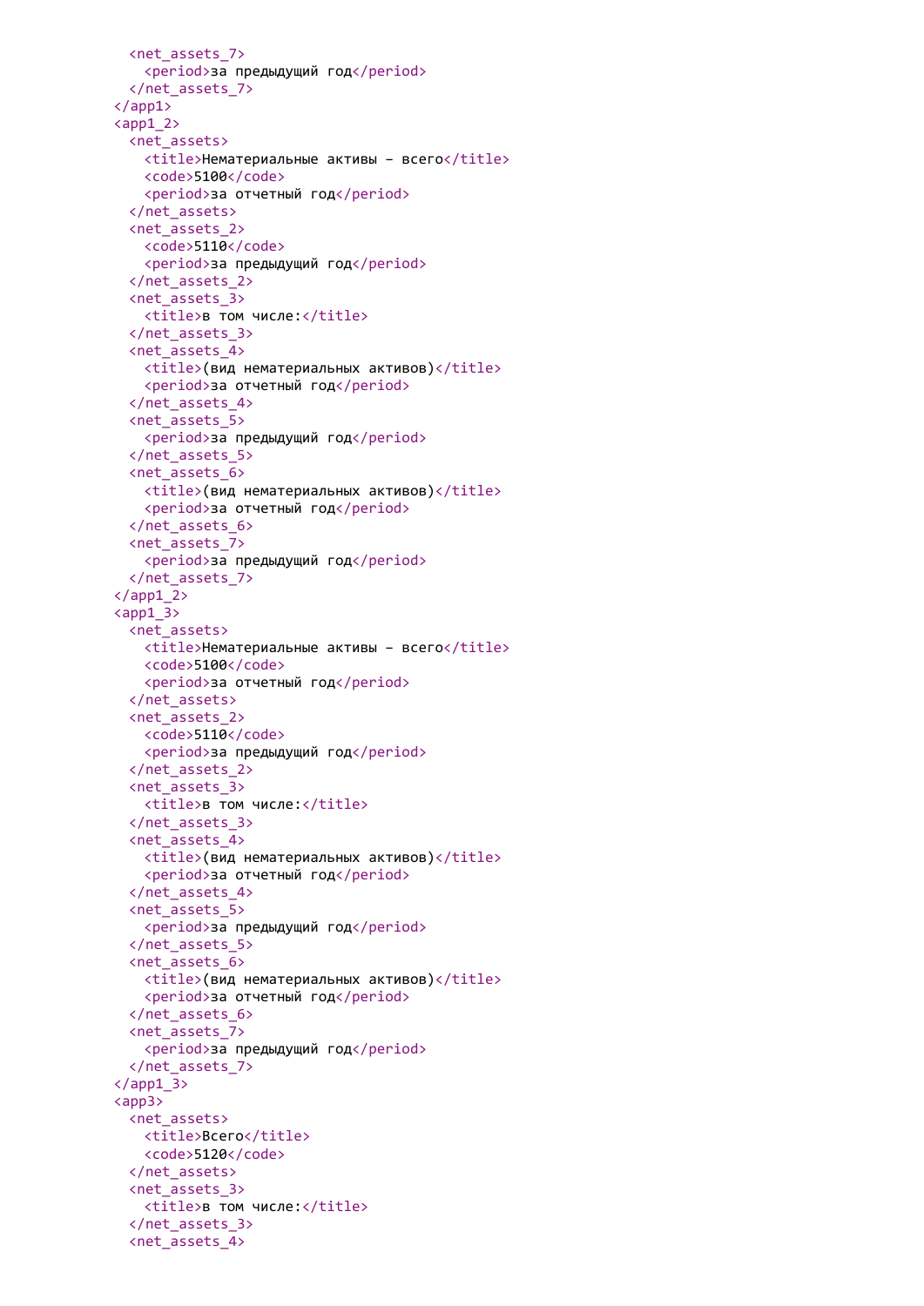```
      <net_assets_7>
        <period>за предыдущий год</period>
      </net_assets_7>
    </app1>
    <app1_2>
      <net_assets>
        <title>Нематериальные активы – всего</title>
        <code>5100</code>
        <period>за отчетный год</period>
      </net_assets>
      <net_assets_2>
        <code>5110</code>
        <period>за предыдущий год</period>
      </net_assets_2>
      <net_assets_3>
        <title>в том числе:</title>
      </net_assets_3>
      <net_assets_4>
        <title>(вид нематериальных активов)</title>
        <period>за отчетный год</period>
      </net_assets_4>
      <net_assets_5>
        <period>за предыдущий год</period>
      </net_assets_5>
      <net_assets_6>
        <title>(вид нематериальных активов)</title>
        <period>за отчетный год</period>
      </net_assets_6>
      <net_assets_7>
        <period>за предыдущий год</period>
      </net_assets_7>
    </app1_2>
    <app1_3>
      <net_assets>
        <title>Нематериальные активы – всего</title>
        <code>5100</code>
        <period>за отчетный год</period>
      </net_assets>
      <net_assets_2>
        <code>5110</code>
        <period>за предыдущий год</period>
      </net_assets_2>
      <net_assets_3>
        <title>в том числе:</title>
      </net_assets_3>
      <net_assets_4>
        <title>(вид нематериальных активов)</title>
        <period>за отчетный год</period>
      </net_assets_4>
      <net_assets_5>
        <period>за предыдущий год</period>
      </net_assets_5>
      <net_assets_6>
        <title>(вид нематериальных активов)</title>
        <period>за отчетный год</period>
      </net_assets_6>
      <net_assets_7>
        <period>за предыдущий год</period>
      </net_assets_7>
    </app1_3>
    <app3>
      <net_assets>
        <title>Всего</title>
        <code>5120</code>
      </net_assets>
      <net_assets_3>
        <title>в том числе:</title>
      </net_assets_3>
      <net_assets_4>
```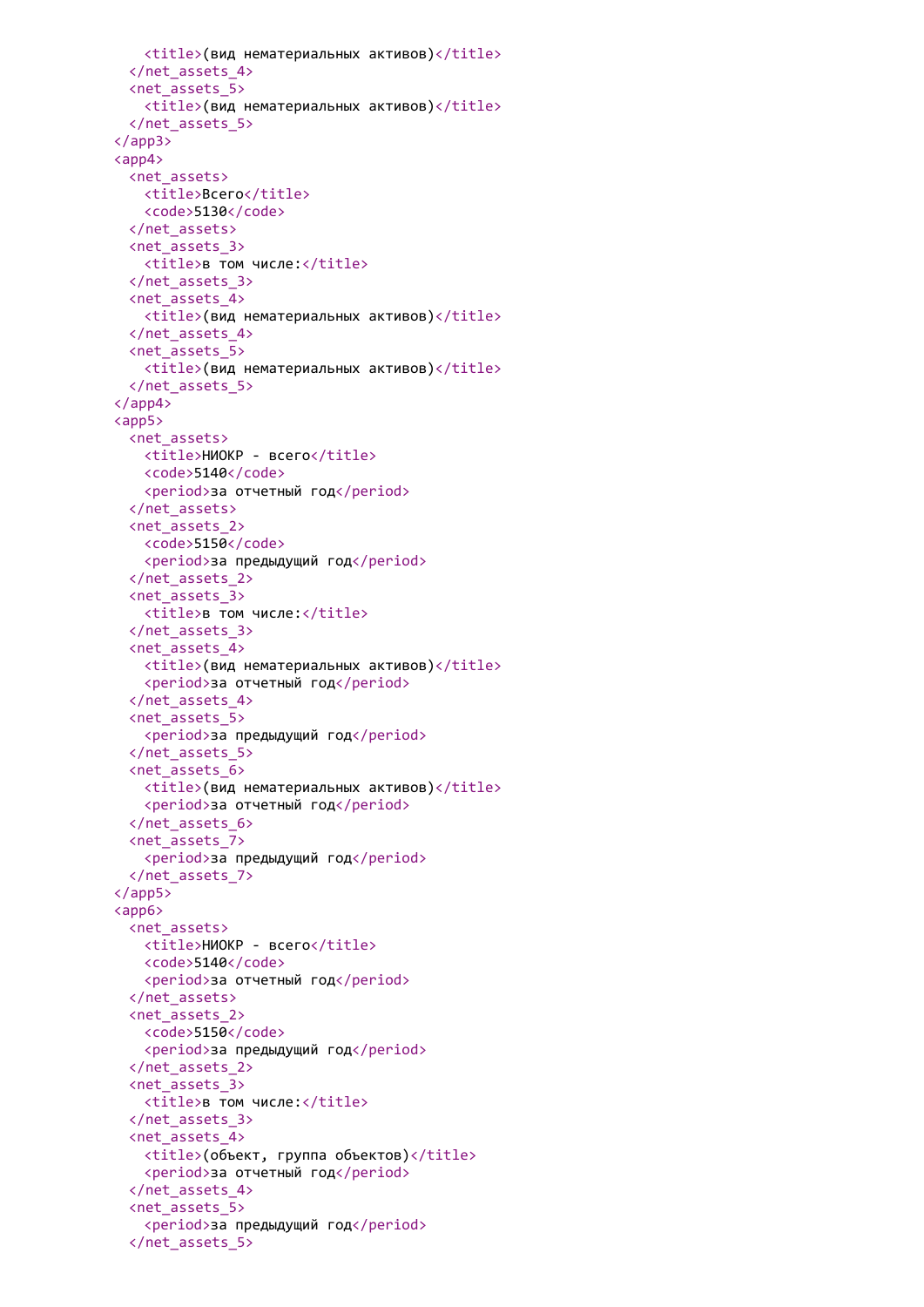```
      <title>(вид нематериальных активов)</title>
    </net_assets_4>
    <net_assets_5>
      <title>(вид нематериальных активов)</title>
    </net_assets_5>
  </app3>
  <app4>
    <net_assets>
      <title>Всего</title>
      <code>5130</code>
    </net_assets>
    <net_assets_3>
      <title>в том числе:</title>
    </net_assets_3>
    <net_assets_4>
      <title>(вид нематериальных активов)</title>
    </net_assets_4>
    <net_assets_5>
      <title>(вид нематериальных активов)</title>
    </net_assets_5>
  </app4>
  <app5>
    <net_assets>
      <title>НИОКР - всего</title>
      <code>5140</code>
      <period>за отчетный год</period>
    </net_assets>
    <net_assets_2>
      <code>5150</code>
      <period>за предыдущий год</period>
    </net_assets_2>
    <net_assets_3>
      <title>в том числе:</title>
    </net_assets_3>
    <net_assets_4>
      <title>(вид нематериальных активов)</title>
      <period>за отчетный год</period>
    </net_assets_4>
    <net_assets_5>
      <period>за предыдущий год</period>
    </net_assets_5>
    <net_assets_6>
      <title>(вид нематериальных активов)</title>
      <period>за отчетный год</period>
    </net_assets_6>
    <net_assets_7>
      <period>за предыдущий год</period>
    </net_assets_7>
  </app5>
  <app6>
    <net_assets>
      <title>НИОКР - всего</title>
      <code>5140</code>
      <period>за отчетный год</period>
    </net_assets>
    <net_assets_2>
      <code>5150</code>
      <period>за предыдущий год</period>
    </net_assets_2>
    <net_assets_3>
      <title>в том числе:</title>
    </net_assets_3>
    <net_assets_4>
      <title>(объект, группа объектов)</title>
      <period>за отчетный год</period>
    </net_assets_4>
    <net_assets_5>
      <period>за предыдущий год</period>
    </net_assets_5>
```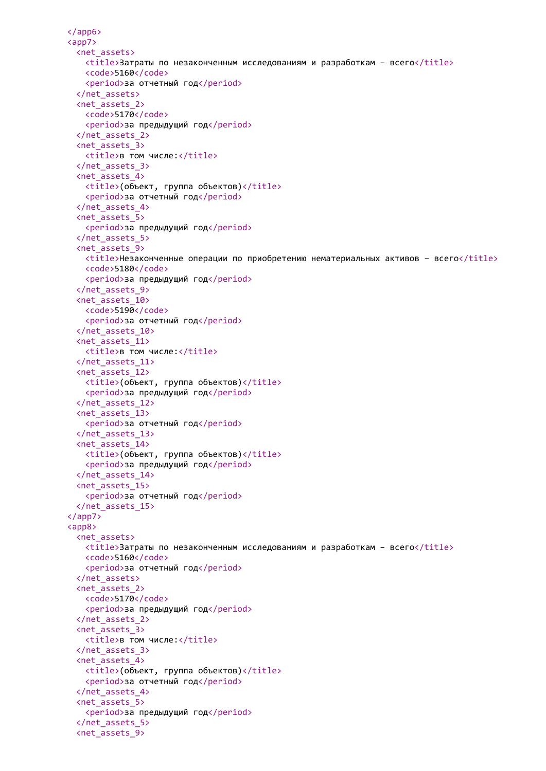```
    </app6>
    <app7>
      <net_assets>
        <title>Затраты по незаконченным исследованиям и разработкам – всего</title>
        <code>5160</code>
        <period>за отчетный год</period>
      </net_assets>
      <net_assets_2>
        <code>5170</code>
        <period>за предыдущий год</period>
      </net_assets_2>
      <net_assets_3>
        <title>в том числе:</title>
      </net_assets_3>
      <net_assets_4>
        <title>(объект, группа объектов)</title>
        <period>за отчетный год</period>
      </net_assets_4>
      <net_assets_5>
        <period>за предыдущий год</period>
      </net_assets_5>
      <net_assets_9>
        <title>Незаконченные операции по приобретению нематериальных активов – всего</title>
        <code>5180</code>
        <period>за предыдущий год</period>
      </net_assets_9>
      <net_assets_10>
        <code>5190</code>
        <period>за отчетный год</period>
      </net_assets_10>
      <net_assets_11>
        <title>в том числе:</title>
      </net_assets_11>
      <net_assets_12>
        <title>(объект, группа объектов)</title>
        <period>за предыдущий год</period>
      </net_assets_12>
      <net_assets_13>
        <period>за отчетный год</period>
      </net_assets_13>
      <net_assets_14>
        <title>(объект, группа объектов)</title>
        <period>за предыдущий год</period>
      </net_assets_14>
      <net_assets_15>
        <period>за отчетный год</period>
      </net_assets_15>
    </app7>
    <app8>
      <net_assets>
        <title>Затраты по незаконченным исследованиям и разработкам – всего</title>
        <code>5160</code>
        <period>за отчетный год</period>
      </net_assets>
      <net_assets_2>
        <code>5170</code>
        <period>за предыдущий год</period>
      </net_assets_2>
      <net_assets_3>
        <title>в том числе:</title>
      </net_assets_3>
      <net_assets_4>
        <title>(объект, группа объектов)</title>
        <period>за отчетный год</period>
      </net_assets_4>
      <net_assets_5>
        <period>за предыдущий год</period>
      </net_assets_5>
      <net_assets_9>
```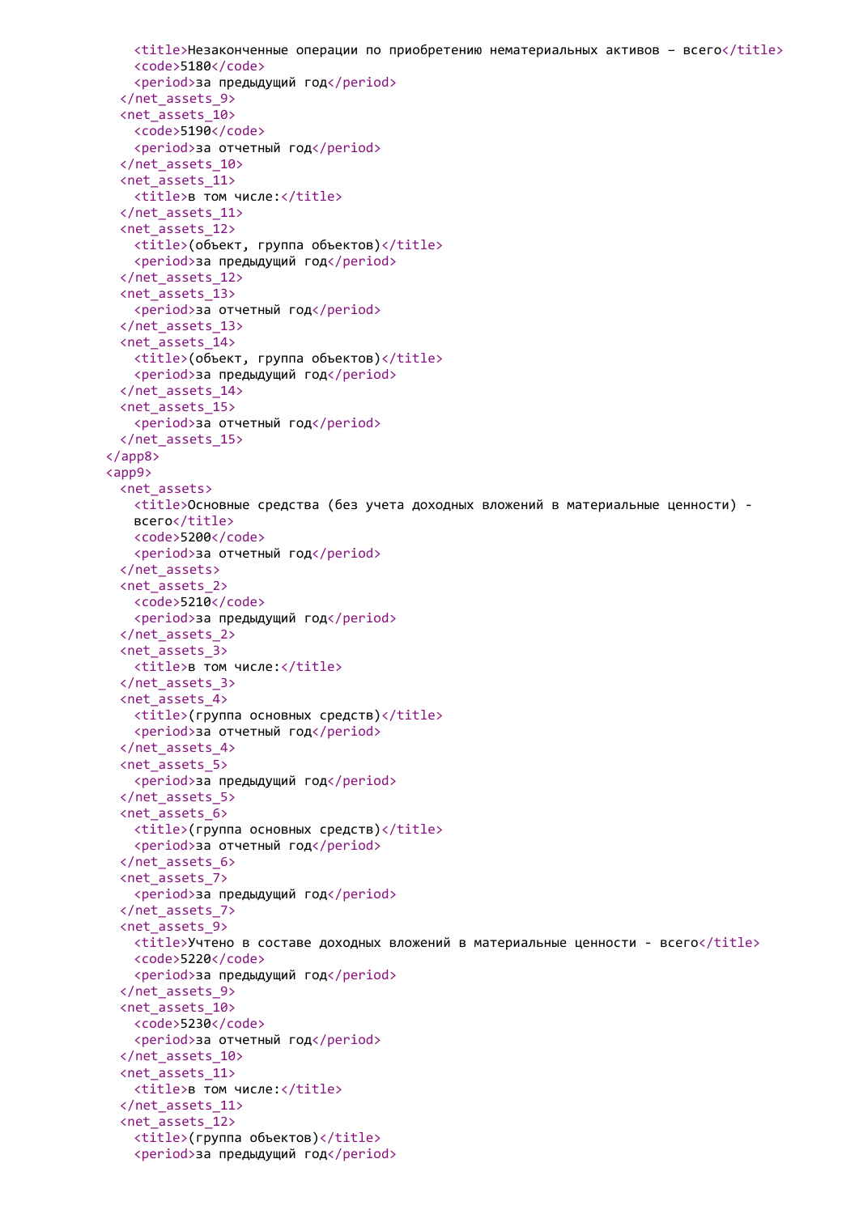```xml
      <title>Незаконченные операции по приобретению нематериальных активов – всего</title>
      <code>5180</code>
      <period>за предыдущий год</period>
    </net_assets_9>
    <net_assets_10>
      <code>5190</code>
      <period>за отчетный год</period>
    </net_assets_10>
    <net_assets_11>
      <title>в том числе:</title>
    </net_assets_11>
    <net_assets_12>
      <title>(объект, группа объектов)</title>
      <period>за предыдущий год</period>
    </net_assets_12>
    <net_assets_13>
      <period>за отчетный год</period>
    </net_assets_13>
    <net_assets_14>
      <title>(объект, группа объектов)</title>
      <period>за предыдущий год</period>
    </net_assets_14>
    <net_assets_15>
      <period>за отчетный год</period>
    </net_assets_15>
  </app8>
  <app9>
    <net_assets>
      <title>Основные средства (без учета доходных вложений в материальные ценности) - всего</title>
      <code>5200</code>
      <period>за отчетный год</period>
    </net_assets>
    <net_assets_2>
      <code>5210</code>
      <period>за предыдущий год</period>
    </net_assets_2>
    <net_assets_3>
      <title>в том числе:</title>
    </net_assets_3>
    <net_assets_4>
      <title>(группа основных средств)</title>
      <period>за отчетный год</period>
    </net_assets_4>
    <net_assets_5>
      <period>за предыдущий год</period>
    </net_assets_5>
    <net_assets_6>
      <title>(группа основных средств)</title>
      <period>за отчетный год</period>
    </net_assets_6>
    <net_assets_7>
      <period>за предыдущий год</period>
    </net_assets_7>
    <net_assets_9>
      <title>Учтено в составе доходных вложений в материальные ценности - всего</title>
      <code>5220</code>
      <period>за предыдущий год</period>
    </net_assets_9>
    <net_assets_10>
      <code>5230</code>
      <period>за отчетный год</period>
    </net_assets_10>
    <net_assets_11>
      <title>в том числе:</title>
    </net_assets_11>
    <net_assets_12>
      <title>(группа объектов)</title>
      <period>за предыдущий год</period>
```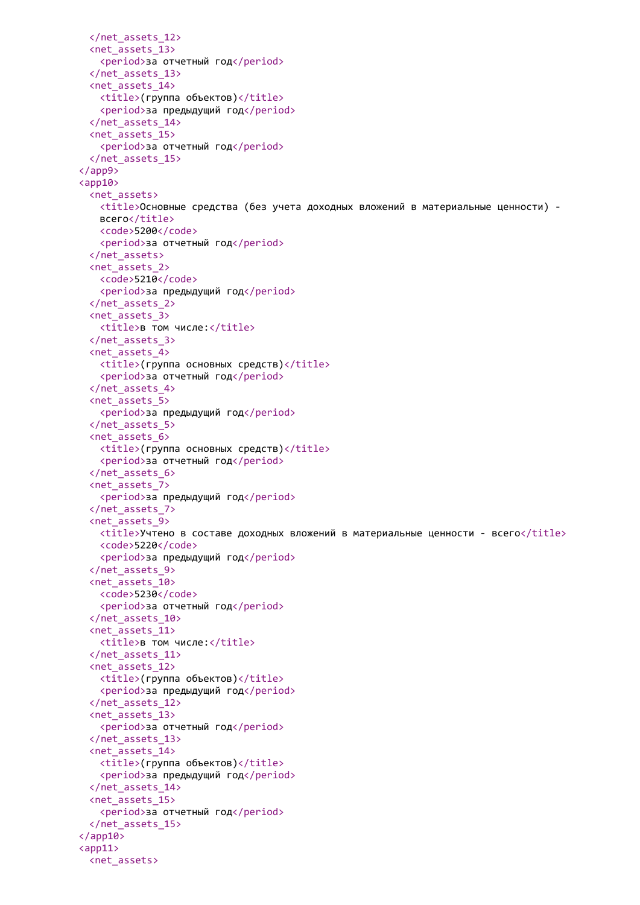```
    </net_assets_12>
    <net_assets_13>
      <period>за отчетный год</period>
    </net_assets_13>
    <net_assets_14>
      <title>(группа объектов)</title>
      <period>за предыдущий год</period>
    </net_assets_14>
    <net_assets_15>
      <period>за отчетный год</period>
    </net_assets_15>
  </app9>
  <app10>
    <net_assets>
      <title>Основные средства (без учета доходных вложений в материальные ценности) -
      всего</title>
      <code>5200</code>
      <period>за отчетный год</period>
    </net_assets>
    <net_assets_2>
      <code>5210</code>
      <period>за предыдущий год</period>
    </net_assets_2>
    <net_assets_3>
      <title>в том числе:</title>
    </net_assets_3>
    <net_assets_4>
      <title>(группа основных средств)</title>
      <period>за отчетный год</period>
    </net_assets_4>
    <net_assets_5>
      <period>за предыдущий год</period>
    </net_assets_5>
    <net_assets_6>
      <title>(группа основных средств)</title>
      <period>за отчетный год</period>
    </net_assets_6>
    <net_assets_7>
      <period>за предыдущий год</period>
    </net_assets_7>
    <net_assets_9>
      <title>Учтено в составе доходных вложений в материальные ценности - всего</title>
      <code>5220</code>
      <period>за предыдущий год</period>
    </net_assets_9>
    <net_assets_10>
      <code>5230</code>
      <period>за отчетный год</period>
    </net_assets_10>
    <net_assets_11>
      <title>в том числе:</title>
    </net_assets_11>
    <net_assets_12>
      <title>(группа объектов)</title>
      <period>за предыдущий год</period>
    </net_assets_12>
    <net_assets_13>
      <period>за отчетный год</period>
    </net_assets_13>
    <net_assets_14>
      <title>(группа объектов)</title>
      <period>за предыдущий год</period>
    </net_assets_14>
    <net_assets_15>
      <period>за отчетный год</period>
    </net_assets_15>
  </app10>
  <app11>
    <net_assets>
```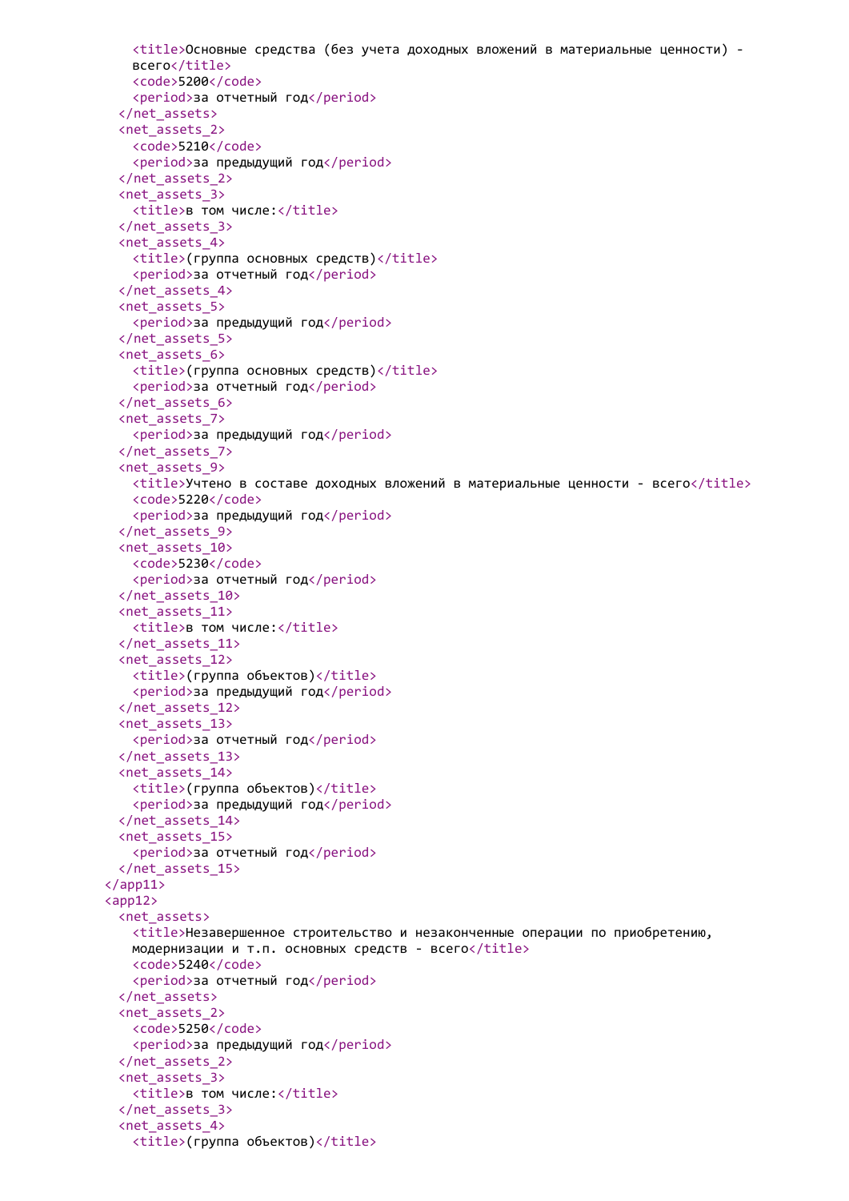```
      <title>Основные средства (без учета доходных вложений в материальные ценности) -
      всего</title>
      <code>5200</code>
      <period>за отчетный год</period>
    </net_assets>
    <net_assets_2>
      <code>5210</code>
      <period>за предыдущий год</period>
    </net_assets_2>
    <net_assets_3>
      <title>в том числе:</title>
    </net_assets_3>
    <net_assets_4>
      <title>(группа основных средств)</title>
      <period>за отчетный год</period>
    </net_assets_4>
    <net_assets_5>
      <period>за предыдущий год</period>
    </net_assets_5>
    <net_assets_6>
      <title>(группа основных средств)</title>
      <period>за отчетный год</period>
    </net_assets_6>
    <net_assets_7>
      <period>за предыдущий год</period>
    </net_assets_7>
    <net_assets_9>
      <title>Учтено в составе доходных вложений в материальные ценности - всего</title>
      <code>5220</code>
      <period>за предыдущий год</period>
    </net_assets_9>
    <net_assets_10>
      <code>5230</code>
      <period>за отчетный год</period>
    </net_assets_10>
    <net_assets_11>
      <title>в том числе:</title>
    </net_assets_11>
    <net_assets_12>
      <title>(группа объектов)</title>
      <period>за предыдущий год</period>
    </net_assets_12>
    <net_assets_13>
      <period>за отчетный год</period>
    </net_assets_13>
    <net_assets_14>
      <title>(группа объектов)</title>
      <period>за предыдущий год</period>
    </net_assets_14>
    <net_assets_15>
      <period>за отчетный год</period>
    </net_assets_15>
  </app11>
  <app12>
    <net_assets>
      <title>Незавершенное строительство и незаконченные операции по приобретению,
      модернизации и т.п. основных средств - всего</title>
      <code>5240</code>
      <period>за отчетный год</period>
    </net_assets>
    <net_assets_2>
      <code>5250</code>
      <period>за предыдущий год</period>
    </net_assets_2>
    <net_assets_3>
      <title>в том числе:</title>
    </net_assets_3>
    <net_assets_4>
      <title>(группа объектов)</title>
```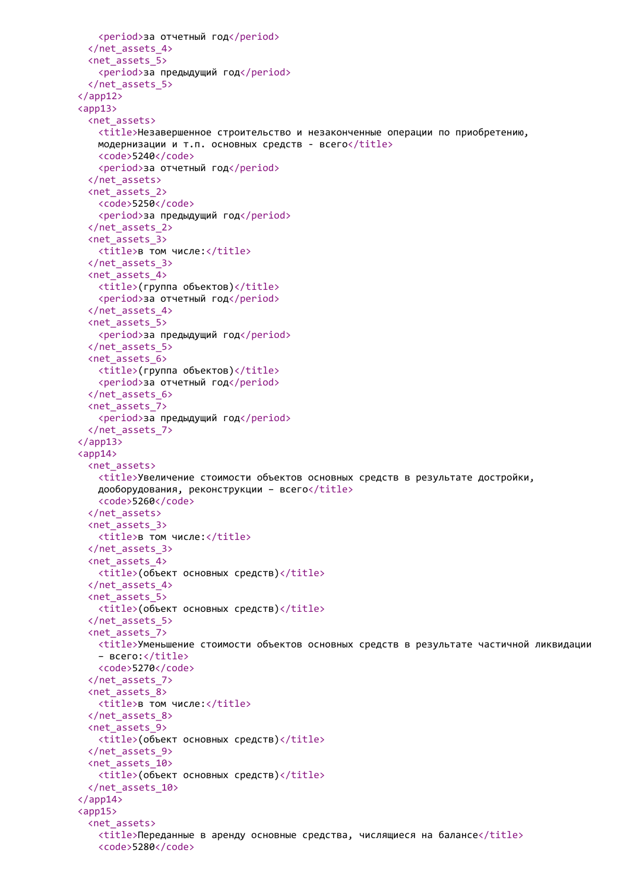```
      <period>за отчетный год</period>
    </net_assets_4>
    <net_assets_5>
      <period>за предыдущий год</period>
    </net_assets_5>
  </app12>
  <app13>
    <net_assets>
      <title>Незавершенное строительство и незаконченные операции по приобретению,
      модернизации и т.п. основных средств - всего</title>
      <code>5240</code>
      <period>за отчетный год</period>
    </net_assets>
    <net_assets_2>
      <code>5250</code>
      <period>за предыдущий год</period>
    </net_assets_2>
    <net_assets_3>
      <title>в том числе:</title>
    </net_assets_3>
    <net_assets_4>
      <title>(группа объектов)</title>
      <period>за отчетный год</period>
    </net_assets_4>
    <net_assets_5>
      <period>за предыдущий год</period>
    </net_assets_5>
    <net_assets_6>
      <title>(группа объектов)</title>
      <period>за отчетный год</period>
    </net_assets_6>
    <net_assets_7>
      <period>за предыдущий год</period>
    </net_assets_7>
  </app13>
  <app14>
    <net_assets>
      <title>Увеличение стоимости объектов основных средств в результате достройки,
      дооборудования, реконструкции - всего</title>
      <code>5260</code>
    </net_assets>
    <net_assets_3>
      <title>в том числе:</title>
    </net_assets_3>
    <net_assets_4>
      <title>(объект основных средств)</title>
    </net_assets_4>
    <net_assets_5>
      <title>(объект основных средств)</title>
    </net_assets_5>
    <net_assets_7>
      <title>Уменьшение стоимости объектов основных средств в результате частичной ликвидации
      - всего:</title>
      <code>5270</code>
    </net_assets_7>
    <net_assets_8>
      <title>в том числе:</title>
    </net_assets_8>
    <net_assets_9>
      <title>(объект основных средств)</title>
    </net_assets_9>
    <net_assets_10>
      <title>(объект основных средств)</title>
    </net_assets_10>
  </app14>
  <app15>
    <net_assets>
      <title>Переданные в аренду основные средства, числящиеся на балансе</title>
      <code>5280</code>
```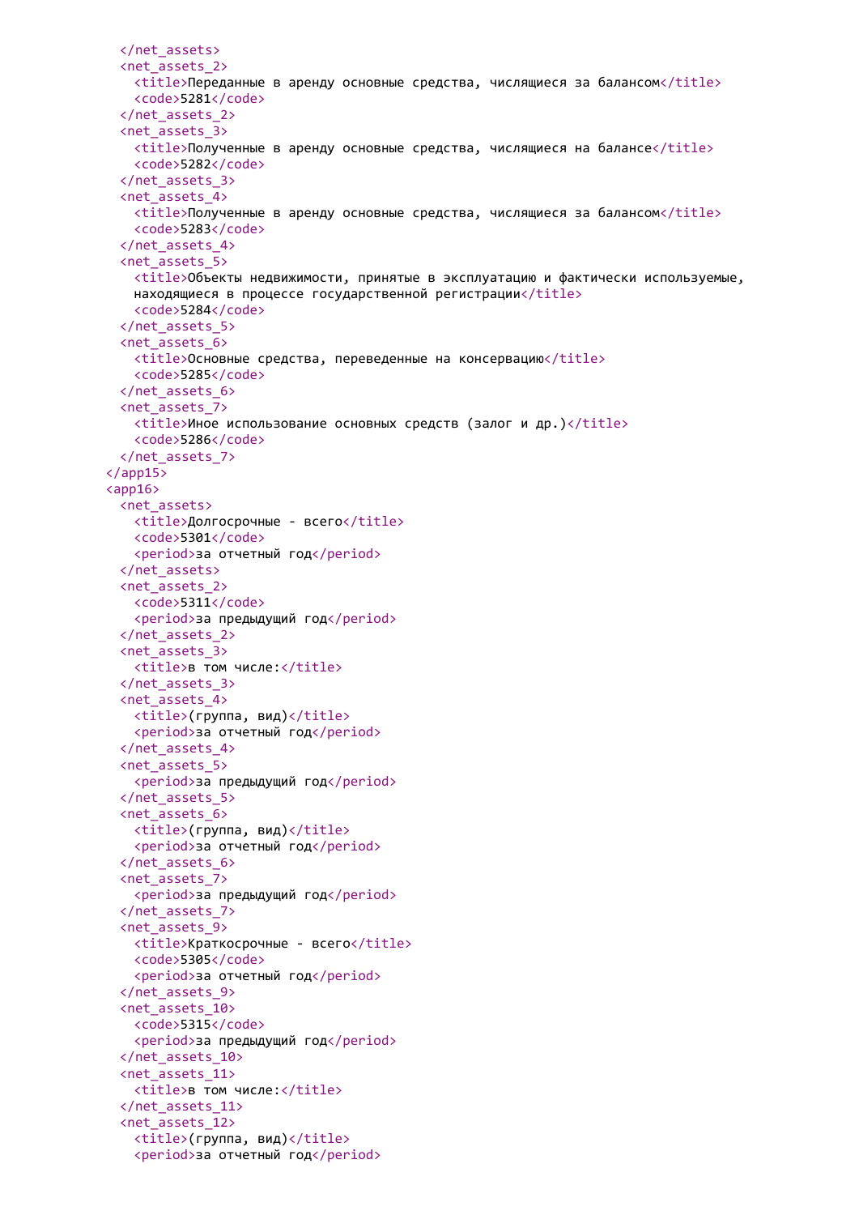```
    </net_assets>
    <net_assets_2>
      <title>Переданные в аренду основные средства, числящиеся за балансом</title>
      <code>5281</code>
    </net_assets_2>
    <net_assets_3>
      <title>Полученные в аренду основные средства, числящиеся на балансе</title>
      <code>5282</code>
    </net_assets_3>
    <net_assets_4>
      <title>Полученные в аренду основные средства, числящиеся за балансом</title>
      <code>5283</code>
    </net_assets_4>
    <net_assets_5>
      <title>Объекты недвижимости, принятые в эксплуатацию и фактически используемые,
      находящиеся в процессе государственной регистрации</title>
      <code>5284</code>
    </net_assets_5>
    <net_assets_6>
      <title>Основные средства, переведенные на консервацию</title>
      <code>5285</code>
    </net_assets_6>
    <net_assets_7>
      <title>Иное использование основных средств (залог и др.)</title>
      <code>5286</code>
    </net_assets_7>
  </app15>
  <app16>
    <net_assets>
      <title>Долгосрочные - всего</title>
      <code>5301</code>
      <period>за отчетный год</period>
    </net_assets>
    <net_assets_2>
      <code>5311</code>
      <period>за предыдущий год</period>
    </net_assets_2>
    <net_assets_3>
      <title>в том числе:</title>
    </net_assets_3>
    <net_assets_4>
      <title>(группа, вид)</title>
      <period>за отчетный год</period>
    </net_assets_4>
    <net_assets_5>
      <period>за предыдущий год</period>
    </net_assets_5>
    <net_assets_6>
      <title>(группа, вид)</title>
      <period>за отчетный год</period>
    </net_assets_6>
    <net_assets_7>
      <period>за предыдущий год</period>
    </net_assets_7>
    <net_assets_9>
      <title>Краткосрочные - всего</title>
      <code>5305</code>
      <period>за отчетный год</period>
    </net_assets_9>
    <net_assets_10>
      <code>5315</code>
      <period>за предыдущий год</period>
    </net_assets_10>
    <net_assets_11>
      <title>в том числе:</title>
    </net_assets_11>
    <net_assets_12>
      <title>(группа, вид)</title>
      <period>за отчетный год</period>
```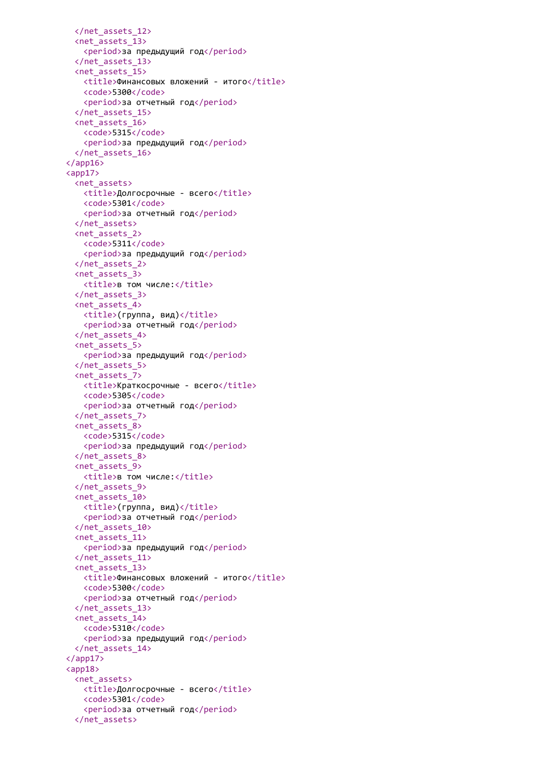```
    </net_assets_12>
    <net_assets_13>
      <period>за предыдущий год</period>
    </net_assets_13>
    <net_assets_15>
      <title>Финансовых вложений - итого</title>
      <code>5300</code>
      <period>за отчетный год</period>
    </net_assets_15>
    <net_assets_16>
      <code>5315</code>
      <period>за предыдущий год</period>
    </net_assets_16>
  </app16>
  <app17>
    <net_assets>
      <title>Долгосрочные - всего</title>
      <code>5301</code>
      <period>за отчетный год</period>
    </net_assets>
    <net_assets_2>
      <code>5311</code>
      <period>за предыдущий год</period>
    </net_assets_2>
    <net_assets_3>
      <title>в том числе:</title>
    </net_assets_3>
    <net_assets_4>
      <title>(группа, вид)</title>
      <period>за отчетный год</period>
    </net_assets_4>
    <net_assets_5>
      <period>за предыдущий год</period>
    </net_assets_5>
    <net_assets_7>
      <title>Краткосрочные - всего</title>
      <code>5305</code>
      <period>за отчетный год</period>
    </net_assets_7>
    <net_assets_8>
      <code>5315</code>
      <period>за предыдущий год</period>
    </net_assets_8>
    <net_assets_9>
      <title>в том числе:</title>
    </net_assets_9>
    <net_assets_10>
      <title>(группа, вид)</title>
      <period>за отчетный год</period>
    </net_assets_10>
    <net_assets_11>
      <period>за предыдущий год</period>
    </net_assets_11>
    <net_assets_13>
      <title>Финансовых вложений - итого</title>
      <code>5300</code>
      <period>за отчетный год</period>
    </net_assets_13>
    <net_assets_14>
      <code>5310</code>
      <period>за предыдущий год</period>
    </net_assets_14>
  </app17>
  <app18>
    <net_assets>
      <title>Долгосрочные - всего</title>
      <code>5301</code>
      <period>за отчетный год</period>
    </net_assets>
```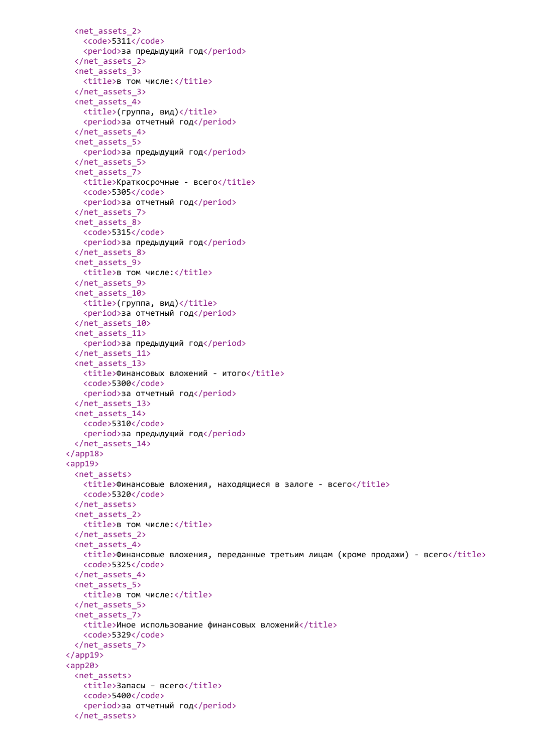```xml
  <net_assets_2>
    <code>5311</code>
    <period>за предыдущий год</period>
  </net_assets_2>
  <net_assets_3>
    <title>в том числе:</title>
  </net_assets_3>
  <net_assets_4>
    <title>(группа, вид)</title>
    <period>за отчетный год</period>
  </net_assets_4>
  <net_assets_5>
    <period>за предыдущий год</period>
  </net_assets_5>
  <net_assets_7>
    <title>Краткосрочные - всего</title>
    <code>5305</code>
    <period>за отчетный год</period>
  </net_assets_7>
  <net_assets_8>
    <code>5315</code>
    <period>за предыдущий год</period>
  </net_assets_8>
  <net_assets_9>
    <title>в том числе:</title>
  </net_assets_9>
  <net_assets_10>
    <title>(группа, вид)</title>
    <period>за отчетный год</period>
  </net_assets_10>
  <net_assets_11>
    <period>за предыдущий год</period>
  </net_assets_11>
  <net_assets_13>
    <title>Финансовых вложений - итого</title>
    <code>5300</code>
    <period>за отчетный год</period>
  </net_assets_13>
  <net_assets_14>
    <code>5310</code>
    <period>за предыдущий год</period>
  </net_assets_14>
</app18>
<app19>
  <net_assets>
    <title>Финансовые вложения, находящиеся в залоге - всего</title>
    <code>5320</code>
  </net_assets>
  <net_assets_2>
    <title>в том числе:</title>
  </net_assets_2>
  <net_assets_4>
    <title>Финансовые вложения, переданные третьим лицам (кроме продажи) - всего</title>
    <code>5325</code>
  </net_assets_4>
  <net_assets_5>
    <title>в том числе:</title>
  </net_assets_5>
  <net_assets_7>
    <title>Иное использование финансовых вложений</title>
    <code>5329</code>
  </net_assets_7>
</app19>
<app20>
  <net_assets>
    <title>Запасы – всего</title>
    <code>5400</code>
    <period>за отчетный год</period>
  </net_assets>
```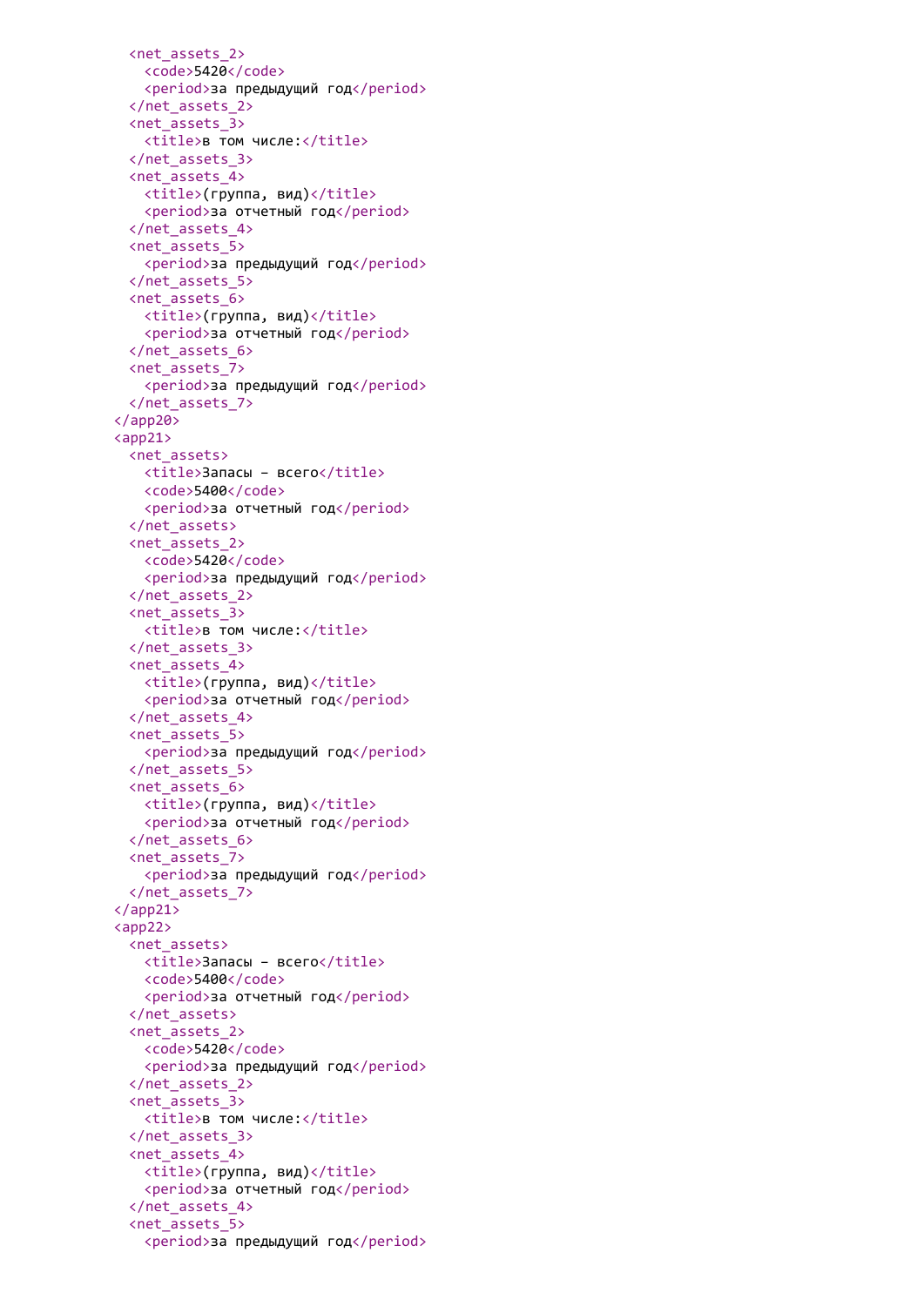```
    <net_assets_2>
      <code>5420</code>
      <period>за предыдущий год</period>
    </net_assets_2>
    <net_assets_3>
      <title>в том числе:</title>
    </net_assets_3>
    <net_assets_4>
      <title>(группа, вид)</title>
      <period>за отчетный год</period>
    </net_assets_4>
    <net_assets_5>
      <period>за предыдущий год</period>
    </net_assets_5>
    <net_assets_6>
      <title>(группа, вид)</title>
      <period>за отчетный год</period>
    </net_assets_6>
    <net_assets_7>
      <period>за предыдущий год</period>
    </net_assets_7>
  </app20>
  <app21>
    <net_assets>
      <title>Запасы – всего</title>
      <code>5400</code>
      <period>за отчетный год</period>
    </net_assets>
    <net_assets_2>
      <code>5420</code>
      <period>за предыдущий год</period>
    </net_assets_2>
    <net_assets_3>
      <title>в том числе:</title>
    </net_assets_3>
    <net_assets_4>
      <title>(группа, вид)</title>
      <period>за отчетный год</period>
    </net_assets_4>
    <net_assets_5>
      <period>за предыдущий год</period>
    </net_assets_5>
    <net_assets_6>
      <title>(группа, вид)</title>
      <period>за отчетный год</period>
    </net_assets_6>
    <net_assets_7>
      <period>за предыдущий год</period>
    </net_assets_7>
  </app21>
  <app22>
    <net_assets>
      <title>Запасы – всего</title>
      <code>5400</code>
      <period>за отчетный год</period>
    </net_assets>
    <net_assets_2>
      <code>5420</code>
      <period>за предыдущий год</period>
    </net_assets_2>
    <net_assets_3>
      <title>в том числе:</title>
    </net_assets_3>
    <net_assets_4>
      <title>(группа, вид)</title>
      <period>за отчетный год</period>
    </net_assets_4>
    <net_assets_5>
      <period>за предыдущий год</period>
```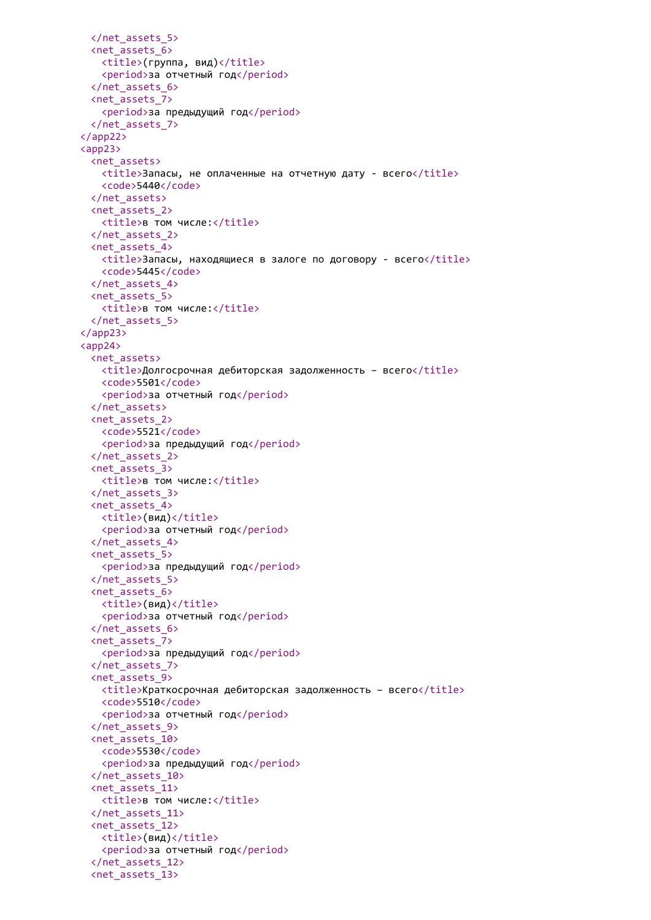```xml
    </net_assets_5>
    <net_assets_6>
      <title>(группа, вид)</title>
      <period>за отчетный год</period>
    </net_assets_6>
    <net_assets_7>
      <period>за предыдущий год</period>
    </net_assets_7>
  </app22>
  <app23>
    <net_assets>
      <title>Запасы, не оплаченные на отчетную дату - всего</title>
      <code>5440</code>
    </net_assets>
    <net_assets_2>
      <title>в том числе:</title>
    </net_assets_2>
    <net_assets_4>
      <title>Запасы, находящиеся в залоге по договору - всего</title>
      <code>5445</code>
    </net_assets_4>
    <net_assets_5>
      <title>в том числе:</title>
    </net_assets_5>
  </app23>
  <app24>
    <net_assets>
      <title>Долгосрочная дебиторская задолженность – всего</title>
      <code>5501</code>
      <period>за отчетный год</period>
    </net_assets>
    <net_assets_2>
      <code>5521</code>
      <period>за предыдущий год</period>
    </net_assets_2>
    <net_assets_3>
      <title>в том числе:</title>
    </net_assets_3>
    <net_assets_4>
      <title>(вид)</title>
      <period>за отчетный год</period>
    </net_assets_4>
    <net_assets_5>
      <period>за предыдущий год</period>
    </net_assets_5>
    <net_assets_6>
      <title>(вид)</title>
      <period>за отчетный год</period>
    </net_assets_6>
    <net_assets_7>
      <period>за предыдущий год</period>
    </net_assets_7>
    <net_assets_9>
      <title>Краткосрочная дебиторская задолженность – всего</title>
      <code>5510</code>
      <period>за отчетный год</period>
    </net_assets_9>
    <net_assets_10>
      <code>5530</code>
      <period>за предыдущий год</period>
    </net_assets_10>
    <net_assets_11>
      <title>в том числе:</title>
    </net_assets_11>
    <net_assets_12>
      <title>(вид)</title>
      <period>за отчетный год</period>
    </net_assets_12>
    <net_assets_13>
```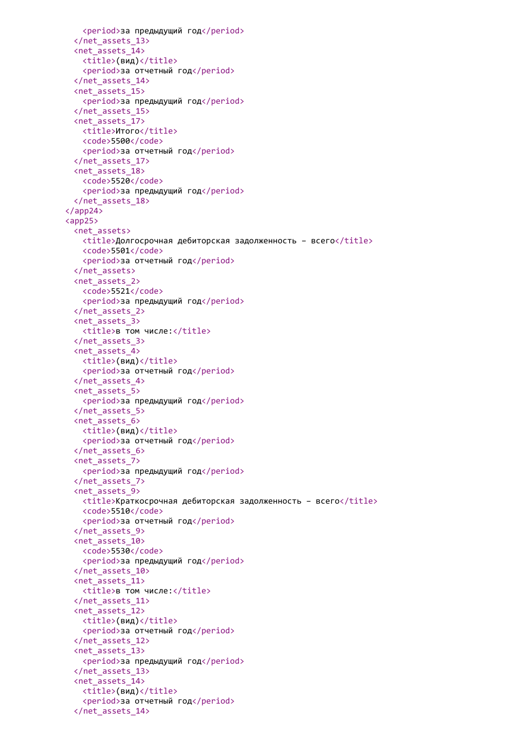```
    <period>за предыдущий год</period>
  </net_assets_13>
  <net_assets_14>
    <title>(вид)</title>
    <period>за отчетный год</period>
  </net_assets_14>
  <net_assets_15>
    <period>за предыдущий год</period>
  </net_assets_15>
  <net_assets_17>
    <title>Итого</title>
    <code>5500</code>
    <period>за отчетный год</period>
  </net_assets_17>
  <net_assets_18>
    <code>5520</code>
    <period>за предыдущий год</period>
  </net_assets_18>
</app24>
<app25>
  <net_assets>
    <title>Долгосрочная дебиторская задолженность – всего</title>
    <code>5501</code>
    <period>за отчетный год</period>
  </net_assets>
  <net_assets_2>
    <code>5521</code>
    <period>за предыдущий год</period>
  </net_assets_2>
  <net_assets_3>
    <title>в том числе:</title>
  </net_assets_3>
  <net_assets_4>
    <title>(вид)</title>
    <period>за отчетный год</period>
  </net_assets_4>
  <net_assets_5>
    <period>за предыдущий год</period>
  </net_assets_5>
  <net_assets_6>
    <title>(вид)</title>
    <period>за отчетный год</period>
  </net_assets_6>
  <net_assets_7>
    <period>за предыдущий год</period>
  </net_assets_7>
  <net_assets_9>
    <title>Краткосрочная дебиторская задолженность – всего</title>
    <code>5510</code>
    <period>за отчетный год</period>
  </net_assets_9>
  <net_assets_10>
    <code>5530</code>
    <period>за предыдущий год</period>
  </net_assets_10>
  <net_assets_11>
    <title>в том числе:</title>
  </net_assets_11>
  <net_assets_12>
    <title>(вид)</title>
    <period>за отчетный год</period>
  </net_assets_12>
  <net_assets_13>
    <period>за предыдущий год</period>
  </net_assets_13>
  <net_assets_14>
    <title>(вид)</title>
    <period>за отчетный год</period>
  </net_assets_14>
```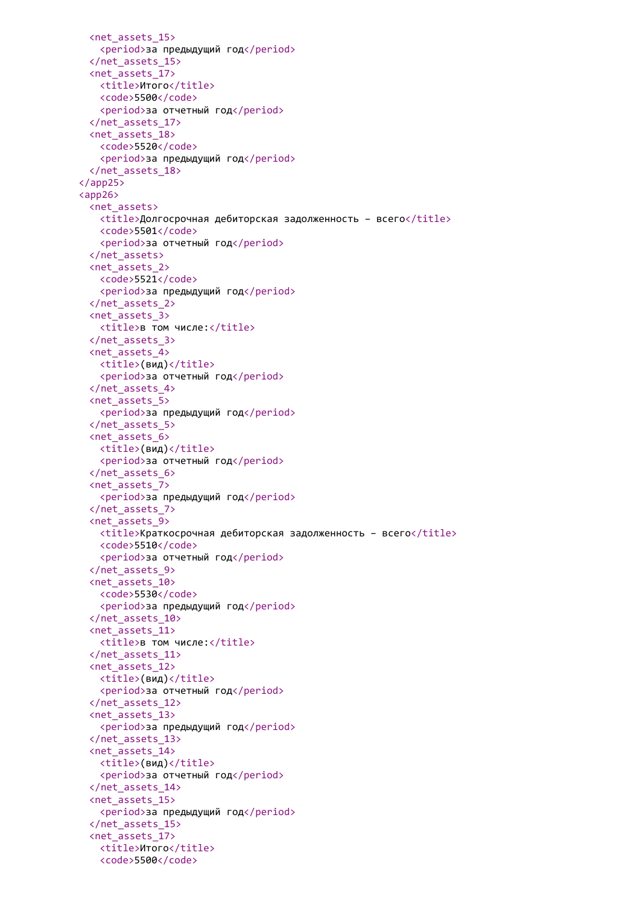```xml
      <net_assets_15>
        <period>за предыдущий год</period>
      </net_assets_15>
      <net_assets_17>
        <title>Итого</title>
        <code>5500</code>
        <period>за отчетный год</period>
      </net_assets_17>
      <net_assets_18>
        <code>5520</code>
        <period>за предыдущий год</period>
      </net_assets_18>
    </app25>
    <app26>
      <net_assets>
        <title>Долгосрочная дебиторская задолженность – всего</title>
        <code>5501</code>
        <period>за отчетный год</period>
      </net_assets>
      <net_assets_2>
        <code>5521</code>
        <period>за предыдущий год</period>
      </net_assets_2>
      <net_assets_3>
        <title>в том числе:</title>
      </net_assets_3>
      <net_assets_4>
        <title>(вид)</title>
        <period>за отчетный год</period>
      </net_assets_4>
      <net_assets_5>
        <period>за предыдущий год</period>
      </net_assets_5>
      <net_assets_6>
        <title>(вид)</title>
        <period>за отчетный год</period>
      </net_assets_6>
      <net_assets_7>
        <period>за предыдущий год</period>
      </net_assets_7>
      <net_assets_9>
        <title>Краткосрочная дебиторская задолженность – всего</title>
        <code>5510</code>
        <period>за отчетный год</period>
      </net_assets_9>
      <net_assets_10>
        <code>5530</code>
        <period>за предыдущий год</period>
      </net_assets_10>
      <net_assets_11>
        <title>в том числе:</title>
      </net_assets_11>
      <net_assets_12>
        <title>(вид)</title>
        <period>за отчетный год</period>
      </net_assets_12>
      <net_assets_13>
        <period>за предыдущий год</period>
      </net_assets_13>
      <net_assets_14>
        <title>(вид)</title>
        <period>за отчетный год</period>
      </net_assets_14>
      <net_assets_15>
        <period>за предыдущий год</period>
      </net_assets_15>
      <net_assets_17>
        <title>Итого</title>
        <code>5500</code>
```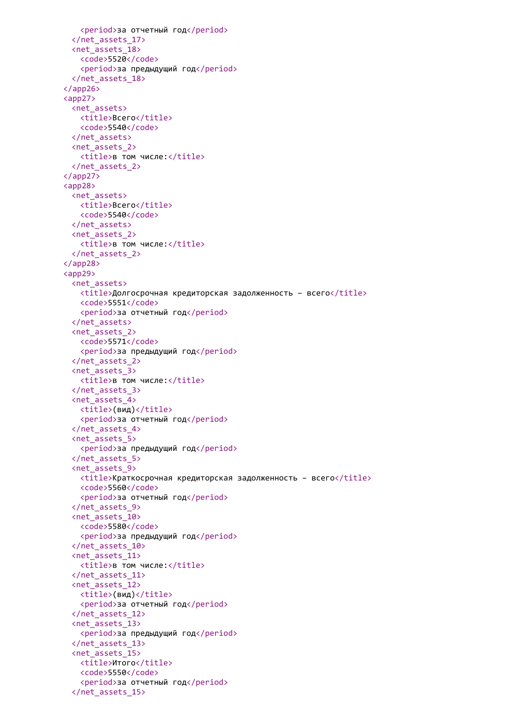```xml
        <period>за отчетный год</period>
      </net_assets_17>
      <net_assets_18>
        <code>5520</code>
        <period>за предыдущий год</period>
      </net_assets_18>
    </app26>
    <app27>
      <net_assets>
        <title>Всего</title>
        <code>5540</code>
      </net_assets>
      <net_assets_2>
        <title>в том числе:</title>
      </net_assets_2>
    </app27>
    <app28>
      <net_assets>
        <title>Всего</title>
        <code>5540</code>
      </net_assets>
      <net_assets_2>
        <title>в том числе:</title>
      </net_assets_2>
    </app28>
    <app29>
      <net_assets>
        <title>Долгосрочная кредиторская задолженность – всего</title>
        <code>5551</code>
        <period>за отчетный год</period>
      </net_assets>
      <net_assets_2>
        <code>5571</code>
        <period>за предыдущий год</period>
      </net_assets_2>
      <net_assets_3>
        <title>в том числе:</title>
      </net_assets_3>
      <net_assets_4>
        <title>(вид)</title>
        <period>за отчетный год</period>
      </net_assets_4>
      <net_assets_5>
        <period>за предыдущий год</period>
      </net_assets_5>
      <net_assets_9>
        <title>Краткосрочная кредиторская задолженность – всего</title>
        <code>5560</code>
        <period>за отчетный год</period>
      </net_assets_9>
      <net_assets_10>
        <code>5580</code>
        <period>за предыдущий год</period>
      </net_assets_10>
      <net_assets_11>
        <title>в том числе:</title>
      </net_assets_11>
      <net_assets_12>
        <title>(вид)</title>
        <period>за отчетный год</period>
      </net_assets_12>
      <net_assets_13>
        <period>за предыдущий год</period>
      </net_assets_13>
      <net_assets_15>
        <title>Итого</title>
        <code>5550</code>
        <period>за отчетный год</period>
      </net_assets_15>
```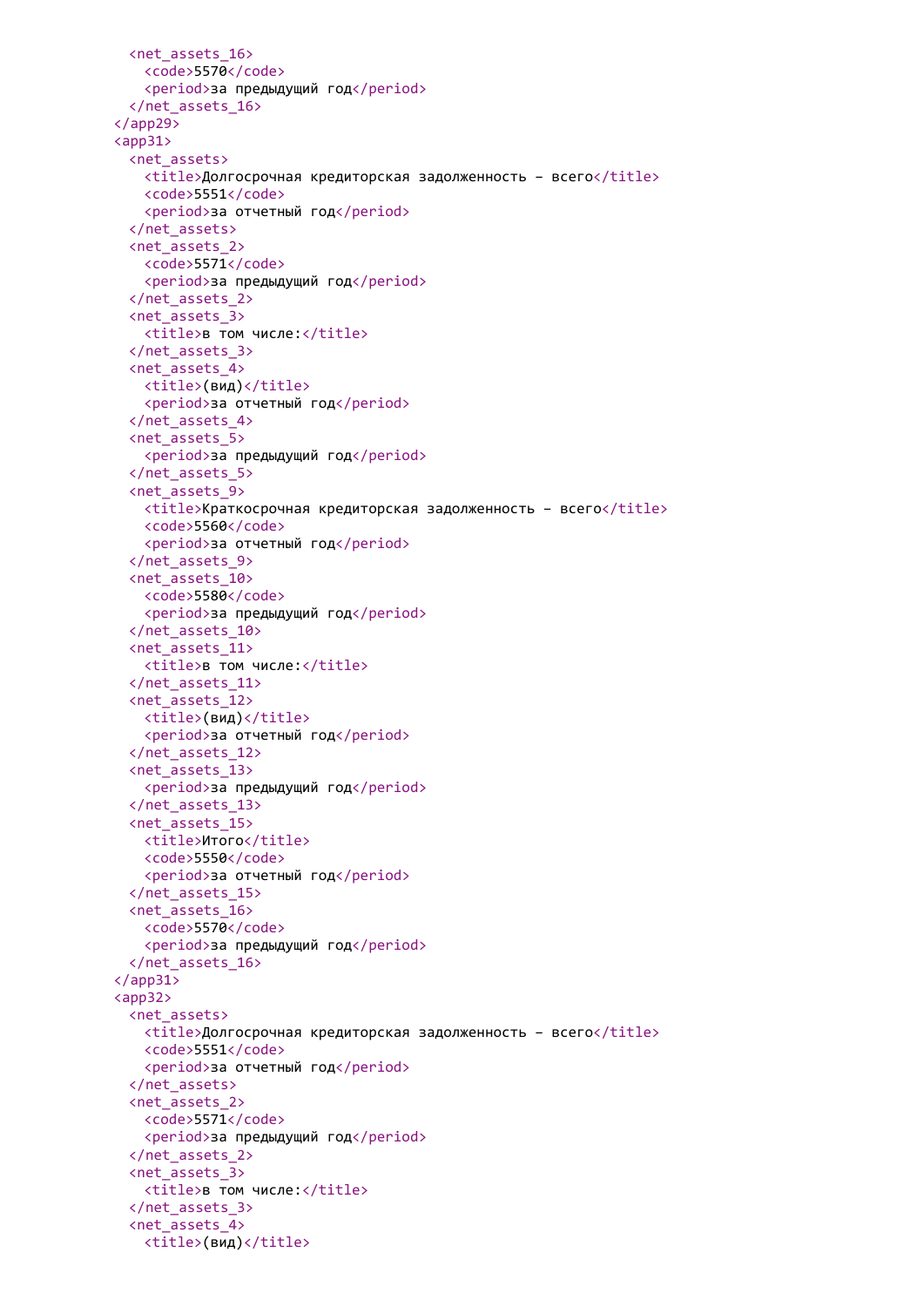```xml
    <net_assets_16>
      <code>5570</code>
      <period>за предыдущий год</period>
    </net_assets_16>
  </app29>
  <app31>
    <net_assets>
      <title>Долгосрочная кредиторская задолженность – всего</title>
      <code>5551</code>
      <period>за отчетный год</period>
    </net_assets>
    <net_assets_2>
      <code>5571</code>
      <period>за предыдущий год</period>
    </net_assets_2>
    <net_assets_3>
      <title>в том числе:</title>
    </net_assets_3>
    <net_assets_4>
      <title>(вид)</title>
      <period>за отчетный год</period>
    </net_assets_4>
    <net_assets_5>
      <period>за предыдущий год</period>
    </net_assets_5>
    <net_assets_9>
      <title>Краткосрочная кредиторская задолженность – всего</title>
      <code>5560</code>
      <period>за отчетный год</period>
    </net_assets_9>
    <net_assets_10>
      <code>5580</code>
      <period>за предыдущий год</period>
    </net_assets_10>
    <net_assets_11>
      <title>в том числе:</title>
    </net_assets_11>
    <net_assets_12>
      <title>(вид)</title>
      <period>за отчетный год</period>
    </net_assets_12>
    <net_assets_13>
      <period>за предыдущий год</period>
    </net_assets_13>
    <net_assets_15>
      <title>Итого</title>
      <code>5550</code>
      <period>за отчетный год</period>
    </net_assets_15>
    <net_assets_16>
      <code>5570</code>
      <period>за предыдущий год</period>
    </net_assets_16>
  </app31>
  <app32>
    <net_assets>
      <title>Долгосрочная кредиторская задолженность – всего</title>
      <code>5551</code>
      <period>за отчетный год</period>
    </net_assets>
    <net_assets_2>
      <code>5571</code>
      <period>за предыдущий год</period>
    </net_assets_2>
    <net_assets_3>
      <title>в том числе:</title>
    </net_assets_3>
    <net_assets_4>
      <title>(вид)</title>
```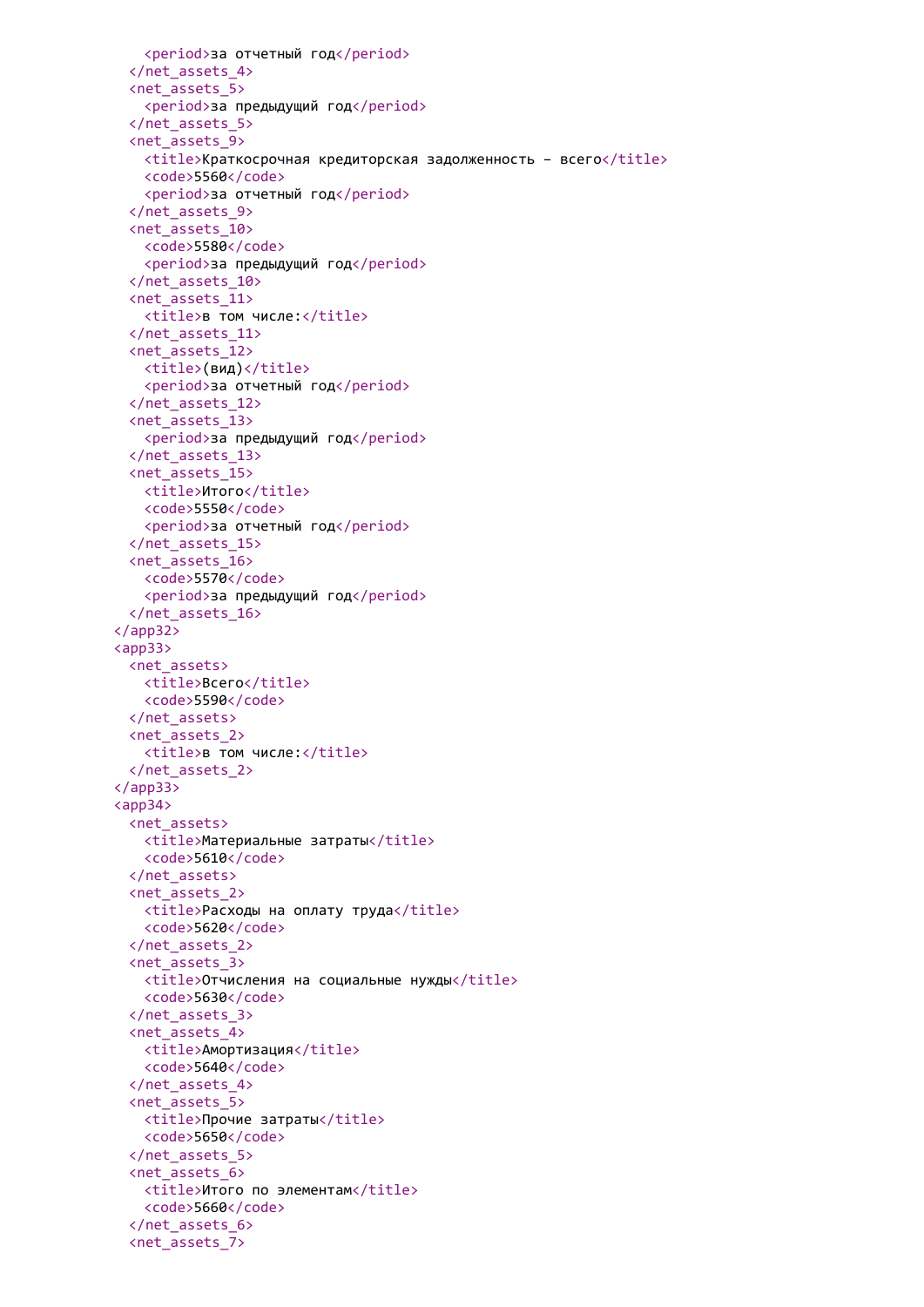```
      <period>за отчетный год</period>
    </net_assets_4>
    <net_assets_5>
      <period>за предыдущий год</period>
    </net_assets_5>
    <net_assets_9>
      <title>Краткосрочная кредиторская задолженность – всего</title>
      <code>5560</code>
      <period>за отчетный год</period>
    </net_assets_9>
    <net_assets_10>
      <code>5580</code>
      <period>за предыдущий год</period>
    </net_assets_10>
    <net_assets_11>
      <title>в том числе:</title>
    </net_assets_11>
    <net_assets_12>
      <title>(вид)</title>
      <period>за отчетный год</period>
    </net_assets_12>
    <net_assets_13>
      <period>за предыдущий год</period>
    </net_assets_13>
    <net_assets_15>
      <title>Итого</title>
      <code>5550</code>
      <period>за отчетный год</period>
    </net_assets_15>
    <net_assets_16>
      <code>5570</code>
      <period>за предыдущий год</period>
    </net_assets_16>
  </app32>
  <app33>
    <net_assets>
      <title>Всего</title>
      <code>5590</code>
    </net_assets>
    <net_assets_2>
      <title>в том числе:</title>
    </net_assets_2>
  </app33>
  <app34>
    <net_assets>
      <title>Материальные затраты</title>
      <code>5610</code>
    </net_assets>
    <net_assets_2>
      <title>Расходы на оплату труда</title>
      <code>5620</code>
    </net_assets_2>
    <net_assets_3>
      <title>Отчисления на социальные нужды</title>
      <code>5630</code>
    </net_assets_3>
    <net_assets_4>
      <title>Амортизация</title>
      <code>5640</code>
    </net_assets_4>
    <net_assets_5>
      <title>Прочие затраты</title>
      <code>5650</code>
    </net_assets_5>
    <net_assets_6>
      <title>Итого по элементам</title>
      <code>5660</code>
    </net_assets_6>
    <net_assets_7>
```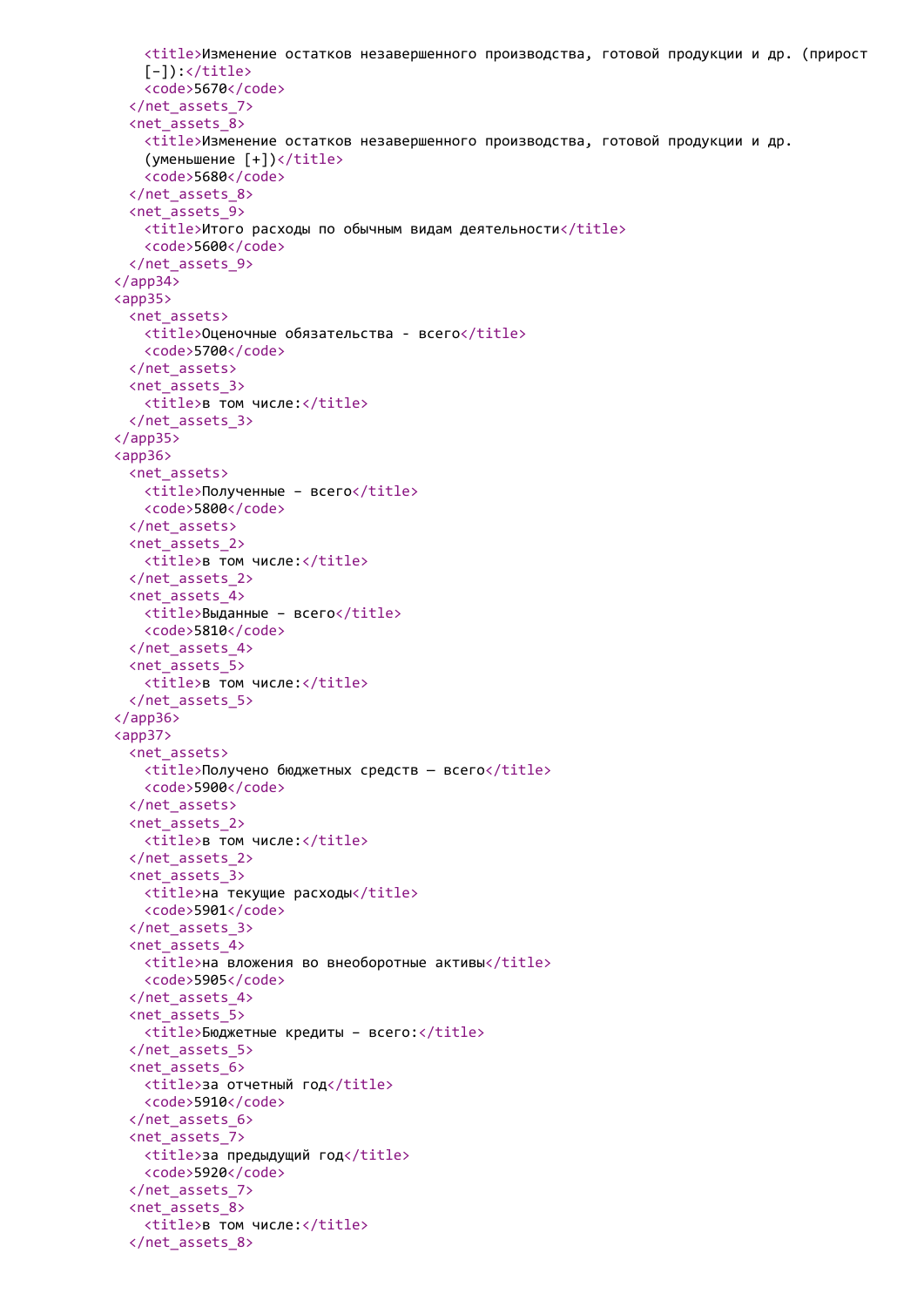```
      <title>Изменение остатков незавершенного производства, готовой продукции и др. (прирост
      [-]):</title>
      <code>5670</code>
    </net_assets_7>
    <net_assets_8>
      <title>Изменение остатков незавершенного производства, готовой продукции и др.
      (уменьшение [+])</title>
      <code>5680</code>
    </net_assets_8>
    <net_assets_9>
      <title>Итого расходы по обычным видам деятельности</title>
      <code>5600</code>
    </net_assets_9>
  </app34>
  <app35>
    <net_assets>
      <title>Оценочные обязательства - всего</title>
      <code>5700</code>
    </net_assets>
    <net_assets_3>
      <title>в том числе:</title>
    </net_assets_3>
  </app35>
  <app36>
    <net_assets>
      <title>Полученные – всего</title>
      <code>5800</code>
    </net_assets>
    <net_assets_2>
      <title>в том числе:</title>
    </net_assets_2>
    <net_assets_4>
      <title>Выданные – всего</title>
      <code>5810</code>
    </net_assets_4>
    <net_assets_5>
      <title>в том числе:</title>
    </net_assets_5>
  </app36>
  <app37>
    <net_assets>
      <title>Получено бюджетных средств — всего</title>
      <code>5900</code>
    </net_assets>
    <net_assets_2>
      <title>в том числе:</title>
    </net_assets_2>
    <net_assets_3>
      <title>на текущие расходы</title>
      <code>5901</code>
    </net_assets_3>
    <net_assets_4>
      <title>на вложения во внеоборотные активы</title>
      <code>5905</code>
    </net_assets_4>
    <net_assets_5>
      <title>Бюджетные кредиты - всего:</title>
    </net_assets_5>
    <net_assets_6>
      <title>за отчетный год</title>
      <code>5910</code>
    </net_assets_6>
    <net_assets_7>
      <title>за предыдущий год</title>
      <code>5920</code>
    </net_assets_7>
    <net_assets_8>
      <title>в том числе:</title>
    </net_assets_8>
```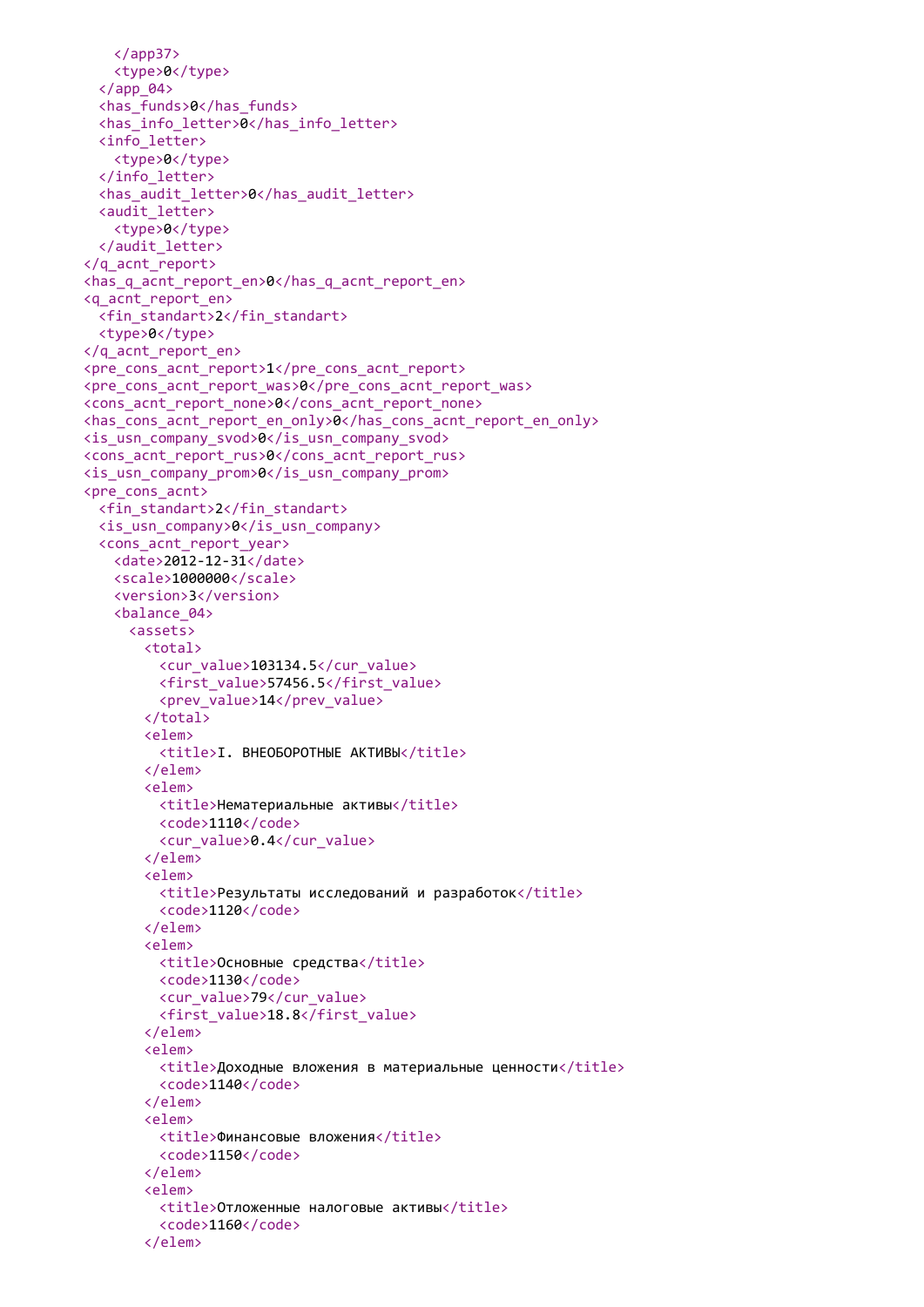```
      </app37>
      <type>0</type>
    </app_04>
    <has_funds>0</has_funds>
    <has_info_letter>0</has_info_letter>
    <info_letter>
      <type>0</type>
    </info_letter>
    <has_audit_letter>0</has_audit_letter>
    <audit_letter>
      <type>0</type>
    </audit_letter>
  </q_acnt_report>
  <has_q_acnt_report_en>0</has_q_acnt_report_en>
  <q_acnt_report_en>
    <fin_standart>2</fin_standart>
    <type>0</type>
  </q_acnt_report_en>
  <pre_cons_acnt_report>1</pre_cons_acnt_report>
  <pre_cons_acnt_report_was>0</pre_cons_acnt_report_was>
  <cons_acnt_report_none>0</cons_acnt_report_none>
  <has_cons_acnt_report_en_only>0</has_cons_acnt_report_en_only>
  <is_usn_company_svod>0</is_usn_company_svod>
  <cons_acnt_report_rus>0</cons_acnt_report_rus>
  <is_usn_company_prom>0</is_usn_company_prom>
  <pre_cons_acnt>
    <fin_standart>2</fin_standart>
    <is_usn_company>0</is_usn_company>
    <cons_acnt_report_year>
      <date>2012-12-31</date>
      <scale>1000000</scale>
      <version>3</version>
      <balance_04>
        <assets>
          <total>
            <cur_value>103134.5</cur_value>
            <first_value>57456.5</first_value>
            <prev_value>14</prev_value>
          </total>
          <elem>
            <title>I. ВНЕОБОРОТНЫЕ АКТИВЫ</title>
          </elem>
          <elem>
            <title>Нематериальные активы</title>
            <code>1110</code>
            <cur_value>0.4</cur_value>
          </elem>
          <elem>
            <title>Результаты исследований и разработок</title>
            <code>1120</code>
          </elem>
          <elem>
            <title>Основные средства</title>
            <code>1130</code>
            <cur_value>79</cur_value>
            <first_value>18.8</first_value>
          </elem>
          <elem>
            <title>Доходные вложения в материальные ценности</title>
            <code>1140</code>
          </elem>
          <elem>
            <title>Финансовые вложения</title>
            <code>1150</code>
          </elem>
          <elem>
            <title>Отложенные налоговые активы</title>
            <code>1160</code>
          </elem>
```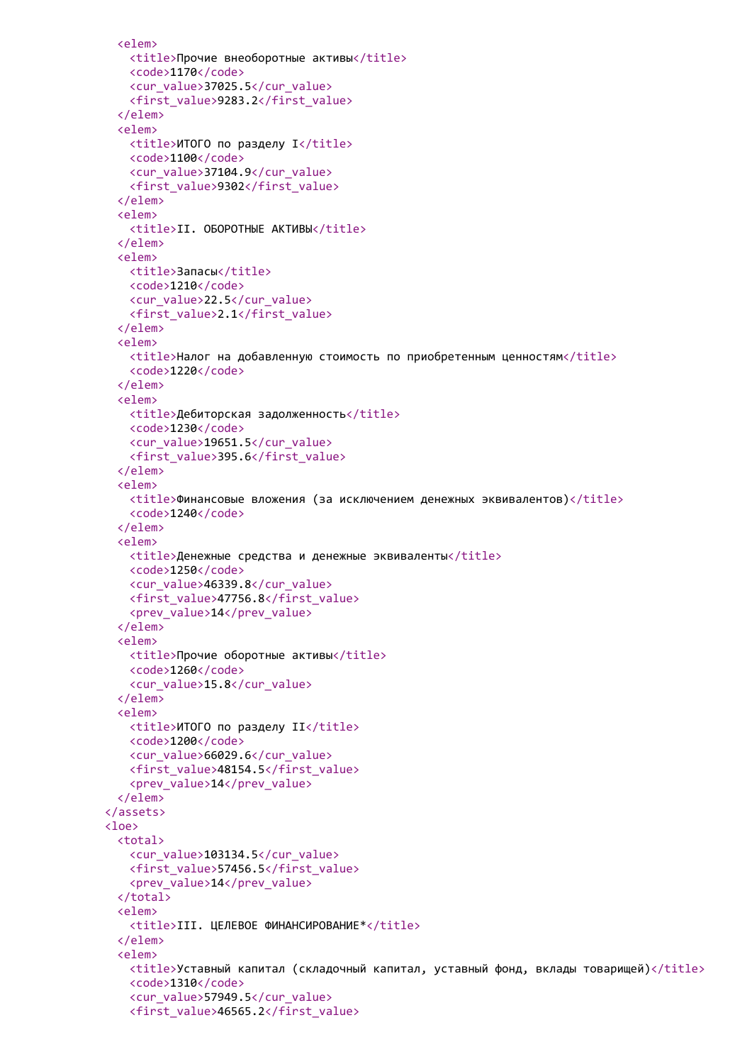```xml
      <elem>
        <title>Прочие внеоборотные активы</title>
        <code>1170</code>
        <cur_value>37025.5</cur_value>
        <first_value>9283.2</first_value>
      </elem>
      <elem>
        <title>ИТОГО по разделу I</title>
        <code>1100</code>
        <cur_value>37104.9</cur_value>
        <first_value>9302</first_value>
      </elem>
      <elem>
        <title>II. ОБОРОТНЫЕ АКТИВЫ</title>
      </elem>
      <elem>
        <title>Запасы</title>
        <code>1210</code>
        <cur_value>22.5</cur_value>
        <first_value>2.1</first_value>
      </elem>
      <elem>
        <title>Налог на добавленную стоимость по приобретенным ценностям</title>
        <code>1220</code>
      </elem>
      <elem>
        <title>Дебиторская задолженность</title>
        <code>1230</code>
        <cur_value>19651.5</cur_value>
        <first_value>395.6</first_value>
      </elem>
      <elem>
        <title>Финансовые вложения (за исключением денежных эквивалентов)</title>
        <code>1240</code>
      </elem>
      <elem>
        <title>Денежные средства и денежные эквиваленты</title>
        <code>1250</code>
        <cur_value>46339.8</cur_value>
        <first_value>47756.8</first_value>
        <prev_value>14</prev_value>
      </elem>
      <elem>
        <title>Прочие оборотные активы</title>
        <code>1260</code>
        <cur_value>15.8</cur_value>
      </elem>
      <elem>
        <title>ИТОГО по разделу II</title>
        <code>1200</code>
        <cur_value>66029.6</cur_value>
        <first_value>48154.5</first_value>
        <prev_value>14</prev_value>
      </elem>
    </assets>
    <loe>
      <total>
        <cur_value>103134.5</cur_value>
        <first_value>57456.5</first_value>
        <prev_value>14</prev_value>
      </total>
      <elem>
        <title>III. ЦЕЛЕВОЕ ФИНАНСИРОВАНИЕ*</title>
      </elem>
      <elem>
        <title>Уставный капитал (складочный капитал, уставный фонд, вклады товарищей)</title>
        <code>1310</code>
        <cur_value>57949.5</cur_value>
        <first_value>46565.2</first_value>
```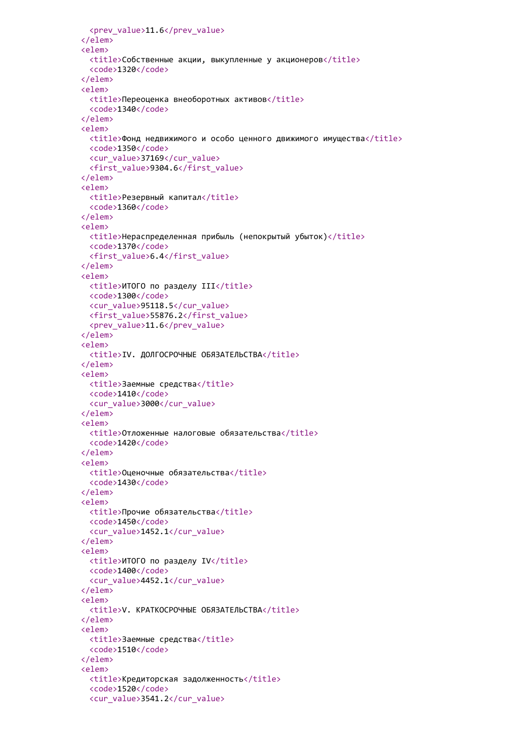```
    <prev_value>11.6</prev_value>
  </elem>
  <elem>
    <title>Собственные акции, выкупленные у акционеров</title>
    <code>1320</code>
  </elem>
  <elem>
    <title>Переоценка внеоборотных активов</title>
    <code>1340</code>
  </elem>
  <elem>
    <title>Фонд недвижимого и особо ценного движимого имущества</title>
    <code>1350</code>
    <cur_value>37169</cur_value>
    <first_value>9304.6</first_value>
  </elem>
  <elem>
    <title>Резервный капитал</title>
    <code>1360</code>
  </elem>
  <elem>
    <title>Нераспределенная прибыль (непокрытый убыток)</title>
    <code>1370</code>
    <first_value>6.4</first_value>
  </elem>
  <elem>
    <title>ИТОГО по разделу III</title>
    <code>1300</code>
    <cur_value>95118.5</cur_value>
    <first_value>55876.2</first_value>
    <prev_value>11.6</prev_value>
  </elem>
  <elem>
    <title>IV. ДОЛГОСРОЧНЫЕ ОБЯЗАТЕЛЬСТВА</title>
  </elem>
  <elem>
    <title>Заемные средства</title>
    <code>1410</code>
    <cur_value>3000</cur_value>
  </elem>
  <elem>
    <title>Отложенные налоговые обязательства</title>
    <code>1420</code>
  </elem>
  <elem>
    <title>Оценочные обязательства</title>
    <code>1430</code>
  </elem>
  <elem>
    <title>Прочие обязательства</title>
    <code>1450</code>
    <cur_value>1452.1</cur_value>
  </elem>
  <elem>
    <title>ИТОГО по разделу IV</title>
    <code>1400</code>
    <cur_value>4452.1</cur_value>
  </elem>
  <elem>
    <title>V. КРАТКОСРОЧНЫЕ ОБЯЗАТЕЛЬСТВА</title>
  </elem>
  <elem>
    <title>Заемные средства</title>
    <code>1510</code>
  </elem>
  <elem>
    <title>Кредиторская задолженность</title>
    <code>1520</code>
    <cur_value>3541.2</cur_value>
```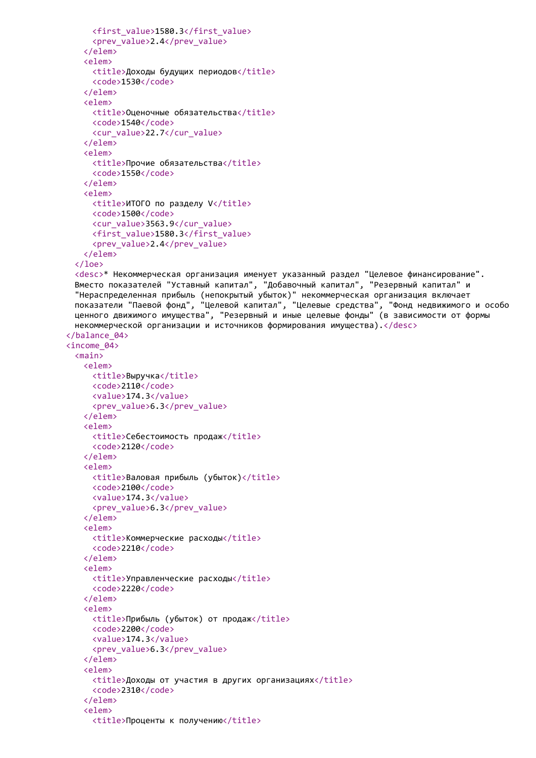```
      <first_value>1580.3</first_value>
      <prev_value>2.4</prev_value>
    </elem>
    <elem>
      <title>Доходы будущих периодов</title>
      <code>1530</code>
    </elem>
    <elem>
      <title>Оценочные обязательства</title>
      <code>1540</code>
      <cur_value>22.7</cur_value>
    </elem>
    <elem>
      <title>Прочие обязательства</title>
      <code>1550</code>
    </elem>
    <elem>
      <title>ИТОГО по разделу V</title>
      <code>1500</code>
      <cur_value>3563.9</cur_value>
      <first_value>1580.3</first_value>
      <prev_value>2.4</prev_value>
    </elem>
  </loe>
  <desc>* Некоммерческая организация именует указанный раздел "Целевое финансирование".
  Вместо показателей "Уставный капитал", "Добавочный капитал", "Резервный капитал" и
  "Нераспределенная прибыль (непокрытый убыток)" некоммерческая организация включает
  показатели "Паевой фонд", "Целевой капитал", "Целевые средства", "Фонд недвижимого и особо
  ценного движимого имущества", "Резервный и иные целевые фонды" (в зависимости от формы
  некоммерческой организации и источников формирования имущества).</desc>
</balance_04>
<income_04>
  <main>
    <elem>
      <title>Выручка</title>
      <code>2110</code>
      <value>174.3</value>
      <prev_value>6.3</prev_value>
    </elem>
    <elem>
      <title>Себестоимость продаж</title>
      <code>2120</code>
    </elem>
    <elem>
      <title>Валовая прибыль (убыток)</title>
      <code>2100</code>
      <value>174.3</value>
      <prev_value>6.3</prev_value>
    </elem>
    <elem>
      <title>Коммерческие расходы</title>
      <code>2210</code>
    </elem>
    <elem>
      <title>Управленческие расходы</title>
      <code>2220</code>
    </elem>
    <elem>
      <title>Прибыль (убыток) от продаж</title>
      <code>2200</code>
      <value>174.3</value>
      <prev_value>6.3</prev_value>
    </elem>
    <elem>
      <title>Доходы от участия в других организациях</title>
      <code>2310</code>
    </elem>
    <elem>
      <title>Проценты к получению</title>
```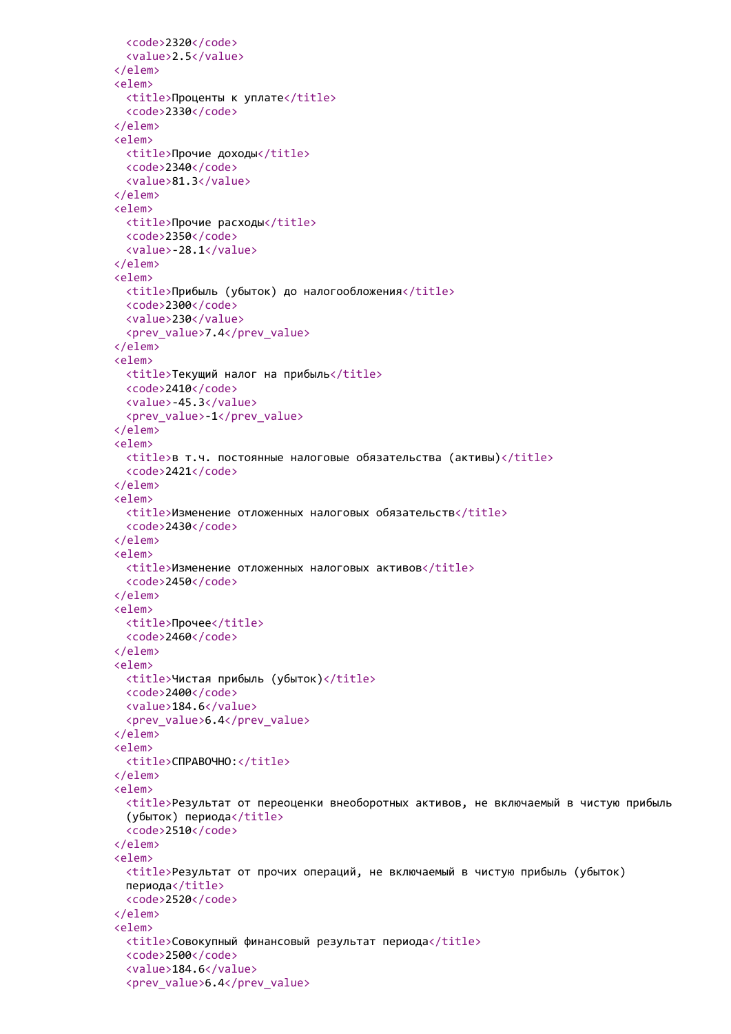```
    <code>2320</code>
    <value>2.5</value>
  </elem>
  <elem>
    <title>Проценты к уплате</title>
    <code>2330</code>
  </elem>
  <elem>
    <title>Прочие доходы</title>
    <code>2340</code>
    <value>81.3</value>
  </elem>
  <elem>
    <title>Прочие расходы</title>
    <code>2350</code>
    <value>-28.1</value>
  </elem>
  <elem>
    <title>Прибыль (убыток) до налогообложения</title>
    <code>2300</code>
    <value>230</value>
    <prev_value>7.4</prev_value>
  </elem>
  <elem>
    <title>Текущий налог на прибыль</title>
    <code>2410</code>
    <value>-45.3</value>
    <prev_value>-1</prev_value>
  </elem>
  <elem>
    <title>в т.ч. постоянные налоговые обязательства (активы)</title>
    <code>2421</code>
  </elem>
  <elem>
    <title>Изменение отложенных налоговых обязательств</title>
    <code>2430</code>
  </elem>
  <elem>
    <title>Изменение отложенных налоговых активов</title>
    <code>2450</code>
  </elem>
  <elem>
    <title>Прочее</title>
    <code>2460</code>
  </elem>
  <elem>
    <title>Чистая прибыль (убыток)</title>
    <code>2400</code>
    <value>184.6</value>
    <prev_value>6.4</prev_value>
  </elem>
  <elem>
    <title>СПРАВОЧНО:</title>
  </elem>
  <elem>
    <title>Результат от переоценки внеоборотных активов, не включаемый в чистую прибыль
    (убыток) периода</title>
    <code>2510</code>
  </elem>
  <elem>
    <title>Результат от прочих операций, не включаемый в чистую прибыль (убыток)
    периода</title>
    <code>2520</code>
  </elem>
  <elem>
    <title>Совокупный финансовый результат периода</title>
    <code>2500</code>
    <value>184.6</value>
    <prev_value>6.4</prev_value>
```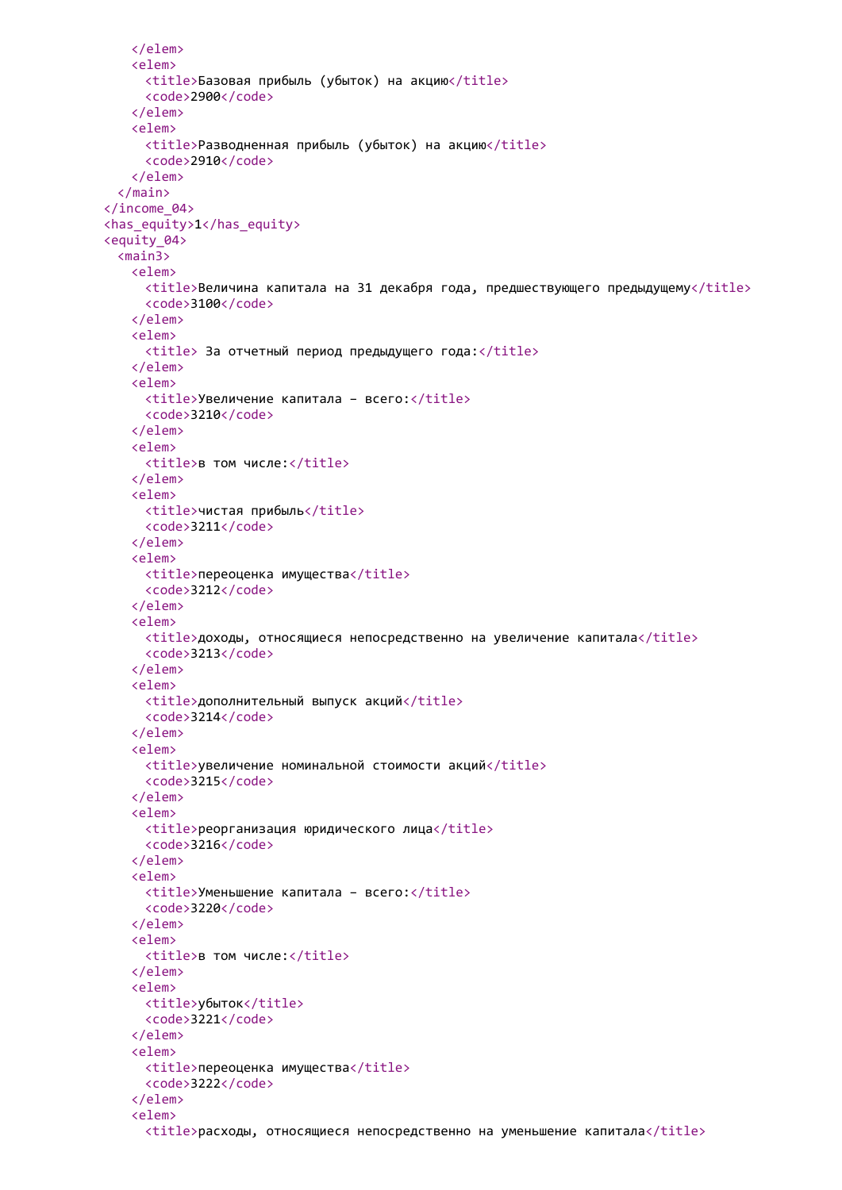```
      </elem>
      <elem>
        <title>Базовая прибыль (убыток) на акцию</title>
        <code>2900</code>
      </elem>
      <elem>
        <title>Разводненная прибыль (убыток) на акцию</title>
        <code>2910</code>
      </elem>
    </main>
  </income_04>
  <has_equity>1</has_equity>
  <equity_04>
    <main3>
      <elem>
        <title>Величина капитала на 31 декабря года, предшествующего предыдущему</title>
        <code>3100</code>
      </elem>
      <elem>
        <title> За отчетный период предыдущего года:</title>
      </elem>
      <elem>
        <title>Увеличение капитала – всего:</title>
        <code>3210</code>
      </elem>
      <elem>
        <title>в том числе:</title>
      </elem>
      <elem>
        <title>чистая прибыль</title>
        <code>3211</code>
      </elem>
      <elem>
        <title>переоценка имущества</title>
        <code>3212</code>
      </elem>
      <elem>
        <title>доходы, относящиеся непосредственно на увеличение капитала</title>
        <code>3213</code>
      </elem>
      <elem>
        <title>дополнительный выпуск акций</title>
        <code>3214</code>
      </elem>
      <elem>
        <title>увеличение номинальной стоимости акций</title>
        <code>3215</code>
      </elem>
      <elem>
        <title>реорганизация юридического лица</title>
        <code>3216</code>
      </elem>
      <elem>
        <title>Уменьшение капитала – всего:</title>
        <code>3220</code>
      </elem>
      <elem>
        <title>в том числе:</title>
      </elem>
      <elem>
        <title>убыток</title>
        <code>3221</code>
      </elem>
      <elem>
        <title>переоценка имущества</title>
        <code>3222</code>
      </elem>
      <elem>
        <title>расходы, относящиеся непосредственно на уменьшение капитала</title>
```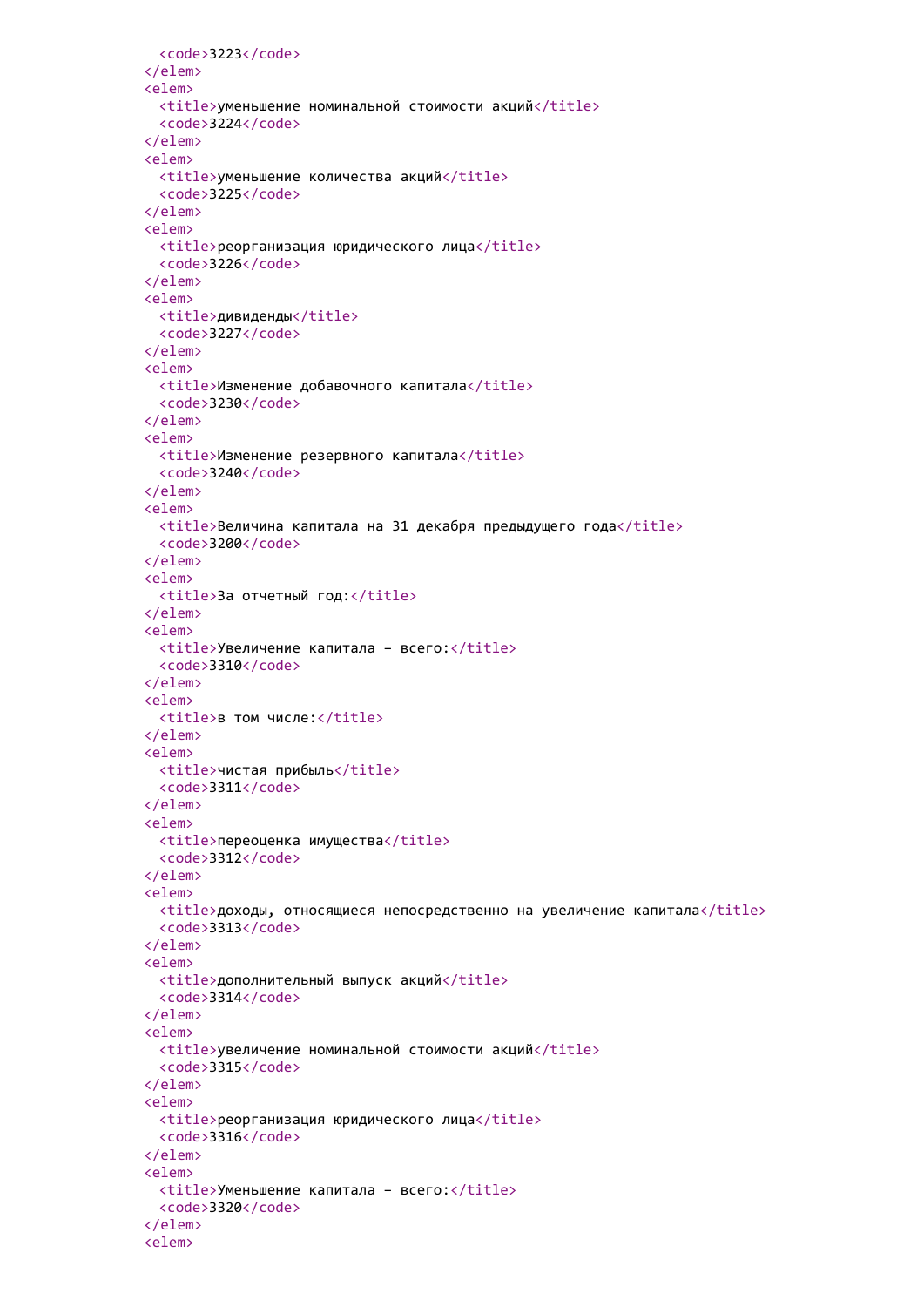```
    <code>3223</code>
  </elem>
  <elem>
    <title>уменьшение номинальной стоимости акций</title>
    <code>3224</code>
  </elem>
  <elem>
    <title>уменьшение количества акций</title>
    <code>3225</code>
  </elem>
  <elem>
    <title>реорганизация юридического лица</title>
    <code>3226</code>
  </elem>
  <elem>
    <title>дивиденды</title>
    <code>3227</code>
  </elem>
  <elem>
    <title>Изменение добавочного капитала</title>
    <code>3230</code>
  </elem>
  <elem>
    <title>Изменение резервного капитала</title>
    <code>3240</code>
  </elem>
  <elem>
    <title>Величина капитала на 31 декабря предыдущего года</title>
    <code>3200</code>
  </elem>
  <elem>
    <title>За отчетный год:</title>
  </elem>
  <elem>
    <title>Увеличение капитала – всего:</title>
    <code>3310</code>
  </elem>
  <elem>
    <title>в том числе:</title>
  </elem>
  <elem>
    <title>чистая прибыль</title>
    <code>3311</code>
  </elem>
  <elem>
    <title>переоценка имущества</title>
    <code>3312</code>
  </elem>
  <elem>
    <title>доходы, относящиеся непосредственно на увеличение капитала</title>
    <code>3313</code>
  </elem>
  <elem>
    <title>дополнительный выпуск акций</title>
    <code>3314</code>
  </elem>
  <elem>
    <title>увеличение номинальной стоимости акций</title>
    <code>3315</code>
  </elem>
  <elem>
    <title>реорганизация юридического лица</title>
    <code>3316</code>
  </elem>
  <elem>
    <title>Уменьшение капитала – всего:</title>
    <code>3320</code>
  </elem>
  <elem>
```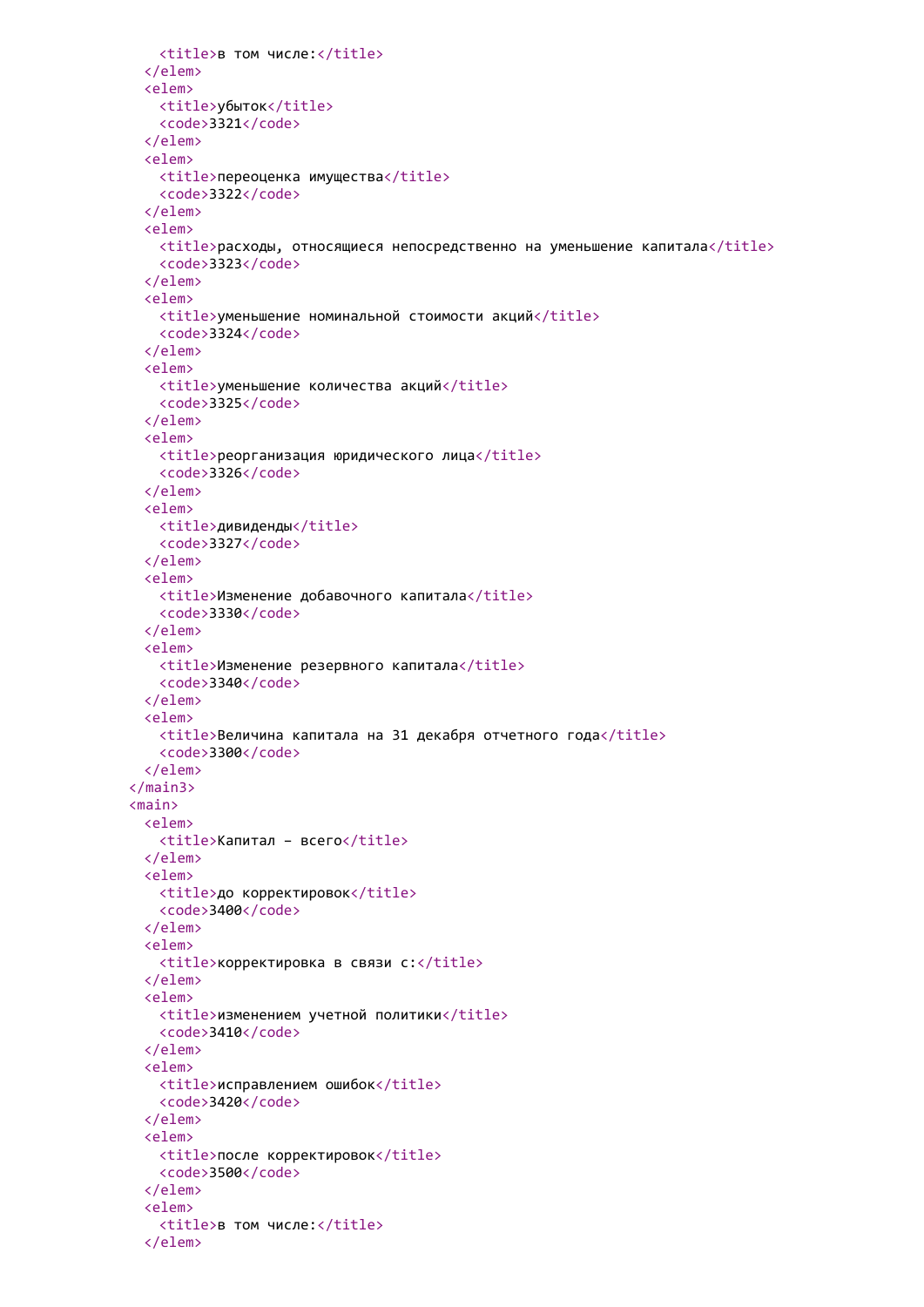```
      <title>в том числе:</title>
    </elem>
    <elem>
      <title>убыток</title>
      <code>3321</code>
    </elem>
    <elem>
      <title>переоценка имущества</title>
      <code>3322</code>
    </elem>
    <elem>
      <title>расходы, относящиеся непосредственно на уменьшение капитала</title>
      <code>3323</code>
    </elem>
    <elem>
      <title>уменьшение номинальной стоимости акций</title>
      <code>3324</code>
    </elem>
    <elem>
      <title>уменьшение количества акций</title>
      <code>3325</code>
    </elem>
    <elem>
      <title>реорганизация юридического лица</title>
      <code>3326</code>
    </elem>
    <elem>
      <title>дивиденды</title>
      <code>3327</code>
    </elem>
    <elem>
      <title>Изменение добавочного капитала</title>
      <code>3330</code>
    </elem>
    <elem>
      <title>Изменение резервного капитала</title>
      <code>3340</code>
    </elem>
    <elem>
      <title>Величина капитала на 31 декабря отчетного года</title>
      <code>3300</code>
    </elem>
  </main3>
  <main>
    <elem>
      <title>Капитал – всего</title>
    </elem>
    <elem>
      <title>до корректировок</title>
      <code>3400</code>
    </elem>
    <elem>
      <title>корректировка в связи с:</title>
    </elem>
    <elem>
      <title>изменением учетной политики</title>
      <code>3410</code>
    </elem>
    <elem>
      <title>исправлением ошибок</title>
      <code>3420</code>
    </elem>
    <elem>
      <title>после корректировок</title>
      <code>3500</code>
    </elem>
    <elem>
      <title>в том числе:</title>
    </elem>
```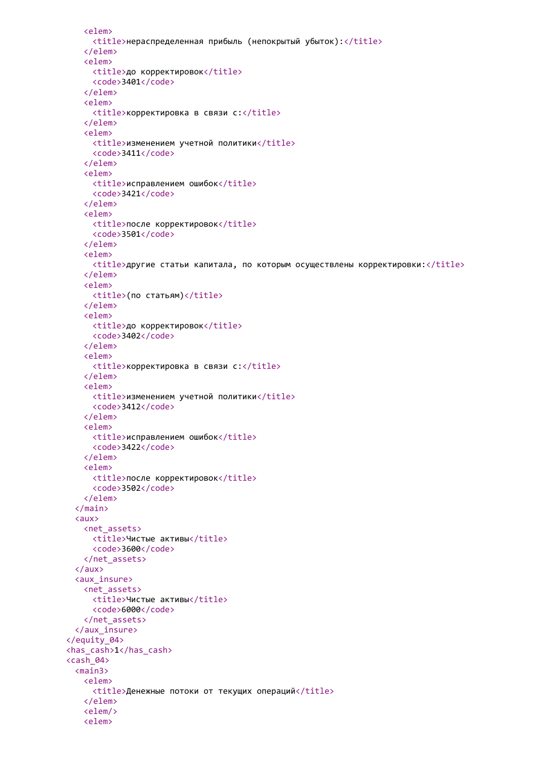```
      <elem>
        <title>нераспределенная прибыль (непокрытый убыток):</title>
      </elem>
      <elem>
        <title>до корректировок</title>
        <code>3401</code>
      </elem>
      <elem>
        <title>корректировка в связи с:</title>
      </elem>
      <elem>
        <title>изменением учетной политики</title>
        <code>3411</code>
      </elem>
      <elem>
        <title>исправлением ошибок</title>
        <code>3421</code>
      </elem>
      <elem>
        <title>после корректировок</title>
        <code>3501</code>
      </elem>
      <elem>
        <title>другие статьи капитала, по которым осуществлены корректировки:</title>
      </elem>
      <elem>
        <title>(по статьям)</title>
      </elem>
      <elem>
        <title>до корректировок</title>
        <code>3402</code>
      </elem>
      <elem>
        <title>корректировка в связи с:</title>
      </elem>
      <elem>
        <title>изменением учетной политики</title>
        <code>3412</code>
      </elem>
      <elem>
        <title>исправлением ошибок</title>
        <code>3422</code>
      </elem>
      <elem>
        <title>после корректировок</title>
        <code>3502</code>
      </elem>
    </main>
    <aux>
      <net_assets>
        <title>Чистые активы</title>
        <code>3600</code>
      </net_assets>
    </aux>
    <aux_insure>
      <net_assets>
        <title>Чистые активы</title>
        <code>6000</code>
      </net_assets>
    </aux_insure>
  </equity_04>
  <has_cash>1</has_cash>
  <cash_04>
    <main3>
      <elem>
        <title>Денежные потоки от текущих операций</title>
      </elem>
      <elem/>
      <elem>
```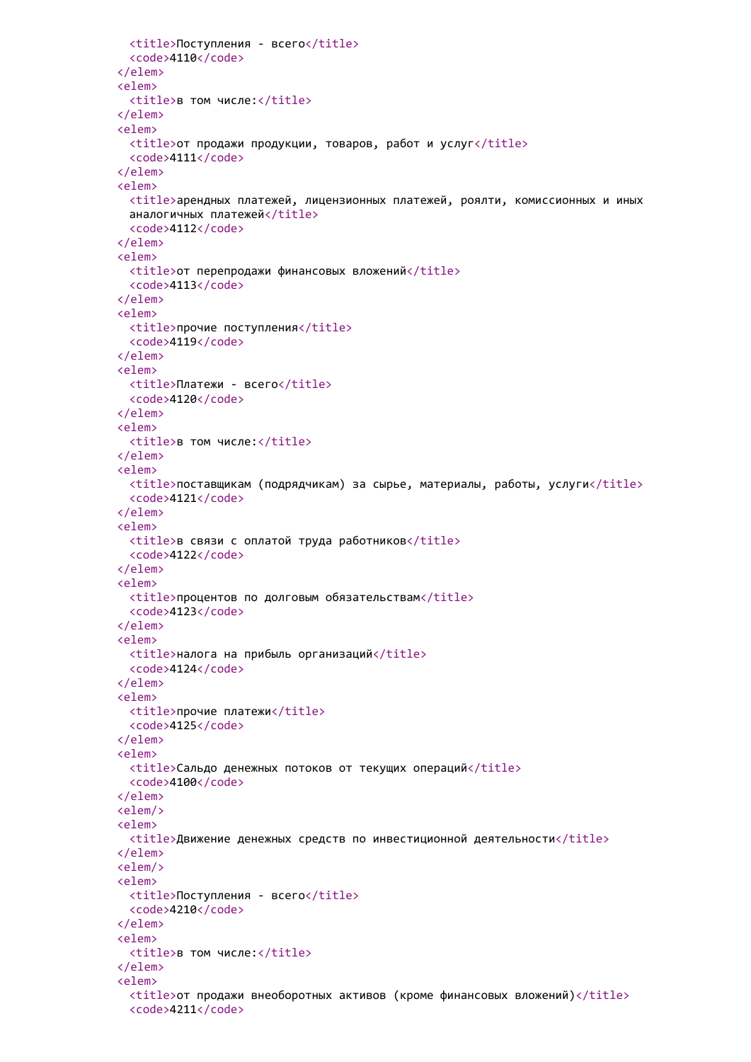```
  <title>Поступления - всего</title>
  <code>4110</code>
</elem>
<elem>
  <title>в том числе:</title>
</elem>
<elem>
  <title>от продажи продукции, товаров, работ и услуг</title>
  <code>4111</code>
</elem>
<elem>
  <title>арендных платежей, лицензионных платежей, роялти, комиссионных и иных
  аналогичных платежей</title>
  <code>4112</code>
</elem>
<elem>
  <title>от перепродажи финансовых вложений</title>
  <code>4113</code>
</elem>
<elem>
  <title>прочие поступления</title>
  <code>4119</code>
</elem>
<elem>
  <title>Платежи - всего</title>
  <code>4120</code>
</elem>
<elem>
  <title>в том числе:</title>
</elem>
<elem>
  <title>поставщикам (подрядчикам) за сырье, материалы, работы, услуги</title>
  <code>4121</code>
</elem>
<elem>
  <title>в связи с оплатой труда работников</title>
  <code>4122</code>
</elem>
<elem>
  <title>процентов по долговым обязательствам</title>
  <code>4123</code>
</elem>
<elem>
  <title>налога на прибыль организаций</title>
  <code>4124</code>
</elem>
<elem>
  <title>прочие платежи</title>
  <code>4125</code>
</elem>
<elem>
  <title>Сальдо денежных потоков от текущих операций</title>
  <code>4100</code>
</elem>
<elem/>
<elem>
  <title>Движение денежных средств по инвестиционной деятельности</title>
</elem>
<elem/>
<elem>
  <title>Поступления - всего</title>
  <code>4210</code>
</elem>
<elem>
  <title>в том числе:</title>
</elem>
<elem>
  <title>от продажи внеоборотных активов (кроме финансовых вложений)</title>
  <code>4211</code>
```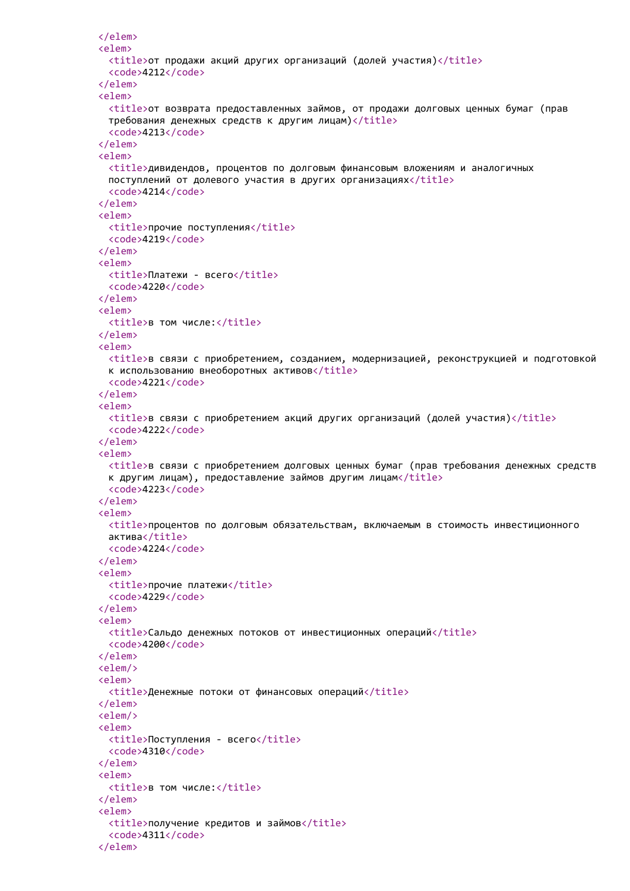```
</elem>
<elem>
  <title>от продажи акций других организаций (долей участия)</title>
  <code>4212</code>
</elem>
<elem>
  <title>от возврата предоставленных займов, от продажи долговых ценных бумаг (прав
  требования денежных средств к другим лицам)</title>
  <code>4213</code>
</elem>
<elem>
  <title>дивидендов, процентов по долговым финансовым вложениям и аналогичных
  поступлений от долевого участия в других организациях</title>
  <code>4214</code>
</elem>
<elem>
  <title>прочие поступления</title>
  <code>4219</code>
</elem>
<elem>
  <title>Платежи - всего</title>
  <code>4220</code>
</elem>
<elem>
  <title>в том числе:</title>
</elem>
<elem>
  <title>в связи с приобретением, созданием, модернизацией, реконструкцией и подготовкой
  к использованию внеоборотных активов</title>
  <code>4221</code>
</elem>
<elem>
  <title>в связи с приобретением акций других организаций (долей участия)</title>
  <code>4222</code>
</elem>
<elem>
  <title>в связи с приобретением долговых ценных бумаг (прав требования денежных средств
  к другим лицам), предоставление займов другим лицам</title>
  <code>4223</code>
</elem>
<elem>
  <title>процентов по долговым обязательствам, включаемым в стоимость инвестиционного
  актива</title>
  <code>4224</code>
</elem>
<elem>
  <title>прочие платежи</title>
  <code>4229</code>
</elem>
<elem>
  <title>Сальдо денежных потоков от инвестиционных операций</title>
  <code>4200</code>
</elem>
<elem/>
<elem>
  <title>Денежные потоки от финансовых операций</title>
</elem>
<elem/>
<elem>
  <title>Поступления - всего</title>
  <code>4310</code>
</elem>
<elem>
  <title>в том числе:</title>
</elem>
<elem>
  <title>получение кредитов и займов</title>
  <code>4311</code>
</elem>
```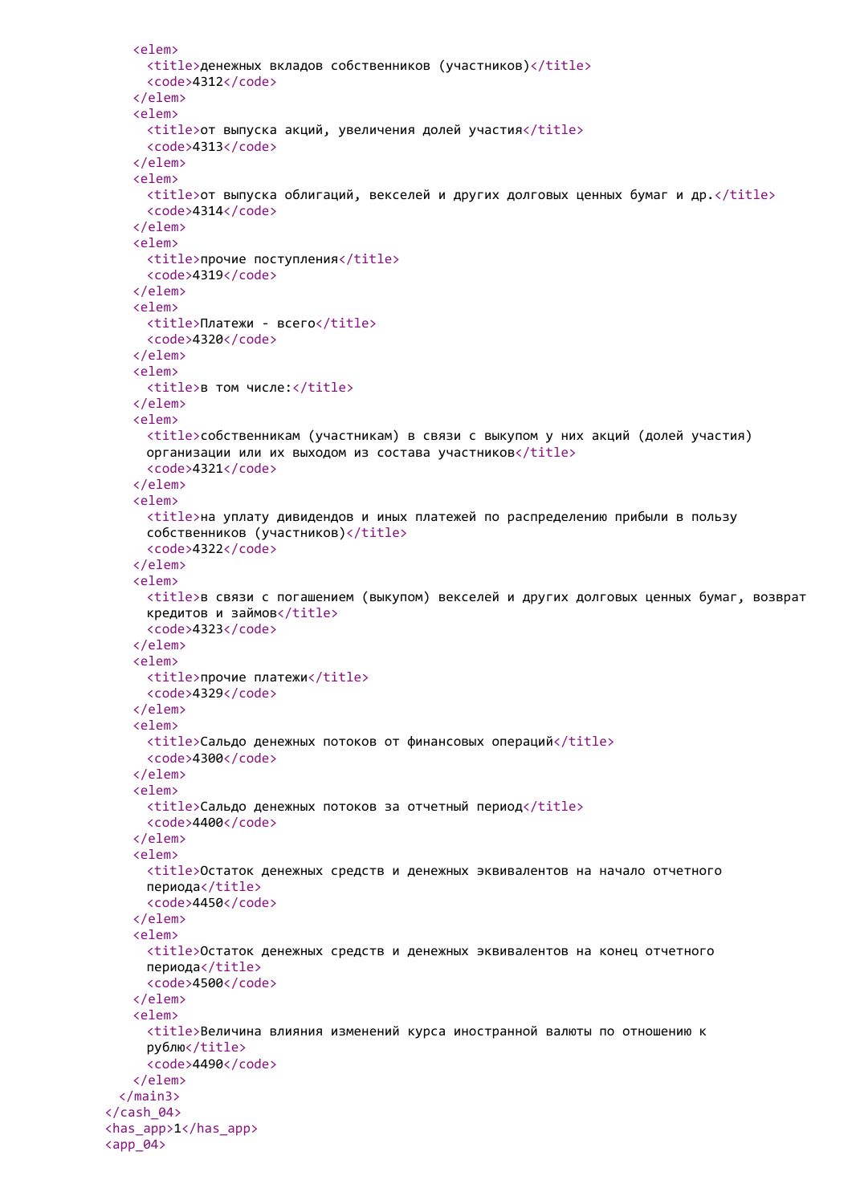```
    <elem>
      <title>денежных вкладов собственников (участников)</title>
      <code>4312</code>
    </elem>
    <elem>
      <title>от выпуска акций, увеличения долей участия</title>
      <code>4313</code>
    </elem>
    <elem>
      <title>от выпуска облигаций, векселей и других долговых ценных бумаг и др.</title>
      <code>4314</code>
    </elem>
    <elem>
      <title>прочие поступления</title>
      <code>4319</code>
    </elem>
    <elem>
      <title>Платежи - всего</title>
      <code>4320</code>
    </elem>
    <elem>
      <title>в том числе:</title>
    </elem>
    <elem>
      <title>собственникам (участникам) в связи с выкупом у них акций (долей участия)
      организации или их выходом из состава участников</title>
      <code>4321</code>
    </elem>
    <elem>
      <title>на уплату дивидендов и иных платежей по распределению прибыли в пользу
      собственников (участников)</title>
      <code>4322</code>
    </elem>
    <elem>
      <title>в связи с погашением (выкупом) векселей и других долговых ценных бумаг, возврат
      кредитов и займов</title>
      <code>4323</code>
    </elem>
    <elem>
      <title>прочие платежи</title>
      <code>4329</code>
    </elem>
    <elem>
      <title>Сальдо денежных потоков от финансовых операций</title>
      <code>4300</code>
    </elem>
    <elem>
      <title>Сальдо денежных потоков за отчетный период</title>
      <code>4400</code>
    </elem>
    <elem>
      <title>Остаток денежных средств и денежных эквивалентов на начало отчетного
      периода</title>
      <code>4450</code>
    </elem>
    <elem>
      <title>Остаток денежных средств и денежных эквивалентов на конец отчетного
      периода</title>
      <code>4500</code>
    </elem>
    <elem>
      <title>Величина влияния изменений курса иностранной валюты по отношению к
      рублю</title>
      <code>4490</code>
    </elem>
  </main3>
</cash_04>
<has_app>1</has_app>
<app_04>
```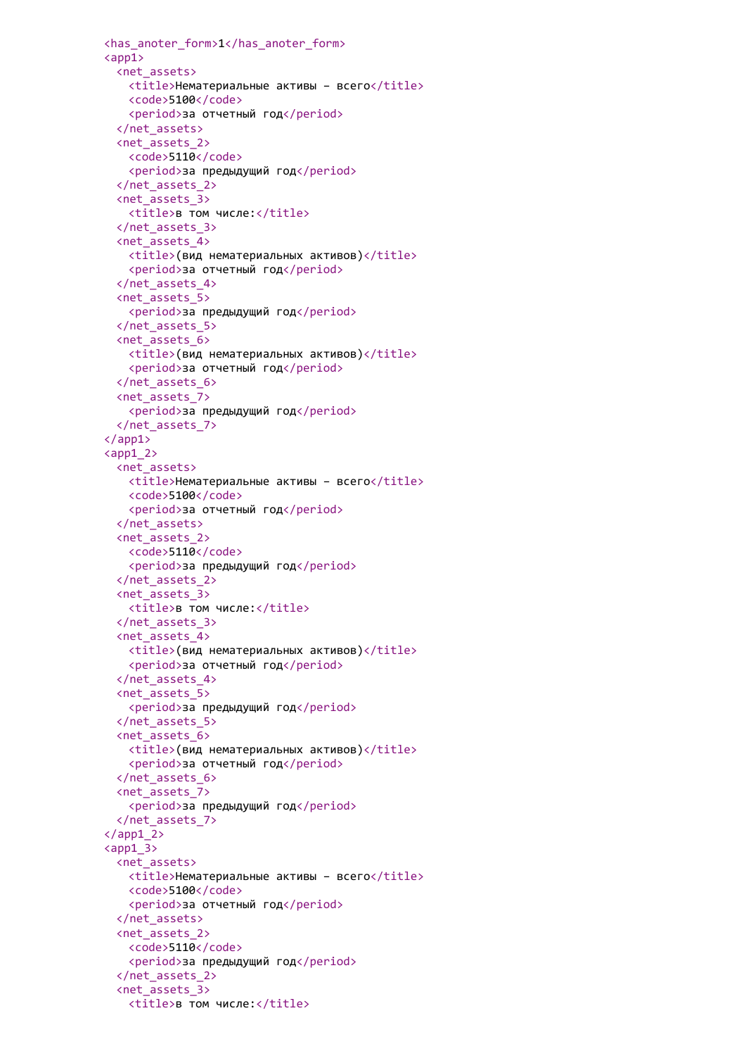```xml
<has_anoter_form>1</has_anoter_form>
<app1>
  <net_assets>
    <title>Нематериальные активы – всего</title>
    <code>5100</code>
    <period>за отчетный год</period>
  </net_assets>
  <net_assets_2>
    <code>5110</code>
    <period>за предыдущий год</period>
  </net_assets_2>
  <net_assets_3>
    <title>в том числе:</title>
  </net_assets_3>
  <net_assets_4>
    <title>(вид нематериальных активов)</title>
    <period>за отчетный год</period>
  </net_assets_4>
  <net_assets_5>
    <period>за предыдущий год</period>
  </net_assets_5>
  <net_assets_6>
    <title>(вид нематериальных активов)</title>
    <period>за отчетный год</period>
  </net_assets_6>
  <net_assets_7>
    <period>за предыдущий год</period>
  </net_assets_7>
</app1>
<app1_2>
  <net_assets>
    <title>Нематериальные активы – всего</title>
    <code>5100</code>
    <period>за отчетный год</period>
  </net_assets>
  <net_assets_2>
    <code>5110</code>
    <period>за предыдущий год</period>
  </net_assets_2>
  <net_assets_3>
    <title>в том числе:</title>
  </net_assets_3>
  <net_assets_4>
    <title>(вид нематериальных активов)</title>
    <period>за отчетный год</period>
  </net_assets_4>
  <net_assets_5>
    <period>за предыдущий год</period>
  </net_assets_5>
  <net_assets_6>
    <title>(вид нематериальных активов)</title>
    <period>за отчетный год</period>
  </net_assets_6>
  <net_assets_7>
    <period>за предыдущий год</period>
  </net_assets_7>
</app1_2>
<app1_3>
  <net_assets>
    <title>Нематериальные активы – всего</title>
    <code>5100</code>
    <period>за отчетный год</period>
  </net_assets>
  <net_assets_2>
    <code>5110</code>
    <period>за предыдущий год</period>
  </net_assets_2>
  <net_assets_3>
    <title>в том числе:</title>
```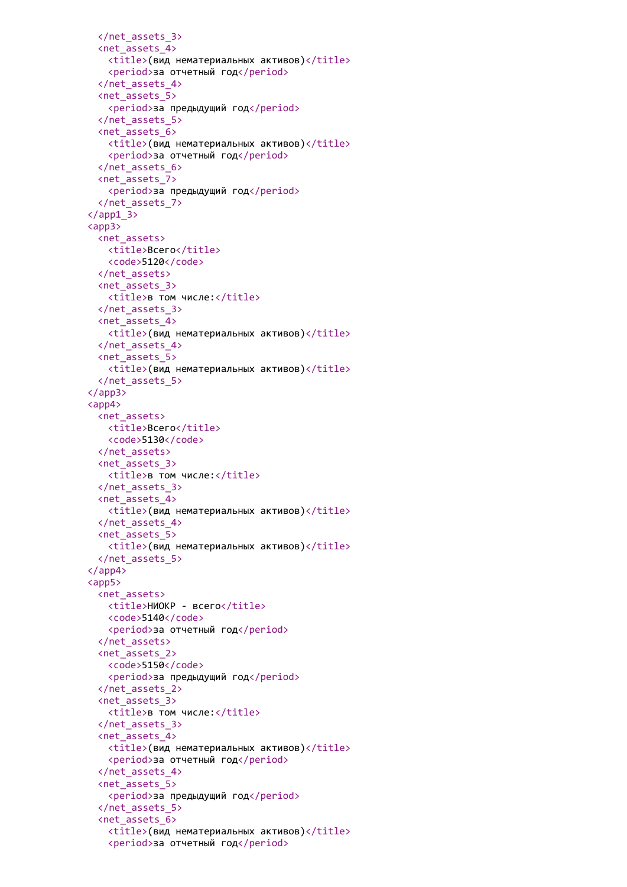```xml
    </net_assets_3>
    <net_assets_4>
      <title>(вид нематериальных активов)</title>
      <period>за отчетный год</period>
    </net_assets_4>
    <net_assets_5>
      <period>за предыдущий год</period>
    </net_assets_5>
    <net_assets_6>
      <title>(вид нематериальных активов)</title>
      <period>за отчетный год</period>
    </net_assets_6>
    <net_assets_7>
      <period>за предыдущий год</period>
    </net_assets_7>
  </app1_3>
  <app3>
    <net_assets>
      <title>Всего</title>
      <code>5120</code>
    </net_assets>
    <net_assets_3>
      <title>в том числе:</title>
    </net_assets_3>
    <net_assets_4>
      <title>(вид нематериальных активов)</title>
    </net_assets_4>
    <net_assets_5>
      <title>(вид нематериальных активов)</title>
    </net_assets_5>
  </app3>
  <app4>
    <net_assets>
      <title>Всего</title>
      <code>5130</code>
    </net_assets>
    <net_assets_3>
      <title>в том числе:</title>
    </net_assets_3>
    <net_assets_4>
      <title>(вид нематериальных активов)</title>
    </net_assets_4>
    <net_assets_5>
      <title>(вид нематериальных активов)</title>
    </net_assets_5>
  </app4>
  <app5>
    <net_assets>
      <title>НИОКР - всего</title>
      <code>5140</code>
      <period>за отчетный год</period>
    </net_assets>
    <net_assets_2>
      <code>5150</code>
      <period>за предыдущий год</period>
    </net_assets_2>
    <net_assets_3>
      <title>в том числе:</title>
    </net_assets_3>
    <net_assets_4>
      <title>(вид нематериальных активов)</title>
      <period>за отчетный год</period>
    </net_assets_4>
    <net_assets_5>
      <period>за предыдущий год</period>
    </net_assets_5>
    <net_assets_6>
      <title>(вид нематериальных активов)</title>
      <period>за отчетный год</period>
```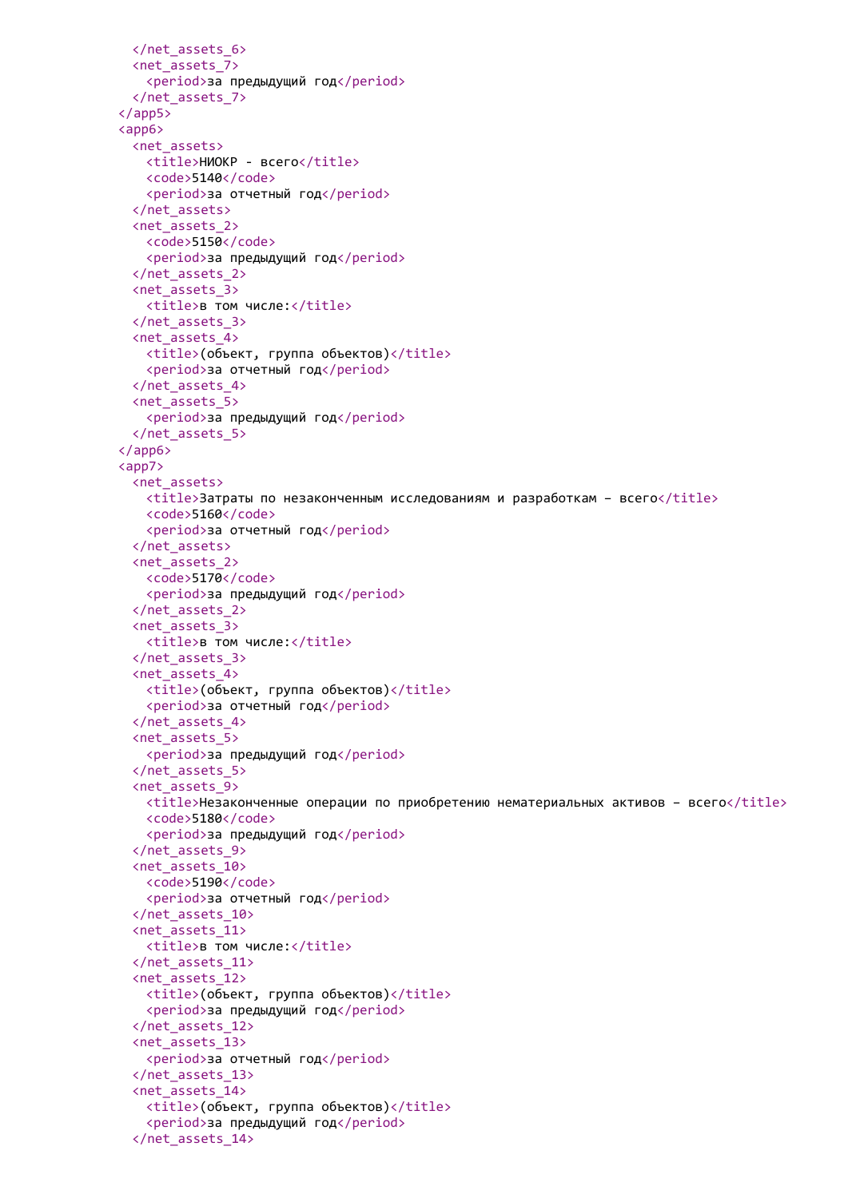```xml
      </net_assets_6>
      <net_assets_7>
        <period>за предыдущий год</period>
      </net_assets_7>
    </app5>
    <app6>
      <net_assets>
        <title>НИОКР - всего</title>
        <code>5140</code>
        <period>за отчетный год</period>
      </net_assets>
      <net_assets_2>
        <code>5150</code>
        <period>за предыдущий год</period>
      </net_assets_2>
      <net_assets_3>
        <title>в том числе:</title>
      </net_assets_3>
      <net_assets_4>
        <title>(объект, группа объектов)</title>
        <period>за отчетный год</period>
      </net_assets_4>
      <net_assets_5>
        <period>за предыдущий год</period>
      </net_assets_5>
    </app6>
    <app7>
      <net_assets>
        <title>Затраты по незаконченным исследованиям и разработкам – всего</title>
        <code>5160</code>
        <period>за отчетный год</period>
      </net_assets>
      <net_assets_2>
        <code>5170</code>
        <period>за предыдущий год</period>
      </net_assets_2>
      <net_assets_3>
        <title>в том числе:</title>
      </net_assets_3>
      <net_assets_4>
        <title>(объект, группа объектов)</title>
        <period>за отчетный год</period>
      </net_assets_4>
      <net_assets_5>
        <period>за предыдущий год</period>
      </net_assets_5>
      <net_assets_9>
        <title>Незаконченные операции по приобретению нематериальных активов – всего</title>
        <code>5180</code>
        <period>за предыдущий год</period>
      </net_assets_9>
      <net_assets_10>
        <code>5190</code>
        <period>за отчетный год</period>
      </net_assets_10>
      <net_assets_11>
        <title>в том числе:</title>
      </net_assets_11>
      <net_assets_12>
        <title>(объект, группа объектов)</title>
        <period>за предыдущий год</period>
      </net_assets_12>
      <net_assets_13>
        <period>за отчетный год</period>
      </net_assets_13>
      <net_assets_14>
        <title>(объект, группа объектов)</title>
        <period>за предыдущий год</period>
      </net_assets_14>
```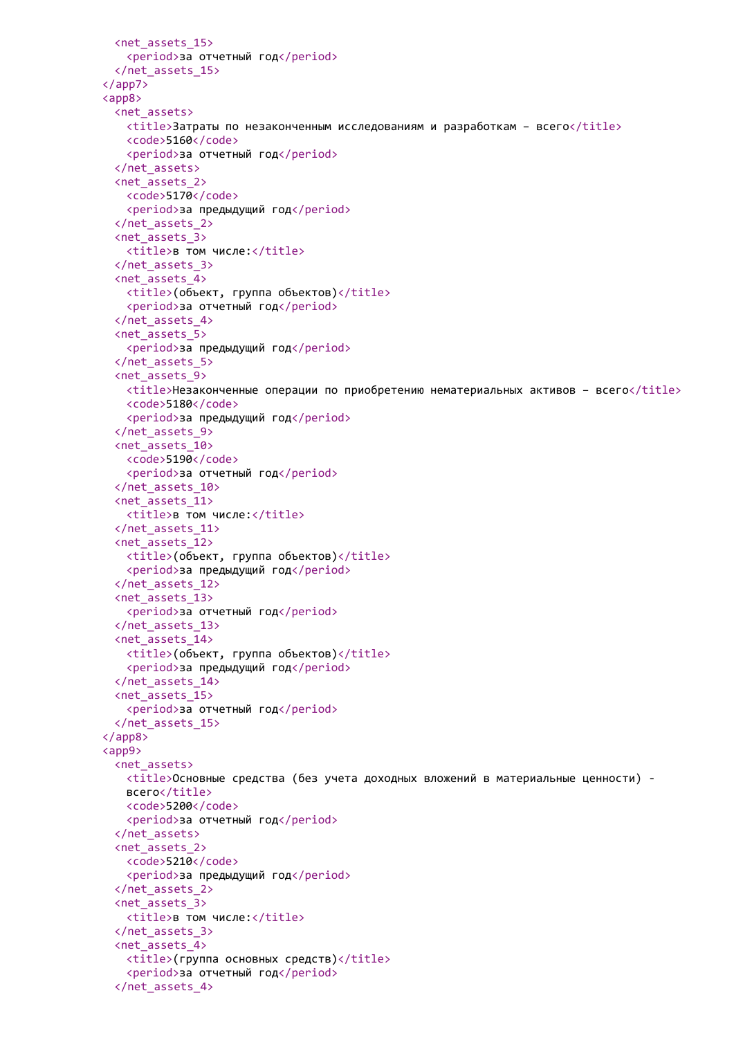```xml
      <net_assets_15>
        <period>за отчетный год</period>
      </net_assets_15>
    </app7>
    <app8>
      <net_assets>
        <title>Затраты по незаконченным исследованиям и разработкам – всего</title>
        <code>5160</code>
        <period>за отчетный год</period>
      </net_assets>
      <net_assets_2>
        <code>5170</code>
        <period>за предыдущий год</period>
      </net_assets_2>
      <net_assets_3>
        <title>в том числе:</title>
      </net_assets_3>
      <net_assets_4>
        <title>(объект, группа объектов)</title>
        <period>за отчетный год</period>
      </net_assets_4>
      <net_assets_5>
        <period>за предыдущий год</period>
      </net_assets_5>
      <net_assets_9>
        <title>Незаконченные операции по приобретению нематериальных активов – всего</title>
        <code>5180</code>
        <period>за предыдущий год</period>
      </net_assets_9>
      <net_assets_10>
        <code>5190</code>
        <period>за отчетный год</period>
      </net_assets_10>
      <net_assets_11>
        <title>в том числе:</title>
      </net_assets_11>
      <net_assets_12>
        <title>(объект, группа объектов)</title>
        <period>за предыдущий год</period>
      </net_assets_12>
      <net_assets_13>
        <period>за отчетный год</period>
      </net_assets_13>
      <net_assets_14>
        <title>(объект, группа объектов)</title>
        <period>за предыдущий год</period>
      </net_assets_14>
      <net_assets_15>
        <period>за отчетный год</period>
      </net_assets_15>
    </app8>
    <app9>
      <net_assets>
        <title>Основные средства (без учета доходных вложений в материальные ценности) -
        всего</title>
        <code>5200</code>
        <period>за отчетный год</period>
      </net_assets>
      <net_assets_2>
        <code>5210</code>
        <period>за предыдущий год</period>
      </net_assets_2>
      <net_assets_3>
        <title>в том числе:</title>
      </net_assets_3>
      <net_assets_4>
        <title>(группа основных средств)</title>
        <period>за отчетный год</period>
      </net_assets_4>
```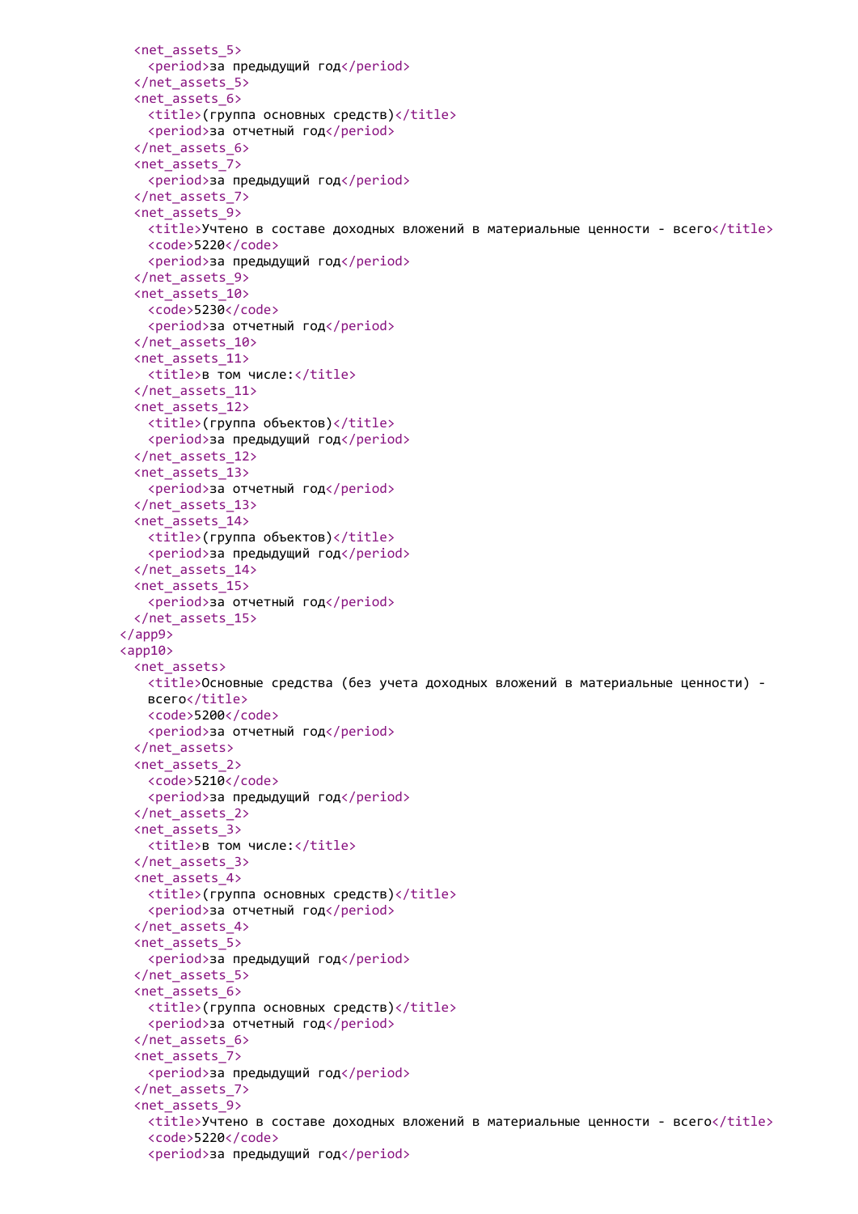```xml
      <net_assets_5>
        <period>за предыдущий год</period>
      </net_assets_5>
      <net_assets_6>
        <title>(группа основных средств)</title>
        <period>за отчетный год</period>
      </net_assets_6>
      <net_assets_7>
        <period>за предыдущий год</period>
      </net_assets_7>
      <net_assets_9>
        <title>Учтено в составе доходных вложений в материальные ценности - всего</title>
        <code>5220</code>
        <period>за предыдущий год</period>
      </net_assets_9>
      <net_assets_10>
        <code>5230</code>
        <period>за отчетный год</period>
      </net_assets_10>
      <net_assets_11>
        <title>в том числе:</title>
      </net_assets_11>
      <net_assets_12>
        <title>(группа объектов)</title>
        <period>за предыдущий год</period>
      </net_assets_12>
      <net_assets_13>
        <period>за отчетный год</period>
      </net_assets_13>
      <net_assets_14>
        <title>(группа объектов)</title>
        <period>за предыдущий год</period>
      </net_assets_14>
      <net_assets_15>
        <period>за отчетный год</period>
      </net_assets_15>
    </app9>
    <app10>
      <net_assets>
        <title>Основные средства (без учета доходных вложений в материальные ценности) -
        всего</title>
        <code>5200</code>
        <period>за отчетный год</period>
      </net_assets>
      <net_assets_2>
        <code>5210</code>
        <period>за предыдущий год</period>
      </net_assets_2>
      <net_assets_3>
        <title>в том числе:</title>
      </net_assets_3>
      <net_assets_4>
        <title>(группа основных средств)</title>
        <period>за отчетный год</period>
      </net_assets_4>
      <net_assets_5>
        <period>за предыдущий год</period>
      </net_assets_5>
      <net_assets_6>
        <title>(группа основных средств)</title>
        <period>за отчетный год</period>
      </net_assets_6>
      <net_assets_7>
        <period>за предыдущий год</period>
      </net_assets_7>
      <net_assets_9>
        <title>Учтено в составе доходных вложений в материальные ценности - всего</title>
        <code>5220</code>
        <period>за предыдущий год</period>
```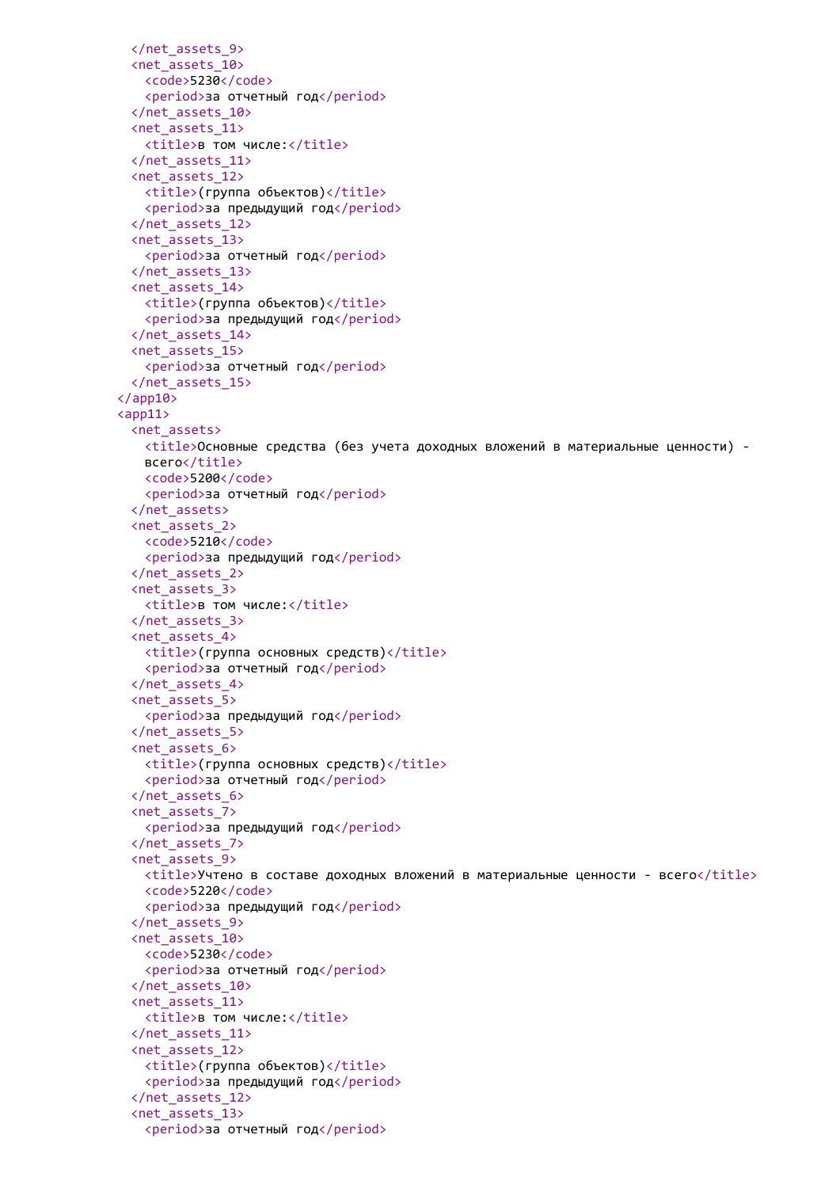```
    </net_assets_9>
    <net_assets_10>
      <code>5230</code>
      <period>за отчетный год</period>
    </net_assets_10>
    <net_assets_11>
      <title>в том числе:</title>
    </net_assets_11>
    <net_assets_12>
      <title>(группа объектов)</title>
      <period>за предыдущий год</period>
    </net_assets_12>
    <net_assets_13>
      <period>за отчетный год</period>
    </net_assets_13>
    <net_assets_14>
      <title>(группа объектов)</title>
      <period>за предыдущий год</period>
    </net_assets_14>
    <net_assets_15>
      <period>за отчетный год</period>
    </net_assets_15>
  </app10>
  <app11>
    <net_assets>
      <title>Основные средства (без учета доходных вложений в материальные ценности) -
      всего</title>
      <code>5200</code>
      <period>за отчетный год</period>
    </net_assets>
    <net_assets_2>
      <code>5210</code>
      <period>за предыдущий год</period>
    </net_assets_2>
    <net_assets_3>
      <title>в том числе:</title>
    </net_assets_3>
    <net_assets_4>
      <title>(группа основных средств)</title>
      <period>за отчетный год</period>
    </net_assets_4>
    <net_assets_5>
      <period>за предыдущий год</period>
    </net_assets_5>
    <net_assets_6>
      <title>(группа основных средств)</title>
      <period>за отчетный год</period>
    </net_assets_6>
    <net_assets_7>
      <period>за предыдущий год</period>
    </net_assets_7>
    <net_assets_9>
      <title>Учтено в составе доходных вложений в материальные ценности - всего</title>
      <code>5220</code>
      <period>за предыдущий год</period>
    </net_assets_9>
    <net_assets_10>
      <code>5230</code>
      <period>за отчетный год</period>
    </net_assets_10>
    <net_assets_11>
      <title>в том числе:</title>
    </net_assets_11>
    <net_assets_12>
      <title>(группа объектов)</title>
      <period>за предыдущий год</period>
    </net_assets_12>
    <net_assets_13>
      <period>за отчетный год</period>
```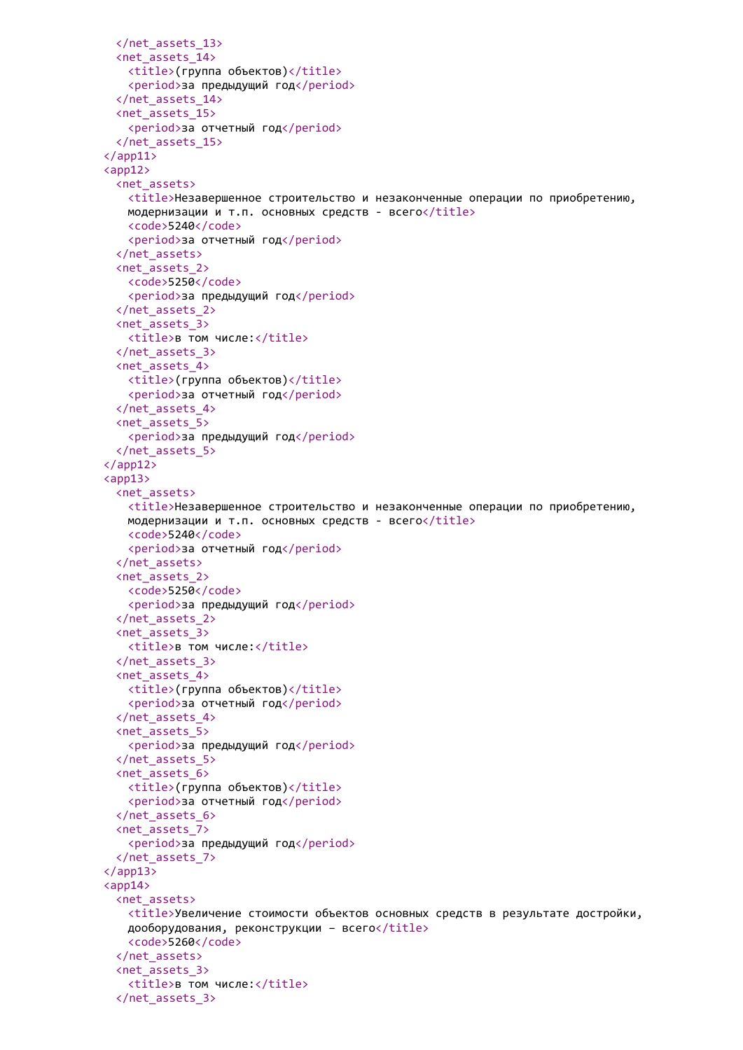```
    </net_assets_13>
    <net_assets_14>
      <title>(группа объектов)</title>
      <period>за предыдущий год</period>
    </net_assets_14>
    <net_assets_15>
      <period>за отчетный год</period>
    </net_assets_15>
  </app11>
  <app12>
    <net_assets>
      <title>Незавершенное строительство и незаконченные операции по приобретению,
      модернизации и т.п. основных средств - всего</title>
      <code>5240</code>
      <period>за отчетный год</period>
    </net_assets>
    <net_assets_2>
      <code>5250</code>
      <period>за предыдущий год</period>
    </net_assets_2>
    <net_assets_3>
      <title>в том числе:</title>
    </net_assets_3>
    <net_assets_4>
      <title>(группа объектов)</title>
      <period>за отчетный год</period>
    </net_assets_4>
    <net_assets_5>
      <period>за предыдущий год</period>
    </net_assets_5>
  </app12>
  <app13>
    <net_assets>
      <title>Незавершенное строительство и незаконченные операции по приобретению,
      модернизации и т.п. основных средств - всего</title>
      <code>5240</code>
      <period>за отчетный год</period>
    </net_assets>
    <net_assets_2>
      <code>5250</code>
      <period>за предыдущий год</period>
    </net_assets_2>
    <net_assets_3>
      <title>в том числе:</title>
    </net_assets_3>
    <net_assets_4>
      <title>(группа объектов)</title>
      <period>за отчетный год</period>
    </net_assets_4>
    <net_assets_5>
      <period>за предыдущий год</period>
    </net_assets_5>
    <net_assets_6>
      <title>(группа объектов)</title>
      <period>за отчетный год</period>
    </net_assets_6>
    <net_assets_7>
      <period>за предыдущий год</period>
    </net_assets_7>
  </app13>
  <app14>
    <net_assets>
      <title>Увеличение стоимости объектов основных средств в результате достройки,
      дооборудования, реконструкции – всего</title>
      <code>5260</code>
    </net_assets>
    <net_assets_3>
      <title>в том числе:</title>
    </net_assets_3>
```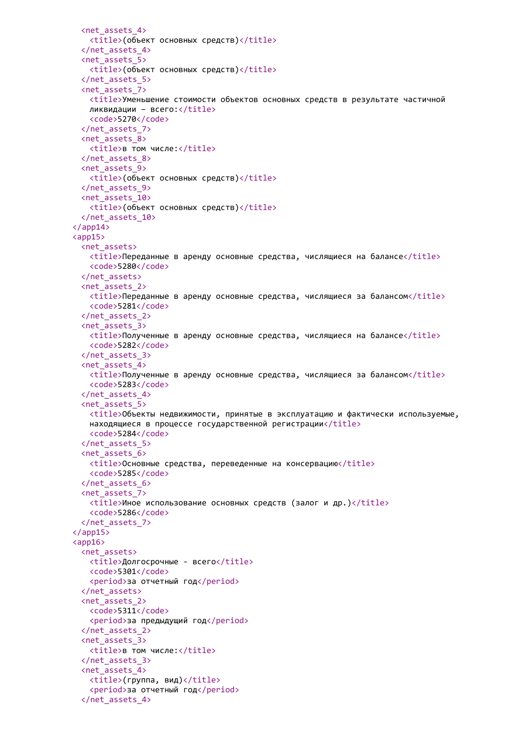```xml
  <net_assets_4>
    <title>(объект основных средств)</title>
  </net_assets_4>
  <net_assets_5>
    <title>(объект основных средств)</title>
  </net_assets_5>
  <net_assets_7>
    <title>Уменьшение стоимости объектов основных средств в результате частичной
    ликвидации – всего:</title>
    <code>5270</code>
  </net_assets_7>
  <net_assets_8>
    <title>в том числе:</title>
  </net_assets_8>
  <net_assets_9>
    <title>(объект основных средств)</title>
  </net_assets_9>
  <net_assets_10>
    <title>(объект основных средств)</title>
  </net_assets_10>
</app14>
<app15>
  <net_assets>
    <title>Переданные в аренду основные средства, числящиеся на балансе</title>
    <code>5280</code>
  </net_assets>
  <net_assets_2>
    <title>Переданные в аренду основные средства, числящиеся за балансом</title>
    <code>5281</code>
  </net_assets_2>
  <net_assets_3>
    <title>Полученные в аренду основные средства, числящиеся на балансе</title>
    <code>5282</code>
  </net_assets_3>
  <net_assets_4>
    <title>Полученные в аренду основные средства, числящиеся за балансом</title>
    <code>5283</code>
  </net_assets_4>
  <net_assets_5>
    <title>Объекты недвижимости, принятые в эксплуатацию и фактически используемые,
    находящиеся в процессе государственной регистрации</title>
    <code>5284</code>
  </net_assets_5>
  <net_assets_6>
    <title>Основные средства, переведенные на консервацию</title>
    <code>5285</code>
  </net_assets_6>
  <net_assets_7>
    <title>Иное использование основных средств (залог и др.)</title>
    <code>5286</code>
  </net_assets_7>
</app15>
<app16>
  <net_assets>
    <title>Долгосрочные - всего</title>
    <code>5301</code>
    <period>за отчетный год</period>
  </net_assets>
  <net_assets_2>
    <code>5311</code>
    <period>за предыдущий год</period>
  </net_assets_2>
  <net_assets_3>
    <title>в том числе:</title>
  </net_assets_3>
  <net_assets_4>
    <title>(группа, вид)</title>
    <period>за отчетный год</period>
  </net_assets_4>
```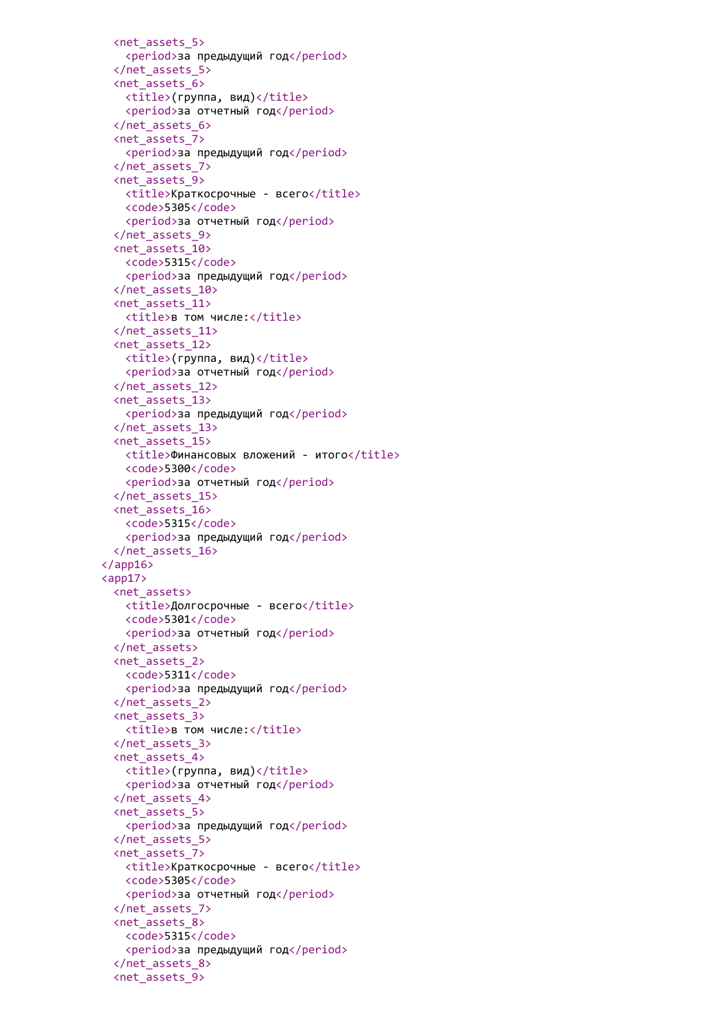```xml
      <net_assets_5>
        <period>за предыдущий год</period>
      </net_assets_5>
      <net_assets_6>
        <title>(группа, вид)</title>
        <period>за отчетный год</period>
      </net_assets_6>
      <net_assets_7>
        <period>за предыдущий год</period>
      </net_assets_7>
      <net_assets_9>
        <title>Краткосрочные - всего</title>
        <code>5305</code>
        <period>за отчетный год</period>
      </net_assets_9>
      <net_assets_10>
        <code>5315</code>
        <period>за предыдущий год</period>
      </net_assets_10>
      <net_assets_11>
        <title>в том числе:</title>
      </net_assets_11>
      <net_assets_12>
        <title>(группа, вид)</title>
        <period>за отчетный год</period>
      </net_assets_12>
      <net_assets_13>
        <period>за предыдущий год</period>
      </net_assets_13>
      <net_assets_15>
        <title>Финансовых вложений - итого</title>
        <code>5300</code>
        <period>за отчетный год</period>
      </net_assets_15>
      <net_assets_16>
        <code>5315</code>
        <period>за предыдущий год</period>
      </net_assets_16>
    </app16>
    <app17>
      <net_assets>
        <title>Долгосрочные - всего</title>
        <code>5301</code>
        <period>за отчетный год</period>
      </net_assets>
      <net_assets_2>
        <code>5311</code>
        <period>за предыдущий год</period>
      </net_assets_2>
      <net_assets_3>
        <title>в том числе:</title>
      </net_assets_3>
      <net_assets_4>
        <title>(группа, вид)</title>
        <period>за отчетный год</period>
      </net_assets_4>
      <net_assets_5>
        <period>за предыдущий год</period>
      </net_assets_5>
      <net_assets_7>
        <title>Краткосрочные - всего</title>
        <code>5305</code>
        <period>за отчетный год</period>
      </net_assets_7>
      <net_assets_8>
        <code>5315</code>
        <period>за предыдущий год</period>
      </net_assets_8>
      <net_assets_9>
```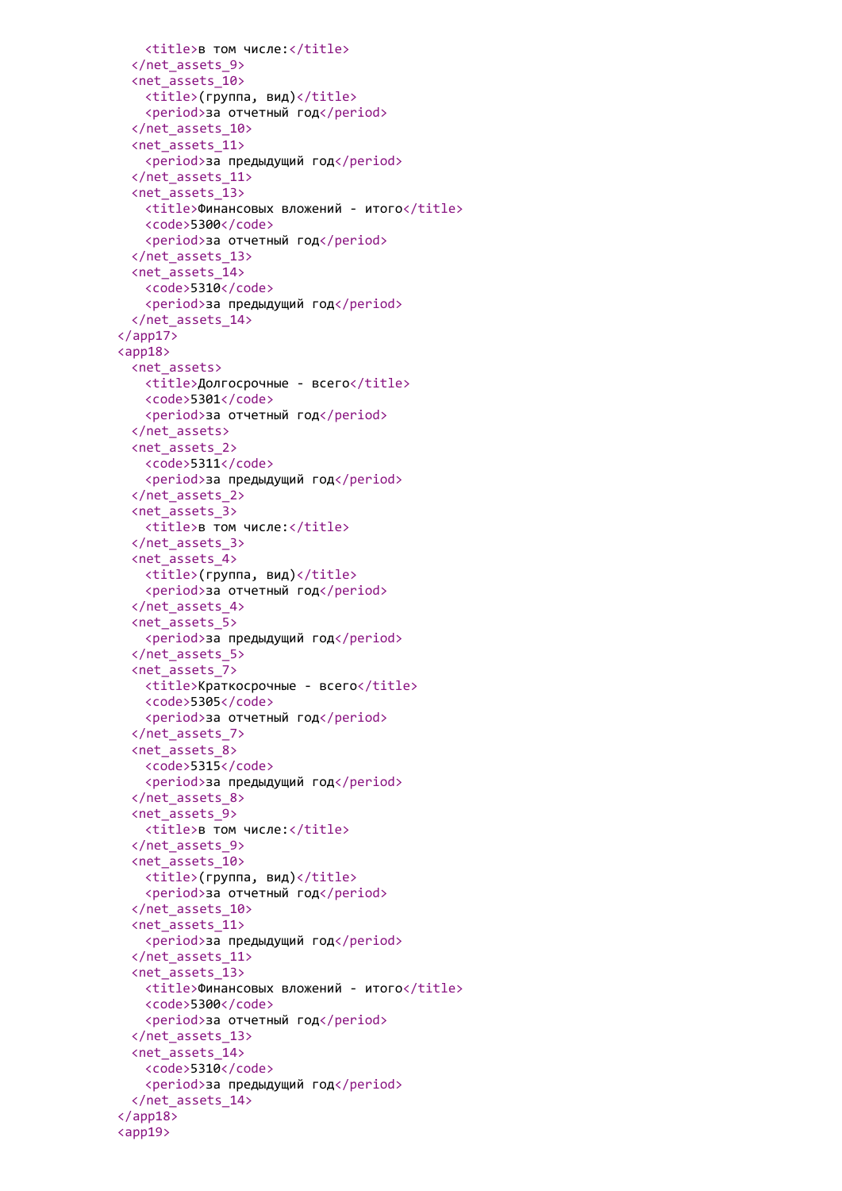```
      <title>в том числе:</title>
    </net_assets_9>
    <net_assets_10>
      <title>(группа, вид)</title>
      <period>за отчетный год</period>
    </net_assets_10>
    <net_assets_11>
      <period>за предыдущий год</period>
    </net_assets_11>
    <net_assets_13>
      <title>Финансовых вложений - итого</title>
      <code>5300</code>
      <period>за отчетный год</period>
    </net_assets_13>
    <net_assets_14>
      <code>5310</code>
      <period>за предыдущий год</period>
    </net_assets_14>
  </app17>
  <app18>
    <net_assets>
      <title>Долгосрочные - всего</title>
      <code>5301</code>
      <period>за отчетный год</period>
    </net_assets>
    <net_assets_2>
      <code>5311</code>
      <period>за предыдущий год</period>
    </net_assets_2>
    <net_assets_3>
      <title>в том числе:</title>
    </net_assets_3>
    <net_assets_4>
      <title>(группа, вид)</title>
      <period>за отчетный год</period>
    </net_assets_4>
    <net_assets_5>
      <period>за предыдущий год</period>
    </net_assets_5>
    <net_assets_7>
      <title>Краткосрочные - всего</title>
      <code>5305</code>
      <period>за отчетный год</period>
    </net_assets_7>
    <net_assets_8>
      <code>5315</code>
      <period>за предыдущий год</period>
    </net_assets_8>
    <net_assets_9>
      <title>в том числе:</title>
    </net_assets_9>
    <net_assets_10>
      <title>(группа, вид)</title>
      <period>за отчетный год</period>
    </net_assets_10>
    <net_assets_11>
      <period>за предыдущий год</period>
    </net_assets_11>
    <net_assets_13>
      <title>Финансовых вложений - итого</title>
      <code>5300</code>
      <period>за отчетный год</period>
    </net_assets_13>
    <net_assets_14>
      <code>5310</code>
      <period>за предыдущий год</period>
    </net_assets_14>
  </app18>
  <app19>
```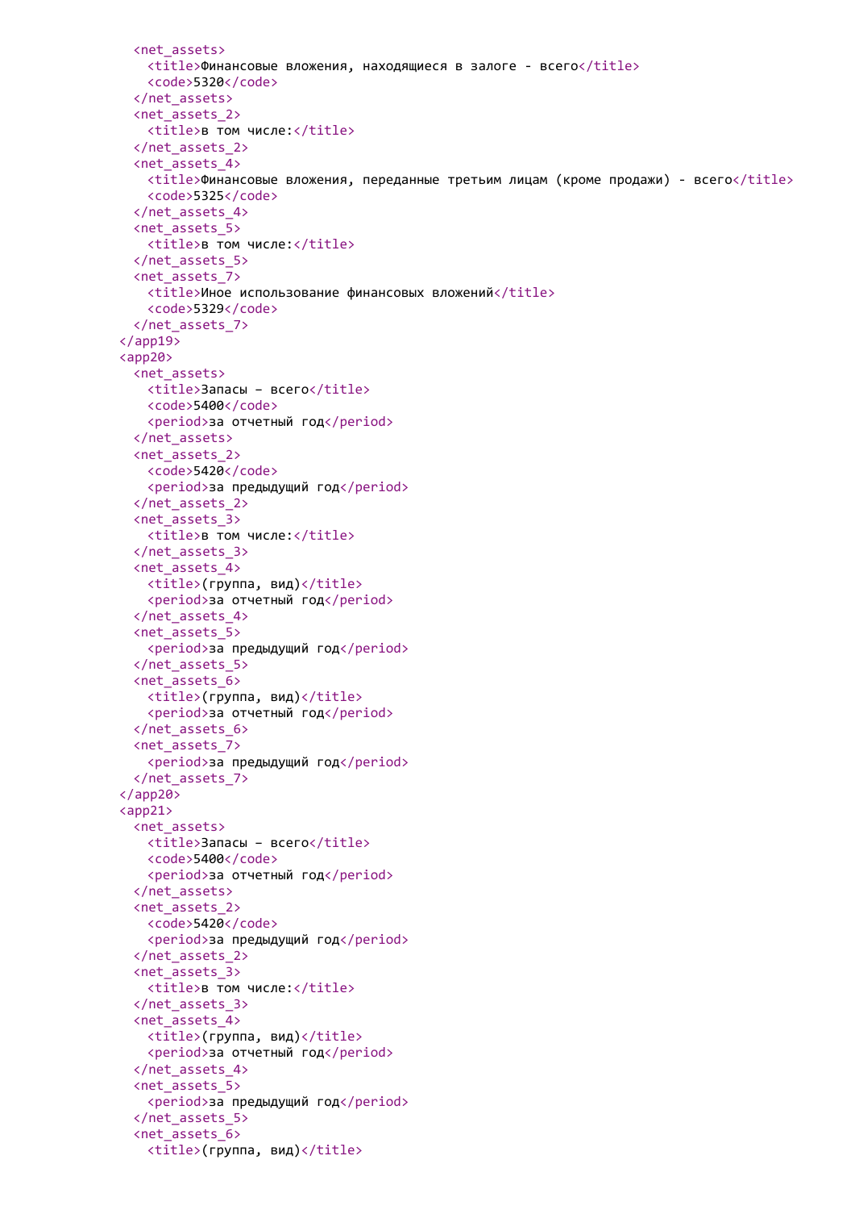```xml
      <net_assets>
        <title>Финансовые вложения, находящиеся в залоге - всего</title>
        <code>5320</code>
      </net_assets>
      <net_assets_2>
        <title>в том числе:</title>
      </net_assets_2>
      <net_assets_4>
        <title>Финансовые вложения, переданные третьим лицам (кроме продажи) - всего</title>
        <code>5325</code>
      </net_assets_4>
      <net_assets_5>
        <title>в том числе:</title>
      </net_assets_5>
      <net_assets_7>
        <title>Иное использование финансовых вложений</title>
        <code>5329</code>
      </net_assets_7>
    </app19>
    <app20>
      <net_assets>
        <title>Запасы – всего</title>
        <code>5400</code>
        <period>за отчетный год</period>
      </net_assets>
      <net_assets_2>
        <code>5420</code>
        <period>за предыдущий год</period>
      </net_assets_2>
      <net_assets_3>
        <title>в том числе:</title>
      </net_assets_3>
      <net_assets_4>
        <title>(группа, вид)</title>
        <period>за отчетный год</period>
      </net_assets_4>
      <net_assets_5>
        <period>за предыдущий год</period>
      </net_assets_5>
      <net_assets_6>
        <title>(группа, вид)</title>
        <period>за отчетный год</period>
      </net_assets_6>
      <net_assets_7>
        <period>за предыдущий год</period>
      </net_assets_7>
    </app20>
    <app21>
      <net_assets>
        <title>Запасы – всего</title>
        <code>5400</code>
        <period>за отчетный год</period>
      </net_assets>
      <net_assets_2>
        <code>5420</code>
        <period>за предыдущий год</period>
      </net_assets_2>
      <net_assets_3>
        <title>в том числе:</title>
      </net_assets_3>
      <net_assets_4>
        <title>(группа, вид)</title>
        <period>за отчетный год</period>
      </net_assets_4>
      <net_assets_5>
        <period>за предыдущий год</period>
      </net_assets_5>
      <net_assets_6>
        <title>(группа, вид)</title>
```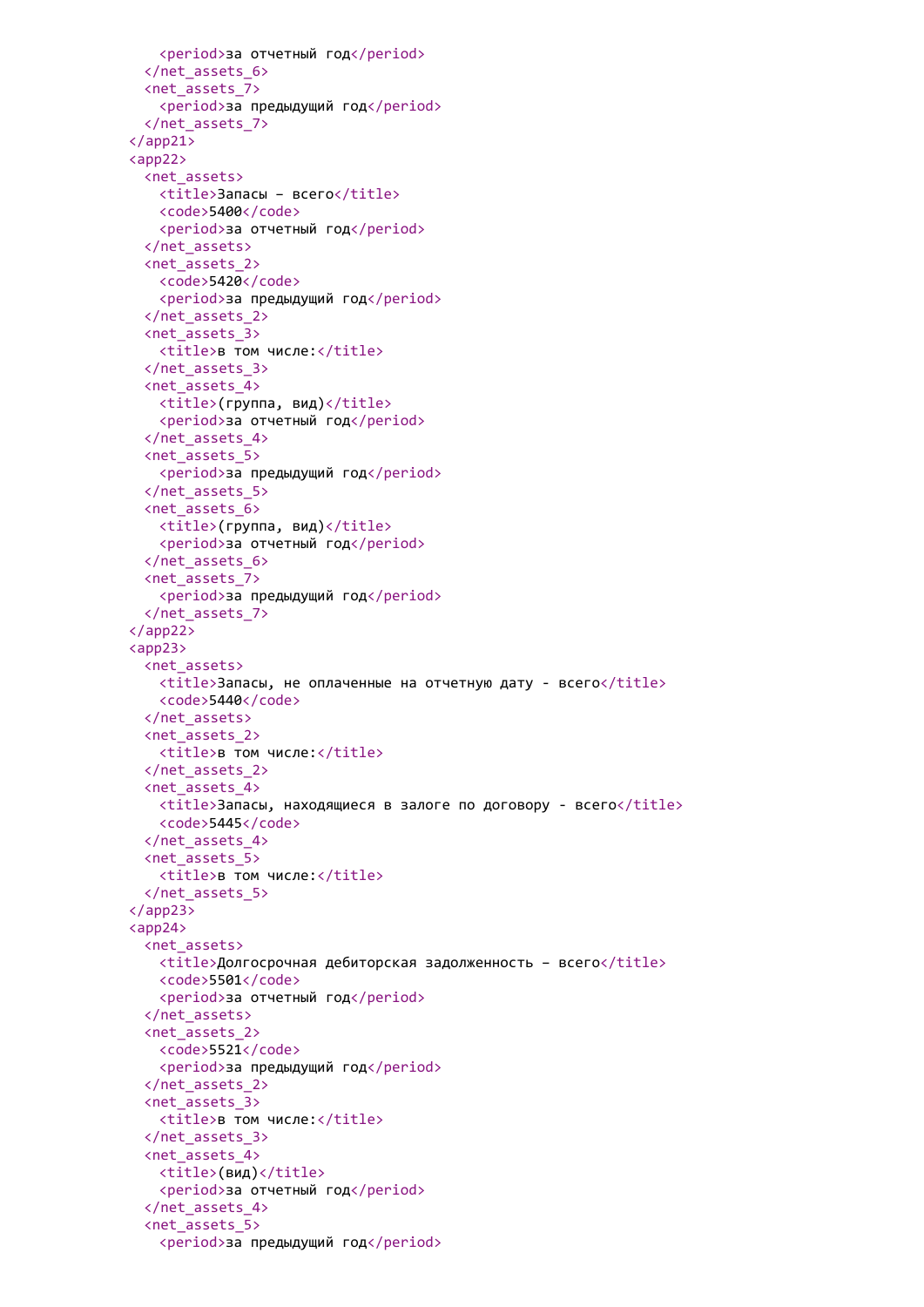```
      <period>за отчетный год</period>
    </net_assets_6>
    <net_assets_7>
      <period>за предыдущий год</period>
    </net_assets_7>
  </app21>
  <app22>
    <net_assets>
      <title>Запасы – всего</title>
      <code>5400</code>
      <period>за отчетный год</period>
    </net_assets>
    <net_assets_2>
      <code>5420</code>
      <period>за предыдущий год</period>
    </net_assets_2>
    <net_assets_3>
      <title>в том числе:</title>
    </net_assets_3>
    <net_assets_4>
      <title>(группа, вид)</title>
      <period>за отчетный год</period>
    </net_assets_4>
    <net_assets_5>
      <period>за предыдущий год</period>
    </net_assets_5>
    <net_assets_6>
      <title>(группа, вид)</title>
      <period>за отчетный год</period>
    </net_assets_6>
    <net_assets_7>
      <period>за предыдущий год</period>
    </net_assets_7>
  </app22>
  <app23>
    <net_assets>
      <title>Запасы, не оплаченные на отчетную дату - всего</title>
      <code>5440</code>
    </net_assets>
    <net_assets_2>
      <title>в том числе:</title>
    </net_assets_2>
    <net_assets_4>
      <title>Запасы, находящиеся в залоге по договору - всего</title>
      <code>5445</code>
    </net_assets_4>
    <net_assets_5>
      <title>в том числе:</title>
    </net_assets_5>
  </app23>
  <app24>
    <net_assets>
      <title>Долгосрочная дебиторская задолженность – всего</title>
      <code>5501</code>
      <period>за отчетный год</period>
    </net_assets>
    <net_assets_2>
      <code>5521</code>
      <period>за предыдущий год</period>
    </net_assets_2>
    <net_assets_3>
      <title>в том числе:</title>
    </net_assets_3>
    <net_assets_4>
      <title>(вид)</title>
      <period>за отчетный год</period>
    </net_assets_4>
    <net_assets_5>
      <period>за предыдущий год</period>
```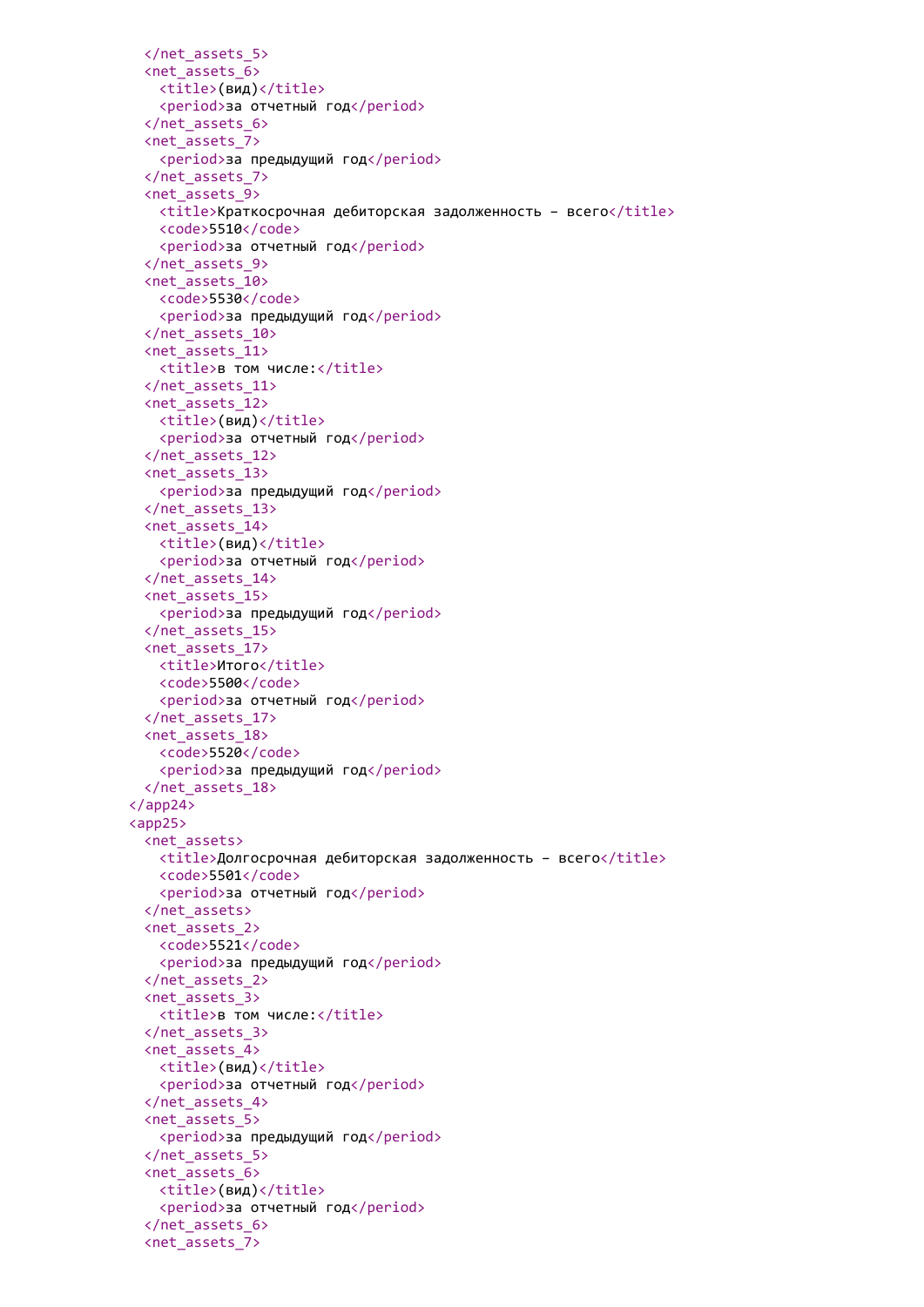```
    </net_assets_5>
    <net_assets_6>
      <title>(вид)</title>
      <period>за отчетный год</period>
    </net_assets_6>
    <net_assets_7>
      <period>за предыдущий год</period>
    </net_assets_7>
    <net_assets_9>
      <title>Краткосрочная дебиторская задолженность – всего</title>
      <code>5510</code>
      <period>за отчетный год</period>
    </net_assets_9>
    <net_assets_10>
      <code>5530</code>
      <period>за предыдущий год</period>
    </net_assets_10>
    <net_assets_11>
      <title>в том числе:</title>
    </net_assets_11>
    <net_assets_12>
      <title>(вид)</title>
      <period>за отчетный год</period>
    </net_assets_12>
    <net_assets_13>
      <period>за предыдущий год</period>
    </net_assets_13>
    <net_assets_14>
      <title>(вид)</title>
      <period>за отчетный год</period>
    </net_assets_14>
    <net_assets_15>
      <period>за предыдущий год</period>
    </net_assets_15>
    <net_assets_17>
      <title>Итого</title>
      <code>5500</code>
      <period>за отчетный год</period>
    </net_assets_17>
    <net_assets_18>
      <code>5520</code>
      <period>за предыдущий год</period>
    </net_assets_18>
  </app24>
  <app25>
    <net_assets>
      <title>Долгосрочная дебиторская задолженность – всего</title>
      <code>5501</code>
      <period>за отчетный год</period>
    </net_assets>
    <net_assets_2>
      <code>5521</code>
      <period>за предыдущий год</period>
    </net_assets_2>
    <net_assets_3>
      <title>в том числе:</title>
    </net_assets_3>
    <net_assets_4>
      <title>(вид)</title>
      <period>за отчетный год</period>
    </net_assets_4>
    <net_assets_5>
      <period>за предыдущий год</period>
    </net_assets_5>
    <net_assets_6>
      <title>(вид)</title>
      <period>за отчетный год</period>
    </net_assets_6>
    <net_assets_7>
```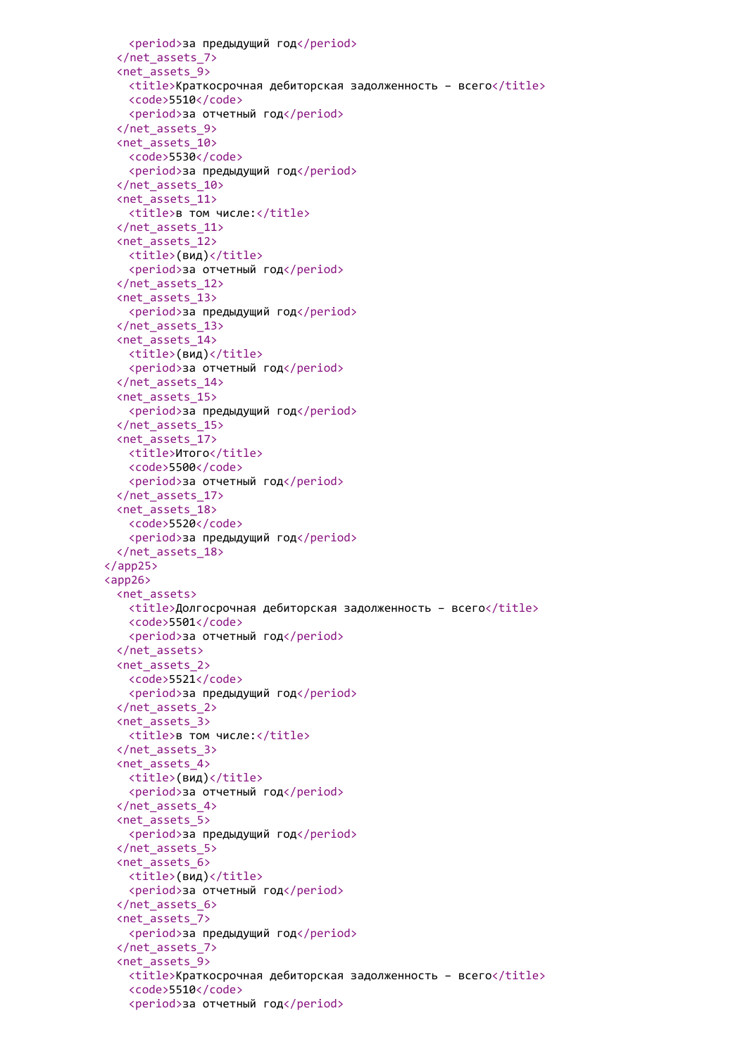```
      <period>за предыдущий год</period>
    </net_assets_7>
    <net_assets_9>
      <title>Краткосрочная дебиторская задолженность - всего</title>
      <code>5510</code>
      <period>за отчетный год</period>
    </net_assets_9>
    <net_assets_10>
      <code>5530</code>
      <period>за предыдущий год</period>
    </net_assets_10>
    <net_assets_11>
      <title>в том числе:</title>
    </net_assets_11>
    <net_assets_12>
      <title>(вид)</title>
      <period>за отчетный год</period>
    </net_assets_12>
    <net_assets_13>
      <period>за предыдущий год</period>
    </net_assets_13>
    <net_assets_14>
      <title>(вид)</title>
      <period>за отчетный год</period>
    </net_assets_14>
    <net_assets_15>
      <period>за предыдущий год</period>
    </net_assets_15>
    <net_assets_17>
      <title>Итого</title>
      <code>5500</code>
      <period>за отчетный год</period>
    </net_assets_17>
    <net_assets_18>
      <code>5520</code>
      <period>за предыдущий год</period>
    </net_assets_18>
  </app25>
  <app26>
    <net_assets>
      <title>Долгосрочная дебиторская задолженность - всего</title>
      <code>5501</code>
      <period>за отчетный год</period>
    </net_assets>
    <net_assets_2>
      <code>5521</code>
      <period>за предыдущий год</period>
    </net_assets_2>
    <net_assets_3>
      <title>в том числе:</title>
    </net_assets_3>
    <net_assets_4>
      <title>(вид)</title>
      <period>за отчетный год</period>
    </net_assets_4>
    <net_assets_5>
      <period>за предыдущий год</period>
    </net_assets_5>
    <net_assets_6>
      <title>(вид)</title>
      <period>за отчетный год</period>
    </net_assets_6>
    <net_assets_7>
      <period>за предыдущий год</period>
    </net_assets_7>
    <net_assets_9>
      <title>Краткосрочная дебиторская задолженность - всего</title>
      <code>5510</code>
      <period>за отчетный год</period>
```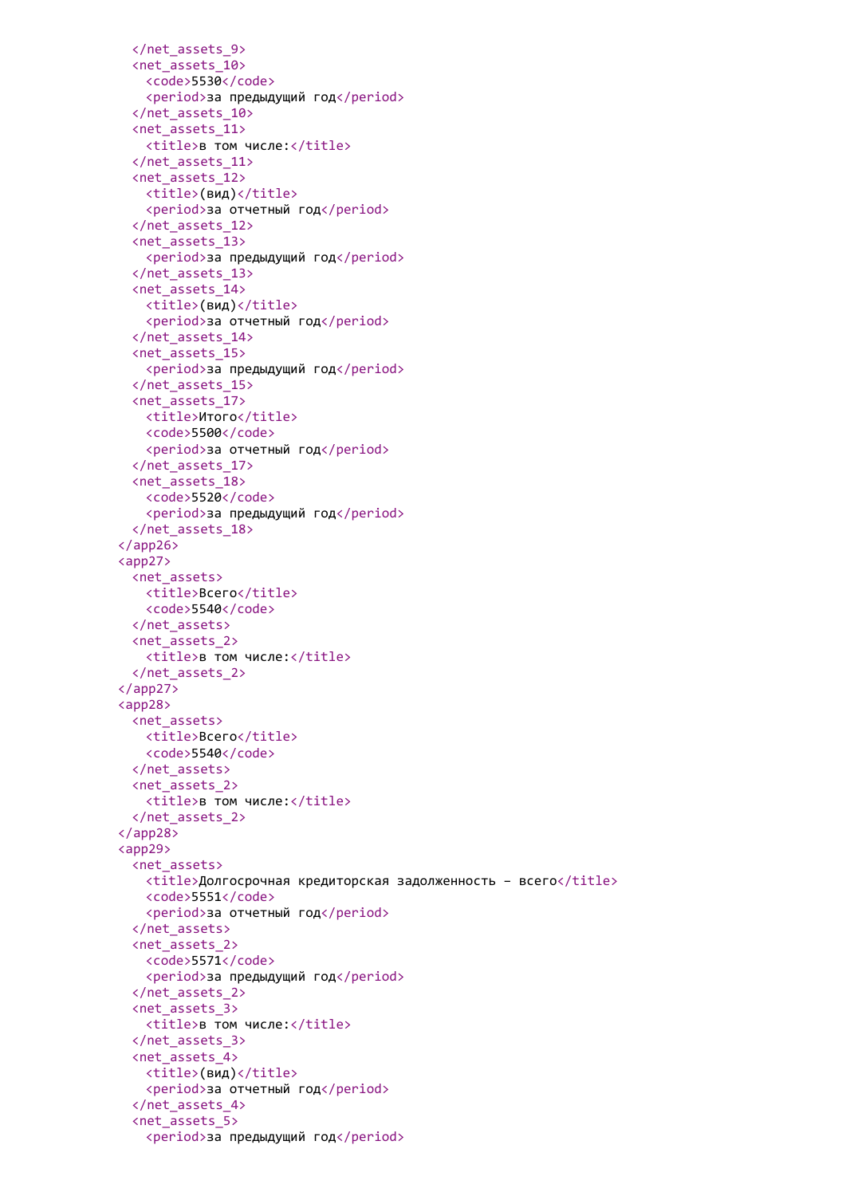```
    </net_assets_9>
    <net_assets_10>
      <code>5530</code>
      <period>за предыдущий год</period>
    </net_assets_10>
    <net_assets_11>
      <title>в том числе:</title>
    </net_assets_11>
    <net_assets_12>
      <title>(вид)</title>
      <period>за отчетный год</period>
    </net_assets_12>
    <net_assets_13>
      <period>за предыдущий год</period>
    </net_assets_13>
    <net_assets_14>
      <title>(вид)</title>
      <period>за отчетный год</period>
    </net_assets_14>
    <net_assets_15>
      <period>за предыдущий год</period>
    </net_assets_15>
    <net_assets_17>
      <title>Итого</title>
      <code>5500</code>
      <period>за отчетный год</period>
    </net_assets_17>
    <net_assets_18>
      <code>5520</code>
      <period>за предыдущий год</period>
    </net_assets_18>
  </app26>
  <app27>
    <net_assets>
      <title>Всего</title>
      <code>5540</code>
    </net_assets>
    <net_assets_2>
      <title>в том числе:</title>
    </net_assets_2>
  </app27>
  <app28>
    <net_assets>
      <title>Всего</title>
      <code>5540</code>
    </net_assets>
    <net_assets_2>
      <title>в том числе:</title>
    </net_assets_2>
  </app28>
  <app29>
    <net_assets>
      <title>Долгосрочная кредиторская задолженность - всего</title>
      <code>5551</code>
      <period>за отчетный год</period>
    </net_assets>
    <net_assets_2>
      <code>5571</code>
      <period>за предыдущий год</period>
    </net_assets_2>
    <net_assets_3>
      <title>в том числе:</title>
    </net_assets_3>
    <net_assets_4>
      <title>(вид)</title>
      <period>за отчетный год</period>
    </net_assets_4>
    <net_assets_5>
      <period>за предыдущий год</period>
```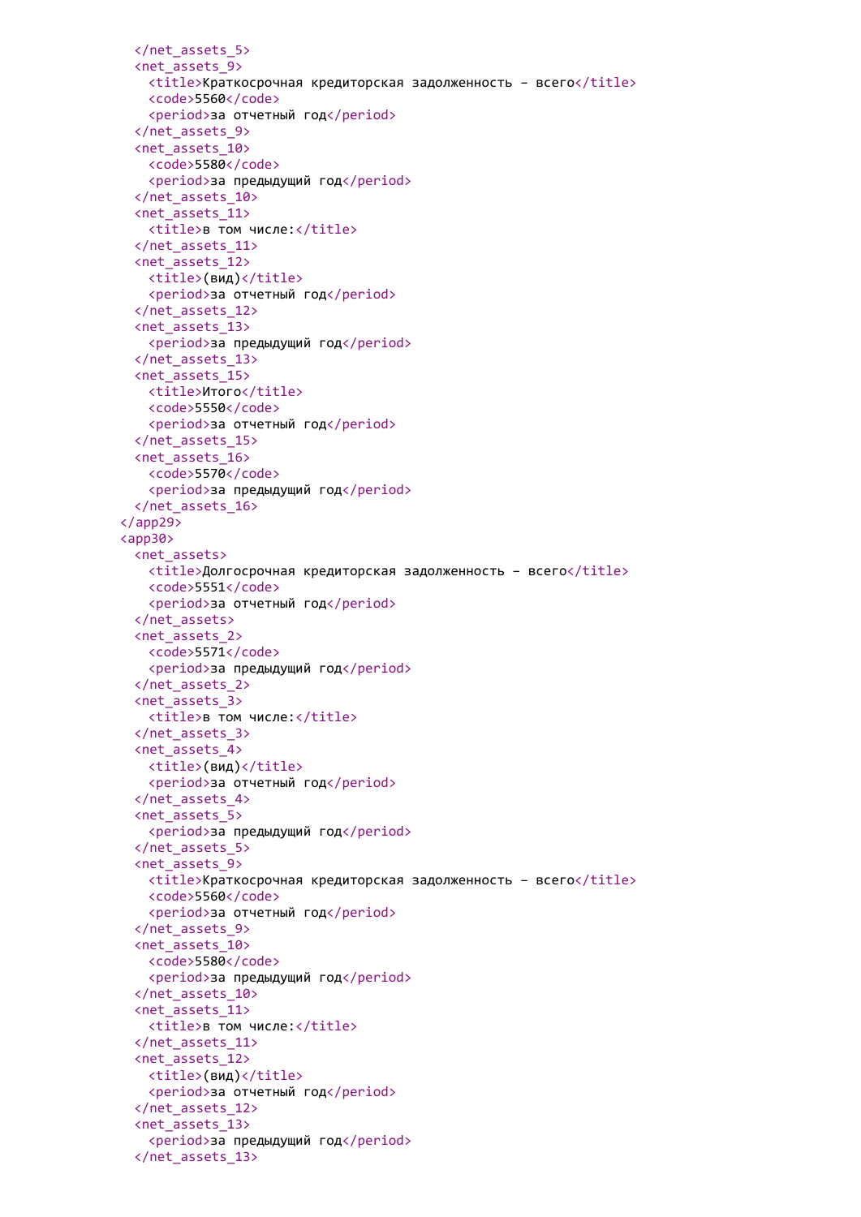```
    </net_assets_5>
    <net_assets_9>
      <title>Краткосрочная кредиторская задолженность – всего</title>
      <code>5560</code>
      <period>за отчетный год</period>
    </net_assets_9>
    <net_assets_10>
      <code>5580</code>
      <period>за предыдущий год</period>
    </net_assets_10>
    <net_assets_11>
      <title>в том числе:</title>
    </net_assets_11>
    <net_assets_12>
      <title>(вид)</title>
      <period>за отчетный год</period>
    </net_assets_12>
    <net_assets_13>
      <period>за предыдущий год</period>
    </net_assets_13>
    <net_assets_15>
      <title>Итого</title>
      <code>5550</code>
      <period>за отчетный год</period>
    </net_assets_15>
    <net_assets_16>
      <code>5570</code>
      <period>за предыдущий год</period>
    </net_assets_16>
  </app29>
  <app30>
    <net_assets>
      <title>Долгосрочная кредиторская задолженность – всего</title>
      <code>5551</code>
      <period>за отчетный год</period>
    </net_assets>
    <net_assets_2>
      <code>5571</code>
      <period>за предыдущий год</period>
    </net_assets_2>
    <net_assets_3>
      <title>в том числе:</title>
    </net_assets_3>
    <net_assets_4>
      <title>(вид)</title>
      <period>за отчетный год</period>
    </net_assets_4>
    <net_assets_5>
      <period>за предыдущий год</period>
    </net_assets_5>
    <net_assets_9>
      <title>Краткосрочная кредиторская задолженность – всего</title>
      <code>5560</code>
      <period>за отчетный год</period>
    </net_assets_9>
    <net_assets_10>
      <code>5580</code>
      <period>за предыдущий год</period>
    </net_assets_10>
    <net_assets_11>
      <title>в том числе:</title>
    </net_assets_11>
    <net_assets_12>
      <title>(вид)</title>
      <period>за отчетный год</period>
    </net_assets_12>
    <net_assets_13>
      <period>за предыдущий год</period>
    </net_assets_13>
```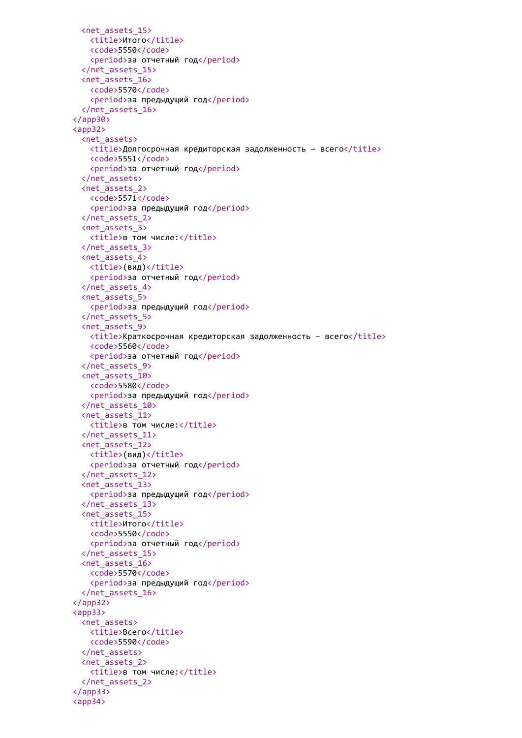```xml
      <net_assets_15>
        <title>Итого</title>
        <code>5550</code>
        <period>за отчетный год</period>
      </net_assets_15>
      <net_assets_16>
        <code>5570</code>
        <period>за предыдущий год</period>
      </net_assets_16>
    </app30>
    <app32>
      <net_assets>
        <title>Долгосрочная кредиторская задолженность – всего</title>
        <code>5551</code>
        <period>за отчетный год</period>
      </net_assets>
      <net_assets_2>
        <code>5571</code>
        <period>за предыдущий год</period>
      </net_assets_2>
      <net_assets_3>
        <title>в том числе:</title>
      </net_assets_3>
      <net_assets_4>
        <title>(вид)</title>
        <period>за отчетный год</period>
      </net_assets_4>
      <net_assets_5>
        <period>за предыдущий год</period>
      </net_assets_5>
      <net_assets_9>
        <title>Краткосрочная кредиторская задолженность – всего</title>
        <code>5560</code>
        <period>за отчетный год</period>
      </net_assets_9>
      <net_assets_10>
        <code>5580</code>
        <period>за предыдущий год</period>
      </net_assets_10>
      <net_assets_11>
        <title>в том числе:</title>
      </net_assets_11>
      <net_assets_12>
        <title>(вид)</title>
        <period>за отчетный год</period>
      </net_assets_12>
      <net_assets_13>
        <period>за предыдущий год</period>
      </net_assets_13>
      <net_assets_15>
        <title>Итого</title>
        <code>5550</code>
        <period>за отчетный год</period>
      </net_assets_15>
      <net_assets_16>
        <code>5570</code>
        <period>за предыдущий год</period>
      </net_assets_16>
    </app32>
    <app33>
      <net_assets>
        <title>Всего</title>
        <code>5590</code>
      </net_assets>
      <net_assets_2>
        <title>в том числе:</title>
      </net_assets_2>
    </app33>
    <app34>
```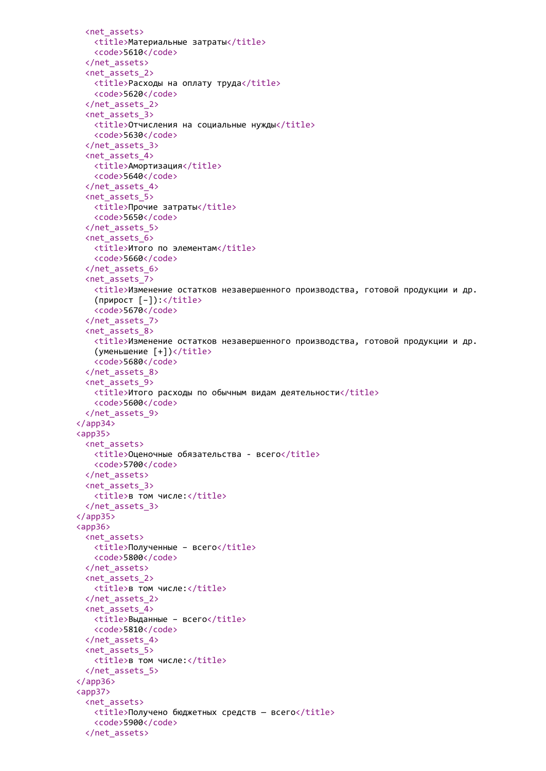```
    <net_assets>
      <title>Материальные затраты</title>
      <code>5610</code>
    </net_assets>
    <net_assets_2>
      <title>Расходы на оплату труда</title>
      <code>5620</code>
    </net_assets_2>
    <net_assets_3>
      <title>Отчисления на социальные нужды</title>
      <code>5630</code>
    </net_assets_3>
    <net_assets_4>
      <title>Амортизация</title>
      <code>5640</code>
    </net_assets_4>
    <net_assets_5>
      <title>Прочие затраты</title>
      <code>5650</code>
    </net_assets_5>
    <net_assets_6>
      <title>Итого по элементам</title>
      <code>5660</code>
    </net_assets_6>
    <net_assets_7>
      <title>Изменение остатков незавершенного производства, готовой продукции и др.
      (прирост [-]):</title>
      <code>5670</code>
    </net_assets_7>
    <net_assets_8>
      <title>Изменение остатков незавершенного производства, готовой продукции и др.
      (уменьшение [+])</title>
      <code>5680</code>
    </net_assets_8>
    <net_assets_9>
      <title>Итого расходы по обычным видам деятельности</title>
      <code>5600</code>
    </net_assets_9>
  </app34>
  <app35>
    <net_assets>
      <title>Оценочные обязательства - всего</title>
      <code>5700</code>
    </net_assets>
    <net_assets_3>
      <title>в том числе:</title>
    </net_assets_3>
  </app35>
  <app36>
    <net_assets>
      <title>Полученные – всего</title>
      <code>5800</code>
    </net_assets>
    <net_assets_2>
      <title>в том числе:</title>
    </net_assets_2>
    <net_assets_4>
      <title>Выданные – всего</title>
      <code>5810</code>
    </net_assets_4>
    <net_assets_5>
      <title>в том числе:</title>
    </net_assets_5>
  </app36>
  <app37>
    <net_assets>
      <title>Получено бюджетных средств — всего</title>
      <code>5900</code>
    </net_assets>
```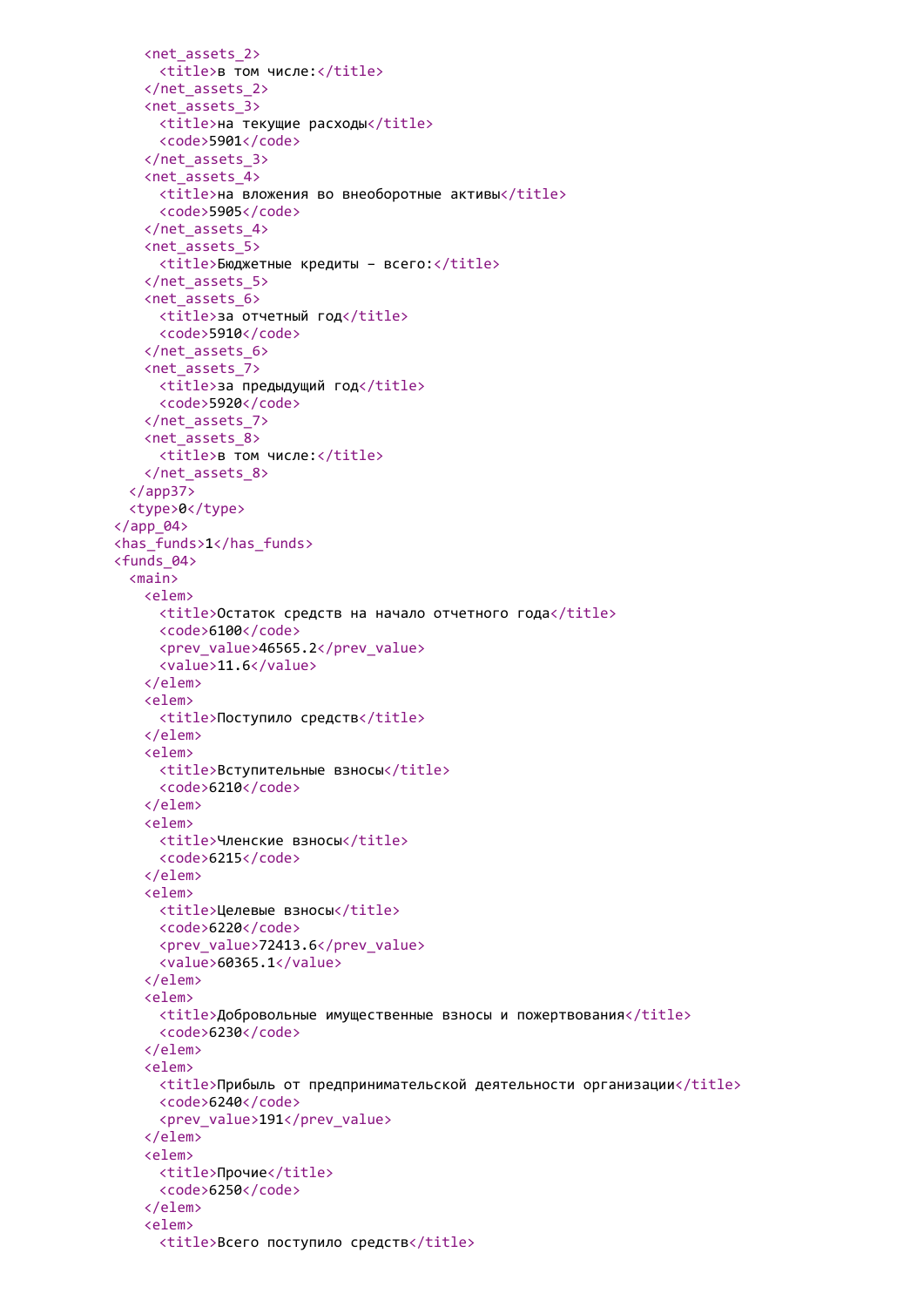```xml
      <net_assets_2>
        <title>в том числе:</title>
      </net_assets_2>
      <net_assets_3>
        <title>на текущие расходы</title>
        <code>5901</code>
      </net_assets_3>
      <net_assets_4>
        <title>на вложения во внеоборотные активы</title>
        <code>5905</code>
      </net_assets_4>
      <net_assets_5>
        <title>Бюджетные кредиты - всего:</title>
      </net_assets_5>
      <net_assets_6>
        <title>за отчетный год</title>
        <code>5910</code>
      </net_assets_6>
      <net_assets_7>
        <title>за предыдущий год</title>
        <code>5920</code>
      </net_assets_7>
      <net_assets_8>
        <title>в том числе:</title>
      </net_assets_8>
    </app37>
    <type>0</type>
  </app_04>
  <has_funds>1</has_funds>
  <funds_04>
    <main>
      <elem>
        <title>Остаток средств на начало отчетного года</title>
        <code>6100</code>
        <prev_value>46565.2</prev_value>
        <value>11.6</value>
      </elem>
      <elem>
        <title>Поступило средств</title>
      </elem>
      <elem>
        <title>Вступительные взносы</title>
        <code>6210</code>
      </elem>
      <elem>
        <title>Членские взносы</title>
        <code>6215</code>
      </elem>
      <elem>
        <title>Целевые взносы</title>
        <code>6220</code>
        <prev_value>72413.6</prev_value>
        <value>60365.1</value>
      </elem>
      <elem>
        <title>Добровольные имущественные взносы и пожертвования</title>
        <code>6230</code>
      </elem>
      <elem>
        <title>Прибыль от предпринимательской деятельности организации</title>
        <code>6240</code>
        <prev_value>191</prev_value>
      </elem>
      <elem>
        <title>Прочие</title>
        <code>6250</code>
      </elem>
      <elem>
        <title>Всего поступило средств</title>
```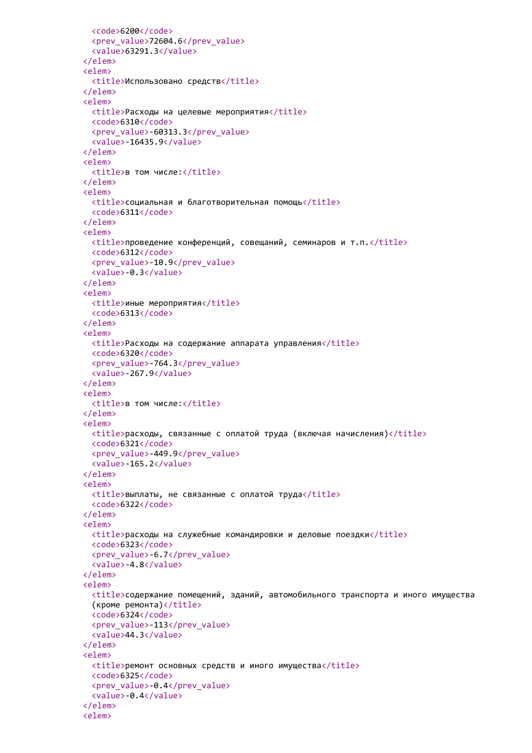```
    <code>6200</code>
    <prev_value>72604.6</prev_value>
    <value>63291.3</value>
  </elem>
  <elem>
    <title>Использовано средств</title>
  </elem>
  <elem>
    <title>Расходы на целевые мероприятия</title>
    <code>6310</code>
    <prev_value>-60313.3</prev_value>
    <value>-16435.9</value>
  </elem>
  <elem>
    <title>в том числе:</title>
  </elem>
  <elem>
    <title>социальная и благотворительная помощь</title>
    <code>6311</code>
  </elem>
  <elem>
    <title>проведение конференций, совещаний, семинаров и т.п.</title>
    <code>6312</code>
    <prev_value>-10.9</prev_value>
    <value>-0.3</value>
  </elem>
  <elem>
    <title>иные мероприятия</title>
    <code>6313</code>
  </elem>
  <elem>
    <title>Расходы на содержание аппарата управления</title>
    <code>6320</code>
    <prev_value>-764.3</prev_value>
    <value>-267.9</value>
  </elem>
  <elem>
    <title>в том числе:</title>
  </elem>
  <elem>
    <title>расходы, связанные с оплатой труда (включая начисления)</title>
    <code>6321</code>
    <prev_value>-449.9</prev_value>
    <value>-165.2</value>
  </elem>
  <elem>
    <title>выплаты, не связанные с оплатой труда</title>
    <code>6322</code>
  </elem>
  <elem>
    <title>расходы на служебные командировки и деловые поездки</title>
    <code>6323</code>
    <prev_value>-6.7</prev_value>
    <value>-4.8</value>
  </elem>
  <elem>
    <title>содержание помещений, зданий, автомобильного транспорта и иного имущества
    (кроме ремонта)</title>
    <code>6324</code>
    <prev_value>-113</prev_value>
    <value>44.3</value>
  </elem>
  <elem>
    <title>ремонт основных средств и иного имущества</title>
    <code>6325</code>
    <prev_value>-0.4</prev_value>
    <value>-0.4</value>
  </elem>
  <elem>
```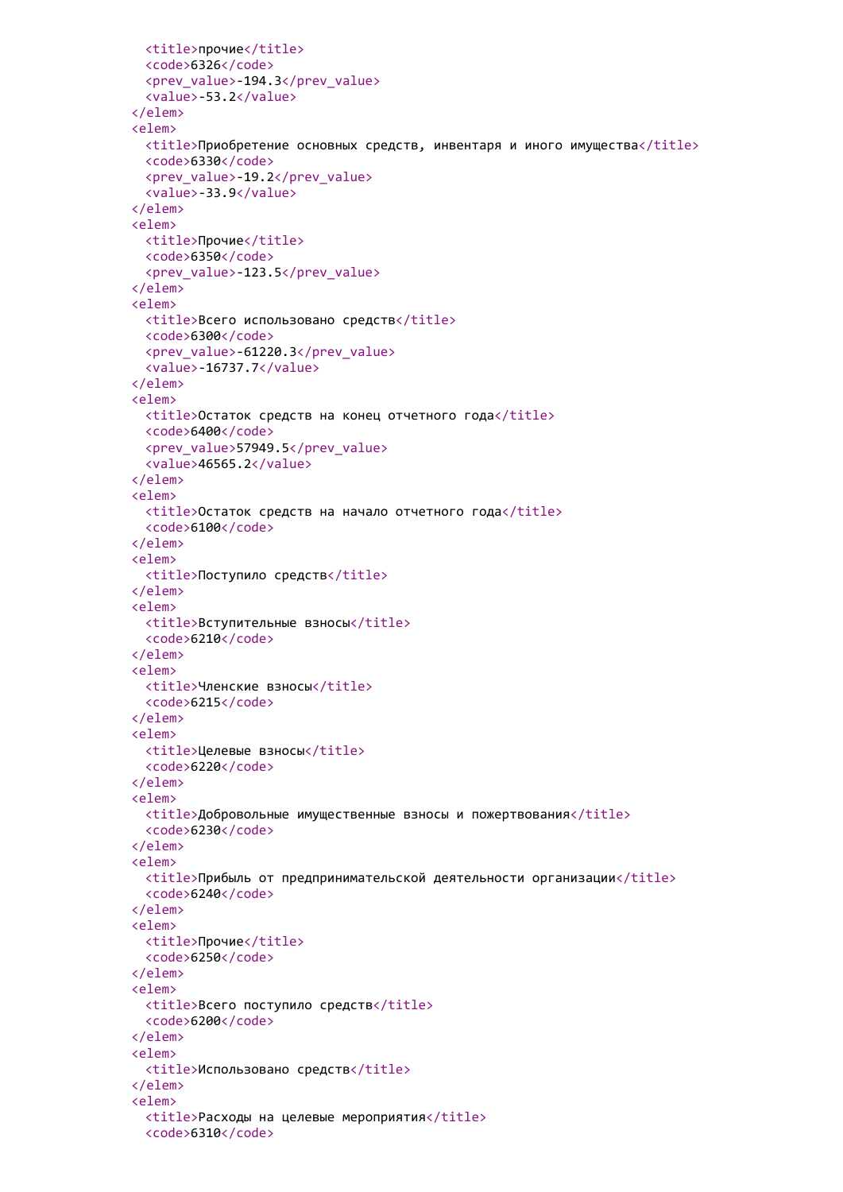```
      <title>прочие</title>
      <code>6326</code>
      <prev_value>-194.3</prev_value>
      <value>-53.2</value>
    </elem>
    <elem>
      <title>Приобретение основных средств, инвентаря и иного имущества</title>
      <code>6330</code>
      <prev_value>-19.2</prev_value>
      <value>-33.9</value>
    </elem>
    <elem>
      <title>Прочие</title>
      <code>6350</code>
      <prev_value>-123.5</prev_value>
    </elem>
    <elem>
      <title>Всего использовано средств</title>
      <code>6300</code>
      <prev_value>-61220.3</prev_value>
      <value>-16737.7</value>
    </elem>
    <elem>
      <title>Остаток средств на конец отчетного года</title>
      <code>6400</code>
      <prev_value>57949.5</prev_value>
      <value>46565.2</value>
    </elem>
    <elem>
      <title>Остаток средств на начало отчетного года</title>
      <code>6100</code>
    </elem>
    <elem>
      <title>Поступило средств</title>
    </elem>
    <elem>
      <title>Вступительные взносы</title>
      <code>6210</code>
    </elem>
    <elem>
      <title>Членские взносы</title>
      <code>6215</code>
    </elem>
    <elem>
      <title>Целевые взносы</title>
      <code>6220</code>
    </elem>
    <elem>
      <title>Добровольные имущественные взносы и пожертвования</title>
      <code>6230</code>
    </elem>
    <elem>
      <title>Прибыль от предпринимательской деятельности организации</title>
      <code>6240</code>
    </elem>
    <elem>
      <title>Прочие</title>
      <code>6250</code>
    </elem>
    <elem>
      <title>Всего поступило средств</title>
      <code>6200</code>
    </elem>
    <elem>
      <title>Использовано средств</title>
    </elem>
    <elem>
      <title>Расходы на целевые мероприятия</title>
      <code>6310</code>
```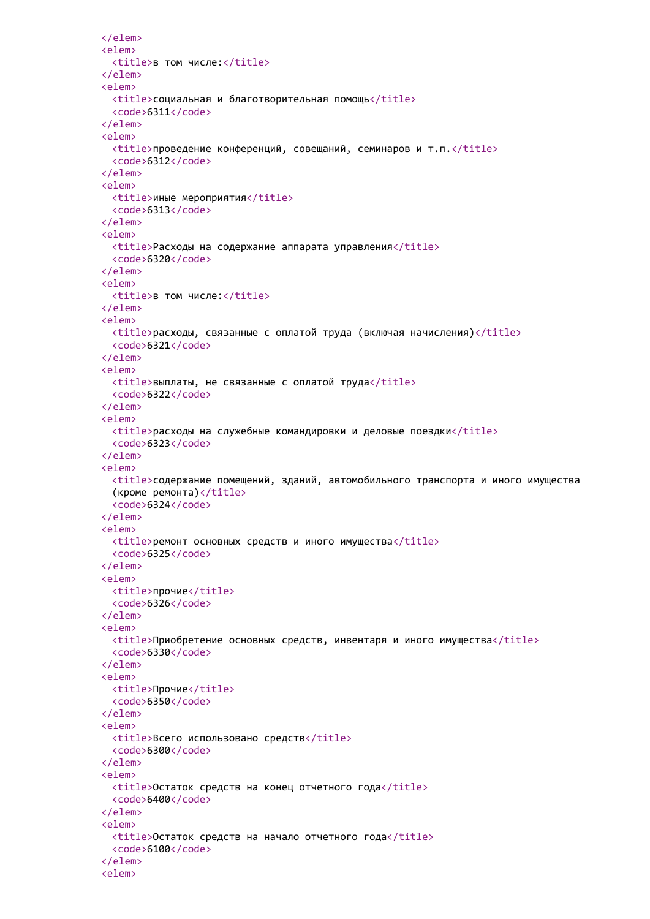```
</elem>
<elem>
  <title>в том числе:</title>
</elem>
<elem>
  <title>социальная и благотворительная помощь</title>
  <code>6311</code>
</elem>
<elem>
  <title>проведение конференций, совещаний, семинаров и т.п.</title>
  <code>6312</code>
</elem>
<elem>
  <title>иные мероприятия</title>
  <code>6313</code>
</elem>
<elem>
  <title>Расходы на содержание аппарата управления</title>
  <code>6320</code>
</elem>
<elem>
  <title>в том числе:</title>
</elem>
<elem>
  <title>расходы, связанные с оплатой труда (включая начисления)</title>
  <code>6321</code>
</elem>
<elem>
  <title>выплаты, не связанные с оплатой труда</title>
  <code>6322</code>
</elem>
<elem>
  <title>расходы на служебные командировки и деловые поездки</title>
  <code>6323</code>
</elem>
<elem>
  <title>содержание помещений, зданий, автомобильного транспорта и иного имущества
  (кроме ремонта)</title>
  <code>6324</code>
</elem>
<elem>
  <title>ремонт основных средств и иного имущества</title>
  <code>6325</code>
</elem>
<elem>
  <title>прочие</title>
  <code>6326</code>
</elem>
<elem>
  <title>Приобретение основных средств, инвентаря и иного имущества</title>
  <code>6330</code>
</elem>
<elem>
  <title>Прочие</title>
  <code>6350</code>
</elem>
<elem>
  <title>Всего использовано средств</title>
  <code>6300</code>
</elem>
<elem>
  <title>Остаток средств на конец отчетного года</title>
  <code>6400</code>
</elem>
<elem>
  <title>Остаток средств на начало отчетного года</title>
  <code>6100</code>
</elem>
<elem>
```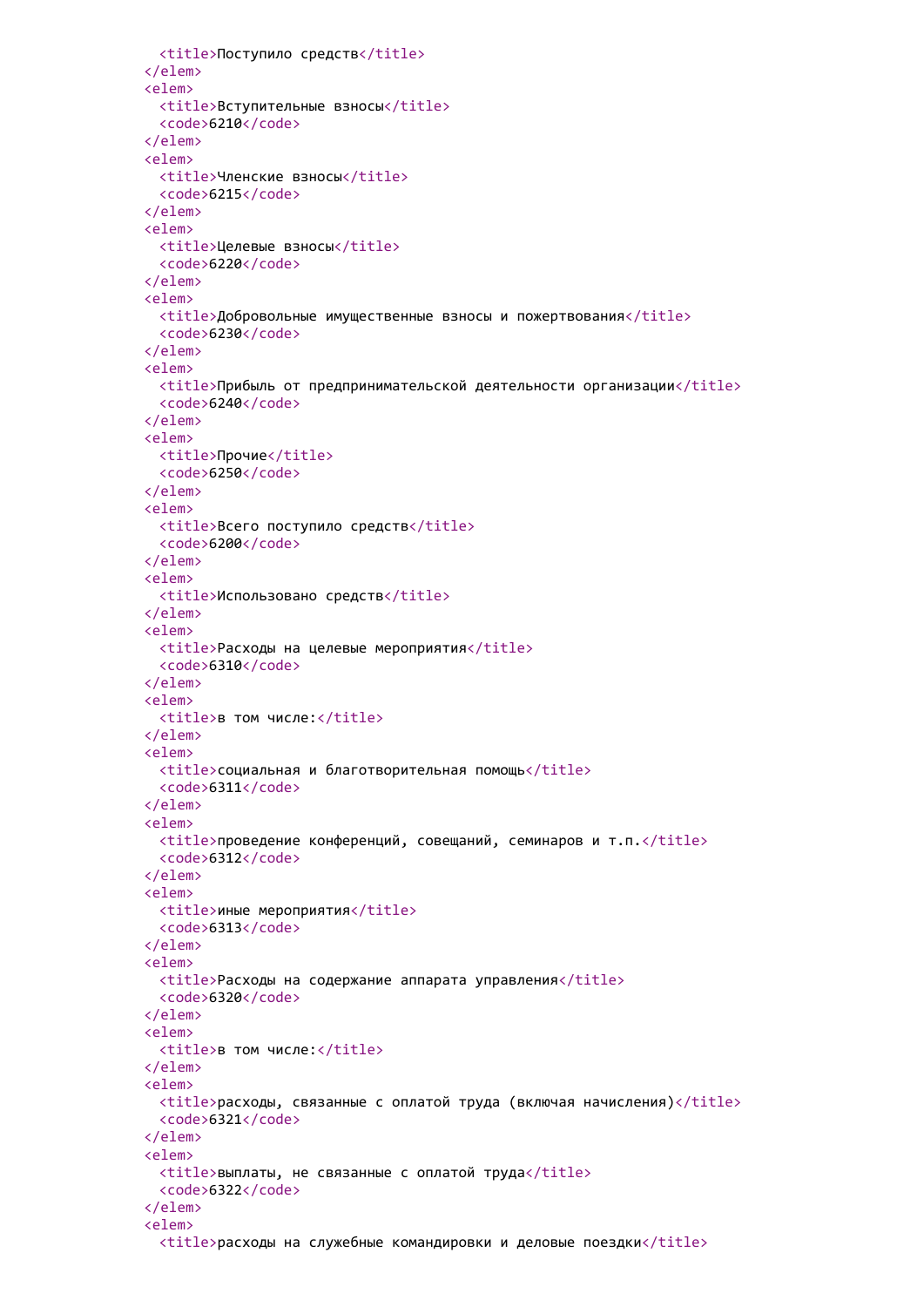```
    <title>Поступило средств</title>
  </elem>
  <elem>
    <title>Вступительные взносы</title>
    <code>6210</code>
  </elem>
  <elem>
    <title>Членские взносы</title>
    <code>6215</code>
  </elem>
  <elem>
    <title>Целевые взносы</title>
    <code>6220</code>
  </elem>
  <elem>
    <title>Добровольные имущественные взносы и пожертвования</title>
    <code>6230</code>
  </elem>
  <elem>
    <title>Прибыль от предпринимательской деятельности организации</title>
    <code>6240</code>
  </elem>
  <elem>
    <title>Прочие</title>
    <code>6250</code>
  </elem>
  <elem>
    <title>Всего поступило средств</title>
    <code>6200</code>
  </elem>
  <elem>
    <title>Использовано средств</title>
  </elem>
  <elem>
    <title>Расходы на целевые мероприятия</title>
    <code>6310</code>
  </elem>
  <elem>
    <title>в том числе:</title>
  </elem>
  <elem>
    <title>социальная и благотворительная помощь</title>
    <code>6311</code>
  </elem>
  <elem>
    <title>проведение конференций, совещаний, семинаров и т.п.</title>
    <code>6312</code>
  </elem>
  <elem>
    <title>иные мероприятия</title>
    <code>6313</code>
  </elem>
  <elem>
    <title>Расходы на содержание аппарата управления</title>
    <code>6320</code>
  </elem>
  <elem>
    <title>в том числе:</title>
  </elem>
  <elem>
    <title>расходы, связанные с оплатой труда (включая начисления)</title>
    <code>6321</code>
  </elem>
  <elem>
    <title>выплаты, не связанные с оплатой труда</title>
    <code>6322</code>
  </elem>
  <elem>
    <title>расходы на служебные командировки и деловые поездки</title>
```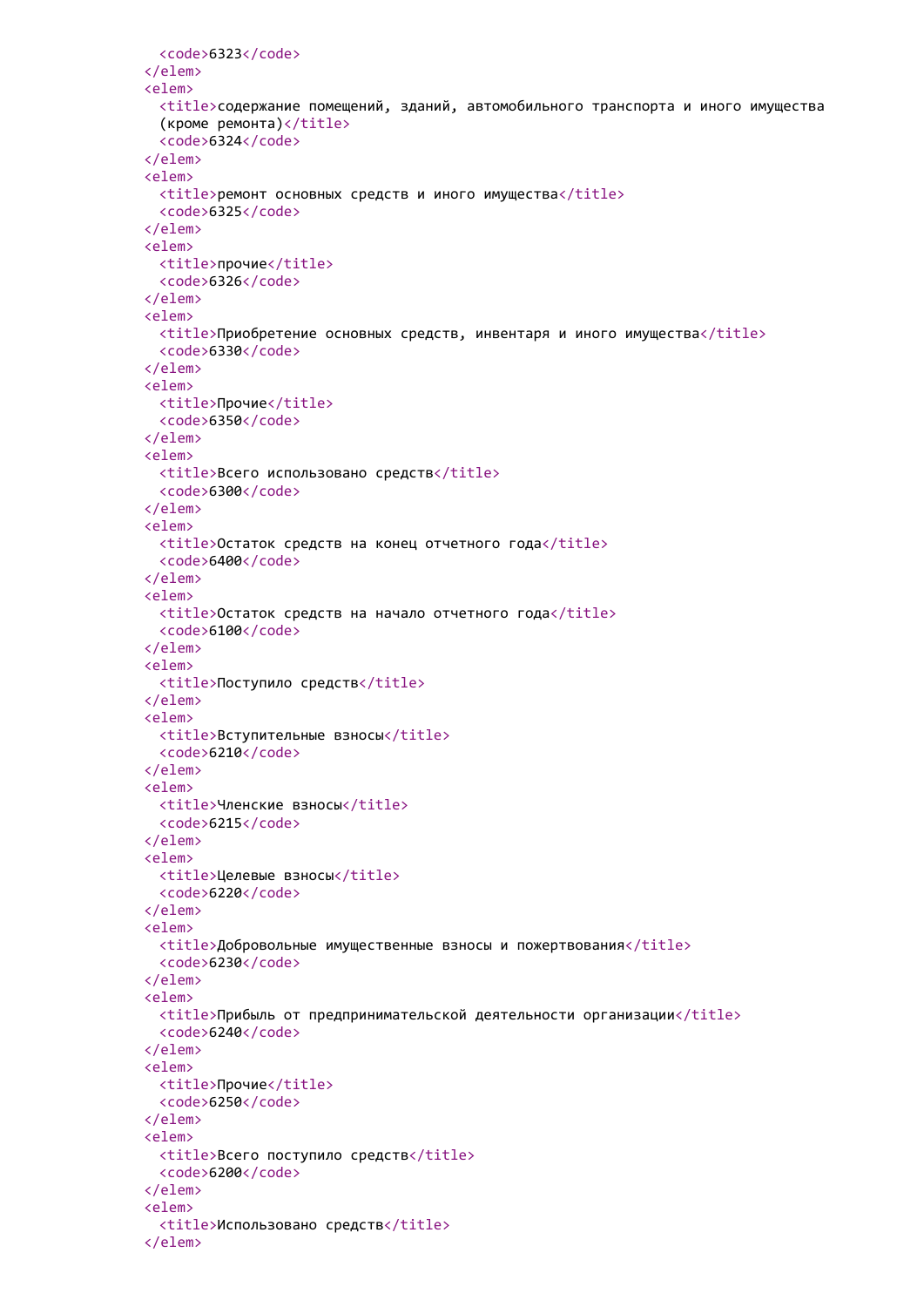```xml
      <code>6323</code>
    </elem>
    <elem>
      <title>содержание помещений, зданий, автомобильного транспорта и иного имущества
      (кроме ремонта)</title>
      <code>6324</code>
    </elem>
    <elem>
      <title>ремонт основных средств и иного имущества</title>
      <code>6325</code>
    </elem>
    <elem>
      <title>прочие</title>
      <code>6326</code>
    </elem>
    <elem>
      <title>Приобретение основных средств, инвентаря и иного имущества</title>
      <code>6330</code>
    </elem>
    <elem>
      <title>Прочие</title>
      <code>6350</code>
    </elem>
    <elem>
      <title>Всего использовано средств</title>
      <code>6300</code>
    </elem>
    <elem>
      <title>Остаток средств на конец отчетного года</title>
      <code>6400</code>
    </elem>
    <elem>
      <title>Остаток средств на начало отчетного года</title>
      <code>6100</code>
    </elem>
    <elem>
      <title>Поступило средств</title>
    </elem>
    <elem>
      <title>Вступительные взносы</title>
      <code>6210</code>
    </elem>
    <elem>
      <title>Членские взносы</title>
      <code>6215</code>
    </elem>
    <elem>
      <title>Целевые взносы</title>
      <code>6220</code>
    </elem>
    <elem>
      <title>Добровольные имущественные взносы и пожертвования</title>
      <code>6230</code>
    </elem>
    <elem>
      <title>Прибыль от предпринимательской деятельности организации</title>
      <code>6240</code>
    </elem>
    <elem>
      <title>Прочие</title>
      <code>6250</code>
    </elem>
    <elem>
      <title>Всего поступило средств</title>
      <code>6200</code>
    </elem>
    <elem>
      <title>Использовано средств</title>
    </elem>
```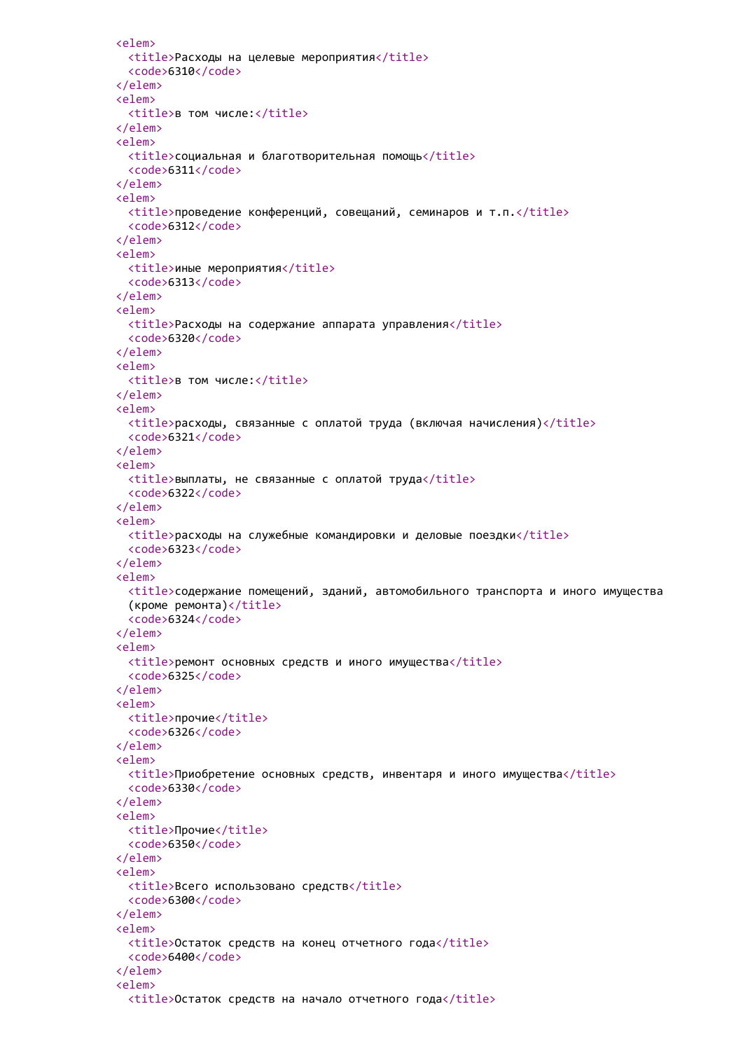```
<elem>
  <title>Расходы на целевые мероприятия</title>
  <code>6310</code>
</elem>
<elem>
  <title>в том числе:</title>
</elem>
<elem>
  <title>социальная и благотворительная помощь</title>
  <code>6311</code>
</elem>
<elem>
  <title>проведение конференций, совещаний, семинаров и т.п.</title>
  <code>6312</code>
</elem>
<elem>
  <title>иные мероприятия</title>
  <code>6313</code>
</elem>
<elem>
  <title>Расходы на содержание аппарата управления</title>
  <code>6320</code>
</elem>
<elem>
  <title>в том числе:</title>
</elem>
<elem>
  <title>расходы, связанные с оплатой труда (включая начисления)</title>
  <code>6321</code>
</elem>
<elem>
  <title>выплаты, не связанные с оплатой труда</title>
  <code>6322</code>
</elem>
<elem>
  <title>расходы на служебные командировки и деловые поездки</title>
  <code>6323</code>
</elem>
<elem>
  <title>содержание помещений, зданий, автомобильного транспорта и иного имущества
  (кроме ремонта)</title>
  <code>6324</code>
</elem>
<elem>
  <title>ремонт основных средств и иного имущества</title>
  <code>6325</code>
</elem>
<elem>
  <title>прочие</title>
  <code>6326</code>
</elem>
<elem>
  <title>Приобретение основных средств, инвентаря и иного имущества</title>
  <code>6330</code>
</elem>
<elem>
  <title>Прочие</title>
  <code>6350</code>
</elem>
<elem>
  <title>Всего использовано средств</title>
  <code>6300</code>
</elem>
<elem>
  <title>Остаток средств на конец отчетного года</title>
  <code>6400</code>
</elem>
<elem>
  <title>Остаток средств на начало отчетного года</title>
```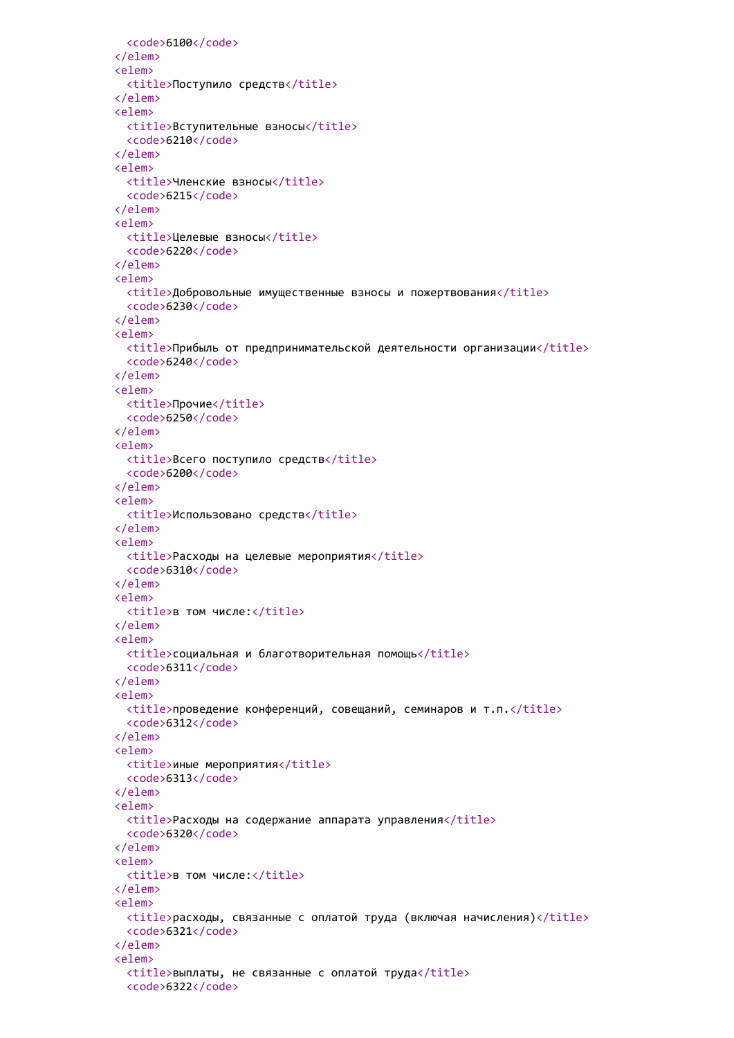```
      <code>6100</code>
    </elem>
    <elem>
      <title>Поступило средств</title>
    </elem>
    <elem>
      <title>Вступительные взносы</title>
      <code>6210</code>
    </elem>
    <elem>
      <title>Членские взносы</title>
      <code>6215</code>
    </elem>
    <elem>
      <title>Целевые взносы</title>
      <code>6220</code>
    </elem>
    <elem>
      <title>Добровольные имущественные взносы и пожертвования</title>
      <code>6230</code>
    </elem>
    <elem>
      <title>Прибыль от предпринимательской деятельности организации</title>
      <code>6240</code>
    </elem>
    <elem>
      <title>Прочие</title>
      <code>6250</code>
    </elem>
    <elem>
      <title>Всего поступило средств</title>
      <code>6200</code>
    </elem>
    <elem>
      <title>Использовано средств</title>
    </elem>
    <elem>
      <title>Расходы на целевые мероприятия</title>
      <code>6310</code>
    </elem>
    <elem>
      <title>в том числе:</title>
    </elem>
    <elem>
      <title>социальная и благотворительная помощь</title>
      <code>6311</code>
    </elem>
    <elem>
      <title>проведение конференций, совещаний, семинаров и т.п.</title>
      <code>6312</code>
    </elem>
    <elem>
      <title>иные мероприятия</title>
      <code>6313</code>
    </elem>
    <elem>
      <title>Расходы на содержание аппарата управления</title>
      <code>6320</code>
    </elem>
    <elem>
      <title>в том числе:</title>
    </elem>
    <elem>
      <title>расходы, связанные с оплатой труда (включая начисления)</title>
      <code>6321</code>
    </elem>
    <elem>
      <title>выплаты, не связанные с оплатой труда</title>
      <code>6322</code>
```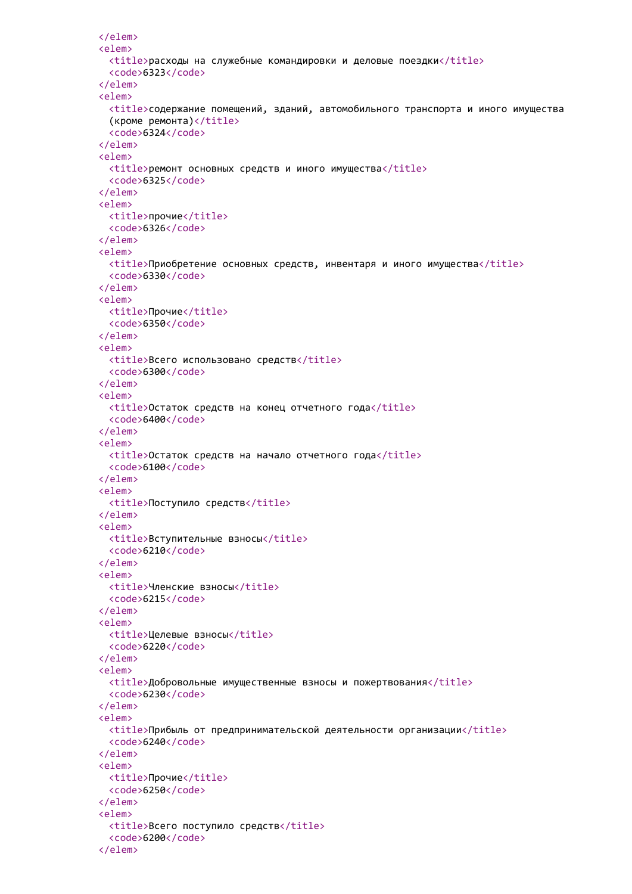```
        </elem>
        <elem>
          <title>расходы на служебные командировки и деловые поездки</title>
          <code>6323</code>
        </elem>
        <elem>
          <title>содержание помещений, зданий, автомобильного транспорта и иного имущества
          (кроме ремонта)</title>
          <code>6324</code>
        </elem>
        <elem>
          <title>ремонт основных средств и иного имущества</title>
          <code>6325</code>
        </elem>
        <elem>
          <title>прочие</title>
          <code>6326</code>
        </elem>
        <elem>
          <title>Приобретение основных средств, инвентаря и иного имущества</title>
          <code>6330</code>
        </elem>
        <elem>
          <title>Прочие</title>
          <code>6350</code>
        </elem>
        <elem>
          <title>Всего использовано средств</title>
          <code>6300</code>
        </elem>
        <elem>
          <title>Остаток средств на конец отчетного года</title>
          <code>6400</code>
        </elem>
        <elem>
          <title>Остаток средств на начало отчетного года</title>
          <code>6100</code>
        </elem>
        <elem>
          <title>Поступило средств</title>
        </elem>
        <elem>
          <title>Вступительные взносы</title>
          <code>6210</code>
        </elem>
        <elem>
          <title>Членские взносы</title>
          <code>6215</code>
        </elem>
        <elem>
          <title>Целевые взносы</title>
          <code>6220</code>
        </elem>
        <elem>
          <title>Добровольные имущественные взносы и пожертвования</title>
          <code>6230</code>
        </elem>
        <elem>
          <title>Прибыль от предпринимательской деятельности организации</title>
          <code>6240</code>
        </elem>
        <elem>
          <title>Прочие</title>
          <code>6250</code>
        </elem>
        <elem>
          <title>Всего поступило средств</title>
          <code>6200</code>
        </elem>
```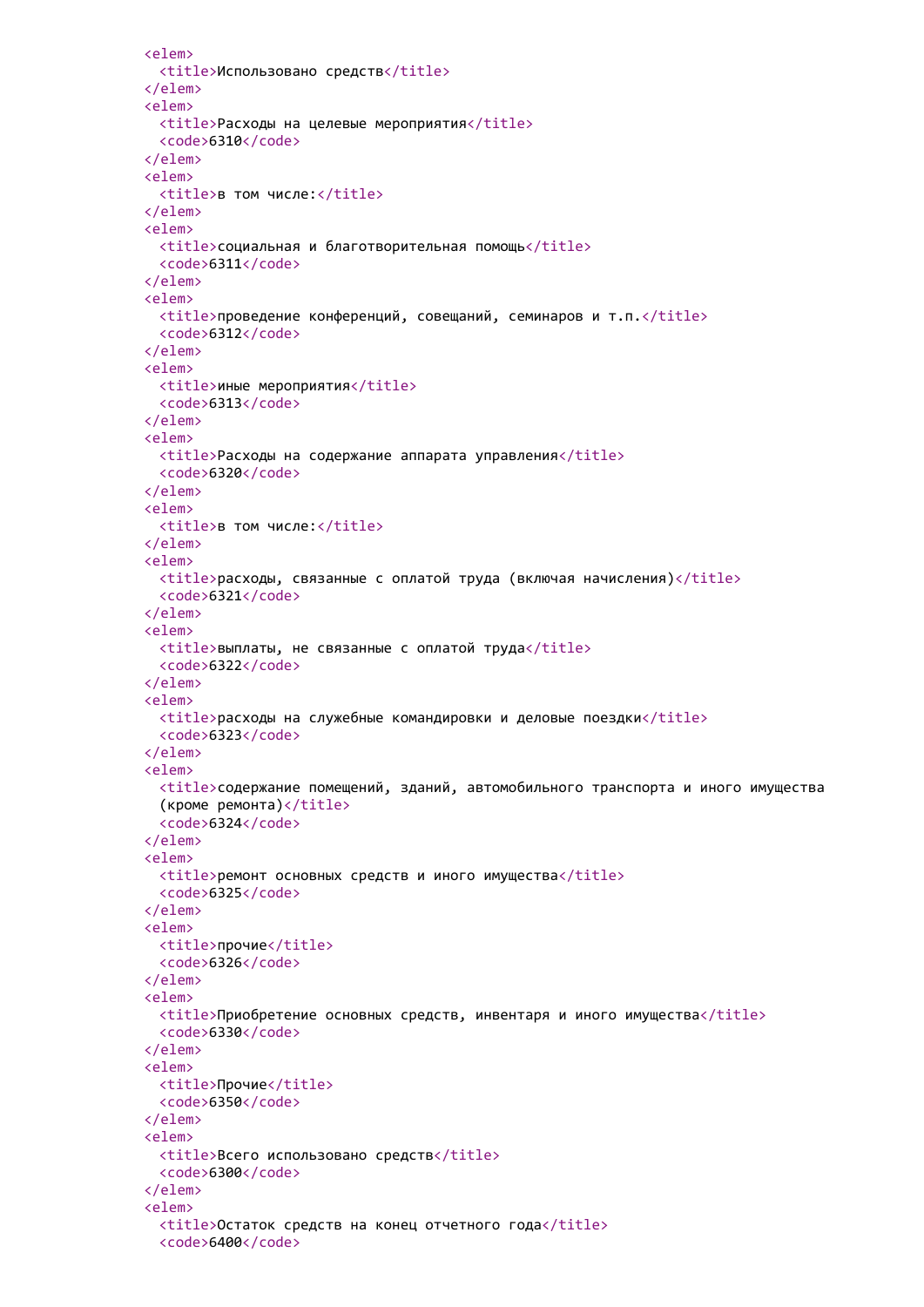```
<elem>
  <title>Использовано средств</title>
</elem>
<elem>
  <title>Расходы на целевые мероприятия</title>
  <code>6310</code>
</elem>
<elem>
  <title>в том числе:</title>
</elem>
<elem>
  <title>социальная и благотворительная помощь</title>
  <code>6311</code>
</elem>
<elem>
  <title>проведение конференций, совещаний, семинаров и т.п.</title>
  <code>6312</code>
</elem>
<elem>
  <title>иные мероприятия</title>
  <code>6313</code>
</elem>
<elem>
  <title>Расходы на содержание аппарата управления</title>
  <code>6320</code>
</elem>
<elem>
  <title>в том числе:</title>
</elem>
<elem>
  <title>расходы, связанные с оплатой труда (включая начисления)</title>
  <code>6321</code>
</elem>
<elem>
  <title>выплаты, не связанные с оплатой труда</title>
  <code>6322</code>
</elem>
<elem>
  <title>расходы на служебные командировки и деловые поездки</title>
  <code>6323</code>
</elem>
<elem>
  <title>содержание помещений, зданий, автомобильного транспорта и иного имущества
  (кроме ремонта)</title>
  <code>6324</code>
</elem>
<elem>
  <title>ремонт основных средств и иного имущества</title>
  <code>6325</code>
</elem>
<elem>
  <title>прочие</title>
  <code>6326</code>
</elem>
<elem>
  <title>Приобретение основных средств, инвентаря и иного имущества</title>
  <code>6330</code>
</elem>
<elem>
  <title>Прочие</title>
  <code>6350</code>
</elem>
<elem>
  <title>Всего использовано средств</title>
  <code>6300</code>
</elem>
<elem>
  <title>Остаток средств на конец отчетного года</title>
  <code>6400</code>
```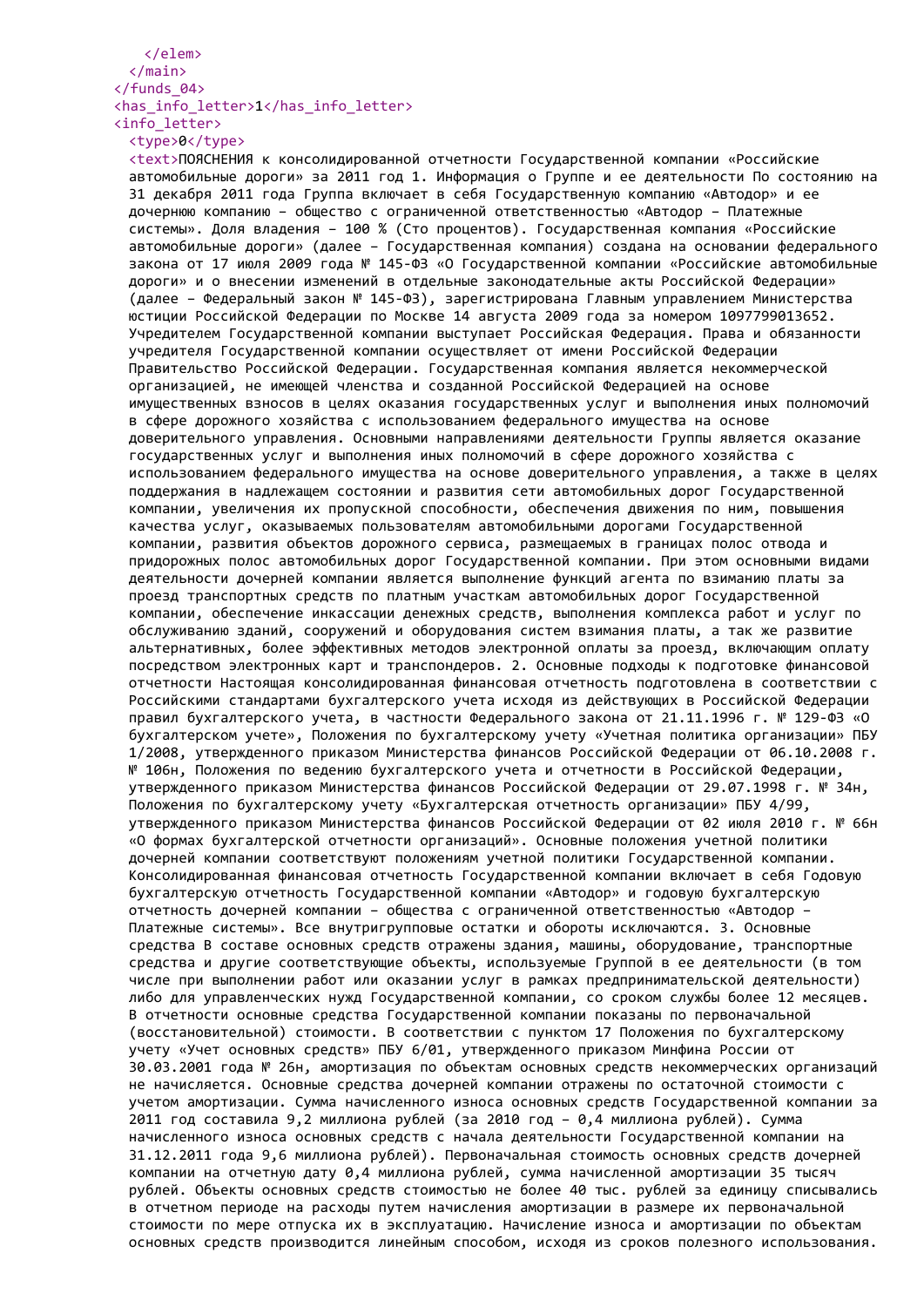```
      </elem>
    </main>
  </funds_04>
  <has_info_letter>1</has_info_letter>
  <info_letter>
    <type>0</type>
    <text>ПОЯСНЕНИЯ к консолидированной отчетности Государственной компании «Российские автомобильные дороги» за 2011 год 1. Информация о Группе и ее деятельности По состоянию на 31 декабря 2011 года Группа включает в себя Государственную компанию «Автодор» и ее дочернюю компанию – общество с ограниченной ответственностью «Автодор – Платежные системы». Доля владения – 100 % (Сто процентов). Государственная компания «Российские автомобильные дороги» (далее – Государственная компания) создана на основании федерального закона от 17 июля 2009 года № 145-ФЗ «О Государственной компании «Российские автомобильные дороги» и о внесении изменений в отдельные законодательные акты Российской Федерации» (далее – Федеральный закон № 145-ФЗ), зарегистрирована Главным управлением Министерства юстиции Российской Федерации по Москве 14 августа 2009 года за номером 1097799013652. Учредителем Государственной компании выступает Российская Федерация. Права и обязанности учредителя Государственной компании осуществляет от имени Российской Федерации Правительство Российской Федерации. Государственная компания является некоммерческой организацией, не имеющей членства и созданной Российской Федерацией на основе имущественных взносов в целях оказания государственных услуг и выполнения иных полномочий в сфере дорожного хозяйства с использованием федерального имущества на основе доверительного управления. Основными направлениями деятельности Группы является оказание государственных услуг и выполнения иных полномочий в сфере дорожного хозяйства с использованием федерального имущества на основе доверительного управления, а также в целях поддержания в надлежащем состоянии и развития сети автомобильных дорог Государственной компании, увеличения их пропускной способности, обеспечения движения по ним, повышения качества услуг, оказываемых пользователям автомобильными дорогами Государственной компании, развития объектов дорожного сервиса, размещаемых в границах полос отвода и придорожных полос автомобильных дорог Государственной компании. При этом основными видами деятельности дочерней компании является выполнение функций агента по взиманию платы за проезд транспортных средств по платным участкам автомобильных дорог Государственной компании, обеспечение инкассации денежных средств, выполнения комплекса работ и услуг по обслуживанию зданий, сооружений и оборудования систем взимания платы, а так же развитие альтернативных, более эффективных методов электронной оплаты за проезд, включающим оплату посредством электронных карт и транспондеров. 2. Основные подходы к подготовке финансовой отчетности Настоящая консолидированная финансовая отчетность подготовлена в соответствии с Российскими стандартами бухгалтерского учета исходя из действующих в Российской Федерации правил бухгалтерского учета, в частности Федерального закона от 21.11.1996 г. № 129-ФЗ «О бухгалтерском учете», Положения по бухгалтерскому учету «Учетная политика организации» ПБУ 1/2008, утвержденного приказом Министерства финансов Российской Федерации от 06.10.2008 г. № 106н, Положения по ведению бухгалтерского учета и отчетности в Российской Федерации, утвержденного приказом Министерства финансов Российской Федерации от 29.07.1998 г. № 34н, Положения по бухгалтерскому учету «Бухгалтерская отчетность организации» ПБУ 4/99, утвержденного приказом Министерства финансов Российской Федерации от 02 июля 2010 г. № 66н «О формах бухгалтерской отчетности организаций». Основные положения учетной политики дочерней компании соответствуют положениям учетной политики Государственной компании. Консолидированная финансовая отчетность Государственной компании включает в себя Годовую бухгалтерскую отчетность Государственной компании «Автодор» и годовую бухгалтерскую отчетность дочерней компании – общества с ограниченной ответственностью «Автодор – Платежные системы». Все внутригрупповые остатки и обороты исключаются. 3. Основные средства В составе основных средств отражены здания, машины, оборудование, транспортные средства и другие соответствующие объекты, используемые Группой в ее деятельности (в том числе при выполнении работ или оказании услуг в рамках предпринимательской деятельности) либо для управленческих нужд Государственной компании, со сроком службы более 12 месяцев. В отчетности основные средства Государственной компании показаны по первоначальной (восстановительной) стоимости. В соответствии с пунктом 17 Положения по бухгалтерскому учету «Учет основных средств» ПБУ 6/01, утвержденного приказом Минфина России от 30.03.2001 года № 26н, амортизация по объектам основных средств некоммерческих организаций не начисляется. Основные средства дочерней компании отражены по остаточной стоимости с учетом амортизации. Сумма начисленного износа основных средств Государственной компании за 2011 год составила 9,2 миллиона рублей (за 2010 год – 0,4 миллиона рублей). Сумма начисленного износа основных средств с начала деятельности Государственной компании на 31.12.2011 года 9,6 миллиона рублей). Первоначальная стоимость основных средств дочерней компании на отчетную дату 0,4 миллиона рублей, сумма начисленной амортизации 35 тысяч рублей. Объекты основных средств стоимостью не более 40 тыс. рублей за единицу списывались в отчетном периоде на расходы путем начисления амортизации в размере их первоначальной стоимости по мере отпуска их в эксплуатацию. Начисление износа и амортизации по объектам основных средств производится линейным способом, исходя из сроков полезного использования.
```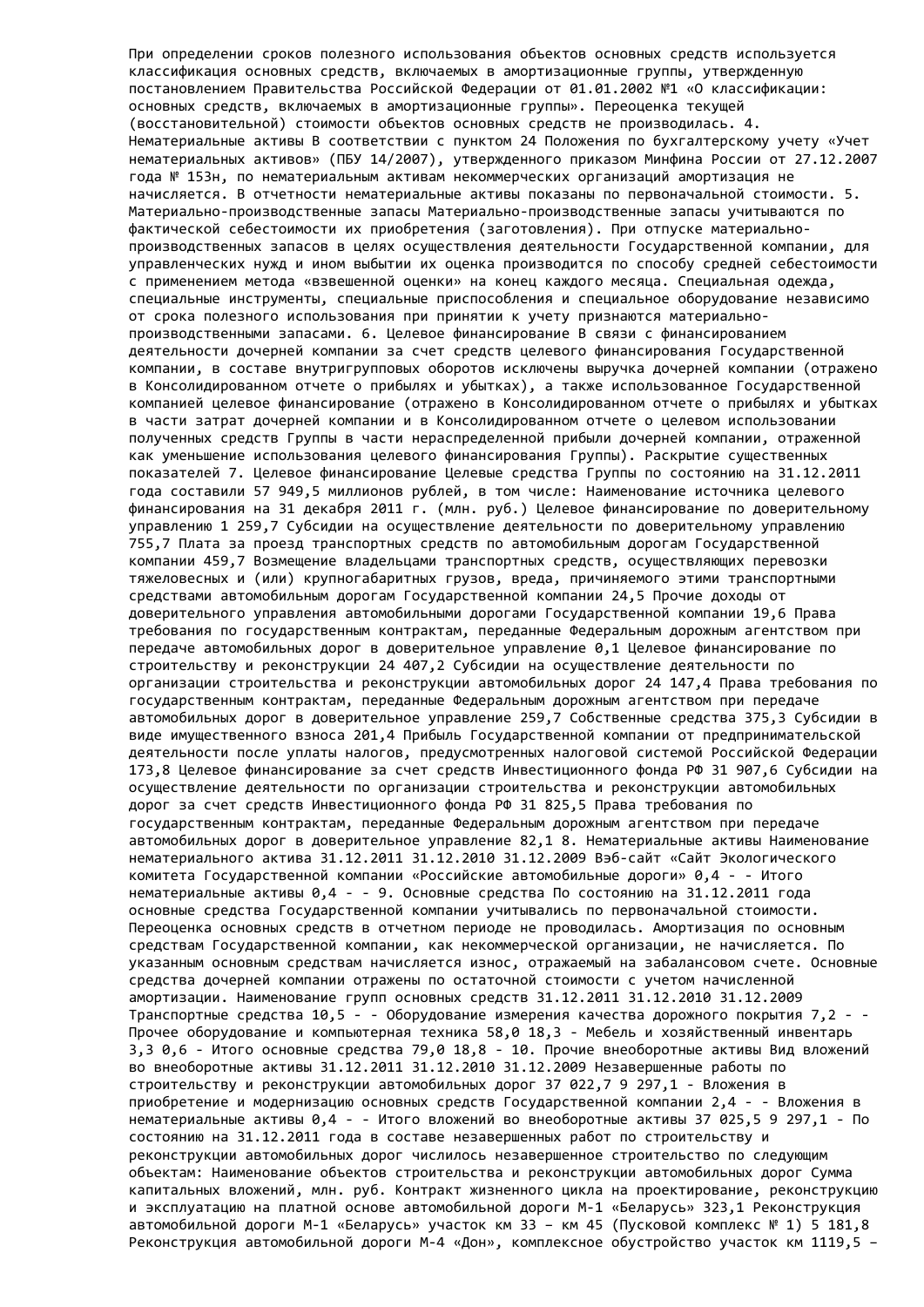При определении сроков полезного использования объектов основных средств используется классификация основных средств, включаемых в амортизационные группы, утвержденную постановлением Правительства Российской Федерации от 01.01.2002 №1 «О классификации: основных средств, включаемых в амортизационные группы». Переоценка текущей (восстановительной) стоимости объектов основных средств не производилась.

4. Нематериальные активы

В соответствии с пунктом 24 Положения по бухгалтерскому учету «Учет нематериальных активов» (ПБУ 14/2007), утвержденного приказом Минфина России от 27.12.2007 года № 153н, по нематериальным активам некоммерческих организаций амортизация не начисляется. В отчетности нематериальные активы показаны по первоначальной стоимости.

5. Материально-производственные запасы

Материально-производственные запасы учитываются по фактической себестоимости их приобретения (заготовления). При отпуске материально-производственных запасов в целях осуществления деятельности Государственной компании, для управленческих нужд и ином выбытии их оценка производится по способу средней себестоимости с применением метода «взвешенной оценки» на конец каждого месяца. Специальная одежда, специальные инструменты, специальные приспособления и специальное оборудование независимо от срока полезного использования при принятии к учету признаются материально-производственными запасами.

6. Целевое финансирование

В связи с финансированием деятельности дочерней компании за счет средств целевого финансирования Государственной компании, в составе внутригрупповых оборотов исключены выручка дочерней компании (отражено в Консолидированном отчете о прибылях и убытках), а также использованное Государственной компанией целевое финансирование (отражено в Консолидированном отчете о прибылях и убытках в части затрат дочерней компании и в Консолидированном отчете о целевом использовании полученных средств Группы в части нераспределенной прибыли дочерней компании, отраженной как уменьшение использования целевого финансирования Группы).

Раскрытие существенных показателей

7. Целевое финансирование

Целевые средства Группы по состоянию на 31.12.2011 года составили 57 949,5 миллионов рублей, в том числе:

| Наименование источника целевого финансирования | на 31 декабря 2011 г. (млн. руб.) |
|---|---|
| Целевое финансирование по доверительному управлению | 1 259,7 |
| Субсидии на осуществление деятельности по доверительному управлению | 755,7 |
| Плата за проезд транспортных средств по автомобильным дорогам Государственной компании | 459,7 |
| Возмещение владельцами транспортных средств, осуществляющих перевозки тяжеловесных и (или) крупногабаритных грузов, вреда, причиняемого этими транспортными средствами автомобильным дорогам Государственной компании | 24,5 |
| Прочие доходы от доверительного управления автомобильными дорогами Государственной компании | 19,6 |
| Права требования по государственным контрактам, переданные Федеральным дорожным агентством при передаче автомобильных дорог в доверительное управление | 0,1 |
| Целевое финансирование по строительству и реконструкции | 24 407,2 |
| Субсидии на осуществление деятельности по организации строительства и реконструкции автомобильных дорог | 24 147,4 |
| Права требования по государственным контрактам, переданные Федеральным дорожным агентством при передаче автомобильных дорог в доверительное управление | 259,7 |
| Собственные средства | 375,3 |
| Субсидии в виде имущественного взноса | 201,4 |
| Прибыль Государственной компании от предпринимательской деятельности после уплаты налогов, предусмотренных налоговой системой Российской Федерации | 173,8 |
| Целевое финансирование за счет средств Инвестиционного фонда РФ | 31 907,6 |
| Субсидии на осуществление деятельности по организации строительства и реконструкции автомобильных дорог за счет средств Инвестиционного фонда РФ | 31 825,5 |
| Права требования по государственным контрактам, переданные Федеральным дорожным агентством при передаче автомобильных дорог в доверительное управление | 82,1 |

8. Нематериальные активы

| Наименование нематериального актива | 31.12.2011 | 31.12.2010 | 31.12.2009 |
|---|---|---|---|
| Вэб-сайт «Сайт Экологического комитета Государственной компании «Российские автомобильные дороги» | 0,4 | - | - |
| Итого нематериальные активы | 0,4 | - | - |

9. Основные средства

По состоянию на 31.12.2011 года основные средства Государственной компании учитывались по первоначальной стоимости. Переоценка основных средств в отчетном периоде не проводилась. Амортизация по основным средствам Государственной компании, как некоммерческой организации, не начисляется. По указанным основным средствам начисляется износ, отражаемый на забалансовом счете. Основные средства дочерней компании отражены по остаточной стоимости с учетом начисленной амортизации.

| Наименование групп основных средств | 31.12.2011 | 31.12.2010 | 31.12.2009 |
|---|---|---|---|
| Транспортные средства | 10,5 | - | - |
| Оборудование измерения качества дорожного покрытия | 7,2 | - | - |
| Прочее оборудование и компьютерная техника | 58,0 | 18,3 | - |
| Мебель и хозяйственный инвентарь | 3,3 | 0,6 | - |
| Итого основные средства | 79,0 | 18,8 | - |

10. Прочие внеоборотные активы

| Вид вложений во внеоборотные активы | 31.12.2011 | 31.12.2010 | 31.12.2009 |
|---|---|---|---|
| Незавершенные работы по строительству и реконструкции автомобильных дорог | 37 022,7 | 9 297,1 | - |
| Вложения в приобретение и модернизацию основных средств Государственной компании | 2,4 | - | - |
| Вложения в нематериальные активы | 0,4 | - | - |
| Итого вложений во внеоборотные активы | 37 025,5 | 9 297,1 | - |

По состоянию на 31.12.2011 года в составе незавершенных работ по строительству и реконструкции автомобильных дорог числилось незавершенное строительство по следующим объектам:

| Наименование объектов строительства и реконструкции автомобильных дорог | Сумма капитальных вложений, млн. руб. |
|---|---|
| Контракт жизненного цикла на проектирование, реконструкцию и эксплуатацию на платной основе автомобильной дороги М-1 «Беларусь» | 323,1 |
| Реконструкция автомобильной дороги М-1 «Беларусь» участок км 33 – км 45 (Пусковой комплекс № 1) | 5 181,8 |
| Реконструкция автомобильной дороги М-4 «Дон», комплексное обустройство участок км 1119,5 – | |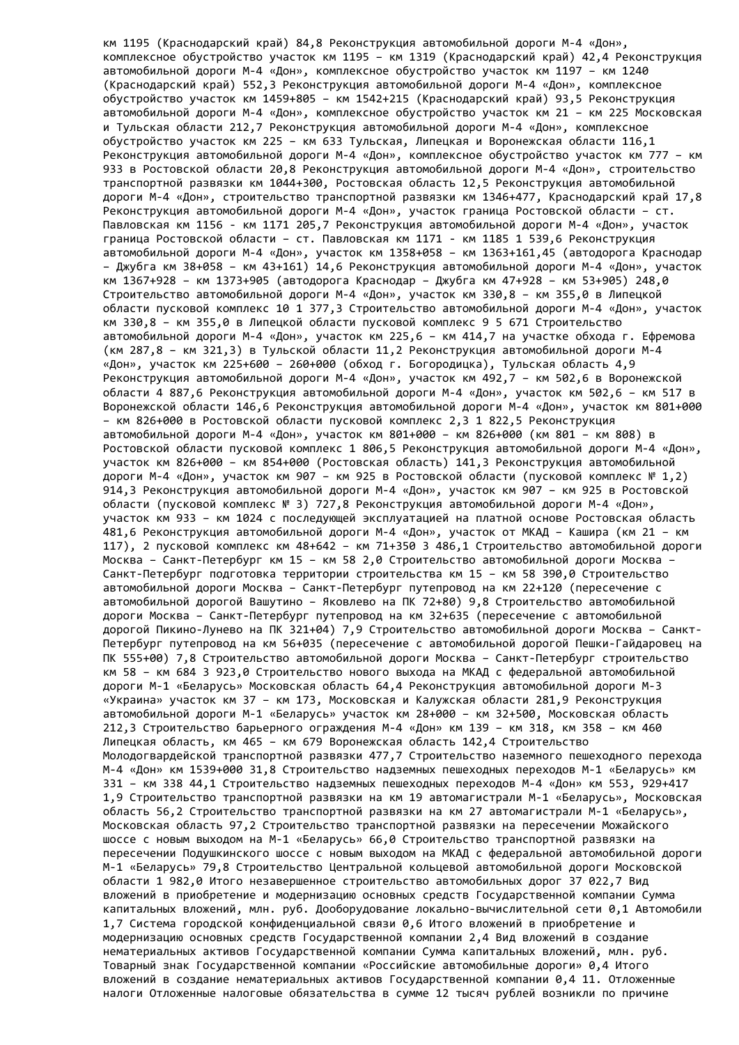км 1195 (Краснодарский край) 84,8 Реконструкция автомобильной дороги М-4 «Дон», комплексное обустройство участок км 1195 – км 1319 (Краснодарский край) 42,4 Реконструкция автомобильной дороги М-4 «Дон», комплексное обустройство участок км 1197 – км 1240 (Краснодарский край) 552,3 Реконструкция автомобильной дороги М-4 «Дон», комплексное обустройство участок км 1459+805 – км 1542+215 (Краснодарский край) 93,5 Реконструкция автомобильной дороги М-4 «Дон», комплексное обустройство участок км 21 – км 225 Московская и Тульская области 212,7 Реконструкция автомобильной дороги М-4 «Дон», комплексное обустройство участок км 225 – км 633 Тульская, Липецкая и Воронежская области 116,1 Реконструкция автомобильной дороги М-4 «Дон», комплексное обустройство участок км 777 – км 933 в Ростовской области 20,8 Реконструкция автомобильной дороги М-4 «Дон», строительство транспортной развязки км 1044+300, Ростовская область 12,5 Реконструкция автомобильной дороги М-4 «Дон», строительство транспортной развязки км 1346+477, Краснодарский край 17,8 Реконструкция автомобильной дороги М-4 «Дон», участок граница Ростовской области – ст. Павловская км 1156 - км 1171 205,7 Реконструкция автомобильной дороги М-4 «Дон», участок граница Ростовской области – ст. Павловская км 1171 - км 1185 1 539,6 Реконструкция автомобильной дороги М-4 «Дон», участок км 1358+058 – км 1363+161,45 (автодорога Краснодар – Джубга км 38+058 – км 43+161) 14,6 Реконструкция автомобильной дороги М-4 «Дон», участок км 1367+928 – км 1373+905 (автодорога Краснодар – Джубга км 47+928 – км 53+905) 248,0 Строительство автомобильной дороги М-4 «Дон», участок км 330,8 – км 355,0 в Липецкой области пусковой комплекс 10 1 377,3 Строительство автомобильной дороги М-4 «Дон», участок км 330,8 – км 355,0 в Липецкой области пусковой комплекс 9 5 671 Строительство автомобильной дороги М-4 «Дон», участок км 225,6 – км 414,7 на участке обхода г. Ефремова (км 287,8 – км 321,3) в Тульской области 11,2 Реконструкция автомобильной дороги М-4 «Дон», участок км 225+600 – 260+000 (обход г. Богородицка), Тульская область 4,9 Реконструкция автомобильной дороги М-4 «Дон», участок км 492,7 – км 502,6 в Воронежской области 4 887,6 Реконструкция автомобильной дороги М-4 «Дон», участок км 502,6 – км 517 в Воронежской области 146,6 Реконструкция автомобильной дороги М-4 «Дон», участок км 801+000 – км 826+000 в Ростовской области пусковой комплекс 2,3 1 822,5 Реконструкция автомобильной дороги М-4 «Дон», участок км 801+000 – км 826+000 (км 801 – км 808) в Ростовской области пусковой комплекс 1 806,5 Реконструкция автомобильной дороги М-4 «Дон», участок км 826+000 – км 854+000 (Ростовская область) 141,3 Реконструкция автомобильной дороги М-4 «Дон», участок км 907 – км 925 в Ростовской области (пусковой комплекс № 1,2) 914,3 Реконструкция автомобильной дороги М-4 «Дон», участок км 907 – км 925 в Ростовской области (пусковой комплекс № 3) 727,8 Реконструкция автомобильной дороги М-4 «Дон», участок км 933 – км 1024 с последующей эксплуатацией на платной основе Ростовская область 481,6 Реконструкция автомобильной дороги М-4 «Дон», участок от МКАД – Кашира (км 21 – км 117), 2 пусковой комплекс км 48+642 – км 71+350 3 486,1 Строительство автомобильной дороги Москва – Санкт-Петербург км 15 – км 58 2,0 Строительство автомобильной дороги Москва – Санкт-Петербург подготовка территории строительства км 15 – км 58 390,0 Строительство автомобильной дороги Москва – Санкт-Петербург путепровод на км 22+120 (пересечение с автомобильной дорогой Вашутино – Яковлево на ПК 72+80) 9,8 Строительство автомобильной дороги Москва – Санкт-Петербург путепровод на км 32+635 (пересечение с автомобильной дорогой Пикино-Лунево на ПК 321+04) 7,9 Строительство автомобильной дороги Москва – Санкт-Петербург путепровод на км 56+035 (пересечение с автомобильной дорогой Пешки-Гайдаровец на ПК 555+00) 7,8 Строительство автомобильной дороги Москва – Санкт-Петербург строительство км 58 – км 684 3 923,0 Строительство нового выхода на МКАД с федеральной автомобильной дороги М-1 «Беларусь» Московская область 64,4 Реконструкция автомобильной дороги М-3 «Украина» участок км 37 – км 173, Московская и Калужская области 281,9 Реконструкция автомобильной дороги М-1 «Беларусь» участок км 28+000 – км 32+500, Московская область 212,3 Строительство барьерного ограждения М-4 «Дон» км 139 – км 318, км 358 – км 460 Липецкая область, км 465 – км 679 Воронежская область 142,4 Строительство Молодогвардейской транспортной развязки 477,7 Строительство наземного пешеходного перехода М-4 «Дон» км 1539+000 31,8 Строительство надземных пешеходных переходов М-1 «Беларусь» км 331 – км 338 44,1 Строительство надземных пешеходных переходов М-4 «Дон» км 553, 929+417 1,9 Строительство транспортной развязки на км 19 автомагистрали М-1 «Беларусь», Московская область 56,2 Строительство транспортной развязки на км 27 автомагистрали М-1 «Беларусь», Московская область 97,2 Строительство транспортной развязки на пересечении Можайского шоссе с новым выходом на М-1 «Беларусь» 66,0 Строительство транспортной развязки на пересечении Подушкинского шоссе с новым выходом на МКАД с федеральной автомобильной дороги М-1 «Беларусь» 79,8 Строительство Центральной кольцевой автомобильной дороги Московской области 1 982,0 Итого незавершенное строительство автомобильных дорог 37 022,7 Вид вложений в приобретение и модернизацию основных средств Государственной компании Сумма капитальных вложений, млн. руб. Дооборудование локально-вычислительной сети 0,1 Автомобили 1,7 Система городской конфиденциальной связи 0,6 Итого вложений в приобретение и модернизацию основных средств Государственной компании 2,4 Вид вложений в создание нематериальных активов Государственной компании Сумма капитальных вложений, млн. руб. Товарный знак Государственной компании «Российские автомобильные дороги» 0,4 Итого вложений в создание нематериальных активов Государственной компании 0,4 11. Отложенные налоги Отложенные налоговые обязательства в сумме 12 тысяч рублей возникли по причине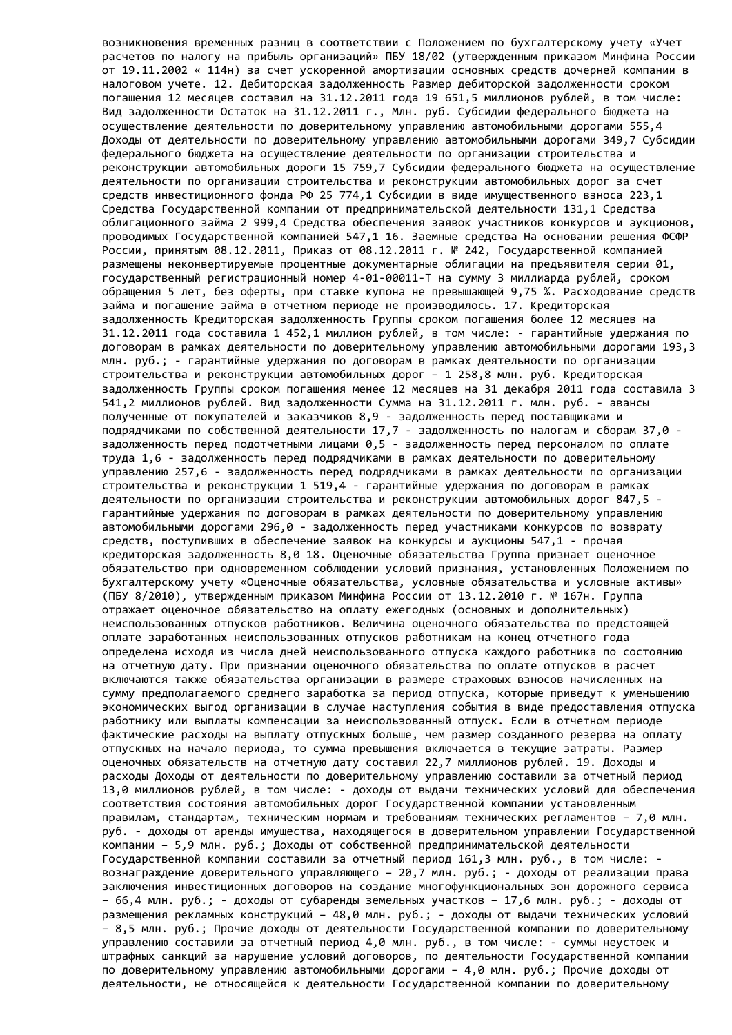возникновения временных разниц в соответствии с Положением по бухгалтерскому учету «Учет расчетов по налогу на прибыль организаций» ПБУ 18/02 (утвержденным приказом Минфина России от 19.11.2002 « 114н) за счет ускоренной амортизации основных средств дочерней компании в налоговом учете. 12. Дебиторская задолженность Размер дебиторской задолженности сроком погашения 12 месяцев составил на 31.12.2011 года 19 651,5 миллионов рублей, в том числе: Вид задолженности Остаток на 31.12.2011 г., Млн. руб. Субсидии федерального бюджета на осуществление деятельности по доверительному управлению автомобильными дорогами 555,4 Доходы от деятельности по доверительному управлению автомобильными дорогами 349,7 Субсидии федерального бюджета на осуществление деятельности по организации строительства и реконструкции автомобильных дороги 15 759,7 Субсидии федерального бюджета на осуществление деятельности по организации строительства и реконструкции автомобильных дорог за счет средств инвестиционного фонда РФ 25 774,1 Субсидии в виде имущественного взноса 223,1 Средства Государственной компании от предпринимательской деятельности 131,1 Средства облигационного займа 2 999,4 Средства обеспечения заявок участников конкурсов и аукционов, проводимых Государственной компанией 547,1 16. Заемные средства На основании решения ФСФР России, принятым 08.12.2011, Приказ от 08.12.2011 г. № 242, Государственной компанией размещены неконвертируемые процентные документарные облигации на предъявителя серии 01, государственный регистрационный номер 4-01-00011-Т на сумму 3 миллиарда рублей, сроком обращения 5 лет, без оферты, при ставке купона не превышающей 9,75 %. Расходование средств займа и погашение займа в отчетном периоде не производилось. 17. Кредиторская задолженность Кредиторская задолженность Группы сроком погашения более 12 месяцев на 31.12.2011 года составила 1 452,1 миллион рублей, в том числе: - гарантийные удержания по договорам в рамках деятельности по доверительному управлению автомобильными дорогами 193,3 млн. руб.; - гарантийные удержания по договорам в рамках деятельности по организации строительства и реконструкции автомобильных дорог – 1 258,8 млн. руб. Кредиторская задолженность Группы сроком погашения менее 12 месяцев на 31 декабря 2011 года составила 3 541,2 миллионов рублей. Вид задолженности Сумма на 31.12.2011 г. млн. руб. - авансы полученные от покупателей и заказчиков 8,9 - задолженность перед поставщиками и подрядчиками по собственной деятельности 17,7 - задолженность по налогам и сборам 37,0 - задолженность перед подотчетными лицами 0,5 - задолженность перед персоналом по оплате труда 1,6 - задолженность перед подрядчиками в рамках деятельности по доверительному управлению 257,6 - задолженность перед подрядчиками в рамках деятельности по организации строительства и реконструкции 1 519,4 - гарантийные удержания по договорам в рамках деятельности по организации строительства и реконструкции автомобильных дорог 847,5 - гарантийные удержания по договорам в рамках деятельности по доверительному управлению автомобильными дорогами 296,0 - задолженность перед участниками конкурсов по возврату средств, поступивших в обеспечение заявок на конкурсы и аукционы 547,1 - прочая кредиторская задолженность 8,0 18. Оценочные обязательства Группа признает оценочное обязательство при одновременном соблюдении условий признания, установленных Положением по бухгалтерскому учету «Оценочные обязательства, условные обязательства и условные активы» (ПБУ 8/2010), утвержденным приказом Минфина России от 13.12.2010 г. № 167н. Группа отражает оценочное обязательство на оплату ежегодных (основных и дополнительных) неиспользованных отпусков работников. Величина оценочного обязательства по предстоящей оплате заработанных неиспользованных отпусков работникам на конец отчетного года определена исходя из числа дней неиспользованного отпуска каждого работника по состоянию на отчетную дату. При признании оценочного обязательства по оплате отпусков в расчет включаются также обязательства организации в размере страховых взносов начисленных на сумму предполагаемого среднего заработка за период отпуска, которые приведут к уменьшению экономических выгод организации в случае наступления события в виде предоставления отпуска работнику или выплаты компенсации за неиспользованный отпуск. Если в отчетном периоде фактические расходы на выплату отпускных больше, чем размер созданного резерва на оплату отпускных на начало периода, то сумма превышения включается в текущие затраты. Размер оценочных обязательств на отчетную дату составил 22,7 миллионов рублей. 19. Доходы и расходы Доходы от деятельности по доверительному управлению составили за отчетный период 13,0 миллионов рублей, в том числе: - доходы от выдачи технических условий для обеспечения соответствия состояния автомобильных дорог Государственной компании установленным правилам, стандартам, техническим нормам и требованиям технических регламентов – 7,0 млн. руб. - доходы от аренды имущества, находящегося в доверительном управлении Государственной компании – 5,9 млн. руб.; Доходы от собственной предпринимательской деятельности Государственной компании составили за отчетный период 161,3 млн. руб., в том числе: - вознаграждение доверительного управляющего – 20,7 млн. руб.; - доходы от реализации права заключения инвестиционных договоров на создание многофункциональных зон дорожного сервиса – 66,4 млн. руб.; - доходы от субаренды земельных участков – 17,6 млн. руб.; - доходы от размещения рекламных конструкций – 48,0 млн. руб.; - доходы от выдачи технических условий – 8,5 млн. руб.; Прочие доходы от деятельности Государственной компании по доверительному управлению составили за отчетный период 4,0 млн. руб., в том числе: - суммы неустоек и штрафных санкций за нарушение условий договоров, по деятельности Государственной компании по доверительному управлению автомобильными дорогами – 4,0 млн. руб.; Прочие доходы от деятельности, не относящейся к деятельности Государственной компании по доверительному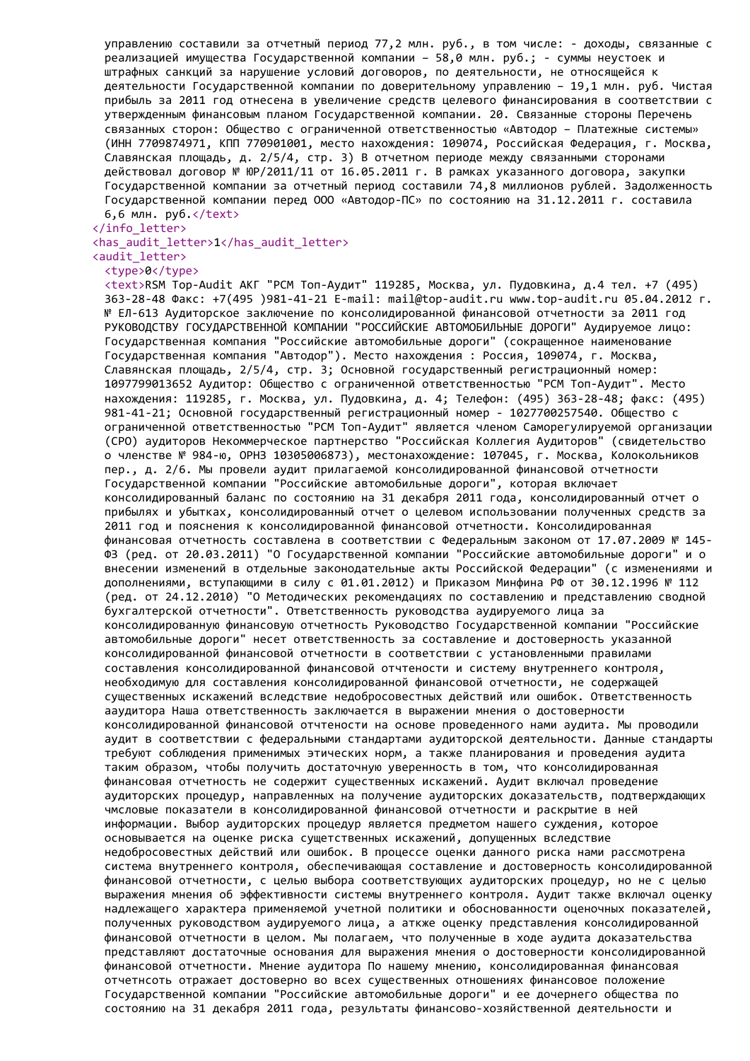управлению составили за отчетный период 77,2 млн. руб., в том числе: - доходы, связанные с реализацией имущества Государственной компании – 58,0 млн. руб.; - суммы неустоек и штрафных санкций за нарушение условий договоров, по деятельности, не относящейся к деятельности Государственной компании по доверительному управлению – 19,1 млн. руб. Чистая прибыль за 2011 год отнесена в увеличение средств целевого финансирования в соответствии с утвержденным финансовым планом Государственной компании. 20. Связанные стороны Перечень связанных сторон: Общество с ограниченной ответственностью «Автодор – Платежные системы» (ИНН 7709874971, КПП 770901001, место нахождения: 109074, Российская Федерация, г. Москва, Славянская площадь, д. 2/5/4, стр. 3) В отчетном периоде между связанными сторонами действовал договор № ЮР/2011/11 от 16.05.2011 г. В рамках указанного договора, закупки Государственной компании за отчетный период составили 74,8 миллионов рублей. Задолженность Государственной компании перед ООО «Автодор-ПС» по состоянию на 31.12.2011 г. составила 6,6 млн. руб.</text>
</info_letter>
<has_audit_letter>1</has_audit_letter>
<audit_letter>
<type>0</type>
<text>RSM Top-Audit АКГ "РСМ Топ-Аудит" 119285, Москва, ул. Пудовкина, д.4 тел. +7 (495) 363-28-48 Факс: +7(495 )981-41-21 E-mail: mail@top-audit.ru www.top-audit.ru 05.04.2012 г. № ЕЛ-613 Аудиторское заключение по консолидированной финансовой отчетности за 2011 год РУКОВОДСТВУ ГОСУДАРСТВЕННОЙ КОМПАНИИ "РОССИЙСКИЕ АВТОМОБИЛЬНЫЕ ДОРОГИ" Аудируемое лицо: Государственная компания "Российские автомобильные дороги" (сокращенное наименование Государственная компания "Автодор"). Место нахождения : Россия, 109074, г. Москва, Славянская площадь, 2/5/4, стр. 3; Основной государственный регистрационный номер: 1097799013652 Аудитор: Общество с ограниченной ответственностью "РСМ Топ-Аудит". Место нахождения: 119285, г. Москва, ул. Пудовкина, д. 4; Телефон: (495) 363-28-48; факс: (495) 981-41-21; Основной государственный регистрационный номер - 1027700257540. Общество с ограниченной ответственностью "РСМ Топ-Аудит" является членом Саморегулируемой организации (СРО) аудиторов Некоммерческое партнерство "Российская Коллегия Аудиторов" (свидетельство о членстве № 984-ю, ОРНЗ 10305006873), местонахождение: 107045, г. Москва, Колокольников пер., д. 2/6. Мы провели аудит прилагаемой консолидированной финансовой отчетности Государственной компании "Российские автомобильные дороги", которая включает консолидированный баланс по состоянию на 31 декабря 2011 года, консолидированный отчет о прибылях и убытках, консолидированный отчет о целевом использовании полученных средств за 2011 год и пояснения к консолидированной финансовой отчетности. Консолидированная финансовая отчетность составлена в соответствии с Федеральным законом от 17.07.2009 № 145-ФЗ (ред. от 20.03.2011) "О Государственной компании "Российские автомобильные дороги" и о внесении изменений в отдельные законодательные акты Российской Федерации" (с изменениями и дополнениями, вступающими в силу с 01.01.2012) и Приказом Минфина РФ от 30.12.1996 № 112 (ред. от 24.12.2010) "О Методических рекомендациях по составлению и представлению сводной бухгалтерской отчетности". Ответственность руководства аудируемого лица за консолидированную финансовую отчетность Руководство Государственной компании "Российские автомобильные дороги" несет ответственность за составление и достоверность указанной консолидированной финансовой отчетности в соответствии с установленными правилами составления консолидированной финансовой отчтеноcти и систему внутреннего контроля, необходимую для составления консолидированной финансовой отчетности, не содержащей существенных искажений вследствие недобросовестных действий или ошибок. Ответственность аaудитора Наша ответственность заключается в выражении мнения о достоверности консолидированной финансовой отчтености на основе проведенного нами аудита. Мы проводили аудит в соответствии с федеральными стандартами аудиторской деятельности. Данные стандарты требуют соблюдения применимых этических норм, а также планирования и проведения аудита таким образом, чтобы получить достаточную уверенность в том, что консолидированная финансовая отчетность не содержит существенных искажений. Аудит включал проведение аудиторских процедур, направленных на получение аудиторских доказательств, подтверждающих чмсловые показатели в консолидированной финансовой отчетности и раскрытие в ней информации. Выбор аудиторских процедур является предметом нашего суждения, которое основывается на оценке риска существенных искажений, допущенных вследствие недобросовестных действий или ошибок. В процессе оценки данного риска нами рассмотрена система внутреннего контроля, обеспечивающая составление и достоверность консолидированной финансовой отчетности, с целью выбора соответствующих аудиторских процедур, но не с целью выражения мнения об эффективности системы внутреннего контроля. Аудит также включал оценку надлежащего характера применяемой учетной политики и обоснованности оценочных показателей, полученных руководством аудируемого лица, а аткже оценку представления консолидированной финансовой отчетности в целом. Мы полагаем, что полученные в ходе аудита доказательства представляют достаточные основания для выражения мнения о достоверности консолидированной финансовой отчетности. Мнение аудитора По нашему мнению, консолидированная финансовая отчетнсоть отражает достоверно во всех существенных отношениях финансовое положение Государственной компании "Российские автомобильные дороги" и ее дочернего общества по состоянию на 31 декабря 2011 года, результаты финансово-хозяйственной деятельности и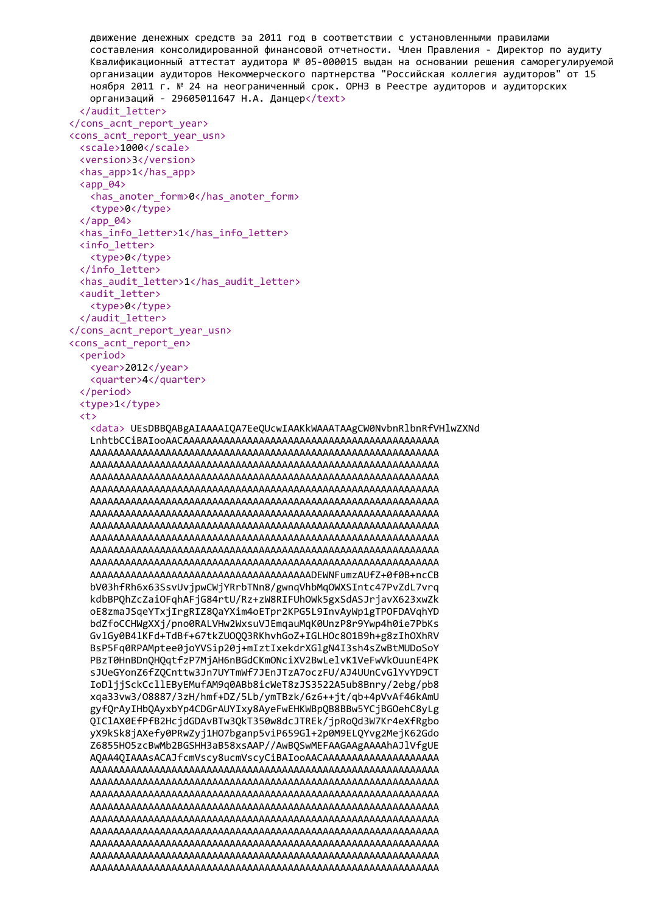```
      движение денежных средств за 2011 год в соответствии с установленными правилами
      составления консолидированной финансовой отчетности. Член Правления - Директор по аудиту
      Квалификационный аттестат аудитора № 05-000015 выдан на основании решения саморегулируемой
      организации аудиторов Некоммерческого партнерства "Российская коллегия аудиторов" от 15
      ноября 2011 г. № 24 на неограниченный срок. ОРНЗ в Реестре аудиторов и аудиторских
      организаций - 29605011647 Н.А. Данцер</text>
    </audit_letter>
  </cons_acnt_report_year>
  <cons_acnt_report_year_usn>
    <scale>1000</scale>
    <version>3</version>
    <has_app>1</has_app>
    <app_04>
      <has_anoter_form>0</has_anoter_form>
      <type>0</type>
    </app_04>
    <has_info_letter>1</has_info_letter>
    <info_letter>
      <type>0</type>
    </info_letter>
    <has_audit_letter>1</has_audit_letter>
    <audit_letter>
      <type>0</type>
    </audit_letter>
  </cons_acnt_report_year_usn>
  <cons_acnt_report_en>
    <period>
      <year>2012</year>
      <quarter>4</quarter>
    </period>
    <type>1</type>
    <t>
      <data> UEsDBBQABgAIAAAAIQA7EeQUcwIAAKkWAAATAAgCW0NvbnRlbnRfVHlwZXNd
      LnhtbCCiBAIooAACAAAAAAAAAAAAAAAAAAAAAAAAAAAAAAAAAAAAAAAAAAAAA
      AAAAAAAAAAAAAAAAAAAAAAAAAAAAAAAAAAAAAAAAAAAAAAAAAAAAAAAAAAAAAAAA
      AAAAAAAAAAAAAAAAAAAAAAAAAAAAAAAAAAAAAAAAAAAAAAAAAAAAAAAAAAAAAAAA
      AAAAAAAAAAAAAAAAAAAAAAAAAAAAAAAAAAAAAAAAAAAAAAAAAAAAAAAAAAAAAAAA
      AAAAAAAAAAAAAAAAAAAAAAAAAAAAAAAAAAAAAAAAAAAAAAAAAAAAAAAAAAAAAAAA
      AAAAAAAAAAAAAAAAAAAAAAAAAAAAAAAAAAAAAAAAAAAAAAAAAAAAAAAAAAAAAAAA
      AAAAAAAAAAAAAAAAAAAAAAAAAAAAAAAAAAAAAAAAAAAAAAAAAAAAAAAAAAAAAAAA
      AAAAAAAAAAAAAAAAAAAAAAAAAAAAAAAAAAAAAAAAAAAAAAAAAAAAAAAAAAAAAAAA
      AAAAAAAAAAAAAAAAAAAAAAAAAAAAAAAAAAAAAAAAAAAAAAAAAAAAAAAAAAAAAAAA
      AAAAAAAAAAAAAAAAAAAAAAAAAAAAAAAAAAAAAAAAAAAAAAAAAAAAAAAAAAAAAAAA
      AAAAAAAAAAAAAAAAAAAAAAAAAAAAAAAAAAAAAAAAAAAAAAAAAAAAAAAAAAAAAAAA
      AAAAAAAAAAAAAAAAAAAAAAAAAAAAAAAAAAAAAAAAAAADEWNFumzAUfZ+0f0B+ncCB
      bV03hfRh6x63SsvUvjpwCWjYRrbTNn8/gwnqVhbMqOWXSIntc47PvZdL7vrq
      kdbBPQhZcZaiOFqhAFjG84rtU/Rz+zW8RIFUhOWk5gxSdASJrjavX623xwZk
      oE8zmaJSqeYTxjIrgRIZ8QaYXim4oETpr2KPG5L9InvAyWp1gTPOFDAVqhYD
      bdZfoCCHWgXXj/pno0RALVHw2WxsuVJEmqauMqK0UnzP8r9Ywp4h0ie7PbKs
      GvlGy0B4lKFd+TdBf+67tkZUOQQ3RKhvhGoZ+IGLHOc8O1B9h+g8zIhOXhRV
      BsP5Fq0RPAMptee0joYVSip20j+mIztIxekdrXGlgN4I3sh4sZwBtMUDoSoY
      PBzT0HnBDnQHQqtfzP7MjAH6nBGdCKmONciXV2BwLelvK1VeFwVkOuunE4PK
      sJUeGYonZ6fZQCnttw3Jn7UYTmWf7JEnJTzA7oczFU/AJ4UUnCvGlYvYD9CT
      IoDljjSckCcllEByEMufAM9q0ABb8icWeT8zJS3522A5ub8Bnry/2ebg/pb8
      xqa33vw3/O8887/3zH/hmf+DZ/5Lb/ymTBzk/6z6++jt/qb+4pVvAf46kAmU
      gyfQrAyIHbQAyxbYp4CDGrAUYIxy8AyeFwEHKWBpQB8BBw5YCjBGOehC8yLg
      QIClAX0EfPfB2HcjdGDAvBTw3QkT350w8dcJTREk/jpRoQd3W7Kr4eXfRgbo
      yX9kSk8jAXefy0PRwZyj1HO7bganp5viP659Gl+2p0M9ELQYvg2MejK62Gdo
      Z6855HO5zcBwMb2BGSHH3aB58xsAAP//AwBQSwMEFAAGAAgAAAAhAJlVfgUE
      AQAA4QIAAAsACAJfcmVscy8ucmVscyCiBAIooAACAAAAAAAAAAAAAAAAAAAA
      AAAAAAAAAAAAAAAAAAAAAAAAAAAAAAAAAAAAAAAAAAAAAAAAAAAAAAAAAAAAAAAA
      AAAAAAAAAAAAAAAAAAAAAAAAAAAAAAAAAAAAAAAAAAAAAAAAAAAAAAAAAAAAAAAA
      AAAAAAAAAAAAAAAAAAAAAAAAAAAAAAAAAAAAAAAAAAAAAAAAAAAAAAAAAAAAAAAA
      AAAAAAAAAAAAAAAAAAAAAAAAAAAAAAAAAAAAAAAAAAAAAAAAAAAAAAAAAAAAAAAA
      AAAAAAAAAAAAAAAAAAAAAAAAAAAAAAAAAAAAAAAAAAAAAAAAAAAAAAAAAAAAAAAA
      AAAAAAAAAAAAAAAAAAAAAAAAAAAAAAAAAAAAAAAAAAAAAAAAAAAAAAAAAAAAAAAA
      AAAAAAAAAAAAAAAAAAAAAAAAAAAAAAAAAAAAAAAAAAAAAAAAAAAAAAAAAAAAAAAA
      AAAAAAAAAAAAAAAAAAAAAAAAAAAAAAAAAAAAAAAAAAAAAAAAAAAAAAAAAAAAAAAA
      AAAAAAAAAAAAAAAAAAAAAAAAAAAAAAAAAAAAAAAAAAAAAAAAAAAAAAAAAAAAAAAA
```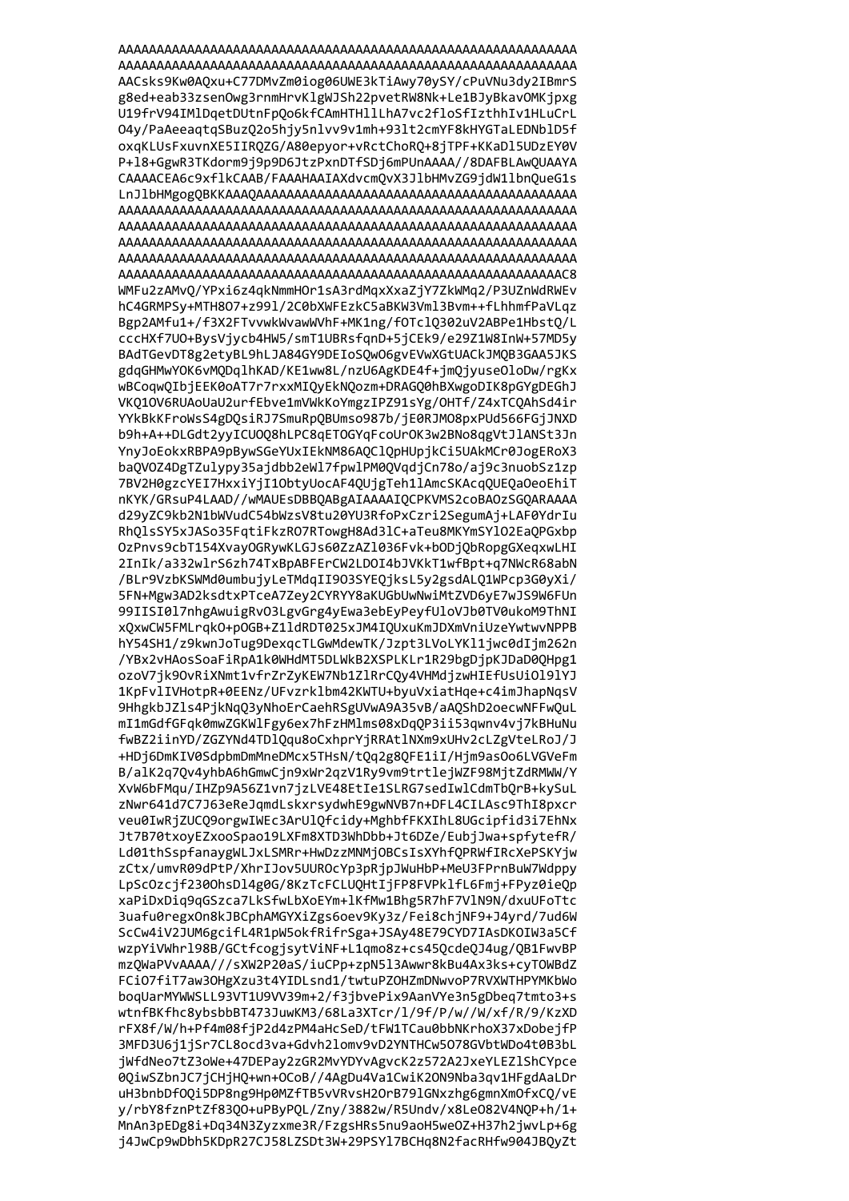```
AAAAAAAAAAAAAAAAAAAAAAAAAAAAAAAAAAAAAAAAAAAAAAAAAAAAAAAAAAAA
AAAAAAAAAAAAAAAAAAAAAAAAAAAAAAAAAAAAAAAAAAAAAAAAAAAAAAAAAAAA
AACsks9Kw0AQxu+C77DMvZm0iog06UWE3kTiAwy70ySY/cPuVNu3dy2IBmrS
g8ed+eab33zsenOwg3rnmHrvKlgWJSh22pvetRW8Nk+Le1BJyBkavOMKjpxg
U19frV94IMlDqetDUtnFpQo6kfCAmHTHllLhA7vc2floSfIzthhIv1HLuCrL
O4y/PaAeeaqtqSBuzQ2o5hjy5nlvv9v1mh+93lt2cmYF8kHYGTaLEDNblD5f
oxqKLUsFxuvnXE5IIRQZG/A80epyor+vRctChoRQ+8jTPF+KKaDl5UDzEY0V
P+l8+GgwR3TKdorm9j9p9D6JtzPxnDTfSDj6mPUnAAAA//8DAFBLAwQUAAYA
CAAAACEA6c9xflkCAAB/FAAAHAAIAXdvcmQvX3JlbHMvZG9jdW1lbnQueG1s
LnJlbHMgogQBKKAAAQAAAAAAAAAAAAAAAAAAAAAAAAAAAAAAAAAAAAAAAAAA
AAAAAAAAAAAAAAAAAAAAAAAAAAAAAAAAAAAAAAAAAAAAAAAAAAAAAAAAAAAA
AAAAAAAAAAAAAAAAAAAAAAAAAAAAAAAAAAAAAAAAAAAAAAAAAAAAAAAAAAAA
AAAAAAAAAAAAAAAAAAAAAAAAAAAAAAAAAAAAAAAAAAAAAAAAAAAAAAAAAAAA
AAAAAAAAAAAAAAAAAAAAAAAAAAAAAAAAAAAAAAAAAAAAAAAAAAAAAAAAAAAA
AAAAAAAAAAAAAAAAAAAAAAAAAAAAAAAAAAAAAAAAAAAAAAAAAAAAAAAAAAC8
WMFu2zAMvQ/YPxi6z4qkNmmHOr1sA3rdMqxXxaZjY7ZkWMq2/P3UZnWdRWEv
hC4GRMPSy+MTH8O7+z99l/2C0bXWFEzkC5aBKW3Vml3Bvm++fLhhmfPaVLqz
Bgp2AMfu1+/f3X2FTvvwkWvawWVhF+MK1ng/fOTclQ302uV2ABPe1HbstQ/L
cccHXf7UO+BysVjycb4HW5/smT1UBRsfqnD+5jCEk9/e29Z1W8InW+57MD5y
BAdTGevDT8g2etyBL9hLJA84GY9DEIoSQwO6gvEVwXGtUACkJMQB3GAA5JKS
gdqGHMwYOK6vMQDqlhKAD/KE1ww8L/nzU6AgKDE4f+jmQjyuseOloDw/rgKx
wBCoqwQIbjEEK0oAT7r7rxxMIQyEkNQozm+DRAGQ0hBXwgoDIK8pGYgDEGhJ
VKQ1OV6RUAoUaU2urfEbve1mVWkKoYmgzIPZ91sYg/OHTf/Z4xTCQAhSd4ir
YYkBkKFroWsS4gDQsiRJ7SmuRpQBUmso987b/jE0RJMO8pxPUd566FGjJNXD
b9h+A++DLGdt2yyICUOQ8hLPC8qETOGYqFcoUrOK3w2BNo8qgVtJlANSt3Jn
YnyJoEokxRBPA9pBywSGeYUxIEkNM86AQClQpHUpjkCi5UAkMCr0JogERoX3
baQVOZ4DgTZulypy35ajdbb2eWl7fpwlPM0QVqdjCn78o/aj9c3nuobSz1zp
7BV2H0gzcYEI7HxxiYjI1ObtyUocAF4QUjgTeh1lAmcSKAcqQUEQaOeoEhiT
nKYK/GRsuP4LAAD//wMAUEsDBBQABgAIAAAAIQCPKVMS2coBAOzSGQARAAAA
d29yZC9kb2N1bWVudC54bWzsV8tu20YU3RfoPxCzri2SegumAj+LAF0YdrIu
RhQlsSY5xJASo35FqtiFkzRO7RTowgH8Ad3lC+aTeu8MKYmSYlO2EaQPGxbp
OzPnvs9cbT154XvayOGRywKLGJs60ZzAZl036Fvk+bODjQbRopgXeqxwLHI
2InIk/a332wlrS6zh74TxBpABFErCW2LDOI4bJVKkT1wfBpt+q7NWcR68abN
/BLr9VzbKSWMd0umbujyLeTMdqII9O3SYEQjksL5y2gsdALQ1WPcp3G0yXi/
5FN+Mgw3AD2ksdtxPTceA7Zey2CYRYY8aKUGbUwNwiMtZVD6yE7wJS9W6FUn
99IISI0l7nhgAwuigRvO3LgvGrg4yEwa3ebEyPeyfUloVJb0TV0ukoM9ThNI
xQxwCW5FMLrqkO+pOGB+Z1ldRDT025xJM4IQUxuKmJDXmVniUzeYwtwvNPPB
hY54SH1/z9kwnJoTug9DexqcTLGwMdewTK/Jzpt3LVoLYKl1jwc0dIjm262n
/YBx2vHAosSoaFiRpA1k0WHdMT5DLWkB2XSPLKLr1R29bgDjpKJDaD0QHpg1
ozoV7jk9OvRiXNmt1vfrZrZyKEW7Nb1ZlRrCQy4VHMdjzwHIEfUsUiOl9lYJ
1KpFvlIVHotpR+0EENz/UFvzrklbm42KWTU+byuVxiatHqe+c4imJhapNqsV
9HhgkbJZls4PjkNqQ3yNhoErCaehRSgUVwA9A35vB/aAQShD2oecwNFFwQuL
mI1mGdfGqk0mwZGKWlFgy6ex7hFzHMlms08xDqQP3ii53qwnv4vj7kBHuNu
fwBZ2iinYD/ZGZYNd4TDlQqu8oCxhprYjRRAtlNXm9xUHv2cLZgVteLRoJ/J
+HDj6DmKIV0SdpbmDmMneDMcx5THsN/tQq2g8QFE1iI/Hjm9asOo6LVGVeFm
B/alK2q7Qv4yhbA6hGmwCjn9xWr2qzV1Ry9vm9vm9trtlejWZF98MjtZdRMWW/Y
XvW6bFMqu/IHZp9A56Z1vn7jzLVE48EtIe1SLRG7sedIwlCdmTbQrB+kySuL
zNwr641d7C7J63eReJqmdLskxrsydwhE9gwNVB7n+DFL4CILAsc9ThI8pxcr
veu0IwRjZUCQ9orgwIWEc3ArUlQfcidy+MghbfFKXIhL8UGcipfid3i7EhNx
Jt7B70txoyEZxooSpao19LXFm8XTD3WhDbb+Jt6DZe/EubjJwa+spfytefR/
Ld01thSspfanaygWLJxLSMRr+HwDzzMNMjOBCsIsXYhfQPRWfIRcXePSKYjw
zCtx/umvR09dPtP/XhrIJov5UUROcYp3pRjpJWuHbP+MeU3FPrnBuW7Wdppy
LpScOzcjf23OOhsDl4g0G/8KzTcFCLUQHtIjFP8FVPklfL6Fmj+FPyz0ieQp
xaPiDxDiq9qGSzca7LkSfwLbXoEYm+lKfMw1Bhg5R7hF7VlN9N/dxuUFoTtc
3uafu0regxOn8kJBCphAMGYXiZgs6oev9Ky3z/Fei8chjNF9+J4yrd/7ud6W
ScCw4iV2JUM6gcifL4R1pW5okfRifrSga+JSAy48E79CYD7IAsDKOIW3a5Cf
wzpYiVWhrl98B/GCtfcogjsytViNF+L1qmo8z+cs45QcdeQJ4ug/QB1FwvBP
mzQWaPVvAAAA///sXW2P20aS/iuCPp+zpN5l3Awwr8kBu4Ax3ks+cyTOWBdZ
FCiO7fiT7aw3OHgXzu3t4t4YIDLsnd1/twtuPZOHZmDNwvoP7RVXKTHPYMKbWo
boqUarMYWWSLL93VT1U9VV39m+2/f3jbvePix8AanVYe3e3n5gDbeq7tmto3+s
wtnfBKfhc8ybsbbbT473JuwKM3/68La3XTcr/l/9f/P/w/W/xf/R/9/KzXD
rFX8f/W/h+Pf4m08fjP2d4zPM4aHcSeD/tFW1TCau0bbNKrhoX37xDobejfP
3MFD3U6j1jSr7CL8ocd3va+Gdvh2lomv9vD2YNTHCw5O78GVbtWDo4t0B3bL
jWfdNeo7tZ3oWe+47DEPay2zGR2MvYDYvAgvcK2z572A2JxeYLEZlShCYpce
0QiwSZbnJC7jCHjHQ+wn+OCoB//4AgDu4Va1CwiK2ON9Nba3qv1HFgdAaLDr
uH3bnbDfOQi5DP8ng9pHp0MZfTB5vVRvsH2OrB79lGNxzhg6gmnXmOfxCQ/vE
y/rbY8fznPtZf83QO+uPByPQL/Zny/3882w/R5Undv/x8LeO82V4NQP+h/1+
MnAn3pEDg8i+Dq34N3Zyzxme3R/FzgsHRs5nu9aoH5weOZ+H37h2jwvLp+6g
j4JwCp9wDbh5KDpR27CJ58LZSDt3W+29PSYl7BCHq8N2facRHfw904JBQyZt
```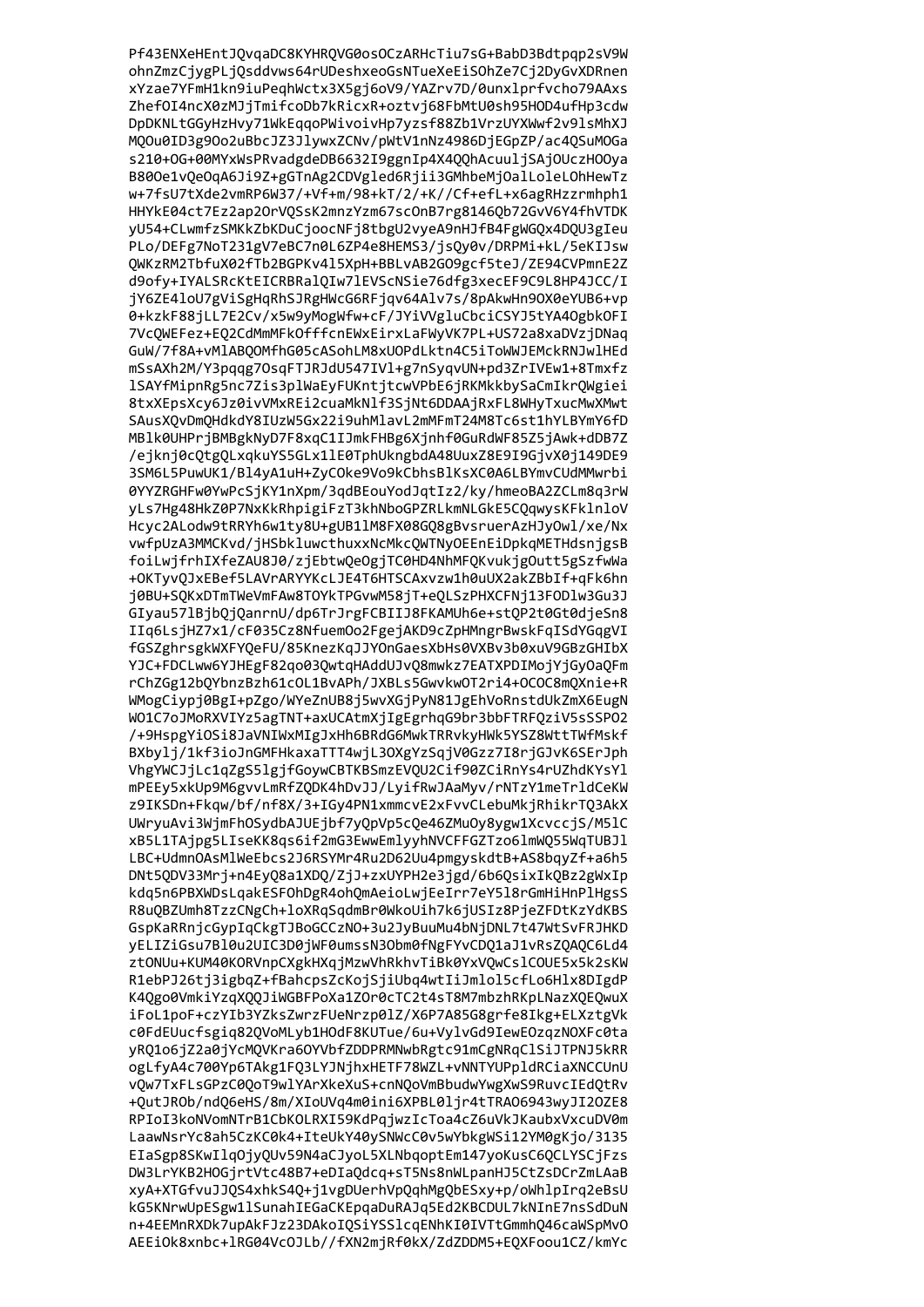```
Pf43ENXeHEntJQvqaDC8KYHRQVG0osOCzARHcTiu7sG+BabD3Bdtpqp2sV9W
ohnZmzCjygPLjQsddvws64rUDeshxeoGsNTueXeEiSOhZe7Cj2DyGvXDRnen
xYzae7YFmH1kn9iuPeqhWctx3X5gj6oV9/YAZrv7D/0unxlprfvcho79AAxs
ZhefOI4ncX0zMJjTmifcoDb7kRicxR+oztvj68FbMtU0sh95HOD4ufHp3cdw
DpDKNLtGGyHzHvy71WkEqqoPWivoivHp7yzsf88Zb1VrzUYXWwf2v9lsMhXJ
MQOu0ID3g9Oo2uBbcJZ3JlywxZCNv/pWtV1nNz4986DjEGpZP/ac4QSuMOGa
s210+OG+00MYxWsPRvadgdeDB6632I9ggnIp4X4QQhAcuuljSAjOUczHOOya
B80Oe1vQeOqA6Ji9Z+gGTnAg2CDVgled6Rjii3GMhbeMjOalLoleLOhHewTz
w+7fsU7tXde2vmRP6W37/+Vf+m/98+kT/2/+K//Cf+efL+x6agRHzzrmhph1
HHYkE04ct7Ez2ap2OrVQSsK2mnzYzm67scOnB7rg8146Qb72GvV6Y4fhVTDK
yU54+CLwmfzSMKkZbKDuCjoocNFj8tbgU2vyeA9nHJfB4FgWGQx4DQU3gIeu
PLo/DEFg7NoT231gV7eBC7n0L6ZP4e8HEMS3/jsQy0v/DRPMi+kL/5eKIJsw
QWKzRM2TbfuX02fTb2BGPKv4l5XpH+BBLvAB2GO9gcf5teJ/ZE94CVPmnE2Z
d9ofy+IYALSRcKtEICRBRalQIw7lEVScNSie76dfg3xecEF9C9L8HP4JCC/I
jY6ZE4loU7gViSgHqRhSJRgHWcG6RFjqv64Alv7s/8pAkwHn9OX0eYUB6+vp
0+kzkF88jLL7E2Cv/x5w9yMogWfw+cF/JYiVVgluCbciCSYJ5tYA4OgbkOFI
7VcQWEFez+EQ2CdMmMFkOfffcnEWxEirxLaFWyVK7PL+US72a8xaDVzjDNaq
GuW/7f8A+vMlABQOMfhG05cASohLM8xUOPdLktn4C5iToWWJEMckRNJwlHEd
mSsAXh2M/Y3pqqg7OsqFTJRJdU547IVl+g7nSyqvUN+pd3ZrIVEw1+8Tmxfz
lSAYfMipnRg5nc7Zis3plWaEyFUKntjtcwVPbE6jRKMkkbySaCmIkrQWgiei
8txXEpsXcy6Jz0ivVMxREi2cuaMkNlf3SjNt6DDAAjRxFL8WHyTxucMwXMwt
SAusXQvDmQHdkdY8IUzW5Gx22i9uhMlavL2mMFmT24M8Tc6st1hYLBYmY6fD
MBlk0UHPrjBMBgkNyD7F8xqC1IJmkFHBg6Xjnhf0GuRdWF85Z5jAwk+dDB7Z
/ejknj0cQtgQLxqkuYS5GLx1lE0TphUkngbdA48UuxZ8E9I9GjvX0j149DE9
3SM6L5PuwUK1/Bl4yA1uH+ZyCOke9Vo9kCbhsBlKsXC0A6LBYmvCUdMMwrbi
0YYZRGHFw0YwPcSjKY1nXpm/3qdBEouYodJqtIz2/ky/hmeoBA2ZCLm8q3rW
yLs7Hg48HkZ0P7NxKkRhpigiFzT3khNboGPZRLkmNLGkE5CQqwysKFklnloV
Hcyc2ALodw9tRRYh6w1ty8U+gUB1lM8FX08GQ8gBvsruerAzHJyOwl/xe/Nx
vwfpUzA3MMCKvd/jHSbkluwcthuxxNcMkcQWTNyOEEnEiDpkqMETHdsnjgsB
foiLwjfrhIXfeZAU8J0/zjEbtwQeOgjTC0HD4NhMFQKvukjgOutt5gSzfwWa
+OKTyvQJxEBef5LAVrARYYKcLJE4T6HTSCAxvzw1h0uUX2akZBbIf+qFk6hn
j0BU+SQKxDTmTWeVmFAw8TOYkTPGvwM58jT+eQLSzPHXCFNj13FODlw3Gu3J
GIyau57lBjbQjQanrnU/dp6TrJrgFCBIIJ8FKAMUh6e+stQP2t0Gt0djeSn8
IIq6LsjHZ7x1/cF035Cz8NfuemOo2FgejAKD9cZpHMngrBwskFqISdYGqgVI
fGSZghrsgkWXFYQeFU/85KnezKqJJYOnGaesXbHs0VXBv3b0xuV9GBzGHIbX
YJC+FDCLww6YJHEgF82qo03QwtqHAddUJvQ8mwkz7EATXPDIMojYjGyOaQFm
rChZGg12bQYbnzBzh61cOL1BvAPh/JXBLs5GwvkwOT2ri4+OCOC8mQXnie+R
WMogCiypj0BgI+pZgo/WYeZnUB8j5wvXGjPyN81JgEhVoRnstdUkZmX6EugN
WO1C7oJMoRXVIYz5agTNT+axUCAtmXjIgEgrhqG9br3bbFTRFQziV5sSSPO2
/+9HspgYiOSi8JaVNIWxMIgJxHh6BRdG6MwkTRRvkyHWk5YSZ8WttTWfMskf
BXbylj/1kf3ioJnGMFHkaxaTTT4wjL3OXgYzSqjV0Gzz7I8rjGJvK6SErJph
VhgYWCJjLc1qZgS5lgjfGoywCBTKBSmzEVQU2Cif90ZCiRnYs4rUZhdKYsYl
mPEEy5xkUp9M6gvvLmRfZQDK4hDvJJ/LyifRwJAaMyv/rNTzY1meTrldCeKW
z9IKSDn+Fkqw/bf/nf8X/3+IGy4PN1xmmcvE2xFvvCLebuMkjRhikrTQ3AkX
UWryuAvi3WjmFhOSydbAJUEjbf7yQpVp5cQe46ZMuOy8ygw1XcvccjS/M5lC
xB5L1TAjpg5LIseKK8qs6if2mG3EwwEmlyyhNVCFFGZTzo6lmWQ55WqTUBJl
LBC+UdmnOAsMlWeEbcs2J6RSYM+4Ru2D62Uu4pmgyskdtB+AS8bqyZf+a6h5
DNt5QDV33Mrj+n4EyQ8a1XDQ/ZjJ+zxUYPH2e3jgd/6b6QsixIkQBz2gWxIp
kdq5n6PBXWDsLqakESFOhDgR4ohQmAeioLwjEeIrr7eY5l8rGmHiHnPlHgsS
R8uQBZUmh8TzzCNgCh+loXRqSqdmBr0WkoUih7k6jUSIz8PjeZFDtKzYdKBS
GspKaRRnjcGypIqCkgTJBoGCCzNO+3u2JyBuuMu4bNjDNL7t47WtSvFRJHKD
yELIZiGsu7Bl0u2UIC3D0jWF0umssN3Obm0fNgFYvCDQ1aJ1vRsZQAQC6Ld4
ztONUu+KUM40KORVnpCXgkHXqjMzwVhRkhvTiBk0YxVQwCslCOUE5x5k2sKW
R1ebPJ26tj3igbqZ+fBahcpsZcKojSjiUbq4wtIiJmlol5cfLo6Hlx8DIgdP
K4Qgo0VmkiYzqXQQJiWGBFPoXa1ZOr0cTC2t4sT8M7mbzhRKpLNazXQEQwuX
iFoL1poF+czYIb3YZksZwrzFUeNrzp0lZ/X6P7A85G8grfe8Ikg+ELXztgVk
c0FdEUucfsgiq82QVoMLyb1HOdF8KUTue/6u+VylvGd9IewEOzqzNOXFc0ta
yRQ1o6jZ2a0jYcMQVKra6OYVbfZDDPRMNwbRgtc91mCgNRqClSiJTPNJ5kRR
ogLfyA4c700Yp6TAkg1FQ3LYJNjhxHETF78WZL+vNNTYUPpldRCiaXNCCUnU
vQw7TxFLsGPzC0QoT9wlYArXkeXuS+cnNQoVmBbudwYwgXwS9RuvcIEdQtRv
+QutJROb/ndQ6eHS/8m/XIoUVq4m0ini6XPBL0ljr4tTRAO6943wyJI2OZE8
RPIoI3koNVomNTrB1CbKOLRXI59KdPqjwzIcToa4cZ6uVkJKaubxVxcuDV0m
LaawNsrYc8ah5CzKC0k4+IteUkY40ySNWcC0v5wYbkgWSi12YM0gKjo/3135
EIaSgp8SKwIlqOjyQUv59N4aCJyoL5XLNbqoptEm147yoKusC6QCLYSCjFzs
DW3LrYKB2HOGjrtVtc48B7+eDIaQdcq+sT5Ns8nWLpanHJ5CtZsDCrZmLAaB
xyA+XTGfvuJJQS4xhkS4Q+j1vgDUerhVpQqhMgQbESxy+p/oWhlpIrq2eBsU
kG5KNrwUpESgw1lSunahIEGaCKEpqaDuRAJq5Ed2KBCDUL7kNInE7nsSdDuN
n+4EEMnRXDk7upAkFJz23DAkoIQSiYSSlcqENhKI0IVTtGmmhQ46caWSpMvO
AEEiOk8xnbc+lRG04VcOJLb//fXN2mjRf0kX/ZdZDDM5+EQXFoou1CZ/kmYc
```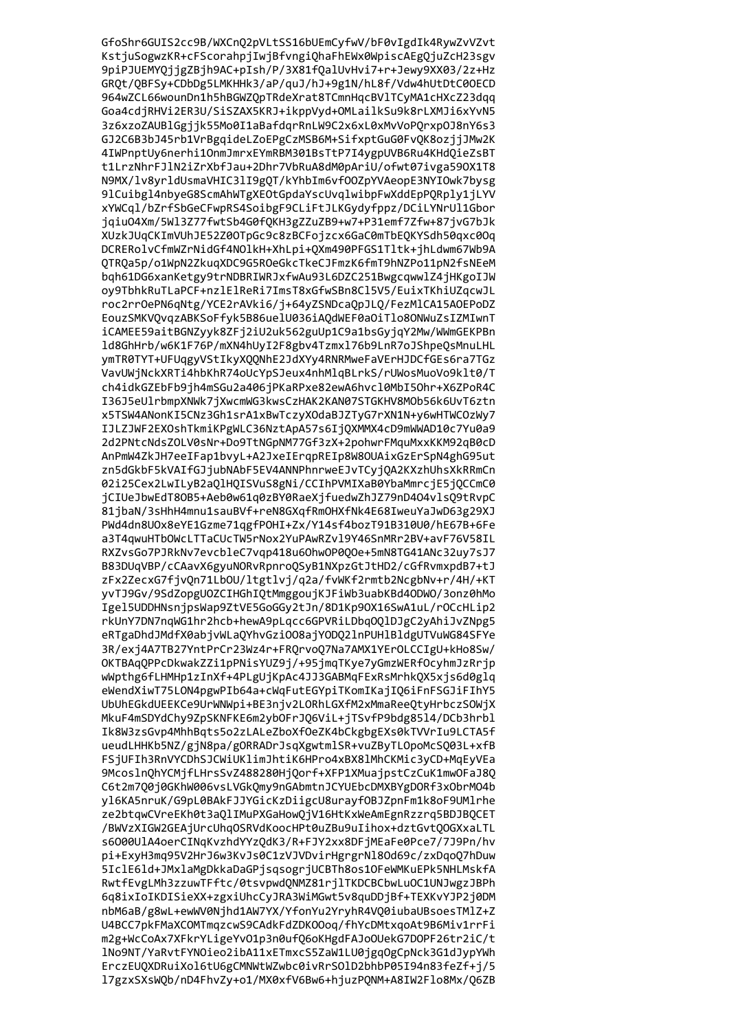```
GfoShr6GUIS2cc9B/WXCnQ2pVLtSS16bUEmCyfwV/bF0vIgdIk4RywZvVZvt
KstjuSogwzKR+cFScorahpjIwjBfvngiQhaFhEWx0WpiscAEgQjuZcH23sgv
9piPJUEMYQjjgZBjh9AC+pIsh/P/3X81fQalUvHvi7+r+Jewy9XX03/2z+Hz
GRQt/QBFSy+CDbDg5LMKHHk3/aP/quJ/hJ+9g1N/hL8f/Vdw4hUtDtC0OECD
964wZCL66wounDn1h5hBGWZQpTRdeXrat8TCmnHqcBVlTCyMA1cHXcZ23dqq
Goa4cdjRHVi2ER3U/SiSZAX5KRJ+ikppVyd+OMLailkSu9k8rLXMJi6xYvN5
3z6xzoZAUBlGgjjk55Mo0I1aBafdqrRnLW9C2x6xL0xMvVoPQrxpOJ8nY6s3
GJ2C6B3bJ45rb1VrBgqideLZoEPgCzMSB6M+SifxptGuG0FvQK8ozjjJMw2K
4IWPnptUy6nerhi1OnmJmrxEYmRBM301BsTtP7I4ygpUVB6Ru4KHdQieZsBT
t1LrzNhrFJlN2iZrXbfJau+2Dhr7VbRuA8dM0pAriU/ofwt07ivga59OX1T8
N9MX/lv8yrldUsmaVHIC3lI9gQT/kYhbIm6vfOOZpYVAeopE3NYIOwk7bysg
9lCuibgl4nbyeG8ScmAhWTgXEOtGpdaYscUvqlwibpFwXddEpPQRply1jLYV
xYWCql/bZrfSbGeCFwpRS4SoibgF9CLiFtJLKGydyfppz/DCiLYNrUl1Gbor
jqiuO4Xm/5Wl3Z77fwtSb4G0fQKH3gZZuZB9+w7+P31emf7Zfw+87jvG7bJk
XUzkJUqCKImVUhJE52Z0OTpGc9c8zBCFojzcx6GaC0mTbEQKYSdh50qxc0Oq
DCRERolvCfmWZrNidGf4NOlkH+XhLpi+QXm490PFGS1Tltk+jhLdwm67Wb9A
QTRQa5p/o1WpN2ZkuqXDC9G5ROeGkcTkeCJFmzK6fmT9hNZPo11pN2fsNEeM
bqh61DG6xanKetgy9trNDBRIWRJxfwAu93L6DZC251BwgcqwwlZ4jHKgoIJW
oy9TbhkRuTLaPCF+nzlElReRi7ImsT8xGfwSBn8Cl5V5/EuixTKhiUZqcwJL
roc2rrOePN6qNtg/YCE2rAVki6/j+64yZSNDcaQpJLQ/FezMlCA15AOEPoDZ
EouzSMKVQvqzABKSoFfyk5B86uelU036iAQdWEF0aOiTlo8ONWuZsIZMIwnT
iCAMEE59aitBGNZyyk8ZFj2iU2uk562guUp1C9a1bsGyjqY2Mw/WWmGEKPBn
ld8GhHrb/w6K1F76P/mXN4hUyI2F8gbv4Tzmxl76b9LnR7oJShpeQsMnuLHL
ymTR0TYT+UFUqgyVStIkyXQQNhE2JdXYy4RNRMweFaVErHJDCfGEs6ra7TGz
VavUWjNckXRTi4hbKhR74oUcYpSJeux4nhMlqBLrkS/rUWosMuoVo9klt0/T
ch4idkGZEbFb9jh4mSGu2a406jPKaRPxe82ewA6hvcl0MbI5Ohr+X6ZPoR4C
I36J5eUlrbmpXNWk7jXwcmWG3kwsCzHAK2KAN07STGKHV8MOb56k6UvT6ztn
x5TSW4ANonKI5CNz3Gh1srA1xBwTczyXOdaBJZTyG7rXN1N+y6wHTWCOzWy7
IJLZJWF2EXOshTkmiKPgWLC36NztApA57s6IjQXMMX4cD9mWWAD10c7Yu0a9
2d2PNtcNdsZOLV0sNr+Do9TtNGpNM77Gf3zX+2pohwrFMquMxxKKM92qB0cD
AnPmW4ZkJH7eeIFap1bvyL+A2JxeIErqpREIp8W8OUAixGzErSpN4ghG95ut
zn5dGkbF5kVAIfGJjubNAbF5EV4ANNPhnrweEJvTCyjQA2KXzhUhsXkRRmCn
02i25Cex2LwILyB2aQlHQISVuS8gNi/CCIhPVMIXaB0YbaMmrcjE5jQCCmC0
jCIUeJbwEdT8OB5+Aeb0w61q0zBY0RaeXjfuedwZhJZ79nD4O4vlsQ9tRvpC
81jbaN/3sHhH4mnu1sauBVf+reN8GXqfRmOHXfNk4E68IweuYaJwD63g29XJ
PWd4dn8UOx8eYE1Gzme71qgfPOHI+Zx/Y14sf4bozT91B310U0/hE67B+6Fe
a3T4qwuHTbOWcLTTaCUcTW5rNox2YuPAwRZvl9Y46SnMRr2BV+avF76V58IL
RXZvsGo7PJRkNv7evcbleC7vqp418u6OhwOP0QOe+5mN8TG41ANc32uy7sJ7
B83DUqVBP/cCAavX6gyuNORvRpnroQSyB1NXpzGtJtHD2/cGfRvmxpdB7+tJ
zFx2ZecxG7fjvQn71LbOU/ltgtlvj/q2a/fvWKf2rmtb2NcgbNv+r/4H/+KT
yvTJ9Gv/9SdZopgUOZCIHGhIQtMmggoujKJFiWb3uabKBd4ODWO/3onz0hMo
Igel5UDDHNsnjpsWap9ZtVE5GoGGy2tJn/8D1Kp9OX16SwA1uL/rOCcHLip2
rkUnY7DN7nqWG1hr2hcb+hewA9pLqcc6GPVRiLDbqOQlDJgC2yAhiJvZNpg5
eRTgaDhdJMdfX0abjvWLaQYhvGziOO8ajYODQ2lnPUHlBldgUTVuWG84SFYe
3R/exj4A7TB27YntPrCr23Wz4r+FRQrvoQ7Na7AMX1YErOLCCIgU+kHo8Sw/
OKTBAqQPPcDkwakZZi1pPNisYUZ9j/+95jmqTKye7yGmzWERfOcyhmJzRrjp
wWpthg6fLHMHp1zInXf+4PLgUjKpAc4JJ3GABMqFExRsMrhkQX5xjs6d0glq
eWendXiwT75LON4pgwPIb64a+cWqFutEGYpiTKomIKajIQ6iFnFSGJiFIhY5
UbUhEGkdUEEKCe9UrWNWpi+BE3njv2LORhLGXfM2xMmaReeQtyHrbczSOWjX
MkuF4mSDYdChy9ZpSKNFKE6m2ybOFrJQ6ViL+jTSvfP9bdg85l4/DCb3hrbl
Ik8W3zsGvp4MhhBqts5o2zLALeZboXfOeZK4bCkgbgEXs0kTVVrIu9LCTA5f
ueudLHHKb5NZ/gjN8pa/gORRADrJsqXgwtmlSR+vuZByTLOpoMcSQ03L+xfB
FSjUFIh3RnVYCDhSJCWiUKlimJhtiK6HPro4xBX8lMhCKMic3yCD+MqEyVEa
9McoslnQhYCMjfLHrsSvZ488280HjQorf+XFP1XMuajpstCzCuK1mwOFaJ8Q
C6t2m7Q0j0GKhW006vsLVGkQmy9nGAbmtnJCYUEbcDMXBYgDORf3xObrMO4b
yl6KA5nruK/G9pL0BAkFJJYGicKzDiigcU8urayfOBJZpnFm1k8oF9UMlrhe
ze2btqwCVreEKh0t3aQlIMuPXGaHowQjV16HtKxWeAmEgnRzzrq5BDJBQCET
/BWVzXIGW2GEAjUrcUhqOSRVdKoocHPt0uZBu9uIihox+dztGvtQOGXxaLTL
s6O00UlA4oerCINqKvzhdYYzQdK3/R+FJY2xx8DFjMEaFe0Pce7/7J9Pn/hv
pi+ExyH3mq95V2HrJ6w3KvJs0C1zVJVDvirHgrgrNl8Od69c/zxDqoQ7hDuw
5IclE6ld+JMxlaMgDkkaDaGPjsqsogrjUCBTh8os1OFeWMKuEPk5NHLMskfA
RwtfEvgLMh3zzuwTFftc/0tsvpwdQNMZ81rjlTKDCBCbwLuOC1UNJwgzJBPh
6q8ixIoIKDISieXX+zgxiUhcCyJRA3WiMGwt5v8quDDjBf+TEXKvYJP2j0DM
nbM6aB/g8wL+ewWV0Njhd1AW7YX/YfonYu2YryhR4VQ0iubaUBsoesTMlZ+Z
U4BCC7pkFMaXCOMTmqzcwS9CAdkFdZDKOOoq/fhYcDMtxqoAt9B6Miv1rrFi
m2g+WcCoAx7XFkrYLigeYvO1p3n0ufQ6oKHgdFAJoOUekG7DOPF26tr2iC/t
lNo9NT/YaRvtFYNOieo2ibA11xETmxcS5ZaW1LU0jgqOgCpNck3G1dJypYWh
ErczEUQXDRuiXol6tU6gCMNWtWZwbc0ivRrSOlD2bhbP05I94n83feZf+j/5
l7gzxSXsWQb/nD4FhvZy+o1/MX0xfV6Bw6+hjuzPQNM+A8IW2Flo8Mx/Q6ZB
```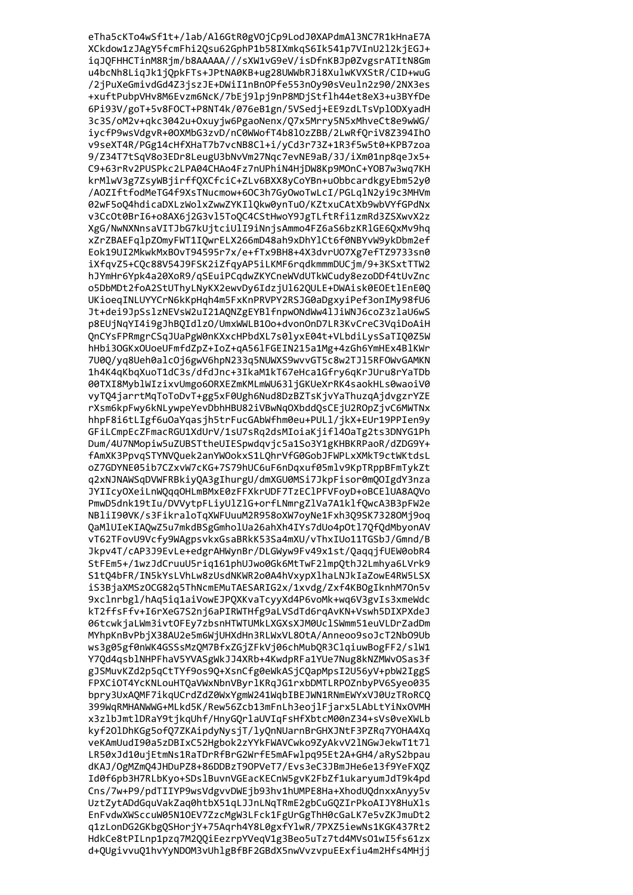```
eTha5cKTo4wSf1t+/lab/Al6GtR0gVOjCp9LodJ0XAPdmAl3NC7R1kHnaE7A
XCkdow1zJAgY5fcmFhi2Qsu62GphP1b58IXmkqS6Ik541p7VInU2l2kjEGJ+
iqJQFHHCTinM8Rjm/b8AAAAA///sXW1vG9eV/isDfnKBJp0ZvgsrATItN8Gm
u4bcNh8LiqJk1jQpkFTs+JPtNA0KB+ug28UWWbRJi8XulwKVXStR/CID+wuG
/2jPuXeGmivdGd4Z3jszJE+DWiI1nBnOPfe553nOy90sVeuln2z90/2NX3es
+xuftPubpVHv8M6Evzm6NcK/7bEj9lpj9nP8MDjStflh44et8eX3+u3BYfDe
6Pi93V/goT+5v8FOCT+P8NT4k/076eB1gn/5VSedj+EE9zdLTsVplODXyadH
3c3S/oM2v+qkc3042u+Oxuyjw6PgaoNenx/Q7x5Mrry5N5xMhveCt8e9wWG/
iycfP9wsVdgvR+0OXMbG3zvD/nC0WWofT4b8lOzZBB/2LwRfQriV8Z394IhO
v9seXT4R/PGg14cHfXHaT7b7vcNB8Cl+i/yCd3r73Z+1R3f5w5t0+KPB7zoa
9/Z34T7tSqV8o3EDr8LeugU3bNvVm27Nqc7evNE9aB/3J/iXm01np8qeJx5+
C9+63rRv2PUSPkc2LPA04CHAo4Fz7nUPhiN4HjDW8Kp9MOnC+YOB7w3wq7KH
krMlwV3g7ZsyWBjirffQXCfciC+ZLv6BXX8yCoYBn+uObbcardkgyEbm52y0
/AOZIftfodMeTG4f9XsTNucmow+6OC3h7GyOwoTwLcI/PGLqlN2yi9c3MHVm
02wF5oQ4hdicaDXLzWolxZwwZYKIlQkw0ynTuO/KZtxuCAtXb9wbVYfGPdNx
v3CcOt0BrI6+o8AX6j2G3vl5ToQC4CStHwoY9JgTLftRfi1zmRd3ZSXwvX2z
XgG/NwNXNnsaVITJbG7kUjtciUlI9iNnjsAmmo4FZ6aS6bzKRlGE6QxMv9hq
xZrZBAEFqlpZOmyFWT1IQwrELX266mD48ah9xDhYlCt6f0NBYvW9ykDbm2ef
Eok19UI2MkwkMxBOvT94595r7x/e+fTx9BH8+4X3dvrUO7Xg7efTZ9733sn0
iXfqvZ5+CQc88V54J9FSK2iZfqyAP5iLKMF6rqdkmmmDUCjm/9+3KSxtTTW2
hJYmHr6Ypk4a20XoR9/qSEuiPCqdwZKYCneWVdUTkWCudy8ezoDDf4tUvZnc
o5DbMDt2foA2StUThyLNyKX2ewvDy6IdzjUl62QULE+DWAisk0EOEtlEnE0Q
UKioeqINLUYYCrN6kKpHqh4m5FxKnPRVPY2RSJG0aDgxyiPef3onIMy98fU6
Jt+dei9JpSslzNEVsW2uI21AQNZgEYBlfnpwONdWw4lJiWNJ6coZ3zlaU6wS
p8EUjNqYI4i9gJhBQIdlzO/UmxWWLB1Oo+dvonOnD7LR3KvCreC3VqiDoAiH
QnCYsFPRmgrCSqJUaPgW0nKXxcHPbdXL7s0lyxE04t+VLbdiLysSaTIQ0Z5W
hHbi3OGKxOUoeUFmfdZpZ+IoZ+qA56lFGEIN215a1Mg+4zGh6YmHEx4BlKWr
7U0Q/yq8Ueh0alcOj6gwV6hpN233q5NUWXS9wvvGT5c8w2TJl5RFOWvGAMKN
1h4K4qKbqXuoT1dC3s/dfdJnc+3IkaM1kT67eHca1Gfry6qKrJUru8rYaTDb
00TXI8MyblWIzixvUmgo6ORXEZmKMLmWU63ljGKUeXrRK4saokHLs0waoiV0
vyTQ4jarrtMqToToDvT+gg5xF0Ugh6Nud8DzBZTsKjvYaThuzqAjdvgzrYZE
rXsm6kpFwy6kNLywpeYevDbhHBU82iVBwNqOXbddQsCEjU2ROpZjvC6MWTNx
hhpF8i6tLIgf6uOaYqasjh5trFucGAbWfhm0eu+PULl/jkX+EUr19PPIen9y
GFiLCmpEcZFmacRGU1XdUrV/1sU7sRq2dsMIoiaKjifl4OaTg2ts3DNYG1Ph
Dum/4U7NMopiw5uZUBSTtheUIESpwdqvjc5a1So3Y1gKHBKRPaoR/dZDG9Y+
fAmXK3PpvqSTYNVQuek2anYWOokxS1LQhrVfG0GobJFWPLxXMkT9ctWKtdsL
oZ7GDYNE05ib7CZxvW7cKG+7S79hUC6uF6nDqxuf05mlv9KpTRppBFmTykZt
q2xNJNAWSqDVWFRBkiyQA3gIhurgU/dmXGU0MSi7JkpFisor0mQOIgdY3nza
JYIIcyOXeiLnWQqqOHLmBMxE0zFFXkrUDF7TzEClPFVFoyD+oBCElUA8AQVo
PmwD5dnk19tIu/DVVytpFLiyUlZlG+orfLNmrgZlVa7A1klfQwcA3B3pFW2e
NBliI90VK/s3FikraloTqXWFUuuM2R958oXW7oyNe1Fxh3Q9SK7328OMj9oq
QaMlUIeKIAQwZ5u7mkdBSgGmholUa26ahXh4IYs7dUo4pOtl7QfQdMbyonAV
vT62TFovU9Vcfy9WAgpsvkxGsaBRkK53Sa4mXU/vThxIUo11TGSbJ/Gmnd/B
Jkpv4T/cAP3J9EvLe+edgrAHWynBr/DLGWyw9Fv49x1st/QaqqjfUEW0obR4
StFEm5+/1wzJdCruuU5riq161phUJwo0Gk6MtTwF2lmpQthJ2Lmhya6LVrk9
S1tQ4bFR/IN5kYsLVhLw8zUsdNKWR2o0A4hVxypXlhaLNJkIaZowE4RW5LSX
iS3BjaXMSzOCG82q5ThNcmEMuTAESARIG2x/1xvdg/Zxf4KBOgIknhM7On5v
9xclnrbgl/hAq5iq1aiVowEJPQXKvaTcyyXd4P6voMk+wq6V3gvIs3xmeWdc
kT2ffsFfv+I6rXeG7S2nj6aPIRWTHfg9aLVSdTd6rqAvKN+Vswh5DIXPXdeJ
06tcwkjaLWm3ivtOFEy7zbsnHTWTUMkLXGXsXJM0UclSWmm51euVLDrZadDm
MYhpKnBvPbjX38AU2e5m6WjUHXdHn3RLWxVL8OtA/Anneoo9soJcT2NbO9Ub
ws3g05gf0nWK4GSSsMzQM7BfxZGjZFkVj06chMubQR3ClqiuwBogFF2/slW1
Y7Qd4qsblNHPFhaV5YVASgWkJJ4XRb+4KwdpRFa1YUe7Nug8kNZMWvOSas3f
gJSMuvKZd2p5qCtTYf9os9Q+XsnCfg0eWkASjCQapMpsI2U56yV+pbW2IggS
FPXCiOT4YcKNLouHTQaVWxNbnVByrlKRqJG1rxbDMTLRPOZnbyPV6Syeo035
bpry3UxAQMF7ikqUCrdZdZ0WxYgmW241WqbIBEJWN1RNmEWYxVJ0UzTRoRCQ
399WqRMHANWWG+MLkd5K/Rew56Zcb13mFnLh3eojlFjarx5LAbLtYiNxOVMH
x3zlbJmtlDRaY9tjkqUhf/HnyGQrlaUVIqFsHfXbtcM00nZ34+sVs0veXWLb
kyf2OlDhKGg5ofQ7ZKAipdyNysjT/lyQnNUarnBrGHXJNtF3PZRq7YOHA4Xq
veKAmUudI90a5zDBIxC52Hgbok2zYYkFWAVCwko9ZyAkvV2lNGwJekwT1t7l
LR50xJd10ujEtmNs1RaTDrRfBrG2WrfE5mAFwlpq95Et2A+GH4/aRyS2bpau
dKAJ/OgMZmQ4JHDuPZ8+86DDBzT9OPVeT7/Evs3eC3JBmJHe6e13f9YeFXQZ
Id0f6pb3H7RLbKyo+SDslBuvnVGEacKECnW5gvK2FbZf1ukaryumJdT9k4pd
Cns/7w+P9/pdTIIYP9wsVdgvvDWEjb93hv1hUMPE8Ha+XhodUQdnxxAnyy5v
UztZytADdGquVakZaq0htbX51qLJJnLNqTRmE2gbCuGQZIrPkoAIJY8HuXls
EnFvdwXWSccuW05N1OEV7ZzcMgW3LFck1FgUrGgThH0cGaLK7e5vZKJmuDt2
q1zLonDG2GKbgQSHorjY+75Aqrh4Y8L0gxfYlwR/7PXZ5iewNs1KGK437Rt2
HdkCe8tPILnp1pzq7M2QQiEezrpYVeqV1g3Beo5uTz7td4MVsO1wI5fs61zx
d+QUgivvuQ1hvYyNDOM3vUhlgBfBF2GBdX5nwVvzvpuEExfiu4m2Hfs4MHjj
```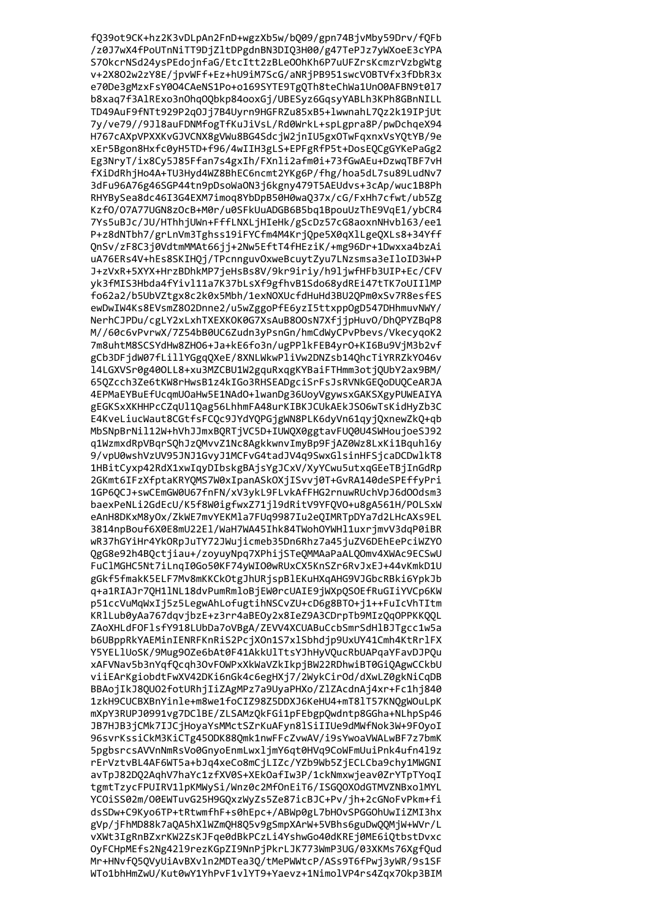```
fQ39ot9CK+hz2K3vDLpAn2FnD+wgzXb5w/bQ09/gpn74BjvMby59Drv/fQFb
/z0J7wX4fPoUTnNiTT9DjZltDPgdnBN3DIQ3H00/g47TePJz7yWXoeE3cYPA
S7OkcrNSd24ysPEdojnfaG/EtcItt2zBLeOOhKh6P7uUFZrsKcmzrVzbgWtg
v+2X8O2w2zY8E/jpvWFf+Ez+hU9iM7ScG/aNRjPB951swcVOBTVfx3fDbR3x
e70De3gMzxFsY0O4CAeNS1Po+o169SYTE9TgQTh8teChWa1UnO0AFBN9t0l7
b8xaq7f3AlREx o3nOhqOQbkp84ooxGj/UBESyz6GqsyYABLh3KPh8GBnNILL
TD49AuF9fNTt929P2qOJj7B4Uyrn9HGFRZu85xB5+lwwnahL7Qz2k19IPjUt
7y/ve79//9Jl8auFDNMfogTfKuJiVsL/Rd0WrkL+spLgpra8P/pwDchqeX94
H767cAXpVPXXKvGJVCNX8gVWu8BG4SdcjW2jnIU5gxOTwFqxnxVsYQtYB/9e
xEr5Bgon8Hxfc0yH5TD+f96/4wIIH3gLS+EPFgRfP5t+DosEQCgGYKePaGg2
Eg3NryT/ix8Cy5J85Ffan7s4gxIh/FXnli2afm0i+73fGwAEu+DzwqTBF7vH
fXiDdRhjHo4A+TU3Hyd4WZ8BhEC6ncmt2YKg6P/fhg/hoa5dL7su89LudNv7
3dFu96A76g46SGP44tn9pDsoWaON3j6kgny479T5AEUdvs+3cAp/wuc1B8Ph
RHYBySea8dc46I3G4EXM7imoq8YbDpB50H0waQ37x/cG/FxHh7cfwt/ub5Zg
KzfO/O7A77UGN8zOcB+M0r/u0SFkUuADGB6B5bq1BpouUzThE9VqE1/ybCR4
7Ys5uBJc/JU/HThhjUWn+FffLNXLjHIeHk/gScDz57cG8aoxnNHvbl63/ee1
P+z8dNTbh7/grLnVm3Tghss19iFYCfm4M4KrjQpe5X0qXlLgeQXLs8+34Yff
QnSv/zF8C3j0VdtmMMAt66jj+2Nw5EftT4fHEziK/+mg96Dr+1Dwxxa4bzAi
uA76ERs4V+hEs8SKIHQj/TPcnnguvOxweBcuytZyu7LNzsmsa3eIloID3W+P
J+zVxR+5XYX+HrzBDhkMP7jeHsBs8V/9kr9iriy/h9ljwfHFb3UIP+Ec/CFV
yk3fMIS3Hbda4fYivl11a7K37bLsXf9gfhvB1Sdo68ydREi47tTK7oUIIlMP
fo62a2/b5UbVZtgx8c2k0x5Mbh/1exNOXUcfdHuHd3BU2QPm0xSv7R8esfES
ewDwIW4Ks8EVsmZ8O2Dnne2/u5wZggoPfE6yzI5ttxppOgD547DHhmuvNWY/
NerhCJPDu/cgLY2xLxhTXEXKOK0G7XsAuB8OOsN7XfjjpHuvO/DhQPYZBqP8
M//60c6vPvrwX/7Z54bB0UC6Zudn3yPsnGn/hmCdWyCPvPbevs/VkecyqoK2
7m8uhtM8SCSYdHw8ZHO6+Ja+kE6fo3n/ugPPlkFEB4yrO+KI6Bu9VjM3b2vf
gCb3DFjdW07fLillYGgqQXeE/8XNLWkwPliVw2DNZsb14QhcTiYRRZkYO46v
l4LGXVSr0g40OLL8+xu3MZCBU1W2gquRxqgKYBaiFTHmm3otjQUbY2ax9BM/
65QZcch3Ze6tKW8rHwsB1z4kIGo3RHSEADgciSrFsJsRVNkGEQoDUQCeARJA
4EPMaEYBuEfUcqmUOaHw5E1NAdO+lwanDg36UoyVgywsxGAKSXgyPUWEAIYA
gEGKSxXKHHPcCZqUl1Qag56LhhmFA48urKIBKJCUkAEkJSO6wTsKidHyZb3C
E4KveLiucWaut8CGtfsFCQc9JYdYQPGjgWN8PLK6dyVn61qyjQxnewZkQ+qb
MbSNpBrNil12W+hVhJJmxBQRTjVC5D+IUWQX0ggtavFUQ0U4SWHoujoeSJ92
q1WzmxdRpVBqrSQhJzQMvvZ1Nc8AgkkwnvImyBp9FjAZ0Wz8LxKi1Bquhl6y
9/vpU0wshVzUV95JNJ1GvyJ1MCFvG4tadJV4q9SwxGlsinHFSjcaDCDwlkT8
1HBitCyxp42RdX1xwIqyDIbskgBAjsYgJCxV/XyYCwu5utxqGEeTBjInGdRp
2GKmt6IFzXfptaKRYQMS7W0xIpanASkOXjISvvj0T+GvRA140deSPEffyPri
1GP6QCJ+swCEmGW0U67fnFN/xV3ykL9FLvkAfFHG2rnuwRUchVpJ6dOOdsm3
baexPeNLi2GdEcU/K5f8W0igfwxZ71jl9dRitV9YFQVO+u8gA561H/POLSxW
eAnH8DKxM8yOx/ZkWE7mvYEKMla7FUq9987Iu2eQIMRTpDYa7d2LHcAXs9EL
3814npBouf6X0E8mU22El/WaH7WA45Ihk84TWohOYWHl1uxrjmvV3dqP0iBR
wR37hGYiHr4YkORpJuTY72JWujicmeb35Dn6Rhz7a45juZV6DEhEePciWZYO
QgG8e92h4BQctjiau+/zoyuyNpq7XPhijSTeQMMAaPaALQOmv4XWAc9ECSwU
FuClMGHC5Nt7iLnqI0Go50KF74yWIO0wRUxCX5KnSZr6RvJxEJ+44vKmkD1U
gGkf5fmakK5ELF7Mv8mKKCkOtgJhURjspBlEKuHXqAHG9VJGbcRBki6YpkJb
q+a1RIAJr7QH1lNL18dvPumRmloBjEW0rcUAIE9jWXpQSOEfRuGIiYVCp6KW
p51ccVuMqWxIj5z5LegwAhLofugtihNSCvZU+cD6g8BTO+j1++FuIcVhTItm
KRlLub0yAa767dqvjbzE+z3rr4aBEOy2x8IeZ9A3CDrpTb9MIzQqOPPKKQQL
ZAoXHLdFOFlsfY918LUbDa7oVBgA/ZEVV4XCUABuCcbSmrSdHlBJTgcc1w5a
b6UBppRkYAEMinIENRFKnRiS2PcjXOn1S7xlSbhdjp9UxUY41Cmh4KtRrlFX
Y5YELlUoSK/9Mug9OZe6bAt0F41AkkUlTtsYJhHyVQucRbUAPqaYFavDJPQu
xAFVNav5b3nYqfQcqh3OvFOWPxXkWaVZkIkpjBW22RDhwiBT0GiQAgwCCkbU
viiEArKgiobdtFwXV42DKi6nGk4c6egHXj7/2WykCirOd/dXwLZ0gkNiCqDB
BBAojIkJ8QUO2fotURhjIiZAgMPz7a9UyaPHXo/ZlZAcdnAj4xr+Fc1hj840
1zkH9CUCBXBnYinle+m8we1foCIZ98Z5DDXJ6KeHU4+mT8lT57KNQgWOuLpK
mXpY3RUPJ0991vg7DClBE/ZLSAMzQkFGi1pFEbgpQwdntp8GGha+NLhpSp46
JB7HJB3jCMk7IJCjHoyaYsMMctSZrKuAFyn8lSiIIUe9dMWfNok3W+9FOyoI
96svrKssiCkM3KiCTg45ODK88Qmk1nwFFcZvwAV/i9sYwoaVWALwBF7z7bmK
5pgbsrcsAVVnNmRsVo0GnyoEnmLwxljmY6qt0HVq9CoWFmUuiPnk4ufn4l9z
rErVztvBL4AF6WT5a+bJq4xeCo8mCjLIZc/YZb9Wb5ZjECLCba9chy1MWGNI
avTpJ82DQ2AqhV7haYc1zfXV0S+XEkOafIw3P/1ckNmxwjeav0ZrYTpTYoqI
tgmtTzycFPUIRV1lpKMWySi/Wnz0c2MfOnEiT6/ISGQOXOdGTMVZNBxolMYL
YCOiSS02m/O0EWTuvG25H9GQxzWyZs5Ze87icBJC+Pv/jh+2cGNoFvPkm+fi
dsSDw+C9Kyo6TP+tRtwmfhF+s0hEpc+/ABWp0gL7bHOvSPGGOhUwIiZMI3hx
gVp/jFhMD88k7aQA5hXlWZmQH8Q5v9gSmpXArW+5VBhs6guDwQQMjW+WVr/L
vXWt3IgRnBZxrKW2ZsKJFqe0dBkPCzLi4YshwGo40dKREj0ME6iQtbstDvxc
OyFCHpMEfs2Ng42l9rezKGpZI9NnPjPkrLJK773WmP3UG/03XKMs76XgfQud
Mr+HNvfQ5QVyUiAvBXvln2MDTea3Q/tMePWWtcP/ASs9T6fPwj3yWR/9s1SF
WTo1bhHmZwU/Kut0wY1YhPvF1vlYT9+Yaevz+1NimolVP4rs4Zqx7Okp3BIM
```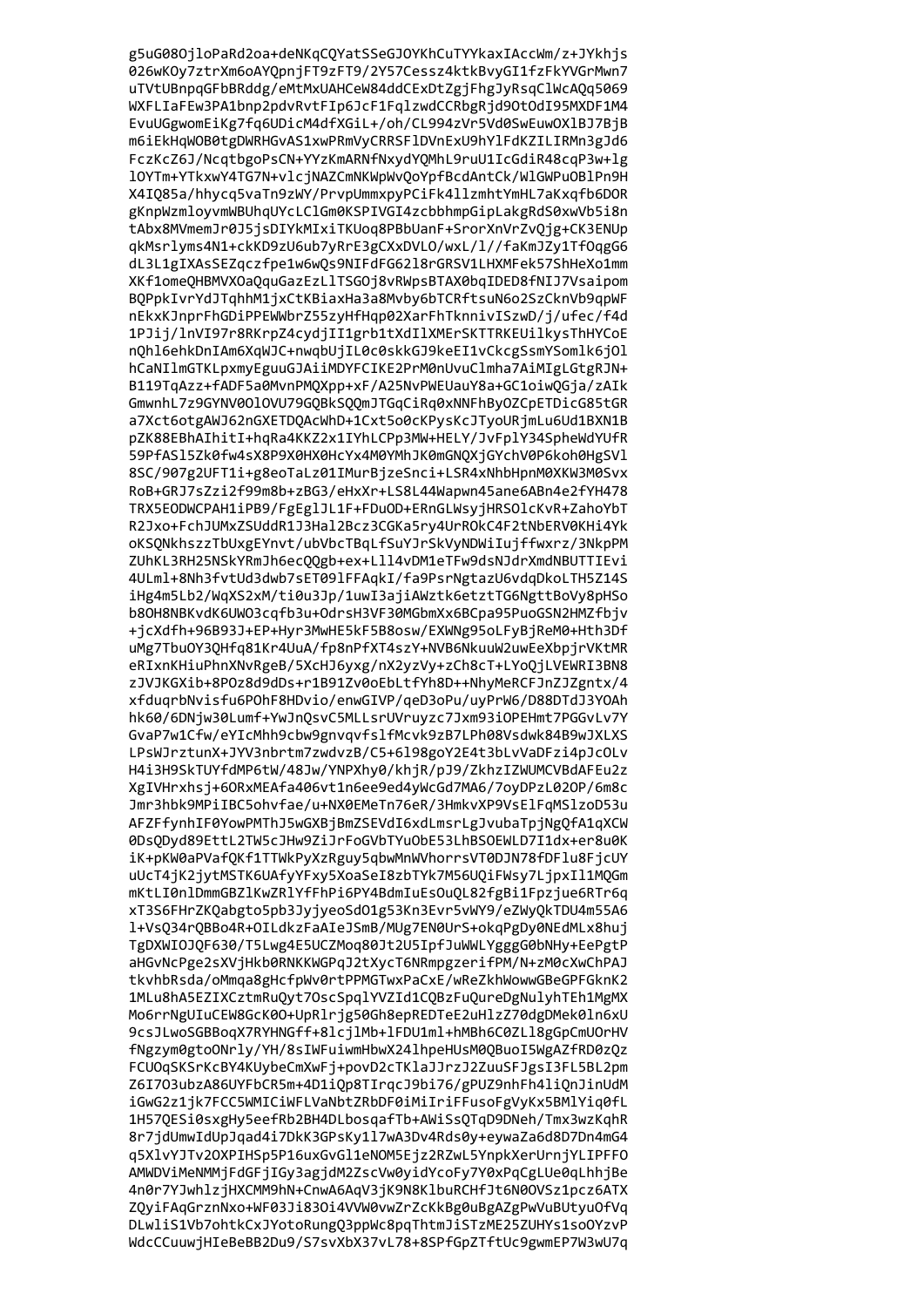```
g5uG08OjloPaRd2oa+deNKqCQYatSSeGJOYKhCuTYYkaxIAccWm/z+JYkhjs
026wKOy7ztrXm6oAYQpnjFT9zFT9/2Y57Cessz4ktkBvyGI1fzFkYVGrMwn7
uTVtUBnpqGFbBRddg/eMtMxUAHCeW84ddCExDtZgjFhgJyRsqClWcAQq5069
WXFLIaFEw3PA1bnp2pdvRvtFIp6JcF1FqlzwdCCRbgRjd9OtOdI95MXDF1M4
EvuUGgwomEiKg7fq6UDicM4dfXGiL+/oh/CL994zVr5Vd0SwEuwOXlBJ7BjB
m6iEkHqWOB0tgDWRHGvAS1xwPRmVyCRRSFlDVnExU9hYlFdKZILIRMn3gJd6
FczKcZ6J/NcqtbgoPsCN+YYzKmARNfNxydYQMhL9ruU1IcGdiR48cqP3w+lg
lOYTm+YTkxwY4TG7N+vlcjNAZCmNKWpWvQoYpfBcdAntCk/WlGWPuOBlPn9H
X4IQ85a/hhycq5vaTn9zWY/PrvpUmmxpyPCiFk4llzmhtYmHL7aKxqfb6DOR
gKnpWzmloyvmWBUhqUYcLClGm0KSPIVGI4zcbbhmpGipLakgRdS0xwVb5i8n
tAbx8MVmemJr0J5jsDIYkMIxiTKUoq8PBbUanF+SrorXnVrZvQjg+CK3ENUp
qkMsrlyms4N1+ckKD9zU6ub7yRrE3gCXxDVLO/wxL/l//faKmJZy1TfOqgG6
dL3L1gIXAsSEZqczfpe1w6wQs9NIFdFG62l8rGRSV1LHXMFek57ShHeXo1mm
XKf1omeQHBMVXOaQquGazEzLlTSGOj8vRWpsBTAX0bqIDED8fNIJ7Vsaipom
BQPpkIvrYdJTqhhM1jxCtKBiaxHa3a8Mvby6bTCRftsuN6o2SzCknVb9qpWF
nEkxKJnprFhGDiPPEWWbrZ55zyHfHqp02XarFhTknnivISzwD/j/ufec/f4d
1PJij/lnVI97r8RKrpZ4cydjII1grb1tXdIlXMErSKTTRKEUilkysThHYCoE
nQhl6ehkDnIAm6XqWJC+nwqbUjIL0c0skkGJ9keEI1vCkcgSsmYSomlk6jOl
hCaNIlmGTKLpxmyEguuGJAiiMDYFCIKE2PrM0nUvuClmha7AiMIgLGtgRJN+
B119TqAzz+fADF5a0MvnPMQXpp+xF/A25NvPWEUauY8a+GC1oiwQGja/zAIk
GmwnhL7z9GYNV0OlOVU79GQBkSQQmJTGqCiRq0xNNFhByOZCpETDicG85tGR
a7Xct6otgAWJ62nGXETDQAcWhD+1Cxt5o0cKPysKcJTyoURjmLu6Ud1BXN1B
pZK88EBhAIhitI+hqRa4KKZ2x1IYhLCPp3MW+HELY/JvFplY34SpheWdYUfR
59PfASl5Zk0fw4sX8P9X0HX0HcYx4M0YMhJK0mGNQXjGYchV0P6koh0HgSVl
8SC/907g2UFT1i+g8eoTaLz01IMurBjzeSnci+LSR4xNhbHpnM0XKW3M0Svx
RoB+GRJ7sZzi2f99m8b+zBG3/eHxXr+LS8L44Wapwn45ane6ABn4e2fYH478
TRX5EODWCPAH1iPB9/FgEglJL1F+FDuOD+ERnGLWsyjHRSOlcKvR+ZahoYbT
R2Jxo+FchJUMxZSUddR1J3Hal2Bcz3CGKa5ry4UrROkC4F2tNbERV0KHi4Yk
oKSQNkhszzTbUxgEYnvt/ubVbcTBqLfSuYJrSkVyNDWiIujffwxrz/3NkpPM
ZUhKL3RH25NSkYRmJh6ecQQgb+ex+Lll4vDM1eTFw9dsNJdrXmdNBUTTIEvi
4ULml+8Nh3fvtUd3dwb7sET09lFFAqkI/fa9PsrNgtazU6vdqDkoLTH5Z14S
iHg4m5Lb2/WqXS2xM/ti0u3Jp/1uwI3ajiAWztk6etztTG6NgttBoVy8pHSo
b8OH8NBKvdK6UWO3cqfb3u+OdrsH3VF30MGbmXx6BCpa95PuoGSN2HMZfbjv
+jcXdfh+96B93J+EP+Hyr3MwHE5kF5B8osw/EXWNg95oLFyBjReM0+Hth3Df
uMg7TbuOY3QHfq81Kr4UuA/fp8nPfXT4szY+NVB6NkuuW2uwEeXbpjrVKtMR
eRIxnKHiuPhnXNvRgeB/5XcHJ6yxg/nX2yzVy+zCh8cT+LYoQjLVEWRI3BN8
zJVJKGXib+8POz8d9dDs+r1B91Zv0oEbLtfYh8D++NhyMeRCFJnZJZgntx/4
xfduqrbNvisfu6POhF8HDvio/enwGIVP/qeD3oPu/uyPrW6/D88DTdJ3YOAh
hk60/6DNjw30Lumf+YwJnQsvC5MLLsrUVruyzc7Jxm93iOPEHmt7PGGvLv7Y
GvaP7w1Cfw/eYIcMhh9cbw9gnvqvfslfMcvk9zB7LPh08Vsdwk84B9wJXLXS
LPsWJrztunX+JYV3nbrtm7zwdvzB/C5+6l98goY2E4t3bLvVaDFzi4pJcOLv
H4i3H9SkTUYfdMP6tW/48Jw/YNPXhy0/khjR/pJ9/ZkhzIZWUMCVBdAFEu2z
XgIVHrxhsj+6ORxMEAfa406vt1n6ee9ed4yWcGd7MA6/7oyDPzL02OP/6m8c
Jmr3hbk9MPiIBC5ohvfae/u+NX0EMeTn76eR/3HmkvXP9VsElFqMSlzoD53u
AFZFfynhIF0YowPMThJ5wGXBjBmZSEVdI6xdLmsrLgJvubaTpjNgQfA1qXCW
0DsQDyd89EttL2TW5cJHw9ZiJrFoGVbTYuObE53LhBSOEWLD7I1dx+er8u0K
iK+pKW0aPVafQKf1TTWkPyXzRguy5qbwMnWVhorrsVT0DJN78fDFlu8FjcUY
uUcT4jK2jytMSTK6UAfyYFxy5XoaSeI8zbTYk7M56UQiFWsy7LjpxIl1MQGm
mKtLI0nlDmmGBZlKwZRlYfFhPi6PY4BdmIuEsOuQL82fgBi1Fpzjue6RTr6q
xT3S6FHrZKQabgto5pb3JyjyeoSdO1g53Kn3Evr5vWY9/eZWyQkTDU4m55A6
l+VsQ34rQBBo4R+OILdkzFaAIeJSmB/MUg7EN0UrS+okqPgDy0NEdMLx8huj
TgDXWIOJQF630/T5Lwg4E5UCZMoq80Jt2U5IpfJuWWLYgggG0bNHy+EePgtP
aHGvNcPge2sXVjHkb0RNKKWGPqJ2tXycT6NRmpgzerifPM/N+zM0cXwChPAJ
tkvhbRsda/oMmqa8gHcfpWv0rtPPMGTwxPaCxE/wReZkhWowwGBeGPFGknK2
1MLu8hA5EZIXCztmRuQyt7OscSpqlYVZId1CQBzFuQureDgNulyhTEh1MgMX
Mo6rrNgUIuCEW8GcK0O+UpRlrjg50Gh8epREDTeE2uHlzZ70dgDMek0ln6xU
9csJLwoSGBBoqX7RYHNGff+8lcjlMb+lFDU1ml+hMBh6C0ZLl8gGpCmUOrHV
fNgzym0gtoONrly/YH/8sIWFuiwmHbwX24lhpeHUsM0QBuoI5WgAZfRD0zQz
FCUOqSKSrKcBY4KUybeCmXwFj+povD2cTKlaJJrzJ2ZuuSFJgsI3FL5BL2pm
Z6I7O3ubzA86UYFbCR5m+4D1iQp8TIrqcJ9bi76/gPUZ9nhFh4liQnJinUdM
iGwG2z1jk7FCC5WMICiWFLVaNbtZRbDF0iMiIriFFusoFgVyKx5BMlYiq0fL
1H57QESi0sxgHy5eefRb2BH4DLbosqafTb+AWiSsQTqD9DNeh/Tmx3wzKqhR
8r7jdUmwIdUpJqad4i7DkK3GPsKy1l7wA3Dv4Rds0y+eywaZa6d8D7Dn4mG4
q5XlvYJTv2OXPIHSp5P16uxGvGl1eNOM5Ejz2RZwL5YnpkXerUrnjYLIPFFO
AMWDViMeNMMjFdGFjIGy3agjdM2ZscVw0yidYcoFy7Y0xPqCgLUe0qLhhjBe
4n0r7YJwhlzjHXCMM9hN+CnwA6AqV3jK9N8KlbuRCHfJt6N0OVSz1pcz6ATX
ZQyiFAqGrznNxo+WF03Ji83Oi4VVW0vwZrZcKkBg0uBgAZgPwVuBUtyuOfVq
DLwliS1Vb7ohtkCxJYotoRungQ3ppWc8pqThtmJiSTzME25ZUHYs1soOYzvP
WdcCCuuwjHIeBeBB2Du9/S7svXbX37vL78+8SPfGpZTftUc9gwmEP7W3wU7q
```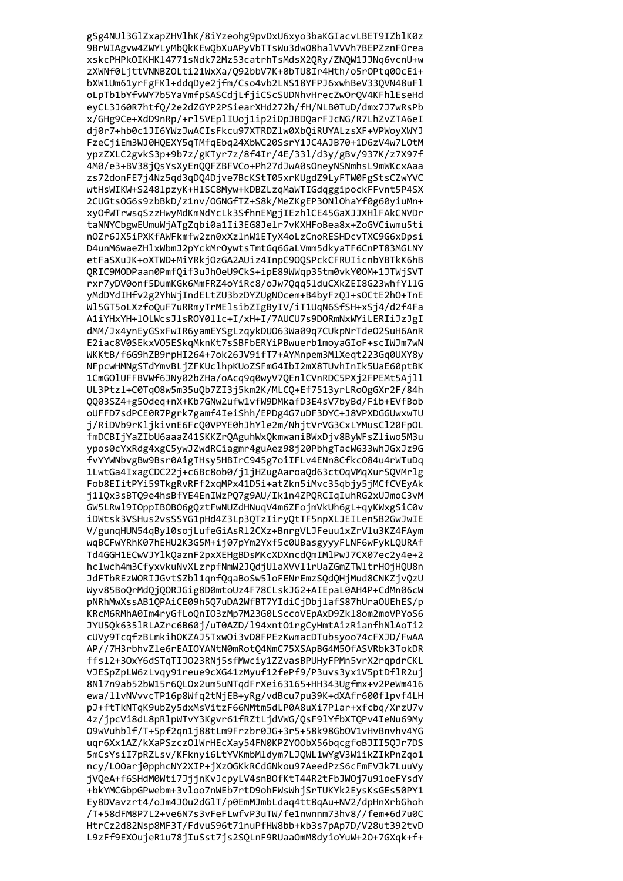```
gSg4NUl3GlZxapZHVlhK/8iYzeohg9pvDxU6xyo3baKGIacvLBET9IZblK0z
9BrWIAgvw4ZWYLyMbQkKEwQbXuAPyVbTTsWu3dwO8halVVVh7BEPZznFOrea
xskcPHPkOIKHKl4771sNdk72Mz53catrhTsMdsX2QRy/ZNQW1JJNq6vcnU+w
zWNNf0LjttVNNBZOLti21WxXa/Q92bbV7K+0bTU8Ir4Hth/o5rOPtq0OcEi+
bXW1Um61yrFgFKl+ddqDye2jfm/Cso4vb2LNS18YFPJ6xwhBeV33QVN48uFl
oLpTb1bYfvWY7b5YaYmfpSASCdjLFjiCScSUDNhvHrecZwOrQV4KFhlEseHd
eyCL3J60R7htfQ/2e2dZGYP2PSiearXHd272h/fH/NLB0TuD/dmx7J7wRsPb
x/GHg9Ce+XdD9nRp/+rl5VEplIUoj1ip2iDpJBDQarFJcNG/R7LhZvZTA6eI
dj0r7+hb0c1JI6YWzJwACIsFkcu97XTRDZlw0XbQiRUYALzsXF+VPWoyXWYJ
FzeCjiEm3WJ0HQEXY5qTMfqEbq24XbWC20SsrY1JC4AJB70+1D6zV4w7LOtM
ypzZXLC2gvkS3p+9b7z/gKTyr7z/8f4Ir/4E/33l/d3y/gBv/937K/z7X97f
4M0/e3+BV38jQsYsXyEnQQFZBFVCo+Ph27dJwA0sOneyNSNmhsL9mWKcxAaa
zs72donFE7j4Nz5qd3qDQ4Djve7BcKStT05xrKUgdZ9LyFTW0FgStsCZwYVC
wtHsWIKW+S248lpzyK+HlSC8Myw+kDBZLzqMaWTIGdqggipockFFvnt5P4SX
2CUGtsOG6s9zbBkD/z1nv/OGNGfTZ+S8k/MeZKgEP3ONlOhaYf0g60yiuMn+
xyOfWTrwsqSzzHwyMdKmNdYcLk3SfhnEMgjIEzhlCE45GaXJJXHlFAkCNVDr
taNNYCbgwEUmuWjATgZqbi0a1Ii3EG8Jelr7vKXHFoBea8x+ZoGVCiwmu5ti
nOZr6JX5iPXKfAWFkmfw2zn0xXzlnW1ETyX4oLzCnoRESHDcvTXC9G6xDpsi
D4unM6waeZHlxWbmJ2pYckMrOywtsTmtGq6GaLVmm5dkyaTF6CnPT83MGLNY
etFaSXuJK+oXTWD+MiYRkjOzGA2AUiz4InpC9OQSPckCFRUIicnbYBTkK6hB
QRIC9MODPaan0PmfQif3uJhOeU9CkS+ipE89WWqp35tm0vkY0OM+1JTWjSVT
rxr7yDV0onf5DumKGk6MmFRZ4oYiRc8/oJw7Qqq5lduCXkZEI8G23whfYllG
yMdDYdIHfv2g2YhWjIndELtZU3bzDYZUgNOcem+B4byFzQJ+sOCtE2hO+TnE
Wl5GT5oLXzfoQuF7uRRmyTrMElsibZIgByIV/iT1UqN6SfSH+xSj4/d2f4Fa
A1iYHxYH+lOLWcsJlsROY0llc+I/xH+I/7AUCU7s9DORmNxWYiLERIiJzJgI
dMM/Jx4ynEyGSxFwIR6yamEYSgLzqykDUO63Wa09q7CUkpNrTdeO2SuH6AnR
E2iac8V0SEkxVO5ESkqMknKt7sSBFbERYiPBwuerb1moyaGIoF+scIWJm7wN
WKKtB/f6G9hZB9rpHI264+7ok26JV9ifT7+AYMnpem3MlXeqt223Gq0UXY8y
NFpcwHMNgSTdYmvBLjZFKUclhpKUoZSFmG4IbI2mX8TUvhInIk5UaE60ptBK
1CmGOlUFFBVWf6JNy02bZHa/oAcq9q0wyV7QEnlCVnRDC5PXj2FPEMt5Ajll
UL3Ptzl+C0TqO8w5m35uQb7ZI3j5km2K/MLCQ+Ef7513yrLRoOgGXr2F/84h
QQ03SZ4+g5Odeq+nX+Kb7GNw2ufw1vfW9DMkafD3E4sV7byBd/Fib+EVfBob
oUFFD7sdPCE0R7Pgrk7gamf4IeiShh/EPDg4G7uDF3DYC+J8VPXDGGUwxwTU
j/RiDVb9rKljkivnE6FcQ0VPYE0hJhYle2m/NhjtVrVG3CxLYMusCl20FpOL
fmDCBIjYaZIbU6aaaZ41SKKZrQAguhWxQkmwaniBWxDjv8ByWFsZliwo5M3u
ypos0cYxRdg4xgC5ywJZwdRCiagmr4guAez98j20PbhgTacW633whJGxJz9G
fvYYWNbvgBw9Bsr0AigTHsy5HBIrC945g7oiIFLv4ENn8CfkcO84u4rWTuDq
1LwtGa4IxagCDC22j+c6Bc8ob0/j1jHZugAaroaQd63ctOqVMqXurSQVMrlg
Fob8EIitPYi59TkgRvRFf2xqMPx41D5i+atZkn5iMvc35qbjy5jMCfCVEyAk
j1lQx3sBTQ9e4hsBfYE4EnIWzPQ7g9AU/Ik1n4ZPQRCIqIuhRG2xUJmoC3vM
GW5LRwl9IOppIBOBO6gQztFwNUZdHNuqV4m6ZFojmVkUh6gL+qyKWxgSiC0v
iDWtsk3VSHus2vsSSYG1pHd4Z3Lp3QTzIiryQtTF5npXLJEILen5B2GwJwIE
V/gunqHUN54qByl0sojLufeGiAsRl2CXz+BnrgVLJFeuu1xZrVlu3KZ4FAym
wqBCFwYRhK07hEHU2K3G5M+ij07pYm2Yxf5c0UBasgyyyFLNF6wFykLQURAf
Td4GGH1ECwVJYlkQaznF2pxXEHgBDsMKcXDXncdQmIMlPwJ7CX07ec2y4e+2
hclwch4m3CfyxvkuNvXLzrpfNmW2JQdjUlaXVVl1rUaZGmZTWltrHOjHQU8n
JdFTbREzWORIJGvtSZbl1qnfQqaBoSw5loFENrEmzSQdQHjMud8CNKZjvQzU
Wyv85BoQrMdQjQORJGig8D0mtoUz4F78CLskJG2+AIEpaL0AH4P+CdMn06cW
pNRhMwXssAB1QPAiCE09h5Q7uDA2WfBT7YIdiCjDbjlafS87hUraOUEhES/p
KRcM6RMhA0Im4ryGfLoQnIO3zMp7M23G0LSccoVEpAxD9Zkl8om2moVPYoS6
JYU5Qk635lRLAZrc6B60j/uT0AZD/l94xntO1rgCyHmtAizRianfhNlAoTi2
cUVy9TcqfzBLmkihOKZAJ5TxwOi3vD8FPEzKwmacDTubsyoo74cFXJD/FwAA
AP//7H3rbhvZle6rEAIOYANtN0mRotQ4NmC75XSApBG4M5OfASVRbk3TokDR
ffsl2+3OxY6dSTqTIJO23RNj5sfMwciy1ZZVasbPUHyFPMn5vrX2rqpdrCKL
VJESpZpLW6zLvqy91reue9cXGArFf12fePf9/P3uvs3yx1V5ptDflR2uj
8Nl7n9ab52bW15r6QLOx2um5uNTqdFrXei63165+HH343Ugfmx+v2PeWm416
ewa/llvNVvvcTP16p8Wfq2tNjEB+yRg/vdBcu7pu39K+dXAfr600flpvf4LH
pJ+ftTkNTqK9ubZy5dxMsVitzF66NMtm5dLP0A8uXi7Plar+xfcbq/XrzU7v
4z/jpcVi8dL8pRlpWTvY3Kgvr61fRZtLjdVWG/QsF9lYfbXTQPv4IeNu69My
O9wVuhblf/T+5pf2qn1j88tLm8Frzbr0JG+3r5+58k98GbOV1vHvBnvhv4YG
uqr6Xx1AZ/kXaPSzczOlWrHEcXay54FN0KPZYOObX56bqcgfoBJII5QJr7DS
5mCsYsiI7pRZLsv/KFknyi6LtYVKmbMldym7LJQWL1wYgV3W1ikZIkPnZqo1
ncy/LOOarj0pphcNY2XIP+jXzOGKkRCdGNkou97AeedPzS6cFmFVJk7LuuVy
jVQeA+f6SHdM0Wti7JjjnKvJcpyLV4snBOfKtT44R2tFbJWOj7u91oeFYsdY
+bkYMCGbpGPwebm+3vloo7nWEb7rtD9ohFWsWhjSrTUKYk2EysKsGEs50PY1
Ey8DVavzrt4/oJm4JOu2dGlT/p0EmMJmbLdaq4tt8qAu+NV2/dpHnXrbGhoh
/T+58dFM8P7L2+ve6N7s3vFeFLwfvP3uTW/fe1nwnnnm73hv8//fem+6d7u0C
HtrCz2d82Nsp8MF3T/FdvuS96t71nuPfHW8bb+kb3s7pAp7P/V28ut392tvD
L9zFf9EXOujeR1u78jIuSst7js2SQLnF9RUaaOmM8dyioYuW+2O+7GXqk+f+
```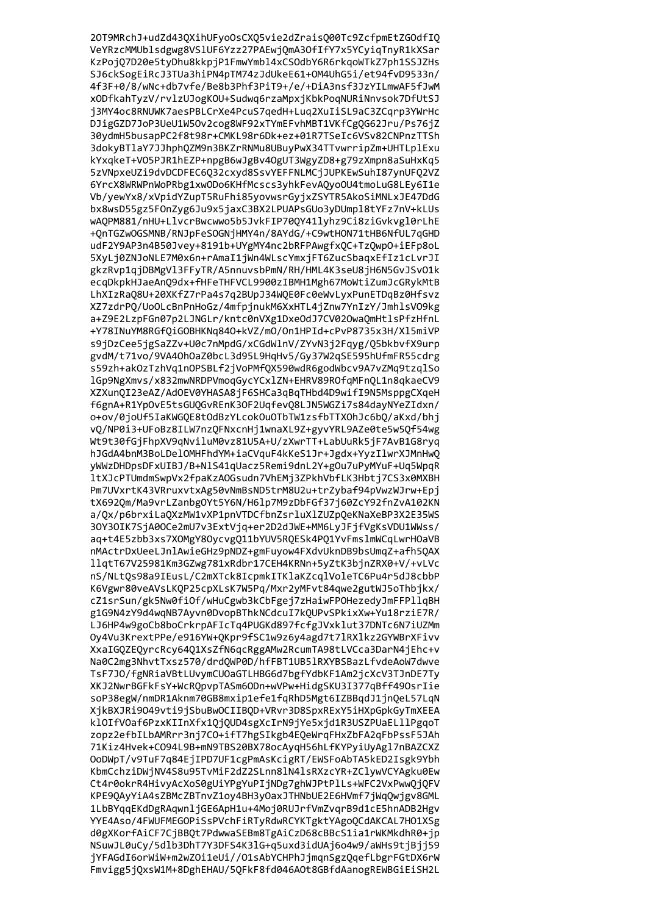```
2OT9MRchJ+udZd43QXihUFyoOsCXQ5vie2dZraisQ00Tc9ZcfpmEtZGOdfIQ
VeYRzcMMUblsdgwg8VSlUF6Yzz27PAEwjQmA3OfIfY7x5YCyiqTnyR1kXSar
KzPojQ7D20e5tyDhu8kkpjP1FmwYmbl4xCSOdbY6R6rkqoWTkZ7ph1SSJZHs
SJ6ckSogEiRcJ3TUa3hiPN4pTM74zJdUkeE61+OM4UhG5i/et94fvD9533n/
4f3F+0/8/wNc+db7vfe/Be8b3Phf3PiT9+/e/+DiA3nsf3JzYILmwAF5fJwM
xODfkahTyzV/rvlzUJogKOU+Sudwq6rzaMpxjKbkPoqNURiNnvsok7DfUtSJ
j3MY4oc8RNUWK7aesPBLCrXe4PcuS7qedH+Luq2XuIiSL9aC3ZCqrp3YWrHc
DJigGZD7JoP3UeU1W5Ov2cog8WF92xTYmEFvhMBT1VKfCgQG62Jru/Ps76jZ
30ydmH5busapPC2f8t98r+CMKL98r6Dk+ez+01R7TSeIc6VSv82CNPnzTTSh
3dokyBTlaY7JJhphQZM9n3BKZrRNMu8UBuyPwX34TTvwrripZm+UHTLplExu
kYxqkeT+VO5PJR1hEZP+npgB6wJgBv4OgUT3WgyZD8+g79zXmpn8aSuHxKq5
5zVNpxeUZi9dvDCDFEC6Q32cxyd8SsvYEFFNLMCjJUPKEwSuhI87ynUFQ2VZ
6YrcX8WRWPnWoPRbg1xwODo6KHfMcscs3yhkFevAQyoOU4tmoLuG8LEy6I1e
Vb/yewYx8/xVpidYZupT5RuFhi85yovwsrGyjxZSYTR5AkoSiMNLxJE47DdG
bx8wsD55gz5FOnZyg6Ju9x5jaxC3BX2LPUAPsGUo3yDUmpl8tYFz7nV+kLUs
wAQPM881/nHU+LlvcrBwcwwo5b5JvkFIP70QY41lyhz9Ci8ziGvkvgl0rLhE
+QnTGZwOGSMNB/RNJpFeSOGNjHMY4n/8AYdG/+C9wtHON71tHB6NfUL7qGHD
udF2Y9AP3n4B50Jvey+8191b+UYgMY4nc2bRFPAwgfxQC+TzQwpO+iEFp8oL
5XyLj0ZNJoNLE7M0x6n+rAmaI1jWn4WLscYmxjFT6ZucSbaqxEfIz1cLvrJI
gkzRvp1qjDBMgVl3FFyTR/A5nnuvsbPmN/RH/HML4K3seU8jH6N5GvJSvO1k
ecqDkpkHJaeAnQ9dx+fHFeTHFVCL9900zIBMH1Mgh67MoWtiZumJcGRykMtB
LhXIzRaQ8U+20XKfZ7rPa4s7q2BUpJ34WQE0Fc0eWvLyxPunETDqBz0Hfsvz
XZ7zdrPQ/UoOLcBnPnHoGz/4mfpjnukM6XxHTL4jZnw7YnIzY/JmhlsVO9kg
a+Z9E2LzpFGn07p2LJNGLr/kntc0nVXg1DxeOdJ7CV02OwaQmHtlsPfzHfnL
+Y78INuYM8RGfQiGOBHKNq84O+kVZ/mO/On1HPId+cPvP8735x3H/Xl5miVP
s9jDzCee5jgSaZZv+U0c7nMpdG/xCGdWlnV/ZYvN3j2Fqyg/Q5bkbvfX9urp
gvdM/t71vo/9VA4OhOaZ0bcL3d95L9HqHv5/Gy37W2qSE595hUfmFR55cdrg
s59zh+akOzTzhVq1nOPSBLf2jVoPMfQX590wdR6godWbcv9A7vZMq9tzqlSo
lGp9NgXmvs/x832mwNRDPVmoqGycYCxlZN+EHRV89ROfqMFnQL1n8qkaeCV9
XZXunQI23eAZ/AdOEV0YHASA8jF6SHCa3qBqTHbd4D9wifI9N5MsppgCXqeH
f6gnA+R1YpOvE5tsGUQGvREnK3OF2UqfevQ8LJN5WGZi7s84dayNYeZIdxn/
o+ov/0joUf5IaKWGQE8tOdBzYLcokOuOTbTW1zsfbTTXOhJc6bQ/aKxd/bhj
vQ/NP0i3+UFoBz8ILW7nzQFNxcnHj1wnaXL9Z+gyvYRL9AZe0te5w5Qf54wg
Wt9t30fGjFhpXV9qNviluM0vz81U5A+U/zXwrTT+LabUuRk5jF7AvB1G8ryq
hJGdA4bnM3BoLDelOMHFhdYM+iaCVquF4kKeS1Jr+Jgdx+YyzIlwrXJMnHwQ
yWWzDHDpsDFxUIBJ/B+NlS41qUacz5Remi9dnL2Y+gOu7uPyMYuF+Uq5WpqR
ltXJcPTUmdmSwpVx2fpaKzAOGsudn7VhEMj3ZPkhVbfLK3Hbtj7CS3x0MXBH
Pm7UVxrtK43VRruxvtxAg50vNmBsND5trM8U2u+trZybaf94pVwzWJrw+Epj
tX692Qm/Ma9vrLZanbgOYt5Y6N/H6lp7M9zDbFGf37j60ZcY92fnZvA102KN
a/Qx/p6brxiLaQXzMW1vXP1pnVTDCfbnZsrluXlZUZpQeKNaXeBP3X2E35WS
3OY3OIK7SjA0OCe2mU7v3ExtVjq+er2D2dJWE+MM6LyJFjfVgKsVDU1WWss/
aq+t4E5zbb3xs7XOMgY8OycvgQ11bYUV5RQESk4PQ1YvFmslmWCqLwrHOaVB
nMActrDxUeeLJnlAwieGHz9pNDZ+gmFuyow4FXdvUknDB9bsUmqZ+afh5QAX
llqtT67V25981Km3GZwg781xRdbr17CEH4KRNn+5yZtK3bjnZRX0+V/+vLVc
nS/NLtQs98a9IEusL/C2mXTck8IcpmkITKlaKZcqlVoleTC6Pu4r5dJ8cbbP
K6Vgwr80veAVsLKQP25cpXLsK7W5Pq/Mxr2yMFvt84qwe2gutWJ5oThbjkx/
cZ1srSun/gk5Nw0iOf/wHuCgwb3kCbFgej7zHaiwFPOHezedyJmFFPllqBH
g1G9N4zY9d4wqNB7Ayvn0DvopBThkNCdcuI7kQUPvSPkixXw+Yu18rziE7R/
LJ6HP4w9goCb8boCrkrpAFIcTq4PUGKd897fcfgJVxklut37DNTc6N7iUZMm
Oy4Vu3KrextPPe/e916YW+QKpr9fSC1w9z6y4agd7t7lRXlkz2GYWBrXFivv
XxaIGQZEQyrcRcy64Q1XsZfN6qcRggAMw2RcumTA98tLVCca3DarN4jEhc+v
Na0C2mg3NhvtTxsz570/drdQWP0D/hfFBT1UB5lRXYBSBazLfvdeAoW7dwve
TsF7JO/fgNRiaVBtLUvymCUOaGTLHBG6d7bgfYdbKF1Am2jcXcV3TJnDE7Ty
XKJ2NwrBGFkFsY+WcRQpvpTASm6ODn+wVPw+HidgSKU3I377qBff49OsrIie
soP38egW/nmDR1Aknm70GB8mxip1efe1fqRhD5Mgt6IZBBqdJ1jnQeL57LqN
XjkBXJRi9O49vti9jSbuBwOCIIBQD+VRvr3D8SpxRExY5iHXpGpkGyTmXEEA
klOIfVOaf6PzxKIInXfx1QjQUD4sgXcIrN9jYe5xjd1R3USZPUaELllPgqoT
zopz2efbILbAMRrr3nj7CO+ifT7hgSIkgb4EQeWrqFHxZbFA2qFbPssF5JAh
71Kiz4Hvek+CO94L9B+mN9TBS20BX78ocAyqH56hLfKYPyiUyAgl7nBAZCXZ
OoDWpT/v9TuF7q84EjIPD7UF1cgPmAsKcigRT/EWSFoAbTA5kED2Isgk9Ybh
KbmCchziDWjNV4S8u95TvMiF2dZ2SLnn8lN4lsRXzcYR+ZClywVCYAgku0Ew
Ct4r0okrR4HivyAcXoS0gUiYPgYuPIjNDg7ghWJPtPlLs+WFC2VxPwwQjQFV
KPE9QAyYiA4sZBMcZBTnvZ1oy4BH3yOaxJTHNbUE2E6HVmf7jWqQwjgv8GML
1LbBYqqEKdDgRAqwnljGE6ApH1u+4Moj0RUJrfVmZvqrB9d1cE5hnADB2Hgv
YYE4Aso/4FWUFMEGOPiSsPVchFiRTyRdwRCYKTgktYAgoQCdAKCAL7HO1XSg
d0gXKorfAiCF7CjBBQt7PdwwaSEBm8TgAiCzD68cBBcS1ia1rWKMkdhR0+jp
NSuwJL0uCy/5dlb3DhT7Y3DFS4K31G+q5uxd3idUAj6o4w9/aWHs9tjBjj59
jYFAGdI6orWiW+m2wZOi1eUi//O1sAbYCHPhJjmqnSgzQqefLbgrFGtDX6rW
Fmvigg5jQxsW1M+8DghEHAU/5QFkF8fd046AOt8GBfdAanogREWBGiEiSH2L
```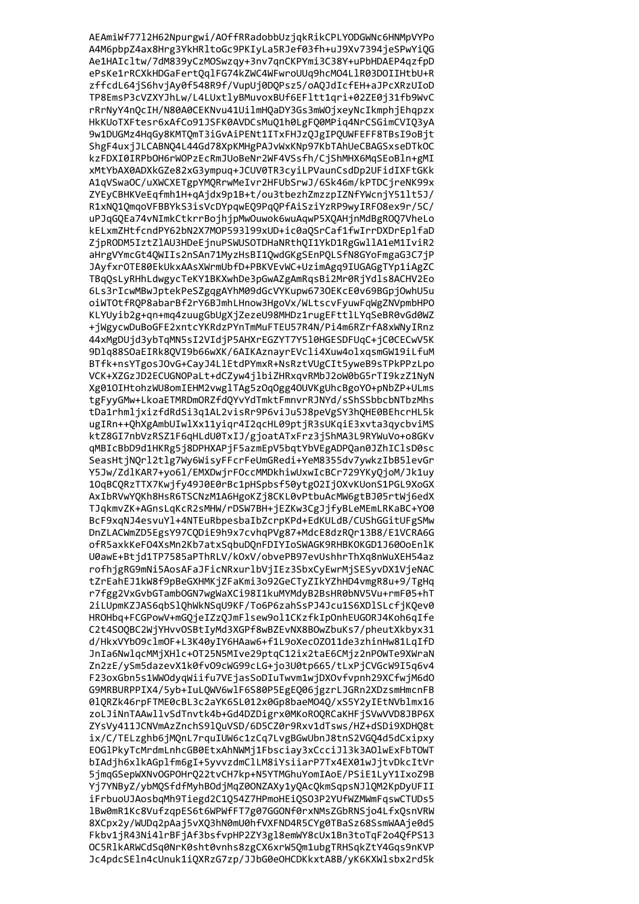```
AEAmiWf77l2H62Npurgwi/AOffRRadobbUzjqkRikCPLYODGWNc6HNMpVYPo
A4M6pbpZ4ax8Hrg3YkHRltoGc9PKIyLa5RJef03fh+uJ9Xv7394jeSPwYiQG
Ae1HAIcltw/7dM839yCzMOSwzqy+3nv7qnCKPYmi3C38Y+uPbHDAEP4qzfpD
ePsKe1rRCXkHDGaFertQqlFG74kZWC4WFwroUUq9hcMO4LlR03DOIIHtbU+R
zffcdL64jS6hvjAy0f548R9f/VupUj0DQPsz5/oAQJdIcfEH+aJPcXRzUIoD
TP8EmsP3cVZXYJhLw/L4LUxtlyBMuvoxBUf6EFltt1qri+02ZE0j31fb9WvC
rRrNyY4nQcIH/N80A0CEKNvu41UilmHQaDY3Gs3mWOjxeyNcIkmphjEhqpzx
HkKUoTXFtesr6xAfCo91JSFK0AVDCsMuQ1h0LgFQ0MPiq4NrCSGimCVIQ3yA
9w1DUGMz4HqGy8KMTQmT3iGvAiPENt1ITxFHJzQJgIPQUWFEFF8TBsI9oBjt
ShgF4uxjJLCABNQ4L44Gd78XpKMHgPAJvWxKNp97KbTAhUeCBAGSxseDTkOC
kzFDXI0IRPbOH6rWOPzEcRmJUoBeNr2WF4VSsfh/CjShMHX6MqSEoBln+gMI
xMtYbAX0ADXkGZe82xG3ympuq+JCUV0TR3cyiLPVaunCsdDp2UFidIXFtGKk
A1qVSwaOC/uXWCXETgpYMQRrwMeIvr2HFUbSrwJ/6Sk46m/kPTDCjreNK99x
ZYEyCBHKVeEqfmh1H+qAjdx9p1B+t/ou3tbezhZmzzpIZNfYWcnjY51lt5J/
R1xNQ1QmqoVFBBYkS3isVcDYpqwEQ9PqQPfAiSziYzRP9wyIRFO8ex9r/5C/
uPJqGQEa74vNImkCtkrrBojhjpMwOuwok6wuAqwP5XQAHjnMdBgROQ7VheLo
kELxmZHtfcndPY62bN2X7MOP593l99xUD+ic0aQSrCaf1fwIrrDXDrEplfaD
ZjpRODM5IztZlAU3HDeEjnuPSWUSOTDHaNRthQI1YkD1RgGwllA1eM1IviR2
aHrgVYmcGt4QWIIs2nSAn71MyzHsBI1QwdGKgSEnPQLSfN8GYoFmgaG3C7jP
JAyfxrOTE80EkUkxAAsXWrmUbfD+PBKVEvWC+UzimAgq9IUGAGgTYp1iAgZC
TBqQsLyRHhLdwgycTeKY1BKXwhDe3pGwAZgAmRqsBi2Mr0RjYdls8ACHV2Eo
6Ls3rIcwMBwJptekPeSZgqgAYhM09dGcVYKupw673OEKcE0v69BGpjOwhU5u
oiWTOtfRQP8abarBf2rY6BJmhLHnow3HgoVx/WLtscvFyuwFqWgZNVpmbHPO
KLYUyib2g+qn+mq4zuugGbUgXjZezeU98MHDz1rugEFttlLYqSeBR0vGd0WZ
+jWgycwDuBoGFE2xntcYKRdzPYnTmMuFTEU57R4N/Pi4m6RZrfA8xWNyIRnz
44xMgDUjd3ybTqMN5sI2VIdjP5AHXrEGZYT7Y5l0HGESDFUqC+jC0CECwV5K
9Dlq88SOaEIRk8QVI9b66wXK/6AIKAznayrEVcli4Xuw4olxqsmGW19iLfuM
BTfk+nsYTgosJOvG+CayJ4LlEtdPYmxR+NsRztVUgCIt5yweB9sTPkPPzLpo
VCK+XZGzJD2ECUGNOPaLt+dCZyw4jlbiZHRxqvRMbJ2oW0bG5rTI9kzZ1NyN
Xg01OIHtohzWU8omIEHM2vwglTAg5zOqOgg4OUVKgUhcBgoYO+pNbZP+ULms
tgFyyGMw+LkoaETMRDmORZfdQYvYdTmktFmnvrRJNYd/sShSSbbcbNTbzMhs
tDa1rhmljxizfdRdSi3q1AL2visRr9P6viJu5J8peVgSY3hQHE0BEhcrHL5k
ugIRn++QhXgAmbUIwlXx11yiqr4I2qcHL09ptjR3sUKqiE3xvta3qycbviMS
ktZ8GI7nbVzRSZ1F6qHLdU0TxIJ/gjoatATxFrz3jShMA3L9RYWuVo+o8GKv
qMBIcBbD9d1HKRg5j8DPHXAPjF5azmEpV5bqtYbVEgADPQan0JZhIClsD0sc
SeasHtjNQrl2tlg7Wy6WisyFFcrFeUmGRedi+YeM8355dv7ywkzIbB5levGr
Y5Jw/ZdlKAR7+yo6l/EMXDwjrFOccMMDkhiwUxwIcBCr729YKyQjoM/Jk1uy
1OqBCQRzTTX7Kwjfy49J0E0rBc1pHSpbsf50ytgO2IjOXvKUonS1PGL9XoGX
AxIbRVwYQKh8HsR6TSCNzM1A6HgoKZj8CKL0vPtbuAcMW6gtBJ05rtWj6edX
TJqkmvZK+AGnsLqKcR2sMHW/rDSW7BH+jEZKw3CgJjfyBLeMEmLRKaBC+YO0
BcF9xqNJ4esvuYl+4NTEuRbpesbaIbZcrpKPd+EdKULdB/CUShGGitUFgSMw
DnZLACWmZD5EgsY97CQDiE9h9x7cvhqPVg87+MdcE8dzRQr13B8/E1VCRA6G
ofR5axkKeFO4XsMn2Kb7atxSqbuDQnFDIYIoSWAGK9RHBKOKGD1J60OoEnlK
U0awE+Btjd1TP7585aPThRLV/kOxV/obvePB97evUshhrThXq8nWuXEH54az
rofhjgRG9mNi5AosAFaJFicNRxurlbVjIEz3SbxCyEwrMjSESyvDX1VjeNAC
tZrEahEJ1kW8f9pBeGXHMKjZFaKmi3o92GeCTyZIkYZhHD4vmgR8u+9/TgHq
r7fgg2VxGvbGTambOGN7wgWaXCi98I1kuMYMdyB2BsHR0bNV5Vu+rmF05+hT
2iLUpmKZJAS6qbSlQhWkNSqU9KF/To6P6zahSsPJ4Jcu1S6XDlSLcfjKQev0
HROHbq+FCGPowV+mGQjeIZzQJmFlsew9ol1CKzfkIpOnhEUGORJ4Koh6qIfe
C2t4SOQBC2WjYHvvOSBtIyMd3XGPf8wBZEvNX8BOwZbuKs7/pheutXkbyx31
d/HkxVYbO9clmOF+L3K40yIY6HAaw6+f1L9oXecOZO11de3zhinHw81LqIfD
JnIa6NwlqcMMjXHlc+OT25N5MIve29ptqC12ix2taE6CMjz2nPOWTe9XWraN
Zn2zE/ySm5dazevX1k0fvO9cWG99cLG+jo3U0tp665/tLxPjCVGcW9I5q6v4
F23oxGbn5s1WWOdyqWiifu7VEjasSoDIuTwvm1wjDXOvfvpnh29XCfwjM6dO
G9MRBURPPIX4/5yb+IuLQWV6wlF6S80P5EgEQ06jgzrLJGRn2XDzsmHmcnFB
0lQRZk46rpFTME0cBL3c2aYK6SL012x0Gp8baeMO4Q/xS5Y2yIEtNVblmx16
zoLJiNnTAAwllvSdTnvtk4b+Gd4DZDigrx0MKoROQRCaKHFjSVwVVD8JBP6X
ZYsVy411JCNVmAzZnchS9lQuVSD/6D5CZ0r9Rxv1dTsws/HZ+dSDi9XDHQ8t
ix/C/TELzghb6jMQnL7rquIUW6c1zCq7LvgBGwUbnJ8tnS2VGQ4d5dCxipxy
EOGlPkyTcMrdmLnhcGB0EtxAhNWMj1Fbsciay3xCcciJl3k3AOlwExFbTOWT
bIAdjh6xlkAGplfm6gI+5yvvzdmClLM8iYsiiarP7Tx4EX01wJjtvDkcItVr
5jmqGSepWXNvOGPOHrQ22tvCH7kp+N5YTMGhuYomIAoE/PSiE1LyY1IxoZ9B
Yj7YNByZ/ybMQSfdfMyhBOdjMqZ0ONZAXy1yQAcQkmSqpsNJlQM2KpDyUFII
iFrbuoUJAosbqMh9Tiegd2C1Q54Z7HPmoHEiQSO3P2YUfWZMWmFqswCTUDs5
lBw0mR1Kc8VufzqpES6t6WPWfFT7g07GGONf0rxNMsZGbRNSjo4LfxQsnVRW
8XCpx2y/WUDq2pAaj5vXQ3hN0mU0hfVXFND4R5CYg0TBaSz68SsmWAAje0d5
Fkbv1jR43Ni4lrBFjAf3bsfvpHP2ZY3gl8emWY8cUx1Bn3toTqF2o4QfPS13
OC5RlkARWCdSq0NrK0sht0vnhs8zgCX6xrW5Qm1ubgTRHSqkZtY4Gqs9nKVP
Jc4pdcSEln4cUnuk1iQXRzG7zp/JJbG0eOHCDKkxtA8B/yK6KXWlsbx2rd5k
```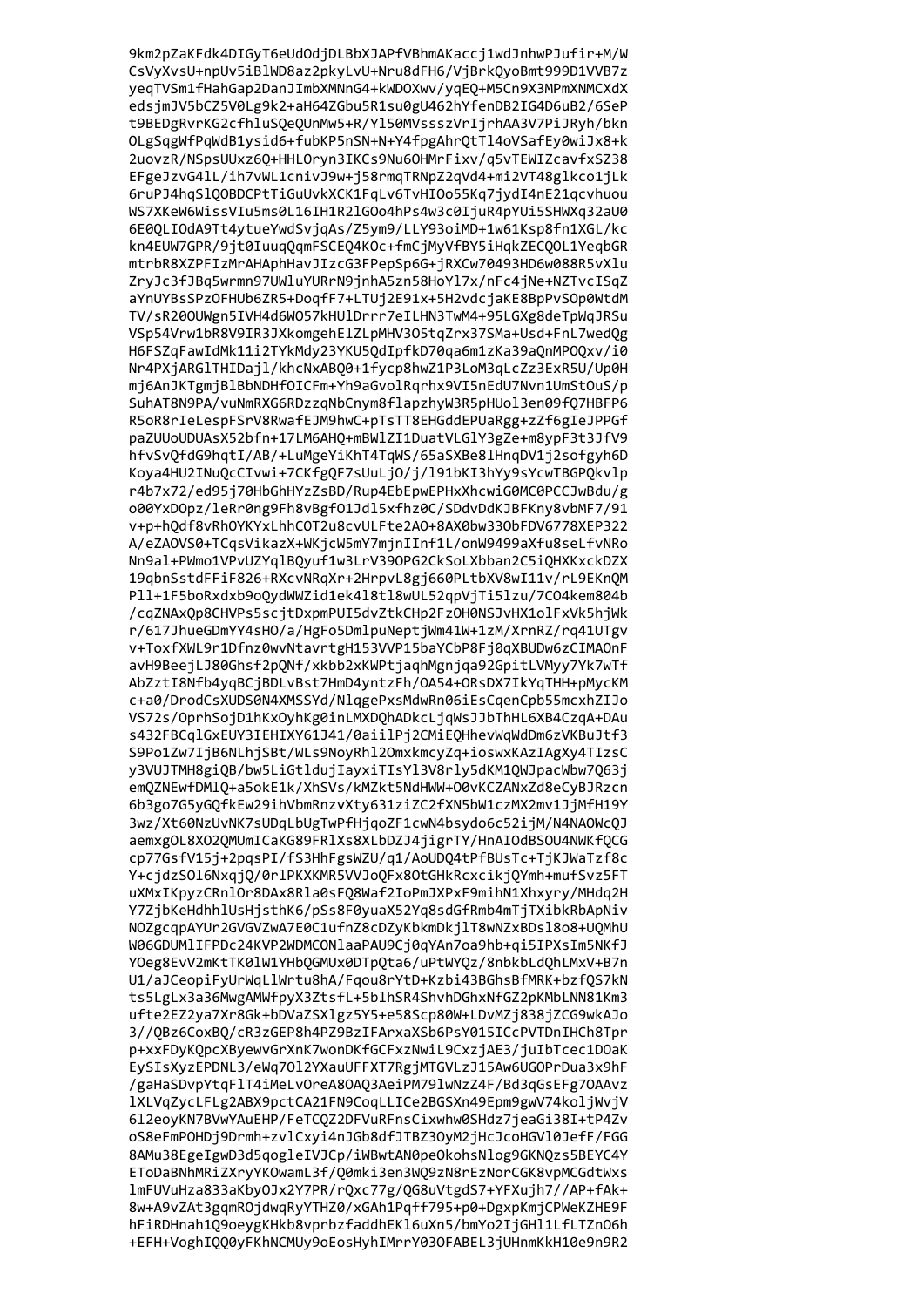```
9km2pZaKFdk4DIGyT6eUdOdjDLBbXJAPfVBhmAKaccj1wdJnhwPJufir+M/W
CsVyXvsU+npUv5iBlWD8az2pkyLvU+Nru8dFH6/VjBrkQyoBmt999D1VVB7z
yeqTVSm1fHahGap2DanJImbXMNnG4+kWDOXwv/yqEQ+M5Cn9X3MPmXNMCXdX
edsjmJV5bCZ5V0Lg9k2+aH64ZGbu5R1su0gU462hYfenDB2IG4D6uB2/6SeP
t9BEDgRvrKG2cfhluSQeQUnMw5+R/Yl50MVssszVrIjrhAA3V7PiJRyh/bkn
OLgSqgWfPqWdB1ysid6+fubKP5nSN+N+Y4fpgAhrQtTl4oVSafEy0wiJx8+k
2uovzR/NSpsUUxz6Q+HHLOryn3IKCs9Nu6OHMrFixv/q5vTEWIZcavfxSZ38
EFgeJzvG4lL/ih7vWL1cnivJ9w+j58rmqTRNpZ2qVd4+mi2VT48glkco1jLk
6ruPJ4hqSlQOBDCPtTiGuUvkXCK1FqLv6TvHIOo55Kq7jydI4nE21qcvhuou
WS7XKeW6WissVIu5ms0L16IH1R2lGOo4hPs4w3c0IjuR4pYUi5SHWXq32aU0
6E0QLIOdA9Tt4ytueYwdSvjqAs/Z5ym9/LLY93oiMD+1w61Ksp8fn1XGL/kc
kn4EUW7GPR/9jt0IuuqQqmFSCEQ4KOc+fmCjMyVfBY5iHqkZECQOL1YeqbGR
mtrbR8XZPFIzMrAHAphHavJIzcG3FPepSp6G+jRXCw70493HD6w088R5vXlu
ZryJc3fJBq5wrmn97UWluYURrN9jnhA5zn58HoYl7x/nFc4jNe+NZTvcISqZ
aYnUYBsSPzOFHUb6ZR5+DoqfF7+LTUj2E91x+5H2vdcjaKE8BpPvSOp0WtdM
TV/sR20OUWgn5IVH4d6WO57kHUlDrrr7eILHN3TwM4+95LGXg8deTpWqJRSu
VSp54Vrw1bR8V9IR3JXkomgehElZLpMHV3O5tqZrx37SMa+Usd+FnL7wedQg
H6FSZqFawIdMk11i2TYkMdy23YKU5QdIpfkD70qa6m1zKa39aQnMPOQxv/i0
Nr4PXjARGlTHIDajl/khcNxABQ0+1fycp8hwZ1P3LoM3qLcZz3ExR5U/Up0H
mj6AnJKTgmjBlBbNDHfOICFm+Yh9aGvolRqrhx9VI5nEdU7Nvn1UmStOuS/p
SuhAT8N9PA/vuNmRXG6RDzzqNbCnym8flapzhyW3R5pHUol3en09fQ7HBFP6
R5oR8rIeLespFSrV8RwafEJM9hwC+pTsTT8EHGddEPUaRgg+zZf6gIeJPPGf
paZUUoUDUAsX52bfn+17LM6AHQ+mBWlZI1DuatVLGlY3gZe+m8ypF3t3JfV9
hfvSvQfdG9hqtI/AB/+LuMgeYiKhT4TqWS/65aSXBe8lHnqDV1j2sofgyh6D
Koya4HU2INuQcCIvwi+7CKfgQF7sUuLjO/j/l91bKI3hYy9sYcwTBGPQkvlp
r4b7x72/ed95j70HbGhHYzZsBD/Rup4EbEpwEPHxXhcwiG0MC0PCCJwBdu/g
o00YxDOpz/leRr0ng9Fh8vBgfO1Jdl5xfhz0C/SDdvDdKJBFKny8vbMF7/91
v+p+hQdf8vRhOYKYxLhhCOT2u8cvULFte2AO+8AX0bw33ObFDV6778XEP322
A/eZAOVS0+TCqsVikazX+WKjcW5mY7mjnIInf1L/onW9499aXfu8seLfvNRo
Nn9al+PWmo1VPvUZYqlBQyuf1w3LrV39OPG2CkSoLXbban2C5iQHXKxckDZX
19qbnSstdFFiF826+RXcvNRqXr+2HrpvL8gj660PLtbXV8wI11v/rL9EKnQM
Pll+1F5boRxdxb9oQydWWZid1ek4l8tl8wUL52qpVjTi5lzu/7CO4kem804b
/cqZNAxQp8CHVPs5scjtDxpmPUI5dvZtkCHp2FzOH0NSJvHX1olFxVk5hjWk
r/617JhueGDmYY4sHO/a/HgFo5DmlpuNeptjWm41W+1zM/XrnRZ/rq41UTgv
v+ToxfXWL9r1Dfnz0wvNtavrtgH153VVP15baYCbP8Fj0qXBUDw6zCIMAOnF
avH9BeejLJ80Ghsf2pQNf/xkbb2xKWPtjaqhMgnjqa92GpitLVMyy7Yk7wTf
AbZztI8Nfb4yqBCjBDLvBst7HmD4yntzFh/OA54+ORsDX7IkYqTHH+pMycKM
c+a0/DrodCsXUDS0N4XMSSYd/NlqgePxsMdwRn06iEsCqenCpb55mcxhZIJo
VS72s/OprhSojD1hKxOyhKg0inLMXDQhADkcLjqWsJJbThHL6XB4CzqA+DAu
s432FBCqlGxEUY3IEHIXY61J41/0aiilPj2CMiEQHhevWqWdDm6zVKBuJtf3
S9Po1Zw7IjB6NLhjSBt/WLs9NoyRhl2OmxkmcyZq+ioswxKAzIAgXy4TIzsC
y3VUJTMH8giQB/bw5LiGtldujIayxiTIsYl3V8rly5dKM1QWJpacWbw7Q63j
emQZNEwfDMlQ+a5okE1k/XhSVs/kMZkt5NdHWW+O0vKCZANxZd8eCyBJRzcn
6b3go7G5yGQfkEw29ihVbmRnzvXty631ziZC2fXN5bW1czMX2mv1JjMfH19Y
3wz/Xt60NzUvNK7sUDqLbUgTwPfHjqoZF1cwN4bsydo6c52ijM/N4NAOWcQJ
aemxgOL8XO2QMUmICaKG89FRlXs8XLbDZJ4jigrTY/HnAIOdBSOU4NWKfQCG
cp77GsfV15j+2pqsPI/fS3HhFgsWZU/q1/AoUDQ4tPfBUsTc+TjKJWaTzf8c
Y+cjdzSOl6NxqjQ/0rlPKXKMR5VVJoQFx8OtGHkRcxcikjQYmh+mufSvz5FT
uXMxIKpyzCRnlOr8DAx8Rla0sFQ8Waf2IoPmJXPxF9mihN1Xhxyry/MHdq2H
Y7ZjbKeHdhhlUsHjsthK6/pSs8F0yuaX52Yq8sdGfRmb4mTjTXibkRbApNiv
NOZgcqpAYUr2GVGVZwA7E0C1ufnZ8cDZyKbkmDkjlT8wNZxBDsl8o8+UQMhU
W06GDUMlIFPDc24KVP2WDMCONlaaPAU9Cj0qYAn7oa9hb+qi5IPXsIm5NKfJ
YOeg8EvV2mKtTK0lW1YHbQGMUx0DTpQta6/uPtWYQz/8nbkbLdQhLMxV+B7n
U1/aJCeopiFyUrWqLlWrtu8hA/Fqou8rYtD+Kzbi43BGhsBfMRK+bzfQS7kN
ts5LgLx3a36MwgAMWfpyX3ZtsfL+5blhSR4ShvhDGhxNfGZ2pKMbLNN81Km3
ufte2EZ2ya7Xr8Gk+bDVaZSXlgz5Y5+e58Scp80W+LDvMZj838jZCG9wkAJo
3//QBz6CoxBQ/cR3zGEP8h4PZ9BzIFArxaXSb6PsY015ICcPVTDnIHCh8Tpr
p+xxFDyKQpcXByewvGrXnK7wonDKfGCFxzNwiL9CxzjAE3/juIbTcec1DOaK
EySIsXyzEPDNL3/eWq7Ol2YXauUFFXT7RgjMTGVLzJ15Aw6UGOPrDua3x9hF
/gaHaSDvpYtqFlT4iMeLvOreA8OAQ3AeiPM79lwNzZ4F/Bd3qGsEFg7OAAvz
lXLVqZycLFLg2ABX9pctCA21FN9CoqLLICe2BGSXn49Epm9gwV74koljWvjV
6l2eoyKN7BVwYAuEHP/FeTCQZ2DFVuRFnsCixwhw0SHdz7jeaGi38I+tP4Zv
oS8eFmPOHDj9Drmh+zvlCxyi4nJGb8dfJTBZ3OyM2jHcJcoHGVl0JefF/FGG
8AMu38EgeIgwD3d5qogleIVJCp/iWBwtAN0peOkohsNlog9GKNQzs5BEYC4Y
EToDaBNhMRiZXryYKOwamL3f/Q0mki3en3WQ9zN8rEzNorCGK8vpMCGdtWxs
lmFUVuHza833aKbyOJx2Y7PR/rQxc77g/QG8uVtgdS7+YFXujh7//AP+fAk+
8w+A9vZAt3gqmROjdwqRyYTHZ0/xGAh1Pqff795+p0+DgxpKmjCPWeKZHE9F
hFiRDHnah1Q9oeygKHkb8vprbzfaddhEKl6uXn5/bmYo2IjGHl1LfLTZnO6h
+EFH+VoghIQQ0yFKhNCMUy9oEosHyhIMrrY03OFABEL3jUHnmKkH10e9n9R2
```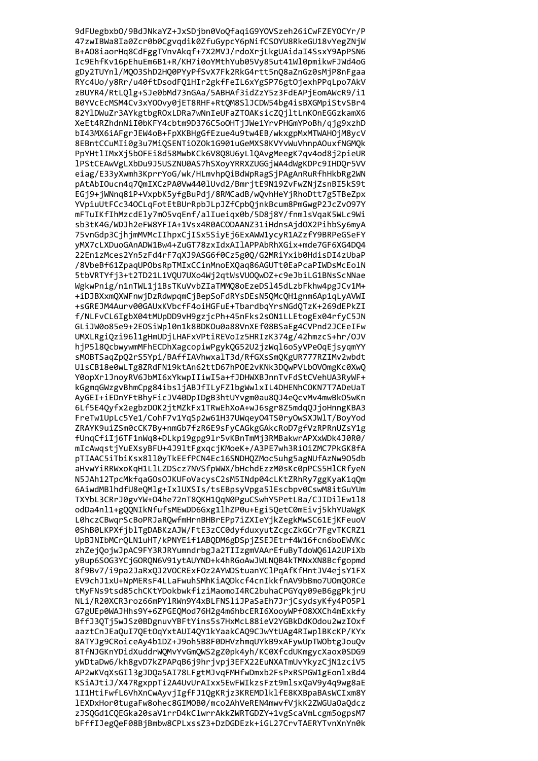```
9dFUegbxbO/9BdJNkaYZ+JxSDjbn0VoQfaqiG9YOVSzeh26iCwFZEYOCYr/P
47zwIBWa8Ia0Zcr0b0Cgvqdik0ZfuGypcY6pNifCSOYU8RkeGU18vYegZNjW
B+AO8iaorHq8CdFggTVnvAkqf+7X2MVJ/rdoXrjLkgUAidaI4SsxY9ApPSN6
Ic9EhfKv16pEhuEm6B1+R/KH7i0oYMthYub05Vy85ut41Wl0pmikwFJWd4oG
gDy2TUYnl/MQO3ShD2HQ0PYyPfSvX7Fk2RkG4rtt5nQ8aZnGz0sMjP8nFgaa
RYc4Uo/y8Rr/u40ftDsodFQ1HIr2gkfFeIL6xYgSP76gtOjexhPPqLpo7AkV
zBUYR4/RtLQlg+SJe0bMd73nGAa/5ABHAf3idZzY5z3FdEAPjEomAWcR9/i1
B0YVcEcMSM4Cv3xYOOvy0jET8RHF+RtQM8SlJCDW54bg4isBXGMpiStvSBr4
82YlDWuZr3AYkgtbgROxLDRa7wNnIeUFaZTOAKsicZQjltLnKOnEGGzkamX6
XeEt4RZhdnNiI0bKFY4cbtm9D376C5oOHTjJWe1YrvPHGmYPoBh/qjg9xzhD
bI43MX6iAFgrJEW4oB+FpXKBHgGfEzue4u9tw4EB/wkxgpMxMTWAHOjM8ycV
8EBntCCuMIi0g3u7MiQSENTiOZOk1G901uGeMXS8KVYvWuVhnpAOuxfNGMQk
PpYHtlIMxXj5bOFEi8d58MwbKCk6V8Q8U6yLlQAvgMeegK7qv4od8j2pieUR
lPStCEAwVgLXbDu9J5USZNU0AS7hSXoyYRRXZUGGjWA4dWgKDPc9IHDQr5VV
eiag/E33yXwmh3KprrYoG/wk/HLmvhpQiBdWpRagSjPAgAnRuRfhHkbRg2WN
pAtAbIOucn4q7QmIXCzPA0Vw440lUvd2/BmrjtE9N19ZvFwZNjZsnBI5kS9t
EGj9+jWNnq81P+VxpbK5yfgBuPdj/8RMCadB/wQvhHeYjRhoDtt7g5TBeZpx
YVpiuUtFCc34OCLqFotEtBUrRpbJLpJZfCpbQjnkBcum8PmGwgP2JcZvO97Y
mFTuIKfIhMzcdEly7mO5vqEnf/alIueiqx0b/5D8j8Y/fnmlsVqaK5WLc9Wi
sb3tK4G/WDJh2eFW8YFIA+1Vsx4R0ACODAANZ31iHdnsAjdOX2PihbSy6myA
75vnGdp3CjhjmMVMcIIhpxCjISx5SiyEj6ExAWW1ycyR1AZzfY9BRPeGSeFY
yMX7cLXDuoGAnADW1Bw4+ZuGT78zxIdxAIlAPPAbRhXGix+mde7GF6XG4DQ4
22En1zMces2Yn5zFd4rF7qXJ9ASG6f0Cz5g0Q/G2MRiYxib0HdisDI4zUbaP
/8VbeBf61ZpaqUPObsRpTMIxCCinMnoEXQaq86AGUTt0EaPcaPIWDsMcEolN
5tbVRTYfj3+t2TD21L1VQU7UXo4Wj2qtWsVUOQwDZ+c9eJbiLG1BNsScNNae
WgkwPnig/n1nTWL1j1BsTKuVvbZIaTMMQ8oEzeDSl45dLzbFkhw4pgJCv1M+
+iDJBXxmQXWFnwjDzRdwpqmCjBepSoFdRYsDEsN5QMcQH1gnm6Ap1qLyAVWI
+sGREJM4Aurv00GAUxKVbcfF4oiHGFuE+TbardbqYrsNGdQTzK+269dEPkZI
f/NLFvCL6IgbX04tMUpDD9vH9gzjcPh+45nFks2sON1LLEtogEx04rfyC5JN
GLiJW0o85e9+2EOSiWpl0n1k8BDKOu0a88VnXEf08BSaEg4CVPnd2JCEeIFw
UMXLRgiQzi96l1gHmUDjLHAFxVPtiREVoIz5HRIzK374g/42hmzcS+hr/OJV
hjP5l8QcbwywmMFhECDhXagcopiwPgykQG52U2jzWql6oSyVPeOqEjsyqmYY
sMOBTSaqZpQ2rS5Ypi/BAffIAVhwxalT3d/RfGXsSmQKgUR777RZIMv2wbdt
UlsCB18e0wLTg8ZRdFN19ktAn62ttD67hPOE2vKNk3DQwPVLbOVOmgKc0XwQ
Y0opXrlJnoyRV6JbMI6xYkwpIIiwI5a+fJDHWXBJnnTvFdStCVehUA3RyWF+
kGgmqGWzgvBhmCpg84ibsljABJfILyFZlbgWwlxIL4DHENhCOKN7T7ADeUaT
AyGEI+iEDnYFtBhyFicJV40DpIDgB3htUYvgm0au8QJ4eQcvMv4mwBkO5wKn
6Lf5E4Qyfx2egbzDOK2jtMZkFx1TRwEhXoA+wJ6sgr8Z5mdqQJjoHnngKBA3
FreTw1UpLc5Ye1/CohF7v1YqSp2w61H37UWqeyO4TS0ryOwSXJWlT/BoyYod
ZRAYK9uiZSm0cCK7By+nmGb7fzR6E9sFyCAGkgGAkcRoD7gfVzRPRnUZsY1g
fUnqCfiIj6TF1nWq8+DLkpi9gpg9lr5vKBnTmMj3RMBakwrAPXxWDk4J0R0/
mIcAwqstjYuEXsyBFU+4J9ltFgxqcjKMoeK+/A3PE7wh3RiOiZMC7PkGK8fA
pTIAAC5iTbiKsx8ll0yTkEEfPCN4Ec16SNDHQZMoc5uhg5agNUfAzNw9O5db
aHvwYiRRWxoKqH1LlLZDScz7NVSfpWWX/bHchdEzzM0sKc0pPCS5HlCRfyeN
N5JAh12TpcMkfqaGOsOJKUFoVacysC2sM5INdp04cLKtZRhRy7ggKyaK1qQm
6AiwdMBlhdfU8eQMlg+IxlUXSIs/tsEBpsyVpga5lEscbpv0CswM8itGuYUm
TXYbL3CRrJ0gvYW+O4he72nT8QKH1QqN0PguCSwhY5PetLBa/CJIDilEw1l8
odDa4nl1+gQQNIkNfufsMEwDD6Gxg1lhZP0u+Egi5QetC0mEivj5khYUaWgK
L0hczCBwqrScBoPRJaRQwfmHrnBHBrEPp7iZXIeYjkZegkMwSC61EjKFeuoV
0ShB0LKPXfjblTgDABKzAJW/FtE3zCC0dyfduxyutZcgcZkGCr7FgvTKCRZ1
UpBJNIbMCrQLN1uHT/kPNYEif1ABQDM6gDSpjZSEJEtrf4W16fcn6boEWVKc
zhZejQojwJpAC9FY3RJRYumndrbgJa2TIIzgmVAArEfuByTdoWQ6lA2UPiXb
yBup6SOG3YCjGORQN6V91ytAUYND+k4hRGoAwJWLNQB4kTMNxXN8Bcfgopmd
8f9Bv7/i9pa2JaRxQJ2VOCRExFOz2AYWDStuanYClPqAfKfHntJV4ejsY1FX
EV9chJ1xU+NpMERsF4LLaFwuhSMhKiAQDkcf4cnIkkfnAV9bBmo7UOmQORCe
tMyFNs9tsd85chCKtYDokbwkfiziMaomoI4RC2buhaCPGYqy09eB6ggPkjrU
NLi/R20XCR3roz66mPYlRWn9Y4xBLFNSliJPaSaEh7JrjCsydsyKfy4PO5Pl
G7gUEp0WAJHhs9Y+6ZPGEQMod76H2g4m6hbcERI6XooyWPfO8XXCh4mExkfy
BffJ3QTj5wJSz0BDgnuvYBFtYins5s7HxMcL88ieV2YGBkDdKOdou2wzIOxf
aaztCnJEaQuI7QEtOqYxtAUI4QY1kYaakCAQ9CJwYtUAg4RIwplBKcKP/KYx
8ATYJg9CRoiceAy4b1DZ+J9oh5B8F0DHVzhmqUYkB9xAFywUpTWObtgJouQv
8TfNJGKnYDidXuddrWQMvYvGmQWS2gZ0pk4yh/KC0XfcdUKmgycXaox0SDG9
yWDtaDw6/kh8gvD7kZPAPqB6j9hrjvpj3EFX22EuNXATmUvYkyzCjN1zciV5
AP2wKVqXsGIl3gJDQa5AI78LFgtMJvqFMHfwDmxb2FsPxRSPGW1gEonlxBd4
KSiAJtiJ/X47RgxppTi2A4UvUrAIxx5EwFWIkzsFzt9mlsxQaV9y4q9wg8aE
1I1HtiFwfL6VhXnCwAyvjIgfFJ1QgKRjz3KREMDlklfE8KXBpaBAsWCIxm8Y
lEXDxHor0tugaFw8ohec8GIMOB0/mco2AhVeREN4mwvfVjkK2ZWGUaOaQdcz
zJSQGd1CQEGka20saV1rrD4kClwrrAkkZWRTGDZY+1vgScaVmLcgm5ogpsM7
bFffIJegQeF08BjBmbw8CPLxssZ3+DzDGDEzk+iGL27CrvTAERYTvnXnYn0k
```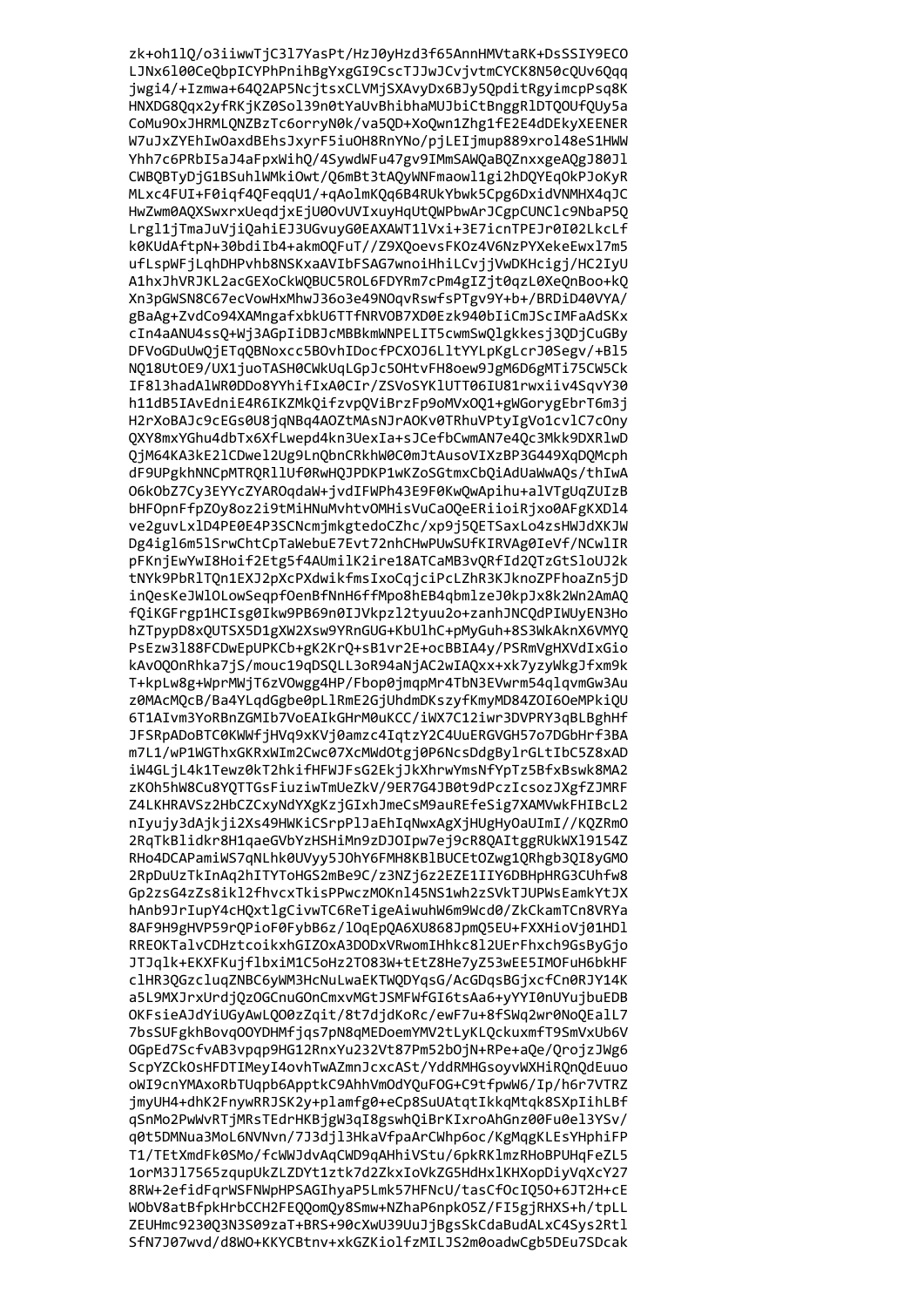```
zk+oh1lQ/o3iiwwTjC3l7YasPt/HzJ0yHzd3f65AnnHMVtaRK+DsSSIY9ECO
LJNx6l00CeQbpICYPhPnihBgYxgGI9CscTJJwJCvjvtmCYCK8N50cQUv6Qqq
jwgi4/+Izmwa+64Q2AP5NcjtsxCLVMjSXAvyDx6BJy5QpditRgyimcpPsq8K
HNXDG8Qqx2yfRKjKZ0Sol39n0tYaUvBhibhaMUJbiCtBnggRlDTQOUfQUy5a
CoMu9OxJHRMLQNZBzTc6orryN0k/va5QD+XoQwn1Zhg1fE2E4dDEkyXEENER
W7uJxZYEhIwOaxdBEhsJxyrF5iuOH8RnYNo/pjLEIjmup889xrol48eS1HWW
Yhh7c6PRbI5aJ4aFpxWihQ/4SywdWFu47gv9IMmSAWQaBQZnxxgeAQgJ80Jl
CWBQBTyDjG1BSuhlWMkiOwt/Q6mBt3tAQyWNFmaowl1gi2hDQYEqOkPJoKyR
MLxc4FUI+F0iqf4QFeqqU1/+qAolmKQq6B4RUkYbwk5Cpg6DxidVNMHX4qJC
HwZwm0AQXSwxrxUeqdjxEjU0OvUVIxuyHqUtQWPbwArJCgpCUNClc9NbaP5Q
Lrgl1jTmaJuVjiQahiEJ3UGvuyG0EAXAWT1lVxi+3E7icnTPEJr0I02LkcLf
k0KUdAftpN+30bdiIb4+akmOQFuT//Z9XQoevsFKOz4V6NzPYXekeEwxl7m5
ufLspWFjLqhDHPvhb8NSKxaAVIbFSAG7wnoiHhiLCvjjVwDKHcigj/HC2IyU
A1hxJhVRJKL2acGEXoCkWQBUC5ROL6FDYRm7cPm4gIZjt0qzL0XeQnBoo+kQ
Xn3pGWSN8C67ecVowHxMhwJ36o3e49NOqvRswfsPTgv9Y+b+/BRDiD40VYA/
gBaAg+ZvdCo94XAMngafxbkU6TTfNRVOB7XD0Ezk940bIiCmJScIMFaAdSKx
cIn4aANU4ssQ+Wj3AGpIiDBJcMBBkmWNPELIT5cwmSwQlgkkesj3QDjCuGBy
DFVoGDuUwQjETqQBNoxcc5BOvhIDocfPCXOJ6LltYYLpKgLcrJ0Segv/+Bl5
NQ18UtOE9/UX1juoTASH0CWkUqLGpJc5OHtvFH8oew9JgM6D6gMTi75CW5Ck
IF8l3hadAlWR0DDo8YYhifIxA0CIr/ZSVoSYKlUTT06IU81rwxiiv4SqvY30
h11dB5IAvEdniE4R6IKZMkQifzvpQViBrzFp9oMVxOQ1+gWGorygEbrT6m3j
H2rXoBAJc9cEGs0U8jqNBq4AOZtMAsNJrAOKv0TRhuVPtyIgVo1cvlC7cOny
QXY8mxYGhu4dbTx6XfLwepd4kn3UexIa+sJCefbCwmAN7e4Qc3Mkk9DXRlwD
QjM64KA3kE2lCDwel2Ug9LnQbnCRkhW0C0mJtAusoVIXzBP3G449XqDQMcph
dF9UPgkhNNCpMTRQRl1Uf0RwKQJPDKP1wKZoSGtmxCbQiAdUaWwAQs/thIwA
O6kObZ7Cy3EYYcZYAROqdaW+jvdIFWPh43E9F0KwQwApihu+alVTgUqZUIzB
bHFOpnFfpZOy8oz2i9tMiHNuMvhtvOMHisVuCaOQeERiioiRjxo0AFgKXDl4
ve2guvLxlD4PE0E4P3SCNcmjmkgtedoCZhc/xp9j5QETSaxLo4zsHWJdXKJW
Dg4igl6m5lSrwChtCpTaWebuE7Evt72nhCHwPUwSUfKIRVAg0IeVf/NCwlIR
pFKnjEwYwI8Hoif2Etg5f4AUmilK2ire18ATCaMB3vQRfId2QTzGtSloUJ2k
tNYk9PbRlTQn1EXJ2pXcPXdwikfmsIxoCqjciPcLZhR3KJknoZPFhoaZn5jD
inQesKeJWlOLowSeqpfOenBfNnH6ffMpo8hEB4qbmlzeJ0kpJx8k2Wn2AmAQ
fQiKGFrgp1HCIsg0Ikw9PB69n0IJVkpzl2tyuu2o+zanhJNCQdPIWUyEN3Ho
hZTpypD8xQUTSX5D1gXW2Xsw9YRnGUG+KbUlhC+pMyGuh+8S3WkAknX6VMYQ
PsEzw3l88FCDwEpUPKCb+gK2KrQ+sB1vr2E+ocBBIA4y/PSRmVgHXVdIxGio
kAvOQOnRhka7jS/mouc19qDSQLL3oR94aNjAC2wIAQxx+xk7yzyWkgJfxm9k
T+kpLw8g+WprMWjT6zVOwgg4HP/Fbop0jmqpMr4TbN3EVwrm54qlqvmGw3Au
z0MAcMQcB/Ba4YLqdGgbe0pLlRmE2GjUhdmDKszyfKmyMD84ZOI6OeMPkiQU
6T1AIvm3YoRBnZGMIb7VoEAIkGHrM0uKCC/iWX7C12iwr3DVPRY3qBLBghHf
JFSRpADoBTC0KWWfjHVq9xKVj0amzc4IqtzY2C4UuERGVGH57o7DGbHrf3BA
m7L1/wP1WGThxGKRxWIm2Cwc07XcMWdOtgj0P6NcsDdgBylrGLtIbC5Z8xAD
iW4GLjL4k1Tewz0kT2hkifHFWJFsG2EkjJkXhrwYmsNfYpTz5BfxBswk8MA2
zKOh5hW8Cu8YQTTGsFiuziwTmUeZkV/9ER7G4JB0t9dPczIcsozJXgfZJMRF
Z4LKHRAVSz2HbCZCxyNdYXgKzjGIxhJmeCsM9auREfeSig7XAMVwkFHIBcL2
nIyujy3dAjkji2Xs49HWKiCSrpPlJaEhIqNwxAgXjHUgHyOaUImI//KQZRmO
2RqTkBlidkr8H1qaeGVbYzHSHiMn9zDJOIpw7ej9cR8QAItggRUkWXl9154Z
RHo4DCAPamiWS7qNLhk0UVyy5JOhY6FMH8KBlBUCEtOZwg1QRhgb3QI8yGMO
2RpDuUzTkInAq2hITYToHGS2mBe9C/z3NZj6z2EZE1IIY6DBHpHRG3CUhfw8
Gp2zsG4zZs8ikl2fhvcxTkisPPwczMOKnl45NS1wh2zSVkTJUPWsEamkYtJX
hAnb9JrIupY4cHQxtlgCivwTC6ReTigeAiwuhW6m9Wcd0/ZkCkamTCn8VRYa
8AF9H9gHVP59rQPioF0FybB6z/lOqEpQA6XU868JpmQ5EU+FXXHioVj01HDl
RREOKTalvCDHztcoikxhGIZOxA3DODxVRwomIHhkc8l2UErFhxch9GsByGjo
JTJqlk+EKXFKujflbxiM1C5oHz2TO83W+tEtZ8He7yZ53wEE5IMOFuH6bkHF
clHR3QGzcluqZNBC6yWM3HcNuLwaEKTWQDYqsG/AcGDqsBGjxcfCn0RJY14K
a5L9MXJrxUrdjQzOGCnuGOnCmxvMGtJSMFWfGI6tsAa6+yYYI0nUYujbuEDB
OKFsieAJdYiUGyAwLQO0zZqit/8t7djdKoRc/ewF7u+8fSWq2wr0NoQEalL7
7bsSUFgkhBovqOOYDHMfjqs7pN8qMEDoemYMV2tLyKLQckuxmfT9SmVxUb6V
OGpEd7ScfvAB3vpqp9HG12RnxYu232Vt87Pm52bOjN+RPe+aQe/QrojzJWg6
ScpYZCkOsHFDTIMeyI4ovhTwAZmnJcxcASt/YddRMHGsoyvWXHiRQnQdEuuo
oWI9cnYMAxoRbTUqpb6ApptkC9AhhVmOdYQuFOG+C9tfpwW6/Ip/h6r7VTRZ
jmyUH4+dhK2FnywRRJSK2y+plamfg0+eCp8SuUAtqtIkkqMtqk8SXpIihLBf
qSnMo2PwWvRTjMRsTEdrHKBjgW3qI8gswhQiBrKIxroAhGnz00Fu0el3YSv/
q0t5DMNua3MoL6NVNvn/7J3djl3HkaVfpaArCWhp6oc/KgMqgKLEsYHphiFP
T1/TEtXmdFk0SMo/fcWWJdvAqCWD9qAHhiVStu/6pkRKlmzRHoBPUHqFeZL5
1orM3Jl7565zqupUkZLZDYt1ztk7d2ZkxIoVkZG5HdHxlKHXopDiyVqXcY27
8RW+2efidFqrWSFNWpHPSAGIhyaP5Lmk57HFNcU/tasCfOcIQ5O+6JT2H+cE
WObV8atBfpkHrbCCH2FEQQomQy8Smw+NZhaP6npkO5Z/FI5gjRHXS+h/tpLL
ZEUHmc9230Q3N3S09zaT+BRS+90cXwU39UuJjBgsSkCdaBudALxC4Sys2Rtl
SfN7J07wvd/d8WO+KKYCBtnv+xkGZKiolfzMILJS2m0oadwCgb5DEu7SDcak
```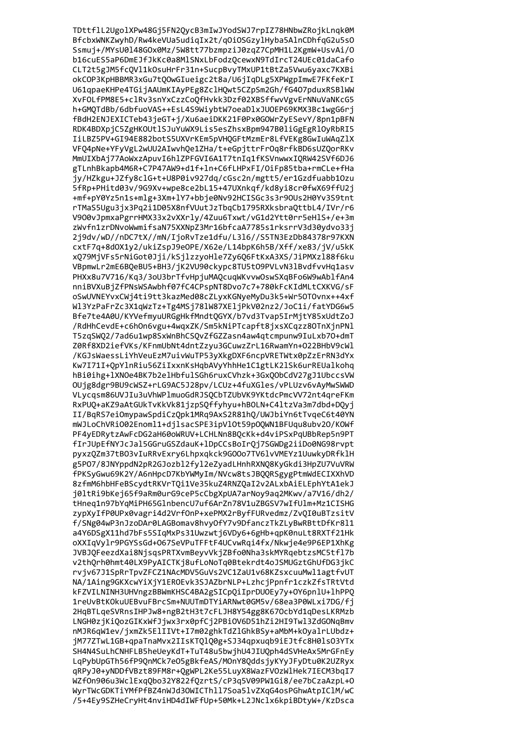```
TDttflL2UgolXPw48Gj5FN2QycB3mIwJYodSWJ7rpIZ78HNbwZRojkLnqk0M
BfcbxWNKZwyhD/Rw4keVUa5udiqIx2t/qOiOSGzylHyba5AlnCDhfqG2u5sO
Ssmuj+/MYsU0l48GOx0Mz/5W8tt77bzmpziJ0zqZ7CpMH1L2KgmW+UsvAi/O
b16cuES5aP6DmEJfJkKc0a8MlSNxLbFodzQcewxN9TdIrcT24UEc01daCafo
CLT2t5gJM5fcQVl1kOsuHrFr31n+SucpBvyTMxUP1tBtZa5Vwu6yaxc7KXBi
okCOP3KpHBBMR3xGu7tQOwGIueigc2t8a/U6jIqDLg5XPWgpImwE7FKfeKrI
U61qpaeKHPe4TGijAAUmKIAyPEg8ZclHQwt5CZpSm2Gh/fG4O7pduxRSBlWW
XvFOLfPM8E5+clRv3snYxCzzCoQfHvkk3Dzf02XBSffwvVgvErNNuVaNKcG5
h+GMQTdBb/6dbfuoVAS++EsL4S9WiybtW7oeaDlxJUOEP69KMX3Bc1wgG6rj
fBdH2ENJEXICTeb43jeGT+j/Xu6aeiDKK21F0Px0GOWrZyESevY/8pn1pBFN
RDK4BDXpjC5ZgHKOUtlSJuYuWX9Lis5esZhsxBpm947B0liGgEgRlOyRbRI5
IiLBZ5PV+GI94E882botS5UXVrKEm5pVHQGFtMzmEr8LfVEKg8GwIuWAqZlX
VFQ4pNe+YFyVgL2wUU2AIwvhQe1ZHa/t+eGpjttrFrOq8rfkBD6sUZQorRKv
MmUIXbAj77AoWxzApuvI6hlZPFGVI6A1T7tnIq1fKSVnwwxIQRW42SVf6DJ6
gTLnhBkapb4M6R+C7P47AW9+d1f+ln+C6fLHPxFI/OiFp85tba+rmCLe+fHa
jy/HZkgu+JZfy8clG+t+U8P0iv927dq/cGsc2n/mgtt5/er1Gzdfuabb1Ozu
5fRp+PHitd03v/9G9Xv+wpe8ce2bL15+47UXnkqf/kd8yi8cr0fwX69ffU2j
+mf+pY0Yz5n1s+mlg+3Xm+lY7+bbje0Nv92HCISGc3s3r9OUs2H0Yv3S9tnt
rTMaS5Ugu3jx3Pq2i1D05X8nfVUutJzTbqCb1795RXksbraQttbL4/IVr/r6
V9O0vJpmxaPgrrHMX33x2vXXrly/4Zuu6Txwt/vG1d2Ytt0rr5eHlS+/e+3m
zWvfn1zrDNvoWwmifsaN75XXNpZ3Mr16bfcaA7785s1rksrrV3d30ydvo33j
2j9dv/wD//nDC7tX//mN/IjoRvTze1dfu/L3l6//S5TN3EzDb84378r97KXN
cxtF7q+8dOX1y2/ukiZspJ9eOPE/X62e/L14bpK6h5B/Xff/xe83/jV/u5kK
xQ79MjVFs5rNiGot0Jji/kSjlzzyoHle7Zy6Q6FtKxA3XS/JiPMXzl88f6ku
VBpmwLr2mE6BQeBU5+BH3/jK2VU90ckypc8TU5tO9PVLvN3lBvdfvvHq1asv
PHXx8u7V716/Kq3/3oU3brTfvHpjuMAQcuqWKvvwOswSXqBFo6W9wAblfAn4
nniBVXuBjZfPNsWSAwbhf07fC4CPspNT8Dvo7c7+780kFcKIdMLtCXKVG/sF
oSwUVNEYvxCWj4ti9tt3kazMed08cZLyxKGNyeMyDu3k5+Wr5OTOvnx++4xf
Wl3YzPaFrZc3X1qWzTz+Tg4MSj78lW87XEljPkV02nz2/JoC1i/fatYDG6w5
Bfe7te4A0U/KYVefmyuURGgHkfMndtQGYX/b7vd3Tvap5IrMjtY85xUdtZoJ
/RdHhCevdE+c6hOn6vgu+4wqxZK/Sm5kNiPTcapft8jxsXCqzz8OTnXjnPNl
T5zqSWQ2/7ad6u1wp8SxWnBhCSQvZfGZZasn4aw4qtcmpunw9IuLxb7O+dmT
Z0Rf8XD2iefVKs/KFnmUbNt4dntZzyu3GCuwzZrL16RwamYn+O22BHbV9cWl
/KGJsWaessLiYhVeuEzM7uivWuTP53yXkgDXF6ncpVRETWtx0pZzErRN3dYx
Kw7I71I+QpYlnRiu56ZiIxxnKsHqbAVyYhhHe1C1gtLK2lSk6urREUalkohq
hBi0ihg+lXNOe4BK7b2elHbfulSGh6ruxCVhzk+3GxQObCdV27gJ1UbccsVW
OUjg8dgr9BU9cWSZ+rLG9AC5J28pv/LCUz+4fuXGles/vPLUzv6vAyMwSWWD
VLycqsm86UVJIu3uVhWPlmuoGdRJSQCbTZUbVK9YKtdcPmcVV72nt4qreFKm
RxPUQ+aKZ9aAtGUkTvKkVk81jzpSQffyhyu+hBOLN+C4ltzVa3m7dbd+DQyj
II/BqRS7eiOmypawSpdiCzQpk1MRq9AxS2R81hQ/UWJbiYn6tTvqeC6t40YN
mWJLoChVRiO02Enoml1+djlsacSPE3ipVlOt59pOQWN1BFUqu8ubv2O/KOWf
PF4yEDRytzAwFcDG2aH60oWRUV+LCHLNn8BQcKk+d4viPSxPqUBbRep5n9PT
fIrJUpEfNYJcJal5GGruGSZdauK+lDpCCsBoIrQj7SGWDg2iiDo0NG98rvpt
pyxzQZm37tBO3vIuRRvExry6Lhpxqkck9GOOo7TV6lvVMEYz1UuwkyDRfklH
g5PO7/8JNYppdN2pR2GJozbl2fyl2eZyadLHnhRXNQ8KyGkdi3HpZU7VuVRW
fPKSyGwu69K2Y/A6nHpcD7KbYWMyIm/NVcw8tsJBQQRSgygPtmWdECIXXhVD
8zfmM6hbHFeBScydtRKVrTQi1Ve35kuZ4RNZQaI2v2ALxbAiELEphYtA1ekJ
j0ltRi9bKej65f9aRm0urG9ceP5cCbgXpUA7arNoy9aq2MKwv/a7V16/dh2/
tHneq1n97bYqMiPH65GlnbencU7uf6ArZn78V1uZBGSV7wIfUlm+Mz1CISHG
zypXyIfP0UPx0vagri4d2VrfOnP+xePMX2rByfFURvedmz/ZvQI0uBTzsitV
f/SNg04wP3nJzoDAr0LAGBomav8hvyOfY7v9DfanczTkZLyBwRBttDfKr8l1
a4Y6DSgX11hd7bFs5SIqMxPs31Uwzwtj6VDy6+6gHb+qpK0nuLt8RXTf21Hk
oXXIqVylr9PGYSsGd+O67SeVPuTFFtF4UCvwRqi4fx/Nkwje4e9P6EP1XhKg
JVBJQFeezdXai8NjsqsPRTXvmBeyvVkjZBfo0Nha3skMYRqebtzsMC5tfl7b
v2thQrh0hmt40LX9PyAICTKj8ufLoNoTq0Btekrdt4oJSMUGztGhUfDG3jkC
rvjv67J1SpRrTpvZFCZ1NAcMDV5GuVs2VC1ZaU1v68KZsxcuuMwl1agtfvUT
NA/1Aing9GKXcwYiXjY1EROEvk3SJAZbrNLP+LzhcjPpnfr1czkZfsTRtVtd
kFZVILNINH3UHVngzBBWmKHSC4BA2gSICpQiIprDUOEy7y+OY6pnlU+lhPPQ
1reUvBtKOkuUEBvuFBrcSm+NUUTmDTYiARNwt0GM5v/68ea3P0WLxi7DG/fj
2HqBTLqeSVRnsIHPJw8+ngB2tH3t7cFLJH8Y54gg8K67OcbYd1qDesLKRMzb
LNGH0zjKiQozGIKxWfJjwx3rx0pfCj2PBiOV6D51hZi2HI9Twl3ZdGONqBmv
nMJR6qW1ev/jxmZk5ElIIVt+I7m02ghkTdZlGhkBSy+aMbM+kOyalrLUbdz+
jM77ZTwL1GB+qpaTnaMvx2IIsKTQlQ0g+SJ34qpxuqb9iEJtfc8H0lsO3YTx
SH4N4SuLhCNHFLB5heUeyKdT+TuT48u5bwjhU4JIUQph4dSVHeAx5MrGFnEy
LqPybUpGTh56fP9QnMCk7eO5gBkfeAS/MOnY8QddsjyKYyJFyDtu0K2UZRyx
qRPyJ0+yNDDfVBzt89FM8r+QgWPL2Ke55LuyX8WazFVOzWlHek7IECM3bqI7
WZfOn906u3WclExqQbo32Y822fQzrtS/cP3q5V09PW1Gi8/ee7bCzaAzpL+O
WyrTWcGDKTiYMfPfBZ4nWJd3OWICThll7Soa5lvZXqG4osPGhwAtpIClM/wC
/5+4Ey9SZHeCryHt4nviHD4dIWFfUp+50Mk+L2JNclx6kpiBDtyW+/KzDsca
```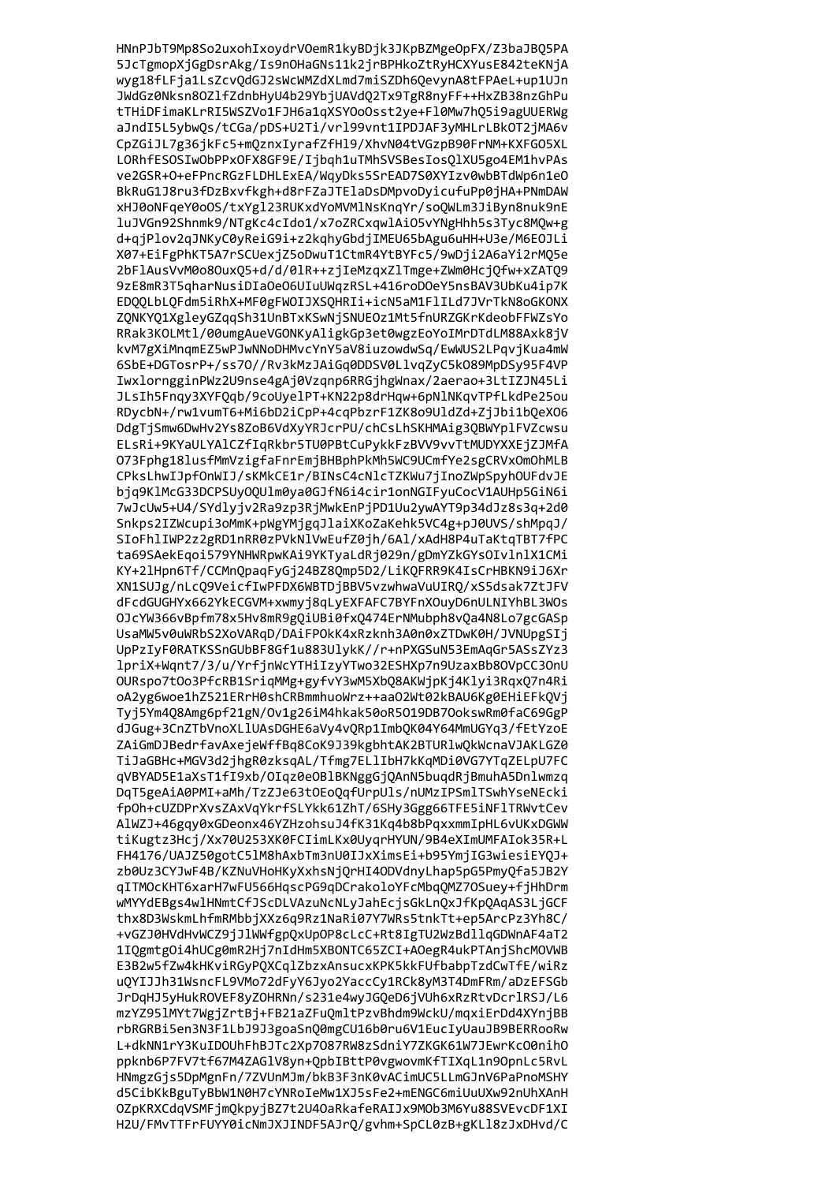```
HNnPJbT9Mp8So2uxohIxoydrVOemR1kyBDjk3JKpBZMgeOpFX/Z3baJBQ5PA
5JcTgmopXjGgDsrAkg/Is9nOHaGNs11k2jrBPHkoZtRyHCXYusE842teKNjA
wyg18fLFja1LsZcvQdGJ2sWcWMZdXLmd7miSZDh6QevynA8tFPAeL+up1UJn
JWdGz0Nksn8OZlfZdnbHyU4b29YbjUAVdQ2Tx9TgR8nyFF++HxZB38nzGhPu
tTHiDFimaKLrRI5WSZVo1FJH6a1qXSYOoOsst2ye+Fl0Mw7hQ5i9agUUERWg
aJndI5L5ybwQs/tCGa/pDS+U2Ti/vrl99vnt1IPDJAF3yMHLrLBkOT2jMA6v
CpZGiJL7g36jkFc5+mQznxIyrafZfHl9/XhvN04tVGzpB90FrNM+KXFGO5XL
LORhfESOSIwObPPxOFX8GF9E/Ijbqh1uTMhSVSBesIosQlXU5go4EM1hvPAs
ve2GSR+O+eFPncRGzFLDHLExEA/WqyDks5SrEAD7S0XYIzv0wbBTdWp6n1eO
BkRuG1J8ru3fDzBxvfkgh+d8rFZaJTElaDsDMpvoDyicufuPp0jHA+PNmDAW
xHJ0oNFqeY0oOS/txYgl23RUKxdYoMVMlNsKnqYr/soQWLm3JiByn8nuk9nE
luJVGn92Shnmk9/NTgKc4cIdo1/x7oZRCxqwlAiO5vYNgHhh5s3Tyc8MQw+g
d+qjPlov2qJNKyC0yReiG9i+z2kqhyGbdjIMEU65bAgu6uHH+U3e/M6EOJLi
X07+EiFgPhKT5A7rSCUexjZ5oDwuT1CtmR4YtBYFc5/9wDji2A6aYi2rMQ5e
2bFlAusVvM0o8OuxQ5+d/d/0lR++zjIeMzqxZlTmge+ZWm0HcjQfw+xZATQ9
9zE8mR3T5qharNusiDIaOeO6UIuUWqzRSL+416roDOeY5nsBAV3UbKu4ip7K
EDQQLbLQFdm5iRhX+MF0gFWOIJXSQHRIi+icN5aM1FlILd7JVrTkN8oGKONX
ZQNKYQ1XgleyGZqqSh31UnBTxKSwNjSNUEOz1Mt5fnURZGKrKdeobFFWZsYo
RRak3KOLMtl/00umgAueVGONKyAligkGp3et0wgzEoYoIMrDTdLM88Axk8jV
kvM7gXiMnqmEZ5wPJwNNoDHMvcYnY5aV8iuzowdwSq/EwWUS2LPqvjKua4mW
6SbE+DGTosrP+/ss7O//Rv3kMzJAiGq0DDSV0LlvqZyC5kO89MpDSy95F4VP
IwxlorngginPWz2U9nse4gAj0Vzqnp6RRGjhgWnax/2aerao+3LtIZJN45Li
JLsIh5Fnqy3XYFQqb/9coUyelPT+KN22p8drHqw+6pNlNKqvTPfLkdPe25ou
RDycbN+/rw1vumT6+Mi6bD2iCpP+4cqPbzrF1ZK8o9UldZd+ZjJbi1bQeXO6
DdgTjSmw6DwHv2Ys8ZoB6VdXyYRJcrPU/chCsLhSKHMAig3QBWYplFVZcwsu
ELsRi+9KYaULYAlCZfIqRkbr5TU0PBtCuPykkFzBVV9vvTtMUDYXXEjZJMfA
O73Fphg18lusfMmVzigfaFnrEmjBHBphPkMh5WC9UCmfYe2sgCRVxOmOhMLB
CPksLhwIJpfOnWIJ/sKMkCE1r/BINsC4cNlcTZKWu7jInoZWpSpyhOUFdvJE
bjq9KlMcG33DCPSUyOQUlm0ya0GJfN6i4cir1onNGIFyuCocV1AUHp5GiN6i
7wJcUw5+U4/SYdlyjv2Ra9zp3RjMwkEnPjPD1Uu2ywAYT9p34dJz8s3q+2d0
Snkps2IZWcupi3oMmK+pWgYMjgqJlaiXKoZaKehk5VC4g+pJ0UVS/shMpqJ/
SIoFhlIWP2z2gRD1nRR0zPVkNlVwEufZ0jh/6Al/xAdH8P4uTaKtqTBT7fPC
ta69SAekEqoi579YNHWRpwKAi9YKTyaLdRj029n/gDmYZkGYsOIvlnlX1CMi
KY+2lHpn6Tf/CCMnQpaqFyGj24BZ8Qmp5D2/LiKQFRR9K4IsCrHBKN9iJ6Xr
XN1SUJg/nLcQ9VeicfIwPFDX6WBTDjBBV5vzwhwaVuUIRQ/xS5dsak7ZtJFV
dFcdGUGHYx662YkECGVM+xwmyj8qLyEXFAFC7BYFnXOuyD6nULNIYhBL3WOs
OJcYW366vBpfm78x5Hv8mR9gQiUBi0fxQ474ErNMubph8vQa4N8Lo7gcGASp
UsaMW5v0uWRbS2XoVARqD/DAiFPOkK4xRzknh3A0n0xZTDwK0H/JVNUpgSIj
UpPzIyF0RATKSSnGUbBF8Gf1u883UlykK//r+nPXGSuN53EmAqGr5ASsZYz3
lpriX+Wqnt7/3/u/YrfjnWcYTHiIzyYTwo32ESHXp7n9UzaxBb8OVpCC3OnU
OURspo7tOo3PfcRB1SriqMMg+gyfvY3wM5XbQ8AKWjpKj4Klyi3RqxQ7n4Ri
oA2yg6woe1hZ521ERrH0shCRBmmhuoWrz++aaO2Wt02kBAU6Kg0EHiEFkQVj
Tyj5Ym4Q8Amg6pf21gN/Ov1g26iM4hkak50oR5O19DB7OokswRm0faC69GgP
dJGug+3CnZTbVnoXLlUAsDGHE6aVy4vQRp1ImbQK04Y64MmUGYq3/fEtYzoE
ZAiGmDJBedrfavAxejeWffBq8CoK9J39kgbhtAK2BTURlwQkWcnaVJAKLGZ0
TiJaGBHc+MGV3d2jhgR0zksqAL/Tfmg7ELlIbH7kKqMDi0VG7YTqZELpU7FC
qVBYAD5E1aXsT1fI9xb/OIqz0eOBlBKNggGjQAnN5buqdRjBmuhA5Dnlwmzq
DqT5geAiA0PMI+aMh/TzZJe63tOEoQqfUrpUls/nUMzIPSmlTSwhYseNEcki
fpOh+cUZDPrXvsZAxVqYkrfSLYkk61ZhT/6SHy3Ggg66TFE5iNFlTRWvtCev
AlWZJ+46gqy0xGDeonx46YZHzohsuJ4fK31Kq4b8bPqxxmmIpHL6vUKxDGWW
tiKugtz3Hcj/Xx70U253XK0FCImLKx0UyqrHYUN/9B4eXImUMFAIok35R+L
FH4176/UAJZ50gotC5lM8hAxbTm3nU0IJxXimsEi+b95YmjIG3wiesiEYQJ+
zb0Uz3CYJwF4B/KZNuVHoHKyXxhsNjQrHI4ODVdnyLhap5pG5PmyQfa5JB2Y
qITMOcKHT6xarH7wFU566HqscPG9qDCrakoloYFcMbqQMZ7OSuey+fjHhDrm
wMYYdEBgs4wlHNmtCfJScDLVAzuNcNLyJahEcjsGkLnQxJfKpQAqAS3LjGCF
thx8D3WskmLhfmRMbbjXXz6q9Rz1NaRi07Y7WRs5tnkTt+ep5ArcPz3Yh8C/
+vGZJ0HVdHvWCZ9jJlWWfgpQxUpOP8cLcC+Rt8IgTU2WzBdllqGDWnAF4aT2
1IQgmtgOi4hUCg0mR2Hj7nIdHm5XBONTC65ZCI+AOegR4ukPTAnjShcMOVWB
E3B2w5fZw4kHKviRGyPQXCqlZbzxAnsucxKPK5kkFUfbabpTzdCwTfE/wiRz
uQYIJJh31WsncFL9VMo72dFyY6Jyo2YaccCy1RCk8yM3T4DmFRm/aDzEFSGb
JrDqHJ5yHukROVEF8yZOHRNn/s231e4wyJGQeD6jVUh6xRzRtvDcrlRSJ/L6
mzYZ95lMYt7WgjZrtBj+FB21aZFuQmltPzvBhdm9WckU/mqxiErDd4XYnjBB
rbRGRBi5en3N3F1LbJ9J3goaSnQ0mgCU16b0ru6V1EucIyUauJB9BERRooRw
L+dkNN1rY3KuIDOUhFhBJTc2Xp7O87RW8zSdniY7ZKGK61W7JEwrKcO0nihO
ppknb6P7FV7tf67M4ZAGlV8yn+QpbIBttP0vgwovmKfTIXqL1n9OpnLc5RvL
HNmgzGjs5DpMgnFn/7ZVUnMJm/bkB3F3nK0vACimUC5LLmGJnV6PaPnoMSHY
d5CibKkBguTyBbW1N0H7cYNRoIeMw1XJ5sFe2+mENGC6miUuUXw92nUhXAnH
OZpKRXCdqVSMFjmQkpyjBZ7t2U4OaRkafeRAIJx9MOb3M6Yu88SVEvcDF1XI
H2U/FMvTTFrFUYY0icNmJXJINDF5AJrQ/gvhm+SpCL0zB+gKLl8zJxDHvd/C
```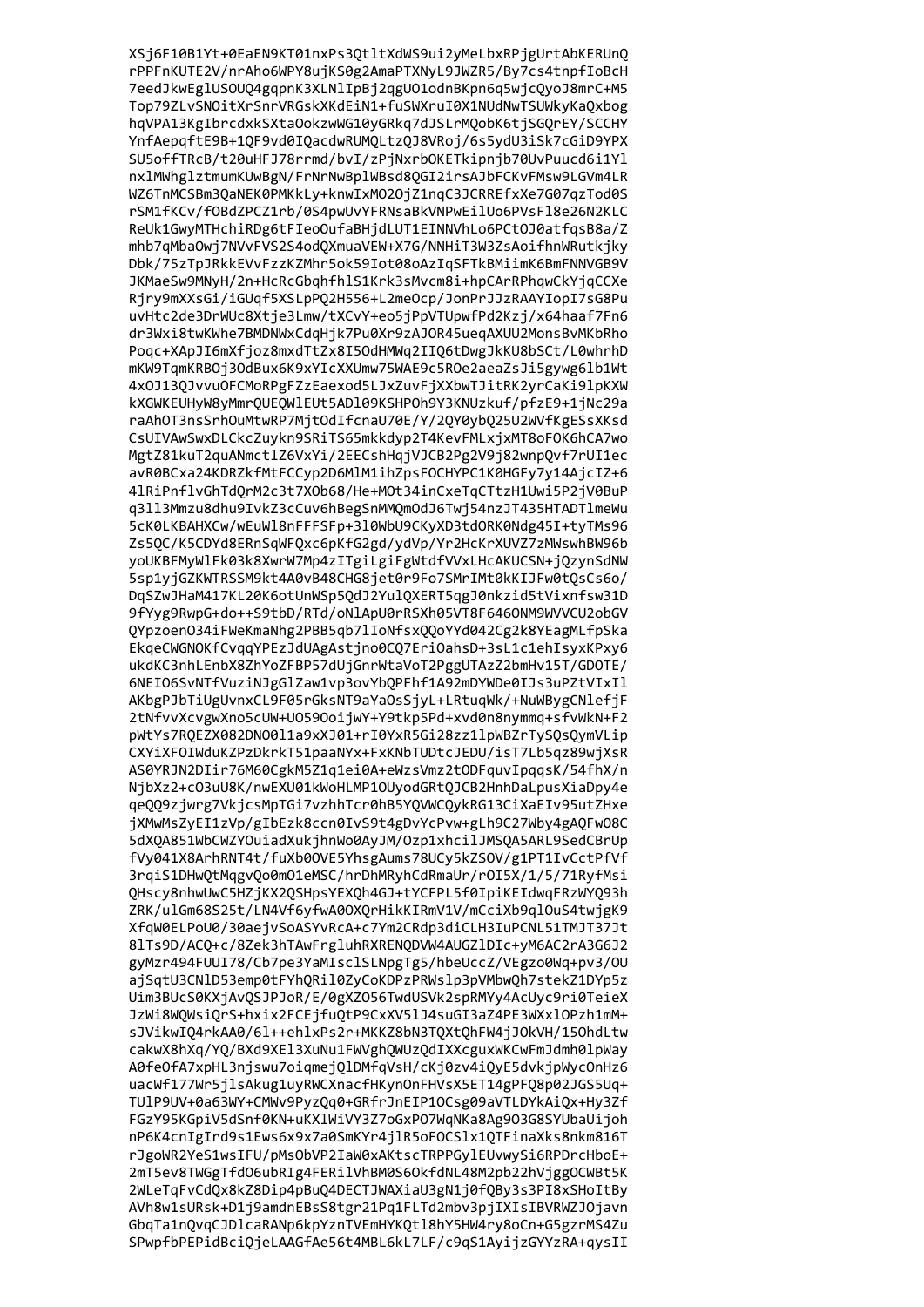```
XSj6F10B1Yt+0EaEN9KT01nxPs3QtltXdWS9ui2yMeLbxRPjgUrtAbKERUnQ
rPPFnKUTE2V/nrAho6WPY8ujKS0g2AmaPTXNyL9JWZR5/By7cs4tnpfIoBcH
7eedJkwEglUSOUQ4gqpnK3XLNlIpBj2qgUO1odnBKpn6q5wjcQyoJ8mrC+M5
Top79ZLvSNOitXrSnrVRGskXKdEiN1+fuSWXruI0X1NUdNwTSUWkyKaQxbog
hqVPA13KgIbrcdxkSXtaOokzwWG10yGRkq7dJSLrMQobK6tjSGQrEY/SCCHY
YnfAepqftE9B+1QF9vd0IQacdwRUMQLtzQJ8VRoj/6s5ydU3iSk7cGiD9YPX
SU5offTRcB/t20uHFJ78rrmd/bvI/zPjNxrbOKETkipnjb70UvPuucd6i1Yl
nxlMWhglztmumKUwBgN/FrNrNwBplWBsd8QGI2irsAJbFCKvFMsw9LGVm4LR
WZ6TnMCSBm3QaNEK0PMKkLy+knwIxMO2OjZ1nqC3JCRREfxXe7G07qzTod0S
rSM1fKCv/fOBdZPCZ1rb/0S4pwUvYFRNsaBkVNPwEilUo6PVsFl8e26N2KLC
ReUk1GwyMTHchiRDg6tFIeoOufaBHjdLUT1EINNVhLo6PCtOJ0atfqsB8a/Z
mhb7qMbaOwj7NVvFVS2S4odQXmuaVEW+X7G/NNHiT3W3ZsAoifhnWRutkjky
Dbk/75zTpJRkkEVvFzzKZMhr5ok59Iot08oAzIqSFTkBMiimK6BmFNNVGB9V
JKMaeSw9MNyH/2n+HcRcGbqhfhlS1Krk3sMvcm8i+hpCArRPhqwCkYjqCCXe
Rjry9mXXsGi/iGUqf5XSLpPQ2H556+L2meOcp/JonPrJJzRAAYIopI7sG8Pu
uvHtc2de3DrWUc8Xtje3Lmw/tXCvY+eo5jPpVTUpwfPd2Kzj/x64haaf7Fn6
dr3Wxi8twKWhe7BMDNWxCdqHjk7Pu0Xr9zAJOR45ueqAXUU2MonsBvMKbRho
Poqc+XApJI6mXfjoz8mxdTtZx8I5OdHMWq2IIQ6tDwgJkKU8bSCt/L0whrhD
mKW9TqmKRBOj3OdBux6K9xYIcXXUmw75WAE9c5ROe2aeaZsJi5gywg6lb1Wt
4xOJ13QJvvuOFCMoRPgFZzEaexod5LJxZuvFjXXbwTJitRK2yrCaKi9lpKXW
kXGWKEUHyW8yMmrQUEQWlEUt5ADl09KSHPOh9Y3KNUzkuf/pfzE9+1jNc29a
raAhOT3nsSrhOuMtwRP7MjtOdIfcnaU70E/Y/2QY0ybQ25U2WVfKgESsXKsd
CsUIVAwSwxDLCkcZuykn9SRiTS65mkkdyp2T4KevFMLxjxMT8oFOK6hCA7wo
MgtZ81kuT2quANmctlZ6VxYi/2EECshHqjVJCB2Pg2V9j82wnpQvf7rUI1ec
avR0BCxa24KDRZkfMtFCCyp2D6MlM1ihZpsFOCHYPC1K0HGFy7y14AjcIZ+6
4lRiPnflvGhTdQrM2c3t7XOb68/He+MOt34inCxeTqCTtzH1Uwi5P2jV0BuP
q3ll3Mmzu8dhu9IvkZ3cCuv6hBegSnMMQmOdJ6Twj54nzJT435HTADTlmeWu
5cK0LKBAHXCw/wEuWl8nFFFSFp+3l0WbU9CKyXD3tdORK0Ndg45I+tyTMs96
Zs5QC/K5CDYd8ERnSqWFQxc6pKfG2gd/ydVp/Yr2HcKrXUVZ7zMWswhBW96b
yoUKBFMyWlFk03k8XwrW7Mp4zITgiLgiFgWtdfVVxLHcAKUCSN+jQzynSdNW
5sp1yjGZKWTRSSM9kt4A0vB48CHG8jet0r9Fo7SMrIMt0kKIJFw0tQsCs6o/
DqSZwJHaM417KL20K6otUnWSp5QdJ2YulQXERT5qgJ0nkzid5tVixnfsw31D
9fYyg9RwpG+do++S9tbD/RTd/oNlApU0rRSXh05VT8F646ONM9WVVCU2obGV
QYpzoenO34iFWeKmaNhg2PBB5qb7lIoNfsxQQoYYd042Cg2k8YEagMLfpSka
EkqeCWGNOKfCvqqYPEzJdUAgAstjno0CQ7EriOahsD+3sL1c1ehIsyxKPxy6
ukdKC3nhLEnbX8ZhYoZFBP57dUjGnrWtaVoT2PggUTAzZ2bmHv15T/GDOTE/
6NEIO6SvNTfVuziNJgGlZaw1vp3ovYbQPFhf1A92mDYWDe0IJs3uPZtVIxIl
AKbgPJbTiUgUvnxCL9F05rGksNT9aYaOsSjyL+LRtuqWk/+NuWBygCNlefjF
2tNfvvXcvgwXno5cUW+UO59OoijwY+Y9tkp5Pd+xvd0n8nymmq+sfvWkN+F2
pWtYs7RQEZX082DNO0l1a9xXJ01+rI0YxR5Gi28zz1lpWBZrTySQsQymVLip
CXYiXFOIWduKZPzDkrkT51paaNYx+FxKNbTUDtcJEDU/isT7Lb5qz89wjXsR
AS0YRJN2DIir76M60CgkM5Z1q1ei0A+eWzsVmz2tODFquvIpqqsK/54fhX/n
NjbXz2+cO3uU8K/nwEXU01kWoHLMP1OUyodGRtQJCB2HnhDaLpusXiaDpy4e
qeQQ9zjwrg7VkjcsMpTGi7vzhhTcr0hB5YQVWCQykRG13CiXaEIv95utZHxe
jXMwMsZyEI1zVp/gIbEzk8ccn0IvS9t4gDvYcPvw+gLh9C27Wby4gAQFwO8C
5dXQA851WbCWZYOuiadXukjhnWo0AyJM/Ozp1xhcilJMSQA5ARL9SedCBrUp
fVy041X8ArhRNT4t/fuXb0OVE5YhsgAums78UCy5kZSOV/g1PT1IvCctPfVf
3rqiS1DHwQtMqgvQo0mO1eMSC/hrDhMRyhCdRmaUr/rOI5X/1/5/71RyfMsi
QHscy8nhwUwC5HZjKX2QSHpsYEXQh4GJ+tYCFPL5f0IpiKEIdwqFRzWYQ93h
ZRK/ulGm68S25t/LN4Vf6yfwA0OXQrHikKIRmV1V/mCciXb9qlOuS4twjgK9
XfqW0ELPoU0/30aejvSoASYvRcA+c7Ym2CRdp3diCLH3IuPCNL51TMJT37Jt
8lTs9D/ACQ+c/8Zek3hTAwFrgluhRXRENQDVW4AUGZlDIc+yM6AC2rA3G6J2
gyMzr494FUUI78/Cb7pe3YaMIsclSLNpgTg5/hbeUccZ/VEgzo0Wq+pv3/OU
ajSqtU3CNlD53emp0tFYhQRil0ZyCoKDPzPRWslp3pVMbwQh7stekZ1DYp5z
Uim3BUcS0KXjAvQSJPJoR/E/0gXZO56TwdUSVk2spRMYy4AcUyc9ri0TeieX
JzWi8WQWsiQrS+hxix2FCEjfuQtP9CxXV5lJ4suGI3aZ4PE3WXxlOPzh1mM+
sJVikwIQ4rkAA0/6l++ehlxPs2r+MKKZ8bN3TQXtQhFW4jJOkVH/15OhdLtw
cakwX8hXq/YQ/BXd9XEl3XuNu1FWVghQWUzQdIXXcguxWKCwFmJdmh0lpWay
A0feOfA7xpHL3njswu7oiqmejQlDMfqVsH/cKj0zv4iQyE5dvkjpWycOnHz6
uacWf177Wr5jlsAkug1uyRWCXnacfHKynOnFHVsX5ET14gPFQ8p02JGS5Uq+
TUlP9UV+0a63WY+CMWv9PyzQq0+GRfrJnEIP1OCsg09aVTLDYkAiQx+Hy3Zf
FGzY95KGpiV5dSnf0KN+uKXlWiVY3Z7oGxPO7WqNKa8Ag9O3G8SYUbaUijoh
nP6K4cnIgIrd9s1Ews6x9x7a0SmKYr4jlR5oFOCSlx1QTFinaXks8nkm816T
rJgoWR2YeS1wsIFU/pMsObVP2IaW0xAKtscTRPPGylEUvwySi6RPDrcHboE+
2mT5ev8TWGgTfdO6ubRIg4FERilVhBM0S6OkfdNL48M2pb22hVjggOCWBt5K
2WLeTqFvCdQx8kZ8Dip4pBuQ4DECTJWAXiaU3gN1j0fQBy3s3PI8xSHoItBy
AVh8w1sURsk+D1j9amdnEBsS8tgr21Pq1FLTd2mbv3pjIXIsIBVRWZJOjavn
GbqTa1nQvqCJDlcaRANp6kpYznTVEmHYKQtl8hY5HW4ry8oCn+G5gzrMS4Zu
SPwpfbPEPidBciQjeLAAGfAe56t4MBL6kL7LF/c9qS1AyijzGYYzRA+qysII
```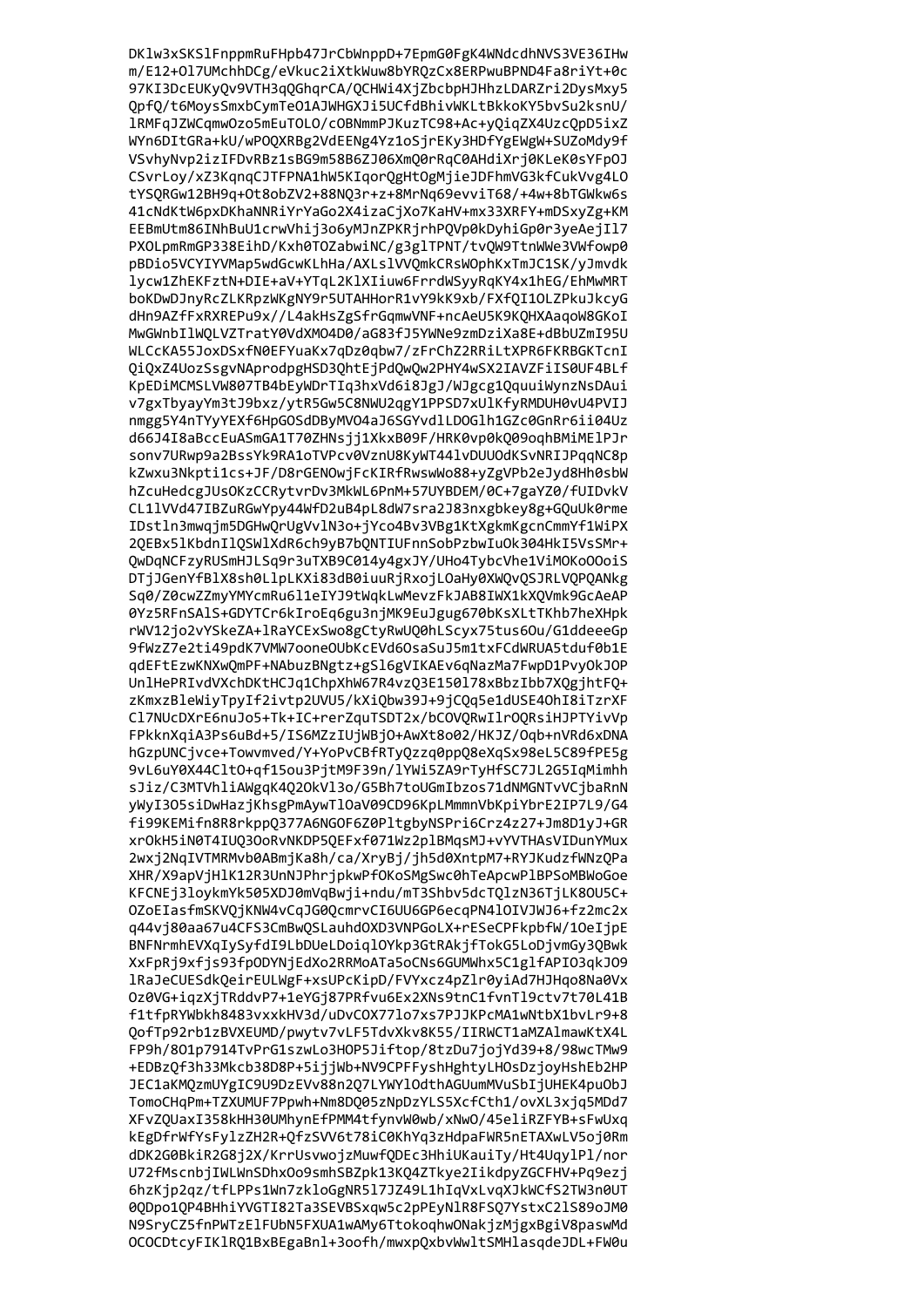DKlw3xSKSlFnppmRuFHpb47JrCbWnppD+7EpmG0FgK4WNdcdhNVS3VE36IHw
m/E12+Ol7UMchhDCg/eVkuc2iXtkWuw8bYRQzCx8ERPwuBPND4Fa8riYt+0c
97KI3DcEUKyQv9VTH3qQGhqrCA/QCHWi4XjZbcbpHJHhzLDARZri2DysMxy5
QpfQ/t6MoysSmxbCymTeO1AJWHGXJi5UCfdBhivWKLtBkkoKY5bvSu2ksnU/
lRMFqJZWCqmwOzo5mEuTOLO/cOBNmmPJKuzTC98+Ac+yQiqZX4UzcQpD5ixZ
WYn6DItGRa+kU/wPOQXRBg2VdEENg4Yz1oSjrEKy3HDfYgEWgW+SUZoMdy9f
VSvhyNvp2izIFDvRBz1sBG9m58B6ZJ06XmQ0rRqC0AHdiXrj0KLeK0sYFpOJ
CSvrLoy/xZ3KqnqCJTFPNA1hW5KIqorQgHtOgMjieJDFhmVG3kfCukVvg4LO
tYSQRGw12BH9q+Ot8obZV2+88NQ3r+z+8MrNq69evviT68/+4w+8bTGWkw6s
41cNdKtW6pxDKhaNNRiYrYaGo2X4izaCjXo7KaHV+mx33XRFY+mDSxyZg+KM
EEBmUtm86INhBuU1crwVhij3o6yMJnZPKRjrhPQVp0kDyhiGp0r3yeAejIl7
PXOLpmRmGP338EihD/Kxh0TOZabwiNC/g3glTPNT/tvQW9TtnWWe3VWfowp0
pBDio5VCYIYVMap5wdGcwKLhHa/AXLslVVQmkCRsWOphKxTmJC1SK/yJmvdk
lycw1ZhEKFztN+DIE+aV+YTqL2KlXIiuw6FrrdWSyyRqKY4x1hEG/EhMwMRT
boKDwDJnyRcZLKRpzWKgNY9r5UTAHHorR1vY9kK9xb/FXfQI1OLZPkuJkcyG
dHn9AZfFxRXREPu9x//L4akHsZgSfrGqmwVNF+ncAeU5K9KQHXAaqoW8GKoI
MwGWnbIlWQLVZTratY0VdXMO4D0/aG83fJ5YWNe9zmDziXa8E+dBbUZmI95U
WLCcKA55JoxDSxfN0EFYuaKx7qDz0qbw7/zFrChZ2RRiLtXPR6FKRBGKTcnI
QiQxZ4UozSsgvNAprodpgHSD3QhtEjPdQwQw2PHY4wSX2IAVZFiIS0UF4BLf
KpEDiMCMSLVW807TB4bEyWDrTIq3hxVd6i8JgJ/WJgcg1QquuiWynzNsDAui
v7gxTbyayYm3tJ9bxz/ytR5Gw5C8NWU2qgY1PPSD7xUlKfyRMDUH0vU4PVIJ
nmgg5Y4nTYyYEXf6HpGOSdDByMVO4aJ6SGYvdlLDOGlh1GZc0GnRr6ii04Uz
d66J4I8aBccEuASmGA1T70ZHNsjj1XkxB09F/HRK0vp0kQ09oqhBMiMElPJr
sonv7URwp9a2BssYk9RA1oTVPcv0VznU8KyWT44lvDUUOdKSvNRIJPqqNC8p
kZwxu3Nkpti1cs+JF/D8rGENOwjFcKIRfRwswWo88+yZgVPb2eJyd8Hh0sbW
hZcuHedcgJUsOKzCCRytvrDv3MkWL6PnM+57UYBDEM/0C+7gaYZ0/fUIDvkV
CL1lVVd47IBZuRGwYpy44WfD2uB4pL8dW7sra2J83nxgbkey8g+GQuUk0rme
IDstln3mwqjm5DGHwQrUgVvlN3o+jYco4Bv3VBg1KtXgkmKgcnCmmYf1WiPX
2QEBx5lKbdnIlQSWlXdR6ch9yB7bQNTIUFnnSobPzbwIuOk304HkI5VsSMr+
QwDqNCFzyRUSmHJLSq9r3uTXB9C014y4gxJY/UHo4TybcVhe1ViMOKoOOoiS
DTjJGenYfBlX8sh0LlpLKXi83dB0iuuRjRxojLOaHy0XWQvQSJRLVQPQANkg
Sq0/Z0cwZZmyYMYcmRu6l1eIYJ9tWqkLwMevzFkJAB8IWX1kXQVmk9GcAeAP
0Yz5RFnSAlS+GDYTCr6kIroEq6gu3njMK9EuJgug670bKsXLtTKhb7heXHpk
rWV12jo2vYSkeZA+lRaYCExSwo8gCtyRwUQ0hLScyx75tus6Ou/G1ddeeeGp
9fWzZ7e2ti49pdK7VMW7ooneOUbKcEVd6OsaSuJ5m1txFCdWRUA5tduf0b1E
qdEFtEzwKNXwQmPF+NAbuzBNgtz+gSl6gVIKAEv6qNazMa7FwpD1PvyOkJOP
UnlHePRIvdVXchDKtHCJq1ChpXhW67R4vzQ3E150l78xBbzIbb7XQgjhtFQ+
zKmxzBleWiyTpyIf2ivtp2UVU5/kXiQbw39J+9jCQq5e1dUSE4OhI8iTzrXF
Cl7NUcDXrE6nuJo5+Tk+IC+rerZquTSDT2x/bCOVQRwIlrOQRsiHJPTYivVp
FPkknXqiA3Ps6uBd+5/IS6MZzIUjWBjO+AwXt8o02/HKJZ/Oqb+nVRd6xDNA
hGzpUNCjvce+Towvmved/Y+YoPvCBfRTyQzzq0ppQ8eXqSx98eL5C89fPE5g
9vL6uY0X44CltO+qf15ou3PjtM9F39n/lYWi5ZA9rTyHfSC7JL2G5IqMimhh
sJiz/C3MTVhliAWgqK4Q2OkVl3o/G5Bh7toUGmIbzos71dNMGNTvVCjbaRnN
yWyI3O5siDwHazjKhsgPmAywTlOaV09CD96KpLMmmnVbKpiYbrE2IP7L9/G4
fi99KEMifn8R8rkppQ377A6NGOF6Z0PltgbyNSPri6Crz4z27+Jm8D1yJ+GR
xrOkH5iN0T4IUQ3OoRvNKDP5QEFxf071Wz2plBMqsMJ+vYVTHAsVIDunYMux
2wxj2NqIVTMRMvb0ABmjKa8h/ca/XryBj/jh5d0XntpM7+RYJKudzfWNzQPa
XHR/X9apVjHlK12R3UnNJPhrjpkwPfOKoSMgSwc0hTeApcwPlBPSoMBWoGoe
KFCNEj3loykmYk505XDJ0mVqBwji+ndu/mT3Shbv5dcTQlzN36TjLK8OU5C+
OZoEIasfmSKVQjKNW4vCqJG0QcmrvCI6UU6GP6ecqPN4lOIVJWJ6+fz2mc2x
q44vj80aa67u4CFS3CmBwQSLauhdOXD3VNPGoLX+rESeCPFkpbfW/1OeIjpE
BNFNrmhEVXqIySyfdI9LbDUeLDoiqlOYkp3GtRAkjfTokG5LoDjvmGy3QBwk
XxFpRj9xfjs93fpODYNjEdXo2RRMoATa5oCNs6GUMWhx5C1glfAPIO3qkJO9
lRaJeCUESdkQeirEULWgF+xsUPcKipD/FVYxcz4pZlr0yiAd7HJHqo8Na0Vx
Oz0VG+iqzXjTRddvP7+1eYGj87PRfvu6Ex2XNs9tnC1fvnTl9ctv7t70L41B
f1tfpRYWbkh8483vxxkHV3d/uDvCOX77lo7xs7PJJKPcMA1wNtbX1bvLr9+8
QofTp92rb1zBVXEUMD/pwytv7vLF5TdvXkv8K55/IIRWCT1aMZAlmawKtX4L
FP9h/8O1p7914TvPrG1szwLo3HOP5Jiftop/8tzDu7jojYd39+8/98wcTMw9
+EDBzQf3h33Mkcb38D8P+5ijjWb+NV9CPFFyshHghtyLHOsDzjoyHshEb2HP
JEC1aKMQzmUYgIC9U9DzEVv88n2Q7LYWYlOdthAGUumMVuSbIjUHEK4puObJ
TomoCHqPm+TZXUMUF7Ppwh+Nm8DQ05zNpDzYLS5XcfCth1/ovXL3xjq5MDd7
XFvZQUaxI358kHH30UMhynEfPMM4tfynvW0wb/xNwO/45eliRZFYB+sFwUxq
kEgDfrWfYsFylzZH2R+QfzSVV6t78iC0KhYq3zHdpaFWR5nETAXwLV5oj0Rm
dDK2G0BkiR2G8j2X/KrrUsvwojzMuwfQDEc3HhiUKauiTy/Ht4UqylPl/nor
U72fMscnbjIWLWnSDhxOo9smhSBZpk13KQ4ZTkye2IikdpyZGCFHV+Pq9ezj
6hzKjp2qz/tfLPPs1Wn7zkloGgNR5l7JZ49L1hIqVxLvqXJkWCfS2TW3n0UT
0QDpo1QP4BHhiYVGTI82Ta3SEVBSxqw5c2pPEyNlR8FSQ7YstxC21S89oJM0
N9SryCZ5fnPWTzElFUbN5FXUA1wAMy6TtokoqhwONakjzMjgxBgiV8paswMd
OCOCDtcyFIKlRQ1BxBEgaBnl+3oofh/mwxpQxbvWwltSMHlasqdeJDL+FW0u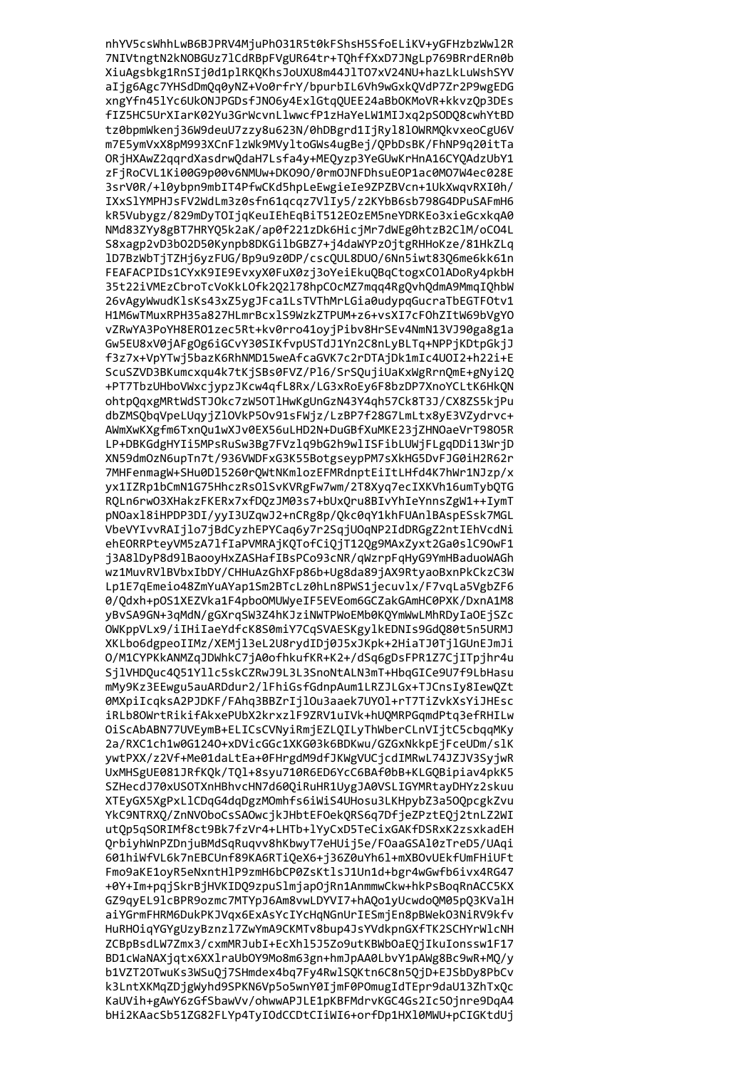```
nhYV5csWhhLwB6BJPRV4MjuPhO31R5t0kFShsH5SfoELiKV+yGFHzbzWwl2R
7NIVtngtN2kNOBGUz7lCdRBpFVgUR64tr+TQhffXxD7JNgLp769BRrdERn0b
XiuAgsbkg1RnSIj0d1plRKQKhsJoUXU8m44JlTO7xV24NU+hazLkLuWshSYV
aIjg6Agc7YHSdDmQq0yNZ+Vo0rfrY/bpurbIL6Vh9wGxkQVdP7Zr2P9wgEDG
xngYfn45lYc6UkONJPGDsfJNO6y4ExlGtqQUEE24aBbOKMoVR+kkvzQp3DEs
fIZ5HC5UrXIarK02Yu3GrWcvnLlwwcfP1zHaYeLW1MIJxq2pSODQ8cwhYtBD
tz0bpmWkenj36W9deuU7zzy8u623N/0hDBgrd1IjRyl8lOWRMQkvxeoCgU6V
m7E5ymVxX8pM993XCnFlzWk9MVyltoGWs4ugBej/QPbDsBK/FhNP9q20itTa
ORjHXAwZ2qqrdXasdrwQdaH7Lsfa4y+MEQyzp3YeGUwKrHnA16CYQAdzUbY1
zFjRoCVL1Ki00G9p00v6NMUw+DKO9O/0rmOJNFDhsuEOP1ac0MO7W4ec028E
3srV0R/+l0ybpn9mbIT4PfwCKd5hpLeEwgieIe9ZPZBVcn+1UkXwqvRXI0h/
IXxSlYMPHJsFV2WdLm3z0sfn61qcqz7VlIy5/z2KYbB6sb798G4DPuSAFmH6
kR5Vubygz/829mDyTOIjqKeuIEhEqBiT512EOzEM5neYDRKEo3xieGcxkqA0
NMd83ZYy8gBT7HRYQ5k2aK/ap0f221zDk6HicjMr7dWEg0htzB2ClM/oCO4L
S8xagp2vD3bO2D50Kynpb8DKGilbGBZ7+j4daWYPzOjtgRHHoKze/81HkZLq
lD7BzWbTjTZHj6yzFUG/Bp9u9z0DP/cscQUL8DUO/6Nn5iwt83Q6me6kk61n
FEAFACPIDs1CYxK9IE9EvxyX0FuX0zj3oYeiEkuQBqCtogxCOlADoRy4pkbH
35t22iVMEzCbroTcVoKkLOfk2Q2l78hpCOcMZ7mqq4RgQvhQdmA9MmqIQhbW
26vAgyWwudKlsKs43xZ5ygJFca1LsTVThMrLGia0udypqGucraTbEGTFOtv1
H1M6wTMuxRPH35a827HLmrBcxlS9WzkZTPUM+z6+vsXI7cFOhZItW69bVgYO
vZRwYA3PoYH8ERO1zec5Rt+kv0rro41oyjPibv8HrSEv4NmN13VJ90ga8g1a
Gw5EU8xV0jAFgOg6iGCvY30SIKfvpUSTdJ1Yn2C8nLyBLTq+NPPjKDtpGkjJ
f3z7x+VpYTwj5bazK6RhNMD15weAfcaGVK7c2rDTAjDk1mIc4UOI2+h22i+E
ScuSZVD3BKumcxqu4k7tKjSBs0FVZ/Pl6/SrSQujiUaKxWgRrnQmE+gNyi2Q
+PT7TbzUHboVWxcjypzJKcw4qfL8Rx/LG3xRoEy6F8bzDP7XnoYCLtK6HkQN
ohtpQqxgMRtWdSTJOkc7zW5OTlHwKgUnGzN43Y4qh57Ck8T3J/CX8ZS5kjPu
dbZMSQbqVpeLUqyjZlOVkP5Ov91sFWjz/LzBP7f28G7LmLtx8yE3VZydrvc+
AWmXwKXgfm6TxnQu1wXJv0EX56uLHD2N+DuGBfXuMKE23jZHNOaeVrT98O5R
LP+DBKGdgHYIi5MPsRuSw3Bg7FVzlq9bG2h9wlISFibLUWjFLgqDDi13WrjD
XN59dmOzN6upTn7t/936VWDFxG3K55BotgseypPM7sXkHG5DvFJG0iH2R62r
7MHFenmagW+SHu0Dl5260rQWtNKmlozEFMRdnptEiItLHfd4K7hWr1NJzp/x
yx1IZRp1bCmN1G75HhczRsOlSvKVRgFw7wm/2T8Xyq7ecIXKVh16umTybQTG
RQLn6rwO3XHakzFKERx7xfDQzJM03s7+bUxQru8BIvYhIeYnnsZgW1++IymT
pNOaxl8iHPDP3DI/yyI3UZqwJ2+nCRg8p/Qkc0qY1khFUAnlBAspESsk7MGL
VbeVYIvvRAIjlo7jBdCyzhEPYCaq6y7r2SqjUOqNP2IdDRGgZ2ntIEhVcdNi
ehEORRPteyVM5zA7lfIaPVMRAjKQTofCiQjT12Qg9MAxZyxt2Ga0slC9OwF1
j3A8lDyP8d9lBaooyHxZASHafIBsPCo93cNR/qWzrpFqHyG9YmHBaduoWAGh
wz1MuvRVlBVbxIbDY/CHHuAzGhXFp86b+Ug8da89jAX9RtyaoBxnPkCkzC3W
Lp1E7qEmeio48ZmYuAYap1Sm2BTcLz0hLn8PWS1jecuvlx/F7vqLa5VgbZF6
0/Qdxh+pOS1XEZVka1F4pboOMUWyeIF5EVEom6GCZakGAmHC0PXK/DxnA1M8
yBvSA9GN+3qMdN/gGXrqSW3Z4hKJziNWTPWoEMb0KQYmWwLMhRDyIaOEjSZc
OWKppVLx9/iIHiIaeYdfcK8S0miY7CqSVAESKgylkEDNIs9GdQ80t5n5URMJ
XKLbo6dgpeoIIMz/XEMjl3eL2U8rydIDj0J5xJKpk+2HiaTJ0TjlGUnEJmJi
O/M1CYPKkANMZqJDWhkC7jA0ofhkufKR+K2+/dSq6gDsFPR1Z7CjITpjhr4u
SjlVHDQuc4Q51Yllc5skCZRwJ9L3L3SnoNtALN3mT+HbqGICe9U7f9LbHasu
mMy9Kz3EEwgu5auARDdur2/lFhiGsfGdnpAum1LRZJLGx+TJCnsIy8IewQZt
0MXpiIcqksA2PJDKF/FAhq3BBZrIjlOu3aaek7UYOl+rT7TiZvkXsYiJHEsc
iRLb8OWrtRikifAkxePUbX2krxzlF9ZRV1uIVk+hUQMRPGqmdPtq3efRHILw
OiScAbABN77UVEymB+ELICsCVNyiRmjEZLQILyThWberCLnVIjtC5cbqqMKy
2a/RXC1ch1w0G124O+xDVicGGc1XKG03k6BDKwu/GZGxNkkpEjFceUDm/slK
ywtPXX/z2Vf+Me01daLtEa+0FHrgdM9dfJKWgVUCjcdIMRwL74JZJV3SyjwR
UxMHSgUE081JRfKQk/TQl+8syu71O0R6ED6YcC6BAf0bB+KLGQBipiav4pkK5
SZHecdJ70xUSOTXnHBhvcHN7d60QiRuHR1UygJA0VSLIGYMRtayDHYz2skuu
XTEyGX5XgPxLlCDqG4dqDgzMOmhfs6iWiS4UHosu3LKHpybZ3a5OQpcgkZvu
YkC9NTRXQ/ZnNVOboCsSAOwcjkJHbtEFOekQRS6q7DfjeZPztEQj2tnLZ2WI
utQp5qSORIMf8ct9Bk7fzVr4+LHTb+lYyCxD5TeCixGAKfDSRxK2zsxkadEH
QrbiyhWnPZDnjuBMdSqRuqvv8hKbwyT7eHUij5e/FOaaGSAl0zTreD5/UAqi
601hiWfVL6k7nEBCUnf89KA6RTiQeX6+j36Z0uYh6l+mXBOvUEkfUmFHiUFt
Fmo9aKE1oyR5eNxntHlP9zmH6bCP0ZsKtlsJ1Un1d+bgr4wGwfb6ivx4RG47
+0Y+Im+pqjSkrBjHVKIDQ9zpuSlmjapOjRn1AnmmwCkw+hkPsBoqRnACC5KX
GZ9qyEL9lcBPR9ozmc7MTYpJ6Am8vwLDYVI7+hAQo1yUcwdoQM05pQ3KValH
aiYGrmFHRM6DukPKJVqx6ExAsYcIYcHqNGnUrIESmjEn8pBWekO3NiRV9kfv
HuRHOiqYGYgUzyBznzl7ZwYmA9CKMTv8bup4JsYVdkpnGXfTK2SCHYrWlcNH
ZCBpBsdLW7Zmx3/cxmMRJubI+EcXhl5J5Zo9utKBWbOaEQjIkuIonssw1F17
BD1cWaNAXjqtx6XXlraUbOY9Mo8m63gn+hmJpAA0LbvY1pAWg8Bc9wR+MQ/y
b1VZT2OTwuKs3WSuQj7SHmdex4bq7Fy4RwlSQKtn6C8n5QjD+EJSbDy8PbCv
k3LntXKMqZDjgWyhd9SPKN6Vp5o5wnY0IjmF0POmugIdTEpr9daU13ZhTxQc
KaUVih+gAwY6zGfSbawVv/ohwwAPJLE1pKBFMdrvKGC4Gs2Ic5Ojnre9DqA4
bHi2KAacSb51ZG82FLYp4TyIOdCCDtCIiWI6+orfDp1HXl0MWU+pCIGKtdUj
```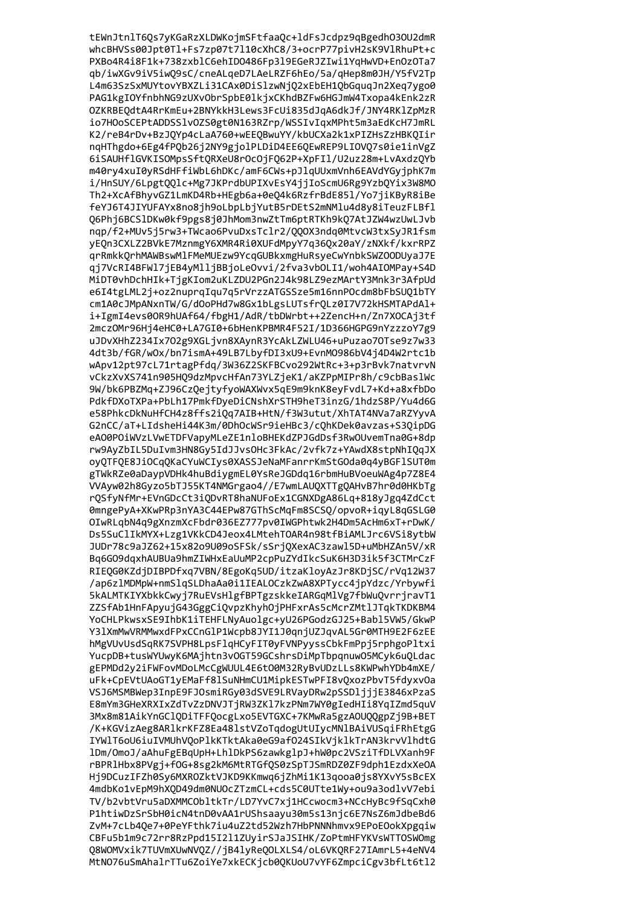```
tEWnJtnlT6Qs7yKGaRzXLDWKojmSFtfaaQc+ldFsJcdpz9qBgedhO3OU2dmR
whcBHVSs00Jpt0Tl+Fs7zp07t7l10cXhC8/3+ocrP77pivH2sK9VlRhuPt+c
PXBo4R4i8F1k+738zxblC6ehIDO486Fp3l9EGeRJZIwi1YqHwVD+EnOzOTa7
qb/iwXGv9iV5iwQ9sC/cneALqeD7LAeLRZF6hEo/5a/qHep8m0JH/Y5fV2Tp
L4m63SzSxMUYtovYBXZLi31CAx0DiSlzwNjQ2xEbEH1QbGquqJn2Xeq7ygo0
PAG1kgIOYfnbhNG9zUXvObrSpbE0lkjxCKhdBZFw6HGJmW4Txopa4kEnk2zR
OZKRBEQdtA4RrKmEu+2BNYkkH3Lews3FcUi835dJqA6dkJf/JNY4RKlZpMzR
io7HOoSCEPtADDSSlvOZS0gt0N163RZrp/WSSIvIqxMPht5m3aEdKcH7JmRL
K2/reB4rDv+BzJQYp4cLaA760+wEEQBwuYY/kbUCXa2k1xPIZHsZzHBKQIir
nqHThgdo+6Eg4fPQb26j2NY9gjolPLDiD4EE6QEwREP9LIOVQ7s0ie1inVgZ
6iSAUHflGVKISOMpsSftQRXeU8rOcOjFQ62P+XpFIl/U2uz28m+LvAxdzQYb
m40ry4xuI0yRSdHFfiWbL6hDKc/amF6CWs+pJlqUUxmVnh6EAVdYGyjphK7m
i/HnSUY/6LpgtQQlc+Mg7JKPrdbUPIXvEsY4jjIoScmU6Rg9YzbQYix3W8MO
Th2+XcAfBhyvGZ1LmKD4Rb+HEgb6a+0eQ4k6RzfrBdE85l/Yo7jiKByR8iBe
feYJ6T4JIYUFAYx8no8jh9oLbpLbjYutB5rDEtS2mNMlu4d8y8iTeuzFLBfl
Q6Phj6BCSlDKw0kf9pgs8j0JhMom3nwZtTm6ptRTKh9kQ7AtJZW4wzUwLJvb
nqp/f2+MUv5j5rw3+TWcao6PvuDxsTclr2/QQOX3ndq0MtvcW3txSyJR1fsm
yEQn3CXLZ2BVkE7MznmgY6XMR4Ri0XUFdMpyY7q36Qx20aY/zNXkf/kxrRPZ
qrRmkkQrhMAWBswMlFMeMUEzw9YcqGUBkxmgHuRsyeCwYnbkSWZOODUyaJ7E
qj7VcRI4BFWl7jEB4yMlljBBjoLeOvvi/2fva3vbOLI1/woh4AIOMPay+S4D
MiDT0vhDchHIk+TjgKIom2uKLZDU2PGn2J4k98LZ9ezMArtY3Mnk3r3AfpUd
e6I4tgLML2j+oz2nuprqIqu7q5rVrzzATGSSze5m16nnPOcdm8bFbSUQ1bTY
cm1A0cJMpANxnTW/G/dOoPHd7w8Gx1bLgsLUTsfrQLz0I7V72kHSMTAPdAl+
i+IgmI4evs0OR9hUAf64/fbgH1/AdR/tbDWrbt++2ZencH+n/Zn7XOCAj3tf
2mczOMr96Hj4eHC0+LA7GI0+6bHenKPBMR4F52I/1D366HGPG9nYzzzoY7g9
uJDvXHhZ234Ix7O2g9XGLjvn8XAynR3YcAkLZWLU46+uPuzao7OTse9z7w33
4dt3b/fGR/wOx/bn7ismA+49LB7LbyfDI3xU9+EvnMO986bV4j4D4W2rtc1b
wApv12pt97cL71rtagPfdq/3W36Z2SKFBCvo292WtRc+3+p3rBvk7natvrvN
vCkzXvXS741n905HQ9dzMpvcHfAn73YLZjeK1/aKZPpMIPr8h/c9cbBaslWc
9W/bk6PBZMq+ZJ96CzQejtyfyoWAXWvx5qE9m9knK8eyFvdL7+Kd+a8xfbDo
PdkfDXoTXPa+PbLh17PmkfDyeDiCNshXrSTH9heT3inzG/1hdzS8P/Yu4d6G
e58PhkcDkNuHfCH4z8ffs2iQq7AIB+HtN/f3W3utut/XhTAT4NVa7aRZYyvA
G2nCC/aT+LIdsheHi44K3m/0DhOcWSr9ieHBc3/cQhKDek0avzas+S3QipDG
eAO0POiWVzLVwETDFVapyMLeZE1nloBHEKdZPJGdDsf3RwOUvemTna0G+8dp
rw9AyZbIL5DuIvm3HN8Gy5IdJJvsOHc3FkAc/2vfk7z+YAwdX8stpNhIQqJX
oyQTFQE8JiOCqQKaCYuWCIys0XASSJeNaMFanrrKmStGOda0q4yBGFlSUT0m
gTWkRZe0aDaypVDHk4huBdiygmEL0YsReJGDdq16rbmHuBVoeuWAg4p7Z8E4
VVAyw02h8Gyzo5bTJ55KT4NMGrgao4//E7wmLAUQXTTgQAHvB7hr0d0HKbTg
rQSfyNfMr+EVnGDcCt3iQDvRT8haNUFoEx1CGNXDgA86Lq+818yJgq4ZdCct
0mngePyA+XKwPRp3nYA3C44EPw87GThScMqFm8SCSQ/opvoR+iqyL8qGSLG0
OIwRLqbN4q9gXnzmXcFbdr036EZ777pv0IWGPhtwk2H4Dm5AcHm6xT+rDwK/
Ds5SuClIkMYX+Lzg1VKkCD4Jeox4LMtehTOAR4n98tfBiAMLJrc6VSi8ytbW
JUDr78c9aJZ62+15x82o9U09oSFSk/sSrjQXexAC3zawl5D+uMbHZAn5V/xR
Bq6GO9dqxhAUBUa9hmZIWHxEaUuMP2cpPuZYdIkcSuK6H3D3ik5f3CTMrCzF
RIEQG0KZdjDIBPDfxq7VBN/8EgoKq5UD/itzaKloyAzJr8KDjSC/rVq12W37
/ap6zlMDMpW+nmSlqSLDhaAa0i1IEALOCzkZwA8XPTycc4jpYdzc/Yrbywfi
5kALMTKIYXbkkCwyj7RuEVsHlgfBPTgzskkeIARGqMlVg7fbWuQvrrjravT1
ZZSfAb1HnFApyujG43GggCiQvpzKhyhOjPHFxrAs5cMcrZMtlJTqkTKDKBM4
YoCHLPkwsxSE9IhbK1iTEHFLNyAuolgc+yU26PGodzGJ25+Babl5VW5/GkwP
Y31XmMwVRMMwxdFPxCCnGlP1Wcpb8JYI1J0qnjUZJqvAL5Gr0MTH9E2F6zEE
hMgVUvUsdSqRK7SVPH8LpsFlqHCyFIT0yFVNPyyssCbkFmPpj5rphgoPltxi
YucpDB+tusWYUwyK6MAjhtn3vOGT59GCshrsDiMpTbpqnuwO5MCyk6uQLdac
gEPMDd2y2iFWFovMDoLMcCgWUUL4E6tO0M32RyBvUDzLLs8KWPwhYDb4mXE/
uFk+CpEVtUAoGT1yEMaFf8lSuNHmCU1MipkESTwPFI8vQxozPbvT5fdyxvOa
VSJ6MSMBWep3InpE9FJOsmiRGy03dSVE9LRVayDRw2pSSDljjjE3846xPzaS
E8mYm3GHeXRXIxZdTvZzDNVJTjRW3ZKl7kzPNm7WY0gIedHIi8YqIZmd5quV
3Mx8m81AikYnGClQDiTFFQocgLxo5EVTGXC+7KMwRa5gzAOUQQgpZj9B+BET
/K+KGViZAeg8ARlkrKFZ8Ea48lstVZoTqdogUtUIycMNlBAiVUSqiFRhEtgG
IYWlT6oU6iuIVMUhVQoPlkKTktAka0eG9afO24SIkVjklkTrAN3krvVlhdtG
lDm/OmoJ/aAhuFgEBqUpH+LhlDkPS6zawkglpJ+hW0pc2VSziTfDLVXanh9F
rBPRlHbx8PVgj+fOG+8sg2kM6MtRTGfQS0zSpTJSmRDZ0ZF9dph1EzdxXeOA
Hj9DCuzIFZh0Sy6MXROZktVJKD9KKmwq6jZhMi1K13qooa0js8YXvY5sBcEX
4mdbKo1vEpM9hXQD49dm0NUOcZTzmCL+cds5C0UTte1Wy+ou9a3odlvV7ebi
TV/b2vbtVru5aDXMMCObltkTr/LD7YvC7xj1HCcwocm3+NCcHyBc9fSqCxh0
P1htiwDzSrSbH0icN4tnD0vAA1rUShsaayu30m5s13njc6E7NsZ6mJdbeBd6
ZvM+7cLb4Qe7+0PeYFthk7iu4uZ2td52Wzh7HbPNNNhmvx9EPoEOokXpgqiw
CBFu5b1m9c72rr8RzPpd15I2l1ZUyirSJaJSIHK/ZoPtmHFYKVsWTTOSWOmg
Q8WOMVxik7TUVmXUwNVQZ//jB4lyReQOLXLS4/oL6VKQRF27IAmrL5+4eNV4
MtNO76uSmAhalrTTu6ZoiYe7xkECKjcb0QKUoU7vYF6ZmpciCgv3bfLt6tl2
```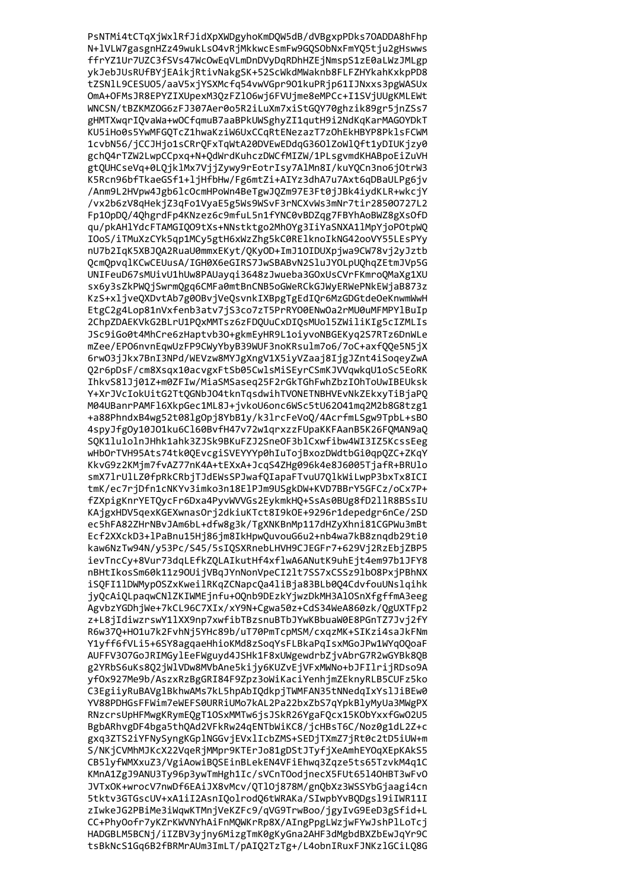```
PsNTMi4tCTqXjWxlRfJidXpXWDgyhoKmDQW5dB/dVBgxpPDks7OADDA8hFhp
N+lVLW7gasgnHZz49wukLsO4vRjMkkwcEsmFw9GQSObNxFmYQ5tju2gHswws
ffrYZ1Ur7UZC3fSVs47WcOwEqVLmDnDVyDqRDhHZEjNmspS1zE0aLWzJMLgp
ykJebJUsRUfBYjEAikjRtivNakgSK+52ScWkdMWaknb8FLFZHYkahKxkpPD8
tZSNlL9CESUO5/aaV5xjYSXMcfq54vwVGpr9O1kuPRjp61IJNxxs3pgWASUx
OmA+OFMsJR8EPYZIXUpexM3QzFZlO6wj6FVUjme8eMPCc+I1SVjUUgKMLEWt
WNCSN/tBZKMZOG6zFJ307Aer0o5R2iLuXm7xiStGQY70ghzik89gr5jnZSs7
gHMTXwqrIQvaWa+wOCfqmuB7aaBPkUWSghyZI1qutH9i2NdKqKarMAGOYDkT
KU5iHo0s5YwMFGQTcZ1hwaKziW6UxCCqRtENezazT7zOhEkHBYP8PklsFCWM
1cvbN56/jCCJHjo1sCRrQFxTqWtA20DVEwEDdqG36OlZoWlQft1yDIUKjzy0
gchQ4rTZW2LwpCCpxq+N+QdWrdKuhczDWCfMIZW/1PLsgvmdKHABpoEiZuVH
gtQUHCseVq+0LQjklMx7VjjZywy9rEotrIsy7AlMn8I/kuYQCn3no6jOtrW3
K5Rcn96bfTkaeGSf1+ljHfbHw/Fg6mtZi+AIYz3dhA7u7Axt6qDBaULPg6jv
/Anm9L2HVpw4Jgb6lcOcmHPoWn4BeTgwJQZm97E3Ft0jJBk4iydKLR+wkcjY
/vx2b6zV8qHekjZ3qFo1VyaE5g5Ws9WSvF3rNCXvWs3mNr7tir2850O727L2
Fp1OpDQ/4QhgrdFp4KNzez6c9mfuL5n1fYNC0vBDZqg7FBYhAoBWZ8gXsOfD
qu/pkAHlYdcFTAMGIQO9tXs+NNstktgo2MhOYg3IiYaSNXA1lMpYjoPOtpWQ
IOoS/iTMuXzCYk5qp1MCy5gtH6xWzZhg5kC0RElknoIkNG42ooVY55LEsPYy
nU7b2IqK5XBJQA2RuaU0mmxEKyt/QKyOD+ImJ1OIDUXpjwa9CW78vj2yJztb
QcmQpvqlKCwCEUusA/IGH0X6eGIRS7JwSBABvN2SluJYOLpUQhqZEtmJVp5G
UNIFeuD67sMUivU1hUw8PAUayqi3648zJwueba3GOxUsCVrFKmroQMaXg1XU
sx6y3sZkPWQjSwrmQgq6CMFa0mtBnCNB5oGWeRCkGJWyERWePNkEWjaB873z
KzS+xljveQXDvtAb7g0OBvjVeQsvnkIXBpgTgEdIQr6MzGDGtdeOeKnwmWwH
EtgC2g4Lop81nVxfenb3atv7jS3co7zT5PrRYO0ENwOa2rMU0uMFMPYlBuIp
2ChpZDAEKVkG2BLrU1PQxMMTsz6zFDQUuCxDIQsMUol5ZWiliKIg5cIZMLIs
JSc9iGo0t4MhCre6zHaptvb3O+gkmEyHR9L1oiyvoNBGEKyq2S7RTz6DnWLe
mZee/EPO6nvnEqwUzFP9CWyYbyB39WUF3noKRsulm7o6/7oC+axfQQe5N5jX
6rwO3jJkx7BnI3NPd/WEVzw8MYJgXngV1X5iyVZaaj8IjgJZnt4iSoqeyZwA
Q2r6pDsF/cm8Xsqx10acvgxFtSb05CwlsMiSEyrCSmKJVVqwkqU1oSc5EoRK
IhkvS8lJj01Z+m0ZFIw/MiaSMSaseq25F2rGkTGhFwhZbzIOhToUwIBEUksk
Y+XrJVcIokUitG2TtQGNbJO4tknTqsdwihTVONETNBHVEvNkZEkxyTiBjaPQ
M04UBanrPAMFl6XkpGec1ML8J+jvkoU6onc6WSc5tU62O41mq2M2b8G8tzg1
+a88PhndxB4wg52t08lgOpj8YbB1y/k3lrcFeVoQ/4AcrfmLSgw9TpbL+sBO
4spyJfgOy10JO1ku6Cl60BvfH47v72w1qrxzzFUpaKKFAanB5K26FQMAN9aQ
SQK1lulolnJHhk1ahk3ZJSk9BKuFZJ2SneOF3blCxwfibw4WI3IZ5KcssEeg
wHbOrTVH95Ats74tk0QEvcgiSVEYYYp0hIuTojBxozDWdtbGi0qpQZC+ZKqY
KkvG9z2KMjm7fvAZ77nK4A+tEXxA+JcqS4ZHg096k4e8J6005TjafR+BRUlo
smX7lrUlLZ0fpRkCRbjTJdEWsSPJwafQIapaFTvuU7QlkWiLwpP3bxTx8ICI
tmK/ec7rjDfn1cNKYv3imko3n18ElPJm9USgkDW+KVD7BBrY5GFCz/oCx7P+
fZXpigKnrYETQycFr6Dxa4PyvWVVGs2EykmkHQ+SsAs0BUg8fD2llR8BSsIU
KAjgxHDV5qexKGEXwnasOrj2dkiuKTct8I9kOE+9296r1depedgr6nCe/2SD
ec5hFA82ZHrNBvJAm6bL+dfw8g3k/TgXNKBnMp117dHZyXhni81CGPWu3mBt
Ecf2XXckD3+lPaBnu15Hj86jm8IkHpwQuvouG6u2+nb4wa7kB8znqdb29ti0
kaw6NzTw94N/y53Pc/S45/5sIQSXRnebLHVH9CJEGFr7+629Vj2RzEbjZBP5
ievTncCy+8Vur73dqLEfkZQLAIkutHf4xflwA6ANutK9uhEjt4em97b1JFY8
nBHtIkosSm60k11z9OUijVBqJYnNonVpeCI2lt7SS7xCSSz9lbO8PxjPBhNX
iSQFI1lDWMypOSZxKweilRKqZCNapcQa4liBja83BLb0Q4CdvfouUNslqihk
jyQcAiQLpaqwCNlZKIWMEjnfu+OQnb9DEzkYjwzDkMH3AlOSnXfgffmA3eeg
AgvbzYGDhjWe+7kCL96C7XIx/xY9N+Cgwa50z+CdS34WeA860zk/QgUXTFp2
z+L8jIdiwzrswY1lXX9np7xwfibTBzsnuBTbJYwKBbuaW0E8PGnTZ7Jvj2fY
R6w37Q+HO1u7k2FvhNj5YHc89b/uT70PmTcpMSM/cxqzMK+SIKzi4saJkFNm
Y1yff6fVLi5+6SY8agqaeHhioKMd8zSoqYsFLBkaPqIsxMGoJPw1WYqOQoaF
AUFFV3O7GoJRIMGylEeFWguyd4JSHk1F8xUWgewdrbZjvAbrG7R2wGYBk8QB
g2YRbS6uKs8Q2jWlVDw8MVbAne5kijy6KUZvEjVFxMWNo+bJFIlrijRDso9A
yfOx927Me9b/AszxRzBgGRI84F9Zpz3oWiKaciYenhjmZEknyRLB5CUFz5ko
C3EgiiyRuBAVglBkhwAMs7kL5hpAbIQdkpjTWMFAN35tNNedqIxYslJiBEw0
YV88PDHGsFFWim7eWEFS0URRiUMo7kAL2Pa22bxZbS7qYpkBlyMyUa3MWgPX
RNzcrsUpHFMwgKRymEQgT1OSxMMTw6jsJSkR26YgaFQcx15KObYxxfGwO2U5
BgbARhvgDF4bga5thQAd2VFkRw24qENTbWiKC8/jcHBsT6C/Noz0g1dL2Z+c
gxq3ZTS2iYFNySyngKGplNGGvjEVxlIcbZMS+SEDjTXmZ7jRt0c2tD5iUW+m
S/NKjCVMhMJKcX22VqeRjMMpr9KTErJo81gDStJTyfjXeAmhEYOqXEpKAkS5
CB5lyfWMXxuZ3/VgiAowiBQSEinBLekEN4VFiEhwq3Zqze5ts65TzvkM4q1C
KMnA1ZgJ9ANU3Ty96p3ywTmHgh1Ic/sVCnTOodjnecX5FUt65l4OHBT3wFvO
JVTxOK+wrocV7nwDf6EAiJX8vMcv/QTlOj878M/gnQbXz3WSSYbGjaagi4cn
5tktv3GTGscUV+xA1iI2AsnIQolrodQ6tWRAKa/SIwpbYvBQDgsl9iIWR11I
zIwkeJG2PBiMe3iWqwKTMnjVeKZFc9/qVG9TrwBoo/jgyIvG9EeD3gSfid+L
CC+PhyOofr7yKZrKWVNYhAiFnMQWKrRp8X/AIngPpgLWzjwFYwJshPlLoTcj
HADGBLM5BCNj/iIZBV3yjny6MizgTmK0gKyGna2AHF3dMgbdBXZbEwJqYr9C
tsBkNcS1Gq6B2fBRMrAUm3ImLT/pAIQ2TzTg+/L4obnIRuxFJNKzlGCiLQ8G
```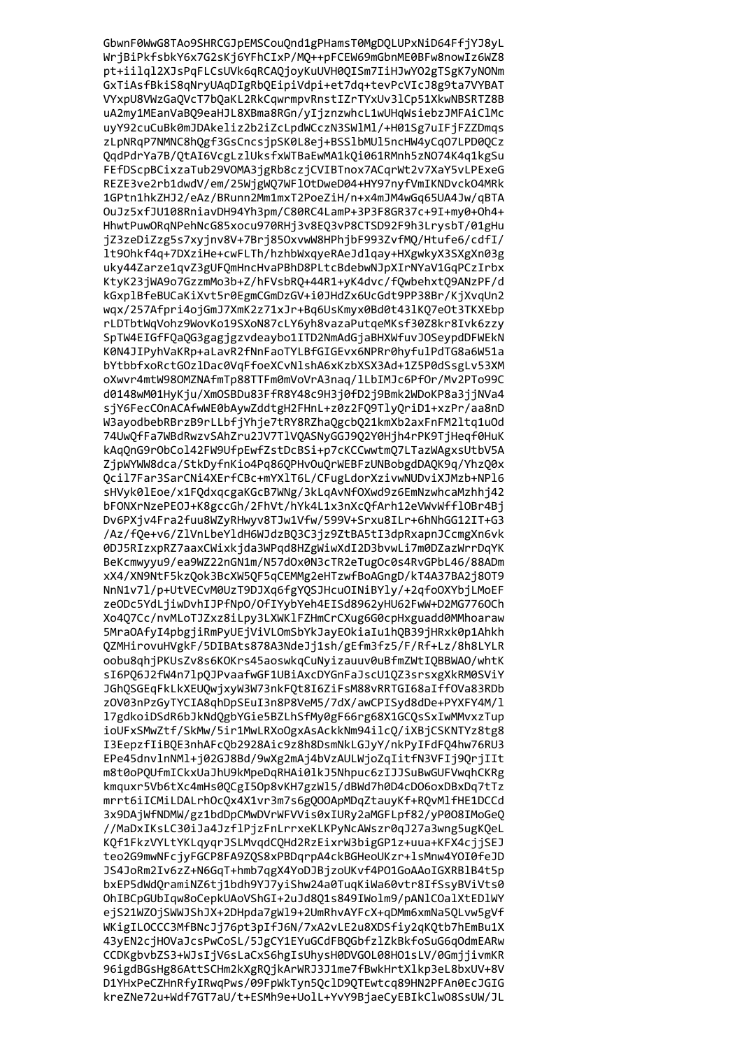```
GbwnF0WwG8TAo9SHRCGJpEMSCouQnd1gPHamsT0MgDQLUPxNiD64FfjYJ8yL
WrjBiPkfsbkY6x7G2sKj6YFhCIxP/MQ++pFCEW69mGbnME0BFw8nowIz6WZ8
pt+iilql2XJsPqFLCsUVk6qRCAQjoyKuUVH0QISm7IiHJwYO2gTSgK7yNONm
GxTiAsfBkiS8qNryUAqDIgRbQEipiVdpi+et7dq+tevPcVIcJ8g9ta7VYBAT
VYxpU8VWzGaQVcT7bQaKL2RkCqwrmpvRnstIZrTYxUv3lCp51XkwNBSRTZ8B
uA2my1MEanVaBQ9eaHJL8XBma8RGn/yIjznzwhcL1wUHqWsiebzJMFAiClMc
uyY92cuCuBk0mJDAkeliz2b2iZcLpdWCczN3SWlMl/+H01Sg7uIFjFZZDmqs
zLpNRqP7NMNC8hQgf3GsCncsjpSK0L8ej+BSSlbMUl5ncHW4yCqO7LPD0QCz
QqdPdrYa7B/QtAI6VcgLzlUksfxWTBaEwMA1kQi061RMnh5zNO74K4q1kgSu
FEfDScpBCixzaTub29VOMA3jgRb8czjCVIBTnox7ACqrWt2v7XaY5vLPExeG
REZE3ve2rb1dwdV/em/25WjgWQ7WFlOtDweD04+HY97nyfVmIKNDvckO4MRk
1GPtn1hkZHJ2/eAz/BRunn2Mm1mxT2PoeZiH/n+x4mJM4wGq65UA4Jw/qBTA
OuJz5xfJU108RniavDH94Yh3pm/C80RC4LamP+3P3F8GR37c+9I+my0+Oh4+
HhwtPuwORqNPehNcG85xocu970RHj3v8EQ3vP8CTSD92F9h3LrysbT/01gHu
jZ3zeDiZzg5s7xyjnv8V+7Brj85OxvwW8HPhjbF993ZvfMQ/Htufe6/cdfI/
lt9Ohkf4q+7DXziHe+cwFLTh/hzhbWxqyeRAeJdlqay+HXgwkyX3SXgXn03g
uky44Zarze1qvZ3gUFQmHncHvaPBhD8PLtcBdebwNJpXIrNYaV1GqPCzIrbx
KtyK23jWA9o7GzzmMo3b+Z/hFVsbRQ+44R1+yK4dvc/fQwbehxtQ9ANzPF/d
kGxplBfeBUCaKiXvt5r0EgmCGmDzGV+i0JHdZx6UcGdt9PP38Br/KjXvqUn2
wqx/257Afpri4ojGmJ7XmK2z71xJr+Bq6UsKmyx0Bd0t43lKQ7eOt3TKXEbp
rLDTbtWqVohz9WovKo19SXoN87cLY6yh8vazaPutqeMKsf30Z8kr8Ivk6zzy
SpTW4EIGfFQaQG3gagjgzvdeaybo1ITD2NmAdGjaBHXWfuvJOSeypdDFWEkN
K0N4JIPyhVaKRp+aLavR2fNnFaoTYLBfGIGEvx6NPRr0hyfulPdTG8a6W51a
bYtbbfxoRctGOzlDac0VqFfoeXCvNlshA6xKzbXSX3Ad+1Z5P0dSsgLv53XM
oXwvr4mtW98OMZNAfmTp88TTFm0mVoVrA3naq/lLbIMJc6PfOr/Mv2PTo99C
d0148wM01HyKju/XmOSBDu83FfR8Y48c9H3j0fD2j9Bmk2WDoKP8a3jjNVa4
sjY6FecCOnACAfwWE0bAywZddtgH2FHnL+z0z2FQ9TlyQriD1+xzPr/aa8nD
W3ayodbebRBrzB9rLLbfjYhje7tRY8RZhaQgcbQ21kmXb2axFnFM2ltq1uOd
74UwQfFa7WBdRwzvSAhZru2JV7TlVQASNyGGJ9Q2Y0Hjh4rPK9TjHeqf0HuK
kAqQnG9rObCol42FW9UfpEwfZstDcBSi+p7cKCCwwtmQ7LTazWAgxsUtbV5A
ZjpWYWW8dca/StkDyfnKio4Pq86QPHvOuQrWEBFzUNBobgdDAQK9q/YhzQ0x
Qcil7Far3SarCNi4XErfCBc+mYXlT6L/CFugLdorXzivwNUDviXJMzb+NPl6
sHVyk0lEoe/x1FQdxqcgaKGcB7WNg/3kLqAvNfOXwd9z6EmNzwhcaMzhhj42
bFONXrNzePEOJ+K8gccGh/2FhVt/hYk4L1x3nXcQfArh12eVWvWffl0Br4Bj
Dv6PXjv4Fra2fuu8WZyRHwyv8TJw1Vfw/599V+Srxu8ILr+6hNhGG12IT+G3
/Az/fQe+v6/ZlVnLbeYldH6WJdzBQ3C3jz9ZtBA5tI3dpRxapnJCcmgXn6vk
0DJ5RIzxpRZ7aaxCWixkjda3WPqd8HZgWiwXdI2D3bvwLi7m0DZazWrrDqYK
BeKcmwyyu9/ea9WZ22nGN1m/N57dOx0N3cTR2eTugOc0s4RvGPbL46/88ADm
xX4/XN9NtF5kzQok3BcXW5QF5qCEMMg2eHTzwfBoAGngD/kT4A37BA2j8OT9
NnN1v7l/p+UtVECvM0UzT9DJXq6fgYQSJHcuOINiBYly/+2qfoOXYbjLMoEF
zeODc5YdLjiwDvhIJPfNpO/OfIYybYeh4EISd8962yHU62FwW+D2MG776OCh
Xo4Q7Cc/nvMLoTJZxz8iLpy3LXWKlFZHmCrCXug6G0cpHxguadd0MMhoaraw
5MraOAfyI4pbgjiRmPyUEjViVLOmSbYkJayEOkiaIu1hQB39jHRxk0p1Ahkh
QZMHirovuHVgkF/5DIBAts878A3NdeJj1sh/gEfm3fz5/F/Rf+Lz/8h8LYLR
oobu8qhjPKUsZv8s6KOKrs45aoswkqCuNyizauuv0uBfmZWtIQBBWAO/whtK
sI6PQ6J2fW4n7lpQJPvaafwGF1UBiAxcDYGnFaJscU1QZ3srsxgXkRM0SViY
JGhQSGEqFkLkXEUQwjxyW3W73nkFQt8I6ZiFsM88vRRTGI68aIffOVa83RDb
zOV03nPzGyTYCIA8qhDpSEuI3n8P8VeM5/7dX/awCPISyd8dDe+PYXFY4M/l
l7gdkoiDSdR6bJkNdQgbYGie5BZLhSfMy0gF66rg68X1GCQsSxIwMMvxzTup
ioUFxSMwZtf/SkMw/5ir1MwLRXoOgxAsAckkNm94ilcQ/iXBjCSKNTYz8tg8
I3EepzfIiBQE3nhAFcQb2928Aic9z8h8DsmNkLGJyY/nkPyIFdFQ4hw76RU3
EPe45dnvlnNMl+j02GJ8Bd/9wXg2mAj4bVzAULWjoZqIitfN3VFIj9QrjIIt
m8t0oPQUfmICkxUaJhU9kMpeDqRHAi0lkJ5Nhpuc6zIJJSuBwGUFVwqhCKRg
kmquxr5Vb6tXc4mHs0QCgI5Op8vKH7gzWl5/dBWd7h0D4cDO6oxDBxDq7tTz
mrrt6iICMiLDALrhOcQx4X1vr3m7s6gQOOApMDqZtauyKf+RQvMlfHE1DCCd
3x9DAjWfNDMW/gz1bdDpCMwDVrWFVVis0xIURy2aMGFLpf82/yP0O8IMoGeQ
//MaDxIKsLC30iJa4JzflPjzFnLrrxeKLKPyNcAWszr0qJ27a3wng5ugKQeL
KQf1FkzVYLtYKLqyqrJSLMvqdCQHd2RzEixrW3bigGP1z+uua+KFX4cjjSEJ
teo2G9mwNFcjyFGCP8FA9ZQS8xPBDqrpA4ckBGHeoUKzr+lsMnw4YOI0feJD
JS4JoRm2Iv6zZ+N6GqT+hmb7qgX4YoDJBjzoUKvf4PO1GoAAoIGXRBlB4t5p
bxEP5dWdQramiNZ6tj1bdh9YJ7yiShw24a0TuqKiWa60vtr8IfSsyBViVts0
OhIBCpGUbIqw8oCepkUAoVShGI+2uJd8Q1s849IWolm9/pANlCOalXtEDlWY
ejS21WZOjSWWJShJX+2DHpda7gWl9+2UmRhvAYFcX+qDMm6xmNa5QLvw5gVf
WKigILOCCC3MfBNcJj76pt3pIfJ6N/7xA2vLE2u8XDSfiy2qKQtb7hEmBu1X
43yEN2cjHOVaJcsPwCoSL/5JgCY1EYuGCdFBQGbfzlZkBkfoSuG6qOdmEARw
CCDKgbvbZS3+WJsIjV6sLaCxS6hgIsUhysH0DVGOL08HO1sLV/0GmjjivmKR
96igdBGsHg86AttSCHm2kXgRQjkArWRJ3J1me7fBwkHrtXlkp3eL8bxUV+8V
D1YHxPeCZHnRfyIRwqPws/09FpWkTyn5QclD9QTEwtcq89HN2PFAn0EcJGIG
kreZNe72u+Wdf7GT7aU/t+ESMh9e+UolL+YvY9BjaeCyEBIkClwO8SsUW/JL
```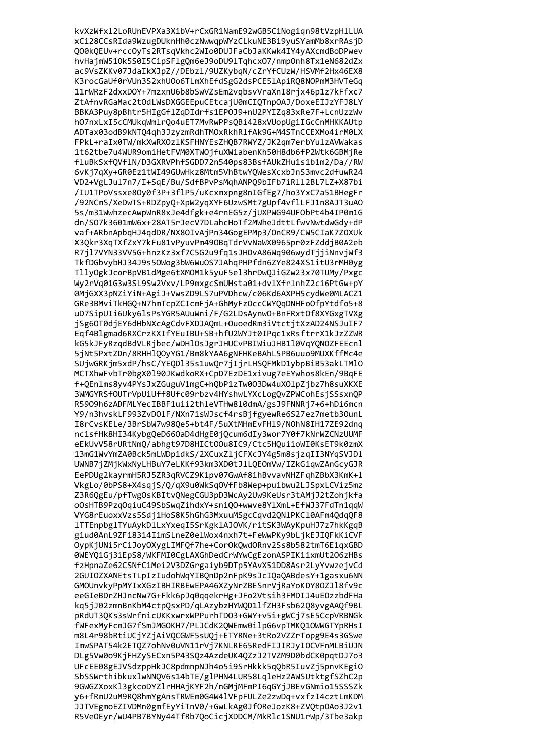kvXzWfxl2LoRUnEVPXa3XibV+rCxGR1NamE92wGB5C1Nog1qn98tVzpHlLUA
xCi28CCsRIda9WzugDUknHh0czNwwqpWYzCLkuNE3Bi9yuSYamMb8xrRAsjD
QO0kQEUv+rccOyTs2RTsqVkhc2WIo0DUJFaCbJaKKwk4IY4yAXcmdBoDPwev
hvHajmW51Ok5S0I5CipSFlgQm6eJ9oDU9lTqhcxO7/nmpOnh8Tx1eN682dZx
ac9VsZKKv07JdaIkXJpZ//DEbzl/9UZKybqN/cZrYfCUzW/HSVMf2Hx46EX8
K3rocGaUf0rVUn3S2xhUOo6TLmXhEfdSgG2dsPCE5lApiRQ8NOPmM3HVTeGq
11rWRzF2dxxDOY+7mzxnU6b8bSwVZsEm2vqbsvVraXnI8rjx46p1z7kFfxc7
ZtAfnvRGaMac2tOdLWsDXGGEEpuCEtcajU0mCIQTnpOAJ/DoxeEIJzYFJ8LY
BBKA3Puy8pBhtr5HIgGflZqDIdrfs1EPOJ9+nU2PYIZq83xRe7F+LcnUzzWv
hO7nxLxI5cCMUkqWmlrQo4uET7MvRwPPsQBi428xVUopUgiIGcCnMHKKAUtp
ADTax03odB9kNTQ4qh3JzyzmRdhTMOxRkhRlfAk9G+M4STnCCEXMo4irM0LX
FPkL+raIx0TW/mkXwRXOzlKSFHNYEsZHQB7RWYZ/JK2qm7erbYulzAVWakas
1t62tbe7u4WUR9omiHetFVM0XTWOjfuXW1abenKh50H8db6fP2Wtk6GBMjRe
fluBkSxfQVflN/D3GXRVPhfSGDD72n540ps83BsfAUkZHu1s1b1m2/Da//RW
6vKj7qXy+GR0Ez1tWI49GUwHkz8Mtm5VhBtwYQWesXcxbJnS3mvc2dfuwR24
VD2+VgLJul7n7/I+SqE/Bu/SdfBPvPsMqhANPQ9bIFb7iRll2BL7LZ+X87bi
/IU1TPoVssxe8Oy0f3P+3flP5/uKcxmxpng8nIGfEg7/ho3YxC7a51BHegFr
/92NCmS/XeDwTS+RDZpyQ+XpW2yqXYF6UzwSMt7gUpf4vflLFJ1n8AJT3uAO
5s/m31WwhzecAwpWnR8xJe4dfgk+e4rnEG5z/jUXPWG94UFObPt4b4IP0m1G
dn/SO7k3601mW6x+28AT5rJecV7DLahcHoTf2MWheJdttLfwvNwtdwGdy+dP
vaf+ARbnApbqHJ4qdDR/NX8OIvAjPn34GogEPMp3/OnCR9/CW5CIaK7ZOXUk
X3Qkr3XqTXfZxY7kFu81vPyuvPm49OBqTdrVvNaWX0965pr0zFZddjB0A2eb
R7jl7VYN33VV5G+hnzKz3xf7C5G2u9fq1sJHOvA86Wq906wydTjjiNnvjWf3
TkfDGbvybHJ34J9s5OWog3bW6WuOS7JAhqPHPfdn6ZYe824XS1itU3rMH0yg
TllyOgkJcorBpVB1dMge6tXMOM1k5yuF5el3hrDwQJiGZw23x70TUMy/Pxgc
Wy2rVq01G3w3SL9Sw2Vxv/LP9mxgcSmUHsta01+dvlXfrlnhZ2ci6PtGw+pY
0MjGXX3pNZiYiN+AgiJ+VwsZD9LS7uPVDhcw/c06Kd6AXPH5cydWe0MLACZ1
GRe3BMviTkHGQ+N7hmTcpZCIcmFjA+GhMyFzOccCWYQqDNHFoOfpYtdfo5+8
uD7SipUIi6Uky6lsPsYGR5AUuWni/F/G2LDsAynwO+BnFRxtOf8XYGxgTVXg
jSg6OT0djEY6dHbNXcAgCdvFXDJAQmL+OuoedRm3iVtctjtXzAD24NSJuIF7
Eqf4Blgmad6RXCrzKXIfYEuIBU+SB+hfU2WYJt0IPqc1xRsftrrX1kJzZZWR
kG5kJFyRzqdBdVLRjbec/wDHlOsJgrJHUCvPBIWiuJHB1l0VqYQNOZFEEcnl
5jNt5PxtZDn/8RHHlQOyYG1/Bm8kYAA6gNFHKeBAhL5PB6uuo9MUXKffMc4e
SUjwGRKjm5xdP/hsC/YEQDl35s1uwQr7jIjrLHSQFMkD1ybpBiB53akLTMlO
MCTXhwFvbTr0bgX0l90JKwdkoRX+CpD7EzDE1xivug7eEYwhos8kEn/9BqFE
f+QEnlms8yv4PYsJxZGuguV1mgC+hQbP1zTw0O3Dw4uXOlpZjbz7h8suXKXE
3WMGYRSfOUTrVpUiUff8Ufc09rbzv4HYshwLYXcLogQvZPWCohEsjSSsxnQP
R59O9h6zADFMLYecIBBF1uii2thleVTHw8l0dmA/gsJ9FNNRj7+6+hDi6mcn
Y9/n3hvskLF993ZvDOlF/NXn7isWJscf4rsBjfgyewRe6S27ez7metb3OunL
I8rCvsKELe/3BrSbW7w98Qe5+bt4F/5uXtMHmEvFHl9/NOhN8IH17ZE92dnq
nc1sfHk8HI34KybgQeD66OaD4dHgE0jQcum6dIy3wor7Y0f7kNrWZCNzUUMF
eEkUvV58rURtNmQ/abhgt97D8HICtOOu8IC9/Ctc5HQuiioWI0KsET9k0zmX
13mG1WvYmZA0Bck5mLWDpidkS/2XCuxZljCFXcJY4g5m8sjzqII3NYqSVJDl
UWNB7jZMjkWxNyLHBuY7eLKKf93km3XD0tJlLQEOmVw/IZkGiqwZAnGcyGJR
EePDUg2kayrmH5RJ5ZR3qRVCZ9K1pv07GwAf8ihBvvavNHZFqhZBbX3KmK+l
VkgLo/0bPS8+X4sqjS/Q/qX9u0WkSqOVfFb8Wep+pu1bwu2LJSpxLCViz5mz
Z3R6QgEu/pfTwgOsKBItvQNegCGU3pD3WcAy2Uw9KeUsr3tAMjJ2tZohjkfa
oOsHTB9PzqOqiuC49SbSwqZihdxY+sniQO+wwve8YlXmL+EfWJ37FdTn1qqW
VYG8rEuoxxVzs5Sdj1HoS8K5hGhG3MxuuMSgcCqvd2QNlPKCl0AFm4QdqQF8
lTTEnpbglTYuAykDlLxYxeqI5SrKgklAJOVK/ritSK3WAyKpuHJ7z7hkKgqB
giud0AnL9ZF183i4ImSLneZ0elWox4nxh7t+FeWwPKy9bLjkEJIQFkKiCVF
OypKjUNi5rCiJoyOXygLIMFQf7he+CorOkQwdORnv2Ss8b582tmT6E1qxGBD
0WEYQiGj3iEpS8/WKFMI0CgLAXGhDedCrWYwCgEzonASPIK1ixmUt2O6zHBs
fzHpnaZe62CSNfC1Mei2V3DZGrgaiyb9DTp5YAvX51DD8Asr2LyYvwzejvCd
2GUIOZXANEtsTLpIzIudohWqYIBQnDp2nFpK9sJcIQaQABdesY+1gasxu6NN
GMOUnvkyPpMYIxXGzIBHIRBEwEPA46XZyNrZBESnrVjRaYoKDY8OZJl8fv9c
eeGIeBDrZHJncNw7G+Fkk6pJq0qqekrHg+JFo2Vtsih3FMDIJ4uEOzzbdFHa
kq5jJ02zmnBnKbM4ctpQsxPD/qLAzybzHYWQD1lfZH3Fsb62Q8yvgAAQf9BL
pRdUT3QKs3sWrfnicUKKxwrxWPPurhTDO3+GWY+v5i+gWCj7sE5CcpVRBNGk
fWFexMyFcmJG7fSmJMGOKH7/PLJCdK2QWEmw0ilpG6vpTMKQ1OWWGTYpRHsI
m8L4r98bRtiUCjYZjAiVQCGWF5sUQj+ETYRNe+3tRo2VZZrTopg9E4s3GSwe
ImwSPAT54k2ETQZ7ohNv0uVN11rVj7KNLRE65RedFIJIRJyIOCVFnMLBiUJN
DLg5Vw0o9KjFHZySECxn5P43SQz4AzdeUK4QZzJ2TVZM9D0bdCK0pqtDJ7o3
UFcEE08gEJVSdzppHkJC8pdmnpNJh4o5i9SrHkkk5qQbR5IuvZj5pnvKEgiO
SbSSWrthibkuxlwNNQV6s14bTE/glPHN4LUR58LqleHz2AWSUtktgfSZhC2p
9GWGZXoxKl3gkcoDYZlrHHAjKYF2h/nGMjMFmPI6qGYjJBEvGNmio15SSSZk
y6+fRmU2uM9RQ8hmYgAnsTRWEm0G4W4lVFpFULZe2zwDq+vxfzI4cztLmKDM
JJTVEgmoEZIVDMn0gmfEyYiTnV0/+GwLkAg0JfOReJozK8+ZVQtpOAo3J2v1
R5VeOEyr/wU4PB7BYNy44TfRb7QoCicjXDDCM/MkRlc1SNU1rWp/3Tbe3akp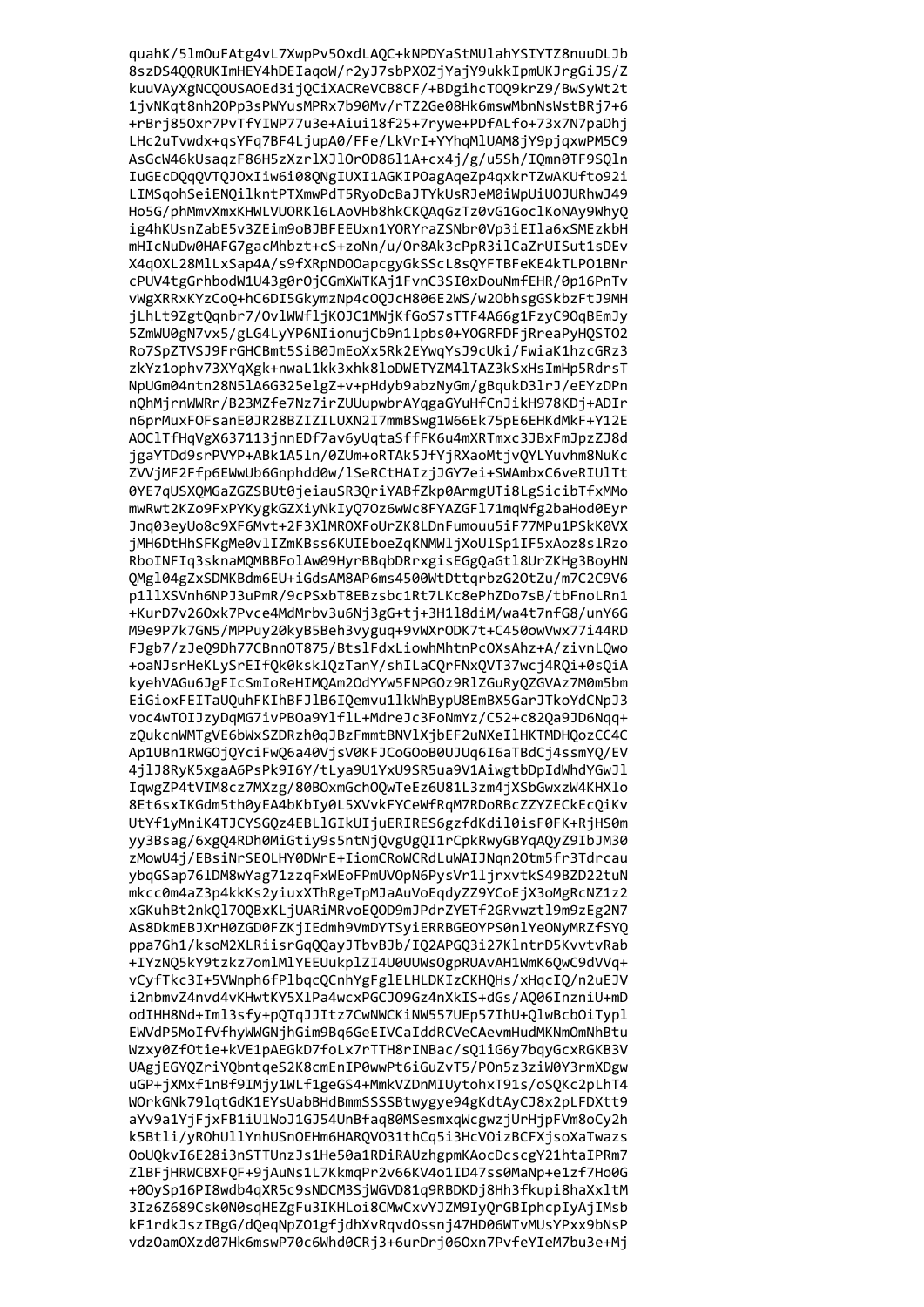```
quahK/5lmOuFAtg4vL7XwpPv5OxdLAQC+kNPDYaStMUlahYSIYTZ8nuuDLJb
8szDS4QQRUKImHEY4hDEIaqoW/r2yJ7sbPXOZjYajY9ukkIpmUKJrgGiJS/Z
kuuVAyXgNCQOUSAOEd3ijQCiXACReVCB8CF/+BDgihcTOQ9krZ9/BwSyWt2t
1jvNKqt8nh2OPp3sPWYusMPRx7b90Mv/rTZ2Ge08Hk6mswMbnNsWstBRj7+6
+rBrj85Oxr7PvTfYIWP77u3e+Aiui18f25+7rywe+PDfALfo+73x7N7paDhj
LHc2uTvwdx+qsYFq7BF4LjupA0/FFe/LkVrI+YYhqMlUAM8jY9pjqxwPM5C9
AsGcW46kUsaqzF86H5zXzrlXJlOrOD86l1A+cx4j/g/u5Sh/IQmn0TF9SQln
IuGEcDQqQVTQJOxIiw6i08QNgIUXI1AGKIPOagAqeZp4qxkrTZwAKUfto92i
LIMSqohSeiENQilkntPTXmwPdT5RyoDcBaJTYkUsRJeM0iWpUiUOJURhwJ49
Ho5G/phMmvXmxKHWLVUORKl6LAoVHb8hkCKQAqGzTz0vG1GoclKoNAy9WhyQ
ig4hKUsnZabE5v3ZEim9oBJBFEEUxn1YORYraZSNbr0Vp3iEIla6xSMEzkbH
mHIcNuDw0HAFG7gacMhbzt+cS+zoNn/u/Or8Ak3cPpR3ilCaZrUISut1sDEv
X4qOXL28MlLxSap4A/s9fXRpNDOOapcgyGkSScL8sQYFTBFeKE4kTLPO1BNr
cPUV4tgGrhbodW1U43g0rOjCGmXWTKAj1FvnC3SI0xDouNmfEHR/0p16PnTv
vWgXRRxKYzCoQ+hC6DI5GkymzNp4cOQJcH806E2WS/w2ObhsgGSkbzFtJ9MH
jLhLt9ZgtQqnbr7/OvlWWfljKOJC1MWjKfGoS7sTTF4A66g1FzyC9OqBEmJy
5ZmWU0gN7vx5/gLG4LyYP6NIionujCb9n1lpbs0+YOGRFDFjRreaPyHQSTO2
Ro7SpZTVSJ9FrGHCBmt5SiB0JmEoXx5Rk2EYwqYsJ9cUki/FwiaK1hzcGRz3
zkYz1ophv73XYqXgk+nwaL1kk3xhk8loDWETYZM4lTAZ3kSxHsImHp5RdrsT
NpUGm04ntn28N5lA6G325elgZ+v+pHdyb9abzNyGm/gBqukD3lrJ/eEYzDPn
nQhMjrnWWRr/B23MZfe7Nz7irZUUupwbrAYqgaGYuHfCnJikH978KDj+ADIr
n6prMuxFOFsanE0JR28BZIZILUXN2I7mmBSwg1W66Ek75pE6EHKdMkF+Y12E
AOClTfHqVgX637113jnnEDf7av6yUqtaSffFK6u4mXRTmxc3JBxFmJpzZJ8d
jgaYTDd9srPVYP+ABk1A5ln/0ZUm+oRTAk5JfYjRXaoMtjvQYLYuvhm8NuKc
ZVVjMF2Ffp6EWwUb6Gnphdd0w/lSeRCtHAIzjJGY7ei+SWAmbxC6veRIUlTt
0YE7qUSXQMGaZGZSBUt0jeiauSR3QriYABfZkp0ArmgUTi8LgSicibTfxMMo
mwRwt2KZo9FxPYKygkGZXiyNkIyQ7Oz6wWc8FYAZGFl71mqWfg2baHod0Eyr
Jnq03eyUo8c9XF6Mvt+2F3XlMROXFoUrZK8LDnFumouu5iF77MPu1PSkK0VX
jMH6DtHhSFKgMe0vlIZmKBss6KUIEboeZqKNMWljXoUlSp1IF5xAoz8slRzo
RboINFIq3sknaMQMBBFolAw09HyrBBqbDRrxgisEGgQaGtl8UrZKHg3BoyHN
QMgl04gZxSDMKBdm6EU+iGdsAM8AP6ms4500WtDttqrbzG2OtZu/m7C2C9V6
p1llXSVnh6NPJ3uPmR/9cPSxbT8EBzsbc1Rt7LKc8ePhZDo7sB/tbFnoLRn1
+KurD7v26Oxk7Pvce4MdMrbv3u6Nj3gG+tj+3H1l8diM/wa4t7nfG8/unY6G
M9e9P7k7GN5/MPPuy20kyB5Beh3vyguq+9vWXrODK7t+C450owVwx77i44RD
FJgb7/zJeQ9Dh77CBnnOT875/BtslFdxLiowhMhtnPcOXsAhz+A/zivnLQwo
+oaNJsrHeKLySrEIfQk0ksklQzTanY/shILaCQrFNxQVT37wcj4RQi+0sQiA
kyehVAGu6JgFIcSmIoReHIMQAm2OdYYw5FNPGOz9RlZGuRyQZGVAz7M0m5bm
EiGioxFEITaUQuhFKIhBFJlB6IQemvu1lkWhBypU8EmBX5GarJTkoYdCNpJ3
voc4wTOIJzyDqMG7ivPBOa9YlflL+MdreJc3FoNmYz/C52+c82Qa9JD6Nqq+
zQukcnWMTgVE6bWxSZDRzh0qJBzFmmtBNVlXjbEF2uNXeIlHKTMDHQozCC4C
Ap1UBn1RWGOjQYciFwQ6a40VjsV0KFJCoGOoB0UJUq6I6aTBdCj4ssmYQ/EV
4jlJ8RyK5xgaA6PsPk9I6Y/tLya9U1YxU9SR5ua9V1AiwgtbDpIdWhdYGwJl
IqwgZP4tVIM8cz7MXzg/80BOxmGchOQwTeEz6U81L3zm4jXSbGwxzW4KHXlo
8Et6sxIKGdm5th0yEA4bKbIy0L5XVvkFYCeWfRqM7RDoRBcZZYZECkEcQiKv
UtYf1yMniK4TJCYSGQz4EBLlGIkUIjuERIRES6gzfdKdil0isF0FK+RjHS0m
yy3Bsag/6xgQ4RDh0MiGtiy9s5ntNjQvgUgQI1rCpkRwyGBYqAQyZ9IbJM30
zMowU4j/EBsiNrSEOLHY0DWrE+IiomCRoWCRdLuWAIJNqn2Otm5fr3Tdrcau
ybqGSap76lDM8wYag71zzqFxWEoFPmUVOpN6PysVr1ljrxvtkS49BZD22tuN
mkcc0m4aZ3p4kkKs2yiuxXThRgeTpMJaAuVoEqdyZZ9YCoEjX3oMgRcNZ1z2
xGKuhBt2nkQl7OQBxKLjUARiMRvoEQOD9mJPdrZYETf2GRvwztl9m9zEg2N7
As8DkmEBJXrH0ZGD0FZKjIEdmh9VmDYTSyiERRBGEOYPS0nlYeONyMRZfSYQ
ppa7Gh1/ksoM2XLRiisrGqQQayJTbvBJb/IQ2APGQ3i27KlntrD5KvvtvRab
+IYzNQ5kY9tzkz7omlMlYEEUukplZI4U0UUWsOgpRUAvAH1WmK6QwC9dVVq+
vCyfTkc3I+5VWnph6fPlbqcQCnhYgFglELHLDKIzCKHQHs/xHqcIQ/n2uEJV
i2nbmvZ4nvd4vKHwtKY5XlPa4wcxPGCJO9Gz4nXkIS+dGs/AQ06InzniU+mD
odIHH8Nd+Iml3sfy+pQTqJJItz7CwNWCKiNW557UEp57IhU+QlwBcbOiTypl
EWVdP5MoIfVfhyWWGNjhGim9Bq6GeEIVCaIddRCVeCAevmHudMKNmOmNhBtu
Wzxy0ZfOtie+kVE1pAEGkD7foLx7rTTH8rINBac/sQ1iG6y7bqyGcxRGKB3V
UAgjEGYQZriYQbntqeS2K8cmEnIP0wwPt6iGuZvT5/POn5z3ziW0Y3rmXDgw
uGP+jXMxf1nBf9IMjy1WLf1geGS4+MmkVZDnMIUytohxT91s/oSQKc2pLhT4
WOrkGNK79lqtGdK1EYsUabBHdBmmSSSSBtwygye94gKdtAyCJ8x2pLFDXtt9
aYv9a1YjFjxFB1iUlWoJ1GJ54UnBfaq80MSesmxqWcgwzjUrHjpFVm8oCy2h
k5Btli/yROhUlYnhUSnOEHm6HARQVO31thCq5i3HcVOizBCFXjsoXaTwazs
OoUQkvI6E28i3nSTTUnzJs1He50a1RDiRAUzhgpmKAocDcscgY21htaIPRm7
ZlBFjHRWCBXFQF+9jAuNs1L7KkmqPr2v66KV4o1ID47ss0MaNp+e1zf7Ho0G
+0OySp16PI8wdb4qXR5c9sNDCM3SjWGVD81q9RBDKDj8Hh3fkupi8haXxltM
3Iz6Z689Csk0N0sqHEZgFu3IKHLoi8CMwCxvYJZM9IyQrGBIphcpIyAjIMsb
kF1rdkJszIBgG/dQeqNpZO1gfjdhXvRqvdOssnj47HD06WTvMUsYPxx9bNsP
vdzOamOXzd07Hk6mswP70c6Whd0CRj3+6urDrj06Oxn7PvfeYIeM7bu3e+Mj
```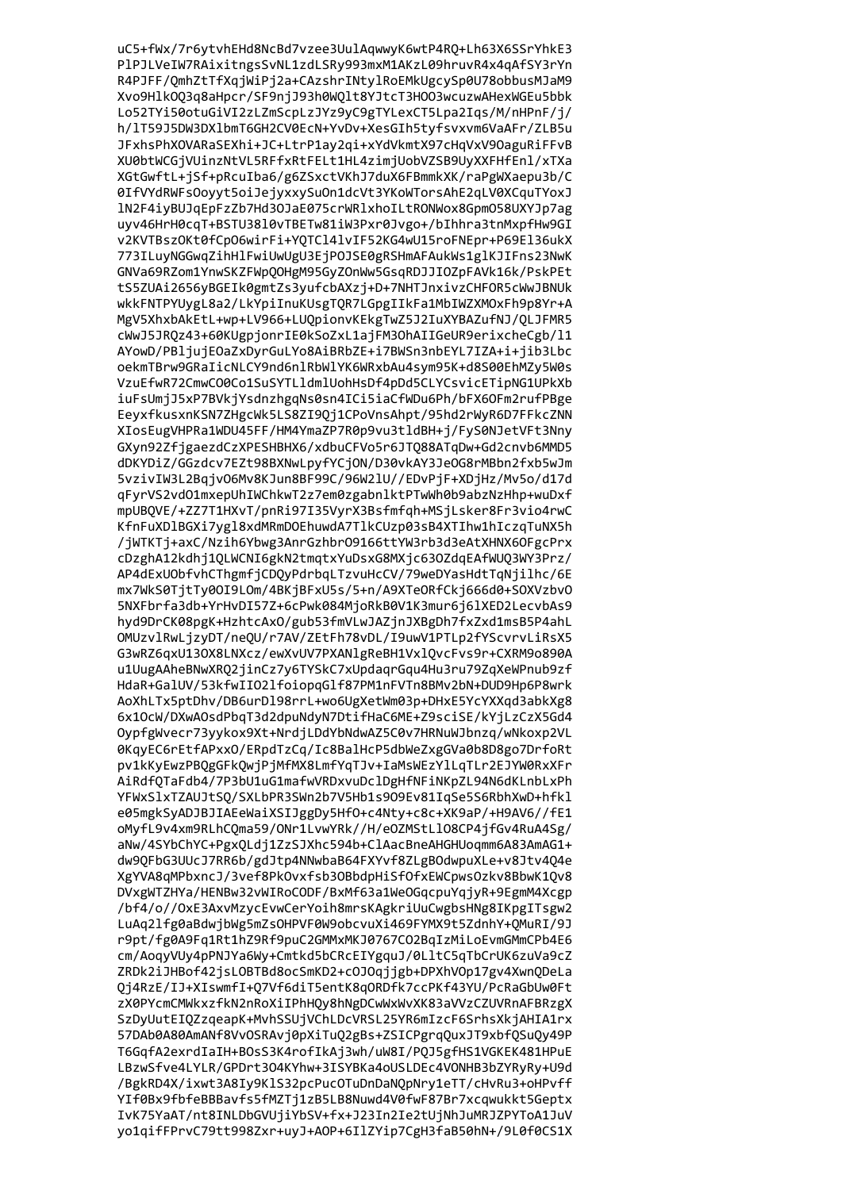```
uC5+fWx/7r6ytvhEHd8NcBd7vzee3UulAqwwyK6wtP4RQ+Lh63X6SSrYhkE3
PlPJLVeIW7RAixitngsSvNL1zdLSRy993mxM1AKzL09hruvR4x4qAfSY3rYn
R4PJFF/QmhZtTfXqjWiPj2a+CAzshrINtylRoEMkUgcySp0U78obbusMJaM9
Xvo9HlkOQ3q8aHpcr/SF9njJ93h0WQlt8YJtcT3HOO3wcuzwAHexWGEu5bbk
Lo52TYi50otuGiVI2zLZmScpLzJYz9yC9gTYLexCT5Lpa2Iqs/M/nHPnF/j/
h/lT59J5DW3DXlbmT6GH2CV0EcN+YvDv+XesGIh5tyfsvxvm6VaAFr/ZLB5u
JFxhsPhXOVARaSEXhi+JC+LtrP1ay2qi+xYdVkmtX97cHqVxV9OaguRiFFvB
XU0btWCGjVUinzNtVL5RFfxRtFELt1HL4zimjUobVZSB9UyXXFHfEnl/xTXa
XGtGwftL+jSf+pRcuIba6/g6ZSxctVKhJ7duX6FBmmkXK/raPgWXaepu3b/C
0IfVYdRWFsOoyyt5oiJejyxxySuOn1dcVt3YKoWTorsAhE2qLV0XCquTYoxJ
lN2F4iyBUJqEpFzZb7Hd3OJaE075crWRlxhoILtRONWox8GpmO58UXYJp7ag
uyv46HrH0cqT+BSTU38l0vTBETw81iW3Pxr0Jvgo+/bIhhra3tnMxpfHw9GI
v2KVTBszOKt0fCpO6wirFi+YQTCl4lvIF52KG4wU15roFNEpr+P69El36ukX
773ILuyNGGwqZihHlFwiUwUgU3EjPOJSE0gRSHmAFAukWs1glKJIFns23NwK
GNVa69RZom1YnwSKZFWpQOHgM95GyZOnWw5GsqRDJJIOZpFAVk16k/PskPEt
tS5ZUAi2656yBGEIk0gmtZs3yufcbAXzj+D+7NHTJnxivzCHFOR5cWwJBNUk
wkkFNTPYUygL8a2/LkYpiInuKUsgTQR7LGpgIIkFa1MbIWZXMOxFh9p8Yr+A
MgV5XhxbAkEtL+wp+LV966+LUQpionvKEkgTwZ5J2IuXYBAZufNJ/QLJFMR5
cWwJ5JRQz43+60KUgpjonrIE0kSoZxL1ajFM3OhAIIGeUR9erixcheCgb/l1
AYowD/PBljujEOaZxDyrGuLYo8AiBRbZE+i7BWSn3nbEYL7IZA+i+jib3Lbc
oekmTBrw9GRaIicNLCY9nd6nlRbWlYK6WRxbAu4sym95K+d8S00EhMZy5W0s
VzuEfwR72CmwCO0Co1SuSYTLldmlUohHsDf4pDd5CLYCsvicETipNG1UPkXb
iuFsUmjJ5xP7BVkjYsdnzhgqNs0sn4ICi5iaCfWDu6Ph/bFX6OFm2rufPBge
EeyxfkusxnKSN7ZHgcWk5LS8ZI9Qj1CPoVnsAhpt/95hd2rWyR6D7FFkcZNN
XIosEugVHPRa1WDU45FF/HM4YmaZP7R0p9vu3tldBH+j/FyS0NJetVFt3Nny
GXyn92ZfjgaezdCzXPESHBHX6/xdbuCFVo5r6JTQ88ATqDw+Gd2cnvb6MMD5
dDKYDiZ/GGzdcv7EZt98BXNwLpyfYCjON/D30vkAY3JeOG8rMBbn2fxb5wJm
5vzivIW3L2BqjvO6Mv8KJun8BF99C/96W2lU//EDvPjF+XDjHz/Mv5o/d17d
qFyrVS2vdO1mxepUhIWChkwT2z7em0zgabnlktPTwWh0b9abzNzHhp+wuDxf
mpUBQVE/+ZZ7T1HXvT/pnRi97I35VyrX3Bsfmfqh+MSjLsker8Fr3vio4rwC
KfnFuXDlBGXi7ygl8xdMRmDOEhuwdA7TlkCUzp03sB4XTIhw1hIczqTuNX5h
/jWTKTj+axC/Nzih6Ybwg3AnrGzhbrO9166ttYW3rb3d3eAtXHNX6OFgcPrx
cDzghA12kdhj1QLWCNI6gkN2tmqtxYuDsxG8MXjc63OZdqEAfWUQ3WY3Prz/
AP4dExUObfvhCThgmfjCDQyPdrbqLTzvuHcCV/79weDYasHdtTqNjilhc/6E
mx7WkS0TjtTy0OI9LOm/4BKjBFxU5s/5+n/A9XTeORfCkj666d0+SOXVzbvO
5NXFbrfa3db+YrHvDI57Z+6cPwk084MjoRkB0V1K3mur6j6lXED2LecvbAs9
hyd9DrCK08pgK+HzhtcAxO/gub53fmVLwJAZjnJXBgDh7fxZxd1msB5P4ahL
OMUzvlRwLjzyDT/neQU/r7AV/ZEtFh78vDL/I9uwV1PTLp2fYScvrvLiRsX5
G3wRZ6qxU13OX8LNXcz/ewXvUV7PXANlgReBH1VxlQvcFvs9r+CXRM9o890A
u1UugAAheBNwXRQ2jinCz7y6TYSkC7xUpdaqrGqu4Hu3ru79ZqXeWPnub9zf
HdaR+GalUV/53kfwIIO2lfoiopqGlf87PM1nFVTn8BMv2bN+DUD9Hp6P8wrk
AoXhLTx5ptDhv/DB6urDl98rrL+wo6UgXetWm03p+DHxE5YcYXXqd3abkXg8
6x1OcW/DXwAOsdPbqT3d2dpuNdyN7DtifHaC6ME+Z9sciSE/kYjLzCzX5Gd4
OypfgWvecr73yykox9Xt+NrdjLDdYbNdwAZ5C0v7HRNuWJbnzq/wNkoxp2VL
0KqyEC6rEtfAPxxO/ERpdTzCq/Ic8BalHcP5dbWeZxgGVa0b8D8go7DrfoRt
pv1kKyEwzPBQgGFkQwjPjMfMX8LmfYqTJv+IaMsWEzYlLqTLr2EJYW0RxXFr
AiRdfQTaFdb4/7P3bU1uG1mafwVRDxvuDclDgHfNFiNKpZL94N6dKLnbLxPh
YFWxSlxTZAUJtSQ/SXLbPR3SWn2h7V5Hb1s9O9Ev81IqSe5S6RbhXwD+hfkl
e05mgkSyADJBJIAEeWaiXSIggDy5HfO+c4Nty+c8c+XK9aP/+H9AV6//fE1
oMyfL9v4xm9RLhCQma59/ONr1LvwYRk//H/eOZMStLlO8CP4jfGv4RuA4Sg/
aNw/4SYbChYC+PgxQLdj1ZzSJXhc594b+ClAacBneAHGHUoqmm6A83AmAG1+
dw9QFbG3UUcJ7RR6b/gdJtp4NNwbaB64FXYvf8ZLgBOdwpuXLe+v8Jtv4Q4e
XgYVA8qMPbxncJ/3vef8PkOvxfsb3OBbdpHiSfOfxEWCpwsOzkv8BbwK1Qv8
DVxgWTZHYa/HENBw32vWIRoCODF/BxMf63a1WeOGqcpuYqjyR+9EgmM4Xcgp
/bf4/o//OxE3AxvMzycEvwCerYoih8mrsKAgkriUuCwgbsHNg8IKpgITsgw2
LuAq2lfg0aBdwjbWg5mZsOHPVF0W9obcvuXi469FYMX9t5ZdnhY+QMuRI/9J
r9pt/fg0A9Fq1Rt1hZ9Rf9puC2GMMxMKJ0767CO2BqIzMiLoEvmGMmCPb4E6
cm/AoqyVUy4pPNJYa6Wy+Cmtkd5bCRcEIYgquJ/0LltC5qTbCrUK6zuVa9cZ
ZRDk2iJHBof42jsLOBTBd8ocSmKD2+cOJOqjjgb+DPXhVOp17gv4XwnQDeLa
Qj4RzE/IJ+XIswmfI+Q7Vf6diT5entK8qORDfk7ccPKf43YU/PcRaGbUw0Ft
zX0PYcmCMWkxzfkN2nRoXiIPhHQy8hNgDCwWxWvXK83aVVzCZUVRnAFBRzgX
SzDyUutEIQZzqeapK+MvhSSUjVChLDcVRSL25YR6mIzcF6SrhsXkjAHIA1rx
57DAb0A80AmANf8VvOSRAvj0pXiTuQ2gBs+ZSICPgrqQuxJT9xbfQSuQy49P
T6GqfA2exrdIaIH+BOsS3K4rofIkAj3wh/uW8I/PQJ5gfHS1VGKEK481HPuE
LBzwSfve4LYLR/GPDrt3O4KYhw+3ISYBKa4oUSLDEc4VONHB3bZYRyRy+U9d
/BgkRD4X/ixwt3A8Iy9KlS32pcPucOTuDnDaNQpNry1eTT/cHvRu3+oHPvff
YIf0Bx9fbfeBBBavfs5fMZTj1zB5LB8Nuwd4V0fwF87Br7xcqwukkt5Geptx
IvK75YaAT/nt8INLDbGVUjiYbSV+fx+J23In2Ie2tUjNhJuMRJZPYToA1JuV
yo1qifFPrvC79tt998Zxr+uyJ+AOP+6IlZYip7CgH3faB50hN+/9L0f0CS1X
```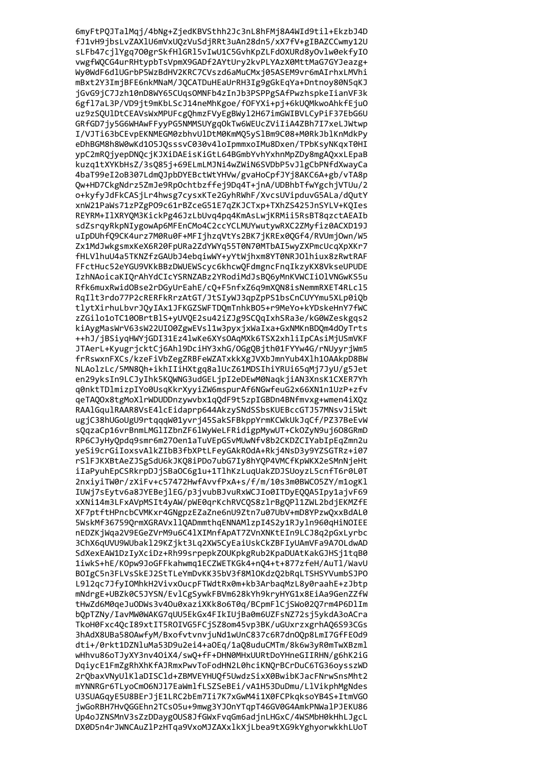```
6myFtPQJTalMqj/4bNg+ZjedKBVSthh2Jc3nL8hFMj8A4WId9til+EkzbJ4D
fJ1vH9jbsLvZAXlU6mVxUQzVuSdjRRt3uAn28dn5/xX7fV+gIBAZCCwmy12U
sLFb47cjlYgq7O0grSkfHlGRl5vIwU1C5GvhKpZLFdOXURd8yOvlw0ekfyIO
vwgfWQCG4urRHtypbTsVpmX9GADf2AYtUry2kvPLYAzX0MttMaG7GYJeazg+
Wy0WdF6dlUGrbP5WzBdHV2KRC7CVszd6aMuCMxj05ASEM9vr6mAIrhxLMVhi
mBxt2Y3ImjBFE6nkMNaM/JQCATDuHEaUrRH3Ig9gGkEqYa+Dntnoy80N5qKJ
jGvG9jC7Jzh10nD8WY65CUqsOMNFb4zInJb3PSPPgSAfPwzhspkeIianVF3k
6gfl7aL3P/VD9jt9mKbLScJ14neMhKgoe/fOFYXi+pj+6kUQMkwoAhkfEjuO
uz9zSQUlDtCEAVsWxMPUFcgQhmzFVyEgBWyl2H67imGWIBVLCyPiF37EbG6U
GRfGD7jy5G6WHAwFFyyPG5NMMSUYgqOkTw6WEUcZViIiA4ZBh7I7xeLJWtwp
I/VJTi63bCEvpEKNMEGM0zbhvUlDtM0KmMQ5ySlBm9C08+M0RkJblKnMdkPy
eDhBGM8h8W0wKd1O5JQsssvC030v4loIpmmxoIMu8Dxen/TPbKsyNKqxT0HI
ypC2mRQjyepDNQcjKJXiDAEisKiGtL64BGmbYvhYxhnMpZDy8mgAQxxLEpaB
kuzq1tXYKbHsZ/3sQ85j+69ELmLMJNi4wZWiN6SVDbP5vJlgCbPNfdXwayCa
4baT99eI2oB307LdmQJpbDYEBctWtYHVw/gvaHoCpfJYj8AKC6A+gb/vTA8p
Qw+HD7CkgNdrz5ZmJe9RpOchtbzffej9Dq4T+jnA/UDBhbTfwYgchjVTUu/2
o+kyfyJdFkCASjLr4hwsg7cysxKTe2GyhRWhF/XvcsUVipduvG5ALa/dQutY
xnW21PaWs71zPZgPO9c61rBZceG51E7qZKJCTxp+TXhZS425JnSYLV+KQIes
REYRM+IlXRYQM3KickPg46JzLbUvq4pq4KmAsLwjKRMii5RsBT8qzctAEAIb
sdZsrqyRkpNIygowAp6MFEnCMo4C2ccYCLMUYwutywRXC2ZMyfiz0ACXD19J
uIpDUhfQ9CK4urz7M0Ru0F+MFIjhzqVtYs2BK7jKREx0QGf4/RVUmjOwn/W5
Zx1MdJwkgsmxKeX6R20FpURa2ZdYWYq55T0N70MTbAI5wyZXPmcUcqXpXKr7
fHLVlhuU4a5TKNZfzGAUbJ4ebqiwWY+yYtWjhxm8YT0NRJOlhiux8zRwtRAF
FFctHuc52eYGU9VKkBBzDWUEWScyc6khcwQFdmgncFnqIkzyKX8VkseUPUDE
IzhNAoicaKIQrAhYdCIcYSRNZABz2YRodiMdJsBQ6yMnKVWCIiOlVNGwKS5u
Rfk6muxRwidOBse2rDGyUrEahE/cQ+F5nfxZ6q9mXQN8isNemmRXET4RLcl5
RqIlt3rdo77P2cRERFkRrzAtGT/JtSIyWJ3qpZpPS1bsCnCUYYmu5XLp0iQb
tlytXirhuLbvrJQyIAx1JFKGZSWFTDQmTnhkBO5+r9MeYo+kYDskeHnY7fWC
zZGilo1oTC10OBrtBlS+yUVQE2su42iZJg9SCQqIxhSRa3e/kG0WZeskgqs2
kiAygMasWrV63sW22UIO0ZgwEVsl1w3pyxjxWaIxa+GxNMKnBDQm4dOyTrts
++hJ/jBSiyqHWYjGDI31Ez4lwKe6XYsOAqMXk6TSX2xhliIpCAsiMjUSmVKF
JTAerL+KyugrjcktCj6Ahl9DciHY3xhG/OGgQBjth01FYYw4G/rNUyyrjWm5
frRswxnFXCs/kzeFiVbZegZRBFeWZATxkkXgJVXbJmnYub4Xlh1OAAkpD8BW
NLAolzLc/5MN8Qh+ikhIIiHXtgq8alUcZ61MDSIhiYRUi65qMj7JyU/g5Jet
en29yksIn9LCJyIhk5KQWNG3udGELjpI2eDEwM0NaqkjiAN3XnsK1CXER7Yh
q0nktTDlmizpIYo0UsqKkrXyyiZW6mspurAf6NGwfeuG2x66XN1n1UzP+zfv
qeTAQOx8tgMoXlrWDUDDnzywvbx1qQdF9t5zpIGBDn4BNfmvxg+wmen4iXQz
RAAlGqulRAAR8VsE4lcEidaprp644AkzySNdSSbsKUEBccGTJ57MNsvJi5Wt
ugjC38hUGoUgU9rtqqqW01yvrj45SakSFBkppYrmKCWkUkJqCf/PZ37BeEvW
sQqzaCp16vrBnmLMGlIZbnZF6lWyWeLFRidigpMywUT+CkOZyN9uj6O8GRmD
RP6CJyHyQpdq9smr6m27Oen1aTuVEpGSvMUwNfv8b2CKDZCIYabIpEqZmn2u
yeSi9crGiIoxsvAlkZIbB3fbXPtLFeyGAkROdA+Rkj4NsD3y9YZSGTRz+i07
rSlFJKXBtAeZJSgSdU6kJKQ8iPDo7ubG7Iy8hYQP4VMCfKpWKX2eSMnNjeHt
iIaPyuhEpCSRkrpDJjSBaOC6g1u+1TlhKzLuqUakZDJSUoyzL5cnfT6r0L0T
2nxiyiTW0r/zXiFv+c57472HwfAvvfPxA+s/f/m/10s3m0BWCO5ZY/m1ogKl
IUWj7sEytv6a8JYEBejlEG/p3jvubBJvuRxWCJIo0ITDyEQQA5Ipy1ajvF69
xXNi14m3LFxAVpMSIt4yAW/pWE0qrKchRVCQS8zlrBgQPl1ZWL2bdjEKMZfE
XF7ptftHPncbCVMKxr4GNgpzEZaZne6nU9Ztn7u07UbV+mD8YPzwQxxBdAL0
5WskMf36759QrmXGRAVxllQADmmthqENNAMlzpI4S2y1RJyln960qHiNOIEE
nEDZKjWqa2V9EGeZVrM9u6C4lXIMnfApAT7ZVnXNKtEIn9LCJ8q2pGxLyrbc
3ChX6qUVU9WUbakl29KZjkt3Lq2XW5CyEaiUskCkZBFIyUAmVFa9A7OLdwAD
SdXexEAW1DzIyXciDz+Rh99srpepkZOUKpkgRub2KpaDUAtKakGJHSj1tqB0
1iwkS+hE/KOpw9JoGFFkahwmq1ECZWETKGk4+nQ4+t+877zfeH/AuTl/WavU
BOIgC5n3FLVsSkEJ2StTLeYmDvKK35bV3f8MlOKdzQ2bRqLTSHSYVumbSJPO
L9l2qc7JfyIOMhkH2VivxOucpFTWdtRx0m+kb3ArbaqMzL8y0raahE+zJbtp
mNdrgE+UBZk0C5JYSN/EvlCgSywkFBVm628kYh9kryHYG1x8EiAa9GenZZfW
tHwZd6M0qeJuODWs3v4Ou0aziXKk8o6T0q/BCpmFlCjSWo02Q7rm4P6DlIm
bQpTZNy/IavMW0WAKG7qUU5EkGx4FIkIUjBa0m6UZFsNZ72sj5ykdA3oACra
TkoH0Fxc4QcI89xtIT5ROIVG5FCjSZ8om45vp3BK/uGUxrzxgrhAQ6S93CGs
3hAdX8UBa58OAwfyM/BxofvtvnvjuNd1wUnC837c6R7dnOQp8LmI7GfFEOd9
dti+/0rkt1DZNluMa53D9u2ei4+aOEq/1aQ8uduCMTm/8k6w3yR0mTwXBzml
wHhvu86oTJyXY3nv4OiX4/swQ+fF+DHN0MHxUURtDoYHneGIIRHN/g6hK2iG
DqiycE1FmZgRhXhKfAJRmxPwvToFodHN2L0hciKNQrBCrDuC6TG36oysszWD
2rQbaxVNyUlKlaDISCld+ZBMVEYHUQf5UwdzSixX0BwibKJacFNrwSnsMht2
mYNNRGr6TLyoCmO6NJl7EaWmlfLSZSeBEi/vA1H53DuDmu/LlVikphMgNdes
U3SUAGqyE5U8BErJjE1LRC2bEm7Ii7K7xGwM4i1X0FCPkqksoYB4S+ItmVGO
jwGoRBH7HvQGGEhn2TCsO5u+9mwg3YJOnYTqpT46GV0G4AmkPNWalPJEKU86
Up4oJZNSMnV3sZzDDaygOUS8JfGWxFvqGm6adjnLHGxC/4WSMbH0kHhLJgcL
DX0D5n4rJWNCAuZlPzHTqa9VxoMJZAXxlkXjLbea9tXG9kYghyorwkkhLUoT
```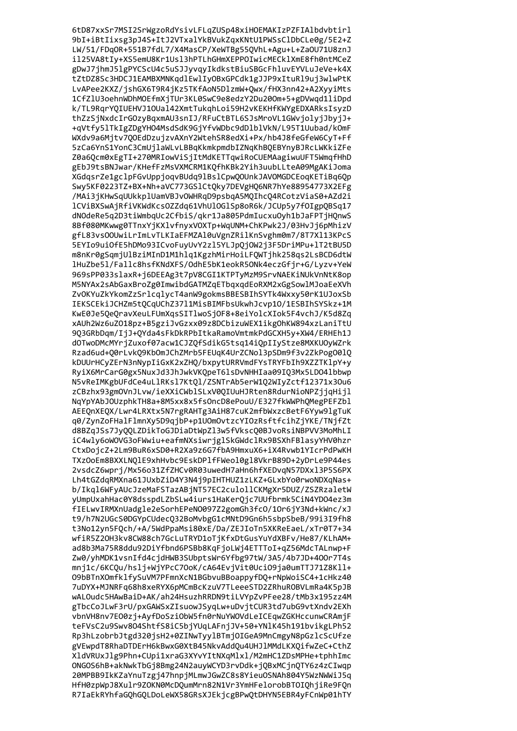```
6tD87xxSr7MSI2SrWgzoRdYsivLFLqZUSp48xiHOEMAKIzPZFIAlbdvbtirl
9bI+iBtIixsg3pJ4S+ItJ2VTxalYkBVukZqxKNtU1PWSsClDbCLe0g/5E2+Z
LW/51/FDqOR+551B7fdL7/X4MasCP/XeWTBg55QVhL+Agu+L+ZaOU71U8znJ
il25VA8tIy+XS5emU8Kr1Usl3hPTLhGHmXEPPOIwicMECklXmE8fh0ntMCeZ
gDwJ7jhmJ5lgPYCScU4c5uSJJyvqyIkdkstBiuSBGcFhluvEYVLuJeVe+k4X
tZtDZ8Sc3HDCJ1EAMBXMNKqdlEwlIyOBxGPCdk1gJJP9xItuRl9uj3wlwPtK
LvAPee2KXZ/jshGX6T9R4jKz5TKfAoN5DlzmW+Qwx/fHX3nn42+A2XyyiMts
1CfZlU3oehnWDhMOEfmXjTUr3KL0SwC9e8edzY2Du20Om+5+gDVwqd1liDpd
k/TL9RqrYQIUEHVJ1OUal42XmtTukqhLoi59H2vKEKHfKWYgEDXARksIsyzD
thZzSjNxdcIrGOzyBqxmAU3snIJ/RFuCtBTL6SJsMroVL1GWvjolyjJbyjJ+
+qVtfy5lTkIgZDgYHO4MsdSdK9GjYfvWDbc9dDlblVkN/L95T1Uubad/kOmF
WXdv9a6Mjtv7QOEdDzujzvAXnY2WtehSR8edXi+Px/hb4J8feGfeW6CyT+Ff
5zCa6YnS1YonC3CmUjlaWLvLBBqKkmkpmdbIZNqKhBQEBYnyBJRcLWKkiZFe
Z0a6Qcm0xEgTI+270MRIowViSjItMdKETTqwiRoCUEMAagiwuUFT5WmqfHhD
gEbJ9tsBNJwar/KHefFzMsVXMCRM1KQfhKBk2Yih3uubLLteA09MgAKiJoma
XGdqsrZe1gclpFGvUppjoqvBUdq9lBslCpwQOUnkJAVOMGDCEoqKETiBq6Qp
Swy5KF0223TZ+BX+Nh+aVC773GSlCtQky7DEVgHQ6NR7hYe88954773X2EFg
/MAi3jKHwSqUUkkplUamVBJvOWHRqD9psbqA5MQIhcQ4RCotzViaS0+AZd2i
lCViBXSwAjRfiVKWdKcsOZZdq61VhUlOGlSp8oR6k/JCUp5y7fOIgpQBSq17
dNOdeRe5q2D3tiWmbqUc2CfbiS/qkr1Ja805PdmIucxuOyh1bJaFPTjHQnwS
8Bf080MKwwg0TTnxYjKXlvfnyxVOXTp+WqUNM+ChKPwk2J/03HvJj6pMhizV
gfL83vsOOUwiLrImLvTLKIaEFMZAl0uVgnZRilKnSvghm0m7/8T7Xl13KPcS
5EYIo9uiOfE5hDMo93ICvoFuyUvY2zl5YLJpQjOW2j3F5DriMPu+lT2tBU5D
m8nKr0gSqmjUlBziMInD1M1hlq1KgzhMirHoiLFQWTjhk258qs2LsBCD6dtW
lHuZbe5l/Fallc8hsfKNdXFS/OdhE5bK1eokR5ONk4eczGfjr+G/Lyzv+YeW
969sPP033slaxR+j6DEEAg3t7pV8CGI1KTPTyMzM9SrvNAEKiNUkVnNtK8op
M5NYAx2sAbGaxBroZg0ImwibdGATMZqETbqxqdEoRXM2xGgSowlMJoaEeXVh
ZvOKYuZkYkomZzSrlcqlycT4anW9gokmsBBESBIhSYTk4Wxxy50rK1UJoxSb
IEKSCEkiJCHZm5tQCqUChZ37l1MisBIMFbsUkwhJcvp1O/1ESBIhSYSkz+1M
KwE0Je5QeQravXeuLFUmXqsSITlwoSjOF8+8eiYolcXIok5F4vchJ/K5d8Zq
xAUh2Wz6uZO18pz+B5gziJvGzxx09z8DCbizuWEX1ikgOhKW894xzLaniTtU
9Q3GRbDqm/IjJ+QYda4sFkDkRPbItkaRamoVmtmkPdGCXH5y+XW4/ERHEh1J
dOTwoDMcMYrjZuxof07acw1CJZQfSdikG5tsq14iQpIIyStze8MXKUOyWZrk
Rzad6ud+Q0rLvkQ9KbOmJChZMrb5FEUqK4UrZCNol3pSDm9f3v2ZkPogO0lQ
kDUUrHCyZErN3nNypIiGxK2xZHQ/bxpytURRVmdFYsTRYFbIh9XZZTKlpY+y
RyiX6MrCarG0gx5NuxJd3JhJwkVKQpeT6lsDvNHHIaa09IQ3Mx5LDO4lbbwp
N5vReIMKgbUFdCe4uLlRKsl7KtQl/ZSNTrAb5erW1Q2WIyZctf12371x3Ou6
zCBzhx93gmOVnJLvw/ieXXiCWblSLxV0QIUuHJRten8RdurNioNPZjjqHijl
NqYpYAbJOUzphkTH8a+8M5xx8x5fsOncD8ePouU/E327fkWWPhQMegPEFZbl
AEEQnXEQX/Lwr4LRXtx5N7rgRAHTg3AiH87cuK2mfbWxzcBetF6Yyw9lgTuK
q0/ZynZoFHalFlmnXy5D9qjbP+p1UOmOvtzcYIOzRsftfcihZjYKE/TNjfZt
d8BZqJSs7JyQQLZDikToGJDiaDtWpZl3w5fVkscQ0BJvoRsiNBPVV3MoMhLI
iC4wly6oWOVG3oFWwiu+eafmNXsiwrjglSkGWdclRx9BSXhFBlasyYHV0hzr
CtxDojcZ+2Lm9BuR6xSD0+R2Xa9z6G7fbA9HmxuX6+iX4Rvwb1YIcrPdPwKH
TXzOoEm8BXXLNQlE9xhHvbc9EskDPlfFWeol0gl8VkrB89D+2yDrLe9P44es
2vsdcZ6wprj/Mx56o31ZfZHCv0R03uwedH7aHn6hfXEDvqN57DXxl3P5S6PX
Lh4tGZdqRMXna61JUxbZiD4Y3N4j9pIHTHUZ1zLKZ+GLxbYo0rwoNDXqNas+
b/Ikql6WFyAUcJzeMaFSTazABjNT57EC2culollCKMgXr5DUZ/ZSZRzaletW
yUmpUxahHac0Y8dsspdLZbSLw4iurs1HaKerQjc7UUfbrmk5CiN4YDO4ez3m
fIELwvIRMXnUadgle2eSorhEPeNO097Z2gomGh3fcO/1Or6jY3Nd+kWnc/xJ
t9/h7N2UGcS0DGYpCUdecQ32BoMvbgG1cMNtD9Gn6h5sbpSbeB/99i3I9fh8
t3No12yn5FQch/+A/5WdPpaMsi80xE/Da/ZEJIoTn5XKReEaeL/xTr0T7+34
wfiR5Z2OH3kv8CW88ch7GcLuTRYD1oTjKfxDtGusYuYdXBFv/He87/KLhAM+
ad8b3Ma75R8ddu92DiYfbnd6PSBb8KqFjoLWj4ETTToI+qZ56MdcTALnwp+F
Zw0/yhMDK1vsnIfd4cjdHWB3SUbptsWr6Yfbg97tW/3A5/4b7JD+4OOr7T4s
mnj1c/6KCQu/hslj+WjYPcC7OoK/cA64EvjVit0UciO9ja0umTTJ71Z8Kll+
O9bBTnXOmfklfySuVM7PFmnXcN1BGbvuBBoappyfDQ+rNpWoiSC4+1cHkz40
7uDYX+MJNRFq68h8xeRYX6pMCmBcKzuV7TLeeeSTD2ZRhuROBVLmRa4K5pJB
wALOudc5HAwBaiD+AK/ah24HsuzhRRDN9tiLVYpZvPFee28/tMb3x195zz4M
gTbcCoJLwF3rU/pxGAWSxZIsuowJSyqLw+uDvjtCUR3td7ubG9vtXndv2EXh
vbnVH8nv7EO0zj+AyfDoSziObW5fn0rNuYWOVdLeICEqwZGKHccunwCRAmjF
teFVsC2u9Swv8O4ShtfS8iC5bjYUqLAFnjJV+50+YNlK45h191bvikgLPh52
Rp3hLzobrbJtgd320jsH2+0ZINwTyylBTmjOIGeA9MnCmgyN8pGzlcScUfze
gVEwpdT8RhaDTDErH6kBwxG0XtB45NkvAddQu4UHJlMMdLKXQifwZeC+CthZ
XldVRUxJlg9Phn+CUpi1xraG3XYvYItNXqMlxl/M2mHC1ZDsMPHe+tphhImc
ONGOS6hB+akNwkTbGj8Bmg24N2auyWCYD3rvDdk+jQBxMCjnQTY6z4zCIwqp
20MPBB9IkKZaYnuTzgj47hnpjMLmwJGwZC8s8YieuOSNAh804Y5WzNWWiJ5q
HfH0zpWpJ8Xulr9ZOKN0McDQumMrn82N1Vr3YmHFelorobBTOIQhjiRe9FQn
R7IaEkRYhfaGQhGQLDoLeWX58GRsXJEkjcgBPwQtDHYN5EBR4yFCnWp01hTY
```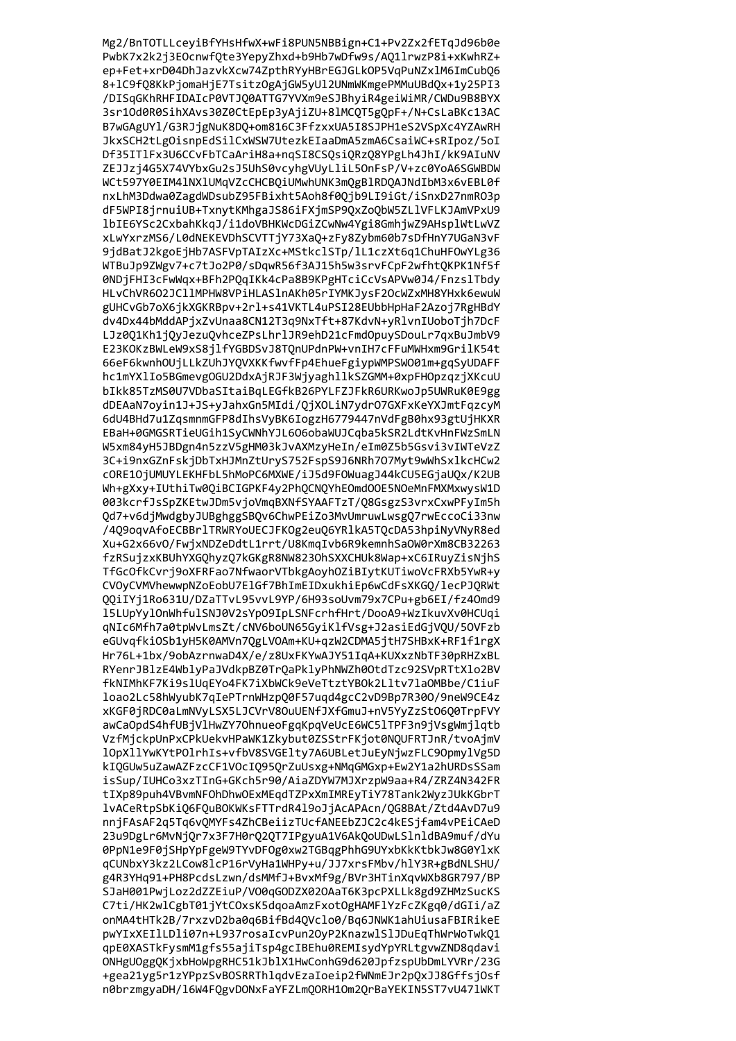```
Mg2/BnTOTLLceyiBfYHsHfwX+wFi8PUN5NBBign+C1+Pv2Zx2fETqJd96b0e
PwbK7x2k2j3EOcnwfQte3YepyZhxd+b9Hb7wDfw9s/AQ1lrwzP8i+xKwhRZ+
ep+Fet+xrD04DhJazvkXcw74ZpthRYyHBrEGJGLkOP5VqPuNZxlM6ImCubQ6
8+lC9fQ8KkPjomaHjE7TsitzOgAjGW5yUl2UNmWKmgePMMuUBdQx+1y25PI3
/DISqGKhRHFIDAIcP0VTJQ0ATTG7YVXm9eSJBhyiR4geiWiMR/CWDu9B8BYX
3sr1Od0R0SihXAvs30Z0CtEpEp3yAjiZU+8lMCQT5gQpF+/N+CsLaBKc13AC
B7wGAgUYl/G3RJjgNuK8DQ+om816C3FfzxxUA5I8SJPH1eS2VSpXc4YZAwRH
JkxSCH2tLgOisnpEdSilCxWSW7UtezkEIaaDmA5zmA6CsaiWC+sRIpoz/5oI
Df35ITlFx3U6CCvFbTCaAriH8a+nqSI8CSQsiQRzQ8YPgLh4JhI/kK9AIuNV
ZEJJzj4G5X74VYbxGu2sJ5UhS0vcyhgVUyLliL5OnFsP/V+zc0YoA6SGWBDW
WCt597Y0EIM4lNXlUMqVZcCHCBQiUMwhUNK3mQgBlRDQAJNdIbM3x6vEBL0f
nxLhM3Ddwa0ZagdWDsubZ95FBixht5Aoh8f0Qjb9LI9iGt/iSnxD27nmRO3p
dF5WPI8jrnuiUB+TxnytKMhgaJS86iFXjmSP9QxZoQbW5ZLlVFLKJAmVPxU9
lbIE6YSc2CxbahKkqJ/i1doVBHKWcDGiZCwNw4Ygi8GmhjwZ9AHsplWtLwVZ
xLwYxrzMS6/L0dNEKEVDhSCVTTjY73XaQ+zFy8Zybm60b7sDfHnY7UGaN3vF
9jdBatJ2kgoEjHb7ASFVpTAIzXc+MStkclSTp/lL1czXt6q1ChuHFOwYLg36
WTBuJp9ZWgv7+c7tJo2P0/sDqwR56f3AJ15h5w3srvFCpF2wfhtQKPK1Nf5f
0NDjFHI3cFwWqx+BFh2PQqIKk4cPa8B9KPgHTciCcVsAPVw0J4/FnzslTbdy
HLvChVR6O2JCllMPHW8VPiHLASlnAKh05rIYMKJysF2OcWZxMH8YHxk6ewuW
gUHCvGb7oX6jkXGKRBpv+2rl+s41VKTL4uPSI28EUbbHpHaF2Azoj7RgHBdY
dv4Dx44bMddAPjxZvUnaa8CN12T3q9NxTft+87KdvN+yRlvnIUoboTjh7DcF
LJz0Q1Kh1jQyJezuQvhceZPsLhrlJR9ehD21cFmdOpuySDouLr7qxBuJmbV9
E23KOKzBWLeW9xS8jlfYGBDSvJ8TQnUPdnPW+vnIH7cFFuMWHxm9GrilK54t
66eF6kwnhOUjLLkZUhJYQVXKKfwvfFp4EhueFgiypWMPSWO01m+gqSyUDAFF
hc1mYXlIo5BGmevgOGU2DdxAjRJF3WjyaghllkSZGMM+0xpFHOpzqzjXKcuU
bIkk85TzMS0U7VDbaSItaiBqLEGfkB26PYLFZJFkR6URKwoJp5UWRuK0E9gg
dDEAaN7oyin1J+JS+yJahxGn5MIdi/QjXOLiN7ydrO7GXFxKeYXJmtFqzcyM
6dU4BHd7u1ZqsmnmGFP8dIhsVyBK6IogzH6779447nVdFgB0hx93gtUjHKXR
EBaH+0GMGSRTieUGih1SyCWNhYJL6O6obaWUJCqba5kSR2LdtKvHnFWzSmLN
W5xm84yH5JBDgn4n5zzV5gHM03kJvAXMzyHeIn/eIm0Z5b5Gsvi3vIWTeVzZ
3C+i9nxGZnFskjDbTxHJMnZtUryS752FspS9J6NRh7O7Myt9wWhSxlkcHCw2
cORE1OjUMUYLEKHFbL5hMoPC6MXWE/iJ5d9FOWuagJ44kCU5EGjaUQx/K2UB
Wh+gXxy+IUthiTw0QiBCIGPKF4y2PhQCNQYhEOmdOOE5NOeMnFMXMxwysW1D
003kcrfJsSpZKEtwJDm5vjoVmqBXNfSYAAFTzT/Q8GsgzS3vrxCxwPFyIm5h
Qd7+v6djMwdgbyJUBghggSBQv6ChwPEiZo3MvUmruwLwsgQ7rwEccoCi33nw
/4Q9oqvAfoECBBrlTRWRYoUECJFKOg2euQ6YRlkA5TQcDA53hpiNyVNyR8ed
Xu+G2x66vO/FwjxNDZeDdtL1rrt/U8KmqIvb6R9kemnhSaOW0rXm8CB32263
fzRSujzxKBUhYXGQhyzQ7kGKgR8NW823OhSXXCHUk8Wap+xC6IRuyZisNjhS
TfGcOfkCvrj9oXFRFao7NfwaorVTbkgAoyhOZiBIytKUTiwoVcFRXb5YwR+y
CVOyCVMVhewwpNZoEobU7ElGf7BhImEIDxukhiEp6wCdFsXKGQ/lecPJQRWt
QQiIYj1Ro631U/DZaTTvL95vvL9YP/6H93soUvm79x7CPu+gb6EI/fz4Omd9
l5LUpYylOnWhfulSNJ0V2sYpO9IpLSNFcrhfHrt/DooA9+WzIkuvXv0HCUqi
qNIc6Mfh7a0tpWvLmsZt/cNV6boUN65GyiKlfVsg+J2asiEdGjVQU/5OVFzb
eGUvqfkiOSb1yH5K0AMVn7QgLVOAm+KU+qzW2CDMA5jtH7SHBxK+RF1f1rgX
Hr76L+1bx/9obAzrnwaD4X/e/z8UxFKYwAJY51IqA+KUXxzNbTF30pRHZxBL
RYenrJBlzE4WblyPaJVdkpBZ0TrQaPklyPhNWZh0OtdTzc92SVpRTtXlo2BV
fkNIMhKF7Ki9slUqEYo4FK7iXbWCk9eVeTtztYBOk2Lltv7laOMBbe/C1iuF
loao2Lc58hWyubK7qIePTrnWHzpQ0F57uqd4gcC2vD9Bp7R30O/9neW9CE4z
xKGF0jRDC0aLmNVyLSX5LJCVrV8OuUENfJXfGmuJ+nV5YyZzStO6Q0TrpFVY
awCaOpdS4hfUBjVlHwZY7OhnueoFgqKpqVeUcE6WC5lTPF3n9jVsgWmjlqtb
VzfMjckpUnPxCPkUekvHPaWK1Zkybut0ZSStrFKjot0NQUFRTJnR/tvoAjmV
lOpXllYwKYtPOlrhIs+vfbV8SVGElty7A6UBLetJuEyNjwzFLC9OpmylVg5D
kIQGUw5uZawAZFzcCF1VOcIQ95QrZuUsxg+NMqGMGxp+Ew2Y1a2hURDsSSam
isSup/IUHCo3xzTInG+GKch5r90/AiaZDYW7MJXrzpW9aa+R4/ZRZ4N342FR
tIXp89puh4VBvmNFOhDhwOExMEqdTZPxXmIMREyTiY78Tank2WyzJUkKGbrT
lvACeRtpSbKiQ6FQuBOKWKsFTTrdR4l9oJjAcAPAcn/QG8BAt/Ztd4AvD7u9
nnjFAsAF2q5Tq6vQMYFs4ZhCBeiizTUcfANEEbZJC2c4kESjfam4vPEiCAeD
23u9DgLr6MvNjQr7x3F7H0rQ2QT7IPgyuA1V6AkQoUDwLSlnldBA9muf/dYu
0PpN1e9F0jSHpYpFgeW9TYvDFOg0xw2TGBqgPhhG9UYxbKkKtbkJw8G0YlxK
qCUNbxY3kz2LCow8lcP16rVyHa1WHPy+u/JJ7xrsFMbv/hlY3R+gBdNLSHU/
g4R3YHq91+PH8PcdsLzwn/dsMMfJ+BvxMf9g/BVr3HTinXqvWXb8GR797/BP
SJaH001PwjLoz2dZZEiuP/VO0qGODZX02OAaT6K3pcPXLLk8gd9ZHMzSucKS
C7ti/HK2wlCgbT01jYtCOxsK5dqoaAmzFxotOgHAMFlYzFcZKgq0/dGIi/aZ
onMA4tHTk2B/7rxzvD2ba0q6BifBd4QVclo0/Bq6JNWK1ahUiusaFBIRikeE
pwYIxXEIlLDli07n+L937rosaIcvPun2OyP2KnazwlSlJDuEqThWrWoTwkQ1
qpE0XASTkFysmM1gfs55ajiTsp4gcIBEhu0REMIsydYpYRLtgvwZND8qdavi
ONHgUOggQKjxbHoWpgRHC51kJblX1HwConhG9d620JpfzspUbDmLYVRr/23G
+gea21yg5r1zYPpzSvBOSRRThlqdvEzaIoeip2fWNmEJr2pQxJJ8GffsjOsf
n0brzmgyaDH/l6W4FQgvDONxFaYFZLmQORH1Om2QrBaYEKIN5ST7vU47lWKT
```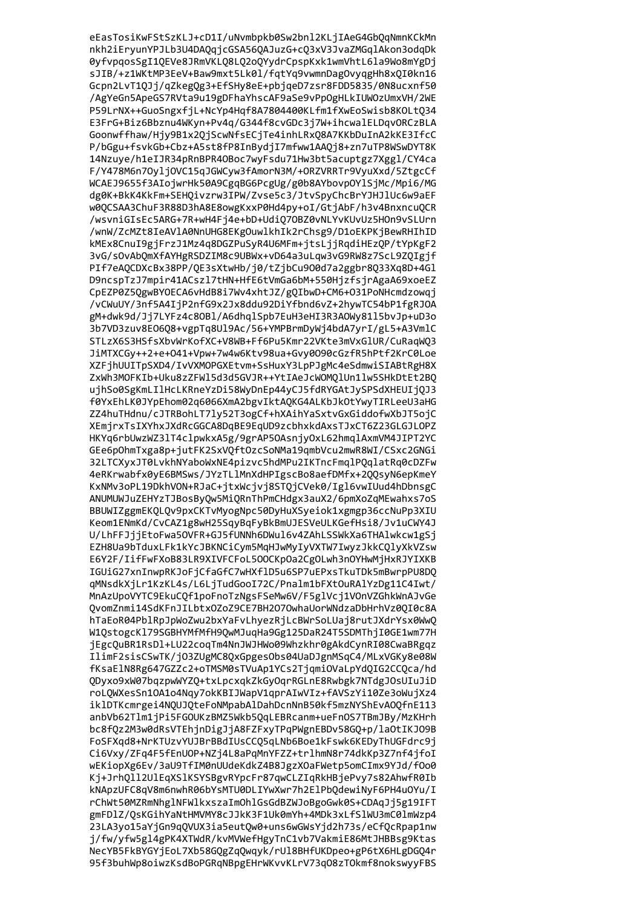```
eEasTosiKwFStSzKLJ+cD1I/uNvmbpkb0Sw2bnl2KLjIAeG4GbQqNmnKCkMn
nkh2iEryunYPJLb3U4DAQqjcGSA56QAJuzG+cQ3xV3JvaZMGqlAkon3odqDk
0yfvpqosSgI1QEVe8JRmVKLQ8LQ2oQYydrCpspKxk1wmVhtL6la9Wo8mYgDj
sJIB/+z1WKtMP3EeV+Baw9mxt5Lk0l/fqtYq9vwmnDagOvyqgHh8xQI0kn16
Gcpn2LvT1QJj/qZkegQg3+EfSHy8eE+pbjqeD7zsr8FDD5835/0N8ucxnf50
/AgYeGn5ApeGS7RVta9u19gDFhaYhscAF9aSe9vPpOgHLkIUWOzUmxVH/2WE
P59LrNX++GuoSngxfjL+NcYp4Hqf8A7804400KLfm1fXwEoSwisb8KOLtQ34
E3FrG+Biz6Bbznu4WKyn+Pv4q/G344f8cvGDc3j7W+ihcwalELDqvORCzBLA
Goonwffhaw/Hjy9B1x2QjScwNfsECjTe4inhLRxQ8A7KKbDuInA2kKE3IfcC
P/bGgu+fsvkGb+Cbz+A5st8fP8InBydjI7mfww1AAQj8+zn7uTP8WSwDYT8K
14Nzuye/h1eIJR34pRnBPR4OBoc7wyFsdu71Hw3bt5acuptgz7Xggl/CY4ca
F/Y478M6n7OyljOVC15qJGWCyw3fAmorN3M/+ORZVRRTr9VyuXxd/5ZtgcCf
WCAEJ9655f3AIojwrHk50A9CgqBG6PcgUg/g0b8AYbovpOYlSjMc/Mpi6/MG
dg0K+BkK4KkFm+SEHQivzrw3IPW/Zvse5c3/JtvSpyChcBrYJHJlUc6w9aEF
w0QCSAA3ChuF3R88D3hA8E8owgKxxP0Hd4py+oI/GtjAbF/h3v4BnxncuQCR
/wsvniGIsEc5ARG+7R+wH4Fj4e+bD+UdiQ7OBZ0vNLYvKUvUz5HOn9vSLUrn
/wnW/ZcMZt8IeAVlA0NnUHG8EKgOuwlkhIk2rChsg9/D1oEKPKjBewRHIhID
kMEx8CnuI9gjFrzJ1Mz4q8DGZPuSyR4U6MFm+jtsLjjRqdiHEzQP/tYpKgF2
3vG/sOvAbQmXfAYHgRSDZIM8c9UBWx+vD64a3uLqw3vG9RW8z7ScL9ZQIgjf
PIf7eAQCDXcBx38PP/QE3sXtwHb/j0/tZjbCu9O0d7a2ggbr8Q33Xq8D+4Gl
D9ncspTzJ7mpir41ACszl7tHN+HfE6tVmGa6bM+550HjzfsjrAgaA69xoeEZ
CpEZP0Z5QgwBYOECA6vHdB8i7Wv4xhtJZ/gQIbwD+CM6+O31PoNHcmdzowqj
/vCWuUY/3nf5A4IjP2nfG9x2Jx8ddu92DiYfbnd6vZ+2hywTC54bP1fgRJOA
gM+dwk9d/Jj7LYFz4c8OBl/A6dhqlSpb7EuH3eHI3R3AOWy81l5bvJp+uD3o
3b7VD3zuv8EO6Q8+vgpTq8Ul9Ac/56+YMPBrmDyWj4bdA7yrI/gL5+A3VmlC
STLzX6S3HSfsXbvWrKofXC+V8WB+Ff6Pu5Kmr22VKte3mVxGlUR/CuRaqWQ3
JiMTXCGy++2+e+O41+Vpw+7w4w6Ktv98ua+Gvy0O90cGzfR5hPtf2KrC0Loe
XZFjhUUITpSXD4/IvVXMOPGXEtvm+SsHuxY3LpPJgMc4eSdmwiSIABtRgH8X
ZxWh3MOFKIb+Uku8zZFWl5d3d5GVJR++YtIAeJcWOMQlUn1lw5SHkDtEt2BQ
ujhSo0SgKmLIlHcLKRneYzDi58WyDnEp44yCJ5fdRYGAtJySPSdXHEUIjQJ3
f0YxEhLK0JYpEhom02q6066XmA2bgvIktAQKG4ALKbJkOtYwyTIRLeeU3aHG
ZZ4huTHdnu/cJTRBohLT7ly52T3ogCf+hXAihYaSxtvGxGiddofwXbJT5ojC
XEmjrxTsIXYhxJXdRcGGCA8DqBE9EqUD9zcbhxkdAxsTJxCT6Z23GLGJLOPZ
HKYq6rbUwzWZ3lT4clpwkxA5g/9grAP5OAsnjyOxL62hmqlAxmVM4JIPT2YC
GEe6pOhmTxga8p+jutFK2SxVQftOzcSoNMa19qmbVcu2mwR8WI/CSxc2GNGi
32LTCXyxJT0LvkhNYaboWxNE4pizvc5hdMPu2IKTncFmqlPQqlatRq0cDZFw
4eRKrwabfx0yE6BMSws/JYzTLlMnXdHPIgscBo8aefDMfx+2QQsyN6epKmeY
KxNMv3oPL19DkhVON+RJaC+jtxWcjvj8STQjCVek0/Igl6vwIUud4hDbnsgC
ANUMUWJuZEHYzTJBosByQw5MiQRnThPmCHdgx3auX2/6pmXoZqMEwahxs7oS
BBUWIZggmEKQLQv9pxCKTvMyogNpc50DyHuXSyeiok1xgmgp36ccNuPp3XIU
Keom1ENmKd/CvCAZ1g8wH25SqyBqFyBkBmUJESVeULKGefHsi8/Jv1uCWY4J
U/LhFFJjjEtoFwa5OVFR+GJ5fUNNh6DWul6v4ZAhLSSWkXa6THAlwkcw1gSj
EZH8Ua9bTduxLFk1kYcJBKNCiCym5MqHJwMyIyVXTW7IwyzJkkCQlyXkVZsw
E6Y2F/IifFwFXoB83LR9XIVFCFoL5OOCKpOa2CgOLwh3nOYHwMjHxRJYIXKB
IGUiG27xnInwpRKJoFjCfaGfC7wHXflD5u6SP7uEPxsTkuTDk5mBwrpPU8DQ
qMNsdkXjLr1KzKL4s/L6LjTudGooI72C/Pnalm1bFXtOuRAlYzDg11C4Iwt/
MnAzUpoVYTC9EkuCQf1poFnoTzNgsFSeMw6V/F5glVcj1VOnVZGhkWnAJvGe
QvomZnmi14SdKFnJILbtxOZoZ9CE7BH2O7OwhaUorWNdzaDbHrhVz0QI0c8A
hTaEoR04PblRpJpWoZwu2bxYaFvLhyezRjLcBWrSoLUaj8rutJXdrYsx0WwQ
W1QstogcKl79SGBHYMfMfH9QwMJuqHa9Gg125DaR24T5SDMThjI0GE1wm77H
jEgcQuBR1RsDl+LU22coqTm4NnJWJHWo09Whzkhr0gAkdCynRI08CwaBRgqz
IlimF2sisCSwTK/jO3ZUgMC8QxGpgesObs04UaDJgnMSqC4/MLxVGKy8e08W
fKsaElN8Rg647GZZc2+oTMSM0sTVuAp1YCs2TjqmiOVaLpYdQIG2CCQca/hd
QDyxo9xW07bqzpwWYZQ+txLpcxqkZkGyOqrRGLnE8Rwbgk7NTdgJOsUIuJiD
roLQWXesSn1OA1o4Nqy7okKBIJWapV1qprAIwVIz+fAVSzYi10Ze3oWujXz4
iklDTKcmrgei4NQUJQteFoNMpabAlDahDcnNnB50kf5mzNYShEvAOQfnE113
anbVb62Tlm1jPi5FGOUKzBMZ5Wkb5QqLEBRcanm+ueFnOS7TBmJBy/MzKHrh
bc8fQz2M3w0dRsVTEhjnDigJjA8FZFxyTPqPWgnEBDv58GQ+p/laOtIKJO9B
FoSFXqd8+NrKTUzvYUJBrBBdIUsCCQ5qLNb6Boe1kFswk6KEDyThUGFdrc9j
Ci6Vxy/ZFq4F5fEnUOP+NZj4L8aPqMnYFZZ+trlhmN8r74dkKp3Z7nf4jfoI
wEKiopXg6Ev/3aU9TfIM0nUUdeKdkZ4B8JgzXOaFWetp5omCImx9YJd/fOo0
Kj+JrhQll2UlEqXSlKSYSBgvRYpcFr87qwCLZIqRkHBjePvy7s82AhwfR0Ib
kNApzUFC8qV8m6nwhR06bYsMTU0DLIYwXwr7h2ElPbQdewiNyF6PH4uOYu/I
rChWt50MZRmNhglNFWlkxszaImOhlGsGdBZWJoBgoGwk0S+CDAqJj5g19IFT
gmFDlZ/QsKGihYaNtHMVMY8cJJkK3F1Uk0mYh+4MDk3xLfSlWU3mC0lmWzp4
23LA3yo15aYjGn9qQVUX3ia5eutQw0+uns6wGWsYjd2h73s/eCfQcRpap1nw
j/fw/yfw5gl4gPK4XTWdR/kvMVWefHgyTnC1vb7VakmiE86MtJHBBsg9Ktas
NecYB5FkBYGYjEoL7Xb58GQgZqQwqyk/rUl8BHfUKDpeo+gP6tX6HLgDGQ4r
95f3buhWp8oiwzKsdBoPGRqNBpgEHrWKvvKLrV73qO8zTOkmf8nokswyyFBS
```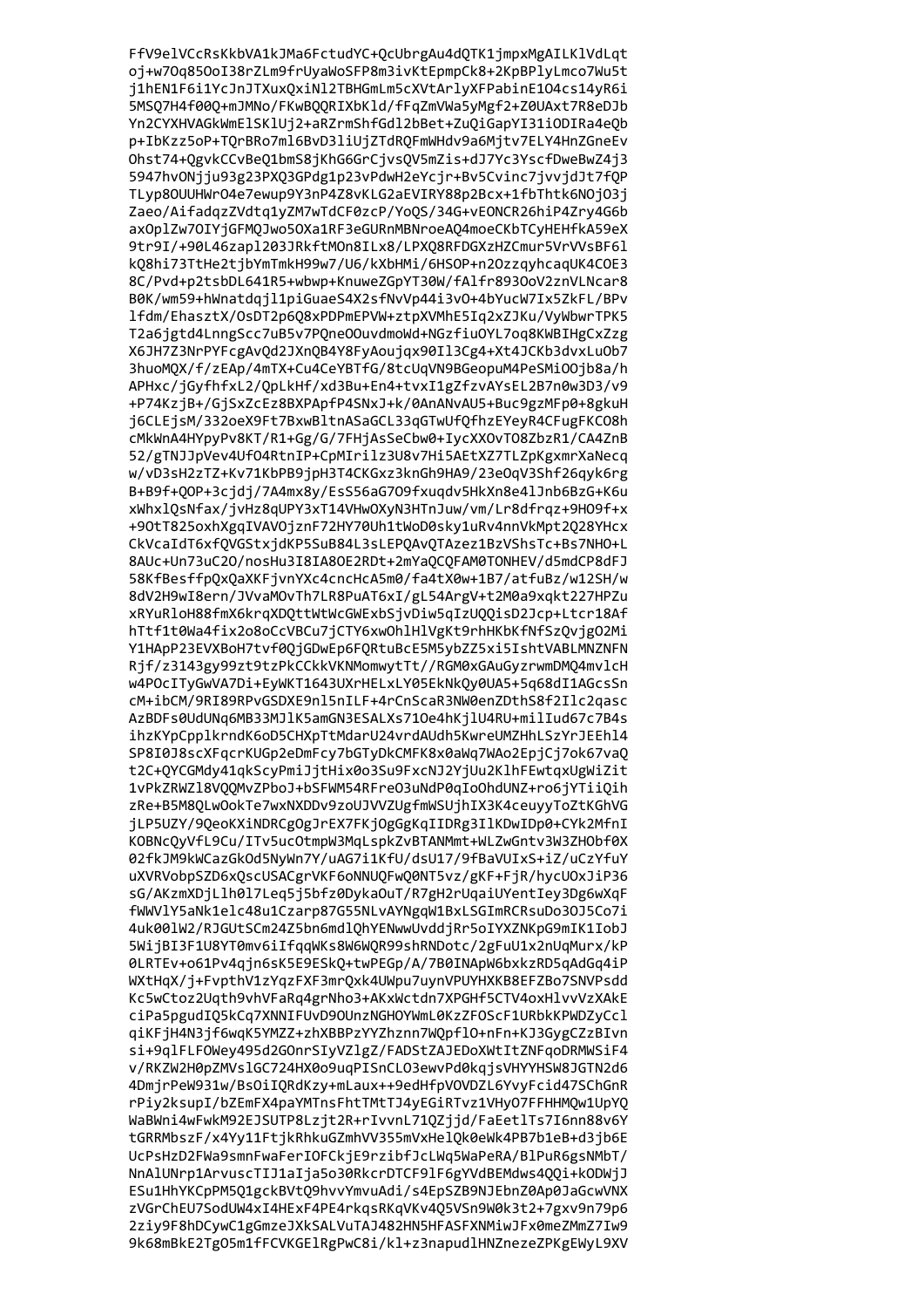```
FfV9elVCcRsKkbVA1kJMa6FctudYC+QcUbrgAu4dQTK1jmpxMgAILKlVdLqt
oj+w7Oq85OoI38rZLm9frUyaWoSFP8m3ivKtEpmpCk8+2KpBPlyLmco7Wu5t
j1hEN1F6i1YcJnJTXuxQxiNl2TBHGmLm5cXVtArlyXFPabinE1O4cs14yR6i
5MSQ7H4f00Q+mJMNo/FKwBQQRIXbKld/fFqZmVWa5yMgf2+Z0UAxt7R8eDJb
Yn2CYXHVAGkWmElSKlUj2+aRZrmShfGdl2bBet+ZuQiGapYI31iODIRa4eQb
p+IbKzz5oP+TQrBRo7ml6BvD3liUjZTdRQFmWHdv9a6Mjtv7ELY4HnZGneEv
Ohst74+QgvkCCvBeQ1bmS8jKhG6GrCjvsQV5mZis+dJ7Yc3YscfDweBwZ4j3
5947hvONjju93g23PXQ3GPdg1p23vPdwH2eYcjr+Bv5Cvinc7jvvjdJt7fQP
TLyp8OUUHWrO4e7ewup9Y3nP4Z8vKLG2aEVIRY88p2Bcx+1fbThtk6NOjO3j
Zaeo/AifadqzZVdtq1yZM7wTdCF0zcP/YoQS/34G+vEONCR26hiP4Zry4G6b
axOplZw7OIYjGFMQJwo5OXa1RF3eGURnMBNroeAQ4moeCKbTCyHEHfkA59eX
9tr9I/+90L46zapl203JRkftMOn8ILx8/LPXQ8RFDGXzHZCmur5VrVVsBF6l
kQ8hi73TtHe2tjbYmTmkH99w7/U6/kXbHMi/6HSOP+n2OzzqyhcaqUK4COE3
8C/Pvd+p2tsbDL641R5+wbwp+KnuweZGpYT30W/fAlfr893OoV2znVLNcar8
B0K/wm59+hWnatdqjl1piGuaeS4X2sfNvVp44i3vO+4bYucW7Ix5ZkFL/BPv
lfdm/EhasztX/OsDT2p6Q8xPDPmEPVW+ztpXVMhE5Iq2xZJKu/VyWbwrTPK5
T2a6jgtd4LnngScc7uB5v7PQneOOuvdmoWd+NGzfiuOYL7oq8KWBIHgCxZzg
X6JH7Z3NrPYFcgAvQd2JXnQB4Y8FyAoujqx90Il3Cg4+Xt4JCKb3dvxLuOb7
3huoMQX/f/zEAp/4mTX+Cu4CeYBTfG/8tcUqVN9BGeopuM4PeSMiOOjb8a/h
APHxc/jGyfhfxL2/QpLkHf/xd3Bu+En4+tvxI1gZfzvAYsEL2B7n0w3D3/v9
+P74KzjB+/GjSxZcEz8BXPApfP4SNxJ+k/0AnANvAU5+Buc9gzMFp0+8gkuH
j6CLEjsM/332oeX9Ft7BxwBltnASaGCL33qGTwUfQfhzEYeyR4CFugFKCO8h
cMkWnA4HYpyPv8KT/R1+Gg/G/7FHjAsSeCbw0+IycXXOvTO8ZbzR1/CA4ZnB
52/gTNJJpVev4UfO4RtnIP+CpMIrilz3U8v7Hi5AEtXZ7TLZpKgxmrXaNecq
w/vD3sH2zTZ+Kv71KbPB9jpH3T4CKGxz3knGh9HA9/23eOqV3Shf26qyk6rg
B+B9f+QOP+3cjdj/7A4mx8y/EsS56aG7O9fxuqdv5HkXn8e4lJnb6BzG+K6u
xWhxlQsNfax/jvHz8qUPY3xT14VHwOXyN3HTnJuw/vm/Lr8dfrqz+9HO9f+x
+9OtT825oxhXgqIVAVOjznF72HY70Uh1tWoD0sky1uRv4nnVkMpt2Q28YHcx
CkVcaIdT6xfQVGStxjdKP5SuB84L3sLEPQAvQTAzez1BzVShsTc+Bs7NHO+L
8AUc+Un73uC2O/nosHu3I8IA8OE2RDt+2mYaQCQFAM0TONHEV/d5mdCP8dFJ
58KfBesffpQxQaXKFjvnYXc4cncHcA5m0/fa4tX0w+1B7/atfuBz/w12SH/w
8dV2H9wI8ern/JVvaMOvTh7LR8PuAT6xI/gL54ArgV+t2M0a9xqkt227HPZu
xRYuRloH88fmX6krqXDQttWtWcGWExbSjvDiw5qIzUQQisD2Jcp+Ltcr18Af
hTtf1t0Wa4fix2o8oCcVBCu7jCTY6xwOhlHlVgKt9rhHKbKfNfSzQvjgO2Mi
Y1HApP23EVXBoH7tvf0QjGDwEp6FQRtuBcE5M5ybZZ5xi5IshtVABLMNZNFN
Rjf/z3143gy99zt9tzPkCCkkVKNMomwytTt//RGM0xGAuGyzrwmDMQ4mvlcH
w4POcITyGwVA7Di+EyWKT1643UXrHELxLY05EkNkQy0UA5+5q68dI1AGcsSn
cM+ibCM/9RI89RPvGSDXE9nl5nILF+4rCnScaR3NW0enZDthS8f2Ilc2qasc
AzBDFs0UdUNq6MB33MJlK5amGN3ESALXs71Oe4hKjlU4RU+milIud67c7B4s
ihzKYpCpplkrndK6oD5CHXpTtMdarU24vrdAUdh5KwreUMZHhLSzYrJEEhl4
SP8I0J8scXFqcrKUGp2eDmFcy7bGTyDkCMFK8x0aWq7WAo2EpjCj7ok67vaQ
t2C+QYCGMdy41qkScyPmiJjtHix0o3Su9FxcNJ2YjUu2KlhFEwtqxUgWiZit
1vPkZRWZl8VQQMvZPboJ+bSFWM54RFreO3uNdP0qIoOhdUNZ+ro6jYTiiQih
zRe+B5M8QLwOokTe7wxNXDDv9zoUJVVZUgfmWSUjhIX3K4ceuyyToZtKGhVG
jLP5UZY/9QeoKXiNDRCgOgJrEX7FKjOgGgKqIIDRg3IlKDwIDp0+CYk2MfnI
KOBNcQyVfL9Cu/ITv5ucOtmpW3MqLspkZvBTANMmt+WLZwGntv3W3ZHObf0X
02fkJM9kWCazGkOd5NyWn7Y/uAG7i1KfU/dsU17/9fBaVUIxS+iZ/uCzYfuY
uXVRVobpSZD6xQscUSACgrVKF6oNNUQFwQ0NT5vz/gKF+FjR/hycUOxJiP36
sG/AKzmXDjLlh0l7Leq5j5bfz0DykaOuT/R7gH2rUqaiUYentIey3Dg6wXqF
fWWVlY5aNk1elc48u1Czarp87G55NLvAYNgqW1BxLSGImRCRsuDo3OJ5Co7i
4uk00lW2/RJGUtSCm24Z5bn6mdlQhYENwwUvddjRr5oIYXZNKpG9mIK1IobJ
5WijBI3F1U8YT0mv6iIfqqWKs8W6WQR99shRNDotc/2gFuU1x2nUqMurx/kP
0LRTEv+o61Pv4qjn6sK5E9ESkQ+twPEGp/A/7B0INApW6bxkzRD5qAdGq4iP
WXtHqX/j+FvpthV1zYqzFXF3mrQxk4UWpu7uynVPUYHXKB8EFZBo7SNVPsdd
Kc5wCtoz2Uqth9vhVFaRq4grNho3+AKxWctdn7XPGHf5CTV4oxHlvvVzXAkE
ciPa5pgudIQ5kCq7XNNIFUvD9OUnzNGHOYWmL0KzZFOScF1URbkKPWDZyCcl
qiKFjH4N3jf6wqK5YMZZ+zhXBBPzYYZhznn7WQpflO+nFn+KJ3GygCZzBIvn
si+9qlFLFOWey495d2GOnrSIyVZlgZ/FADStZAJEDoXWtItZNFqoDRMWSiF4
v/RKZW2H0pZMVslGC724HX0o9uqPISnCLO3ewvPd0kqjsVHYYHSW8JGTN2d6
4DmjrPeW931w/BsOiIQRdKzy+mLaux++9edHfpVOVDZL6YvyFcid47SChGnR
rPiy2ksupI/bZEmFX4paYMTnsFhtTMtTJ4yEGiRTvz1VHyO7FFHHMQw1UpYQ
WaBWni4wFwkM92EJSUTP8Lzjt2R+rIvvnL71QZjjd/FaEetlTs7I6nn88v6Y
tGRRMbszF/x4Yy11FtjkRhkuGZmhVV355mVxHelQk0eWk4PB7b1eB+d3jb6E
UcPsHzD2FWa9smnFwaFerIOFCkjE9rzibfJcLWq5WaPeRA/BlPuR6gsNMbT/
NnAlUNrp1ArvuscTIJ1aIja5o30RkcrDTCF9lF6gYVdBEMdws4QQi+kODWjJ
ESu1HhYKCpPM5Q1gckBVtQ9hvvYmvuAdi/s4EpSZB9NJEbnZ0Ap0JaGcwVNX
zVGrChEU7SodUW4xI4HExF4PE4rkqsRKqVKv4Q5VSn9W0k3t2+7gxv9n79p6
2ziy9F8hDCywC1gGmzeJXkSALVuTAJ482HN5HFASFXNMiwJFx0meZMmZ7Iw9
9k68mBkE2TgO5m1fFCVKGElRgPwC8i/kl+z3napudlHNZnezeZPKgEWyL9XV
```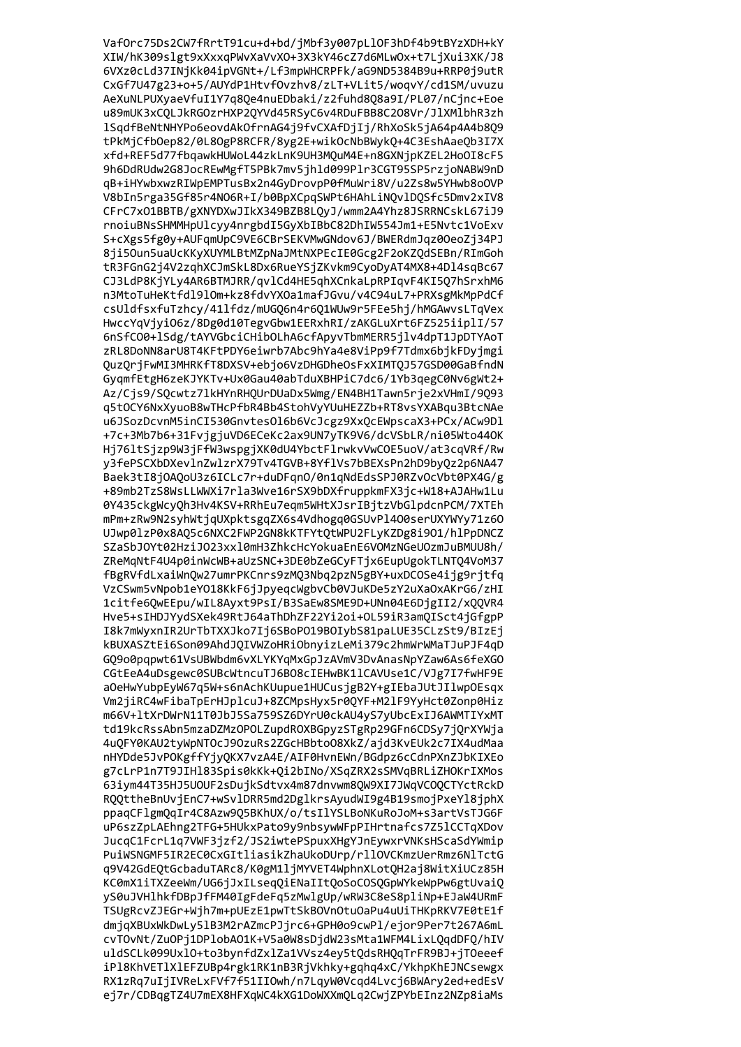```
VafOrc75Ds2CW7fRrtT91cu+d+bd/jMbf3y007pLlOF3hDf4b9tBYzXDH+kY
XIW/hK309slgt9xXxxqPWvXaVvXO+3X3kY46cZ7d6MLwOx+t7LjXui3XK/J8
6VXz0cLd37INjKk04ipVGNt+/Lf3mpWHCRPFk/aG9ND5384B9u+RRP0j9utR
CxGf7U47g23+o+5/AUYdP1HtvfOvzhv8/zLT+VLit5/woqvY/cd1SM/uvuzu
AeXuNLPUXyaeVfuI1Y7q8Qe4nuEDbaki/z2fuhd8Q8a9I/PL07/nCjnc+Eoe
u89mUK3xCQLJkRGOzrHXP2QYVd45RSyC6v4RDuFBB8C2O8Vr/JlXMlbhR3zh
lSqdfBeNtNHYPo6eovdAkOfrnAG4j9fvCXAfDjIj/RhXoSk5jA64p4A4b8Q9
tPkMjCfbOep82/0L8OgP8RCFR/8yg2E+wikOcNbBWykQ+4C3EshAaeQb3I7X
xfd+REF5d77fbqawkHUWoL44zkLnK9UH3MQuM4E+n8GXNjpKZEL2HoOI8cF5
9h6DdRUdw2G8JocREwMgfT5PBk7mv5jhld099Plr3CGT95SP5rzjoNABW9nD
qB+iHYwbxwzRIWpEMPTusBx2n4GyDrovpP0fMuWri8V/u2Zs8w5YHwb8oOVP
V8bIn5rga35Gf85r4NO6R+I/b0BpXCpqSWPt6HAhLiNQvlDQSfc5Dmv2xIV8
CFrC7xO1BBTB/gXNYDXwJIkX349BZB8LQyJ/wmm2A4Yhz8JSRRNCskL67iJ9
rnoiuBNsSHMMHpUlcyy4nrgbdI5GyXbIBbC82DhIW554Jm1+E5Nvtc1VoExv
S+cXgs5fg0y+AUFqmUpC9VE6CBrSEKVMwGNdov6J/BWERdmJqz0OeoZj34PJ
8ji5Oun5uaUcKKyXUYMLBtMZpNaJMtNXPEcIE0Gcg2F2oKZQdSEBn/RImGoh
tR3FGnG2j4V2zqhXCJmSkL8Dx6RueYSjZKvkm9CyoDyAT4MX8+4Dl4sqBc67
CJ3LdP8KjYLy4AR6BTMJRR/qvlCd4HE5qhXCnkaLpRPIqvF4KI5Q7hSrxhM6
n3MtoTuHeKtfdl9lOm+kz8fdvYXOa1mafJGvu/v4C94uL7+PRXsgMkMpPdCf
csUldfsxfuTzhcy/41lfdz/mUGQ6n4r6Q1WUw9r5FEe5hj/hMGAwvsLTqVex
HwccYqVjyiO6z/8Dg0d10TegvGbw1EERxhRI/zAKGLuXrt6FZ525iiplI/57
6nSfCO0+lSdg/tAYVGbciCHibOLhA6cfApyvTbmMERR5jlv4dpT1JpDTYAoT
zRL8DoNN8arU8T4KFtPDY6eiwrb7Abc9hYa4e8ViPp9f7Tdmx6bjkFDyjmgi
QuzQrjFwMI3MHRKfT8DXSV+ebjo6VzDHGDheOsFxXIMTQJ57GSD00GaBfndN
GyqmFEtgH6zeKJYKTv+Ux0Gau40abTduXBHPiC7dc6/1Yb3qegC0Nv6gWt2+
Az/Cjs9/SQcwtz7lkHYnRHQUrDUaDx5Wmg/EN4BH1Tawn5rje2xVHmI/9Q93
q5tOCY6NxXyuoB8wTHcPfbR4Bb4StohVyYUuHEZZb+RT8vsYXABqu3BtcNAe
u6JSozDcvnM5inCI530GnvtesOl6b6VcJcgz9XxQcEWpscaX3+PCx/ACw9Dl
+7c+3Mb7b6+31FvjgjuVD6ECeKc2ax9UN7yTK9V6/dcVSbLR/ni05Wto44OK
Hj76ltSjzp9W3jFfW3wspgjXK0dU4YbctFlrwkvVwCOE5uoV/at3cqVRf/Rw
y3fePSCXbDXevlnZwlzrX79Tv4TGVB+8YflVs7bBEXsPn2hD9byQz2p6NA47
Baek3tI8jOAQoU3z6ICLc7r+duDFqnO/0n1qNdEdsSPJ0RZvOcVbt0PX4G/g
+89mb2TzS8WsLLWWXi7rla3Wve16rSX9bDXfruppkmFX3jc+W18+AJAHw1Lu
0Y435ckgWcyQh3Hv4KSV+RRhEu7eqm5WHtXJsrIBjtzVbGlpdcnPCM/7XTEh
mPm+zRw9N2syhWtjqUXpktsgqZX6s4Vdhogq0GSUvPl4O0serUXYWYy71z6O
UJwp0lzP0x8AQ5c6NXC2FWP2GN8kKTFYtQtWPU2FLyKZDg8i9O1/hlPpDNCZ
SZaSbJOYt02HziJO23xxl0mH3ZhkcHcYokuaEnE6VOMzNGeUOzmJuBMUU8h/
ZReMqNtF4U4p0inWcWB+aUzSNC+3DE0bZeGCyFTjx6EupUgokTLNTQ4VoM37
fBgRVfdLxaiWnQw27umrPKCnrs9zMQ3Nbq2pzN5gBY+uxDCOSe4ijg9rjtfq
VzCSwm5vNpob1eYO18KkF6jJpyeqcWgbvCb0VJuKDe5zY2uXaOxAKrG6/zHI
1citfe6QwEEpu/wIL8Ayxt9PsI/B3SaEw8SME9D+UNn04E6DjgII2/xQQVR4
Hve5+sIHDJYydSXek49RtJ64aThDhZF22Yi2oi+OL59iR3amQISct4jGfgpP
I8k7mWyxnIR2UrTbTXXJko7Ij6SBoPO19BOIybS81paLUE35CLzSt9/BIzEj
kBUXASZtEi6Son09AhdJQIVWZoHRiObnyizLeMi379c2hmWrWMaTJuPJF4qD
GQ9o0pqpwt61VsUBWbdm6vXLYKYqMxGpJzAVmV3DvAnasNpYZaw6As6feXGO
CGtEeA4uDsgewc0SUBcWtncuTJ6BO8cIEHwBK1lCAVUse1C/VJg7I7fwHF9E
aOeHwYubpEyW67q5W+s6nAchKUupue1HUCusjgB2Y+gIEbaJUtJIlwpOEsqx
Vm2jiRC4wFibaTpErHJplcuJ+8ZCMpsHyx5r0QYF+M2lF9YyHct0Zonp0Hiz
m66V+ltXrDWrN11T0JbJ5Sa759SZ6DYrU0ckAU4yS7yUbcExIJ6AWMTIYxMT
td19kcRssAbn5mzaDZMzOPOLZupdROXBGpyzSTgRp29GFn6CDSy7jQrXYWja
4uQFY0KAU2tyWpNTOcJ9OzuRs2ZGcHBbtoO8XkZ/ajd3KvEUk2c7IX4udMaa
nHYDde5JvPOKgffYjyQKX7vzA4E/AIF0HvnEWn/BGdpz6cCdnPXnZJbKIXEo
g7cLrP1n7T9JIHl83Spis0kKk+Qi2bINo/XSqZRX2sSMVqBRLiZHOKrIXMos
63iym44T35HJ5UOUF2sDujkSdtvx4m87dnvwm8QW9XI7JWqVCOQCTYctRckD
RQQttheBnUvjEnC7+wSvlDRR5md2DglkrsAyudWI9g4B19smojPxeYl8jphX
ppaqCFlgmQqIr4C8Azw9Q5BKhUX/o/tsIlYSLBoNKuRoJoM+s3artVsTJG6F
uP6szZpLAEhng2TFG+5HUkxPato9y9nbsywWFpPIHrtnafcs7Z5lCCTqXDov
JucqC1FcrL1q7VWF3jzf2/JS2iwtePSpuxXHgYJnEywxrVNKsHScaSdYWmip
PuiWSNGMF5IR2EC0CxGItliasikZhaUkoDUrp/rllOVCKmzUerRmz6NlTctG
q9V42GdEQtGcbaduTARc8/K0gM1ljMYVET4WphnXLotQH2aj8WitXiUCz85H
KC0mX1iTXZeeWm/UG6jJxILseqQiENaIItQoSoCOSQGpWYkeWpPw6gtUvaiQ
yS0uJVHlhkfDBpJfFM40IgFdeFq5zMwlgUp/wRW3C8eS8pliNp+EJaW4URmF
TSUgRcvZJEGr+Wjh7m+pUEzE1pwTtSkBOVnOtuOaPu4uUiTHKpRKV7E0tE1f
dmjqXBUxWkDwLy5lB3M2rAZmcPJjrc6+GPH0o9cwPl/ejor9Per7t267A6mL
cvTOvNt/ZuOPj1DPlobAO1K+V5a0W8sDjdW23sMta1WFM4LixLQqdDFQ/hIV
uldSCLk099UxlO+to3bynfdZxlZa1VVsz4ey5tQdsRHQqTrFR9BJ+jTOeeef
iPl8KhVETlXlEFZUBp4rgk1RK1nB3RjVkhky+gqhq4xC/YkhpKhEJNCsewgx
RX1zRq7uIjIVReLxFVf7f51IIOwh/n7LqyW0Vcqd4Lvcj6BWAry2ed+edEsV
ej7r/CDBqgTZ4U7mEX8HFXqWC4kXG1DoWXXmQLq2CwjZPYbEInz2NZp8iaMs
```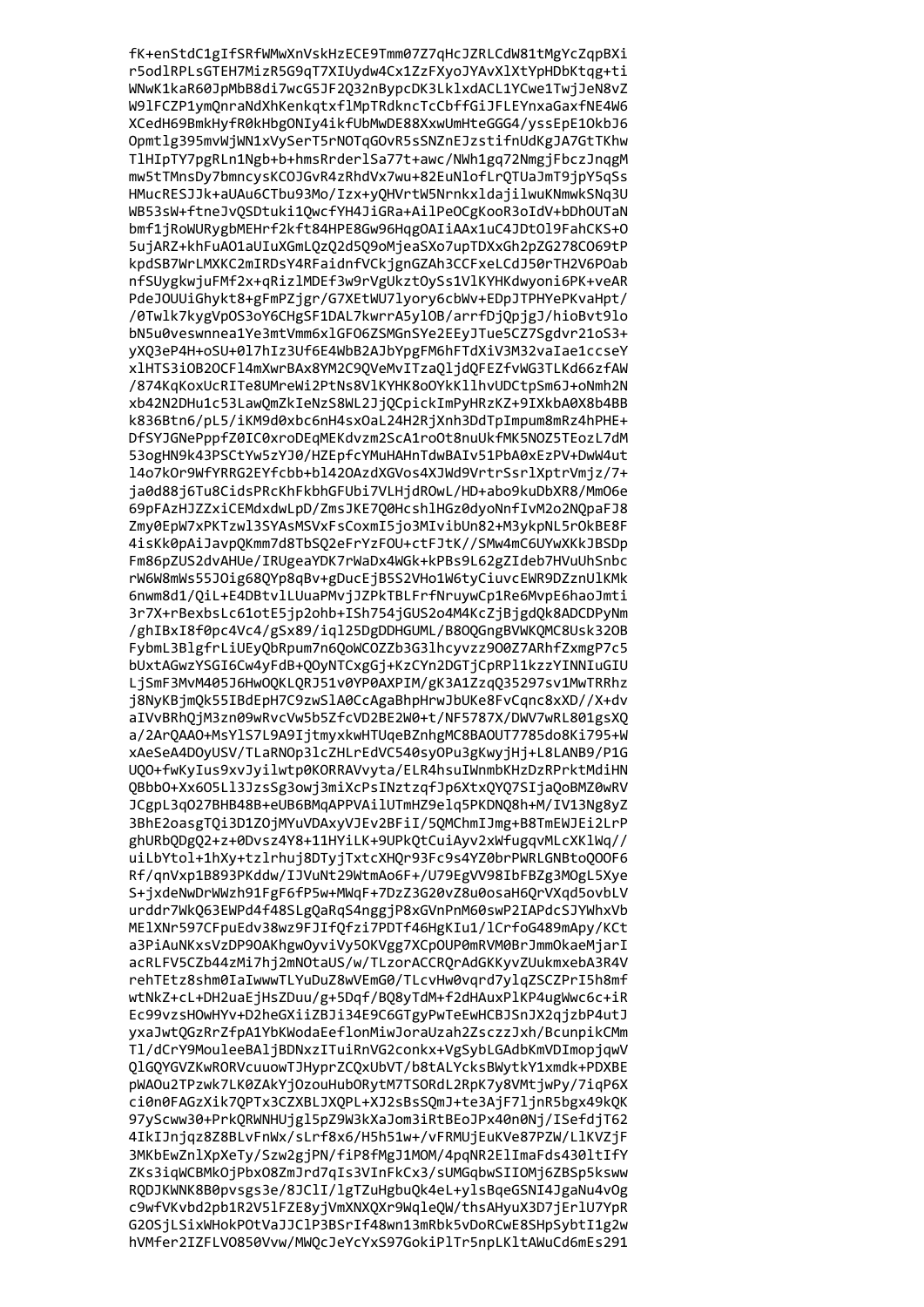```
fK+enStdC1gIfSRfWMwXnVskHzECE9Tmm07Z7qHcJZRLCdW81tMgYcZqpBXi
r5odlRPLsGTEH7MizR5G9qT7XIUydw4Cx1ZzFXyoJYAvXlXtYpHDbKtqg+ti
WNwK1kaR60JpMbB8di7wcG5JF2Q32nBypcDK3LklxdACL1YCwe1TwjJeN8vZ
W9lFCZP1ymQnraNdXhKenkqtxflMpTRdkncTcCbffGiJFLEYnxaGaxfNE4W6
XCedH69BmkHyfR0kHbgONIy4ikfUbMwDE88XxwUmHteGGG4/yssEpE1OkbJ6
Opmtlg395mvWjWN1xVySerT5rNOTqGOvR5sSNZnEJzstifnUdKgJA7GtTKhw
TlHIpTY7pgRLn1Ngb+b+hmsRrderlSa77t+awc/NWh1gq72NmgjFbczJnqgM
mw5tTMnsDy7bmncysKCOJGvR4zRhdVx7wu+82EuNlofLrQTUaJmT9jpY5qSs
HMucRESJJk+aUAu6CTbu93Mo/Izx+yQHVrtW5Nrnkxldajilwu KNmwkSNq3U
WB53sW+ftneJvQSDtuki1QwcfYH4JiGRa+AilPeOCgKooR3oIdV+bDhOUTaN
bmf1jRoWURygbMEHrf2kft84HPE8Gw96HqgOAIiAAx1uC4JDtOl9FahCKS+O
5ujARZ+khFuAO1aUIuXGmLQzQ2d5Q9oMjeaSXo7upTDXxGh2pZG278CO69tP
kpdSB7WrLMXKC2mIRDsY4RFaidnfVCkjgnGZAh3CCFxeLCdJ50rTH2V6POab
nfSUygkwjuFMf2x+qRizlMDEf3w9rVgUkztOySs1VlKYHKdwyoni6PK+veAR
PdeJOUUiGhykt8+gFmPZjgr/G7XEtWU7lyory6cbWv+EDpJTPHYePKvaHpt/
/0Twlk7kygVpOS3oY6CHgSF1DAL7kwrrA5ylOB/arrfDjQpjgJ/hioBvt9lo
bN5u0veswnnea1Ye3mtVmm6xlGFO6ZSMGnSYe2EEyJTue5CZ7Sgdvr21oS3+
yXQ3eP4H+oSU+0l7hIz3Uf6E4WbB2AJbYpgFM6hFTdXiV3M32vaIae1ccseY
xlHTS3iOB2OCFl4mXwrBAx8YM2C9QVeMvITzaQljdQFEZfvWG3TLKd66zfAW
/874KqKoxUcRITe8UMreWi2PtNs8VlKYHK8oOYkKllhvUDCtpSm6J+oNmh2N
xb42N2DHu1c53LawQmZkIeNzS8WL2JjQCpickImPyHRzKZ+9IXkbA0X8b4BB
k836Btn6/pL5/iKM9d0xbc6nH4sxOaL24H2RjXnh3DdTpImpum8mRz4hPHE+
DfSYJGNePppfZ0IC0xroDEqMEKdvzm2ScA1roOt8nuUkfMK5NOZ5TEozL7dM
53ogHN9k43PSCtYw5zYJ0/HZEpfcYMuHAHnTdwBAIv51PbA0xEzPV+DwW4ut
l4o7kOr9WfYRRG2EYfcbb+bl42OAzdXGVos4XJWd9VrtrSsrlXptrVmjz/7+
ja0d88j6Tu8CidsPRcKhFkbhGFUbi7VLHjdROwL/HD+abo9kuDbXR8/MmO6e
69pFAzHJZZxiCEMdxdwLpD/ZmsJKE7Q0HcshlHGz0dyoNnfIvM2o2NQpaFJ8
Zmy0EpW7xPKTzwl3SYAsMSVxFsCoxmI5jo3MIvibUn82+M3ykpNL5rOkBE8F
4isKk0pAiJavpQKmm7d8TbSQ2eFrYzFOU+ctFJtK//SMw4mC6UYwXKkJBSDp
Fm86pZUS2dvAHUe/IRUgeaYDK7rWaDx4WGk+kPBs9L62gZIdeb7HVuUhSnbc
rW6W8mWs55JOig68QYp8qBv+gDucEjB5S2VHo1W6tyCiuvcEWR9DZznUlKMk
6nwm8d1/QiL+E4DBtvlLUuaPMvjJZPkTBLFrfNruywCp1Re6MvpE6haoJmti
3r7X+rBexbsLc61otE5jp2ohb+ISh754jGUS2o4M4KcZjBjgdQk8ADCDPyNm
/ghIBxI8f0pc4Vc4/gSx89/iql25DgDDHGUML/B8OQGngBVWKQMC8Usk32OB
FybmL3BlgfrLiUEyQbRpum7n6QoWCOZZb3G3lhcyvzz9O0Z7ARhfZxmgP7c5
bUxtAGwzYSGI6Cw4yFdB+QOyNTCxgGj+KzCYn2DGTjCpRPl1kzzYINNIuGIU
LjSmF3MvM405J6HwOQKLQRJ51v0YP0AXPIM/gK3A1ZzqQ35297sv1MwTRRhz
j8NyKBjmQk55IBdEpH7C9zwSlA0CcAgaBhpHrwJbUKe8FvCqnc8xXD//X+dv
aIVvBRhQjM3zn09wRvcVw5b5ZfcVD2BE2W0+t/NF5787X/DWV7wRL801gsXQ
a/2ArQAAO+MsYlS7L9A9IjtmyxkwHTUqeBZnhgMC8BAOUT7785do8Ki795+W
xAeSeA4DOyUSV/TLaRNOp3lcZHLrEdVC540syOPu3gKwyjHj+L8LANB9/P1G
UQO+fwKyIus9xvJyilwtp0KORRAVvyta/ELR4hsuIWnmbKHzDzRPrktMdiHN
QBbbO+Xx6O5Ll3JzsSg3owj3miXcPsINztzqfJp6XtxQYQ7SIjaQoBMZ0wRV
JCgpL3qO27BHB48B+eUB6BMqAPPVAilUTmHZ9elq5PKDNQ8h+M/IV13Ng8yZ
3BhE2oasgTQi3D1ZOjMYuVDAxyVJEv2BFiI/5QMChmIJmg+B8TmEWJEi2LrP
ghURbQDgQ2+z+0Dvsz4Y8+11HYiLK+9UPkQtCuiAyv2xWfugqvMLcXKlWq//
uiLbYtol+1hXy+tzlrhuj8DTyjTxtcXHQr93Fc9s4YZ0brPWRLGNBtoQOOF6
Rf/qnVxp1B893PKddw/IJVuNt29WtmAo6F+/U79EgVV98IbFBZg3MOgL5Xye
S+jxdeNwDrWWzh91FgF6fP5w+MWqF+7DzZ3G20vZ8u0osaH6QrVXqd5ovbLV
urddr7WkQ63EWPd4f48SLgQaRqS4nggjP8xGVnPnM60swP2IAPdcSJYWhxVb
MElXNr597CFpuEdv38wz9FJIfQfzi7PDTf46HgKIu1/lCrfoG489mApy/KCt
a3PiAuNKxsVzDP9OAKhgwOyviVy5OKVgg7XCpOUP0mRVM0BrJmmOkaeMjarI
acRLFV5CZb44zMi7hj2mNOtaUS/w/TLzorACCRQrAdGKKyvZUukmxebA3R4V
rehTEtz8shm0IaIwwwTLYuDuZ8wVEmG0/TLcvHw0vqrd7ylqZSCZPrI5h8mf
wtNkZ+cL+DH2uaEjHsZDuu/g+5Dqf/BQ8yTdM+f2dHAuxPlKP4ugWwc6c+iR
Ec99vzsHOwHYv+D2heGXiiZBJi34E9C6GTgyPwTeEwHCBJSnJX2qjzbP4utJ
yxaJwtQGzRrZfpA1YbKWodaEeflonMiwJoraUzah2ZsczzJxh/BcunpikCMm
Tl/dCrY9MouleeBAljBDNxzITuiRnVG2conkx+VgSybLGAdbKmVDImopjqwV
QlGQYGVZKwRORVcuuowTJHyprZCQxUbVT/b8tALYcksBWytkY1xmdk+PDXBE
pWAOu2TPzwk7LK0ZAkYjOzouHubORytM7TSORdL2RpK7y8VMtjwPy/7iqP6X
ci0n0FAGzXik7QPTx3CZXBLJXQPL+XJ2sBsSQmJ+te3AjF7ljnR5bgx49kQK
97yScww30+PrkQRWNHUjgl5pZ9W3kXaJom3iRtBEoJPx40n0Nj/ISefdjT62
4IkIJnjqz8Z8BLvFnWx/sLrf8x6/H5h51w+/vFRMUjEuKVe87PZW/LlKVZjF
3MKbEwZnlXpXeTy/Szw2gjPN/fiP8fMgJ1MOM/4pqNR2ElImaFds430ltIfY
ZKs3iqWCBMkOjPbxO8ZmJrd7qIs3VInFkCx3/sUMGqbwSIIOMj6ZBSp5ksww
RQDJKWNK8B0pvsgs3e/8JClI/lgTZuHgbuQk4eL+ylsBqeGSNI4JgaNu4vOg
c9wfVKvbd2pb1R2V5lFZE8yjVmXNXQXr9WqleQW/thsAHyuX3D7jErlU7YpR
G2OSjLSixWHokPOtVaJJClP3BSrIf48wn13mRbk5vDoRCwE8SHpSybtI1g2w
hVMfer2IZFLVO850Vvw/MWQcJeYcYxS97GokiPlTr5npLKltAWuCd6mEs291
```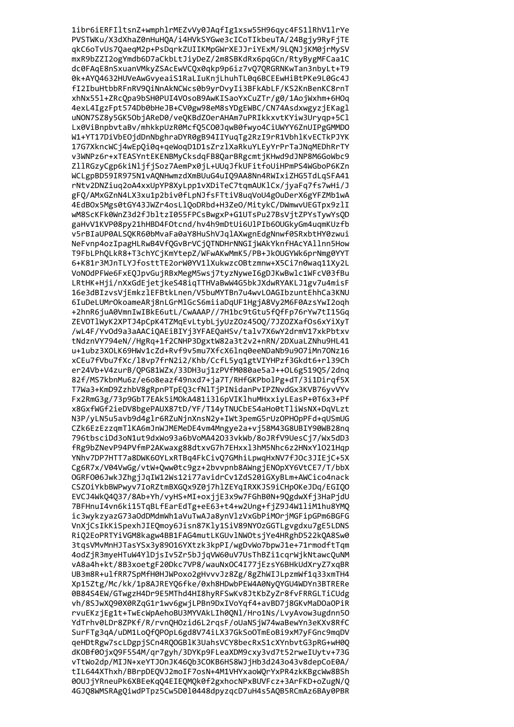```
1ibr6iERFIltsnZ+wmphlrMEZvVy0JAqfIg1xsw55H96qyc4FS1lRhV1lrYe
PVSTWKu/X3dXhaZ0nHuHQA/i4HVkSYGwe3cICoTIkbeuTA/24Bgjy9RyFjTE
qkC6oTvUs7QaeqM2p+PsDqrkZUIIKMpGWrXEJJriYExM/9LQNJjKM0jrMySV
mxR9bZZI2ogYmdb6D7aCkbLtJiyDeZ/2m8SBKdRx6pqGCn/RtyBygMFCaa1C
dc0FAqE8nSxuanVMkyZSAcEwVCQx0qkp9p6iz7vQ7QRGRNKwTan3nbyLt+T9
0k+AYQ4632HUVeAwGvyeaiS1RaLIuKnjLhuhTL0q6BCEEwHiBtPKe9L0Gc4J
fI2IbuHtbbRFnRV9QiNnAkNCWcs0b9yrDvyIi3BFkAbLF/KS2KnBenKC8rnT
xhNx551+ZRcQpa9bSH0PUI4VOsoB9AwKISaoYxCuZTr/g0/1AojWxhm+6HOq
4exL4IgzFpt574Db0bHeJB+CV0gw98eM8sYDgEWBC/CN74AsdxwgyzjEKagl
uNON7SZ8y5GK5ObjAReD0/veQKBdZOerAHAm7uPRIkkxvtKYiw3Uryqp+5Cl
Lx0ViBnpbvtaBv/mhkkpUzR0McfQ5CO0JqwB0fwyo4CiUWYY6ZnUIPgGMMDO
W1+YT17DiVbEOjdDnNbghraDYR0gB94IIYuqTg2RzI9rR1VbhlKvECTkPJYK
17G7XkncWCj4wEpQi0q+qeWoqD1D1sZrzlXaRkuYLEyYrPrTaJNqMEDhRrTY
v3WNPz6r+xTEASYntEKENBMyCksdqFB8QarBRgcmtjKHwd9dJNP8M6GoWbc9
ZllRGzyCgp6kiNljfjSoz7AemPx0jL+UUqJfkUFitfoUiHPmPS4WGboP6KZn
WCLgpBD59IR975N1vAQNHwmzdXmBUuG4uIQ9AA8Nn4RWIxiZHG5TdLqSFA41
rNtv2DNZiuq2oA4xxUpYP8XyLpp1vXDiTeC7tqmAUKlCx/jyaFq7fs7wHi/J
gFQ/AMxGZnN4LX3xu1p2biv0fLpNJfsFTtiV8uqVoU4gOuDerX6gYFZMb1wA
4EdBOx5Mgs0tGY43JWZr4osLlQoDRbd+H3ZeO/MitykC/DWmwvUEGTpx9zlI
wM8ScKFk0WnZ3d2fJbltzI055FPCsBwgxP+G1UTsPu27BsVjtZPYsTywYsQD
gaHvV1KVP08py21hHBD4FOtcnd/hv4h9mDtUi6UlPIb6OUGkyGm4uqmKUzfb
v5rBIaUP0ALSQKR60bMvaFa0aY8HuShVJqlAXwgnEdgNnwf0SRxbtHY0zwui
NeFvnp4ozIpagHLRwB4VfQGvBrVCjQTNDHrNNGIjWAkYknfHAcYAllnn5How
T9FbLPhQLkR8+T3chYCjKmYtepZ/WFwAKwMmK5/PB+JkOUGYWk6prNmg0YYT
6+K81r3MJnTLYJfosttTE2orW0YV1lXukwzcOBtzmnw+X5Ci7n0waq11Xy2L
VoNOdPFWe6FxEQJpvGujRBxMegM5wsj7tyzNyweI6gDJKwBwlc1WFcV03fBu
LRtHK+Hji/nXxGdEjetjkeS48iqTTHVaBwW4G5bkJXdwRYAKLJ1gv7u4misF
16e3dBIzvsVjEmkzlEFBtkLnen/V5buMYTBn7u4wvLOAGIbzuntEhhCa3KNU
6IuDeLUMrOkoameARj8nLGrMlGcS6miiaDqUF1HgjA8Vy2M6F0AzsYwI2oqh
+2hnR6juA0VmnIwIBkE6utL/CwAAAP//7H1bc9tGtu5fQfFp76rYw7tI15Gq
ZEVOTlWyK2XPTJ4pCpK4TZMqEvLtybbLjyUzZOz45Q/7JZOZXafOs6xYiXyT
/wL4F/YvOd9a3aAACiQAEiBIYj3YFAEQaHSv/talv7X6wY2drmV17xkPbtxv
tNdznVY794eN//HgRq+1f2CNHP3DgxtW82a3t2v2+nRN/2DXuaLZNhu9HL41
u+1ubz3XOLK69HWv1cZd+Rvf9v5mu7XfcX6lnq0eeNDaNb9u9O7iMn7ONz16
xCEu7fVbu7fXc/l8vp7frN2i2/Khb/CcfL5yq1gtVIYHPzf3Gkdt6+rl39Ch
er24Vb+V4zurB/QPG81WZx/33DH3uj1zPVfM080ae5aJ++OL6g519Q5/2dnq
82f/MS7kbnMu6z/e6o8eazf49nxd7+ja7T/RHfGKPbolPg+dT/3i1Dirqf5X
T7Wa3+KmD9ZzhbV8gRpnPTpEQ3cfNlTjPINidanPvIPZNvdGx3KVB76yvVYv
Fx2RmG3g/73p9GbT7EAk5iMOkA481i3l6pVIKlhuMHxxiyLEasP+0T6x3+Pf
x8GxfWGf2ieDV8bgePAUX87tD/YF/T14yTNUCbES4aHo0tTliWsNX+DqVLzt
N3P/yLN5u5avb9d4glr8RZuNjnXnsN2y+IWt3pemG5rUzOPHOpPFd+qUSmUG
CZk6EzEzzqmTlKA6mJnWJMEMeDE4vm4Mngye2a+vj58M43G8UBIY90WB28nq
796tbsciDd3oN1ut9dxWo93a6bVoMA42O33vkWb/8oJRfV9UesCj7/Wx5dD3
fRg9bZNevP94PVfmP2AKwaxg88dtxvE7HExxl3hM5Nhc6z2HNxYlO21Hqp
YNhv7DP7HTT7a8DWK6OYLxRTBq4FkCivQ7GMhiLpwqHxNV7fJOc3JIEjC+5X
Cg6R7x/V04VwGg/vtW+Qww0tc9gz+2bvvpnb8AWngjENOpXY6VtCE7/T/bbX
OGRFO06JwkJZhgjJqIW12Ws12i77avidrCv1ZdS20iGXyBLm+AWCico4nack
CSZOiYkbBWPwyv7IoRZtmBXGQx9Z0j7hlZEYqIRXKJS9iCHpOKeJDq/EGIQO
EVCJ4WkQ4Q37/8Ab+Yh/vyHS+MI+oxjjE3x9w7FGhB0N+9QgdwXfj3HaPjdU
7BFHnuI4vn6ki15TqBLfEarEdTg+eE63+t4+w2Ung+fjZ9J4W1liM1hu8YMQ
ic3wykzyazG73aOdDMdmWh1aVuTwAJa8ynVlzVxGbPiMOrjMGFipGPm6BGFG
VnXjCsIkKiSpexhJIEQmoy6Jisn87Kly1SiV89NYOzGGTLgvgdxu7gE5LDNS
RiQ2EoPRTYiVGM8kagw4BB1FAG4mutLKGUvlNWOtsjYe4HRghD522kQA8Sw0
3tqsVMvMnHJTasYSx3y89O16YXtzk3kpPI/wgDvWo7bpwJ1e+71rmodftTqm
4odZjR3myeHTuW4YlDjsIv5Zr5bJjqVW60uV7UsThBZi1cqrWjkNtawcQuNM
vA8a4h+kt/8B3xoetgF20Dkc7VP8/wauNxOC4I77jEzsY6BHkUdXryZ7xqBR
UB3m8R+ulfRR7SpMfH0HJWPoxo2gHvvvJz8Zg/8gZhWIJLpzmWf1q33xmTH4
Xp15Ztg/Mc/kk/1p8AJREYQ6fke/0xh8HDwbPEW4A0NyQYGU4WDYn3BTRERe
0B84S4EW/GTwgzH4Dr9E5MThd4HI8hyRFSwKv8JtKbZyZr8fvFRRGLTiCUdg
vh/8SJwXQ90X0RZqG1r1wv6gwjLPBn9DxIVoYqf4+avBD7j8GKvMaDOaOPiR
rvuEKzjEg1t+TwEcWpAehoBU3MYVAkLIh0QNl/Hro1Ns/LvyAvow3ugdnn5O
YdTrhv0LDr8ZPKf/R/rvnQHOzid6L2rqsF/oUaNSjW74waBewYn3eKXv8RfC
SurFTg3qA/uDM1LoQfQPOpL6gd8V74iLX37GkSoOTmEoBi9xM7yFGnc9mqDV
qeHDtRgw7scLDgpjSCn4RQOGBlK3UahsVCY8becRxS1cXYnbvtG3pRG+wH0Q
dKOBf0OjxQ9F554M/qr7gyh/3DYKp9FLeaXDM9cxy3vd7t52rweIUytv+73G
vTtWo2dp/MIJN+xeYTJOnJK46Qb3COKB6HS8WJjHb3d243o43v8depCoE0A/
tIL644XThxh/BBrpDEQVJ2moIF7osN+4M1VHYxaoWQrYxPR4zkKBgcWw8BSh
0OUJjYRneuPk6XBEeKqQ4EIEQMQk0f2gxhocNPxBUVFcz+3ArFKD+oZugN/Q
4GJQ8WMSRAgQiwdPTpz5Cw5D0l0448dpyzqcD7uH4s5AQB5RCmAz6BAy0PBR
```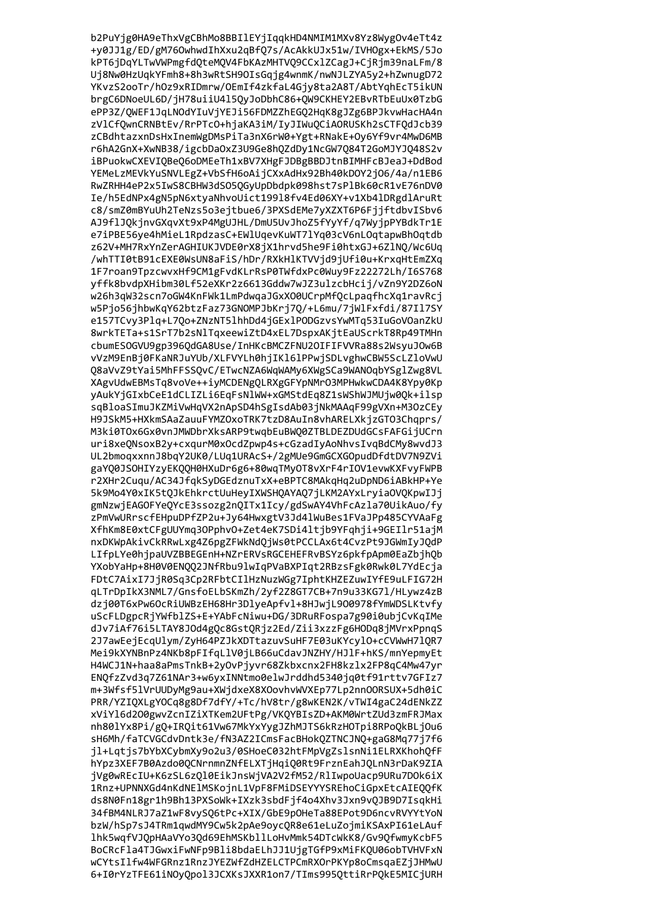```
b2PuYjg0HA9eThxVgCBhMo8BBIlEYjIqqkHD4NMIM1MXv8Yz8WygOv4eTt4z
+y0JJ1g/ED/gM76OwhwdIhXxu2qBfQ7s/AcAkkUJx51w/IVHOgx+EkMS/5Jo
kPT6jDqYLTwVWPmgfdQteMQV4FbKAzMHTVQ9CCxlZCagJ+CjRjm39naLFm/8
Uj8Nw0HzUqkYFmh8+8h3wRtSH9OIsGqjg4wnmK/nwNJLZYA5y2+hZwnugD72
YKvzS2ooTr/hOz9xRIDmrw/OEmIf4zkfaL4Gjy8ta2A8T/AbtYqhEcT5ikUN
brgC6DNoeUL6D/jH78uiiU4l5QyJoDbhC86+QW9CKHEY2EBvRTbEuUx0TzbG
ePP3Z/QWEF1JqLNOdYIuVjYEJi56FDMZZhEGQ2HqK8gJZg6BPJkvwHacHA4n
zVlCfQwnCRNBtEv/RrPTcO+hjaKA3iM/IyJIWuQCiAORUSKh2sCTFQdJcb39
zCBdhtazxnDsHxInemWgDMsPiTa3nX6rW0+Ygt+RNakE+Oy6Yf9vr4MwD6MB
r6hA2GnX+XwNB38/igcbDaOxZ3U9Ge8hQZdDy1NcGW7Q84T2GoMJYJQ48S2v
iBPuokwCXEVIQBeQ6oDMEeTh1xBV7XHgFJDBgBBDJtnBIMHFcBJeaJ+DdBod
YEMeLzMEVkYuSNVLEgZ+VbSfH6oAijCXxAdHx92Bh40kDOY2jO6/4a/n1EB6
RwZRHH4eP2x5IwS8CBHW3dSO5QGyUpDbdpk098hst7sPlBk60cR1vE76nDV0
Ie/h5EdNPx4gN5pN6xtyaNhvoUict199l8fv4Ed06XY+v1Xb4lDRgdlAruRt
c8/smZ0mBYuUh2TeNzs5o3ejtbue6/3PXSdEMe7yXZXT6P6FjjftdbvISbv6
AJ9flJQkjnvGXqvXt9xP4MgUJHL/DmU5UvJhoZ5fYyYf/q7WyjpPYBdkTr1E
e7iPBE56ye4hMieL1RpdzasC+EWlUqevKuWT7lYq03cV6nLOqtapwBhOqtdb
z62V+MH7RxYnZerAGHIUKJVDE0rX8jX1hrvd5he9Fi0htxGJ+6ZlNQ/Wc6Uq
/whTTI0tB91cEXE0WsUN8aFiS/hDr/RXkHlKTVVjd9jUfi0u+KrxqHtEmZXq
1F7roan9TpzcwvxHf9CM1gFvdKLrRsP0TWfdxPc0Wuy9Fz22272Lh/I6S768
yffk8bvdpXHibm30Lf52eXKr2z6613Gddw7wJZ3ulzcbHcij/vZn9Y2DZ6oN
w26h3qW32scn7oGW4KnFWk1LmPdwqaJGxXO0UCrpMfQcLpaqfhcXq1ravRcj
w5Pjo56jhbwKqY62btzFaz73GNOMPJbKrj7Q/+L6mu/7jWlFxfdi/87Il7SY
e157TCvy3Plq+L7Qo+ZNzNT5lhhDd4jGExlPODGzvsYwMTq53IuGoVOanZkU
8wrkTETa+s1SrT7b2sNlTqxeewiZtD4xEL7DspxAKjtEaUScrkT8Rp49TMHn
cbumESOGVU9gp396QdGA8Use/InHKcBMCZFNU2OIFIFVVRa88s2WsyuJOw6B
vVzM9EnBj0FKaNRJuYUb/XLFVYLh0hjIKl6lPPwjSDLvghwCBW5ScLZloVwU
Q8aVvZ9tYai5MhFFSSQvC/ETwcNZA6WqWAMy6XWgSCa9WANOqbYSglZwg8VL
XAgvUdwEBMsTq8voVe++iyMCDENgQLRXgGFYpNMrO3MPHwkwCDA4K8Ypy0Kp
yAukYjGIxbCeE1dCLIZLi6EqFsNlWW+xGMStdEq8Z1sWShWJMUjw0Qk+ilsp
sqBloaSImuJKZMiVwHqVX2nApSD4hSgIsdAb03jNkMAAqF99gVXn+M3OzCEy
H9JSkM5+HXkmSAaZauuFYMZOxoTRK7tzD8AuIn8vhARELXkjzGTO3Chqprs/
M3ki0TOx6Gx0vnJMWDbrXksARP9twqbEuBWQ0ZTBLDEZDUdGCsFAFGijUCrn
uri8xeQNsoxB2y+cxqurM0xOcdZpwp4s+cGzadIyAoNhvsIvqBdCMy8wvdJ3
UL2bmoqxxnnJ8bqY2UK0/LUq1URAcS+/2gMUe9GmGCXGOpudDfdtDV7N9ZVi
gaYQ0JSOHIYzyEKQQH0HXuDr6g6+80wqTMyOT8vXrF4rIOV1evwKXFvyFWPB
r2XHr2Cuqu/AC34JfqkSyDGEdznuTxX+eBPTC8MAkqHq2uDpND6iABkHP+Ye
5k9Mo4Y0xIK5tQJkEhkrctUuHeyIXWSHQAYAQ7jLKM2AYxLryiaOVQKpwIJj
gmNzwjEAGOFYeQYcE3sszg2nQITx1Icy/gdSwAY4VhFcAzla70UikAuo/fy
zPmVwURrscfEHpuDPfZP2u+Jy64HwxgtV3Jd4lWuBes1FVaJPp485CYVAaFg
XfhKm8E0xtCFgUUYmq3OPphvO+Zet4eK7SDi4ltjb9YFqhji+9GEIlr51ajM
nxDKWpAkivCkRRwLxg4Z6pgZFWkNdQjWs0tPCCLAx6t4CvzPt9JGWmIyJQdP
LIfpLYe0hjpaUVZBBEGEnH+NZrERVsRGCEHEFRvBSYz6pkfpApm0EaZbjhQb
YXobYaHp+8H0V0ENQQ2JNfRbu9lwIqPVaBXPIqt2RBzsFgk0Rwk0L7YdEcja
FDtC7AixI7JjR0Sq3Cp2RFbtCIlHzNuzWGg7IphtKHZEZuwIYfE9uLFIG72H
qLTrDpIkX3NML7/GnsfoELbSKmZh/2yf2Z8GT7CB+7n9u33KG7l/HLywz4zB
dzj00T6xPw6OcRiUWBzEH68Hr3DlyeApfvl+8HJwjL9O0978fYmWDSLKtvfy
uScFLDgpcRjYWfblZS+E+YAbFcNiwu+DG/3DRuRFospa7g90i0ubjCvKqIMe
dJv7iAf76i5LTAY8JOd4gQc8GstQRjz2Ed/Zii3xzzFg6HODq8jMVrxPpnqS
2J7awEejEcqUlym/ZyH64PZJkXDTtazuvSuHF7E03uKYcylO+cCVWwH7lQR7
Mei9kXYNBnPz4NKb8pFIfqLlV0jLB66uCdavJNZHY/HJlF+hKS/mnYepmyEt
H4WCJ1N+haa8aPmsTnkB+2yOvPjyvr68Zkbxcnx2FH8kzlx2FP8qC4Mw47yr
ENQfzZvd3q7Z61NAr3+w6yxINNtmo0elwJrddhd5340jq0tf91rttv7GFIz7
m+3Wfsf5lVrUUDyMg9au+XWjdxeX8XOovhvWVXEp77Lp2nnOORSUX+5dh0iC
PRR/YZIQXLgYOCq8g8Df7dfY/+Tc/hV8tr/g8wKEN2K/vTWI4gaC24dENkZZ
xViYl6d2O0gwvZcnIZiXTKem2UFtPg/VKQYBIsZD+AKM0WrtZUd3zmFRJMax
nh80lYx8Pi/gQ+IRQit61Vw67MkYxYygJZhMJTS6kRzHOTpi8RPoQkBLjOu6
sH6Mh/faTCVGCdvDntk3e/fN3AZ2ICmsFacBHokQZTNCJNQ+gaG8Mq77j7f6
jl+Lqtjs7bYbXCybmXy9o2u3/0SHoeC032htFMpVgZslsnNi1ELRXKhohQfF
hYpz3XEF7B0Azdo0QCNrnmnZNfELXTjHqiQ0Rt9FrznEahJQLnN3rDaK9ZIA
jVg0wREcIU+K6zSL6zQl0EikJnsWjVA2V2fM52/RlIwpoUacp9URu7DOk6iX
1Rnz+UPNNXGd4nKdNElMSKojnL1VpF8FMiDSEYYYSREhoCiGpxEtcAIEQQfK
ds8N0Fn18gr1h9Bh13PXSoWk+IXzk3sbdFjf4o4Xhv3Jxn9vQJB9D7IsqkHi
34fBM4NLRJ7aZ1wF8vySQ6tPc+XIX/GbE9pOHeTa88EPot9D6ncvRVYYtYoN
bzW/hSp7sJ4TRm1qwdMY9Cw5k2pAe9oycQR8e61eLuZojmiKSAxPI61eLAuf
lhk5wqfVJQpHAaVYo3Qd69EhMSKbllLoHvMmk54DTcWkK8/Gv9QfwmyKcbF5
BoCRcFla4TJGwxiFwNFp9Bli8bdaELhJJ1UjgTGfP9xMiFKQU06obTVHVFxN
wCYtsIlfw4WFGRnz1RnzJYEZWfZdHZELCTPCmRXOrPKYp8oCmsqaEZjJHMwU
6+I0rYzTFE61iNOyQpol3JCXKsJXXR1on7/TIms995QttiRrPQkE5MICjURH
```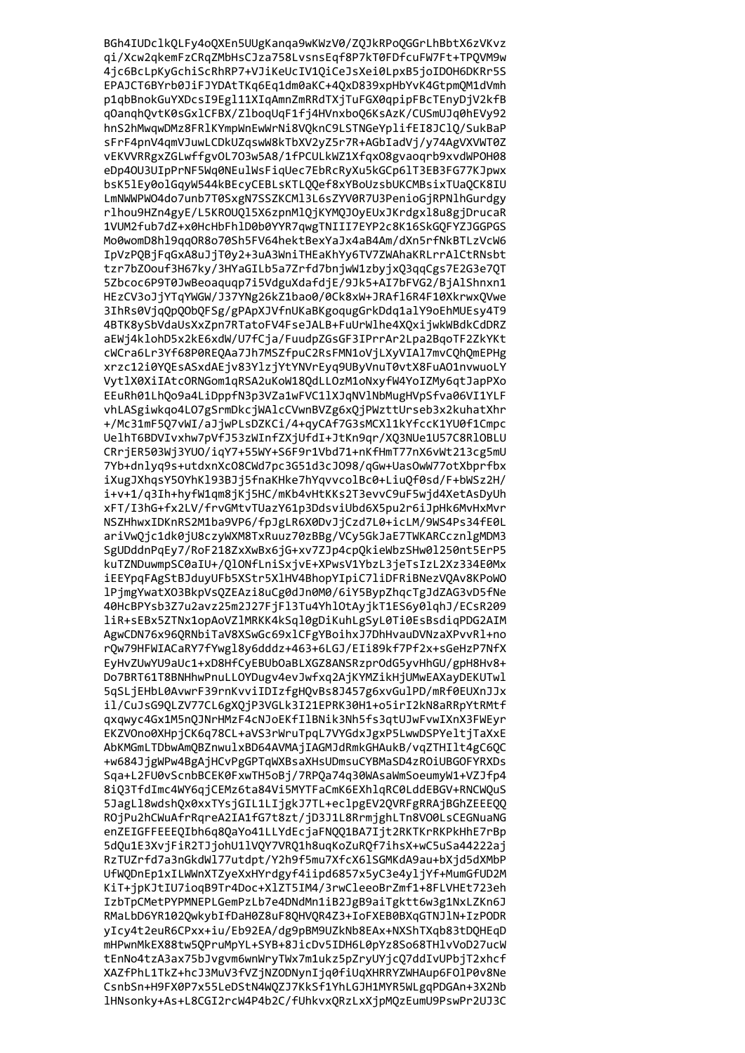```
BGh4IUDclkQLFy4oQXEn5UUgKanqa9wKWzV0/ZQJkRPoQGGrLhBbtX6zVKvz
qi/Xcw2qkemFzCRqZMbHsCJza758LvsnsEqf8P7kT0FDfcuFW7Ft+TPQVM9w
4jc6BcLpKyGchiScRhRP7+VJiKeUcIV1QiCeJsXei0LpxB5joIDOH6DKRr5S
EPAJCT6BYrb0JiFJYDAtTKq6Eq1dm0aKC+4QxD839xpHbYvK4GtpmQM1dVmh
p1qbBnokGuYXDcsI9Egl11XIqAmnZmRRdTXjTuFGX0qpipFBcTEnyDjV2kfB
qOanqhQvtK0sGxlCFBX/ZlboqUqF1fj4HVnxboQ6KsAzK/CUSmUJq0hEVy92
hnS2hMwqwDMz8FRlKYmpWnEwWrNi8VQknC9LSTNGeYplifEI8JClQ/SukBaP
sFrF4pnV4qmVJuwLCDkUZqswW8kTbXV2yZ5r7R+AGbIadVj/y74AgVXVWT0Z
vEKVVRRgxZGLwffgvOL7O3w5A8/1fPCULkWZ1XfqxO8gvaoqrb9xvdWPOH08
eDp4OU3UIpPrNF5Wq0NEulWsFiqUec7EbRcRyXu5kGCp6lT3EB3FG77KJpwx
bsK5lEy0olGqyW544kBEcyCEBLsKTLQQef8xYBoUzsbUKCMBsixTUaQCK8IU
LmNWWPWO4do7unb7T0SxgN7SSZKCMl3L6sZYV0R7U3PenioGjRPNlhGurdgy
rlhou9HZn4gyE/L5KROUQl5X6zpnMlQjKYMQJOyEUxJKrdgxl8u8gjDrucaR
1VUM2fub7dZ+x0HcHbFhlD0b0YYR7qwgTNIII7EYP2c8K16SkGQFYZJGGPGS
Mo0womD8hl9qqOR8o70Sh5FV64hektBexYaJx4aB4Am/dXn5rfNkBTLzVcW6
IpVzPQBjFqGxA8uJjT0y2+3uA3WniTHEaKhYy6TV7ZWAhaKRLrrAlCtRNsbt
tzr7bZOouf3H67ky/3HYaGILb5a7Zrfd7bnjwW1zbyjxQ3qqCgs7E2G3e7QT
5Zbcoc6P9T0JwBeoaquqp7i5VdguXdafdjE/9Jk5+AI7bFVG2/BjAlShnxn1
HEzCV3oJjYTqYWGW/J37YNg26kZ1bao0/0Ck8xW+JRAfl6R4F10XkrwxQVwe
3IhRs0VjqQpQObQFSg/gPApXJVfnUKaBKgoqugGrkDdq1alY9oEhMUEsy4T9
4BTK8ySbVdaUsXxZpn7RTatoFV4FseJALB+FuUrWlhe4XQxijwkWBdkCdDRZ
aEWj4klohD5x2kE6xdW/U7fCja/FuudpZGsGF3IPrrAr2Lpa2BqoTF2ZkYKt
cWCra6Lr3Yf68P0REQAa7Jh7MSZfpuC2RsFMN1oVjLXyVIAl7mvCQhQmEPHg
xrzc12i0YQEsASxdAEjv83YlzjYtYNVrEyq9UByVnuT0vtX8FuAO1nvwuoLY
VytlX0XiIAtcORNGom1qRSA2uKoW18QdLLOzM1oNxyfW4YoIZMy6qtJapPXo
EEuRh01LhQo9a4LiDppfN3p3VZa1wFVC11XJqNVlNbMugHVpSfva06VI1YLF
vhLASgiwkqo4LO7gSrmDkcjWAlcCVwnBVZg6xQjPWzttUrseb3x2kuhatXhr
+/Mc31mF5Q7vWI/aJjwPLsDZKCi/4+qyCAf7G3sMCXl1kYfccK1YU0f1Cmpc
UelhT6BDVIvxhw7pVfJ53zWInfZXjUfdI+JtKn9qr/XQ3NUe1U57C8RlOBLU
CRrjER503Wj3YUO/iqY7+55WY+S6F9r1Vbd71+nKfHmT77nX6vWt213cg5mU
7Yb+dnlyq9s+utdxnXcO8CWd7pc3G51d3cJO98/qGw+UasOwW77otXbprfbx
iXugJXhqsY5OYhKl93BJj5fnaKHke7hYqvvcolBc0+LiuQf0sd/F+bWSz2H/
i+v+1/q3Ih+hyfW1qm8jKj5HC/mKb4vHtKKs2T3evvC9uF5wjd4XetAsDyUh
xFT/I3hG+fx2LV/frvGMtvTUazY61p3DdsviUbd6X5pu2r6iJpHk6MvHxMvr
NSZHhwxIDKnRS2M1ba9VP6/fpJgLR6X0DvJjCzd7L0+icLM/9WS4Ps34fE0L
ariVwQjc1dk0jU8czyWXM8TxRuuz70zBBg/VCy5GkJaE7TWKARCcznlgMDM3
SgUDddnPqEy7/RoF218ZxXwBx6jG+xv7ZJp4cpQkieWbzSHw0l250nt5ErP5
kuTZNDuwmpSC0aIU+/QlONfLniSxjvE+XPwsV1YbzL3jeTsIzL2Xz334E0Mx
iEEYpqFAgStBJduyUFb5XStr5XlHV4BhopYIpiC7liDFRiBNezVQAv8KPoWO
lPjmgYwatXO3BkpVsQZEAzi8uCg0dJn0M0/6iY5BypZhqcTgJdZAG3vD5fNe
40HcBPYsb3Z7u2avz25m2J27FjFl3Tu4YhlOtAyjkT1ES6y0lqhJ/ECsR209
liR+sEBx5ZTNx1opAoVZlMRKK4kSql0gDiKuhLgSyL0Ti0EsBsdiqPDG2AIM
AgwCDN76x96QRNbiTaV8XSwGc69xlCFgYBoihxJ7DhHvauDVNzaXPvvRl+no
rQw79HFWIACaRY7fYwgl8y6dddz+463+6LGJ/EIi89kf7Pf2x+sGeHzP7NfX
EyHvZUwYU9aUc1+xD8HfCyEBUbOaBLXGZ8ANSRzprOdG5yvHhGU/gpH8Hv8+
Do7BRT61T8BNHhwPnuLLOYDugv4evJwfxq2AjKYMZikHjUMwEAXayDEKUTwl
5qSLjEHbL0AvwrF39rnKvviIDIzfgHQvBs8J457g6xvGulPD/mRf0EUXnJJx
il/CuJsG9QLZV77CL6gXQjP3VGLk3I21EPRK30H1+o5irI2kN8aRRpYtRMtf
qxqwyc4Gx1M5nQJNrHMzF4cNJoEKfIlBNik3Nh5fs3qtUJwFvwIXnX3FWEyr
EKZVOno0XHpjCK6q78CL+aVS3rWruTpqL7VYGdxJgxP5LwwDSPYeltjTaXxE
AbKMGmLTDbwAmQBZnwulxBD64AVMAjIAGMJdRmkGHAukB/vqZTHIlt4gC6QC
+w684JjgWPw4BgAjHCvPgGPTqWXBsaXHsUDmsuCYBMaSD4zROiUBGOFYRXDs
Sqa+L2FU0vScnbBCEK0FxwTH5oBj/7RPQa74q30WAsaWmSoeumyW1+VZJfp4
8iQ3TfdImc4WY6qjCEMz6ta84Vi5MYTFaCmK6EXhlqRC0LddEBGV+RNCWQuS
5JagLl8wdshQx0xxTYsjGIL1LIjgkJ7TL+eclpgEV2QVRFgRRAjBGhZEEEQQ
ROjPu2hCWuAfrRqreA2IA1fG7t8zt/jD3J1L8RrmjghLTn8VO0LsCEGNuaNG
enZEIGFFEEEQIbh6q8QaYo41LLYdEcjaFNQQ1BA7Ijt2RKTKrRKPkHhE7rBp
5dQu1E3XvjFiR2TJjohU1lVQY7VRQ1h8uqKoZuRQf7ihsX+wC5uSa44222aj
RzTUZrfd7a3nGkdWl77utdpt/Y2h9f5mu7XfcX6lSGMKdA9au+bXjd5dXMbP
UfWQDnEp1xILWWnXTZyeXxHYrdgyf4iipd6857x5yC3e4yljYf+MumGfUD2M
KiT+jpKJtIU7ioqB9Tr4Doc+XlZT5IM4/3rwCleeoBrZmf1+8FLVHEt723eh
IzbTpCMetPYPMNEPLGemPzLb7e4DNdMn1iB2JgB9aiTgktt6w3g1NxLZKn6J
RMaLbD6YR102QwkybIfDaH0Z8uF8QHVQR4Z3+IoFXEB0BXqGTNJlN+IzPODR
yIcy4t2euR6CPxx+iu/Eb92EA/dg9pBM9UZkNb8EAx+NXShTXqb83tDQHEqD
mHPwnMkEX88tw5QPruMpYL+SYB+8JicDv5IDH6L0pYz8So68THlvVoD27ucW
tEnNo4tzA3ax75bJvgvm6wnWryTWx7m1ukz5pZryUYjcQ7ddIvUPbjT2xhcf
XAZfPhL1TkZ+hcJ3MuV3fVZjNZODNynIjq0fiUqXHRRYZWHAup6FOlP0v8Ne
CsnbSn+H9FX0P7x55LeDStN4WQZJ7KkSf1YhLGJH1MYR5WLgqPDGAn+3X2Nb
lHNsonky+As+L8CGI2rcW4P4b2C/fUhkvxQRzLxXjpMQzEumU9PswPr2UJ3C
```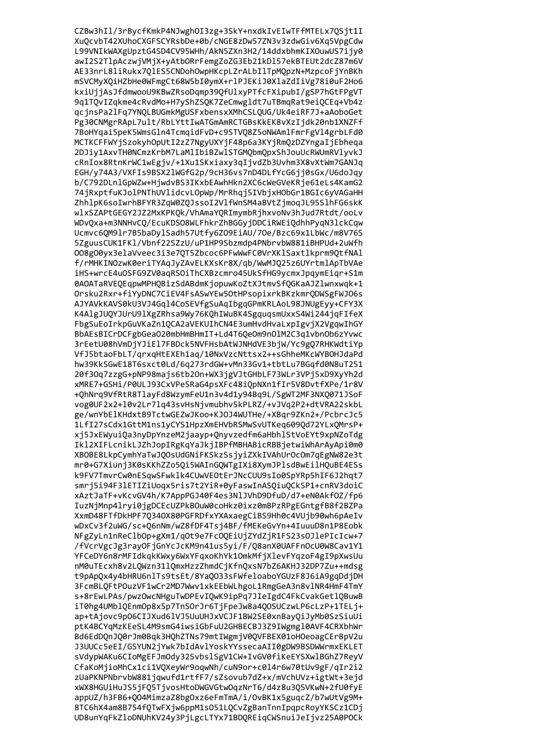CZBw3hIl/3rBycfKmkP4NJwghOI3zg+3SkY+nxdkIvEIwTFfMTELx7QSjt1I
XuQcvbT42XUhoCXGFSCYRsbDe+0b/cNGE8zDw57ZN3v3zdwGiv6Xq5VpgCdw
L99VNIkWAXgUpztG4SD4CV95WHh/AkN5ZXn3H2/14ddxbhmKIXOuwUS7ijy0
awI2S2TlpAczwjVMjX+yAtbORrFemgZoZG3Eb21kDl57ekBTEUt2dcZ87m6V
AE33nrL8liRukx7QlES5CNDohOwpHKcpLZrALbIlTpMQpzN+MzpcoFjYnBKh
mSVCMyXQiHZbHe0WFmgCt68W5bI0ymX+rlPJEKiJ0XlaZdIiVg78i0uF2Ho6
kxiUjjAsJfdmwooU9KBwZRsoDqmp39QfUlxyPTfcFXipubI/gSP7hGtFPgVT
9q1TQvIZqkme4cRvdMo+H7yShZSQK7ZeCmwgldt7uTBmqRat9eiQCEq+Vb4z
qcjnsPa2lFq7YNQLBUGmkMgUSFxbensxXMhCSLQUG/Uk4eiRF7J+aAoboGet
Pg30CNMgrRApL7ult/RbLYttIwATGmAmRCTGBsKkEK8vXzIjdk20nb1XNZFf
7BoHYqai5peK5WmsGln4TcmqidFvD+c9STVQ8Z5oNWAmlFmrFgVl4grbLFd0
MCTKCFFWYjSzokyhOpUtI2zZ7NgyUXYjF48p6a3KYjRmQzDZYngaIjEbheqa
2DJiy1AxvTH0NCmzKrbM7LaMlIbiBZwlSTGMQbmQpxShJouUcRWUmRVlyvkJ
cRnIox8RtnKrWC1wEgjv/+1Xu1SKxiaxy3qIjvdZb3Uvhm3X8vXtWm7GANJq
EGH/y74A3/VXFIs9BSX2lWGfG2p/9cH36vs7nD4DLfYcG6jj0sGx/U6doJqy
b/C792DLnlGpWZw+HjwdvBS3IKxbEAwhHkn2XC6cWeGVeKRje61eLs4KamG2
74jRxptfuKJolPNThUVlidcvLOpWp/MrRhqj5IVbjxHObGr1BGIc6yVAGaHH
ZhhlpK6soIwrhBFYR3ZqW0ZQJssoI2VlfWnSM4aBVtZjmoqJL95SlhFG6skK
wlxSZAPtGEGY2JZ2MxKPKQk/VhAmaYQRImymbRjhxvoNv3hJud7Rtdt/ooLv
WDvQxa+m3NNHvCQ/EcuKDSO8WLFhkrZhBGGyjDDCiRWEiQdhhPyqN3lckCqw
Ucmvc6QM9lr7B5baDylSadh57Utfy6ZO9EiAU/7Oe/Bzc69x1LbWc/m8V76S
5ZguusCUK1FKl/Vbnf22SZzU/uP1HP9Sbzmdp4PNbrvbW881iBHPUd+2uWfh
OO8gO0yx3elaVveec3i3e7QT5Zbcoc6PFwWwFC0VrXKlSaxtlkprm9QtfNAl
f/rMHKINOzwK0eriTYAqJyZAvELKXsKr8X/qb/WwMJQ25z6UYrtmlApTbVAe
iHS+wrcE4uOSFG9ZV0aqRSOiThCXBzcmro45UkSfHG9ycmxJpqymEiqr+S1m
0AOATaRVEQEqpwMPHQBizSdABdmKjopuwKoZtXJtmvSfQGKaAJZlwnxwqk+1
Orsku2Rxr+fiYyDNC7CiEV4FsASwYEw5OtHPsopixrkBKzkmrQDWSgFWJO6s
AJYAVkKAVS0kU3VJ4Gql4CoSEVfgSuAqIbgqGPmKRLAoL98JNUgEyy+CFY3X
K4AlgJUQYJUrU9lXgZRhsa9Wy76KQhIWuBK4SgquqsmUxxS4Wi244jqFIfeX
FbgSuEoIrkpGuVKaZn1QCA2aVEKUIhCN4E3umHvdHvaLxpIgvjX2VgqwIhGY
BbAEsBICrDCFgbGeaO20mbHmBHmIT+Ld4T6QeOm9nOlM2C3q1vbnOb6zYvwc
3rEetU08hVmDjYJiEl7FBDck5NVFHsbAtWJNHdVE3bjW/Yc9gQ7RHKWdtiYp
VfJ5btaoFbLT/qrxqHtEXEh1aq/10NxVzcNttsx2++sGhheMKcWYBOHJdaPd
hw39KkSGwE18T6sxct0Ld/6q273rdGW+vMn33Gv1+tbtLu7BGqfd0N8uT251
20f3Oq7zzgG+pNP98majs6tb2On+WX3jgVJtGHbLF73WLr3VPj5xD9XyYh2d
xMRE7+GSHi/P0ULJ93CxVPe5RaG4psXFc48iQpNXn1fIr5V8DvtfXPe/1r8V
+QhNrq9VfRtR8TlayFd8WzymFeU1n3v4d1y94Bq9L/SgWT2MF3NXQ071JSoF
vog0UF2x2+l0v2Lr7lq43svHsNjvmubhv5kPLRZ/+vJVq2P2+dtVRA22skbL
ge/wnYbElKHdxtB9TctwGEZwJKoo+KJOJ4WUTHe/+XBqr9ZKn2+/PcbrcJc5
1LfI27sCdx1GttM1ns1yCYS1HpzXhmEHVbRSMwSvUTKeq609Qd72YLxQMrsP+
xj5JxEWyuiQa3nyDpYnzeM2jaayp+QnyvzedfmбaHbhlStVoEYt9xpNZoTdg
Ikl2XIFLcnikLJZhJopIRgKqYaJkjIBPfMBHABicRBBjetwiWhArAyApi0m0
XBOBE8LkpCymhYaTwJQOsUdGNiFKSkzSsjyiZXkIVAhUrOcOm7qEgNW82e3t
mr0+G7Xiunj3K0sKKhZZo5Qi5WAInGQWTgIXi8XymJPlsdBwEilHQuBE4ESs
k9FV7TmvrCw0nESqwSFwklk4CUwVEOtErJNcCUU9sIo0SpYRp5hIF6J2hqt7
smrj5i94F3lETIZiUoqx5ris7t2YiR+0yFaswInASQiuQCkSP1+cnRV3doiC
xAztJaTF+vKcvGV4h/K7AppPGJ40F4es3NlJVhD9DfuD/d7+eN0AkfOZ/fp6
IuzNjMnp4lryi0jgDCEcUZPkBOuW0coHkz0ixz0mBPzRPgEGntgfB8f2BZPa
XxmD48FTfDkHPF7Q34OX80PGFRDfxYXAxaegCiBS9Hh0c4VUjb90wh6pAeIv
wDxCv3f2uWG/sc+Q6nNm/wZ8fDF4Tsj4BF/fMEKeGvYn+4IuuuD8n1P8Eobk
NFgZyLn1nReClbOp+gXm1/qOt9e7FcOQEiUjZYdZjR1FS23sOJlePIcIcw+7
/fVcrVgcJg3rayOFjGnYcJcKM9n41us5yi/F/Q8anX0UAFFnOcU0W8Cav1Y1
YFCeDY6n8rMFIdkqkKWxy6WxYFqxoKhYk1OmkMfjXlevFYqzoF4gI9pXwsUu
nM0uTEcxh8v2LQWzn31lQmxHzzZhmdCjKfnQxsN7bZ6AKHJ32DP7Zu++mdsg
t9pApQx4y4bHRU6nlTs9tsEt/8YaQO33sFWfeloaboYGUzF8J6iA9gqDdjDH
3FcmBLQFtPOuzVF1wCr2MD7Wwv1xkEEbWLhgoL1RmgGeA3n8vlNR4HmF4TmY
s+8rEwLPAs/pwzOwcNHguTwDPEvIQwK9ipPq7JIeIgdC4FkCvakGetlQBuwB
iT0hg4UMblQEnmOp8x5p7TnSOrJr6TjFpeJw8a4QOSUCzwLP6cLzP+1TELj+
ap+tAjovc9pO6CIJXud6lVJ5UuUHJxVCJF1BW2SE0xnBayQiJyMb0SzSiuUi
ptK4BCYqMzKEeSL4M9smG4iwsiGbFuU2GHBECBJ3Z9IWgmgl0AVF4CRXbhWr
Bd6EdDQnJQ0rJm0Bqk3HQhZTNs79mtIWgmjV0QVFBEX01oHOeoagCErBpV2u
J3UUCc5eEI/GSYUN2jYwk7bIdAvlYoskYYssecaAII0gDW9BSDWWrmxEKLET
sVdypWAKu6CIoMgEFJmOdy32SvbslSgV1CW+IvGV0fiKeEYSXwlBGhZ7ReyV
CfaKoMjioMhCx1ci1VQXeyWr9oqwNh/cuN9or+c0l4r6w70tUv9gF/qIr2i2
zUaPKNPNbrvbW881jqwufd1rtfF7/sZsovub7dZ+x/mVchUVz+igtWt+3ejd
xWX8HGUiHuJS5jFQ5TjvosHtoDWGVGtwOqzNrT6/d4z8u3QSVKwN+2fU0fyE
appUZ/h3FB6+QO4MimzaZ8bgOxz6eFmTmA/i/OvBK1x5guqcZ/b7wUtVg9M+
8TC6hX4am8B754fQTwFXjw6ppM1sO51LQCvZgBanTnnIpqpcRoyYKSCz1CDj
UD8unYqFkZloDNUhKV24y3PjLgcLTYx71BDQREiqCWSnuiJeIjvz25A0POCk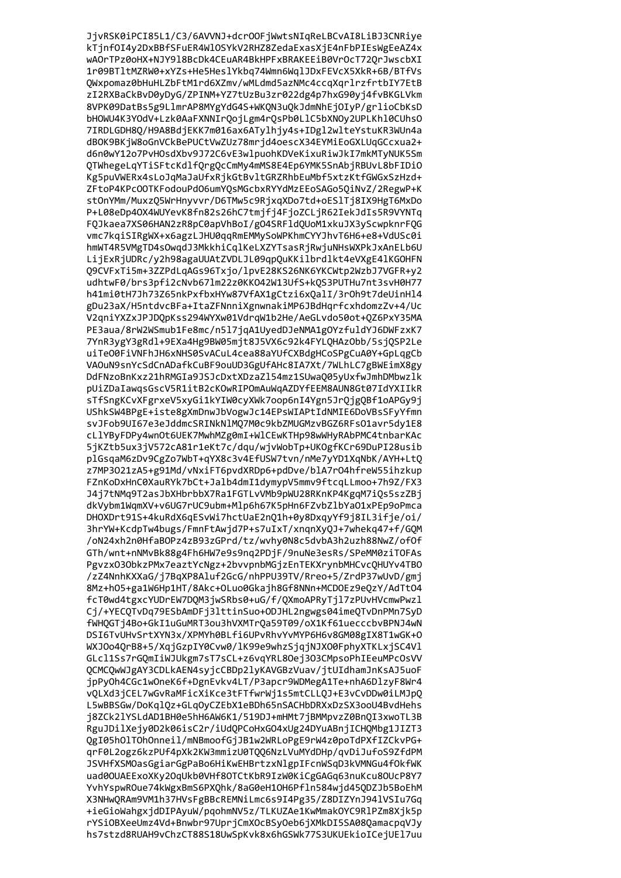```
JjvRSK0iPCI85L1/C3/6AVVNJ+dcrOOFjWwtsNIqReLBCvAI8LiBJ3CNRiye
kTjnfOI4y2DxBBfSFuER4WlOSYkV2RHZ8ZedaExasXjE4nFbPIEsWgEeAZ4x
wAOrTPz0oHX+NJY9l8BcDk4CEuAR4BkHPFxBRAKEEiB0VrOcT72QrJwscbXI
1r09BTltMZRW0+xYZs+He5HeslYkbq74Wmn6WqlJDxFEVcX5XkR+6B/BTfVs
QWxpomaz0bHuHLZbFtM1rd6XZmv/wMLdmd5azNMc4ccqXqrlrzfrtbIY7EtB
zI2RXBaCkBvD0yDyG/ZPINM+YZ7tUzBu3zr022dg4p7hxG90yj4fvBKGLVkm
8VPK09DatBs5g9LlmrAP8MYgYdG4S+WKQN3uQkJdmNhEjOIyP/grlioCbKsD
bHOWU4K3YOdV+Lzk0AaFXNNIrQojLgm4rQsPb0LlC5bXNOy2UPLKhl0CUhsO
7IRDLGDH8Q/H9A8BdjEKK7m016ax6ATylhjy4s+IDgl2wlteYstuKR3WUn4a
dBOK9BKjW8oGnVCkBePUCtVwZUz78mrjd4oescX34EYMiEoGXLUqGCcxua2+
d6n0wY12o7PvHOsdXbv9J72C6vE3wlpuohKDVeKixuRiwJkI7mkMTyNUK5Sm
QTWhegeLqYTiSFtcKdlfQrgQcCmMy4mMS8E4Ep6YMK5SnAbjRBUvL8bFIDiO
Kg5puVWERx4sLoJqMaJaUfxRjkGtBvltGRZRhbEuMbf5xtzKtfGWGxSzHzd+
ZFtoP4KPcOOTKFodouPdO6umYQsMGcbxRYYdMzEEoSAGo5QiNvZ/2RegwP+K
stOnYMm/MuxzQ5WrHnyvvr/D6TMw5c9RjxqXDo7td+oESlTj8IX9HgT6MxDo
P+L08eDp4OX4WUYevK8fn82s26hC7tmjfj4FjoZCLjR62IekJdIs5R9VYNTq
FQJkaea7XS06HAN2zR8pC0apVhBoI/gO4SRFldQUoM1xkuJX3yScwpknrFQG
vmc7kqiSIRgWX+x6agzLJHU0qqRmEMMySoWPKhmCYYJhvT6H6+e8+VdUSc0i
hmWT4R5VMgTD4sOwqdJ3MkkhiCqlKeLXZYTsasRjRwjuNHsWXPkJxAnELb6U
LijExRjUDRc/y2h98agaUUAtZVDLJL09qpQuKKilbrdlkt4eVXgE4lKGOHFN
Q9CVFxTi5m+3ZZPdLqAGs96Txjo/lpvE28KS26NK6YKCWtp2WzbJ7VGFR+y2
udhtwF0/brs3pfi2cNvb67lm22z0KKO42W13UfS+kQS3PUTHu7nt3svH0H77
h41mi0tH7Jh73Z65nkPxfbxHYw87VfAX1gCtzi6xQalI/3rOh9t7deUinHl4
gDu23aX/H5ntdvcBFa+ItaZFNnniXgnwnakiMP6JBdHqrfcxhdomzZv+4/Uc
V2qniYXZxJPJDQpKss294WYXw01VdrqW1b2He/AeGLvdo50ot+QZ6PxY35MA
PE3aua/8rW2WSmub1Fe8mc/n5l7jqA1UyedDJeNMA1gOYzfuldYJ6DWFzxK7
7YnR3ygY3gRdl+9EXa4Hg9BW05mjt8J5VX6c92k4FYLQHAzObb/5sjQSP2Le
uiTeO0FiVNFhJH6xNHS0SvACuL4cea88aYUfCXBdgHCoSPgCuA0Y+GpLqgCb
VAOuN9snYcSdCnADafkCuBF9ouUD3GgUfAHc8IA7Xt/7WLhLC7gBWEimX8gy
DdFNzoBnKxz21hRMGIa9JSJcDxtXDzaZl54mz1SUwaQ05yUxfwJmhDMbwzlk
pUiZDaIawqsGscV5R1itB2cKOwRIPOmAuWqAZDYfEEM8AUN8Gt07IdYXIIkR
sTfSngKCvXFgrxeV5xyGi1kYIW0cyXWk7oop6nI4Ygn5JrQjgQBf1oAPGy9j
UShkSW4BPgE+iste8gXmDnwJbVogwJc14EPsWIAPtIdNMIE6DoVBsSFyYfmn
svJFob9UI67e3eJddmcSRINkNlMQ7M0c9kbZMUGMzvBGZ6RFsO1avr5dy1E8
cLlYByFDPy4wnOt6UEK7MwhMZg0mI+WlCEwKTHp98wWHyRAbPMC4tnbarKAc
5jKZtb5ux3jV572cA81r1eKt7c/dqu/wjvWobTp+UKOgfKCr69DuPI28usib
plGsqaM6zDv9CgZo7WbT+qYX8c3v4EfUSW7tvn/nMe7yYD1XqNbK/AYH+LtQ
z7MP3O21zA5+g91Md/vNxiFT6pvdXRDp6+pdDve/blA7rO4hfreW55ihzkup
FZnKoDxHnC0XauRYk7bCt+Jalb4dmI1dymypV5mmv9ftcqLLmoo+7h9Z/FX3
J4j7tNMq9T2asJbXHbrbbX7Ra1FGTLvVMb9pWU28RKnKP4KgqM7iQs5szZBj
dkVybm1WqmXV+v6UG7rUC9ubm+Mlp6h67K5pHn6FZvbZlbYaO1xPEp9oPmca
DHOXDrt91S+4kuRdX6qESvWi7hctUaE2nQ1h+0y8DxqyYf9j8IL3ifje/oi/
3hrYW+KcdpTw4bugs/FmnFtAwjd7P+s7uIxT/xnqnXyQJ+7whekq47+f/GQM
/oN24xh2n0HfaBOPz4zB93zGPrd/tz/wvhy0N8c5dvbA3h2uzh88NwZ/ofOf
GTh/wnt+nNMvBk88g4Fh6HW7e9s9nq2PDjF/9nuNe3esRs/SPeMM0ziTOFAs
PgvzxO3ObkzPMx7eaztYcNgz+2bvvpnbMGjzEnTEKXrynbMHCvcQHUYv4TBO
/zZ4NnhKXXaG/j7BqXP8Aluf2GcG/nhPPU39TV/Rreo+5/ZrdP37wUvD/gmj
8Mz+hO5+ga1W6Hp1HT/8Akc+OLuo0Gkajh8Gf8NNn+MCDOEz9eQzY/AdTtO4
fcT0wd4tgxcYUDrEW7DQM3jwSRbs0+uG/f/QXmoAPRyTjl7zPUvHVcmwPwzl
Cj/+YECQTvDq79ESbAmDFj3lttinSuo+ODJHL2ngwgs04imeQTvDnPMn7SyD
fWHQGTj4Bo+GkI1uGuMRT3ou3hVXMTrQa59T09/oX1Kf61uecccbvBPNJ4wN
DSI6TvUHvSrtXYN3x/XPMYh0BLfi6UPvRhvYvMYP6H6v8GM08gIX8T1wGK+O
WXJOo4QrB8+5/XqjGzpIY0Cvw0/lK99e9whzSjqjNJXO0FphyXTKLxjSC4Vl
GLcl1Ss7rGQmIiWJUkgm7sT7sCL+z6vqYRL8Oej3O3CMpsoPhIEeuMPcOsVV
QCMCQwWJgAY3CDLkAEN4syjcCBDp2lyKAVGBzVuav/jtUIdhamJnKsAJ5uoF
jpPyOh4CGc1wOneK6f+DgnEvkv4LT/P3apcr9WDMegA1Te+nhA6DlzyF8Wr4
vQLXd3jCEL7wGvRaMFicXiKce3tFTfwrWj1s5mtCLLQJ+E3vCvDDw0iLMJpQ
L5wBBSGw/DoKqlQz+GLqOyCZEbX1eBDh65nSACHbDRXxDzSX3ooU4BvdHehs
j8ZCk2lYSLdAD1BH0e5hH6AW6K1/519DJ+mHMt7jBMMpvzZ0BnQI3xwoTL3B
RguJDilXejy0D2k06isC2r/iUdQPCoHxGO4xUg24DYuABnjICHQMbg1JIZT3
QgI05hOlTOhOnneil/mNBmoofGjJB1w2WRLoPgE9rW4z0poTdPXfIZCkvPG+
qrF0L2ogz6kzPUf4pXk2KW3mmizU0TQQ6NzLVuMYdDHp/qvDiJufoS9ZfdPM
JSVHfXSMOasGgiarGgPaBo6HiKwEHBrtzxNlgpIFcnWSqD3kVMNGu4fOkfWK
uad0OUAEExoXKy2OqUkb0VHf8OTCtKbR9IzW0KiCgGAGq63nuKcu8OUcP8Y7
YvhYspwROue74kWgxBmS6PXQhk/8aG0eH1OH6Pfln584wjd45QDZJb5BoEhM
X3NHwQRAm9VM1h37HVsFgBBcREMNiLmc6s9I4Pg35/Z8DIZYnJ94lVSIu7Gq
+ieGioWahgxjdDIPAyuW/pqohmNV5z/TLKUZAe1KwMmakOYC9RlPZm8Xjk5p
rYSiOBXeeUmz4Vd+Bnwbr97UprjCmXOcBSyOeb6jXMkDI5SA08QamacpqVJy
hs7stzd8RUAH9vChzCT88S18UwSpKvk8x6hGSWk77S3UKUEkioICejUEl7uu
```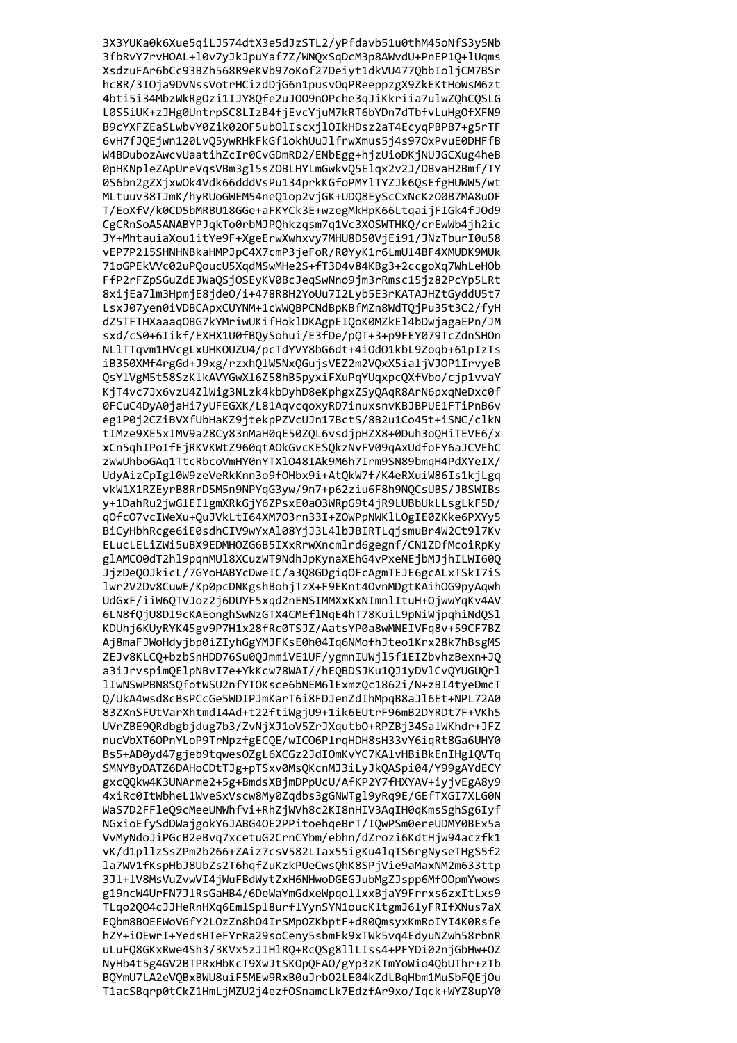```
3X3YUKa0k6Xue5qiLJ574dtX3e5dJzSTL2/yPfdavb51u0thM45oNfS3y5Nb
3fbRvY7rvHOAL+l0v7yJkJpuYaf7Z/WNQxSqDcM3p8AWvdU+PnEP1Q+lUqms
XsdzuFAr6bCc93BZh568R9eKVb97oKof27Deiyt1dkVU477QbbIoljCM7BSr
hc8R/3IOja9DVNssVotrHCizdDjG6n1pusvOqPReeppzgX9ZkEKtHoWsM6zt
4bti5i34MbzWkRgOzi1IJY8Qfe2uJOO9nOPche3qJiKkriia7ulwZQhCQSLG
L0S5iUK+zJHg0UntrpSC8LIzB4fjEvcYjuM7kRT6bYDn7dTbfvLuHgOfXFN9
B9cYXFZEaSLwbvY0Zik02OF5ubOlIscxjlOIkHDsz2aT4EcyqPBPB7+g5rTF
6vH7fJQEjwn120LvQ5ywRHkFkGf1okhUuJlfrwXmus5j4s97OxPvuE0DHFfB
W4BDubozAwcvUaatihZcIr0CvGDmRD2/ENbEgg+hjzUioDKjNUJGCXug4heB
0pHKNpleZApUreVqsVBm3gl5sZOBLHYLmGwkvQ5Elqx2v2J/DBvaH2Bmf/TY
0S6bn2gZXjxwOk4Vdk66dddVsPu134prkKGfoPMYlTYZJk6QsEfgHUWW5/wt
MLtuuv38TJmK/hyRUoGWEM54neQ1op2vjGK+UDQ8EyScCxNcKzO0B7MA8uOF
T/EoXfV/k0CD5bMRBU18GGe+aFKYCk3E+wzegMkHpK66LtqaijFIGk4fJOd9
CgCRnSoA5ANABYPJqkTo0rbMJPQhkzqsm7q1Vc3XOSWTHKQ/crEwWb4jh2ic
JY+MhtauiaXou1itYe9F+XgeErwXwhxvy7MHU8DS0VjEi91/JNzTburI0u58
vEP7P2l5SHNHNBkaHMPJpC4X7cmP3jeFoR/R0YyK1r6LmUl4BF4XMUDK9MUk
71oGPEkVVc02uPQoucU5XqdMSwMHe2S+fT3D4v84KBg3+2ccgoXq7WhLeHOb
FfP2rFZpSGuZdEJWaQSjOSEyKV0BcJeqSwNno9jm3rRmsc15jz82PcYp5LRt
8xijEa7lm3HpmjE8jdeO/i+478R8H2YoUu7I2Lyb5E3rKATAJHZtGyddU5t7
LsxJ07yen0iVDBCApxCUYNM+1cWWQBPCNdBpKBfMZn8WdTQjPu35t3C2/fyH
dZ5TFTHXaaaqOBG7kYMriwUKifHoklDKAgpEIQoK0MZkEl4bDwjagaEPn/JM
sxd/cS0+6Iikf/EXHX1U0fBQySohui/E3fDe/pQT+3+p9FEY079TcZdnSHOn
NLlTTqvm1HVcgLxUHKOUZU4/pcTdYVY8bG6dt+4iOdO1kbL9Zoqb+61pIzTs
iB350XMf4rgGd+J9xg/rzxhQlW5NxQGujsVEZ2m2VQxX5ialjVJOP1IrvyeB
QsYlVgM5t58SzKlkAVYGwXl6Z58hB5pyxiFXuPqYUqxpcQXfVbo/cjp1vvaY
KjT4vc7Jx6vzU4ZlWig3NLzk4kbDyhD8eKphgxZSyQAqR8ArN6pxqNeDxc0f
0FCuC4DyA0jaHi7yUFEGXK/L81AqvcqoxyRD7inuxsnvKBJBPUE1FTiPnB6v
eg1P0j2CZiBVXfUbHaKZ9jtekpPZVcUJn17BctS/8B2u1Co45t+iSNC/clkN
tIMze9XE5xIMV9a28Cy83nMaH0qE50ZQL6vsdjpHZX8+0Duh3oQHiTEVE6/x
xCn5qhIPoIfEjRKVKWtZ960qtAOkGvcKESQkzNvFV09qAxUdfoFY6aJCVEhC
zWwUhboGAq1TtcRbcoVmHY0nYTXlO48IAk9M6h7Irm9SN89bmqH4PdXYeIX/
UdyAizCpIgl0W9zeVeRkKnn3o9fOHbx9i+AtQkW7f/K4eRXuiW86Is1kjLgq
vkW1X1RZEyrB8RrD5M5n9NPYqG3yw/9n7+p62ziu6F8h9NQCsUBS/JBSWIBs
y+1DahRu2jwGlEIlgmXRkGjY6ZPsE0aO3WRpG9t4jR9LUBbUkLLsgLkF5D/
qOfcO7vcIWeXu+QuJVkLtI64XM7O3rn33I+ZOWPpNWKlLOgIE0ZKke6PXYy5
BiCyHbhRcge6iE0sdhCIV9wYxAl08YjJ3L4lbJBIRTLqjsmuBr4W2Ct9l7Kv
ELucLELiZWi5uBX9EDMHOZG6B5IXxRrwXncmlrd6gegnf/CN1ZDfMcoiRpKy
glAMCO0dT2hl9pqnMUl8XCuzWT9NdhJpKynaXEhG4vPxeNEjbMJjhILWI60Q
JjzDeQOJkicL/7GYoHABYcDweIC/a3Q8GDgiqOFcAgmTEJE6gcALxTSkI7iS
lwr2V2Dv8CuwE/Kp0pcDNKgshBohjTzX+F9EKnt4OvnMDgtKAihOG9pyAqwh
UdGxF/iiW6QTVJoz2j6DUYF5xqd2nENSIMMXxKxNImnlItuH+OjwwYqKv4AV
6LN8fQjU8DI9cKAEonghSwNzGTX4CMEflNqE4hT78KuiL9pNiWjpqhiNdQSl
KDUhj6KUyRYK45gv9P7H1x28fRc0TSJZ/AatsYP0a8wMNEIVFq8v+59CF7BZ
Aj8maFJWoHdyjbp0iZIyhGgYMJFKsE0h04Iq6NMofhJteo1Krx28k7hBsgMS
ZEJv8KLCQ+bzbSnHDD76Su0QJmmiVE1UF/ygmnIUWjl5f1EIZbvhzBexn+JQ
a3iJrvspimQElpNBvI7e+YkKcw78WAI//hEQBDSJKu1QJ1yDVlCvQYUGUQrl
lIwNSwPBN8SQfotWSU2nfYTOKsce6bNEM6lExmzQc1862i/N+zBI4tyeDmcT
Q/UkA4wsd8cBsPCcGe5WDIPJmKarT6i8FDJenZdIhMpqB8aJl6Et+NPL72A0
83ZXnSFUtVarXhtmdI4Ad+t22ftiWgjU9+1ik6EUtrF96mB2DYRDt7F+VKh5
UVrZBE9QRdbgbjdug7b3/ZvNjXJ1oV5ZrJXqutbO+RPZBj34SalWKhdr+JFZ
nucVbXT6OPnYLoP9TrNpzfgECQE/wICO6PlrqHDH8sH33vY6iqRt8Ga6UHY0
Bs5+AD0yd47gjeb9tqwesOZgL6XCGz2JdIOmKvYC7KAlvHBiBkEnIHglQVTq
SMNYByDATZ6DAHoCDtTJg+pTSxv0MsQKcnMJ3iLyJkQASpi04/Y99gAYdECY
gxcQQkw4K3UNArme2+5g+BmdsXBjmDPpUcU/AfKP2Y7fHXYAV+iyjvEgA8y9
4xiRc0ItWbheL1WveSxVscw8My0Zqdbs3gGNWTgl9yRq9E/GEfTXGI7XLG0N
WaS7D2FFleQ9cMeeUNWhfvi+RhZjWVh8c2KI8nHIV3AqIH0qKmsSghSg6Iyf
NGxioEfySdDWajgokY6JABG4OE2PPitoehqeBrT/IQwPSm0ereUDMY0BEx5a
VvMyNdoJiPGcB2eBvq7xcetuG2CrnCYbm/ebhn/dZrozi6KdtHjw94aczfk1
vK/d1pllzSsZPm2b266+ZAiz7csV582LIax55igKu4lqTS6rgNyseTHgS5f2
la7WV1fKspHbJ8UbZs2T6hqfZuKzkPUeCwsQhK8SPjVie9aMaxNM2m633ttp
3Jl+lV8MsVuZvwVI4jWuFBdWytZxH6NHwoDGEGJubMgZJspp6MfOOpmYwows
g19ncW4UrFN7JlRsGaHB4/6DeWaYmGdxeWpqollxxBjaY9Frrxs6zxItLxs9
TLqo2QO4cJJHeRnHXq6EmlSpl8urflYynSYN1oucKltgmJ6lyFRIfXNus7aX
EQbm8BOEEWoV6fY2LOzZn8hO4IrSMpOZKbptF+dR0QmsyxKmRoIYI4K0Rsfe
hZY+iOEwrI+YedsHTeFYrRa29soCeny5sbmFk9xTWk5vq4EdyuNZwh58rbnR
uLuFQ8GKxRwe4Sh3/3KVx5zJIHlRQ+RcQSg8llLIss4+PFYDi02njGbHw+OZ
NyHb4t5g4GV2BTPRxHbKcT9XwJtSKOpQFAO/gYp3zKTmYoWio4QbUThr+zTb
BQYmU7LA2eVQBxBWU8uiF5MEw9Rx80uJrbO2LE04kZdLBqHbm1MuSbFQEjOu
T1acSBqrp0tCkZ1HmLjMZU2j4ezfOSnamcLk7EdzfAr9xo/Iqck+WYZ8upY0
```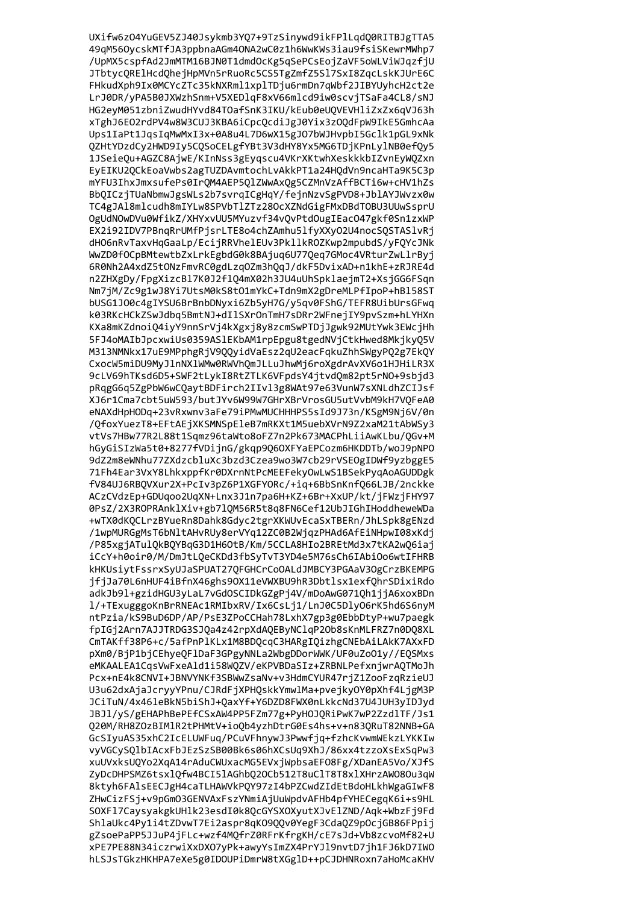```
UXifw6zO4YuGEV5ZJ40Jsykmb3YQ7+9TzSinywd9ikFPlLqdQ0RITBJgTTA5
49qM56OycskMTfJA3ppbnaAGm4ONA2wC0z1h6WwKWs3iau9fsiSKewrMWhp7
/UpMX5cspfAd2JmMTM16BJN0T1dmdOcKg5qSePCsEojZaVF5oWLViWJqzfjU
JTbtycQRElHcdQhejHpMVn5rRuoRc5CS5TgZmfZ5Sl7SxI8ZqcLskKJUrE6C
FHkudXph9Ix0MCYcZTc35kNXRml1xplTDju6rmDn7qWbf2JIBYUyhcH2ct2e
LrJ0DR/yPA5B0JXWzhSnm+V5XEDlqF8xV66mlcd9iw0scvjTSaFa4CL8/sNJ
HG2eyM051zbniZwudHYvd84TOafSnK3IKU/kEub0eUQVEVHliZxZx6qVJ63h
xTghJ6EO2rdPV4w8W3CUJ3KBA6iCpcQcdiJgJ0Yix3zOQdFpW9IkE5GmhcAa
Ups1IaPt1JqsIqMwMxI3x+0A8u4L7D6wX15gJO7bWJHvpbI5Gclk1pGL9xNk
QZHtYDzdCy2HWD9Iy5CQSoCELgfYBt3V3dHY8Yx5MG6TDjKPnLylNB0efQy5
1JSeieQu+AGZC8AjwE/KInNss3gEyqscu4VKrXKtwhXeskkkbIZvnEyWQZxn
EyEIKU2QCkEoaVwbs2agTUZDAvmtochLvAkkPT1a24HQdVn9ncaHTa9K5C3p
mYFU3IhxJmxsufePs0IrQM4AEP5QlZWwAxQg5CZMnVzAffBCTi6w+cHV1hZs
BbQICzjTUaNbmwJgsWLs2b7svrqICgHqY/fejnNzvSgPVD8+JblAYJWvzx0w
TC4gJAl8mlcudh8mIYLw8SPVbTlZTz28OcXZNdGigFMxDBdTOBU3UUwSsprU
OgUdNOwDVu0WfikZ/XHYxvUU5MYuzvf34vQvPtdOugIEacO47gkf0Sn1zxWP
EX2i92IDV7PBnqRrUMfPjsrLTE8o4chZAmhu5lfyXXyO2U4nocSQSTASlvRj
dHO6nRvTaxvHqGaaLp/EcijRRVhelEUv3Pkl1kROZKwp2mpubdS/yFQYcJNk
WwZD0fOCpBMtewtbZxLrkEgbdG0k8BAjuq6U77Qeq7GMoc4VRturZwLlrByj
6R0Nh2A4xdZ5tONzFmvRC0gdLzqOZm3hQqJ/dkF5DvixAD+n1khE+zRJRE4d
n2ZHXgDy/FpgXizcBl7K0J2flQ4mX02h3JU4uUhSpklaejmT2+XsjGG6FSqn
Nm7jM/Zc9g1wJ8Yi7UtsM0kS8tO1mYkC+Tdn9mX2gDreMLPfIpoP+hBl58ST
bUSG1JO0c4gIYSU6BrBnbDNyxi6Zb5yH7G/y5qv0FShG/TEFR8UibUrsGFwq
k03RKcHCkZSwJdbq5BmtNJ+dIlSXrOnTmH7sDRr2WFnejIY9pvSzm+hLYHXn
KXa8mKZdnoiQ4iyY9nnSrVj4kXgxj8y8zcmSwPTDjJgwk92MUtYwk3EWcjHh
5FJ4oMAIbJpcxwiUs0359ASlEKbAM1rpEpgu8tgedNVjCtkHwed8MkjkyQ5V
M313NMNkx17uE9MPphgRjV9QQyidVaEsz2qU2eacFqkuZhhSWgyPQ2g7EkQY
CxocW5miDU9MyJ1nNXlWMw0RWVhQmJLLuJhwMj6roXgdrAvXV6o1HJHiLR3X
9cLV69hTKsd6D5+SWF2tLykI8RtZTLK6VFpdsY4jtvdQm82pt5rNO+9sbjd3
pRqgG6q5ZgPbW6wCQaytBDFirch2IIvl3g8WAt97e63VunW7sXNLdhZCIJsf
XJ6r1Cma7cbt5uW593/butJYv6W99W7GHrXBrVrosGU5utVvbM9kH7VQFeA0
eNAXdHpHODq+23vRxwnv3aFe79iPMwMUCHHHPS5sId9J73n/KSgM9Nj6V/0n
/QfoxYuezT8+EFtAEjXKSMNSpEleB7mRKXt1M5uebXVrN9Z2xaM21tAbWSy3
vtVs7HBw77R2L88t1Sqmz96taWto8oFZ7n2Pk673MACPhLiiAwKLbu/QGv+M
hGyGiSIzWa5t0+8277fVDijnG/gkqp9Q6OXFYaEPCozm6HKDDTb/woJ9pNPO
9dZ2m8eWNhu77ZXdzcbluXc3bzd3Czea9wo3W7cb29rVSEOgIDWf9yzbggE5
71Fh4Ear3VxY8LhkxppfKr0DXrnNtPcMEEFekyOwLwS1BSekPyqAoAGUDDgk
fV84UJ6RBQVXur2X+PcIv3pZ6P1XGFYORc/+iq+6BbSnKnfQ66LJB/2nckke
ACzCVdzEp+GDUqoo2UqXN+Lnx3J1n7pa6H+KZ+6Br+XxUP/kt/jFWzjFHY97
0PsZ/2X3ROPRAnklXiv+gb7lQM56R5t8q8FN6Cef12UbJIGhIHoddheweWDa
+wTX0dKQCLrzBYueRn8Dahk8Gdyc2tgrXKWUvEcaSxTBERn/JhLSpk8gENzd
/1wpMURGgMsT6bNltAHvRUy8erVYq12ZC0B2WjqzPHAd6AfEiNHpwI08xKdj
/P85xgjATulQkBQYBqG3D1H6OtB/Km/5CCLA8HIo2BREtMd3x7tKA2wQ6iaj
iCcY+h0oir0/M/DmJtLQeCKDd3fbSyTvT3YD4e5M76sCh6IAbiOo6wtIFHRB
kHKUsiytFssrxSyUJaSPUAT27QFGHCrCoOALdJMBCY3PGAaV3OgCrzBKEMPG
jfjJa70L6nHUF4iBfnX46ghs9OX11eVWXBU9hR3Dbtlsx1exfQhrSDixiRdo
adkJb9l+gzidHGU3yLaL7vGdOSCIDkGZgPj4V/mDoAwG071Qh1jjA6xoxBDn
l/+TExugggoKnBrRNEAc1RMIbxRV/Ix6CsLj1/LnJ0C5DlyO6rK5hd6S6nyM
ntPzia/kS9BuD6DP/AP/PsE3ZPoCCHah78LxhX7gp3g0EbbDtyP+wu7paegk
fpIGj2Arn7AJJTRDG3SJQa4z42rpXdAQEByNClqP2Ob8sKnMLFRZ7n0DQ8XL
CmTAKff38P6+c/5afPnPlKLx1M8BDQcqC3HARgIQizhgCNEbAiLAkK7AXxFD
pXm0/BjP1bjCEhyeQFlDaF3GPgyNNLa2WbgDDorWWK/UF0uZoO1y//EQSMxs
eMKAALEA1CqsVwFxeAld1i58WQZV/eKPVBDaSIz+ZRBNLPefxnjwrAQTMoJh
Pcx+nE4k8CNVI+JBNVYNKf3SBWwZsaNv+v3HdmCYUR47rjZ1ZooFzqRzieUJ
U3u62dxAjaJcryyYPnu/CJRdFjXPHQskkYmwlMa+pvejkyOY0pXhf4LjgM3P
JCiTuN/4x46leBkN5biShJ+QaxYf+Y6DZD8FWX0nLkkcNd37U4JUH3yIDJyd
JBJl/yS/gEHAPhBePEfCSxAW4PP5FZm77g+PyHOJQRiPwK7wP2ZzdlTF/Js1
Q20M/RH8ZOzBIMlR2tPHMtV+ioQb4yzhDtrG0Es4hs+v+n83QRuT82NNB+GA
GcSIyuAS35xhC2IcELUWFuq/PCuVFhnywJ3Pwwfjq+fzhcKvwmWEkzLYKKIw
vyVGCySQlbIAcxFbJEzSzSB00Bk6s06hXCsUq9XhJ/86xx4tzzoXsExSqPw3
xuUVxksUQYo2XqA14rAduCWUxacMG5EVxjWpbsaEFO8Fg/XDanEA5Vo/XJfS
ZyDcDHPSMZ6tsxlQfw4BCI5lAGhbQ2OCb512T8uClT8T8xlXHrzAWO8Ou3qW
8ktyh6FAlsEECJgH4caTLHAWVkPQY97zI4bPZCwdZIdEtBdoHLkhWgaGIwF8
ZHwCizFSj+v9pGmO3GENVAxFszYNmiAjUuWpdvAFHb4pfYHECegqK6i+s9HL
SOXFl7CaysyakgkUHlk23esdI0k8QcGYSXOXyutXJvElZND/Aqk+WbzFj9Fd
ShlaUkc4Py1i4tZDvwT7Ei2aspr8qKO9QQv0YegF3CdaQZ9pOcjGB86FPpij
gZsoePaPP5JJuP4jFLc+wzf4MQfrZ0RFrKfrgKH/cE7sJd+Vb8zcvoMf82+U
xPE7PE88N34iczrwiXxDXO7yPk+awyYsImZX4PrYJl9nvtD7jh1FJ6kD7IWO
hLSJsTGkzHKHPA7eXe5g0IDOUPiDmrW8tXGglD++pCJDHNRoxn7aHoMcaKHV
```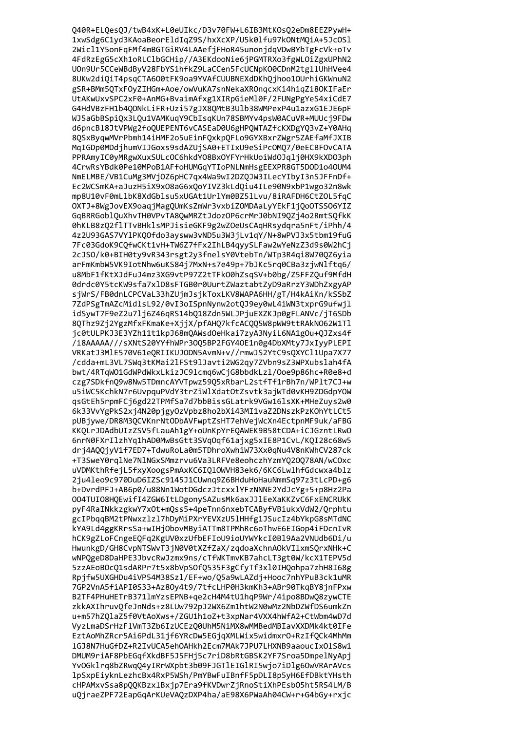```
Q40R+ELQesQJ/twB4xK+L0eUIkc/D3v70FW+L6IB3MtKOsQ2eDm8EEZPywH+
1xwSdg6C1yd3KAoaBeorEldIqZ9S/hxXcXP/U5k0lfu97kONtMQiA+5JcOSl
2Wicl1Y5onFqFMf4mBGTGiRV4LAAefjFHoR45unonjdqVDwBYbTgFcVk+oTv
4FdRzEgG5cXh1oRLClbGCHip//A3EKdooNie6jPGMTRXo3fgWLOiZgxUPhN2
UOn9Ur5CCeWBdByV28FbYSihfkZ9LaCCen5FcUCNpKO0CDnM2tgllUhHVee4
8UKw2diQiT4psqCTA6O0tFK9oa9YVAfCUUBNEXdDKhQjhoo1OUrhiGKWnuN2
gSR+BMm5QTxFOyZIHGm+Aoe/owVuKA7snNekaXROnqcxKi4hiqZi8OKIFaEr
UtAKwUxvSPC2xF0+AnMG+BvaimAfxg1XIRpGieMl0F/2FUNgPgYeS4xiCdE7
G4HdVBzFH1b4QONkLiFR+Uzi57gJX8QMtB3Ulb38WMPexP4u1azxG1EJE6pF
WJ5aGbBSpiQx3LQu1VAMKuqY9CbIsqKUn78SBMYv4psW0ACuVR+MUUcj9FDw
d6pncBl8JtVPWg2foQUEPENT6vCASEaD0U6gHPQWTAZfcKXDgYQ3vZ+Y0AHq
8QSxByqwMVrPbmh14iHMF2o5uEinFQxkpQFLo9GYXBxrZWgr5ZAEfaMfJXIB
MqIGDp0MDdjhumVIJGoxs9sdAZUjSA0+ETIxU9eSiPcOMQ7/0eECBFOvCATA
PPRAmyIC0yMRgwXuxSULcOC6hkdYO8BxOYFYrHkUoiWdOJqlj0HX9kXDO3ph
4CrwRsYBdk0Pe10MPoB1AFfoHUMGqYTIoPNLNmHsgEEXPR8GT5DOD1o4OUM4
NmELMBE/VB1CuMg3MVjOZ6pHC7qx4Wa9wI2DZQJW3ILecYIbyI3nSJFFnDf+
Ec2WCSmKA+aJuzH5iX9xO8aG6xQoYIVZ3kLdQiu4ILe90N9xbP1wgo32n8wk
mp8U10vF0mLlbK8XdGblsu5xUGAt1UrlYm0BZ5lLvu/8iRAFDH6CtZOL5fqC
OXTJ+8WgJovEX9oaqjMagQUmKsZmWr3vxbiZOMDAaLyYEkF1jQoOTSSO6YIZ
GqBRRGoblQuXhvTH0VPvTA8QwMRZtJdozOP6crMrJ0bNI9QZj4o2RmtSQfkK
0hKLB8zQ2flTTvBHklsMPJisieGKF9g2wZOeUsCAqHRsydqra5nFt/iPhh/4
4z2U93GAS7VYlPKQOfdo3aysww3vND5u3W3jLv1qY/N+8wPVJ3x5tbm19fuG
7Fc03GdoK9CQfwCKt1vH+TW6Z7fFx2IhLB4qyySLFaw2wYeNzZ3d9s0W2hCj
2cJSO/k0+BIH0ty9vR343rsgt2y3fnelsY0VtebTn/WTp3R4qi8W70QZ6yia
arFmKmbW5VK9IotNhw6uKS84j7MxN+s7e49p+7bJKc5rq0CBa3zjwNlftq6/
u8MbF1fKtXJdFuJ4mz3XG9vtP97Z2tTFkO0hZsqSV+b0bg/Z5FFZQuf9MfdH
0drdc0Y5tcKW9sfa7xlD8sFTGB0r0UurtZWaztabtZyD9aRrzY3WDhZxgyAP
sjWrS/FB0dnLCPCVaL33hZUjmJsjkToxLKV8WAPA6HH/gT/H4kAiKn/kSSbZ
7ZdPSgTmAZcMidlsL92/0vI3oISpnNynw2otQJ9ey0wL4iWN3txprG9ufwjl
idSywT7F9eZ2u7lj6Z46qRS14bQ18Zdn5WLJPjuEXZKJp0gFLANVc/jT6SDb
8QThz9Zj2YgzMfxFKmaKe+XjjX/pfAHQ7kfcACQQ5W8pWW9ttRAkNO62W1Tl
jc0tULPKJ3E3YZh11t1kpJ68mQAWsdOeHkai7zyA3NyiL6NA1gOu+QJZxs4f
/i8AAAAA///sXNtS20YYfhWPr3OQ5BP2FGY4OE1n0g4DbXMty7JxIyyPLEPI
VRKatJ3MlE570V61eQRIIKUJODN5AvmN+v//rmwJS2YtC9sQXYCl1Upa7X77
/cdda+mL3VL7SWq3tKMai2lFSt9lJavti2WG2qy7ZVbn9sZ3WPXubslah4fA
bwt/4RTqWO1GdWPdWkxLkizJC9lcmq6wCjG8bbdkLzl/Ooe9p86hc+R0e8+d
czg7SDkfnQ9w8Nw5TDmncAYVTpwz59Q5xRbarL2stfTf1rBh7n/WPlt7CJ+w
u5iWC5KchkN7r6UvpquPVdY3trZiWlXdatOtZsvtk3ajWTd0vKH9ZDGdpYOW
qsGtEh5rpmFCj6gd22TPMfSa7d7bbBissGLatrk9VGw16lsXK+MHeZuys2w0
6k33VvYgPkS2xj4N20pjgyOzVpbz8ho2bXi43MI1vaZ2DNszkPzKOhYtLCt5
pUBjywe/DR8M3QCVKnrNtODbAVFwptZsHT7ehVejWcXn4EctpnMF9uk/aFBG
KKQLrJDAdbUIzZSV5fLauAh1gY+oUnKpYrEQAWEK9B58tCDA+iCJGzntLRwO
6nrN0FXrIlzhYq1hAD0MwBsGtt3SVqOqf61ajxg5xIE8P1CvL/KQI28c68w5
drj4AQQjyV1f7ED7+TdwuRoLa0m5TDhroXwhiW73Xx0qNu4V8nKWhCV287ck
+T3SweY0rqlNe7NlNGxSMmzrvu6Va3LRFVe8eohczhYzmYQ2OQ78AN/wCOxc
uVDMKthRfejL5fxyXoogsPmAxKC6IQlOWVH83ek6/6KC6LwlhfGdcwxa4blz
2ju4leo9c970DuD6IZSc9145J1CUwnq9Z6BHduHoHauNmmSq97z3tLcPD+g6
b+DvrdPFJ+AB6p0/u88Nn1WotDGdczJtcxxlYFzNNNE2YdJcYg+5+p8Hz2Pa
OO4TUIO8HQEwifI4ZGW6ItLDgonySAZusMk6axJJlEeXaKKZvC6FxENCRUkK
pyF4RaINkkzgkwY7xOt+mQss5+4peTnn6nxebTCAByfVBiukxVdW2/Qrphtu
gcIPbqqBM2tPNwxzlzl7hDyMiPXrYEVXzU5lHHfg1JSucIz4bYkpG8sMTdNC
kYA9Ld4ggKRrsSa+wIHjObovMByiATTm8TPMhRc6oThwE6EIGop4iFDcnIvR
hCK9gZLoFCngeEQFq2KgUV0xzUfbEFIoU9ioUYWYkcI0Bl9Aa2VNUdb6Di/u
HwunkgD/GH8CvpNTSWvT3jN0V0tXZfZaX/zqdoaXchnAOkVIlxmSQrxNHk+C
wNPQgeD8DaHPE3JbvcRwJzmx9ns/cTfWKTmvKB7ahcLT3gt0W/kcX1TEPV5d
5zzAEoBOcQ1sdARPr7t5x8bVpSOfQ535F3gCfyTf3xl0IHQohpa7zhH8I68g
Rpjfw5UXGHDu4iVP54M38Szl/EF+wo/Q5a9wLAZdj+Hooc7nhYPuB3ck1uMR
7GP2VnA5fiAPI0S33+Az8Oy4t9/7tfcLHP0H3kmKh3+ABr90TkqBY8jnFPxw
B2TF4PHuHETrB371lmYzsEPNB+qe2cH4M4tU1hqP9Wr/4ipo8BDwQ8zywCTE
zkkAXIhruvQfeJnNds+z8LUw792pJ2WX6Zm1htW2N0wMz2NbDZWfDS6umkZn
u+m57hZQlaZ5f0VtAoXws+/ZGU1h1oZ+t3xpNar4VXX4hWfA2+CtWbm4wD7d
VyzLmaDSrHzFlVmT3Zb6IzUCEzQ0UhM5NiMX8wMMBedMBIavXXDMk4kt0IFe
EztAoMhZRcr5Ai6PdL31jf6YRcDw5EGjqXMLWix5widmxrO+RzIfQCk4MhMm
lGJ8N7HuGfDZ+R2IvUCA5ehOAHkh2Ecm7MAk7JPU7LHXNB9aaoucIxOlS8w1
DMUM9riAF8PbEGqfXkdBF5J5FHj5c7riD8bRtGBSK2YF7Sroa5DmpelNyApj
YvOGklrq8bZRwqQ4yIRrWXpbt3b09FJGTlEIGlRI5wjo7iDlg6OwVRArAVcs
lpSxpEiyknLezhcBx4RxP5WSh/PmYBwFuIBnfF5pDLI8p5yH6EfDBktYHsth
cHPAMxvSsa8pQQKBzxlBxjp7Era9fKVDwrZjRnoStiXhPEsbO5ht5RS4LM/B
uQjraeZPF72EapGqArKUeVAQzDXP4ha/aE98X6PWaAh04CW+r+G4bGy+rxjc
```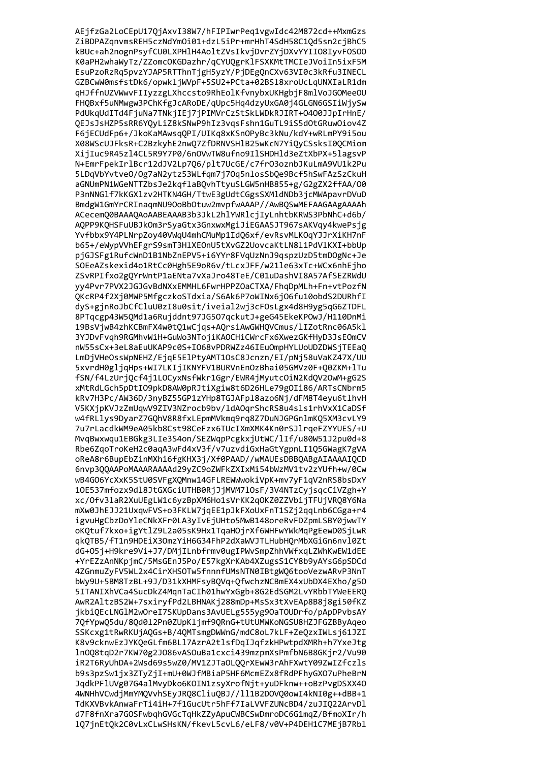AEjfzGa2LoCEpU17QjAxvI38W7/hFIPIwrPeq1vgwIdc42M872cd++MxmGzs
ZiBDPAZqnvmsREH5czNdYmOi01+dzL5iPr+mrHhT4SdH58C1Qd5sn2cjBhC5
kBUc+ah2nognPsyfCU0LXPHlH4AoltZVsIkvjDvrZYjDXvYYIIO8IyvFOSOO
K0aPH2whaWyTz/ZZomcOKGDazhr/qCYUQgrKlFSXKMtTMCIeJVoiIn5ixF5M
EsuPzoRzRq5pvzYJAP5RTThnTjgH5yzY/PjDEgQnCXv63VI0c3kRfu3INECL
GZBCwW0msfstDk6/opwkljWVpF+5SU2+PCta+02BSl8xroUcLqUNXIaLR1dm
qHJffnUZVWwvFIyzzgLXhccsto9RhEolKfvnybxUKHgbjF8mlVoJGOMeeOU
FHQBxf5uNMwgw3PChKfgJcARoDE/qUpc5Hq4dzyUxGA0j4GLGN6GSIiWjySw
PdUkqUdITd4FjuNa7TNkjIEj7jPIMVrCzStSkLWDkRJIRT+O4O0JJpIrHnE/
QEJsJsHZP5sRR6YQyLiZ8kSNwP9hIz3vqsFshn1GuTL9iS5dOtGRuwOiov4Z
F6jECUdFp6+/JkoKaMAwsqQPI/UIKq8xKSnOPyBc3kNu/kdY+wRLmPY9i5ou
X08WScUJFksR+C2BzkyhE2nwQ7ZfDRNVSHlB25wKcN7YiQyCSsksI0QCMiom
XijIuc9R45zl4CL5R9Y7P0/6nOVwTW8ufno9IlSHDHld3eZtXbPX+5lagsvP
N+EmrFpekIrlBcr12dJV2Lp7Q6/plt7UcGE/c7frO3oznbJKuLmA9VU1k2Pu
5LDqVbYvtveO/Og7aN2ytz53WLfqm7j7Oq5nlosSbQe9Bcf5hSwFAzSzCkuH
aGNUmPN1WGeNTTZbsJe2kqflaBQvhTtyuSLGW5nHB855+g/G2gZX2ffAA/O0
P3nNNGlf7kKGXlzv2HTKN4GH/TtwE3gUdtCGgsSXMldNDb3jcMWApavrDVuD
BmdgW1GmYrCRInaqmNU9OoBbOtuw2mvpfwAAAP//AwBQSwMEFAAGAAgAAAAh
ACecemQ0BAAAQAoAABEAAAB3b3JkL2hlYWRlcjIyLnhtbKRWS3PbNhC+d6b/
AQPP9KQHSFuUBJkOm3rSyaGtx3GnxwxMgiJiEGAASJT967sAKVqy4kwePsjg
Yvfbbx9Y4PLNrpZoy40VWqU4mhCMuMp1IdQ6xf/evRsvMLKOqYJJrXiKH7nF
b65+/eWypVVhEFgrS9smT3HlXEOnU5tXvGZ2UovcaKtLN8l1PdVlKXI+bbUp
pjGJSFg1RufcWnD1B1NbZnEPV5+i6YYr8FVqUzNnJ9qspzUzD5tmDOgNc+Je
SOEeAZskexid4o1RtCc0Hgh5E9oR6v/tLcxJFF/w21le63xTc+WCx6nhEjho
ZSvRPIfxo2gQYrWntP1aENta7vXaJro48TeE/C01uDashVI8A57AfSEZRWdU
yy4Pvr7PVX2JGJGvBdNXxEMMHL6FwrHPPZOaCTXA/FhqDpMLh+Fn+vtPozfN
QKcRP4f2Xj0MWP5MfgczkoSTdxia/S6Ak6P7oWINx6jO6fu10obdS2DURhfI
dyS+gjnRoJbCfCluU0zI8u0sit/iveial2wj3cFOsLgx4d8H9yg5qG6ZTDFL
8PTqcgp43W5QMd1a6Rujddnt97JG5O7qckutJ+geG45EkeKPOwJ/H110DnMi
19BsVjwB4zhKCBmFX4w0tQ1wCjqs+AQrsiAwGWHQVCmus/lIZotRnc06A5kl
3YJDvFvqh9RGMhvWiH+GuWo3NTojiKAOCHiCWrcFx6XwezGKfHyD3JsEOmCV
nW55sCx+3eL8aEuUKAP9c0S+IO68vPDRWZz46IEuOmpHYLUoUDZDWSjTEEaQ
LmDjVHeOssWpNEHZ/EjqE5ElPtyAMT1OsC8Jcnzn/EI/pNj58uVaKZ47X/UU
5xvrdH0gljqHps+WI7LKIjIKNYFV1BURVnEnOzBhai05GMVz0F+Q0ZKM+lTu
fSN/f4LzUrjQcf4j1LOCyxNsfWkr1Ggr/EWR4jMyutcOiN2KdQV2OwM+gG2S
xMtRdLGch5pDtIO9pkD8AW0pRJtiXgiw8t6D26HLe79gOIi86/ARTsCNbrm5
kRv7H3Pc/AW36D/3nyBZ55GP1zYHp8TGJAFpl8azo6Nj/dFM8T4eyu6tlhvH
V5KXjpKVJzZmUqwV9ZIV3NZrocb9bv/ldAOqrShcRS8u4sls1rhVxX1CaDSf
w4fRLlys9DyarZ7GQhV8R8fxLEpmMVkmq9rq8Z7DuNJGPGnlmKQ5XM3cvLY9
7u7rLacdkWM9eA05kb8Cst98CeFzx6TUcIXmXMK4Kn0rSJlrqeFZYYUES/+U
MvqBwxwqu1EBGkg3LIe3S4on/SEZWqpPcgkxjUtWC/lIf/u80W51J2pu0d+8
Rbe6ZqoTroKeH2c0aqA3wFd4xV3f/v7uzvdiGxHaGtYgpnLI1Q5GWagK7gVA
oReA8r6BupEbZinMXhi6fgKHX3j/Xf0PAAD//wMAUEsDBBQABgAIAAAAIQCD
6nvp3QQAAPoMAAARAAAAd29yZC9oZWFkZXIxMi54bWzMV1tv2zYUfh+w/0Cw
wB4GO6YcXxK5StU0SVFgXQMnw14GFLREWwokiVpK+mv7yF1qV2nRS8bsDxY
1OE537mfozx9dl8JtGXGciUTHB0RjJjMVM7lOsF/3V4NTzCyjsqcCiVZgh+Y
xc/Ofv3laR2XuUEgLW1c6yzBpXM6Ho1sVrKK2qOKZ0ZZVbijTFUjVRQ8Y6Na
mXw0JhEJJ21UxqwFVS+o3FKLW7jqE1pJkFXoUxFnT1SZj2qqLnb6CGga+r4
igvuHgCbzDoYleCNkXFr0LA3yIvEjUHto5MwB148oreRvFDZpmLSBY0jwwTY
oKQtuf7kxo+igYtlZ9L2a05sK9Hx1TqaHOjrXf6WHFwYWkMqPgEewD0SjLwR
qkQTB5/fT1n9HDEiX3OmzYiH6G34FhP2dXaWVJTLHubHQrMbXGiGn6nvl0Zt
dG+O5j+H9kre9Vi+J7/DMjILnbfrmv0ugIPWvSmpZhhVWfxqLZWhKwEW1dEE
+YrEZzAnNKjpmC/5MsGEnJ5Po/E57kgXrKAb4XZugsS1CY8b9yAYsG6pSDCd
4ZGnmuZyFV5WL2x4CirXHSOTw5fnnnfUMsNTN0IBtgWQ6tooVezwARvP3NnT
bWy9U+5BM8TzBL/9J/D31kXHMFsyBQVq+QwfcNCBmEX4xUbDX4EXho/g5O
5ITANIXhVCa4SucDkZ4MqnTaCIh01hwYxGgb+8G2EdSGM2LvYRbbTYWeEERQ
AwR2AltzBS2W+7sxiryfPd2LBHNAKj288mDp+MsSx3tXvEAp8B8j8gi50fKZ
jkbiQEcLNGlM2wOreI7SKUpDans3AvUELg555yg9OaTOUDrfo/pApDPvbsAY
7QfYpwQ5du/8Qd0l2Pn0ZUpKljmf9QRnG+tUtUMWKoNGSU8HZJFGZBByAqeo
SSKcxg1tRwRKUjAQGs+B/4QMTsmgDWWnG/mdC8oL7kLF+ZeQzIWLsj61JZI
K8v9cknwEzJYKQeGLfm6BLl7AzrA2tlsfDqIJqfzkHPwtpdXMRh+h7YxeJtg
lnOQ8tqD2r7KW70g2JO86vASOuBa1cxci439mzpmXsPmfbN6B8GKjr2/Vu90
iR2T6RyUhDA+2Wsd69s5wZ0/MV1ZJTaOLQQrXEwW3rAhFXwtY09ZwIZfczls
b9s3pzSw1jx3ZTyZjI+mU+0WJfMBiaP5HF6McmEZx8fRdPFhyGXO7uPheBrN
JqdkPFlUVg07G4alMvyDko6KOIN1zsyXrofNjt+yuDFknw++oBzPvgDSXX4O
4WNHhVCwdjMmYMQVvhSEyJRQ8CliuQBJ//ll1B2DOVQ0owI4kNI0g++dBB+1
TdKXVBvkAnwaFrTi4iH+7f1GucUtr5hFf7IaLVVFZUNcBD4/zuJIQ22ArvDl
d7F8fnXra7GOSFwbqhGVGcTqHkZZyApuCWBCSwDmroDC6G1mqZ/BfmoXIr/h
lQ7jnEtQk2C0vLxCLwSHsKN/fkevL5cvL6/eLF8/v0V+P4DEH1C7MEjB7Rbl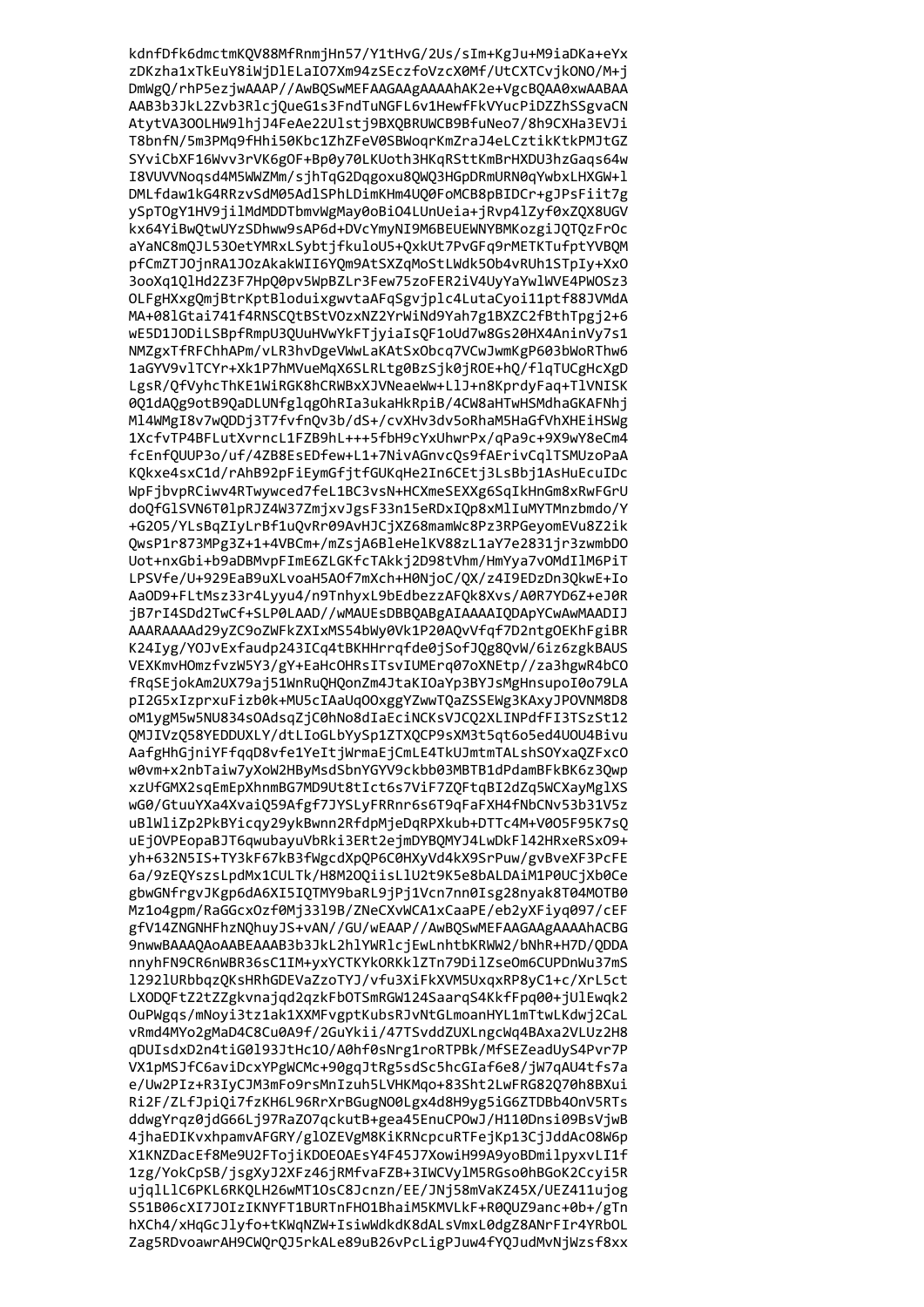```
kdnfDfk6dmctmKQV88MfRnmjHn57/Y1tHvG/2Us/sIm+KgJu+M9iaDKa+eYx
zDKzha1xTkEuY8iWjDlELaIO7Xm94zSEczfoVzcX0Mf/UtCXTCvjkONO/M+j
DmWgQ/rhP5ezjwAAAP//AwBQSwMEFAAGAAgAAAAhAK2e+VgcBQAA0xwAABAA
AAB3b3JkL2Zvb3RlcjQueG1s3FndTuNGFL6v1HewfFkVYucPiDZZhSSgvaCN
AtytVA3OOLHW9lhjJ4FeAe22Ulstj9BXQBRUWCB9BfuNeo7/8h9CXHa3EVJi
T8bnfN/5m3PMq9fHhi50Kbc1ZhZFeV0SBWoqrKmZraJ4eLCztikKtkPMJtGZ
SYviCbXF16Wvv3rVK6gOF+Bp0y70LKUoth3HKqRSttKmBrHXDU3hzGaqs64w
I8VUVVNoqsd4M5WWZMm/sjhTqG2Dqgoxu8QWQ3HGpDRmURN0qYwbxLHXGW+l
DMLfdaw1kG4RRzvSdM05AdlSPhLDimKHm4UQ0FoMCB8pBIDCr+gJPsFiit7g
ySpTOgY1HV9jilMdMDDTbmvWgMay0oBiO4LUnUeia+jRvp4lZyf0xZQX8UGV
kx64YiBwQtwUYzSDhww9sAP6d+DVcYmyNI9M6BEUEWNYBMKozgiJQTQzFrOc
aYaNC8mQJL53OetYMRxLSybtjfkuloU5+QxkUt7PvGFq9rMETKTufptYVBQM
pfCmZTJOjnRA1JOzAkakWII6YQm9AtSXZqMoStLWdk5Ob4vRUh1STpIy+XxO
3ooXq1QlHd2Z3F7HpQ0pv5WpBZLr3Few75zoFER2iV4UyYaYwlWVE4PWOSz3
OLFgHXxgQmjBtrKptBloduixgwvtaAFqSgvjplc4LutaCyoi11ptf88JVMdA
MA+08lGtai741f4RNSCQtBStVOzxNZ2YrWiNd9Yah7g1BXZC2fBthTpgj2+6
wE5D1JODiLSBpfRmpU3QUuHVwYkFTjyiaIsQF1oUd7w8Gs20HX4AninVy7s1
NMZgxTfRFChhAPm/vLR3hvDgeVWwLaKAtSxObcq7VCwJwmKgP603bWoRThw6
1aGYV9vlTCYr+Xk1P7hMVueMqX6SLRLtg0BzSjk0jROE+hQ/flqTUCgHcXgD
LgsR/QfVyhcThKE1WiRGK8hCRWBxXJVNeaeWw+LlJ+n8KprdyFaq+TlVNISK
0Q1dAQg9otB9QaDLUNfglqgOhRIa3ukaHkRpiB/4CW8aHTwHSMdhaGKAFNhj
Ml4WMgI8v7wQDDj3T7fvfnQv3b/dS+/cvXHv3dv5oRhaM5HaGfVhXHEiHSWg
1XcfvTP4BFLutXvrncL1FZB9hL+++5fbH9cYxUhwrPx/qPa9c+9X9wY8eCm4
fcEnfQUUP3o/uf/4ZB8EsEDfew+L1+7NivAGnvcQs9fAErivCqlTSMUzoPaA
KQkxe4sxC1d/rAhB92pFiEymGfjtfGUKqHe2In6CEtj3LsBbj1AsHuEcuIDc
WpFjbvpRCiwv4RTwywced7feL1BC3vsN+HCXmeSEXXg6SqIkHnGm8xRwFGrU
doQfGlSVN6T0lpRJZ4W37ZmjxVJgsF33n15eRDxIQp8xMlIuMYTMnzbmdo/Y
+G2O5/YLsBqZIyLrBf1uQvRr09AvHJCjXZ68mamWc8Pz3RPGeyomEVu8Z2ik
QwsP1r873MPg3Z+1+4VBCm+/mZsjA6BleHelKV88zL1aY7e2831jr3zwmbDO
Uot+nxGbi+b9aDBMvpFImE6ZLGKfcTAkkj2D98tVhm/HmYya7vOMdIlM6PiT
LPSVfe/U+929EaB9uXLvoaH5AOf7mXch+H0NjoC/QX/z4I9EDzDn3QkwE+Io
AaOD9+FLtMsz33r4Lyyu4/n9TnhyxL9bEdbezzAFQk8Xvs/A0R7YD6Z+eJ0R
jB7rI4SDd2TwCf+SLP0LAAD//wMAUEsDBBQABgAIAAAAIQDApYCwAwMAADIJ
AAARAAAAd29yZC9oZWFkZXIxMS54bWy0Vk1P20AQvVfqf7D2ntgOEKhFgiBR
K24Iyg/YOJvExfaudp243ICq4tBKHHrrqfde0jSofJQg8QvW/6iz6zgkBAUS
VEXKmvHOmzfvzW5Y3/gY+EaHcOHRsITsvIUMErq07oXNEtp//za3hgwR4bCO
fRqSEjokAm2UX79aj51WnRuQHQonZm4JtaKIOaYp3BYJsMgHnsupoI0o79LA
pI2G5xIzprxuFizb0k+MU5cIAaUqOOxggYZwwTQaZSSEWg3KAxyJPOVNM8D8
oM1ygM5w5NU834sOAdsqZjC0hNo8dIaEciNCKsVJCQ2XLINPdfFI3TSzSt12
QMJIVzQ58YEDDUXLY/dtLIoGLbYySp1ZTXQCP9sXM3t5qt6o5ed4UOU4Bivu
AafgHhGjniYFfqqD8vfe1YeItjWrmaEjCmLE4TkUJmtmTALshSOYxaQZFxcO
w0vm+x2nbTaiw7yXoW2HByMsdSbnYGYV9ckbb03MBTB1dPdamBFkBK6z3Qwp
xzUfGMX2sqEmEpXhnmBG7MD9Ut8tIct6s7ViF7ZQFtqBI2dZq5WCXayMglXS
wG0/GtuuYXa4XvaiQ59Afgf7JYSLyFRRnr6s6T9qFaFXH4fNbCNv53b31V5z
uBlWliZp2PkBYicqy29ykBwnn2RfdpMjeDqRPXkub+DTTc4M+V0O5F95K7sQ
uEjOVPEopaBJT6qwubayuVbRki3ERt2ejmDYBQMYJ4LwDkFl42HRxeRSxO9+
yh+632N5IS+TY3kF67kB3fWgcdXpQP6C0HXyVd4kX9SrPuw/gvBveXF3PcFE
6a/9zEQYszsLpdMx1CULTk/H8M2OQiisLlU2t9K5e8bALDAiM1P0UCjXb0Ce
gbwGNfrgvJKgp6dA6XI5IQTMY9baRL9jPj1Vcn7nn0Isg28nyak8T04MOTB0
Mz1o4gpm/RaGGcxOzf0Mj33l9B/ZNeCXvWCA1xCaaPE/eb2yXFiyq097/cEF
gfV14ZNGNHFhzNQhuyJS+vAN//GU/wEAAP//AwBQSwMEFAAGAAgAAAAhACBG
9nwwBAAAQAoAABEAAAB3b3JkL2hlYWRlcjEwLnhtbKRWW2/bNhR+H7D/QDDA
nnyhFN9CR6nWBR36sC1IM+yxYCTKYkOKRKklZTn79ZdilZseOm6CUPDnWu37mS
l292lURbbqzQKsHRhGDEVaZzoTYJ/vfu3XiFkXVM5UxqxRP8yC1+c/XrL5ct
LXODQFtZ2tZZGgkvnajqd2qzkFbOTSmRGW124SaarqS4KkfFpq00+jUlEwqk2
OuPWgqs/mNoyi3tz1ak1XXMFvgptKubsRJvNtGLmoanHYL1mTtwLKdwj2CaL
vRmd4MYo2gMaD4C8Cu0A9f/2GuYkii/47TSvddZUXLngcWq4BAxa2VLUz2H8
qDUIsdxD2n4tiG0l93JtHc1O/A0hf0sNrg1roRTPBk/MfSEZeadUyS4Pvr7P
VX1pMSJfC6aviDcxYPgWCMc+90gqJtRg5sdSc5hcGIaf6e8/jW7qAU4tfs7a
e/Uw2PIz+R3IyCJM3mFo9rsMnIzuh5LVHKMqo+83Sht2LwFRG82Q70h8BXui
Ri2F/ZLfJpiQi7fzKH6L96RrXrBGugNO0Lgx4d8H9yg5G6ZTDBb4OnV5RTs
ddwgYrqz0jdG66Lj97RaZO7qckutB+gea45EnuCPOwJ/H11ODnsi09BsVjwB
4jhaEDIKxvhpamvAFGRY/glOZEVgM8KiKRNcpcuRTFejKp13CjJddAcO8W6p
X1KNZDacEf8Me9U2FTojiKDOEOAEsY4F45J7XowiH99A9yoBDmilpyxvLI1f
1zg/YokCpSB/jsgXyJ2XFz46jRMfvaFZB+3IWCVylM5RGso0hBGoK2Ccyi5R
ujqlLlC6PKL6RKQLH26wMT1OsC8Jcnzn/EE/JNj58mVaKZ45/UEZ411ujog
S51B06cXI7JOIzIKNYFT1BURTnFHO1BhaiM5KMVLkF+R0QUZ9anc0b+/gTn
hXCh4/xHqGcJlyfo+tKWqNZW+IsiwWdkdK8dALsVmxL0dgZ8ANrFIr4YRbOL
Zag5RDvoawrAH9CWQrQJ5rkALe89uB26vPcLigPJuw4fYQJudMvNjWzsf8xx
```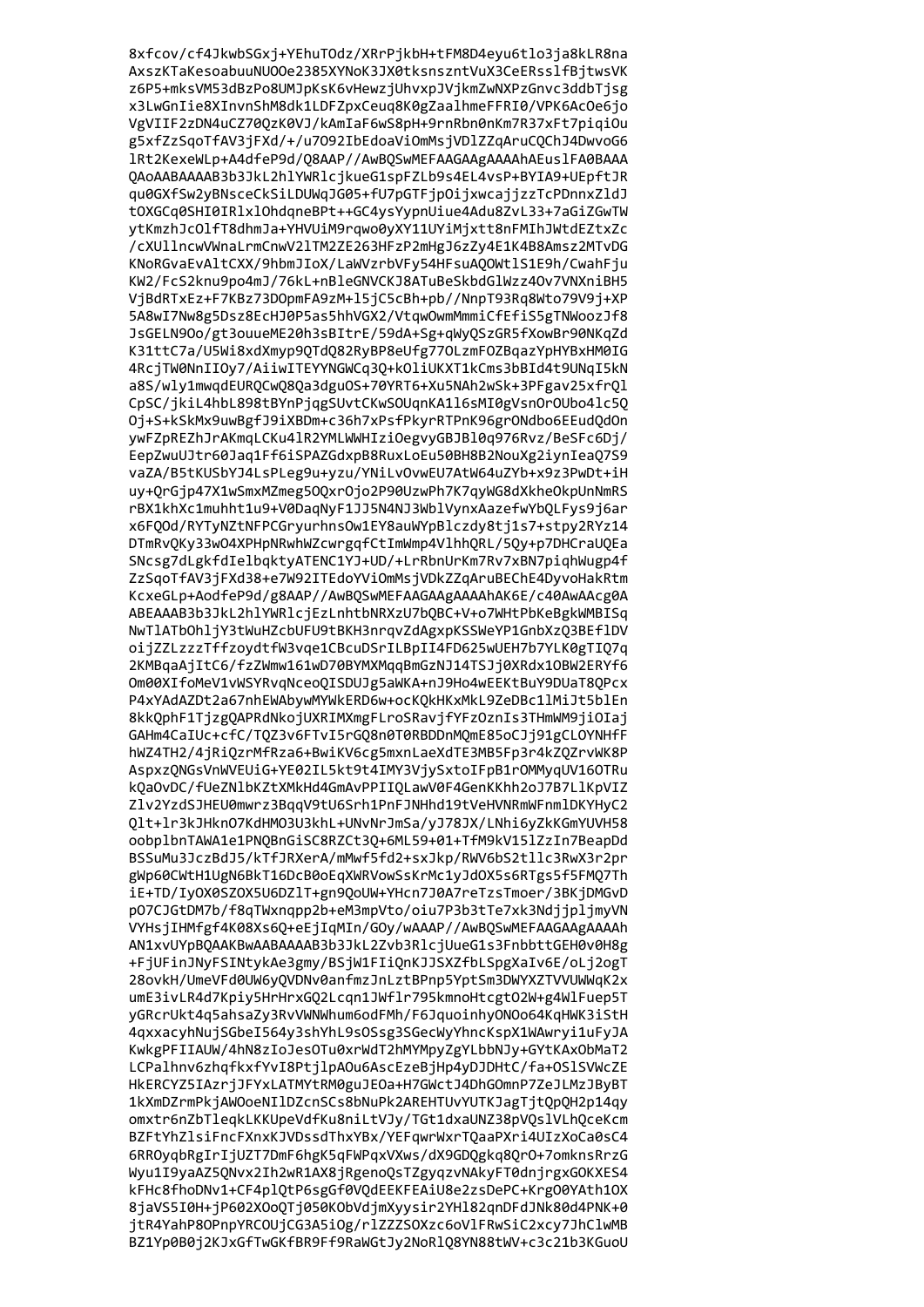```
8xfcov/cf4JkwbSGxj+YEhuTOdz/XRrPjkbH+tFM8D4eyu6tlo3ja8kLR8na
AxszKTaKesoabuuNUOOe2385XYNoK3JX0tksnszntVuX3CeERsslfBjtwsVK
z6P5+mksVM53dBzPo8UMJpKsK6vHewzjUhvxpJVjkmZwNXPzGnvc3ddbTjsg
x3LwGnIie8XInvnShM8dk1LDFZpxCeuq8K0gZaalhmeFFRI0/VPK6AcOe6jo
VgVIIF2zDN4uCZ70QzK0VJ/kAmIaF6wS8pH+9rnRbn0nKm7R37xFt7piqiOu
g5xfZzSqoTfAV3jFXd/+/u7O92IbEdoaViOmMsjVDlZZqAruCQChJ4DwvoG6
lRt2KexeWLp+A4dfeP9d/Q8AAP//AwBQSwMEFAAGAAgAAAAhAEuslFA0BAAA
QAoAABAAAAB3b3JkL2hlYWRlcjkueG1spFZLb9s4EL4vsP+BYIA9+UEpftJR
qu0GXfSw2yBNsceCkSiLDUWqJG05+fU7pGTFjpOijxwcajjzzTcPDnnxZldJ
tOXGCq0SHI0IRlxlOhdqneBPt++GC4ysYypnUiue4Adu8ZvL33+7aGiZGwTW
ytKmzhJcOlfT8dhmJa+YHVUiM9rqwo0yXY11UYiMjxtt8nFMIhJWtdEZtxZc
/cXUllncwVWnaLrmCnwV2lTM2ZE263HFzP2mHgJ6zZy4E1K4B8Amsz2MTvDG
KNoRGvaEvAltCXX/9hbmJIoX/LaWVzrbVFy54HFsuAQOWtlS1E9h/CwahFju
KW2/FcS2knu9po4mJ/76kL+nBleGNVCKJ8ATuBeSkbdGlWzz4Ov7VNXniBH5
VjBdRTxEz+F7KBz73DOpmFA9zM+l5jC5cBh+pb//NnpT93Rq8Wto79V9j+XP
5A8wI7Nw8g5Dsz8EcHJ0P5as5hhVGX2/VtqwOwmMmmiCfEfiS5gTNWoozJf8
JsGELN9Oo/gt3ouueME20h3sBItrE/59dA+Sg+qWyQSzGR5fXowBr90NKqZd
K31ttC7a/U5Wi8xdXmyp9QTdQ82RyBP8eUfg77OLzmFOZBqazYpHYBxHM0IG
4RcjTW0NnIIOy7/AiiwITEYYNGWCq3Q+kOliUKXT1kCms3bBId4t9UNqI5kN
a8S/wly1mwqdEURQCwQ8Qa3dguOS+70YRT6+Xu5NAh2wSk+3PFgav25xfrQl
CpSC/jkiL4hbL898tBYnPjqgSUvtCKwSOUqnKA1l6sMI0gVsnOrOUbo4lc5Q
Oj+S+kSkMx9uwBgfJ9iXBDm+c36h7xPsfPkyrRTPnK96grONdbo6EEudQdOn
ywFZpREZhJrAKmqLCKu4lR2YMLWWHIziOegvyGBJBl0q976Rvz/BeSFc6Dj/
EepZwuUJtr60Jaq1Ff6iSPAZGdxpB8RuxLoEu50BH8B2NouXg2iynIeaQ7S9
vaZA/B5tKUSbYJ4LsPLeg9u+yzu/YNiLvOvwEU7AtW64uZYb+x9z3PwDt+iH
uy+QrGjp47X1wSmxMZmeg5OQxrOjo2P90UzwPh7K7qyWG8dXkheOkpUnNmRS
rBX1khXc1muhht1u9+V0DaqNyF1JJ5N4NJ3WblVynxAazefwYbQLFys9j6ar
x6FQOd/RYTyNZtNFPCGryurhnsOw1EY8auWYpBlczdy8tj1s7+stpy2RYz14
DTmRvQKy33wO4XPHpNRwhWZcwrgqfCtImWmp4VlhhQRL/5Qy+p7DHCraUQEa
SNcsg7dLgkfdIelbqktyATENC1YJ+UD/+LrRbnUrKm7Rv7xBN7piqhWugp4f
ZzSqoTfAV3jFXd38+e7W92ITEdoYViOmMsjVDkZZqAruBEChE4DyvoHakRtm
KcxeGLp+AodfeP9d/g8AAP//AwBQSwMEFAAGAAgAAAAhAK6E/c40AwAAcg0A
ABEAAAB3b3JkL2hlYWRlcjEzLnhtbNRXzU7bQBC+V+o7WHtPbKeBgkWMBISq
NwTlATbOhljY3tWuHZcbUFU9TBKH3nrqvZdAgxpKSSWeYP1GnbXzQ3BEflDV
oijZZLzzzTffzoydtfW3vqe1CBcuDSrILBpII4FD625wUEH7b7YLK0gTIQ7q
2KMBqaAjItC6/fzZWmw161wD7BYMXMqqBmGzNJ14TSJj0XRdx1OBW2ERYf6
Om00XIfoMeV1vWSYRvqNceoQISDUJg5aWKA+nJ9Ho4wEEKtBuY9DUaT8QPcx
P4xYAdAZDt2a67nhEWAbywMYWkERD6w+ocKQkHKxMkL9ZeDBc1lMiJt5blEn
8kkQphF1TjzgQAPRdNkojUXRIMXmgFLroSRavjfYFzOznIs3THmWM9jiOIaj
GAHm4CaIUc+cfC/TQZ3v6FTvI5rGQ8n0T0RBDDnMQmE85oCJj91gCLOYNHfF
hWZ4TH2/4jRiQzrMfRza6+BwiKV6cg5mxnLaeXdTE3MB5Fp3r4kZQZrvWK8P
AspxzQNGsVnWVEUiG+YE02IL5kt9t4IMY3VjySxtoIFpB1rOMMyqUV16OTRu
kQaOvDC/fUeZNlbKZtXMkHd4GmAvPPIIQLawV0F4GenKKhh2oJ7B7LlKpVIZ
Zlv2YzdSJHEU0mwrz3BqqV9tU6Srh1PnFJNHhd19tVeHVNRmWFnmlDKYHyC2
Qlt+lr3kJHknO7KdHMO3U3khL+UNvNrJmSa/yJ78JX/LNhi6yZkKGmYUVH58
oobplbnTAWA1e1PNQBnGiSC8RZCt3Q+6ML59+01+TfM9kV15lZzIn7BeapDd
BSSuMu3JczBdJ5/kTfJRXerA/mMwf5fd2+sxJkp/RWV6bS2tllc3RwX3r2pr
gWp60CWtH1UgN6BkT16DcB0oEqXWRVowSsKrMc1yJdOX5s6RTgs5f5FMQ7Th
iE+TD/IyOX0SZOX5U6DZlT+gn9QoUW+YHcn7J0A7reTzsTmoer/3BKjDMGvD
pO7CJGtDM7b/f8qTWxnqpp2b+eM3mpVto/oiu7P3b3tTe7xk3NdjjpljmyVN
VHsjIHMfgf4K08Xs6Q+eEjIqMIn/GOy/wAAAP//AwBQSwMEFAAGAAgAAAAh
AN1xvUYpBQAAKBwAABAAAAAB3b3JkL2Zvb3RlcjUueG1s3FnbbttGEH0v0H8g
+FjUFinJNyFSINtykAe3gmy/BSjW1FIiQnKJJJSXZfbLSpgXaIv6E/oLj2ogT
28ovkH/UmeVFd0UW6yQVDNv0anfmzJnLztBPnp5YptSm3DWYXZTVVUWK2x
umE3ivLR4d7Kpiy5SHrHrxGQ2Lcqn1JWflr795kmnoTcgtO2W+g4WlFuep5T
yGRcrUkt4q5ahsaZy3RvVWNWhum6odFMh/F6JquoinhyONOo64KqHWK3iStH
4qxxacyhNujSGbeI564y3shYhL9sOSsg3SGecWyYhncKspX1WAwryi1uFyJA
KwkgPFIIAUW/4hN8zIoJesOTu0xrWdT2hMYMpZgYLbbNJy+GYtKAxObmaT2
LCPalhnv6zhqfkxfYvI8PtjlpAOu6AscEzeBjHp4yDJDHtC/fa+OSlSVWcZE
HkERCYZ5IAzrjJFYxLATMYtRM0guJEOa+H7GWctJ4DhGOmnP7ZeJLMzJByBT
1kXmDZrmPkjAWOeeNIlDZcnSCs8bNuPk2AREHTUvYUTKJagTjtQpQH2p14qy
omxtr6nZbTleqkLKKUpeVdfKu8niLtVJy/TGt1dxaUNZ38pVQslVLhQceKcm
BZFtYhZlsiFncFXnxKJVDssdThxYBx/YEFqwrWxrTQaaPXri4UIzXoCa0sC4
6RROyqbRgIrIjUZT7DmF6hgK6FWPqxVXws/dX9GDQgkq8QrO7omknsRrzG
Wyu1I9yaAZ5QNvx2Ih2wR1AX8jRgenoQsTZgyqzvNAkyFT0dnjrgxGOKXES4
kFHc8fhoDNv1+CF4plQtP6sgGf0VQdEEKFEAiU8e2zsDePC+KrgO0YAth1OX
8jaVS5I0H+jP602XOoQTj050KObVdjmXyysir2YHl82qnDFdJNk80d4PNK+0
jtR4YahP8OPnpYRCOUjCG3A5iOg/rlZZZSOXzc6oVlFRwSiC2xcy7JhClwMB
BZ1Yp0B0j2KJxGfTwGKfBR9Ff9RaWGtJy2NoRlQ8YN88tWV+c3c21b3KGuoU
```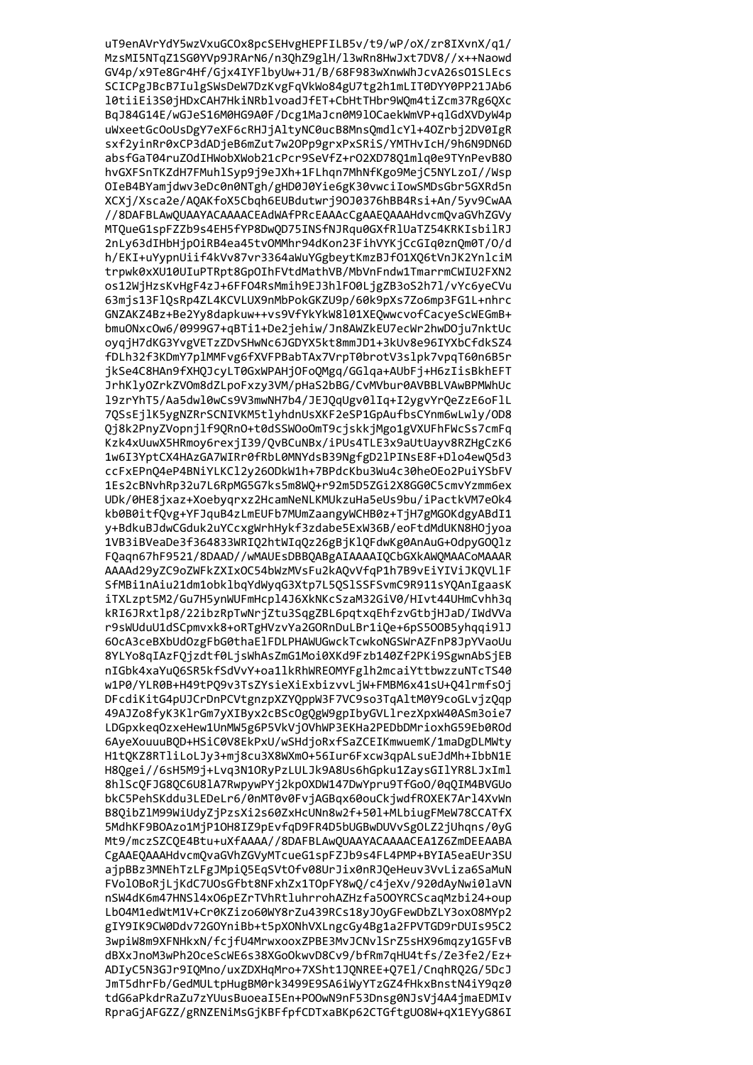uT9enAVrYdY5wzVxuGCOx8pcSEHvgHEPFILB5v/t9/wP/oX/zr8IXvnX/q1/
MzsMI5NTqZ1SG0YVp9JRArN6/n3QhZ9glH/l3wRn8HwJxt7DV8//x++Naowd
GV4p/x9Te8Gr4Hf/Gjx4IYFlbyUw+J1/B/68F983wXnwWhJcvA26sO1SLEcs
SCICPgJBcB7IulgSWsDeW7DzKvgFqVkWo84gU7tg2h1mLIT0DYY0PP21JAb6
l0tiiEi3S0jHDxCAH7HkiNRblvoadJfET+CbHtTHbr9WQm4tiZcm37Rg6QXc
BqJ84G14E/wGJeS16M0HG9A0F/Dcg1MaJcn0M9lOCaekWmVP+qlGdXVDyW4p
uWxeetGcOoUsDgY7eXF6cRHJjAltyNC0ucB8MnsQmdlcYl+4OZrbj2DV0IgR
sxf2yinRr0xCP3dADjeB6mZut7w2OPp9grxPxSRiS/YMTHvIcH/9h6N9DN6D
absfGaT04ruZOdIHWobXWob21cPcr9SeVfZ+rO2XD78Q1mlq0e9TYnPevB8O
hvGXFSnTKZdH7FMuhlSyp9j9eJXh+1FLhqn7MhNfKgo9MejC5NYLzoI//Wsp
OIeB4BYamjdwv3eDc0n0NTgh/gHD0J0Yie6gK30vwciIowSMDsGbr5GXRd5n
XCXj/Xsca2e/AQAKfoX5Cbqh6EUBdutwrj9OJ0376hBB4Rsi+An/5yv9CwAA
//8DAFBLAwQUAAYACAAAACEAdWAfPRcEAAAcCgAAEQAAAHdvcmQvaGVhZGVy
MTQueG1spFZZb9s4EH5fYP8DwQD75INSfNJRqu0GXfRlUaTZ54KRKIsbilRJ
2nLy63dIHbHjpOiRB4ea45tvOMMhr94dKon23FihVYKjCcGIq0znQm0T/O/d
h/EKI+uYypnUiif4kVv87vr3364aWuYGgbeytKmzBJfO1XQ6tVnJK2YnlciM
trpwk0xXU10UIuPTRpt8GpOIhFVtdMathVB/MbVnFndw1TmarrmCWIU2FXN2
os12WjHzsKvHgF4zJ+6FFO4RsMmih9EJ3hlFO0LjgZB3oS2h7l/vYc6yeCVu
63mjs13FlQsRp4ZL4KCVLUX9nMbPokGKZU9p/60k9pXs7Zo6mp3FG1L+nhrc
GNZAKZ4Bz+Be2Yy8dapkuw++vs9VfYkYkW8l01XEQwwcvofCacyeScWEGmB+
bmuONxcOw6/0999G7+qBTi1+De2jehiw/Jn8AWZkEU7ecWr2hwDOju7nktUc
oyqjH7dKG3YvgVETzZDvSHwNc6JGDYX5kt8mmJD1+3kUv8e96IYXbCfdkSZ4
fDLh32f3KDmY7plMMFvg6fXVFPBabTAx7VrpT0brotV3slpk7vpqT60n6B5r
jkSe4C8HAn9fXHQJcyLT0GxWPAHjOFoQMgq/GGlqa+AUbFj+H6zIisBkhEFT
JrhKlyOZrkZVOm8dZLpoFxzy3VM/pHaS2bBG/CvMVbur0AVBBLVAwBPMWhUc
l9zrYhT5/Aa5dwl0wCs9V3mwNH7b4/JEJQqUgv0lIq+I2ygvYrQeZzE6oFlL
7QSsEjlK5ygNZRrSCNIVKM5tlyhdnUsXKF2eSP1GpAufbsCYnm6wLwly/OD8
Qj8k2PnyZVopnjlf9QRnO+t0dSSWOoOmT9cjskkjMgo1gVXUFhFWcSs7cmFq
Kzk4xUuwX5HRmoy6rexjI39/QvBCuNBx/iPUs4TLE3x9aUtUayv8RZHgCzK6
1w6I3YptCX4HAzGA7WIRr0fRbL0MNYdsB39NgfgD2lPINsE8F+Dlo4ewQ5d3
ccFxEPnQ4eP4BNiYLKCl2y26ODkW1h+7BPdcKbu3Wu4c30heOEo2PuiYSbFV
1Es2cBNvhRp32u7L6RpMG5G7ks5m8WQ+r92m5D5ZGi2X8GG0C5cmvYzmm6ex
UDk/0HE8jxaz+XoebyqrxzHcamNeNLKMUkzuHa5eUs9bu/iPactkVM7eOk4
kb0B0itfQvg+YFJquB4zLmEUFb7MUmZaangyWCHB0z+TjH7gMGOKdgyABdI1
y+BdkuBJdwCGduk2uYCcxgWrhHykf3zdabe5ExW36B/eoFtdMdUKN8HOjyoa
1VB3iBVeaDe3f364833WRIQ2htWIqQz26gBjKlQFdwKg0AnAuG+OdpyGOQlz
FQaqn67hF9521/8DAAD//wMAUEsDBBQABgAIAAAAIQCbGXkAWQMAACoMAAAR
AAAAd29yZC9oZWFkZXIxOC54bWzMVsFu2kAQvVfqP1h7B9vEiYIViJKQVLlF
SfMBi1nAiu21dm1obklbqYdWyqG3Xtp7L5QSlSSFSvmC9R911sYQAnIgaasK
iTXLzpt5M2/Gu7H5ynWUFmHcpl4J6XkNKcSzaM32GiV0/HIvt44UHmCvhh3q
kRI6JRxtlp8/22ibzRpTwNrjZtu3SqgZBL6pqtxqEhfzvGtbjHJaD/IWdVVa
r9sWUduU1dSCpmvxk8+oRTgHVzvYa2GORnDuLBr1iQe+6pS5OOB5yhqqi9lJ
6OcA3ceBXbUdOzgFbG0thaElFDLPHAWUGwckTcwkoNGSWrAZFnP8JpYVaoUu
8YLYo8qIAzFQjzdtf0LjsWhAsZmG1Moi0XKd9Fzb140Zf2PKi9SgwnAbSjEB
nIGbk4xaYuQ6SR5kfSdVvY+oa1lkRhWREOMYFglh2mcaiYttbwzzuNTcTS40
w1P0/YLR0B+H49tPQ9v3TsZYsieXiExbizvvLjW+FMBM6x41sU+Q4lrmfsOj
DFcdiKitG4pUJCrDnPCVtgnzpXZYQppW3F7VC9so3TqAltM0Y9coGLvjzQqp
49AJZo8fyK3KlrGm7yXIByx2cBScOgQgW9gpIbyGVLlrezXpxW40ASm3oie7
LDGpxkeqOzxeHew1UnMW5g6P5VkVjOVhWP3EKHa2PEDbDMrioxhG59Eb0ROd
6AyeXouuuBQD+HSiC0V8EkPxU/wSHdjoRxfSaZCEIKmwuemK/1maDgDLMWty
H1tQKZ8RTliLoLJy3+mj8cu3X8WXmO+56Iur6Fxcw3qpALsuEJdMh+IbbN1E
H8Qgei//6sH5M9j+Lvq3N1ORyPzLULJk9A8Us6hGpku1ZaysGIlYR8LJxIml
8hlScQFJG8QC6U8lA7RwpywPYj2kpOXDW147DwYpru9TfGoO/0qQIM4BVGUo
bkC5PehSKddu3LEDeLr6/0nMT0v0FvjAGBqx60ouCkjwdfROXEK7Arl4XvWn
B8QibZlM99WiUdyZjPzsXi2s60ZxHcUNn8w2f+50l+MLbiugFMeW78CCATfX
5MdhKF9BOAzo1MjP1OH8IZ9pEvfqD9FR4D5bUGBwDUVvSgOLZ2jUhqns/0yG
Mt9/mczSZCQE4Btu+uXfAAAA//8DAFBLAwQUAAYACAAAACEA1Z6ZmDEEAABA
CgAAEQAAAHdvcmQvaGVhZGVyMTcueG1spFZJb9s4FL4PMP+BYIA5eaEUr3SU
ajpBBz3MNEhTzLFgJMpiQ5EqSVtOfv08UrJix0nSaMuN
FVolOBoRjLjKdC7UOsGfbt8NFxhZx1TOpFY8wQ/c4jeXv/920dAyNwi0laVN
nSW4dK6m47HNSl4xO6pEZrTVhRtluhrrohAZHzfa5OOYRCScaqMzbi24+oup
LbO4M1edWtM1V+Cr0KZizo60WY8rZu439RCs18yJOyGFewDbZLY3oxO8MYp2
gIY9IK9CW0Ddv72GOYniBb+t5pXONhVXLngcGy4Bg1a2FPVTGD9rDUIs95C2
3wpiW8m9XFNHkxN/fcjfU4MrwxoxZPBE3MvJCNvlSrZ5sHX96mqzy1G5FvB
dBXxJnoM3wPh2OceScWE6s38XGoOkwvD8Cv9/bfRm7qHU4tfs/Ze3fe2/Ez+
ADIyC5N3GJr9IQMno/uxZDXHqMro+7XSht1JQNREE+Q7El/CnqhRQ2G/5DcJ
JmT5dhrFb/GedMULtpHugBM0rk3499E9SA6iWyYTzGZ4fHkxBnstN4iY9qz0
tdG6aPkdrRaZu7zYUusBuoeaI5En+POOwN9nF53Dnsg0NJsVj4A4jmaEDMIv
RpraGjAFGZZ/gRNZENiMsGjKBFfpfCDTxaBKp62CTGftgUO8W+qX1EYyG86I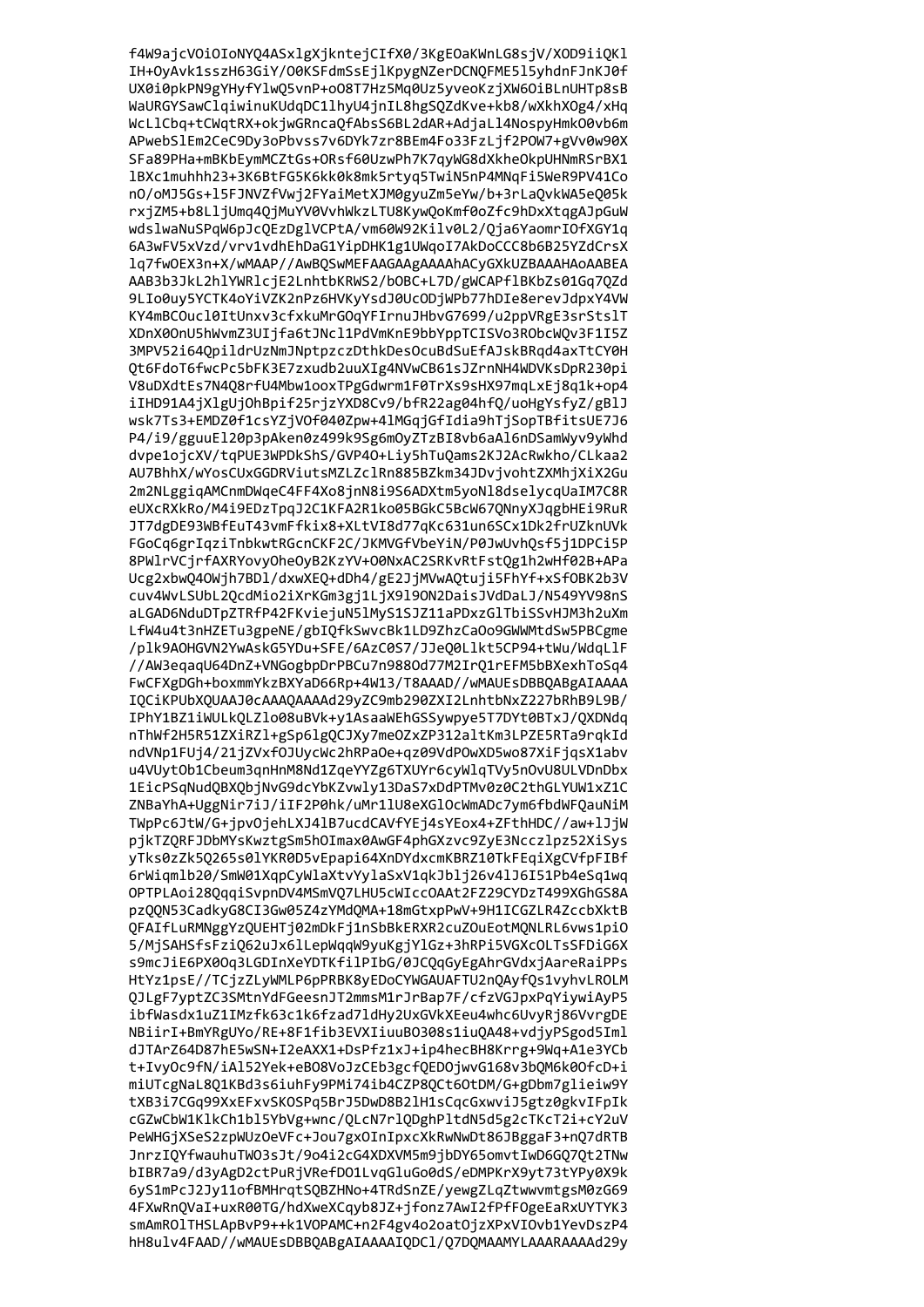```
f4W9ajcVOiOIoNYQ4ASxlgXjkntejCIfX0/3KgEOaKWnLG8sjV/XOD9iiQKl
IH+OyAvk1sszH63GiY/O0KSFdmSsEjlKpygNZerDCNQFME5l5yhdnFJnKJ0f
UX0i0pkPN9gYHyfYlwQ5vnP+oO8T7Hz5Mq0Uz5yveoKzjXW6OiBLnUHTp8sB
WaURGYSawClqiwinuKUdqDC1lhyU4jnIL8hgSQZdKve+kb8/wXkhXOg4/xHq
WcLlCbq+tCWqtRX+okjwGRncaQfAbsS6BL2dAR+AdjaLl4NospyHmkO0vb6m
APwebSlEm2CeC9Dy3oPbvss7v6DYk7zr8BEm4Fo33FzLjf2POW7+gVv0w90X
SFa89PHa+mBKbEymMCZtGs+ORsf60UzwPh7K7qyWG8dXkheOkpUHNmRSrBX1
lBXc1muhhh23+3K6BtFG5K6kk0k8mk5rtyq5TwiN5nP4MNqFi5WeR9PV41Co
nO/oMJ5Gs+l5FJNVZfVwj2FYaiMetXJM0gyuZm5eYw/b+3rLaQvkWA5eQ05k
rxjZM5+b8LljUmq4QjMuYV0VvhWkzLTU8KywQoKmf0oZfc9hDxXtqgAJpGuW
wdslwaNuSPqW6pJcQEzDglVCPtA/vm60W92Kilv0L2/Qja6YaomrIOfXGY1q
6A3wFV5xVzd/vrv1vdhEhDaG1YipDHK1g1UWqoI7AkDoCCC8b6B25YZdCrsX
lq7fwOEX3n+X/wMAAP//AwBQSwMEFAAGAAgAAAAhACyGXkUZBAAAHAoAABEA
AAB3b3JkL2hlYWRlcjE2LnhtbKRWS2/bOBC+L7D/gWCAPflBKbZs01Gq7QZd
9LIo0uy5YCTK4oYiVZK2nPz6HVKyYsdJ0UcODjWPb77hDIe8erevJdpxY4VW
KY4mBCOucl0ItUnxv3cfxkuMrGOqYFIrnuJHbvG7699/u2ppVRgE3srStslT
XDnX0OnU5hWvmZ3UIjfa6tJNcl1PdVmKnE9bbYppTCISVo3RObcWQv3F1I5Z
3MPV52i64QpildrUzNmJNptpzcDthkDesOcuBdSuEfAJskBRqd4axTtCY0H
Qt6FdoT6fwcPc5bFK3E7zxudb2uuXIg4NVwCB61sJZrnNH4WDVKsDpR230pi
V8uDXdtEs7N4Q8rfU4Mbw1ooxTPgGdwrm1F0TrXs9sHX97mqLxEj8q1k+op4
iIHD91A4jXlgUjOhBpif25rjzYXD8Cv9/bfR22ag04hfQ/uoHgYsfyZ/gBlJ
wsk7Ts3+EMDZ0f1csYZjVOf04OZpw+4lMGqjGfIdia9hTjSopTBfitsUE7J6
P4/i9/gguuEl20p3pAken0z499k9Sg6mOyZTzBI8vb6aAl6nDSamWyv9yWhd
dvpe1ojcXV/tqPUE3WPDkShS/GVP4O+Liy5hTuQams2KJ2AcRwkho/CLkaa2
AU7BhhX/wYosCUxGGDRViutsMZLZclRn885BZkm34JDvjvohtZXMhjXiX2Gu
2m2NLggiqAMCnmDWqeC4FF4Xo8jnN8i9S6ADXtm5yoNl8dselycqUaIM7C8R
eUXcRXkRo/M4i9EDzTpqJ2C1KFA2R1ko05BGkC5BcW67QNnyXJqgbHEi9RuR
JT7dgDE93WBfEuT43vmFfkix8+XLtVI8d77qKc631un6SCx1Dk2frUZknUVk
FGoCq6grIqziTnbkwtRGcnCKF2C/JKMVGfVbeYiN/P0JwUvhQsf5j1DPCi5P
8PWlrVCjrfAXRYovyOheOyB2KzYV+O0NxAC2SRKvRtFstQg1h2wHf02B+APa
Ucg2xbwQ4OWjh7BDl/dxwXEQ+dDh4/gE2JjMVwAQtuji5FhYf+xSfOBK2b3V
cuv4WvLSUbL2QcdMio2iXrKGm3gj1LjX9l9ON2DaisJVdDaLJ/N549YV98nS
aLGAD6NduDTpZTRfP42FKviejuN5lMyS1SJZ11aPDxzGlTbiSSvHJM3h2uXm
LfW4u4t3nHZETu3gpeNE/gbIQfkSwvcBk1LD9ZhzCaOo9GWWMtdSw5PBCgme
/plk9AOHGVN2YwAskG5YDu+SFE/6AzC0S7/JJeQ0Llkt5CP94+tWu/WdqLlF
//AW3eqaqU64DnZ+VNGogbpDrPBCu7n988Od77M2IrQ1rEFM5bBXexhToSq4
FwCFXgDGh+boxmmYkzBXYaD66Rp+4W13/T8AAAD//wMAUEsDBBQABgAIAAAA
IQCiKPUbXQUAAJ0cAAAQAAAAd29yZC9mb290ZXI2LnhtbNxZ227bRhB9L9B/
IPhY1BZ1iWULkQLZlo08uBVk+y1AsaaWEhGSSywpye5T7DYt0BTxJ/QXDNdq
nThWf2H5R51ZXiRZl+gSp6lgQCJXy7meOZxZP312altKm3LPZE5RTa9rqkId
ndVNp1FUj4/21jZVxfOJUycWc2hRPaOe+qz09VdPOwXD5wo87XiFjqsX1abv
u4VUytOb1Cbeum3qnHnM8Nd1ZqeYYZg6TXUYr6cyWlqTVy5nOvU8ULVDnDbx
1EicPSqNudQBXQbjNvG9dcYbKZvwly13DaS7xDdPTMv0z0C2thGLYUW1xZ1C
ZNBaYhA+UggNir7iJ/iIF2P0hk/uMr1lU8eXGlOcWmADc7ym6fbdWFQauNiM
TWpPc6JtW/G+jpvOjehLXJ4lB7ucdCAVfYEj4sYEox4+ZFthHDC//aw+lJjW
pjkTZQRFJDbMYsKwztgSm5hOImax0AwGF4phGXzvc9ZyE3Nccz1pz52XiSys
yTks0zZk5Q265s0lYKR0D5vEpapi64XnDYdxcmKBRZ10TkFEqiXgCVfpFIBf
6rWiqmlb20/SmW01XqpCyWlaXtvYylaSxV1qkJblj26v4lJ6I51Pb4eSq1wq
OPTPLAoi28QqqiSvpnDV4MSmVQ7LHU5cWIccOAAt2FZ29CYDzT499XGhGS8A
pzQQN53CadkyG8CI3Gw05Z4zYMdQMA+18mGtxpPwV+9H1ICGZLR4ZccbXktB
QFAIfLuRMNggYzQUEHTj02mDkFj1nSbBkERXR2cuZOuEotMQNLRL6vws1piO
5/MjSAHSfsFziQ62uJx6lLepWqqW9yuKgjYlGz+3hRPi5VGXcOLTsSFDiG6X
s9mcJiE6PX0Oq3LGDInXeYDTKfilPIbG/0JCQqGyEgAhrGVdxjAareRaiPPs
HtYz1psE//TCjzZLyWMLP6pPRBK8yEDoCYWGAUAFTU2nQAyfQs1vyhvLROLM
QJLgF7yptZC3SMtnYdFGeesnJT2mmsM1rJrBap7F/cfzVGJpxPqYiywiAyP5
ibfWasdx1uZ1IMzfk63c1k6fzad7ldHy2UxGVkXEeu4whc6UvyRj86VvrgDE
NBiirI+BmYRgUYo/RE+8F1fib3EVXIiuuBO308s1iuQA48+vdjyPSgod5Iml
dJTArZ64D87hE5wSN+I2eAXX1+DsPfz1xJ+ip4hecBH8Krrg+9Wq+A1e3YCb
t+IvyOc9fN/iAl52Yek+eBO8VoJzCEb3gcfQEDOjwvG168w3bQM6k0OfcD+i
miUTcgNaL8Q1KBd3s6iuhFy9PMi74ib4CZP8QCt6OtDM/G+gDbm7glieiw9Y
tXB3i7CGq99XxEFxvSKOSPq5BrJ5DwD8B2lH1sCqcGxwviJ5gtz0gkvIFpIk
cGZwCbW1KlkCh1bl5YbVg+wnc/QLcN7rlQDghPltdN5d5g2cTKcT2i+cY2uV
PeWHGjXSeS2zpWUzOeVFc+Jou7gxOInIpxcXkRwNwDt86jBggaF3+nQ7dRTB
JnrzIQYfwauhuTWO3sJt/9o4i2cG4XDXVM5m9jbDY65omvtIwD6GQ7Qt2TNw
bIBR7a9/d3yAgD2ctPuRjVRefDO1LvqGluGo0dS/eDMPKrX9yt73tYPy0X9k
6yS1mPcJ2Jy11ofBMHrqtSQBZHNo+4TRdSnZE/yewgZLqZtwwvmtgsM0zG69
4FXwRnQVaI+uxR00TG/hdXweXCqyb8JZ+jfonz7AwI2fPfFOgeEaRxUYTYK3
smAmROlTHSLApBvP9++k1VOPAMC+n2F4gv4o2oatOjzXPxVIOvb1YevDszP4
hH8ulv4FAAD//wMAUEsDBBQABgAIAAAAIQDCl/Q7DQMAAMYLAAARAAAAd29y
```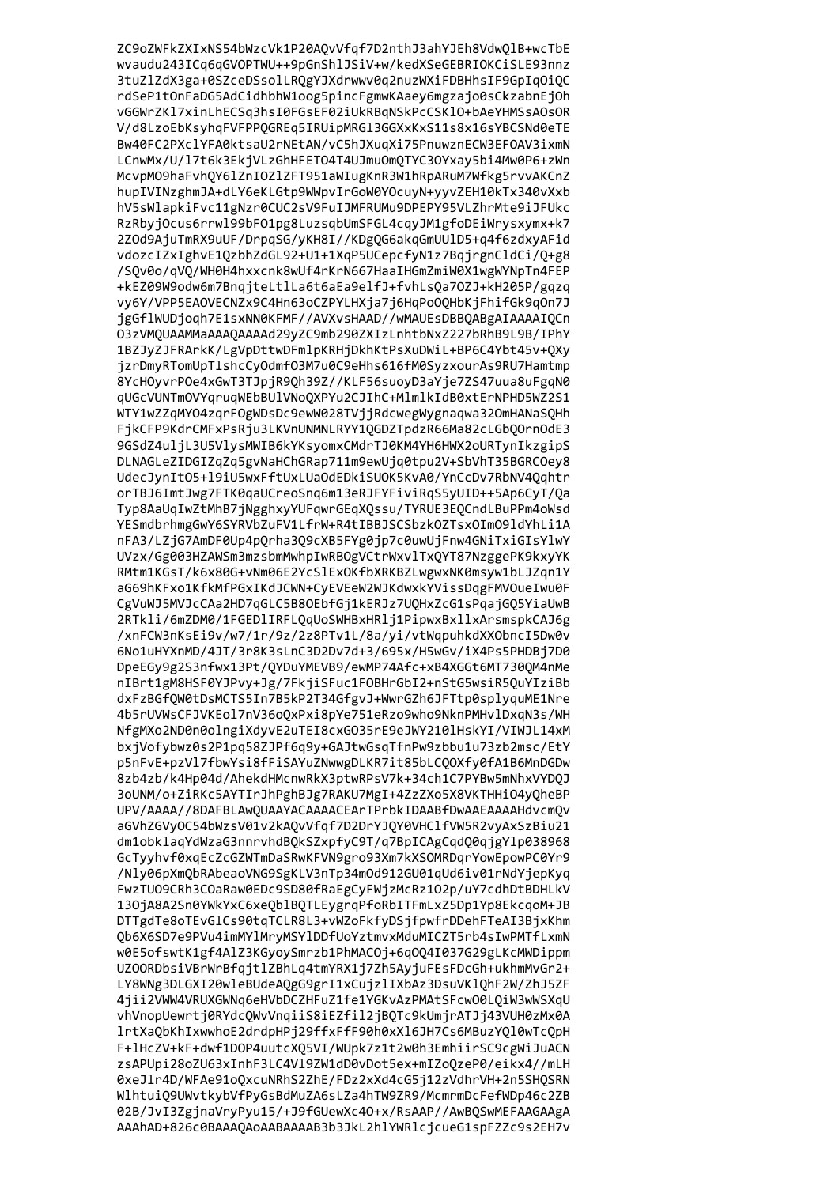```
ZC9oZWFkZXIxNS54bWzcVk1P20AQvVfqf7D2nthJ3ahYJEh8VdwQlB+wcTbE
wvaudu243ICq6qGVOPTWU++9pGnShlJSiV+w/kedXSeGEBRIOKCiSLE93nnz
3tuZlZdX3ga+0SZceDSsolLRQgYJXdrwwv0q2nuzWXiFDBHhsIF9GpIqOiQC
rdSeP1tOnFaDG5AdCidhbhW1oog5pincFgmwKAaey6mgzajo0sCkzabnEjOh
vGGWrZKl7xinLhECSq3hsI0FGsEF02iUkRBqNSkPcCSKlO+bAeYHMSsAOsOR
V/d8LzoEbKsyhqFVFPPQGREq5IRUipMRGl3GGXxKxS11s8x16sYBCSNd0eTE
Bw40FC2PXclYFA0ktsaU2rNEtAN/vC5hJXuqXi75PnuwznECW3EFOAV3ixmN
LCnwMx/U/l7t6k3EkjVLzGhHFETO4T4UJmuOmQTYC3OYxay5bi4Mw0P6+zWn
McvpMO9haFvhQY6lZnIOZlZFT951aWIugKnR3W1hRpARuM7Wfkg5rvvAKCnZ
hupIVINzghmJA+dLY6eKLGtp9WWpvIrGoW0YOcuyN+yyvZEH10kTx340vXxb
hV5sWlapkiFvc11gNzr0CUC2sV9FuIJMFRUMu9DPEPY95VLZhrMte9iJFUkc
RzRbyjOcus6rrwl99bFO1pg8LuzsqbUmSFGL4cqyJM1gfoDEiWrysxymx+k7
2ZOd9AjuTmRX9uUF/DrpqSG/yKH8I//KDgQG6akqGmUUlD5+q4f6zdxyAFid
vdozcIZxIghvE1QzbhZdGL92+U1+1XqP5UCepcfyN1z7BqjrgnCldCi/Q+g8
/SQv0o/qVQ/WH0H4hxxcnk8wUf4rKrN667HaaIHGmZmiW0X1wgWYNpTn4FEP
+kEZ09W9odw6m7BnqjteLtlLa6t6aEa9elfJ+fvhLsQa7OZJ+kH205P/gqzq
vy6Y/VPP5EAOVECNZx9C4Hn63oCZPYLHXja7j6HqPoOQHbKjFhifGk9qOn7J
jgGflWUDjoqh7E1sxNN0KFMF//AVXvsHAAD//wMAUEsDBBQABgAIAAAAIQCn
O3zVMQUAAMMaAAAQAAAAd29yZC9mb290ZXIzLnhtbNxZ227bRhB9L9B/IPhY
1BZJyZJFRArkK/LgVpDttwDFmlpKRHjDkhKtPsXuDWiL+BP6C4Ybt45v+QXy
jzrDmyRTomUpTlshcCyOdmfO3M7u0C9eHhs616fM0SyzxourAs9RU7Hamtmp
8YcHOyvrPOe4xGwT3TJpjR9Qh39Z//KLF56suoyD3aYje7ZS47uua8uFgqN0
qUGcVUNTmOVYqruqWEbBUlVNoQXPYu2CJIhC+MlmlkIdB0xtErNPHD5WZ2S1
WTY1wZZqMYO4zqrFOgWDsDc9ewW028TVjjRdcwegWygnaqwa32OmHANaSQHh
FjkCFP9KdrCMFxPsRju3LKVnUNMNLRYY1QGDZTpdzR66Ma82cLGbQOrnOdE3
9GSdZ4uljL3U5VlysMWIB6kYKsyomxCMdrTJ0KM4YH6HWX2oURTynIkzgipS
DLNAGLeZIDGIZqZq5gvNaHChGRap711m9ewUjq0tpu2V+SbVhT35BGRCOey8
UdecJynItO5+l9iU5wxFftUxLUaOdEDkiSUOK5KvA0/YnCcDv7RbNV4Qqhtr
orTBJ6ImtJwg7FTK0qaUCreoSnq6m13eRJFYFiviRqS5yUID++5Ap6CyT/Qa
Typ8AaUqIwZtMhB7jNgghxyYUFqwrGEqXQssu/TYRUE3EQCndLBuPPm4oWsd
YESmdbrhmgGwY6SYRVbZuFV1LfrW+R4tIBBJSCSbzkOZTsxOImO9ldYhLi1A
nFA3/LZjG7AmDF0Up4pQrha3Q9cXB5FYg0jp7c0uwUjFnw4GNiTxiGIsYlwY
UVzx/Gg003HZAWSm3mzsbmMwhpIwRBOgVCtrWxvlTxQYT87NzggePK9kxyYK
RMtm1KGsT/k6x80G+vNm06E2YcSlExOKfbXRKBZLwgwxNK0msyw1bLJZqn1Y
aG69hKFxo1KfkMfPGxIKdJCWN+CyEVEeW2WJKdwxkYVissDqgFMVOueIwu0F
CgVuWJ5MVJcCAa2HD7qGLC5B8OEbfGj1kERJz7UQHxZcG1sPqajGQ5YiaUwB
2RTkli/6mZDM0/1FGEDlIRFLQqUoSWHBxHRlj1PipwxBxllxArsmspkCAJ6g
/xnFCW3nKsEi9v/w7/1r/9z/2z8PTv1L/8a/yi/vtWqpuhkdXXObncI5Dw0v
6No1uHYXnMD/4JT/3r8K3sLnC3D2Dv7d+3/695x/H5wGv/iX4Ps5PHDBj7D0
DpeEGy9g2S3nfwx13Pt/QYDuYMEVB9/ewMP74Afc+xB4XGGt6MT73OQM4nMe
nIBrt1gM8HSF0YJPvy+Jg/7FkjiSFuc1FOBHrGbI2+nStG5wsiR5QuYIziBb
dxFzBGfQW0tDsMCTS5In7B5kP2T34GfgvJ+WwrGZh6JFTtp0splyquME1Nre
4b5rUVWsCFJVKEol7nV36oQxPxi8pYe751Rzo9who9NknPMHvlDxqN3s/WH
NfgMXo2ND0n0olngiXdyvE2uTEI8cxGO35rE9eJWY210lHskYI/VIWJL14xM
bxjVofybwz0s2P1pq58ZJPf6q9y+GAJtwGsqTfnPw9zbbu1u73zb2msc/EtY
p5nFvE+pzVl7fbwYsi8fFiSAYuZNwwgDLKR7it85bLCQOXfy0fA1B6MnDGDw
8zb4zb/k4Hp04d/AhekdHMcnwRkX3ptwRPsV7k+34ch1C7PYBw5mNhxVYDQJ
3oUNM/o+ZiRKc5AYTIrJhPghBJg7RAKU7MgI+4ZZZXo5X8VKTHHiO4yQheBP
UPV/AAAA//8DAFBLAwQUAAYACAAAACEArTPrbkIDAABfDwAAEAAAAHdvcmQv
aGVhZGVyOC54bWzsV01v2kAQvVfqf7D2DrYJQY0VHClfVW5R2vyAxSzBiu21
dm1obklaqYdWzaG3nnrvhdBQkSZxpfyC9T/q7BpICAgCqdQ0qjgEgYlp038968
GcTyyhvf0xqEcZcGZWGTmDaSRwKFVN9gro93Xm7kXSOMRDqrYowEpowPC0Yr9
/Nly06pXmQbRAbeaoVNG9SgKLV3nTp34mOd912GU01qUd6iv01rNdYjepKyq
FwzTUO9CRh3COaRaw0EDc9SD80fRaEgCyFWjzMcRz1O2p/uY7cdhDtBDHLkV
13OjA8A2Sn0YWkYxC6xeQblBQTLEygrqFoRbITFmLxZ5Dp1Yp8EkcqoM+JB
DTTgdTe8oTEvGlCs90tqTCLR8L3+vWZoFkfyDSjfpwfrDDehFTeAI3BjxKhm
Qb6X6SD7e9PVu4imMYlMryMSYlDDfUoYztmvxMduMICZT5rb4sIwPMTfLxmN
w0E5ofswtK1gf4AlZ3KGyoySmrzb1PhMACOj+6qO04I037G29gLKcMWDippm
UZOORDbsiVBrWrBfqjtlZBhLq4tmYRX1j7Zh5AyjuFEsFDcGh+ukhmMvGr2+
LY8WNg3DLGXI20wleBUdeAQgG9grI1xCujzlIXbAz3DsuVKlQhF2W/ZhJ5ZF
4jii2VWW4VRUXGWNq6eHVbDCZHFuZ1fe1YGKvAzPMAtSFcwO0LQiW3wWSXqU
vhVnopUewrtj0RYdcQWvVnqiiS8iEZfil2jBQTc9kUmjrATJj43VUH0zMx0A
lrtXaQbKhIxwwhoE2drdpHPj29ffxFfF90h0xXl6JH7Cs6MBuzYQl0wTcQpH
F+lHcZV+kF+dwf1DOP4uutcXQ5V/WUpk7z1t2w0h3EmhiirSC9cgWiJuACN
zsAPUpi28oZU63xInhF3LC4Vl9ZW1dD0vDot5ex+mIZoQzeP0/eikx4//mLH
0xeJlr4D/WFAe91oQxcuNRhS2ZhE/FDz2xXd4cG5j12zVdhrVH+2n5SHQSRN
WlhtuiQ9UWvtkybVfPyGsBdMuZA6sLZa4hTW9ZR9/McmrmDcFefWDp46c2ZB
02B/JvI3ZgjnaVryPyu15/+J9fGUewXc4O+x/RsAAP//AwBQSwMEFAAGAAgA
AAAhAD+826c0BAAAQAoAABAAAAB3b3JkL2hlYWRlcjcueG1spFZZc9s2EH7v
```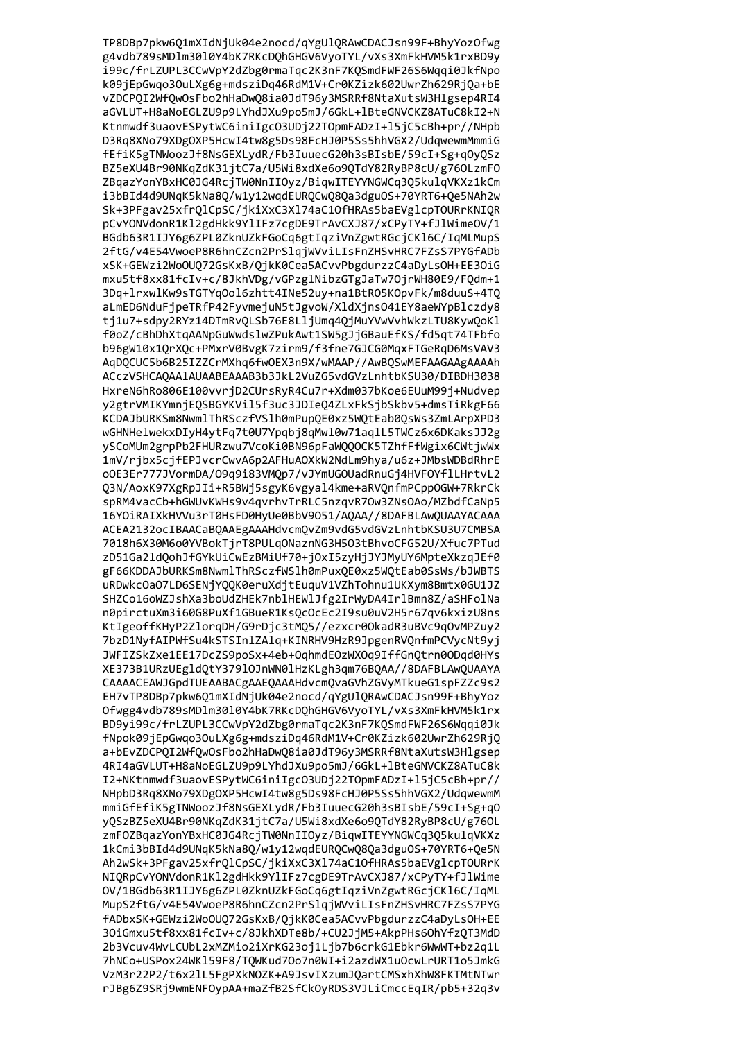```
TP8DBp7pkw6Q1mXIdNjUk04e2nocd/qYgUlQRAwCDACJsn99F+BhyYozOfwg
g4vdb789sMDlm30l0Y4bK7RKcDQhGHGV6VyoTYL/vXs3XmFkHVM5k1rxBD9y
i99c/frLZUPL3CCwVpY2dZbg0rmaTqc2K3nF7KQSmdFWF26S6Wqqi0JkfNpo
k09jEpGwqo3OuLXg6g+mdsziDq46RdM1V+Cr0KZizk602UwrZh629RjQa+bE
vZDCPQI2WfQwOsFbo2hHaDwQ8ia0JdT96y3MSRRf8NtaXutsW3Hlgsep4RI4
aGVLUT+H8aNoEGLZU9p9LYhdJXu9po5mJ/6GkL+lBteGNVCKZ8ATuC8kI2+N
Ktnmwdf3uaovESPytWC6iniIgcO3UDj22TOpmFADzI+l5jC5cBh+pr//NHpb
D3Rq8XNo79XDgOXP5HcwI4tw8g5Ds98FcHJ0P5Ss5hhVGX2/UdqwewmMmmiG
fEfiK5gTNWoozJf8NsGEXLydR/Fb3IuuecG20h3sBIsbE/59cI+Sg+qOyQSz
BZ5eXU4Br90NKqZdK31jtC7a/U5Wi8xdXe6o9QTdY82RyBP8cU/g76OLzmFO
ZBqazYonYBxHC0JG4RcjTW0NnIIOyz/BiqwITEYYNGWCq3Q5kulqVKXz1kCm
i3bBId4d9UNqK5kNa8Q/w1y12wqdEURQCwQ8Qa3dguOS+70YRT6+Qe5NAh2w
Sk+3PFgav25xfrQlCpSC/jkiXxC3Xl74aC1OfHRAs5baEVglcpTOURrKNIQR
pCvYONVdonR1Kl2gdHkk9YlIFz7cgDE9TrAvCXJ87/xCPyTY+fJlWimeOV/1
BGdb63R1IJY6g6ZPL0ZknUZkFGoCq6gtIqziVnZgwtRGcjCKl6C/IqMLMupS
2ftG/v4E54VwoeP8R6hnCZcn2PrSlqjWVviLIsFnZHSvHRC7FZsS7PYGfADb
xSK+GEWzi2WoOUQ72GsKxB/QjkK0Cea5ACvvPbgdurzzC4aDyLsOH+EE3OiG
mxu5tf8xx81fcIv+c/8JkhVDg/vGPzglNibzGTgJaTw7OjrWH80E9/FQdm+1
3Dq+lrxwlKw9sTGTYqOol6zhtt4INe52uy+na1BtRO5KOpvFk/m8duuS+4TQ
aLmED6NduFjpeTRfP42FyvmejuN5tJgvoW/XldXjnsO41EY8aeWYpBlczdy8
tj1u7+sdpy2RYz14DTmRvQLSb76E8LljUmq4QjMuYVwVvhWkzLTU8KywQoKl
f0oZ/cBhDhXtqAANpGuWwdslwZPukAwt1SW5gJjGBauEfKS/fd5qt74TFbfo
b96gW10x1QrXQc+PMxrV0BvgK7zirm9/f3fne7GJCG0MqxFTGeRqD6MsVAV3
AqDQCUC5b6B25IZZCrMXhq6fwOEX3n9X/wMAAP//AwBQSwMEFAAGAAgAAAAh
ACczVSHCAQAAlAUAABEAAAB3b3JkL2VuZG5vdGVzLnhtbKSU30/DIBDH3038
HxreN6hRo806E100vvrjD2CUrsRyR4Cu7r+Xdm037bKoe6EUuM99j+Nudvep
y2gtrVMIKYmnjEQSBGYKVil5f3uc3JDIeQ4ZLxFkSjbSkbv5+dmsTiRkgF66
KCDAJbURKSm8NwmlThRSczfVSlh0mPupQE0xz5WQtEab0QsWs3ZmLArpXPD3
wGHNHelwekxDIyH4ytFq7t0U7Ypqbj8qMwl0w71aqlL5TWCz6x6DKaksJJ2g
ySCoMUm2grpPb2FHURzwu7VcoKi0BN96pFaWQQOCK5TZhfFfWgix6CWtjwWx
1mV/rjbx5cjfEPJvcrCwvA6p2AFHuAOXkW2NdLm9hya/u6z+JMbsWDBdRhrE
oOE3Er777JVormDA/O9q9i83VMQp7/vJYmUGOUadRnuGj4HVFOYflLHrtvL2
Q3N/AoxK97XgRpJIi+R5BWj5sgyK6vgyal4kme+aRVQnfmPCppOGW+7RkrCk
spRM4vacCb+hGWUvKWHs9v4qvrhvTrRLC5nzqvR7Ow3ZNsOAo/MZbdfCaNp5
16YOiRAIXkHVVu3rT0HsFD0HyUe0BbV9O51/AQAA//8DAFBLAwQUAAYACAAA
ACEA2132ocIBAACaBQAAEgAAAHdvcmQvZm9vdG5vdGVzLnhtbKSU3U7CMBSA
7018h6X30M6o0YVBokTjrT8PULqONaznNG3H5O3BhvoCFG52U/Xfuc7PTud
zD51Ga2ldQohJfGYkUiCwEzBMiUf70+jOxI5zyHjJYJMyUY6MpteXkzqJEf0
gF66KDDAJbURKSm8NwmlThRSczfWSlh0mPuxQE0xz5WQtEab0SsWs/bJWBTS
uRDwkcOaO7LD6SENjYQQK0eruXdjtEuquV1VZhTohnu1UKXym8Bmtx0GU1JZ
SHZCo16oWZJshXa3boUdZHEk7nblHEWlJfg2IrWyDA4IrlBmn8Z/aSHFolNa
n0pirctuXm3i60G8PuXf1GBueR1KsQcOcEc2I9su0uV2H5r67qv6kxizU8ns
KtIgeoffKHyP2ZlorqDH/G9rDjc3tMQ5//ezxcr0OkadR3uBVc9qOvMPZuy2
7bzD1NyfAIPWfSu4kSTSInlZAlq+KINRHV9HzR9JpgenRVQnfmPCVycNt9yj
JWFIZSkZxe1EE17DcZS9poSx+4eb+OqhmdEOzWXOq9IffGnQtrn0ODqd0HYs
XE373B1URzUEgldQtY379lOJnWN0lHzKLgh3qm76BQAA//8DAFBLAwQUAAYA
CAAAACEAWJGpdTUEAABACgAAEQAAAHdvcmQvaGVhZGVyMTkueG1spFZZc9s2
EH7vTP8DBp7pkw6Q1mXIdNjUk04e2nocd/qYgUlQRAwCDACJsn99F+BhyYoz
Ofwgg4vdb789sMDlm30l0Y4bK7RKcDQhGHGV6VyoTYL/vXs3XmFkHVM5k1rx
BD9yi99c/frLZUPL3CCwVpY2dZbg0rmaTqc2K3nF7KQSmdFWF26S6Wqqi0Jk
fNpok09jEpGwqo3OuLXg6g+mdsziDq46RdM1V+Cr0KZizk602UwrZh629RjQ
a+bEvZDCPQI2WfQwOsFbo2hHaDwQ8ia0JdT96y3MSRRf8NtaXutsW3Hlgsep
4RI4aGVLUT+H8aNoEGLZU9p9LYhdJXu9po5mJ/6GkL+lBteGNVCKZ8ATuC8k
I2+NKtnmwdf3uaovESPytWC6iniIgcO3UDj22TOpmFADzI+l5jC5cBh+pr//
NHpbD3Rq8XNo79XDgOXP5HcwI4tw8g5Ds98FcHJ0P5Ss5hhVGX2/UdqwewmM
mmiGfEfiK5gTNWoozJf8NsGEXLydR/Fb3IuuecG20h3sBIsbE/59cI+Sg+qO
yQSzBZ5eXU4Br90NKqZdK31jtC7a/U5Wi8xdXe6o9QTdY82RyBP8cU/g76OL
zmFOZBqazYonYBxHC0JG4RcjTW0NnIIOyz/BiqwITEYYNGWCq3Q5kulqVKXz
1kCmi3bBId4d9UNqK5kNa8Q/w1y12wqdEURQCwQ8Qa3dguOS+70YRT6+Qe5N
Ah2wSk+3PFgav25xfrQlCpSC/jkiXxC3Xl74aC1OfHRAs5baEVglcpTOURrK
NIQRpCvYONVdonR1Kl2gdHkk9YlIFz7cgDE9TrAvCXJ87/xCPyTY+fJlWime
OV/1BGdb63R1IJY6g6ZPL0ZknUZkFGoCq6gtIqziVnZgwtRGcjCKl6C/IqML
MupS2ftG/v4E54VwoeP8R6hnCZcn2PrSlqjWVviLIsFnZHSvHRC7FZsS7PYG
fADbxSK+GEWzi2WoOUQ72GsKxB/QjkK0Cea5ACvvPbgdurzzC4aDyLsOH+EE
3OiGmxu5tf8xx81fcIv+c/8JkhXDTe8b/+CU2JjM5+AkpPHs6OhYfzQT3MdD
2b3Vcuv4WvLCUbL2xMZMio2iXrKG23oj1Ljb7b6crkG1Ebkr6WwWT+bz2q1L
7hNCo+USPox24WKl59F8/TQWKud7Oo7n0WI+i2azdWX1uOcwLrURT1o5JmkG
VzM3r22P2/t6x2lL5FgPXkNOZK+A9JsvIXzumJQartCMSxhXhW8FKTMtNTwr
rJBg6Z9SRj9wmENFOypAA+maZfB2SfCkOyRDS3VJLiCmccEqIR/pb5+32q3v
```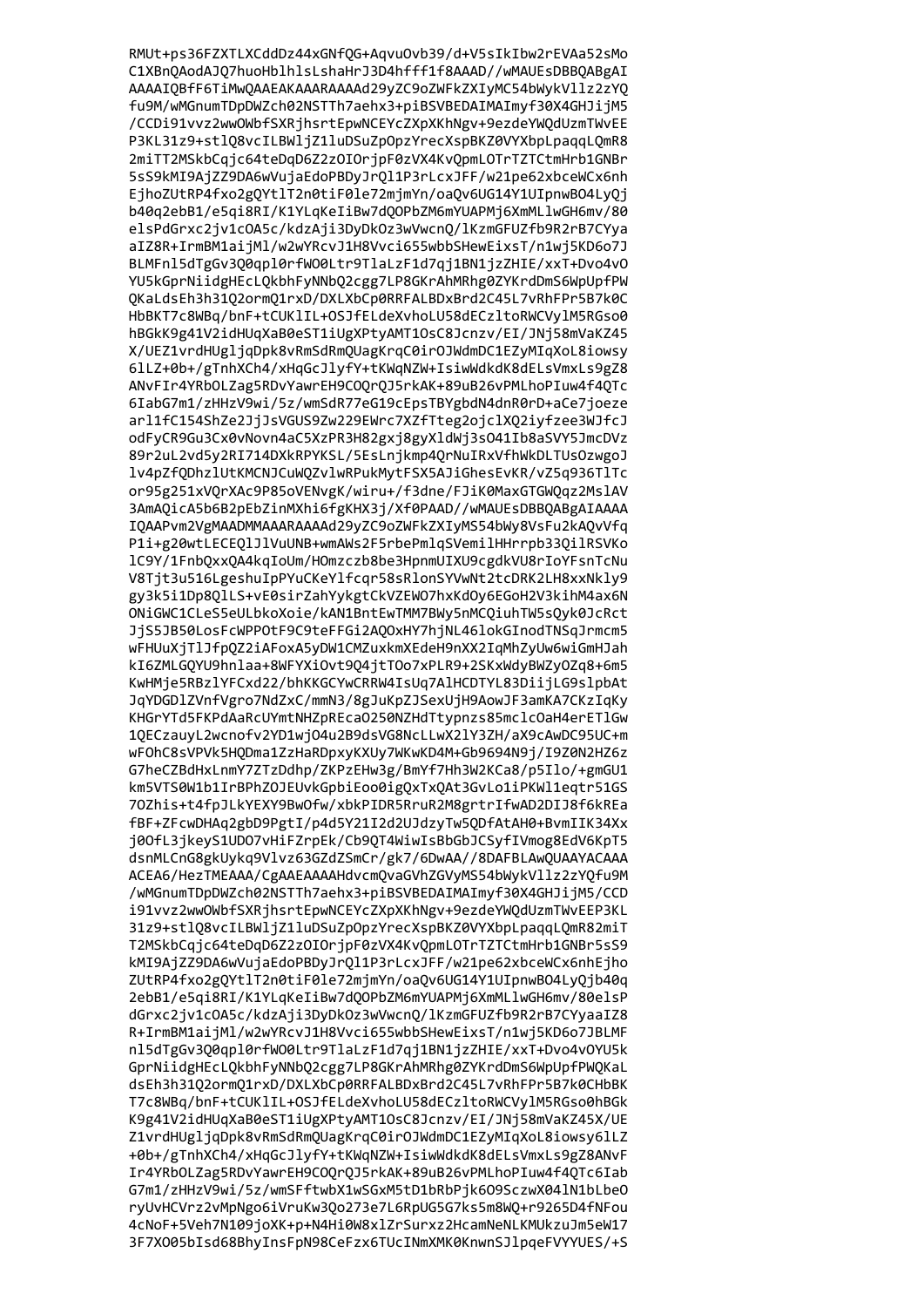```
RMUt+ps36FZXTLXCddDz44xGNfQG+AqvuOvb39/d+V5sIkIbw2rEVAa52sMo
C1XBnQAodAJQ7huoHblhlsLshaHrJ3D4hfff1f8AAAD//wMAUEsDBBQABgAI
AAAAIQBfF6TiMwQAAEAKAAARAAAAd29yZC9oZWFkZXIyMC54bWykVllz2zYQ
fu9M/wMGnumTDpDWZch02NSTTh7aehx3+piBSVBEDAIMAImyf30X4GHJijM5
/CCDi91vvz2wwOWbfSXRjshsrtEpwNCEYcZXpXKhNgv+9ezdeYWQdUzmTWvEE
P3KL31z9+stlQ8vcILBWljZ1luDSuZpOpzYrecXspBKZ0VYXbpLpaqqLQmR8
2miTT2MSkbCqjc64teDqD6Z2zOIOrjpF0zVX4KvQpmLOTrTZTCtmHrb1GNBr
5sS9kMI9AjZZ9DA6wVujaEdoPBDyJrQl1P3rLcxJFF/w21pe62xbceWCx6nh
EjhoZUtRP4fxo2gQYtlT2n0tiF0le72mjmYn/oaQv6UG14Y1UIpnwBO4LyQj
b40q2ebB1/e5qi8RI/K1YLqKeIiBw7dQOPbZM6mYUAPMj6XmMLlwGH6mv/80
elsPdGrxc2jv1cOA5c/kdzAji3DyDkOz3wVwcnQ/lKzmGFUZfb9R2rB7CYya
aIZ8R+IrmBM1aijMl/w2wYRcvJ1H8Vvci655wbbSHewEixsT/n1wj5KD6o7J
BLMFnl5dTgGv3Q0qpl0rfWO0Ltr9TlaLzF1d7qj1BN1jzZHIE/xxT+Dvo4vO
YU5kGprNiidgHEcLQkbhFyNNbQ2cgg7LP8GKrAhMRhg0ZYKrdDmS6WpUpfPW
QKaLdsEh3h31Q2ormQ1rxD/DXLXbCp0RRFALBDxBrd2C45L7vRhFPr5B7k0C
HbBKT7c8WBq/bnF+tCUKlIL+OSJfELdeXvhoLU58dECzltoRWCVylM5RGso0
hBGkK9g41V2idHUqXaB0eST1iUgXPtyAMT1OsC8Jcnzv/EI/JNj58mVaKZ45
X/UEZ1vrdHUgljqDpk8vRmSdRmQUagKrqC0irOJWdmDC1EZyMIqXoL8iowsy
6lLZ+0b+/gTnhXCh4/xHqGcJlyfY+tKWqNZW+IsiwWdkdK8dELsVmxLs9gZ8
ANvFIr4YRbOLZag5RDvYawrEH9COQrQJ5rkAK+89uB26vPMLhoPIuw4f4QTc
6IabG7m1/zHHzV9wi/5z/wmSdR77eG19cEpsTBYgbdN4dnR0rD+aCe7joeze
arl1fC154ShZe2JjJsVGUS9Zw229EWrc7XZfTteg2ojclXQ2iyfzee3WJfcJ
odFyCR9Gu3Cx0vNovn4aC5XzPR3H82gxj8gyXldWj3sO41Ib8aSVY5JmcDVz
89r2uL2vd5y2RI714DXkRPYKSL/5EsLnjkmp4QrNuIRxVfhWkDLTUsOzwgoJ
lv4pZfQDhzlUtKMCNJCuWQZvlwRPukMytFSX5AJiGhesEvKR/vZ5q936TlTc
or95g251xVQrXAc9P85oVENvgK/wiru+/f3dne/FJiK0MaxGTGWQqz2MslAV
3AmAQicA5b6B2pEbZinMXhi6fgKHX3j/Xf0PAAD//wMAUEsDBBQABgAIAAAA
IQAAPvm2VgeMAADMMAAARAAAAd29yZC9oZWFkZXIyMS54bWy8VsFu2kAQvVfq
P1i+g20wtLECEQlJlVuUNB+wmAWs2F5rbePmlqSVemilHHrrpb33QilRSVKo
lC9Y/1FnbQxxQA4kqIoUm/HOmzczb8be3HpnmUIXU9cgdkVU8rIoYFsnTcNu
V8Tjt3u516LgeshuIpPYuCKeYlfcqr58sRlonSYVwNt2tcDRK2LH8xxNkly9
gy3k5i1Dp8QlLS+vE0sirZahYykgtCkVZEWO7hxKdOy6EGoH2V3kihM4ax6N
ONiGWC1CLeS5eULbkoXoie/kAN1BntEwTMM7BWy5nMCQiuhTW5sQyk0JcRct
JjS5JB50LosFcWPPOtF9C9teFFGi2AQOxHY7hjNL46lokGInodTNSqJrmcm5
wFHUuXjTlJfpQZ2iAFoxA5yDW1CMZuxkmXEdeH9nXX2IqMhZyUw6wiGmHJah
kI6ZMLGQYU9hnlaa+8WFYXiOvt9Q4jtTOo7xPLR9+2SKxWdyBWZyOZq8+6m5
KwHMje5RBzlYFCxd22/bhKKGCYwCRRW4IsUq7AlHCDTYL83DiijLG9slpbAt
JqYDGDlZVnfVgro7NdZxC/mmN3/8gJuKpZJSexUjH9AowJF3amKA7CKzIqKy
KHGrYTd5FKPdAaRcUYmtNHZpREcaO250NZHdTtypnzs85mclcOaH4erETlGw
1QEczauyL2wcnofv2YD1wjO4u2B9dsVG8NcLLwX2lY3ZH/aX9cAwDC95UC+m
wFOhC8sVPVk5HQDma1ZzHaRDpxyKXUy7WKwKD4M+Gb9694N9j/I9Z0N2HZ6z
G7heCZBdHxLnmY7ZTzDdhp/ZKPzEHw3g/BmYf7Hh3W2KCa8/p5Ilo/+gmGU1
km5VTS0W1b1IrBPhZOJEUvkGpbiEoo0igQxTxQAt3GvLo1iPKWl1eqtr51GS
7OZhis+t4fpJLkYEXY9BwOfw/xbkPIDR5RruR2M8grtrIfwAD2DIJ8f6kREa
fBF+ZFcwDHAq2gbD9PgtI/p4d5Y21I2d2UJdzyTw5QDfAtAH0+BvmIIK34Xx
j0OfL3jkeyS1UDO7vHiFZrpEk/Cb9QT4WiwIsBbGbJCSyfIVmog8EdV6KpT5
dsnMLCnG8gkUykq9Vlvz63GZdZSmCr/gk7/6DwAA//8DAFBLAwQUAAYACAAA
ACEA6/HezTMEAAA/CgAAEAAAAHdvcmQvaGVhZGVyMS54bWykVllz2zYQfu9M
/wMGnumTDpDWZch02NSTTh7aehx3+piBSVBEDAIMAImyf30X4GHJijM5/CCD
i91vvz2wwOWbfSXRjshsrtEpwNCEYcZXpXKhNgv+9ezdeYWQdUzmTWvEEP3KL
31z9+stlQ8vcILBWljZ1luDSuZpOpzYrecXspBKZ0VYXbpLpaqqLQmR82miT
T2MSkbCqjc64teDqD6Z2zOIOrjpF0zVX4KvQpmLOTrTZTCtmHrb1GNBr5sS9
kMI9AjZZ9DA6wVujaEdoPBDyJrQl1P3rLcxJFF/w21pe62xbceWCx6nhEjho
ZUtRP4fxo2gQYtlT2n0tiF0le72mjmYn/oaQv6UG14Y1UIpnwBO4LyQjb40q
2ebB1/e5qi8RI/K1YLqKeIiBw7dQOPbZM6mYUAPMj6XmMLlwGH6mv/80elsP
dGrxc2jv1cOA5c/kdzAji3DyDkOz3wVwcnQ/lKzmGFUZfb9R2rB7CYyaaIZ8
R+IrmBM1aijMl/w2wYRcvJ1H8Vvci655wbbSHewEixsT/n1wj5KD6o7JBLMF
nl5dTgGv3Q0qpl0rfWO0Ltr9TlaLzF1d7qj1BN1jzZHIE/xxT+Dvo4vOYU5k
GprNiidgHEcLQkbhFyNNbQ2cgg7LP8GKrAhMRhg0ZYKrdDmS6WpUpfPWQKaL
dsEh3h31Q2ormQ1rxD/DXLXbCp0RRFALBDxBrd2C45L7vRhFPr5B7k0CHbBK
T7c8WBq/bnF+tCUKlIL+OSJfELdeXvhoLU58dECzltoRWCVylM5RGso0hBGk
K9g41V2idHUqXaB0eST1iUgXPtyAMT1OsC8Jcnzv/EI/JNj58mVaKZ45X/UE
Z1vrdHUgljqDpk8vRmSdRmQUagKrqC0irOJWdmDC1EZyMIqXoL8iowsy6lLZ
+0b+/gTnhXCh4/xHqGcJlyfY+tKWqNZW+IsiwWdkdK8dELsVmxLs9gZ8ANvF
Ir4YRbOLZag5RDvYawrEH9COQrQJ5rkAK+89uB26vPMLhoPIuw4f4QTc6Iab
G7m1/zHHzV9wi/5z/wmSFftwbX1wSGxM5tD1bRbPjk6O9SczwX04lN1bLbeO
ryUvHCVrz2vMpNgo6iVruKw3Qo273e7L6RpUG5G7ks5m8WQ+r9265D4fNFou
4cNoF+5Veh7N109joXK+p+N4Hi0W8xlZrSurxz2HcamNeNLKMUkzuJm5eW17
3F7XO05bIsd68BhyInsFpN98CeFzx6TUcINmXMK0KnwnSJlpqeFVYYUES/+S
```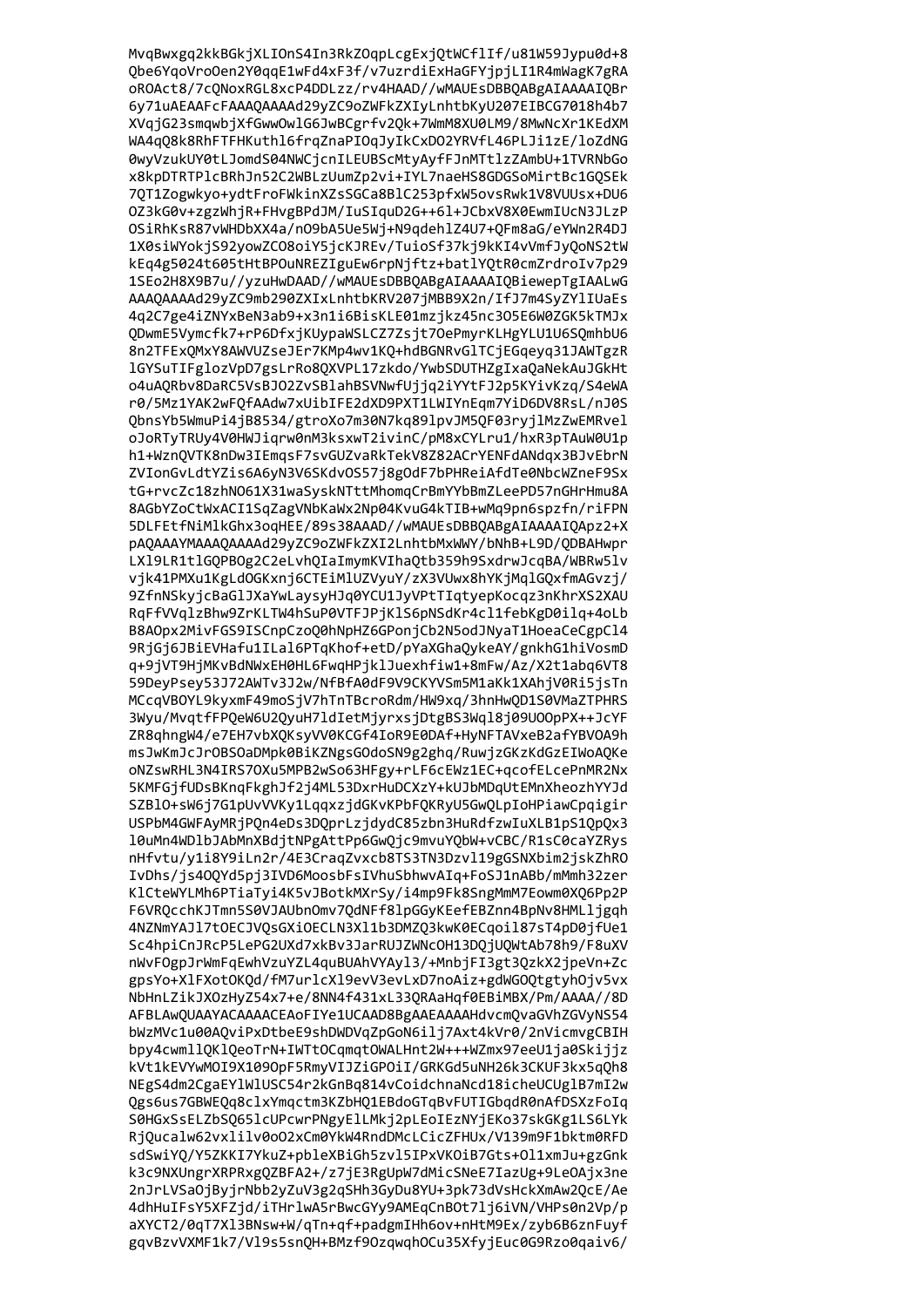```
MvqBwxgq2kkBGkjXLIOnS4In3RkZOqpLcgExjQtWCflIf/u81W59Jypu0d+8
Qbe6YqoVroOen2Y0qqE1wFd4xF3f/v7uzrdiExHaGFYjpjLI1R4mWagK7gRA
oROAct8/7cQNoxRGL8xcP4DDLzz/rv4HAAD//wMAUEsDBBQABgAIAAAAIQBr
6y71uAEAAFcFAAAQAAAAd29yZC9oZWFkZXIyLnhtbKyU207EIBCG7018h4b7
XVqjG23smqwbjXfGwwOwlG6JwBCgrfv2Qk+7WmM8XU0LM9/8MwNcXr1KEdXM
WA4qQ8k8RhFTFHKuthl6frqZnaPIOqJyIkCxDO2YRVfL46PLJi1zE/loZdNG
0wyVzukUY0tLJomdS04NWCjcnILEUBScMtyAyfFJnMTtlzZAmbU+1TVRNbGo
x8kpDTRTPlcBRhJn52C2WBLzUumZp2vi+IYL7naeHS8GDGSoMirtBc1GQSEk
7QT1Zogwkyo+ydtFroFWkinXZsSGCa8BlC253pfxW5ovsRwk1V8VUUsx+DU6
OZ3kG0v+zgzWhjR+FHvgBPdJM/IuSIquD2G++6l+JCbxV8X0EwmIUcN3JLzP
OSiRhKsR87vWHDbXX4a/nO9bA5Ue5Wj+N9qdehlZ4U7+QFm8aG/eYWn2R4DJ
1X0siWYokjS92yowZCO8oiY5jcKJREv/TuioSf37kj9kKI4vVmfJyQoNS2tW
kEq4g5024t605tHtBPOuNREZIguEw6rpNjftz+batlYQtR0cmZrdroIv7p29
1SEo2H8X9B7u//yzuHwDAAD//wMAUEsDBBQABgAIAAAAIQBiewepTgIAALwG
AAAQAAAAd29yZC9mb290ZXIxLnhtbKRV207jMBB9X2n/IfJ7m4SyZYlIUaEs
4q2C7ge4iZNYxBeN3ab9+x3n1i6BisKLE01mzjkz45nc3O5E6W0ZGK5kTMJx
QDwmE5Vymcfk7+rP6DfxjKUypaWSLCZ7Zsjt7OePmyrKLHgYLU1U6SQmhbU6
8n2TFExQMxY8AWVUZseJEr7KMp4wv1KQ+hdBGNRvGlTCjEGqeyq31JAWTgzR
lGYSuTIFglozVpD7gsLrRo8QXVPL17zkdo/YwbSDUTHZgIxaQaNekAuJGkHt
o4uAQRbv8DaRC5VsBJO2ZvSBlahBSVNwfUjjq2iYYtFJ2p5KYivKzq/S4eWA
r0/5Mz1YAK2wFQfAAdw7xUibIFE2dXD9PXT1LWIYnEqm7YiD6DV8RsL/nJ0S
QbnsYb5WmuPi4jB8534/gtroXo7m30N7kq89lpvJM5QF03ryjlMzZwEMRvel
oJoRTyTRUy4V0HWJiqrw0nM3ksxwT2ivinC/pM8xCYLru1/hxR3pTAuW0U1p
h1+WznQVTK8nDw3IEmqsF7svGUZvaRkTekV8Z82ACrYENFdANdqx3BJvEbrN
ZVIonGvLdtYZis6A6yN3V6SKdvOS57j8gOdF7bPHReiAfdTe0NbcWZneF9Sx
tG+rvcZc18zhNO61X31waSyskNTttMhomqCrBmYYbBmZLeePD57nGHrHmu8A
8AGbYZoCtWxACI1SqZagVNbKaWx2Np04KvuG4kTIB+wMq9pn6spzfn/riFPN
5DLFEtfNiMlkGhx3oqHEE/89s38AAAD//wMAUEsDBBQABgAIAAAAIQApz2+X
pAQAAAYMAAAQAAAAd29yZC9oZWFkZXI2LnhtbMxWWY/bNhB+L9D/QDBAHwpr
LXl9LR1tlGQPBOg2C2eLvhQIaImymKVIhaQtb359h9SxdrwJcqBA/WBRw5lv
vjk41PMXu1KgLdOGKxnj6CTEiMlUZVyuY/zX3VUwx8hYKjMqlGQxfmAGvzj/
9ZfnNSkyjcBaGlJXaYwLaysyHJq0YCU1JyVPtTIqtyepKocqz3nKhrXS2XAU
RqFfVVqlzBhw9ZrKLTW4hSuP0VTFJPjKlS6pNSdKr4cl1febKgD0ilq+4oLb
B8AOpx2MivFGS9ISCnpCzoQ0hNpHZ6GPonjCb2N5odJNyaT1HoeaCeCgpCl4
9RjGj6JBiEVHafu1ILal6PTqKhof+etD/pYaXGhaQykeAY/gnkhG1hiVosmD
q+9jVT9HjMKvBdNWxEH0HL6FwqHPjklJuexhfiw1+8mFw/Az/X2t1abq6VT8
59DeyPsey53J72AWTv3J2w/NfBfA0dF9V9CKYVSm5M1aKk1XAhjV0Ri5jsTn
MCcqVBOYL9kyxmF49moSjV7hTnTBcroRdm/HW9xq/3hnHwQD1S0VMaZTPHRS
3Wyu/MvqtfFPQeW6U2QyuH7ldIetMjyrxsjDtgBS3Wql8j09UOOpPX++JcYF
ZR8qhngW4/e7EH7vbXQKsyVV0KCGf4IoR9E0DAf+HyNFTAVxeB2afYBVOA9h
msJwKmJcJrOBSOaDMpk0BiKZNgsGOdoSN9g2ghq/RuwjzGKzKdGzEIWoAQKe
oNZswRHL3N4IRS7OXu5MPB2wSo63HFgy+rLF6cEWz1EC+qcofELcePnMR2Nx
5KMFGjfUDsBKnqFkghJf2j4ML53DxrHuDCXzY+kUJbMDqUtEMnXheozhYYJd
SZBlO+sW6j7G1pUvVVKy1LqqxzjdGKvKPbFQKRyU5GwQLpIoHPiawCpqigir
USPbM4GWFAyMRjPQn4eDs3DQprLzjdydC85zbn3HuRdfzwIuXLB1pS1QpQx3
l0uMn4WDlbJAbMnXBdjtNPgAttPp6GwQjc9mvuYQbW+vCBC/R1sC0caYZRys
nHfvtu/y1i8Y9iLn2r/4E3CraqZvxcb8TS3TN3Dzvl19gGSNXbim2jskZhRO
IvDhs/js4OQYd5pj3IVD6MoosbFsIVhuSbhwvAIq+FoSJ1nABb/mMmh32zer
KlCteWYLMh6PTiaTyi4K5vJBotkMXrSy/i4mp9Fk8SngMmM7Eowm0XQ6Pp2P
F6VRQcchKJTmn5S0VJAUbnOmv7QdNFf8lpGGyKEefEBZnn4BpNv8HMLljgqh
4NZNmYAJl7tOECJVQsGXiOECLN3Xl1b3DMZQ3kwK0ECqoil87sT4pD0jfUe1
Sc4hpiCnJRcP5LePG2UXd7xkBv3JarRUJZWNcOH13DQjUQWtAb78h9/F8uXV
nWvFOgpJrWmFqEwhVzuYZL4quBUAhVYAyl3/+MnbjFI3gt3QzkX2jpeVn+Zc
gpsYo+XlFXotOKQd/fM7urlcXl9evV3evLxD7noAiz+gdWGOQtgtyhOjv5vx
NbHnLZikJXOzHyZ54x7+e/8NN4f431xL33QRAaHqf0EBiMBX/Pm/AAAA//8D
AFBLAwQUAAYACAAAACEAoFIYe1UCAAD8BgAAEAAAAHdvcmQvaGVhZGVyNS54
bWzMVc1u00AQviPxDtbeE9shDWDVqZpGoN6ilj7Axt4kVr0/2nVicmwCBIH
bpy4cwmllQKlQeoTrN+IWTtOCqmqtOWALHnt2W+++WZmx97eeU1ja0Skijjz
kVt1kEVYwMOI9109OpF5RmyVIJZiGPOiI/GRKGd5uNH26k3CKUF3kx5qQh8
NEgS4dm2CgaEYlWlUSC54r2kGnBq814vCoidchnaNcd18icheUCUglB7mI2w
Qgs6us7GBWEQq8clxYmqctm3KZbHQ1EBdoGTqBvFUTIGbqdR0nAfDSXzFoIq
S0HGxSsELZbSQ651cUPcwrPNgeyElLMkj2pLEoIEzNYjEKo37skGKg1LS6LYk
RjQucalw62vxlilv0oO2xCm0YkW4RndDMcLCicZFHUx/V139m9F1bktm0RFD
sdSwiYQ/Y5ZKKI7YkuZ+pbleXBiGh5zvl5IPxVKOiB7Gts+Ol1xmJu+gzGnk
k3c9NXUngrXRPRxgQZBFA2+/z7jE3RgUpW7dMicSNeE7IazUg+9LeOAjx3ne
2nJrLVSaOjByjrNbb2yZuV3g2qSHh3GyDu8YU+3pk73dVsHckXmAw2QcE/Ae
4dhHuIFsYSXFZjd/iTHrlwA5rBwcGYy9AMEqCnBOt7lj6iVN/VHPs0n2Vp/p
aXYCT2/0qT7Xl3BNsw+W/qTn+qf+padgmIHh6ov+nHtM9Ex/zyb6B6znFuyf
gqvBzvVXMF1k7/Vl9s5snQH+BMzf9OzqwqhOCu35XfyjEuc0G9Rzo0qaiv6/
```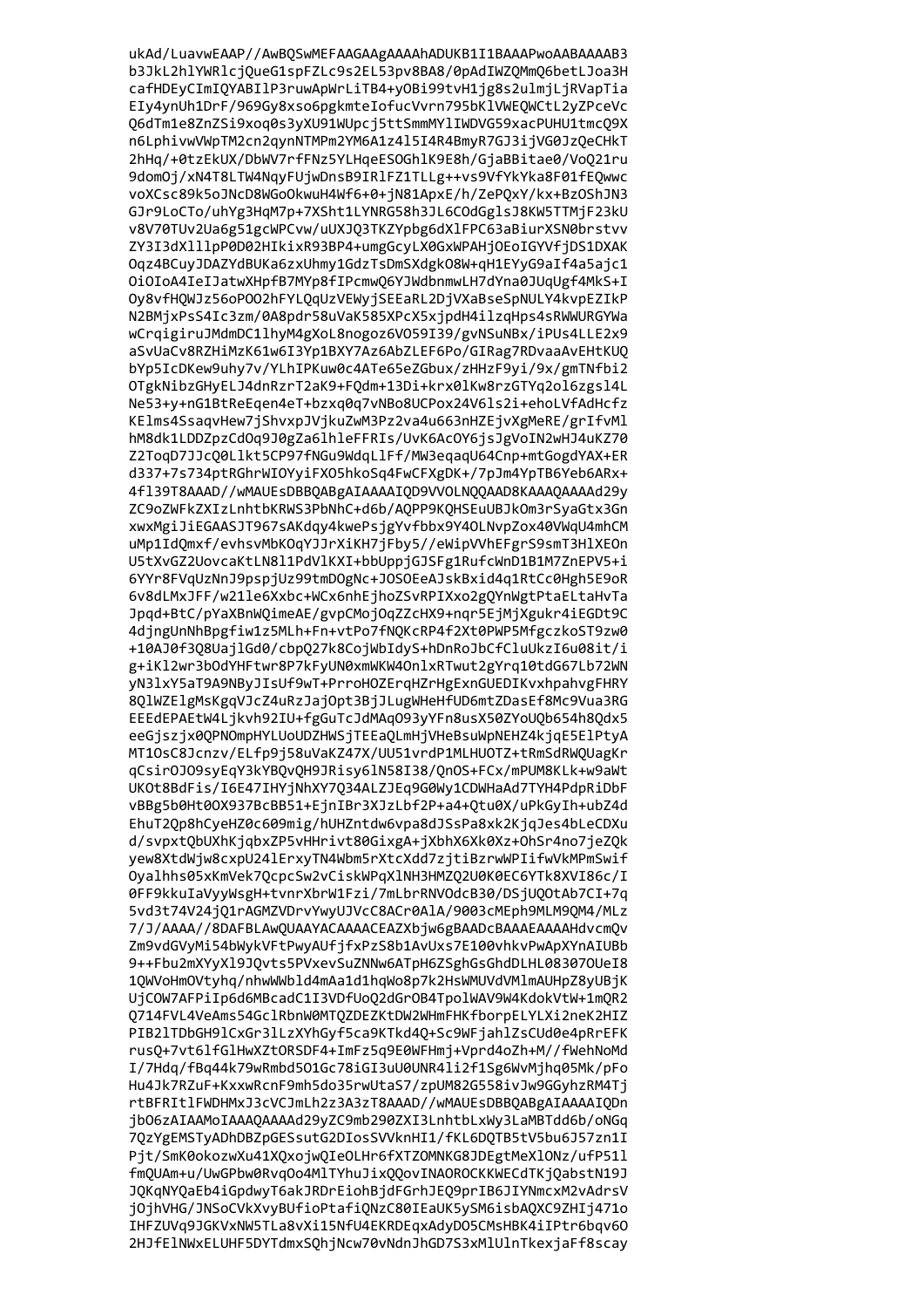```
ukAd/LuavwEAAP//AwBQSwMEFAAGAAgAAAAhADUKB1I1BAAAPwoAABAAAAB3
b3JkL2hlYWRlcjQueG1spFZLc9s2EL53pv8BA8/0pAdIWZQMmQ6betLJoa3H
cafHDEyCImIQYABIlP3ruwApWrLiTB4+yOBi99tvH1jg8s2ulmjLjRVapTia
EIy4ynUh1DrF/969Gy8xso6pgkmteIofucVvrn795bKlVWEQWCtL2yZPceVc
Q6dTm1e8ZnZSi9xoq0s3yXU91WUpcj5ttSmmMYlIWDVG59xacPUHU1tmcQ9X
n6LphivwVWpTM2cn2qynNTMPm2YM6A1z4l5I4R4BmyR7GJ3ijVG0JzQeCHkT
2hHq/+0tzEkUX/DbWV7rfFNz5YLHqeESOGhlK9E8h/GjaBBitae0/VoQ21ru
9domOj/xN4T8LTW4NqyFUjwDnsB9IRlFZ1TLLg++vs9VfYkYka8F01fEQwwc
voXCsc89k5oJNcD8WGoOkwuH4Wf6+0+jN81ApxE/h/ZePQxY/kx+BzOShJN3
GJr9LoCTo/uhYg3HqM7p+7XSht1LYNRG58h3JL6COdGglsJ8KW5TTMjF23kU
v8V70TUv2Ua6g51gcWPCvw/uUXJQ3TKZYpbg6dXlFPC63aBiurXSN0brstvv
ZY3I3dXlllpP0D02HIkixR93BP4+umgGcyLX0GxWPAHjOEoIGYVfjDS1DXAK
Oqz4BCuyJDAZYdBUKa6zxUhmy1GdzTsDmSXdgkO8W+qH1EYyG9aIf4a5ajc1
OiOIoA4IeIJatwXHpfB7MYp8fIPcmwQ6YJWdbnmwLH7dYna0JUqUgf4MkS+I
Oy8vfHQWJz56oPOO2hFYLQqUzVEWyjSEEaRL2DjVXaBseSpNULY4kvpEZIkP
N2BMjxPsS4Ic3zm/0A8pdr58uVaK585XPcX5xjpdH4ilzqHps4sRWWURGYWa
wCrqigiruJMdmDC1lhyM4gXoL8nogoz6VO59I39/gvNSuNBx/iPUs4LLE2x9
aSvUaCv8RZHiMzK61w6I3Yp1BXY7Az6AbZLEF6Po/GIRag7RDvaaAvEHtKUQ
bYp5IcDKew9uhy7v/YLhIPKuw0c4ATe65eZGbux/zHHzF9yi/9x/gmTNfbi2
OTgkNibzGHyELJ4dnRzrT2aK9+FQdm+13Di+krx0lKw8rzGTYq2ol6zgsl4L
Ne53+y+nG1BtReEqen4eT+bzxq0q7vNBo8UCPox24V6ls2i+ehoLVfAdHcfz
KElms4SsaqvHew7jShvxpJVjkuZwM3Pz2va4u663nHZEjvXgMeRE/grIfvMl
hM8dk1LDDZpzCdOq9J0gZa6lhleFFRIs/UvK6AcOY6jsJgVoIN2wHJ4uKZ70
Z2ToqD7JJcQ0Llkt5CP97fNGu9WdqLlFf/MW3eqaqU64Cnp+mtGogdYAX+ER
d337+7s734ptRGhrWIOYyiFXO5hkoSq4FwCFXgDK+/7pJm4YpTB6Yeb6ARx+
4f139T8AAAD//wMAUEsDBBQABgAIAAAAIQD9VVOLNQQAAD8KAAAQAAAAd29y
ZC9oZWFkZXIzLnhtbKRWS3PbNhC+d6b/AQPP9KQHSEuUBJkOm3rSyaGtx3Gn
xwxMgiJiEGAASJT967sAKdqy4kwePsjgYvfbbx9Y4OLNvpZox40VWqU4mhCM
uMp1IdQmxf/evhsvMbKOqYJrXiKH7Fby5/eWipVVhEFgrS9smT3HlXEOn
U5tXvGZ2UovcaKtLN8l1PdVlKXI+bbUppjGJSFg1RufcWnD1B1M7ZnEPV5+i
6YYr8FVqUzNnJ9pspjUz99tmDOgNc+JOSOEeAJskBxid4q1RtCc0Hgh5E9oR
6v8dLMxJFF/w21le6Xxbc+WCx6nhEjhoZSvRPIXxo2gQYnWgtPtaELtaHvTa
Jpqd+BtC/pYaXBnWQimeAE/gvpCMojOqZZcHX9+nqr5EjMjXgukr4iEGDt9C
4djngUnNhBpgfiw1z5MLh+Fn+vtPo7fNQKcRP4f2Xt0PWP5MfgczkoST9zw0
+10AJ0f3Q8UajlGd0/cbpQ27k8CojWbIdyS+hDnRoJbCfCluUkzI6u08it/i
g+iKl2wr3bOdYHFtwr8P7kFyUN0xmWKW4OnlxRTwut2gYrq10tdG67Lb72WN
yN3lxY5aT9A9NByJIsUf9wT+PrroHOZErqHZrHgExnGUEDIKvxhpahvgFHRY
8QlWZElgMsKgqVJcZ4uRzJajOpt3BjJLugWHeHfUD6mtZDasEf8Mc9Vua3RG
EEEdEPAEtW4Ljkvh92IU+fgGuTcJdMAqO93yYFn8usX50ZYoUQb654h8Qdx5
eeGjszjx0QPNOmpHYLUoUDZHWSjTEEaQLmHjVHeBsuWpNEHZ4kjqE5ElPtyA
MT1OsC8Jcnzv/ELfp9j58uVaKZ47X/UU51vrdP1MLHUOTZ+tRmSdRWQUagKr
qCsirOJO9syEqY3kYBQvQH9JRisy6lN58I38/QnOS+FCx/mPUM8KLk+w9aWt
UKOt8BdFis/I6E47IHYjNhXY7Q34ALZJEq9G0Wy1CDWHaAd7TYH4PdpRiDbF
vBBg5b0Ht0OX937BcBB51+EjnIBr3XJzLbf2P+a4+Qtu0X/uPkGyIh+ubZ4d
EhuT2Qp8hCyeHZ0c609mig/hUHZntdw6vpa8dJSsPa8xk2KjqJes4bLeCDXu
d/svpxtQbUXhKjqbxZP5vHHrivt80GixgA+jXbhX6Xk0Xz+OhSr4no7jeZQk
yew8XtdWjw8cxpU24lErxyTN4Wbm5rXtcXdd7zjtiBzrwWPIifwVkMPmSwif
Oyalhhs05xKmVek7QcpcSw2vCiskWPqXlNH3HMZQ2U0K0EC6YTk8XVI86c/I
0FF9kkuIaVyyWsgH+tvnrXbrW1Fzi/7mLbrRNVOdcB30/DSjUQOtAb7CI+7q
5vd3t74V24jQ1rAGMZVDrvYwyUJVcC8ACr0AlA/9003cMEph9MLM9QM4/MLz
7/J/AAAA//8DAFBLAwQUAAYACAAAACEAZXbjw6gBAADcBAAAEAAAAHdvcmQv
Zm9vdGVyMi54bWykVFtPwyAUfjfxPzS8b1AvUxs7E100vhkvPwApXYnAIUBb
9++Fbu2mXYyXl9JQvts5PVxevSuZNNw6ATpH6ZSghGsGhdDLHL08307OUeI8
1QWVoHmOVtyhq/nhwWWbld4mAa1d1hqWo8p7k2HsWMUVdVMlmAUHpZ8yUBjK
UjCOW7AFPiIp6d6MBcadC1I3VDfUoQ2dGrOB4TpolWAV9W4KdokVtW+1mQR2
Q714FVL4VeAms54GclRbnW0MTQZDEZKtDW2WHmFHKfborpELYLXi2neK2HIZ
PIB2lTDbGH9lCxGr3lLzXYhGyf5ca9KTkd4Q+Sc9WFjahlZsCUd0e4pRrEFK
rusQ+7vt6lfGlHwXZtORSDF4+ImFz5q9E0WFHmj+Vprd4oZh+M//fWehNoMd
I/7Hdq/fBq44k79wRmbd5O1Gc78iGI3uU0UNR4li2f1Sg6WvMjhq05Mk/pFo
Hu4Jk7RZuF+KxxwRcnF9mh5do35rwUtaS7/zpUM82G558ivJw9GGyhzRM4Tj
rtBFRItlFWDHMxJ3cVCJmLh2z3A3zT8AAAD//wMAUEsDBBQABgAIAAAAIQDn
jbO6zAIAAMoIAAAQAAAAd29yZC9mb290ZXI3LnhtbLxWy3LaMBTdd6b/oNGq
7QzYgEMSTyADhDBZGESsutG2DIosSVVknHI1/fKL6DQTB5tV5bu6J57zn1I
Pjt/SmK0okozXu41XQxojIeOLv1hqWo8p7k2HsWMUVdVMlmAUHpZ8yUBjK
UjCOW7AFPiIp6d6MBcadC1I3VDfUoQ2dGrOB4TpolWAV9W4KdokVtW+1mQR2
```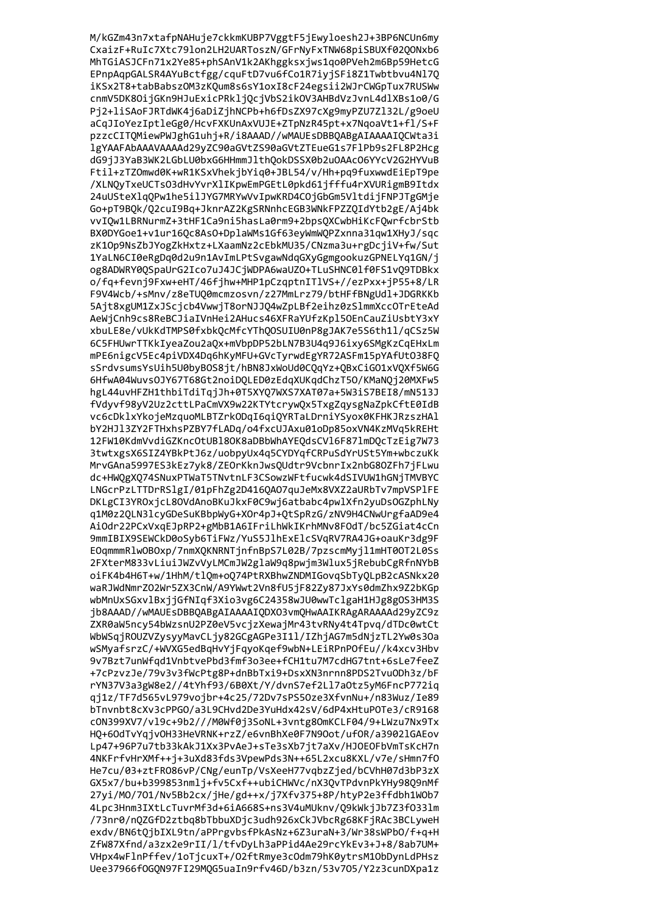```
M/kGZm43n7xtafpNAHuje7ckkmKUBP7VggtF5jEwyloesh2J+3BP6NCUn6my
CxaizF+RuIc7Xtc79lon2LH2UARToszN/GFrNyFxTNW68piSBUXf02QONxb6
MhTGiASJCFn71x2Ye85+phSAnV1k2AKhggksxjws1qo0PVeh2m6Bp59HetcG
EPnpAqpGALSR4AYuBctfgg/cquFtD7vu6fCo1R7iyjSFi8Z1Twbtbvu4Nl7Q
iKSx2T8+tabBabszOM3zKQum8s6sY1oxI8cF24egsii2WJrCWGpTux7RUSWw
cnmV5DK8OijGKn9HJuExicPRkljQcjVbS2ikOV3AHBdVzJvnL4dlXBs1o0/G
Pj2+liSAoFJRTdWK4j6aDiZjhNCPb+h6fDsZX97cXg9myPZU7Zl32L/g9oeU
aCqJIoYezIptleGg0/HcvFXKUnAxVUJE+ZTpNzR45pt+x7NqoaVt1+fl/S+F
pzzcCITQMiewPWJghG1uhj+R/i8AAAD//wMAUEsDBBQABgAIAAAAIQCWta3i
lgYAAFAbAAAVAAAAd29yZC90aGVtZS90aGVtZTEueG1s7FlPb9s2FL8P2Hcg
dG9jJ3YaB3WK2LGbLU0bxG6HHmmJlthQokDSSX0b2uOAAcO6YYcV2G2HYVuB
Ftil+zTZOmwd0K+wR1KSxVhekjbYiq0+JBL54/v/Hh+pq9fuxwwdEiEpT9pe
/XLNQyTxeUCTsO3dHvYvrXlIKpwEmPGEtL0pkd61jfffu4rXVURigmB9Itdx
24uUSteXlqQPw1he5ilJYG7MRYwVvIpwKRD4COjGbGm5VltdijFNPJTgGMje
Go+pT9BQk/Q2cuI9Bq+JknrAZ2KgSRNnhcEGB3WNkFPZZQIdYtb2gE/Aj4bk
vvIQw1LBRNurmZ+3tHF1Ca9ni5hasLa0rm9+2bpsQXCwbHiKcFQwrfcbrStb
BX0DYGoe1+v1ur16Qc8AsO+DplaWMs1Gf63eyWmWQPZxnna31qw1XHyJ/sqc
zK1Op9NsZbJYogZkHxtz+LXaamNz2cEbkMU35/CNzma3u+rgDcjiV+fw/Sut
1YaLN6CI0eRgDq0d2u9n1AvImLPtSvgawNdqGXyGgmgookuzGPNELYq1GN/j
og8ADWRY0QSpaUrG2Ico7uJ4JCjWDPA6waUZO+TLuSHNC0lf0FS1vQ9TDBkx
o/fq+fevnj9Fxw+eHT/46fjhw+MHP1pCzqptnITlVS+//ezPxx+jP55+8/LR
F9V4Wcb/+sMnv/z8eTUQ0mcmzosvn/z27MmLrz79/btHFfBNgUdl+JDGRKKb
5Ajt8xgUM1ZxJScjcb4VwwjT8orNJJQ4wZpLBf2eihz0zSlmmXccOTrEteAd
AeWjCnh9cs8ReBCJiaIVnHei2AHucs46XFRaYUfzKpl5OEnCauZiUsbtY3xY
xbuLE8e/vUkKdTMPS0fxbkQcMfcYThQOSUIU0nP8gJAK7e5S6th1l/qCSz5W
6C5FHUwrTTKkIyeaZou2aQx+mVbpDP52bLN7B3U4q9J6ixy6SMgKzCqEHxLm
mPE6nigcV5Ec4piVDX4Dq6hKyMFU+GVcTyrwdEgYR72ASFm15pYAfUtO38FQ
sSrdvsumsYsUih5U0byBOS8jt/hBN8JxWoUd0CQqYz+QBxCiGO1xVQXf5W6G
6HfwA04WuvsOJY67T68Gt2noiDQLED0zEdqXUKqdChzT5O/KMaNQj20MXFw5
hgL44uvHFZH1thbiTdiTqjJh+0T5XYQ7WXS7XAT07a+5W3iS7BEI8/mN513J
fVdyvf98yV2Uz2cttLPaCmVX9w22KTYtcrywQx5TxgZqysgNaZpkCftE0IdB
vc6cDklxYkojeMzquoMLBTZrkODqI6qiQYRTaLDrniYSyox0KFHKJRzszHAl
bY2HJl3ZY2FTHxhsPZBY7fLADq/o4fxcUJAxu01oDp85oxVN4KzMVq5kREHt
12FW10KdmVvdiGZKncOtUBl8OK8aDBbWhAYEQdsCVl6F87lmDQcTzEig7W73
3twtxgsX6SIZ4YBkPtJ6z/uobpyUx4q5CYDYqfCRPuSdYrUSt5Ym+wbczuKk
MrvGAna5997ES3kEz7yk8/ZEOrKknJwsQUdtr9VcbnrIx2nbG8OZFh7jFLwu
dc+HWQgXQ74SNuxPTWaT5TNvtnLF3CSowzWFtfucwk4dSIVUW1hGNjTMVBYC
LNGcrPzLTTDrRSlgI/01pFhZg2D416QAO7quJeMx8VXZ2aURbTv7mpVSPlFE
DKLgCI3YROxjcL8OVdAnoBKuJkxF0C9wj6atbabc4pwlXfn2yuDsOGZphLNy
q1M0z2QLN3lcyGDeSuKBbpWyG+XOr4pJ+QtSpRzG/zNV9H4CNwUrgfaAD9e4
AiOdr22PCxVxqEJpRP2+gMbB1A6IFriLhWkIKrhMNv8FOdT/bc5ZGiat4cCn
9mmIBIX9SEWCkD0oSyb6TiFWz/YuS5JlhExElcSVqRV7RA4JG+oauKr3dg9F
EOqmmmRlwOBOxp/7nmXQKNRNTjnfnBpS7L02B/7pzscmMyjl1mHT0OT2L0Ss
2FXterM833vLiuiJWZvVyLMCmJW2glaW9q8pwjm3Wlux5jRebubCgRfnNYbB
oiFK4b4H6T+w/1HhM/tlQm+oQ74PtRXBhwZNDMIGovqSbTyQLpB2cASNkx20
waRJWdNmrZO2Wr5ZX3CnW/A9YWwt2Vn8fU5jF82Zy87JxYs0dmZhx9Z2bKGp
wbMnUxSGxvlBxjjGfNIqf3Xio3vg6C24358wJU0wwTclgaH1HJg8gOS3HM3S
jb8AAAD//wMAUEsDBBQABgAIAAAAIQDXO3vmQHwAAIKRAgARAAAAd29yZC9z
ZXR0aW5ncy54bWzsnU2PZ0eV5vcjzXewajMr43tvRNy4t4Tpvq/dTDc0wtCt
WbWSqjROUZVZysyyMavCLjy82fCgAGPe3I11/IZhjAG7m5dNjzTL2Yw0s3Oa
wSMyafsrzC/+WVXG5edBqHvYjFqyoKqef9wbN+LEiRPnPOfEu//k4xcv3Hbv
9v7Bzt7unWfqd1VnbtvePbd3fmf3o3ee3ee+fCH1tu7M7cdHG7tnt+6sLe7feeZ
+7cPzvzJe/79v3v3fWcPtg8P+dnBbTxi9+DsxXN3nrnn8PDS2TvuoODh3z/bF
rYN37V3a3gW8e2//4tYhf93/6B0Xt/Y/dvnS7ef2Ll7aOtz5yM6FncP772iq
qj1z/TF7d565vL979vojbr+4c25/72vS5Oze3XfvnNu+n/n83Wuz/Ie89
bTnvnbnt8cX3cPPGO/a3L9C3Hvd2De3YuHdx42sV/6dP4xHtuPOTe3/cR9168
c0N399XV7/vl9c+9b2//////M0Wf0j3SoNL+3vntg8OmKCLF04/9+LWzu7Nx9Tx
HQ+6OdTvYqjvOH33HeVRNK+zzE/e6vBhXe0F7N9Oot/ufOR/a3902lGAEov
Lp47+96P7u7tb33kAkJ1Xx3PvAeJ+sTe3sXb7jt7aXv/HJOEOFbVmTnKcH7n
4NKFrfvHrMf++j+3uXd83fds3VpewPds3N++65L2xcu8bMKKL/v7e/sHmn7fO
He7cu/03+ztFRO867Qxa+xvzRmye3cjvHCVhH07vdbb3zX
GX5x7/bu+b399853nmlj+fv5Cxf++ubiCHWVc/nX3QvTPdvnPkYHy98Q9nMf
27yi/MO/7O1/Nv5Bb2cx/jHe/gd++x/j7Xfv375+8P/htyP2e3ffdbh1WOb7
4Lpc3Hm3IXtLcTuvrMf3d8s9ns3VuMUknv/Q9kWkJb7Z3fO33l
/73nr0/nQZGfD2ztztbq8bTbuXDXcjr926KFjRAc3BCLywe
exdv/BN6tQjbIXL9tn/aPPrgvbsfPkAsNz+6Z3uraN+3/Wr38sWPbO/f+q+H
ZfW87Xfnd/a3ze2e9rII/l/tfvDyLh3aPPid4Ae29rcYkEv3+J+8/8ab7UM+
VHpx4wFlnPffev/1oTjcuxT+T/O2ftRmye3cOdm79hK0yKq9k2ER7UkYbd13
Uee37966fOGI9FQN97FI29MQG5uaIn9rfv46fbz7n/53/b/3Y2z3cunDXpaZlz
```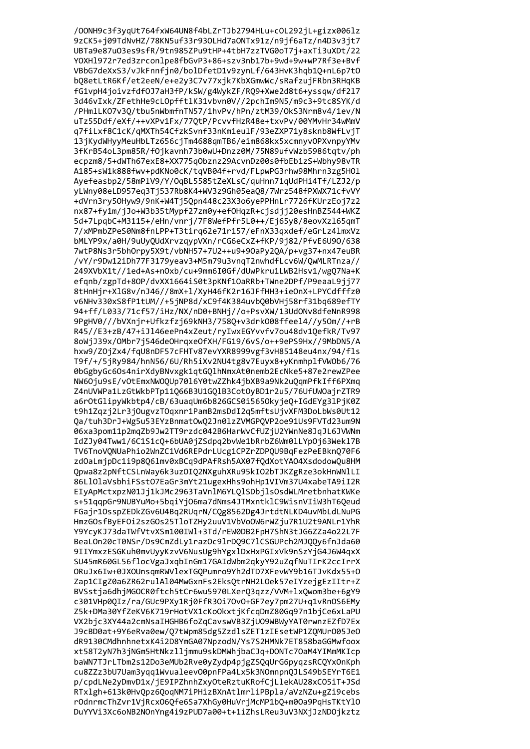```
/OONH9c3f3yqUt764fxW64UN8f4bLZrTJb2794HLu+cOL292jL+gizx006lz
9zCK5+j09TdNvHZ/78KN5uf33r93OLHd7aONTx91z/n9jf6aTz/n4D3v3jt7
UBTa9e87uO3es9sfR/9tn985ZPu9tHP+4tbH7zzTVG0oT7j+axTi3uXDt/22
YOXHl972r7ed3zrconlpe8fbGvP3+86+szv3nb17b+9wd+9w+wP7Rf3e+Bvf
VBbG7deXxS3/vJkFnnfjn0/bolDFetD1v9zynLf/643HvK3hqb1Q+nL6p7tO
bQ8etLtR6Kf/et2eeN/e+e2y3C7v77xjk7KbXGmwWc/sRafzujFRbn3RHqKB
fG1vpH4joivzfdfOJ7aH3fP/kSW/g4WykZF/RQ9+Xwe2d8t6+yssqw/df2l7
3d46vIxk/ZFethHe9cLOpfftlK31vbvn0V//2pchIm9N5/m9c3+9tc8SYK/d
/PHmlLKO7v3Q/tbu5nWbmfnTN57/1hvPv/hPn/ztM39/OkS3Nrm8v4/1ev/N
uTz55Ddf/eXf/++vXPv1Fx/77QtP/PcvvfHzR48e+txvPv/00YMvHr34wMmV
q7fiLxf8C1cK/qMXTh54CfzkSvnf33nKm1eulF/93eZXP71y8sknb8WfLvjT
13jKydWHyyMeuHbLTz656cjTm4688qmTB6/eim868kx5xcmnyvOPXvnpyYMv
3fKrB54oL3pm85R/fOjkavnh73b0wU+Dnzz0M/75N89ufvWzb5986tqtv/ph
ecpzm8/5+dWTh67exE8+XX775qOboznz29AcvnDz00s0fbEb1zS+Wbhy98vTR
A185+sW1k888fwv+pdKNo0cK/tqVB04f+rvd/FLpwPG3rhw98Mhrn3zg5HOl
Ayefeasbp2/58mPlV9/Y/OqBL5585tZeXLsC/quHnn71qUdPHi4Tf/LZJ2/p
yLWny08eLD957eq3Tj537Rb8K4+WV3z9Gh05eaQ8/7Wrz548fPXWX71cfvVY
+dVrn3ry5OHyw9/9nK+W4Tj5Qpn448C23X3o6yePPHnLr7726fKUrzEoj7z2
nx87+fy1m/jJo+W3b35tMypf27zm0y+efOHqzR+cjsdjj20esHnBZ544+WKZ
5d+7LpqbC+M3115+/eHn/vnrj/7F8WefPfr5L0++/Ej65y8/8eovXzl65qmT
7/xMPmbZPeS0Nm8fnLPP+T3tirq62e71r157/eFnX33qxdef/eGrLz4lmxVz
bMLYP9x/a0H/9uUyQUdXrvzqypVXn/rCG6eCxZ+fKP/9j82/PfvE6U9O/638
7wtP8Ns3r5bhOrpy5X9t/vbNH57+7U2++u9+9OaPy2QA/p+vg37+nx47euBR
/vY/r9Dw12iDh77F3179yeav3+M5m79u3vnqT2nwhdfLcv6W/QwMLRTnza//
249XVbX1t//1ed+As+nOxb/cu+9mm6I0Gf/dUwPkru1LWB2Hsv1/wgQ7Na+K
efqnb/zgpTd+8OP/dvXX1664iS0t3pKNf1OaRRb+TWne2DPf/P9eaaL9jj77
8tHnHjr+XlG8v/nJ46//8mX+l/XyH46fK2r16JFfHH3+ieOnX+LPYCdfffz0
v6NHv330xS8fP1tUM//+5jNP8d/xC9f4K384uvbQ0bVHj58rf31bq689efTY
94+ff/L033/71cf57/iHz/NX/nD0+BNHj//o+PsvXW/13UdONv8dfeNnR998
9PgHV0///bVXnjr+Ufkzfzj69kNH3/758Q9+v3drkO08ffeel4//y5Om//+rB
R45//E3+zB/47+iJl46eePn4xZeut/ryIwxEGYvvfv7ou48dv1QefkR/Tv97
8oWjJ39x/OMbr7j546deOHrqxeOfXH/FG19/6vS/o++9ePS9Hx//9MbDN5/A
hxw9/ZOjZx4/fqU8nDF57cFHTv87evYXR8999vgf3vH85148eu4nx/94/fls
T9f/+/5jRy984/hnN56/6U/Rh5iXv2NU4tg8v7Euyx8+yKnmhplfVWOb6/76
0bGgbyGc6Os4nirXdyBNvxgk1qtGQlhNmxAt0nemb2EcNke5+87e2rewZPee
NW6Oju9sE/vOtEmxNWOQUp70l6Y0twZZhk4jbXB9a9Nk2uQqmPfkIff6PXmq
Z4nUVWPa1LzGtWkbPTp11Q66B3U1GQlB3CotOyBD1r2u5/76UfUWOajrZTR9
a6rOtGlipyWkbtp4/cB/63uaqUm6b826GCS0i565OkyjeQ+IGdEYg3lPjK0Z
t9h1Zqzj2Lr3jOugvzTOqxnr1PamB2msDdI2q5mftsUjvXFM3DoLbWs0Ut12
Qa/tuh3DrJ+Wg5u53EYzBnmatOwQ2Jn0lzZVMGPQVP2oe91Us9FVTd23um9N
06xa3pom11p2mqZb9Jw2TT9rzdc042B6HarWvCfUZjU2YWnNe8JqJL6JVWNm
IdZJy04Tww1/6C1S1cQ+6bUA0jZSdpq2bvWe1bRrbZ6Wm0lLYpOj63Wekl7B
TV6TnoVQNUaPhio2WnZC1Vd6REPdrLUcg1CPZrZDPQU9BqFezPeEBknQ70F6
zdOaLmjpDc1i9p8Q6lmv0xBCq9dPAfRsh5AX07fQdXotYAO4XsdodowQu8HM
Qpwa8z2pNftCSLnWay6k3uzOIQ2NXguhXRu95kIO2bTJKZgRze3okHnWNlLI
86LlOlaVsbhiFSstO7EaGr3mYt21ugexHhs9ohHp1VIVm37U4xabeTA9iI2R
EIyApMctxpzN01Jj1kJMc2963TaVnlM6YLQlSDbjlsOsdWLMretbnhatKWKe
s+51qqpGr9NUBYuMo+5bqiYjO6ma7dNms4JTMxntklC9WisnVIiW3hT6Qeud
FGajr1OsspZEDkZGv6U4Bq2RUqrN/CQg8562Dg4JrtdtNLKD4uvMbLdLNuPG
HmzGOsfByEFOi2szGOs25TloTZHy2uuV1VbVoOW6rWZju7R1U2t9ANLr1YhR
Y9YcyKJ73daTWfVtvXSm100IWl+3Td/rEW0DB2FpH7ShN3tJG6ZZa4o22L7F
BeaLOn20cT0NSr/Ds9CmZdLy1razOc91rDQ9C7lCSGUPch2MJQQy6fnJda60
9IIYmxzESGKuh0mvUyyKzvV6NusUg9hYgxlDxHxPGIxVk9nSzYjG4J6W4qxX
SU45mR60GL56flocVgaJxqbInGm17GAIdWbm2qkyY92uZqfNuTIrK2ccIrrX
ORuJx6Iw+0JXOUnsqmRWVlexTGQPumro9Yh2dTD7XFevWY9b16TJvKdx55+O
Zap1CIgZ0a6ZR62rulAl04MwGxnFs2EksQtrNH2LOek57eIYzejgEzIItr+Z
BVSstja6dhjMGOCR0ftch5tCr6wu5970LXerQ3qzz/VVM+lxQwom3be+6gY9
c301VHp0QIz/ra/GUc9PXy1Rj0FfR3Oi7OvO+GF7ey7pm27U+q1vRnOS6EMy
Z5k+DMa30YfZeKV6K719rHotVX1cKoOkxtjKfcqDmZ80Gq97n1bjCe6xLaPU
VX2bjc3XY44a2cmNsaIHGHB6foZqCavswVB3ZjUO9WBWyYAT0rwnzEZfD7Ex
J9cBD0at+9Y6eRva0ew/Q7tWpm85dg5ZzdlsZET1zIEsetWP1ZQMUrO05JeO
dR9130CMdhnhnetxK4i2D8YmGA07NpzodN/Ys7S2HMNk7ET858baGGMwfoox
xt58T2yN7h3jNGm5HtNkzlljmmu9skDMWhjbaCJq+DONTc7OaM4YIMmMKIcp
baWN7TJrLTbm2s12Do3eMUb2Rve0yZydp4pjgZSQqUrG6pyqzsRCQYxOnKph
cu8ZZz3bU7Uam3yqq1WvualeevO0pnFPa4Lx5k3NOmnpnQJLS49bSEYrT6E1
p/cpdLNe2yDmvD1x/jE9IPZhnhZxyOteRztuKRofCjLlekAU28xCO5iT+JSd
RTxlgh+613k0HvQpz6QoqNM7iPHizBXnAtlmrliPBpla/aVzNZu+gZi9cebs
rOdnrmcThZvr1VjRcxO6Qfe6Sa7XhGy0HuVrjMcMP1bQ+m0Oa9PqHsTKtYlO
DuYYVi3Xc6oNB2NOnYng4i9zPUD7a00+t+1iZhsLReu3uV3NXjJzNDOjkztz
```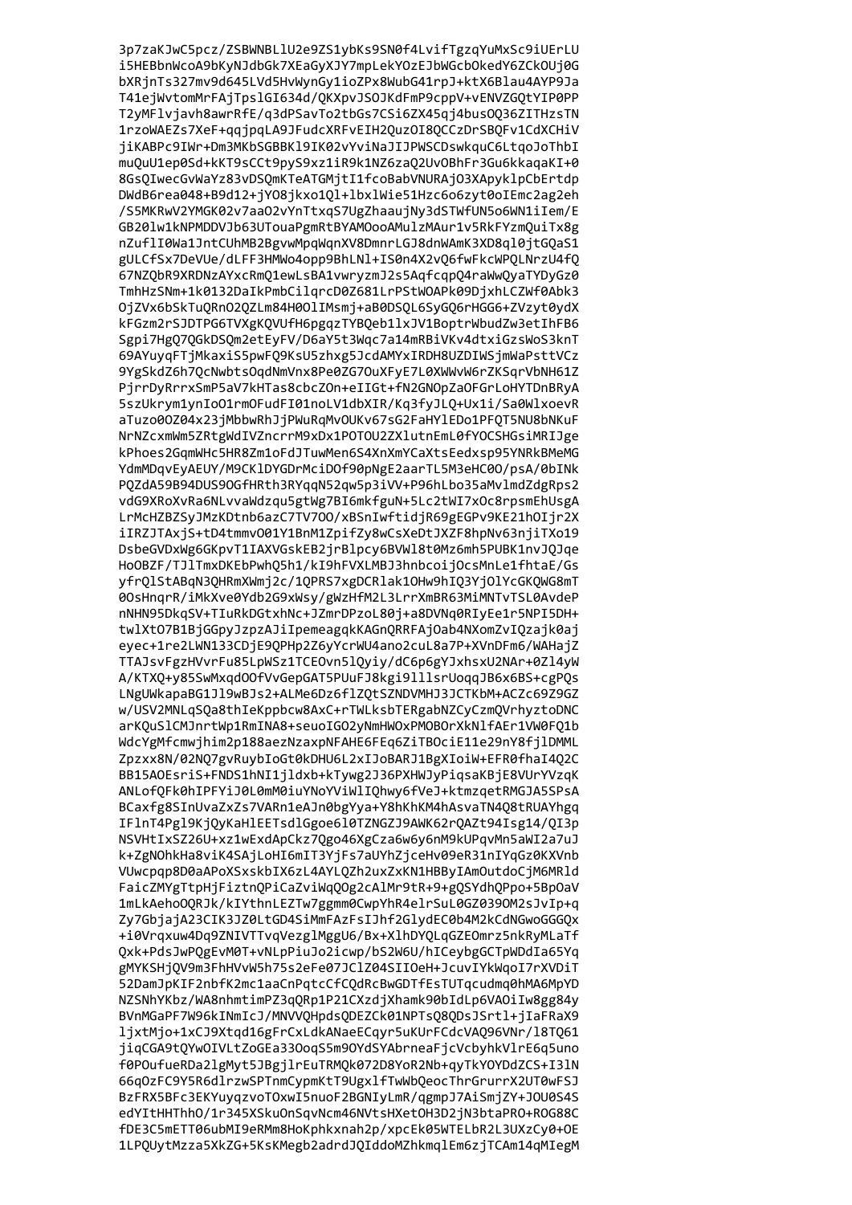```
3p7zaKJwC5pcz/ZSBWNBLlU2e9ZS1ybKs9SN0f4LvifTgzqYuMxSc9iUErLU
i5HEBbnWcoA9bKyNJdbGk7XEaGyXJY7mpLekYOzEJbWGcbOkedY6ZCkOUj0G
bXRjnTs327mv9d645LVd5HvWynGy1ioZPx8WubG41rpJ+ktX6Blau4AYP9Ja
T41ejWvtomMrFAjTpslGI634d/QKXpvJSOJKdFmP9cppV+vENVZGQtYIP0PP
T2yMFlvjavh8awrRfE/q3dPSavTo2tbGs7CSi6ZX45qj4busOQ36ZITHzsTN
1rzoWAEZs7XeF+qqjpqLA9JFudcXRFvEIH2QuzOI8QCCzDrSBQFv1CdXCHiV
jiKABPc9IWr+Dm3MKbSGBBKl9IK02vYviNaJIJPWSCDswkquC6LtqoJoThbI
muQuU1ep0Sd+kKT9sCCt9pyS9xz1iR9k1NZ6zaQ2UvOBhFr3Gu6kkaqaKI+0
8GsQIwecGvWaYz83vDSQmKTeATGMjtI1fcoBabVNURAjO3XApyklpCbErtdp
DWdB6rea048+B9d12+jYO8jkxo1Ql+lbxlWie51Hzc6o6zyt0oIEmc2ag2eh
/S5MKRwV2YMGK02v7aaO2vYnTtxqS7UgZhaaujNy3dSTWfUN5o6WN1iIem/E
GB20lw1kNPMDDVJb63UTouaPgmRtBYAMOooAMulzMAur1v5RkFYzmQuiTx8g
nZuflI0Wa1JntCUhMB2BgvwMpqWqnXV8DmnrLGJ8dnWAmK3XD8ql0jtGQaS1
gULCfSx7DeVUe/dLFF3HMWo4opp9BhLNl+IS0n4X2vQ6fwFkcWPQLNrzU4fQ
67NZQbR9XRDNzAYxcRmQ1ewLsBA1vwryzmJ2s5AqfcqpQ4raWwQyaTYDyGz0
TmhHzSNm+1k0132DaIkPmbCilqrcD0Z681LrPStWOAPk09DjxhLCZWf0Abk3
OjZVx6bSkTuQRnO2QZLm84H0OlIMsmj+aB0DSQL6SyGQ6rHGG6+ZVzyt0ydX
kFGzm2rSJDTPG6TVXgKQVUfH6pgqzTYBQeb1lxJV1BoptrWbudZw3etIhFB6
Sgpi7HgQ7QGkDSQm2etEyFV/D6aY5t3Wqc7a14mRBiVKv4dtxiGzsWoS3knT
69AYuyqFTjMkaxiS5pwFQ9KsU5zhxg5JcdAMYxIRDH8UZDIWSjmWaPsttVCz
9YgSkdZ6h7QcNwbtsOqdNmVnx8Pe0ZG7OuXFyE7L0XWWvW6rZKSqrVbNH61Z
PjrrDyRrrxSmP5aV7kHTas8cbcZOn+eIIGt+fN2GNOpZaOFGrLoHYTDnBRyA
5szUkrym1ynIoO1rmOFudFI01noLV1dbXIR/Kq3fyJLQ+Ux1i/Sa0WlxoevR
aTuzo0OZ04x23jMbbwRhJjPWuRqMvOUKv67sG2FaHYlEDo1PFQT5NU8bNKuF
NrNZcxmWm5ZRtgWdIVZncrrM9xDx1POTOU2ZXlutnEmL0fYOCSHGsiMRIJge
kPhoes2GqmWHc5HR8Zm1oFdJTuwMen6S4XnXmYCaXtsEedxsp95YNRkBMeMG
YdmMDqvEyAEUY/M9CKlDYGDrMciDOf90pNgE2aarTL5M3eHC0O/psA/0bINk
PQZdA59B94DUS9OGfHRth3RYqqN52qw5p3iVV+P96hLbo35aMvlmdZdgRps2
vdG9XRoXvRa6NLvvaWdzqu5gtWg7BI6mkfguN+5Lc2tWI7xOc8rpsmEhUsgA
LrMcHZBZSyJMzKDtnb6azC7TV7OO/xBSnIwftidjR69gEGPv9KE21hOIjr2X
iIRZJTAxjS+tD4tmmvO01Y1BnM1ZpifZy8wCsXeDtJXZF8hpNv63njiTXo19
DsbeGVDxWg6GKpvT1IAXVGskEB2jrBlpcy6BVWl8t0Mz6mh5PUBK1nvJQJqe
HoOBZF/TJlTmxDKEbPwhQ5h1/kI9hFVXLMBJ3hnbcoijOcsMnLe1fhtaE/Gs
yfrQlStABqN3QHRmXWmj2c/1QPRS7xgDCRlak1OHw9hIQ3YjOlYcGKQWG8mT
0OsHnqrR/iMkXve0Ydb2G9xWsy/gWzHfM2L3LrrXmBR63MiMNTvTSL0AvdeP
nNHN95DkqSV+TIuRkDGtxhNc+JZmrDPzoL80j+a8DVNq0RIyEe1r5NPI5DH+
twlXtO7B1BjGGpyJzpzAJiIpemeagqkKAGnQRRFAjOab4NXomZvIQzajk0aj
eyec+1re2LWN133CDjE9QPHp2Z6yYcrWU4ano2cuL8a7P+XVnDFm6/WAHajZ
TTAJsvFgzHVvrFu85LpWSz1TCEOvn5lQyiy/dC6p6gYJxhsxU2NAr+0Zl4yW
A/KTXQ+y85SwMxqdOOfVvGepGAT5PUuFJ8kgi9lllsrUoqqJB6x6BS+cgPQs
LNgUWkapaBG1Jl9wBJs2+ALMe6Dz6flZQtSZNDVMHJ3JCTKbM+ACZc69Z9GZ
w/USV2MNLqSQa8thIeKppbcw8AxC+rTWLksbTERgabNZCyCzmQVrhyztoDNC
arKQuSlCMJnrtWp1RmINA8+seuoIGO2yNmHWOxPMOBOrXkNlfAEr1VW0FQ1b
WdcYgMfcmwjhim2p188aezNzaxpNFAHE6FEq6ZiTBOciE11e29nY8fjlDMML
Zpzxx8N/02NQ7gvRuybIoGt0kDHU6L2xIJoBARJ1BgXIoiW+EFR0fhaI4Q2C
BB15AOEsriS+FNDS1hNI1jldxb+kTywg2J36PXHWJyPiqsaKBjE8VUrYVzqK
ANLofQFk0hIPFYiJ0L0mM0iuYNoYViWlIQhwy6fVeJ+ktmzqetRMGJA5SPsA
BCaxfg8SInUvaZxZs7VARn1eAJn0bgYya+Y8hKhKM4hAsvaTN4Q8tRUAYhgq
IFlnT4Pgl9KjQyKaHlEETsdlGgoe6l0TZNGZJ9AWK62rQAZt94Isg14/QI3p
NSVHtIxSZ26U+xz1wExdApCkz7Qgo46XgCza6w6y6nM9kUPqvMn5aWI2a7uJ
k+ZgNOhkHa8viK4SAjLoHI6mIT3YjFs7aUYhZjceHv09eR31nIYqGz0KXVnb
VUwcpqp8D0aAPoXSxskbIX6zL4AYLQZh2uxZxKN1HBByIAmOutdoCjM6MRld
FaicZMYgTtpHjFiztnQPiCaZviWqQOg2cAlMr9tR+9+gQSYdhQPpo+5BpOaV
1mLkAehoOQRJk/kIYthnLEZTw7ggmm0CwpYhR4elrSuL0GZ039OM2sJvIp+q
Zy7GbjajA23CIK3JZ0LtGD4SiMmFAzFsIJhf2GlydEC0b4M2kCdNGwoGGGQx
+i0Vrqxuw4Dq9ZNIVTTvqVezglMggU6/Bx+XlhDYQLqGZEOmrz5nkRyMLaTf
Qxk+PdsJwPQgEvM0T+vNLpPiuJo2icwp/bS2W6U/hICeybgGCTpWDdIa65Yq
gMYKSHjQV9m3FhHVvW5h75s2eFe07JClZ04SIIOeH+JcuvIYkWqoI7rXVDiT
52DamJpKIF2nbfK2mc1aaCnPqtcCfCQdRcBwGDTfEsTUTqcudmq0hMA6MpYD
NZSNhYKbz/WA8nhmtimPZ3qQRp1P21CXzdjXhamk90bIdLp6VAOiIw8gg84y
BVnMGaPF7W96kINmIcJ/MNVVQHpdsQDEZCk01NPTsQ8QDsJSrtl+jIaFRaX9
ljxtMjo+1xCJ9Xtqd16gFrCxLdkANaeECqyr5uKUrFCdcVAQ96VNr/l8TQ61
jiqCGA9tQYwOIVLtZoGEa33OoqS5m9OYdSYAbrneaFjcVcbyhkVlrE6q5uno
f0POufueRDa2lgMyt5JBgjlrEuTRMQk072D8YoR2Nb+qyTkYOYDdZCS+I3lN
66qOzFC9Y5R6dlrzwSPTnmCypmKtT9UgxlfTwWbQeocThrGrurrX2UT0wFSJ
BzFRX5BFc3EKYuyqzvoTOxwI5nuoF2BGNIyLmR/qgmpJ7AiSmjZY+JOU0S4S
edYItHHThhO/1r345XSkuOnSqvNcm46NVtsHXetOH3D2jN3btaPRO+ROG88C
fDE3C5mETT06ubMI9eRMm8HoKphkxnah2p/xpcEk05WTELbR2L3UXzCy0+OE
1LPQUytMzza5XkZG+5KsKMegb2adrdJQIddoMZhkmqlEm6zjTCAm14qMIegM
```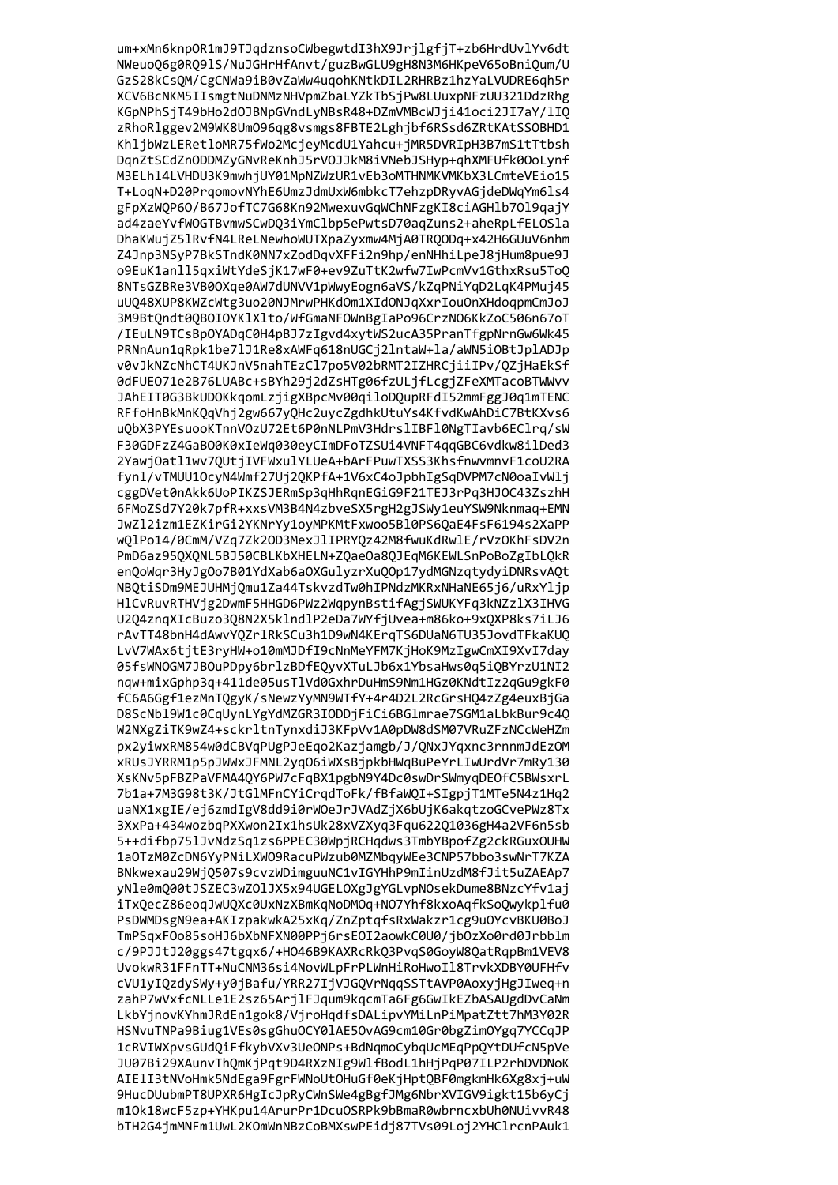```
um+xMn6knpOR1mJ9TJqdznsoCWbegwtdI3hX9JrjlgfjT+zb6HrdUvlYv6dt
NWeuoQ6g0RQ9lS/NuJGHrHfAnvt/guzBwGLU9gH8N3M6HKpeV65oBniQum/U
GzS28kCsQM/CgCNWa9iB0vZaWw4uqohKNtkDIL2RHRBz1hzYaLVUDRE6qh5r
XCV6BcNKM5IIsmgtNuDNMzNHVpmZbaLYZkTbSjPw8LUuxpNFzUU321DdzRhg
KGpNPhSjT49bHo2dOJBNpGVndLyNBsR48+DZmVMBcWJji41oci2JI7aY/lIQ
zRhoRlggev2M9WK8UmO96qg8vsmgs8FBTE2Lghjbf6RSsd6ZRtKAtSSOBHD1
KhljbWzLERetloMR75fWo2McjeyMcdU1Yahcu+jMR5DVRIpH3B7mS1tTtbsh
DqnZtSCdZnODDMZyGNvReKnhJ5rVOJJkM8iVNebJSHyp+qhXMFUfk0OoLynf
M3ELhl4LVHDU3K9mwhjUY01MpNZWzUR1vEb3oMTHNMKVMKbX3LCmteVEio15
T+LoqN+D20PrqomovNYhE6UmzJdmUxW6mbkcT7ehzpDRyvAGjdeDWqYm6ls4
gFpXzWQP6O/B67JofTC7G68Kn92MwexuvGqWChNFzgKI8ciAGHlb7Ol9qajY
ad4zaeYvfWOGTBvmwSCwDQ3iYmClbp5ePwtsD70aqZuns2+aheRpLfELOSla
DhaKWujZ5lRvfN4LReLNewhoWUTXpaZyxmw4MjA0TRQODq+x42H6GUuV6nhm
Z4Jnp3NSyP7BkSTndK0NN7xZodDqvXFFi2n9hp/enNHhiLpeJ8jHum8pue9J
o9EuK1anll5qxiWtYdeSjK17wF0+ev9ZuTtK2wfw7IwPcmVv1GthxRsu5ToQ
8NTsGZBRe3VB0OXqe0AW7dUNVV1pWwyEogn6aVS/kZqPNiYqD2LqK4PMuj45
uUQ48XUP8KWZcWtg3uo20NJMrwPHKdOm1XIdONJqXxrIouOnXHdoqpmCmJoJ
3M9BtQndt0QBOIOYKlXlto/WfGmaNFOWnBgIaPo96CrzNO6KkZoC506n67oT
/IEuLN9TCsBpOYADqC0H4pBJ7zIgvd4xytWS2ucA35PranTfgpNrnGw6Wk45
PRNnAun1qRpk1be7lJ1Re8xAWFq618nUGCj2lntaW+la/aWN5iOBtJplADJp
v0vJkNZcNhCT4UKJnV5nahTEzCl7po5V02bRMT2IZHRCjiiIPv/QZjHaEkSf
0dFUEO71e2B76LUABc+sBYh29j2dZsHTg06fzULjfLcgjZFeXMTacoBTWWvv
JAhEIT0G3BkUDOKkqomLzjigXBpcMv00qiloDQupRFdI52mmFggJ0q1mTENC
RFfoHnBkMnKQqVhj2gw667yQHc2uycZgdhkUtuYs4KfvdKwAhDiC7BtKXvs6
uQbX3PYEsuooKTnnVOzU72Et6P0nNLPmV3HdrslIBFl0NgTIavb6EClrq/sW
F30GDFzZ4GaBO0K0xIeWq030eyCImDFoTZSUi4VNFT4qqGBC6vdkw8ilDed3
2YawjOatl1wv7QUtjIVFWxulYLUeA+bArFPuwTXSS3KhsfnwvmnvF1coU2RA
fynl/vTMUU1OcyN4Wmf27Uj2QKPfA+1V6xC4oJpbhIgSqDVPM7cN0oaIvWlj
cggDVet0nAkk6UoPIKZSJERmSp3qHhRqnEGiG9F21TEJ3rPq3HJOC43ZszhH
6FMoZSd7Y20k7pfR+xxsVM3B4N4zbveSX5rgH2gJSWy1euYSW9Nknmaq+EMN
JwZl2izm1EZKirGi2YKNrYy1oyMPKMtFxwoo5Bl0PS6QaE4FsF6194s2XaPP
wQlPo14/0CmM/VZq7Zk2OD3MexJlIPRYQz42M8fwuKdRwlE/rVzOKhFsDV2n
PmD6az95QXQNL5BJ50CBLKbXHELN+ZQaeOa8QJEqM6KEWLSnPoBoZgIbLQkR
enQoWqr3HyJgOo7B01YdXab6aOXGulyzrXuQOp17ydMGNzqtydyiDNRsvAQt
NBQtiSDm9MEJUHMjQmu1Za44TskvzdTw0hIPNdzMKRxNHaNE65j6/uRxYljp
HlCvRuvRTHVjg2DwmF5HHGD6PWz2WqpynBstifAgjSWUKYFq3kNZzlX3IHVG
U2Q4znqXIcBuzo3Q8N2X5klndlP2eDa7WYfjUvea+m86ko+9xQXP8ks7iLJ6
rAvTT48bnH4dAwvYQZrlRkSCu3h1D9WN4KErqTS6DUaN6TU35JovdTFkaKUQ
LvV7WAx6tjtE3ryHW+o10mMJDfI9cNnMeYFM7KjHoK9MzIgwCmXI9XvI7day
05fsWNOGM7JBOuPDpy6brlzBDfEQyvXTuLJb6x1YbsaHws0q5iQBYrzU1NI2
nqw+mixGphp3q+411de05usTlVd0GxhrDuHmS9Nm1HGz0KNdtIz2qGu9gkF0
fC6A6Ggf1ezMnTQgyK/sNewzYyMN9WTfY+4r4D2L2RcGrsHQ4zZg4euxBjGa
D8ScNbl9W1c0CqUynLYgYdMZGR3IODDjFiCi6BGlmrae7SGM1aLbkBur9c4Q
W2NXgZiTK9wZ4+sckrltnTynxdiJ3KFpVv1A0pDW8dSM07VRuZFzNCcWeHZm
px2yiwxRM854w0dCBVqPUgPJeEqo2Kazjamgb/J/QNxJYqxnc3rnnmJdEzOM
xRUsJYRRM1p5pJWWxJFMNL2yqO6iWXsBjpkbHWqBuPeYrLIwUrdVr7mRy130
XsKNv5pFBZPaVFMA4QY6PW7cFqBX1pgbN9Y4Dc0swDrSWmyqDEOfC5BWsxrL
7b1a+7M3G98t3K/JtGlMFnCYiCrqdToFk/fBfaWQI+SIgpjT1MTe5N4z1Hq2
uaNX1xgIE/ej6zmdIgV8dd9i0rWOeJrJVAdZjX6bUjK6akqtzoGCvePWz8Tx
3XxPa+434wozbqPXXwon2Ix1hsUk28xVZXyq3Fqu622Q1036gH4a2VF6n5sb
5++difbp75lJvNdzSq1zs6PPEC30WpjRCHqdws3TmbYBpofZg2ckRGuxOUHW
1aOTzM0ZcDN6YyPNiLXWO9RacuPWzub0MZMbqyWEe3CNP57bbo3swNrT7KZA
BNkwexau29WjQ507s9cvzWDimguuNC1vIGYHhP9mIinUzdM8fJit5uZAEAp7
yNle0mQ00tJSZEC3wZOlJX5x94UGELOXgJgYGLvpNOsekDume8BNzcYfv1aj
iTxQecZ86eoqJwUQXc0UxNzXBmKqNoDMOq+NO7Yhf8kxoAqfkSoQwykplfu0
PsDWMDsgN9ea+AKIzpakwkA25xKq/ZnZptqfsRxWakzr1cg9uOYcvBKU0BoJ
TmPSqxFOo85soHJ6bXbNFXN00PPj6rsEOI2aowkC0U0/jbOzXo0rd0Jrbblm
c/9PJJtJ20ggs47tgqx6/+HO46B9KAXRcRkQ3PvqS0GoyW8QatRqpBm1VEV8
UvokwR31FFnTT+NuCNM36si4NovWLpFrPLWnHiRoHwoIl8TrvkXDBY0UFHfv
cVU1yIQzdySWy+y0jBafu/YRR27IjVJGQVrNqqSSTtAVP0AoxyjHgJIweq+n
zahP7wVxfcNLLe1E2sz65ArjlFJqum9kqcmTa6Fg6GwIkEZbASAUgdDvCaNm
LkbYjnovKYhmJRdEn1gok8/VjroHqdfsDALipvYMiLnPiMpatZtt7hM3Y02R
HSNvuTNPa9Biug1VEs0sgGhuOCY0lAE5OvAG9cm10Gr0bgZimOYgq7YCCqJP
1cRVIWXpvsGUdQiFfkybVXv3UeONPs+BdNqmoCybqUcMEqPpQYtDUfcN5pVe
JU07Bi29XAunvThQmKjPqt9D4RXzNIg9WlfBodL1hHjPqP07ILP2rhDVDNoK
AIElI3tNVoHmk5NdEga9FgrFWNoUtOHuGf0eKjHptQBF0mgkmHk6Xg8xj+uW
9HucDUubmPT8UPXR6HgIcJpRyCWnSWe4gBgfJMg6NbrXVIGV9igkt15b6yCj
m1Ok18wcF5zp+YHKpu14ArurPr1DcuOSRPk9bBmaR0wbrncxbUh0NUivvR48
bTH2G4jmMNFm1UwL2KOmWnNBzCoBMXswPEidj87TVs09Loj2YHClrcnPAuk1
```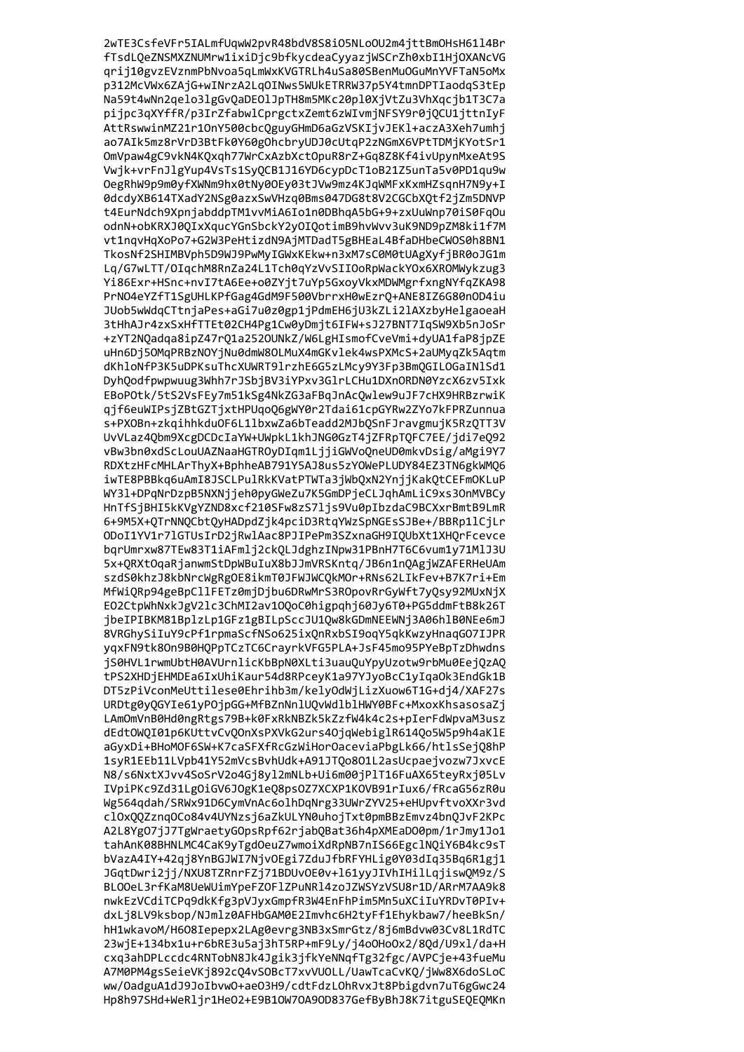```
2wTE3CsfeVFr5IALmfUqwW2pvR48bdV8S8iO5NLoOU2m4jttBmOHsH61l4Br
fTsdLQeZNSMXZNUMrw1ixiDjc9bfkycdeaCyyazjWSCrZh0xbI1HjOXANcVG
qrij10gvzEVznmPbNvoa5qLmWxKVGTRLh4uSa80SBenMuOGuMnYVFTaN5oMx
p312McVWx6ZAjG+wINrzA2LqOINws5WUkETRRW37p5Y4tmnDPTIaodqS3tEp
Na59t4wNn2qelo3lgGvQaDEOlJpTH8m5MKc20pl0XjVtZu3VhXqcjb1T3C7a
pijpc3qXYffR/p3IrZfabwlCprgctxZemt6zWIvmjNFSY9r0jQCU1jttnIyF
AttRswwinMZ21r1OnY500cbcQguyGHmD6aGzVSKIjvJEKl+aczA3Xeh7umhj
ao7AIk5mz8rVrD3BtFk0Y60gOhcbryUDJ0cUtqP2zNGmX6VPtTDMjKYotSr1
OmVpaw4gC9vkN4KQxqh77WrCxAzbXctOpuR8rZ+Gq8Z8Kf4ivUpynMxeAt9S
Vwjk+vrFnJlgYup4VsTs1SyQCB1J16YD6cypDcT1oB21Z5unTa5v0PD1qu9w
OegRhW9p9m0yfXWNm9hx0tNy0OEy03tJVw9mz4KJqWMFxKxmHZsqnH7N9y+I
0dcdyXB614TXadY2NSg0azxSwVHzq0Bms047DG8t8V2CGCbXQtf2jZm5DNVP
t4EurNdch9XpnjabddpTM1vvMiA6Io1n0DBhqA5bG+9+zxUuWnp70iS0FqOu
odnN+obKRXJ0QIxXqucYGnSbckY2yOIQotimB9hvWvv3uK9ND9pZM8ki1f7M
vt1nqvHqXoPo7+G2W3PeHtizdN9AjMTDadT5gBHEaL4BfaDHbeCWOS0h8BN1
TkosNf2SHIMBVph5D9WJ9PwMyIGWxKEkw+n3xM7sC0M0tUAgXyfjBR0oJG1m
Lq/G7wLTT/OIqchM8RnZa24L1Tch0qYzVvSIIOoRpWackYOx6XROMWykzug3
Yi86Exr+HSnc+nvI7tA6Ee+o0ZYjt7uYp5GxoyVkxMDWMgrfxngNYfqZKA98
PrNO4eYZfT1SgUHLKPfGag4GdM9F500VbrrxH0wEzrQ+ANE8IZ6G80nOD4iu
JUob5wWdqCTtnjaPes+aGi7u0z0gp1jPdmEH6jU3kZLi2lAXzbyHelgaoeaH
3tHhAJr4zxSxHfTTEt02CH4Pg1Cw0yDmjt6IFW+sJ27BNT7IqSW9Xb5nJoSr
+zYT2NQadqa8ipZ47rQ1a252OUNkZ/W6LgHIsmofCveVmi+dyUA1faP8jpZE
uHn6Dj5OMqPRBzNOYjNu0dmW8OLMuX4mGKvlek4wsPXMcS+2aUMyqZk5Aqtm
dKhloNfP3K5uDPKsuThcXUWRT9lrzhE6G5zLMcy9Y3Fp3BmQGILOGaINlSd1
DyhQodfpwpwuug3Whh7rJSbjBV3iYPxv3GlrLCHu1DXnORDN0YzcX6zv5Ixk
EBoPOtk/5tS2VsFEy7m51kSg4NkZG3aFBqJnAcQwlew9uJF7cHX9HRBzrwiK
qjf6euWIPsjZBtGZTjxtHPUqoQ6gWY0r2Tdai61cpGYRw2ZYo7kFPRZunnua
s+PXOBn+zkqihhkduOF6L1lbxwZa6bTeadd2MJbQSnFJravgmujK5RzQTT3V
UvVLaz4Qbm9XcgDCDcIaYW+UWpkL1khJNG0GzT4jZFRpTQFC7EE/jdi7eQ92
vBw3bn0xdScLouUAZNaaHGTROyDIqm1LjjiGWVoQneUD0mkvDsig/aMgi9Y7
RDXtzHFcMHLArThyX+BphheAB791Y5AJ8us5zYOWePLUDY84EZ3TN6gkWMQ6
iwTE8PBBkq6uAmI8JSCLPulRkKVatPTWTa3jWbQxN2YnjjKakQtCEFmOKLuP
WY3l+DPqNrDzpB5NXNjjeh0pyGWeZu7K5GmDPjeCLJqhAmLiC9xs3OnMVBCy
HnTfSjBHI5kKVgYZND8xcf210SFw8zS7ljs9Vu0pIbzdaC9BCXxrBmtB9LmR
6+9M5X+QTrNNQCbtQyHADpdZjk4pciD3RtqYWzSpNGEsSJBe+/BBRp1lCjLr
ODoI1YV1r7lGTUsIrD2jRwlAac8PJIPePm3SZxnaGH9IQUbXt1XHQrFcevce
bqrUmrxw87TEw83T1iAFmlj2ckQLJdghzINpw31PBnH7T6C6vum1y71MlJ3U
5x+QRXtOqaRjanwmStDpWBuIuX8bJJmVRSKntq/JB6n1nQAgjWZAFERHeUAm
szdS0khzJ8kbNrcWgRgOE8ikmT0JFWJWCQkMOr+RNs62LIkFev+B7K7ri+Em
MfWiQRp94geBpCllFETz0mjDjbu6DRwMrS3ROpovRrGyWft7yQsy92MUxNjX
EO2CtpWhNxkJgV2lc3ChMI2av1OQoC0higpqhj60Jy6T0+PG5ddmFtB8k26T
jbeIPIBKM81BplzLp1GFz1gBILpSccJU1Qw8kGDmNEEWNj3A06hlB0NEe6mJ
8VRGhySiIuY9cPf1rpmaScfNSo625ixQnRxbSI9oqY5qkKwzyHnaqGO7IJPR
yqxFN9tk8On9B0HQPpTCzTC6CrayrkVFG5PLA+JsF45mo95PYeBpTzDhwdns
jS0HVL1rwmUbtH0AVUrnlicKbBpN0XLti3uauQuYpyUzotw9rbMu0EejQzAQ
tPS2XHDjEHMDEa6IxUhiKaur54d8RPceyK1a97YJyoBcC1yIqaOk3EndGk1B
DT5zPiVconMeUttilese0Ehrihb3m/kelyOdWjLizXuow6T1G+dj4/XAF27s
URDtg0yQGYIe61yPOjpGG+MfBZnNnlUQvWdlblHWY0BFc+MxoxKhsasosaZj
LAmOmVnB0Hd0ngRtgs79B+k0FxRkNBZk5kZzfW4k4c2s+pIerFdWpvaM3usz
dEdtOWQI01p6KUttvCvQOnXsPXVkG2urs4OjqWebiglR614Qo5W5p9h4aKlE
aGyxDi+BHoMOF6SW+K7caSFXfRcGzWiHorOaceviaPbgLk66/htlsSejQ8hP
1syR1EEb11LVpb41Y52mVcsBvhUdk+A91JTQo8O1L2asUcpaejvozw7JxvcE
N8/s6NxtXJvv4SoSrV2o4Gj8yl2mNLb+Ui6m00jPlT16FuAX65teyRxj05Lv
IVpiPKc9Zd31LgOiGV6JOgK1eQ8psOZ7XCXP1KOVB91rIux6/fRcaG56zR0u
Wg564qdah/SRWx91D6CymVnAc6olhDqNrg33UWrZYV25+eHUpvftvoXXr3vd
clOxQQZznqOCo84v4UYNzsj6aZkULYN0uhojTxt0pmBBzEmvz4bnQJvF2KPc
A2L8YgO7jJ7TgWraetyGOpsRpf62rjabQBat36h4pXMEaDO0pm/1rJmy1Jo1
tahAnK08BHNLMC4CaK9yTgdOeuZ7wmoiXdRpNB7nIS66EgclNQiY6B4kc9sT
bVazA4IY+42qj8YnBGJWI7NjvOEgi7ZduJfbRFYHLig0Y03dIq35Bq6R1gj1
JGqtDwri2jj/NXU8TZRnrFZj71BDUvOE0v+l61yyJIVhIHilLqjiswQM9z/S
BLOOeL3rfKaM8UeWUimYpeFZOFlZPuNRl4zoJZWSYzVSU8r1D/ARrM7AA9k8
nwkEzVCdiTCPq9dkKfg3pVJyxGmpfR3W4EnFhPim5Mn5uXCiIuYRDvT0PIv+
dxLj8LV9ksbop/NJmlz0AFHbGAM0E2Imvhc6H2tyFf1Ehykbaw7/heeBkSn/
hH1wkavoM/H6O8Iepepx2LAg0evrg3NB3xSmrGtz/8j6mBdvw03Cv8L1RdTC
23wjE+134bx1u+r6bRE3u5aj3hT5RP+mF9Ly/j4oOHoOx2/8Qd/U9xl/da+H
cxq3ahDPLccdc4RNTobN8Jk4Jgik3jfkYeNNqfTg32fgc/AVPCje+43fueMu
A7M0PM4gsSeieVKj892cQ4vSOBcT7xvVUOLL/UawTcaCvKQ/jWw8X6doSLoC
ww/OadguA1dJ9JoIbvwO+aeO3H9/cdtFdzLOhRvxJt8Pbigdvn7uT6gGwc24
Hp8h97SHd+WeRljr1HeO2+E9B1OW7OA9OD837GefByBhJ8K7itguSEQEQMKn
```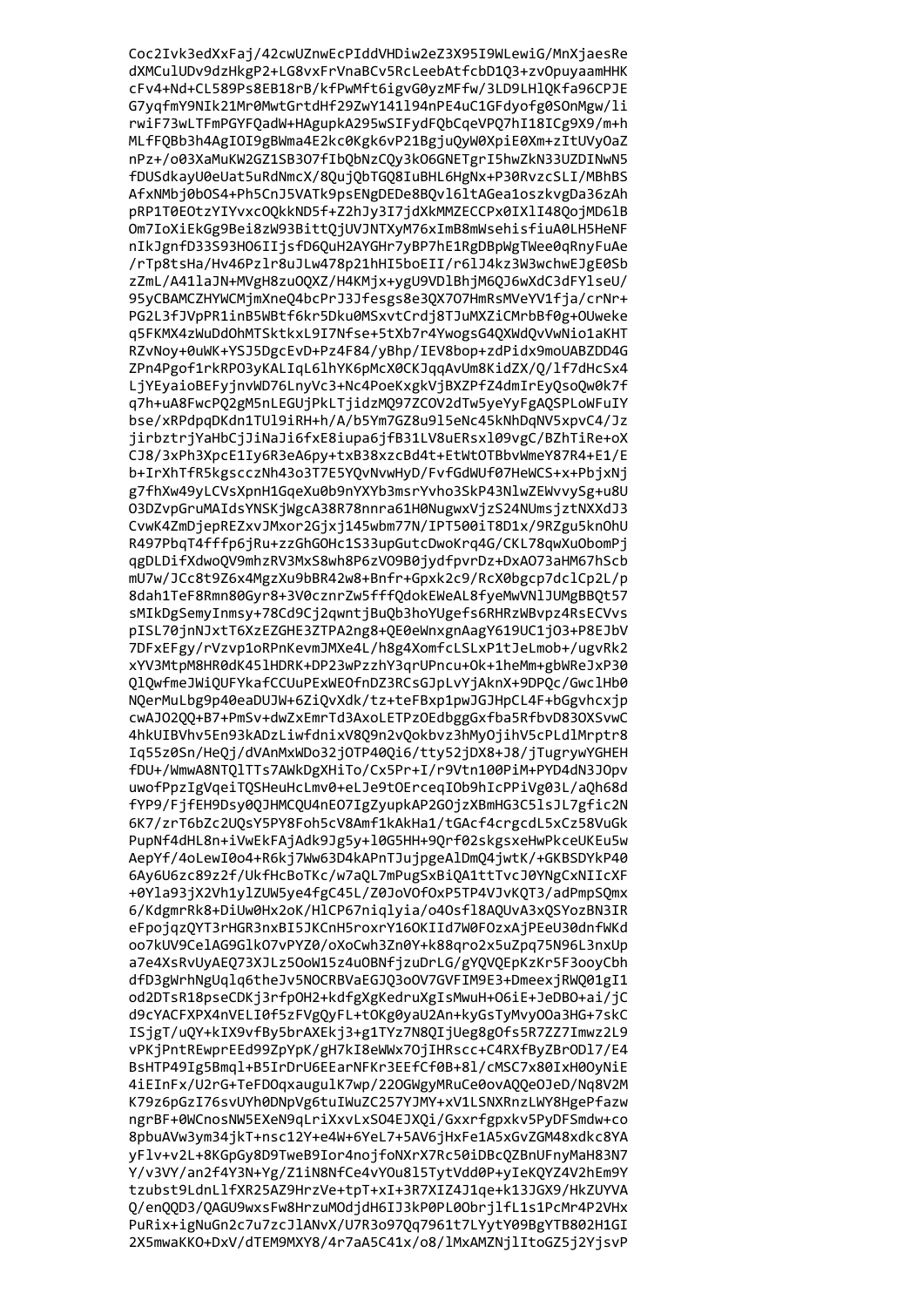Coc2Ivk3edXxFaj/42cwUZnwEcPIddVHDiw2eZ3X95I9WLewiG/MnXjaesRe
dXMCulUDv9dzHkgP2+LG8vxFrVnaBCv5RcLeebAtfcbD1Q3+zvOpuyaamHHK
cFv4+Nd+CL589Ps8EB18rB/kfPwMft6igvG0yzMFfw/3LD9LHlQKfa96CPJE
G7yqfmY9NIk21Mr0MwtGrtdHf29ZwY141l94nPE4uC1GFdyofg0SOnMgw/li
rwiF73wLTFmPGYFQadW+HAgupkA295wSIFydFQbCqeVPQ7hI18ICg9X9/m+h
MLfFQBb3h4AgIOI9gBWma4E2kc0Kgk6vP21BgjuQyW0XpiE0Xm+zItUVyOaZ
nPz+/o03XaMuKW2GZ1SB3O7fIbQbNzCQy3kO6GNETgrI5hwZkN33UZDINwN5
fDUSdkayU0eUat5uRdNmcX/8QujQbTGQ8IuBHL6HgNx+P30RvzcSLI/MBhBS
AfxNMbj0bOS4+Ph5CnJ5VATk9psENgDEDe8BQvl6ltAGea1oszkvgDa36zAh
pRP1T0EOtzYIYvxcOQkkND5f+Z2hJy3I7jdXkMMZECCPx0IXlI48QojMD6lB
Om7IoXiEkGg9Bei8zW93BittQjUVJNTXyM76xImB8mWsehisfiuA0LH5HeNF
nIkJgnfD33S93HO6IIjsfD6QuH2AYGHr7yBP7hE1RgDBpWgTWee0qRnyFuAe
/rTp8tsHa/Hv46Pzlr8uJLw478p21hHI5boEII/r6lJ4kz3W3wchwEJgE0Sb
zZmL/A41laJN+MVgH8zuOQXZ/H4KMjx+ygU9VDlBhjM6QJ6wXdC3dFYlseU/
95yCBAMCZHYWCMjmXneQ4bcPrJ3Jfesgs8e3QX7O7HmRsMVeYV1fja/crNr+
PG2L3fJVpPR1inB5WBtf6kr5Dku0MSxvtCrdj8TJuMXZiCMrbBf0g+OUweke
q5FKMX4zWuDdOhMTSktkxL9I7Nfse+5tXb7r4YwogsG4QXWdQvVwNio1aKHT
RZvNoy+0uWK+YSJ5DgcEvD+Pz4F84/yBhp/IEV8bop+zdPidx9moUABZDD4G
ZPn4Pgof1rkRPO3yKALIqL6lhYK6pMcX0CKJqqAvUm8KidZX/Q/lf7dHcSx4
LjYEyaioBEFyjnvWD76LnyVc3+Nc4PoeKxgkVjBXZPfZ4dmIrEyQsoQw0k7f
q7h+uA8FwcPQ2gM5nLEGUjPkLTjidzMQ97ZCOV2dTw5yeYyFgAQSPLoWFuIY
bse/xRPdpqDKdn1TUl9iRH+h/A/b5Ym7GZ8u9l5eNc45kNhDqNV5xpvC4/Jz
jirbztrjYaHbCjJiNaJi6fxE8iupa6jfB31LV8uERsxl09vgC/BZhTiRe+oX
CJ8/3xPh3XpcE1Iy6R3eA6py+txB38xzcBd4t+EtWtOTBbvWmeY87R4+E1/E
b+IrXhTfR5kgscczNh43o3T7E5YQvNvwHyD/FvfGdWUf07HeWCS+x+PbjxNj
g7fhXw49yLCVsXpnH1GqeXu0b9nYXYb3msrYvho3SkP43NlwZEWvvySg+u8U
O3DZvpGruMAIdsYNSKjWgcA38R78nnra61H0NugwxVjzS24NUmsjztNXXdJ3
CvwK4ZmDjepREZxvJMxor2Gjxj145wbm77N/IPT500iT8D1x/9RZgu5knOhU
R497PbqT4fffp6jRu+zzGhGOHc1S33upGutcDwoKrq4G/CKL78qwXuObomPj
qgDLDifXdwoQV9mhzRV3MxS8wh8P6zVO9B0jydfpvrDz+DxAO73aHM67hScb
mU7w/JCc8t9Z6x4MgzXu9bBR42w8+Bnfr+Gpxk2c9/RcX0bgcp7dclCp2L/p
8dah1TeF8Rmn80Gyr8+3V0cznrZw5fffQdokEWeAL8fyeMwVNlJUMgBBQt57
sMIkDgSemyInmsy+78Cd9Cj2qwntjBuQb3hoYUgefs6RHRzWBvpz4RsECVvs
pISL70jnNJxtT6XzEZGHE3ZTPA2ng8+QE0eWnxgnAagY619UC1jO3+P8EJbV
7DFxEFgy/rVzvp1oRPnKevmJMXe4L/h8g4XomfcLSLxP1tJeLmob+/ugvRk2
xYV3MtpM8HR0dK45lHDRK+DP23wPzzhY3qrUPncu+Ok+1heMm+gbWReJxP30
QlQwfmeJWiQUFYkafCCUuPExWEOfnDZ3RCsGJpLvYjAknX+9DPQc/GwclHb0
NQerMuLbg9p40eaDUJW+6ZiQvXdk/tz+teFBxp1pwJGJHpCL4F+bGgvhcxjp
cwAJO2QQ+B7+PmSv+dwZxEmrTd3AxoLETPzOEdbggGxfba5RfbvD83OXSvwC
4hkUIBVhv5En93kADzLiwfdnixV8Q9n2vQokbvz3hMyOjihV5cPLdlMrptr8
Iq55z0Sn/HeQj/dVAnMxWDo32jOTP40Qi6/tty52jDX8+J8/jTugrywYGHEH
fDU+/WmwA8NTQlTTs7AWkDgXHiTo/Cx5Pr+I/r9Vtn100PiM+PYD4dN3JOpv
uwofPpzIgVqeiTQSHeuHcLmv0+eLJe9tOErceqIOb9hIcPPiVg03L/aQh68d
fYP9/FjfEH9Dsy0QJHMCQU4nEO7IgZyupkAP2GOjzXBmHG3C5lsJL7gfic2N
6K7/zrT6bZc2UQsY5PY8Foh5cV8Amf1kAkHa1/tGAcf4crgcdL5xCz58VuGk
PupNf4dHL8n+iVwEkFAjAdk9Jg5y+l0G5HH+9Qrf02skgsxeHwPkceUKEu5w
AepYf/4oLewI0o4+R6kj7Ww63D4kAPnTJujpgeAlDmQ4jwtK/+GKBSDYkP40
6Ay6U6zc89z2f/UkfHcBoTKc/w7aQL7mPugSxBiQA1ttTvcJ0YNgCxNIIcXF
+0Yla93jX2Vh1ylZUW5ye4fgC45L/Z0JoVOfOxP5TP4VJvKQT3/adPmpSQmx
6/KdgmrRk8+DiUw0Hx2oK/HlCP67niqlyia/o4Osfl8AQUvA3xQSYozBN3IR
eFpojqzQYT3rHGR3nxBI5JKCnH5roxrY16OKIId7W0FOzxAjPEeU30dnfWKd
oo7kUV9CelAG9GlkO7vPYZ0/oXoCwh3Zn0Y+k88qro2x5uZpq75N96L3nxUp
a7e4XsRvUyAEQ73XJLz5OoW15z4uOBNfjzuDrLG/gYQVQEpKzKr5F3ooyCbh
dfD3gWrhNgUqlq6theJv5NOCRBVaEGJ3oOV7GVFIM9E3+DmeexjRWQ01gI1
od2DTsR18pseCDKj3rfpOH2+kdfgXgKedruXgIsMwuH+O6iE+JeDBO+ai/jC
d9cYACFXPX4nVELI0f5zFVgQyFL+tOKg0yaU2An+kyGsTyMvyOOa3HG+7skC
ISjgT/uQY+kIX9vfBy5brAXEkj3+g1TYz7N8QIjUeg8gOfs5R7ZZ7Imwz2L9
vPKjPntREwprEEd99ZpYpK/gH7kI8eWWx7OjIHRscc+C4RXfByZBrODl7/E4
BsHTP49Ig5Bmql+B5IrDrU6EEarNFKr3EEfCf0B+8l/cMSC7x80IxH0OyNiE
4iEInFx/U2rG+TeFDOqxauguIK7wp/22OGWgyMRuCe0ovAQQeOJeD/Nq8V2M
K79z6pGzI76svUYh0DNpVg6tuIWuZC257YJMY+xV1LSNXRnzLWY8HgePfazw
ngrBF+0WCnosNW5EXeN9qLriXxvLxSO4EJXQi/Gxxrfgpxkv5PyDFSmdw+co
8pbuAVw3ym34jkT+nsc12Y+e4W+6YeL7+5AV6jHxFe1A5xGvZGM48xdkc8YA
yFlv+v2L+8KGpGy8D9TweB9Ior4nojfoNXrX7Rc50iDBcQZBnUFnyMaH83N7
Y/v3VY/an2f4Y3N+Yg/Z1iN8NfCe4vYOu8l5TytVdd0P+yIeKQYZ4V2hEm9Y
tzubst9LdnLlfXR25AZ9HrzVe+tpT+xI+3R7XIZ4J1qe+k13JGX9/HkZUYVA
Q/enQQD3/QAGU9wxsFw8HrzuMOdjdH6IJ3kP0PL0ObrjlfL1s1PcMr4P2VHx
PuRix+igNuGn2c7u7zcJlANvX/U7R3o97Qq7961t7LYytY09BgYTB802H1GI
2X5mwaKKO+DxV/dTEM9MXY8/4r7aA5C41x/o8/lMxAMZNjlItoGZ5j2YjsvP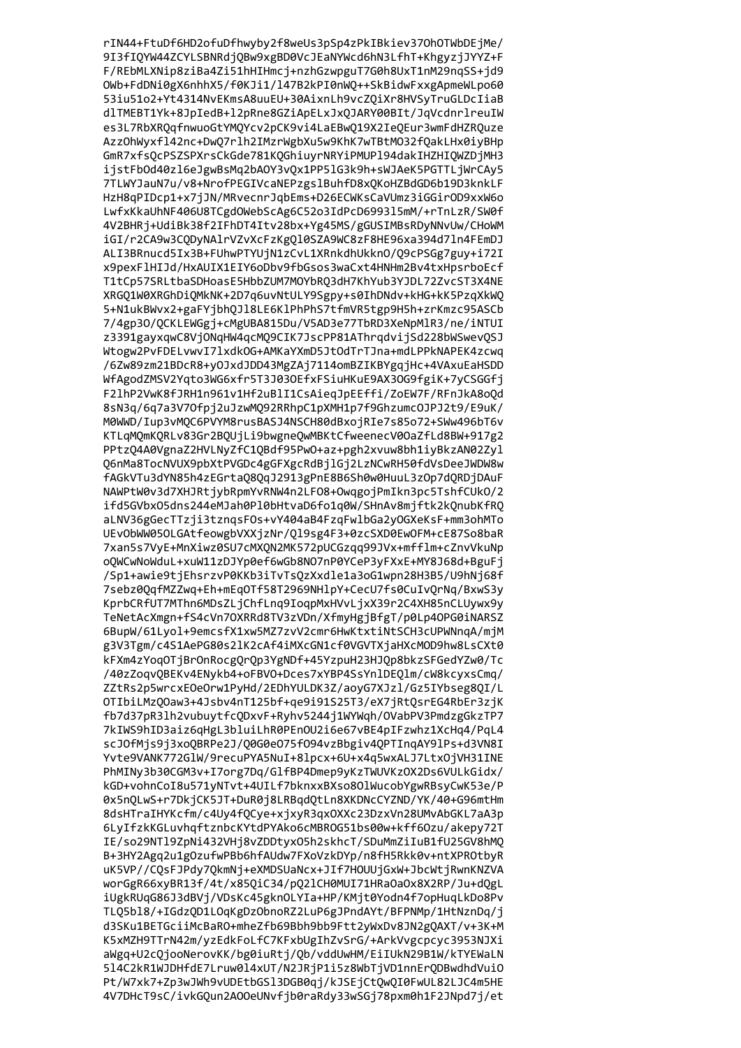```
rIN44+FtuDf6HD2ofuDfhwyby2f8weUs3pSp4zPkIBkiev37OhOTWbDEjMe/
9I3fIQYW44ZCYLSBNRdjQBw9xgBD0VcJEaNYWcd6hN3LfhT+KhgyzjJYYZ+F
F/REbMLXNip8ziBa4Zi51hHIHmcj+nzhGzwpguT7G0h8UxT1nM29nqSS+jd9
OWb+FdDNi0gX6nhhX5/f0KJi1/l47B2kPI0nWQ++SkBidwFxxgApmeWLpo60
53iu51o2+Yt4314NvEKmsA8uuEU+30AixnLh9vcZQiXr8HVSyTruGLDcIiaB
dlTMEBT1Yk+8JpIedB+l2pRne8GZiApELxJxQJARY00BIt/JqVcdnrlreuIW
es3L7RbXRQqfnwuoGtYMQYcv2pCK9vi4LaEBwQ19X2IeQEur3wmFdHZRQuze
AzzOhWyxfl42nc+DwQ7rlh2IMzrWgbXu5w9KhK7wTBtMO32fQakLHx0iyBHp
GmR7xfsQcPSZSPXrsCkGde781KQGhiuyrNRYiPMUPl94dakIHZHIQWZDjMH3
ijstFbOd40zl6eJgwBsMq2bAOY3vQx1PP5lG3k9h+sWJAeK5PGTTLjWrCAy5
7TLWYJauN7u/v8+NrofPEGIVcaNEPzgslBuhfD8xQKoHZBdGD6b19D3knkLF
HzH8qPIDcp1+x7jJN/MRvecnrJqbEms+D26ECWKsCaVUmz3iGGirOD9xxW6o
LwfxKkaUhNF406U8TCgdOWebScAg6C52o3IdPcD6993l5mM/+rTnLzR/SW0f
4V2BHRj+UdiBk38f2IFhDT4Itv28bx+Yg45MS/gGUSIMBsRDyNNvUw/CHoWM
iGI/r2CA9w3CQDyNAlrVZvXcFzKgQl0SZA9WC8zF8HE96xa394d7ln4FEmDJ
ALI3BRnucd5Ix3B+FUhwPTYUjN1zCvL1XRnkdhUkknO/Q9cPSGg7guy+i72I
x9pexFlHIJd/HxAUIX1EIY6oDbv9fbGsos3waCxt4HNHm2Bv4txHpsrboEcf
T1tCp57SRLtbaSDHoasE5HbbZUM7MOYbRQ3dH7KhYub3YJDL72ZvcST3X4NE
XRGQ1W0XRGhDiQMkNK+2D7q6uvNtULY9Sgpy+s0IhDNdv+kHG+kK5PzqXkWQ
5+N1ukBWvx2+gaFYjbhQJl8LE6KlPhPhS7tfmVR5tgp9H5h+zrKmzc95ASCb
7/4gp3O/QCKLEWGgj+cMgUBA815Du/V5AD3e77TbRD3XeNpMlR3/ne/iNTUI
z3391gayxqwC8VjONqHW4qcMQ9CIK7JscPP81AThrqdvijSd228bWSwevQSJ
Wtogw2PvFDELvwvI7lxdkOG+AMKaYXmD5JtOdTrTJna+mdLPPkNAPEK4zcwq
/6Zw89zm21BDcR8+yOJxdJDD43MgZAj7114omBZIKBYgqjHc+4VAxuEaHSDD
WfAgodZMSV2Yqto3WG6xfr5T3J03OEfxFSiuHKuE9AX3OG9fgiK+7yCSGGfj
F2lhP2VwK8fJRH1n961v1Hf2uBlI1CsAieqJpEEffi/ZoEW7F/RFnJkA8oQd
8sN3q/6q7a3V7Ofpj2uJzwMQ92RRhpC1pXMH1p7f9GhzumcOJPJ2t9/E9uK/
M0WWD/Iup3vMQC6PVYM8rusBASJ4NSCH80dBxojRIe7s85o72+SWw496bT6v
KTLqMQmKQRLv83Gr2BQUjLi9bwgneQwMBKtCfweenecV0OaZfLd8BW+917g2
PPtzQ4A0VgnaZ2HVLNyZfC1QBdf95PwO+az+pgh2xvuw8bh1iyBkzAN02Zyl
Q6nMa8TocNVUX9pbXtPVGDc4gGFXgcRdBjlGj2LzNCwRH50fdVsDeeJWDW8w
fAGkVTu3dYN85h4zEGrtaQ8QqJ2913gPnE8B6Sh0w0HuuL3zOp7dQRDjDAuF
NAWPtW0v3d7XHJRtjybRpmYvRNW4n2LFO8+OwqgojPmIkn3pc5TshfCUkO/2
ifd5GVbxO5dns244eMJah0Pl0bHtvaD6fo1q0W/SHnAv8mjftk2kQnubKfRQ
aLNV36gGecTTzji3tznqsFOs+vY404aB4FzqFwlbGa2yOGXeKsF+mm3ohMTo
UEvObWW05OLGAtfeowgbVXXjzNr/Ql9sg4F3+0zcSXD0EwOFM+cE87So8baR
7xan5s7VyE+MnXiwz0SU7cMXQN2MK572pUCGzqq99JVx+mfflm+cZnvVkuNp
oQWCwNoWduL+xuW11zDJYp0ef6wGb8NO7nP0YCeP3yFXxE+MY8J68d+BguFj
/Sp1+awie9tjEhsrzvP0KKb3iTvTsQzXxdle1a3oG1wpn28H3B5/U9hNj68f
7sebz0QqfMZZwq+Eh+mEqOTf58T2969NHlpY+CecU7fs0CuIvQrNq/BxwS3y
KprbCRfUT7MThn6MDsZLjChfLnq9IoqpMxHVvLjxX39r2C4XH85nCLUywx9y
TeNetAcXmgn+fS4cVn7OXRRd8TV3zVDn/XfmyHgjBfgT/p0Lp4OPG0iNARSZ
6BupW/61Lyol+9emcsfX1xw5MZ7zvV2cmr6HwKtxtiNtSCH3cUPWNnqA/mjM
g3V3Tgm/c4S1AePG80s2lK2cAf4iMXcGN1cf0VGVTXjaHXcMOD9hw8LsCXt0
kFXm4zYoqOTjBrOnRocgQrQp3YgNDf+45YzpuH23HJQp8bkzSFGedYZw0/Tc
/40zZoqvQBEKv4ENykb4+oFBVO+Dces7xYBP4SsYnlDEQlm/cW8kcyxsCmq/
ZZtRs2p5wrcxEOeOrw1PyHd/2EDhYULDK3Z/aoyG7XJzl/Gz5IYbseg8QI/L
OTIbiLMzQOaw3+4Jsbv4nT125bf+qe9i91S25T3/eX7jRtQsrEG4RbEr3zjK
fb7d37pR3lh2vubuytfcQDxvF+Ryhv5244j1WYWqh/OVabPV3PmdzgGkzTP7
7kIWS9hID3aiz6qHgL3bluiLhR0PEnOU2i6e67vBE4pIFzwhz1XcHq4/PqL4
scJOfMjs9j3xoQBRPe2J/Q0G0eO75fO94vzBbgiv4QPTInqAY9lPs+d3VN8I
Yvte9VANK772GlW/9recuPYA5NuI+8lpcx+6U+x4q5wxALJ7LtxOjVH31INE
PhMINy3b30CGM3v+I7org7Dq/GlfBP4Dmep9yKzTWUVKzOX2Ds6VULkGidx/
kGD+vohnCoI8u571yNTvt+4UILf7bknxxBXso8OlWucobYgwRBsyCwK53e/P
0x5nQLwS+r7DkjCK5JT+DuR0j8LRBqdQtLn8XKDNcCYZND/YK/40+G96mtHm
8dsHTraIHYKcfm/c4Uy4fQCye+xjxyR3qxOXXc23DzxVn28UMvAbGKL7aA3p
6LyIfzkKGLuvhqftznbcKYtdPYAko6cMBROG51bs00w+kff6Ozu/akepy72T
IE/so29NTl9ZpNi432VHj8vZDDtyxO5h2skhcT/SDuMmZiIuB1fU25GV8hMQ
B+3HY2Agq2u1gOzufwPBb6hfAUdw7FXoVzkDYp/n8fH5Rkk0v+ntXPROtbyR
uK5VP//CQsFJPdy7QkmNj+eXMDSUaNcx+JIf7HOUUjGxW+JbcWtjRwnKNZVA
worGgR66xyBR13f/4t/x85QiC34/pQ2lCH0MUI71HRaOaOx8X2RP/Ju+dQgL
iUgkRUqG86J3dBVj/VDsKc45gknOLYIa+HP/KMjt0Yodn4f7opHuqLkDo8Pv
TLQ5bl8/+IGdzQD1LOqKgDzObnoRZ2LuP6gJPndAYt/BFPNMp/1HtNznDq/j
d3SKu1BETGciiMcBaRO+mheZfb69Bbh9bb9Ftt2yWxDv8JN2gQAXT/v+3K+M
K5xMZH9TTrN42m/yzEdkFoLfC7KFxbUgIhZvSrG/+ArkVvgcpcyc3953NJXi
aWgq+U2cQjooNerovKK/bg0iuRtj/Qb/vddUwHM/EiIUkN29B1W/kTYEWaLN
5l4C2kR1WJDHfdE7Lruw0l4xUT/N2JRjP1i5z8WbTjVD1nnErQDBwdhdVuiO
Pt/W7xk7+Zp3wJWh9vUDEtbGSl3DGB0qj/kJSEjCtQwQI0FwUL82LJC4m5HE
4V7DHcT9sC/ivkGQun2AOOeUNvfjb0raRdy33wSGj78pxm0h1F2JNpd7j/et
```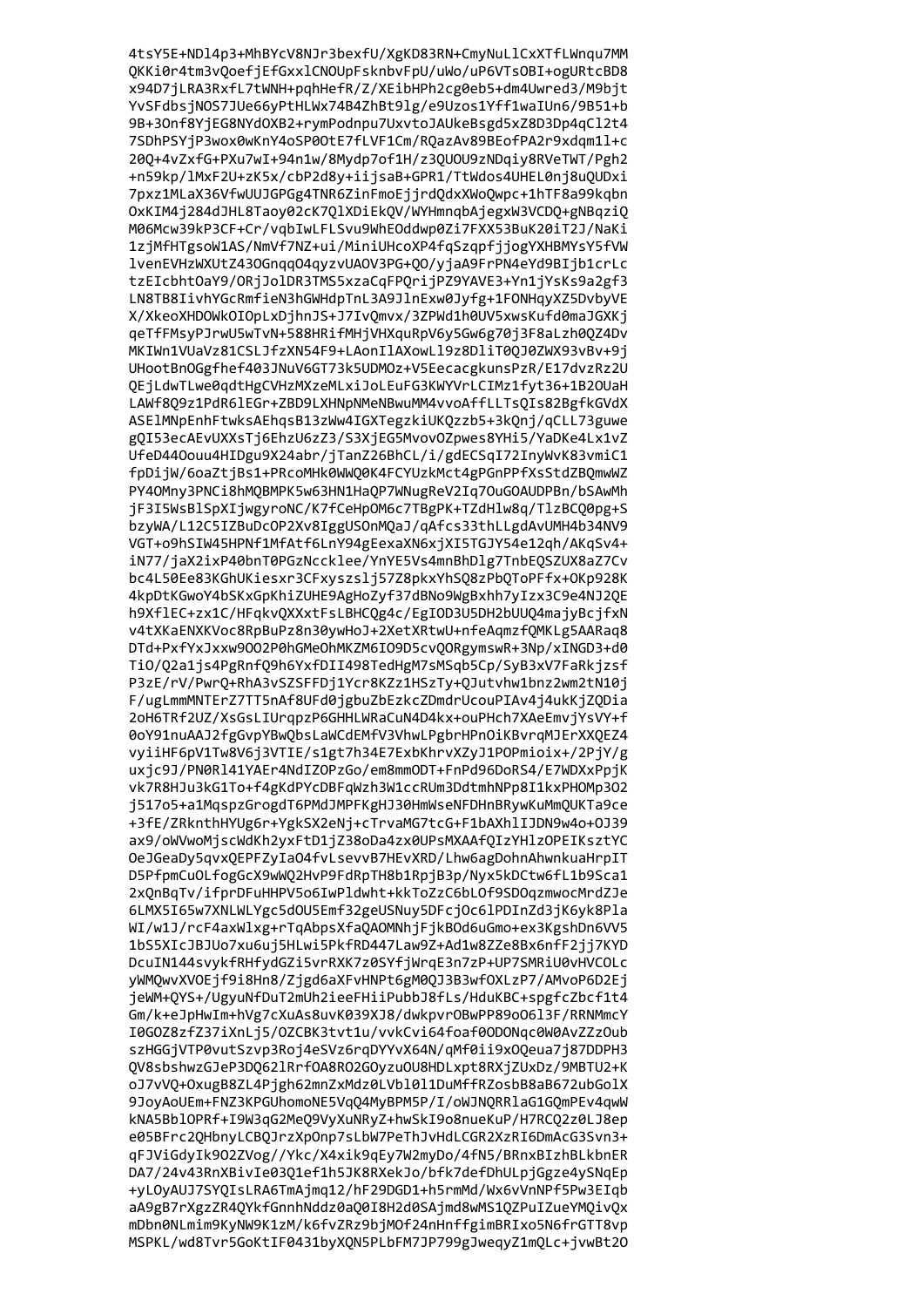```
4tsY5E+NDl4p3+MhBYcV8NJr3bexfU/XgKD83RN+CmyNuLlCxXTfLWnqu7MM
QKKi0r4tm3vQoefjEfGxxlCNOUpFsknbvFpU/uWo/uP6VTsOBI+ogURtcBD8
x94D7jLRA3RxfL7tWNH+pqhHefR/Z/XEibHPh2cg0eb5+dm4Uwred3/M9bjt
YvSFdbsjNOS7JUe66yPtHLWx74B4ZhBt9lg/e9Uzos1Yff1waIUn6/9B51+b
9B+3Onf8YjEG8NYdOXB2+rymPodnpu7UxvtoJAUkeBsgd5xZ8D3Dp4qCl2t4
7SDhPSYjP3wox0wKnY4oSP0OtE7fLVF1Cm/RQazAv89BEofPA2r9xdqm1l+c
20Q+4vZxfG+PXu7wI+94n1w/8Mydp7of1H/z3QUOU9zNDqiy8RVeTWT/Pgh2
+n59kp/lMxF2U+zK5x/cbP2d8y+iijsaB+GPR1/TtWdos4UHEL0nj8uQUDxi
7pxz1MLaX36VfwUUJGPGg4TNR6ZinFmoEjjrdQdxXWoQwpc+1hTF8a99kqbn
OxKIM4j284dJHL8Taoy02cK7QlXDiEkQV/WYHmnqbAjegxW3VCDQ+gNBqziQ
M06Mcw39kP3CF+Cr/vqbIwLFLSvu9WhEOddwp0Zi7FXX53BuK20iT2J/NaKi
1zjMfHTgsoW1AS/NmVf7NZ+ui/MiniUHcoXP4fqSzqpfjjogYXHBMYsY5fVW
lvenEVHzWXUtZ43OGnqqO4qyzvUAOV3PG+QO/yjaA9FrPN4eYd9BIjb1crLc
tzEIcbhtOaY9/ORjJolDR3TMS5xzaCqFPQrijPZ9YAVE3+Yn1jYsKs9a2gf3
LN8TB8IivhYGcRmfieN3hGWHdpTnL3A9JlnExw0Jyfg+1FONHqyXZ5DvbyVE
X/XkeoXHDOWkOIOpLxDjhnJS+J7IvQmvx/3ZPWd1h0UV5xwsKufd0maJGXKj
qeTfFMsyPJrwU5wTvN+588HRifMHjVHXquRpV6y5Gw6g70j3F8aLzh0QZ4Dv
MKIWn1VUaVz81CSLJfzXN54F9+LAonIlAXowLl9z8DliT0QJ0ZWX93vBv+9j
UHootBnOGgfhef403JNuV6GT73k5UDMOz+V5EecacgkunsPzR/E17dvzRz2U
QEjLdwTLwe0qdtHgCVHzMXzeMLxiJoLEuFG3KWYVrLCIMz1fyt36+1B2OUaH
LAWf8Q9z1PdR6lEGr+ZBD9LXHNpNMeNBwuMM4vvoAffLLTsQIs82BgfkGVdX
ASElMNpEnhFtwksAEhqsB13zWw4IGXTegzkiUKQzzb5+3kQnj/qCLL73guwe
gQI53ecAEvUXXsTj6EhzU6zZ3/S3XjEG5MvovOZpwes8YHi5/YaDKe4Lx1vZ
UfeD44Oouu4HIDgu9X24abr/jTanZ26BhCL/i/gdECSqI72InyWvK83vmiC1
fpDijW/6oaZtjBs1+PRcoMHk0WWQ0K4FCYUzkMct4gPGnPPfXsStdZBQmwWZ
PY4OMny3PNCi8hMQBMPK5w63HN1HaQP7WNugReV2Iq7OuGOAUDPBn/bSAwMh
jF3I5WsBlSpXIjwgyroNC/K7fCeHpOM6c7TBgPK+TZdHlw8q/TlzBCQ0pg+S
bzyWA/L12C5IZBuDcOP2Xv8IggUSOnMQaJ/qAfcs33thLLgdAvUMH4b34NV9
VGT+o9hSIW45HPNf1MfAtf6LnY94gEexaXN6xjXI5TGJY54e12qh/AKqSv4+
iN77/jaX2ixP40bnT0PGzNccklee/YnYE5Vs4mnBhDlg7TnbEQSZUX8aZ7Cv
bc4L50Ee83KGhUKiesxr3CFxyszslj57Z8pkxYhSQ8zPbQToPFfx+OKp928K
4kpDtKGwoY4bSKxGpKhiZUHE9AgHoZyf37dBNo9WgBxhh7yIzx3C9e4NJ2QE
h9XflEC+zx1C/HFqkvQXXxtFsLBHCQg4c/EgIOD3U5DH2bUUQ4majyBcjfxN
v4tXKaENXKVoc8RpBuPz8n30ywHoJ+2XetXRtwU+nfeAqmzfQMKLg5AARaq8
DTd+PxfYxJxxw9OO2P0hGMeOhMKZM6IO9D5cvQORgymswR+3Np/xINGD3+d0
TiO/Q2a1js4PgRnfQ9h6YxfDII498TedHgM7sMSqb5Cp/SyB3xV7FaRkjzsf
P3zE/rV/PwrQ+RhA3vSZSFFDj1Ycr8KZz1HSzTy+QJutvhw1bnz2wm2tN10j
F/ugLmmMNTErZ7TT5nAf8UFd0jgbuZbEzkcZDmdrUcouPIAv4j4uKKjZQDia
2oH6TRf2UZ/XsGsLIUrqpzP6GHHLWRaCuN4D4kx+ouPHch7XAeEmvjYsVY+f
0oY91nuAAJ2fgGvpYBwQbsLaWCdEMfV3VhwLPgbrHPnOiKBvrqMJErXXQEZ4
vyiiHF6pV1Tw8V6j3VTIE/s1gt7h34E7ExbKhrvXZyJ1POPmioix+/2PjY/g
uxjc9J/PN0Rl41YAEr4NdIZOPzGo/em8mmODT+FnPd96DoRS4/E7WDXxPpjK
vk7R8HJu3kG1To+f4gKdPYcDBFqWzh3W1ccRUm3DdtmhNPp8I1kxPHOMp3O2
j517o5+a1MqspzGrogdT6PMdJMPFKgHJ30HmWseNFDHnBRywKuMmQUKTa9ce
+3fE/ZRknthHYUg6r+YgkSX2eNj+cTrvaMG7tcG+F1bAXhlIJDN9w4o+OJ39
ax9/oWVwoMjscWdKh2yxFtD1jZ38oDa4zx0UPsMXAAfQIzYHlzOPEIKsztYC
OeJGeaDy5qvxQEPFZyIaO4fvLsevvB7HEvXRD/Lhw6agDohnAhwnkuaHrpIT
D5PfpmCuOLfogGcX9wWQ2HvP9FdRpTH8b1RpjB3p/Nyx5kDCtw6fL1b9Sca1
2xQnBqTv/ifprDFuHHPV5o6IwPldwht+kkToZzC6bLOf9SDOqzmwocMrdZJe
6LMX5I65w7XNLWLYgc5dOU5Emf32geUSNuy5DFcjOc6lPDInZd3jK6yk8Pla
WI/w1J/rcF4axWlxg+rTqAbpsXfaQAOMNhjFjkBOd6uGmo+ex3KgshDn6VV5
1bS5XIcJBJUo7xu6uj5HLwi5PkfRD447Law9Z+Ad1w8ZZe8Bx6nfF2jj7KYD
DcuIN144svykfRHfydGZi5vrRXK7z0SYfjWrqE3n7zP+UP7SMRiU0vHVCOLc
yWMQwvXVOEjf9i8Hn8/Zjgd6aXFvHNPt6gM0QJ3B3wfOXLzP7/AMvoP6D2Ej
jeWM+QYS+/UgyuNfDuT2mUh2ieeFHiiPubbJ8fLs/HduKBC+spgfcZbcf1t4
Gm/k+eJpHwIm+hVg7cXuAs8uvK039XJ8/dwkpvrOBwPP89oO6l3F/RRNMmcY
I0GOZ8zfZ37iXnLj5/OZCBK3tvt1u/vvkCvi64foaf0ODONqc0W0AvZZzOub
szHGGjVTP0vutSzvp3Roj4eSVz6rqDYYvX64N/qMf0ii9xOQeua7j87DDPH3
QV8sbshwzGJeP3DQ62lRrfOA8RO2GOyzuOU8HDLxpt8RXjZUxDz/9MBTU2+K
oJ7vVQ+OxugB8ZL4Pjgh62mnZxMdz0LVbl0l1DuMffRZosbB8aB672ubGolX
9JoyAoUEm+FNZ3KPGUhomoNE5VqQ4MyBPM5P/I/oWJNQRRlaG1GQmPEv4qwW
kNA5BblOPRf+I9W3qG2MeQ9VyXuNRyZ+hwSkI9o8nueKuP/H7RCQ2z0LJ8ep
e05BFrc2QHbnyLCBQJrzXpOnp7sLbW7PeThJvHdLCGR2XzRI6DmAcG3Svn3+
qFJViGdyIk9O2ZVog//Ykc/X4xik9qEy7W2myDo/4fN5/BRnxBIzhBLkbnER
DA7/24v43RnXBivIe03Q1ef1h5JK8RXekJo/bfk7defDhULpjGgze4ySNqEp
+yLOyAUJ7SYQIsLRA6TmAjmq12/hF29DGD1+h5rmMd/Wx6vVnNPf5Pw3EIqb
aA9gB7rXgzZR4QYkfGnnhNddz0aQ0I8H2d0SAjmd8wMS1QZPuIZueYMQivQx
mDbn0NLmim9KyNW9K1zM/k6fvZRz9bjMOf24nHnffgimBRIxo5N6frGTT8vp
MSPKL/wd8Tvr5GoKtIF0431byXQN5PLbFM7JP799gJweqyZ1mQLc+jvwBt2O
```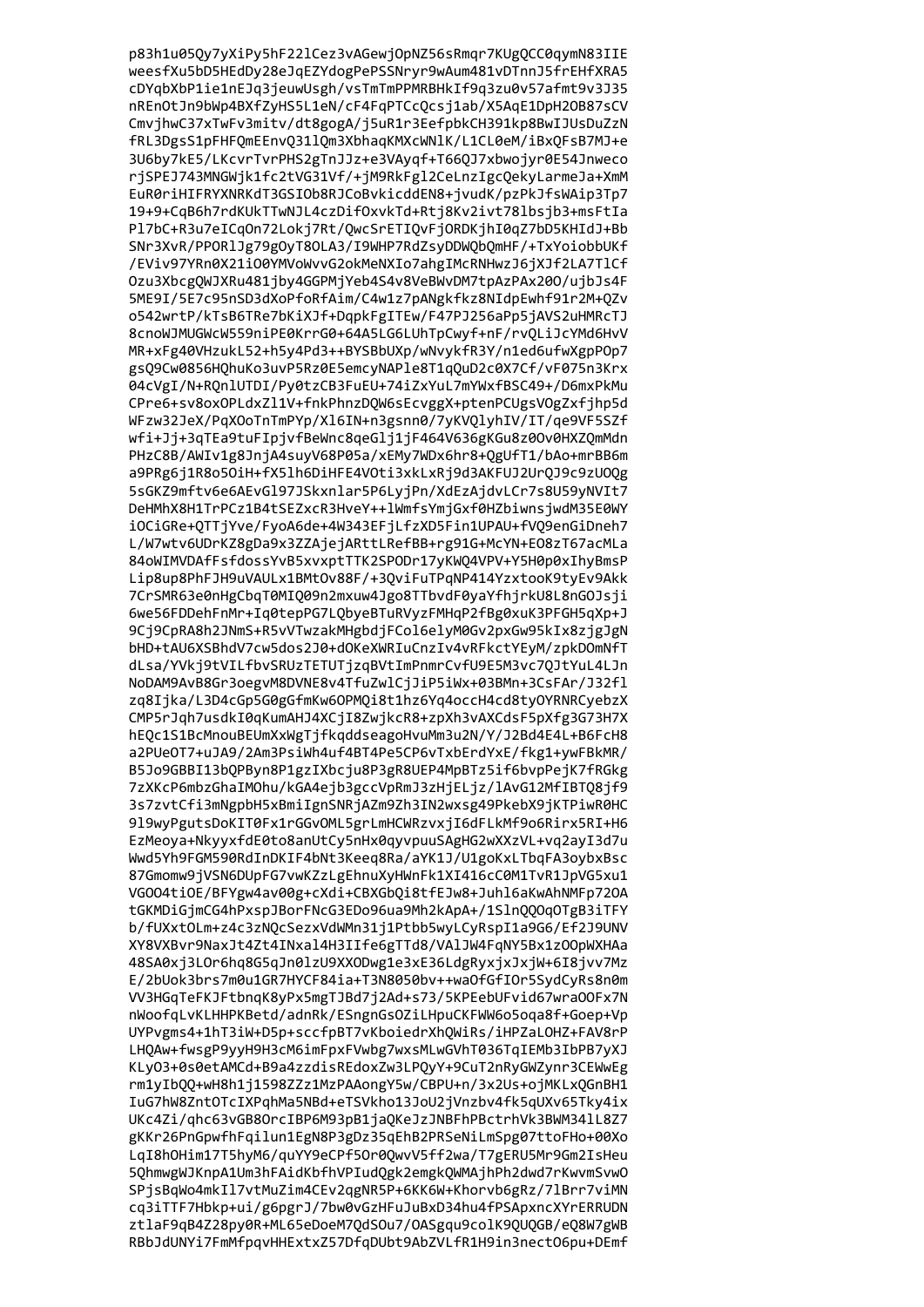```
p83h1u05Qy7yXiPy5hF22lCez3vAGewjOpNZ56sRmqr7KUgQCC0qymN83IIE
weesfXu5bD5HEdDy28eJqEZYdogPePSSNryr9wAum481vDTnnJ5frEHfXRA5
cDYqbXbP1ie1nEJq3jeuwUsgh/vsTmTmPPMRBHkIf9q3zu0v57afmt9v3J35
nREnOtJn9bWp4BXfZyHS5L1eN/cF4FqPTCcQcsj1ab/X5AqE1DpH2OB87sCV
CmvjhwC37xTwFv3mitv/dt8gogA/j5uR1r3EefpbkCH391kp8BwIJUsDuZzN
fRL3DgsS1pFHFQmEEnvQ31lQm3XbhaqKMXcWNlK/L1CL0eM/iBxQFsB7MJ+e
3U6by7kE5/LKcvrTvrPHS2gTnJJz+e3VAyqf+T66QJ7xbwojyr0E54Jnweco
rjSPEJ743MNGWjk1fc2tVG31Vf/+jM9RkFgl2CeLnzIgcQekyLarmeJa+XmM
EuR0riHIFRYXNRKdT3GSIOb8RJCoBvkicddEN8+jvudK/pzPkJfsWAip3Tp7
19+9+CqB6h7rdKUkTTwNJL4czDifOxvkTd+Rtj8Kv2ivt78lbsjb3+msFtIa
Pl7bC+R3u7eICqOn72Lokj7Rt/QwcSrETIQvFjORDKjhI0qZ7bD5KHIdJ+Bb
SNr3XvR/PPORlJg79gOyT8OLA3/I9WHP7RdZsyDDWQbQmHF/+TxYoiobbUKf
/EViv97YRn0X21iO0YMVoWvvG2okMeNXIo7ahgIMcRNHwzJ6jXJf2LA7TlCf
Ozu3XbcgQWJXRu481jby4GGPMjYeb4S4v8VeBWvDM7tpAzPAx20O/ujbJs4F
5ME9I/5E7c95nSD3dXoPfoRfAim/C4w1z7pANgkfkz8NIdpEwhf91r2M+QZv
o542wrtP/kTsB6TRe7bKiXJf+DqpkFgITEw/F47PJ256aPp5jAVS2uHMRcTJ
8cnoWJMUGWcW559niPE0KrrG0+64A5LG6LUhTpCwyf+nF/rvQLiJcYMd6HvV
MR+xFg40VHzukL52+h5y4Pd3++BYSBbUXp/wNvykfR3Y/n1ed6ufwXgpPOp7
gsQ9Cw0856HQhuKo3uvP5Rz0E5emcyNAPle8T1qQuD2c0X7Cf/vF075n3Krx
04cVgI/N+RQnlUTDI/Py0tzCB3FuEU+74iZxYuL7mYWxfBSC49+/D6mxPkMu
CPre6+sv8oxOPLdxZl1V+fnkPhnzDQW6sEcvggX+ptenPCUgsVOgZxfjhp5d
WFzw32JeX/PqXOoTnTmPYp/Xl6IN+n3gsnn0/7yKVQlyhIV/IT/qe9VF5SZf
wfi+Jj+3qTEa9tuFIpjvfBeWnc8qeGlj1jF464V636gKGu8z0Ov0HXZQmMdn
PHzC8B/AWIv1g8JnjA4suyV68P05a/xEMy7WDx6hr8+QgUfT1/bAo+mrBB6m
a9PRg6j1R8o5OiH+fX5lh6DiHFE4VOti3xkLxRj9d3AKFUJ2UrQJ9c9zUOQg
5sGKZ9mftv6e6AEvGl97JSkxnlar5P6LyjPn/XdEzAjdvLCr7s8U59yNVIt7
DeHMhX8H1TrPCz1B4tSEZxcR3HveY++lWmfsYmjGxf0HZbiwnsjwdM35E0WY
iOCiGRe+QTTjYve/FyoA6de+4W343EFjLfzXD5Fin1UPAU+fVQ9enGiDneh7
L/W7wtv6UDrKZ8gDa9x3ZZAjejARttLRefBB+rg91G+McYN+EO8zT67acMLa
84oWIMVDAfFsfdossYvB5xvxptTTK2SPODr17yKWQ4VPV+Y5H0p0xIhyBmsP
Lip8up8PhFJH9uVAULx1BMtOv88F/+3QviFuTPqNP414YzxtooK9tyEv9Akk
7CrSMR63e0nHgCbqT0MIQ09n2mxuw4Jgo8TTbvdF0yaYfhjrkU8L8nGOJsji
6we56FDDehFnMr+Iq0tepPG7LQbyeBTuRVyzFMHqP2fBg0xuK3PFGH5qXp+J
9Cj9CpRA8h2JNmS+R5vVTwzakMHgbdjFCol6elyM0Gv2pxGw95kIx8zjgJgN
bHD+tAU6XSBhdV7cw5dos2J0+dOKeXWRIuCnzIv4vRFkctYEyM/zpkDOmNfT
dLsa/YVkj9tVILfbvSRUzTETUTjzqBVtImPnmrCvfU9E5M3vc7QJtYuL4LJn
NoDAM9AvB8Gr3oegvM8DVNE8v4TfuZwlCjJiP5iWx+03BMn+3CsFAr/J32fl
zq8Ijka/L3D4cGp5G0gGfmKw6OPMQi8t1hz6Yq4occH4cd8tyOYRNRCyebzX
CMP5rJqh7usdkI0qKumAHJ4XCjI8ZwjkcR8+zpXh3vAXCdsF5pXfg3G73H7X
hEQc1S1BcMnouBEUmXxWgTjfkqddseagoHvuMm3u2N/Y/J2Bd4E4L+B6FcH8
a2PUeOT7+uJA9/2Am3PsiWh4uf4BT4Pe5CP6vTxbErdYxE/fkg1+ywFBkMR/
B5Jo9GBBI13bQPByn8P1gzIXbcju8P3gR8UEP4MpBTz5if6bvpPejK7fRGkg
7zXKcP6mbzGhaIMOhu/kGA4ejb3gccVpRmJ3zHjELjz/lAvG12MfIBTQ8jf9
3s7zvtCfi3mNgpbH5xBmiIgnSNRjAZm9Zh3IN2wxsg49PkebX9jKTPiwR0HC
9l9wyPgutsDoKIT0Fx1rGGvOML5grLmHCWRzvxjI6dFLkMf9o6Rirx5RI+H6
EzMeoya+NkyyxfdE0to8anUtCy5nHx0qyvpuuSAgHG2wXXzVL+vq2ayI3d7u
Wwd5Yh9FGM590RdInDKIF4bNt3Keeq8Ra/aYK1J/U1goKxLTbqFA3oybxBsc
87Gmomw9jVSN6DUpFG7vwKZzLgEhnuXyHWnFk1XI416cC0M1TvR1JpVG5xu1
VGOO4tiOE/BFYgw4av00g+cXdi+CBXGbQi8tfEJw8+Juhl6aKwAhNMFp72OA
tGKMDiGjmCG4hPxspJBorFNcG3EDo96ua9Mh2kApA+/1SlnQQOqOTgB3iTFY
b/fUXxtOLm+z4c3zNQcSezxVdWMn31j1Ptbb5wyLCyRspI1a9G6/Ef2J9UNV
XY8VXBvr9NaxJt4Zt4INxal4H3IIfe6gTTd8/VAlJW4FqNY5Bx1zOOpWXHAa
48SA0xj3LOr6hq8G5qJn0lzU9XXODwg1e3xE36LdgRyxjxJxjW+6I8jvv7Mz
E/2bUok3brs7m0u1GR7HYCF84ia+T3N8050bv++waOfGfIOr5SydCyRs8n0m
VV3HGqTeFKJFtbnqK8yPx5mgTJBd7j2Ad+s73/5KPEebUFvid67wraOOFx7N
nWoofqLvKLHHPKBetd/adnRk/ESngnGsOZiLHpuCKFWW6o5oqa8f+Goep+Vp
UYPvgms4+1hT3iW+D5p+sccfpBT7vKboiedrXhQWiRs/iHPZaLOHZ+FAV8rP
LHQAw+fwsgP9yyH9H3cM6imFpxFVwbg7wxsMLwGVhT036TqIEMb3IbPB7yXJ
KLyO3+0s0etAMCd+B9a4zzdisREdoxZw3LPQyY+9CuT2nRyGWZynr3CEWwEg
rm1yIbQQ+wH8h1j1598ZZz1MzPAAongY5w/CBPU+n/3x2Us+ojMKLxQGnBH1
IuG7hW8ZntOTcIXPqhMa5NBd+eTSVkho13JoU2jVnzbv4fk5qUXv65Tky4ix
UKc4Zi/qhc63vGB8OrcIBP6M93pB1jaQKeJzJNBFhPBctrhVk3BWM34lL8Z7
gKKr26PnGpwfhFqilun1EgN8P3gDz35qEhB2PRSeNiLmSpg07ttoFHo+00Xo
LqI8hOHim17T5hyM6/quYY9eCPf5Or0QwvV5ff2wa/T7gERU5Mr9Gm2IsHeu
5QhmwgWJKnpA1Um3hFAidKbfhVPIudQgk2emgkQWMAjhPh2dwd7rKwvmSvwO
SPjsBqWo4mkIl7vtMuZim4CEv2qgNR5P+6KK6W+Khorvb6gRz/7lBrr7viMN
cq3iTTF7Hbkp+ui/g6pgrJ/7bw0vGzHFuJuBxD34hu4fPSApxncXYrERRUDN
ztlaF9qB4Z28py0R+ML65eDoeM7QdSOu7/OASgqu9colK9QUQGB/eQ8W7gWB
RBbJdUNYi7FmMfpqvHHExtxZ57DfqDUbt9AbZVLfR1H9in3nectO6pu+DEmf
```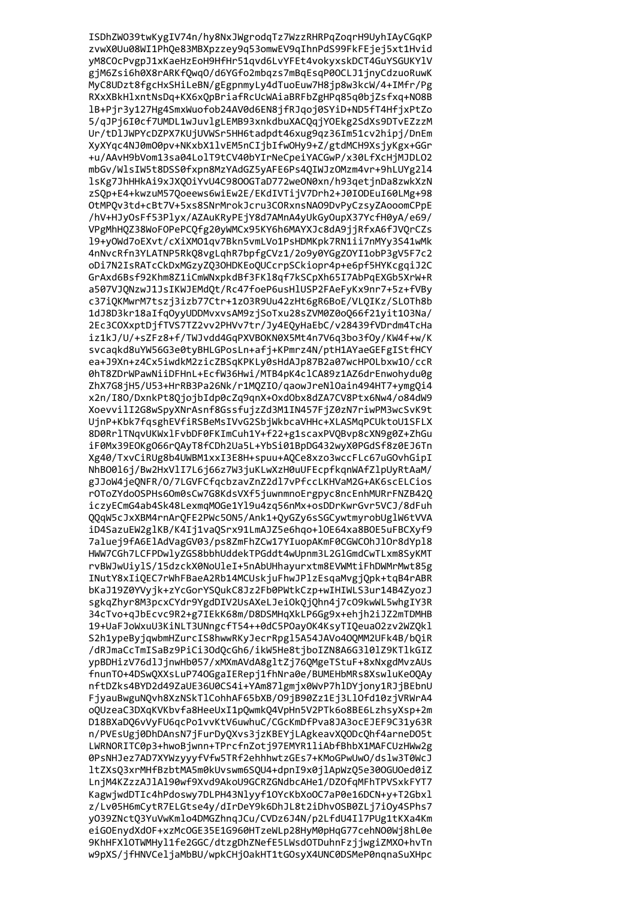```
ISDhZWO39twKygIV74n/hy8NxJWgrodqTz7WzzRHRPqZoqrH9UyhIAyCGqKP
zvwX0Uu08WI1PhQe83MBXpzzey9q53omwEV9qIhnPdS99FkFEjej5xt1Hvid
yM8COcPvgpJ1xKaeHzEoH9HfHr51qvd6LvYFEt4vokyxskDCT4GuYSGUKYlV
gjM6Zsi6h0X8rARKfQwqO/d6YGfo2mbqzs7mBqEsqP0OCLJ1jnyCdzuoRuwK
MyC8UDzt8fgcHxSHiLeBN/gEgpnmyLy4dTuoEuw7H8jp8w3kcW/4+IMfr/Pg
RXxXBkHlxntNsDq+KX6xQpBriafRcUcWAiaBRFbZgHPq85q0bjZsfxq+NO8B
lB+Pjr3y127Hg4SmxWuofob24AV0d6EN8jfRJqoj0SYiD+ND5fT4HfjxPtZo
5/qJPj6I0cf7UMDL1wJuvlgLEMB93xnkdbuXACQqjYOEkg2SdXs9DTvEZzzM
Ur/tDlJWPYcDZPX7KUjUVWSr5HH6tadpdt46xug9qz36Im51cv2hipj/DnEm
XyXYqc4NJ0mO0pv+NKxbX1lvEM5nCIjbIfwOHy9+Z/gtdMCH9XsjyKgx+GGr
+u/AAvH9bVom13sa04LolT9tCV40bYIrNeCpeiYACGwP/x30LfXcHjMJDLO2
mbGv/WlsIW5t8DSS0fxpn8MzYAdGZ5yAFE6Ps4QIWJzOMzm4vr+9hLUYg2l4
lsKg7JhHHkAi9xJXQOiYvU4C98OOGTaD772weON0xn/h93qetjnDa8zwkXzN
zSQp+E4+kwzuM57Qoeews6wiEw2E/EKdIVTijV7Drh2+J0IODEuI60LMg+98
OtMPQv3td+cBt7V+5xs8SNrMrokJcru3CORxnsNAO9DvPyCzsyZAooomCPpE
/hV+HJyOsFf53Plyx/AZAuKRyPEjY8d7AMnA4yUkGyOupX37YcfH0yA/e69/
VPgMhHQZ38WoFOPePCQfg20yWMCx95KY6h6MAYXJc8dA9jjRfxA6fJVQrCZs
l9+yOWd7oEXvt/cXiXMO1qv7Bkn5vmLVo1PsHDMKpk7RN1ii7nMYy3S41wMk
4nNvcRfn3YLATNP5RkQ8vgLqhR7bpfgCVz1/2o9y0YGgZOYI1obP3gV5F7c2
oDi7N2IsRATcCkDxMGzyZQ3OHDKEoQUCcrpSCkiopr4p+e6pf5HYKcgqiJ2C
GrAxd6Bsf92Khm8Z1iCmWNxpkdBf3FKl8qf7kSCpXh65I7AbPqEXGb5XrW+R
a507VJQNzwJ1JsIKWJEMdQt/Rc47foeP6usHlUSP2FAeFyKx9nr7+5z+fVBy
c37iQKMwrM7tszj3izb77Ctr+1zO3R9Uu42zHt6gR6BoE/VLQIKz/SLOTh8b
1dJ8D3kr18aIfqOyyUDDMvxvsAM9zjSoTxu28sZVM0Z0oQ66f21yit1O3Na/
2Ec3COXxptDjfTVS7TZ2vv2PHVv7tr/Jy4EQyHaEbC/v28439fVDrdm4TcHa
iz1kJ/U/+sZFz8+f/TWJvdd4GqPXVBOKN0X5Mt4n7V6q3bo3fOy/KW4f+w/K
svcaqkd8uYW56G3e0tyBHLGPosLn+afj+KPmrz4N/ptH1AYaeGEFgIStfHCY
ea+J9Xn+z4Cx5iwdkM2zicZBSqKPKLy0sHdAJp87B2a07wcHPOLbxw1O/ccR
0hT8ZDrWPawNiiDFHnL+EcfW36Hwi/MTB4pK4clCA89z1AZ6drEnwohydu0g
ZhX7G8jH5/U53+HrRB3Pa26Nk/r1MQZIO/qaowJreNlOain494HT7+ymgQi4
x2n/I8O/DxnkPt8QjojbIdp0cZq9qnX+OxdObx8dZA7CV8Ptx6Nw4/o84dW9
XoevvilI2G8wSpyXNrAsnf8GssfujzZd3M1IN457FjZ0zN7riwPM3wcSvK9t
UjnP+Kbk7fqsghEVfiRSBeMsIVvG2SbjWkbcaVHHc+XLASMqPCUktoU1SFLX
8D0RrlTNqvUKWxlFvbDF0FKImCuh1Y+f22+g1scaxPVQBvp8cXN9g0Z+ZhGu
iF0Mx39EOKgO66rQAyT8fCDh2Ua5L+YbSi01BpDG432wyX0PGdSf8z0EJ6Tn
Xg40/TxvCiRUg8b4UWBM1xxI3E8H+spuu+AQCe8xzo3wccFLc67uGOvhGipI
NhBO0l6j/Bw2HxVlI7L6j66z7W3juKLwXzH0uUFEcpfkqnWAfZlpUyRtAaM/
gJJoW4jeQNFR/O/7LGVFCfqcbzavZnZ2dl7vPfccLKHVaM2G+AK6scELCios
rOToZYdoOSPHs6Om0sCw7G8KdsVXf5juwnmnoErgpyc8ncEnhMURrFNZB42Q
iczyECmG4ab4Sk48LexmqMOGe1Yl9u4zq56nMx+osDDrKwrGvr5VCJ/8dFuh
QQqW5cJxXBM4rnArQFE2PWc5ON5/Ank1+QyGZy6sSGCywtmyrobUglW6tVVA
iD4SazuEW2glKB/K4Ij1vaQSrx91LmAJZ5e6hqo+lOE64xa8BOE5uFBCXyf9
7aluej9fA6ElAdVagGV03/ps8ZmFhZCw17YIuopAKmF0CGWCOhJlOr8dYpl8
HWW7CGh7LCFPDwlyZGS8bbhUddekTPGddt4wUpnm3L2GlGmdCwTLxm8SyKMT
rvBWJwUiylS/15dzckX0NoUleI+5nAbUHhayurxtm8EVWMtiFhDWMrMwt85g
INutY8xIiQEC7rWhFBaeA2Rb14MCUskjuFhwJPlzEsqaMvgjQpk+tqB4rABR
bKaJ19Z0YVyjk+zYcGorYSQukC8Jz2Fb0PWtkCzp+wIHIWLS3ur14B4ZyozJ
sgkqZhyr8M3pcxCYdr9YgdDIV2UsAXeLJeiOkQjQhn4j7cO9kwWL5whgIY3R
34cTvo+qJbEcvc9R2+g7IEkK68m/D8DSMHqXkLP6Gg9x+ehjh2iJZ2mTDMHB
19+UaFJoWxuU3KiNLT3UNngcfT54++0dC5POayOK4KsyTIQeuaO2zv2WZQkl
S2h1ypeByjqwbmHZurcIS8hwwRKyJecrRpgl5A54JAVo4OQMM2UFk4B/bQiR
/dRJmaCcTmISaBz9PiCi3OdQcGh6/ikW5He8tjboIZN8A6G3l0lZ9KTlkGIZ
ypBDHizV76dlJjnwHb057/xMXmAVdA8gltZj76QMgeTStuF+8xNxgdMvzAUs
fnunTO+4DSwQXXsLuP74OGgaIERepj1fhNra0e/BUMEHbMRs8XswluKeOQAy
nftDZks4BYD2d49ZaUE36U0CS4i+YAm87lgmjx0WvP7hlDYjony1RJjBEbnU
FjyauBwguNQvh8XzNSkTlCohhAF65bXB/O9jB90Zz1Ej3LlOfd10zjVRWrA4
oQUzeaC3DXqKVKbvfa8HeeUxI1pQwmkQ4VpHn5V2PTk6o8BE6LzhsyXsp+2m
D18BXaDQ6vVyFU6qcPo1vvKtV6uwhuC/CGcKmDfPva8JA3ocEJEF9C31y63R
n/PVEsUgj0DhDAnsN7jFurDyQXvs3jzKBEYjLAgkeavXQODcQhf4arneDO5t
LWRNORITC0p3+hwoBjwnn+TPrcfnZotj97EMYR1liAbfBhbX1MAFCUzHWw2g
0PsNHJez7AD7XYWzyyyfVfw5TRf2ehhhwtzGEs7+KMoGPwUwO/dslw3T0WcJ
ltZXsQ3xrMHfBzbtMA5m0kUvswm6SQU4+dpnI9x0jlApWzQ5e3OOGUOed0iZ
LnjM4KZzzAJlAl90wf9Xvd9AkoU9GCRZGNdbcAHe1/DZOfqMFhTPVSxkFYT7
KagwjwdDTIc4hPdoswy7DLPH43Nlyyf1OYcKbXoOC7aP0e16DCN+y+T2Gbxl
z/Lv05H6mCytR7ELGtse4y/dIrDeY9k6DhJL8t2iDhvOSB0ZLj7iOy4SPhs7
yO39ZNctQ3YuVwKmlo4DMGZhnqJCu/CVDz6J4N/p2LfdU4Il7PUg1tKXa4Km
eiGOEnydXdOF+xzMcOGE35E1G960HTzeWLp28HyM0pHqG77cehNO0Wj8hL0e
9KhHFXlOTWMHyl1fe2GGC/dtzgDhZNefE5LWsdOTDuhnFzjjwgiZMXO+hvTn
w9pXS/jfHNVCeljaMbBU/wpkCHjOakHT1tGOsyX4UNC0DSMeP0nqnaSuXHpc
```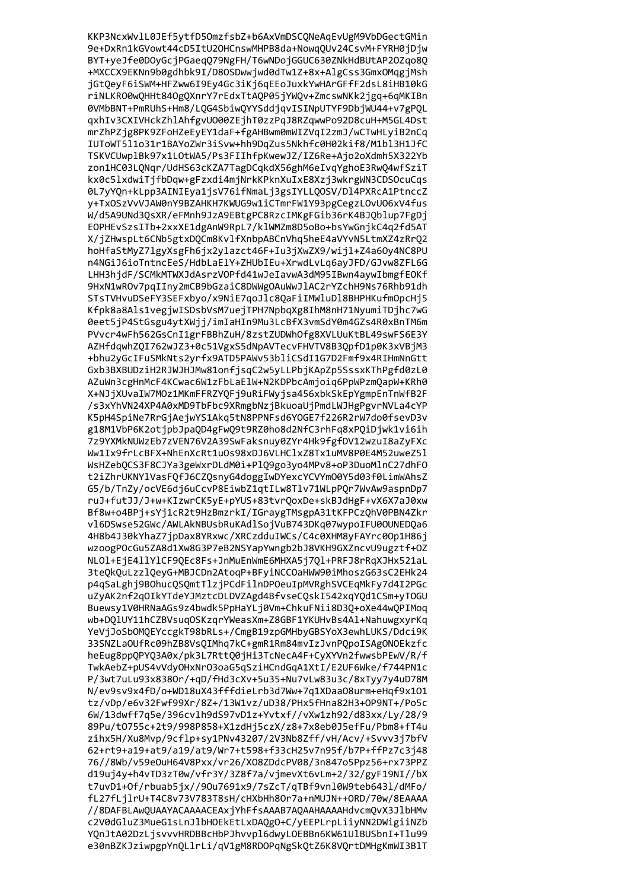KKP3NcxWvlL0JEf5ytfD5OmzfsbZ+b6AxVmDSCQNeAqEvUgM9VbDGectGMin
9e+DxRn1kGVowt44cD5ItU2OHCnswMHPB8da+NowqQUv24CsvM+FYRH0jDjw
BYT+yeJfe0DOyGcjPGaeqQ79NgFH/T6wNDojGGUC630ZNkHdBUtAP2OZqo8Q
+MXCCX9EKNn9b0gdhbk9I/D8OSDwwjwd0dTw1Z+8x+AlgCss3GmxOMqgjMsh
jGtQeyF6iSWM+HFZww6I9Ey4Gc3iKj6qEEoJuxkYwHArGFfF2dsL8iHB10kG
riNLKRO0wQHHt84OgQXnrY7rEdxTtAQP05jYWQv+ZmcswNKk2jgq+6qMKIBn
0VMbBNT+PmRUhS+Hm8/LQG4SbiwQYYSddjqvISINpUTYF9DbjWU44+v7gPQL
qxhIv3CXIVHckZhlAhfgvUO00ZEjhT0zzPqJ8RZqwwPo92D8cuH+M5GL4Dst
mrZhPZjg8PK9ZFoHZeEyEY1daF+fgAHBwm0mWIZVqI2zmJ/wCTwHLyiB2nCq
IUToWT5l1o31r1BAYoZWr3iSvw+hh9DqZus5Nkhfc0H02kif8/M1bl3H1JfC
TSKVCUwplBk97x1LOtWA5/Ps3FIIhfpKwewJZ/IZ6Re+Ajo2oXdmh5X322Yb
zon1HC03LQNqr/UdHS63cKZA7TagDCqkdX56ghM6eIvqYghoE3RwQ4wfSziT
kx0c5lxdwiTjfbDqw+gFzxdi4mjNrkKPknXuIxE8Xzj3wkrgWN3CDSOcuCqs
0L7yYQn+kLpp3AINIEya1jsV76ifNmaLj3gsIYLLQOSV/Dl4PXRcA1PtnccZ
y+TxOSzVvVJAW0nY9BZAHKH7KWUG9w1iCTmrFW1Y93pgCegzLOvUO6xV4fus
W/d5A9UNd3QsXR/eFMnh9JzA9EBtgPC8RzcIMKgFGib36rK4BJQblup7FgDj
EOPHEvSzsITb+2xxXE1dgAnW9RpL7/klWMZm8D5oBo+bsYwGnjkC4q2fd5AT
X/jZHwspLt6CNb5gtxDQCm8KvlfXnbpABCnVhq5heE4aVYvN5LtmXZ4zRrQ2
hoHfaStMyZ7lgyXsgFh6jx2lazct46F+Iu3jXwZX9/wijl+Z4a6Oy4NC8PU
n4NGiJ6ioTntncEeS/HdbLaElY+ZHUbIEu+XrwdLvLq6ayJFD/GJvw8ZFL6G
LHH3hjdF/SCMkMTWXJdAsrzVOPfd41wJeIavwA3dM95IBwn4aywIbmgfEOKf
9HxN1wROv7pqIIny2mCB9bGzaiC8DWWgOAuWwJlAC2rYZchH9Ns76Rhb91dh
STsTVHvuDSeFY3SEFxbyo/x9NiE7qoJlc8QaFiIMWluDl8BHPHKufmOpcHj5
Kfpk8a8Als1vegjwISDsbVsM7uejTPH7NpbqXg8IhM8nH71NyumiTDjhc7wG
0eet5jP4StGsgu4ytXWjj/imIaHIn9Mu3LcBfX3vmSdY0m4GZs4R0xBnTM6m
PVvcr4wFh562GsCnI1grFBBhZuH/8zstZUDWhOfg8XVLUuKtBL49swFS6E3Y
AZHfdqwhZQI762wJZ3+0c51VgxS5dNpAVTecvFHVTV8B3QpfD1p0K3xVBjM3
+bhu2yGcIFuSMkNts2yrfx9ATD5PAWv53bliCSdI1G7D2Fmf9x4RIHmNnGtt
Gxb3BXBUDziH2RJWJHJMw81onfjsqC2w5yLLPbjKApZp5SssxKThPgfd0zL0
AZuWn3cgHnMcF4KCwac6W1zFbLaElW+N2KDPbcAmjoiq6PpWPzmQapW+KRh0
X+NJjXUvaIW7MOz1MKmFFRZYQFj9uRiFWyjsa456xbkSkEpYgmpEnTnWfB2F
/s3xYhVN24XP4A0xMD9TbFbc9XRmgbNzjBkuoaUjPmdLWJHgPgvrNVLa4cYP
K5pH4SpiNe7RrGjAejwYS1Akq5tN8PPNFsd6YOGE7f226R2rW7do0fsevD3v
g18M1VbP6K2otjpbJpaQD4gFwQ9t9RZ0ho8d2NfC3rhFq8xPQiDjwk1vi6ih
7z9YXMkNUWzEb7zVEN76V2A39SwFaksnuy0ZYr4Hk9fgfDV12wzuI8aZyFXc
Ww1Ix9frLcBFX+NhEnXcRt1uOs98xDJ6VLHClxZ8Tx1uMV8P0E4M52uweZ5l
WsHZebQCS3F8CJYa3geWxrDLdM0i+PlQ9go3yo4MPv8+oP3DuoMlnC27dhFO
t2iZhrUKNYlVasFQfJ6CZQsnyG4doggIwDYexcYCVYmO0Y5d03f0LimWAhsZ
G5/b/TnZy/ocVE6dj6uCcvP8EiwbZ1qtILw8Tlv71WLpPQr7WvAw9aspnDp7
ruJ+futJJ/J+w+KIzwrCK5yE+pYUS+83tvrQoxDe+skBJdHgF+vX6X7aJ0xw
Bf8w+o4BPj+sYj1cR2t9HzBmzrkI/IGraygTMsgpA31tKFPCzQhV0PBN4Zkr
vl6DSwse52GWc/AWLAkNBUsbRuKAdlSojVuB743DKq07wypoIFU0OUNEDQa6
4H8b4J30kYhaZ7jpDax8YRxwc/XRCzdduIWCs/C4c0XHM8yFAYrc0Op1H86j
wzoogPOcGu5ZA8d1Xw8G3P7eB2NSYapYwngb2bJ8VKH9GXZncvU9ugztf+OZ
NLOl+EjE4llYlCF9QEc8Fs+JnMuEnWmE6MHXA5j7Ql+PRFJ8rRqXJHx521aL
3teQkQuLzzlQeyG+MBJCDn2AtoqP+BFyiNCCOaHWW90iMhoszG63sC2EHk24
p4qSaLghj9BOhucQSQmtTlzjPCdFilnDPOeuIpMVRghSVCEqMkFy7d4I2PGc
uZyAK2nf2qOIkYTdeYJMztcDLDVZAgd4BfvseCQskI542xqYQd1CSm+yTOGU
Buewsy1V0HRNaAGs9z4bwdk5PpHaYLj0Vm+ChkuFNii8D3Q+oXe44wQPIMoq
wb+DQlUY11hCZBVsuqOSKzqrYWeasXm+Z8GBF1YKUHvBs4Al+NahuwgxyrKq
YeVjJoSbOMQEYccgkT98bRLs+/CmgB19zpGMHbyGBSYoX3ewhLUKS/Ddci9K
33SNZLaOUfRc09hZB8VsQIMhq7kC+gmR1Rm84mvIzJvnPQpoISAgONOEkzfc
heEug8ppQPYQ3A0x/pk3L7RttQ0jHi3TcNecA4F+CyXYVn2fwwsbPEwV/R/f
TwkAebZ+pUS4vVdyOHxNrO3oaG5qSziHCndGqA1XtI/E2UF6Wke/f744PN1c
P/3wt7uLu93x838Or/+qD/fHd3cXv+5u35+Nu7vLw83u3c/8xTyy7y4uD78M
N/ev9sv9x4fD/o+WD18uX43fffdieLrb3d7Ww+7q1XDaaO8urm+eHqf9x1O1
tz/vDp/e6v32Fwf99Xr/8Z+/13W1vz/uD38/PHx5fHna82H3+OP9NT+/Po5c
6W/13dwff7q5e/396cvlh9dS97vD1z+Yvtxf//vXw1zh92/d83xx/Ly/28/9
89Pu/tO755c+2t9/998P858+X1zdHj5czX/z8+7x8eb0J5efFu/Pbm8+fT4u
zihx5H/Xu8Mvp/9cflp+sy1PNv43207/2V3Nb8Zff/vH/Acv/+Svvv3j7bfV
62+rt9+a19+at9/a19/at9/Wr7+t598+f33cH25v7n95f/b7P+ffPz7c3j48
76//8Wb/v59eOuH64V8Pxx/vr26/XO8ZDdcPV08/3n847o5Ppz56+rx73PPZ
d19uj4y+h4vTD3zT0w/vfr3Y/3Z8f7a/vjmevXt6vLm+2/32/gyF19NI//bX
t7uvD1+Of/rbuab5jx//9Ou7691x9/7sZcT/qTBf9vnl0W9teb643l/dMFo/
fL27fLjlrU+T4C8v73V783T8sH/cHXbHh8Or7a+nMUJN++ORD/70w/8EAAAA
//8DAFBLAwQUAAYACAAAACEAxjYhFfsAAAB7AQAAHAAAAHdvcmQvX3JlbHMv
c2V0dGluZ3MueG1sLnJlbHOEkEtLxDAQgO+C/yEEPLrpLiiyNN2DWigiiNZb
YQnJtA02DzLsjsvvvvHRDBBcHbPJhvvpl6dwyLOEBBn6KW61UlBUSbnI+Tlu99
e30nBZKJziwpgpYnQLlrLi/qV1gM8RDOPqNgSkQtZ6K8VQrtDMHgKmWI3BlT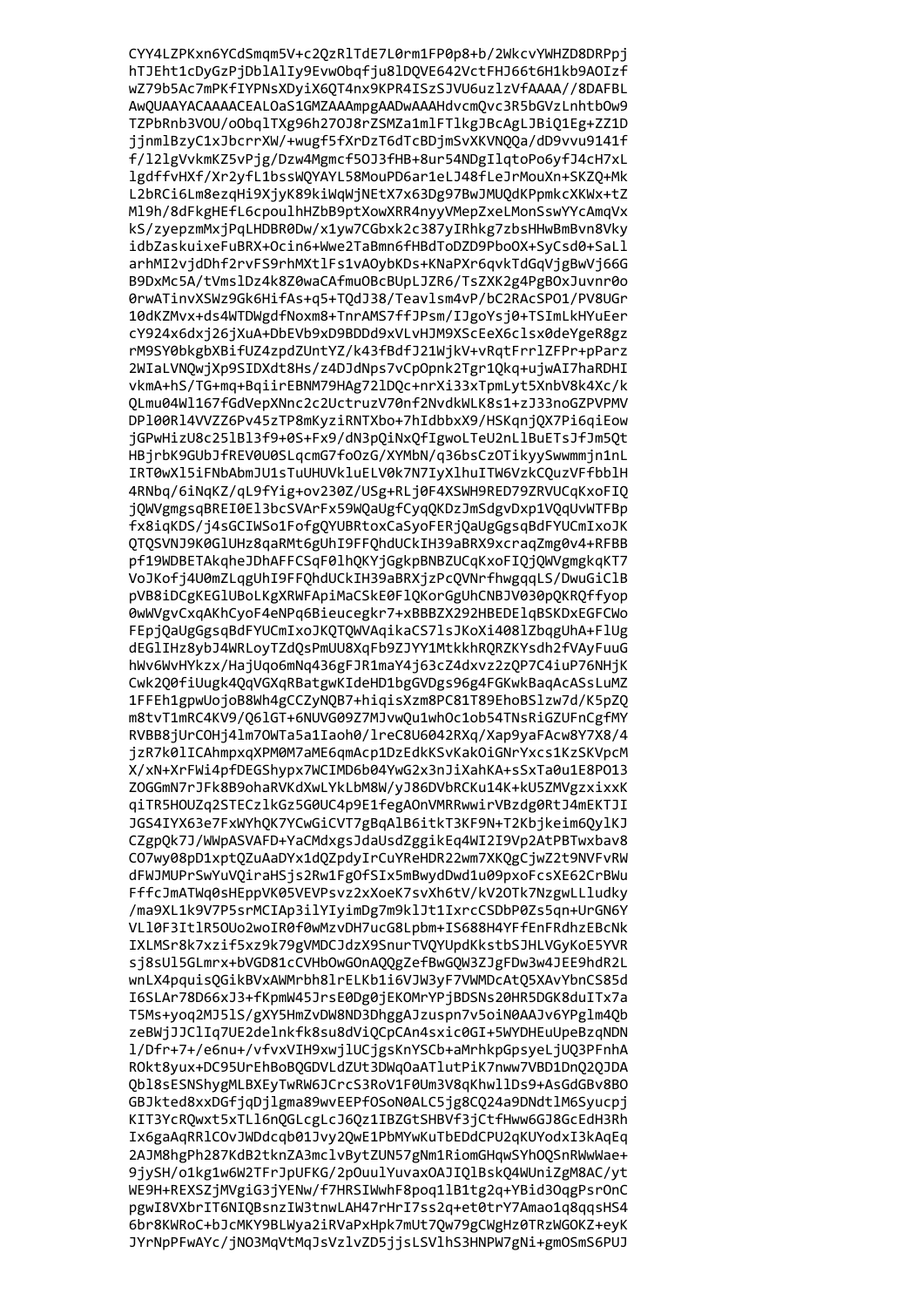```
CYY4LZPKxn6YCdSmqm5V+c2QzRlTdE7L0rm1FP0p8+b/2WkcvYWHZD8DRPpj
hTJEht1cDyGzPjDblAlIy9EvwObqfju8lDQVE642VctFHJ66t6H1kb9AOIzf
wZ79b5Ac7mPKfIYPNsXDyiX6QT4nx9KPR4ISzSJVU6uzlzVfAAAA//8DAFBL
AwQUAAYACAAAACEALOaS1GMZAAAmpgAADwAAAHdvcmQvc3R5bGVzLnhtbOw9
TZPbRnb3VOU/oObqlTXg96h27OJ8rZSMZa1mlFTlkgJBcAgLJBiQ1Eg+ZZ1D
jjnmlBzyC1xJbcrrXW/+wugf5fXrDzT6dTcBDjmSvXKVNQQa/dD9vvu9141f
f/l2lgVvkmKZ5vPjg/Dzw4Mgmcf5OJ3fHB+8ur54NDgIlqtoPo6yfJ4cH7xL
lgdffvHXf/Xr2yfL1bssWQYAYL58MouPD6ar1eLJ48fLeJrMouXn+SKZQ+Mk
L2bRCi6Lm8ezqHi9XjyK89kiWqWjNEtX7x63Dg97BwJMUQdKPpmkcXKWx+tZ
Ml9h/8dFkgHEfL6cpoulhHZbB9ptXowXRR4nyyVMepZxeLMonSswYYcAmqVx
kS/zyepzmMxjPqLHDBR0Dw/x1yw7CGbxk2c387yIRhkg7zbsHHwBmBvn8Vky
idbZaskuixeFuBRX+Ocin6+Wwe2TaBmn6fHBdToDZD9PboOX+SyCsd0+SaLl
arhMI2vjdDhf2rvFS9rhMXtlFs1vAOybKDs+KNaPXr6qvkTdGqVjgBwVj66G
B9DxMc5A/tVmslDz4k8Z0waCAfmuOBcBUpLJZR6/TsZXK2g4PgBOxJuvnr0o
0rwATinvXSWz9Gk6HifAs+q5+TQdJ38/Teavlsm4vP/bC2RAcSPO1/PV8UGr
10dKZMvx+ds4WTDWgdfNoxm8+TnrAMS7ffJPsm/IJgoYsj0+TSImLkHYuEer
cY924x6dxj26jXuA+DbEVb9xD9BDDd9xVLvHJM9XScEeX6clsx0deYgeR8gz
rM9SY0bkgbXBifUZ4zpdZUntYZ/k43fBdfJ21WjkV+vRqtFrrlZFPr+pParz
2WIaLVNQwjXp9SIDXdt8Hs/z4DJdNps7vCpOpnk2Tgr1Qkq+ujwAI7haRDHI
vkmA+hS/TG+mq+BqiirEBNM79HAg72lDQc+nrXi33xTpmLyt5XnbV8k4Xc/k
QLmu04Wl167fGdVepXNnc2c2UctruzV70nf2NvdkWLK8s1+zJ33noGZPVPMV
DPl00Rl4VVZZ6Pv45zTP8mKyziRNTXbo+7hIdbbxX9/HSKqnjQX7Pi6qiEow
jGPwHizU8c25lBl3f9+0S+Fx9/dN3pQiNxQfIgwoLTeU2nLlBuETsJfJm5Qt
HBjrbK9GUbJfREV0U0SLqcmG7foOzG/XYMbN/q36bsCzOTikyySwmmmjn1nL
IRT0wXl5iFNbAbmJU1sTuUHUVkluELV0k7N7IyXlhuITW6VzkCQuzVFfbblH
4RNbq/6iNqKZ/qL9fYig+ov230Z/USg+RLj0F4XSWH9RED79ZRVUCqKxoFIQ
jQWVgmgsqBREI0El3bcSVArFx59WQaUgfCyqQKDzJmSdgvDxp1VQqUvWTFBp
fx8iqKDS/j4sGCIWSo1FofgQYUBRtoxCaSyoFERjQaUgGgsqBdFYUCmIxoJK
QTQSVNJ9K0GlUHz8qaRMt6gUhI9FFQhdUCkIH39aBRX9xcraqZmg0v4+RFBB
pf19WDBETAkqheJDhAFFCSqF0lhQKYjGgkpBNBZUCqKxoFIQjQWVgmgkqKT7
VoJKofj4U0mZLqgUhI9FFQhdUCkIH39aBRXjzPcQVNrfhwgqqLS/DwuGiClB
pVB8iDCgKEGlUBoLKgXRWFApiMaCSkE0FlQKorGgUhCNBJV030pQKRQffyop
0wWVgvCxqAKhCyoF4eNPq6Bieucegkr7+xBBBZX292HBEDElqBSKDxEGFCWo
FEpjQaUgGgsqBdFYUCmIxoJKQTQWVAqikaCS7lsJKoXi408lZbqgUhA+FlUg
dEGlIHz8ybJ4WRLoyTZdQsPmUU8XqFb9ZJYY1MtkkhRQRZKYsdh2fVAyFuuG
hWv6WvHYkzx/HajUqo6mNq436gFJR1maY4j63cZ4dxvz2zQP7C4iuP76NHjK
Cwk2Q0fiUugk4QqVGXqRBatgwKIdeHD1bgGVDgs96g4FGKwkBaqAcASsLuMZ
1FFEh1gpwUojoB8Wh4gCCZyNQB7+hiqisXzm8PC81T89EhoBSlzw7d/K5pZQ
m8tvT1mRC4KV9/Q6lGT+6NUVG09Z7MJvwQu1whOc1ob54TNsRiGZUFnCgfMY
RVBB8jUrCOHj4lm7OWTa5a1Iaoh0/lreC8U6042RXq/Xap9yaFAcw8Y7X8/4
jzR7k0lICAhmpxqXPM0M7aME6qmAcp1DzEdkKSvKakOiGNrYxcs1KzSKVpcM
X/xN+XrFWi4pfDEGShypx7WCIMD6b04YwG2x3nJiXahKA+sSxTa0u1E8PO13
ZOGGmN7rJFk8B9ohaRVKdXwLYkLbM8W/yJ86DVbRCKu14K+kU5ZMVgzxixxK
qiTR5HOUZq2STECzlkGz5G0UC4p9E1fegAOnVMRRwwirVBzdg0RtJ4mEKTJI
JGS4IYX63e7FxWYhQK7YCwGiCVT7gBqAlB6itkT3KF9N+T2Kbjkeim6QylKJ
CZgpQk7J/WWpASVAFD+YaCMdxgsJdaUsdZggikEq4WI2I9Vp2AtPBTwxbav8
CO7wy08pD1xptQZuAaDYx1dQZpdyIrCuYReHDR22wm7XKQgCjwZ2t9NVFvRW
dFWJMUPrSwYuVQiraHSjs2Rw1FgOfSIx5mBwydDwd1u09pxoFcsXE62CrBWu
FffcJmATWq0sHEppVK05VEVPsvz2xXoeK7svXh6tV/kV2OTk7NzgwLLludky
/ma9XL1k9V7P5srMCIAp3ilYIyimDg7m9klJt1IxrcCSDbP0Zs5qn+UrGN6Y
VLl0F3ItlR5OUo2woIR0f0wMzvDH7ucG8Lpbm+IS688H4YFfEnFRdhzEBcNk
IXLMSr8k7xzif5xz9k79gVMDCJdzX9SnurTVQYUpdKkstbSJHLVGyKoE5YVR
sj8sUl5GLmrx+bVGD81cCVHbOwGOnAQQgZefBwGQW3ZJgFDw3w4JEE9hdR2L
wnLX4pquisQGikBVxAWMrbh8lrELKb1i6VJW3yF7VWMDcAtQ5XAvYbnCS85d
I6SLAr78D66xJ3+fKpmW45JrsE0Dg0jEKOMrYPjBDSNs20HR5DGK8duITx7a
T5Ms+yoq2MJ5lS/gXY5HmZvDW8ND3DhggAJzuspn7v5oiN0AAJv6YPglm4Qb
zeBWjJJClIq7UE2delnkfk8su8dViQCpCAn4sxic0GI+5WYDHEuUpeBzqNDN
l/Dfr+7+/e6nu+/vfvxVIH9xwjlUCjgsKnYSCb+aMrhkpGpsyeLjUQ3PFnhA
ROkt8yux+DC95UrEhBoBQGDVLdZUt3DWqOaATlutPiK7nww7VBD1DnQ2QJDA
Qbl8sESNShygMLBXEyTwRW6JCrcS3RoV1F0Um3V8qKhwllDs9+AsGdGBv8BO
GBJkted8xxDGfjqDjlgma89wvEEPfOSoN0ALC5jg8CQ24a9DNdtlM6Syucpj
KIT3YcRQwxt5xTLl6nQGLcgLcJ6Qz1IBZGtSHBVf3jCtfHww6GJ8GcEdH3Rh
Ix6gaAqRRlCOvJWDdcqb01Jvy2QwE1PbMYwKuTbEDdCPU2qKUYodxI3kAqEq
2AJM8hgPh287KdB2tknZA3mclvBytZUN57gNm1RiomGHqwSYhOQSnRWwWae+
9jySH/o1kg1w6W2TFrJpUFKG/2pOuulYuvaxOAJIQlBskQ4WUniZgM8AC/yt
WE9H+REXSZjMVgiG3jYENw/f7HRSIWwhF8poq1lB1tg2q+YBid3OqgPsrOnC
pgwI8VXbrIT6NIQBsnzIW3tnwLAH47rHrI7ss2q+et0trY7Amao1q8qqsHS4
6br8KWRoC+bJcMKY9BLWya2iRVaPxHpk7mUt7Qw79gCWgHz0TRzWGOKZ+eyK
JYrNpPFwAYc/jNO3MqVtMqJsVzlvZD5jjsLSVlhS3HNPW7gNi+gmOSmS6PUJ
```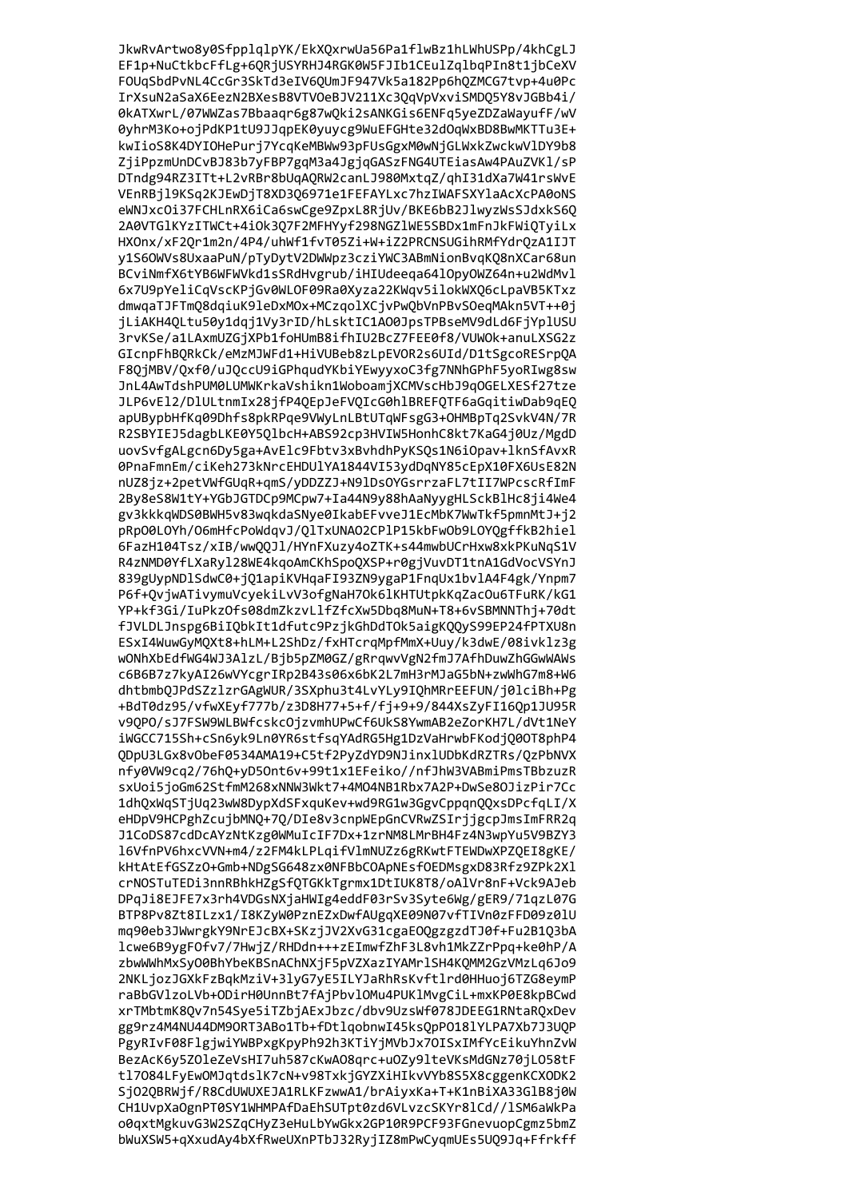```
JkwRvArtwo8y0SfpplqlpYK/EkXQxrwUa56Pa1flwBz1hLWhUSPp/4khCgLJ
EF1p+NuCtkbcFfLg+6QRjUSYRHJ4RGK0W5FJIb1CEulZqlbqPIn8t1jbCeXV
FOUqSbdPvNL4CcGr3SkTd3eIV6QUmJF947Vk5a182Pp6hQZMCG7tvp+4u0Pc
IrXsuN2aSaX6EezN2BXesB8VTVOeBJV211Xc3QqVpVxviSMDQ5Y8vJGBb4i/
0kATXwrL/07WWZas7Bbaaqr6g87wQki2sANKGis6ENFq5yeZDZaWayufF/wV
0yhrM3Ko+ojPdKP1tU9JJqpEK0yuycg9WuEFGHte32dOqWxBD8BwMKTTu3E+
kwIioS8K4DYIOHePurj7YcqKeMBWw93pFUsGgxM0wNjGLWxkZwckwVlDY9b8
ZjiPpzmUnDCvBJ83b7yFBP7gqM3a4JgjqGASzFNG4UTEiasAw4PAuZVKl/sP
DTndg94RZ3ITt+L2vRBr8bUqAQRW2canLJ980MxtqZ/qhI31dXa7W41rsWvE
VEnRBjl9KSq2KJEwDjT8XD3Q6971e1FEFAYLxc7hzIWAFSXYlaAcXcPA0oNS
eWNJxcOi37FCHLnRX6iCa6swCge9ZpxL8RjUv/BKE6bB2JlwyzWsSJdxkS6Q
2A0VTGlKYzITWCt+4iOk3Q7F2MFHYyf298NGZlWE5SBDx1mFnJkFWiQTyiLx
HXOnx/xF2Qr1m2n/4P4/uhWf1fvT05Zi+W+iZ2PRCNSUGihRMfYdrQzA1IJT
y1S6OWVs8UxaaPuN/pTyDytV2DWWpz3cziYWC3ABmNionBvqKQ8nXCar68un
BCviNmfX6tYB6WFWVkd1sSRdHvgrub/iHIUdeeqa64lOpyOWZ64n+u2WdMvl
6x7U9pYeliCqVscKPjGv0WLOF09Ra0Xyza22KWqv5ilokWXQ6cLpaVB5KTxz
dmwqaTJFTmQ8dqiuK9leDxMOx+MCzqolXCjvPwQbVnPBvSOeqMAkn5VT++0j
jLiAKH4QLtu50y1dqj1Vy3rID/hLsktIC1AO0JpsTPBseMV9dLd6FjYplUSU
3rvKSe/a1LAxmUZGjXPb1foHUmB8ifhIU2BcZ7FEE0f8/VUWOk+anuLXSG2z
GIcnpFhBQRkCk/eMzMJWFd1+HiVUBeb8zLpEVOR2s6UId/D1tSgcoRESrpQA
F8QjMBV/Qxf0/uJQccU9iGPhqudYKbiYEwyyxoC3fg7NNhGPhF5yoRIwg8sw
JnL4AwTdshPUM0LUMWKrkaVshikn1WoboamjXCMVscHbJ9qOGELXESf27tze
JLP6vEl2/DlULtnmIx28jfP4QEpJeFVQIcG0hlBREFQTF6aGqitiwDab9qEQ
apUBypbHfKq09Dhfs8pkRPqe9VWyLnLBtUTqWFsgG3+OHMBpTq2SvkV4N/7R
R2SBYIEJ5dagbLKE0Y5QlbcH+ABS92cp3HVIW5HonhC8kt7KaG4j0Uz/MgdD
uovSvfgALgcn6Dy5ga+AvElc9Fbtv3xBvhdhPyKSQs1N6iOpav+lknSfAvxR
0PnaFmnEm/ciKeh273kNrcEHDUlYA1844VI53ydDqNY85cEpX10FX6UsE82N
nUZ8jz+2petVWfGUqR+qmS/yDDZZJ+N9lDsOYGsrrzaFL7tII7WPcscRfImF
2By8eS8W1tY+YGbJGTDCp9MCpw7+Ia44N9y88hAaNyygHLSckBlHc8ji4We4
gv3kkkqWDS0BWH5v83wqkdaSNye0IkabEFvveJ1EcMbK7WwTkf5pmnMtJ+j2
pRpO0LOYh/O6mHfcPoWdqvJ/QlTxUNAO2CPlP15kbFwOb9LOYQgffkB2hiel
6FazH104Tsz/xIB/wwQQJl/HYnFXuzy4oZTK+s44mwbUCrHxw8xkPKuNqS1V
R4zNMD0YfLXaRyl28WE4kqoAmCKhSpoQXSP+r0gjVuvDT1tnA1GdVocVSYnJ
839gUypNDlSdwC0+jQ1apiKVHqaFI93ZN9ygaP1FnqUx1bvlA4F4gk/Ynpm7
P6f+QvjwATivymuVcyekiLvV3ofgNaH7Ok6lKHTUtpkKqZacOu6TFuRK/kG1
YP+kf3Gi/IuPkzOfs08dmZkzvLlfZfcXw5Dbq8MuN+T8+6vSBMNNThj+70dt
fJVLDLJnspg6BiIQbkIt1dfutc9PzjkGhDdTOk5aigKQQyS99EP24fPTXU8n
ESxI4WuwGyMQXt8+hLM+L2ShDz/fxHTcrqMpfMmX+Uuy/k3dwE/08ivklz3g
wONhXbEdfWG4WJ3AlzL/Bjb5pZM0GZ/gRrqwvVgN2fmJ7AfhDuwZhGGwWAWs
c6B6B7z7kyAI26wVYcgrIRp2B43s06x6bK2L7mH3rMJaG5bN+zwWhG7m8+W6
dhtbmbQJPdSZzlzrGAgWUR/3SXphu3t4LvYLy9IQhMRrEEFUN/j0lciBh+Pg
+BdT0dz95/vfwXEyf777b/z3D8H77+5+f/fj+9+9/844XsZyFI16Qp1JU95R
v9QPO/sJ7FSW9WLBWfcskcOjzvmhUPwCf6UkS8YwmAB2eZorKH7L/dVt1NeY
iWGCC715Sh+cSn6yk9Ln0YR6stfsqYAdRG5Hg1DzVaHrwbFKodjQ0OT8phP4
QDpU3LGx8vObeF0534AMA19+C5tf2PyZdYD9NJinxlUDbKdRZTRs/QzPbNVX
nfy0VW9cq2/76hQ+yD5Ont6v+99t1x1EFeiko//nfJhW3VABmiPmsTBbzuzR
sxUoi5joGm62StfmM268xNNW3Wkt7+4MO4NB1Rbx7A2P+DwSe8OJizPir7Cc
1dhQxWqSTjUq23wW8DypXdSFxquKev+wd9RG1w3GgvCppqnQQxsDPcfqLI/X
eHDpV9HCPghZcujbMNQ+7Q/DIe8v3cnpWEpGnCVRwZSIrjjgcpJmsImFRR2q
J1CoDS87cdDcAYzNtKzg0WMuIcIF7Dx+1zrNM8LMrBH4Fz4N3wpYu5V9BZY3
l6VfnPV6hxcVVN+m4/z2FM4kLPLqifVlmNUZz6gRKwtFTEWDwXPZQEI8gKE/
kHtAtEfGSZzO+Gmb+NDgSG648zx0NFBbCOApNEsfOEDMsgxD83Rfz9ZPk2Xl
crNOSTuTEDi3nnRBhkHZgSfQTGKkTgrmx1DtIUK8T8/oAlVr8nF+Vck9AJeb
DPqJi8EJFE7x3rh4VDGsNXjaHWIg4eddF03rSv3Syte6Wg/gER9/71qzL07G
BTP8Pv8Zt8ILzx1/I8KZyW0PznEZxDwfAUgqXE09N07vfTIVn0zFFD09z0lU
mq90eb3JWwrgkY9NrEJcBX+SKzjJV2XvG31cgaEOQgzgzdTJ0f+Fu2B1Q3bA
lcwe6B9ygFOfv7/7HwjZ/RHDdn+++zEImwfZhF3L8vh1MkZZrPpq+ke0hP/A
zbwWWhMxSyO0BhYbeKBSnAChNXjF5pVZXazIYAMrlSH4KQMM2GzVMzLq6Jo9
2NKLjozJGXkFzBqkMziV+3lyG7yE5ILYJaRhRsKvftlrd0HHuoj6TZG8eymP
raBbGVlzoLVb+ODirH0UnnBt7fAjPbvlOMu4PUKlMvgCiL+mxKP0E8kpBCwd
xrTMbtmK8Qv7n54Sye5iTZbjAExJbzc/dbv9UzsWf078JDEEG1RNtaRQxDev
gg9rz4M4NU44DM9ORT3ABo1Tb+fDtlqobnwI45ksQpPO18lYLPA7Xb7J3UQP
PgyRIvF08FlgjwiYWBPxgKpyPh92h3KTiYjMVbJx7OISxIMfYcEikuYhnZvW
BezAcK6y5ZOleZeVsHI7uh587cKwAO8qrc+uOZy9lteVKsMdGNz70jLO58tF
tl7O84LFyEwOMJqtdslK7cN+v98TxkjGYZXiHIkvVYb8S5X8cggenKCXODK2
SjO2QBRWjf/R8CdUWUXEJA1RLKFzwwA1/brAiyxKa+T+K1nBiXA33GlB8j0W
CH1UvpXaOgnPT0SY1WHMPAfDaEhSUTpt0zd6VLvzcSKYr8lCd//lSM6aWkPa
o0qxtMgkuvG3W2SZqCHyZ3eHuLbYwGkx2GP10R9PCF93FGnevuopCgmz5bmZ
bWuXSW5+qXxudAy4bXfRweUXnPTbJ32RyjIZ8mPwCyqmUEs5UQ9Jq+Ffrkff
```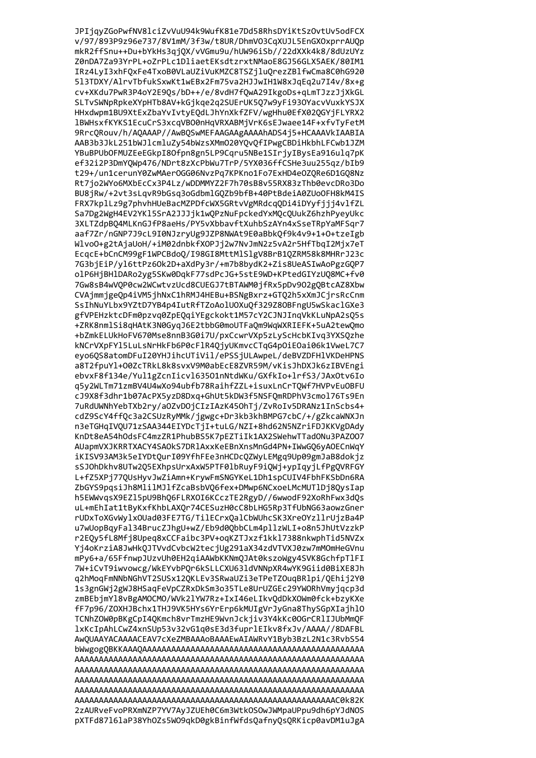```
JPIjqyZGoPwfNV8lciZvVuU94k9WufK81e7Dd58RhsDYiKtSzOvtUv5odFCX
v/97/893P9z96e737/8V1mM/3f3w/t8UR/DhmVO3CqXUJL5EnGXOxprrAUQp
mkR2ffSnu++Du+bYkHs3qjQX/vVGmu9u/hUW96iSb//22dXXk4k8/8dUzUYz
Z0nDA7Za93YrPL+oZrPLc1DliaetEKsdtzrxtNMaoE8GJ56GLX5AEK/80IM1
IRz4LyI3xhFQxFe4TxoB0VLaUZiVuKMZC8TSZjluQrezZBlfwCma8C0hG920
5l3TDXY/AlrvTbfukSxwKt1wEBx2Fm75va2HJJwIH1W8xJqEq2u7I4v/8x+g
cv+XKdu7PwR3P4oY2E9Qs/bD++/e/8vdH7fQwA29IkgoDs+qLmTJzzJjXkGL
SLTvSWNpRpkeXYpHTb8AV+kGjkqe2q2SUErUK5Q7w9yFi93OYacvVuxkYSJX
HHxdwpm1BU9XtExZbaYvIvtyEQdLJhYnXkfZFV/wgHhu0EfX02QGYjFLYRX2
lBWHsxfKYKS1EcuCrS3xcqVBO0nHqVRXABMjVrK6sEJwaee14F+xfvTyFetM
9RrcQRouv/h/AQAAAP//AwBQSwMEFAAGAAgAAAAhADS4j5+HCAAAVkIAABIA
AAB3b3JkL251bWJlcmluZy54bWzsXMmO20YQvQfIPwgCBDiHkbhLFCwb1JZM
YBuBPUbOFMUZEeEGkpI8Ofpn8gn5LP9Cqru5NBe1SIrjyIBysEa916ulq7pK
ef32i2P3DmYQWp476/NDrt8zXcPbWu7TrP/5YX036ffCSHe3uu255qz/bIb9
t29+/un1cerunY0ZwMAerOGG06NvzPq7KPKno1Fo7ExHD4eOZQRe6D1GQ8Nz
Rt7jo2WYo6MXbEcCx3P4Lz/wDDMMYZ2F7h70sB8v55RX83zThb0evcDRo3Do
BU8jRw/+2vt3sLqvR9bGsq3oGdbmlGQZb9bfB+40PtBdeiA0ZUoOFH8kM4IS
FRX7kplLz9g7phvhHUeBacMZPDfcWX5GRtvVgMRdcqQDi4iDYyfjjj4vlfZL
Sa7Dg2WgH4EV2YKl5SrA2JJJjk1wQPzNuFpckedYxMQcQUukZ6hzhPyeyUkc
3XLTZdpBQ4MLKnGJfP8aeHs/PY5vXbbavftXuhbSzAYn4xSseTRpYaMFSqr7
aaf7Zr/nGNP7J9cL9I0NJzryUg9JZP8NWAt9E0aBbkQf9k4v9+1+O+tzeIgb
WlvoO+g2tAjaUoH/+iM02dnbkfXOPJj2w7NvJmN2z5vA2r5HfTbqI2Mjx7eT
EcqcE+bCnCM99gF1WPCBdoQ/I98GI8MttMlSlgV8BrB1QZRM58k8MHRrJ23c
7G3bjEiP/yl6ttPz6Ok2D+aXdPy3r/+m7b8bydK2+Zis8UeASIwAoPgzGQP7
olP6HjBHlDARo2yg5SKw0DqkF77sdPcJG+5stE9WD+KPtedGIYzUQ8MC+fv0
7Gw8sB4wVQP0cw2WCwtvzUcd8CUEGJ7tBTAWM0jfRx5pDv9O2gQBtcAZ8Xbw
CVAjmmjgeQp4iVM5jhNxC1hRMJ4HEBu+BSNgBxrz+GTQ2h5xXmJCjrsRcCnm
SsIhNuYLbx9YZtD7YB4p4IutRfTZoAolUOXuQf329Z8OBFngU5wSkaclGXe3
gfVPEHzktcDFm0pzvq0ZpEQqiYEgckokt1M57cY2CJNJInqVkKLuNpA2sQ5s
+ZRK8nmlSi8qHAtK3N0GyqJ6E2tbbG0moUTFaQm9WqWXRIEFK+5uA2tewQmo
+bZmkELUkHoFV670Mse8nnB3G0i7U/pxCcwrVXp5zLyScHcbKIvq3YXSQzhe
kNCrVXpFYl5LuLsNrHkFb6P0cFlR4QjyUKmvcCTqG4pOiEOai06k1VweL7C7
eyo6QS8atomDFuI20YHJihcUTiVil/ePSSjULAwpeL/deBVZDFHlVKDeHPNS
a8T2fpuYl+O0ZcTRkL8k8svxV9M0abEcE8ZVR59M/vKisJhDXJk6zIBVEngi
ebvxF8f134e/Yul1gZcnIicvl635O1nNtdWKu/GXfkIo+lrfS3/JAxOtv6Io
q5y2WLTm71zmBV4U4wXo94ubfb78RaihfZZL+isuxLnCrTQWf7HVPvEuOBFU
cJ9X8f3dhr1b07AcPX5yzD8Dxq+GhUt5kDW3f5NSFQmRDPhV3cmol76Ts9En
7uRdUWNhYebTXb2ry/aOZvDOjCIzIAzK45OhTj/ZvRoIv5DRANz1InScbs4+
cdZ9ScY4ffQc3a2CSUzRyMMk/jgwgc+Dr3kb3khBMPG7cbC/+/gZkcaWNXJn
n3eTGHqIVQU71zSAA344EIYDcTjI+tuLG/NZI+8hd62N5NZriFDJKKVgDAdy
KnDt8eA54hOdsFC4mzZR1PhubBS5K7pEZTiIk1AX2SWehwTTadONu3PAZOO7
AUapmVXJKRRTXACY4SAOkS7DRlAxxKeEBnXnsMnGd4PN+IWwGQ6yAOECnWqY
iKISV93AM3k5eIYDtQurI09YfhFEe3nHCDcQZWyLEMgq9Up09gmJaB8dokjz
sSJOhDkhv8UTw2Q5EXhpsUrxAxW5PTF0lbRuyF9iQWj+ypIqyjLfPgQVRFGY
L+fZ5XPj77QUsHyvJwZiAmn+KrywFmSNGYKeL1Dh1spCUIV4FbhFKSbDn6RA
ZbGYS9pqsiJh8MlilMJlfZcaBsbVQ6fex+DMwp6NCxoeLMcMUTlDj8QysIap
h5EWWvqsX9EZl5pU9BhQ6FLRXOI6KCczTE2RgyD//6wwodF92XoRhFwx3dQs
uL+mEhIat1tByKxfKhbLAXQr74CESuzH0cC8bLHG5Rp3TfUbNG63aowzGner
rUDxToXGvWylxOUad03FE7TG/TilECrxQalCbWUhcSK3XreOYzllrUjzBa4P
u7wUopBqyFal34BrucZJhgU+wZ/Eb9d0QbbCLm4pllzWLI+o8n5JhUtVzzkP
r2EQy5fL8Mfj8Upeq8xCCFaibc3PV+oqKZTJxzf1kkl7388nkwphTid5NVZx
Yj4oKrziA8JwHkQJTVvdCvbcW2tecjUg291aX34zdVTVXJ0zw7mMOmHeGVnu
mPy6+a/65FfnwpJUzvUh0EH2qiAAWbKKNmQJAt0kszoWgy4SVK8GchfpTlFI
7W+iCvT9iwvowcg/WkEYvbPQr6kSLLCXU63ldVNNpXR4wYK9Giid0BiXE8Jh
q2hMoqFmNNbNGhVT2SUSx12QKLEv3SRwaUZi3eTPeTZOuqBRlpi/QEhij2Y0
1s3gnGWj2gWJ8HSaqFeVpCZRxDkSm3o35TLe8UrUZGEc29YWORhVmyjqcp3d
zmBEbjmYl8vBgAMOCMO/WVk2lYW7Rz+IxI46eLIkvQdDkXOWm0fck+bzyKXe
fF7p96/ZOXHJBchx1THJ9VK5HYs6YrErp6kMUIgVrJyGna8ThySGpXIajhlO
TCNhZOW0pBKgCpI4QKmch8vrTmzHE9WvnJckjiv3Y4kKc0OGrCRlIJUbMmQF
lxKcIpAhLCwZ4xnSUp53v32vG1q0sE3d3fuprlEIkv8fxJv/AAAA//8DAFBL
AwQUAAYACAAAACEAV7cXeZMBAAAoBAAAEwAIAWRvY1Byb3BzL2N1c3RvbS54
bWwgogQBKKAAAQAAAAAAAAAAAAAAAAAAAAAAAAAAAAAAAAAAAAAAAAAAAAAA
AAAAAAAAAAAAAAAAAAAAAAAAAAAAAAAAAAAAAAAAAAAAAAAAAAAAAAAAAAAA
AAAAAAAAAAAAAAAAAAAAAAAAAAAAAAAAAAAAAAAAAAAAAAAAAAAAAAAAAAAA
AAAAAAAAAAAAAAAAAAAAAAAAAAAAAAAAAAAAAAAAAAAAAAAAAAAAAAAAAAAA
AAAAAAAAAAAAAAAAAAAAAAAAAAAAAAAAAAAAAAAAAAAAAAAAAAAAAAAAAAAA
AAAAAAAAAAAAAAAAAAAAAAAAAAAAAAAAAAAAAAAAAAAAAAAAAAAAAAC0k82K
2zAURveFvoPRXmNZP7YV7AyJZUEh0C6m3WtkOSOwJWMpaUPpu9dh6pYJdNOS
pXTFd87l6laP38YhOZs5WO9qkD0gkBinfWfdsQafnyQsQRKicp0avDM1uJgA
```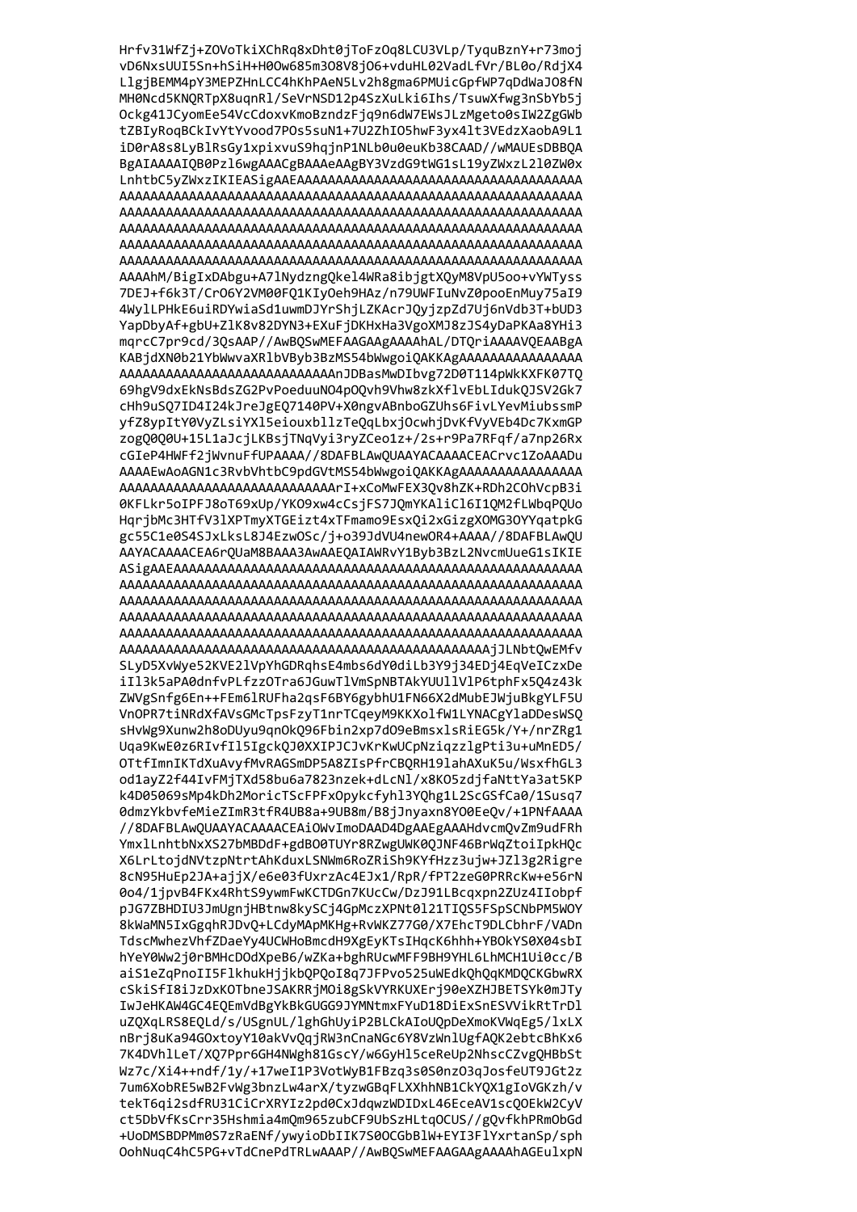```
Hrfv31WfZj+ZOVoTkiXChRq8xDht0jToFzOq8LCU3VLp/TyquBznY+r73moj
vD6NxsUUI5Sn+hSiH+H0Ow685m3O8V8jO6+vduHL02VadLfVr/BL0o/RdjX4
LlgjBEMM4pY3MEPZHnLCC4hKhPAeN5Lv2h8gma6PMUicGpfWP7qDdWaJO8fN
MH0Ncd5KNQRTpX8uqnRl/SeVrNSD12p4SzXuLki6Ihs/TsuwXfwg3nSbYb5j
Ockg41JCyomEe54VcCdoxvKmoBzndzFjq9n6dW7EWsJLzMgeto0sIW2ZgGWb
tZBIyRoqBCkIvYtYvood7POs5suN1+7U2ZhIO5hwF3yx4lt3VEdzXaobA9L1
iD0rA8s8LyBlRsGy1xpixvuS9hqjnP1NLb0u0euKb38CAAD//wMAUEsDBBQA
BgAIAAAAIQB0Pzl6wgAAACgBAAAeAAgBY3VzdG9tWG1sL19yZWxzL2l0ZW0x
LnhtbC5yZWxzIKIEASigAAEAAAAAAAAAAAAAAAAAAAAAAAAAAAAAAAAAAAAA
AAAAAAAAAAAAAAAAAAAAAAAAAAAAAAAAAAAAAAAAAAAAAAAAAAAAAAAAAAAA
AAAAAAAAAAAAAAAAAAAAAAAAAAAAAAAAAAAAAAAAAAAAAAAAAAAAAAAAAAAA
AAAAAAAAAAAAAAAAAAAAAAAAAAAAAAAAAAAAAAAAAAAAAAAAAAAAAAAAAAAA
AAAAAAAAAAAAAAAAAAAAAAAAAAAAAAAAAAAAAAAAAAAAAAAAAAAAAAAAAAAA
AAAAAAAAAAAAAAAAAAAAAAAAAAAAAAAAAAAAAAAAAAAAAAAAAAAAAAAAAAAA
AAAAhM/BigIxDAbgu+A7lNydzngQkel4WRa8ibjgtXQyM8VpU5oo+vYWTyss
7DEJ+f6k3T/CrO6Y2VM00FQ1KIyOeh9HAz/n79UWFIuNvZ0pooEnMuy75aI9
4WylLPHkE6uiRDYwiaSd1uwmDJYrShjLZKAcrJQyjzpZd7Uj6nVdb3T+bUD3
YapDbyAf+gbU+ZlK8v82DYN3+EXuFjDKHxHa3VgoXMJ8zJS4yDaPKAa8YHi3
mqrcC7pr9cd/3QsAAP//AwBQSwMEFAAGAAgAAAAhAL/DTQriAAAAVQEAABgA
KABjdXN0b21YbWwvaXRlbVByb3BzMS54bWwgoiQAKKAgAAAAAAAAAAAAAAAA
AAAAAAAAAAAAAAAAAAAAAAAAAAAAAnJDBasMwDIbvg72D0T114pWkKXFK07TQ
69hgV9dxEkNsBdsZG2PvPoeduuNO4pOQvh9Vhw8zkXflvEbLIdukQJSV2Gk7
cHh9uSQ7ID4I24kJreJgEQ7140PV+X0ngvABnboGZUhs6FivLYevMiubssmP
yfZ8ypItY0VyZLsiYXl5eiouxbllzTeQqLbxjOcwhjDvKfVyVEb4Dc7KxmGP
zogQ0Q0U+15L1aJcjLKBsjTNqVyi3ryZCeo1z+/2s+r9Pa7RFqf/a7np26Rx
cGIeP4HWFf2jWvnuFfUPAAAA//8DAFBLAwQUAAYACAAAACEACrvc12ZoAADu
AAAAEwAoAGN1c3RvbVhtbC9pdGVtMS54bWwgoiQAKKAgAAAAAAAAAAAAAAAA
AAAAAAAAAAAAAAAAAAAAAAAAAAAAArI+xCoMwFEX3Qv8hZK+RDh2COhVcpB3i
0KFLkr5oIPFJ8oT69xUp/YKO9xw4cCsjFS7JQmYKAliCl6I1QM2fLWbqPQUo
HqrjbMc3HTfV3lXPTmyXTGEizt4xTFmamo9EsxQi2xGizgXOMG3OYYqatpkG
gc55C1e0S4SJxLksL8J4EzwOSc/j+o39JdVU4newOR4+AAAA//8DAFBLAwQU
AAYACAAAACEA6rQUaM8BAAA3AwAAEQAIAWRvY1Byb3BzL2NvcmUueG1sIKIE
ASigAAEAAAAAAAAAAAAAAAAAAAAAAAAAAAAAAAAAAAAAAAAAAAAAAAAAAAAA
AAAAAAAAAAAAAAAAAAAAAAAAAAAAAAAAAAAAAAAAAAAAAAAAAAAAAAAAAAAA
AAAAAAAAAAAAAAAAAAAAAAAAAAAAAAAAAAAAAAAAAAAAAAAAAAAAAAAAAAAA
AAAAAAAAAAAAAAAAAAAAAAAAAAAAAAAAAAAAAAAAAAAAAAAAAAAAAAAAAAAA
AAAAAAAAAAAAAAAAAAAAAAAAAAAAAAAAAAAAAAAAAAAAAAAAAAAAAAAAAAAA
AAAAAAAAAAAAAAAAAAAAAAAAAAAAAAAAAAAAAAAAAAAAAAAAAjJLNbtQwEMfv
SLyD5XvWye52KVE2lVpYhGDRqhsE4mbs6dY0diLb3Y9j34EDj4EqVeICzxDe
iIl3k5aPA0dnfvPLfzzOTra6ORaZRiSh9KYfHzz3ujw+JZl3g2Rigre
ZWVgSnfg6En++FEm6lRUFha2qsF6BY6gybhU1FN66X2dMubEJWjuBkgYLF5U
VnOPR7tiNRdXfAVsGMcTpsFzyT1nrTCqeyM9KKXolfW1LYNACgYlaDDesWSQ
sHvWg9Xunw2h8oDUyu9qnOkQ96Fbin2xp7dO9eBmsxlsRiEG5k/Y+/nrZRg1
Uqa9KwE0z6RIvfIl5IgckQJ0XXIPJCJvKrKwUCpNziqzzlgPti3u+uMnED5/
OTtfImnIKTdXuAvyfMvRAGSmDP5A8ZIsPfrCBQRH19lahAXuK5u/WsxfhGL3
od1ayZ2f44IvFMjTXd58bu6a7823nzek+dLcNl/x8KO5zdjfaNttYa3at5KP
k4D05069sMp4kDh2MoricTScFPFxOpykcfyhl3YQhg1L2ScGSfCa0/1Susq7
0dmzYkbvfeMieZImR3tfR4UB8a+9UB8m/B8jJnyaxn8YO0EeQv/+1PNfAAAA
//8DAFBLAwQUAAYACAAAACEAiOWvImoDAAD4DgAAEgAAAHdvcmQvZm9udFRh
YmxlLnhtbNxXS27bMBDdF+gdBO0TUYr8RZwgWUK0QJNF46BrWqZtoiIpkHQc
X6LrLtojdNVtzpNtrtAhKduxLSNWm6RoZRiSh9KYfHzz3ujw+JZl3g2Rigre
8cN95HuEp2JA+ajjX/e6e0fUxrzAc4EJx1/RpR/fPT2zeG0PRRKw+e56rN
0o4/1jpvB4FKx4RhtS9ywmFwKCTDGn7KUcCw/DzJ91Lbcqxpn2ZUz4IIobpf
pJG7ZBHDIU3JmUgnjHBtnw8kySCJ4GpMczXPNt0l21TIQS5FSpSCNbPM5WOY
8kWaMN5IxGgqhRJDvQ+LCdyMApMpKHg+RvWKZ77G0/X7EhcT9DLCbhrF/VADn
TdscMwhezVhfZDaeYy4UCHoBmcdH9XgEyKTsIHqcK6hhh+YBOkYS0X04sbI
hYeY0Ww2j0rBMHcDOdXpeB6/wZKa+bghRUcwMFF9BH9YHL6LhMCH1Ui0cc/B
aiS1eZqPnoII5FlkhukHjjkbjQPQoI8q7JFPvo525uWEdkQhQqKMDQCKGbwRX
cSkiSfI8iJzDxKOTbneJSAKRRjMOi8gSkVYRKUXErj90eXZHJBETSYk0mJTy
IwJeHKAW4GC4EQEmVdBgYkBkGUGG9JYMNtmxFYuD18DiExSnESVVikRtTrDl
uZQXqLRS8EQLd/s/USgnUL/lghGhUyiP2BLCkAIoUQpDeXmoKVWqEg5/lxLX
nBrj8uKa94GOxtoyY10akVvQqjRW3nCnaNGc6Y8VzWnlUgfAQK2ebtcBhKx6
7K4DVhlLeT/XQ7Ppr6GH4NWgh81GscY/w6GyHl5ceReUp2NhscCZvgQHBbSt
Wz7c/Xi4++ndf/1y/+17weI1P3VotWyB1FBzq3s0S0nzO3Jq7JosfeUT9JGt2z
7um6XobRE5wB2FvWg3bnzLw4arX/tyzwGBqFLXXhhNB1CkYQX1gIoVGKzh/v
tekT6qi2sdfRU31CiCrXRYIz2pd0CxJdqwzWDIDxL46EceAV1scQOEkW2CyV
ct5DbVfKsCrr35Hshmia4mQm965zubCF9UbSzHLtqOCUS//gQvfkhPRmObGd
+UoDMSBDPMm0S7zRaENf/ywyioDbIIK7S0OCGbBlW+EYI3FlYxrtanSp/sph
OohNuqC4hC5PG+vTdCnePdTRLwAAAP//AwBQSwMEFAAGAAgAAAAhAGEulxpN
```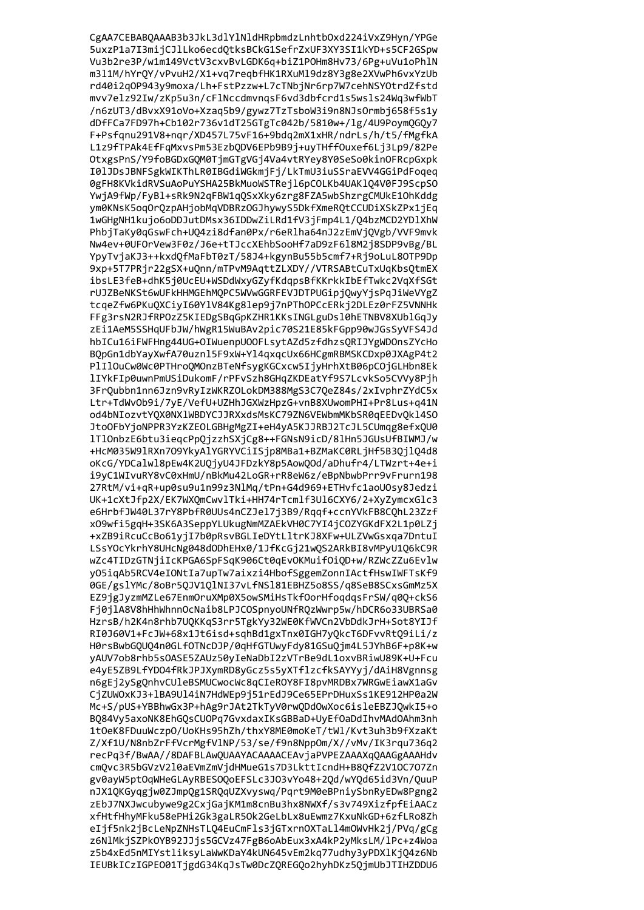```
CgAA7CEBABQAAAB3b3JkL3dlYlNldHRpbmdzLnhtbOxd224iVxZ9Hyn/YPGe
5uxzP1a7I3mijCJlLko6ecdQtksBCkG1SefrZxUF3XY3SI1kYD+s5CF2GSpw
Vu3b2re3P/w1m149VctV3cxvBvLGDK6q+biZ1POHm8Hv73/6Pg+uVu1oPhlN
m3l1M/hYrQY/vPvuH2/X1+vq7reqbfHK1RXuMl9dz8Y3g8e2XVwPh6vxYzUb
rd40i2qOP943y9moxa/Lh+FstPzzw+L7cTNbjNr6rp7W7cehNSYOtrdZfstd
mvv7elz92Iw/zKp5u3n/cFlNccdmvnqsF6vd3dbfcrd1s5wsls24Wq3wfWbT
/n6zUT3/dBvxX91oVo+Xzaq5b9/gywz7TzTsboW3i9n8NJsOrmbj658f5s1y
dDfFCa7FD97h+Cb102r736v1dT25GTgTc042b/5810w+/lg/4U9PoymQGQy7
F+Psfqnu291V8+nqr/XD457L75vF16+9bdq2mX1xHR/ndrLs/h/t5/fMgfkA
L1z9fTPAk4EfFqMxvsPm53EzbQDV6EPb9B9j+uyTHffOuxef6Lj3Lp9/82Pe
OtxgsPnS/Y9foBGDxGQM0TjmGTgVGj4Va4vtRYey8Y0SeSo0kinOFRcpGxpk
I0lJDsJBNFSgkWIKThLR0IBGdiWGkmjFj/LkTmU3iuSSraEVV4GGiPdFoqeq
0gFH8KVkidRVSuAoPuYSHA25BkMuoWSTRejl6pCOLKb4UAKlQ4V0FJ9ScpSO
YwjA9fWp/FyBl+sRk9N2qFBW1qQSxXky6zrg8FZA5wbShzrgCMUkE1OhKddg
ym0KNsK5oqOrQzpAHjobMqVDBRzOGJhywyS5DkfXmeRQtCCUDiXSkZPx1jEq
1wGHgNH1kujo6oDDJutDMsx36IDDwZiLRd1fV3jFmp4L1/Q4bzMCD2YDlXhW
PhbjTaKy0qGswFch+UQ4zi8dfan0Px/r6eRlha64nJ2zEmVjQVgb/VVF9mvk
Nw4ev+0UFOrVew3F0z/J6e+tTJccXEhbSooHf7aD9zF6l8M2j8SDP9vBg/BL
YpyTvjaKJ3++kxdQfMaFbT0zT/58J4+kgynBu55b5cmf7+Rj9oLuL8OTP9Dp
9xp+5T7PRjr22gSX+uQnn/mTPvM9AqttZLXDY//VTRSABtCuTxUqKbsQtmEX
ibsLE3feB+dhK5j0UcEU+WSDdWxyGZyfKdqpsBfKKrkkIbEfTwkc2VqXfSGt
rUJZBeNKSt6wUFkHHMGEhMQPC5WVwGGRFEVJDTPUGipjQwyYjsPqJiWeVYgZ
tcqeZfw6PKuQXCiyI60YlV84Kg8lep9j7nPThOPCcERkj2DLEz0rFZ5VNNHk
FFg3rsN2RJfRPOzZ5KIEDgSBqGpKZHR1KKsINGLguDsl0hETNBV8XUblGqJy
zEi1AeM5SSHqUFbJW/hWgR15WuBAv2pic70S21E85kFGpp90wJGsSyVFS4Jd
hbICu16iFWFHng44UG+OIWuenpUOOFLsytAZd5zfdhzsQRIJYgWDOnsZYcHo
BQpGn1dbYayXwfA70uznl5F9xW+Yl4qxqcUx66HCgmRBMSKCDxp0JXAgP4t2
PlIlOuCw0Wc0PTHroQMOnzBTeNfsygKGCxcw5IjyHrhXtB06pCOjGLHbn8Ek
lIYkFIp0uwnPmUSiDukomF/rPFvSzh8GHqZKDEatYf9S7LcvkSo5CVVy8Pjh
3FrQubbn1nn6Jzn9vRyIzWKRZOLokDM388MgS3C7QeZ84s/2xIvphrZYdC5x
Ltr+TdWvOb9i/7yE/VefU+UZHhJGXWzHpzG+vnB8XUwomPHI+Pr8Lus+q41N
od4bNIozvtYQX0NXlWBDYCJJRXxdsMsKC79ZN6VEWbmMKbSR0qEEDvQkl4SO
JtoOFbYjoNPPR3YzKZEOLGBHgMgZI+eH4yA5KJJRBJ2TcJL5CUmqg8efxQU0
lTlOnbzE6btu3ieqcPpQjzzhSXjCg8++FGNsN9icD/8lHn5JGUsUfBIWMJ/w
+HcM035W9lRXn7O9YkyAlYGRYVCiISjp8MBa1+BZMaKC0RLjHf5B3QjlQ4d8
oKcG/YDCalwl8pEw4K2UQjyU4JFDzkY8p5AowQOd/aDhufr4/LTWzrt+4e+i
i9yC1WIvuRY8vC0xHmU/nBkMu42LoGR+rR8eW6z/eBpNbwbPrr9vFrurn198
27RtM/vi+qR+up0su9u1n99z3NlMq/tPn+G4d969+ETHvfc1aoUOsy8Jedzi
UK+1cXtJfp2X/EK7WXQmCwvlTki+HH74rTcmlf3Ul6CXY6/2+XyZymcxGlc3
e6HrbfJW40L37rY8PbfR0UUs4nCZJel7j3B9/Rqqf+ccnYVkFB8CQhL23Zzf
xO9wfi5gqH+3SK6A3SeppYLUkugNmMZAEkVH0C7YI4jCOZYGKdFX2L1p0LZj
+xZB9iRcuCcBo61yjI7b0pRsvBGLIeDYtLltrKJ8XFw+ULZVwGsxqa7DntuI
LSsYOcYkrhY8UHcNg048dODhEHx0/1JfKcGj21wQS2ARkBI8vMPyU1Q6kC9R
wZc4TIDzGTNjiIcKPGA6SpFSqK906Ct0qEvOKMuifOiQD+w/RZWcZZu6Evlw
yO5iqAb5RCV4eIONtIa7upTw7aixzi4HbofSggemZonnIActfHswIWFTsKf9
0GE/gslYMc/8oBr5QJV1QlNI37vLfNSl81EBHZ5o8SS/q8SeB8SCxsGmMz5X
EZ9jgJyzmMZLe67EnmOruXMp0X5owSMiHsTkfOorHfoqdqsFrSW/q0Q+ckS6
Fj0jlA8V8hHhWhnnOcNaib8LPJCOSpnyoUNfRQzWwrp5w/hDCR6o33UBRSa0
HzrsB/h2K4n8rhb7UQKKqS3rr5TgkYy32WE0KfWVCn2VbDdkJrH+Sot8YIJf
RI0J60V1+FcJW+68x1Jt6isd+sqhBd1gxTnx0IGH7yQkcT6DFvvRtQ9iLi/z
H0rsBwbGQUQ4n0GLfOTNcDJP/0qHfGTUwyFdy81GSuQjm4L5JYhB6F+p8K+w
yAUV7ob8rhb5sOASE5ZAUz50yIeNaDbI2zVTrBe9dL1oxvBRiwU89K+U+Fcu
e4yE5ZB9LfYDO4fRkJPJXymRD8yGcz5s5yXTflzcfkSAYYyj/dAiH8Vgnnsg
n6gEj2ySgQnhvCUleBSMUCwocWc8qCIeROY8FI8pvMRDBx7WRGwEiawX1aGv
CjZUWOxKJ3+lBA9Ul4iN7HdWEp9j51rEdJ9Ce65EPrDHuxSs1KE912HP0a2W
Mc+S/pUS+YBBhwGx3P+hAg9rJAt2TkTyV0rwQDdOwXoc6isleEBZJQwkI5+o
BQ84Vy5axoNK8EhGQsCUOPq7GvxdaxIKsGBBaD+UyEfOaDdIhvMAdOAhm3nh
1tOeK8FDuuWczpO/UoKHs95hZh/thxY8ME0moKeT/tWl/Kvt3uh3b9fXzaKt
Z/Xf1U/N8nbZrFfVcrMgfVlNP/53/se/f9n8NppOm/X//vMv/IK3rqu736q2
recPq3f/BwAA//8DAFBLAwQUAAYACAAAACEAvjaPVPEZAAAXqQAAGgAAAHdv
cmQvc3R5bGVzV2l0aEVmZmVjdHMueG1s7D3LkttIcndH+B8QfZ2V1OC7O7Zn
gv0ayW5ptOqWHeGLAyRBESOQoEFSLc3JO3vYo48+2Qd/wYQd65id3Vn/QuuP
nJX1QKGyqgjw0ZJmpQg1SRQqUZXvyyswq/Pqrt9M0eBPniySbnRyEDw8Pgng2
zEbJ7NXJwcubywe9g2CxjGaKM1m8cnBu3hx8NWXf/s3v749XizfpfEiAACz
xfHtfHhyMFku58ePHi2Gk3gaLR5Ok2GeLbLx8uEwmz7KxuNkGD+6zfLRo8Zh
eIjf5nk2jBcLeNpZNHsTLQ4EuCmFls3jGTxrnOXTaLl4mOWvHk2j/PVq/gCg
z6NlMkjSZPkOYB92JJjs5GCVz47GFgB6oAbEux3xA4kP2yMksLM/lPc+z4Woa
z5b4xEd5nMIYstliksyLaWwKDaY4Gw7udhy3pDXlKjQ4z6Nb
IEUBkICzIGPEO01TjgdG34KqJsTw0DcZQREGQo2hyhDKz5QjmUbJTIHZDDU6
```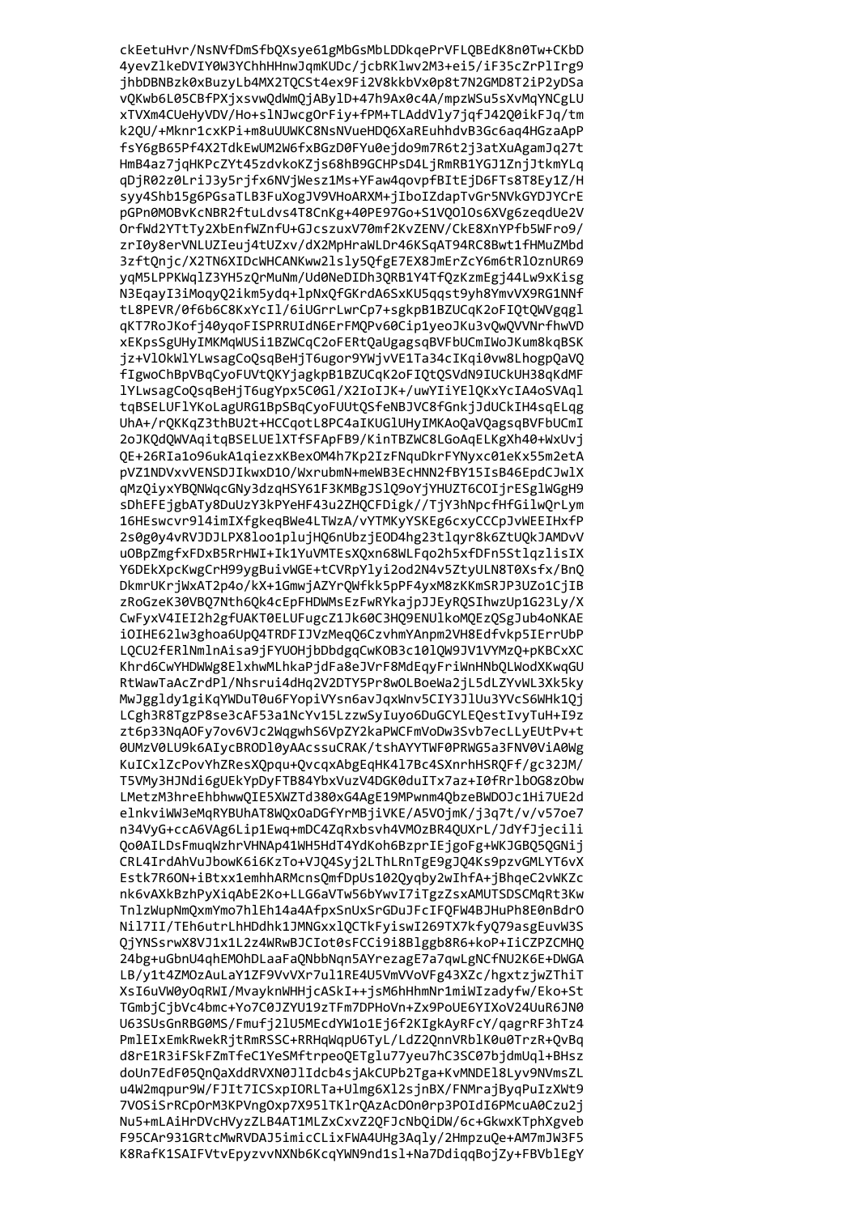```
ckEetuHvr/NsNVfDmSfbQXsye61gMbGsMbLDDkqePrVFLQBEdK8n0Tw+CKbD
4yevZlkeDVIY0W3YChhHHnwJqmKUDc/jcbRKlwv2M3+ei5/iF35cZrPlIrg9
jhbDBNBzk0xBuzyLb4MX2TQCSt4ex9Fi2V8kkbVx0p8t7N2GMD8T2iP2yDSa
vQKwb6L05CBfPXjxsvwQdWmQjABylD+47h9Ax0c4A/mpzWSu5sXvMqYNCgLU
xTVXm4CUeHyVDV/Ho+slNJwcgOrFiy+fPM+TLAddVly7jqfJ42Q0ikFJq/tm
k2QU/+Mknr1cxKPi+m8uUUWKC8NsNVueHDQ6XaREuhhdvB3Gc6aq4HGzaApP
fsY6gB65Pf4X2TdkEwUM2W6fxBGzD0FYu0ejdo9m7R6t2j3atXuAgamJq27t
HmB4az7jqHKPcZYt45zdvkoKZs68hB9GCHPsD4LjRmRB1YGJ1ZnjJtkmYLq
qDjR02z0LriJ3y5rjfx6NVjWesz1Ms+YFaw4qovpfBItEjD6FTs8T8Ey1Z/H
syy4Shb15g6PGsaTLB3FuXogJV9VHoARXM+jIboIZdapTvGr5NVkGYDJYCrE
pGPn0MOBvKcNBR2ftuLdvs4T8CnKg+40PE97Go+S1VQOlOs6XVg6zeqdUe2V
OrfWd2YTtTy2XbEnfWZnfU+GJcszuxV70mf2KvZENV/CkE8XnYPfb5WFro9/
zrI0y8erVNLUZIeuj4tUZxv/dX2MpHraWLDr46KSqAT94RC8Bwt1fHMuZMbd
3zftQnjc/X2TN6XIDcWHCANKww2lsly5QfgE7EX8JmErZcY6m6tRlOznUR69
yqM5LPPKWqlZ3YH5zQrMuNm/Ud0NeDIDh3QRB1Y4TfQzKzmEgj44Lw9xKisg
N3EqayI3iMoqyQ2ikm5ydq+lpNxQfGKrdA6SxKU5qqst9yh8YmvVX9RG1NNf
tL8PEVR/0f6b6C8KxYcIl/6iUGrrLwrCp7+sgkpB1BZUCqK2oFIQtQWVgqgl
qKT7RoJKofj40yqoFISPRRUIdN6ErFMQPv60Cip1yeoJKu3vQwQVVNrfhwVD
xEKpsSgUHyIMKMqWUSi1BZWCqC2oFERtQaUgagsqBVFbUCmIWoJKum8kqBSK
jz+VlOkWlYLwsagCoQsqBeHjT6ugor9YWjvVE1Ta34cIKqi0vw8LhogpQaVQ
fIgwoChBpVBqCyoFUVtQKYjagkpB1BZUCqK2oFIQtQSVdN9IUCkUH38qKdMF
lYLwsagCoQsqBeHjT6ugYpx5C0Gl/X2IoIJK+/uwYIiYElQKxYcIA4oSVAql
tqBSELUFlYKoLagURG1BpSBqCyoFUUtQSfeNBJVC8fGnkjJdUCkIH4sqELqg
UhA+/rQKKqZ3thBU2t+HCCqotL8PC4aIKUGlUHyIMKAoQaVQagsqBVFbUCmI
2oJKQdQWVAqitqBSELUElXTfSFAPfB9/KinTBZWC8LGoAqELKgXh40+WxUvj
QE+26RIa1o96ukA1qiezxKBexOM4h7Kp2IzFNquDkrFYNyxc01eKx55m2etA
pVZ1NDVxvVENSDJIkwxD1O/WxrubmN+meWB3EcHNN2fBY15IsB46EpdCJwlX
qMzQiyxYBQNWqcGNy3dzqHSY61F3KMBgJSlQ9oYjYHUZT6COIjrESglWGgH9
sDhEFEjgbATy8DuUzY3kPYeHF43u2ZHQCFDigk//TjY3hNpcfHfGilwQrLym
16HEswcvr9l4imIXfgkeqBWe4LTWzA/vYTMKyYSKEg6cxyCCCpJvWEEIHxfP
2s0g0y4vRVJDJLPX8loo1plujHQ6nUbzjEOD4hg23tlqyr8k6ZtUQkJAMDvV
uOBpZmgfxFDxB5RrHWI+Ik1YuVMTEsXQxn68WLFqo2h5xfDFn5StlqzlisIX
Y6DEkXpcKwgCrH99ygBuivWGE+tCVRpYlyi2od2N4v5ZtyULN8T0Xsfx/BnQ
DkmrUKrjWxAT2p4o/kX+1GmwjAZYrQWfkk5pPF4yxM8zKKmSRJP3UZo1CjIB
zRoGzeK30VBQ7Nth6Qk4cEpFHDWMsEzFwRYkajpJJEyRQSIhwzUp1G23Ly/X
CwFyxV4IEI2h2gfUAKT0ELUFugcZ1Jk60C3HQ9ENUlkoMQEzQSgJub4oNKAE
iOIHE62lw3ghoa6UpQ4TRDFIJVzMeqQ6CzvhmYAnpm2VH8Edfvkp5IErrUbP
LQCU2fERlNmlnAisa9jFYUOHjbDbdgqCwKOB3c10lQW9JV1VYMzQ+pKBCxXC
Khrd6CwYHDWWg8ElxhwMLhkaPjdFa8eJVrF8MdEqyFriWnHNbQLWodXKwqGU
RtWawTaAcZrdPl/Nhsrui4dHq2V2DTY5Pr8wOLBoeWa2jL5dLZYvWL3Xk5ky
MwJggldy1giKqYWDuT0u6FYopiVYsn6avJqxWnv5CIY3JlUu3YVcS6WHk1Qj
LCgh3R8TgzP8se3cAF53a1NcYv15LzzwSyIuyo6DuGCYLEQestIvyTuH+I9z
zt6p33NqAOFy7ov6VJc2WqgwhS6VpZY2kaPWCFmVoDw3Svb7ecLLyEUtPv+t
0UMzV0LU9k6AIycBRODl0yAAcssuCRAK/tshAYYTWF0PRWG5a3FNV0ViA0Wg
KuICxlZcPovYhZResXQpqu+QvcqxAbgEqHK4l7Bc4SXnrhHSRQFf/gc32JM/
T5VMy3HJNdi6gUEkYpDyFTB84YbxVuzV4DGK0duITx7az+I0fRrlbOG8zObw
LMetzM3hreEhbhwwQIE5XWZTd380xG4AgE19MPwnm4QbzeBWDOJc1Hi7UE2d
elnkviWW3eMqRYBUhAT8WQxOaDGfYrMBjiVKE/A5VOjmK/j3q7t/v/v57oe7
n34VyG+ccA6VAg6Lip1Ewq+mDC4ZqRxbsvh4VMOzBR4QUXrL/JdYfJjecili
Qo0AILDsFmuqWzhrVHNAp41WH5HdT4YdKoh6BzprIEjgoFg+WKJGBQ5QGNij
CRL4IrdAhVuJbowK6i6KzTo+VJQ4Syj2LThLRnTgE9gJQ4Ks9pzvGMLYT6vX
Estk7R6ON+iBtxx1emhhARMcnsQmfDpUs102Qyqby2wIhfA+jBhqeC2vWKZc
nk6vAXkBzhPyXiqAbE2Ko+LLG6aVTw56bYwvI7iTgzZsxAMUTSDSCMqRt3Kw
TnlzWupNmQxmYmo7hlEh14a4AfpxSnUxSrGDuJFcIFQFW4BJHuPh8E0nBdrO
Nil7II/TEh6utrLhHDdhk1JMNGxxlQCTkFyiswI269TX7kfyQ79asgEuvW3S
QjYNSsrwX8VJ1x1L2z4WRwBJCIot0sFCCi9i8Blggb8R6+koP+IiCZPZCMHQ
24bg+uGbnU4qhEMOhDLaaFaQNbbNqn5AYrezagE7a7qwLgNCfNU2K6E+DWGA
LB/y1t4ZMOzAuLaY1ZF9VvVXr7ul1RE4U5VmVVoVFg43XZc/hgxtzjwZThiT
XsI6uVW0yOqRWI/MvayknWHHjcASkI++jsM6hHhmNr1miWIzadyfw/Eko+St
TGmbjCjbVc4bmc+Yo7C0JZYU19zTFm7DPHoVn+Zx9PoUE6YIXoV24UuR6JN0
U63SUsGnRBG0MS/Fmufj2lU5MEcdYW1o1Ej6f2KIgkAyRFcY/qagrRF3hTz4
PmlEIxEmkRwekRjtRmRSSC+RRHqWqpU6TyL/LdZ2QnnVRblK0u0TrzR+QvBq
d8rE1R3iFSkFZmTfeC1YeSMftrpeoQETglu77yeu7hC3SC07bjdmUql+BHsz
doUn7EdF05QnQaXddRVXN0JlIdcb4sjAkCUPb2Tga+KvMNDEl8Lyv9NVmsZL
u4W2mqpur9W/FJIt7ICSxpIORLTa+Ulmg6Xl2sjnBX/FNMrajByqPuIzXWt9
7VOSiSrRCpOrM3KPVngOxp7X95lTKlrQAzAcDOn0rp3POIdI6PMcuA0Czu2j
Nu5+mLAiHrDVcHVyzZLB4AT1MLZxCxvZ2QFJcNbQiDW/6c+GkwxKTphXgveb
F95CAr931GRtcMwRVDAJ5imicCLixFWA4UHg3Aqly/2HmpzuQe+AM7mJW3F5
K8RafK1SAIFVtvEpyzvvNXNb6KcqYWN9nd1sl+Na7DdiqqBojZy+FBVblEgY
```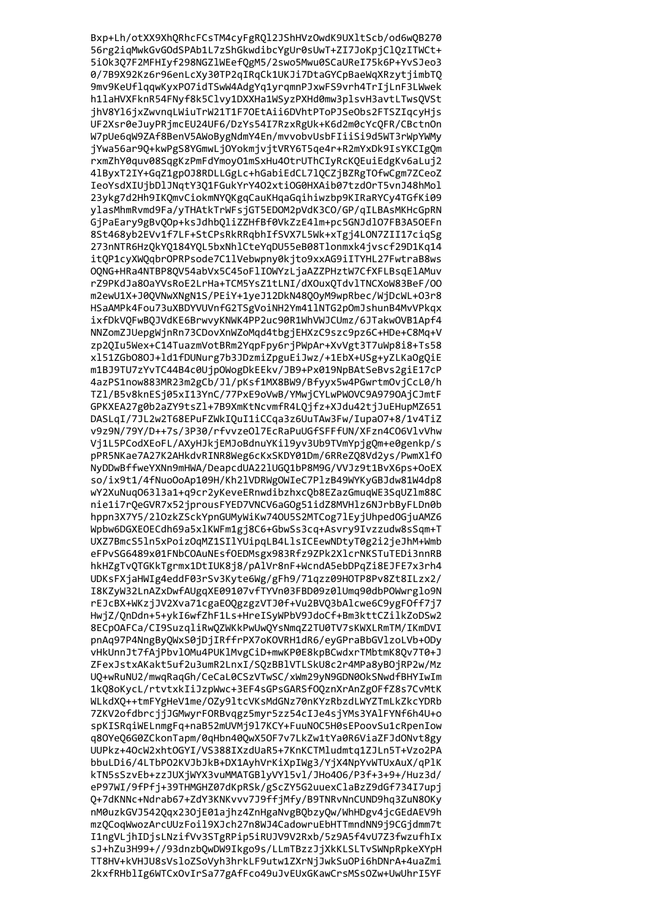```
Bxp+Lh/otXX9XhQRhcFCsTM4cyFgRQl2JShHVzOwdK9UXltScb/od6wQB270
56rg2iqMwkGvGOdSPAb1L7zShGkwdibcYgUr0sUwT+ZI7JoKpjClQzITWCt+
5iOk3Q7F2MFHIyf298NGZlWEefQgM5/2swo5Mwu0SCaUReI75k6P+YvSJeo3
0/7B9X92Kz6r96enLcXy30TP2qIRqCk1UKJi7DtaGYCpBaeWqXRzytjimbTQ
9mv9KeUflqqwKyxPO7idTSwW4AdgYq1yrqmnPJxwFS9vrh4TrIjLnF3LWwek
h1laHVXFknR54FNyf8k5Clvy1DXXHa1WSyzPXHd0mw3plsvH3avtLTwsQVSt
jhV8Yl6jxZwvnqLWiuTrW21T1F7OEtAii6DVhtPToPJSeObs2FTSZIqcyHjs
UF2Xsr0eJuyPRjmcEU24UF6/DzYs54I7RzxRgUk+K6d2m0cYcQFR/CBctnOn
W7pUe6qW9ZAf8BenV5AWoBygNdmY4En/mvvobvUsbFIiiSi9d5WT3rWpYWMy
jYwa56ar9Q+kwPgS8YGmwLjOYokmjvjtVRY6T5qe4r+R2mYxDk9IsYKCIgQm
rxmZhY0quv08SqgKzPmFdYmoyO1mSxHu4OtrUThCIyRcKQEuiEdgKv6aLuj2
4lByxT2IY+GqZ1gpOJ8RDLLGgLc+hGabiEdCL7lQCZjBZRgTOfwCgm7ZCeoZ
IeoYsdXIUjbDlJNqtY3Q1FGukYrY4O2xtiOG0HXAib07tzdOrT5vnJ48hMol
23ykg7d2Hh9IKQmvCiokmNYQKgqCauKHqaGqihiwzbp9KIRaRYCy4TGfKi09
ylasMhmRvmd9Fa/yTHAtkTrWFsjGT5EDOM2pVdK3CO/GP/qILBAsMKHcGpRN
GjPaEary9gBvQOp+ksJdhbQliZZHfBf0VkZzE4lm+pc5GNJdlO7FB3A5OEFn
8St468yb2EVv1f7LF+StCPsRkRRqbhIfSVX7L5Wk+xTgj4LON7ZII17ciqSg
273nNTR6HzQkYQ184YQL5bxNhlCteYqDU55eB08Tlonmxk4jvscf29D1Kq14
itQP1cyXWQqbrOPRPsode7C1lVebwpny0kjto9xxAG9iITYHL27FwtraB8ws
OQNG+HRa4NTBP8QV54abVx5C45oFlIOWYzLjaAZZPHztW7CfXFLBsqElAMuv
rZ9PKdJa8OaYVsRoE2LrHa+TCM5YsZ1tLNI/dXOuxQTdvlTNCXoW83BeF/OO
m2ewU1X+J0QVNwXNgN1S/PEiY+1yeJ12DkN48QOyM9wpRbec/WjDcWL+O3r8
HSaAMPk4Fou73uXBDYVUVnfG2TSgVoiNH2Ym41lNTG2pOmJshunB4MvVPkqx
ixfDkVQFwBQJVdKE6BrwvyKNWK4PP2uc90R1WhVWJCUmz/6JTakwOVB1Apf4
NNZomZJUepgWjnRn73CDovXnWZoMqd4tbgjEHXzC9szc9pz6C+HDe+C8Mq+V
zp2QIu5Wex+C14TuazmVotBRm2YqpFpy6rjPWpAr+XvVgt3T7uWp8i8+Ts58
xl51ZGbO8OJ+ld1fDUNurg7b3JDzmiZpguEiJwz/+1EbX+USg+yZLKaOgQiE
m1BJ9TU7zYvTC44B4c0UjpOWogDkEEkv/JB9+Px019NpBAtSeBvs2giE17cP
4azPS1now883MR23m2gCb/Jl/pKsf1MX8BW9/Bfyyx5w4PGwrtmOvjCcL0/h
TZl/B5v8knESj05xI13YnC/77PxE9oVwB/YMwjCYLwPWOVC9A979OAjCJmtF
GPKXEA27g0b2aZY9tsZl+7B9XmKtNcvmfR4LQjfz+XJdu42tjJuEHupMZ651
DASLqI/7JL2w2T68EPuFZWkIQuI1iCCqa3z6UuTAw3Fw/IupaO7+8/1v4TiZ
v9z9N/79Y/D++7s/3P30/rfvvzeOl7EcRaPuUGfSFFfUN/XFzn4CO6VlvVhw
Vj1L5PCodXEoFL/AXyHJkjEMJoBdnuYKil9yv3Ub9TVmYpjgQm+e0genkp/s
pPR5NKae7A27K2AHkdvRINR8Weg6cKxSKDY01Dm/6RReZQ8Vd2ys/PwmXlfO
NyDDwBffweYXNn9mHWA/DeapcdUA22lUGQ1bP8M9G/VVJz9t1BvX6ps+OoEX
so/ix9t1/4fNuoOoAp109H/Kh2lVDRWgOWIeC7PlzB49WYKyGBJdw81W4dp8
wY2XuNuqO63l3a1+q9cr2yKeveERnwdibzhxcQb8EZazGmuqWE3SqUZlm88C
nie1i7rQeGVR7x52jprousFYED7VNCV6aGOg51idZ8MVHlz6NJrbByFLDn0b
hppn3X7Y5/2lOzkZSckYpnGUMyWiKw74OU5S2MTCog7lEyjUhpedOGjuAMZ6
Wpbw6DGXEOECdh69a5xlKWFm1gj8C6+GbwSs3cq+Asvry9Ivzzudw8sSqm+T
UXZ7BmcS5ln5xPoizOqMZ1SIlYUipqLB4LlsICEewNDtyT0g2i2jeJhM+Wmb
eFPvSG6489x01FNbCOAuNEsfOEDMsgx983Rfz9ZPk2XlcrNKSTuTEDi3nnRB
hkHZgTvQTGKkTgrmx1DtIUK8j8/pAlVr8nF+WcndA5ebDPqZi8EJFE7x3rh4
UDKsFXjaHWIg4eddF03rSv3Kyte6Wg/gFh9/71qzz09HOTP8Pv8Zt8ILzx2/
I8KZyW32LnAZxDwfAUgqXE09107vfTYVn03FBD09z0lUmq90dbPOWwrglo9N
rEJcBX+WKzjJV2Xva71cgaEOQgzgzVTJ0f+Vu2BVQ3bAlcwe6C9ygFOff7j7
HwjZ/QnDdn+5+ykI6wfZhF1Ls+HreISyWPbV9JdoCf+Bm3kttCZilkZoDSw2
8ECpOAFCa/CI9SuzqliRwQZWKkPwUwQYsNmqZ2TU0TV7sKWXLRmTM/IKmDVI
pnAq97P4NngByQWxS0jDjIRffrPX7oKOVRH1dR6/eyGPraBbGVlzoLVb+ODy
vHkUnnJt7fAjPbvlOMu4PUKlMvgCiD+mwKP0E8kpBCwdxrTMbtmK8Qv7T0+J
ZFexJstxAKakt5uf2u3umR2LnxI/SQzBBlVTLSkU8c2r4MPa8yBOjRP2w/Mz
UQ+wRuNU2/mwqRaqGh/CeCaL0CSzVTwSC/xWm29yN9GDN0OkSNwdfBHYIwIm
1kQ8oKycL/rtvtxkIiJzpWwc+3EF4sGPsGARSfOQznXrAnZgOFfZ8s7CvMtK
WLkdXQ++tmFYgHeV1me/OZy9ltcVKsMdGNz70nKYzRbzdLWYZTmLkZkcYDRb
7ZKV2ofdbrcjjJGMwyrFORBvqgz5myr5zz54cIJe4sjYMs3YAlFYNf6h4U+o
spKISRqiWELnmgFq+naB52mUVMj9l7KCY+FuuNOC5H0sEPoovSu1cRpenIow
q8OYeQ6G0ZCkonTapm/0qHbn40QwX5OF7v7LkZw1tYa0R6ViaZFJdONvt8gy
UUPkz+4OcW2xhtOGYI/VS388IXzdUaR5+7KnKCTMludmtq1ZJLn5T+Vzo2PA
bbuLDi6/4LTbPO2KVJbJkB+DX1AyhVrKiXpIWg3/YjX4NpYvWTUxAuX/qPlK
kTN5sSzvEb+zzJUXjWYX3vuMMATGBlyVYl5vl/JHo4O6/P3f+3+9+/Huz3d/
eP97WI/9fPfj+39THMGHZ07dKpRSk/gScZY5G2uuexClaBzZ9dGf734I7upj
Q+7dKNNc+Ndrab67+ZdY3KNKvvv7J9ffjMfy/B9TNRvNnCUND9hq3ZuN8OKy
nM0uzkGVJ542Qqx23OjE01ajhz4ZnHgaNvgBQbzyQw/WhHDgv4jcGEdAEV9h
mzQCoqWwozArcUUzFoil9XJch27n8WJ4CadowruEbHTTmndNN9j9CGjdmm7t
I1ngVLjhIDjsLNzifVv3STgRPip5iRUJV9V2Rxb/5z9A5f4vU7Z3fwzufhIx
sJ+hZu3H99+//93dnzbQwDW9Ikgo9s/LLmTBzzJjXkKLSLTvSWNpRpkeXYpH
TT8HV+kVHJU8sVsloZSoVyh3hrkLF9utw1ZXrNjJwkSuOPi6hDNrA+4uaZmi
2kxfRHblIg6WTCxOvIrSa77gAfFco49uJvEUxGKawCrsMSsOZw+UwUhrI5YF
```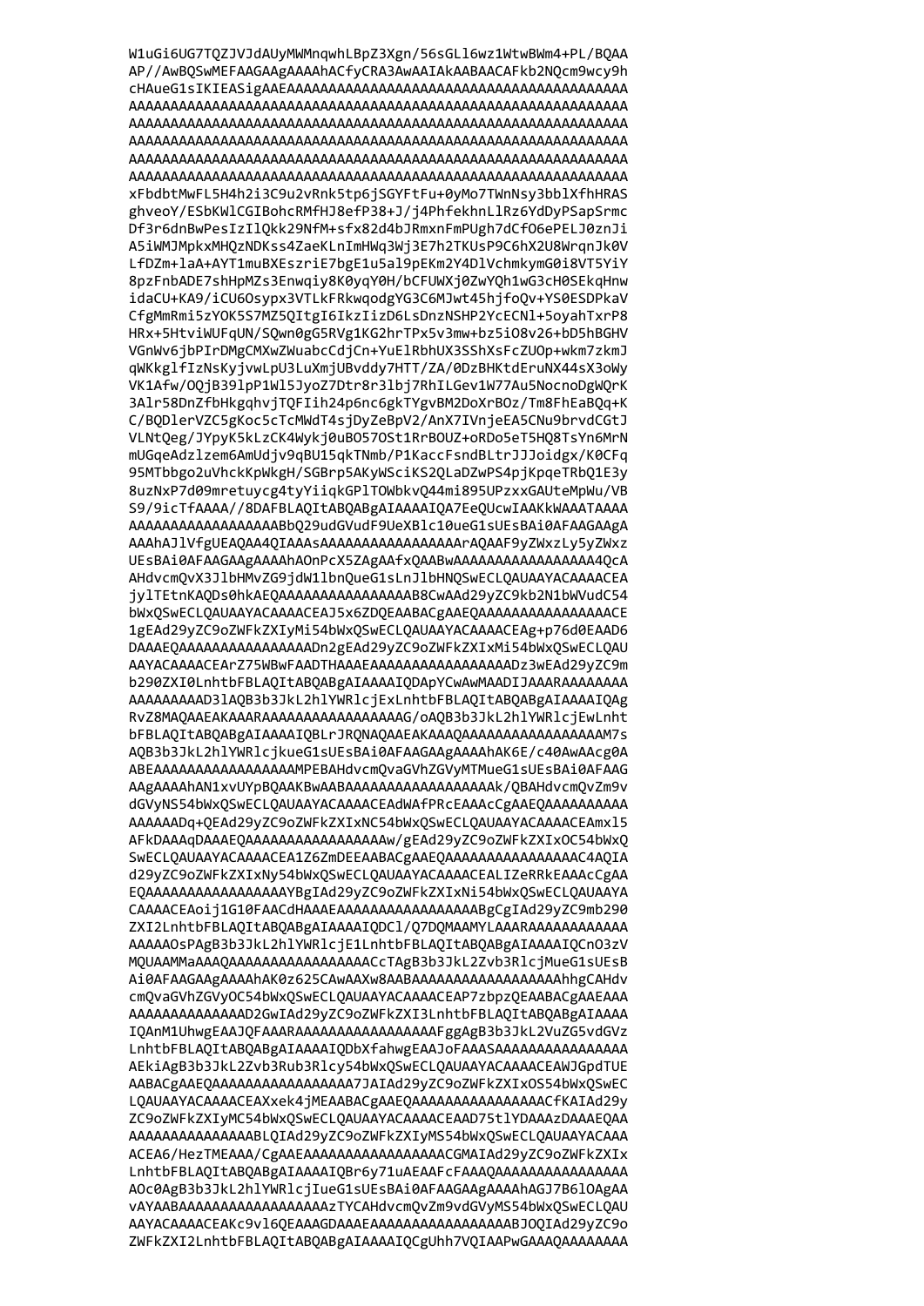```
W1uGi6UG7TQZJVJdAUyMWMnqwhLBpZ3Xgn/56sGLl6wz1WtwBWm4+PL/BQAA
AP//AwBQSwMEFAAGAAgAAAAhACfyCRA3AwAAIAkAABAACAFkb2NQcm9wcy9h
cHAueG1sIKIEASigAAEAAAAAAAAAAAAAAAAAAAAAAAAAAAAAAAAAAAAAAAA
AAAAAAAAAAAAAAAAAAAAAAAAAAAAAAAAAAAAAAAAAAAAAAAAAAAAAAAAAAAA
AAAAAAAAAAAAAAAAAAAAAAAAAAAAAAAAAAAAAAAAAAAAAAAAAAAAAAAAAAAA
AAAAAAAAAAAAAAAAAAAAAAAAAAAAAAAAAAAAAAAAAAAAAAAAAAAAAAAAAAAA
AAAAAAAAAAAAAAAAAAAAAAAAAAAAAAAAAAAAAAAAAAAAAAAAAAAAAAAAAAAA
AAAAAAAAAAAAAAAAAAAAAAAAAAAAAAAAAAAAAAAAAAAAAAAAAAAAAAAAAAAA
xFbdbtMwFL5H4h2i3C9u2vRnk5tp6jSGYFtFu+0yMo7TWnNsy3bblXfhHRAS
ghveoY/ESbKWlCGIBohcRMfHJ8efP38+J/j4PhfekhnLlRz6YdDyPSapSrmc
Df3r6dnBwPesIzIlQkk29NfM+sfx82d4bJRmxnFmPUgh7dCfO6ePELJ0znJi
A5iWMJMpkxMHQzNDKss4ZaeKLnImHWq3Wj3E7h2TKUsP9C6hX2U8WrqnJk0V
LfDZm+laA+AYT1muBXEszriE7bgE1u5al9pEKm2Y4DlVchmkymG0i8VT5YiY
8pzFnbADE7shHpMZs3Enwqiy8K0yqY0H/bCFUWXj0ZwYQh1wG3cH0SEkqHnw
idaCU+KA9/iCU6Osypx3VTLkFRkwqodgYG3C6MJwt45hjfoQv+YS0ESDPkaV
CfgMmRmi5zYOK5S7MZ5QItgI6IkzIizD6LsDnzNSHP2YcECNl+5oyahTxrP8
HRx+5HtviWUFqUN/SQwn0gG5RVg1KG2hrTPx5v3mw+bz5iO8v26+bD5hBGHV
VGnWv6jbPIrDMgCMXwZWuabcCdjCn+YuElRbhUX3SShXsFcZUOp+wkm7zkmJ
qWKkglfIzNsKyjvwLpU3LuXmjUBvddy7HTT/ZA/0DzBHKtdEruNX44sX3oWy
VK1Afw/OQjB39lpP1Wl5JyoZ7Dtr8r3lbj7RhILGev1W77Au5NocnoDgWQrK
3Alr58DnZfbHkgqhvjTQFIih24p6nc6gkTYgvBM2DoXrBOz/Tm8FhEaBQq+K
C/BQDlerVZC5gKoc5cTcMWdT4sjDyZeBpV2/AnX7IVnjeEA5CNu9brvdCGtJ
VLNtQeg/JYpyK5kLzCK4Wykj0uBO57OSt1RrBOUZ+oRDo5eT5HQ8TsYn6MrN
mUGqeAdzlzem6AmUdjv9qBU15qkTNmb/P1KaccFsndBLtrJJJoidgx/K0CFq
95MTbbgo2uVhckKpWkgH/SGBrp5AKyWSciKS2QLaDZwPS4pjKpqeTRbQ1E3y
8uzNxP7d09mretuycg4tyYiiqkGPlTOWbkvQ44mi895UPzxxGAUteMpWu/VB
S9/9icTfAAAA//8DAFBLAQItABQABgAIAAAAIQA7EeQUcwIAAKkWAAATAAAA
AAAAAAAAAAAAAAAAAABbQ29udGVudF9UeXBlc10ueG1sUEsBAi0AFAAGAAgA
AAAhAJ1VfgUEAQAA4QIAAAsAAAAAAAAAAAAAAAAArAQAAF9yZWxzLy5yZWxz
UEsBAi0AFAAGAAgAAAAhAOnPcX5ZAgAAfxQAABwAAAAAAAAAAAAAAAAA4QcA
AHdvcmQvX3JlbHMvZG9jdW1lbnQueG1sLnJlbHNQSwECLQAUAAYACAAAACEA
jylTEtnKAQDs0hkAEQAAAAAAAAAAAAAAAAB8CwAAd29yZC9kb2N1bWVudC54
bWxQSwECLQAUAAYACAAAACEAJ5x6ZDQEAABACgAAEQAAAAAAAAAAAAAAAACE
1gEAd29yZC9oZWFkZXIyMi54bWxQSwECLQAUAAYACAAAACEAg+p76d0EAAD6
DAAAEQAAAAAAAAAAAAAAAADn2gEAd29yZC9oZWFkZXIxMi54bWxQSwECLQAU
AAYACAAAACEArZ75WBwFAADTHAAAEAAAAAAAAAAAAAAAAADz3wEAd29yZC9m
b290ZXI0LnhtbFBLAQItABQABgAIAAAAIQDApYCwAwMAADIJAAARAAAAAAAA
AAAAAAAAAD3lAQB3b3JkL2hlYWRlcjExLnhtbFBLAQItABQABgAIAAAAIQAg
RvZ8MAQAAEAKAAARAAAAAAAAAAAAAAAAAG/oAQB3b3JkL2hlYWRlcjEwLnht
bFBLAQItABQABgAIAAAAIQBLrJRQNAQAAEAKAAAQAAAAAAAAAAAAAAAAAM7s
AQB3b3JkL2hlYWRlcjkueG1sUEsBAi0AFAAGAAgAAAAhAK6E/c40AwAACg0A
ABEAAAAAAAAAAAAAAAAAMPEBAHdvcmQvaGVhZGVyMTMueG1sUEsBAi0AFAAG
AAgAAAAhAN1xvUYpBQAAKBwAABAAAAAAAAAAAAAAAAAAk/QBAHdvcmQvZm9v
dGVyNS54bWxQSwECLQAUAAYACAAAACEAdWAfPRcEAAAcCgAAEQAAAAAAAAAA
AAAAAADq+QEAd29yZC9oZWFkZXIxNC54bWxQSwECLQAUAAYACAAAACEAmxl5
AFkDAAAqDAAAEQAAAAAAAAAAAAAAAAAw/gEAd29yZC9oZWFkZXIxOC54bWxQ
SwECLQAUAAYACAAAACEA1Z6ZmDEEAABACgAAEQAAAAAAAAAAAAAAAAAC4AQIA
d29yZC9oZWFkZXIxNy54bWxQSwECLQAUAAYACAAAACEALIZeRRkEAAAcCgAA
EQAAAAAAAAAAAAAAAAAAYBgIAd29yZC9oZWFkZXIxNi54bWxQSwECLQAUAAYA
CAAAACEAoij1G10FAACdHAAAEAAAAAAAAAAAAAAAAABgCgIAd29yZC9mb290
ZXI2LnhtbFBLAQItABQABgAIAAAAIQDCl/Q7DQMAAMYLAAARAAAAAAAAAAAA
AAAAAOsPAgB3b3JkL2hlYWRlcjE1LnhtbFBLAQItABQABgAIAAAAIQCnO3zV
MQUAAMMaAAAQAAAAAAAAAAAAAAAAAAAAACcTAgB3b3JkL2Zvb3RlcjMueG1sUEsB
Ai0AFAAGAAgAAAAhAK0z625CAwAAXw8AABAAAAAAAAAAAAAAAAAAAhhgCAHdv
cmQvaGVhZGVyOC54bWxQSwECLQAUAAYACAAAACEAP7zbpzQEAABACgAAEAAA
AAAAAAAAAAAAAAD2GwIAd29yZC9oZWFkZXI3LnhtbFBLAQItABQABgAIAAAA
IQAnM1UhwgEAAJQFAAARAAAAAAAAAAAAAAAAAAFggAgB3b3JkL2VuZG5vdGVz
LnhtbFBLAQItABQABgAIAAAAIQDbXfahwgEAAJoFAAASAAAAAAAAAAAAAAAA
AEkiAgB3b3JkL2Zvb3Rub3Rlcy54bWxQSwECLQAUAAYACAAAACEAWJGpdTUE
AABACgAAEQAAAAAAAAAAAAAAAAA7JAIAd29yZC9oZWFkZXIxOS54bWxQSwEC
LQAUAAYACAAAACEAXxek4jMEAABACgAAEQAAAAAAAAAAAAAAAACfKAIAd29y
ZC9oZWFkZXIyMC54bWxQSwECLQAUAAYACAAAACEAAD75tlYDAAAzDAAAEQAA
AAAAAAAAAAAAAABLQIAd29yZC9oZWFkZXIyMS54bWxQSwECLQAUAAYACAAA
ACEA6/HezTMEAAA/CgAAEAAAAAAAAAAAAAAAAACGMAIAd29yZC9oZWFkZXIx
LnhtbFBLAQItABQABgAIAAAAIQBr6y71uAEAAFcFAAAQAAAAAAAAAAAAAAAA
AOc0AgB3b3JkL2hlYWRlcjIueG1sUEsBAi0AFAAGAAgAAAAhAGJ7B6lOAgAA
vAYAABAAAAAAAAAAAAAAAAAzTYCAHdvcmQvZm9vdGVyMS54bWxQSwECLQAU
AAYACAAAACEAKc9vl6QEAAAGDAAAEAAAAAAAAAAAAAAAAAABJOQIAd29yZC9o
ZWFkZXI2LnhtbFBLAQItABQABgAIAAAAIQCgUhh7VQIAAPwGAAAQAAAAAAAA
```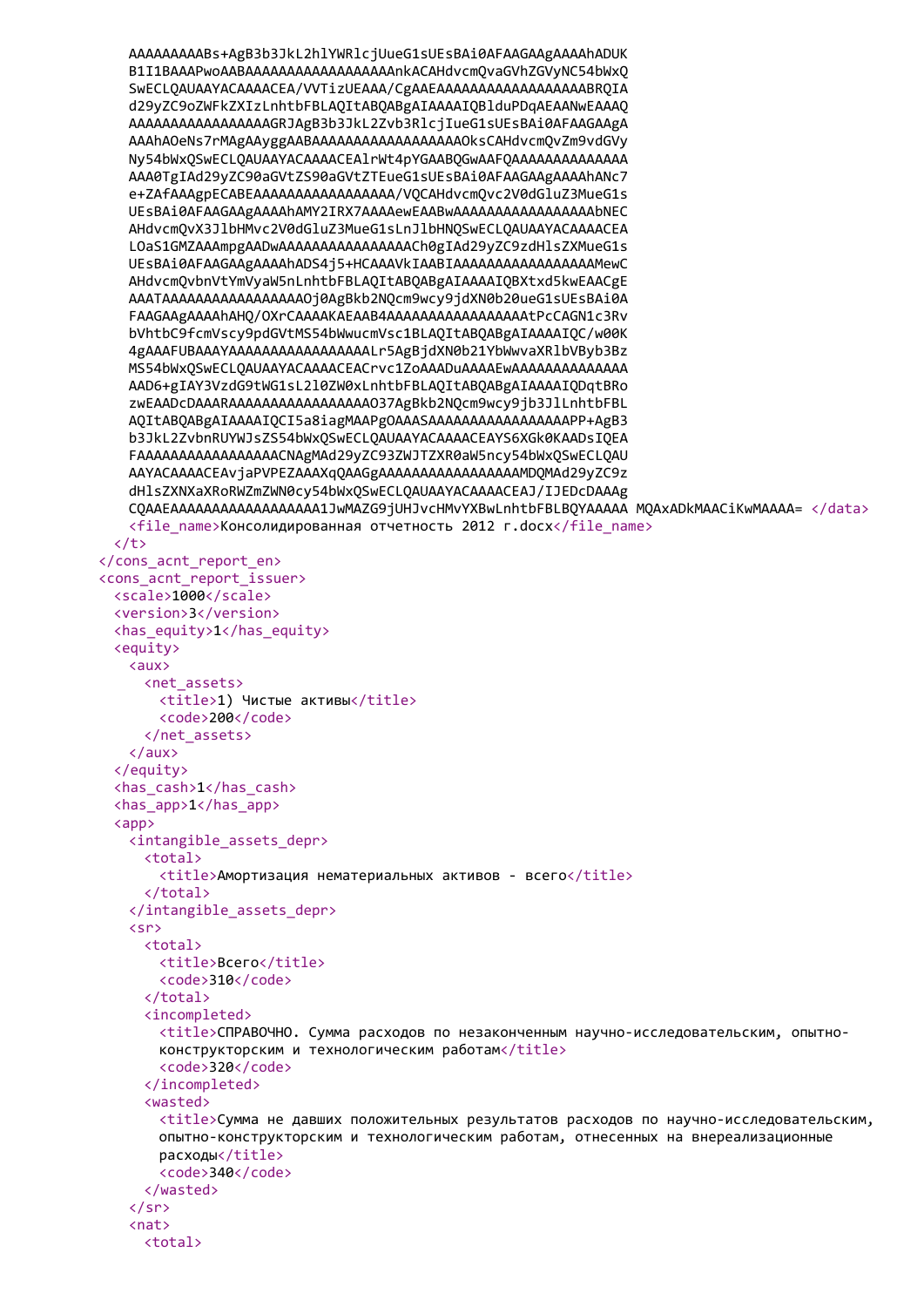```
        AAAAAAAAABs+AgB3b3JkL2hlYWRlcjUueG1sUEsBAi0AFAAGAAgAAAAhADUK
        B1I1BAAAPwoAABAAAAAAAAAAAAAAAAAAnkACAHdvcmQvaGVhZGVyNC54bWxQ
        SwECLQAUAAYACAAAACEA/VVTizUEAAA/CgAAEAAAAAAAAAAAAAAAAAABRQIA
        d29yZC9oZWFkZXIzLnhtbFBLAQItABQABgAIAAAAIQBlduPDqAEAANwEAAAQ
        AAAAAAAAAAAAAAAAAGRJAgB3b3JkL2Zvb3RlcjIueG1sUEsBAi0AFAAGAAgA
        AAAhAOeNs7rMAgAAyggAABAAAAAAAAAAAAAAAAAAOksCAHdvcmQvZm9vdGVy
        Ny54bWxQSwECLQAUAAYACAAAACEAlrWt4pYGAABQGwAAFQAAAAAAAAAAAAAA
        AAA0TgIAd29yZC90aGVtZS90aGVtZTEueG1sUEsBAi0AFAAGAAgAAAAhANc7
        e+ZAfAAAgpECABEAAAAAAAAAAAAAAAAA/VQCAHdvcmQvc2V0dGluZ3MueG1s
        UEsBAi0AFAAGAAgAAAAhAMY2IRX7AAAAewEAABwAAAAAAAAAAAAAAAAAbNEC
        AHdvcmQvX3JlbHMvc2V0dGluZ3MueG1sLnJlbHNQSwECLQAUAAYACAAAACEA
        LOaS1GMZAAAmpgAADwAAAAAAAAAAAAAAAAAACh0gIAd29yZC9zdHlsZXMueG1s
        UEsBAi0AFAAGAAgAAAAhADS4j5+HCAAAVkIAABIAAAAAAAAAAAAAAAAAAMewC
        AHdvcmQvbnVtYmVyaW5nLnhtbFBLAQItABQABgAIAAAAIQBXtxd5kwEAACgE
        AAATAAAAAAAAAAAAAAAAAOj0AgBkb2NQcm9wcy9jdXN0b20ueG1sUEsBAi0A
        FAAGAAgAAAAhAHQ/OXrCAAAAKAEAAB4AAAAAAAAAAAAAAAAAtPcCAGN1c3Rv
        bVhtbC9fcmVscy9pdGVtMS54bWwucmVsc1BLAQItABQABgAIAAAAIQC/w00K
        4gAAAFUBAAAYAAAAAAAAAAAAAAAAAAALr5AgBjdXN0b21YbWwvaXRlbVByb3Bz
        MS54bWxQSwECLQAUAAYACAAAACEACrvc1ZoAAADuAAAAEwAAAAAAAAAAAAAA
        AAD6+gIAY3VzdG9tWG1sL2l0ZW0xLnhtbFBLAQItABQABgAIAAAAIQDqtBRo
        zwEAADcDAAARAAAAAAAAAAAAAAAAAO37AgBkb2NQcm9wcy9jb3JlLnhtbFBL
        AQItABQABgAIAAAAIQCI5a8iagMAAPgOAAASAAAAAAAAAAAAAAAAAAPP+AgB3
        b3JkL2ZvbnRUYWJsZS54bWxQSwECLQAUAAYACAAAACEAYS6XGk0KAADsIQEA
        FAAAAAAAAAAAAAAAAAACNAgMAd29yZC93ZWJTZXR0aW5ncy54bWxQSwECLQAU
        AAYACAAAACEAvjaPVPEZAAAXqQAAGgAAAAAAAAAAAAAAAAAAMDQMAd29yZC9z
        dHlsZXNXaXRoRWZmZWN0cy54bWxQSwECLQAUAAYACAAAACEAJ/IJEDcDAAAg
        CQAAEAAAAAAAAAAAAAAAAAAA1JwMAZG9jUHJvcHMvYXBwLnhtbFBLBQYAAAAA MQAxADkMAACiKwMAAAA= </data>
        <file_name>Консолидированная отчетность 2012 г.docx</file_name>
      </t>
    </cons_acnt_report_en>
    <cons_acnt_report_issuer>
      <scale>1000</scale>
      <version>3</version>
      <has_equity>1</has_equity>
      <equity>
        <aux>
          <net_assets>
            <title>1) Чистые активы</title>
            <code>200</code>
          </net_assets>
        </aux>
      </equity>
      <has_cash>1</has_cash>
      <has_app>1</has_app>
      <app>
        <intangible_assets_depr>
          <total>
            <title>Амортизация нематериальных активов - всего</title>
          </total>
        </intangible_assets_depr>
        <sr>
          <total>
            <title>Всего</title>
            <code>310</code>
          </total>
          <incompleted>
            <title>СПРАВОЧНО. Сумма расходов по незаконченным научно-исследовательским, опытно-
            конструкторским и технологическим работам</title>
            <code>320</code>
          </incompleted>
          <wasted>
            <title>Сумма не давших положительных результатов расходов по научно-исследовательским,
            опытно-конструкторским и технологическим работам, отнесенных на внереализационные
            расходы</title>
            <code>340</code>
          </wasted>
        </sr>
        <nat>
          <total>
```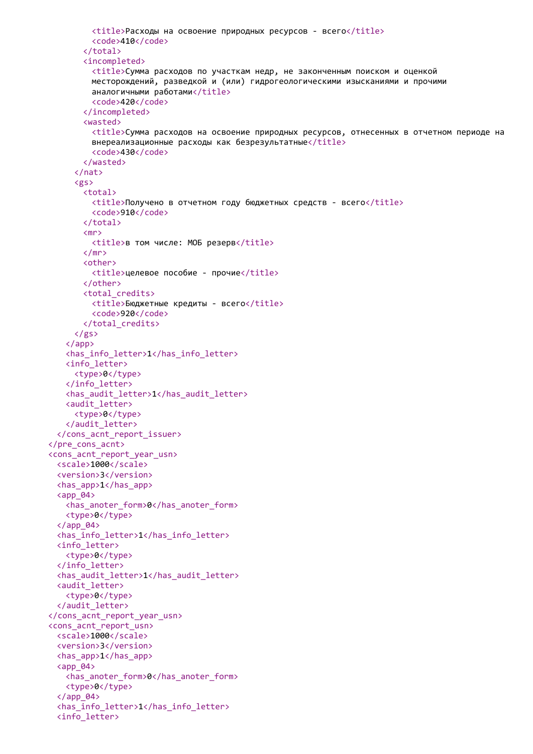```xml
          <title>Расходы на освоение природных ресурсов - всего</title>
          <code>410</code>
        </total>
        <incompleted>
          <title>Сумма расходов по участкам недр, не законченным поиском и оценкой
          месторождений, разведкой и (или) гидрогеологическими изысканиями и прочими
          аналогичными работами</title>
          <code>420</code>
        </incompleted>
        <wasted>
          <title>Сумма расходов на освоение природных ресурсов, отнесенных в отчетном периоде на
          внереализационные расходы как безрезультатные</title>
          <code>430</code>
        </wasted>
      </nat>
      <gs>
        <total>
          <title>Получено в отчетном году бюджетных средств - всего</title>
          <code>910</code>
        </total>
        <mr>
          <title>в том числе: МОБ резерв</title>
        </mr>
        <other>
          <title>целевое пособие - прочие</title>
        </other>
        <total_credits>
          <title>Бюджетные кредиты - всего</title>
          <code>920</code>
        </total_credits>
      </gs>
    </app>
    <has_info_letter>1</has_info_letter>
    <info_letter>
      <type>0</type>
    </info_letter>
    <has_audit_letter>1</has_audit_letter>
    <audit_letter>
      <type>0</type>
    </audit_letter>
  </cons_acnt_report_issuer>
</pre_cons_acnt>
<cons_acnt_report_year_usn>
  <scale>1000</scale>
  <version>3</version>
  <has_app>1</has_app>
  <app_04>
    <has_anoter_form>0</has_anoter_form>
    <type>0</type>
  </app_04>
  <has_info_letter>1</has_info_letter>
  <info_letter>
    <type>0</type>
  </info_letter>
  <has_audit_letter>1</has_audit_letter>
  <audit_letter>
    <type>0</type>
  </audit_letter>
</cons_acnt_report_year_usn>
<cons_acnt_report_usn>
  <scale>1000</scale>
  <version>3</version>
  <has_app>1</has_app>
  <app_04>
    <has_anoter_form>0</has_anoter_form>
    <type>0</type>
  </app_04>
  <has_info_letter>1</has_info_letter>
  <info_letter>
```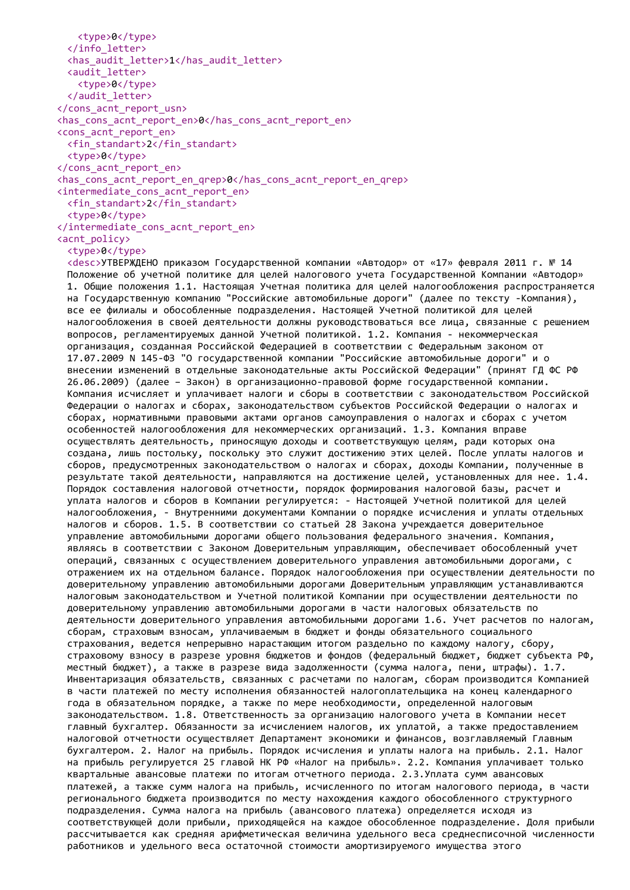```
    <type>0</type>
  </info_letter>
  <has_audit_letter>1</has_audit_letter>
  <audit_letter>
    <type>0</type>
  </audit_letter>
</cons_acnt_report_usn>
<has_cons_acnt_report_en>0</has_cons_acnt_report_en>
<cons_acnt_report_en>
  <fin_standart>2</fin_standart>
  <type>0</type>
</cons_acnt_report_en>
<has_cons_acnt_report_en_qrep>0</has_cons_acnt_report_en_qrep>
<intermediate_cons_acnt_report_en>
  <fin_standart>2</fin_standart>
  <type>0</type>
</intermediate_cons_acnt_report_en>
<acnt_policy>
  <type>0</type>
  <desc>УТВЕРЖДЕНО приказом Государственной компании «Автодор» от «17» февраля 2011 г. № 14
  Положение об учетной политике для целей налогового учета Государственной Компании «Автодор»
  1. Общие положения 1.1. Настоящая Учетная политика для целей налогообложения распространяется
  на Государственную компанию "Российские автомобильные дороги" (далее по тексту -Компания),
  все ее филиалы и обособленные подразделения. Настоящей Учетной политикой для целей
  налогообложения в своей деятельности должны руководствоваться все лица, связанные с решением
  вопросов, регламентируемых данной Учетной политикой. 1.2. Компания - некоммерческая
  организация, созданная Российской Федерацией в соответствии с Федеральным законом от
  17.07.2009 N 145-ФЗ "О государственной компании "Российские автомобильные дороги" и о
  внесении изменений в отдельные законодательные акты Российской Федерации" (принят ГД ФС РФ
  26.06.2009) (далее – Закон) в организационно-правовой форме государственной компании.
  Компания исчисляет и уплачивает налоги и сборы в соответствии с законодательством Российской
  Федерации о налогах и сборах, законодательством субъектов Российской Федерации о налогах и
  сборах, нормативными правовыми актами органов самоуправления о налогах и сборах с учетом
  особенностей налогообложения для некоммерческих организаций. 1.3. Компания вправе
  осуществлять деятельность, приносящую доходы и соответствующую целям, ради которых она
  создана, лишь постольку, поскольку это служит достижению этих целей. После уплаты налогов и
  сборов, предусмотренных законодательством о налогах и сборах, доходы Компании, полученные в
  результате такой деятельности, направляются на достижение целей, установленных для нее. 1.4.
  Порядок составления налоговой отчетности, порядок формирования налоговой базы, расчет и
  уплата налогов и сборов в Компании регулируется: - Настоящей Учетной политикой для целей
  налогообложения, - Внутренними документами Компании о порядке исчисления и уплаты отдельных
  налогов и сборов. 1.5. В соответствии со статьей 28 Закона учреждается доверительное
  управление автомобильными дорогами общего пользования федерального значения. Компания,
  являясь в соответствии с Законом Доверительным управляющим, обеспечивает обособленный учет
  операций, связанных с осуществлением доверительного управления автомобильными дорогами, с
  отражением их на отдельном балансе. Порядок налогообложения при осуществлении деятельности по
  доверительному управлению автомобильными дорогами Доверительным управляющим устанавливаются
  налоговым законодательством и Учетной политикой Компании при осуществлении деятельности по
  доверительному управлению автомобильными дорогами в части налоговых обязательств по
  деятельности доверительного управления автомобильными дорогами 1.6. Учет расчетов по налогам,
  сборам, страховым взносам, уплачиваемым в бюджет и фонды обязательного социального
  страхования, ведется непрерывно нарастающим итогом раздельно по каждому налогу, сбору,
  страховому взносу в разрезе уровня бюджетов и фондов (федеральный бюджет, бюджет субъекта РФ,
  местный бюджет), а также в разрезе вида задолженности (сумма налога, пени, штрафы). 1.7.
  Инвентаризация обязательств, связанных с расчетами по налогам, сборам производится Компанией
  в части платежей по месту исполнения обязанностей налогоплательщика на конец календарного
  года в обязательном порядке, а также по мере необходимости, определенной налоговым
  законодательством. 1.8. Ответственность за организацию налогового учета в Компании несет
  главный бухгалтер. Обязанности за исчислением налогов, их уплатой, а также предоставлением
  налоговой отчетности осуществляет Департамент экономики и финансов, возглавляемый Главным
  бухгалтером. 2. Налог на прибыль. Порядок исчисления и уплаты налога на прибыль. 2.1. Налог
  на прибыль регулируется 25 главой НК РФ «Налог на прибыль». 2.2. Компания уплачивает только
  квартальные авансовые платежи по итогам отчетного периода. 2.3.Уплата сумм авансовых
  платежей, а также сумм налога на прибыль, исчисленного по итогам налогового периода, в части
  регионального бюджета производится по месту нахождения каждого обособленного структурного
  подразделения. Сумма налога на прибыль (авансового платежа) определяется исходя из
  соответствующей доли прибыли, приходящейся на каждое обособленное подразделение. Доля прибыли
  рассчитывается как средняя арифметическая величина удельного веса среднесписочной численности
  работников и удельного веса остаточной стоимости амортизируемого имущества этого
```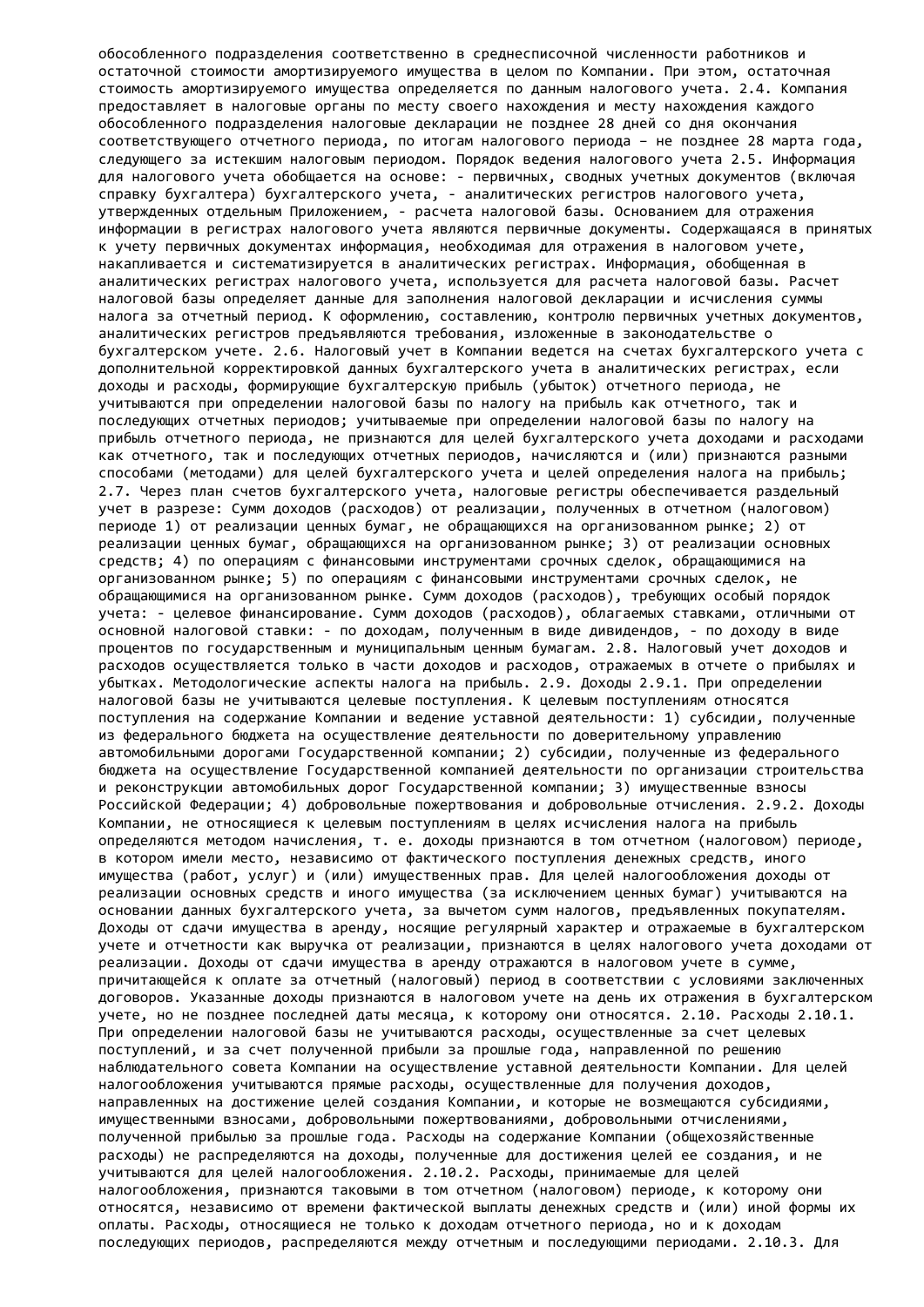обособленного подразделения соответственно в среднесписочной численности работников и остаточной стоимости амортизируемого имущества в целом по Компании. При этом, остаточная стоимость амортизируемого имущества определяется по данным налогового учета. 2.4. Компания предоставляет в налоговые органы по месту своего нахождения и месту нахождения каждого обособленного подразделения налоговые декларации не позднее 28 дней со дня окончания соответствующего отчетного периода, по итогам налогового периода – не позднее 28 марта года, следующего за истекшим налоговым периодом. Порядок ведения налогового учета 2.5. Информация для налогового учета обобщается на основе: - первичных, сводных учетных документов (включая справку бухгалтера) бухгалтерского учета, - аналитических регистров налогового учета, утвержденных отдельным Приложением, - расчета налоговой базы. Основанием для отражения информации в регистрах налогового учета являются первичные документы. Содержащаяся в принятых к учету первичных документах информация, необходимая для отражения в налоговом учете, накапливается и систематизируется в аналитических регистрах. Информация, обобщенная в аналитических регистрах налогового учета, используется для расчета налоговой базы. Расчет налоговой базы определяет данные для заполнения налоговой декларации и исчисления суммы налога за отчетный период. К оформлению, составлению, контролю первичных учетных документов, аналитических регистров предъявляются требования, изложенные в законодательстве о бухгалтерском учете. 2.6. Налоговый учет в Компании ведется на счетах бухгалтерского учета с дополнительной корректировкой данных бухгалтерского учета в аналитических регистрах, если доходы и расходы, формирующие бухгалтерскую прибыль (убыток) отчетного периода, не учитываются при определении налоговой базы по налогу на прибыль как отчетного, так и последующих отчетных периодов; учитываемые при определении налоговой базы по налогу на прибыль отчетного периода, не признаются для целей бухгалтерского учета доходами и расходами как отчетного, так и последующих отчетных периодов, начисляются и (или) признаются разными способами (методами) для целей бухгалтерского учета и целей определения налога на прибыль; 2.7. Через план счетов бухгалтерского учета, налоговые регистры обеспечивается раздельный учет в разрезе: Сумм доходов (расходов) от реализации, полученных в отчетном (налоговом) периоде 1) от реализации ценных бумаг, не обращающихся на организованном рынке; 2) от реализации ценных бумаг, обращающихся на организованном рынке; 3) от реализации основных средств; 4) по операциям с финансовыми инструментами срочных сделок, обращающимися на организованном рынке; 5) по операциям с финансовыми инструментами срочных сделок, не обращающимися на организованном рынке. Сумм доходов (расходов), требующих особый порядок учета: - целевое финансирование. Сумм доходов (расходов), облагаемых ставками, отличными от основной налоговой ставки: - по доходам, полученным в виде дивидендов, - по доходу в виде процентов по государственным и муниципальным ценным бумагам. 2.8. Налоговый учет доходов и расходов осуществляется только в части доходов и расходов, отражаемых в отчете о прибылях и убытках. Методологические аспекты налога на прибыль. 2.9. Доходы 2.9.1. При определении налоговой базы не учитываются целевые поступления. К целевым поступлениям относятся поступления на содержание Компании и ведение уставной деятельности: 1) субсидии, полученные из федерального бюджета на осуществление деятельности по доверительному управлению автомобильными дорогами Государственной компании; 2) субсидии, полученные из федерального бюджета на осуществление Государственной компанией деятельности по организации строительства и реконструкции автомобильных дорог Государственной компании; 3) имущественные взносы Российской Федерации; 4) добровольные пожертвования и добровольные отчисления. 2.9.2. Доходы Компании, не относящиеся к целевым поступлениям в целях исчисления налога на прибыль определяются методом начисления, т. е. доходы признаются в том отчетном (налоговом) периоде, в котором имели место, независимо от фактического поступления денежных средств, иного имущества (работ, услуг) и (или) имущественных прав. Для целей налогообложения доходы от реализации основных средств и иного имущества (за исключением ценных бумаг) учитываются на основании данных бухгалтерского учета, за вычетом сумм налогов, предъявленных покупателям. Доходы от сдачи имущества в аренду, носящие регулярный характер и отражаемые в бухгалтерском учете и отчетности как выручка от реализации, признаются в целях налогового учета доходами от реализации. Доходы от сдачи имущества в аренду отражаются в налоговом учете в сумме, причитающейся к оплате за отчетный (налоговый) период в соответствии с условиями заключенных договоров. Указанные доходы признаются в налоговом учете на день их отражения в бухгалтерском учете, но не позднее последней даты месяца, к которому они относятся. 2.10. Расходы 2.10.1. При определении налоговой базы не учитываются расходы, осуществленные за счет целевых поступлений, и за счет полученной прибыли за прошлые года, направленной по решению наблюдательного совета Компании на осуществление уставной деятельности Компании. Для целей налогообложения учитываются прямые расходы, осуществленные для получения доходов, направленных на достижение целей создания Компании, и которые не возмещаются субсидиями, имущественными взносами, добровольными пожертвованиями, добровольными отчислениями, полученной прибылью за прошлые года. Расходы на содержание Компании (общехозяйственные расходы) не распределяются на доходы, полученные для достижения целей ее создания, и не учитываются для целей налогообложения. 2.10.2. Расходы, принимаемые для целей налогообложения, признаются таковыми в том отчетном (налоговом) периоде, к которому они относятся, независимо от времени фактической выплаты денежных средств и (или) иной формы их оплаты. Расходы, относящиеся не только к доходам отчетного периода, но и к доходам последующих периодов, распределяются между отчетным и последующими периодами. 2.10.3. Для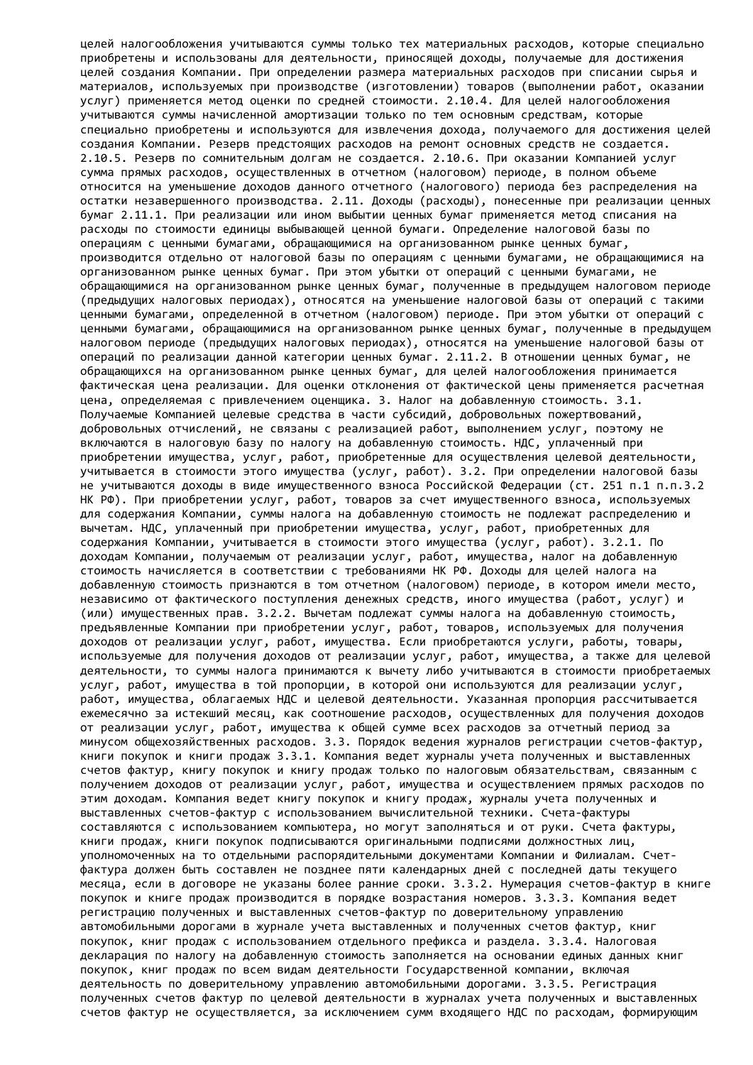целей налогообложения учитываются суммы только тех материальных расходов, которые специально приобретены и использованы для деятельности, приносящей доходы, получаемые для достижения целей создания Компании. При определении размера материальных расходов при списании сырья и материалов, используемых при производстве (изготовлении) товаров (выполнении работ, оказании услуг) применяется метод оценки по средней стоимости. 2.10.4. Для целей налогообложения учитываются суммы начисленной амортизации только по тем основным средствам, которые специально приобретены и используются для извлечения дохода, получаемого для достижения целей создания Компании. Резерв предстоящих расходов на ремонт основных средств не создается. 2.10.5. Резерв по сомнительным долгам не создается. 2.10.6. При оказании Компанией услуг сумма прямых расходов, осуществленных в отчетном (налоговом) периоде, в полном объеме относится на уменьшение доходов данного отчетного (налогового) периода без распределения на остатки незавершенного производства. 2.11. Доходы (расходы), понесенные при реализации ценных бумаг 2.11.1. При реализации или ином выбытии ценных бумаг применяется метод списания на расходы по стоимости единицы выбывающей ценной бумаги. Определение налоговой базы по операциям с ценными бумагами, обращающимися на организованном рынке ценных бумаг, производится отдельно от налоговой базы по операциям с ценными бумагами, не обращающимися на организованном рынке ценных бумаг. При этом убытки от операций с ценными бумагами, не обращающимися на организованном рынке ценных бумаг, полученные в предыдущем налоговом периоде (предыдущих налоговых периодах), относятся на уменьшение налоговой базы от операций с такими ценными бумагами, определенной в отчетном (налоговом) периоде. При этом убытки от операций с ценными бумагами, обращающимися на организованном рынке ценных бумаг, полученные в предыдущем налоговом периоде (предыдущих налоговых периодах), относятся на уменьшение налоговой базы от операций по реализации данной категории ценных бумаг. 2.11.2. В отношении ценных бумаг, не обращающихся на организованном рынке ценных бумаг, для целей налогообложения принимается фактическая цена реализации. Для оценки отклонения от фактической цены применяется расчетная цена, определяемая с привлечением оценщика. 3. Налог на добавленную стоимость. 3.1. Получаемые Компанией целевые средства в части субсидий, добровольных пожертвований, добровольных отчислений, не связаны с реализацией работ, выполнением услуг, поэтому не включаются в налоговую базу по налогу на добавленную стоимость. НДС, уплаченный при приобретении имущества, услуг, работ, приобретенные для осуществления целевой деятельности, учитывается в стоимости этого имущества (услуг, работ). 3.2. При определении налоговой базы не учитываются доходы в виде имущественного взноса Российской Федерации (ст. 251 п.1 п.п.3.2 НК РФ). При приобретении услуг, работ, товаров за счет имущественного взноса, используемых для содержания Компании, суммы налога на добавленную стоимость не подлежат распределению и вычетам. НДС, уплаченный при приобретении имущества, услуг, работ, приобретенных для содержания Компании, учитывается в стоимости этого имущества (услуг, работ). 3.2.1. По доходам Компании, получаемым от реализации услуг, работ, имущества, налог на добавленную стоимость начисляется в соответствии с требованиями НК РФ. Доходы для целей налога на добавленную стоимость признаются в том отчетном (налоговом) периоде, в котором имели место, независимо от фактического поступления денежных средств, иного имущества (работ, услуг) и (или) имущественных прав. 3.2.2. Вычетам подлежат суммы налога на добавленную стоимость, предъявленные Компании при приобретении услуг, работ, товаров, используемых для получения доходов от реализации услуг, работ, имущества. Если приобретаются услуги, работы, товары, используемые для получения доходов от реализации услуг, работ, имущества, а также для целевой деятельности, то суммы налога принимаются к вычету либо учитываются в стоимости приобретаемых услуг, работ, имущества в той пропорции, в которой они используются для реализации услуг, работ, имущества, облагаемых НДС и целевой деятельности. Указанная пропорция рассчитывается ежемесячно за истекший месяц, как соотношение расходов, осуществленных для получения доходов от реализации услуг, работ, имущества к общей сумме всех расходов за отчетный период за минусом общехозяйственных расходов. 3.3. Порядок ведения журналов регистрации счетов-фактур, книги покупок и книги продаж 3.3.1. Компания ведет журналы учета полученных и выставленных счетов фактур, книгу покупок и книгу продаж только по налоговым обязательствам, связанным с получением доходов от реализации услуг, работ, имущества и осуществлением прямых расходов по этим доходам. Компания ведет книгу покупок и книгу продаж, журналы учета полученных и выставленных счетов-фактур с использованием вычислительной техники. Счета-фактуры составляются с использованием компьютера, но могут заполняться и от руки. Счета фактуры, книги продаж, книги покупок подписываются оригинальными подписями должностных лиц, уполномоченных на то отдельными распорядительными документами Компании и Филиалам. Счет-фактура должен быть составлен не позднее пяти календарных дней с последней даты текущего месяца, если в договоре не указаны более ранние сроки. 3.3.2. Нумерация счетов-фактур в книге покупок и книге продаж производится в порядке возрастания номеров. 3.3.3. Компания ведет регистрацию полученных и выставленных счетов-фактур по доверительному управлению автомобильными дорогами в журнале учета выставленных и полученных счетов фактур, книг покупок, книг продаж с использованием отдельного префикса и раздела. 3.3.4. Налоговая декларация по налогу на добавленную стоимость заполняется на основании единых данных книг покупок, книг продаж по всем видам деятельности Государственной компании, включая деятельность по доверительному управлению автомобильными дорогами. 3.3.5. Регистрация полученных счетов фактур по целевой деятельности в журналах учета полученных и выставленных счетов фактур не осуществляется, за исключением сумм входящего НДС по расходам, формирующим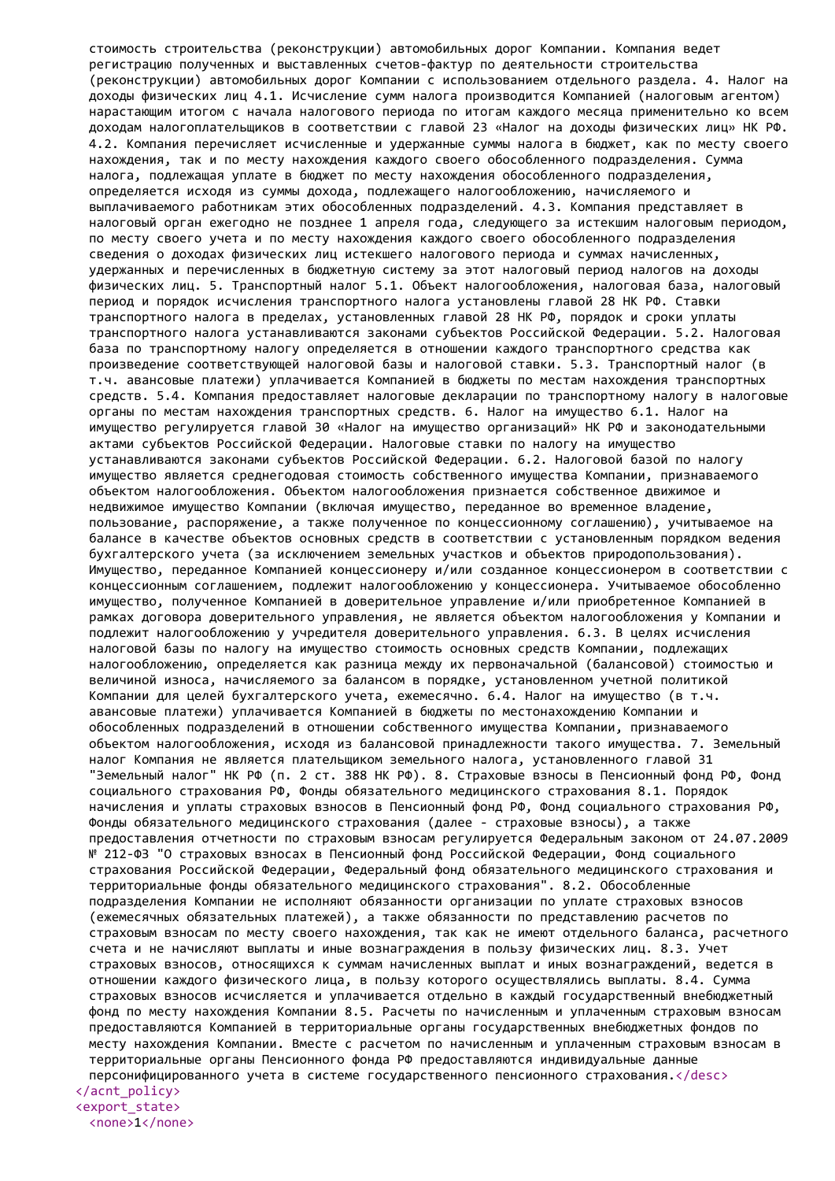стоимость строительства (реконструкции) автомобильных дорог Компании. Компания ведет регистрацию полученных и выставленных счетов-фактур по деятельности строительства (реконструкции) автомобильных дорог Компании с использованием отдельного раздела. 4. Налог на доходы физических лиц 4.1. Исчисление сумм налога производится Компанией (налоговым агентом) нарастающим итогом с начала налогового периода по итогам каждого месяца применительно ко всем доходам налогоплательщиков в соответствии с главой 23 «Налог на доходы физических лиц» НК РФ. 4.2. Компания перечисляет исчисленные и удержанные суммы налога в бюджет, как по месту своего нахождения, так и по месту нахождения каждого своего обособленного подразделения. Сумма налога, подлежащая уплате в бюджет по месту нахождения обособленного подразделения, определяется исходя из суммы дохода, подлежащего налогообложению, начисляемого и выплачиваемого работникам этих обособленных подразделений. 4.3. Компания представляет в налоговый орган ежегодно не позднее 1 апреля года, следующего за истекшим налоговым периодом, по месту своего учета и по месту нахождения каждого своего обособленного подразделения сведения о доходах физических лиц истекшего налогового периода и суммах начисленных, удержанных и перечисленных в бюджетную систему за этот налоговый период налогов на доходы физических лиц. 5. Транспортный налог 5.1. Объект налогообложения, налоговая база, налоговый период и порядок исчисления транспортного налога установлены главой 28 НК РФ. Ставки транспортного налога в пределах, установленных главой 28 НК РФ, порядок и сроки уплаты транспортного налога устанавливаются законами субъектов Российской Федерации. 5.2. Налоговая база по транспортному налогу определяется в отношении каждого транспортного средства как произведение соответствующей налоговой базы и налоговой ставки. 5.3. Транспортный налог (в т.ч. авансовые платежи) уплачивается Компанией в бюджеты по местам нахождения транспортных средств. 5.4. Компания предоставляет налоговые декларации по транспортному налогу в налоговые органы по местам нахождения транспортных средств. 6. Налог на имущество 6.1. Налог на имущество регулируется главой 30 «Налог на имущество организаций» НК РФ и законодательными актами субъектов Российской Федерации. Налоговые ставки по налогу на имущество устанавливаются законами субъектов Российской Федерации. 6.2. Налоговой базой по налогу имущество является среднегодовая стоимость собственного имущества Компании, признаваемого объектом налогообложения. Объектом налогообложения признается собственное движимое и недвижимое имущество Компании (включая имущество, переданное во временное владение, пользование, распоряжение, а также полученное по концессионному соглашению), учитываемое на балансе в качестве объектов основных средств в соответствии с установленным порядком ведения бухгалтерского учета (за исключением земельных участков и объектов природопользования). Имущество, переданное Компанией концессионеру и/или созданное концессионером в соответствии с концессионным соглашением, подлежит налогообложению у концессионера. Учитываемое обособленно имущество, полученное Компанией в доверительное управление и/или приобретенное Компанией в рамках договора доверительного управления, не является объектом налогообложения у Компании и подлежит налогообложению у учредителя доверительного управления. 6.3. В целях исчисления налоговой базы по налогу на имущество стоимость основных средств Компании, подлежащих налогообложению, определяется как разница между их первоначальной (балансовой) стоимостью и величиной износа, начисляемого за балансом в порядке, установленном учетной политикой Компании для целей бухгалтерского учета, ежемесячно. 6.4. Налог на имущество (в т.ч. авансовые платежи) уплачивается Компанией в бюджеты по местонахождению Компании и обособленных подразделений в отношении собственного имущества Компании, признаваемого объектом налогообложения, исходя из балансовой принадлежности такого имущества. 7. Земельный налог Компания не является плательщиком земельного налога, установленного главой 31 "Земельный налог" НК РФ (п. 2 ст. 388 НК РФ). 8. Страховые взносы в Пенсионный фонд РФ, Фонд социального страхования РФ, Фонды обязательного медицинского страхования 8.1. Порядок начисления и уплаты страховых взносов в Пенсионный фонд РФ, Фонд социального страхования РФ, Фонды обязательного медицинского страхования (далее - страховые взносы), а также предоставления отчетности по страховым взносам регулируется Федеральным законом от 24.07.2009 № 212-ФЗ "О страховых взносах в Пенсионный фонд Российской Федерации, Фонд социального страхования Российской Федерации, Федеральный фонд обязательного медицинского страхования и территориальные фонды обязательного медицинского страхования". 8.2. Обособленные подразделения Компании не исполняют обязанности организации по уплате страховых взносов (ежемесячных обязательных платежей), а также обязанности по представлению расчетов по страховым взносам по месту своего нахождения, так как не имеют отдельного баланса, расчетного счета и не начисляют выплаты и иные вознаграждения в пользу физических лиц. 8.3. Учет страховых взносов, относящихся к суммам начисленных выплат и иных вознаграждений, ведется в отношении каждого физического лица, в пользу которого осуществлялись выплаты. 8.4. Сумма страховых взносов исчисляется и уплачивается отдельно в каждый государственный внебюджетный фонд по месту нахождения Компании 8.5. Расчеты по начисленным и уплаченным страховым взносам предоставляются Компанией в территориальные органы государственных внебюджетных фондов по месту нахождения Компании. Вместе с расчетом по начисленным и уплаченным страховым взносам в территориальные органы Пенсионного фонда РФ предоставляются индивидуальные данные персонифицированного учета в системе государственного пенсионного страхования.</desc>

```
</acnt_policy>
<export_state>
  <none>1</none>
```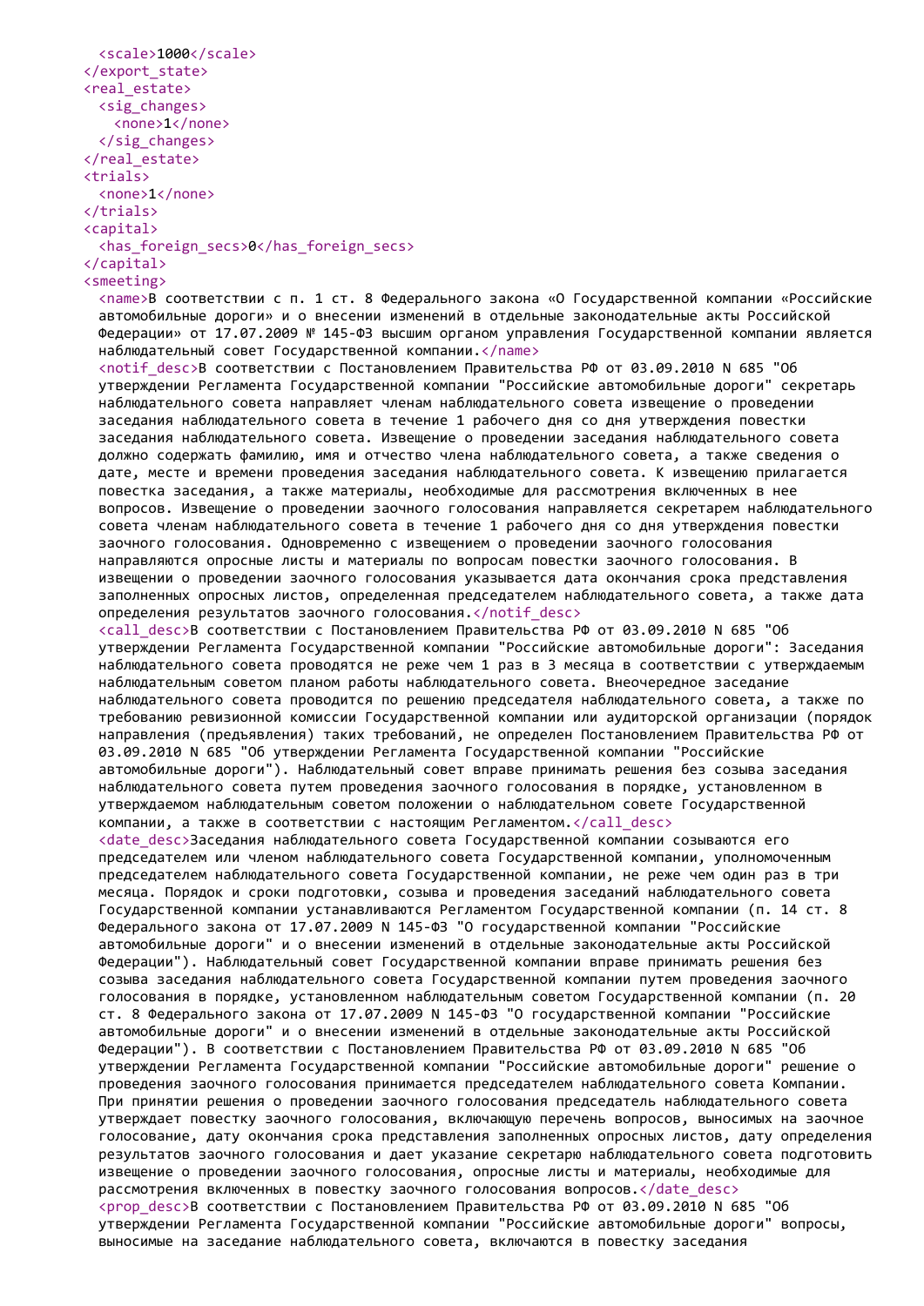```
  <scale>1000</scale>
</export_state>
<real_estate>
  <sig_changes>
    <none>1</none>
  </sig_changes>
</real_estate>
<trials>
  <none>1</none>
</trials>
<capital>
  <has_foreign_secs>0</has_foreign_secs>
</capital>
<smeeting>
  <name>В соответствии с п. 1 ст. 8 Федерального закона «О Государственной компании «Российские автомобильные дороги» и о внесении изменений в отдельные законодательные акты Российской Федерации» от 17.07.2009 № 145-ФЗ высшим органом управления Государственной компании является наблюдательный совет Государственной компании.</name>
  <notif_desc>В соответствии с Постановлением Правительства РФ от 03.09.2010 N 685 "Об утверждении Регламента Государственной компании "Российские автомобильные дороги" секретарь наблюдательного совета направляет членам наблюдательного совета извещение о проведении заседания наблюдательного совета в течение 1 рабочего дня со дня утверждения повестки заседания наблюдательного совета. Извещение о проведении заседания наблюдательного совета должно содержать фамилию, имя и отчество члена наблюдательного совета, а также сведения о дате, месте и времени проведения заседания наблюдательного совета. К извещению прилагается повестка заседания, а также материалы, необходимые для рассмотрения включенных в нее вопросов. Извещение о проведении заочного голосования направляется секретарем наблюдательного совета членам наблюдательного совета в течение 1 рабочего дня со дня утверждения повестки заочного голосования. Одновременно с извещением о проведении заочного голосования направляются опросные листы и материалы по вопросам повестки заочного голосования. В извещении о проведении заочного голосования указывается дата окончания срока представления заполненных опросных листов, определенная председателем наблюдательного совета, а также дата определения результатов заочного голосования.</notif_desc>
  <call_desc>В соответствии с Постановлением Правительства РФ от 03.09.2010 N 685 "Об утверждении Регламента Государственной компании "Российские автомобильные дороги": Заседания наблюдательного совета проводятся не реже чем 1 раз в 3 месяца в соответствии с утверждаемым наблюдательным советом планом работы наблюдательного совета. Внеочередное заседание наблюдательного совета проводится по решению председателя наблюдательного совета, а также по требованию ревизионной комиссии Государственной компании или аудиторской организации (порядок направления (предъявления) таких требований, не определен Постановлением Правительства РФ от 03.09.2010 N 685 "Об утверждении Регламента Государственной компании "Российские автомобильные дороги"). Наблюдательный совет вправе принимать решения без созыва заседания наблюдательного совета путем проведения заочного голосования в порядке, установленном в утверждаемом наблюдательным советом положении о наблюдательном совете Государственной компании, а также в соответствии с настоящим Регламентом.</call_desc>
  <date_desc>Заседания наблюдательного совета Государственной компании созываются его председателем или членом наблюдательного совета Государственной компании, уполномоченным председателем наблюдательного совета Государственной компании, не реже чем один раз в три месяца. Порядок и сроки подготовки, созыва и проведения заседаний наблюдательного совета Государственной компании устанавливаются Регламентом Государственной компании (п. 14 ст. 8 Федерального закона от 17.07.2009 N 145-ФЗ "О государственной компании "Российские автомобильные дороги" и о внесении изменений в отдельные законодательные акты Российской Федерации"). Наблюдательный совет Государственной компании вправе принимать решения без созыва заседания наблюдательного совета Государственной компании путем проведения заочного голосования в порядке, установленном наблюдательным советом Государственной компании (п. 20 ст. 8 Федерального закона от 17.07.2009 N 145-ФЗ "О государственной компании "Российские автомобильные дороги" и о внесении изменений в отдельные законодательные акты Российской Федерации"). В соответствии с Постановлением Правительства РФ от 03.09.2010 N 685 "Об утверждении Регламента Государственной компании "Российские автомобильные дороги" решение о проведения заочного голосования принимается председателем наблюдательного совета Компании. При принятии решения о проведении заочного голосования председатель наблюдательного совета утверждает повестку заочного голосования, включающую перечень вопросов, выносимых на заочное голосование, дату окончания срока представления заполненных опросных листов, дату определения результатов заочного голосования и дает указание секретарю наблюдательного совета подготовить извещение о проведении заочного голосования, опросные листы и материалы, необходимые для рассмотрения включенных в повестку заочного голосования вопросов.</date_desc>
  <prop_desc>В соответствии с Постановлением Правительства РФ от 03.09.2010 N 685 "Об утверждении Регламента Государственной компании "Российские автомобильные дороги" вопросы, выносимые на заседание наблюдательного совета, включаются в повестку заседания
```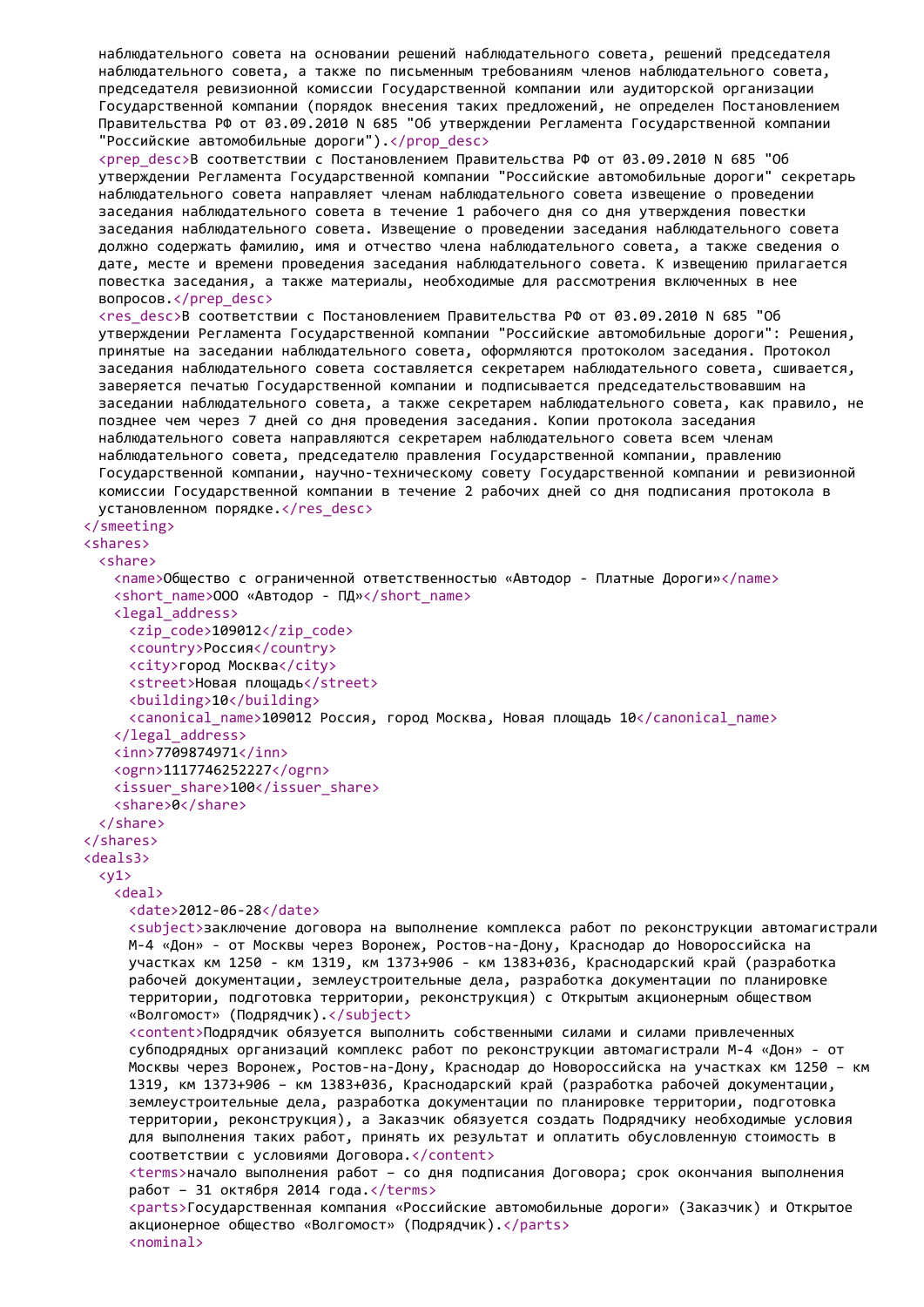```
наблюдательного совета на основании решений наблюдательного совета, решений председателя наблюдательного совета, а также по письменным требованиям членов наблюдательного совета, председателя ревизионной комиссии Государственной компании или аудиторской организации Государственной компании (порядок внесения таких предложений, не определен Постановлением Правительства РФ от 03.09.2010 N 685 "Об утверждении Регламента Государственной компании "Российские автомобильные дороги").</prop_desc>
    <prep_desc>В соответствии с Постановлением Правительства РФ от 03.09.2010 N 685 "Об утверждении Регламента Государственной компании "Российские автомобильные дороги" секретарь наблюдательного совета направляет членам наблюдательного совета извещение о проведении заседания наблюдательного совета в течение 1 рабочего дня со дня утверждения повестки заседания наблюдательного совета. Извещение о проведении заседания наблюдательного совета должно содержать фамилию, имя и отчество члена наблюдательного совета, а также сведения о дате, месте и времени проведения заседания наблюдательного совета. К извещению прилагается повестка заседания, а также материалы, необходимые для рассмотрения включенных в нее вопросов.</prep_desc>
    <res_desc>В соответствии с Постановлением Правительства РФ от 03.09.2010 N 685 "Об утверждении Регламента Государственной компании "Российские автомобильные дороги": Решения, принятые на заседании наблюдательного совета, оформляются протоколом заседания. Протокол заседания наблюдательного совета составляется секретарем наблюдательного совета, сшивается, заверяется печатью Государственной компании и подписывается председательствовавшим на заседании наблюдательного совета, а также секретарем наблюдательного совета, как правило, не позднее чем через 7 дней со дня проведения заседания. Копии протокола заседания наблюдательного совета направляются секретарем наблюдательного совета всем членам наблюдательного совета, председателю правления Государственной компании, правлению Государственной компании, научно-техническому совету Государственной компании и ревизионной комиссии Государственной компании в течение 2 рабочих дней со дня подписания протокола в установленном порядке.</res_desc>
  </smeeting>
  <shares>
    <share>
      <name>Общество с ограниченной ответственностью «Автодор - Платные Дороги»</name>
      <short_name>ООО «Автодор - ПД»</short_name>
      <legal_address>
        <zip_code>109012</zip_code>
        <country>Россия</country>
        <city>город Москва</city>
        <street>Новая площадь</street>
        <building>10</building>
        <canonical_name>109012 Россия, город Москва, Новая площадь 10</canonical_name>
      </legal_address>
      <inn>7709874971</inn>
      <ogrn>1117746252227</ogrn>
      <issuer_share>100</issuer_share>
      <share>0</share>
    </share>
  </shares>
  <deals3>
    <y1>
      <deal>
        <date>2012-06-28</date>
        <subject>заключение договора на выполнение комплекса работ по реконструкции автомагистрали М-4 «Дон» - от Москвы через Воронеж, Ростов-на-Дону, Краснодар до Новороссийска на участках км 1250 - км 1319, км 1373+906 - км 1383+036, Краснодарский край (разработка рабочей документации, землеустроительные дела, разработка документации по планировке территории, подготовка территории, реконструкция) с Открытым акционерным обществом «Волгомост» (Подрядчик).</subject>
        <content>Подрядчик обязуется выполнить собственными силами и силами привлеченных субподрядных организаций комплекс работ по реконструкции автомагистрали М-4 «Дон» - от Москвы через Воронеж, Ростов-на-Дону, Краснодар до Новороссийска на участках км 1250 – км 1319, км 1373+906 – км 1383+036, Краснодарский край (разработка рабочей документации, землеустроительные дела, разработка документации по планировке территории, подготовка территории, реконструкция), а Заказчик обязуется создать Подрядчику необходимые условия для выполнения таких работ, принять их результат и оплатить обусловленную стоимость в соответствии с условиями Договора.</content>
        <terms>начало выполнения работ – со дня подписания Договора; срок окончания выполнения работ – 31 октября 2014 года.</terms>
        <parts>Государственная компания «Российские автомобильные дороги» (Заказчик) и Открытое акционерное общество «Волгомост» (Подрядчик).</parts>
        <nominal>
```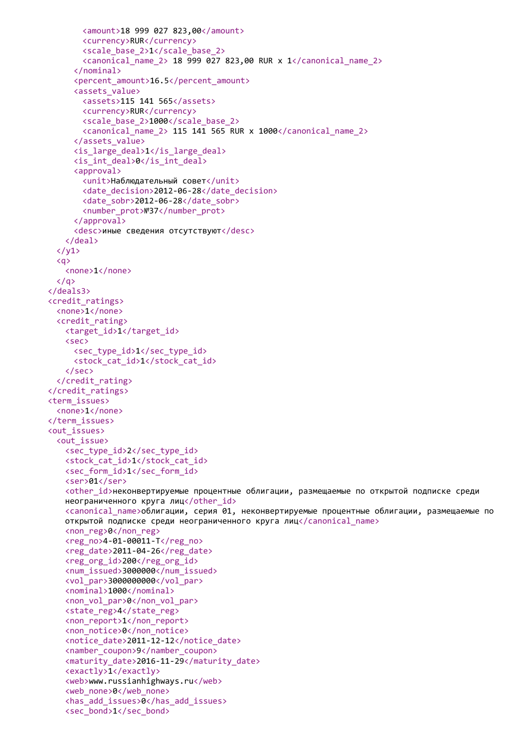```xml
          <amount>18 999 027 823,00</amount>
          <currency>RUR</currency>
          <scale_base_2>1</scale_base_2>
          <canonical_name_2> 18 999 027 823,00 RUR x 1</canonical_name_2>
        </nominal>
        <percent_amount>16.5</percent_amount>
        <assets_value>
          <assets>115 141 565</assets>
          <currency>RUR</currency>
          <scale_base_2>1000</scale_base_2>
          <canonical_name_2> 115 141 565 RUR x 1000</canonical_name_2>
        </assets_value>
        <is_large_deal>1</is_large_deal>
        <is_int_deal>0</is_int_deal>
        <approval>
          <unit>Наблюдательный совет</unit>
          <date_decision>2012-06-28</date_decision>
          <date_sobr>2012-06-28</date_sobr>
          <number_prot>№37</number_prot>
        </approval>
        <desc>иные сведения отсутствуют</desc>
      </deal>
    </y1>
    <q>
      <none>1</none>
    </q>
  </deals3>
  <credit_ratings>
    <none>1</none>
    <credit_rating>
      <target_id>1</target_id>
      <sec>
        <sec_type_id>1</sec_type_id>
        <stock_cat_id>1</stock_cat_id>
      </sec>
    </credit_rating>
  </credit_ratings>
  <term_issues>
    <none>1</none>
  </term_issues>
  <out_issues>
    <out_issue>
      <sec_type_id>2</sec_type_id>
      <stock_cat_id>1</stock_cat_id>
      <sec_form_id>1</sec_form_id>
      <ser>01</ser>
      <other_id>неконвертируемые процентные облигации, размещаемые по открытой подписке среди
      неограниченного круга лиц</other_id>
      <canonical_name>облигации, серия 01, неконвертируемые процентные облигации, размещаемые по
      открытой подписке среди неограниченного круга лиц</canonical_name>
      <non_reg>0</non_reg>
      <reg_no>4-01-00011-T</reg_no>
      <reg_date>2011-04-26</reg_date>
      <reg_org_id>200</reg_org_id>
      <num_issued>3000000</num_issued>
      <vol_par>3000000000</vol_par>
      <nominal>1000</nominal>
      <non_vol_par>0</non_vol_par>
      <state_reg>4</state_reg>
      <non_report>1</non_report>
      <non_notice>0</non_notice>
      <notice_date>2011-12-12</notice_date>
      <namber_coupon>9</namber_coupon>
      <maturity_date>2016-11-29</maturity_date>
      <exactly>1</exactly>
      <web>www.russianhighways.ru</web>
      <web_none>0</web_none>
      <has_add_issues>0</has_add_issues>
      <sec_bond>1</sec_bond>
```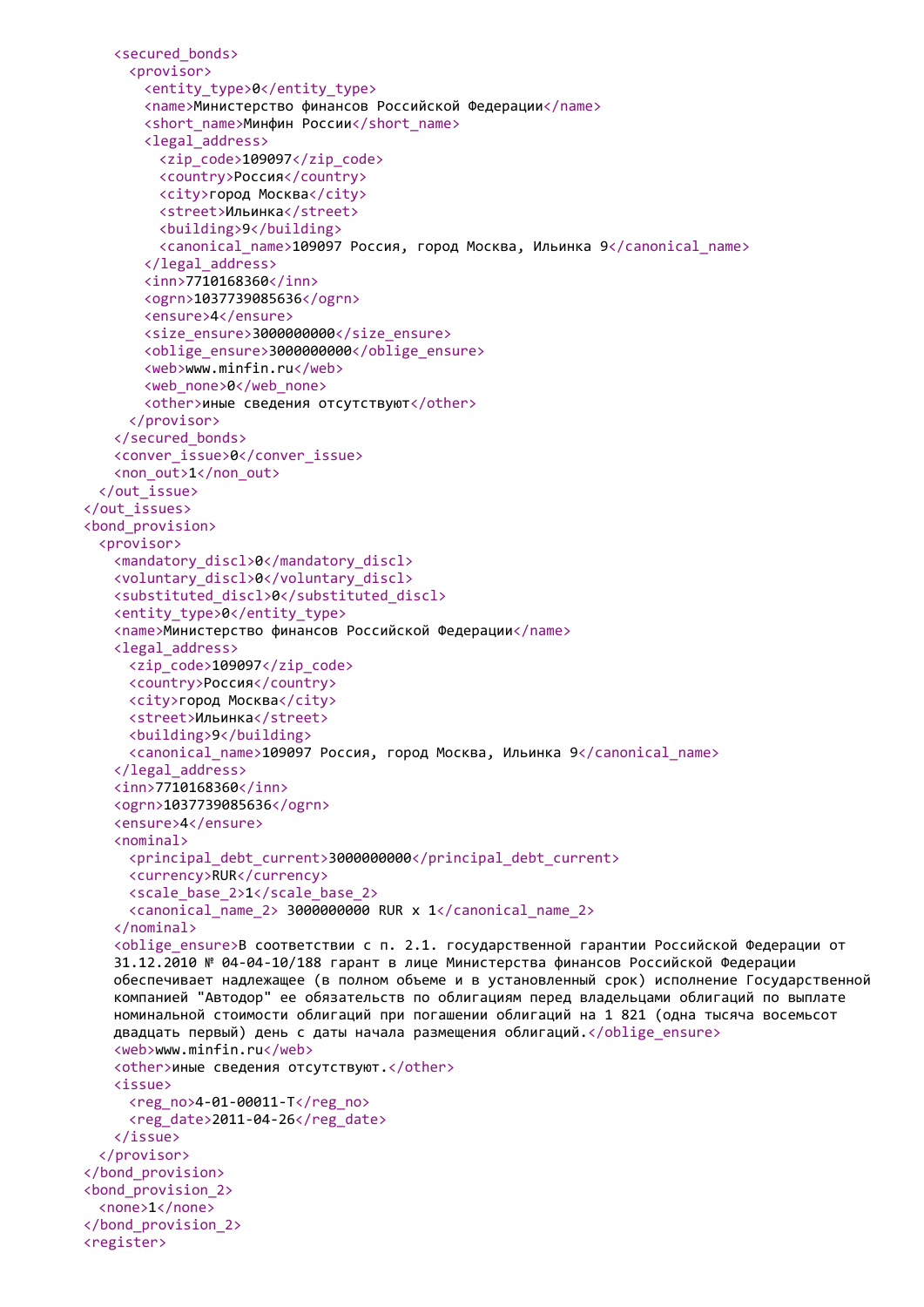```xml
    <secured_bonds>
      <provisor>
        <entity_type>0</entity_type>
        <name>Министерство финансов Российской Федерации</name>
        <short_name>Минфин России</short_name>
        <legal_address>
          <zip_code>109097</zip_code>
          <country>Россия</country>
          <city>город Москва</city>
          <street>Ильинка</street>
          <building>9</building>
          <canonical_name>109097 Россия, город Москва, Ильинка 9</canonical_name>
        </legal_address>
        <inn>7710168360</inn>
        <ogrn>1037739085636</ogrn>
        <ensure>4</ensure>
        <size_ensure>3000000000</size_ensure>
        <oblige_ensure>3000000000</oblige_ensure>
        <web>www.minfin.ru</web>
        <web_none>0</web_none>
        <other>иные сведения отсутствуют</other>
      </provisor>
    </secured_bonds>
    <conver_issue>0</conver_issue>
    <non_out>1</non_out>
  </out_issue>
</out_issues>
<bond_provision>
  <provisor>
    <mandatory_discl>0</mandatory_discl>
    <voluntary_discl>0</voluntary_discl>
    <substituted_discl>0</substituted_discl>
    <entity_type>0</entity_type>
    <name>Министерство финансов Российской Федерации</name>
    <legal_address>
      <zip_code>109097</zip_code>
      <country>Россия</country>
      <city>город Москва</city>
      <street>Ильинка</street>
      <building>9</building>
      <canonical_name>109097 Россия, город Москва, Ильинка 9</canonical_name>
    </legal_address>
    <inn>7710168360</inn>
    <ogrn>1037739085636</ogrn>
    <ensure>4</ensure>
    <nominal>
      <principal_debt_current>3000000000</principal_debt_current>
      <currency>RUR</currency>
      <scale_base_2>1</scale_base_2>
      <canonical_name_2> 3000000000 RUR x 1</canonical_name_2>
    </nominal>
    <oblige_ensure>В соответствии с п. 2.1. государственной гарантии Российской Федерации от
    31.12.2010 № 04-04-10/188 гарант в лице Министерства финансов Российской Федерации
    обеспечивает надлежащее (в полном объеме и в установленный срок) исполнение Государственной
    компанией "Автодор" ее обязательств по облигациям перед владельцами облигаций по выплате
    номинальной стоимости облигаций при погашении облигаций на 1 821 (одна тысяча восемьсот
    двадцать первый) день с даты начала размещения облигаций.</oblige_ensure>
    <web>www.minfin.ru</web>
    <other>иные сведения отсутствуют.</other>
    <issue>
      <reg_no>4-01-00011-T</reg_no>
      <reg_date>2011-04-26</reg_date>
    </issue>
  </provisor>
</bond_provision>
<bond_provision_2>
  <none>1</none>
</bond_provision_2>
<register>
```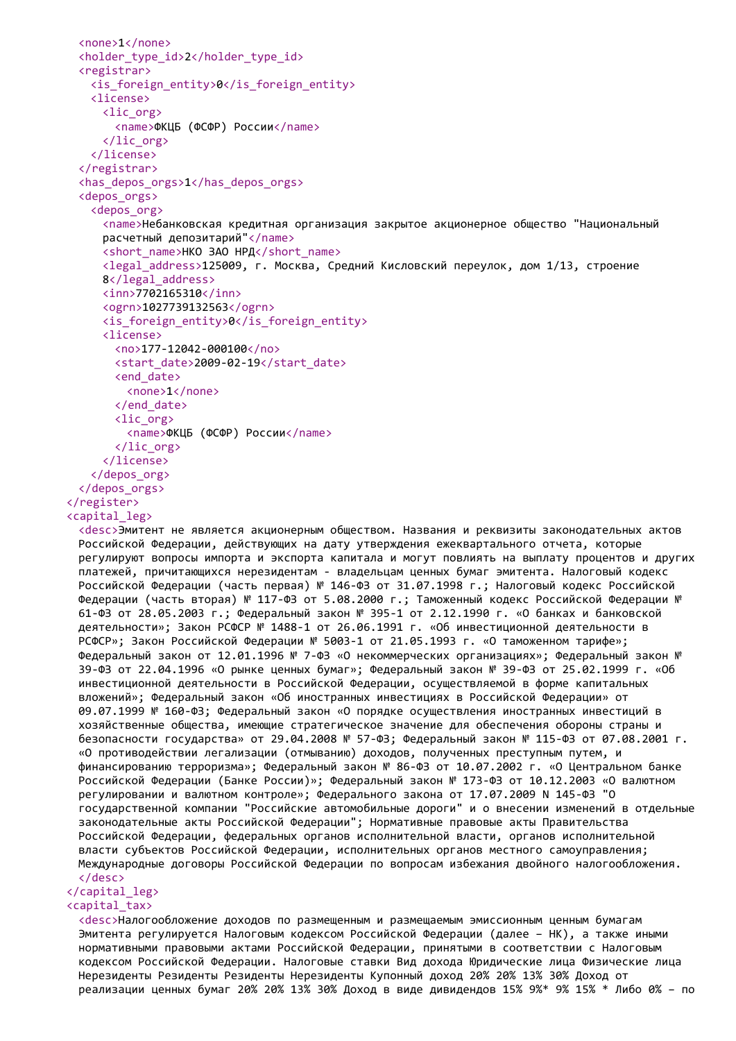```
    <none>1</none>
    <holder_type_id>2</holder_type_id>
    <registrar>
      <is_foreign_entity>0</is_foreign_entity>
      <license>
        <lic_org>
          <name>ФКЦБ (ФСФР) России</name>
        </lic_org>
      </license>
    </registrar>
    <has_depos_orgs>1</has_depos_orgs>
    <depos_orgs>
      <depos_org>
        <name>Небанковская кредитная организация закрытое акционерное общество "Национальный
        расчетный депозитарий"</name>
        <short_name>НКО ЗАО НРД</short_name>
        <legal_address>125009, г. Москва, Средний Кисловский переулок, дом 1/13, строение
        8</legal_address>
        <inn>7702165310</inn>
        <ogrn>1027739132563</ogrn>
        <is_foreign_entity>0</is_foreign_entity>
        <license>
          <no>177-12042-000100</no>
          <start_date>2009-02-19</start_date>
          <end_date>
            <none>1</none>
          </end_date>
          <lic_org>
            <name>ФКЦБ (ФСФР) России</name>
          </lic_org>
        </license>
      </depos_org>
    </depos_orgs>
  </register>
  <capital_leg>
    <desc>Эмитент не является акционерным обществом. Названия и реквизиты законодательных актов
    Российской Федерации, действующих на дату утверждения ежеквартального отчета, которые
    регулируют вопросы импорта и экспорта капитала и могут повлиять на выплату процентов и других
    платежей, причитающихся нерезидентам - владельцам ценных бумаг эмитента. Налоговый кодекс
    Российской Федерации (часть первая) № 146-ФЗ от 31.07.1998 г.; Налоговый кодекс Российской
    Федерации (часть вторая) № 117-ФЗ от 5.08.2000 г.; Таможенный кодекс Российской Федерации №
    61-ФЗ от 28.05.2003 г.; Федеральный закон № 395-1 от 2.12.1990 г. «О банках и банковской
    деятельности»; Закон РСФСР № 1488-1 от 26.06.1991 г. «Об инвестиционной деятельности в
    РСФСР»; Закон Российской Федерации № 5003-1 от 21.05.1993 г. «О таможенном тарифе»;
    Федеральный закон от 12.01.1996 № 7-ФЗ «О некоммерческих организациях»; Федеральный закон №
    39-ФЗ от 22.04.1996 «О рынке ценных бумаг»; Федеральный закон № 39-ФЗ от 25.02.1999 г. «Об
    инвестиционной деятельности в Российской Федерации, осуществляемой в форме капитальных
    вложений»; Федеральный закон «Об иностранных инвестициях в Российской Федерации» от
    09.07.1999 № 160-ФЗ; Федеральный закон «О порядке осуществления иностранных инвестиций в
    хозяйственные общества, имеющие стратегическое значение для обеспечения обороны страны и
    безопасности государства» от 29.04.2008 № 57-ФЗ; Федеральный закон № 115-ФЗ от 07.08.2001 г.
    «О противодействии легализации (отмыванию) доходов, полученных преступным путем, и
    финансированию терроризма»; Федеральный закон № 86-ФЗ от 10.07.2002 г. «О Центральном банке
    Российской Федерации (Банке России)»; Федеральный закон № 173-ФЗ от 10.12.2003 «О валютном
    регулировании и валютном контроле»; Федерального закона от 17.07.2009 N 145-ФЗ "О
    государственной компании "Российские автомобильные дороги" и о внесении изменений в отдельные
    законодательные акты Российской Федерации"; Нормативные правовые акты Правительства
    Российской Федерации, федеральных органов исполнительной власти, органов исполнительной
    власти субъектов Российской Федерации, исполнительных органов местного самоуправления;
    Международные договоры Российской Федерации по вопросам избежания двойного налогообложения.
    </desc>
  </capital_leg>
  <capital_tax>
    <desc>Налогообложение доходов по размещенным и размещаемым эмиссионным ценным бумагам
    Эмитента регулируется Налоговым кодексом Российской Федерации (далее – НК), а также иными
    нормативными правовыми актами Российской Федерации, принятыми в соответствии с Налоговым
    кодексом Российской Федерации. Налоговые ставки Вид дохода Юридические лица Физические лица
    Нерезиденты Резиденты Резиденты Нерезиденты Купонный доход 20% 20% 13% 30% Доход от
    реализации ценных бумаг 20% 20% 13% 30% Доход в виде дивидендов 15% 9%* 9% 15% * Либо 0% – по
```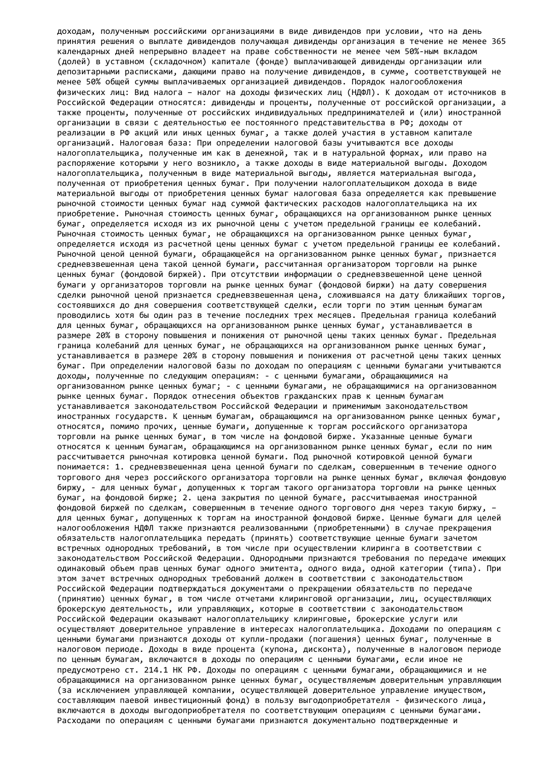доходам, полученным российскими организациями в виде дивидендов при условии, что на день принятия решения о выплате дивидендов получающая дивиденды организация в течение не менее 365 календарных дней непрерывно владеет на праве собственности не менее чем 50%-ным вкладом (долей) в уставном (складочном) капитале (фонде) выплачивающей дивиденды организации или депозитарными расписками, дающими право на получение дивидендов, в сумме, соответствующей не менее 50% общей суммы выплачиваемых организацией дивидендов. Порядок налогообложения физических лиц: Вид налога – налог на доходы физических лиц (НДФЛ). К доходам от источников в Российской Федерации относятся: дивиденды и проценты, полученные от российской организации, а также проценты, полученные от российских индивидуальных предпринимателей и (или) иностранной организации в связи с деятельностью ее постоянного представительства в РФ; доходы от реализации в РФ акций или иных ценных бумаг, а также долей участия в уставном капитале организаций. Налоговая база: При определении налоговой базы учитываются все доходы налогоплательщика, полученные им как в денежной, так и в натуральной формах, или право на распоряжение которыми у него возникло, а также доходы в виде материальной выгоды. Доходом налогоплательщика, полученным в виде материальной выгоды, является материальная выгода, полученная от приобретения ценных бумаг. При получении налогоплательщиком дохода в виде материальной выгоды от приобретения ценных бумаг налоговая база определяется как превышение рыночной стоимости ценных бумаг над суммой фактических расходов налогоплательщика на их приобретение. Рыночная стоимость ценных бумаг, обращающихся на организованном рынке ценных бумаг, определяется исходя из их рыночной цены с учетом предельной границы ее колебаний. Рыночная стоимость ценных бумаг, не обращающихся на организованном рынке ценных бумаг, определяется исходя из расчетной цены ценных бумаг с учетом предельной границы ее колебаний. Рыночной ценой ценной бумаги, обращающейся на организованном рынке ценных бумаг, признается средневзвешенная цена такой ценной бумаги, рассчитанная организатором торговли на рынке ценных бумаг (фондовой биржей). При отсутствии информации о средневзвешенной цене ценной бумаги у организаторов торговли на рынке ценных бумаг (фондовой биржи) на дату совершения сделки рыночной ценой признается средневзвешенная цена, сложившаяся на дату ближайших торгов, состоявшихся до дня совершения соответствующей сделки, если торги по этим ценным бумагам проводились хотя бы один раз в течение последних трех месяцев. Предельная граница колебаний для ценных бумаг, обращающихся на организованном рынке ценных бумаг, устанавливается в размере 20% в сторону повышения и понижения от рыночной цены таких ценных бумаг. Предельная граница колебаний для ценных бумаг, не обращающихся на организованном рынке ценных бумаг, устанавливается в размере 20% в сторону повышения и понижения от расчетной цены таких ценных бумаг. При определении налоговой базы по доходам по операциям с ценными бумагами учитываются доходы, полученные по следующим операциям: - с ценными бумагами, обращающимися на организованном рынке ценных бумаг; - с ценными бумагами, не обращающимися на организованном рынке ценных бумаг. Порядок отнесения объектов гражданских прав к ценным бумагам устанавливается законодательством Российской Федерации и применимым законодательством иностранных государств. К ценным бумагам, обращающимся на организованном рынке ценных бумаг, относятся, помимо прочих, ценные бумаги, допущенные к торгам российского организатора торговли на рынке ценных бумаг, в том числе на фондовой бирже. Указанные ценные бумаги относятся к ценным бумагам, обращающимся на организованном рынке ценных бумаг, если по ним рассчитывается рыночная котировка ценной бумаги. Под рыночной котировкой ценной бумаги понимается: 1. средневзвешенная цена ценной бумаги по сделкам, совершенным в течение одного торгового дня через российского организатора торговли на рынке ценных бумаг, включая фондовую биржу, - для ценных бумаг, допущенных к торгам такого организатора торговли на рынке ценных бумаг, на фондовой бирже; 2. цена закрытия по ценной бумаге, рассчитываемая иностранной фондовой биржей по сделкам, совершенным в течение одного торгового дня через такую биржу, – для ценных бумаг, допущенных к торгам на иностранной фондовой бирже. Ценные бумаги для целей налогообложения НДФЛ также признаются реализованными (приобретенными) в случае прекращения обязательств налогоплательщика передать (принять) соответствующие ценные бумаги зачетом встречных однородных требований, в том числе при осуществлении клиринга в соответствии с законодательством Российской Федерации. Однородными признаются требования по передаче имеющих одинаковый объем прав ценных бумаг одного эмитента, одного вида, одной категории (типа). При этом зачет встречных однородных требований должен в соответствии с законодательством Российской Федерации подтверждаться документами о прекращении обязательств по передаче (принятию) ценных бумаг, в том числе отчетами клиринговой организации, лиц, осуществляющих брокерскую деятельность, или управляющих, которые в соответствии с законодательством Российской Федерации оказывают налогоплательщику клиринговые, брокерские услуги или осуществляют доверительное управление в интересах налогоплательщика. Доходами по операциям с ценными бумагами признаются доходы от купли-продажи (погашения) ценных бумаг, полученные в налоговом периоде. Доходы в виде процента (купона, дисконта), полученные в налоговом периоде по ценным бумагам, включаются в доходы по операциям с ценными бумагами, если иное не предусмотрено ст. 214.1 НК РФ. Доходы по операциям с ценными бумагами, обращающимися и не обращающимися на организованном рынке ценных бумаг, осуществляемым доверительным управляющим (за исключением управляющей компании, осуществляющей доверительное управление имуществом, составляющим паевой инвестиционный фонд) в пользу выгодоприобретателя - физического лица, включаются в доходы выгодоприобретателя по соответствующим операциям с ценными бумагами. Расходами по операциям с ценными бумагами признаются документально подтвержденные и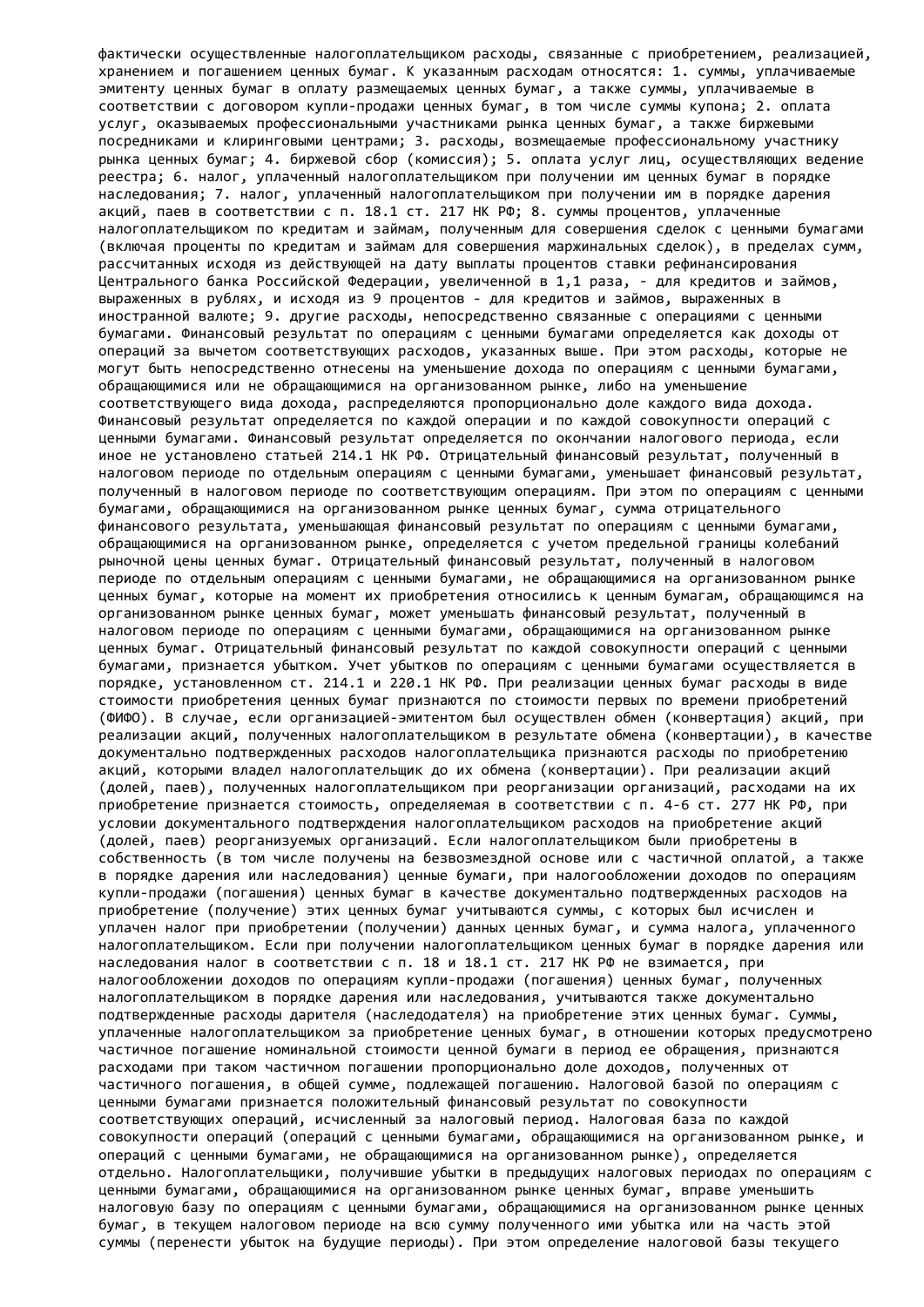фактически осуществленные налогоплательщиком расходы, связанные с приобретением, реализацией, хранением и погашением ценных бумаг. К указанным расходам относятся: 1. суммы, уплачиваемые эмитенту ценных бумаг в оплату размещаемых ценных бумаг, а также суммы, уплачиваемые в соответствии с договором купли-продажи ценных бумаг, в том числе суммы купона; 2. оплата услуг, оказываемых профессиональными участниками рынка ценных бумаг, а также биржевыми посредниками и клиринговыми центрами; 3. расходы, возмещаемые профессиональному участнику рынка ценных бумаг; 4. биржевой сбор (комиссия); 5. оплата услуг лиц, осуществляющих ведение реестра; 6. налог, уплаченный налогоплательщиком при получении им ценных бумаг в порядке наследования; 7. налог, уплаченный налогоплательщиком при получении им в порядке дарения акций, паев в соответствии с п. 18.1 ст. 217 НК РФ; 8. суммы процентов, уплаченные налогоплательщиком по кредитам и займам, полученным для совершения сделок с ценными бумагами (включая проценты по кредитам и займам для совершения маржинальных сделок), в пределах сумм, рассчитанных исходя из действующей на дату выплаты процентов ставки рефинансирования Центрального банка Российской Федерации, увеличенной в 1,1 раза, - для кредитов и займов, выраженных в рублях, и исходя из 9 процентов - для кредитов и займов, выраженных в иностранной валюте; 9. другие расходы, непосредственно связанные с операциями с ценными бумагами. Финансовый результат по операциям с ценными бумагами определяется как доходы от операций за вычетом соответствующих расходов, указанных выше. При этом расходы, которые не могут быть непосредственно отнесены на уменьшение дохода по операциям с ценными бумагами, обращающимися или не обращающимися на организованном рынке, либо на уменьшение соответствующего вида дохода, распределяются пропорционально доле каждого вида дохода. Финансовый результат определяется по каждой операции и по каждой совокупности операций с ценными бумагами. Финансовый результат определяется по окончании налогового периода, если иное не установлено статьей 214.1 НК РФ. Отрицательный финансовый результат, полученный в налоговом периоде по отдельным операциям с ценными бумагами, уменьшает финансовый результат, полученный в налоговом периоде по соответствующим операциям. При этом по операциям с ценными бумагами, обращающимися на организованном рынке ценных бумаг, сумма отрицательного финансового результата, уменьшающая финансовый результат по операциям с ценными бумагами, обращающимися на организованном рынке, определяется с учетом предельной границы колебаний рыночной цены ценных бумаг. Отрицательный финансовый результат, полученный в налоговом периоде по отдельным операциям с ценными бумагами, не обращающимися на организованном рынке ценных бумаг, которые на момент их приобретения относились к ценным бумагам, обращающимся на организованном рынке ценных бумаг, может уменьшать финансовый результат, полученный в налоговом периоде по операциям с ценными бумагами, обращающимися на организованном рынке ценных бумаг. Отрицательный финансовый результат по каждой совокупности операций с ценными бумагами, признается убытком. Учет убытков по операциям с ценными бумагами осуществляется в порядке, установленном ст. 214.1 и 220.1 НК РФ. При реализации ценных бумаг расходы в виде стоимости приобретения ценных бумаг признаются по стоимости первых по времени приобретений (ФИФО). В случае, если организацией-эмитентом был осуществлен обмен (конвертация) акций, при реализации акций, полученных налогоплательщиком в результате обмена (конвертации), в качестве документально подтвержденных расходов налогоплательщика признаются расходы по приобретению акций, которыми владел налогоплательщик до их обмена (конвертации). При реализации акций (долей, паев), полученных налогоплательщиком при реорганизации организаций, расходами на их приобретение признается стоимость, определяемая в соответствии с п. 4-6 ст. 277 НК РФ, при условии документального подтверждения налогоплательщиком расходов на приобретение акций (долей, паев) реорганизуемых организаций. Если налогоплательщиком были приобретены в собственность (в том числе получены на безвозмездной основе или с частичной оплатой, а также в порядке дарения или наследования) ценные бумаги, при налогообложении доходов по операциям купли-продажи (погашения) ценных бумаг в качестве документально подтвержденных расходов на приобретение (получение) этих ценных бумаг учитываются суммы, с которых был исчислен и уплачен налог при приобретении (получении) данных ценных бумаг, и сумма налога, уплаченного налогоплательщиком. Если при получении налогоплательщиком ценных бумаг в порядке дарения или наследования налог в соответствии с п. 18 и 18.1 ст. 217 НК РФ не взимается, при налогообложении доходов по операциям купли-продажи (погашения) ценных бумаг, полученных налогоплательщиком в порядке дарения или наследования, учитываются также документально подтвержденные расходы дарителя (наследодателя) на приобретение этих ценных бумаг. Суммы, уплаченные налогоплательщиком за приобретение ценных бумаг, в отношении которых предусмотрено частичное погашение номинальной стоимости ценной бумаги в период ее обращения, признаются расходами при таком частичном погашении пропорционально доле доходов, полученных от частичного погашения, в общей сумме, подлежащей погашению. Налоговой базой по операциям с ценными бумагами признается положительный финансовый результат по совокупности соответствующих операций, исчисленный за налоговый период. Налоговая база по каждой совокупности операций (операций с ценными бумагами, обращающимися на организованном рынке, и операций с ценными бумагами, не обращающимися на организованном рынке), определяется отдельно. Налогоплательщики, получившие убытки в предыдущих налоговых периодах по операциям с ценными бумагами, обращающимися на организованном рынке ценных бумаг, вправе уменьшить налоговую базу по операциям с ценными бумагами, обращающимися на организованном рынке ценных бумаг, в текущем налоговом периоде на всю сумму полученного ими убытка или на часть этой суммы (перенести убыток на будущие периоды). При этом определение налоговой базы текущего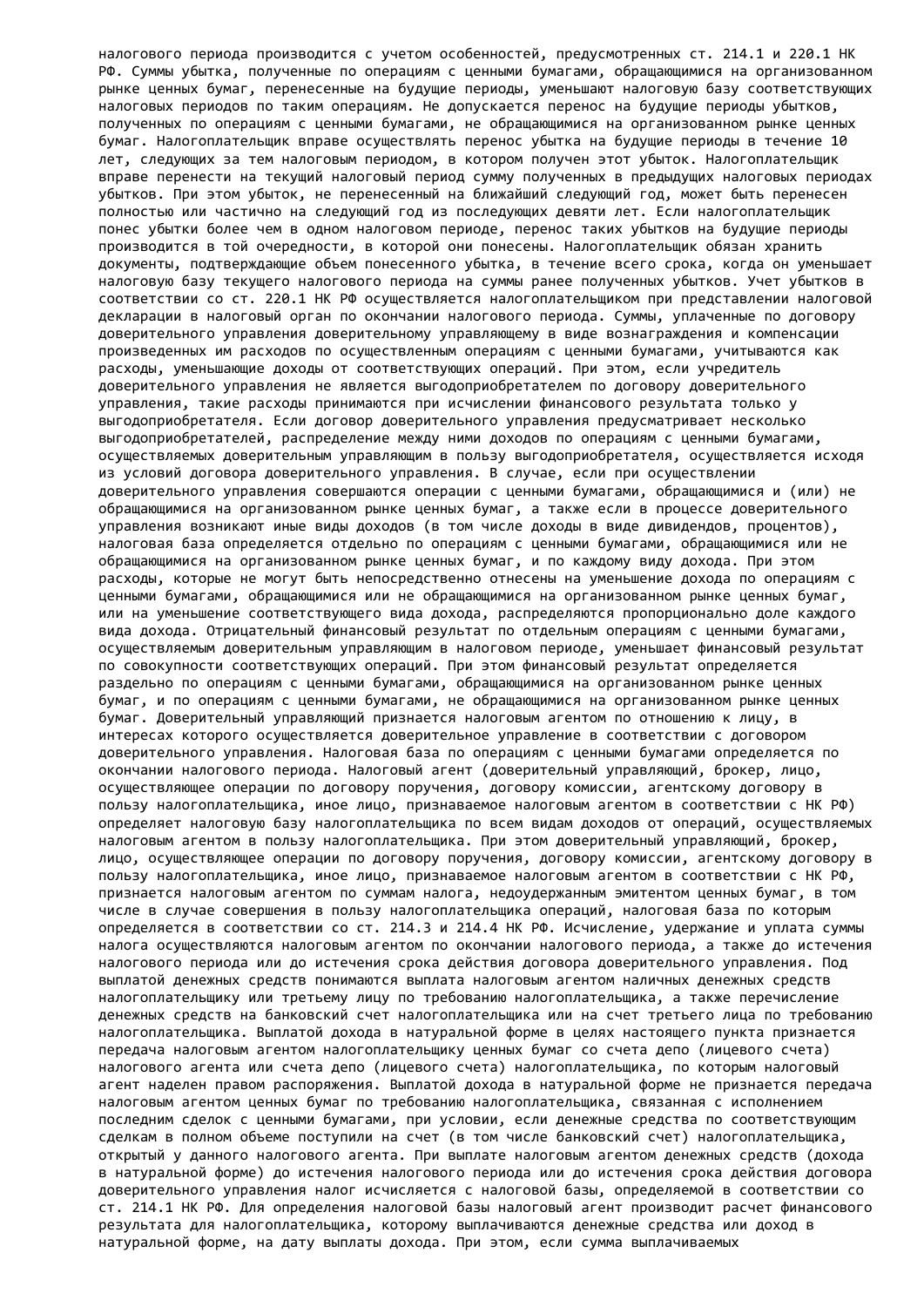налогового периода производится с учетом особенностей, предусмотренных ст. 214.1 и 220.1 НК РФ. Суммы убытка, полученные по операциям с ценными бумагами, обращающимися на организованном рынке ценных бумаг, перенесенные на будущие периоды, уменьшают налоговую базу соответствующих налоговых периодов по таким операциям. Не допускается перенос на будущие периоды убытков, полученных по операциям с ценными бумагами, не обращающимися на организованном рынке ценных бумаг. Налогоплательщик вправе осуществлять перенос убытка на будущие периоды в течение 10 лет, следующих за тем налоговым периодом, в котором получен этот убыток. Налогоплательщик вправе перенести на текущий налоговый период сумму полученных в предыдущих налоговых периодах убытков. При этом убыток, не перенесенный на ближайший следующий год, может быть перенесен полностью или частично на следующий год из последующих девяти лет. Если налогоплательщик понес убытки более чем в одном налоговом периоде, перенос таких убытков на будущие периоды производится в той очередности, в которой они понесены. Налогоплательщик обязан хранить документы, подтверждающие объем понесенного убытка, в течение всего срока, когда он уменьшает налоговую базу текущего налогового периода на суммы ранее полученных убытков. Учет убытков в соответствии со ст. 220.1 НК РФ осуществляется налогоплательщиком при представлении налоговой декларации в налоговый орган по окончании налогового периода. Суммы, уплаченные по договору доверительного управления доверительному управляющему в виде вознаграждения и компенсации произведенных им расходов по осуществленным операциям с ценными бумагами, учитываются как расходы, уменьшающие доходы от соответствующих операций. При этом, если учредитель доверительного управления не является выгодоприобретателем по договору доверительного управления, такие расходы принимаются при исчислении финансового результата только у выгодоприобретателя. Если договор доверительного управления предусматривает несколько выгодоприобретателей, распределение между ними доходов по операциям с ценными бумагами, осуществляемых доверительным управляющим в пользу выгодоприобретателя, осуществляется исходя из условий договора доверительного управления. В случае, если при осуществлении доверительного управления совершаются операции с ценными бумагами, обращающимися и (или) не обращающимися на организованном рынке ценных бумаг, а также если в процессе доверительного управления возникают иные виды доходов (в том числе доходы в виде дивидендов, процентов), налоговая база определяется отдельно по операциям с ценными бумагами, обращающимися или не обращающимися на организованном рынке ценных бумаг, и по каждому виду дохода. При этом расходы, которые не могут быть непосредственно отнесены на уменьшение дохода по операциям с ценными бумагами, обращающимися или не обращающимися на организованном рынке ценных бумаг, или на уменьшение соответствующего вида дохода, распределяются пропорционально доле каждого вида дохода. Отрицательный финансовый результат по отдельным операциям с ценными бумагами, осуществляемым доверительным управляющим в налоговом периоде, уменьшает финансовый результат по совокупности соответствующих операций. При этом финансовый результат определяется раздельно по операциям с ценными бумагами, обращающимися на организованном рынке ценных бумаг, и по операциям с ценными бумагами, не обращающимися на организованном рынке ценных бумаг. Доверительный управляющий признается налоговым агентом по отношению к лицу, в интересах которого осуществляется доверительное управление в соответствии с договором доверительного управления. Налоговая база по операциям с ценными бумагами определяется по окончании налогового периода. Налоговый агент (доверительный управляющий, брокер, лицо, осуществляющее операции по договору поручения, договору комиссии, агентскому договору в пользу налогоплательщика, иное лицо, признаваемое налоговым агентом в соответствии с НК РФ) определяет налоговую базу налогоплательщика по всем видам доходов от операций, осуществляемых налоговым агентом в пользу налогоплательщика. При этом доверительный управляющий, брокер, лицо, осуществляющее операции по договору поручения, договору комиссии, агентскому договору в пользу налогоплательщика, иное лицо, признаваемое налоговым агентом в соответствии с НК РФ, признается налоговым агентом по суммам налога, недоудержанным эмитентом ценных бумаг, в том числе в случае совершения в пользу налогоплательщика операций, налоговая база по которым определяется в соответствии со ст. 214.3 и 214.4 НК РФ. Исчисление, удержание и уплата суммы налога осуществляются налоговым агентом по окончании налогового периода, а также до истечения налогового периода или до истечения срока действия договора доверительного управления. Под выплатой денежных средств понимаются выплата налоговым агентом наличных денежных средств налогоплательщику или третьему лицу по требованию налогоплательщика, а также перечисление денежных средств на банковский счет налогоплательщика или на счет третьего лица по требованию налогоплательщика. Выплатой дохода в натуральной форме в целях настоящего пункта признается передача налоговым агентом налогоплательщику ценных бумаг со счета депо (лицевого счета) налогового агента или счета депо (лицевого счета) налогоплательщика, по которым налоговый агент наделен правом распоряжения. Выплатой дохода в натуральной форме не признается передача налоговым агентом ценных бумаг по требованию налогоплательщика, связанная с исполнением последним сделок с ценными бумагами, при условии, если денежные средства по соответствующим сделкам в полном объеме поступили на счет (в том числе банковский счет) налогоплательщика, открытый у данного налогового агента. При выплате налоговым агентом денежных средств (дохода в натуральной форме) до истечения налогового периода или до истечения срока действия договора доверительного управления налог исчисляется с налоговой базы, определяемой в соответствии со ст. 214.1 НК РФ. Для определения налоговой базы налоговый агент производит расчет финансового результата для налогоплательщика, которому выплачиваются денежные средства или доход в натуральной форме, на дату выплаты дохода. При этом, если сумма выплачиваемых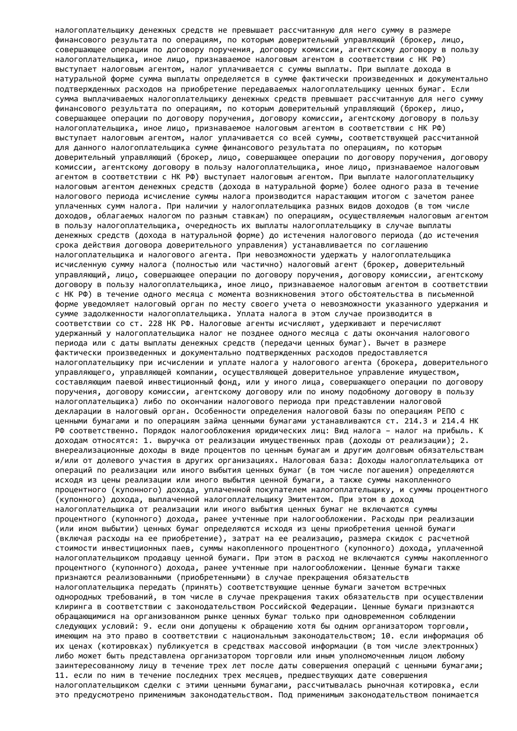налогоплательщику денежных средств не превышает рассчитанную для него сумму в размере финансового результата по операциям, по которым доверительный управляющий (брокер, лицо, совершающее операции по договору поручения, договору комиссии, агентскому договору в пользу налогоплательщика, иное лицо, признаваемое налоговым агентом в соответствии с НК РФ) выступает налоговым агентом, налог уплачивается с суммы выплаты. При выплате дохода в натуральной форме сумма выплаты определяется в сумме фактически произведенных и документально подтвержденных расходов на приобретение передаваемых налогоплательщику ценных бумаг. Если сумма выплачиваемых налогоплательщику денежных средств превышает рассчитанную для него сумму финансового результата по операциям, по которым доверительный управляющий (брокер, лицо, совершающее операции по договору поручения, договору комиссии, агентскому договору в пользу налогоплательщика, иное лицо, признаваемое налоговым агентом в соответствии с НК РФ) выступает налоговым агентом, налог уплачивается со всей суммы, соответствующей рассчитанной для данного налогоплательщика сумме финансового результата по операциям, по которым доверительный управляющий (брокер, лицо, совершающее операции по договору поручения, договору комиссии, агентскому договору в пользу налогоплательщика, иное лицо, признаваемое налоговым агентом в соответствии с НК РФ) выступает налоговым агентом. При выплате налогоплательщику налоговым агентом денежных средств (дохода в натуральной форме) более одного раза в течение налогового периода исчисление суммы налога производится нарастающим итогом с зачетом ранее уплаченных сумм налога. При наличии у налогоплательщика разных видов доходов (в том числе доходов, облагаемых налогом по разным ставкам) по операциям, осуществляемым налоговым агентом в пользу налогоплательщика, очередность их выплаты налогоплательщику в случае выплаты денежных средств (дохода в натуральной форме) до истечения налогового периода (до истечения срока действия договора доверительного управления) устанавливается по соглашению налогоплательщика и налогового агента. При невозможности удержать у налогоплательщика исчисленную сумму налога (полностью или частично) налоговый агент (брокер, доверительный управляющий, лицо, совершающее операции по договору поручения, договору комиссии, агентскому договору в пользу налогоплательщика, иное лицо, признаваемое налоговым агентом в соответствии с НК РФ) в течение одного месяца с момента возникновения этого обстоятельства в письменной форме уведомляет налоговый орган по месту своего учета о невозможности указанного удержания и сумме задолженности налогоплательщика. Уплата налога в этом случае производится в соответствии со ст. 228 НК РФ. Налоговые агенты исчисляют, удерживают и перечисляют удержанный у налогоплательщика налог не позднее одного месяца с даты окончания налогового периода или с даты выплаты денежных средств (передачи ценных бумаг). Вычет в размере фактически произведенных и документально подтвержденных расходов предоставляется налогоплательщику при исчислении и уплате налога у налогового агента (брокера, доверительного управляющего, управляющей компании, осуществляющей доверительное управление имуществом, составляющим паевой инвестиционный фонд, или у иного лица, совершающего операции по договору поручения, договору комиссии, агентскому договору или по иному подобному договору в пользу налогоплательщика) либо по окончании налогового периода при представлении налоговой декларации в налоговый орган. Особенности определения налоговой базы по операциям РЕПО с ценными бумагами и по операциям займа ценными бумагами устанавливаются ст. 214.3 и 214.4 НК РФ соответственно. Порядок налогообложения юридических лиц: Вид налога – налог на прибыль. К доходам относятся: 1. выручка от реализации имущественных прав (доходы от реализации); 2. внереализационные доходы в виде процентов по ценным бумагам и другим долговым обязательствам и/или от долевого участия в других организациях. Налоговая база: Доходы налогоплательщика от операций по реализации или иного выбытия ценных бумаг (в том числе погашения) определяются исходя из цены реализации или иного выбытия ценной бумаги, а также суммы накопленного процентного (купонного) дохода, уплаченной покупателем налогоплательщику, и суммы процентного (купонного) дохода, выплаченной налогоплательщику Эмитентом. При этом в доход налогоплательщика от реализации или иного выбытия ценных бумаг не включаются суммы процентного (купонного) дохода, ранее учтенные при налогообложении. Расходы при реализации (или ином выбытии) ценных бумаг определяются исходя из цены приобретения ценной бумаги (включая расходы на ее приобретение), затрат на ее реализацию, размера скидок с расчетной стоимости инвестиционных паев, суммы накопленного процентного (купонного) дохода, уплаченной налогоплательщиком продавцу ценной бумаги. При этом в расход не включаются суммы накопленного процентного (купонного) дохода, ранее учтенные при налогообложении. Ценные бумаги также признаются реализованными (приобретенными) в случае прекращения обязательств налогоплательщика передать (принять) соответствующие ценные бумаги зачетом встречных однородных требований, в том числе в случае прекращения таких обязательств при осуществлении клиринга в соответствии с законодательством Российской Федерации. Ценные бумаги признаются обращающимися на организованном рынке ценных бумаг только при одновременном соблюдении следующих условий: 9. если они допущены к обращению хотя бы одним организатором торговли, имеющим на это право в соответствии с национальным законодательством; 10. если информация об их ценах (котировках) публикуется в средствах массовой информации (в том числе электронных) либо может быть представлена организатором торговли или иным уполномоченным лицом любому заинтересованному лицу в течение трех лет после даты совершения операций с ценными бумагами; 11. если по ним в течение последних трех месяцев, предшествующих дате совершения налогоплательщиком сделки с этими ценными бумагами, рассчитывалась рыночная котировка, если это предусмотрено применимым законодательством. Под применимым законодательством понимается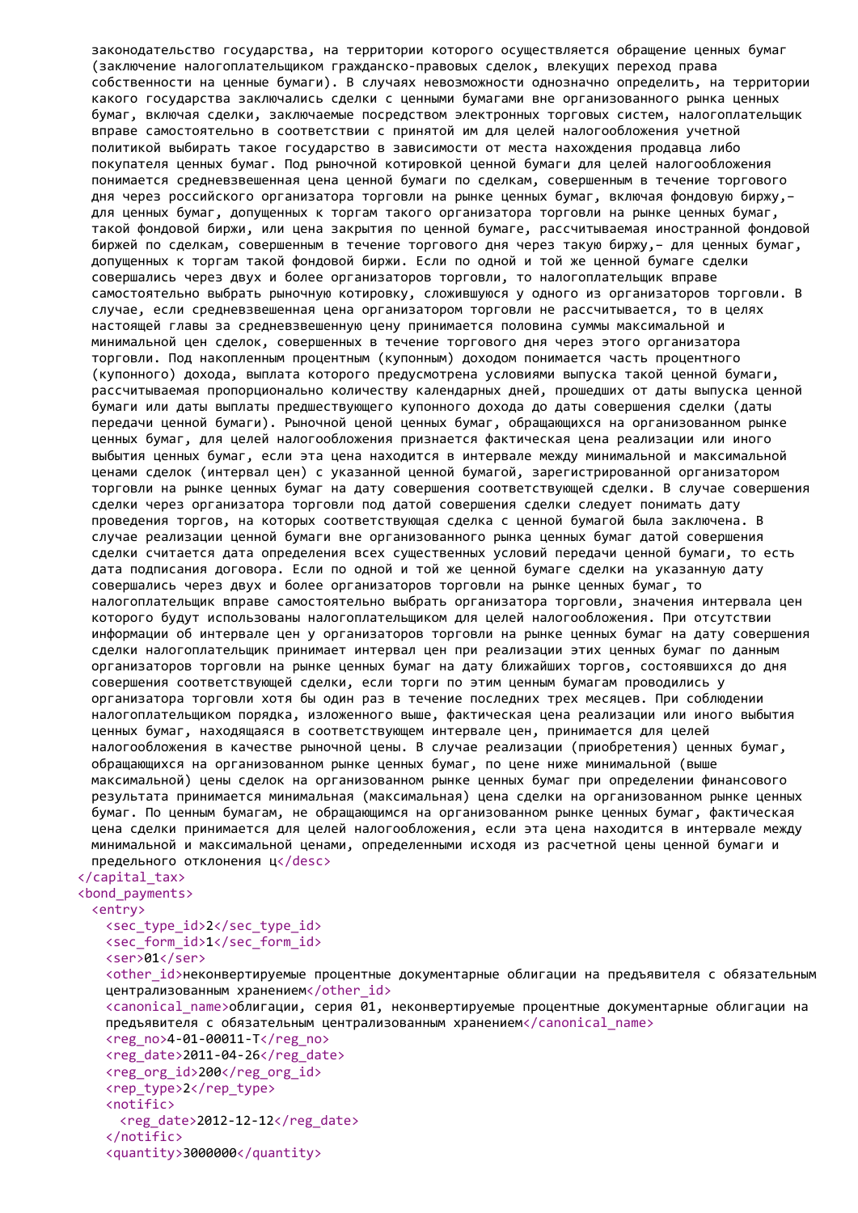```
законодательство государства, на территории которого осуществляется обращение ценных бумаг (заключение налогоплательщиком гражданско-правовых сделок, влекущих переход права собственности на ценные бумаги). В случаях невозможности однозначно определить, на территории какого государства заключались сделки с ценными бумагами вне организованного рынка ценных бумаг, включая сделки, заключаемые посредством электронных торговых систем, налогоплательщик вправе самостоятельно в соответствии с принятой им для целей налогообложения учетной политикой выбирать такое государство в зависимости от места нахождения продавца либо покупателя ценных бумаг. Под рыночной котировкой ценной бумаги для целей налогообложения понимается средневзвешенная цена ценной бумаги по сделкам, совершенным в течение торгового дня через российского организатора торговли на рынке ценных бумаг, включая фондовую биржу,- для ценных бумаг, допущенных к торгам такого организатора торговли на рынке ценных бумаг, такой фондовой биржи, или цена закрытия по ценной бумаге, рассчитываемая иностранной фондовой биржей по сделкам, совершенным в течение торгового дня через такую биржу,- для ценных бумаг, допущенных к торгам такой фондовой биржи. Если по одной и той же ценной бумаге сделки совершались через двух и более организаторов торговли, то налогоплательщик вправе самостоятельно выбрать рыночную котировку, сложившуюся у одного из организаторов торговли. В случае, если средневзвешенная цена организатором торговли не рассчитывается, то в целях настоящей главы за средневзвешенную цену принимается половина суммы максимальной и минимальной цен сделок, совершенных в течение торгового дня через этого организатора торговли. Под накопленным процентным (купонным) доходом понимается часть процентного (купонного) дохода, выплата которого предусмотрена условиями выпуска такой ценной бумаги, рассчитываемая пропорционально количеству календарных дней, прошедших от даты выпуска ценной бумаги или даты выплаты предшествующего купонного дохода до даты совершения сделки (даты передачи ценной бумаги). Рыночной ценой ценных бумаг, обращающихся на организованном рынке ценных бумаг, для целей налогообложения признается фактическая цена реализации или иного выбытия ценных бумаг, если эта цена находится в интервале между минимальной и максимальной ценами сделок (интервал цен) с указанной ценной бумагой, зарегистрированной организатором торговли на рынке ценных бумаг на дату совершения соответствующей сделки. В случае совершения сделки через организатора торговли под датой совершения сделки следует понимать дату проведения торгов, на которых соответствующая сделка с ценной бумагой была заключена. В случае реализации ценной бумаги вне организованного рынка ценных бумаг датой совершения сделки считается дата определения всех существенных условий передачи ценной бумаги, то есть дата подписания договора. Если по одной и той же ценной бумаге сделки на указанную дату совершались через двух и более организаторов торговли на рынке ценных бумаг, то налогоплательщик вправе самостоятельно выбрать организатора торговли, значения интервала цен которого будут использованы налогоплательщиком для целей налогообложения. При отсутствии информации об интервале цен у организаторов торговли на рынке ценных бумаг на дату совершения сделки налогоплательщик принимает интервал цен при реализации этих ценных бумаг по данным организаторов торговли на рынке ценных бумаг на дату ближайших торгов, состоявшихся до дня совершения соответствующей сделки, если торги по этим ценным бумагам проводились у организатора торговли хотя бы один раз в течение последних трех месяцев. При соблюдении налогоплательщиком порядка, изложенного выше, фактическая цена реализации или иного выбытия ценных бумаг, находящаяся в соответствующем интервале цен, принимается для целей налогообложения в качестве рыночной цены. В случае реализации (приобретения) ценных бумаг, обращающихся на организованном рынке ценных бумаг, по цене ниже минимальной (выше максимальной) цены сделок на организованном рынке ценных бумаг при определении финансового результата принимается минимальная (максимальная) цена сделки на организованном рынке ценных бумаг. По ценным бумагам, не обращающимся на организованном рынке ценных бумаг, фактическая цена сделки принимается для целей налогообложения, если эта цена находится в интервале между минимальной и максимальной ценами, определенными исходя из расчетной цены ценной бумаги и предельного отклонения ц</desc>
</capital_tax>
<bond_payments>
  <entry>
    <sec_type_id>2</sec_type_id>
    <sec_form_id>1</sec_form_id>
    <ser>01</ser>
    <other_id>неконвертируемые процентные документарные облигации на предъявителя с обязательным централизованным хранением</other_id>
    <canonical_name>облигации, серия 01, неконвертируемые процентные документарные облигации на предъявителя с обязательным централизованным хранением</canonical_name>
    <reg_no>4-01-00011-T</reg_no>
    <reg_date>2011-04-26</reg_date>
    <reg_org_id>200</reg_org_id>
    <rep_type>2</rep_type>
    <notific>
      <reg_date>2012-12-12</reg_date>
    </notific>
    <quantity>3000000</quantity>
```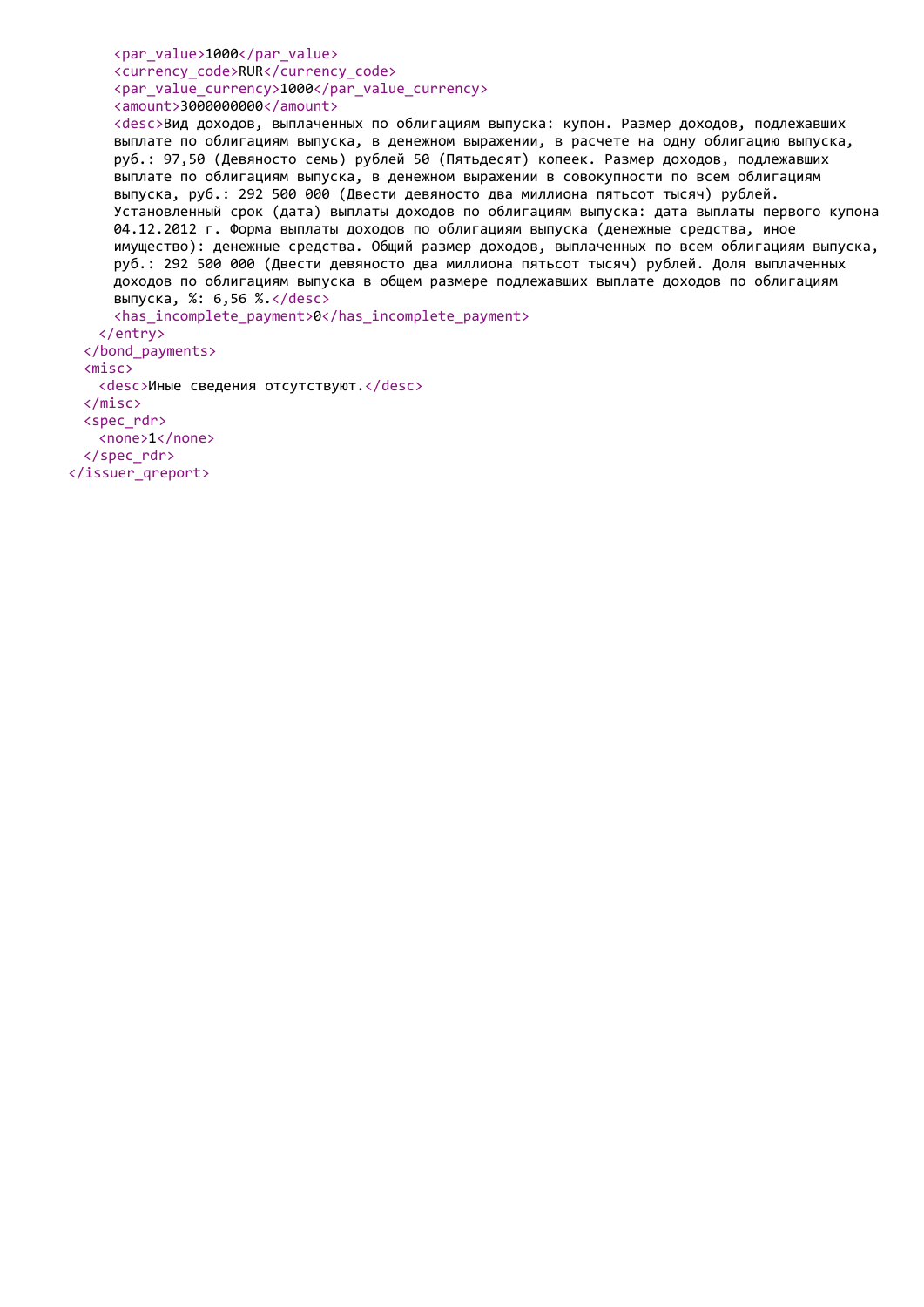```
      <par_value>1000</par_value>
      <currency_code>RUR</currency_code>
      <par_value_currency>1000</par_value_currency>
      <amount>3000000000</amount>
      <desc>Вид доходов, выплаченных по облигациям выпуска: купон. Размер доходов, подлежавших
      выплате по облигациям выпуска, в денежном выражении, в расчете на одну облигацию выпуска,
      руб.: 97,50 (Девяносто семь) рублей 50 (Пятьдесят) копеек. Размер доходов, подлежавших
      выплате по облигациям выпуска, в денежном выражении в совокупности по всем облигациям
      выпуска, руб.: 292 500 000 (Двести девяносто два миллиона пятьсот тысяч) рублей.
      Установленный срок (дата) выплаты доходов по облигациям выпуска: дата выплаты первого купона
      04.12.2012 г. Форма выплаты доходов по облигациям выпуска (денежные средства, иное
      имущество): денежные средства. Общий размер доходов, выплаченных по всем облигациям выпуска,
      руб.: 292 500 000 (Двести девяносто два миллиона пятьсот тысяч) рублей. Доля выплаченных
      доходов по облигациям выпуска в общем размере подлежавших выплате доходов по облигациям
      выпуска, %: 6,56 %.</desc>
      <has_incomplete_payment>0</has_incomplete_payment>
    </entry>
  </bond_payments>
  <misc>
    <desc>Иные сведения отсутствуют.</desc>
  </misc>
  <spec_rdr>
    <none>1</none>
  </spec_rdr>
</issuer_qreport>
```